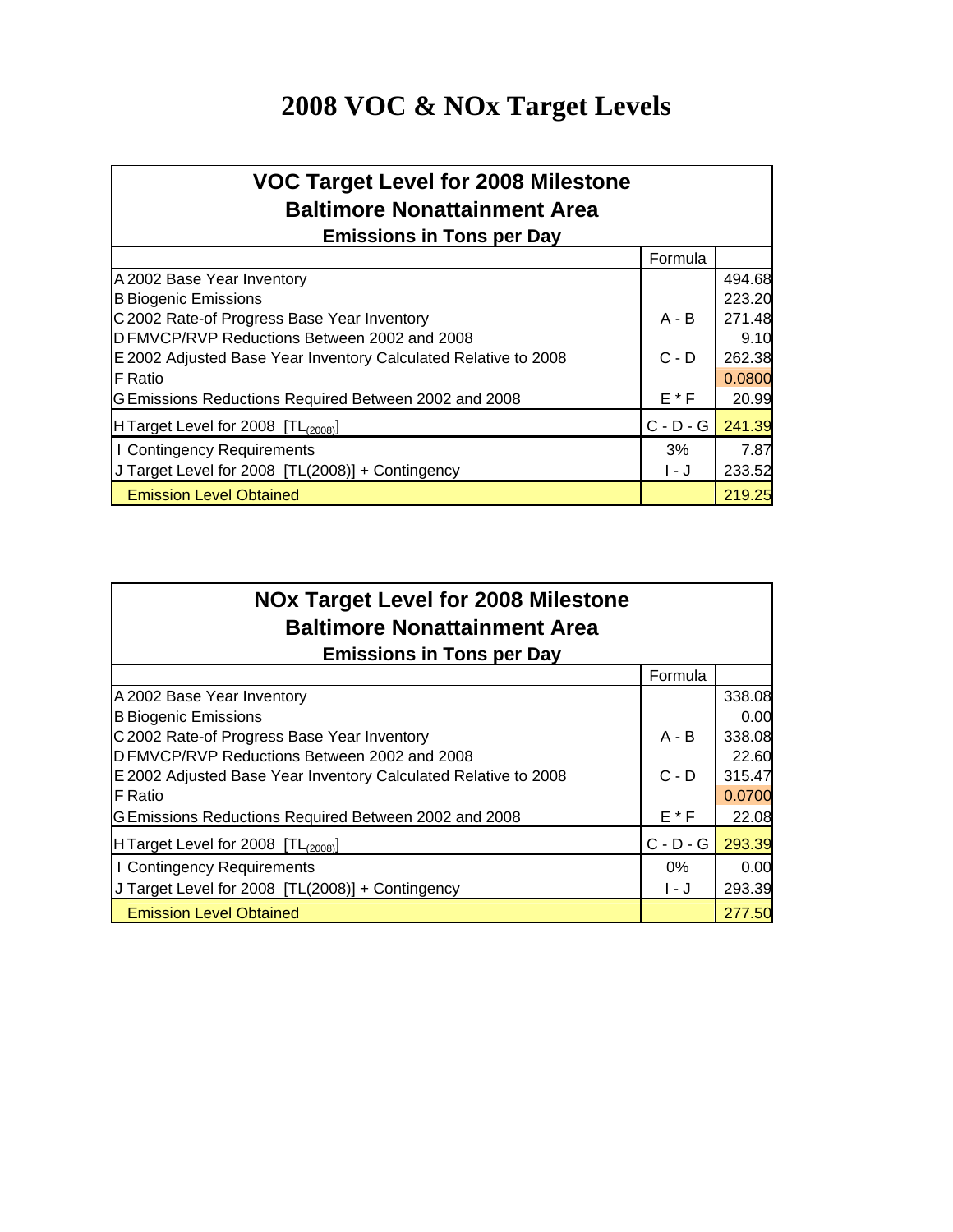# 2008 VOC & NOx Target Levels

**VOC Target Level for 2008 Milestone**
**Baltimore Nonattainment Area**
**Emissions in Tons per Day**

| | | Formula | |
|---|---|---|---|
| A | 2002 Base Year Inventory | | 494.68 |
| B | Biogenic Emissions | | 223.20 |
| C | 2002 Rate-of Progress Base Year Inventory | A - B | 271.48 |
| D | FMVCP/RVP Reductions Between 2002 and 2008 | | 9.10 |
| E | 2002 Adjusted Base Year Inventory Calculated Relative to 2008 | C - D | 262.38 |
| F | Ratio | | 0.0800 |
| G | Emissions Reductions Required Between 2002 and 2008 | E * F | 20.99 |
| H | Target Level for 2008 [$TL_{(2008)}$] | C - D - G | 241.39 |
| I | Contingency Requirements | 3% | 7.87 |
| J | Target Level for 2008 [TL(2008)] + Contingency | I - J | 233.52 |
| | Emission Level Obtained | | 219.25 |

**NOx Target Level for 2008 Milestone**
**Baltimore Nonattainment Area**
**Emissions in Tons per Day**

| | | Formula | |
|---|---|---|---|
| A | 2002 Base Year Inventory | | 338.08 |
| B | Biogenic Emissions | | 0.00 |
| C | 2002 Rate-of Progress Base Year Inventory | A - B | 338.08 |
| D | FMVCP/RVP Reductions Between 2002 and 2008 | | 22.60 |
| E | 2002 Adjusted Base Year Inventory Calculated Relative to 2008 | C - D | 315.47 |
| F | Ratio | | 0.0700 |
| G | Emissions Reductions Required Between 2002 and 2008 | E * F | 22.08 |
| H | Target Level for 2008 [$TL_{(2008)}$] | C - D - G | 293.39 |
| I | Contingency Requirements | 0% | 0.00 |
| J | Target Level for 2008 [TL(2008)] + Contingency | I - J | 293.39 |
| | Emission Level Obtained | | 277.50 |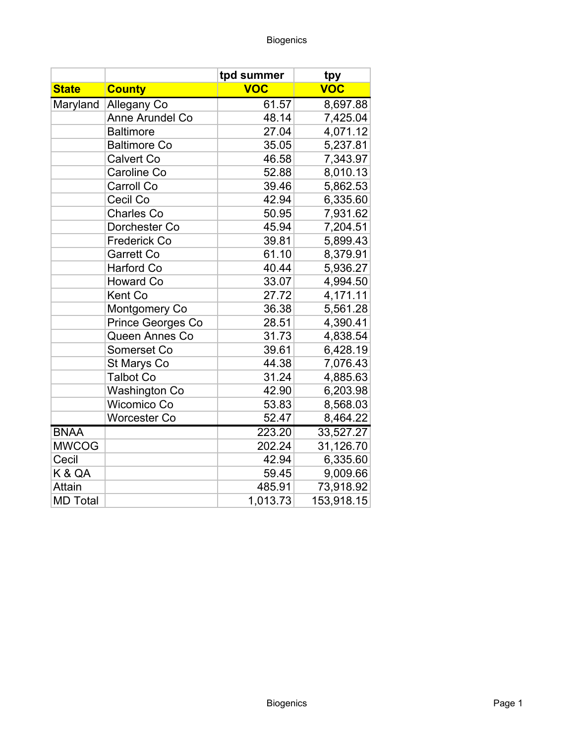# Biogenics

| | | tpd summer | tpy |
|---|---|---|---|
| **State** | **County** | **VOC** | **VOC** |
| Maryland | Allegany Co | 61.57 | 8,697.88 |
| | Anne Arundel Co | 48.14 | 7,425.04 |
| | Baltimore | 27.04 | 4,071.12 |
| | Baltimore Co | 35.05 | 5,237.81 |
| | Calvert Co | 46.58 | 7,343.97 |
| | Caroline Co | 52.88 | 8,010.13 |
| | Carroll Co | 39.46 | 5,862.53 |
| | Cecil Co | 42.94 | 6,335.60 |
| | Charles Co | 50.95 | 7,931.62 |
| | Dorchester Co | 45.94 | 7,204.51 |
| | Frederick Co | 39.81 | 5,899.43 |
| | Garrett Co | 61.10 | 8,379.91 |
| | Harford Co | 40.44 | 5,936.27 |
| | Howard Co | 33.07 | 4,994.50 |
| | Kent Co | 27.72 | 4,171.11 |
| | Montgomery Co | 36.38 | 5,561.28 |
| | Prince Georges Co | 28.51 | 4,390.41 |
| | Queen Annes Co | 31.73 | 4,838.54 |
| | Somerset Co | 39.61 | 6,428.19 |
| | St Marys Co | 44.38 | 7,076.43 |
| | Talbot Co | 31.24 | 4,885.63 |
| | Washington Co | 42.90 | 6,203.98 |
| | Wicomico Co | 53.83 | 8,568.03 |
| | Worcester Co | 52.47 | 8,464.22 |
| BNAA | | 223.20 | 33,527.27 |
| MWCOG | | 202.24 | 31,126.70 |
| Cecil | | 42.94 | 6,335.60 |
| K & QA | | 59.45 | 9,009.66 |
| Attain | | 485.91 | 73,918.92 |
| MD Total | | 1,013.73 | 153,918.15 |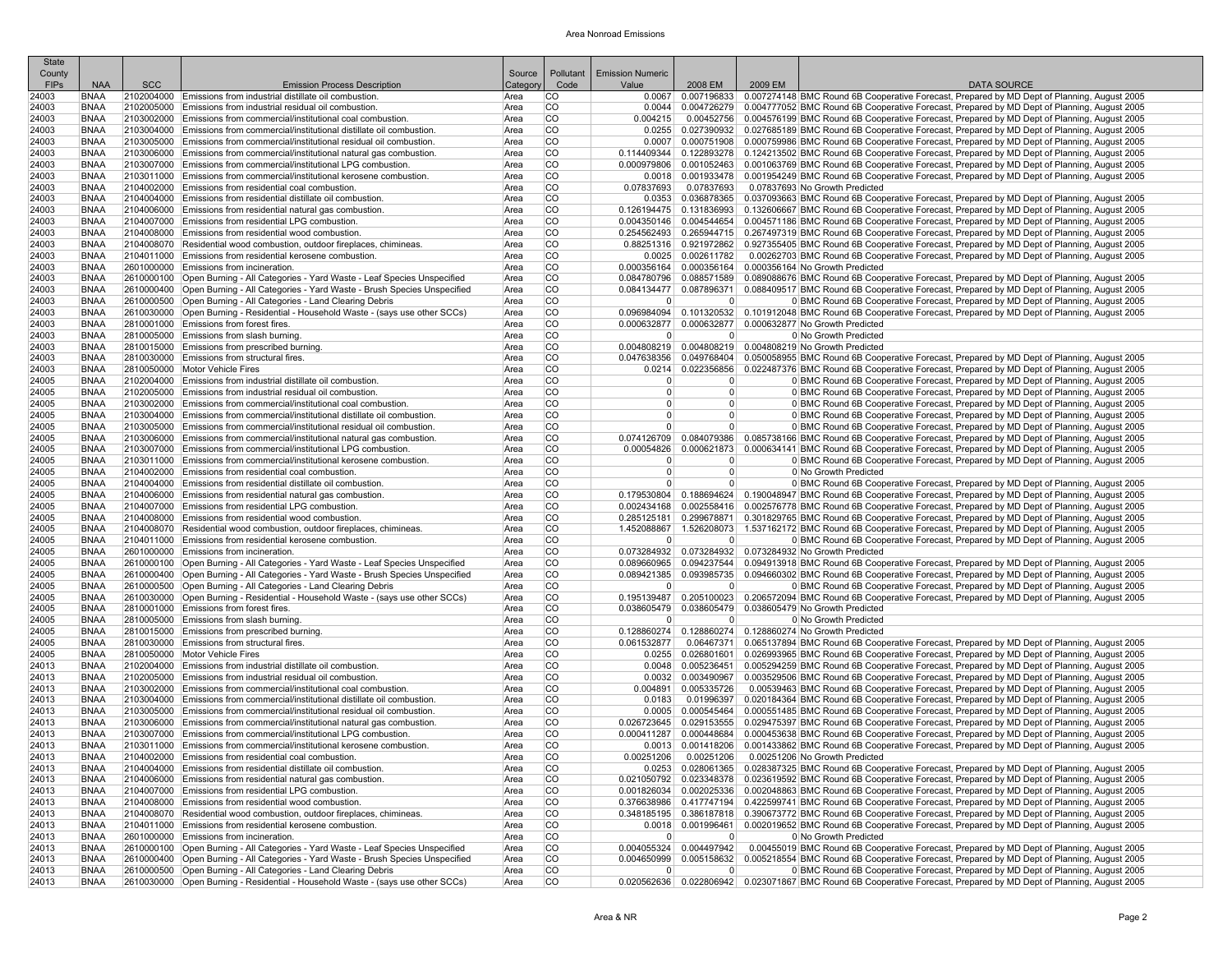# Area Nonroad Emissions

| State County FIPs | NAA | SCC | Emission Process Description | Source Category | Pollutant Code | Emission Numeric Value | 2008 EM | 2009 EM | DATA SOURCE |
|---|---|---|---|---|---|---|---|---|---|
| 24003 | BNAA | 2102004000 | Emissions from industrial distillate oil combustion. | Area | CO | 0.0067 | 0.007196833 | 0.007274148 | BMC Round 6B Cooperative Forecast, Prepared by MD Dept of Planning, August 2005 |
| 24003 | BNAA | 2102005000 | Emissions from industrial residual oil combustion. | Area | CO | 0.0044 | 0.004726279 | 0.004777052 | BMC Round 6B Cooperative Forecast, Prepared by MD Dept of Planning, August 2005 |
| 24003 | BNAA | 2103002000 | Emissions from commercial/institutional coal combustion. | Area | CO | 0.004215 | 0.00452756 | 0.004576199 | BMC Round 6B Cooperative Forecast, Prepared by MD Dept of Planning, August 2005 |
| 24003 | BNAA | 2103004000 | Emissions from commercial/institutional distillate oil combustion. | Area | CO | 0.0255 | 0.027390932 | 0.027685189 | BMC Round 6B Cooperative Forecast, Prepared by MD Dept of Planning, August 2005 |
| 24003 | BNAA | 2103005000 | Emissions from commercial/institutional residual oil combustion. | Area | CO | 0.0007 | 0.000751908 | 0.000759986 | BMC Round 6B Cooperative Forecast, Prepared by MD Dept of Planning, August 2005 |
| 24003 | BNAA | 2103006000 | Emissions from commercial/institutional natural gas combustion. | Area | CO | 0.114409344 | 0.122893278 | 0.124213502 | BMC Round 6B Cooperative Forecast, Prepared by MD Dept of Planning, August 2005 |
| 24003 | BNAA | 2103007000 | Emissions from commercial/institutional LPG combustion. | Area | CO | 0.000979806 | 0.001052463 | 0.001063769 | BMC Round 6B Cooperative Forecast, Prepared by MD Dept of Planning, August 2005 |
| 24003 | BNAA | 2103011000 | Emissions from commercial/institutional kerosene combustion. | Area | CO | 0.0018 | 0.001933478 | 0.001954249 | BMC Round 6B Cooperative Forecast, Prepared by MD Dept of Planning, August 2005 |
| 24003 | BNAA | 2104002000 | Emissions from residential coal combustion. | Area | CO | 0.07837693 | 0.07837693 | 0.07837693 | No Growth Predicted |
| 24003 | BNAA | 2104004000 | Emissions from residential distillate oil combustion. | Area | CO | 0.0353 | 0.036878365 | 0.037093663 | BMC Round 6B Cooperative Forecast, Prepared by MD Dept of Planning, August 2005 |
| 24003 | BNAA | 2104006000 | Emissions from residential natural gas combustion. | Area | CO | 0.126194475 | 0.131836993 | 0.132606667 | BMC Round 6B Cooperative Forecast, Prepared by MD Dept of Planning, August 2005 |
| 24003 | BNAA | 2104007000 | Emissions from residential LPG combustion. | Area | CO | 0.004350146 | 0.004544654 | 0.004571186 | BMC Round 6B Cooperative Forecast, Prepared by MD Dept of Planning, August 2005 |
| 24003 | BNAA | 2104008000 | Emissions from residential wood combustion. | Area | CO | 0.254562493 | 0.265944715 | 0.267497319 | BMC Round 6B Cooperative Forecast, Prepared by MD Dept of Planning, August 2005 |
| 24003 | BNAA | 2104008070 | Residential wood combustion, outdoor fireplaces, chimineas. | Area | CO | 0.88251316 | 0.921972862 | 0.927355405 | BMC Round 6B Cooperative Forecast, Prepared by MD Dept of Planning, August 2005 |
| 24003 | BNAA | 2104011000 | Emissions from residential kerosene combustion. | Area | CO | 0.0025 | 0.002611782 | 0.00262703 | BMC Round 6B Cooperative Forecast, Prepared by MD Dept of Planning, August 2005 |
| 24003 | BNAA | 2601000000 | Emissions from incineration. | Area | CO | 0.000356164 | 0.000356164 | 0.000356164 | No Growth Predicted |
| 24003 | BNAA | 2610000100 | Open Burning - All Categories - Yard Waste - Leaf Species Unspecified | Area | CO | 0.084780796 | 0.088571589 | 0.089088676 | BMC Round 6B Cooperative Forecast, Prepared by MD Dept of Planning, August 2005 |
| 24003 | BNAA | 2610000400 | Open Burning - All Categories - Yard Waste - Brush Species Unspecified | Area | CO | 0.084134477 | 0.087896371 | 0.088409517 | BMC Round 6B Cooperative Forecast, Prepared by MD Dept of Planning, August 2005 |
| 24003 | BNAA | 2610000500 | Open Burning - All Categories - Land Clearing Debris | Area | CO | 0 | 0 | 0 | BMC Round 6B Cooperative Forecast, Prepared by MD Dept of Planning, August 2005 |
| 24003 | BNAA | 2610030000 | Open Burning - Residential - Household Waste - (says use other SCCs) | Area | CO | 0.096984094 | 0.101320532 | 0.101912048 | BMC Round 6B Cooperative Forecast, Prepared by MD Dept of Planning, August 2005 |
| 24003 | BNAA | 2810001000 | Emissions from forest fires. | Area | CO | 0.000632877 | 0.000632877 | 0.000632877 | No Growth Predicted |
| 24003 | BNAA | 2810005000 | Emissions from slash burning. | Area | CO | 0 | 0 | 0 | No Growth Predicted |
| 24003 | BNAA | 2810015000 | Emissions from prescribed burning. | Area | CO | 0.004808219 | 0.004808219 | 0.004808219 | No Growth Predicted |
| 24003 | BNAA | 2810030000 | Emissions from structural fires. | Area | CO | 0.047638356 | 0.049768404 | 0.050058955 | BMC Round 6B Cooperative Forecast, Prepared by MD Dept of Planning, August 2005 |
| 24003 | BNAA | 2810050000 | Motor Vehicle Fires | Area | CO | 0.0214 | 0.022356856 | 0.022487376 | BMC Round 6B Cooperative Forecast, Prepared by MD Dept of Planning, August 2005 |
| 24005 | BNAA | 2102004000 | Emissions from industrial distillate oil combustion. | Area | CO | 0 | 0 | 0 | BMC Round 6B Cooperative Forecast, Prepared by MD Dept of Planning, August 2005 |
| 24005 | BNAA | 2102005000 | Emissions from industrial residual oil combustion. | Area | CO | 0 | 0 | 0 | BMC Round 6B Cooperative Forecast, Prepared by MD Dept of Planning, August 2005 |
| 24005 | BNAA | 2103002000 | Emissions from commercial/institutional coal combustion. | Area | CO | 0 | 0 | 0 | BMC Round 6B Cooperative Forecast, Prepared by MD Dept of Planning, August 2005 |
| 24005 | BNAA | 2103004000 | Emissions from commercial/institutional distillate oil combustion. | Area | CO | 0 | 0 | 0 | BMC Round 6B Cooperative Forecast, Prepared by MD Dept of Planning, August 2005 |
| 24005 | BNAA | 2103005000 | Emissions from commercial/institutional residual oil combustion. | Area | CO | 0 | 0 | 0 | BMC Round 6B Cooperative Forecast, Prepared by MD Dept of Planning, August 2005 |
| 24005 | BNAA | 2103006000 | Emissions from commercial/institutional natural gas combustion. | Area | CO | 0.074126709 | 0.084079386 | 0.085738166 | BMC Round 6B Cooperative Forecast, Prepared by MD Dept of Planning, August 2005 |
| 24005 | BNAA | 2103007000 | Emissions from commercial/institutional LPG combustion. | Area | CO | 0.00054826 | 0.000621873 | 0.000634141 | BMC Round 6B Cooperative Forecast, Prepared by MD Dept of Planning, August 2005 |
| 24005 | BNAA | 2103011000 | Emissions from commercial/institutional kerosene combustion. | Area | CO | 0 | 0 | 0 | BMC Round 6B Cooperative Forecast, Prepared by MD Dept of Planning, August 2005 |
| 24005 | BNAA | 2104002000 | Emissions from residential coal combustion. | Area | CO | 0 | 0 | 0 | No Growth Predicted |
| 24005 | BNAA | 2104004000 | Emissions from residential distillate oil combustion. | Area | CO | 0 | 0 | 0 | BMC Round 6B Cooperative Forecast, Prepared by MD Dept of Planning, August 2005 |
| 24005 | BNAA | 2104006000 | Emissions from residential natural gas combustion. | Area | CO | 0.179530804 | 0.188694624 | 0.190048947 | BMC Round 6B Cooperative Forecast, Prepared by MD Dept of Planning, August 2005 |
| 24005 | BNAA | 2104007000 | Emissions from residential LPG combustion. | Area | CO | 0.002434168 | 0.002558416 | 0.002576778 | BMC Round 6B Cooperative Forecast, Prepared by MD Dept of Planning, August 2005 |
| 24005 | BNAA | 2104008000 | Emissions from residential wood combustion. | Area | CO | 0.285125181 | 0.299678871 | 0.301829765 | BMC Round 6B Cooperative Forecast, Prepared by MD Dept of Planning, August 2005 |
| 24005 | BNAA | 2104008070 | Residential wood combustion, outdoor fireplaces, chimineas. | Area | CO | 1.452088867 | 1.526208073 | 1.537162172 | BMC Round 6B Cooperative Forecast, Prepared by MD Dept of Planning, August 2005 |
| 24005 | BNAA | 2104011000 | Emissions from residential kerosene combustion. | Area | CO | 0 | 0 | 0 | BMC Round 6B Cooperative Forecast, Prepared by MD Dept of Planning, August 2005 |
| 24005 | BNAA | 2601000000 | Emissions from incineration. | Area | CO | 0.073284932 | 0.073284932 | 0.073284932 | No Growth Predicted |
| 24005 | BNAA | 2610000100 | Open Burning - All Categories - Yard Waste - Leaf Species Unspecified | Area | CO | 0.089660965 | 0.094237544 | 0.094913918 | BMC Round 6B Cooperative Forecast, Prepared by MD Dept of Planning, August 2005 |
| 24005 | BNAA | 2610000400 | Open Burning - All Categories - Yard Waste - Brush Species Unspecified | Area | CO | 0.089421385 | 0.093985735 | 0.094660302 | BMC Round 6B Cooperative Forecast, Prepared by MD Dept of Planning, August 2005 |
| 24005 | BNAA | 2610000500 | Open Burning - All Categories - Land Clearing Debris | Area | CO | 0 | 0 | 0 | BMC Round 6B Cooperative Forecast, Prepared by MD Dept of Planning, August 2005 |
| 24005 | BNAA | 2610030000 | Open Burning - Residential - Household Waste - (says use other SCCs) | Area | CO | 0.195139487 | 0.205100023 | 0.206572094 | BMC Round 6B Cooperative Forecast, Prepared by MD Dept of Planning, August 2005 |
| 24005 | BNAA | 2810001000 | Emissions from forest fires. | Area | CO | 0.038605479 | 0.038605479 | 0.038605479 | No Growth Predicted |
| 24005 | BNAA | 2810005000 | Emissions from slash burning. | Area | CO | 0 | 0 | 0 | No Growth Predicted |
| 24005 | BNAA | 2810015000 | Emissions from prescribed burning. | Area | CO | 0.128860274 | 0.128860274 | 0.128860274 | No Growth Predicted |
| 24005 | BNAA | 2810030000 | Emissions from structural fires. | Area | CO | 0.061532877 | 0.06467371 | 0.065137894 | BMC Round 6B Cooperative Forecast, Prepared by MD Dept of Planning, August 2005 |
| 24005 | BNAA | 2810050000 | Motor Vehicle Fires | Area | CO | 0.0255 | 0.026801601 | 0.026993965 | BMC Round 6B Cooperative Forecast, Prepared by MD Dept of Planning, August 2005 |
| 24013 | BNAA | 2102004000 | Emissions from industrial distillate oil combustion. | Area | CO | 0.0048 | 0.005236451 | 0.005294259 | BMC Round 6B Cooperative Forecast, Prepared by MD Dept of Planning, August 2005 |
| 24013 | BNAA | 2102005000 | Emissions from industrial residual oil combustion. | Area | CO | 0.0032 | 0.003490967 | 0.003529506 | BMC Round 6B Cooperative Forecast, Prepared by MD Dept of Planning, August 2005 |
| 24013 | BNAA | 2103002000 | Emissions from commercial/institutional coal combustion. | Area | CO | 0.004891 | 0.005335726 | 0.00539463 | BMC Round 6B Cooperative Forecast, Prepared by MD Dept of Planning, August 2005 |
| 24013 | BNAA | 2103004000 | Emissions from commercial/institutional distillate oil combustion. | Area | CO | 0.0183 | 0.01996397 | 0.020184364 | BMC Round 6B Cooperative Forecast, Prepared by MD Dept of Planning, August 2005 |
| 24013 | BNAA | 2103005000 | Emissions from commercial/institutional residual oil combustion. | Area | CO | 0.0005 | 0.000545464 | 0.000551485 | BMC Round 6B Cooperative Forecast, Prepared by MD Dept of Planning, August 2005 |
| 24013 | BNAA | 2103006000 | Emissions from commercial/institutional natural gas combustion. | Area | CO | 0.026723645 | 0.029153555 | 0.029475397 | BMC Round 6B Cooperative Forecast, Prepared by MD Dept of Planning, August 2005 |
| 24013 | BNAA | 2103007000 | Emissions from commercial/institutional LPG combustion. | Area | CO | 0.000411287 | 0.000448684 | 0.000453638 | BMC Round 6B Cooperative Forecast, Prepared by MD Dept of Planning, August 2005 |
| 24013 | BNAA | 2103011000 | Emissions from commercial/institutional kerosene combustion. | Area | CO | 0.0013 | 0.001418206 | 0.001433862 | BMC Round 6B Cooperative Forecast, Prepared by MD Dept of Planning, August 2005 |
| 24013 | BNAA | 2104002000 | Emissions from residential coal combustion. | Area | CO | 0.00251206 | 0.00251206 | 0.00251206 | No Growth Predicted |
| 24013 | BNAA | 2104004000 | Emissions from residential distillate oil combustion. | Area | CO | 0.0253 | 0.028061365 | 0.028387325 | BMC Round 6B Cooperative Forecast, Prepared by MD Dept of Planning, August 2005 |
| 24013 | BNAA | 2104006000 | Emissions from residential natural gas combustion. | Area | CO | 0.021050792 | 0.023348378 | 0.023619592 | BMC Round 6B Cooperative Forecast, Prepared by MD Dept of Planning, August 2005 |
| 24013 | BNAA | 2104007000 | Emissions from residential LPG combustion. | Area | CO | 0.001826034 | 0.002025336 | 0.002048863 | BMC Round 6B Cooperative Forecast, Prepared by MD Dept of Planning, August 2005 |
| 24013 | BNAA | 2104008000 | Emissions from residential wood combustion. | Area | CO | 0.376638986 | 0.417747194 | 0.422599741 | BMC Round 6B Cooperative Forecast, Prepared by MD Dept of Planning, August 2005 |
| 24013 | BNAA | 2104008070 | Residential wood combustion, outdoor fireplaces, chimineas. | Area | CO | 0.348185195 | 0.386187818 | 0.390673772 | BMC Round 6B Cooperative Forecast, Prepared by MD Dept of Planning, August 2005 |
| 24013 | BNAA | 2104011000 | Emissions from residential kerosene combustion. | Area | CO | 0.0018 | 0.001996461 | 0.002019652 | BMC Round 6B Cooperative Forecast, Prepared by MD Dept of Planning, August 2005 |
| 24013 | BNAA | 2601000000 | Emissions from incineration. | Area | CO | 0 | 0 | 0 | No Growth Predicted |
| 24013 | BNAA | 2610000100 | Open Burning - All Categories - Yard Waste - Leaf Species Unspecified | Area | CO | 0.004055324 | 0.004497942 | 0.00455019 | BMC Round 6B Cooperative Forecast, Prepared by MD Dept of Planning, August 2005 |
| 24013 | BNAA | 2610000400 | Open Burning - All Categories - Yard Waste - Brush Species Unspecified | Area | CO | 0.004650999 | 0.005158632 | 0.005218554 | BMC Round 6B Cooperative Forecast, Prepared by MD Dept of Planning, August 2005 |
| 24013 | BNAA | 2610000500 | Open Burning - All Categories - Land Clearing Debris | Area | CO | 0 | 0 | 0 | BMC Round 6B Cooperative Forecast, Prepared by MD Dept of Planning, August 2005 |
| 24013 | BNAA | 2610030000 | Open Burning - Residential - Household Waste - (says use other SCCs) | Area | CO | 0.020562636 | 0.022806942 | 0.023071867 | BMC Round 6B Cooperative Forecast, Prepared by MD Dept of Planning, August 2005 |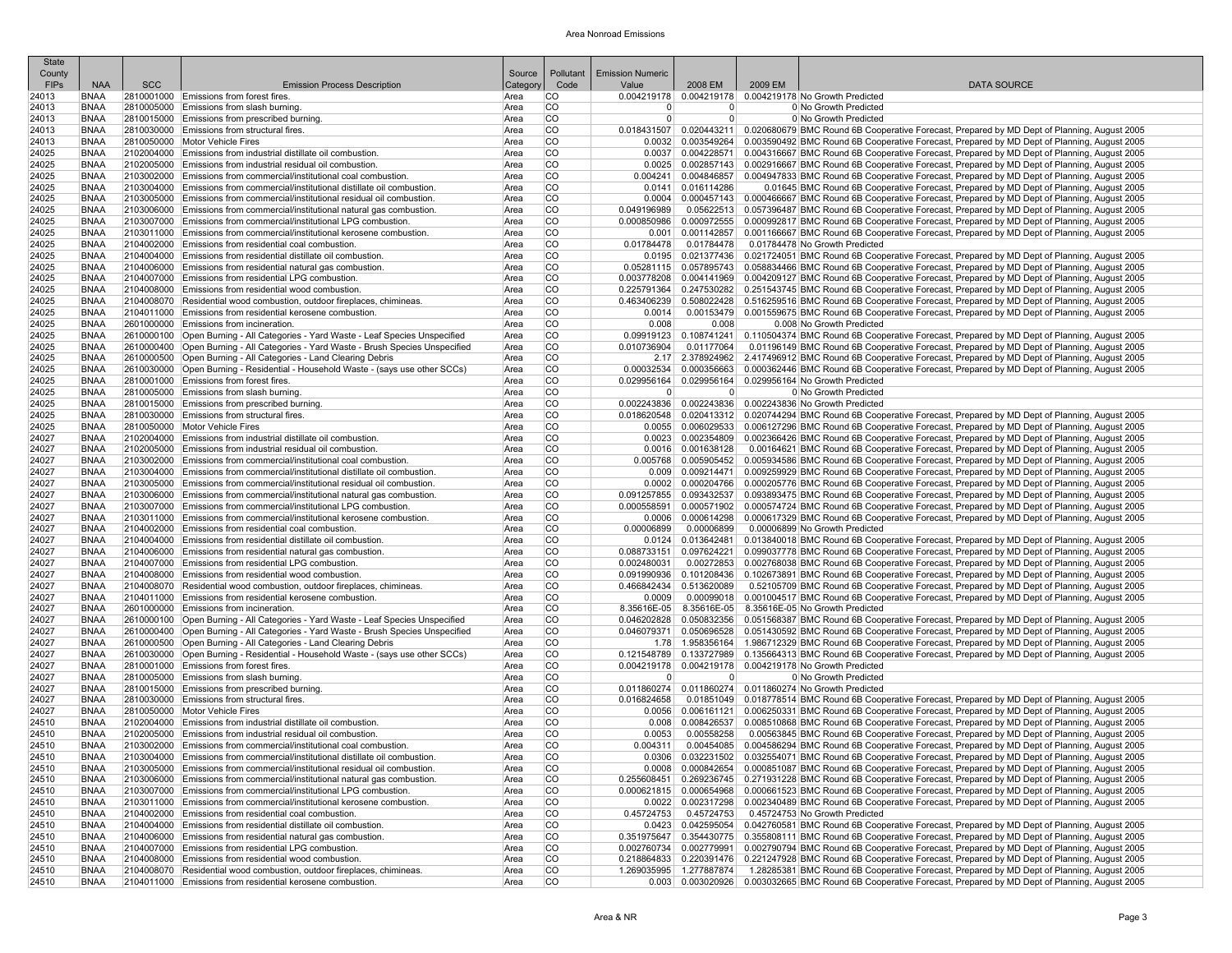| State County FIPs | NAA | SCC | Emission Process Description | Source Category | Pollutant Code | Emission Numeric Value | 2008 EM | 2009 EM | DATA SOURCE |
|---|---|---|---|---|---|---|---|---|---|
| 24013 | BNAA | 2810001000 | Emissions from forest fires. | Area | CO | 0.004219178 | 0.004219178 | 0.004219178 | No Growth Predicted |
| 24013 | BNAA | 2810005000 | Emissions from slash burning. | Area | CO | 0 | 0 | 0 | No Growth Predicted |
| 24013 | BNAA | 2810015000 | Emissions from prescribed burning. | Area | CO | 0 | 0 | 0 | No Growth Predicted |
| 24013 | BNAA | 2810030000 | Emissions from structural fires. | Area | CO | 0.018431507 | 0.020443211 | 0.020680679 | BMC Round 6B Cooperative Forecast, Prepared by MD Dept of Planning, August 2005 |
| 24013 | BNAA | 2810050000 | Motor Vehicle Fires | Area | CO | 0.0032 | 0.003549264 | 0.003590492 | BMC Round 6B Cooperative Forecast, Prepared by MD Dept of Planning, August 2005 |
| 24025 | BNAA | 2102004000 | Emissions from industrial distillate oil combustion. | Area | CO | 0.0037 | 0.004228571 | 0.004316667 | BMC Round 6B Cooperative Forecast, Prepared by MD Dept of Planning, August 2005 |
| 24025 | BNAA | 2102005000 | Emissions from industrial residual oil combustion. | Area | CO | 0.0025 | 0.002857143 | 0.002916667 | BMC Round 6B Cooperative Forecast, Prepared by MD Dept of Planning, August 2005 |
| 24025 | BNAA | 2103002000 | Emissions from commercial/institutional coal combustion. | Area | CO | 0.004241 | 0.004846857 | 0.004947833 | BMC Round 6B Cooperative Forecast, Prepared by MD Dept of Planning, August 2005 |
| 24025 | BNAA | 2103004000 | Emissions from commercial/institutional distillate oil combustion. | Area | CO | 0.0141 | 0.016114286 | 0.01645 | BMC Round 6B Cooperative Forecast, Prepared by MD Dept of Planning, August 2005 |
| 24025 | BNAA | 2103005000 | Emissions from commercial/institutional residual oil combustion. | Area | CO | 0.0004 | 0.000457143 | 0.000466667 | BMC Round 6B Cooperative Forecast, Prepared by MD Dept of Planning, August 2005 |
| 24025 | BNAA | 2103006000 | Emissions from commercial/institutional natural gas combustion. | Area | CO | 0.049196989 | 0.05622513 | 0.057396487 | BMC Round 6B Cooperative Forecast, Prepared by MD Dept of Planning, August 2005 |
| 24025 | BNAA | 2103007000 | Emissions from commercial/institutional LPG combustion. | Area | CO | 0.000850986 | 0.000972555 | 0.000992817 | BMC Round 6B Cooperative Forecast, Prepared by MD Dept of Planning, August 2005 |
| 24025 | BNAA | 2103011000 | Emissions from commercial/institutional kerosene combustion. | Area | CO | 0.001 | 0.001142857 | 0.001166667 | BMC Round 6B Cooperative Forecast, Prepared by MD Dept of Planning, August 2005 |
| 24025 | BNAA | 2104002000 | Emissions from residential coal combustion. | Area | CO | 0.01784478 | 0.01784478 | 0.01784478 | No Growth Predicted |
| 24025 | BNAA | 2104004000 | Emissions from residential distillate oil combustion. | Area | CO | 0.0195 | 0.021377436 | 0.021724051 | BMC Round 6B Cooperative Forecast, Prepared by MD Dept of Planning, August 2005 |
| 24025 | BNAA | 2104006000 | Emissions from residential natural gas combustion. | Area | CO | 0.05281115 | 0.057895743 | 0.058834466 | BMC Round 6B Cooperative Forecast, Prepared by MD Dept of Planning, August 2005 |
| 24025 | BNAA | 2104007000 | Emissions from residential LPG combustion. | Area | CO | 0.003778208 | 0.004141969 | 0.004209127 | BMC Round 6B Cooperative Forecast, Prepared by MD Dept of Planning, August 2005 |
| 24025 | BNAA | 2104008000 | Emissions from residential wood combustion. | Area | CO | 0.225791364 | 0.247530282 | 0.251543745 | BMC Round 6B Cooperative Forecast, Prepared by MD Dept of Planning, August 2005 |
| 24025 | BNAA | 2104008070 | Residential wood combustion, outdoor fireplaces, chimineas. | Area | CO | 0.463406239 | 0.508022428 | 0.516259516 | BMC Round 6B Cooperative Forecast, Prepared by MD Dept of Planning, August 2005 |
| 24025 | BNAA | 2104011000 | Emissions from residential kerosene combustion. | Area | CO | 0.0014 | 0.00153479 | 0.001559675 | BMC Round 6B Cooperative Forecast, Prepared by MD Dept of Planning, August 2005 |
| 24025 | BNAA | 2601000000 | Emissions from incineration. | Area | CO | 0.008 | 0.008 | 0.008 | No Growth Predicted |
| 24025 | BNAA | 2610000100 | Open Burning - All Categories - Yard Waste - Leaf Species Unspecified | Area | CO | 0.09919123 | 0.108741241 | 0.110504374 | BMC Round 6B Cooperative Forecast, Prepared by MD Dept of Planning, August 2005 |
| 24025 | BNAA | 2610000400 | Open Burning - All Categories - Yard Waste - Brush Species Unspecified | Area | CO | 0.010736904 | 0.01177064 | 0.01196149 | BMC Round 6B Cooperative Forecast, Prepared by MD Dept of Planning, August 2005 |
| 24025 | BNAA | 2610000500 | Open Burning - All Categories - Land Clearing Debris | Area | CO | 2.17 | 2.378924962 | 2.417496912 | BMC Round 6B Cooperative Forecast, Prepared by MD Dept of Planning, August 2005 |
| 24025 | BNAA | 2610030000 | Open Burning - Residential - Household Waste - (says use other SCCs) | Area | CO | 0.00032534 | 0.000356663 | 0.000362446 | BMC Round 6B Cooperative Forecast, Prepared by MD Dept of Planning, August 2005 |
| 24025 | BNAA | 2810001000 | Emissions from forest fires. | Area | CO | 0.029956164 | 0.029956164 | 0.029956164 | No Growth Predicted |
| 24025 | BNAA | 2810005000 | Emissions from slash burning. | Area | CO | 0 | 0 | 0 | No Growth Predicted |
| 24025 | BNAA | 2810015000 | Emissions from prescribed burning. | Area | CO | 0.002243836 | 0.002243836 | 0.002243836 | No Growth Predicted |
| 24025 | BNAA | 2810030000 | Emissions from structural fires. | Area | CO | 0.018620548 | 0.020413312 | 0.020744294 | BMC Round 6B Cooperative Forecast, Prepared by MD Dept of Planning, August 2005 |
| 24025 | BNAA | 2810050000 | Motor Vehicle Fires | Area | CO | 0.0055 | 0.006029533 | 0.006127296 | BMC Round 6B Cooperative Forecast, Prepared by MD Dept of Planning, August 2005 |
| 24027 | BNAA | 2102004000 | Emissions from industrial distillate oil combustion. | Area | CO | 0.0023 | 0.002354809 | 0.002366426 | BMC Round 6B Cooperative Forecast, Prepared by MD Dept of Planning, August 2005 |
| 24027 | BNAA | 2102005000 | Emissions from industrial residual oil combustion. | Area | CO | 0.0016 | 0.001638128 | 0.00164621 | BMC Round 6B Cooperative Forecast, Prepared by MD Dept of Planning, August 2005 |
| 24027 | BNAA | 2103002000 | Emissions from commercial/institutional coal combustion. | Area | CO | 0.005768 | 0.005905452 | 0.005934586 | BMC Round 6B Cooperative Forecast, Prepared by MD Dept of Planning, August 2005 |
| 24027 | BNAA | 2103004000 | Emissions from commercial/institutional distillate oil combustion. | Area | CO | 0.009 | 0.009214471 | 0.009259929 | BMC Round 6B Cooperative Forecast, Prepared by MD Dept of Planning, August 2005 |
| 24027 | BNAA | 2103005000 | Emissions from commercial/institutional residual oil combustion. | Area | CO | 0.0002 | 0.000204766 | 0.000205776 | BMC Round 6B Cooperative Forecast, Prepared by MD Dept of Planning, August 2005 |
| 24027 | BNAA | 2103006000 | Emissions from commercial/institutional natural gas combustion. | Area | CO | 0.091257855 | 0.093432537 | 0.093893475 | BMC Round 6B Cooperative Forecast, Prepared by MD Dept of Planning, August 2005 |
| 24027 | BNAA | 2103007000 | Emissions from commercial/institutional LPG combustion. | Area | CO | 0.000558591 | 0.000571902 | 0.000574724 | BMC Round 6B Cooperative Forecast, Prepared by MD Dept of Planning, August 2005 |
| 24027 | BNAA | 2103011000 | Emissions from commercial/institutional kerosene combustion. | Area | CO | 0.0006 | 0.000614298 | 0.000617329 | BMC Round 6B Cooperative Forecast, Prepared by MD Dept of Planning, August 2005 |
| 24027 | BNAA | 2104002000 | Emissions from residential coal combustion. | Area | CO | 0.00006899 | 0.00006899 | 0.00006899 | No Growth Predicted |
| 24027 | BNAA | 2104004000 | Emissions from residential distillate oil combustion. | Area | CO | 0.0124 | 0.013642481 | 0.013840018 | BMC Round 6B Cooperative Forecast, Prepared by MD Dept of Planning, August 2005 |
| 24027 | BNAA | 2104006000 | Emissions from residential natural gas combustion. | Area | CO | 0.088733151 | 0.097624221 | 0.099037778 | BMC Round 6B Cooperative Forecast, Prepared by MD Dept of Planning, August 2005 |
| 24027 | BNAA | 2104007000 | Emissions from residential LPG combustion. | Area | CO | 0.002480031 | 0.00272853 | 0.002768038 | BMC Round 6B Cooperative Forecast, Prepared by MD Dept of Planning, August 2005 |
| 24027 | BNAA | 2104008000 | Emissions from residential wood combustion. | Area | CO | 0.091990936 | 0.101208436 | 0.102673891 | BMC Round 6B Cooperative Forecast, Prepared by MD Dept of Planning, August 2005 |
| 24027 | BNAA | 2104008070 | Residential wood combustion, outdoor fireplaces, chimineas. | Area | CO | 0.466842434 | 0.513620089 | 0.52105709 | BMC Round 6B Cooperative Forecast, Prepared by MD Dept of Planning, August 2005 |
| 24027 | BNAA | 2104011000 | Emissions from residential kerosene combustion. | Area | CO | 0.0009 | 0.00099018 | 0.001004517 | BMC Round 6B Cooperative Forecast, Prepared by MD Dept of Planning, August 2005 |
| 24027 | BNAA | 2601000000 | Emissions from incineration. | Area | CO | 8.35616E-05 | 8.35616E-05 | 8.35616E-05 | No Growth Predicted |
| 24027 | BNAA | 2610000100 | Open Burning - All Categories - Yard Waste - Leaf Species Unspecified | Area | CO | 0.046202828 | 0.050832356 | 0.051568387 | BMC Round 6B Cooperative Forecast, Prepared by MD Dept of Planning, August 2005 |
| 24027 | BNAA | 2610000400 | Open Burning - All Categories - Yard Waste - Brush Species Unspecified | Area | CO | 0.046079371 | 0.050696528 | 0.051430592 | BMC Round 6B Cooperative Forecast, Prepared by MD Dept of Planning, August 2005 |
| 24027 | BNAA | 2610000500 | Open Burning - All Categories - Land Clearing Debris | Area | CO | 1.78 | 1.958356164 | 1.986712329 | BMC Round 6B Cooperative Forecast, Prepared by MD Dept of Planning, August 2005 |
| 24027 | BNAA | 2610030000 | Open Burning - Residential - Household Waste - (says use other SCCs) | Area | CO | 0.121548789 | 0.133727989 | 0.135664313 | BMC Round 6B Cooperative Forecast, Prepared by MD Dept of Planning, August 2005 |
| 24027 | BNAA | 2810001000 | Emissions from forest fires. | Area | CO | 0.004219178 | 0.004219178 | 0.004219178 | No Growth Predicted |
| 24027 | BNAA | 2810005000 | Emissions from slash burning. | Area | CO | 0 | 0 | 0 | No Growth Predicted |
| 24027 | BNAA | 2810015000 | Emissions from prescribed burning. | Area | CO | 0.011860274 | 0.011860274 | 0.011860274 | No Growth Predicted |
| 24027 | BNAA | 2810030000 | Emissions from structural fires. | Area | CO | 0.016824658 | 0.01851049 | 0.018778514 | BMC Round 6B Cooperative Forecast, Prepared by MD Dept of Planning, August 2005 |
| 24027 | BNAA | 2810050000 | Motor Vehicle Fires | Area | CO | 0.0056 | 0.006161121 | 0.006250331 | BMC Round 6B Cooperative Forecast, Prepared by MD Dept of Planning, August 2005 |
| 24510 | BNAA | 2102004000 | Emissions from industrial distillate oil combustion. | Area | CO | 0.008 | 0.008426537 | 0.008510868 | BMC Round 6B Cooperative Forecast, Prepared by MD Dept of Planning, August 2005 |
| 24510 | BNAA | 2102005000 | Emissions from industrial residual oil combustion. | Area | CO | 0.0053 | 0.00558258 | 0.00563845 | BMC Round 6B Cooperative Forecast, Prepared by MD Dept of Planning, August 2005 |
| 24510 | BNAA | 2103002000 | Emissions from commercial/institutional coal combustion. | Area | CO | 0.004311 | 0.00454085 | 0.004586294 | BMC Round 6B Cooperative Forecast, Prepared by MD Dept of Planning, August 2005 |
| 24510 | BNAA | 2103004000 | Emissions from commercial/institutional distillate oil combustion. | Area | CO | 0.0306 | 0.032231502 | 0.032554071 | BMC Round 6B Cooperative Forecast, Prepared by MD Dept of Planning, August 2005 |
| 24510 | BNAA | 2103005000 | Emissions from commercial/institutional residual oil combustion. | Area | CO | 0.0008 | 0.000842654 | 0.000851087 | BMC Round 6B Cooperative Forecast, Prepared by MD Dept of Planning, August 2005 |
| 24510 | BNAA | 2103006000 | Emissions from commercial/institutional natural gas combustion. | Area | CO | 0.255608451 | 0.269236745 | 0.271931228 | BMC Round 6B Cooperative Forecast, Prepared by MD Dept of Planning, August 2005 |
| 24510 | BNAA | 2103007000 | Emissions from commercial/institutional LPG combustion. | Area | CO | 0.000621815 | 0.000654968 | 0.000661523 | BMC Round 6B Cooperative Forecast, Prepared by MD Dept of Planning, August 2005 |
| 24510 | BNAA | 2103011000 | Emissions from commercial/institutional kerosene combustion. | Area | CO | 0.0022 | 0.002317298 | 0.002340489 | BMC Round 6B Cooperative Forecast, Prepared by MD Dept of Planning, August 2005 |
| 24510 | BNAA | 2104002000 | Emissions from residential coal combustion. | Area | CO | 0.45724753 | 0.45724753 | 0.45724753 | No Growth Predicted |
| 24510 | BNAA | 2104004000 | Emissions from residential distillate oil combustion. | Area | CO | 0.0423 | 0.042595054 | 0.042760581 | BMC Round 6B Cooperative Forecast, Prepared by MD Dept of Planning, August 2005 |
| 24510 | BNAA | 2104006000 | Emissions from residential natural gas combustion. | Area | CO | 0.351975647 | 0.354430775 | 0.355808111 | BMC Round 6B Cooperative Forecast, Prepared by MD Dept of Planning, August 2005 |
| 24510 | BNAA | 2104007000 | Emissions from residential LPG combustion. | Area | CO | 0.002760734 | 0.002779991 | 0.002790794 | BMC Round 6B Cooperative Forecast, Prepared by MD Dept of Planning, August 2005 |
| 24510 | BNAA | 2104008000 | Emissions from residential wood combustion. | Area | CO | 0.218864833 | 0.220391476 | 0.221247928 | BMC Round 6B Cooperative Forecast, Prepared by MD Dept of Planning, August 2005 |
| 24510 | BNAA | 2104008070 | Residential wood combustion, outdoor fireplaces, chimineas. | Area | CO | 1.269035995 | 1.277887874 | 1.28285381 | BMC Round 6B Cooperative Forecast, Prepared by MD Dept of Planning, August 2005 |
| 24510 | BNAA | 2104011000 | Emissions from residential kerosene combustion. | Area | CO | 0.003 | 0.003020926 | 0.003032665 | BMC Round 6B Cooperative Forecast, Prepared by MD Dept of Planning, August 2005 |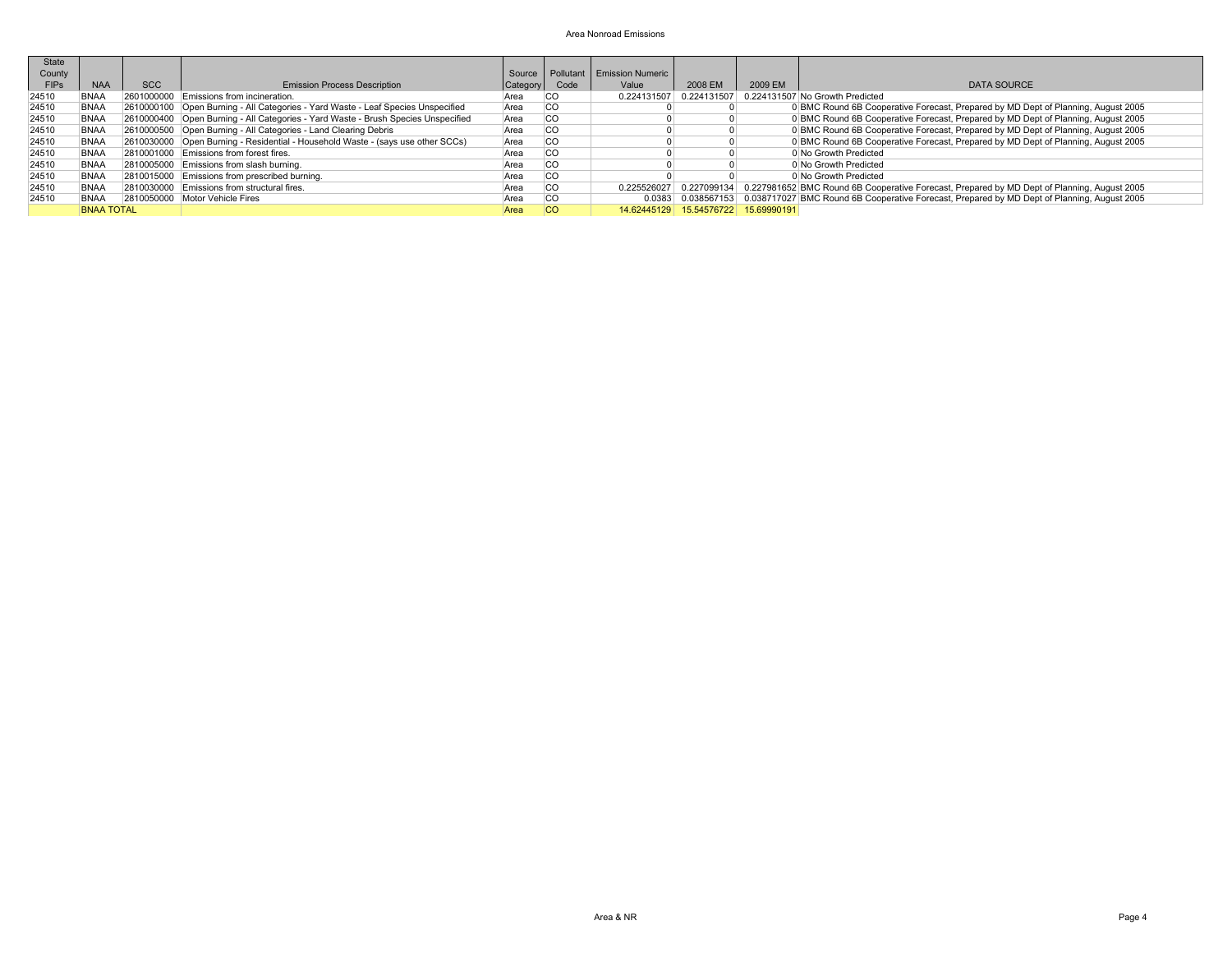| State County FIPs | NAA | SCC | Emission Process Description | Source Category | Pollutant Code | Emission Numeric Value | 2008 EM | 2009 EM | DATA SOURCE |
|---|---|---|---|---|---|---|---|---|---|
| 24510 | BNAA | 2601000000 | Emissions from incineration. | Area | CO | 0.224131507 | 0.224131507 | 0.224131507 | No Growth Predicted |
| 24510 | BNAA | 2610000100 | Open Burning - All Categories - Yard Waste - Leaf Species Unspecified | Area | CO | 0 | 0 | 0 | BMC Round 6B Cooperative Forecast, Prepared by MD Dept of Planning, August 2005 |
| 24510 | BNAA | 2610000400 | Open Burning - All Categories - Yard Waste - Brush Species Unspecified | Area | CO | 0 | 0 | 0 | BMC Round 6B Cooperative Forecast, Prepared by MD Dept of Planning, August 2005 |
| 24510 | BNAA | 2610000500 | Open Burning - All Categories - Land Clearing Debris | Area | CO | 0 | 0 | 0 | BMC Round 6B Cooperative Forecast, Prepared by MD Dept of Planning, August 2005 |
| 24510 | BNAA | 2610030000 | Open Burning - Residential - Household Waste - (says use other SCCs) | Area | CO | 0 | 0 | 0 | BMC Round 6B Cooperative Forecast, Prepared by MD Dept of Planning, August 2005 |
| 24510 | BNAA | 2810001000 | Emissions from forest fires. | Area | CO | 0 | 0 | 0 | No Growth Predicted |
| 24510 | BNAA | 2810005000 | Emissions from slash burning. | Area | CO | 0 | 0 | 0 | No Growth Predicted |
| 24510 | BNAA | 2810015000 | Emissions from prescribed burning. | Area | CO | 0 | 0 | 0 | No Growth Predicted |
| 24510 | BNAA | 2810030000 | Emissions from structural fires. | Area | CO | 0.225526027 | 0.227099134 | 0.227981652 | BMC Round 6B Cooperative Forecast, Prepared by MD Dept of Planning, August 2005 |
| 24510 | BNAA | 2810050000 | Motor Vehicle Fires | Area | CO | 0.0383 | 0.038567153 | 0.038717027 | BMC Round 6B Cooperative Forecast, Prepared by MD Dept of Planning, August 2005 |
| | BNAA TOTAL | | | Area | CO | 14.62445129 | 15.54576722 | 15.69990191 | |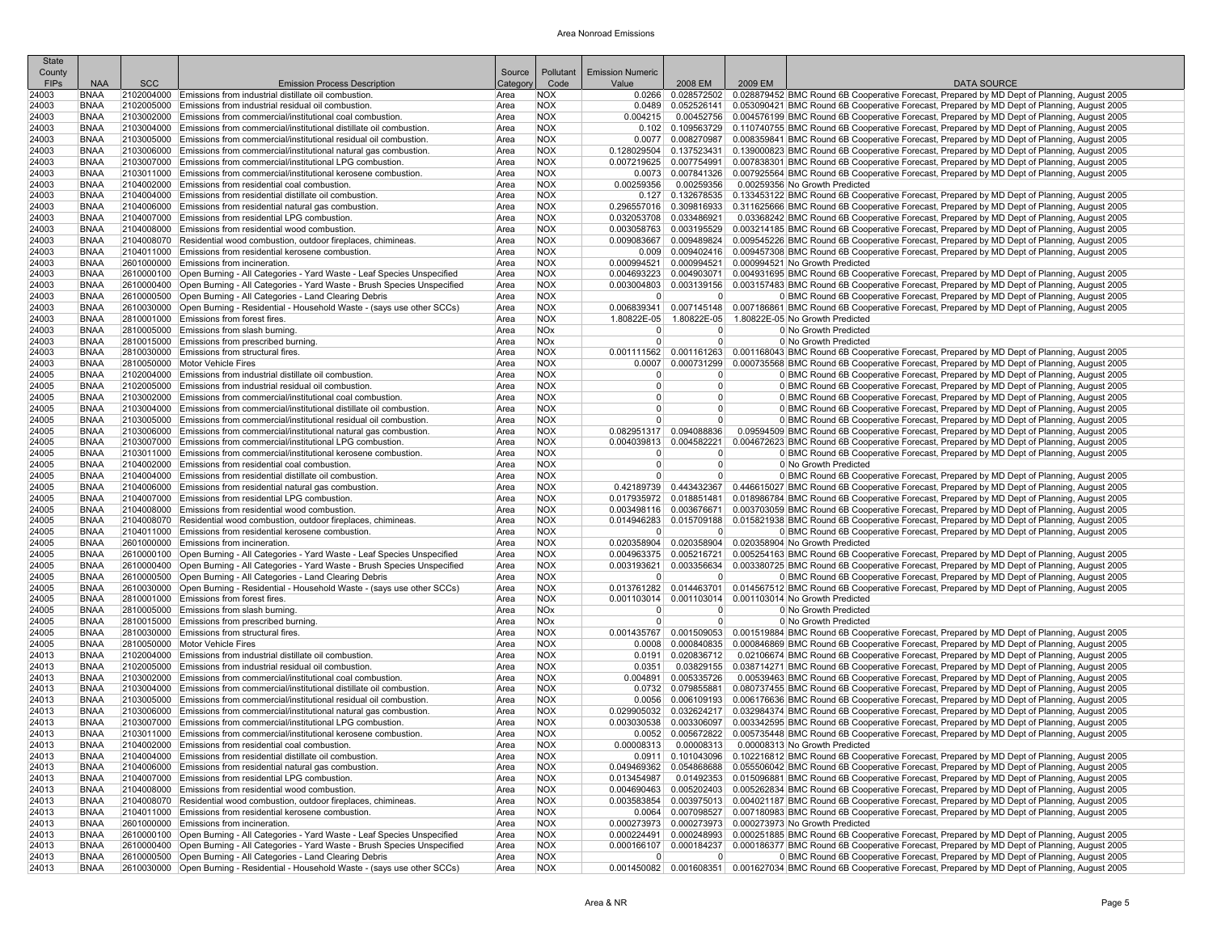# Area Nonroad Emissions

| State County FIPs | NAA | SCC | Emission Process Description | Source Category | Pollutant Code | Emission Numeric Value | 2008 EM | 2009 EM | DATA SOURCE |
|---|---|---|---|---|---|---|---|---|---|
| 24003 | BNAA | 2102004000 | Emissions from industrial distillate oil combustion. | Area | NOX | 0.0266 | 0.028572502 | 0.028879452 | BMC Round 6B Cooperative Forecast, Prepared by MD Dept of Planning, August 2005 |
| 24003 | BNAA | 2102005000 | Emissions from industrial residual oil combustion. | Area | NOX | 0.0489 | 0.052526141 | 0.053090421 | BMC Round 6B Cooperative Forecast, Prepared by MD Dept of Planning, August 2005 |
| 24003 | BNAA | 2103002000 | Emissions from commercial/institutional coal combustion. | Area | NOX | 0.004215 | 0.00452756 | 0.004576199 | BMC Round 6B Cooperative Forecast, Prepared by MD Dept of Planning, August 2005 |
| 24003 | BNAA | 2103004000 | Emissions from commercial/institutional distillate oil combustion. | Area | NOX | 0.102 | 0.109563729 | 0.110740755 | BMC Round 6B Cooperative Forecast, Prepared by MD Dept of Planning, August 2005 |
| 24003 | BNAA | 2103005000 | Emissions from commercial/institutional residual oil combustion. | Area | NOX | 0.0077 | 0.008270987 | 0.008359841 | BMC Round 6B Cooperative Forecast, Prepared by MD Dept of Planning, August 2005 |
| 24003 | BNAA | 2103006000 | Emissions from commercial/institutional natural gas combustion. | Area | NOX | 0.128029504 | 0.137523431 | 0.139000823 | BMC Round 6B Cooperative Forecast, Prepared by MD Dept of Planning, August 2005 |
| 24003 | BNAA | 2103007000 | Emissions from commercial/institutional LPG combustion. | Area | NOX | 0.007219625 | 0.007754991 | 0.007838301 | BMC Round 6B Cooperative Forecast, Prepared by MD Dept of Planning, August 2005 |
| 24003 | BNAA | 2103011000 | Emissions from commercial/institutional kerosene combustion. | Area | NOX | 0.0073 | 0.007841326 | 0.007925564 | BMC Round 6B Cooperative Forecast, Prepared by MD Dept of Planning, August 2005 |
| 24003 | BNAA | 2104002000 | Emissions from residential coal combustion. | Area | NOX | 0.00259356 | 0.00259356 | 0.00259356 | No Growth Predicted |
| 24003 | BNAA | 2104004000 | Emissions from residential distillate oil combustion. | Area | NOX | 0.127 | 0.132678535 | 0.133453122 | BMC Round 6B Cooperative Forecast, Prepared by MD Dept of Planning, August 2005 |
| 24003 | BNAA | 2104006000 | Emissions from residential natural gas combustion. | Area | NOX | 0.296557016 | 0.309816933 | 0.311625666 | BMC Round 6B Cooperative Forecast, Prepared by MD Dept of Planning, August 2005 |
| 24003 | BNAA | 2104007000 | Emissions from residential LPG combustion. | Area | NOX | 0.032053708 | 0.033486921 | 0.03368242 | BMC Round 6B Cooperative Forecast, Prepared by MD Dept of Planning, August 2005 |
| 24003 | BNAA | 2104008000 | Emissions from residential wood combustion. | Area | NOX | 0.003058763 | 0.003195529 | 0.003214185 | BMC Round 6B Cooperative Forecast, Prepared by MD Dept of Planning, August 2005 |
| 24003 | BNAA | 2104008070 | Residential wood combustion, outdoor fireplaces, chimineas. | Area | NOX | 0.009083667 | 0.009489824 | 0.009545226 | BMC Round 6B Cooperative Forecast, Prepared by MD Dept of Planning, August 2005 |
| 24003 | BNAA | 2104011000 | Emissions from residential kerosene combustion. | Area | NOX | 0.009 | 0.009402416 | 0.009457308 | BMC Round 6B Cooperative Forecast, Prepared by MD Dept of Planning, August 2005 |
| 24003 | BNAA | 2601000000 | Emissions from incineration. | Area | NOX | 0.000994521 | 0.000994521 | 0.000994521 | No Growth Predicted |
| 24003 | BNAA | 2610000100 | Open Burning - All Categories - Yard Waste - Leaf Species Unspecified | Area | NOX | 0.004693223 | 0.004903071 | 0.004931695 | BMC Round 6B Cooperative Forecast, Prepared by MD Dept of Planning, August 2005 |
| 24003 | BNAA | 2610000400 | Open Burning - All Categories - Yard Waste - Brush Species Unspecified | Area | NOX | 0.003004803 | 0.003139156 | 0.003157483 | BMC Round 6B Cooperative Forecast, Prepared by MD Dept of Planning, August 2005 |
| 24003 | BNAA | 2610000500 | Open Burning - All Categories - Land Clearing Debris | Area | NOX | 0 | 0 | 0 | BMC Round 6B Cooperative Forecast, Prepared by MD Dept of Planning, August 2005 |
| 24003 | BNAA | 2610030000 | Open Burning - Residential - Household Waste - (says use other SCCs) | Area | NOX | 0.006839341 | 0.007145148 | 0.007186861 | BMC Round 6B Cooperative Forecast, Prepared by MD Dept of Planning, August 2005 |
| 24003 | BNAA | 2810001000 | Emissions from forest fires. | Area | NOX | 1.80822E-05 | 1.80822E-05 | 1.80822E-05 | No Growth Predicted |
| 24003 | BNAA | 2810005000 | Emissions from slash burning. | Area | NOx | 0 | 0 | 0 | No Growth Predicted |
| 24003 | BNAA | 2810015000 | Emissions from prescribed burning. | Area | NOx | 0 | 0 | 0 | No Growth Predicted |
| 24003 | BNAA | 2810030000 | Emissions from structural fires. | Area | NOX | 0.001111562 | 0.001161263 | 0.001168043 | BMC Round 6B Cooperative Forecast, Prepared by MD Dept of Planning, August 2005 |
| 24003 | BNAA | 2810050000 | Motor Vehicle Fires | Area | NOX | 0.0007 | 0.000731299 | 0.000735568 | BMC Round 6B Cooperative Forecast, Prepared by MD Dept of Planning, August 2005 |
| 24005 | BNAA | 2102004000 | Emissions from industrial distillate oil combustion. | Area | NOX | 0 | 0 | 0 | BMC Round 6B Cooperative Forecast, Prepared by MD Dept of Planning, August 2005 |
| 24005 | BNAA | 2102005000 | Emissions from industrial residual oil combustion. | Area | NOX | 0 | 0 | 0 | BMC Round 6B Cooperative Forecast, Prepared by MD Dept of Planning, August 2005 |
| 24005 | BNAA | 2103002000 | Emissions from commercial/institutional coal combustion. | Area | NOX | 0 | 0 | 0 | BMC Round 6B Cooperative Forecast, Prepared by MD Dept of Planning, August 2005 |
| 24005 | BNAA | 2103004000 | Emissions from commercial/institutional distillate oil combustion. | Area | NOX | 0 | 0 | 0 | BMC Round 6B Cooperative Forecast, Prepared by MD Dept of Planning, August 2005 |
| 24005 | BNAA | 2103005000 | Emissions from commercial/institutional residual oil combustion. | Area | NOX | 0 | 0 | 0 | BMC Round 6B Cooperative Forecast, Prepared by MD Dept of Planning, August 2005 |
| 24005 | BNAA | 2103006000 | Emissions from commercial/institutional natural gas combustion. | Area | NOX | 0.082951317 | 0.094088836 | 0.09594509 | BMC Round 6B Cooperative Forecast, Prepared by MD Dept of Planning, August 2005 |
| 24005 | BNAA | 2103007000 | Emissions from commercial/institutional LPG combustion. | Area | NOX | 0.004039813 | 0.004582221 | 0.004672623 | BMC Round 6B Cooperative Forecast, Prepared by MD Dept of Planning, August 2005 |
| 24005 | BNAA | 2103011000 | Emissions from commercial/institutional kerosene combustion. | Area | NOX | 0 | 0 | 0 | BMC Round 6B Cooperative Forecast, Prepared by MD Dept of Planning, August 2005 |
| 24005 | BNAA | 2104002000 | Emissions from residential coal combustion. | Area | NOX | 0 | 0 | 0 | No Growth Predicted |
| 24005 | BNAA | 2104004000 | Emissions from residential distillate oil combustion. | Area | NOX | 0 | 0 | 0 | BMC Round 6B Cooperative Forecast, Prepared by MD Dept of Planning, August 2005 |
| 24005 | BNAA | 2104006000 | Emissions from residential natural gas combustion. | Area | NOX | 0.42189739 | 0.443432367 | 0.446615027 | BMC Round 6B Cooperative Forecast, Prepared by MD Dept of Planning, August 2005 |
| 24005 | BNAA | 2104007000 | Emissions from residential LPG combustion. | Area | NOX | 0.017935972 | 0.018851481 | 0.018986784 | BMC Round 6B Cooperative Forecast, Prepared by MD Dept of Planning, August 2005 |
| 24005 | BNAA | 2104008000 | Emissions from residential wood combustion. | Area | NOX | 0.003498116 | 0.003676671 | 0.003703059 | BMC Round 6B Cooperative Forecast, Prepared by MD Dept of Planning, August 2005 |
| 24005 | BNAA | 2104008070 | Residential wood combustion, outdoor fireplaces, chimineas. | Area | NOX | 0.014946283 | 0.015709188 | 0.015821938 | BMC Round 6B Cooperative Forecast, Prepared by MD Dept of Planning, August 2005 |
| 24005 | BNAA | 2104011000 | Emissions from residential kerosene combustion. | Area | NOX | 0 | 0 | 0 | BMC Round 6B Cooperative Forecast, Prepared by MD Dept of Planning, August 2005 |
| 24005 | BNAA | 2601000000 | Emissions from incineration. | Area | NOX | 0.020358904 | 0.020358904 | 0.020358904 | No Growth Predicted |
| 24005 | BNAA | 2610000100 | Open Burning - All Categories - Yard Waste - Leaf Species Unspecified | Area | NOX | 0.004963375 | 0.005216721 | 0.005254163 | BMC Round 6B Cooperative Forecast, Prepared by MD Dept of Planning, August 2005 |
| 24005 | BNAA | 2610000400 | Open Burning - All Categories - Yard Waste - Brush Species Unspecified | Area | NOX | 0.003193621 | 0.003356634 | 0.003380725 | BMC Round 6B Cooperative Forecast, Prepared by MD Dept of Planning, August 2005 |
| 24005 | BNAA | 2610000500 | Open Burning - All Categories - Land Clearing Debris | Area | NOX | 0 | 0 | 0 | BMC Round 6B Cooperative Forecast, Prepared by MD Dept of Planning, August 2005 |
| 24005 | BNAA | 2610030000 | Open Burning - Residential - Household Waste - (says use other SCCs) | Area | NOX | 0.013761282 | 0.014463701 | 0.014567512 | BMC Round 6B Cooperative Forecast, Prepared by MD Dept of Planning, August 2005 |
| 24005 | BNAA | 2810001000 | Emissions from forest fires. | Area | NOX | 0.001103014 | 0.001103014 | 0.001103014 | No Growth Predicted |
| 24005 | BNAA | 2810005000 | Emissions from slash burning. | Area | NOx | 0 | 0 | 0 | No Growth Predicted |
| 24005 | BNAA | 2810015000 | Emissions from prescribed burning. | Area | NOx | 0 | 0 | 0 | No Growth Predicted |
| 24005 | BNAA | 2810030000 | Emissions from structural fires. | Area | NOX | 0.001435767 | 0.001509053 | 0.001519884 | BMC Round 6B Cooperative Forecast, Prepared by MD Dept of Planning, August 2005 |
| 24005 | BNAA | 2810050000 | Motor Vehicle Fires | Area | NOX | 0.0008 | 0.000840835 | 0.000846869 | BMC Round 6B Cooperative Forecast, Prepared by MD Dept of Planning, August 2005 |
| 24013 | BNAA | 2102004000 | Emissions from industrial distillate oil combustion. | Area | NOX | 0.0191 | 0.020836712 | 0.02106674 | BMC Round 6B Cooperative Forecast, Prepared by MD Dept of Planning, August 2005 |
| 24013 | BNAA | 2102005000 | Emissions from industrial residual oil combustion. | Area | NOX | 0.0351 | 0.03829155 | 0.038714271 | BMC Round 6B Cooperative Forecast, Prepared by MD Dept of Planning, August 2005 |
| 24013 | BNAA | 2103002000 | Emissions from commercial/institutional coal combustion. | Area | NOX | 0.004891 | 0.005335726 | 0.00539463 | BMC Round 6B Cooperative Forecast, Prepared by MD Dept of Planning, August 2005 |
| 24013 | BNAA | 2103004000 | Emissions from commercial/institutional distillate oil combustion. | Area | NOX | 0.0732 | 0.079855881 | 0.080737455 | BMC Round 6B Cooperative Forecast, Prepared by MD Dept of Planning, August 2005 |
| 24013 | BNAA | 2103005000 | Emissions from commercial/institutional residual oil combustion. | Area | NOX | 0.0056 | 0.006109193 | 0.006176636 | BMC Round 6B Cooperative Forecast, Prepared by MD Dept of Planning, August 2005 |
| 24013 | BNAA | 2103006000 | Emissions from commercial/institutional natural gas combustion. | Area | NOX | 0.029905032 | 0.032624217 | 0.032984374 | BMC Round 6B Cooperative Forecast, Prepared by MD Dept of Planning, August 2005 |
| 24013 | BNAA | 2103007000 | Emissions from commercial/institutional LPG combustion. | Area | NOX | 0.003030538 | 0.003306097 | 0.003342595 | BMC Round 6B Cooperative Forecast, Prepared by MD Dept of Planning, August 2005 |
| 24013 | BNAA | 2103011000 | Emissions from commercial/institutional kerosene combustion. | Area | NOX | 0.0052 | 0.005672822 | 0.005735448 | BMC Round 6B Cooperative Forecast, Prepared by MD Dept of Planning, August 2005 |
| 24013 | BNAA | 2104002000 | Emissions from residential coal combustion. | Area | NOX | 0.00008313 | 0.00008313 | 0.00008313 | No Growth Predicted |
| 24013 | BNAA | 2104004000 | Emissions from residential distillate oil combustion. | Area | NOX | 0.0911 | 0.101043096 | 0.102216812 | BMC Round 6B Cooperative Forecast, Prepared by MD Dept of Planning, August 2005 |
| 24013 | BNAA | 2104006000 | Emissions from residential natural gas combustion. | Area | NOX | 0.049469362 | 0.054868688 | 0.055506042 | BMC Round 6B Cooperative Forecast, Prepared by MD Dept of Planning, August 2005 |
| 24013 | BNAA | 2104007000 | Emissions from residential LPG combustion. | Area | NOX | 0.013454987 | 0.01492353 | 0.015096881 | BMC Round 6B Cooperative Forecast, Prepared by MD Dept of Planning, August 2005 |
| 24013 | BNAA | 2104008000 | Emissions from residential wood combustion. | Area | NOX | 0.004690463 | 0.005202403 | 0.005262834 | BMC Round 6B Cooperative Forecast, Prepared by MD Dept of Planning, August 2005 |
| 24013 | BNAA | 2104008070 | Residential wood combustion, outdoor fireplaces, chimineas. | Area | NOX | 0.003583854 | 0.003975013 | 0.004021187 | BMC Round 6B Cooperative Forecast, Prepared by MD Dept of Planning, August 2005 |
| 24013 | BNAA | 2104011000 | Emissions from residential kerosene combustion. | Area | NOX | 0.0064 | 0.007098527 | 0.007180983 | BMC Round 6B Cooperative Forecast, Prepared by MD Dept of Planning, August 2005 |
| 24013 | BNAA | 2601000000 | Emissions from incineration. | Area | NOX | 0.000273973 | 0.000273973 | 0.000273973 | No Growth Predicted |
| 24013 | BNAA | 2610000100 | Open Burning - All Categories - Yard Waste - Leaf Species Unspecified | Area | NOX | 0.000224491 | 0.000248993 | 0.000251885 | BMC Round 6B Cooperative Forecast, Prepared by MD Dept of Planning, August 2005 |
| 24013 | BNAA | 2610000400 | Open Burning - All Categories - Yard Waste - Brush Species Unspecified | Area | NOX | 0.000166107 | 0.000184237 | 0.000186377 | BMC Round 6B Cooperative Forecast, Prepared by MD Dept of Planning, August 2005 |
| 24013 | BNAA | 2610000500 | Open Burning - All Categories - Land Clearing Debris | Area | NOX | 0 | 0 | 0 | BMC Round 6B Cooperative Forecast, Prepared by MD Dept of Planning, August 2005 |
| 24013 | BNAA | 2610030000 | Open Burning - Residential - Household Waste - (says use other SCCs) | Area | NOX | 0.001450082 | 0.001608351 | 0.001627034 | BMC Round 6B Cooperative Forecast, Prepared by MD Dept of Planning, August 2005 |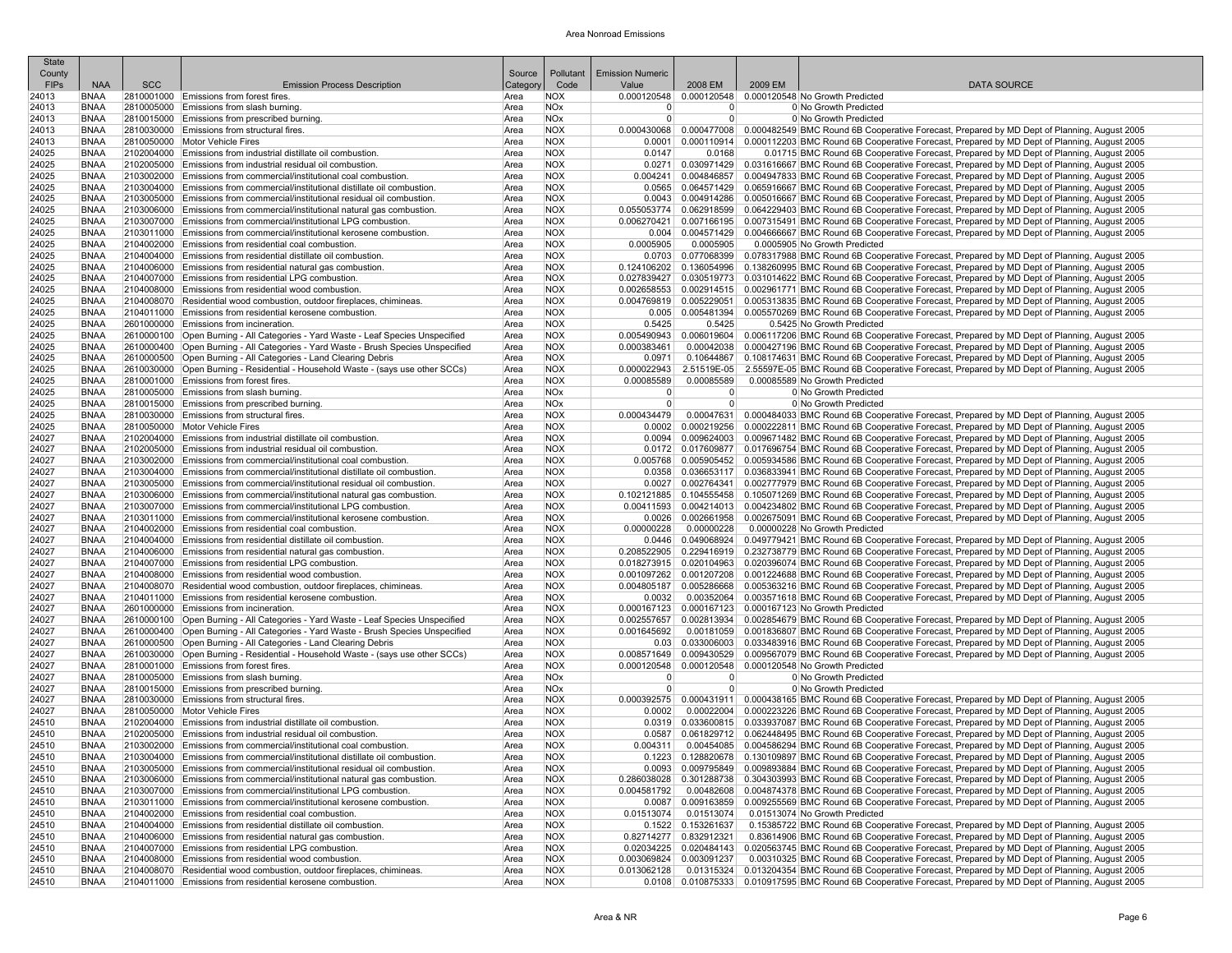| State County FIPs | NAA | SCC | Emission Process Description | Source Category | Pollutant Code | Emission Numeric Value | 2008 EM | 2009 EM | DATA SOURCE |
|---|---|---|---|---|---|---|---|---|---|
| 24013 | BNAA | 2810001000 | Emissions from forest fires. | Area | NOX | 0.000120548 | 0.000120548 | 0.000120548 | No Growth Predicted |
| 24013 | BNAA | 2810005000 | Emissions from slash burning. | Area | NOx | 0 | 0 | 0 | No Growth Predicted |
| 24013 | BNAA | 2810015000 | Emissions from prescribed burning. | Area | NOx | 0 | 0 | 0 | No Growth Predicted |
| 24013 | BNAA | 2810030000 | Emissions from structural fires. | Area | NOX | 0.000430068 | 0.000477008 | 0.000482549 | BMC Round 6B Cooperative Forecast, Prepared by MD Dept of Planning, August 2005 |
| 24013 | BNAA | 2810050000 | Motor Vehicle Fires | Area | NOX | 0.0001 | 0.000110914 | 0.000112203 | BMC Round 6B Cooperative Forecast, Prepared by MD Dept of Planning, August 2005 |
| 24025 | BNAA | 2102004000 | Emissions from industrial distillate oil combustion. | Area | NOX | 0.0147 | 0.0168 | 0.01715 | BMC Round 6B Cooperative Forecast, Prepared by MD Dept of Planning, August 2005 |
| 24025 | BNAA | 2102005000 | Emissions from industrial residual oil combustion. | Area | NOX | 0.0271 | 0.030971429 | 0.031616667 | BMC Round 6B Cooperative Forecast, Prepared by MD Dept of Planning, August 2005 |
| 24025 | BNAA | 2103002000 | Emissions from commercial/institutional coal combustion. | Area | NOX | 0.004241 | 0.004846857 | 0.004947833 | BMC Round 6B Cooperative Forecast, Prepared by MD Dept of Planning, August 2005 |
| 24025 | BNAA | 2103004000 | Emissions from commercial/institutional distillate oil combustion. | Area | NOX | 0.0565 | 0.064571429 | 0.065916667 | BMC Round 6B Cooperative Forecast, Prepared by MD Dept of Planning, August 2005 |
| 24025 | BNAA | 2103005000 | Emissions from commercial/institutional residual oil combustion. | Area | NOX | 0.0043 | 0.004914286 | 0.005016667 | BMC Round 6B Cooperative Forecast, Prepared by MD Dept of Planning, August 2005 |
| 24025 | BNAA | 2103006000 | Emissions from commercial/institutional natural gas combustion. | Area | NOX | 0.055053774 | 0.062918599 | 0.064229403 | BMC Round 6B Cooperative Forecast, Prepared by MD Dept of Planning, August 2005 |
| 24025 | BNAA | 2103007000 | Emissions from commercial/institutional LPG combustion. | Area | NOX | 0.006270421 | 0.007166195 | 0.007315491 | BMC Round 6B Cooperative Forecast, Prepared by MD Dept of Planning, August 2005 |
| 24025 | BNAA | 2103011000 | Emissions from commercial/institutional kerosene combustion. | Area | NOX | 0.004 | 0.004571429 | 0.004666667 | BMC Round 6B Cooperative Forecast, Prepared by MD Dept of Planning, August 2005 |
| 24025 | BNAA | 2104002000 | Emissions from residential coal combustion. | Area | NOX | 0.0005905 | 0.0005905 | 0.0005905 | No Growth Predicted |
| 24025 | BNAA | 2104004000 | Emissions from residential distillate oil combustion. | Area | NOX | 0.0703 | 0.077068399 | 0.078317988 | BMC Round 6B Cooperative Forecast, Prepared by MD Dept of Planning, August 2005 |
| 24025 | BNAA | 2104006000 | Emissions from residential natural gas combustion. | Area | NOX | 0.124106202 | 0.136054996 | 0.138260995 | BMC Round 6B Cooperative Forecast, Prepared by MD Dept of Planning, August 2005 |
| 24025 | BNAA | 2104007000 | Emissions from residential LPG combustion. | Area | NOX | 0.027839427 | 0.030519773 | 0.031014622 | BMC Round 6B Cooperative Forecast, Prepared by MD Dept of Planning, August 2005 |
| 24025 | BNAA | 2104008000 | Emissions from residential wood combustion. | Area | NOX | 0.002658553 | 0.002914515 | 0.002961771 | BMC Round 6B Cooperative Forecast, Prepared by MD Dept of Planning, August 2005 |
| 24025 | BNAA | 2104008070 | Residential wood combustion, outdoor fireplaces, chimineas. | Area | NOX | 0.004769819 | 0.005229051 | 0.005313835 | BMC Round 6B Cooperative Forecast, Prepared by MD Dept of Planning, August 2005 |
| 24025 | BNAA | 2104011000 | Emissions from residential kerosene combustion. | Area | NOX | 0.005 | 0.005481394 | 0.005570269 | BMC Round 6B Cooperative Forecast, Prepared by MD Dept of Planning, August 2005 |
| 24025 | BNAA | 2601000000 | Emissions from incineration. | Area | NOX | 0.5425 | 0.5425 | 0.5425 | No Growth Predicted |
| 24025 | BNAA | 2610000100 | Open Burning - All Categories - Yard Waste - Leaf Species Unspecified | Area | NOX | 0.005490943 | 0.006019604 | 0.006117206 | BMC Round 6B Cooperative Forecast, Prepared by MD Dept of Planning, August 2005 |
| 24025 | BNAA | 2610000400 | Open Burning - All Categories - Yard Waste - Brush Species Unspecified | Area | NOX | 0.000383461 | 0.00042038 | 0.000427196 | BMC Round 6B Cooperative Forecast, Prepared by MD Dept of Planning, August 2005 |
| 24025 | BNAA | 2610000500 | Open Burning - All Categories - Land Clearing Debris | Area | NOX | 0.0971 | 0.10644867 | 0.108174631 | BMC Round 6B Cooperative Forecast, Prepared by MD Dept of Planning, August 2005 |
| 24025 | BNAA | 2610030000 | Open Burning - Residential - Household Waste - (says use other SCCs) | Area | NOX | 0.000022943 | 2.51519E-05 | 2.55597E-05 | BMC Round 6B Cooperative Forecast, Prepared by MD Dept of Planning, August 2005 |
| 24025 | BNAA | 2810001000 | Emissions from forest fires. | Area | NOX | 0.00085589 | 0.00085589 | 0.00085589 | No Growth Predicted |
| 24025 | BNAA | 2810005000 | Emissions from slash burning. | Area | NOx | 0 | 0 | 0 | No Growth Predicted |
| 24025 | BNAA | 2810015000 | Emissions from prescribed burning. | Area | NOx | 0 | 0 | 0 | No Growth Predicted |
| 24025 | BNAA | 2810030000 | Emissions from structural fires. | Area | NOX | 0.000434479 | 0.00047631 | 0.000484033 | BMC Round 6B Cooperative Forecast, Prepared by MD Dept of Planning, August 2005 |
| 24025 | BNAA | 2810050000 | Motor Vehicle Fires | Area | NOX | 0.0002 | 0.000219256 | 0.000222811 | BMC Round 6B Cooperative Forecast, Prepared by MD Dept of Planning, August 2005 |
| 24027 | BNAA | 2102004000 | Emissions from industrial distillate oil combustion. | Area | NOX | 0.0094 | 0.009624003 | 0.009671482 | BMC Round 6B Cooperative Forecast, Prepared by MD Dept of Planning, August 2005 |
| 24027 | BNAA | 2102005000 | Emissions from industrial residual oil combustion. | Area | NOX | 0.0172 | 0.017609877 | 0.017696754 | BMC Round 6B Cooperative Forecast, Prepared by MD Dept of Planning, August 2005 |
| 24027 | BNAA | 2103002000 | Emissions from commercial/institutional coal combustion. | Area | NOX | 0.005768 | 0.005905452 | 0.005934586 | BMC Round 6B Cooperative Forecast, Prepared by MD Dept of Planning, August 2005 |
| 24027 | BNAA | 2103004000 | Emissions from commercial/institutional distillate oil combustion. | Area | NOX | 0.0358 | 0.036653117 | 0.036833941 | BMC Round 6B Cooperative Forecast, Prepared by MD Dept of Planning, August 2005 |
| 24027 | BNAA | 2103005000 | Emissions from commercial/institutional residual oil combustion. | Area | NOX | 0.0027 | 0.002764341 | 0.002777979 | BMC Round 6B Cooperative Forecast, Prepared by MD Dept of Planning, August 2005 |
| 24027 | BNAA | 2103006000 | Emissions from commercial/institutional natural gas combustion. | Area | NOX | 0.102121885 | 0.104555458 | 0.105071269 | BMC Round 6B Cooperative Forecast, Prepared by MD Dept of Planning, August 2005 |
| 24027 | BNAA | 2103007000 | Emissions from commercial/institutional LPG combustion. | Area | NOX | 0.00411593 | 0.004214013 | 0.004234802 | BMC Round 6B Cooperative Forecast, Prepared by MD Dept of Planning, August 2005 |
| 24027 | BNAA | 2103011000 | Emissions from commercial/institutional kerosene combustion. | Area | NOX | 0.0026 | 0.002661958 | 0.002675091 | BMC Round 6B Cooperative Forecast, Prepared by MD Dept of Planning, August 2005 |
| 24027 | BNAA | 2104002000 | Emissions from residential coal combustion. | Area | NOX | 0.00000228 | 0.00000228 | 0.00000228 | No Growth Predicted |
| 24027 | BNAA | 2104004000 | Emissions from residential distillate oil combustion. | Area | NOX | 0.0446 | 0.049068924 | 0.049779421 | BMC Round 6B Cooperative Forecast, Prepared by MD Dept of Planning, August 2005 |
| 24027 | BNAA | 2104006000 | Emissions from residential natural gas combustion. | Area | NOX | 0.208522905 | 0.229416919 | 0.232738779 | BMC Round 6B Cooperative Forecast, Prepared by MD Dept of Planning, August 2005 |
| 24027 | BNAA | 2104007000 | Emissions from residential LPG combustion. | Area | NOX | 0.018273915 | 0.020104963 | 0.020396074 | BMC Round 6B Cooperative Forecast, Prepared by MD Dept of Planning, August 2005 |
| 24027 | BNAA | 2104008000 | Emissions from residential wood combustion. | Area | NOX | 0.001097262 | 0.001207208 | 0.001224688 | BMC Round 6B Cooperative Forecast, Prepared by MD Dept of Planning, August 2005 |
| 24027 | BNAA | 2104008070 | Residential wood combustion, outdoor fireplaces, chimineas. | Area | NOX | 0.004805187 | 0.005286668 | 0.005363216 | BMC Round 6B Cooperative Forecast, Prepared by MD Dept of Planning, August 2005 |
| 24027 | BNAA | 2104011000 | Emissions from residential kerosene combustion. | Area | NOX | 0.0032 | 0.00352064 | 0.003571618 | BMC Round 6B Cooperative Forecast, Prepared by MD Dept of Planning, August 2005 |
| 24027 | BNAA | 2601000000 | Emissions from incineration. | Area | NOX | 0.000167123 | 0.000167123 | 0.000167123 | No Growth Predicted |
| 24027 | BNAA | 2610000100 | Open Burning - All Categories - Yard Waste - Leaf Species Unspecified | Area | NOX | 0.002557657 | 0.002813934 | 0.002854679 | BMC Round 6B Cooperative Forecast, Prepared by MD Dept of Planning, August 2005 |
| 24027 | BNAA | 2610000400 | Open Burning - All Categories - Yard Waste - Brush Species Unspecified | Area | NOX | 0.001645692 | 0.00181059 | 0.001836807 | BMC Round 6B Cooperative Forecast, Prepared by MD Dept of Planning, August 2005 |
| 24027 | BNAA | 2610000500 | Open Burning - All Categories - Land Clearing Debris | Area | NOX | 0.03 | 0.033006003 | 0.033483916 | BMC Round 6B Cooperative Forecast, Prepared by MD Dept of Planning, August 2005 |
| 24027 | BNAA | 2610030000 | Open Burning - Residential - Household Waste - (says use other SCCs) | Area | NOX | 0.008571649 | 0.009430529 | 0.009567079 | BMC Round 6B Cooperative Forecast, Prepared by MD Dept of Planning, August 2005 |
| 24027 | BNAA | 2810001000 | Emissions from forest fires. | Area | NOX | 0.000120548 | 0.000120548 | 0.000120548 | No Growth Predicted |
| 24027 | BNAA | 2810005000 | Emissions from slash burning. | Area | NOx | 0 | 0 | 0 | No Growth Predicted |
| 24027 | BNAA | 2810015000 | Emissions from prescribed burning. | Area | NOx | 0 | 0 | 0 | No Growth Predicted |
| 24027 | BNAA | 2810030000 | Emissions from structural fires. | Area | NOX | 0.000392575 | 0.000431911 | 0.000438165 | BMC Round 6B Cooperative Forecast, Prepared by MD Dept of Planning, August 2005 |
| 24027 | BNAA | 2810050000 | Motor Vehicle Fires | Area | NOX | 0.0002 | 0.00022004 | 0.000223226 | BMC Round 6B Cooperative Forecast, Prepared by MD Dept of Planning, August 2005 |
| 24510 | BNAA | 2102004000 | Emissions from industrial distillate oil combustion. | Area | NOX | 0.0319 | 0.033600815 | 0.033937087 | BMC Round 6B Cooperative Forecast, Prepared by MD Dept of Planning, August 2005 |
| 24510 | BNAA | 2102005000 | Emissions from industrial residual oil combustion. | Area | NOX | 0.0587 | 0.061829712 | 0.062448495 | BMC Round 6B Cooperative Forecast, Prepared by MD Dept of Planning, August 2005 |
| 24510 | BNAA | 2103002000 | Emissions from commercial/institutional coal combustion. | Area | NOX | 0.004311 | 0.00454085 | 0.004586294 | BMC Round 6B Cooperative Forecast, Prepared by MD Dept of Planning, August 2005 |
| 24510 | BNAA | 2103004000 | Emissions from commercial/institutional distillate oil combustion. | Area | NOX | 0.1223 | 0.128820678 | 0.130109897 | BMC Round 6B Cooperative Forecast, Prepared by MD Dept of Planning, August 2005 |
| 24510 | BNAA | 2103005000 | Emissions from commercial/institutional residual oil combustion. | Area | NOX | 0.0093 | 0.009795849 | 0.009893884 | BMC Round 6B Cooperative Forecast, Prepared by MD Dept of Planning, August 2005 |
| 24510 | BNAA | 2103006000 | Emissions from commercial/institutional natural gas combustion. | Area | NOX | 0.286038028 | 0.301288738 | 0.304303993 | BMC Round 6B Cooperative Forecast, Prepared by MD Dept of Planning, August 2005 |
| 24510 | BNAA | 2103007000 | Emissions from commercial/institutional LPG combustion. | Area | NOX | 0.004581792 | 0.00482608 | 0.004874378 | BMC Round 6B Cooperative Forecast, Prepared by MD Dept of Planning, August 2005 |
| 24510 | BNAA | 2103011000 | Emissions from commercial/institutional kerosene combustion. | Area | NOX | 0.0087 | 0.009163859 | 0.009255569 | BMC Round 6B Cooperative Forecast, Prepared by MD Dept of Planning, August 2005 |
| 24510 | BNAA | 2104002000 | Emissions from residential coal combustion. | Area | NOX | 0.01513074 | 0.01513074 | 0.01513074 | No Growth Predicted |
| 24510 | BNAA | 2104004000 | Emissions from residential distillate oil combustion. | Area | NOX | 0.1522 | 0.153261637 | 0.15385722 | BMC Round 6B Cooperative Forecast, Prepared by MD Dept of Planning, August 2005 |
| 24510 | BNAA | 2104006000 | Emissions from residential natural gas combustion. | Area | NOX | 0.82714277 | 0.832912321 | 0.83614906 | BMC Round 6B Cooperative Forecast, Prepared by MD Dept of Planning, August 2005 |
| 24510 | BNAA | 2104007000 | Emissions from residential LPG combustion. | Area | NOX | 0.02034225 | 0.020484143 | 0.020563745 | BMC Round 6B Cooperative Forecast, Prepared by MD Dept of Planning, August 2005 |
| 24510 | BNAA | 2104008000 | Emissions from residential wood combustion. | Area | NOX | 0.003069824 | 0.003091237 | 0.00310325 | BMC Round 6B Cooperative Forecast, Prepared by MD Dept of Planning, August 2005 |
| 24510 | BNAA | 2104008070 | Residential wood combustion, outdoor fireplaces, chimineas. | Area | NOX | 0.013062128 | 0.01315324 | 0.013204354 | BMC Round 6B Cooperative Forecast, Prepared by MD Dept of Planning, August 2005 |
| 24510 | BNAA | 2104011000 | Emissions from residential kerosene combustion. | Area | NOX | 0.0108 | 0.010875333 | 0.010917595 | BMC Round 6B Cooperative Forecast, Prepared by MD Dept of Planning, August 2005 |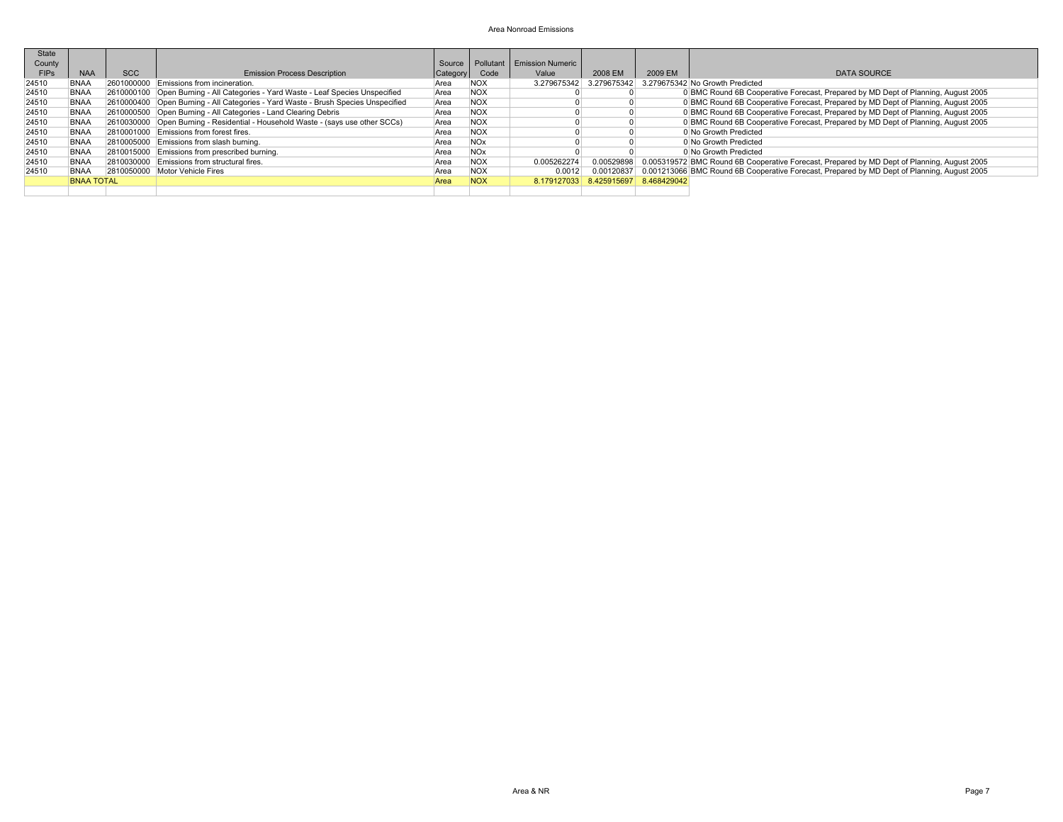| State County FIPs | NAA | SCC | Emission Process Description | Source Category | Pollutant Code | Emission Numeric Value | 2008 EM | 2009 EM | DATA SOURCE |
|---|---|---|---|---|---|---|---|---|---|
| 24510 | BNAA | 2601000000 | Emissions from incineration. | Area | NOX | 3.279675342 | 3.279675342 | 3.279675342 | No Growth Predicted |
| 24510 | BNAA | 2610000100 | Open Burning - All Categories - Yard Waste - Leaf Species Unspecified | Area | NOX | 0 | 0 | 0 | BMC Round 6B Cooperative Forecast, Prepared by MD Dept of Planning, August 2005 |
| 24510 | BNAA | 2610000400 | Open Burning - All Categories - Yard Waste - Brush Species Unspecified | Area | NOX | 0 | 0 | 0 | BMC Round 6B Cooperative Forecast, Prepared by MD Dept of Planning, August 2005 |
| 24510 | BNAA | 2610000500 | Open Burning - All Categories - Land Clearing Debris | Area | NOX | 0 | 0 | 0 | BMC Round 6B Cooperative Forecast, Prepared by MD Dept of Planning, August 2005 |
| 24510 | BNAA | 2610030000 | Open Burning - Residential - Household Waste - (says use other SCCs) | Area | NOX | 0 | 0 | 0 | BMC Round 6B Cooperative Forecast, Prepared by MD Dept of Planning, August 2005 |
| 24510 | BNAA | 2810001000 | Emissions from forest fires. | Area | NOX | 0 | 0 | 0 | No Growth Predicted |
| 24510 | BNAA | 2810005000 | Emissions from slash burning. | Area | NOx | 0 | 0 | 0 | No Growth Predicted |
| 24510 | BNAA | 2810015000 | Emissions from prescribed burning. | Area | NOx | 0 | 0 | 0 | No Growth Predicted |
| 24510 | BNAA | 2810030000 | Emissions from structural fires. | Area | NOX | 0.005262274 | 0.00529898 | 0.005319572 | BMC Round 6B Cooperative Forecast, Prepared by MD Dept of Planning, August 2005 |
| 24510 | BNAA | 2810050000 | Motor Vehicle Fires | Area | NOX | 0.0012 | 0.00120837 | 0.001213066 | BMC Round 6B Cooperative Forecast, Prepared by MD Dept of Planning, August 2005 |
| | BNAA TOTAL | | | Area | NOX | 8.179127033 | 8.425915697 | 8.468429042 | |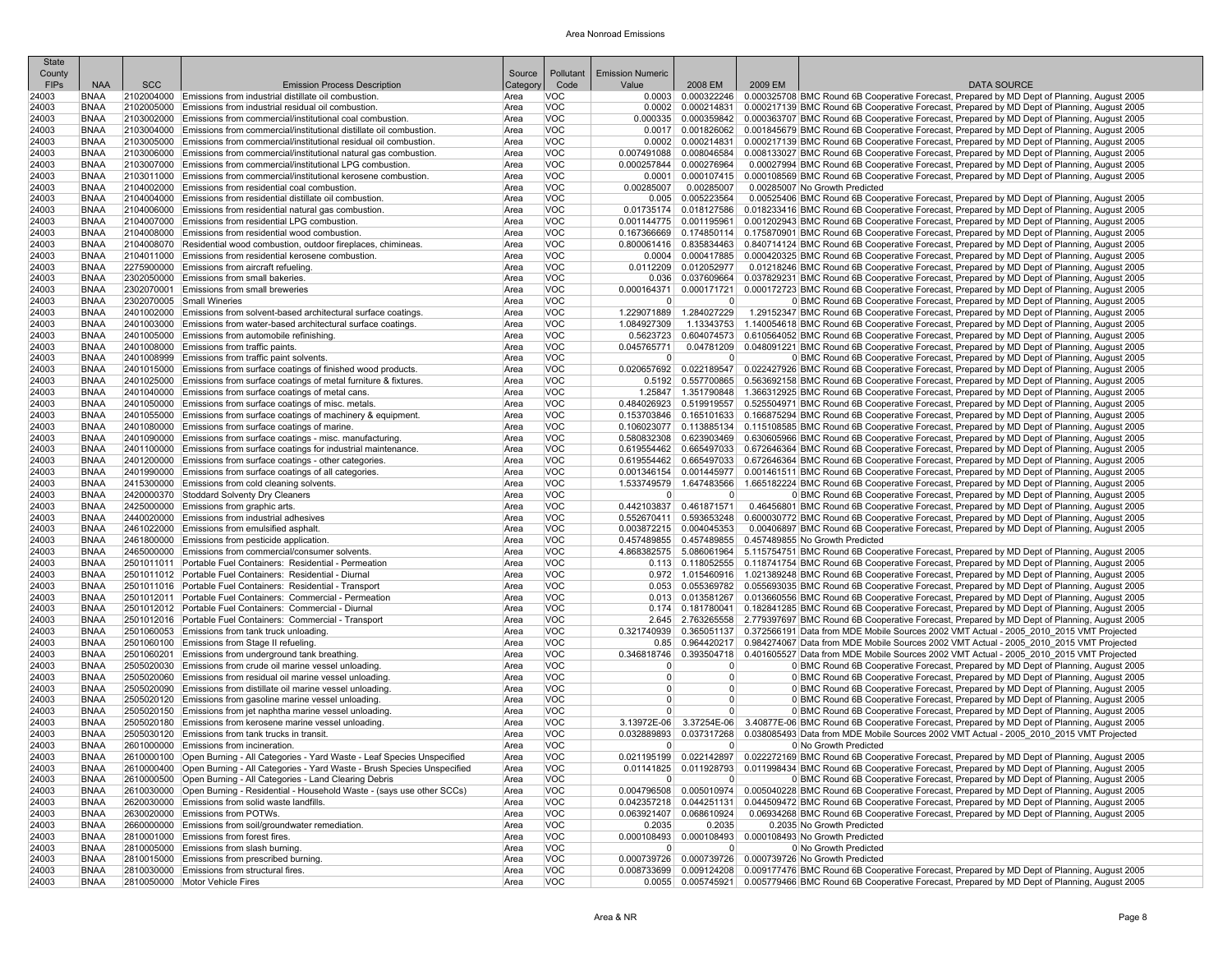# Area Nonroad Emissions

| State County FIPs | NAA | SCC | Emission Process Description | Source Category | Pollutant Code | Emission Numeric Value | 2008 EM | 2009 EM | DATA SOURCE |
|---|---|---|---|---|---|---|---|---|---|
| 24003 | BNAA | 2102004000 | Emissions from industrial distillate oil combustion. | Area | VOC | 0.0003 | 0.000322246 | 0.000325708 | BMC Round 6B Cooperative Forecast, Prepared by MD Dept of Planning, August 2005 |
| 24003 | BNAA | 2102005000 | Emissions from industrial residual oil combustion. | Area | VOC | 0.0002 | 0.000214831 | 0.000217139 | BMC Round 6B Cooperative Forecast, Prepared by MD Dept of Planning, August 2005 |
| 24003 | BNAA | 2103002000 | Emissions from commercial/institutional coal combustion. | Area | VOC | 0.000335 | 0.000359842 | 0.000363707 | BMC Round 6B Cooperative Forecast, Prepared by MD Dept of Planning, August 2005 |
| 24003 | BNAA | 2103004000 | Emissions from commercial/institutional distillate oil combustion. | Area | VOC | 0.0017 | 0.001826062 | 0.001845679 | BMC Round 6B Cooperative Forecast, Prepared by MD Dept of Planning, August 2005 |
| 24003 | BNAA | 2103005000 | Emissions from commercial/institutional residual oil combustion. | Area | VOC | 0.0002 | 0.000214831 | 0.000217139 | BMC Round 6B Cooperative Forecast, Prepared by MD Dept of Planning, August 2005 |
| 24003 | BNAA | 2103006000 | Emissions from commercial/institutional natural gas combustion. | Area | VOC | 0.007491088 | 0.008046584 | 0.008133027 | BMC Round 6B Cooperative Forecast, Prepared by MD Dept of Planning, August 2005 |
| 24003 | BNAA | 2103007000 | Emissions from commercial/institutional LPG combustion. | Area | VOC | 0.000257844 | 0.000276964 | 0.00027994 | BMC Round 6B Cooperative Forecast, Prepared by MD Dept of Planning, August 2005 |
| 24003 | BNAA | 2103011000 | Emissions from commercial/institutional kerosene combustion. | Area | VOC | 0.0001 | 0.000107415 | 0.000108569 | BMC Round 6B Cooperative Forecast, Prepared by MD Dept of Planning, August 2005 |
| 24003 | BNAA | 2104002000 | Emissions from residential coal combustion. | Area | VOC | 0.00285007 | 0.00285007 | 0.00285007 | No Growth Predicted |
| 24003 | BNAA | 2104004000 | Emissions from residential distillate oil combustion. | Area | VOC | 0.005 | 0.005223564 | 0.00525406 | BMC Round 6B Cooperative Forecast, Prepared by MD Dept of Planning, August 2005 |
| 24003 | BNAA | 2104006000 | Emissions from residential natural gas combustion. | Area | VOC | 0.01735174 | 0.018127586 | 0.018233416 | BMC Round 6B Cooperative Forecast, Prepared by MD Dept of Planning, August 2005 |
| 24003 | BNAA | 2104007000 | Emissions from residential LPG combustion. | Area | VOC | 0.001144775 | 0.001195961 | 0.001202943 | BMC Round 6B Cooperative Forecast, Prepared by MD Dept of Planning, August 2005 |
| 24003 | BNAA | 2104008000 | Emissions from residential wood combustion. | Area | VOC | 0.167366669 | 0.174850114 | 0.175870901 | BMC Round 6B Cooperative Forecast, Prepared by MD Dept of Planning, August 2005 |
| 24003 | BNAA | 2104008070 | Residential wood combustion, outdoor fireplaces, chimineas. | Area | VOC | 0.800061416 | 0.835834463 | 0.840714124 | BMC Round 6B Cooperative Forecast, Prepared by MD Dept of Planning, August 2005 |
| 24003 | BNAA | 2104011000 | Emissions from residential kerosene combustion. | Area | VOC | 0.0004 | 0.000417885 | 0.000420325 | BMC Round 6B Cooperative Forecast, Prepared by MD Dept of Planning, August 2005 |
| 24003 | BNAA | 2275900000 | Emissions from aircraft refueling. | Area | VOC | 0.0112209 | 0.012052977 | 0.01218246 | BMC Round 6B Cooperative Forecast, Prepared by MD Dept of Planning, August 2005 |
| 24003 | BNAA | 2302050000 | Emissions from small bakeries. | Area | VOC | 0.036 | 0.037609664 | 0.037829231 | BMC Round 6B Cooperative Forecast, Prepared by MD Dept of Planning, August 2005 |
| 24003 | BNAA | 2302070001 | Emissions from small breweries | Area | VOC | 0.000164371 | 0.000171721 | 0.000172723 | BMC Round 6B Cooperative Forecast, Prepared by MD Dept of Planning, August 2005 |
| 24003 | BNAA | 2302070005 | Small Wineries | Area | VOC | 0 | 0 | 0 | BMC Round 6B Cooperative Forecast, Prepared by MD Dept of Planning, August 2005 |
| 24003 | BNAA | 2401002000 | Emissions from solvent-based architectural surface coatings. | Area | VOC | 1.229071889 | 1.284027229 | 1.29152347 | BMC Round 6B Cooperative Forecast, Prepared by MD Dept of Planning, August 2005 |
| 24003 | BNAA | 2401003000 | Emissions from water-based architectural surface coatings. | Area | VOC | 1.084927309 | 1.13343753 | 1.140054618 | BMC Round 6B Cooperative Forecast, Prepared by MD Dept of Planning, August 2005 |
| 24003 | BNAA | 2401005000 | Emissions from automobile refinishing. | Area | VOC | 0.5623723 | 0.604074573 | 0.610564052 | BMC Round 6B Cooperative Forecast, Prepared by MD Dept of Planning, August 2005 |
| 24003 | BNAA | 2401008000 | Emissions from traffic paints. | Area | VOC | 0.045765771 | 0.04781209 | 0.048091221 | BMC Round 6B Cooperative Forecast, Prepared by MD Dept of Planning, August 2005 |
| 24003 | BNAA | 2401008999 | Emissions from traffic paint solvents. | Area | VOC | 0 | 0 | 0 | BMC Round 6B Cooperative Forecast, Prepared by MD Dept of Planning, August 2005 |
| 24003 | BNAA | 2401015000 | Emissions from surface coatings of finished wood products. | Area | VOC | 0.020657692 | 0.022189547 | 0.022427926 | BMC Round 6B Cooperative Forecast, Prepared by MD Dept of Planning, August 2005 |
| 24003 | BNAA | 2401025000 | Emissions from surface coatings of metal furniture & fixtures. | Area | VOC | 0.5192 | 0.557700865 | 0.563692158 | BMC Round 6B Cooperative Forecast, Prepared by MD Dept of Planning, August 2005 |
| 24003 | BNAA | 2401040000 | Emissions from surface coatings of metal cans. | Area | VOC | 1.25847 | 1.351790848 | 1.366312925 | BMC Round 6B Cooperative Forecast, Prepared by MD Dept of Planning, August 2005 |
| 24003 | BNAA | 2401050000 | Emissions from surface coatings of misc. metals. | Area | VOC | 0.484026923 | 0.519919557 | 0.525504971 | BMC Round 6B Cooperative Forecast, Prepared by MD Dept of Planning, August 2005 |
| 24003 | BNAA | 2401055000 | Emissions from surface coatings of machinery & equipment. | Area | VOC | 0.153703846 | 0.165101633 | 0.166875294 | BMC Round 6B Cooperative Forecast, Prepared by MD Dept of Planning, August 2005 |
| 24003 | BNAA | 2401080000 | Emissions from surface coatings of marine. | Area | VOC | 0.106023077 | 0.113885134 | 0.115108585 | BMC Round 6B Cooperative Forecast, Prepared by MD Dept of Planning, August 2005 |
| 24003 | BNAA | 2401090000 | Emissions from surface coatings - misc. manufacturing. | Area | VOC | 0.580832308 | 0.623903469 | 0.630605966 | BMC Round 6B Cooperative Forecast, Prepared by MD Dept of Planning, August 2005 |
| 24003 | BNAA | 2401100000 | Emissions from surface coatings for industrial maintenance. | Area | VOC | 0.619554462 | 0.665497033 | 0.672646364 | BMC Round 6B Cooperative Forecast, Prepared by MD Dept of Planning, August 2005 |
| 24003 | BNAA | 2401200000 | Emissions from surface coatings - other categories. | Area | VOC | 0.619554462 | 0.665497033 | 0.672646364 | BMC Round 6B Cooperative Forecast, Prepared by MD Dept of Planning, August 2005 |
| 24003 | BNAA | 2401990000 | Emissions from surface coatings of all categories. | Area | VOC | 0.001346154 | 0.001445977 | 0.001461511 | BMC Round 6B Cooperative Forecast, Prepared by MD Dept of Planning, August 2005 |
| 24003 | BNAA | 2415300000 | Emissions from cold cleaning solvents. | Area | VOC | 1.533749579 | 1.647483566 | 1.665182224 | BMC Round 6B Cooperative Forecast, Prepared by MD Dept of Planning, August 2005 |
| 24003 | BNAA | 2420000370 | Stoddard Solventy Dry Cleaners | Area | VOC | 0 | 0 | 0 | BMC Round 6B Cooperative Forecast, Prepared by MD Dept of Planning, August 2005 |
| 24003 | BNAA | 2425000000 | Emissions from graphic arts. | Area | VOC | 0.442103837 | 0.461871571 | 0.46456801 | BMC Round 6B Cooperative Forecast, Prepared by MD Dept of Planning, August 2005 |
| 24003 | BNAA | 2440020000 | Emissions from industrial adhesives | Area | VOC | 0.552670411 | 0.593653248 | 0.600030772 | BMC Round 6B Cooperative Forecast, Prepared by MD Dept of Planning, August 2005 |
| 24003 | BNAA | 2461022000 | Emissions from emulsified asphalt. | Area | VOC | 0.003872215 | 0.004045353 | 0.00406897 | BMC Round 6B Cooperative Forecast, Prepared by MD Dept of Planning, August 2005 |
| 24003 | BNAA | 2461800000 | Emissions from pesticide application. | Area | VOC | 0.457489855 | 0.457489855 | 0.457489855 | No Growth Predicted |
| 24003 | BNAA | 2465000000 | Emissions from commercial/consumer solvents. | Area | VOC | 4.868382575 | 5.086061964 | 5.115754751 | BMC Round 6B Cooperative Forecast, Prepared by MD Dept of Planning, August 2005 |
| 24003 | BNAA | 2501011011 | Portable Fuel Containers: Residential - Permeation | Area | VOC | 0.113 | 0.118052555 | 0.118741754 | BMC Round 6B Cooperative Forecast, Prepared by MD Dept of Planning, August 2005 |
| 24003 | BNAA | 2501011012 | Portable Fuel Containers: Residential - Diurnal | Area | VOC | 0.972 | 1.015460916 | 1.021389248 | BMC Round 6B Cooperative Forecast, Prepared by MD Dept of Planning, August 2005 |
| 24003 | BNAA | 2501011016 | Portable Fuel Containers: Residential - Transport | Area | VOC | 0.053 | 0.055369782 | 0.055693035 | BMC Round 6B Cooperative Forecast, Prepared by MD Dept of Planning, August 2005 |
| 24003 | BNAA | 2501012011 | Portable Fuel Containers: Commercial - Permeation | Area | VOC | 0.013 | 0.013581267 | 0.013660556 | BMC Round 6B Cooperative Forecast, Prepared by MD Dept of Planning, August 2005 |
| 24003 | BNAA | 2501012012 | Portable Fuel Containers: Commercial - Diurnal | Area | VOC | 0.174 | 0.181780041 | 0.182841285 | BMC Round 6B Cooperative Forecast, Prepared by MD Dept of Planning, August 2005 |
| 24003 | BNAA | 2501012016 | Portable Fuel Containers: Commercial - Transport | Area | VOC | 2.645 | 2.763265558 | 2.779397697 | BMC Round 6B Cooperative Forecast, Prepared by MD Dept of Planning, August 2005 |
| 24003 | BNAA | 2501060053 | Emissions from tank truck unloading. | Area | VOC | 0.321740939 | 0.365051137 | 0.372566191 | Data from MDE Mobile Sources 2002 VMT Actual - 2005_2010_2015 VMT Projected |
| 24003 | BNAA | 2501060100 | Emissions from Stage II refueling. | Area | VOC | 0.85 | 0.964420217 | 0.984274067 | Data from MDE Mobile Sources 2002 VMT Actual - 2005_2010_2015 VMT Projected |
| 24003 | BNAA | 2501060201 | Emissions from underground tank breathing. | Area | VOC | 0.346818746 | 0.393504718 | 0.401605527 | Data from MDE Mobile Sources 2002 VMT Actual - 2005_2010_2015 VMT Projected |
| 24003 | BNAA | 2505020030 | Emissions from crude oil marine vessel unloading. | Area | VOC | 0 | 0 | 0 | BMC Round 6B Cooperative Forecast, Prepared by MD Dept of Planning, August 2005 |
| 24003 | BNAA | 2505020060 | Emissions from residual oil marine vessel unloading. | Area | VOC | 0 | 0 | 0 | BMC Round 6B Cooperative Forecast, Prepared by MD Dept of Planning, August 2005 |
| 24003 | BNAA | 2505020090 | Emissions from distillate oil marine vessel unloading. | Area | VOC | 0 | 0 | 0 | BMC Round 6B Cooperative Forecast, Prepared by MD Dept of Planning, August 2005 |
| 24003 | BNAA | 2505020120 | Emissions from gasoline marine vessel unloading. | Area | VOC | 0 | 0 | 0 | BMC Round 6B Cooperative Forecast, Prepared by MD Dept of Planning, August 2005 |
| 24003 | BNAA | 2505020150 | Emissions from jet naphtha marine vessel unloading. | Area | VOC | 0 | 0 | 0 | BMC Round 6B Cooperative Forecast, Prepared by MD Dept of Planning, August 2005 |
| 24003 | BNAA | 2505020180 | Emissions from kerosene marine vessel unloading. | Area | VOC | 3.13972E-06 | 3.37254E-06 | 3.40877E-06 | BMC Round 6B Cooperative Forecast, Prepared by MD Dept of Planning, August 2005 |
| 24003 | BNAA | 2505030120 | Emissions from tank trucks in transit. | Area | VOC | 0.032889893 | 0.037317268 | 0.038085493 | Data from MDE Mobile Sources 2002 VMT Actual - 2005_2010_2015 VMT Projected |
| 24003 | BNAA | 2601000000 | Emissions from incineration. | Area | VOC | 0 | 0 | 0 | No Growth Predicted |
| 24003 | BNAA | 2610000100 | Open Burning - All Categories - Yard Waste - Leaf Species Unspecified | Area | VOC | 0.021195199 | 0.022142897 | 0.022272169 | BMC Round 6B Cooperative Forecast, Prepared by MD Dept of Planning, August 2005 |
| 24003 | BNAA | 2610000400 | Open Burning - All Categories - Yard Waste - Brush Species Unspecified | Area | VOC | 0.01141825 | 0.011928793 | 0.011998434 | BMC Round 6B Cooperative Forecast, Prepared by MD Dept of Planning, August 2005 |
| 24003 | BNAA | 2610000500 | Open Burning - All Categories - Land Clearing Debris | Area | VOC | 0 | 0 | 0 | BMC Round 6B Cooperative Forecast, Prepared by MD Dept of Planning, August 2005 |
| 24003 | BNAA | 2610030000 | Open Burning - Residential - Household Waste - (says use other SCCs) | Area | VOC | 0.004796508 | 0.005010974 | 0.005040228 | BMC Round 6B Cooperative Forecast, Prepared by MD Dept of Planning, August 2005 |
| 24003 | BNAA | 2620030000 | Emissions from solid waste landfills. | Area | VOC | 0.042357218 | 0.044251131 | 0.044509472 | BMC Round 6B Cooperative Forecast, Prepared by MD Dept of Planning, August 2005 |
| 24003 | BNAA | 2630020000 | Emissions from POTWs. | Area | VOC | 0.063921407 | 0.068610924 | 0.06934268 | BMC Round 6B Cooperative Forecast, Prepared by MD Dept of Planning, August 2005 |
| 24003 | BNAA | 2660000000 | Emissions from soil/groundwater remediation. | Area | VOC | 0.2035 | 0.2035 | 0.2035 | No Growth Predicted |
| 24003 | BNAA | 2810001000 | Emissions from forest fires. | Area | VOC | 0.000108493 | 0.000108493 | 0.000108493 | No Growth Predicted |
| 24003 | BNAA | 2810005000 | Emissions from slash burning. | Area | VOC | 0 | 0 | 0 | No Growth Predicted |
| 24003 | BNAA | 2810015000 | Emissions from prescribed burning. | Area | VOC | 0.000739726 | 0.000739726 | 0.000739726 | No Growth Predicted |
| 24003 | BNAA | 2810030000 | Emissions from structural fires. | Area | VOC | 0.008733699 | 0.009124208 | 0.009177476 | BMC Round 6B Cooperative Forecast, Prepared by MD Dept of Planning, August 2005 |
| 24003 | BNAA | 2810050000 | Motor Vehicle Fires | Area | VOC | 0.0055 | 0.005745921 | 0.005779466 | BMC Round 6B Cooperative Forecast, Prepared by MD Dept of Planning, August 2005 |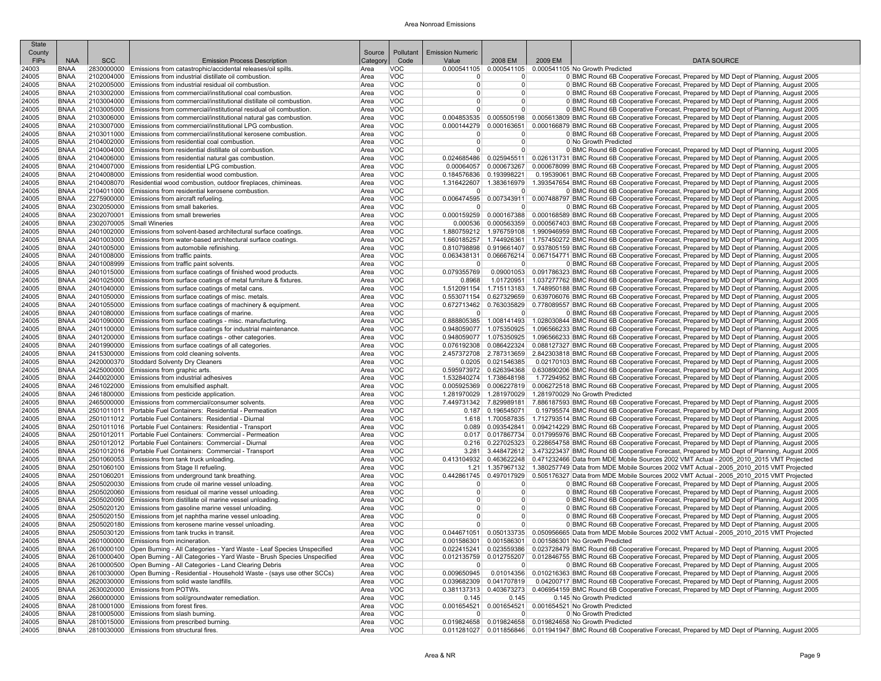| State County FIPs | NAA | SCC | Emission Process Description | Source Category | Pollutant Code | Emission Numeric Value | 2008 EM | 2009 EM | DATA SOURCE |
|---|---|---|---|---|---|---|---|---|---|
| 24003 | BNAA | 2830000000 | Emissions from catastrophic/accidental releases/oil spills. | Area | VOC | 0.000541105 | 0.000541105 | 0.000541105 | No Growth Predicted |
| 24005 | BNAA | 2102004000 | Emissions from industrial distillate oil combustion. | Area | VOC | 0 | 0 | 0 | BMC Round 6B Cooperative Forecast, Prepared by MD Dept of Planning, August 2005 |
| 24005 | BNAA | 2102005000 | Emissions from industrial residual oil combustion. | Area | VOC | 0 | 0 | 0 | BMC Round 6B Cooperative Forecast, Prepared by MD Dept of Planning, August 2005 |
| 24005 | BNAA | 2103002000 | Emissions from commercial/institutional coal combustion. | Area | VOC | 0 | 0 | 0 | BMC Round 6B Cooperative Forecast, Prepared by MD Dept of Planning, August 2005 |
| 24005 | BNAA | 2103004000 | Emissions from commercial/institutional distillate oil combustion. | Area | VOC | 0 | 0 | 0 | BMC Round 6B Cooperative Forecast, Prepared by MD Dept of Planning, August 2005 |
| 24005 | BNAA | 2103005000 | Emissions from commercial/institutional residual oil combustion. | Area | VOC | 0 | 0 | 0 | BMC Round 6B Cooperative Forecast, Prepared by MD Dept of Planning, August 2005 |
| 24005 | BNAA | 2103006000 | Emissions from commercial/institutional natural gas combustion. | Area | VOC | 0.004853535 | 0.005505198 | 0.005613809 | BMC Round 6B Cooperative Forecast, Prepared by MD Dept of Planning, August 2005 |
| 24005 | BNAA | 2103007000 | Emissions from commercial/institutional LPG combustion. | Area | VOC | 0.000144279 | 0.000163651 | 0.000166879 | BMC Round 6B Cooperative Forecast, Prepared by MD Dept of Planning, August 2005 |
| 24005 | BNAA | 2103011000 | Emissions from commercial/institutional kerosene combustion. | Area | VOC | 0 | 0 | 0 | BMC Round 6B Cooperative Forecast, Prepared by MD Dept of Planning, August 2005 |
| 24005 | BNAA | 2104002000 | Emissions from residential coal combustion. | Area | VOC | 0 | 0 | 0 | No Growth Predicted |
| 24005 | BNAA | 2104004000 | Emissions from residential distillate oil combustion. | Area | VOC | 0 | 0 | 0 | BMC Round 6B Cooperative Forecast, Prepared by MD Dept of Planning, August 2005 |
| 24005 | BNAA | 2104006000 | Emissions from residential natural gas combustion. | Area | VOC | 0.024685486 | 0.025945511 | 0.026131731 | BMC Round 6B Cooperative Forecast, Prepared by MD Dept of Planning, August 2005 |
| 24005 | BNAA | 2104007000 | Emissions from residential LPG combustion. | Area | VOC | 0.00064057 | 0.000673267 | 0.000678099 | BMC Round 6B Cooperative Forecast, Prepared by MD Dept of Planning, August 2005 |
| 24005 | BNAA | 2104008000 | Emissions from residential wood combustion. | Area | VOC | 0.184576836 | 0.193998221 | 0.19539061 | BMC Round 6B Cooperative Forecast, Prepared by MD Dept of Planning, August 2005 |
| 24005 | BNAA | 2104008070 | Residential wood combustion, outdoor fireplaces, chimineas. | Area | VOC | 1.316422607 | 1.383616979 | 1.393547654 | BMC Round 6B Cooperative Forecast, Prepared by MD Dept of Planning, August 2005 |
| 24005 | BNAA | 2104011000 | Emissions from residential kerosene combustion. | Area | VOC | 0 | 0 | 0 | BMC Round 6B Cooperative Forecast, Prepared by MD Dept of Planning, August 2005 |
| 24005 | BNAA | 2275900000 | Emissions from aircraft refueling. | Area | VOC | 0.006474595 | 0.007343911 | 0.007488797 | BMC Round 6B Cooperative Forecast, Prepared by MD Dept of Planning, August 2005 |
| 24005 | BNAA | 2302050000 | Emissions from small bakeries. | Area | VOC | 0 | 0 | 0 | BMC Round 6B Cooperative Forecast, Prepared by MD Dept of Planning, August 2005 |
| 24005 | BNAA | 2302070001 | Emissions from small breweries | Area | VOC | 0.000159259 | 0.000167388 | 0.000168589 | BMC Round 6B Cooperative Forecast, Prepared by MD Dept of Planning, August 2005 |
| 24005 | BNAA | 2302070005 | Small Wineries | Area | VOC | 0.000536 | 0.000563359 | 0.000567403 | BMC Round 6B Cooperative Forecast, Prepared by MD Dept of Planning, August 2005 |
| 24005 | BNAA | 2401002000 | Emissions from solvent-based architectural surface coatings. | Area | VOC | 1.880759212 | 1.976759108 | 1.990946959 | BMC Round 6B Cooperative Forecast, Prepared by MD Dept of Planning, August 2005 |
| 24005 | BNAA | 2401003000 | Emissions from water-based architectural surface coatings. | Area | VOC | 1.660185257 | 1.744926361 | 1.757450272 | BMC Round 6B Cooperative Forecast, Prepared by MD Dept of Planning, August 2005 |
| 24005 | BNAA | 2401005000 | Emissions from automobile refinishing. | Area | VOC | 0.810798898 | 0.919661407 | 0.937805159 | BMC Round 6B Cooperative Forecast, Prepared by MD Dept of Planning, August 2005 |
| 24005 | BNAA | 2401008000 | Emissions from traffic paints. | Area | VOC | 0.063438131 | 0.066676214 | 0.067154771 | BMC Round 6B Cooperative Forecast, Prepared by MD Dept of Planning, August 2005 |
| 24005 | BNAA | 2401008999 | Emissions from traffic paint solvents. | Area | VOC | 0 | 0 | 0 | BMC Round 6B Cooperative Forecast, Prepared by MD Dept of Planning, August 2005 |
| 24005 | BNAA | 2401015000 | Emissions from surface coatings of finished wood products. | Area | VOC | 0.079355769 | 0.09001053 | 0.091786323 | BMC Round 6B Cooperative Forecast, Prepared by MD Dept of Planning, August 2005 |
| 24005 | BNAA | 2401025000 | Emissions from surface coatings of metal furniture & fixtures. | Area | VOC | 0.8968 | 1.01720951 | 1.037277762 | BMC Round 6B Cooperative Forecast, Prepared by MD Dept of Planning, August 2005 |
| 24005 | BNAA | 2401040000 | Emissions from surface coatings of metal cans. | Area | VOC | 1.512091154 | 1.715113183 | 1.748950188 | BMC Round 6B Cooperative Forecast, Prepared by MD Dept of Planning, August 2005 |
| 24005 | BNAA | 2401050000 | Emissions from surface coatings of misc. metals. | Area | VOC | 0.553071154 | 0.627329659 | 0.639706076 | BMC Round 6B Cooperative Forecast, Prepared by MD Dept of Planning, August 2005 |
| 24005 | BNAA | 2401055000 | Emissions from surface coatings of machinery & equipment. | Area | VOC | 0.672713462 | 0.763035829 | 0.778089557 | BMC Round 6B Cooperative Forecast, Prepared by MD Dept of Planning, August 2005 |
| 24005 | BNAA | 2401080000 | Emissions from surface coatings of marine. | Area | VOC | 0 | 0 | 0 | BMC Round 6B Cooperative Forecast, Prepared by MD Dept of Planning, August 2005 |
| 24005 | BNAA | 2401090000 | Emissions from surface coatings - misc. manufacturing. | Area | VOC | 0.888805385 | 1.008141493 | 1.028030844 | BMC Round 6B Cooperative Forecast, Prepared by MD Dept of Planning, August 2005 |
| 24005 | BNAA | 2401100000 | Emissions from surface coatings for industrial maintenance. | Area | VOC | 0.948059077 | 1.075350925 | 1.096566233 | BMC Round 6B Cooperative Forecast, Prepared by MD Dept of Planning, August 2005 |
| 24005 | BNAA | 2401200000 | Emissions from surface coatings - other categories. | Area | VOC | 0.948059077 | 1.075350925 | 1.096566233 | BMC Round 6B Cooperative Forecast, Prepared by MD Dept of Planning, August 2005 |
| 24005 | BNAA | 2401990000 | Emissions from surface coatings of all categories. | Area | VOC | 0.076192308 | 0.086422324 | 0.088127327 | BMC Round 6B Cooperative Forecast, Prepared by MD Dept of Planning, August 2005 |
| 24005 | BNAA | 2415300000 | Emissions from cold cleaning solvents. | Area | VOC | 2.457372708 | 2.787313659 | 2.842303818 | BMC Round 6B Cooperative Forecast, Prepared by MD Dept of Planning, August 2005 |
| 24005 | BNAA | 2420000370 | Stoddard Solventy Dry Cleaners | Area | VOC | 0.0205 | 0.021546385 | 0.02170103 | BMC Round 6B Cooperative Forecast, Prepared by MD Dept of Planning, August 2005 |
| 24005 | BNAA | 2425000000 | Emissions from graphic arts. | Area | VOC | 0.595973972 | 0.626394368 | 0.630890206 | BMC Round 6B Cooperative Forecast, Prepared by MD Dept of Planning, August 2005 |
| 24005 | BNAA | 2440020000 | Emissions from industrial adhesives | Area | VOC | 1.532840274 | 1.738648198 | 1.77294952 | BMC Round 6B Cooperative Forecast, Prepared by MD Dept of Planning, August 2005 |
| 24005 | BNAA | 2461022000 | Emissions from emulsified asphalt. | Area | VOC | 0.005925369 | 0.006227819 | 0.006272518 | BMC Round 6B Cooperative Forecast, Prepared by MD Dept of Planning, August 2005 |
| 24005 | BNAA | 2461800000 | Emissions from pesticide application. | Area | VOC | 1.281970029 | 1.281970029 | 1.281970029 | No Growth Predicted |
| 24005 | BNAA | 2465000000 | Emissions from commercial/consumer solvents. | Area | VOC | 7.449731342 | 7.829989181 | 7.886187593 | BMC Round 6B Cooperative Forecast, Prepared by MD Dept of Planning, August 2005 |
| 24005 | BNAA | 2501011011 | Portable Fuel Containers: Residential - Permeation | Area | VOC | 0.187 | 0.196545071 | 0.19795574 | BMC Round 6B Cooperative Forecast, Prepared by MD Dept of Planning, August 2005 |
| 24005 | BNAA | 2501011012 | Portable Fuel Containers: Residential - Diurnal | Area | VOC | 1.618 | 1.700587835 | 1.712793514 | BMC Round 6B Cooperative Forecast, Prepared by MD Dept of Planning, August 2005 |
| 24005 | BNAA | 2501011016 | Portable Fuel Containers: Residential - Transport | Area | VOC | 0.089 | 0.093542841 | 0.094214229 | BMC Round 6B Cooperative Forecast, Prepared by MD Dept of Planning, August 2005 |
| 24005 | BNAA | 2501012011 | Portable Fuel Containers: Commercial - Permeation | Area | VOC | 0.017 | 0.017867734 | 0.017995976 | BMC Round 6B Cooperative Forecast, Prepared by MD Dept of Planning, August 2005 |
| 24005 | BNAA | 2501012012 | Portable Fuel Containers: Commercial - Diurnal | Area | VOC | 0.216 | 0.227025323 | 0.228654758 | BMC Round 6B Cooperative Forecast, Prepared by MD Dept of Planning, August 2005 |
| 24005 | BNAA | 2501012016 | Portable Fuel Containers: Commercial - Transport | Area | VOC | 3.281 | 3.448472612 | 3.473223437 | BMC Round 6B Cooperative Forecast, Prepared by MD Dept of Planning, August 2005 |
| 24005 | BNAA | 2501060053 | Emissions from tank truck unloading. | Area | VOC | 0.413104932 | 0.463622248 | 0.471232466 | Data from MDE Mobile Sources 2002 VMT Actual - 2005_2010_2015 VMT Projected |
| 24005 | BNAA | 2501060100 | Emissions from Stage II refueling. | Area | VOC | 1.21 | 1.357967132 | 1.380257749 | Data from MDE Mobile Sources 2002 VMT Actual - 2005_2010_2015 VMT Projected |
| 24005 | BNAA | 2501060201 | Emissions from underground tank breathing. | Area | VOC | 0.442861745 | 0.497017929 | 0.505176327 | Data from MDE Mobile Sources 2002 VMT Actual - 2005_2010_2015 VMT Projected |
| 24005 | BNAA | 2505020030 | Emissions from crude oil marine vessel unloading. | Area | VOC | 0 | 0 | 0 | BMC Round 6B Cooperative Forecast, Prepared by MD Dept of Planning, August 2005 |
| 24005 | BNAA | 2505020060 | Emissions from residual oil marine vessel unloading. | Area | VOC | 0 | 0 | 0 | BMC Round 6B Cooperative Forecast, Prepared by MD Dept of Planning, August 2005 |
| 24005 | BNAA | 2505020090 | Emissions from distillate oil marine vessel unloading. | Area | VOC | 0 | 0 | 0 | BMC Round 6B Cooperative Forecast, Prepared by MD Dept of Planning, August 2005 |
| 24005 | BNAA | 2505020120 | Emissions from gasoline marine vessel unloading. | Area | VOC | 0 | 0 | 0 | BMC Round 6B Cooperative Forecast, Prepared by MD Dept of Planning, August 2005 |
| 24005 | BNAA | 2505020150 | Emissions from jet naphtha marine vessel unloading. | Area | VOC | 0 | 0 | 0 | BMC Round 6B Cooperative Forecast, Prepared by MD Dept of Planning, August 2005 |
| 24005 | BNAA | 2505020180 | Emissions from kerosene marine vessel unloading. | Area | VOC | 0 | 0 | 0 | BMC Round 6B Cooperative Forecast, Prepared by MD Dept of Planning, August 2005 |
| 24005 | BNAA | 2505030120 | Emissions from tank trucks in transit. | Area | VOC | 0.044671051 | 0.050133735 | 0.050956665 | Data from MDE Mobile Sources 2002 VMT Actual - 2005_2010_2015 VMT Projected |
| 24005 | BNAA | 2601000000 | Emissions from incineration. | Area | VOC | 0.001586301 | 0.001586301 | 0.001586301 | No Growth Predicted |
| 24005 | BNAA | 2610000100 | Open Burning - All Categories - Yard Waste - Leaf Species Unspecified | Area | VOC | 0.022415241 | 0.023559386 | 0.023728479 | BMC Round 6B Cooperative Forecast, Prepared by MD Dept of Planning, August 2005 |
| 24005 | BNAA | 2610000400 | Open Burning - All Categories - Yard Waste - Brush Species Unspecified | Area | VOC | 0.012135759 | 0.012755207 | 0.012846755 | BMC Round 6B Cooperative Forecast, Prepared by MD Dept of Planning, August 2005 |
| 24005 | BNAA | 2610000500 | Open Burning - All Categories - Land Clearing Debris | Area | VOC | 0 | 0 | 0 | BMC Round 6B Cooperative Forecast, Prepared by MD Dept of Planning, August 2005 |
| 24005 | BNAA | 2610030000 | Open Burning - Residential - Household Waste - (says use other SCCs) | Area | VOC | 0.009650945 | 0.01014356 | 0.010216363 | BMC Round 6B Cooperative Forecast, Prepared by MD Dept of Planning, August 2005 |
| 24005 | BNAA | 2620030000 | Emissions from solid waste landfills. | Area | VOC | 0.039682309 | 0.041707819 | 0.04200717 | BMC Round 6B Cooperative Forecast, Prepared by MD Dept of Planning, August 2005 |
| 24005 | BNAA | 2630020000 | Emissions from POTWs. | Area | VOC | 0.381137313 | 0.403673273 | 0.406954159 | BMC Round 6B Cooperative Forecast, Prepared by MD Dept of Planning, August 2005 |
| 24005 | BNAA | 2660000000 | Emissions from soil/groundwater remediation. | Area | VOC | 0.145 | 0.145 | 0.145 | No Growth Predicted |
| 24005 | BNAA | 2810001000 | Emissions from forest fires. | Area | VOC | 0.001654521 | 0.001654521 | 0.001654521 | No Growth Predicted |
| 24005 | BNAA | 2810005000 | Emissions from slash burning. | Area | VOC | 0 | 0 | 0 | No Growth Predicted |
| 24005 | BNAA | 2810015000 | Emissions from prescribed burning. | Area | VOC | 0.019824658 | 0.019824658 | 0.019824658 | No Growth Predicted |
| 24005 | BNAA | 2810030000 | Emissions from structural fires. | Area | VOC | 0.011281027 | 0.011856846 | 0.011941947 | BMC Round 6B Cooperative Forecast, Prepared by MD Dept of Planning, August 2005 |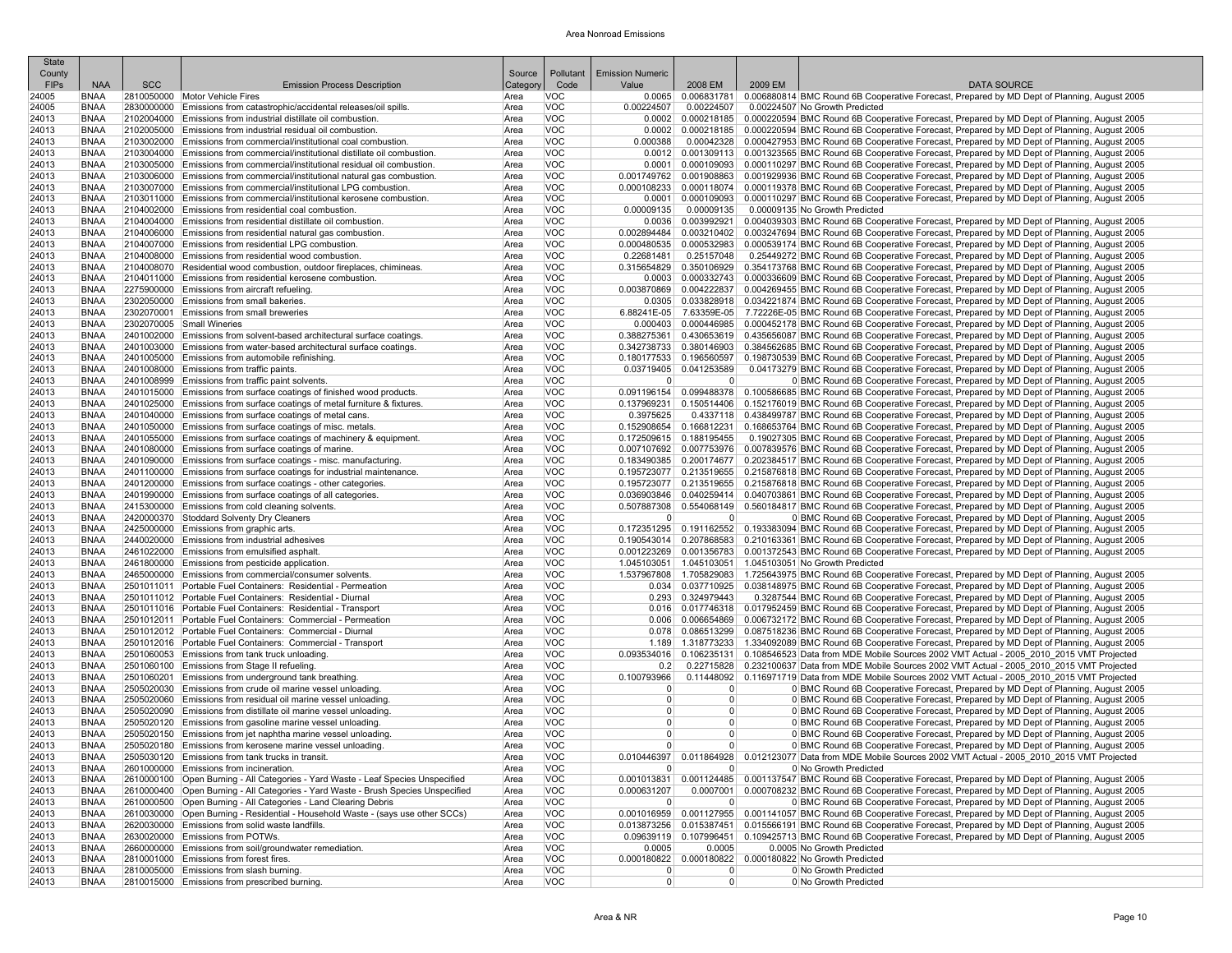# Area Nonroad Emissions

| State County FIPs | NAA | SCC | Emission Process Description | Source Category | Pollutant Code | Emission Numeric Value | 2008 EM | 2009 EM | DATA SOURCE |
|---|---|---|---|---|---|---|---|---|---|
| 24005 | BNAA | 2810050000 | Motor Vehicle Fires | Area | VOC | 0.0065 | 0.006831781 | 0.006880814 | BMC Round 6B Cooperative Forecast, Prepared by MD Dept of Planning, August 2005 |
| 24005 | BNAA | 2830000000 | Emissions from catastrophic/accidental releases/oil spills. | Area | VOC | 0.00224507 | 0.00224507 | 0.00224507 | No Growth Predicted |
| 24013 | BNAA | 2102004000 | Emissions from industrial distillate oil combustion. | Area | VOC | 0.0002 | 0.000218185 | 0.000220594 | BMC Round 6B Cooperative Forecast, Prepared by MD Dept of Planning, August 2005 |
| 24013 | BNAA | 2102005000 | Emissions from industrial residual oil combustion. | Area | VOC | 0.0002 | 0.000218185 | 0.000220594 | BMC Round 6B Cooperative Forecast, Prepared by MD Dept of Planning, August 2005 |
| 24013 | BNAA | 2103002000 | Emissions from commercial/institutional coal combustion. | Area | VOC | 0.000388 | 0.00042328 | 0.000427953 | BMC Round 6B Cooperative Forecast, Prepared by MD Dept of Planning, August 2005 |
| 24013 | BNAA | 2103004000 | Emissions from commercial/institutional distillate oil combustion. | Area | VOC | 0.0012 | 0.001309113 | 0.001323565 | BMC Round 6B Cooperative Forecast, Prepared by MD Dept of Planning, August 2005 |
| 24013 | BNAA | 2103005000 | Emissions from commercial/institutional residual oil combustion. | Area | VOC | 0.0001 | 0.000109093 | 0.000110297 | BMC Round 6B Cooperative Forecast, Prepared by MD Dept of Planning, August 2005 |
| 24013 | BNAA | 2103006000 | Emissions from commercial/institutional natural gas combustion. | Area | VOC | 0.001749762 | 0.001908863 | 0.001929936 | BMC Round 6B Cooperative Forecast, Prepared by MD Dept of Planning, August 2005 |
| 24013 | BNAA | 2103007000 | Emissions from commercial/institutional LPG combustion. | Area | VOC | 0.000108233 | 0.000118074 | 0.000119378 | BMC Round 6B Cooperative Forecast, Prepared by MD Dept of Planning, August 2005 |
| 24013 | BNAA | 2103011000 | Emissions from commercial/institutional kerosene combustion. | Area | VOC | 0.0001 | 0.000109093 | 0.000110297 | BMC Round 6B Cooperative Forecast, Prepared by MD Dept of Planning, August 2005 |
| 24013 | BNAA | 2104002000 | Emissions from residential coal combustion. | Area | VOC | 0.00009135 | 0.00009135 | 0.00009135 | No Growth Predicted |
| 24013 | BNAA | 2104004000 | Emissions from residential distillate oil combustion. | Area | VOC | 0.0036 | 0.003992921 | 0.004039303 | BMC Round 6B Cooperative Forecast, Prepared by MD Dept of Planning, August 2005 |
| 24013 | BNAA | 2104006000 | Emissions from residential natural gas combustion. | Area | VOC | 0.002894484 | 0.003210402 | 0.003247694 | BMC Round 6B Cooperative Forecast, Prepared by MD Dept of Planning, August 2005 |
| 24013 | BNAA | 2104007000 | Emissions from residential LPG combustion. | Area | VOC | 0.000480535 | 0.000532983 | 0.000539174 | BMC Round 6B Cooperative Forecast, Prepared by MD Dept of Planning, August 2005 |
| 24013 | BNAA | 2104008000 | Emissions from residential wood combustion. | Area | VOC | 0.22681481 | 0.25157048 | 0.25449272 | BMC Round 6B Cooperative Forecast, Prepared by MD Dept of Planning, August 2005 |
| 24013 | BNAA | 2104008070 | Residential wood combustion, outdoor fireplaces, chimineas. | Area | VOC | 0.315654829 | 0.350106929 | 0.354173768 | BMC Round 6B Cooperative Forecast, Prepared by MD Dept of Planning, August 2005 |
| 24013 | BNAA | 2104011000 | Emissions from residential kerosene combustion. | Area | VOC | 0.0003 | 0.000332743 | 0.000336609 | BMC Round 6B Cooperative Forecast, Prepared by MD Dept of Planning, August 2005 |
| 24013 | BNAA | 2275900000 | Emissions from aircraft refueling. | Area | VOC | 0.003870869 | 0.004222837 | 0.004269455 | BMC Round 6B Cooperative Forecast, Prepared by MD Dept of Planning, August 2005 |
| 24013 | BNAA | 2302050000 | Emissions from small bakeries. | Area | VOC | 0.0305 | 0.033828918 | 0.034221874 | BMC Round 6B Cooperative Forecast, Prepared by MD Dept of Planning, August 2005 |
| 24013 | BNAA | 2302070001 | Emissions from small breweries | Area | VOC | 6.88241E-05 | 7.63359E-05 | 7.72226E-05 | BMC Round 6B Cooperative Forecast, Prepared by MD Dept of Planning, August 2005 |
| 24013 | BNAA | 2302070005 | Small Wineries | Area | VOC | 0.000403 | 0.000446985 | 0.000452178 | BMC Round 6B Cooperative Forecast, Prepared by MD Dept of Planning, August 2005 |
| 24013 | BNAA | 2401002000 | Emissions from solvent-based architectural surface coatings. | Area | VOC | 0.388275361 | 0.430653619 | 0.435656087 | BMC Round 6B Cooperative Forecast, Prepared by MD Dept of Planning, August 2005 |
| 24013 | BNAA | 2401003000 | Emissions from water-based architectural surface coatings. | Area | VOC | 0.342738733 | 0.380146903 | 0.384562685 | BMC Round 6B Cooperative Forecast, Prepared by MD Dept of Planning, August 2005 |
| 24013 | BNAA | 2401005000 | Emissions from automobile refinishing. | Area | VOC | 0.180177533 | 0.196560597 | 0.198730539 | BMC Round 6B Cooperative Forecast, Prepared by MD Dept of Planning, August 2005 |
| 24013 | BNAA | 2401008000 | Emissions from traffic paints. | Area | VOC | 0.03719405 | 0.041253589 | 0.04173279 | BMC Round 6B Cooperative Forecast, Prepared by MD Dept of Planning, August 2005 |
| 24013 | BNAA | 2401008999 | Emissions from traffic paint solvents. | Area | VOC | 0 | 0 | 0 | BMC Round 6B Cooperative Forecast, Prepared by MD Dept of Planning, August 2005 |
| 24013 | BNAA | 2401015000 | Emissions from surface coatings of finished wood products. | Area | VOC | 0.091196154 | 0.099488378 | 0.100586685 | BMC Round 6B Cooperative Forecast, Prepared by MD Dept of Planning, August 2005 |
| 24013 | BNAA | 2401025000 | Emissions from surface coatings of metal furniture & fixtures. | Area | VOC | 0.137969231 | 0.150514406 | 0.152176019 | BMC Round 6B Cooperative Forecast, Prepared by MD Dept of Planning, August 2005 |
| 24013 | BNAA | 2401040000 | Emissions from surface coatings of metal cans. | Area | VOC | 0.3975625 | 0.4337118 | 0.438499787 | BMC Round 6B Cooperative Forecast, Prepared by MD Dept of Planning, August 2005 |
| 24013 | BNAA | 2401050000 | Emissions from surface coatings of misc. metals. | Area | VOC | 0.152908654 | 0.166812231 | 0.168653764 | BMC Round 6B Cooperative Forecast, Prepared by MD Dept of Planning, August 2005 |
| 24013 | BNAA | 2401055000 | Emissions from surface coatings of machinery & equipment. | Area | VOC | 0.172509615 | 0.188195455 | 0.19027305 | BMC Round 6B Cooperative Forecast, Prepared by MD Dept of Planning, August 2005 |
| 24013 | BNAA | 2401080000 | Emissions from surface coatings of marine. | Area | VOC | 0.007107692 | 0.007753976 | 0.007839576 | BMC Round 6B Cooperative Forecast, Prepared by MD Dept of Planning, August 2005 |
| 24013 | BNAA | 2401090000 | Emissions from surface coatings - misc. manufacturing. | Area | VOC | 0.183490385 | 0.200174677 | 0.202384517 | BMC Round 6B Cooperative Forecast, Prepared by MD Dept of Planning, August 2005 |
| 24013 | BNAA | 2401100000 | Emissions from surface coatings for industrial maintenance. | Area | VOC | 0.195723077 | 0.213519655 | 0.215876818 | BMC Round 6B Cooperative Forecast, Prepared by MD Dept of Planning, August 2005 |
| 24013 | BNAA | 2401200000 | Emissions from surface coatings - other categories. | Area | VOC | 0.195723077 | 0.213519655 | 0.215876818 | BMC Round 6B Cooperative Forecast, Prepared by MD Dept of Planning, August 2005 |
| 24013 | BNAA | 2401990000 | Emissions from surface coatings of all categories. | Area | VOC | 0.036903846 | 0.040259414 | 0.040703861 | BMC Round 6B Cooperative Forecast, Prepared by MD Dept of Planning, August 2005 |
| 24013 | BNAA | 2415300000 | Emissions from cold cleaning solvents. | Area | VOC | 0.507887308 | 0.554068149 | 0.560184817 | BMC Round 6B Cooperative Forecast, Prepared by MD Dept of Planning, August 2005 |
| 24013 | BNAA | 2420000370 | Stoddard Solventy Dry Cleaners | Area | VOC | 0 | 0 | 0 | BMC Round 6B Cooperative Forecast, Prepared by MD Dept of Planning, August 2005 |
| 24013 | BNAA | 2425000000 | Emissions from graphic arts. | Area | VOC | 0.172351295 | 0.191162552 | 0.193383094 | BMC Round 6B Cooperative Forecast, Prepared by MD Dept of Planning, August 2005 |
| 24013 | BNAA | 2440020000 | Emissions from industrial adhesives | Area | VOC | 0.190543014 | 0.207868583 | 0.210163361 | BMC Round 6B Cooperative Forecast, Prepared by MD Dept of Planning, August 2005 |
| 24013 | BNAA | 2461022000 | Emissions from emulsified asphalt. | Area | VOC | 0.001223269 | 0.001356783 | 0.001372543 | BMC Round 6B Cooperative Forecast, Prepared by MD Dept of Planning, August 2005 |
| 24013 | BNAA | 2461800000 | Emissions from pesticide application. | Area | VOC | 1.045103051 | 1.045103051 | 1.045103051 | No Growth Predicted |
| 24013 | BNAA | 2465000000 | Emissions from commercial/consumer solvents. | Area | VOC | 1.537967808 | 1.705829083 | 1.725643975 | BMC Round 6B Cooperative Forecast, Prepared by MD Dept of Planning, August 2005 |
| 24013 | BNAA | 2501011011 | Portable Fuel Containers: Residential - Permeation | Area | VOC | 0.034 | 0.037710925 | 0.038148975 | BMC Round 6B Cooperative Forecast, Prepared by MD Dept of Planning, August 2005 |
| 24013 | BNAA | 2501011012 | Portable Fuel Containers: Residential - Diurnal | Area | VOC | 0.293 | 0.324979443 | 0.3287544 | BMC Round 6B Cooperative Forecast, Prepared by MD Dept of Planning, August 2005 |
| 24013 | BNAA | 2501011016 | Portable Fuel Containers: Residential - Transport | Area | VOC | 0.016 | 0.017746318 | 0.017952459 | BMC Round 6B Cooperative Forecast, Prepared by MD Dept of Planning, August 2005 |
| 24013 | BNAA | 2501012011 | Portable Fuel Containers: Commercial - Permeation | Area | VOC | 0.006 | 0.006654869 | 0.006732172 | BMC Round 6B Cooperative Forecast, Prepared by MD Dept of Planning, August 2005 |
| 24013 | BNAA | 2501012012 | Portable Fuel Containers: Commercial - Diurnal | Area | VOC | 0.078 | 0.086513299 | 0.087518236 | BMC Round 6B Cooperative Forecast, Prepared by MD Dept of Planning, August 2005 |
| 24013 | BNAA | 2501012016 | Portable Fuel Containers: Commercial - Transport | Area | VOC | 1.189 | 1.318773233 | 1.334092089 | BMC Round 6B Cooperative Forecast, Prepared by MD Dept of Planning, August 2005 |
| 24013 | BNAA | 2501060053 | Emissions from tank truck unloading. | Area | VOC | 0.093534016 | 0.106235131 | 0.108546523 | Data from MDE Mobile Sources 2002 VMT Actual - 2005_2010_2015 VMT Projected |
| 24013 | BNAA | 2501060100 | Emissions from Stage II refueling. | Area | VOC | 0.2 | 0.22715828 | 0.232100637 | Data from MDE Mobile Sources 2002 VMT Actual - 2005_2010_2015 VMT Projected |
| 24013 | BNAA | 2501060201 | Emissions from underground tank breathing. | Area | VOC | 0.100793966 | 0.11448092 | 0.116971719 | Data from MDE Mobile Sources 2002 VMT Actual - 2005_2010_2015 VMT Projected |
| 24013 | BNAA | 2505020030 | Emissions from crude oil marine vessel unloading. | Area | VOC | 0 | 0 | 0 | BMC Round 6B Cooperative Forecast, Prepared by MD Dept of Planning, August 2005 |
| 24013 | BNAA | 2505020060 | Emissions from residual oil marine vessel unloading. | Area | VOC | 0 | 0 | 0 | BMC Round 6B Cooperative Forecast, Prepared by MD Dept of Planning, August 2005 |
| 24013 | BNAA | 2505020090 | Emissions from distillate oil marine vessel unloading. | Area | VOC | 0 | 0 | 0 | BMC Round 6B Cooperative Forecast, Prepared by MD Dept of Planning, August 2005 |
| 24013 | BNAA | 2505020120 | Emissions from gasoline marine vessel unloading. | Area | VOC | 0 | 0 | 0 | BMC Round 6B Cooperative Forecast, Prepared by MD Dept of Planning, August 2005 |
| 24013 | BNAA | 2505020150 | Emissions from jet naphtha marine vessel unloading. | Area | VOC | 0 | 0 | 0 | BMC Round 6B Cooperative Forecast, Prepared by MD Dept of Planning, August 2005 |
| 24013 | BNAA | 2505020180 | Emissions from kerosene marine vessel unloading. | Area | VOC | 0 | 0 | 0 | BMC Round 6B Cooperative Forecast, Prepared by MD Dept of Planning, August 2005 |
| 24013 | BNAA | 2505030120 | Emissions from tank trucks in transit. | Area | VOC | 0.010446397 | 0.011864928 | 0.012123077 | Data from MDE Mobile Sources 2002 VMT Actual - 2005_2010_2015 VMT Projected |
| 24013 | BNAA | 2601000000 | Emissions from incineration. | Area | VOC | 0 | 0 | 0 | No Growth Predicted |
| 24013 | BNAA | 2610000100 | Open Burning - All Categories - Yard Waste - Leaf Species Unspecified | Area | VOC | 0.001013831 | 0.001124485 | 0.001137547 | BMC Round 6B Cooperative Forecast, Prepared by MD Dept of Planning, August 2005 |
| 24013 | BNAA | 2610000400 | Open Burning - All Categories - Yard Waste - Brush Species Unspecified | Area | VOC | 0.000631207 | 0.0007001 | 0.000708232 | BMC Round 6B Cooperative Forecast, Prepared by MD Dept of Planning, August 2005 |
| 24013 | BNAA | 2610000500 | Open Burning - All Categories - Land Clearing Debris | Area | VOC | 0 | 0 | 0 | BMC Round 6B Cooperative Forecast, Prepared by MD Dept of Planning, August 2005 |
| 24013 | BNAA | 2610030000 | Open Burning - Residential - Household Waste - (says use other SCCs) | Area | VOC | 0.001016959 | 0.001127955 | 0.001141057 | BMC Round 6B Cooperative Forecast, Prepared by MD Dept of Planning, August 2005 |
| 24013 | BNAA | 2620030000 | Emissions from solid waste landfills. | Area | VOC | 0.013873256 | 0.015387451 | 0.015566191 | BMC Round 6B Cooperative Forecast, Prepared by MD Dept of Planning, August 2005 |
| 24013 | BNAA | 2630020000 | Emissions from POTWs. | Area | VOC | 0.09639119 | 0.107996451 | 0.109425713 | BMC Round 6B Cooperative Forecast, Prepared by MD Dept of Planning, August 2005 |
| 24013 | BNAA | 2660000000 | Emissions from soil/groundwater remediation. | Area | VOC | 0.0005 | 0.0005 | 0.0005 | No Growth Predicted |
| 24013 | BNAA | 2810001000 | Emissions from forest fires. | Area | VOC | 0.000180822 | 0.000180822 | 0.000180822 | No Growth Predicted |
| 24013 | BNAA | 2810005000 | Emissions from slash burning. | Area | VOC | 0 | 0 | 0 | No Growth Predicted |
| 24013 | BNAA | 2810015000 | Emissions from prescribed burning. | Area | VOC | 0 | 0 | 0 | No Growth Predicted |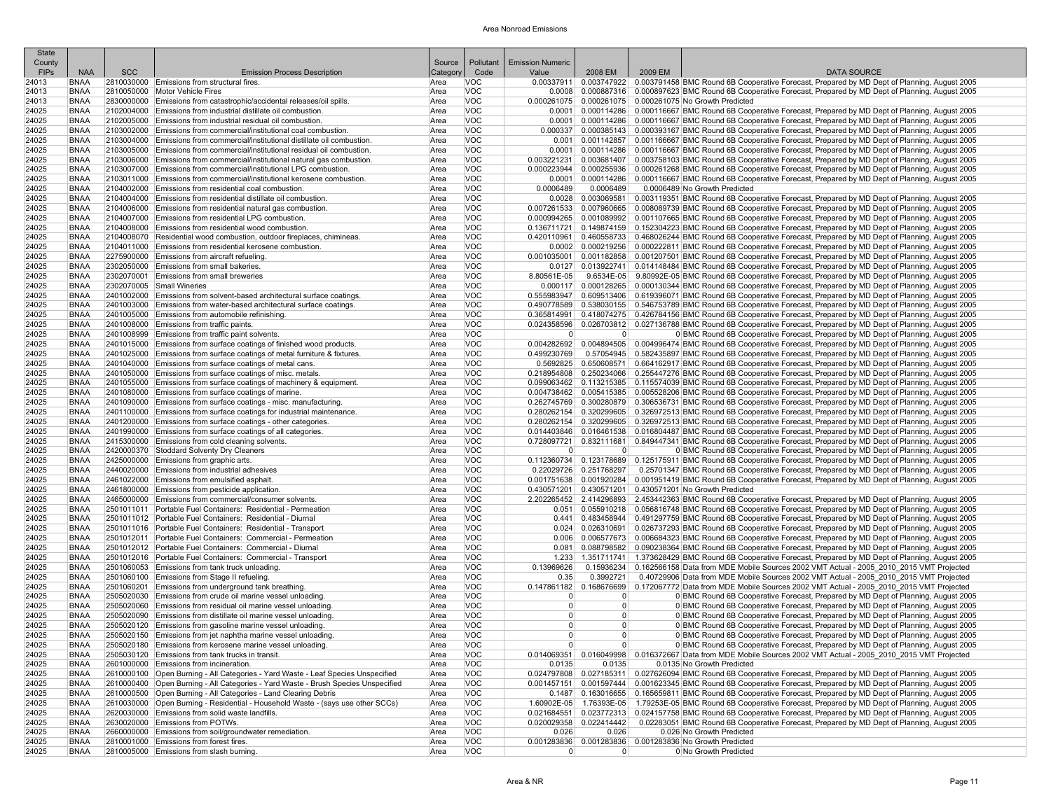# Area Nonroad Emissions

| State County FIPs | NAA | SCC | Emission Process Description | Source Category | Pollutant Code | Emission Numeric Value | 2008 EM | 2009 EM | DATA SOURCE |
|---|---|---|---|---|---|---|---|---|---|
| 24013 | BNAA | 2810030000 | Emissions from structural fires. | Area | VOC | 0.00337911 | 0.003747922 | 0.003791458 | BMC Round 6B Cooperative Forecast, Prepared by MD Dept of Planning, August 2005 |
| 24013 | BNAA | 2810050000 | Motor Vehicle Fires | Area | VOC | 0.0008 | 0.000887316 | 0.000897623 | BMC Round 6B Cooperative Forecast, Prepared by MD Dept of Planning, August 2005 |
| 24013 | BNAA | 2830000000 | Emissions from catastrophic/accidental releases/oil spills. | Area | VOC | 0.000261075 | 0.000261075 | 0.000261075 | No Growth Predicted |
| 24025 | BNAA | 2102004000 | Emissions from industrial distillate oil combustion. | Area | VOC | 0.0001 | 0.000114286 | 0.000116667 | BMC Round 6B Cooperative Forecast, Prepared by MD Dept of Planning, August 2005 |
| 24025 | BNAA | 2102005000 | Emissions from industrial residual oil combustion. | Area | VOC | 0.0001 | 0.000114286 | 0.000116667 | BMC Round 6B Cooperative Forecast, Prepared by MD Dept of Planning, August 2005 |
| 24025 | BNAA | 2103002000 | Emissions from commercial/institutional coal combustion. | Area | VOC | 0.000337 | 0.000385143 | 0.000393167 | BMC Round 6B Cooperative Forecast, Prepared by MD Dept of Planning, August 2005 |
| 24025 | BNAA | 2103004000 | Emissions from commercial/institutional distillate oil combustion. | Area | VOC | 0.001 | 0.001142857 | 0.001166667 | BMC Round 6B Cooperative Forecast, Prepared by MD Dept of Planning, August 2005 |
| 24025 | BNAA | 2103005000 | Emissions from commercial/institutional residual oil combustion. | Area | VOC | 0.0001 | 0.000114286 | 0.000116667 | BMC Round 6B Cooperative Forecast, Prepared by MD Dept of Planning, August 2005 |
| 24025 | BNAA | 2103006000 | Emissions from commercial/institutional natural gas combustion. | Area | VOC | 0.003221231 | 0.003681407 | 0.003758103 | BMC Round 6B Cooperative Forecast, Prepared by MD Dept of Planning, August 2005 |
| 24025 | BNAA | 2103007000 | Emissions from commercial/institutional LPG combustion. | Area | VOC | 0.000223944 | 0.000255936 | 0.000261268 | BMC Round 6B Cooperative Forecast, Prepared by MD Dept of Planning, August 2005 |
| 24025 | BNAA | 2103011000 | Emissions from commercial/institutional kerosene combustion. | Area | VOC | 0.0001 | 0.000114286 | 0.000116667 | BMC Round 6B Cooperative Forecast, Prepared by MD Dept of Planning, August 2005 |
| 24025 | BNAA | 2104002000 | Emissions from residential coal combustion. | Area | VOC | 0.0006489 | 0.0006489 | 0.0006489 | No Growth Predicted |
| 24025 | BNAA | 2104004000 | Emissions from residential distillate oil combustion. | Area | VOC | 0.0028 | 0.003069581 | 0.003119351 | BMC Round 6B Cooperative Forecast, Prepared by MD Dept of Planning, August 2005 |
| 24025 | BNAA | 2104006000 | Emissions from residential natural gas combustion. | Area | VOC | 0.007261533 | 0.007960665 | 0.008089739 | BMC Round 6B Cooperative Forecast, Prepared by MD Dept of Planning, August 2005 |
| 24025 | BNAA | 2104007000 | Emissions from residential LPG combustion. | Area | VOC | 0.000994265 | 0.001089992 | 0.001107665 | BMC Round 6B Cooperative Forecast, Prepared by MD Dept of Planning, August 2005 |
| 24025 | BNAA | 2104008000 | Emissions from residential wood combustion. | Area | VOC | 0.136711721 | 0.149874159 | 0.152304223 | BMC Round 6B Cooperative Forecast, Prepared by MD Dept of Planning, August 2005 |
| 24025 | BNAA | 2104008070 | Residential wood combustion, outdoor fireplaces, chimineas. | Area | VOC | 0.420110961 | 0.460558733 | 0.468026244 | BMC Round 6B Cooperative Forecast, Prepared by MD Dept of Planning, August 2005 |
| 24025 | BNAA | 2104011000 | Emissions from residential kerosene combustion. | Area | VOC | 0.0002 | 0.000219256 | 0.000222811 | BMC Round 6B Cooperative Forecast, Prepared by MD Dept of Planning, August 2005 |
| 24025 | BNAA | 2275900000 | Emissions from aircraft refueling. | Area | VOC | 0.001035001 | 0.001182858 | 0.001207501 | BMC Round 6B Cooperative Forecast, Prepared by MD Dept of Planning, August 2005 |
| 24025 | BNAA | 2302050000 | Emissions from small bakeries. | Area | VOC | 0.0127 | 0.013922741 | 0.014148484 | BMC Round 6B Cooperative Forecast, Prepared by MD Dept of Planning, August 2005 |
| 24025 | BNAA | 2302070001 | Emissions from small breweries | Area | VOC | 8.8561E-05 | 9.6534E-05 | 9.80992E-05 | BMC Round 6B Cooperative Forecast, Prepared by MD Dept of Planning, August 2005 |
| 24025 | BNAA | 2302070005 | Small Wineries | Area | VOC | 0.000117 | 0.000128265 | 0.000130344 | BMC Round 6B Cooperative Forecast, Prepared by MD Dept of Planning, August 2005 |
| 24025 | BNAA | 2401002000 | Emissions from solvent-based architectural surface coatings. | Area | VOC | 0.555983947 | 0.609513406 | 0.619396071 | BMC Round 6B Cooperative Forecast, Prepared by MD Dept of Planning, August 2005 |
| 24025 | BNAA | 2401003000 | Emissions from water-based architectural surface coatings. | Area | VOC | 0.490778589 | 0.538030155 | 0.546753789 | BMC Round 6B Cooperative Forecast, Prepared by MD Dept of Planning, August 2005 |
| 24025 | BNAA | 2401005000 | Emissions from automobile refinishing. | Area | VOC | 0.365814991 | 0.418074275 | 0.426784156 | BMC Round 6B Cooperative Forecast, Prepared by MD Dept of Planning, August 2005 |
| 24025 | BNAA | 2401008000 | Emissions from traffic paints. | Area | VOC | 0.024358596 | 0.026703812 | 0.027136788 | BMC Round 6B Cooperative Forecast, Prepared by MD Dept of Planning, August 2005 |
| 24025 | BNAA | 2401008999 | Emissions from traffic paint solvents. | Area | VOC | 0 | 0 | 0 | BMC Round 6B Cooperative Forecast, Prepared by MD Dept of Planning, August 2005 |
| 24025 | BNAA | 2401015000 | Emissions from surface coatings of finished wood products. | Area | VOC | 0.004282692 | 0.004894505 | 0.004996474 | BMC Round 6B Cooperative Forecast, Prepared by MD Dept of Planning, August 2005 |
| 24025 | BNAA | 2401025000 | Emissions from surface coatings of metal furniture & fixtures. | Area | VOC | 0.499230769 | 0.57054945 | 0.582435897 | BMC Round 6B Cooperative Forecast, Prepared by MD Dept of Planning, August 2005 |
| 24025 | BNAA | 2401040000 | Emissions from surface coatings of metal cans. | Area | VOC | 0.5692825 | 0.650608571 | 0.664162917 | BMC Round 6B Cooperative Forecast, Prepared by MD Dept of Planning, August 2005 |
| 24025 | BNAA | 2401050000 | Emissions from surface coatings of misc. metals. | Area | VOC | 0.218954808 | 0.250234066 | 0.255447276 | BMC Round 6B Cooperative Forecast, Prepared by MD Dept of Planning, August 2005 |
| 24025 | BNAA | 2401055000 | Emissions from surface coatings of machinery & equipment. | Area | VOC | 0.099063462 | 0.113215385 | 0.115574039 | BMC Round 6B Cooperative Forecast, Prepared by MD Dept of Planning, August 2005 |
| 24025 | BNAA | 2401080000 | Emissions from surface coatings of marine. | Area | VOC | 0.004738462 | 0.005415385 | 0.005528206 | BMC Round 6B Cooperative Forecast, Prepared by MD Dept of Planning, August 2005 |
| 24025 | BNAA | 2401090000 | Emissions from surface coatings - misc. manufacturing. | Area | VOC | 0.262745769 | 0.300280879 | 0.306536731 | BMC Round 6B Cooperative Forecast, Prepared by MD Dept of Planning, August 2005 |
| 24025 | BNAA | 2401100000 | Emissions from surface coatings for industrial maintenance. | Area | VOC | 0.280262154 | 0.320299605 | 0.326972513 | BMC Round 6B Cooperative Forecast, Prepared by MD Dept of Planning, August 2005 |
| 24025 | BNAA | 2401200000 | Emissions from surface coatings - other categories. | Area | VOC | 0.280262154 | 0.320299605 | 0.326972513 | BMC Round 6B Cooperative Forecast, Prepared by MD Dept of Planning, August 2005 |
| 24025 | BNAA | 2401990000 | Emissions from surface coatings of all categories. | Area | VOC | 0.014403846 | 0.016461538 | 0.016804487 | BMC Round 6B Cooperative Forecast, Prepared by MD Dept of Planning, August 2005 |
| 24025 | BNAA | 2415300000 | Emissions from cold cleaning solvents. | Area | VOC | 0.728097721 | 0.832111681 | 0.849447341 | BMC Round 6B Cooperative Forecast, Prepared by MD Dept of Planning, August 2005 |
| 24025 | BNAA | 2420000370 | Stoddard Solventy Dry Cleaners | Area | VOC | 0 | 0 | 0 | BMC Round 6B Cooperative Forecast, Prepared by MD Dept of Planning, August 2005 |
| 24025 | BNAA | 2425000000 | Emissions from graphic arts. | Area | VOC | 0.112360734 | 0.123178689 | 0.125175911 | BMC Round 6B Cooperative Forecast, Prepared by MD Dept of Planning, August 2005 |
| 24025 | BNAA | 2440020000 | Emissions from industrial adhesives | Area | VOC | 0.22029726 | 0.251768297 | 0.25701347 | BMC Round 6B Cooperative Forecast, Prepared by MD Dept of Planning, August 2005 |
| 24025 | BNAA | 2461022000 | Emissions from emulsified asphalt. | Area | VOC | 0.001751638 | 0.001920284 | 0.001951419 | BMC Round 6B Cooperative Forecast, Prepared by MD Dept of Planning, August 2005 |
| 24025 | BNAA | 2461800000 | Emissions from pesticide application. | Area | VOC | 0.430571201 | 0.430571201 | 0.430571201 | No Growth Predicted |
| 24025 | BNAA | 2465000000 | Emissions from commercial/consumer solvents. | Area | VOC | 2.202265452 | 2.414296893 | 2.453442363 | BMC Round 6B Cooperative Forecast, Prepared by MD Dept of Planning, August 2005 |
| 24025 | BNAA | 2501011011 | Portable Fuel Containers: Residential - Permeation | Area | VOC | 0.051 | 0.055910218 | 0.056816748 | BMC Round 6B Cooperative Forecast, Prepared by MD Dept of Planning, August 2005 |
| 24025 | BNAA | 2501011012 | Portable Fuel Containers: Residential - Diurnal | Area | VOC | 0.441 | 0.483458944 | 0.491297759 | BMC Round 6B Cooperative Forecast, Prepared by MD Dept of Planning, August 2005 |
| 24025 | BNAA | 2501011016 | Portable Fuel Containers: Residential - Transport | Area | VOC | 0.024 | 0.026310691 | 0.026737293 | BMC Round 6B Cooperative Forecast, Prepared by MD Dept of Planning, August 2005 |
| 24025 | BNAA | 2501012011 | Portable Fuel Containers: Commercial - Permeation | Area | VOC | 0.006 | 0.006577673 | 0.006684323 | BMC Round 6B Cooperative Forecast, Prepared by MD Dept of Planning, August 2005 |
| 24025 | BNAA | 2501012012 | Portable Fuel Containers: Commercial - Diurnal | Area | VOC | 0.081 | 0.088798582 | 0.090238364 | BMC Round 6B Cooperative Forecast, Prepared by MD Dept of Planning, August 2005 |
| 24025 | BNAA | 2501012016 | Portable Fuel Containers: Commercial - Transport | Area | VOC | 1.233 | 1.351711741 | 1.373628429 | BMC Round 6B Cooperative Forecast, Prepared by MD Dept of Planning, August 2005 |
| 24025 | BNAA | 2501060053 | Emissions from tank truck unloading. | Area | VOC | 0.13969626 | 0.15936234 | 0.162566158 | Data from MDE Mobile Sources 2002 VMT Actual - 2005_2010_2015 VMT Projected |
| 24025 | BNAA | 2501060100 | Emissions from Stage II refueling. | Area | VOC | 0.35 | 0.3992721 | 0.40729906 | Data from MDE Mobile Sources 2002 VMT Actual - 2005_2010_2015 VMT Projected |
| 24025 | BNAA | 2501060201 | Emissions from underground tank breathing. | Area | VOC | 0.147861182 | 0.168676699 | 0.172067772 | Data from MDE Mobile Sources 2002 VMT Actual - 2005_2010_2015 VMT Projected |
| 24025 | BNAA | 2505020030 | Emissions from crude oil marine vessel unloading. | Area | VOC | 0 | 0 | 0 | BMC Round 6B Cooperative Forecast, Prepared by MD Dept of Planning, August 2005 |
| 24025 | BNAA | 2505020060 | Emissions from residual oil marine vessel unloading. | Area | VOC | 0 | 0 | 0 | BMC Round 6B Cooperative Forecast, Prepared by MD Dept of Planning, August 2005 |
| 24025 | BNAA | 2505020090 | Emissions from distillate oil marine vessel unloading. | Area | VOC | 0 | 0 | 0 | BMC Round 6B Cooperative Forecast, Prepared by MD Dept of Planning, August 2005 |
| 24025 | BNAA | 2505020120 | Emissions from gasoline marine vessel unloading. | Area | VOC | 0 | 0 | 0 | BMC Round 6B Cooperative Forecast, Prepared by MD Dept of Planning, August 2005 |
| 24025 | BNAA | 2505020150 | Emissions from jet naphtha marine vessel unloading. | Area | VOC | 0 | 0 | 0 | BMC Round 6B Cooperative Forecast, Prepared by MD Dept of Planning, August 2005 |
| 24025 | BNAA | 2505020180 | Emissions from kerosene marine vessel unloading. | Area | VOC | 0 | 0 | 0 | BMC Round 6B Cooperative Forecast, Prepared by MD Dept of Planning, August 2005 |
| 24025 | BNAA | 2505030120 | Emissions from tank trucks in transit. | Area | VOC | 0.014069351 | 0.016049998 | 0.016372667 | Data from MDE Mobile Sources 2002 VMT Actual - 2005_2010_2015 VMT Projected |
| 24025 | BNAA | 2601000000 | Emissions from incineration. | Area | VOC | 0.0135 | 0.0135 | 0.0135 | No Growth Predicted |
| 24025 | BNAA | 2610000100 | Open Burning - All Categories - Yard Waste - Leaf Species Unspecified | Area | VOC | 0.024797808 | 0.027185311 | 0.027626094 | BMC Round 6B Cooperative Forecast, Prepared by MD Dept of Planning, August 2005 |
| 24025 | BNAA | 2610000400 | Open Burning - All Categories - Yard Waste - Brush Species Unspecified | Area | VOC | 0.001457151 | 0.001597444 | 0.001623345 | BMC Round 6B Cooperative Forecast, Prepared by MD Dept of Planning, August 2005 |
| 24025 | BNAA | 2610000500 | Open Burning - All Categories - Land Clearing Debris | Area | VOC | 0.1487 | 0.163016655 | 0.165659811 | BMC Round 6B Cooperative Forecast, Prepared by MD Dept of Planning, August 2005 |
| 24025 | BNAA | 2610030000 | Open Burning - Residential - Household Waste - (says use other SCCs) | Area | VOC | 1.60902E-05 | 1.76393E-05 | 1.79253E-05 | BMC Round 6B Cooperative Forecast, Prepared by MD Dept of Planning, August 2005 |
| 24025 | BNAA | 2620030000 | Emissions from solid waste landfills. | Area | VOC | 0.021684551 | 0.023772313 | 0.024157758 | BMC Round 6B Cooperative Forecast, Prepared by MD Dept of Planning, August 2005 |
| 24025 | BNAA | 2630020000 | Emissions from POTWs. | Area | VOC | 0.020029358 | 0.022414442 | 0.02283051 | BMC Round 6B Cooperative Forecast, Prepared by MD Dept of Planning, August 2005 |
| 24025 | BNAA | 2660000000 | Emissions from soil/groundwater remediation. | Area | VOC | 0.026 | 0.026 | 0.026 | No Growth Predicted |
| 24025 | BNAA | 2810001000 | Emissions from forest fires. | Area | VOC | 0.001283836 | 0.001283836 | 0.001283836 | No Growth Predicted |
| 24025 | BNAA | 2810005000 | Emissions from slash burning. | Area | VOC | 0 | 0 | 0 | No Growth Predicted |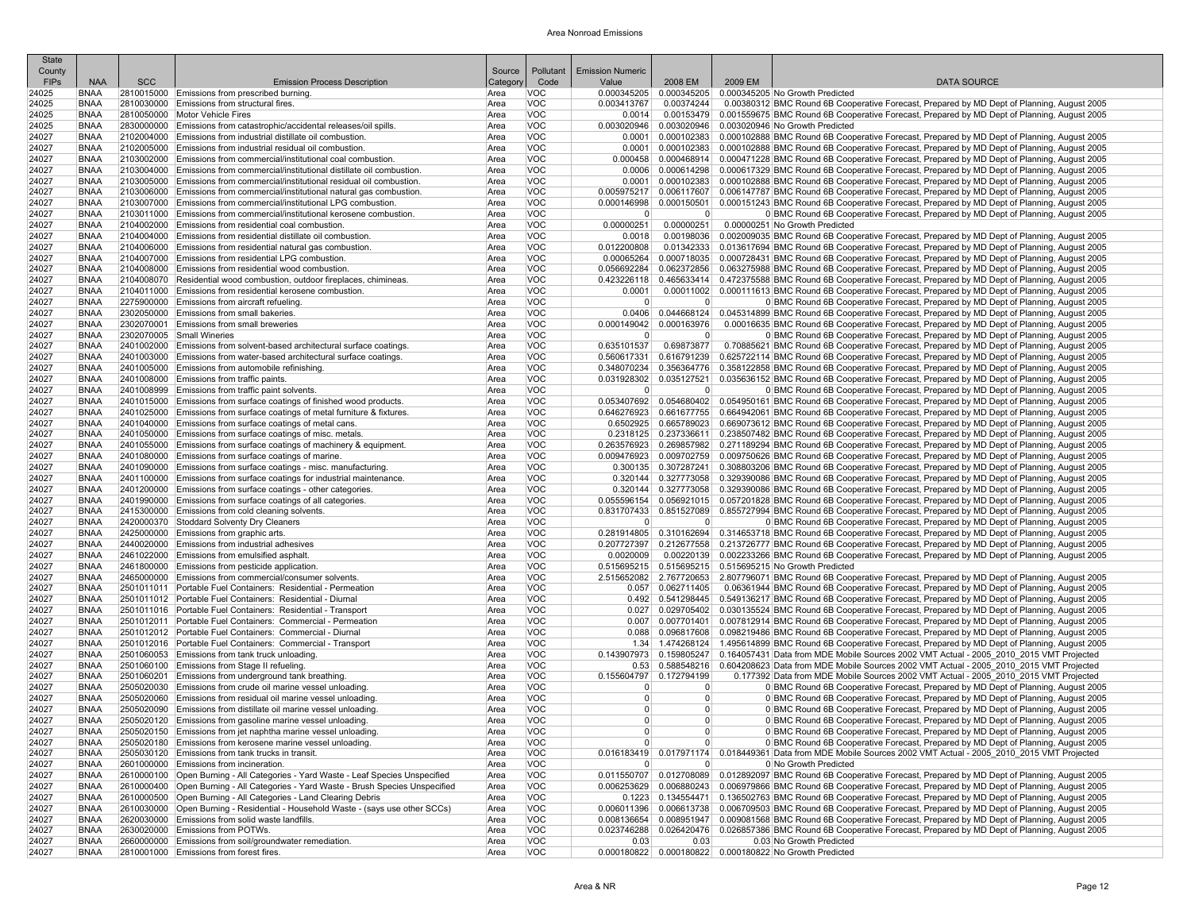# Area Nonroad Emissions

| State County FIPs | NAA | SCC | Emission Process Description | Source Category | Pollutant Code | Emission Numeric Value | 2008 EM | 2009 EM | DATA SOURCE |
|---|---|---|---|---|---|---|---|---|---|
| 24025 | BNAA | 2810015000 | Emissions from prescribed burning. | Area | VOC | 0.000345205 | 0.000345205 | 0.000345205 | No Growth Predicted |
| 24025 | BNAA | 2810030000 | Emissions from structural fires. | Area | VOC | 0.003413767 | 0.00374244 | 0.00380312 | BMC Round 6B Cooperative Forecast, Prepared by MD Dept of Planning, August 2005 |
| 24025 | BNAA | 2810050000 | Motor Vehicle Fires | Area | VOC | 0.0014 | 0.00153479 | 0.001559675 | BMC Round 6B Cooperative Forecast, Prepared by MD Dept of Planning, August 2005 |
| 24025 | BNAA | 2830000000 | Emissions from catastrophic/accidental releases/oil spills. | Area | VOC | 0.003020946 | 0.003020946 | 0.003020946 | No Growth Predicted |
| 24027 | BNAA | 2102004000 | Emissions from industrial distillate oil combustion. | Area | VOC | 0.0001 | 0.000102383 | 0.000102888 | BMC Round 6B Cooperative Forecast, Prepared by MD Dept of Planning, August 2005 |
| 24027 | BNAA | 2102005000 | Emissions from industrial residual oil combustion. | Area | VOC | 0.0001 | 0.000102383 | 0.000102888 | BMC Round 6B Cooperative Forecast, Prepared by MD Dept of Planning, August 2005 |
| 24027 | BNAA | 2103002000 | Emissions from commercial/institutional coal combustion. | Area | VOC | 0.000458 | 0.000468914 | 0.000471228 | BMC Round 6B Cooperative Forecast, Prepared by MD Dept of Planning, August 2005 |
| 24027 | BNAA | 2103004000 | Emissions from commercial/institutional distillate oil combustion. | Area | VOC | 0.0006 | 0.000614298 | 0.000617329 | BMC Round 6B Cooperative Forecast, Prepared by MD Dept of Planning, August 2005 |
| 24027 | BNAA | 2103005000 | Emissions from commercial/institutional residual oil combustion. | Area | VOC | 0.0001 | 0.000102383 | 0.000102888 | BMC Round 6B Cooperative Forecast, Prepared by MD Dept of Planning, August 2005 |
| 24027 | BNAA | 2103006000 | Emissions from commercial/institutional natural gas combustion. | Area | VOC | 0.005975217 | 0.006117607 | 0.006147787 | BMC Round 6B Cooperative Forecast, Prepared by MD Dept of Planning, August 2005 |
| 24027 | BNAA | 2103007000 | Emissions from commercial/institutional LPG combustion. | Area | VOC | 0.000146998 | 0.000150501 | 0.000151243 | BMC Round 6B Cooperative Forecast, Prepared by MD Dept of Planning, August 2005 |
| 24027 | BNAA | 2103011000 | Emissions from commercial/institutional kerosene combustion. | Area | VOC | 0 | 0 | 0 | BMC Round 6B Cooperative Forecast, Prepared by MD Dept of Planning, August 2005 |
| 24027 | BNAA | 2104002000 | Emissions from residential coal combustion. | Area | VOC | 0.00000251 | 0.00000251 | 0.00000251 | No Growth Predicted |
| 24027 | BNAA | 2104004000 | Emissions from residential distillate oil combustion. | Area | VOC | 0.0018 | 0.00198036 | 0.002009035 | BMC Round 6B Cooperative Forecast, Prepared by MD Dept of Planning, August 2005 |
| 24027 | BNAA | 2104006000 | Emissions from residential natural gas combustion. | Area | VOC | 0.012200808 | 0.01342333 | 0.013617694 | BMC Round 6B Cooperative Forecast, Prepared by MD Dept of Planning, August 2005 |
| 24027 | BNAA | 2104007000 | Emissions from residential LPG combustion. | Area | VOC | 0.00065264 | 0.000718035 | 0.000728431 | BMC Round 6B Cooperative Forecast, Prepared by MD Dept of Planning, August 2005 |
| 24027 | BNAA | 2104008000 | Emissions from residential wood combustion. | Area | VOC | 0.056692284 | 0.062372856 | 0.063275988 | BMC Round 6B Cooperative Forecast, Prepared by MD Dept of Planning, August 2005 |
| 24027 | BNAA | 2104008070 | Residential wood combustion, outdoor fireplaces, chimineas. | Area | VOC | 0.423226118 | 0.465633414 | 0.472375588 | BMC Round 6B Cooperative Forecast, Prepared by MD Dept of Planning, August 2005 |
| 24027 | BNAA | 2104011000 | Emissions from residential kerosene combustion. | Area | VOC | 0.0001 | 0.00011002 | 0.000111613 | BMC Round 6B Cooperative Forecast, Prepared by MD Dept of Planning, August 2005 |
| 24027 | BNAA | 2275900000 | Emissions from aircraft refueling. | Area | VOC | 0 | 0 | 0 | BMC Round 6B Cooperative Forecast, Prepared by MD Dept of Planning, August 2005 |
| 24027 | BNAA | 2302050000 | Emissions from small bakeries. | Area | VOC | 0.0406 | 0.044668124 | 0.045314899 | BMC Round 6B Cooperative Forecast, Prepared by MD Dept of Planning, August 2005 |
| 24027 | BNAA | 2302070001 | Emissions from small breweries | Area | VOC | 0.000149042 | 0.000163976 | 0.00016635 | BMC Round 6B Cooperative Forecast, Prepared by MD Dept of Planning, August 2005 |
| 24027 | BNAA | 2302070005 | Small Wineries | Area | VOC | 0 | 0 | 0 | BMC Round 6B Cooperative Forecast, Prepared by MD Dept of Planning, August 2005 |
| 24027 | BNAA | 2401002000 | Emissions from solvent-based architectural surface coatings. | Area | VOC | 0.635101537 | 0.69873877 | 0.70885621 | BMC Round 6B Cooperative Forecast, Prepared by MD Dept of Planning, August 2005 |
| 24027 | BNAA | 2401003000 | Emissions from water-based architectural surface coatings. | Area | VOC | 0.560617331 | 0.616791239 | 0.625722114 | BMC Round 6B Cooperative Forecast, Prepared by MD Dept of Planning, August 2005 |
| 24027 | BNAA | 2401005000 | Emissions from automobile refinishing. | Area | VOC | 0.348070234 | 0.356364776 | 0.358122858 | BMC Round 6B Cooperative Forecast, Prepared by MD Dept of Planning, August 2005 |
| 24027 | BNAA | 2401008000 | Emissions from traffic paints. | Area | VOC | 0.031928302 | 0.035127521 | 0.035636152 | BMC Round 6B Cooperative Forecast, Prepared by MD Dept of Planning, August 2005 |
| 24027 | BNAA | 2401008999 | Emissions from traffic paint solvents. | Area | VOC | 0 | 0 | 0 | BMC Round 6B Cooperative Forecast, Prepared by MD Dept of Planning, August 2005 |
| 24027 | BNAA | 2401015000 | Emissions from surface coatings of finished wood products. | Area | VOC | 0.053407692 | 0.054680402 | 0.054950161 | BMC Round 6B Cooperative Forecast, Prepared by MD Dept of Planning, August 2005 |
| 24027 | BNAA | 2401025000 | Emissions from surface coatings of metal furniture & fixtures. | Area | VOC | 0.646276923 | 0.661677755 | 0.664942061 | BMC Round 6B Cooperative Forecast, Prepared by MD Dept of Planning, August 2005 |
| 24027 | BNAA | 2401040000 | Emissions from surface coatings of metal cans. | Area | VOC | 0.6502925 | 0.665789023 | 0.669073612 | BMC Round 6B Cooperative Forecast, Prepared by MD Dept of Planning, August 2005 |
| 24027 | BNAA | 2401050000 | Emissions from surface coatings of misc. metals. | Area | VOC | 0.2318125 | 0.237336611 | 0.238507482 | BMC Round 6B Cooperative Forecast, Prepared by MD Dept of Planning, August 2005 |
| 24027 | BNAA | 2401055000 | Emissions from surface coatings of machinery & equipment. | Area | VOC | 0.263576923 | 0.269857982 | 0.271189294 | BMC Round 6B Cooperative Forecast, Prepared by MD Dept of Planning, August 2005 |
| 24027 | BNAA | 2401080000 | Emissions from surface coatings of marine. | Area | VOC | 0.009476923 | 0.009702759 | 0.009750626 | BMC Round 6B Cooperative Forecast, Prepared by MD Dept of Planning, August 2005 |
| 24027 | BNAA | 2401090000 | Emissions from surface coatings - misc. manufacturing. | Area | VOC | 0.300135 | 0.307287241 | 0.308803206 | BMC Round 6B Cooperative Forecast, Prepared by MD Dept of Planning, August 2005 |
| 24027 | BNAA | 2401100000 | Emissions from surface coatings for industrial maintenance. | Area | VOC | 0.320144 | 0.327773058 | 0.329390086 | BMC Round 6B Cooperative Forecast, Prepared by MD Dept of Planning, August 2005 |
| 24027 | BNAA | 2401200000 | Emissions from surface coatings - other categories. | Area | VOC | 0.320144 | 0.327773058 | 0.329390086 | BMC Round 6B Cooperative Forecast, Prepared by MD Dept of Planning, August 2005 |
| 24027 | BNAA | 2401990000 | Emissions from surface coatings of all categories. | Area | VOC | 0.055596154 | 0.056921015 | 0.057201828 | BMC Round 6B Cooperative Forecast, Prepared by MD Dept of Planning, August 2005 |
| 24027 | BNAA | 2415300000 | Emissions from cold cleaning solvents. | Area | VOC | 0.831707433 | 0.851527089 | 0.855727994 | BMC Round 6B Cooperative Forecast, Prepared by MD Dept of Planning, August 2005 |
| 24027 | BNAA | 2420000370 | Stoddard Solventy Dry Cleaners | Area | VOC | 0 | 0 | 0 | BMC Round 6B Cooperative Forecast, Prepared by MD Dept of Planning, August 2005 |
| 24027 | BNAA | 2425000000 | Emissions from graphic arts. | Area | VOC | 0.281914805 | 0.310162694 | 0.314653718 | BMC Round 6B Cooperative Forecast, Prepared by MD Dept of Planning, August 2005 |
| 24027 | BNAA | 2440020000 | Emissions from industrial adhesives | Area | VOC | 0.207727397 | 0.212677558 | 0.213726777 | BMC Round 6B Cooperative Forecast, Prepared by MD Dept of Planning, August 2005 |
| 24027 | BNAA | 2461022000 | Emissions from emulsified asphalt. | Area | VOC | 0.0020009 | 0.00220139 | 0.002233266 | BMC Round 6B Cooperative Forecast, Prepared by MD Dept of Planning, August 2005 |
| 24027 | BNAA | 2461800000 | Emissions from pesticide application. | Area | VOC | 0.515695215 | 0.515695215 | 0.515695215 | No Growth Predicted |
| 24027 | BNAA | 2465000000 | Emissions from commercial/consumer solvents. | Area | VOC | 2.515652082 | 2.767720653 | 2.807796071 | BMC Round 6B Cooperative Forecast, Prepared by MD Dept of Planning, August 2005 |
| 24027 | BNAA | 2501011011 | Portable Fuel Containers: Residential - Permeation | Area | VOC | 0.057 | 0.062711405 | 0.06361944 | BMC Round 6B Cooperative Forecast, Prepared by MD Dept of Planning, August 2005 |
| 24027 | BNAA | 2501011012 | Portable Fuel Containers: Residential - Diurnal | Area | VOC | 0.492 | 0.541298445 | 0.549136217 | BMC Round 6B Cooperative Forecast, Prepared by MD Dept of Planning, August 2005 |
| 24027 | BNAA | 2501011016 | Portable Fuel Containers: Residential - Transport | Area | VOC | 0.027 | 0.029705402 | 0.030135524 | BMC Round 6B Cooperative Forecast, Prepared by MD Dept of Planning, August 2005 |
| 24027 | BNAA | 2501012011 | Portable Fuel Containers: Commercial - Permeation | Area | VOC | 0.007 | 0.007701401 | 0.007812914 | BMC Round 6B Cooperative Forecast, Prepared by MD Dept of Planning, August 2005 |
| 24027 | BNAA | 2501012012 | Portable Fuel Containers: Commercial - Diurnal | Area | VOC | 0.088 | 0.096817608 | 0.098219486 | BMC Round 6B Cooperative Forecast, Prepared by MD Dept of Planning, August 2005 |
| 24027 | BNAA | 2501012016 | Portable Fuel Containers: Commercial - Transport | Area | VOC | 1.34 | 1.474268124 | 1.495614899 | BMC Round 6B Cooperative Forecast, Prepared by MD Dept of Planning, August 2005 |
| 24027 | BNAA | 2501060053 | Emissions from tank truck unloading. | Area | VOC | 0.143907973 | 0.159805247 | 0.164057431 | Data from MDE Mobile Sources 2002 VMT Actual - 2005_2010_2015 VMT Projected |
| 24027 | BNAA | 2501060100 | Emissions from Stage II refueling. | Area | VOC | 0.53 | 0.588548216 | 0.604208623 | Data from MDE Mobile Sources 2002 VMT Actual - 2005_2010_2015 VMT Projected |
| 24027 | BNAA | 2501060201 | Emissions from underground tank breathing. | Area | VOC | 0.155604797 | 0.172794199 | 0.177392 | Data from MDE Mobile Sources 2002 VMT Actual - 2005_2010_2015 VMT Projected |
| 24027 | BNAA | 2505020030 | Emissions from crude oil marine vessel unloading. | Area | VOC | 0 | 0 | 0 | BMC Round 6B Cooperative Forecast, Prepared by MD Dept of Planning, August 2005 |
| 24027 | BNAA | 2505020060 | Emissions from residual oil marine vessel unloading. | Area | VOC | 0 | 0 | 0 | BMC Round 6B Cooperative Forecast, Prepared by MD Dept of Planning, August 2005 |
| 24027 | BNAA | 2505020090 | Emissions from distillate oil marine vessel unloading. | Area | VOC | 0 | 0 | 0 | BMC Round 6B Cooperative Forecast, Prepared by MD Dept of Planning, August 2005 |
| 24027 | BNAA | 2505020120 | Emissions from gasoline marine vessel unloading. | Area | VOC | 0 | 0 | 0 | BMC Round 6B Cooperative Forecast, Prepared by MD Dept of Planning, August 2005 |
| 24027 | BNAA | 2505020150 | Emissions from jet naphtha marine vessel unloading. | Area | VOC | 0 | 0 | 0 | BMC Round 6B Cooperative Forecast, Prepared by MD Dept of Planning, August 2005 |
| 24027 | BNAA | 2505020180 | Emissions from kerosene marine vessel unloading. | Area | VOC | 0 | 0 | 0 | BMC Round 6B Cooperative Forecast, Prepared by MD Dept of Planning, August 2005 |
| 24027 | BNAA | 2505030120 | Emissions from tank trucks in transit. | Area | VOC | 0.016183419 | 0.017971174 | 0.018449361 | Data from MDE Mobile Sources 2002 VMT Actual - 2005_2010_2015 VMT Projected |
| 24027 | BNAA | 2601000000 | Emissions from incineration. | Area | VOC | 0 | 0 | 0 | No Growth Predicted |
| 24027 | BNAA | 2610000100 | Open Burning - All Categories - Yard Waste - Leaf Species Unspecified | Area | VOC | 0.011550707 | 0.012708089 | 0.012892097 | BMC Round 6B Cooperative Forecast, Prepared by MD Dept of Planning, August 2005 |
| 24027 | BNAA | 2610000400 | Open Burning - All Categories - Yard Waste - Brush Species Unspecified | Area | VOC | 0.006253629 | 0.006880243 | 0.006979866 | BMC Round 6B Cooperative Forecast, Prepared by MD Dept of Planning, August 2005 |
| 24027 | BNAA | 2610000500 | Open Burning - All Categories - Land Clearing Debris | Area | VOC | 0.1223 | 0.134554471 | 0.136502763 | BMC Round 6B Cooperative Forecast, Prepared by MD Dept of Planning, August 2005 |
| 24027 | BNAA | 2610030000 | Open Burning - Residential - Household Waste - (says use other SCCs) | Area | VOC | 0.006011396 | 0.006613738 | 0.006709503 | BMC Round 6B Cooperative Forecast, Prepared by MD Dept of Planning, August 2005 |
| 24027 | BNAA | 2620030000 | Emissions from solid waste landfills. | Area | VOC | 0.008136654 | 0.008951947 | 0.009081568 | BMC Round 6B Cooperative Forecast, Prepared by MD Dept of Planning, August 2005 |
| 24027 | BNAA | 2630020000 | Emissions from POTWs. | Area | VOC | 0.023746288 | 0.026420476 | 0.026857386 | BMC Round 6B Cooperative Forecast, Prepared by MD Dept of Planning, August 2005 |
| 24027 | BNAA | 2660000000 | Emissions from soil/groundwater remediation. | Area | VOC | 0.03 | 0.03 | 0.03 | No Growth Predicted |
| 24027 | BNAA | 2810001000 | Emissions from forest fires. | Area | VOC | 0.000180822 | 0.000180822 | 0.000180822 | No Growth Predicted |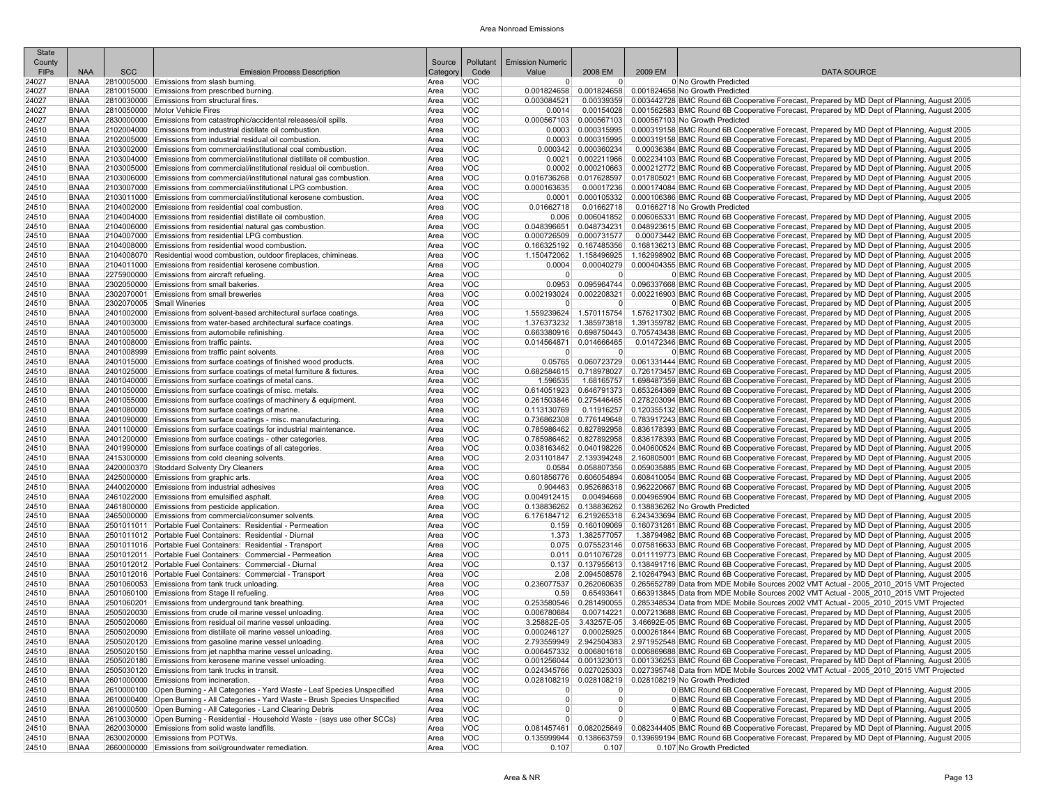# Area Nonroad Emissions

| State County FIPs | NAA | SCC | Emission Process Description | Source Category | Pollutant Code | Emission Numeric Value | 2008 EM | 2009 EM | DATA SOURCE |
|---|---|---|---|---|---|---|---|---|---|
| 24027 | BNAA | 2810005000 | Emissions from slash burning. | Area | VOC | 0 | 0 | 0 | No Growth Predicted |
| 24027 | BNAA | 2810015000 | Emissions from prescribed burning. | Area | VOC | 0.001824658 | 0.001824658 | 0.001824658 | No Growth Predicted |
| 24027 | BNAA | 2810030000 | Emissions from structural fires. | Area | VOC | 0.003084521 | 0.00339359 | 0.003442728 | BMC Round 6B Cooperative Forecast, Prepared by MD Dept of Planning, August 2005 |
| 24027 | BNAA | 2810050000 | Motor Vehicle Fires | Area | VOC | 0.0014 | 0.00154028 | 0.001562583 | BMC Round 6B Cooperative Forecast, Prepared by MD Dept of Planning, August 2005 |
| 24027 | BNAA | 2830000000 | Emissions from catastrophic/accidental releases/oil spills. | Area | VOC | 0.000567103 | 0.000567103 | 0.000567103 | No Growth Predicted |
| 24510 | BNAA | 2102004000 | Emissions from industrial distillate oil combustion. | Area | VOC | 0.0003 | 0.000315995 | 0.000319158 | BMC Round 6B Cooperative Forecast, Prepared by MD Dept of Planning, August 2005 |
| 24510 | BNAA | 2102005000 | Emissions from industrial residual oil combustion. | Area | VOC | 0.0003 | 0.000315995 | 0.000319158 | BMC Round 6B Cooperative Forecast, Prepared by MD Dept of Planning, August 2005 |
| 24510 | BNAA | 2103002000 | Emissions from commercial/institutional coal combustion. | Area | VOC | 0.000342 | 0.000360234 | 0.00036384 | BMC Round 6B Cooperative Forecast, Prepared by MD Dept of Planning, August 2005 |
| 24510 | BNAA | 2103004000 | Emissions from commercial/institutional distillate oil combustion. | Area | VOC | 0.0021 | 0.002211966 | 0.002234103 | BMC Round 6B Cooperative Forecast, Prepared by MD Dept of Planning, August 2005 |
| 24510 | BNAA | 2103005000 | Emissions from commercial/institutional residual oil combustion. | Area | VOC | 0.0002 | 0.000210663 | 0.000212772 | BMC Round 6B Cooperative Forecast, Prepared by MD Dept of Planning, August 2005 |
| 24510 | BNAA | 2103006000 | Emissions from commercial/institutional natural gas combustion. | Area | VOC | 0.016736268 | 0.017628597 | 0.017805021 | BMC Round 6B Cooperative Forecast, Prepared by MD Dept of Planning, August 2005 |
| 24510 | BNAA | 2103007000 | Emissions from commercial/institutional LPG combustion. | Area | VOC | 0.000163635 | 0.00017236 | 0.000174084 | BMC Round 6B Cooperative Forecast, Prepared by MD Dept of Planning, August 2005 |
| 24510 | BNAA | 2103011000 | Emissions from commercial/institutional kerosene combustion. | Area | VOC | 0.0001 | 0.000105332 | 0.000106386 | BMC Round 6B Cooperative Forecast, Prepared by MD Dept of Planning, August 2005 |
| 24510 | BNAA | 2104002000 | Emissions from residential coal combustion. | Area | VOC | 0.01662718 | 0.01662718 | 0.01662718 | No Growth Predicted |
| 24510 | BNAA | 2104004000 | Emissions from residential distillate oil combustion. | Area | VOC | 0.006 | 0.006041852 | 0.006065331 | BMC Round 6B Cooperative Forecast, Prepared by MD Dept of Planning, August 2005 |
| 24510 | BNAA | 2104006000 | Emissions from residential natural gas combustion. | Area | VOC | 0.048396651 | 0.048734231 | 0.048923615 | BMC Round 6B Cooperative Forecast, Prepared by MD Dept of Planning, August 2005 |
| 24510 | BNAA | 2104007000 | Emissions from residential LPG combustion. | Area | VOC | 0.000726509 | 0.000731577 | 0.00073442 | BMC Round 6B Cooperative Forecast, Prepared by MD Dept of Planning, August 2005 |
| 24510 | BNAA | 2104008000 | Emissions from residential wood combustion. | Area | VOC | 0.166325192 | 0.167485356 | 0.168136213 | BMC Round 6B Cooperative Forecast, Prepared by MD Dept of Planning, August 2005 |
| 24510 | BNAA | 2104008070 | Residential wood combustion, outdoor fireplaces, chimineas. | Area | VOC | 1.150472062 | 1.158496925 | 1.162998902 | BMC Round 6B Cooperative Forecast, Prepared by MD Dept of Planning, August 2005 |
| 24510 | BNAA | 2104011000 | Emissions from residential kerosene combustion. | Area | VOC | 0.0004 | 0.00040279 | 0.000404355 | BMC Round 6B Cooperative Forecast, Prepared by MD Dept of Planning, August 2005 |
| 24510 | BNAA | 2275900000 | Emissions from aircraft refueling. | Area | VOC | 0 | 0 | 0 | BMC Round 6B Cooperative Forecast, Prepared by MD Dept of Planning, August 2005 |
| 24510 | BNAA | 2302050000 | Emissions from small bakeries. | Area | VOC | 0.0953 | 0.095964744 | 0.096337668 | BMC Round 6B Cooperative Forecast, Prepared by MD Dept of Planning, August 2005 |
| 24510 | BNAA | 2302070001 | Emissions from small breweries | Area | VOC | 0.002193024 | 0.002208321 | 0.002216903 | BMC Round 6B Cooperative Forecast, Prepared by MD Dept of Planning, August 2005 |
| 24510 | BNAA | 2302070005 | Small Wineries | Area | VOC | 0 | 0 | 0 | BMC Round 6B Cooperative Forecast, Prepared by MD Dept of Planning, August 2005 |
| 24510 | BNAA | 2401002000 | Emissions from solvent-based architectural surface coatings. | Area | VOC | 1.559239624 | 1.570115754 | 1.576217302 | BMC Round 6B Cooperative Forecast, Prepared by MD Dept of Planning, August 2005 |
| 24510 | BNAA | 2401003000 | Emissions from water-based architectural surface coatings. | Area | VOC | 1.376373232 | 1.385973818 | 1.391359782 | BMC Round 6B Cooperative Forecast, Prepared by MD Dept of Planning, August 2005 |
| 24510 | BNAA | 2401005000 | Emissions from automobile refinishing. | Area | VOC | 0.663380916 | 0.698750443 | 0.705743438 | BMC Round 6B Cooperative Forecast, Prepared by MD Dept of Planning, August 2005 |
| 24510 | BNAA | 2401008000 | Emissions from traffic paints. | Area | VOC | 0.014564871 | 0.014666465 | 0.01472346 | BMC Round 6B Cooperative Forecast, Prepared by MD Dept of Planning, August 2005 |
| 24510 | BNAA | 2401008999 | Emissions from traffic paint solvents. | Area | VOC | 0 | 0 | 0 | BMC Round 6B Cooperative Forecast, Prepared by MD Dept of Planning, August 2005 |
| 24510 | BNAA | 2401015000 | Emissions from surface coatings of finished wood products. | Area | VOC | 0.05765 | 0.060723729 | 0.061331444 | BMC Round 6B Cooperative Forecast, Prepared by MD Dept of Planning, August 2005 |
| 24510 | BNAA | 2401025000 | Emissions from surface coatings of metal furniture & fixtures. | Area | VOC | 0.682584615 | 0.718978027 | 0.726173457 | BMC Round 6B Cooperative Forecast, Prepared by MD Dept of Planning, August 2005 |
| 24510 | BNAA | 2401040000 | Emissions from surface coatings of metal cans. | Area | VOC | 1.596535 | 1.68165757 | 1.698487359 | BMC Round 6B Cooperative Forecast, Prepared by MD Dept of Planning, August 2005 |
| 24510 | BNAA | 2401050000 | Emissions from surface coatings of misc. metals. | Area | VOC | 0.614051923 | 0.646791373 | 0.653264369 | BMC Round 6B Cooperative Forecast, Prepared by MD Dept of Planning, August 2005 |
| 24510 | BNAA | 2401055000 | Emissions from surface coatings of machinery & equipment. | Area | VOC | 0.261503846 | 0.275446465 | 0.278203094 | BMC Round 6B Cooperative Forecast, Prepared by MD Dept of Planning, August 2005 |
| 24510 | BNAA | 2401080000 | Emissions from surface coatings of marine. | Area | VOC | 0.113130769 | 0.11916257 | 0.120355132 | BMC Round 6B Cooperative Forecast, Prepared by MD Dept of Planning, August 2005 |
| 24510 | BNAA | 2401090000 | Emissions from surface coatings - misc. manufacturing. | Area | VOC | 0.736862308 | 0.776149648 | 0.783917243 | BMC Round 6B Cooperative Forecast, Prepared by MD Dept of Planning, August 2005 |
| 24510 | BNAA | 2401100000 | Emissions from surface coatings for industrial maintenance. | Area | VOC | 0.785986462 | 0.827892958 | 0.836178393 | BMC Round 6B Cooperative Forecast, Prepared by MD Dept of Planning, August 2005 |
| 24510 | BNAA | 2401200000 | Emissions from surface coatings - other categories. | Area | VOC | 0.785986462 | 0.827892958 | 0.836178393 | BMC Round 6B Cooperative Forecast, Prepared by MD Dept of Planning, August 2005 |
| 24510 | BNAA | 2401990000 | Emissions from surface coatings of all categories. | Area | VOC | 0.038163462 | 0.040198226 | 0.040600524 | BMC Round 6B Cooperative Forecast, Prepared by MD Dept of Planning, August 2005 |
| 24510 | BNAA | 2415300000 | Emissions from cold cleaning solvents. | Area | VOC | 2.031101847 | 2.139394248 | 2.160805001 | BMC Round 6B Cooperative Forecast, Prepared by MD Dept of Planning, August 2005 |
| 24510 | BNAA | 2420000370 | Stoddard Solventy Dry Cleaners | Area | VOC | 0.0584 | 0.058807356 | 0.059035885 | BMC Round 6B Cooperative Forecast, Prepared by MD Dept of Planning, August 2005 |
| 24510 | BNAA | 2425000000 | Emissions from graphic arts. | Area | VOC | 0.601856776 | 0.606054894 | 0.608410054 | BMC Round 6B Cooperative Forecast, Prepared by MD Dept of Planning, August 2005 |
| 24510 | BNAA | 2440020000 | Emissions from industrial adhesives | Area | VOC | 0.904463 | 0.952686318 | 0.962220667 | BMC Round 6B Cooperative Forecast, Prepared by MD Dept of Planning, August 2005 |
| 24510 | BNAA | 2461022000 | Emissions from emulsified asphalt. | Area | VOC | 0.004912415 | 0.00494668 | 0.004965904 | BMC Round 6B Cooperative Forecast, Prepared by MD Dept of Planning, August 2005 |
| 24510 | BNAA | 2461800000 | Emissions from pesticide application. | Area | VOC | 0.138836262 | 0.138836262 | 0.138836262 | No Growth Predicted |
| 24510 | BNAA | 2465000000 | Emissions from commercial/consumer solvents. | Area | VOC | 6.176184712 | 6.219265318 | 6.243433694 | BMC Round 6B Cooperative Forecast, Prepared by MD Dept of Planning, August 2005 |
| 24510 | BNAA | 2501011011 | Portable Fuel Containers: Residential - Permeation | Area | VOC | 0.159 | 0.160109069 | 0.160731261 | BMC Round 6B Cooperative Forecast, Prepared by MD Dept of Planning, August 2005 |
| 24510 | BNAA | 2501011012 | Portable Fuel Containers: Residential - Diurnal | Area | VOC | 1.373 | 1.382577057 | 1.38794982 | BMC Round 6B Cooperative Forecast, Prepared by MD Dept of Planning, August 2005 |
| 24510 | BNAA | 2501011016 | Portable Fuel Containers: Residential - Transport | Area | VOC | 0.075 | 0.075523146 | 0.075816633 | BMC Round 6B Cooperative Forecast, Prepared by MD Dept of Planning, August 2005 |
| 24510 | BNAA | 2501012011 | Portable Fuel Containers: Commercial - Permeation | Area | VOC | 0.011 | 0.011076728 | 0.011119773 | BMC Round 6B Cooperative Forecast, Prepared by MD Dept of Planning, August 2005 |
| 24510 | BNAA | 2501012012 | Portable Fuel Containers: Commercial - Diurnal | Area | VOC | 0.137 | 0.137955613 | 0.138491716 | BMC Round 6B Cooperative Forecast, Prepared by MD Dept of Planning, August 2005 |
| 24510 | BNAA | 2501012016 | Portable Fuel Containers: Commercial - Transport | Area | VOC | 2.08 | 2.094508578 | 2.102647943 | BMC Round 6B Cooperative Forecast, Prepared by MD Dept of Planning, August 2005 |
| 24510 | BNAA | 2501060053 | Emissions from tank truck unloading. | Area | VOC | 0.236077537 | 0.262060635 | 0.265652789 | Data from MDE Mobile Sources 2002 VMT Actual - 2005_2010_2015 VMT Projected |
| 24510 | BNAA | 2501060100 | Emissions from Stage II refueling. | Area | VOC | 0.59 | 0.65493641 | 0.663913845 | Data from MDE Mobile Sources 2002 VMT Actual - 2005_2010_2015 VMT Projected |
| 24510 | BNAA | 2501060201 | Emissions from underground tank breathing. | Area | VOC | 0.253580546 | 0.281490055 | 0.285348534 | Data from MDE Mobile Sources 2002 VMT Actual - 2005_2010_2015 VMT Projected |
| 24510 | BNAA | 2505020030 | Emissions from crude oil marine vessel unloading. | Area | VOC | 0.006780684 | 0.00714221 | 0.007213688 | BMC Round 6B Cooperative Forecast, Prepared by MD Dept of Planning, August 2005 |
| 24510 | BNAA | 2505020060 | Emissions from residual oil marine vessel unloading. | Area | VOC | 3.25882E-05 | 3.43257E-05 | 3.46692E-05 | BMC Round 6B Cooperative Forecast, Prepared by MD Dept of Planning, August 2005 |
| 24510 | BNAA | 2505020090 | Emissions from distillate oil marine vessel unloading. | Area | VOC | 0.000246127 | 0.00025925 | 0.000261844 | BMC Round 6B Cooperative Forecast, Prepared by MD Dept of Planning, August 2005 |
| 24510 | BNAA | 2505020120 | Emissions from gasoline marine vessel unloading. | Area | VOC | 2.793559949 | 2.942504383 | 2.971952548 | BMC Round 6B Cooperative Forecast, Prepared by MD Dept of Planning, August 2005 |
| 24510 | BNAA | 2505020150 | Emissions from jet naphtha marine vessel unloading. | Area | VOC | 0.006457332 | 0.006801618 | 0.006869688 | BMC Round 6B Cooperative Forecast, Prepared by MD Dept of Planning, August 2005 |
| 24510 | BNAA | 2505020180 | Emissions from kerosene marine vessel unloading. | Area | VOC | 0.001256044 | 0.001323013 | 0.001336253 | BMC Round 6B Cooperative Forecast, Prepared by MD Dept of Planning, August 2005 |
| 24510 | BNAA | 2505030120 | Emissions from tank trucks in transit. | Area | VOC | 0.024345766 | 0.027025303 | 0.027395748 | Data from MDE Mobile Sources 2002 VMT Actual - 2005_2010_2015 VMT Projected |
| 24510 | BNAA | 2601000000 | Emissions from incineration. | Area | VOC | 0.028108219 | 0.028108219 | 0.028108219 | No Growth Predicted |
| 24510 | BNAA | 2610000100 | Open Burning - All Categories - Yard Waste - Leaf Species Unspecified | Area | VOC | 0 | 0 | 0 | BMC Round 6B Cooperative Forecast, Prepared by MD Dept of Planning, August 2005 |
| 24510 | BNAA | 2610000400 | Open Burning - All Categories - Yard Waste - Brush Species Unspecified | Area | VOC | 0 | 0 | 0 | BMC Round 6B Cooperative Forecast, Prepared by MD Dept of Planning, August 2005 |
| 24510 | BNAA | 2610000500 | Open Burning - All Categories - Land Clearing Debris | Area | VOC | 0 | 0 | 0 | BMC Round 6B Cooperative Forecast, Prepared by MD Dept of Planning, August 2005 |
| 24510 | BNAA | 2610030000 | Open Burning - Residential - Household Waste - (says use other SCCs) | Area | VOC | 0 | 0 | 0 | BMC Round 6B Cooperative Forecast, Prepared by MD Dept of Planning, August 2005 |
| 24510 | BNAA | 2620030000 | Emissions from solid waste landfills. | Area | VOC | 0.081457461 | 0.082025649 | 0.082344405 | BMC Round 6B Cooperative Forecast, Prepared by MD Dept of Planning, August 2005 |
| 24510 | BNAA | 2630020000 | Emissions from POTWs. | Area | VOC | 0.135999944 | 0.138663759 | 0.139699194 | BMC Round 6B Cooperative Forecast, Prepared by MD Dept of Planning, August 2005 |
| 24510 | BNAA | 2660000000 | Emissions from soil/groundwater remediation. | Area | VOC | 0.107 | 0.107 | 0.107 | No Growth Predicted |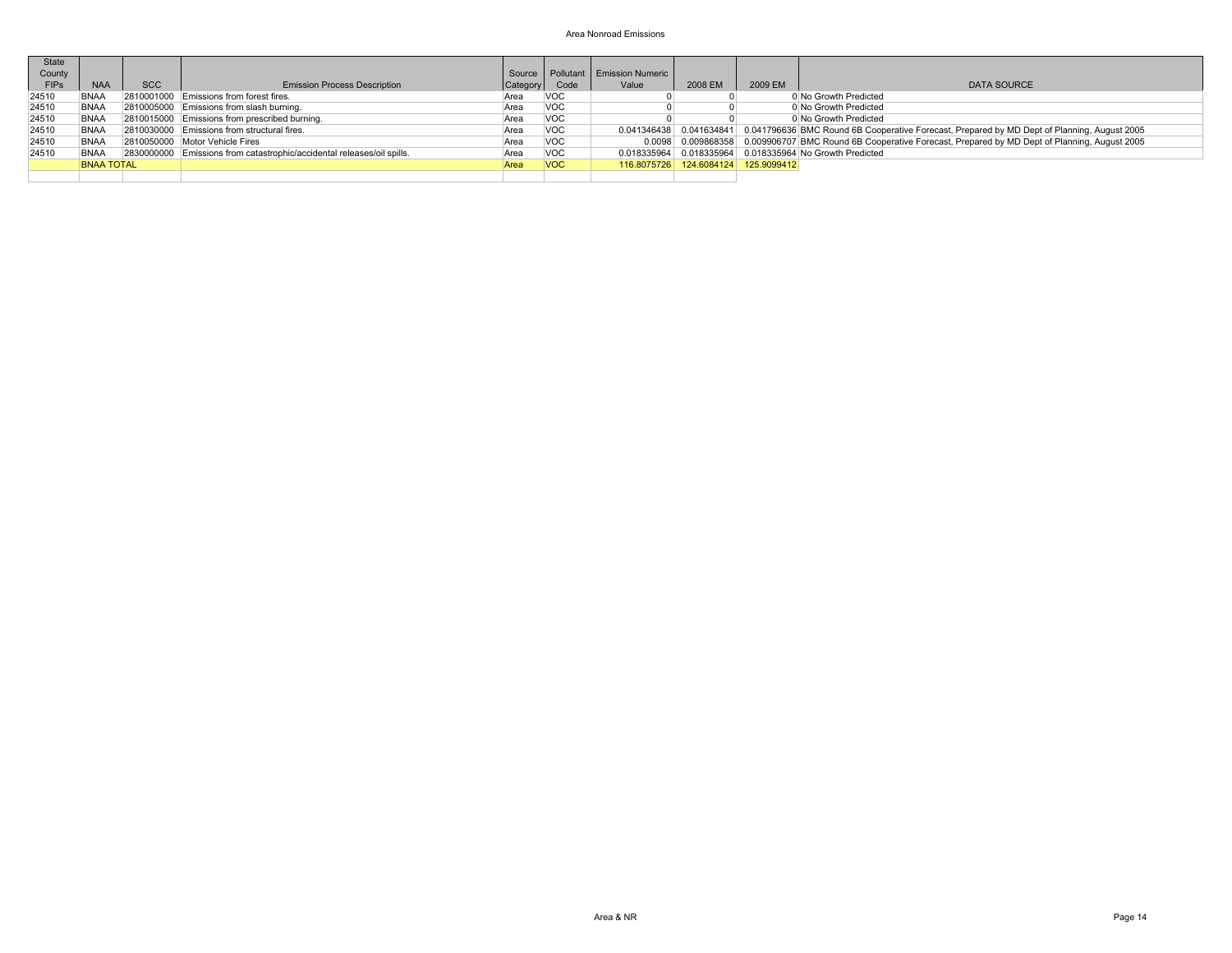Area Nonroad Emissions

| State County FIPs | NAA | SCC | Emission Process Description | Source Category | Pollutant Code | Emission Numeric Value | 2008 EM | 2009 EM | DATA SOURCE |
|---|---|---|---|---|---|---|---|---|---|
| 24510 | BNAA | 2810001000 | Emissions from forest fires. | Area | VOC | 0 | 0 | 0 | No Growth Predicted |
| 24510 | BNAA | 2810005000 | Emissions from slash burning. | Area | VOC | 0 | 0 | 0 | No Growth Predicted |
| 24510 | BNAA | 2810015000 | Emissions from prescribed burning. | Area | VOC | 0 | 0 | 0 | No Growth Predicted |
| 24510 | BNAA | 2810030000 | Emissions from structural fires. | Area | VOC | 0.041346438 | 0.041634841 | 0.041796636 | BMC Round 6B Cooperative Forecast, Prepared by MD Dept of Planning, August 2005 |
| 24510 | BNAA | 2810050000 | Motor Vehicle Fires | Area | VOC | 0.0098 | 0.009868358 | 0.009906707 | BMC Round 6B Cooperative Forecast, Prepared by MD Dept of Planning, August 2005 |
| 24510 | BNAA | 2830000000 | Emissions from catastrophic/accidental releases/oil spills. | Area | VOC | 0.018335964 | 0.018335964 | 0.018335964 | No Growth Predicted |
| | BNAA TOTAL | | | Area | VOC | 116.8075726 | 124.6084124 | 125.9099412 | |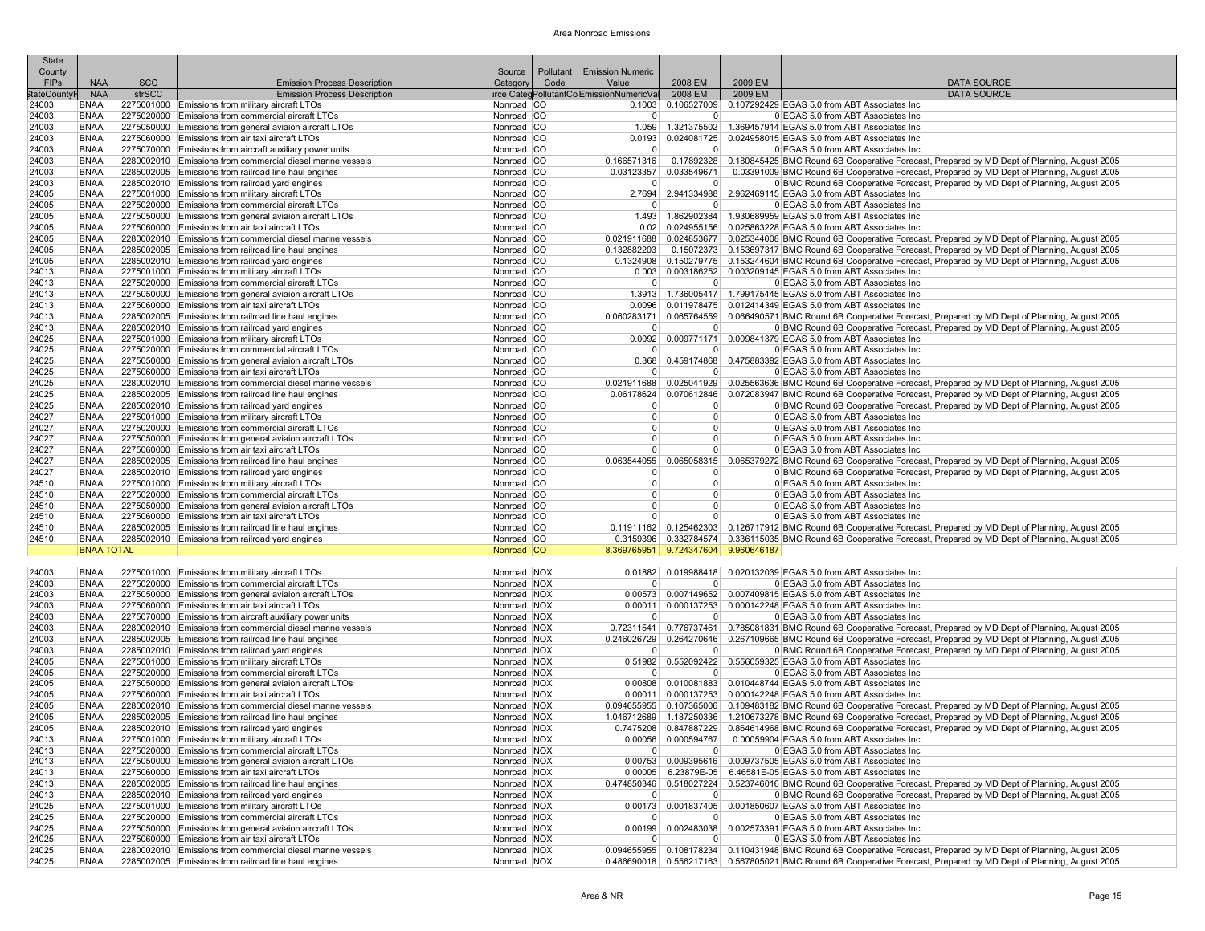Area Nonroad Emissions

| State County FIPs | NAA | SCC | Emission Process Description | Source Category | Pollutant Code | Emission Numeric Value | 2008 EM | 2009 EM | DATA SOURCE |
|---|---|---|---|---|---|---|---|---|---|
| StateCountyF | NAA | strSCC | Emission Process Description | rce Categ | PollutantCo | EmissionNumericVa | 2008 EM | 2009 EM | DATA SOURCE |
| 24003 | BNAA | 2275001000 | Emissions from military aircraft LTOs | Nonroad | CO | 0.1003 | 0.106527009 | 0.107292429 | EGAS 5.0 from ABT Associates Inc |
| 24003 | BNAA | 2275020000 | Emissions from commercial aircraft LTOs | Nonroad | CO | 0 | 0 | 0 | EGAS 5.0 from ABT Associates Inc |
| 24003 | BNAA | 2275050000 | Emissions from general aviaion aircraft LTOs | Nonroad | CO | 1.059 | 1.321375502 | 1.369457914 | EGAS 5.0 from ABT Associates Inc |
| 24003 | BNAA | 2275060000 | Emissions from air taxi aircraft LTOs | Nonroad | CO | 0.0193 | 0.024081725 | 0.024958015 | EGAS 5.0 from ABT Associates Inc |
| 24003 | BNAA | 2275070000 | Emissions from aircraft auxiliary power units | Nonroad | CO | 0 | 0 | 0 | EGAS 5.0 from ABT Associates Inc |
| 24003 | BNAA | 2280002010 | Emissions from commercial diesel marine vessels | Nonroad | CO | 0.166571316 | 0.17892328 | 0.180845425 | BMC Round 6B Cooperative Forecast, Prepared by MD Dept of Planning, August 2005 |
| 24003 | BNAA | 2285002005 | Emissions from railroad line haul engines | Nonroad | CO | 0.03123357 | 0.033549671 | 0.03391009 | BMC Round 6B Cooperative Forecast, Prepared by MD Dept of Planning, August 2005 |
| 24003 | BNAA | 2285002010 | Emissions from railroad yard engines | Nonroad | CO | 0 | 0 | 0 | BMC Round 6B Cooperative Forecast, Prepared by MD Dept of Planning, August 2005 |
| 24005 | BNAA | 2275001000 | Emissions from military aircraft LTOs | Nonroad | CO | 2.7694 | 2.941334988 | 2.962469115 | EGAS 5.0 from ABT Associates Inc |
| 24005 | BNAA | 2275020000 | Emissions from commercial aircraft LTOs | Nonroad | CO | 0 | 0 | 0 | EGAS 5.0 from ABT Associates Inc |
| 24005 | BNAA | 2275050000 | Emissions from general aviaion aircraft LTOs | Nonroad | CO | 1.493 | 1.862902384 | 1.930689959 | EGAS 5.0 from ABT Associates Inc |
| 24005 | BNAA | 2275060000 | Emissions from air taxi aircraft LTOs | Nonroad | CO | 0.02 | 0.024955156 | 0.025863228 | EGAS 5.0 from ABT Associates Inc |
| 24005 | BNAA | 2280002010 | Emissions from commercial diesel marine vessels | Nonroad | CO | 0.021911688 | 0.024853677 | 0.025344008 | BMC Round 6B Cooperative Forecast, Prepared by MD Dept of Planning, August 2005 |
| 24005 | BNAA | 2285002005 | Emissions from railroad line haul engines | Nonroad | CO | 0.132882203 | 0.15072373 | 0.153697317 | BMC Round 6B Cooperative Forecast, Prepared by MD Dept of Planning, August 2005 |
| 24005 | BNAA | 2285002010 | Emissions from railroad yard engines | Nonroad | CO | 0.1324908 | 0.150279775 | 0.153244604 | BMC Round 6B Cooperative Forecast, Prepared by MD Dept of Planning, August 2005 |
| 24013 | BNAA | 2275001000 | Emissions from military aircraft LTOs | Nonroad | CO | 0.003 | 0.003186252 | 0.003209145 | EGAS 5.0 from ABT Associates Inc |
| 24013 | BNAA | 2275020000 | Emissions from commercial aircraft LTOs | Nonroad | CO | 0 | 0 | 0 | EGAS 5.0 from ABT Associates Inc |
| 24013 | BNAA | 2275050000 | Emissions from general aviaion aircraft LTOs | Nonroad | CO | 1.3913 | 1.736005417 | 1.799175445 | EGAS 5.0 from ABT Associates Inc |
| 24013 | BNAA | 2275060000 | Emissions from air taxi aircraft LTOs | Nonroad | CO | 0.0096 | 0.011978475 | 0.012414349 | EGAS 5.0 from ABT Associates Inc |
| 24013 | BNAA | 2285002005 | Emissions from railroad line haul engines | Nonroad | CO | 0.060283171 | 0.065764559 | 0.066490571 | BMC Round 6B Cooperative Forecast, Prepared by MD Dept of Planning, August 2005 |
| 24013 | BNAA | 2285002010 | Emissions from railroad yard engines | Nonroad | CO | 0 | 0 | 0 | BMC Round 6B Cooperative Forecast, Prepared by MD Dept of Planning, August 2005 |
| 24025 | BNAA | 2275001000 | Emissions from military aircraft LTOs | Nonroad | CO | 0.0092 | 0.009771171 | 0.009841379 | EGAS 5.0 from ABT Associates Inc |
| 24025 | BNAA | 2275020000 | Emissions from commercial aircraft LTOs | Nonroad | CO | 0 | 0 | 0 | EGAS 5.0 from ABT Associates Inc |
| 24025 | BNAA | 2275050000 | Emissions from general aviaion aircraft LTOs | Nonroad | CO | 0.368 | 0.459174868 | 0.475883392 | EGAS 5.0 from ABT Associates Inc |
| 24025 | BNAA | 2275060000 | Emissions from air taxi aircraft LTOs | Nonroad | CO | 0 | 0 | 0 | EGAS 5.0 from ABT Associates Inc |
| 24025 | BNAA | 2280002010 | Emissions from commercial diesel marine vessels | Nonroad | CO | 0.021911688 | 0.025041929 | 0.025563636 | BMC Round 6B Cooperative Forecast, Prepared by MD Dept of Planning, August 2005 |
| 24025 | BNAA | 2285002005 | Emissions from railroad line haul engines | Nonroad | CO | 0.06178624 | 0.070612846 | 0.072083947 | BMC Round 6B Cooperative Forecast, Prepared by MD Dept of Planning, August 2005 |
| 24025 | BNAA | 2285002010 | Emissions from railroad yard engines | Nonroad | CO | 0 | 0 | 0 | BMC Round 6B Cooperative Forecast, Prepared by MD Dept of Planning, August 2005 |
| 24027 | BNAA | 2275001000 | Emissions from military aircraft LTOs | Nonroad | CO | 0 | 0 | 0 | EGAS 5.0 from ABT Associates Inc |
| 24027 | BNAA | 2275020000 | Emissions from commercial aircraft LTOs | Nonroad | CO | 0 | 0 | 0 | EGAS 5.0 from ABT Associates Inc |
| 24027 | BNAA | 2275050000 | Emissions from general aviaion aircraft LTOs | Nonroad | CO | 0 | 0 | 0 | EGAS 5.0 from ABT Associates Inc |
| 24027 | BNAA | 2275060000 | Emissions from air taxi aircraft LTOs | Nonroad | CO | 0 | 0 | 0 | EGAS 5.0 from ABT Associates Inc |
| 24027 | BNAA | 2285002005 | Emissions from railroad line haul engines | Nonroad | CO | 0.063544055 | 0.065058315 | 0.065379272 | BMC Round 6B Cooperative Forecast, Prepared by MD Dept of Planning, August 2005 |
| 24027 | BNAA | 2285002010 | Emissions from railroad yard engines | Nonroad | CO | 0 | 0 | 0 | BMC Round 6B Cooperative Forecast, Prepared by MD Dept of Planning, August 2005 |
| 24510 | BNAA | 2275001000 | Emissions from military aircraft LTOs | Nonroad | CO | 0 | 0 | 0 | EGAS 5.0 from ABT Associates Inc |
| 24510 | BNAA | 2275020000 | Emissions from commercial aircraft LTOs | Nonroad | CO | 0 | 0 | 0 | EGAS 5.0 from ABT Associates Inc |
| 24510 | BNAA | 2275050000 | Emissions from general aviaion aircraft LTOs | Nonroad | CO | 0 | 0 | 0 | EGAS 5.0 from ABT Associates Inc |
| 24510 | BNAA | 2275060000 | Emissions from air taxi aircraft LTOs | Nonroad | CO | 0 | 0 | 0 | EGAS 5.0 from ABT Associates Inc |
| 24510 | BNAA | 2285002005 | Emissions from railroad line haul engines | Nonroad | CO | 0.11911162 | 0.125462303 | 0.126717912 | BMC Round 6B Cooperative Forecast, Prepared by MD Dept of Planning, August 2005 |
| 24510 | BNAA | 2285002010 | Emissions from railroad yard engines | Nonroad | CO | 0.3159396 | 0.332784574 | 0.336115035 | BMC Round 6B Cooperative Forecast, Prepared by MD Dept of Planning, August 2005 |
| | BNAA TOTAL | | | Nonroad | CO | 8.369765951 | 9.724347604 | 9.960646187 | |

| State County FIPs | NAA | SCC | Emission Process Description | Source Category | Pollutant Code | Emission Numeric Value | 2008 EM | 2009 EM | DATA SOURCE |
|---|---|---|---|---|---|---|---|---|---|
| 24003 | BNAA | 2275001000 | Emissions from military aircraft LTOs | Nonroad | NOX | 0.01882 | 0.019988418 | 0.020132039 | EGAS 5.0 from ABT Associates Inc |
| 24003 | BNAA | 2275020000 | Emissions from commercial aircraft LTOs | Nonroad | NOX | 0 | 0 | 0 | EGAS 5.0 from ABT Associates Inc |
| 24003 | BNAA | 2275050000 | Emissions from general aviaion aircraft LTOs | Nonroad | NOX | 0.00573 | 0.007149652 | 0.007409815 | EGAS 5.0 from ABT Associates Inc |
| 24003 | BNAA | 2275060000 | Emissions from air taxi aircraft LTOs | Nonroad | NOX | 0.00011 | 0.000137253 | 0.000142248 | EGAS 5.0 from ABT Associates Inc |
| 24003 | BNAA | 2275070000 | Emissions from aircraft auxiliary power units | Nonroad | NOX | 0 | 0 | 0 | EGAS 5.0 from ABT Associates Inc |
| 24003 | BNAA | 2280002010 | Emissions from commercial diesel marine vessels | Nonroad | NOX | 0.72311541 | 0.776737461 | 0.785081831 | BMC Round 6B Cooperative Forecast, Prepared by MD Dept of Planning, August 2005 |
| 24003 | BNAA | 2285002005 | Emissions from railroad line haul engines | Nonroad | NOX | 0.246026729 | 0.264270646 | 0.267109665 | BMC Round 6B Cooperative Forecast, Prepared by MD Dept of Planning, August 2005 |
| 24003 | BNAA | 2285002010 | Emissions from railroad yard engines | Nonroad | NOX | 0 | 0 | 0 | BMC Round 6B Cooperative Forecast, Prepared by MD Dept of Planning, August 2005 |
| 24005 | BNAA | 2275001000 | Emissions from military aircraft LTOs | Nonroad | NOX | 0.51982 | 0.552092422 | 0.556059325 | EGAS 5.0 from ABT Associates Inc |
| 24005 | BNAA | 2275020000 | Emissions from commercial aircraft LTOs | Nonroad | NOX | 0 | 0 | 0 | EGAS 5.0 from ABT Associates Inc |
| 24005 | BNAA | 2275050000 | Emissions from general aviaion aircraft LTOs | Nonroad | NOX | 0.00808 | 0.010081883 | 0.010448744 | EGAS 5.0 from ABT Associates Inc |
| 24005 | BNAA | 2275060000 | Emissions from air taxi aircraft LTOs | Nonroad | NOX | 0.00011 | 0.000137253 | 0.000142248 | EGAS 5.0 from ABT Associates Inc |
| 24005 | BNAA | 2280002010 | Emissions from commercial diesel marine vessels | Nonroad | NOX | 0.094655955 | 0.107365006 | 0.109483182 | BMC Round 6B Cooperative Forecast, Prepared by MD Dept of Planning, August 2005 |
| 24005 | BNAA | 2285002005 | Emissions from railroad line haul engines | Nonroad | NOX | 1.046712689 | 1.187250336 | 1.210673278 | BMC Round 6B Cooperative Forecast, Prepared by MD Dept of Planning, August 2005 |
| 24005 | BNAA | 2285002010 | Emissions from railroad yard engines | Nonroad | NOX | 0.7475208 | 0.847887229 | 0.864614968 | BMC Round 6B Cooperative Forecast, Prepared by MD Dept of Planning, August 2005 |
| 24013 | BNAA | 2275001000 | Emissions from military aircraft LTOs | Nonroad | NOX | 0.00056 | 0.000594767 | 0.00059904 | EGAS 5.0 from ABT Associates Inc |
| 24013 | BNAA | 2275020000 | Emissions from commercial aircraft LTOs | Nonroad | NOX | 0 | 0 | 0 | EGAS 5.0 from ABT Associates Inc |
| 24013 | BNAA | 2275050000 | Emissions from general aviaion aircraft LTOs | Nonroad | NOX | 0.00753 | 0.009395616 | 0.009737505 | EGAS 5.0 from ABT Associates Inc |
| 24013 | BNAA | 2275060000 | Emissions from air taxi aircraft LTOs | Nonroad | NOX | 0.00005 | 6.23879E-05 | 6.46581E-05 | EGAS 5.0 from ABT Associates Inc |
| 24013 | BNAA | 2285002005 | Emissions from railroad line haul engines | Nonroad | NOX | 0.474850346 | 0.518027224 | 0.523746016 | BMC Round 6B Cooperative Forecast, Prepared by MD Dept of Planning, August 2005 |
| 24013 | BNAA | 2285002010 | Emissions from railroad yard engines | Nonroad | NOX | 0 | 0 | 0 | BMC Round 6B Cooperative Forecast, Prepared by MD Dept of Planning, August 2005 |
| 24025 | BNAA | 2275001000 | Emissions from military aircraft LTOs | Nonroad | NOX | 0.00173 | 0.001837405 | 0.001850607 | EGAS 5.0 from ABT Associates Inc |
| 24025 | BNAA | 2275020000 | Emissions from commercial aircraft LTOs | Nonroad | NOX | 0 | 0 | 0 | EGAS 5.0 from ABT Associates Inc |
| 24025 | BNAA | 2275050000 | Emissions from general aviaion aircraft LTOs | Nonroad | NOX | 0.00199 | 0.002483038 | 0.002573391 | EGAS 5.0 from ABT Associates Inc |
| 24025 | BNAA | 2275060000 | Emissions from air taxi aircraft LTOs | Nonroad | NOX | 0 | 0 | 0 | EGAS 5.0 from ABT Associates Inc |
| 24025 | BNAA | 2280002010 | Emissions from commercial diesel marine vessels | Nonroad | NOX | 0.094655955 | 0.108178234 | 0.110431948 | BMC Round 6B Cooperative Forecast, Prepared by MD Dept of Planning, August 2005 |
| 24025 | BNAA | 2285002005 | Emissions from railroad line haul engines | Nonroad | NOX | 0.486690018 | 0.556217163 | 0.567805021 | BMC Round 6B Cooperative Forecast, Prepared by MD Dept of Planning, August 2005 |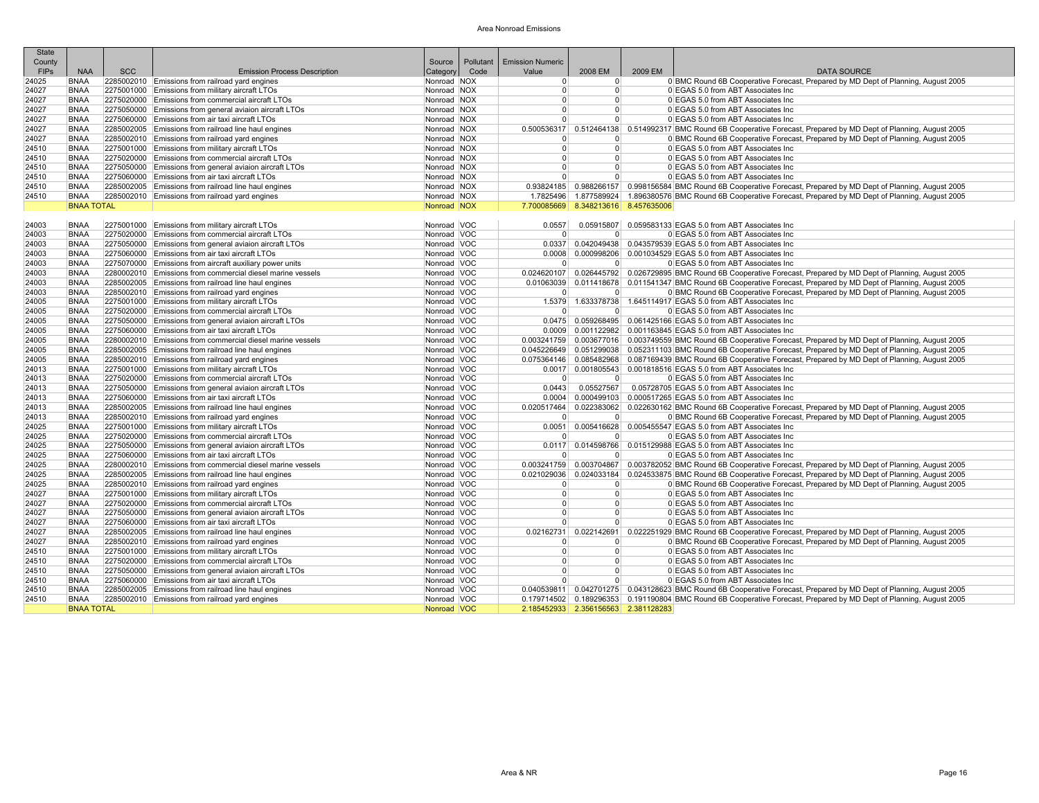# Area Nonroad Emissions

| State County FIPs | NAA | SCC | Emission Process Description | Source Category | Pollutant Code | Emission Numeric Value | 2008 EM | 2009 EM | DATA SOURCE |
|---|---|---|---|---|---|---|---|---|---|
| 24025 | BNAA | 2285002010 | Emissions from railroad yard engines | Nonroad | NOX | 0 | 0 | 0 | BMC Round 6B Cooperative Forecast, Prepared by MD Dept of Planning, August 2005 |
| 24027 | BNAA | 2275001000 | Emissions from military aircraft LTOs | Nonroad | NOX | 0 | 0 | 0 | EGAS 5.0 from ABT Associates Inc |
| 24027 | BNAA | 2275020000 | Emissions from commercial aircraft LTOs | Nonroad | NOX | 0 | 0 | 0 | EGAS 5.0 from ABT Associates Inc |
| 24027 | BNAA | 2275050000 | Emissions from general aviaion aircraft LTOs | Nonroad | NOX | 0 | 0 | 0 | EGAS 5.0 from ABT Associates Inc |
| 24027 | BNAA | 2275060000 | Emissions from air taxi aircraft LTOs | Nonroad | NOX | 0 | 0 | 0 | EGAS 5.0 from ABT Associates Inc |
| 24027 | BNAA | 2285002005 | Emissions from railroad line haul engines | Nonroad | NOX | 0.500536317 | 0.512464138 | 0.514992317 | BMC Round 6B Cooperative Forecast, Prepared by MD Dept of Planning, August 2005 |
| 24027 | BNAA | 2285002010 | Emissions from railroad yard engines | Nonroad | NOX | 0 | 0 | 0 | BMC Round 6B Cooperative Forecast, Prepared by MD Dept of Planning, August 2005 |
| 24510 | BNAA | 2275001000 | Emissions from military aircraft LTOs | Nonroad | NOX | 0 | 0 | 0 | EGAS 5.0 from ABT Associates Inc |
| 24510 | BNAA | 2275020000 | Emissions from commercial aircraft LTOs | Nonroad | NOX | 0 | 0 | 0 | EGAS 5.0 from ABT Associates Inc |
| 24510 | BNAA | 2275050000 | Emissions from general aviaion aircraft LTOs | Nonroad | NOX | 0 | 0 | 0 | EGAS 5.0 from ABT Associates Inc |
| 24510 | BNAA | 2275060000 | Emissions from air taxi aircraft LTOs | Nonroad | NOX | 0 | 0 | 0 | EGAS 5.0 from ABT Associates Inc |
| 24510 | BNAA | 2285002005 | Emissions from railroad line haul engines | Nonroad | NOX | 0.93824185 | 0.988266157 | 0.998156584 | BMC Round 6B Cooperative Forecast, Prepared by MD Dept of Planning, August 2005 |
| 24510 | BNAA | 2285002010 | Emissions from railroad yard engines | Nonroad | NOX | 1.7825496 | 1.877589924 | 1.896380576 | BMC Round 6B Cooperative Forecast, Prepared by MD Dept of Planning, August 2005 |
| | BNAA TOTAL | | | Nonroad | NOX | 7.700085669 | 8.348213616 | 8.457635006 | |

| State County FIPs | NAA | SCC | Emission Process Description | Source Category | Pollutant Code | Emission Numeric Value | 2008 EM | 2009 EM | DATA SOURCE |
|---|---|---|---|---|---|---|---|---|---|
| 24003 | BNAA | 2275001000 | Emissions from military aircraft LTOs | Nonroad | VOC | 0.0557 | 0.05915807 | 0.059583133 | EGAS 5.0 from ABT Associates Inc |
| 24003 | BNAA | 2275020000 | Emissions from commercial aircraft LTOs | Nonroad | VOC | 0 | 0 | 0 | EGAS 5.0 from ABT Associates Inc |
| 24003 | BNAA | 2275050000 | Emissions from general aviaion aircraft LTOs | Nonroad | VOC | 0.0337 | 0.042049438 | 0.043579539 | EGAS 5.0 from ABT Associates Inc |
| 24003 | BNAA | 2275060000 | Emissions from air taxi aircraft LTOs | Nonroad | VOC | 0.0008 | 0.000998206 | 0.001034529 | EGAS 5.0 from ABT Associates Inc |
| 24003 | BNAA | 2275070000 | Emissions from aircraft auxiliary power units | Nonroad | VOC | 0 | 0 | 0 | EGAS 5.0 from ABT Associates Inc |
| 24003 | BNAA | 2280002010 | Emissions from commercial diesel marine vessels | Nonroad | VOC | 0.024620107 | 0.026445792 | 0.026729895 | BMC Round 6B Cooperative Forecast, Prepared by MD Dept of Planning, August 2005 |
| 24003 | BNAA | 2285002005 | Emissions from railroad line haul engines | Nonroad | VOC | 0.01063039 | 0.011418678 | 0.011541347 | BMC Round 6B Cooperative Forecast, Prepared by MD Dept of Planning, August 2005 |
| 24003 | BNAA | 2285002010 | Emissions from railroad yard engines | Nonroad | VOC | 0 | 0 | 0 | BMC Round 6B Cooperative Forecast, Prepared by MD Dept of Planning, August 2005 |
| 24005 | BNAA | 2275001000 | Emissions from military aircraft LTOs | Nonroad | VOC | 1.5379 | 1.633378738 | 1.645114917 | EGAS 5.0 from ABT Associates Inc |
| 24005 | BNAA | 2275020000 | Emissions from commercial aircraft LTOs | Nonroad | VOC | 0 | 0 | 0 | EGAS 5.0 from ABT Associates Inc |
| 24005 | BNAA | 2275050000 | Emissions from general aviaion aircraft LTOs | Nonroad | VOC | 0.0475 | 0.059268495 | 0.061425166 | EGAS 5.0 from ABT Associates Inc |
| 24005 | BNAA | 2275060000 | Emissions from air taxi aircraft LTOs | Nonroad | VOC | 0.0009 | 0.001122982 | 0.001163845 | EGAS 5.0 from ABT Associates Inc |
| 24005 | BNAA | 2280002010 | Emissions from commercial diesel marine vessels | Nonroad | VOC | 0.003241759 | 0.003677016 | 0.003749559 | BMC Round 6B Cooperative Forecast, Prepared by MD Dept of Planning, August 2005 |
| 24005 | BNAA | 2285002005 | Emissions from railroad line haul engines | Nonroad | VOC | 0.045226649 | 0.051299038 | 0.052311103 | BMC Round 6B Cooperative Forecast, Prepared by MD Dept of Planning, August 2005 |
| 24005 | BNAA | 2285002010 | Emissions from railroad yard engines | Nonroad | VOC | 0.075364146 | 0.085482968 | 0.087169439 | BMC Round 6B Cooperative Forecast, Prepared by MD Dept of Planning, August 2005 |
| 24013 | BNAA | 2275001000 | Emissions from military aircraft LTOs | Nonroad | VOC | 0.0017 | 0.001805543 | 0.001818516 | EGAS 5.0 from ABT Associates Inc |
| 24013 | BNAA | 2275020000 | Emissions from commercial aircraft LTOs | Nonroad | VOC | 0 | 0 | 0 | EGAS 5.0 from ABT Associates Inc |
| 24013 | BNAA | 2275050000 | Emissions from general aviaion aircraft LTOs | Nonroad | VOC | 0.0443 | 0.05527567 | 0.05728705 | EGAS 5.0 from ABT Associates Inc |
| 24013 | BNAA | 2275060000 | Emissions from air taxi aircraft LTOs | Nonroad | VOC | 0.0004 | 0.000499103 | 0.000517265 | EGAS 5.0 from ABT Associates Inc |
| 24013 | BNAA | 2285002005 | Emissions from railroad line haul engines | Nonroad | VOC | 0.020517464 | 0.022383062 | 0.022630162 | BMC Round 6B Cooperative Forecast, Prepared by MD Dept of Planning, August 2005 |
| 24013 | BNAA | 2285002010 | Emissions from railroad yard engines | Nonroad | VOC | 0 | 0 | 0 | BMC Round 6B Cooperative Forecast, Prepared by MD Dept of Planning, August 2005 |
| 24025 | BNAA | 2275001000 | Emissions from military aircraft LTOs | Nonroad | VOC | 0.0051 | 0.005416628 | 0.005455547 | EGAS 5.0 from ABT Associates Inc |
| 24025 | BNAA | 2275020000 | Emissions from commercial aircraft LTOs | Nonroad | VOC | 0 | 0 | 0 | EGAS 5.0 from ABT Associates Inc |
| 24025 | BNAA | 2275050000 | Emissions from general aviaion aircraft LTOs | Nonroad | VOC | 0.0117 | 0.014598766 | 0.015129988 | EGAS 5.0 from ABT Associates Inc |
| 24025 | BNAA | 2275060000 | Emissions from air taxi aircraft LTOs | Nonroad | VOC | 0 | 0 | 0 | EGAS 5.0 from ABT Associates Inc |
| 24025 | BNAA | 2280002010 | Emissions from commercial diesel marine vessels | Nonroad | VOC | 0.003241759 | 0.003704867 | 0.003782052 | BMC Round 6B Cooperative Forecast, Prepared by MD Dept of Planning, August 2005 |
| 24025 | BNAA | 2285002005 | Emissions from railroad line haul engines | Nonroad | VOC | 0.021029036 | 0.024033184 | 0.024533875 | BMC Round 6B Cooperative Forecast, Prepared by MD Dept of Planning, August 2005 |
| 24025 | BNAA | 2285002010 | Emissions from railroad yard engines | Nonroad | VOC | 0 | 0 | 0 | BMC Round 6B Cooperative Forecast, Prepared by MD Dept of Planning, August 2005 |
| 24027 | BNAA | 2275001000 | Emissions from military aircraft LTOs | Nonroad | VOC | 0 | 0 | 0 | EGAS 5.0 from ABT Associates Inc |
| 24027 | BNAA | 2275020000 | Emissions from commercial aircraft LTOs | Nonroad | VOC | 0 | 0 | 0 | EGAS 5.0 from ABT Associates Inc |
| 24027 | BNAA | 2275050000 | Emissions from general aviaion aircraft LTOs | Nonroad | VOC | 0 | 0 | 0 | EGAS 5.0 from ABT Associates Inc |
| 24027 | BNAA | 2275060000 | Emissions from air taxi aircraft LTOs | Nonroad | VOC | 0 | 0 | 0 | EGAS 5.0 from ABT Associates Inc |
| 24027 | BNAA | 2285002005 | Emissions from railroad line haul engines | Nonroad | VOC | 0.02162731 | 0.022142691 | 0.022251929 | BMC Round 6B Cooperative Forecast, Prepared by MD Dept of Planning, August 2005 |
| 24027 | BNAA | 2285002010 | Emissions from railroad yard engines | Nonroad | VOC | 0 | 0 | 0 | BMC Round 6B Cooperative Forecast, Prepared by MD Dept of Planning, August 2005 |
| 24510 | BNAA | 2275001000 | Emissions from military aircraft LTOs | Nonroad | VOC | 0 | 0 | 0 | EGAS 5.0 from ABT Associates Inc |
| 24510 | BNAA | 2275020000 | Emissions from commercial aircraft LTOs | Nonroad | VOC | 0 | 0 | 0 | EGAS 5.0 from ABT Associates Inc |
| 24510 | BNAA | 2275050000 | Emissions from general aviaion aircraft LTOs | Nonroad | VOC | 0 | 0 | 0 | EGAS 5.0 from ABT Associates Inc |
| 24510 | BNAA | 2275060000 | Emissions from air taxi aircraft LTOs | Nonroad | VOC | 0 | 0 | 0 | EGAS 5.0 from ABT Associates Inc |
| 24510 | BNAA | 2285002005 | Emissions from railroad line haul engines | Nonroad | VOC | 0.040539811 | 0.042701275 | 0.043128623 | BMC Round 6B Cooperative Forecast, Prepared by MD Dept of Planning, August 2005 |
| 24510 | BNAA | 2285002010 | Emissions from railroad yard engines | Nonroad | VOC | 0.179714502 | 0.189296353 | 0.191190804 | BMC Round 6B Cooperative Forecast, Prepared by MD Dept of Planning, August 2005 |
| | BNAA TOTAL | | | Nonroad | VOC | 2.185452933 | 2.356156563 | 2.381128283 | |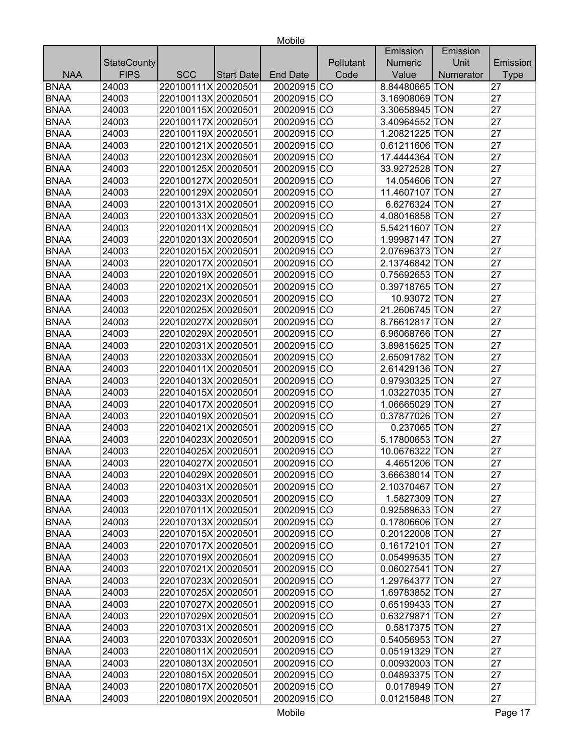| NAA | StateCounty FIPS | SCC | Start Date | End Date | Pollutant Code | Emission Numeric Value | Emission Unit Numerator | Emission Type |
|---|---|---|---|---|---|---|---|---|
| BNAA | 24003 | 220100111X | 20020501 | 20020915 | CO | 8.84480665 | TON | 27 |
| BNAA | 24003 | 220100113X | 20020501 | 20020915 | CO | 3.16908069 | TON | 27 |
| BNAA | 24003 | 220100115X | 20020501 | 20020915 | CO | 3.30658945 | TON | 27 |
| BNAA | 24003 | 220100117X | 20020501 | 20020915 | CO | 3.40964552 | TON | 27 |
| BNAA | 24003 | 220100119X | 20020501 | 20020915 | CO | 1.20821225 | TON | 27 |
| BNAA | 24003 | 220100121X | 20020501 | 20020915 | CO | 0.61211606 | TON | 27 |
| BNAA | 24003 | 220100123X | 20020501 | 20020915 | CO | 17.4444364 | TON | 27 |
| BNAA | 24003 | 220100125X | 20020501 | 20020915 | CO | 33.9272528 | TON | 27 |
| BNAA | 24003 | 220100127X | 20020501 | 20020915 | CO | 14.054606 | TON | 27 |
| BNAA | 24003 | 220100129X | 20020501 | 20020915 | CO | 11.4607107 | TON | 27 |
| BNAA | 24003 | 220100131X | 20020501 | 20020915 | CO | 6.6276324 | TON | 27 |
| BNAA | 24003 | 220100133X | 20020501 | 20020915 | CO | 4.08016858 | TON | 27 |
| BNAA | 24003 | 220102011X | 20020501 | 20020915 | CO | 5.54211607 | TON | 27 |
| BNAA | 24003 | 220102013X | 20020501 | 20020915 | CO | 1.99987147 | TON | 27 |
| BNAA | 24003 | 220102015X | 20020501 | 20020915 | CO | 2.07696373 | TON | 27 |
| BNAA | 24003 | 220102017X | 20020501 | 20020915 | CO | 2.13746842 | TON | 27 |
| BNAA | 24003 | 220102019X | 20020501 | 20020915 | CO | 0.75692653 | TON | 27 |
| BNAA | 24003 | 220102021X | 20020501 | 20020915 | CO | 0.39718765 | TON | 27 |
| BNAA | 24003 | 220102023X | 20020501 | 20020915 | CO | 10.93072 | TON | 27 |
| BNAA | 24003 | 220102025X | 20020501 | 20020915 | CO | 21.2606745 | TON | 27 |
| BNAA | 24003 | 220102027X | 20020501 | 20020915 | CO | 8.76612817 | TON | 27 |
| BNAA | 24003 | 220102029X | 20020501 | 20020915 | CO | 6.96068766 | TON | 27 |
| BNAA | 24003 | 220102031X | 20020501 | 20020915 | CO | 3.89815625 | TON | 27 |
| BNAA | 24003 | 220102033X | 20020501 | 20020915 | CO | 2.65091782 | TON | 27 |
| BNAA | 24003 | 220104011X | 20020501 | 20020915 | CO | 2.61429136 | TON | 27 |
| BNAA | 24003 | 220104013X | 20020501 | 20020915 | CO | 0.97930325 | TON | 27 |
| BNAA | 24003 | 220104015X | 20020501 | 20020915 | CO | 1.03227035 | TON | 27 |
| BNAA | 24003 | 220104017X | 20020501 | 20020915 | CO | 1.06665029 | TON | 27 |
| BNAA | 24003 | 220104019X | 20020501 | 20020915 | CO | 0.37877026 | TON | 27 |
| BNAA | 24003 | 220104021X | 20020501 | 20020915 | CO | 0.237065 | TON | 27 |
| BNAA | 24003 | 220104023X | 20020501 | 20020915 | CO | 5.17800653 | TON | 27 |
| BNAA | 24003 | 220104025X | 20020501 | 20020915 | CO | 10.0676322 | TON | 27 |
| BNAA | 24003 | 220104027X | 20020501 | 20020915 | CO | 4.4651206 | TON | 27 |
| BNAA | 24003 | 220104029X | 20020501 | 20020915 | CO | 3.66638014 | TON | 27 |
| BNAA | 24003 | 220104031X | 20020501 | 20020915 | CO | 2.10370467 | TON | 27 |
| BNAA | 24003 | 220104033X | 20020501 | 20020915 | CO | 1.5827309 | TON | 27 |
| BNAA | 24003 | 220107011X | 20020501 | 20020915 | CO | 0.92589633 | TON | 27 |
| BNAA | 24003 | 220107013X | 20020501 | 20020915 | CO | 0.17806606 | TON | 27 |
| BNAA | 24003 | 220107015X | 20020501 | 20020915 | CO | 0.20122008 | TON | 27 |
| BNAA | 24003 | 220107017X | 20020501 | 20020915 | CO | 0.16172101 | TON | 27 |
| BNAA | 24003 | 220107019X | 20020501 | 20020915 | CO | 0.05499535 | TON | 27 |
| BNAA | 24003 | 220107021X | 20020501 | 20020915 | CO | 0.06027541 | TON | 27 |
| BNAA | 24003 | 220107023X | 20020501 | 20020915 | CO | 1.29764377 | TON | 27 |
| BNAA | 24003 | 220107025X | 20020501 | 20020915 | CO | 1.69783852 | TON | 27 |
| BNAA | 24003 | 220107027X | 20020501 | 20020915 | CO | 0.65199433 | TON | 27 |
| BNAA | 24003 | 220107029X | 20020501 | 20020915 | CO | 0.63279871 | TON | 27 |
| BNAA | 24003 | 220107031X | 20020501 | 20020915 | CO | 0.5817375 | TON | 27 |
| BNAA | 24003 | 220107033X | 20020501 | 20020915 | CO | 0.54056953 | TON | 27 |
| BNAA | 24003 | 220108011X | 20020501 | 20020915 | CO | 0.05191329 | TON | 27 |
| BNAA | 24003 | 220108013X | 20020501 | 20020915 | CO | 0.00932003 | TON | 27 |
| BNAA | 24003 | 220108015X | 20020501 | 20020915 | CO | 0.04893375 | TON | 27 |
| BNAA | 24003 | 220108017X | 20020501 | 20020915 | CO | 0.0178949 | TON | 27 |
| BNAA | 24003 | 220108019X | 20020501 | 20020915 | CO | 0.01215848 | TON | 27 |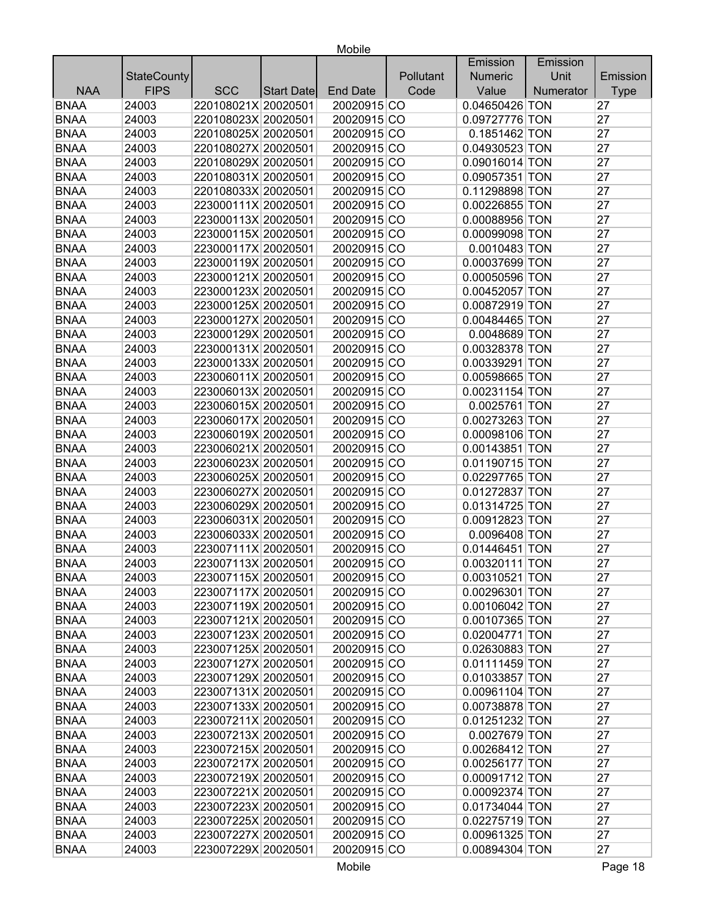| NAA | StateCounty FIPS | SCC | Start Date | End Date | Pollutant Code | Emission Numeric Value | Emission Unit Numerator | Emission Type |
|---|---|---|---|---|---|---|---|---|
| BNAA | 24003 | 220108021X | 20020501 | 20020915 | CO | 0.04650426 | TON | 27 |
| BNAA | 24003 | 220108023X | 20020501 | 20020915 | CO | 0.09727776 | TON | 27 |
| BNAA | 24003 | 220108025X | 20020501 | 20020915 | CO | 0.1851462 | TON | 27 |
| BNAA | 24003 | 220108027X | 20020501 | 20020915 | CO | 0.04930523 | TON | 27 |
| BNAA | 24003 | 220108029X | 20020501 | 20020915 | CO | 0.09016014 | TON | 27 |
| BNAA | 24003 | 220108031X | 20020501 | 20020915 | CO | 0.09057351 | TON | 27 |
| BNAA | 24003 | 220108033X | 20020501 | 20020915 | CO | 0.11298898 | TON | 27 |
| BNAA | 24003 | 223000111X | 20020501 | 20020915 | CO | 0.00226855 | TON | 27 |
| BNAA | 24003 | 223000113X | 20020501 | 20020915 | CO | 0.00088956 | TON | 27 |
| BNAA | 24003 | 223000115X | 20020501 | 20020915 | CO | 0.00099098 | TON | 27 |
| BNAA | 24003 | 223000117X | 20020501 | 20020915 | CO | 0.0010483 | TON | 27 |
| BNAA | 24003 | 223000119X | 20020501 | 20020915 | CO | 0.00037699 | TON | 27 |
| BNAA | 24003 | 223000121X | 20020501 | 20020915 | CO | 0.00050596 | TON | 27 |
| BNAA | 24003 | 223000123X | 20020501 | 20020915 | CO | 0.00452057 | TON | 27 |
| BNAA | 24003 | 223000125X | 20020501 | 20020915 | CO | 0.00872919 | TON | 27 |
| BNAA | 24003 | 223000127X | 20020501 | 20020915 | CO | 0.00484465 | TON | 27 |
| BNAA | 24003 | 223000129X | 20020501 | 20020915 | CO | 0.0048689 | TON | 27 |
| BNAA | 24003 | 223000131X | 20020501 | 20020915 | CO | 0.00328378 | TON | 27 |
| BNAA | 24003 | 223000133X | 20020501 | 20020915 | CO | 0.00339291 | TON | 27 |
| BNAA | 24003 | 223006011X | 20020501 | 20020915 | CO | 0.00598665 | TON | 27 |
| BNAA | 24003 | 223006013X | 20020501 | 20020915 | CO | 0.00231154 | TON | 27 |
| BNAA | 24003 | 223006015X | 20020501 | 20020915 | CO | 0.0025761 | TON | 27 |
| BNAA | 24003 | 223006017X | 20020501 | 20020915 | CO | 0.00273263 | TON | 27 |
| BNAA | 24003 | 223006019X | 20020501 | 20020915 | CO | 0.00098106 | TON | 27 |
| BNAA | 24003 | 223006021X | 20020501 | 20020915 | CO | 0.00143851 | TON | 27 |
| BNAA | 24003 | 223006023X | 20020501 | 20020915 | CO | 0.01190715 | TON | 27 |
| BNAA | 24003 | 223006025X | 20020501 | 20020915 | CO | 0.02297765 | TON | 27 |
| BNAA | 24003 | 223006027X | 20020501 | 20020915 | CO | 0.01272837 | TON | 27 |
| BNAA | 24003 | 223006029X | 20020501 | 20020915 | CO | 0.01314725 | TON | 27 |
| BNAA | 24003 | 223006031X | 20020501 | 20020915 | CO | 0.00912823 | TON | 27 |
| BNAA | 24003 | 223006033X | 20020501 | 20020915 | CO | 0.0096408 | TON | 27 |
| BNAA | 24003 | 223007111X | 20020501 | 20020915 | CO | 0.01446451 | TON | 27 |
| BNAA | 24003 | 223007113X | 20020501 | 20020915 | CO | 0.00320111 | TON | 27 |
| BNAA | 24003 | 223007115X | 20020501 | 20020915 | CO | 0.00310521 | TON | 27 |
| BNAA | 24003 | 223007117X | 20020501 | 20020915 | CO | 0.00296301 | TON | 27 |
| BNAA | 24003 | 223007119X | 20020501 | 20020915 | CO | 0.00106042 | TON | 27 |
| BNAA | 24003 | 223007121X | 20020501 | 20020915 | CO | 0.00107365 | TON | 27 |
| BNAA | 24003 | 223007123X | 20020501 | 20020915 | CO | 0.02004771 | TON | 27 |
| BNAA | 24003 | 223007125X | 20020501 | 20020915 | CO | 0.02630883 | TON | 27 |
| BNAA | 24003 | 223007127X | 20020501 | 20020915 | CO | 0.01111459 | TON | 27 |
| BNAA | 24003 | 223007129X | 20020501 | 20020915 | CO | 0.01033857 | TON | 27 |
| BNAA | 24003 | 223007131X | 20020501 | 20020915 | CO | 0.00961104 | TON | 27 |
| BNAA | 24003 | 223007133X | 20020501 | 20020915 | CO | 0.00738878 | TON | 27 |
| BNAA | 24003 | 223007211X | 20020501 | 20020915 | CO | 0.01251232 | TON | 27 |
| BNAA | 24003 | 223007213X | 20020501 | 20020915 | CO | 0.0027679 | TON | 27 |
| BNAA | 24003 | 223007215X | 20020501 | 20020915 | CO | 0.00268412 | TON | 27 |
| BNAA | 24003 | 223007217X | 20020501 | 20020915 | CO | 0.00256177 | TON | 27 |
| BNAA | 24003 | 223007219X | 20020501 | 20020915 | CO | 0.00091712 | TON | 27 |
| BNAA | 24003 | 223007221X | 20020501 | 20020915 | CO | 0.00092374 | TON | 27 |
| BNAA | 24003 | 223007223X | 20020501 | 20020915 | CO | 0.01734044 | TON | 27 |
| BNAA | 24003 | 223007225X | 20020501 | 20020915 | CO | 0.02275719 | TON | 27 |
| BNAA | 24003 | 223007227X | 20020501 | 20020915 | CO | 0.00961325 | TON | 27 |
| BNAA | 24003 | 223007229X | 20020501 | 20020915 | CO | 0.00894304 | TON | 27 |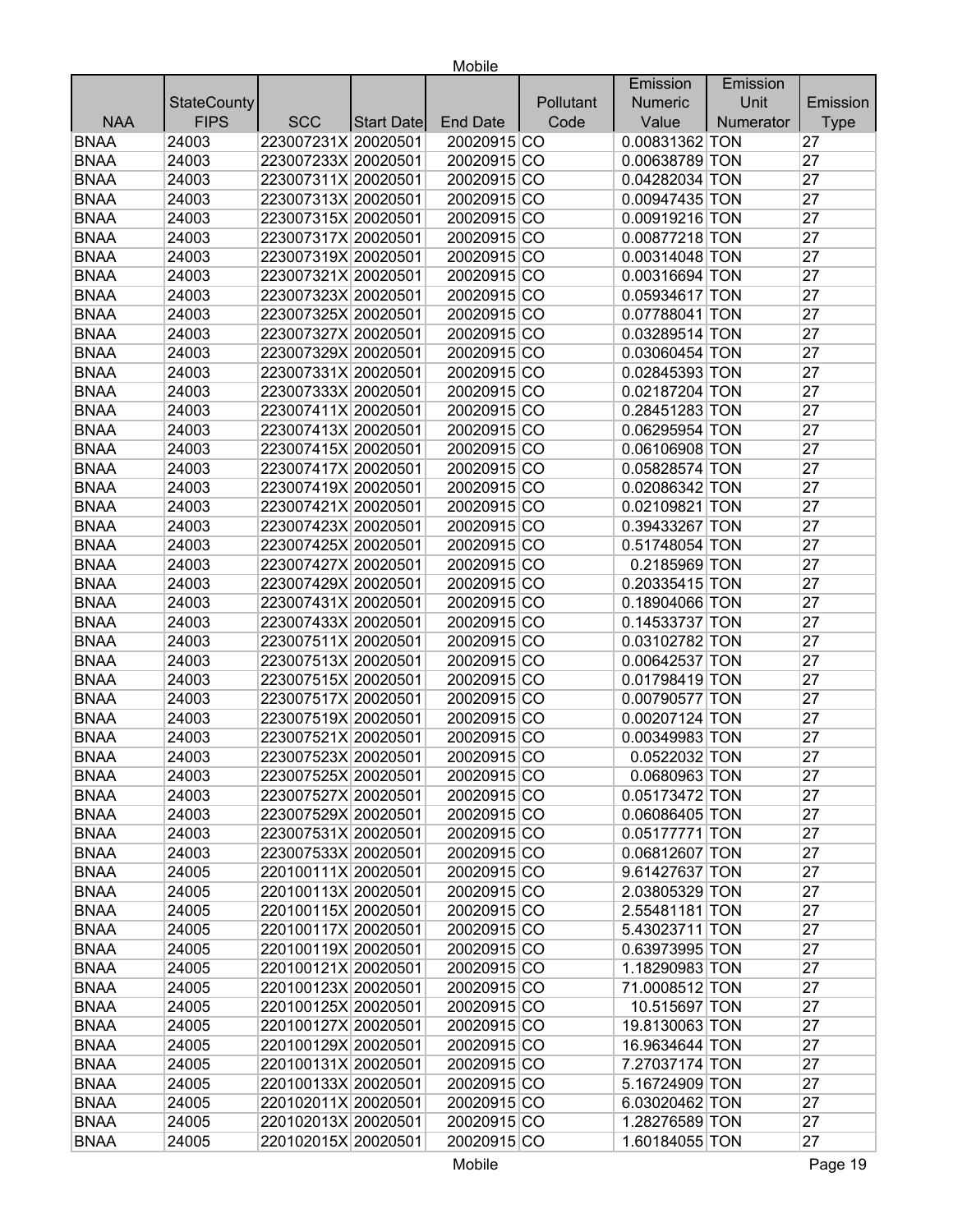| NAA | StateCounty FIPS | SCC | Start Date | End Date | Pollutant Code | Emission Numeric Value | Emission Unit Numerator | Emission Type |
|---|---|---|---|---|---|---|---|---|
| BNAA | 24003 | 223007231X | 20020501 | 20020915 | CO | 0.00831362 | TON | 27 |
| BNAA | 24003 | 223007233X | 20020501 | 20020915 | CO | 0.00638789 | TON | 27 |
| BNAA | 24003 | 223007311X | 20020501 | 20020915 | CO | 0.04282034 | TON | 27 |
| BNAA | 24003 | 223007313X | 20020501 | 20020915 | CO | 0.00947435 | TON | 27 |
| BNAA | 24003 | 223007315X | 20020501 | 20020915 | CO | 0.00919216 | TON | 27 |
| BNAA | 24003 | 223007317X | 20020501 | 20020915 | CO | 0.00877218 | TON | 27 |
| BNAA | 24003 | 223007319X | 20020501 | 20020915 | CO | 0.00314048 | TON | 27 |
| BNAA | 24003 | 223007321X | 20020501 | 20020915 | CO | 0.00316694 | TON | 27 |
| BNAA | 24003 | 223007323X | 20020501 | 20020915 | CO | 0.05934617 | TON | 27 |
| BNAA | 24003 | 223007325X | 20020501 | 20020915 | CO | 0.07788041 | TON | 27 |
| BNAA | 24003 | 223007327X | 20020501 | 20020915 | CO | 0.03289514 | TON | 27 |
| BNAA | 24003 | 223007329X | 20020501 | 20020915 | CO | 0.03060454 | TON | 27 |
| BNAA | 24003 | 223007331X | 20020501 | 20020915 | CO | 0.02845393 | TON | 27 |
| BNAA | 24003 | 223007333X | 20020501 | 20020915 | CO | 0.02187204 | TON | 27 |
| BNAA | 24003 | 223007411X | 20020501 | 20020915 | CO | 0.28451283 | TON | 27 |
| BNAA | 24003 | 223007413X | 20020501 | 20020915 | CO | 0.06295954 | TON | 27 |
| BNAA | 24003 | 223007415X | 20020501 | 20020915 | CO | 0.06106908 | TON | 27 |
| BNAA | 24003 | 223007417X | 20020501 | 20020915 | CO | 0.05828574 | TON | 27 |
| BNAA | 24003 | 223007419X | 20020501 | 20020915 | CO | 0.02086342 | TON | 27 |
| BNAA | 24003 | 223007421X | 20020501 | 20020915 | CO | 0.02109821 | TON | 27 |
| BNAA | 24003 | 223007423X | 20020501 | 20020915 | CO | 0.39433267 | TON | 27 |
| BNAA | 24003 | 223007425X | 20020501 | 20020915 | CO | 0.51748054 | TON | 27 |
| BNAA | 24003 | 223007427X | 20020501 | 20020915 | CO | 0.2185969 | TON | 27 |
| BNAA | 24003 | 223007429X | 20020501 | 20020915 | CO | 0.20335415 | TON | 27 |
| BNAA | 24003 | 223007431X | 20020501 | 20020915 | CO | 0.18904066 | TON | 27 |
| BNAA | 24003 | 223007433X | 20020501 | 20020915 | CO | 0.14533737 | TON | 27 |
| BNAA | 24003 | 223007511X | 20020501 | 20020915 | CO | 0.03102782 | TON | 27 |
| BNAA | 24003 | 223007513X | 20020501 | 20020915 | CO | 0.00642537 | TON | 27 |
| BNAA | 24003 | 223007515X | 20020501 | 20020915 | CO | 0.01798419 | TON | 27 |
| BNAA | 24003 | 223007517X | 20020501 | 20020915 | CO | 0.00790577 | TON | 27 |
| BNAA | 24003 | 223007519X | 20020501 | 20020915 | CO | 0.00207124 | TON | 27 |
| BNAA | 24003 | 223007521X | 20020501 | 20020915 | CO | 0.00349983 | TON | 27 |
| BNAA | 24003 | 223007523X | 20020501 | 20020915 | CO | 0.0522032 | TON | 27 |
| BNAA | 24003 | 223007525X | 20020501 | 20020915 | CO | 0.0680963 | TON | 27 |
| BNAA | 24003 | 223007527X | 20020501 | 20020915 | CO | 0.05173472 | TON | 27 |
| BNAA | 24003 | 223007529X | 20020501 | 20020915 | CO | 0.06086405 | TON | 27 |
| BNAA | 24003 | 223007531X | 20020501 | 20020915 | CO | 0.05177771 | TON | 27 |
| BNAA | 24003 | 223007533X | 20020501 | 20020915 | CO | 0.06812607 | TON | 27 |
| BNAA | 24005 | 220100111X | 20020501 | 20020915 | CO | 9.61427637 | TON | 27 |
| BNAA | 24005 | 220100113X | 20020501 | 20020915 | CO | 2.03805329 | TON | 27 |
| BNAA | 24005 | 220100115X | 20020501 | 20020915 | CO | 2.55481181 | TON | 27 |
| BNAA | 24005 | 220100117X | 20020501 | 20020915 | CO | 5.43023711 | TON | 27 |
| BNAA | 24005 | 220100119X | 20020501 | 20020915 | CO | 0.63973995 | TON | 27 |
| BNAA | 24005 | 220100121X | 20020501 | 20020915 | CO | 1.18290983 | TON | 27 |
| BNAA | 24005 | 220100123X | 20020501 | 20020915 | CO | 71.0008512 | TON | 27 |
| BNAA | 24005 | 220100125X | 20020501 | 20020915 | CO | 10.515697 | TON | 27 |
| BNAA | 24005 | 220100127X | 20020501 | 20020915 | CO | 19.8130063 | TON | 27 |
| BNAA | 24005 | 220100129X | 20020501 | 20020915 | CO | 16.9634644 | TON | 27 |
| BNAA | 24005 | 220100131X | 20020501 | 20020915 | CO | 7.27037174 | TON | 27 |
| BNAA | 24005 | 220100133X | 20020501 | 20020915 | CO | 5.16724909 | TON | 27 |
| BNAA | 24005 | 220102011X | 20020501 | 20020915 | CO | 6.03020462 | TON | 27 |
| BNAA | 24005 | 220102013X | 20020501 | 20020915 | CO | 1.28276589 | TON | 27 |
| BNAA | 24005 | 220102015X | 20020501 | 20020915 | CO | 1.60184055 | TON | 27 |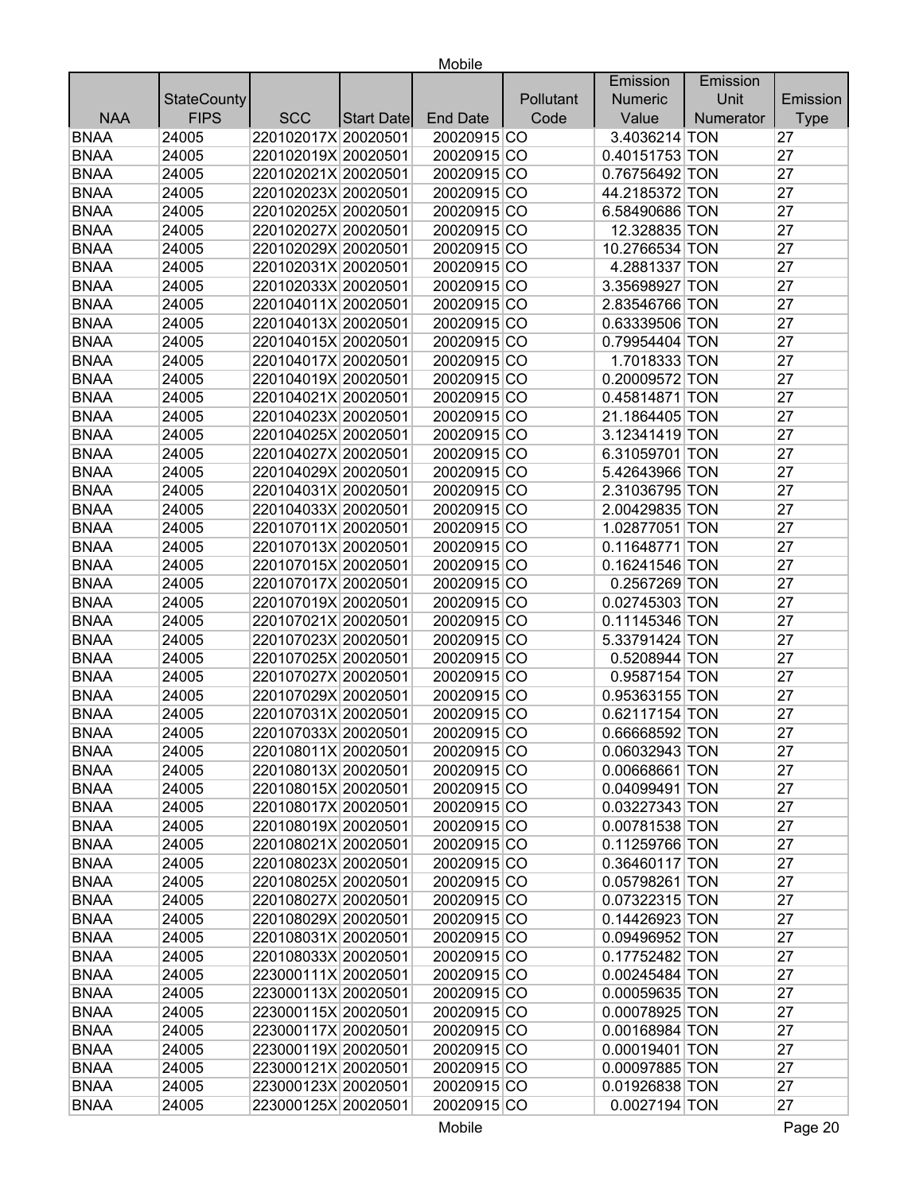| NAA | StateCounty FIPS | SCC | Start Date | End Date | Pollutant Code | Emission Numeric Value | Emission Unit Numerator | Emission Type |
|---|---|---|---|---|---|---|---|---|
| BNAA | 24005 | 220102017X | 20020501 | 20020915 | CO | 3.4036214 | TON | 27 |
| BNAA | 24005 | 220102019X | 20020501 | 20020915 | CO | 0.40151753 | TON | 27 |
| BNAA | 24005 | 220102021X | 20020501 | 20020915 | CO | 0.76756492 | TON | 27 |
| BNAA | 24005 | 220102023X | 20020501 | 20020915 | CO | 44.2185372 | TON | 27 |
| BNAA | 24005 | 220102025X | 20020501 | 20020915 | CO | 6.58490686 | TON | 27 |
| BNAA | 24005 | 220102027X | 20020501 | 20020915 | CO | 12.328835 | TON | 27 |
| BNAA | 24005 | 220102029X | 20020501 | 20020915 | CO | 10.2766534 | TON | 27 |
| BNAA | 24005 | 220102031X | 20020501 | 20020915 | CO | 4.2881337 | TON | 27 |
| BNAA | 24005 | 220102033X | 20020501 | 20020915 | CO | 3.35698927 | TON | 27 |
| BNAA | 24005 | 220104011X | 20020501 | 20020915 | CO | 2.83546766 | TON | 27 |
| BNAA | 24005 | 220104013X | 20020501 | 20020915 | CO | 0.63339506 | TON | 27 |
| BNAA | 24005 | 220104015X | 20020501 | 20020915 | CO | 0.79954404 | TON | 27 |
| BNAA | 24005 | 220104017X | 20020501 | 20020915 | CO | 1.7018333 | TON | 27 |
| BNAA | 24005 | 220104019X | 20020501 | 20020915 | CO | 0.20009572 | TON | 27 |
| BNAA | 24005 | 220104021X | 20020501 | 20020915 | CO | 0.45814871 | TON | 27 |
| BNAA | 24005 | 220104023X | 20020501 | 20020915 | CO | 21.1864405 | TON | 27 |
| BNAA | 24005 | 220104025X | 20020501 | 20020915 | CO | 3.12341419 | TON | 27 |
| BNAA | 24005 | 220104027X | 20020501 | 20020915 | CO | 6.31059701 | TON | 27 |
| BNAA | 24005 | 220104029X | 20020501 | 20020915 | CO | 5.42643966 | TON | 27 |
| BNAA | 24005 | 220104031X | 20020501 | 20020915 | CO | 2.31036795 | TON | 27 |
| BNAA | 24005 | 220104033X | 20020501 | 20020915 | CO | 2.00429835 | TON | 27 |
| BNAA | 24005 | 220107011X | 20020501 | 20020915 | CO | 1.02877051 | TON | 27 |
| BNAA | 24005 | 220107013X | 20020501 | 20020915 | CO | 0.11648771 | TON | 27 |
| BNAA | 24005 | 220107015X | 20020501 | 20020915 | CO | 0.16241546 | TON | 27 |
| BNAA | 24005 | 220107017X | 20020501 | 20020915 | CO | 0.2567269 | TON | 27 |
| BNAA | 24005 | 220107019X | 20020501 | 20020915 | CO | 0.02745303 | TON | 27 |
| BNAA | 24005 | 220107021X | 20020501 | 20020915 | CO | 0.11145346 | TON | 27 |
| BNAA | 24005 | 220107023X | 20020501 | 20020915 | CO | 5.33791424 | TON | 27 |
| BNAA | 24005 | 220107025X | 20020501 | 20020915 | CO | 0.5208944 | TON | 27 |
| BNAA | 24005 | 220107027X | 20020501 | 20020915 | CO | 0.9587154 | TON | 27 |
| BNAA | 24005 | 220107029X | 20020501 | 20020915 | CO | 0.95363155 | TON | 27 |
| BNAA | 24005 | 220107031X | 20020501 | 20020915 | CO | 0.62117154 | TON | 27 |
| BNAA | 24005 | 220107033X | 20020501 | 20020915 | CO | 0.66668592 | TON | 27 |
| BNAA | 24005 | 220108011X | 20020501 | 20020915 | CO | 0.06032943 | TON | 27 |
| BNAA | 24005 | 220108013X | 20020501 | 20020915 | CO | 0.00668661 | TON | 27 |
| BNAA | 24005 | 220108015X | 20020501 | 20020915 | CO | 0.04099491 | TON | 27 |
| BNAA | 24005 | 220108017X | 20020501 | 20020915 | CO | 0.03227343 | TON | 27 |
| BNAA | 24005 | 220108019X | 20020501 | 20020915 | CO | 0.00781538 | TON | 27 |
| BNAA | 24005 | 220108021X | 20020501 | 20020915 | CO | 0.11259766 | TON | 27 |
| BNAA | 24005 | 220108023X | 20020501 | 20020915 | CO | 0.36460117 | TON | 27 |
| BNAA | 24005 | 220108025X | 20020501 | 20020915 | CO | 0.05798261 | TON | 27 |
| BNAA | 24005 | 220108027X | 20020501 | 20020915 | CO | 0.07322315 | TON | 27 |
| BNAA | 24005 | 220108029X | 20020501 | 20020915 | CO | 0.14426923 | TON | 27 |
| BNAA | 24005 | 220108031X | 20020501 | 20020915 | CO | 0.09496952 | TON | 27 |
| BNAA | 24005 | 220108033X | 20020501 | 20020915 | CO | 0.17752482 | TON | 27 |
| BNAA | 24005 | 223000111X | 20020501 | 20020915 | CO | 0.00245484 | TON | 27 |
| BNAA | 24005 | 223000113X | 20020501 | 20020915 | CO | 0.00059635 | TON | 27 |
| BNAA | 24005 | 223000115X | 20020501 | 20020915 | CO | 0.00078925 | TON | 27 |
| BNAA | 24005 | 223000117X | 20020501 | 20020915 | CO | 0.00168984 | TON | 27 |
| BNAA | 24005 | 223000119X | 20020501 | 20020915 | CO | 0.00019401 | TON | 27 |
| BNAA | 24005 | 223000121X | 20020501 | 20020915 | CO | 0.00097885 | TON | 27 |
| BNAA | 24005 | 223000123X | 20020501 | 20020915 | CO | 0.01926838 | TON | 27 |
| BNAA | 24005 | 223000125X | 20020501 | 20020915 | CO | 0.0027194 | TON | 27 |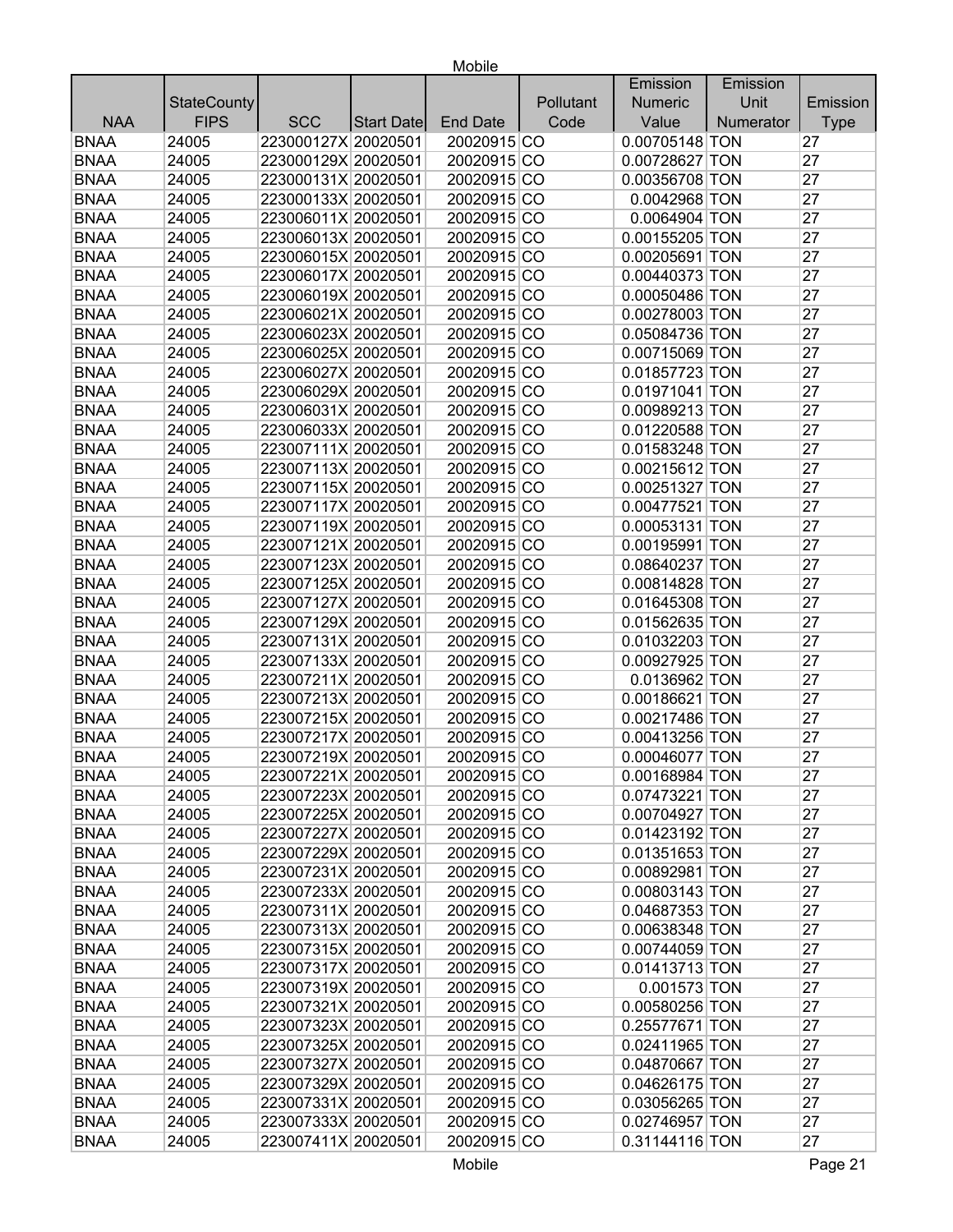| NAA | StateCounty FIPS | SCC | Start Date | End Date | Pollutant Code | Emission Numeric Value | Emission Unit Numerator | Emission Type |
|---|---|---|---|---|---|---|---|---|
| BNAA | 24005 | 223000127X | 20020501 | 20020915 | CO | 0.00705148 | TON | 27 |
| BNAA | 24005 | 223000129X | 20020501 | 20020915 | CO | 0.00728627 | TON | 27 |
| BNAA | 24005 | 223000131X | 20020501 | 20020915 | CO | 0.00356708 | TON | 27 |
| BNAA | 24005 | 223000133X | 20020501 | 20020915 | CO | 0.0042968 | TON | 27 |
| BNAA | 24005 | 223006011X | 20020501 | 20020915 | CO | 0.0064904 | TON | 27 |
| BNAA | 24005 | 223006013X | 20020501 | 20020915 | CO | 0.00155205 | TON | 27 |
| BNAA | 24005 | 223006015X | 20020501 | 20020915 | CO | 0.00205691 | TON | 27 |
| BNAA | 24005 | 223006017X | 20020501 | 20020915 | CO | 0.00440373 | TON | 27 |
| BNAA | 24005 | 223006019X | 20020501 | 20020915 | CO | 0.00050486 | TON | 27 |
| BNAA | 24005 | 223006021X | 20020501 | 20020915 | CO | 0.00278003 | TON | 27 |
| BNAA | 24005 | 223006023X | 20020501 | 20020915 | CO | 0.05084736 | TON | 27 |
| BNAA | 24005 | 223006025X | 20020501 | 20020915 | CO | 0.00715069 | TON | 27 |
| BNAA | 24005 | 223006027X | 20020501 | 20020915 | CO | 0.01857723 | TON | 27 |
| BNAA | 24005 | 223006029X | 20020501 | 20020915 | CO | 0.01971041 | TON | 27 |
| BNAA | 24005 | 223006031X | 20020501 | 20020915 | CO | 0.00989213 | TON | 27 |
| BNAA | 24005 | 223006033X | 20020501 | 20020915 | CO | 0.01220588 | TON | 27 |
| BNAA | 24005 | 223007111X | 20020501 | 20020915 | CO | 0.01583248 | TON | 27 |
| BNAA | 24005 | 223007113X | 20020501 | 20020915 | CO | 0.00215612 | TON | 27 |
| BNAA | 24005 | 223007115X | 20020501 | 20020915 | CO | 0.00251327 | TON | 27 |
| BNAA | 24005 | 223007117X | 20020501 | 20020915 | CO | 0.00477521 | TON | 27 |
| BNAA | 24005 | 223007119X | 20020501 | 20020915 | CO | 0.00053131 | TON | 27 |
| BNAA | 24005 | 223007121X | 20020501 | 20020915 | CO | 0.00195991 | TON | 27 |
| BNAA | 24005 | 223007123X | 20020501 | 20020915 | CO | 0.08640237 | TON | 27 |
| BNAA | 24005 | 223007125X | 20020501 | 20020915 | CO | 0.00814828 | TON | 27 |
| BNAA | 24005 | 223007127X | 20020501 | 20020915 | CO | 0.01645308 | TON | 27 |
| BNAA | 24005 | 223007129X | 20020501 | 20020915 | CO | 0.01562635 | TON | 27 |
| BNAA | 24005 | 223007131X | 20020501 | 20020915 | CO | 0.01032203 | TON | 27 |
| BNAA | 24005 | 223007133X | 20020501 | 20020915 | CO | 0.00927925 | TON | 27 |
| BNAA | 24005 | 223007211X | 20020501 | 20020915 | CO | 0.0136962 | TON | 27 |
| BNAA | 24005 | 223007213X | 20020501 | 20020915 | CO | 0.00186621 | TON | 27 |
| BNAA | 24005 | 223007215X | 20020501 | 20020915 | CO | 0.00217486 | TON | 27 |
| BNAA | 24005 | 223007217X | 20020501 | 20020915 | CO | 0.00413256 | TON | 27 |
| BNAA | 24005 | 223007219X | 20020501 | 20020915 | CO | 0.00046077 | TON | 27 |
| BNAA | 24005 | 223007221X | 20020501 | 20020915 | CO | 0.00168984 | TON | 27 |
| BNAA | 24005 | 223007223X | 20020501 | 20020915 | CO | 0.07473221 | TON | 27 |
| BNAA | 24005 | 223007225X | 20020501 | 20020915 | CO | 0.00704927 | TON | 27 |
| BNAA | 24005 | 223007227X | 20020501 | 20020915 | CO | 0.01423192 | TON | 27 |
| BNAA | 24005 | 223007229X | 20020501 | 20020915 | CO | 0.01351653 | TON | 27 |
| BNAA | 24005 | 223007231X | 20020501 | 20020915 | CO | 0.00892981 | TON | 27 |
| BNAA | 24005 | 223007233X | 20020501 | 20020915 | CO | 0.00803143 | TON | 27 |
| BNAA | 24005 | 223007311X | 20020501 | 20020915 | CO | 0.04687353 | TON | 27 |
| BNAA | 24005 | 223007313X | 20020501 | 20020915 | CO | 0.00638348 | TON | 27 |
| BNAA | 24005 | 223007315X | 20020501 | 20020915 | CO | 0.00744059 | TON | 27 |
| BNAA | 24005 | 223007317X | 20020501 | 20020915 | CO | 0.01413713 | TON | 27 |
| BNAA | 24005 | 223007319X | 20020501 | 20020915 | CO | 0.001573 | TON | 27 |
| BNAA | 24005 | 223007321X | 20020501 | 20020915 | CO | 0.00580256 | TON | 27 |
| BNAA | 24005 | 223007323X | 20020501 | 20020915 | CO | 0.25577671 | TON | 27 |
| BNAA | 24005 | 223007325X | 20020501 | 20020915 | CO | 0.02411965 | TON | 27 |
| BNAA | 24005 | 223007327X | 20020501 | 20020915 | CO | 0.04870667 | TON | 27 |
| BNAA | 24005 | 223007329X | 20020501 | 20020915 | CO | 0.04626175 | TON | 27 |
| BNAA | 24005 | 223007331X | 20020501 | 20020915 | CO | 0.03056265 | TON | 27 |
| BNAA | 24005 | 223007333X | 20020501 | 20020915 | CO | 0.02746957 | TON | 27 |
| BNAA | 24005 | 223007411X | 20020501 | 20020915 | CO | 0.31144116 | TON | 27 |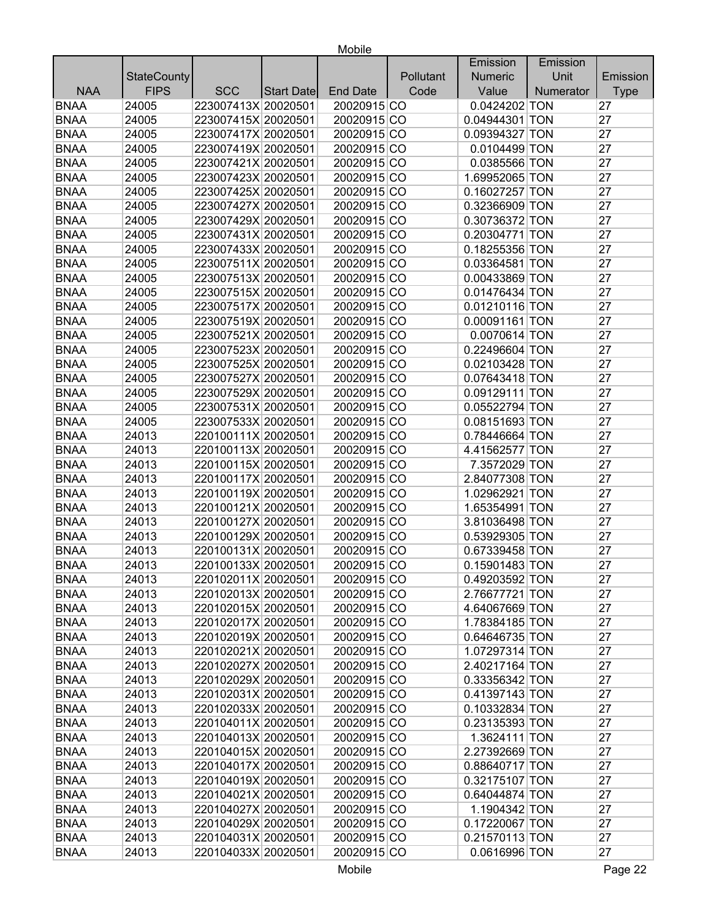| NAA | StateCounty FIPS | SCC | Start Date | End Date | Pollutant Code | Emission Numeric Value | Emission Unit Numerator | Emission Type |
|---|---|---|---|---|---|---|---|---|
| BNAA | 24005 | 223007413X | 20020501 | 20020915 | CO | 0.0424202 | TON | 27 |
| BNAA | 24005 | 223007415X | 20020501 | 20020915 | CO | 0.04944301 | TON | 27 |
| BNAA | 24005 | 223007417X | 20020501 | 20020915 | CO | 0.09394327 | TON | 27 |
| BNAA | 24005 | 223007419X | 20020501 | 20020915 | CO | 0.0104499 | TON | 27 |
| BNAA | 24005 | 223007421X | 20020501 | 20020915 | CO | 0.0385566 | TON | 27 |
| BNAA | 24005 | 223007423X | 20020501 | 20020915 | CO | 1.69952065 | TON | 27 |
| BNAA | 24005 | 223007425X | 20020501 | 20020915 | CO | 0.16027257 | TON | 27 |
| BNAA | 24005 | 223007427X | 20020501 | 20020915 | CO | 0.32366909 | TON | 27 |
| BNAA | 24005 | 223007429X | 20020501 | 20020915 | CO | 0.30736372 | TON | 27 |
| BNAA | 24005 | 223007431X | 20020501 | 20020915 | CO | 0.20304771 | TON | 27 |
| BNAA | 24005 | 223007433X | 20020501 | 20020915 | CO | 0.18255356 | TON | 27 |
| BNAA | 24005 | 223007511X | 20020501 | 20020915 | CO | 0.03364581 | TON | 27 |
| BNAA | 24005 | 223007513X | 20020501 | 20020915 | CO | 0.00433869 | TON | 27 |
| BNAA | 24005 | 223007515X | 20020501 | 20020915 | CO | 0.01476434 | TON | 27 |
| BNAA | 24005 | 223007517X | 20020501 | 20020915 | CO | 0.01210116 | TON | 27 |
| BNAA | 24005 | 223007519X | 20020501 | 20020915 | CO | 0.00091161 | TON | 27 |
| BNAA | 24005 | 223007521X | 20020501 | 20020915 | CO | 0.0070614 | TON | 27 |
| BNAA | 24005 | 223007523X | 20020501 | 20020915 | CO | 0.22496604 | TON | 27 |
| BNAA | 24005 | 223007525X | 20020501 | 20020915 | CO | 0.02103428 | TON | 27 |
| BNAA | 24005 | 223007527X | 20020501 | 20020915 | CO | 0.07643418 | TON | 27 |
| BNAA | 24005 | 223007529X | 20020501 | 20020915 | CO | 0.09129111 | TON | 27 |
| BNAA | 24005 | 223007531X | 20020501 | 20020915 | CO | 0.05522794 | TON | 27 |
| BNAA | 24005 | 223007533X | 20020501 | 20020915 | CO | 0.08151693 | TON | 27 |
| BNAA | 24013 | 220100111X | 20020501 | 20020915 | CO | 0.78446664 | TON | 27 |
| BNAA | 24013 | 220100113X | 20020501 | 20020915 | CO | 4.41562577 | TON | 27 |
| BNAA | 24013 | 220100115X | 20020501 | 20020915 | CO | 7.3572029 | TON | 27 |
| BNAA | 24013 | 220100117X | 20020501 | 20020915 | CO | 2.84077308 | TON | 27 |
| BNAA | 24013 | 220100119X | 20020501 | 20020915 | CO | 1.02962921 | TON | 27 |
| BNAA | 24013 | 220100121X | 20020501 | 20020915 | CO | 1.65354991 | TON | 27 |
| BNAA | 24013 | 220100127X | 20020501 | 20020915 | CO | 3.81036498 | TON | 27 |
| BNAA | 24013 | 220100129X | 20020501 | 20020915 | CO | 0.53929305 | TON | 27 |
| BNAA | 24013 | 220100131X | 20020501 | 20020915 | CO | 0.67339458 | TON | 27 |
| BNAA | 24013 | 220100133X | 20020501 | 20020915 | CO | 0.15901483 | TON | 27 |
| BNAA | 24013 | 220102011X | 20020501 | 20020915 | CO | 0.49203592 | TON | 27 |
| BNAA | 24013 | 220102013X | 20020501 | 20020915 | CO | 2.76677721 | TON | 27 |
| BNAA | 24013 | 220102015X | 20020501 | 20020915 | CO | 4.64067669 | TON | 27 |
| BNAA | 24013 | 220102017X | 20020501 | 20020915 | CO | 1.78384185 | TON | 27 |
| BNAA | 24013 | 220102019X | 20020501 | 20020915 | CO | 0.64646735 | TON | 27 |
| BNAA | 24013 | 220102021X | 20020501 | 20020915 | CO | 1.07297314 | TON | 27 |
| BNAA | 24013 | 220102027X | 20020501 | 20020915 | CO | 2.40217164 | TON | 27 |
| BNAA | 24013 | 220102029X | 20020501 | 20020915 | CO | 0.33356342 | TON | 27 |
| BNAA | 24013 | 220102031X | 20020501 | 20020915 | CO | 0.41397143 | TON | 27 |
| BNAA | 24013 | 220102033X | 20020501 | 20020915 | CO | 0.10332834 | TON | 27 |
| BNAA | 24013 | 220104011X | 20020501 | 20020915 | CO | 0.23135393 | TON | 27 |
| BNAA | 24013 | 220104013X | 20020501 | 20020915 | CO | 1.3624111 | TON | 27 |
| BNAA | 24013 | 220104015X | 20020501 | 20020915 | CO | 2.27392669 | TON | 27 |
| BNAA | 24013 | 220104017X | 20020501 | 20020915 | CO | 0.88640717 | TON | 27 |
| BNAA | 24013 | 220104019X | 20020501 | 20020915 | CO | 0.32175107 | TON | 27 |
| BNAA | 24013 | 220104021X | 20020501 | 20020915 | CO | 0.64044874 | TON | 27 |
| BNAA | 24013 | 220104027X | 20020501 | 20020915 | CO | 1.1904342 | TON | 27 |
| BNAA | 24013 | 220104029X | 20020501 | 20020915 | CO | 0.17220067 | TON | 27 |
| BNAA | 24013 | 220104031X | 20020501 | 20020915 | CO | 0.21570113 | TON | 27 |
| BNAA | 24013 | 220104033X | 20020501 | 20020915 | CO | 0.0616996 | TON | 27 |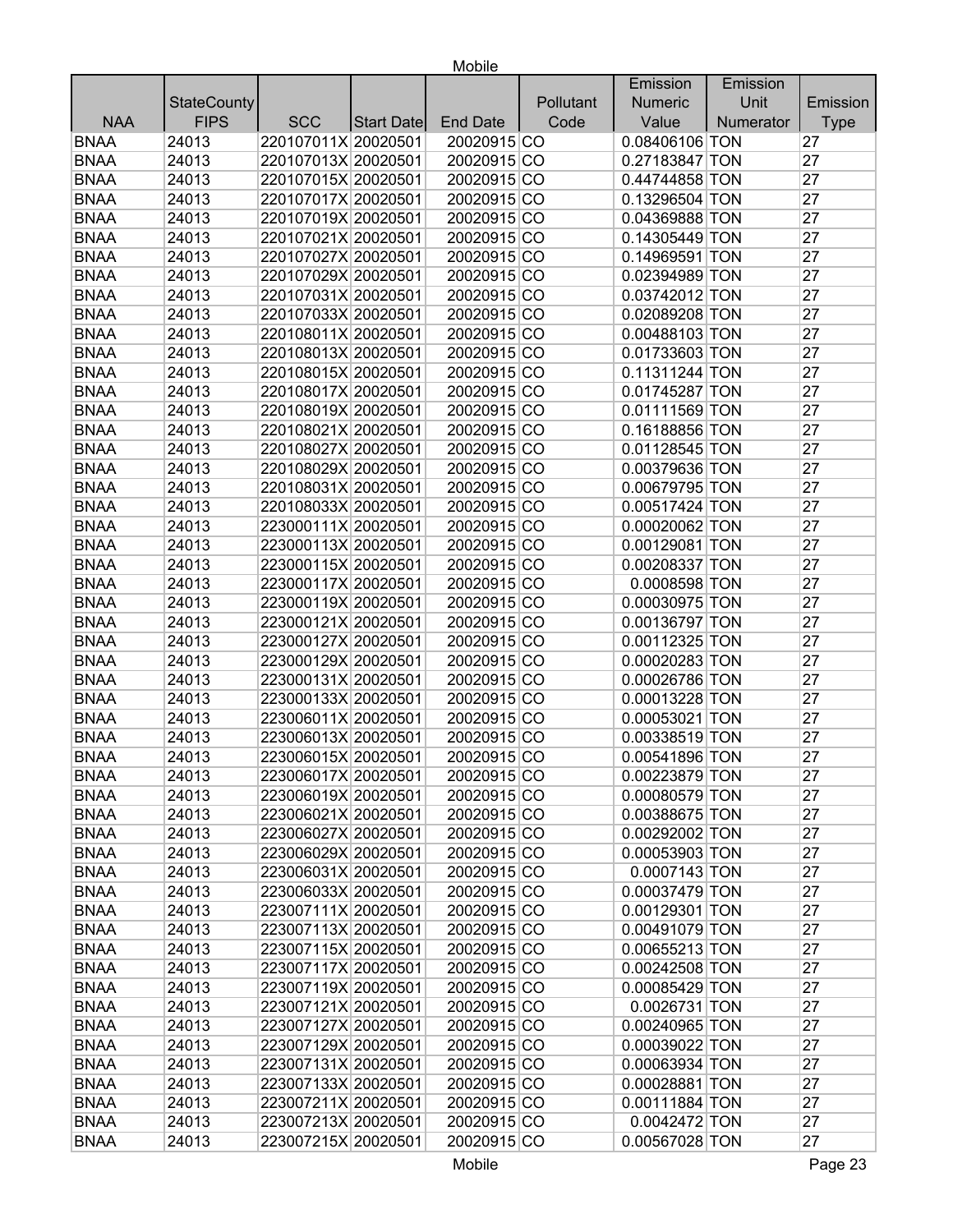| NAA | StateCounty FIPS | SCC | Start Date | End Date | Pollutant Code | Emission Numeric Value | Emission Unit Numerator | Emission Type |
|---|---|---|---|---|---|---|---|---|
| BNAA | 24013 | 220107011X | 20020501 | 20020915 | CO | 0.08406106 | TON | 27 |
| BNAA | 24013 | 220107013X | 20020501 | 20020915 | CO | 0.27183847 | TON | 27 |
| BNAA | 24013 | 220107015X | 20020501 | 20020915 | CO | 0.44744858 | TON | 27 |
| BNAA | 24013 | 220107017X | 20020501 | 20020915 | CO | 0.13296504 | TON | 27 |
| BNAA | 24013 | 220107019X | 20020501 | 20020915 | CO | 0.04369888 | TON | 27 |
| BNAA | 24013 | 220107021X | 20020501 | 20020915 | CO | 0.14305449 | TON | 27 |
| BNAA | 24013 | 220107027X | 20020501 | 20020915 | CO | 0.14969591 | TON | 27 |
| BNAA | 24013 | 220107029X | 20020501 | 20020915 | CO | 0.02394989 | TON | 27 |
| BNAA | 24013 | 220107031X | 20020501 | 20020915 | CO | 0.03742012 | TON | 27 |
| BNAA | 24013 | 220107033X | 20020501 | 20020915 | CO | 0.02089208 | TON | 27 |
| BNAA | 24013 | 220108011X | 20020501 | 20020915 | CO | 0.00488103 | TON | 27 |
| BNAA | 24013 | 220108013X | 20020501 | 20020915 | CO | 0.01733603 | TON | 27 |
| BNAA | 24013 | 220108015X | 20020501 | 20020915 | CO | 0.11311244 | TON | 27 |
| BNAA | 24013 | 220108017X | 20020501 | 20020915 | CO | 0.01745287 | TON | 27 |
| BNAA | 24013 | 220108019X | 20020501 | 20020915 | CO | 0.01111569 | TON | 27 |
| BNAA | 24013 | 220108021X | 20020501 | 20020915 | CO | 0.16188856 | TON | 27 |
| BNAA | 24013 | 220108027X | 20020501 | 20020915 | CO | 0.01128545 | TON | 27 |
| BNAA | 24013 | 220108029X | 20020501 | 20020915 | CO | 0.00379636 | TON | 27 |
| BNAA | 24013 | 220108031X | 20020501 | 20020915 | CO | 0.00679795 | TON | 27 |
| BNAA | 24013 | 220108033X | 20020501 | 20020915 | CO | 0.00517424 | TON | 27 |
| BNAA | 24013 | 223000111X | 20020501 | 20020915 | CO | 0.00020062 | TON | 27 |
| BNAA | 24013 | 223000113X | 20020501 | 20020915 | CO | 0.00129081 | TON | 27 |
| BNAA | 24013 | 223000115X | 20020501 | 20020915 | CO | 0.00208337 | TON | 27 |
| BNAA | 24013 | 223000117X | 20020501 | 20020915 | CO | 0.0008598 | TON | 27 |
| BNAA | 24013 | 223000119X | 20020501 | 20020915 | CO | 0.00030975 | TON | 27 |
| BNAA | 24013 | 223000121X | 20020501 | 20020915 | CO | 0.00136797 | TON | 27 |
| BNAA | 24013 | 223000127X | 20020501 | 20020915 | CO | 0.00112325 | TON | 27 |
| BNAA | 24013 | 223000129X | 20020501 | 20020915 | CO | 0.00020283 | TON | 27 |
| BNAA | 24013 | 223000131X | 20020501 | 20020915 | CO | 0.00026786 | TON | 27 |
| BNAA | 24013 | 223000133X | 20020501 | 20020915 | CO | 0.00013228 | TON | 27 |
| BNAA | 24013 | 223006011X | 20020501 | 20020915 | CO | 0.00053021 | TON | 27 |
| BNAA | 24013 | 223006013X | 20020501 | 20020915 | CO | 0.00338519 | TON | 27 |
| BNAA | 24013 | 223006015X | 20020501 | 20020915 | CO | 0.00541896 | TON | 27 |
| BNAA | 24013 | 223006017X | 20020501 | 20020915 | CO | 0.00223879 | TON | 27 |
| BNAA | 24013 | 223006019X | 20020501 | 20020915 | CO | 0.00080579 | TON | 27 |
| BNAA | 24013 | 223006021X | 20020501 | 20020915 | CO | 0.00388675 | TON | 27 |
| BNAA | 24013 | 223006027X | 20020501 | 20020915 | CO | 0.00292002 | TON | 27 |
| BNAA | 24013 | 223006029X | 20020501 | 20020915 | CO | 0.00053903 | TON | 27 |
| BNAA | 24013 | 223006031X | 20020501 | 20020915 | CO | 0.0007143 | TON | 27 |
| BNAA | 24013 | 223006033X | 20020501 | 20020915 | CO | 0.00037479 | TON | 27 |
| BNAA | 24013 | 223007111X | 20020501 | 20020915 | CO | 0.00129301 | TON | 27 |
| BNAA | 24013 | 223007113X | 20020501 | 20020915 | CO | 0.00491079 | TON | 27 |
| BNAA | 24013 | 223007115X | 20020501 | 20020915 | CO | 0.00655213 | TON | 27 |
| BNAA | 24013 | 223007117X | 20020501 | 20020915 | CO | 0.00242508 | TON | 27 |
| BNAA | 24013 | 223007119X | 20020501 | 20020915 | CO | 0.00085429 | TON | 27 |
| BNAA | 24013 | 223007121X | 20020501 | 20020915 | CO | 0.0026731 | TON | 27 |
| BNAA | 24013 | 223007127X | 20020501 | 20020915 | CO | 0.00240965 | TON | 27 |
| BNAA | 24013 | 223007129X | 20020501 | 20020915 | CO | 0.00039022 | TON | 27 |
| BNAA | 24013 | 223007131X | 20020501 | 20020915 | CO | 0.00063934 | TON | 27 |
| BNAA | 24013 | 223007133X | 20020501 | 20020915 | CO | 0.00028881 | TON | 27 |
| BNAA | 24013 | 223007211X | 20020501 | 20020915 | CO | 0.00111884 | TON | 27 |
| BNAA | 24013 | 223007213X | 20020501 | 20020915 | CO | 0.0042472 | TON | 27 |
| BNAA | 24013 | 223007215X | 20020501 | 20020915 | CO | 0.00567028 | TON | 27 |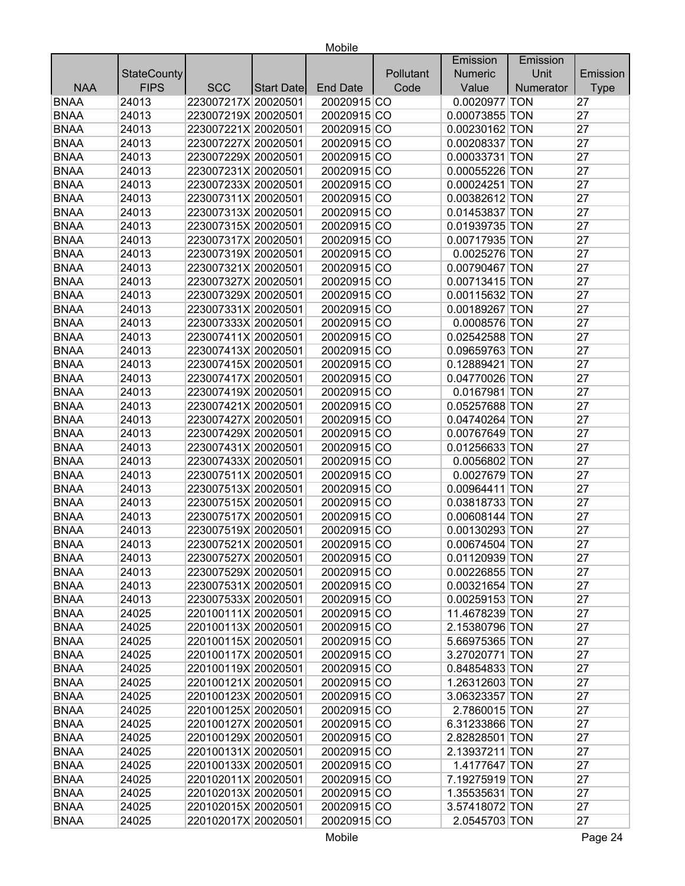| NAA | StateCounty FIPS | SCC | Start Date | End Date | Pollutant Code | Emission Numeric Value | Emission Unit Numerator | Emission Type |
|---|---|---|---|---|---|---|---|---|
| BNAA | 24013 | 223007217X | 20020501 | 20020915 | CO | 0.0020977 | TON | 27 |
| BNAA | 24013 | 223007219X | 20020501 | 20020915 | CO | 0.00073855 | TON | 27 |
| BNAA | 24013 | 223007221X | 20020501 | 20020915 | CO | 0.00230162 | TON | 27 |
| BNAA | 24013 | 223007227X | 20020501 | 20020915 | CO | 0.00208337 | TON | 27 |
| BNAA | 24013 | 223007229X | 20020501 | 20020915 | CO | 0.00033731 | TON | 27 |
| BNAA | 24013 | 223007231X | 20020501 | 20020915 | CO | 0.00055226 | TON | 27 |
| BNAA | 24013 | 223007233X | 20020501 | 20020915 | CO | 0.00024251 | TON | 27 |
| BNAA | 24013 | 223007311X | 20020501 | 20020915 | CO | 0.00382612 | TON | 27 |
| BNAA | 24013 | 223007313X | 20020501 | 20020915 | CO | 0.01453837 | TON | 27 |
| BNAA | 24013 | 223007315X | 20020501 | 20020915 | CO | 0.01939735 | TON | 27 |
| BNAA | 24013 | 223007317X | 20020501 | 20020915 | CO | 0.00717935 | TON | 27 |
| BNAA | 24013 | 223007319X | 20020501 | 20020915 | CO | 0.0025276 | TON | 27 |
| BNAA | 24013 | 223007321X | 20020501 | 20020915 | CO | 0.00790467 | TON | 27 |
| BNAA | 24013 | 223007327X | 20020501 | 20020915 | CO | 0.00713415 | TON | 27 |
| BNAA | 24013 | 223007329X | 20020501 | 20020915 | CO | 0.00115632 | TON | 27 |
| BNAA | 24013 | 223007331X | 20020501 | 20020915 | CO | 0.00189267 | TON | 27 |
| BNAA | 24013 | 223007333X | 20020501 | 20020915 | CO | 0.0008576 | TON | 27 |
| BNAA | 24013 | 223007411X | 20020501 | 20020915 | CO | 0.02542588 | TON | 27 |
| BNAA | 24013 | 223007413X | 20020501 | 20020915 | CO | 0.09659763 | TON | 27 |
| BNAA | 24013 | 223007415X | 20020501 | 20020915 | CO | 0.12889421 | TON | 27 |
| BNAA | 24013 | 223007417X | 20020501 | 20020915 | CO | 0.04770026 | TON | 27 |
| BNAA | 24013 | 223007419X | 20020501 | 20020915 | CO | 0.0167981 | TON | 27 |
| BNAA | 24013 | 223007421X | 20020501 | 20020915 | CO | 0.05257688 | TON | 27 |
| BNAA | 24013 | 223007427X | 20020501 | 20020915 | CO | 0.04740264 | TON | 27 |
| BNAA | 24013 | 223007429X | 20020501 | 20020915 | CO | 0.00767649 | TON | 27 |
| BNAA | 24013 | 223007431X | 20020501 | 20020915 | CO | 0.01256633 | TON | 27 |
| BNAA | 24013 | 223007433X | 20020501 | 20020915 | CO | 0.0056802 | TON | 27 |
| BNAA | 24013 | 223007511X | 20020501 | 20020915 | CO | 0.0027679 | TON | 27 |
| BNAA | 24013 | 223007513X | 20020501 | 20020915 | CO | 0.00964411 | TON | 27 |
| BNAA | 24013 | 223007515X | 20020501 | 20020915 | CO | 0.03818733 | TON | 27 |
| BNAA | 24013 | 223007517X | 20020501 | 20020915 | CO | 0.00608144 | TON | 27 |
| BNAA | 24013 | 223007519X | 20020501 | 20020915 | CO | 0.00130293 | TON | 27 |
| BNAA | 24013 | 223007521X | 20020501 | 20020915 | CO | 0.00674504 | TON | 27 |
| BNAA | 24013 | 223007527X | 20020501 | 20020915 | CO | 0.01120939 | TON | 27 |
| BNAA | 24013 | 223007529X | 20020501 | 20020915 | CO | 0.00226855 | TON | 27 |
| BNAA | 24013 | 223007531X | 20020501 | 20020915 | CO | 0.00321654 | TON | 27 |
| BNAA | 24013 | 223007533X | 20020501 | 20020915 | CO | 0.00259153 | TON | 27 |
| BNAA | 24025 | 220100111X | 20020501 | 20020915 | CO | 11.4678239 | TON | 27 |
| BNAA | 24025 | 220100113X | 20020501 | 20020915 | CO | 2.15380796 | TON | 27 |
| BNAA | 24025 | 220100115X | 20020501 | 20020915 | CO | 5.66975365 | TON | 27 |
| BNAA | 24025 | 220100117X | 20020501 | 20020915 | CO | 3.27020771 | TON | 27 |
| BNAA | 24025 | 220100119X | 20020501 | 20020915 | CO | 0.84854833 | TON | 27 |
| BNAA | 24025 | 220100121X | 20020501 | 20020915 | CO | 1.26312603 | TON | 27 |
| BNAA | 24025 | 220100123X | 20020501 | 20020915 | CO | 3.06323357 | TON | 27 |
| BNAA | 24025 | 220100125X | 20020501 | 20020915 | CO | 2.7860015 | TON | 27 |
| BNAA | 24025 | 220100127X | 20020501 | 20020915 | CO | 6.31233866 | TON | 27 |
| BNAA | 24025 | 220100129X | 20020501 | 20020915 | CO | 2.82828501 | TON | 27 |
| BNAA | 24025 | 220100131X | 20020501 | 20020915 | CO | 2.13937211 | TON | 27 |
| BNAA | 24025 | 220100133X | 20020501 | 20020915 | CO | 1.4177647 | TON | 27 |
| BNAA | 24025 | 220102011X | 20020501 | 20020915 | CO | 7.19275919 | TON | 27 |
| BNAA | 24025 | 220102013X | 20020501 | 20020915 | CO | 1.35535631 | TON | 27 |
| BNAA | 24025 | 220102015X | 20020501 | 20020915 | CO | 3.57418072 | TON | 27 |
| BNAA | 24025 | 220102017X | 20020501 | 20020915 | CO | 2.0545703 | TON | 27 |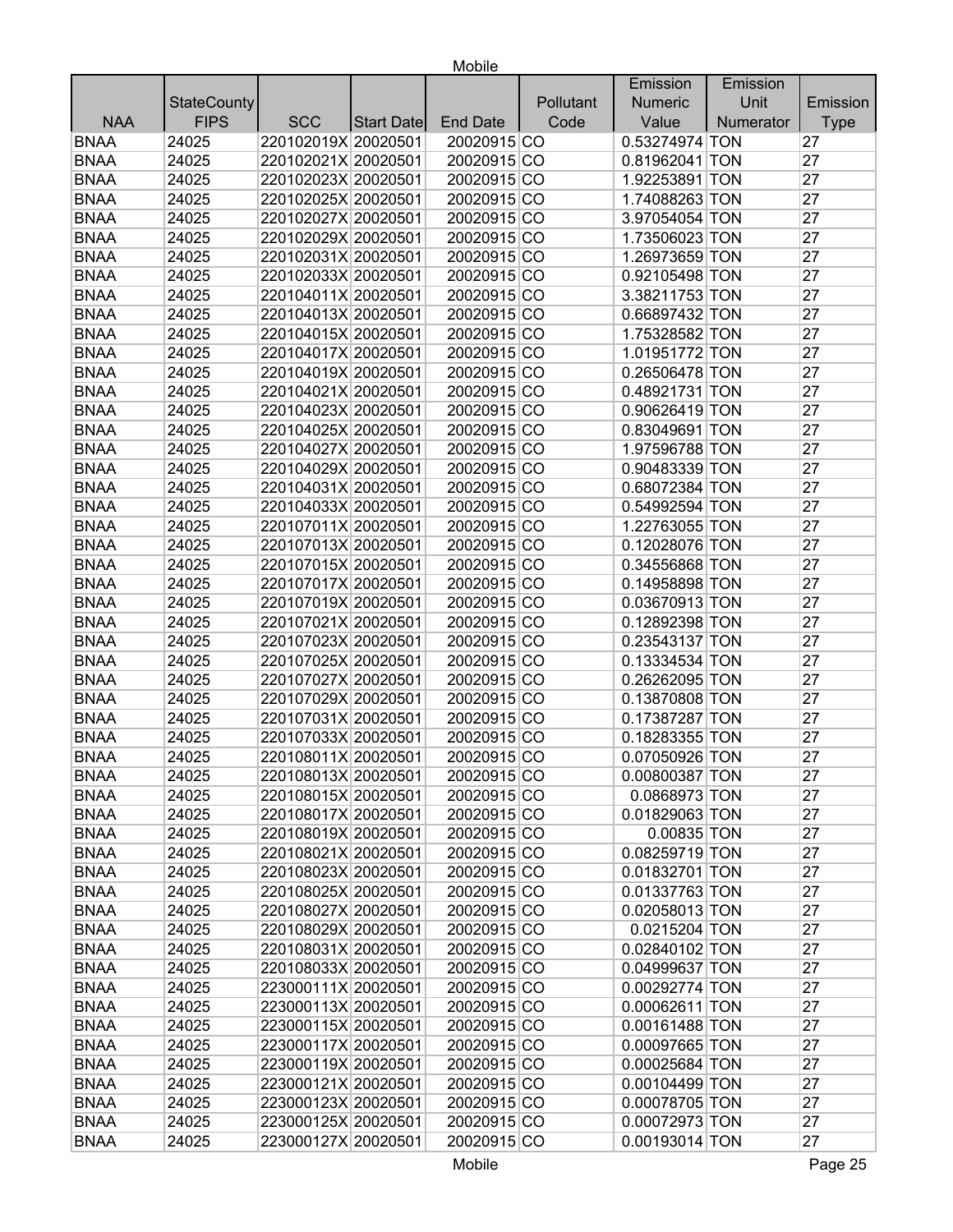| NAA | StateCounty FIPS | SCC | Start Date | End Date | Pollutant Code | Emission Numeric Value | Emission Unit Numerator | Emission Type |
|---|---|---|---|---|---|---|---|---|
| BNAA | 24025 | 220102019X | 20020501 | 20020915 | CO | 0.53274974 | TON | 27 |
| BNAA | 24025 | 220102021X | 20020501 | 20020915 | CO | 0.81962041 | TON | 27 |
| BNAA | 24025 | 220102023X | 20020501 | 20020915 | CO | 1.92253891 | TON | 27 |
| BNAA | 24025 | 220102025X | 20020501 | 20020915 | CO | 1.74088263 | TON | 27 |
| BNAA | 24025 | 220102027X | 20020501 | 20020915 | CO | 3.97054054 | TON | 27 |
| BNAA | 24025 | 220102029X | 20020501 | 20020915 | CO | 1.73506023 | TON | 27 |
| BNAA | 24025 | 220102031X | 20020501 | 20020915 | CO | 1.26973659 | TON | 27 |
| BNAA | 24025 | 220102033X | 20020501 | 20020915 | CO | 0.92105498 | TON | 27 |
| BNAA | 24025 | 220104011X | 20020501 | 20020915 | CO | 3.38211753 | TON | 27 |
| BNAA | 24025 | 220104013X | 20020501 | 20020915 | CO | 0.66897432 | TON | 27 |
| BNAA | 24025 | 220104015X | 20020501 | 20020915 | CO | 1.75328582 | TON | 27 |
| BNAA | 24025 | 220104017X | 20020501 | 20020915 | CO | 1.01951772 | TON | 27 |
| BNAA | 24025 | 220104019X | 20020501 | 20020915 | CO | 0.26506478 | TON | 27 |
| BNAA | 24025 | 220104021X | 20020501 | 20020915 | CO | 0.48921731 | TON | 27 |
| BNAA | 24025 | 220104023X | 20020501 | 20020915 | CO | 0.90626419 | TON | 27 |
| BNAA | 24025 | 220104025X | 20020501 | 20020915 | CO | 0.83049691 | TON | 27 |
| BNAA | 24025 | 220104027X | 20020501 | 20020915 | CO | 1.97596788 | TON | 27 |
| BNAA | 24025 | 220104029X | 20020501 | 20020915 | CO | 0.90483339 | TON | 27 |
| BNAA | 24025 | 220104031X | 20020501 | 20020915 | CO | 0.68072384 | TON | 27 |
| BNAA | 24025 | 220104033X | 20020501 | 20020915 | CO | 0.54992594 | TON | 27 |
| BNAA | 24025 | 220107011X | 20020501 | 20020915 | CO | 1.22763055 | TON | 27 |
| BNAA | 24025 | 220107013X | 20020501 | 20020915 | CO | 0.12028076 | TON | 27 |
| BNAA | 24025 | 220107015X | 20020501 | 20020915 | CO | 0.34556868 | TON | 27 |
| BNAA | 24025 | 220107017X | 20020501 | 20020915 | CO | 0.14958898 | TON | 27 |
| BNAA | 24025 | 220107019X | 20020501 | 20020915 | CO | 0.03670913 | TON | 27 |
| BNAA | 24025 | 220107021X | 20020501 | 20020915 | CO | 0.12892398 | TON | 27 |
| BNAA | 24025 | 220107023X | 20020501 | 20020915 | CO | 0.23543137 | TON | 27 |
| BNAA | 24025 | 220107025X | 20020501 | 20020915 | CO | 0.13334534 | TON | 27 |
| BNAA | 24025 | 220107027X | 20020501 | 20020915 | CO | 0.26262095 | TON | 27 |
| BNAA | 24025 | 220107029X | 20020501 | 20020915 | CO | 0.13870808 | TON | 27 |
| BNAA | 24025 | 220107031X | 20020501 | 20020915 | CO | 0.17387287 | TON | 27 |
| BNAA | 24025 | 220107033X | 20020501 | 20020915 | CO | 0.18283355 | TON | 27 |
| BNAA | 24025 | 220108011X | 20020501 | 20020915 | CO | 0.07050926 | TON | 27 |
| BNAA | 24025 | 220108013X | 20020501 | 20020915 | CO | 0.00800387 | TON | 27 |
| BNAA | 24025 | 220108015X | 20020501 | 20020915 | CO | 0.0868973 | TON | 27 |
| BNAA | 24025 | 220108017X | 20020501 | 20020915 | CO | 0.01829063 | TON | 27 |
| BNAA | 24025 | 220108019X | 20020501 | 20020915 | CO | 0.00835 | TON | 27 |
| BNAA | 24025 | 220108021X | 20020501 | 20020915 | CO | 0.08259719 | TON | 27 |
| BNAA | 24025 | 220108023X | 20020501 | 20020915 | CO | 0.01832701 | TON | 27 |
| BNAA | 24025 | 220108025X | 20020501 | 20020915 | CO | 0.01337763 | TON | 27 |
| BNAA | 24025 | 220108027X | 20020501 | 20020915 | CO | 0.02058013 | TON | 27 |
| BNAA | 24025 | 220108029X | 20020501 | 20020915 | CO | 0.0215204 | TON | 27 |
| BNAA | 24025 | 220108031X | 20020501 | 20020915 | CO | 0.02840102 | TON | 27 |
| BNAA | 24025 | 220108033X | 20020501 | 20020915 | CO | 0.04999637 | TON | 27 |
| BNAA | 24025 | 223000111X | 20020501 | 20020915 | CO | 0.00292774 | TON | 27 |
| BNAA | 24025 | 223000113X | 20020501 | 20020915 | CO | 0.00062611 | TON | 27 |
| BNAA | 24025 | 223000115X | 20020501 | 20020915 | CO | 0.00161488 | TON | 27 |
| BNAA | 24025 | 223000117X | 20020501 | 20020915 | CO | 0.00097665 | TON | 27 |
| BNAA | 24025 | 223000119X | 20020501 | 20020915 | CO | 0.00025684 | TON | 27 |
| BNAA | 24025 | 223000121X | 20020501 | 20020915 | CO | 0.00104499 | TON | 27 |
| BNAA | 24025 | 223000123X | 20020501 | 20020915 | CO | 0.00078705 | TON | 27 |
| BNAA | 24025 | 223000125X | 20020501 | 20020915 | CO | 0.00072973 | TON | 27 |
| BNAA | 24025 | 223000127X | 20020501 | 20020915 | CO | 0.00193014 | TON | 27 |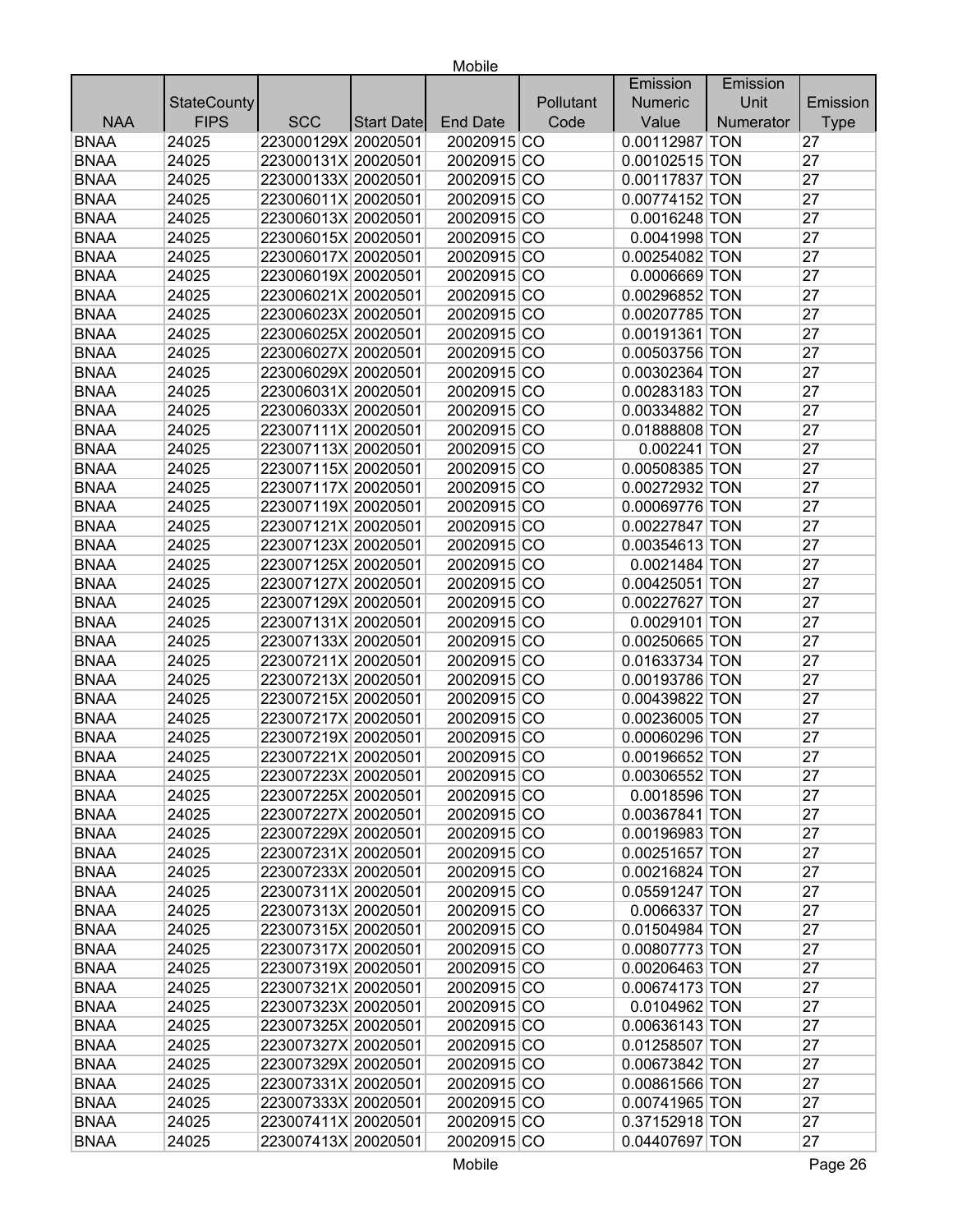| NAA | StateCounty FIPS | SCC | Start Date | End Date | Pollutant Code | Emission Numeric Value | Emission Unit Numerator | Emission Type |
|---|---|---|---|---|---|---|---|---|
| BNAA | 24025 | 223000129X | 20020501 | 20020915 | CO | 0.00112987 | TON | 27 |
| BNAA | 24025 | 223000131X | 20020501 | 20020915 | CO | 0.00102515 | TON | 27 |
| BNAA | 24025 | 223000133X | 20020501 | 20020915 | CO | 0.00117837 | TON | 27 |
| BNAA | 24025 | 223006011X | 20020501 | 20020915 | CO | 0.00774152 | TON | 27 |
| BNAA | 24025 | 223006013X | 20020501 | 20020915 | CO | 0.0016248 | TON | 27 |
| BNAA | 24025 | 223006015X | 20020501 | 20020915 | CO | 0.0041998 | TON | 27 |
| BNAA | 24025 | 223006017X | 20020501 | 20020915 | CO | 0.00254082 | TON | 27 |
| BNAA | 24025 | 223006019X | 20020501 | 20020915 | CO | 0.0006669 | TON | 27 |
| BNAA | 24025 | 223006021X | 20020501 | 20020915 | CO | 0.00296852 | TON | 27 |
| BNAA | 24025 | 223006023X | 20020501 | 20020915 | CO | 0.00207785 | TON | 27 |
| BNAA | 24025 | 223006025X | 20020501 | 20020915 | CO | 0.00191361 | TON | 27 |
| BNAA | 24025 | 223006027X | 20020501 | 20020915 | CO | 0.00503756 | TON | 27 |
| BNAA | 24025 | 223006029X | 20020501 | 20020915 | CO | 0.00302364 | TON | 27 |
| BNAA | 24025 | 223006031X | 20020501 | 20020915 | CO | 0.00283183 | TON | 27 |
| BNAA | 24025 | 223006033X | 20020501 | 20020915 | CO | 0.00334882 | TON | 27 |
| BNAA | 24025 | 223007111X | 20020501 | 20020915 | CO | 0.01888808 | TON | 27 |
| BNAA | 24025 | 223007113X | 20020501 | 20020915 | CO | 0.002241 | TON | 27 |
| BNAA | 24025 | 223007115X | 20020501 | 20020915 | CO | 0.00508385 | TON | 27 |
| BNAA | 24025 | 223007117X | 20020501 | 20020915 | CO | 0.00272932 | TON | 27 |
| BNAA | 24025 | 223007119X | 20020501 | 20020915 | CO | 0.00069776 | TON | 27 |
| BNAA | 24025 | 223007121X | 20020501 | 20020915 | CO | 0.00227847 | TON | 27 |
| BNAA | 24025 | 223007123X | 20020501 | 20020915 | CO | 0.00354613 | TON | 27 |
| BNAA | 24025 | 223007125X | 20020501 | 20020915 | CO | 0.0021484 | TON | 27 |
| BNAA | 24025 | 223007127X | 20020501 | 20020915 | CO | 0.00425051 | TON | 27 |
| BNAA | 24025 | 223007129X | 20020501 | 20020915 | CO | 0.00227627 | TON | 27 |
| BNAA | 24025 | 223007131X | 20020501 | 20020915 | CO | 0.0029101 | TON | 27 |
| BNAA | 24025 | 223007133X | 20020501 | 20020915 | CO | 0.00250665 | TON | 27 |
| BNAA | 24025 | 223007211X | 20020501 | 20020915 | CO | 0.01633734 | TON | 27 |
| BNAA | 24025 | 223007213X | 20020501 | 20020915 | CO | 0.00193786 | TON | 27 |
| BNAA | 24025 | 223007215X | 20020501 | 20020915 | CO | 0.00439822 | TON | 27 |
| BNAA | 24025 | 223007217X | 20020501 | 20020915 | CO | 0.00236005 | TON | 27 |
| BNAA | 24025 | 223007219X | 20020501 | 20020915 | CO | 0.00060296 | TON | 27 |
| BNAA | 24025 | 223007221X | 20020501 | 20020915 | CO | 0.00196652 | TON | 27 |
| BNAA | 24025 | 223007223X | 20020501 | 20020915 | CO | 0.00306552 | TON | 27 |
| BNAA | 24025 | 223007225X | 20020501 | 20020915 | CO | 0.0018596 | TON | 27 |
| BNAA | 24025 | 223007227X | 20020501 | 20020915 | CO | 0.00367841 | TON | 27 |
| BNAA | 24025 | 223007229X | 20020501 | 20020915 | CO | 0.00196983 | TON | 27 |
| BNAA | 24025 | 223007231X | 20020501 | 20020915 | CO | 0.00251657 | TON | 27 |
| BNAA | 24025 | 223007233X | 20020501 | 20020915 | CO | 0.00216824 | TON | 27 |
| BNAA | 24025 | 223007311X | 20020501 | 20020915 | CO | 0.05591247 | TON | 27 |
| BNAA | 24025 | 223007313X | 20020501 | 20020915 | CO | 0.0066337 | TON | 27 |
| BNAA | 24025 | 223007315X | 20020501 | 20020915 | CO | 0.01504984 | TON | 27 |
| BNAA | 24025 | 223007317X | 20020501 | 20020915 | CO | 0.00807773 | TON | 27 |
| BNAA | 24025 | 223007319X | 20020501 | 20020915 | CO | 0.00206463 | TON | 27 |
| BNAA | 24025 | 223007321X | 20020501 | 20020915 | CO | 0.00674173 | TON | 27 |
| BNAA | 24025 | 223007323X | 20020501 | 20020915 | CO | 0.0104962 | TON | 27 |
| BNAA | 24025 | 223007325X | 20020501 | 20020915 | CO | 0.00636143 | TON | 27 |
| BNAA | 24025 | 223007327X | 20020501 | 20020915 | CO | 0.01258507 | TON | 27 |
| BNAA | 24025 | 223007329X | 20020501 | 20020915 | CO | 0.00673842 | TON | 27 |
| BNAA | 24025 | 223007331X | 20020501 | 20020915 | CO | 0.00861566 | TON | 27 |
| BNAA | 24025 | 223007333X | 20020501 | 20020915 | CO | 0.00741965 | TON | 27 |
| BNAA | 24025 | 223007411X | 20020501 | 20020915 | CO | 0.37152918 | TON | 27 |
| BNAA | 24025 | 223007413X | 20020501 | 20020915 | CO | 0.04407697 | TON | 27 |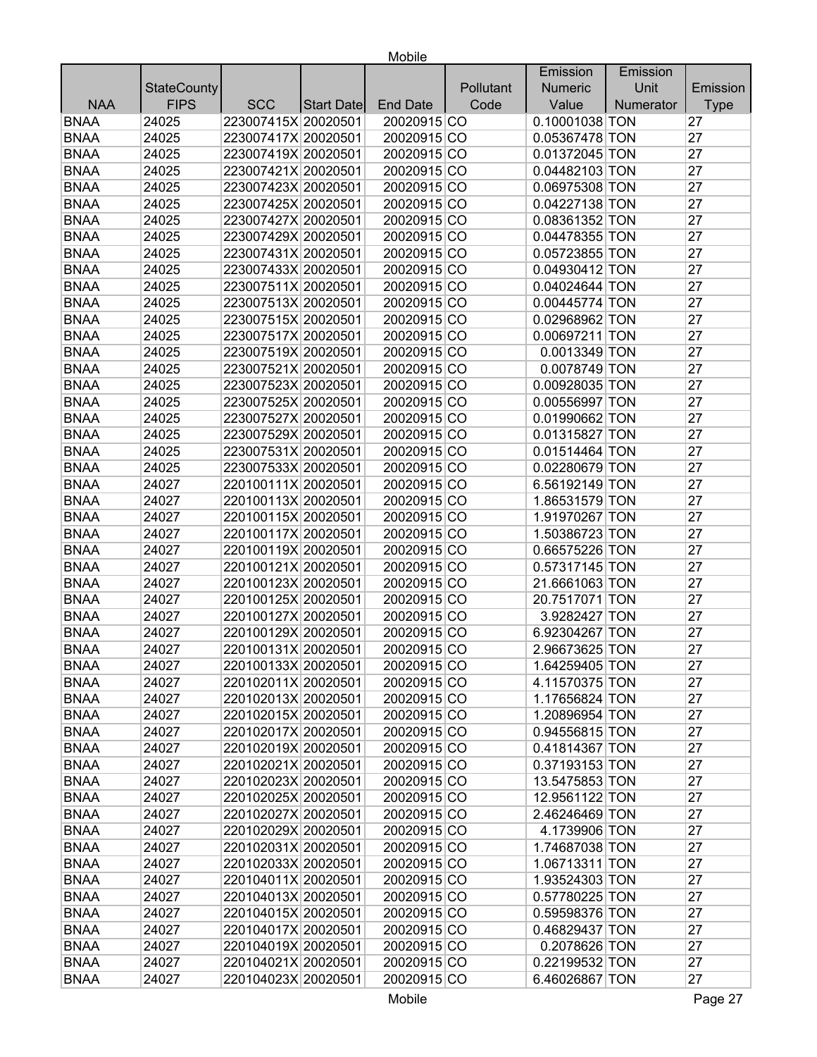| NAA | StateCounty FIPS | SCC | Start Date | End Date | Pollutant Code | Emission Numeric Value | Emission Unit Numerator | Emission Type |
|---|---|---|---|---|---|---|---|---|
| BNAA | 24025 | 223007415X | 20020501 | 20020915 | CO | 0.10001038 | TON | 27 |
| BNAA | 24025 | 223007417X | 20020501 | 20020915 | CO | 0.05367478 | TON | 27 |
| BNAA | 24025 | 223007419X | 20020501 | 20020915 | CO | 0.01372045 | TON | 27 |
| BNAA | 24025 | 223007421X | 20020501 | 20020915 | CO | 0.04482103 | TON | 27 |
| BNAA | 24025 | 223007423X | 20020501 | 20020915 | CO | 0.06975308 | TON | 27 |
| BNAA | 24025 | 223007425X | 20020501 | 20020915 | CO | 0.04227138 | TON | 27 |
| BNAA | 24025 | 223007427X | 20020501 | 20020915 | CO | 0.08361352 | TON | 27 |
| BNAA | 24025 | 223007429X | 20020501 | 20020915 | CO | 0.04478355 | TON | 27 |
| BNAA | 24025 | 223007431X | 20020501 | 20020915 | CO | 0.05723855 | TON | 27 |
| BNAA | 24025 | 223007433X | 20020501 | 20020915 | CO | 0.04930412 | TON | 27 |
| BNAA | 24025 | 223007511X | 20020501 | 20020915 | CO | 0.04024644 | TON | 27 |
| BNAA | 24025 | 223007513X | 20020501 | 20020915 | CO | 0.00445774 | TON | 27 |
| BNAA | 24025 | 223007515X | 20020501 | 20020915 | CO | 0.02968962 | TON | 27 |
| BNAA | 24025 | 223007517X | 20020501 | 20020915 | CO | 0.00697211 | TON | 27 |
| BNAA | 24025 | 223007519X | 20020501 | 20020915 | CO | 0.0013349 | TON | 27 |
| BNAA | 24025 | 223007521X | 20020501 | 20020915 | CO | 0.0078749 | TON | 27 |
| BNAA | 24025 | 223007523X | 20020501 | 20020915 | CO | 0.00928035 | TON | 27 |
| BNAA | 24025 | 223007525X | 20020501 | 20020915 | CO | 0.00556997 | TON | 27 |
| BNAA | 24025 | 223007527X | 20020501 | 20020915 | CO | 0.01990662 | TON | 27 |
| BNAA | 24025 | 223007529X | 20020501 | 20020915 | CO | 0.01315827 | TON | 27 |
| BNAA | 24025 | 223007531X | 20020501 | 20020915 | CO | 0.01514464 | TON | 27 |
| BNAA | 24025 | 223007533X | 20020501 | 20020915 | CO | 0.02280679 | TON | 27 |
| BNAA | 24027 | 220100111X | 20020501 | 20020915 | CO | 6.56192149 | TON | 27 |
| BNAA | 24027 | 220100113X | 20020501 | 20020915 | CO | 1.86531579 | TON | 27 |
| BNAA | 24027 | 220100115X | 20020501 | 20020915 | CO | 1.91970267 | TON | 27 |
| BNAA | 24027 | 220100117X | 20020501 | 20020915 | CO | 1.50386723 | TON | 27 |
| BNAA | 24027 | 220100119X | 20020501 | 20020915 | CO | 0.66575226 | TON | 27 |
| BNAA | 24027 | 220100121X | 20020501 | 20020915 | CO | 0.57317145 | TON | 27 |
| BNAA | 24027 | 220100123X | 20020501 | 20020915 | CO | 21.6661063 | TON | 27 |
| BNAA | 24027 | 220100125X | 20020501 | 20020915 | CO | 20.7517071 | TON | 27 |
| BNAA | 24027 | 220100127X | 20020501 | 20020915 | CO | 3.9282427 | TON | 27 |
| BNAA | 24027 | 220100129X | 20020501 | 20020915 | CO | 6.92304267 | TON | 27 |
| BNAA | 24027 | 220100131X | 20020501 | 20020915 | CO | 2.96673625 | TON | 27 |
| BNAA | 24027 | 220100133X | 20020501 | 20020915 | CO | 1.64259405 | TON | 27 |
| BNAA | 24027 | 220102011X | 20020501 | 20020915 | CO | 4.11570375 | TON | 27 |
| BNAA | 24027 | 220102013X | 20020501 | 20020915 | CO | 1.17656824 | TON | 27 |
| BNAA | 24027 | 220102015X | 20020501 | 20020915 | CO | 1.20896954 | TON | 27 |
| BNAA | 24027 | 220102017X | 20020501 | 20020915 | CO | 0.94556815 | TON | 27 |
| BNAA | 24027 | 220102019X | 20020501 | 20020915 | CO | 0.41814367 | TON | 27 |
| BNAA | 24027 | 220102021X | 20020501 | 20020915 | CO | 0.37193153 | TON | 27 |
| BNAA | 24027 | 220102023X | 20020501 | 20020915 | CO | 13.5475853 | TON | 27 |
| BNAA | 24027 | 220102025X | 20020501 | 20020915 | CO | 12.9561122 | TON | 27 |
| BNAA | 24027 | 220102027X | 20020501 | 20020915 | CO | 2.46246469 | TON | 27 |
| BNAA | 24027 | 220102029X | 20020501 | 20020915 | CO | 4.1739906 | TON | 27 |
| BNAA | 24027 | 220102031X | 20020501 | 20020915 | CO | 1.74687038 | TON | 27 |
| BNAA | 24027 | 220102033X | 20020501 | 20020915 | CO | 1.06713311 | TON | 27 |
| BNAA | 24027 | 220104011X | 20020501 | 20020915 | CO | 1.93524303 | TON | 27 |
| BNAA | 24027 | 220104013X | 20020501 | 20020915 | CO | 0.57780225 | TON | 27 |
| BNAA | 24027 | 220104015X | 20020501 | 20020915 | CO | 0.59598376 | TON | 27 |
| BNAA | 24027 | 220104017X | 20020501 | 20020915 | CO | 0.46829437 | TON | 27 |
| BNAA | 24027 | 220104019X | 20020501 | 20020915 | CO | 0.2078626 | TON | 27 |
| BNAA | 24027 | 220104021X | 20020501 | 20020915 | CO | 0.22199532 | TON | 27 |
| BNAA | 24027 | 220104023X | 20020501 | 20020915 | CO | 6.46026867 | TON | 27 |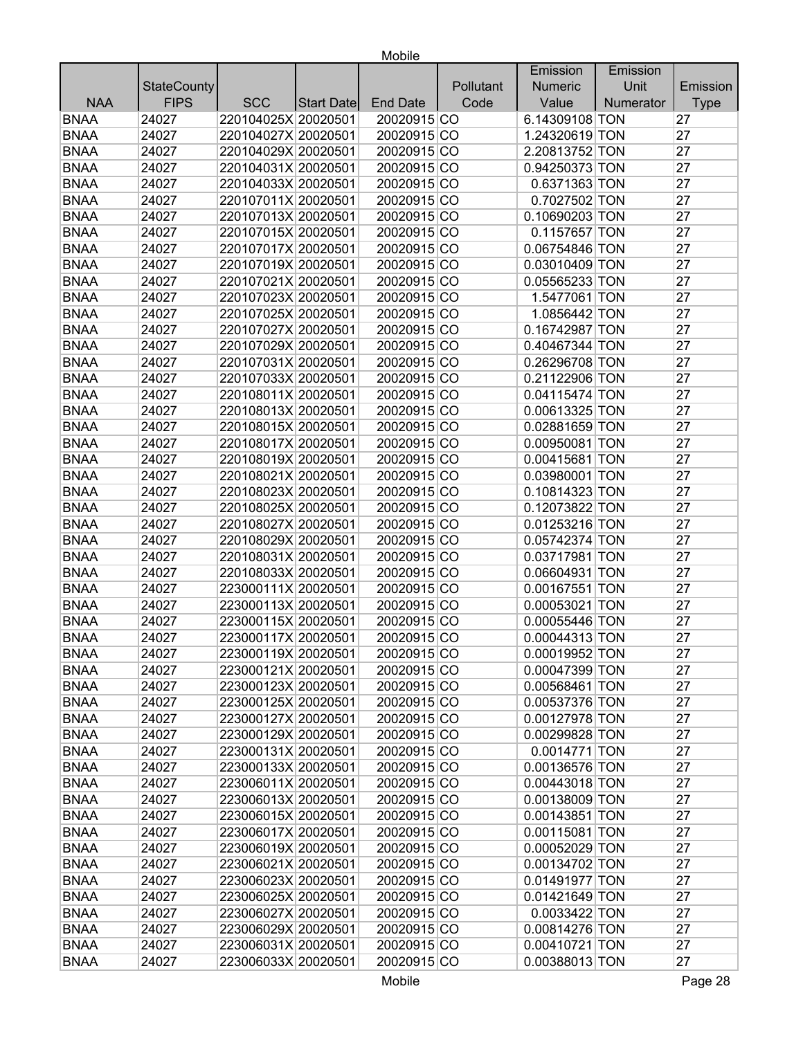| NAA | StateCounty FIPS | SCC | Start Date | End Date | Pollutant Code | Emission Numeric Value | Emission Unit Numerator | Emission Type |
|---|---|---|---|---|---|---|---|---|
| BNAA | 24027 | 220104025X | 20020501 | 20020915 | CO | 6.14309108 | TON | 27 |
| BNAA | 24027 | 220104027X | 20020501 | 20020915 | CO | 1.24320619 | TON | 27 |
| BNAA | 24027 | 220104029X | 20020501 | 20020915 | CO | 2.20813752 | TON | 27 |
| BNAA | 24027 | 220104031X | 20020501 | 20020915 | CO | 0.94250373 | TON | 27 |
| BNAA | 24027 | 220104033X | 20020501 | 20020915 | CO | 0.6371363 | TON | 27 |
| BNAA | 24027 | 220107011X | 20020501 | 20020915 | CO | 0.7027502 | TON | 27 |
| BNAA | 24027 | 220107013X | 20020501 | 20020915 | CO | 0.10690203 | TON | 27 |
| BNAA | 24027 | 220107015X | 20020501 | 20020915 | CO | 0.1157657 | TON | 27 |
| BNAA | 24027 | 220107017X | 20020501 | 20020915 | CO | 0.06754846 | TON | 27 |
| BNAA | 24027 | 220107019X | 20020501 | 20020915 | CO | 0.03010409 | TON | 27 |
| BNAA | 24027 | 220107021X | 20020501 | 20020915 | CO | 0.05565233 | TON | 27 |
| BNAA | 24027 | 220107023X | 20020501 | 20020915 | CO | 1.5477061 | TON | 27 |
| BNAA | 24027 | 220107025X | 20020501 | 20020915 | CO | 1.0856442 | TON | 27 |
| BNAA | 24027 | 220107027X | 20020501 | 20020915 | CO | 0.16742987 | TON | 27 |
| BNAA | 24027 | 220107029X | 20020501 | 20020915 | CO | 0.40467344 | TON | 27 |
| BNAA | 24027 | 220107031X | 20020501 | 20020915 | CO | 0.26296708 | TON | 27 |
| BNAA | 24027 | 220107033X | 20020501 | 20020915 | CO | 0.21122906 | TON | 27 |
| BNAA | 24027 | 220108011X | 20020501 | 20020915 | CO | 0.04115474 | TON | 27 |
| BNAA | 24027 | 220108013X | 20020501 | 20020915 | CO | 0.00613325 | TON | 27 |
| BNAA | 24027 | 220108015X | 20020501 | 20020915 | CO | 0.02881659 | TON | 27 |
| BNAA | 24027 | 220108017X | 20020501 | 20020915 | CO | 0.00950081 | TON | 27 |
| BNAA | 24027 | 220108019X | 20020501 | 20020915 | CO | 0.00415681 | TON | 27 |
| BNAA | 24027 | 220108021X | 20020501 | 20020915 | CO | 0.03980001 | TON | 27 |
| BNAA | 24027 | 220108023X | 20020501 | 20020915 | CO | 0.10814323 | TON | 27 |
| BNAA | 24027 | 220108025X | 20020501 | 20020915 | CO | 0.12073822 | TON | 27 |
| BNAA | 24027 | 220108027X | 20020501 | 20020915 | CO | 0.01253216 | TON | 27 |
| BNAA | 24027 | 220108029X | 20020501 | 20020915 | CO | 0.05742374 | TON | 27 |
| BNAA | 24027 | 220108031X | 20020501 | 20020915 | CO | 0.03717981 | TON | 27 |
| BNAA | 24027 | 220108033X | 20020501 | 20020915 | CO | 0.06604931 | TON | 27 |
| BNAA | 24027 | 223000111X | 20020501 | 20020915 | CO | 0.00167551 | TON | 27 |
| BNAA | 24027 | 223000113X | 20020501 | 20020915 | CO | 0.00053021 | TON | 27 |
| BNAA | 24027 | 223000115X | 20020501 | 20020915 | CO | 0.00055446 | TON | 27 |
| BNAA | 24027 | 223000117X | 20020501 | 20020915 | CO | 0.00044313 | TON | 27 |
| BNAA | 24027 | 223000119X | 20020501 | 20020915 | CO | 0.00019952 | TON | 27 |
| BNAA | 24027 | 223000121X | 20020501 | 20020915 | CO | 0.00047399 | TON | 27 |
| BNAA | 24027 | 223000123X | 20020501 | 20020915 | CO | 0.00568461 | TON | 27 |
| BNAA | 24027 | 223000125X | 20020501 | 20020915 | CO | 0.00537376 | TON | 27 |
| BNAA | 24027 | 223000127X | 20020501 | 20020915 | CO | 0.00127978 | TON | 27 |
| BNAA | 24027 | 223000129X | 20020501 | 20020915 | CO | 0.00299828 | TON | 27 |
| BNAA | 24027 | 223000131X | 20020501 | 20020915 | CO | 0.0014771 | TON | 27 |
| BNAA | 24027 | 223000133X | 20020501 | 20020915 | CO | 0.00136576 | TON | 27 |
| BNAA | 24027 | 223006011X | 20020501 | 20020915 | CO | 0.00443018 | TON | 27 |
| BNAA | 24027 | 223006013X | 20020501 | 20020915 | CO | 0.00138009 | TON | 27 |
| BNAA | 24027 | 223006015X | 20020501 | 20020915 | CO | 0.00143851 | TON | 27 |
| BNAA | 24027 | 223006017X | 20020501 | 20020915 | CO | 0.00115081 | TON | 27 |
| BNAA | 24027 | 223006019X | 20020501 | 20020915 | CO | 0.00052029 | TON | 27 |
| BNAA | 24027 | 223006021X | 20020501 | 20020915 | CO | 0.00134702 | TON | 27 |
| BNAA | 24027 | 223006023X | 20020501 | 20020915 | CO | 0.01491977 | TON | 27 |
| BNAA | 24027 | 223006025X | 20020501 | 20020915 | CO | 0.01421649 | TON | 27 |
| BNAA | 24027 | 223006027X | 20020501 | 20020915 | CO | 0.0033422 | TON | 27 |
| BNAA | 24027 | 223006029X | 20020501 | 20020915 | CO | 0.00814276 | TON | 27 |
| BNAA | 24027 | 223006031X | 20020501 | 20020915 | CO | 0.00410721 | TON | 27 |
| BNAA | 24027 | 223006033X | 20020501 | 20020915 | CO | 0.00388013 | TON | 27 |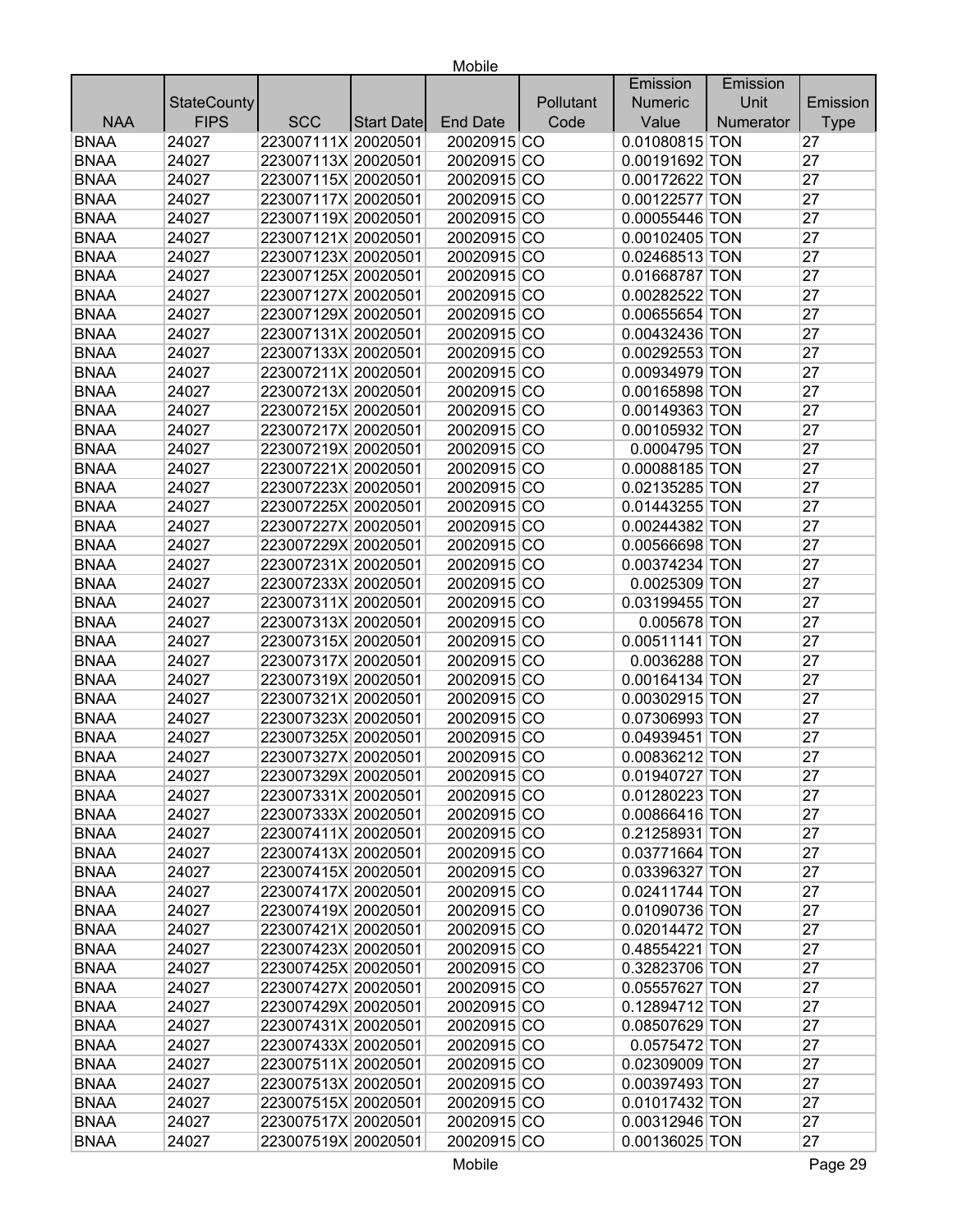| NAA | StateCounty FIPS | SCC | Start Date | End Date | Pollutant Code | Emission Numeric Value | Emission Unit Numerator | Emission Type |
|---|---|---|---|---|---|---|---|---|
| BNAA | 24027 | 223007111X | 20020501 | 20020915 | CO | 0.01080815 | TON | 27 |
| BNAA | 24027 | 223007113X | 20020501 | 20020915 | CO | 0.00191692 | TON | 27 |
| BNAA | 24027 | 223007115X | 20020501 | 20020915 | CO | 0.00172622 | TON | 27 |
| BNAA | 24027 | 223007117X | 20020501 | 20020915 | CO | 0.00122577 | TON | 27 |
| BNAA | 24027 | 223007119X | 20020501 | 20020915 | CO | 0.00055446 | TON | 27 |
| BNAA | 24027 | 223007121X | 20020501 | 20020915 | CO | 0.00102405 | TON | 27 |
| BNAA | 24027 | 223007123X | 20020501 | 20020915 | CO | 0.02468513 | TON | 27 |
| BNAA | 24027 | 223007125X | 20020501 | 20020915 | CO | 0.01668787 | TON | 27 |
| BNAA | 24027 | 223007127X | 20020501 | 20020915 | CO | 0.00282522 | TON | 27 |
| BNAA | 24027 | 223007129X | 20020501 | 20020915 | CO | 0.00655654 | TON | 27 |
| BNAA | 24027 | 223007131X | 20020501 | 20020915 | CO | 0.00432436 | TON | 27 |
| BNAA | 24027 | 223007133X | 20020501 | 20020915 | CO | 0.00292553 | TON | 27 |
| BNAA | 24027 | 223007211X | 20020501 | 20020915 | CO | 0.00934979 | TON | 27 |
| BNAA | 24027 | 223007213X | 20020501 | 20020915 | CO | 0.00165898 | TON | 27 |
| BNAA | 24027 | 223007215X | 20020501 | 20020915 | CO | 0.00149363 | TON | 27 |
| BNAA | 24027 | 223007217X | 20020501 | 20020915 | CO | 0.00105932 | TON | 27 |
| BNAA | 24027 | 223007219X | 20020501 | 20020915 | CO | 0.0004795 | TON | 27 |
| BNAA | 24027 | 223007221X | 20020501 | 20020915 | CO | 0.00088185 | TON | 27 |
| BNAA | 24027 | 223007223X | 20020501 | 20020915 | CO | 0.02135285 | TON | 27 |
| BNAA | 24027 | 223007225X | 20020501 | 20020915 | CO | 0.01443255 | TON | 27 |
| BNAA | 24027 | 223007227X | 20020501 | 20020915 | CO | 0.00244382 | TON | 27 |
| BNAA | 24027 | 223007229X | 20020501 | 20020915 | CO | 0.00566698 | TON | 27 |
| BNAA | 24027 | 223007231X | 20020501 | 20020915 | CO | 0.00374234 | TON | 27 |
| BNAA | 24027 | 223007233X | 20020501 | 20020915 | CO | 0.0025309 | TON | 27 |
| BNAA | 24027 | 223007311X | 20020501 | 20020915 | CO | 0.03199455 | TON | 27 |
| BNAA | 24027 | 223007313X | 20020501 | 20020915 | CO | 0.005678 | TON | 27 |
| BNAA | 24027 | 223007315X | 20020501 | 20020915 | CO | 0.00511141 | TON | 27 |
| BNAA | 24027 | 223007317X | 20020501 | 20020915 | CO | 0.0036288 | TON | 27 |
| BNAA | 24027 | 223007319X | 20020501 | 20020915 | CO | 0.00164134 | TON | 27 |
| BNAA | 24027 | 223007321X | 20020501 | 20020915 | CO | 0.00302915 | TON | 27 |
| BNAA | 24027 | 223007323X | 20020501 | 20020915 | CO | 0.07306993 | TON | 27 |
| BNAA | 24027 | 223007325X | 20020501 | 20020915 | CO | 0.04939451 | TON | 27 |
| BNAA | 24027 | 223007327X | 20020501 | 20020915 | CO | 0.00836212 | TON | 27 |
| BNAA | 24027 | 223007329X | 20020501 | 20020915 | CO | 0.01940727 | TON | 27 |
| BNAA | 24027 | 223007331X | 20020501 | 20020915 | CO | 0.01280223 | TON | 27 |
| BNAA | 24027 | 223007333X | 20020501 | 20020915 | CO | 0.00866416 | TON | 27 |
| BNAA | 24027 | 223007411X | 20020501 | 20020915 | CO | 0.21258931 | TON | 27 |
| BNAA | 24027 | 223007413X | 20020501 | 20020915 | CO | 0.03771664 | TON | 27 |
| BNAA | 24027 | 223007415X | 20020501 | 20020915 | CO | 0.03396327 | TON | 27 |
| BNAA | 24027 | 223007417X | 20020501 | 20020915 | CO | 0.02411744 | TON | 27 |
| BNAA | 24027 | 223007419X | 20020501 | 20020915 | CO | 0.01090736 | TON | 27 |
| BNAA | 24027 | 223007421X | 20020501 | 20020915 | CO | 0.02014472 | TON | 27 |
| BNAA | 24027 | 223007423X | 20020501 | 20020915 | CO | 0.48554221 | TON | 27 |
| BNAA | 24027 | 223007425X | 20020501 | 20020915 | CO | 0.32823706 | TON | 27 |
| BNAA | 24027 | 223007427X | 20020501 | 20020915 | CO | 0.05557627 | TON | 27 |
| BNAA | 24027 | 223007429X | 20020501 | 20020915 | CO | 0.12894712 | TON | 27 |
| BNAA | 24027 | 223007431X | 20020501 | 20020915 | CO | 0.08507629 | TON | 27 |
| BNAA | 24027 | 223007433X | 20020501 | 20020915 | CO | 0.0575472 | TON | 27 |
| BNAA | 24027 | 223007511X | 20020501 | 20020915 | CO | 0.02309009 | TON | 27 |
| BNAA | 24027 | 223007513X | 20020501 | 20020915 | CO | 0.00397493 | TON | 27 |
| BNAA | 24027 | 223007515X | 20020501 | 20020915 | CO | 0.01017432 | TON | 27 |
| BNAA | 24027 | 223007517X | 20020501 | 20020915 | CO | 0.00312946 | TON | 27 |
| BNAA | 24027 | 223007519X | 20020501 | 20020915 | CO | 0.00136025 | TON | 27 |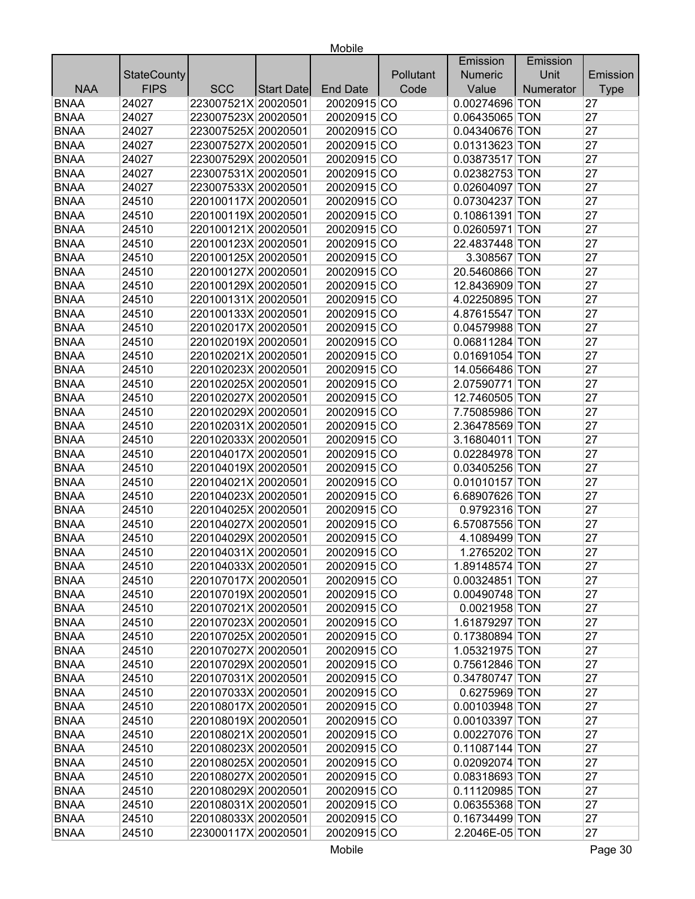| NAA | StateCounty FIPS | SCC | Start Date | End Date | Pollutant Code | Emission Numeric Value | Emission Unit Numerator | Emission Type |
|---|---|---|---|---|---|---|---|---|
| BNAA | 24027 | 223007521X | 20020501 | 20020915 | CO | 0.00274696 | TON | 27 |
| BNAA | 24027 | 223007523X | 20020501 | 20020915 | CO | 0.06435065 | TON | 27 |
| BNAA | 24027 | 223007525X | 20020501 | 20020915 | CO | 0.04340676 | TON | 27 |
| BNAA | 24027 | 223007527X | 20020501 | 20020915 | CO | 0.01313623 | TON | 27 |
| BNAA | 24027 | 223007529X | 20020501 | 20020915 | CO | 0.03873517 | TON | 27 |
| BNAA | 24027 | 223007531X | 20020501 | 20020915 | CO | 0.02382753 | TON | 27 |
| BNAA | 24027 | 223007533X | 20020501 | 20020915 | CO | 0.02604097 | TON | 27 |
| BNAA | 24510 | 220100117X | 20020501 | 20020915 | CO | 0.07304237 | TON | 27 |
| BNAA | 24510 | 220100119X | 20020501 | 20020915 | CO | 0.10861391 | TON | 27 |
| BNAA | 24510 | 220100121X | 20020501 | 20020915 | CO | 0.02605971 | TON | 27 |
| BNAA | 24510 | 220100123X | 20020501 | 20020915 | CO | 22.4837448 | TON | 27 |
| BNAA | 24510 | 220100125X | 20020501 | 20020915 | CO | 3.308567 | TON | 27 |
| BNAA | 24510 | 220100127X | 20020501 | 20020915 | CO | 20.5460866 | TON | 27 |
| BNAA | 24510 | 220100129X | 20020501 | 20020915 | CO | 12.8436909 | TON | 27 |
| BNAA | 24510 | 220100131X | 20020501 | 20020915 | CO | 4.02250895 | TON | 27 |
| BNAA | 24510 | 220100133X | 20020501 | 20020915 | CO | 4.87615547 | TON | 27 |
| BNAA | 24510 | 220102017X | 20020501 | 20020915 | CO | 0.04579988 | TON | 27 |
| BNAA | 24510 | 220102019X | 20020501 | 20020915 | CO | 0.06811284 | TON | 27 |
| BNAA | 24510 | 220102021X | 20020501 | 20020915 | CO | 0.01691054 | TON | 27 |
| BNAA | 24510 | 220102023X | 20020501 | 20020915 | CO | 14.0566486 | TON | 27 |
| BNAA | 24510 | 220102025X | 20020501 | 20020915 | CO | 2.07590771 | TON | 27 |
| BNAA | 24510 | 220102027X | 20020501 | 20020915 | CO | 12.7460505 | TON | 27 |
| BNAA | 24510 | 220102029X | 20020501 | 20020915 | CO | 7.75085986 | TON | 27 |
| BNAA | 24510 | 220102031X | 20020501 | 20020915 | CO | 2.36478569 | TON | 27 |
| BNAA | 24510 | 220102033X | 20020501 | 20020915 | CO | 3.16804011 | TON | 27 |
| BNAA | 24510 | 220104017X | 20020501 | 20020915 | CO | 0.02284978 | TON | 27 |
| BNAA | 24510 | 220104019X | 20020501 | 20020915 | CO | 0.03405256 | TON | 27 |
| BNAA | 24510 | 220104021X | 20020501 | 20020915 | CO | 0.01010157 | TON | 27 |
| BNAA | 24510 | 220104023X | 20020501 | 20020915 | CO | 6.68907626 | TON | 27 |
| BNAA | 24510 | 220104025X | 20020501 | 20020915 | CO | 0.9792316 | TON | 27 |
| BNAA | 24510 | 220104027X | 20020501 | 20020915 | CO | 6.57087556 | TON | 27 |
| BNAA | 24510 | 220104029X | 20020501 | 20020915 | CO | 4.1089499 | TON | 27 |
| BNAA | 24510 | 220104031X | 20020501 | 20020915 | CO | 1.2765202 | TON | 27 |
| BNAA | 24510 | 220104033X | 20020501 | 20020915 | CO | 1.89148574 | TON | 27 |
| BNAA | 24510 | 220107017X | 20020501 | 20020915 | CO | 0.00324851 | TON | 27 |
| BNAA | 24510 | 220107019X | 20020501 | 20020915 | CO | 0.00490748 | TON | 27 |
| BNAA | 24510 | 220107021X | 20020501 | 20020915 | CO | 0.0021958 | TON | 27 |
| BNAA | 24510 | 220107023X | 20020501 | 20020915 | CO | 1.61879297 | TON | 27 |
| BNAA | 24510 | 220107025X | 20020501 | 20020915 | CO | 0.17380894 | TON | 27 |
| BNAA | 24510 | 220107027X | 20020501 | 20020915 | CO | 1.05321975 | TON | 27 |
| BNAA | 24510 | 220107029X | 20020501 | 20020915 | CO | 0.75612846 | TON | 27 |
| BNAA | 24510 | 220107031X | 20020501 | 20020915 | CO | 0.34780747 | TON | 27 |
| BNAA | 24510 | 220107033X | 20020501 | 20020915 | CO | 0.6275969 | TON | 27 |
| BNAA | 24510 | 220108017X | 20020501 | 20020915 | CO | 0.00103948 | TON | 27 |
| BNAA | 24510 | 220108019X | 20020501 | 20020915 | CO | 0.00103397 | TON | 27 |
| BNAA | 24510 | 220108021X | 20020501 | 20020915 | CO | 0.00227076 | TON | 27 |
| BNAA | 24510 | 220108023X | 20020501 | 20020915 | CO | 0.11087144 | TON | 27 |
| BNAA | 24510 | 220108025X | 20020501 | 20020915 | CO | 0.02092074 | TON | 27 |
| BNAA | 24510 | 220108027X | 20020501 | 20020915 | CO | 0.08318693 | TON | 27 |
| BNAA | 24510 | 220108029X | 20020501 | 20020915 | CO | 0.11120985 | TON | 27 |
| BNAA | 24510 | 220108031X | 20020501 | 20020915 | CO | 0.06355368 | TON | 27 |
| BNAA | 24510 | 220108033X | 20020501 | 20020915 | CO | 0.16734499 | TON | 27 |
| BNAA | 24510 | 223000117X | 20020501 | 20020915 | CO | 2.2046E-05 | TON | 27 |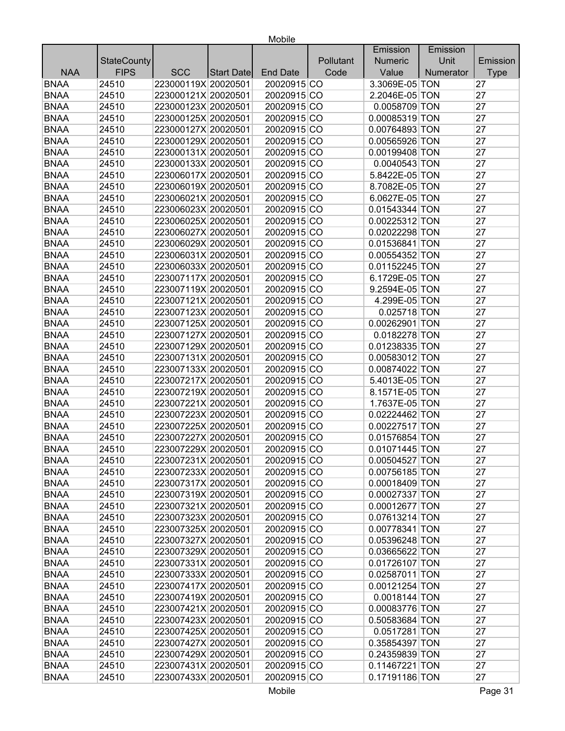| NAA | StateCounty FIPS | SCC | Start Date | End Date | Pollutant Code | Emission Numeric Value | Emission Unit Numerator | Emission Type |
|---|---|---|---|---|---|---|---|---|
| BNAA | 24510 | 223000119X | 20020501 | 20020915 | CO | 3.3069E-05 | TON | 27 |
| BNAA | 24510 | 223000121X | 20020501 | 20020915 | CO | 2.2046E-05 | TON | 27 |
| BNAA | 24510 | 223000123X | 20020501 | 20020915 | CO | 0.0058709 | TON | 27 |
| BNAA | 24510 | 223000125X | 20020501 | 20020915 | CO | 0.00085319 | TON | 27 |
| BNAA | 24510 | 223000127X | 20020501 | 20020915 | CO | 0.00764893 | TON | 27 |
| BNAA | 24510 | 223000129X | 20020501 | 20020915 | CO | 0.00565926 | TON | 27 |
| BNAA | 24510 | 223000131X | 20020501 | 20020915 | CO | 0.00199408 | TON | 27 |
| BNAA | 24510 | 223000133X | 20020501 | 20020915 | CO | 0.0040543 | TON | 27 |
| BNAA | 24510 | 223006017X | 20020501 | 20020915 | CO | 5.8422E-05 | TON | 27 |
| BNAA | 24510 | 223006019X | 20020501 | 20020915 | CO | 8.7082E-05 | TON | 27 |
| BNAA | 24510 | 223006021X | 20020501 | 20020915 | CO | 6.0627E-05 | TON | 27 |
| BNAA | 24510 | 223006023X | 20020501 | 20020915 | CO | 0.01543344 | TON | 27 |
| BNAA | 24510 | 223006025X | 20020501 | 20020915 | CO | 0.00225312 | TON | 27 |
| BNAA | 24510 | 223006027X | 20020501 | 20020915 | CO | 0.02022298 | TON | 27 |
| BNAA | 24510 | 223006029X | 20020501 | 20020915 | CO | 0.01536841 | TON | 27 |
| BNAA | 24510 | 223006031X | 20020501 | 20020915 | CO | 0.00554352 | TON | 27 |
| BNAA | 24510 | 223006033X | 20020501 | 20020915 | CO | 0.01152245 | TON | 27 |
| BNAA | 24510 | 223007117X | 20020501 | 20020915 | CO | 6.1729E-05 | TON | 27 |
| BNAA | 24510 | 223007119X | 20020501 | 20020915 | CO | 9.2594E-05 | TON | 27 |
| BNAA | 24510 | 223007121X | 20020501 | 20020915 | CO | 4.299E-05 | TON | 27 |
| BNAA | 24510 | 223007123X | 20020501 | 20020915 | CO | 0.025718 | TON | 27 |
| BNAA | 24510 | 223007125X | 20020501 | 20020915 | CO | 0.00262901 | TON | 27 |
| BNAA | 24510 | 223007127X | 20020501 | 20020915 | CO | 0.0182278 | TON | 27 |
| BNAA | 24510 | 223007129X | 20020501 | 20020915 | CO | 0.01238335 | TON | 27 |
| BNAA | 24510 | 223007131X | 20020501 | 20020915 | CO | 0.00583012 | TON | 27 |
| BNAA | 24510 | 223007133X | 20020501 | 20020915 | CO | 0.00874022 | TON | 27 |
| BNAA | 24510 | 223007217X | 20020501 | 20020915 | CO | 5.4013E-05 | TON | 27 |
| BNAA | 24510 | 223007219X | 20020501 | 20020915 | CO | 8.1571E-05 | TON | 27 |
| BNAA | 24510 | 223007221X | 20020501 | 20020915 | CO | 1.7637E-05 | TON | 27 |
| BNAA | 24510 | 223007223X | 20020501 | 20020915 | CO | 0.02224462 | TON | 27 |
| BNAA | 24510 | 223007225X | 20020501 | 20020915 | CO | 0.00227517 | TON | 27 |
| BNAA | 24510 | 223007227X | 20020501 | 20020915 | CO | 0.01576854 | TON | 27 |
| BNAA | 24510 | 223007229X | 20020501 | 20020915 | CO | 0.01071445 | TON | 27 |
| BNAA | 24510 | 223007231X | 20020501 | 20020915 | CO | 0.00504527 | TON | 27 |
| BNAA | 24510 | 223007233X | 20020501 | 20020915 | CO | 0.00756185 | TON | 27 |
| BNAA | 24510 | 223007317X | 20020501 | 20020915 | CO | 0.00018409 | TON | 27 |
| BNAA | 24510 | 223007319X | 20020501 | 20020915 | CO | 0.00027337 | TON | 27 |
| BNAA | 24510 | 223007321X | 20020501 | 20020915 | CO | 0.00012677 | TON | 27 |
| BNAA | 24510 | 223007323X | 20020501 | 20020915 | CO | 0.07613214 | TON | 27 |
| BNAA | 24510 | 223007325X | 20020501 | 20020915 | CO | 0.00778341 | TON | 27 |
| BNAA | 24510 | 223007327X | 20020501 | 20020915 | CO | 0.05396248 | TON | 27 |
| BNAA | 24510 | 223007329X | 20020501 | 20020915 | CO | 0.03665622 | TON | 27 |
| BNAA | 24510 | 223007331X | 20020501 | 20020915 | CO | 0.01726107 | TON | 27 |
| BNAA | 24510 | 223007333X | 20020501 | 20020915 | CO | 0.02587011 | TON | 27 |
| BNAA | 24510 | 223007417X | 20020501 | 20020915 | CO | 0.00121254 | TON | 27 |
| BNAA | 24510 | 223007419X | 20020501 | 20020915 | CO | 0.0018144 | TON | 27 |
| BNAA | 24510 | 223007421X | 20020501 | 20020915 | CO | 0.00083776 | TON | 27 |
| BNAA | 24510 | 223007423X | 20020501 | 20020915 | CO | 0.50583684 | TON | 27 |
| BNAA | 24510 | 223007425X | 20020501 | 20020915 | CO | 0.0517281 | TON | 27 |
| BNAA | 24510 | 223007427X | 20020501 | 20020915 | CO | 0.35854397 | TON | 27 |
| BNAA | 24510 | 223007429X | 20020501 | 20020915 | CO | 0.24359839 | TON | 27 |
| BNAA | 24510 | 223007431X | 20020501 | 20020915 | CO | 0.11467221 | TON | 27 |
| BNAA | 24510 | 223007433X | 20020501 | 20020915 | CO | 0.17191186 | TON | 27 |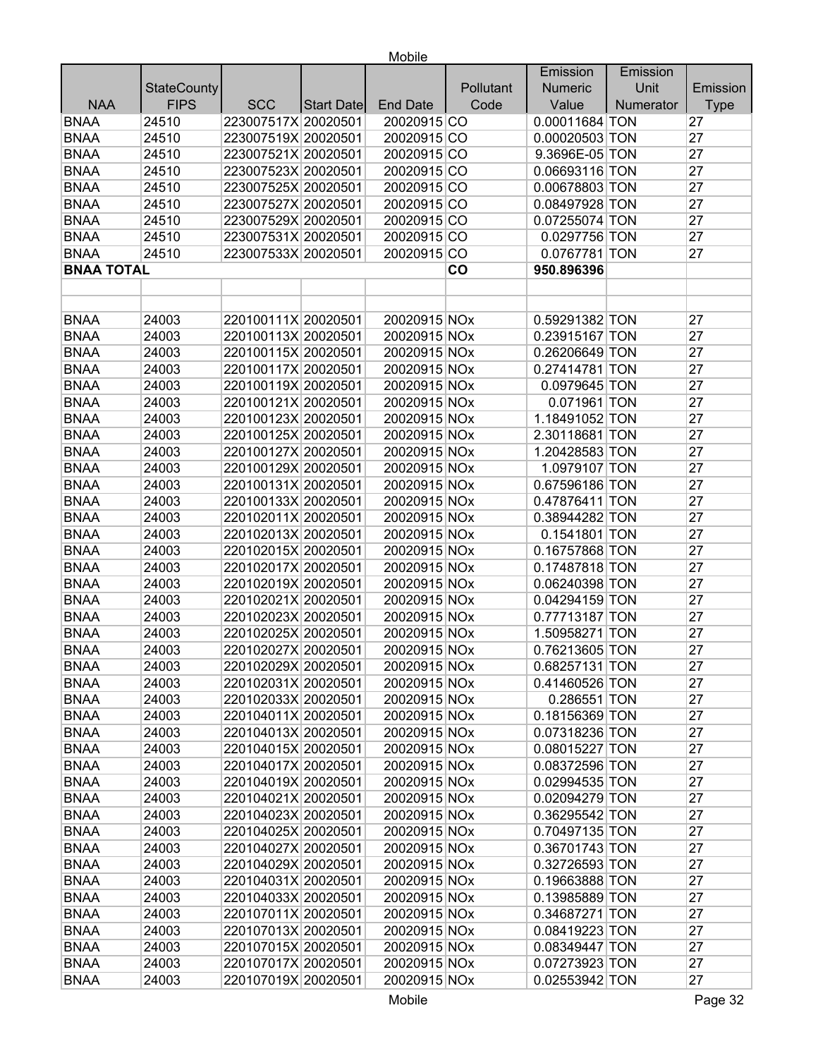| NAA | StateCounty FIPS | SCC | Start Date | End Date | Pollutant Code | Emission Numeric Value | Emission Unit Numerator | Emission Type |
|---|---|---|---|---|---|---|---|---|
| BNAA | 24510 | 223007517X | 20020501 | 20020915 | CO | 0.00011684 | TON | 27 |
| BNAA | 24510 | 223007519X | 20020501 | 20020915 | CO | 0.00020503 | TON | 27 |
| BNAA | 24510 | 223007521X | 20020501 | 20020915 | CO | 9.3696E-05 | TON | 27 |
| BNAA | 24510 | 223007523X | 20020501 | 20020915 | CO | 0.06693116 | TON | 27 |
| BNAA | 24510 | 223007525X | 20020501 | 20020915 | CO | 0.00678803 | TON | 27 |
| BNAA | 24510 | 223007527X | 20020501 | 20020915 | CO | 0.08497928 | TON | 27 |
| BNAA | 24510 | 223007529X | 20020501 | 20020915 | CO | 0.07255074 | TON | 27 |
| BNAA | 24510 | 223007531X | 20020501 | 20020915 | CO | 0.0297756 | TON | 27 |
| BNAA | 24510 | 223007533X | 20020501 | 20020915 | CO | 0.0767781 | TON | 27 |
| **BNAA TOTAL** | | | | | **CO** | **950.896396** | | |
| | | | | | | | | |
| | | | | | | | | |
| BNAA | 24003 | 220100111X | 20020501 | 20020915 | NOx | 0.59291382 | TON | 27 |
| BNAA | 24003 | 220100113X | 20020501 | 20020915 | NOx | 0.23915167 | TON | 27 |
| BNAA | 24003 | 220100115X | 20020501 | 20020915 | NOx | 0.26206649 | TON | 27 |
| BNAA | 24003 | 220100117X | 20020501 | 20020915 | NOx | 0.27414781 | TON | 27 |
| BNAA | 24003 | 220100119X | 20020501 | 20020915 | NOx | 0.0979645 | TON | 27 |
| BNAA | 24003 | 220100121X | 20020501 | 20020915 | NOx | 0.071961 | TON | 27 |
| BNAA | 24003 | 220100123X | 20020501 | 20020915 | NOx | 1.18491052 | TON | 27 |
| BNAA | 24003 | 220100125X | 20020501 | 20020915 | NOx | 2.30118681 | TON | 27 |
| BNAA | 24003 | 220100127X | 20020501 | 20020915 | NOx | 1.20428583 | TON | 27 |
| BNAA | 24003 | 220100129X | 20020501 | 20020915 | NOx | 1.0979107 | TON | 27 |
| BNAA | 24003 | 220100131X | 20020501 | 20020915 | NOx | 0.67596186 | TON | 27 |
| BNAA | 24003 | 220100133X | 20020501 | 20020915 | NOx | 0.47876411 | TON | 27 |
| BNAA | 24003 | 220102011X | 20020501 | 20020915 | NOx | 0.38944282 | TON | 27 |
| BNAA | 24003 | 220102013X | 20020501 | 20020915 | NOx | 0.1541801 | TON | 27 |
| BNAA | 24003 | 220102015X | 20020501 | 20020915 | NOx | 0.16757868 | TON | 27 |
| BNAA | 24003 | 220102017X | 20020501 | 20020915 | NOx | 0.17487818 | TON | 27 |
| BNAA | 24003 | 220102019X | 20020501 | 20020915 | NOx | 0.06240398 | TON | 27 |
| BNAA | 24003 | 220102021X | 20020501 | 20020915 | NOx | 0.04294159 | TON | 27 |
| BNAA | 24003 | 220102023X | 20020501 | 20020915 | NOx | 0.77713187 | TON | 27 |
| BNAA | 24003 | 220102025X | 20020501 | 20020915 | NOx | 1.50958271 | TON | 27 |
| BNAA | 24003 | 220102027X | 20020501 | 20020915 | NOx | 0.76213605 | TON | 27 |
| BNAA | 24003 | 220102029X | 20020501 | 20020915 | NOx | 0.68257131 | TON | 27 |
| BNAA | 24003 | 220102031X | 20020501 | 20020915 | NOx | 0.41460526 | TON | 27 |
| BNAA | 24003 | 220102033X | 20020501 | 20020915 | NOx | 0.286551 | TON | 27 |
| BNAA | 24003 | 220104011X | 20020501 | 20020915 | NOx | 0.18156369 | TON | 27 |
| BNAA | 24003 | 220104013X | 20020501 | 20020915 | NOx | 0.07318236 | TON | 27 |
| BNAA | 24003 | 220104015X | 20020501 | 20020915 | NOx | 0.08015227 | TON | 27 |
| BNAA | 24003 | 220104017X | 20020501 | 20020915 | NOx | 0.08372596 | TON | 27 |
| BNAA | 24003 | 220104019X | 20020501 | 20020915 | NOx | 0.02994535 | TON | 27 |
| BNAA | 24003 | 220104021X | 20020501 | 20020915 | NOx | 0.02094279 | TON | 27 |
| BNAA | 24003 | 220104023X | 20020501 | 20020915 | NOx | 0.36295542 | TON | 27 |
| BNAA | 24003 | 220104025X | 20020501 | 20020915 | NOx | 0.70497135 | TON | 27 |
| BNAA | 24003 | 220104027X | 20020501 | 20020915 | NOx | 0.36701743 | TON | 27 |
| BNAA | 24003 | 220104029X | 20020501 | 20020915 | NOx | 0.32726593 | TON | 27 |
| BNAA | 24003 | 220104031X | 20020501 | 20020915 | NOx | 0.19663888 | TON | 27 |
| BNAA | 24003 | 220104033X | 20020501 | 20020915 | NOx | 0.13985889 | TON | 27 |
| BNAA | 24003 | 220107011X | 20020501 | 20020915 | NOx | 0.34687271 | TON | 27 |
| BNAA | 24003 | 220107013X | 20020501 | 20020915 | NOx | 0.08419223 | TON | 27 |
| BNAA | 24003 | 220107015X | 20020501 | 20020915 | NOx | 0.08349447 | TON | 27 |
| BNAA | 24003 | 220107017X | 20020501 | 20020915 | NOx | 0.07273923 | TON | 27 |
| BNAA | 24003 | 220107019X | 20020501 | 20020915 | NOx | 0.02553942 | TON | 27 |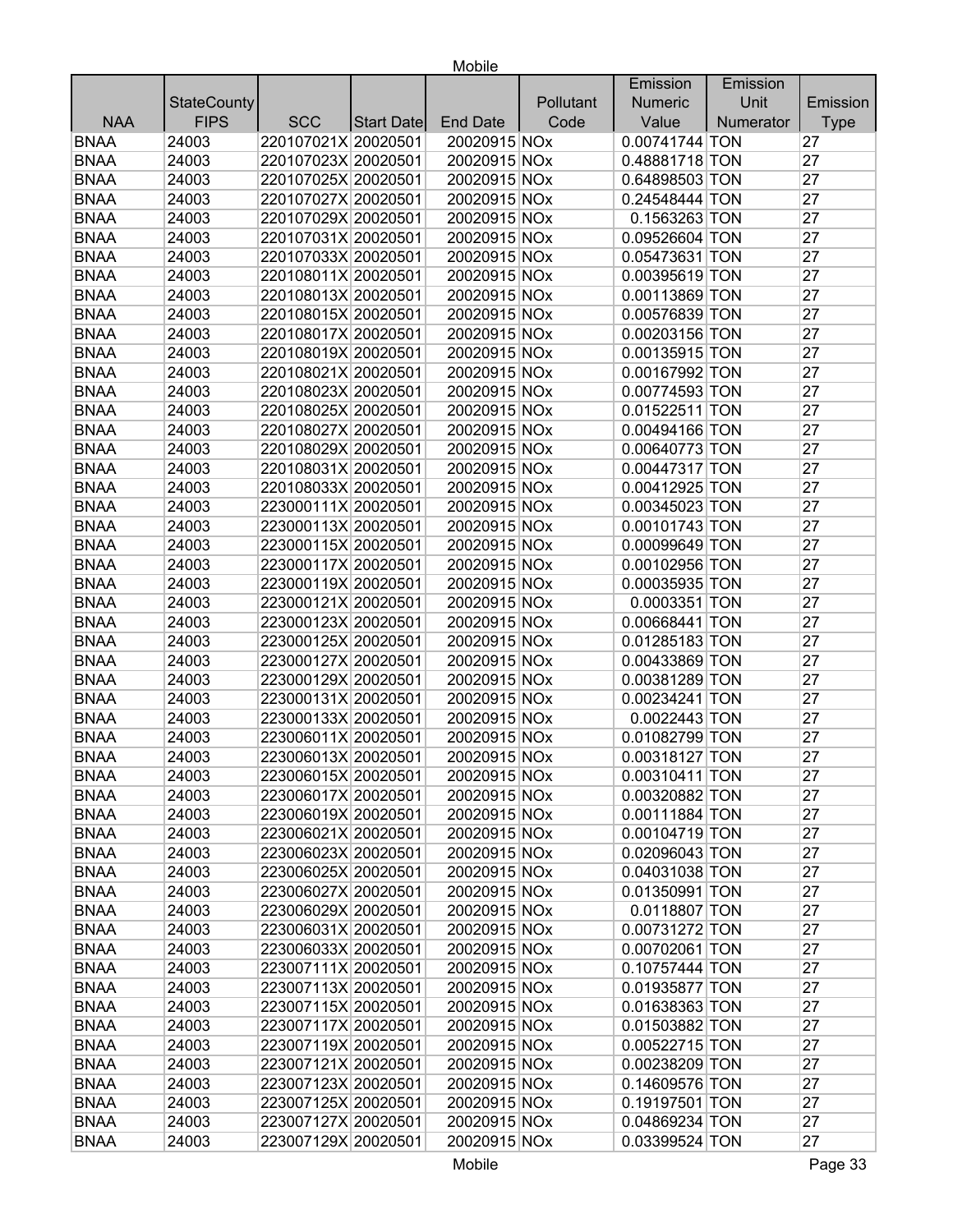| NAA | StateCounty FIPS | SCC | Start Date | End Date | Pollutant Code | Emission Numeric Value | Emission Unit Numerator | Emission Type |
|---|---|---|---|---|---|---|---|---|
| BNAA | 24003 | 220107021X | 20020501 | 20020915 | NOx | 0.00741744 | TON | 27 |
| BNAA | 24003 | 220107023X | 20020501 | 20020915 | NOx | 0.48881718 | TON | 27 |
| BNAA | 24003 | 220107025X | 20020501 | 20020915 | NOx | 0.64898503 | TON | 27 |
| BNAA | 24003 | 220107027X | 20020501 | 20020915 | NOx | 0.24548444 | TON | 27 |
| BNAA | 24003 | 220107029X | 20020501 | 20020915 | NOx | 0.1563263 | TON | 27 |
| BNAA | 24003 | 220107031X | 20020501 | 20020915 | NOx | 0.09526604 | TON | 27 |
| BNAA | 24003 | 220107033X | 20020501 | 20020915 | NOx | 0.05473631 | TON | 27 |
| BNAA | 24003 | 220108011X | 20020501 | 20020915 | NOx | 0.00395619 | TON | 27 |
| BNAA | 24003 | 220108013X | 20020501 | 20020915 | NOx | 0.00113869 | TON | 27 |
| BNAA | 24003 | 220108015X | 20020501 | 20020915 | NOx | 0.00576839 | TON | 27 |
| BNAA | 24003 | 220108017X | 20020501 | 20020915 | NOx | 0.00203156 | TON | 27 |
| BNAA | 24003 | 220108019X | 20020501 | 20020915 | NOx | 0.00135915 | TON | 27 |
| BNAA | 24003 | 220108021X | 20020501 | 20020915 | NOx | 0.00167992 | TON | 27 |
| BNAA | 24003 | 220108023X | 20020501 | 20020915 | NOx | 0.00774593 | TON | 27 |
| BNAA | 24003 | 220108025X | 20020501 | 20020915 | NOx | 0.01522511 | TON | 27 |
| BNAA | 24003 | 220108027X | 20020501 | 20020915 | NOx | 0.00494166 | TON | 27 |
| BNAA | 24003 | 220108029X | 20020501 | 20020915 | NOx | 0.00640773 | TON | 27 |
| BNAA | 24003 | 220108031X | 20020501 | 20020915 | NOx | 0.00447317 | TON | 27 |
| BNAA | 24003 | 220108033X | 20020501 | 20020915 | NOx | 0.00412925 | TON | 27 |
| BNAA | 24003 | 223000111X | 20020501 | 20020915 | NOx | 0.00345023 | TON | 27 |
| BNAA | 24003 | 223000113X | 20020501 | 20020915 | NOx | 0.00101743 | TON | 27 |
| BNAA | 24003 | 223000115X | 20020501 | 20020915 | NOx | 0.00099649 | TON | 27 |
| BNAA | 24003 | 223000117X | 20020501 | 20020915 | NOx | 0.00102956 | TON | 27 |
| BNAA | 24003 | 223000119X | 20020501 | 20020915 | NOx | 0.00035935 | TON | 27 |
| BNAA | 24003 | 223000121X | 20020501 | 20020915 | NOx | 0.0003351 | TON | 27 |
| BNAA | 24003 | 223000123X | 20020501 | 20020915 | NOx | 0.00668441 | TON | 27 |
| BNAA | 24003 | 223000125X | 20020501 | 20020915 | NOx | 0.01285183 | TON | 27 |
| BNAA | 24003 | 223000127X | 20020501 | 20020915 | NOx | 0.00433869 | TON | 27 |
| BNAA | 24003 | 223000129X | 20020501 | 20020915 | NOx | 0.00381289 | TON | 27 |
| BNAA | 24003 | 223000131X | 20020501 | 20020915 | NOx | 0.00234241 | TON | 27 |
| BNAA | 24003 | 223000133X | 20020501 | 20020915 | NOx | 0.0022443 | TON | 27 |
| BNAA | 24003 | 223006011X | 20020501 | 20020915 | NOx | 0.01082799 | TON | 27 |
| BNAA | 24003 | 223006013X | 20020501 | 20020915 | NOx | 0.00318127 | TON | 27 |
| BNAA | 24003 | 223006015X | 20020501 | 20020915 | NOx | 0.00310411 | TON | 27 |
| BNAA | 24003 | 223006017X | 20020501 | 20020915 | NOx | 0.00320882 | TON | 27 |
| BNAA | 24003 | 223006019X | 20020501 | 20020915 | NOx | 0.00111884 | TON | 27 |
| BNAA | 24003 | 223006021X | 20020501 | 20020915 | NOx | 0.00104719 | TON | 27 |
| BNAA | 24003 | 223006023X | 20020501 | 20020915 | NOx | 0.02096043 | TON | 27 |
| BNAA | 24003 | 223006025X | 20020501 | 20020915 | NOx | 0.04031038 | TON | 27 |
| BNAA | 24003 | 223006027X | 20020501 | 20020915 | NOx | 0.01350991 | TON | 27 |
| BNAA | 24003 | 223006029X | 20020501 | 20020915 | NOx | 0.0118807 | TON | 27 |
| BNAA | 24003 | 223006031X | 20020501 | 20020915 | NOx | 0.00731272 | TON | 27 |
| BNAA | 24003 | 223006033X | 20020501 | 20020915 | NOx | 0.00702061 | TON | 27 |
| BNAA | 24003 | 223007111X | 20020501 | 20020915 | NOx | 0.10757444 | TON | 27 |
| BNAA | 24003 | 223007113X | 20020501 | 20020915 | NOx | 0.01935877 | TON | 27 |
| BNAA | 24003 | 223007115X | 20020501 | 20020915 | NOx | 0.01638363 | TON | 27 |
| BNAA | 24003 | 223007117X | 20020501 | 20020915 | NOx | 0.01503882 | TON | 27 |
| BNAA | 24003 | 223007119X | 20020501 | 20020915 | NOx | 0.00522715 | TON | 27 |
| BNAA | 24003 | 223007121X | 20020501 | 20020915 | NOx | 0.00238209 | TON | 27 |
| BNAA | 24003 | 223007123X | 20020501 | 20020915 | NOx | 0.14609576 | TON | 27 |
| BNAA | 24003 | 223007125X | 20020501 | 20020915 | NOx | 0.19197501 | TON | 27 |
| BNAA | 24003 | 223007127X | 20020501 | 20020915 | NOx | 0.04869234 | TON | 27 |
| BNAA | 24003 | 223007129X | 20020501 | 20020915 | NOx | 0.03399524 | TON | 27 |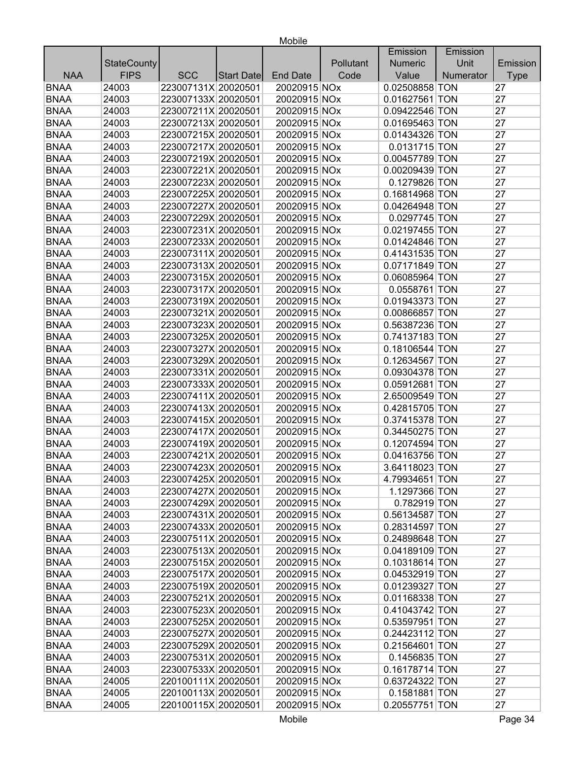| NAA | StateCounty FIPS | SCC | Start Date | End Date | Pollutant Code | Emission Numeric Value | Emission Unit Numerator | Emission Type |
|---|---|---|---|---|---|---|---|---|
| BNAA | 24003 | 223007131X | 20020501 | 20020915 | NOx | 0.02508858 | TON | 27 |
| BNAA | 24003 | 223007133X | 20020501 | 20020915 | NOx | 0.01627561 | TON | 27 |
| BNAA | 24003 | 223007211X | 20020501 | 20020915 | NOx | 0.09422546 | TON | 27 |
| BNAA | 24003 | 223007213X | 20020501 | 20020915 | NOx | 0.01695463 | TON | 27 |
| BNAA | 24003 | 223007215X | 20020501 | 20020915 | NOx | 0.01434326 | TON | 27 |
| BNAA | 24003 | 223007217X | 20020501 | 20020915 | NOx | 0.0131715 | TON | 27 |
| BNAA | 24003 | 223007219X | 20020501 | 20020915 | NOx | 0.00457789 | TON | 27 |
| BNAA | 24003 | 223007221X | 20020501 | 20020915 | NOx | 0.00209439 | TON | 27 |
| BNAA | 24003 | 223007223X | 20020501 | 20020915 | NOx | 0.1279826 | TON | 27 |
| BNAA | 24003 | 223007225X | 20020501 | 20020915 | NOx | 0.16814968 | TON | 27 |
| BNAA | 24003 | 223007227X | 20020501 | 20020915 | NOx | 0.04264948 | TON | 27 |
| BNAA | 24003 | 223007229X | 20020501 | 20020915 | NOx | 0.0297745 | TON | 27 |
| BNAA | 24003 | 223007231X | 20020501 | 20020915 | NOx | 0.02197455 | TON | 27 |
| BNAA | 24003 | 223007233X | 20020501 | 20020915 | NOx | 0.01424846 | TON | 27 |
| BNAA | 24003 | 223007311X | 20020501 | 20020915 | NOx | 0.41431535 | TON | 27 |
| BNAA | 24003 | 223007313X | 20020501 | 20020915 | NOx | 0.07171849 | TON | 27 |
| BNAA | 24003 | 223007315X | 20020501 | 20020915 | NOx | 0.06085964 | TON | 27 |
| BNAA | 24003 | 223007317X | 20020501 | 20020915 | NOx | 0.0558761 | TON | 27 |
| BNAA | 24003 | 223007319X | 20020501 | 20020915 | NOx | 0.01943373 | TON | 27 |
| BNAA | 24003 | 223007321X | 20020501 | 20020915 | NOx | 0.00866857 | TON | 27 |
| BNAA | 24003 | 223007323X | 20020501 | 20020915 | NOx | 0.56387236 | TON | 27 |
| BNAA | 24003 | 223007325X | 20020501 | 20020915 | NOx | 0.74137183 | TON | 27 |
| BNAA | 24003 | 223007327X | 20020501 | 20020915 | NOx | 0.18106544 | TON | 27 |
| BNAA | 24003 | 223007329X | 20020501 | 20020915 | NOx | 0.12634567 | TON | 27 |
| BNAA | 24003 | 223007331X | 20020501 | 20020915 | NOx | 0.09304378 | TON | 27 |
| BNAA | 24003 | 223007333X | 20020501 | 20020915 | NOx | 0.05912681 | TON | 27 |
| BNAA | 24003 | 223007411X | 20020501 | 20020915 | NOx | 2.65009549 | TON | 27 |
| BNAA | 24003 | 223007413X | 20020501 | 20020915 | NOx | 0.42815705 | TON | 27 |
| BNAA | 24003 | 223007415X | 20020501 | 20020915 | NOx | 0.37415378 | TON | 27 |
| BNAA | 24003 | 223007417X | 20020501 | 20020915 | NOx | 0.34450275 | TON | 27 |
| BNAA | 24003 | 223007419X | 20020501 | 20020915 | NOx | 0.12074594 | TON | 27 |
| BNAA | 24003 | 223007421X | 20020501 | 20020915 | NOx | 0.04163756 | TON | 27 |
| BNAA | 24003 | 223007423X | 20020501 | 20020915 | NOx | 3.64118023 | TON | 27 |
| BNAA | 24003 | 223007425X | 20020501 | 20020915 | NOx | 4.79934651 | TON | 27 |
| BNAA | 24003 | 223007427X | 20020501 | 20020915 | NOx | 1.1297366 | TON | 27 |
| BNAA | 24003 | 223007429X | 20020501 | 20020915 | NOx | 0.782919 | TON | 27 |
| BNAA | 24003 | 223007431X | 20020501 | 20020915 | NOx | 0.56134587 | TON | 27 |
| BNAA | 24003 | 223007433X | 20020501 | 20020915 | NOx | 0.28314597 | TON | 27 |
| BNAA | 24003 | 223007511X | 20020501 | 20020915 | NOx | 0.24898648 | TON | 27 |
| BNAA | 24003 | 223007513X | 20020501 | 20020915 | NOx | 0.04189109 | TON | 27 |
| BNAA | 24003 | 223007515X | 20020501 | 20020915 | NOx | 0.10318614 | TON | 27 |
| BNAA | 24003 | 223007517X | 20020501 | 20020915 | NOx | 0.04532919 | TON | 27 |
| BNAA | 24003 | 223007519X | 20020501 | 20020915 | NOx | 0.01239327 | TON | 27 |
| BNAA | 24003 | 223007521X | 20020501 | 20020915 | NOx | 0.01168338 | TON | 27 |
| BNAA | 24003 | 223007523X | 20020501 | 20020915 | NOx | 0.41043742 | TON | 27 |
| BNAA | 24003 | 223007525X | 20020501 | 20020915 | NOx | 0.53597951 | TON | 27 |
| BNAA | 24003 | 223007527X | 20020501 | 20020915 | NOx | 0.24423112 | TON | 27 |
| BNAA | 24003 | 223007529X | 20020501 | 20020915 | NOx | 0.21564601 | TON | 27 |
| BNAA | 24003 | 223007531X | 20020501 | 20020915 | NOx | 0.1456835 | TON | 27 |
| BNAA | 24003 | 223007533X | 20020501 | 20020915 | NOx | 0.16178714 | TON | 27 |
| BNAA | 24005 | 220100111X | 20020501 | 20020915 | NOx | 0.63724322 | TON | 27 |
| BNAA | 24005 | 220100113X | 20020501 | 20020915 | NOx | 0.1581881 | TON | 27 |
| BNAA | 24005 | 220100115X | 20020501 | 20020915 | NOx | 0.20557751 | TON | 27 |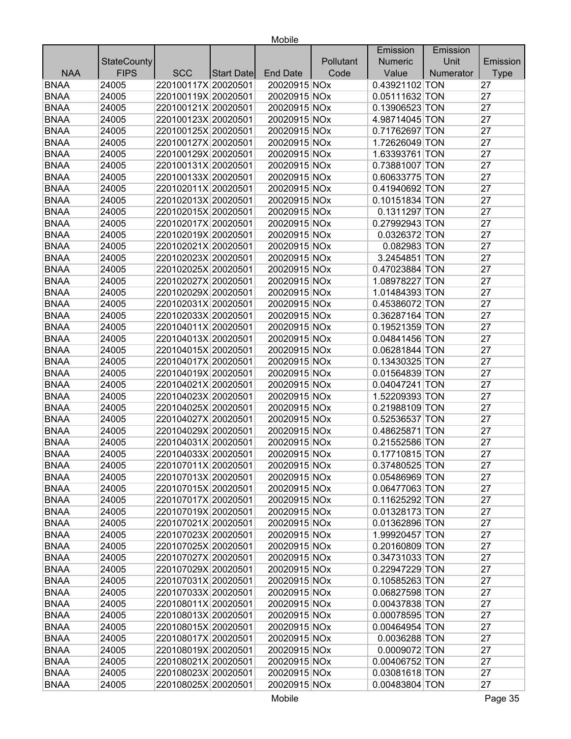| NAA | StateCounty FIPS | SCC | Start Date | End Date | Pollutant Code | Emission Numeric Value | Emission Unit Numerator | Emission Type |
|---|---|---|---|---|---|---|---|---|
| BNAA | 24005 | 220100117X | 20020501 | 20020915 | NOx | 0.43921102 | TON | 27 |
| BNAA | 24005 | 220100119X | 20020501 | 20020915 | NOx | 0.05111632 | TON | 27 |
| BNAA | 24005 | 220100121X | 20020501 | 20020915 | NOx | 0.13906523 | TON | 27 |
| BNAA | 24005 | 220100123X | 20020501 | 20020915 | NOx | 4.98714045 | TON | 27 |
| BNAA | 24005 | 220100125X | 20020501 | 20020915 | NOx | 0.71762697 | TON | 27 |
| BNAA | 24005 | 220100127X | 20020501 | 20020915 | NOx | 1.72626049 | TON | 27 |
| BNAA | 24005 | 220100129X | 20020501 | 20020915 | NOx | 1.63393761 | TON | 27 |
| BNAA | 24005 | 220100131X | 20020501 | 20020915 | NOx | 0.73881007 | TON | 27 |
| BNAA | 24005 | 220100133X | 20020501 | 20020915 | NOx | 0.60633775 | TON | 27 |
| BNAA | 24005 | 220102011X | 20020501 | 20020915 | NOx | 0.41940692 | TON | 27 |
| BNAA | 24005 | 220102013X | 20020501 | 20020915 | NOx | 0.10151834 | TON | 27 |
| BNAA | 24005 | 220102015X | 20020501 | 20020915 | NOx | 0.1311297 | TON | 27 |
| BNAA | 24005 | 220102017X | 20020501 | 20020915 | NOx | 0.27992943 | TON | 27 |
| BNAA | 24005 | 220102019X | 20020501 | 20020915 | NOx | 0.0326372 | TON | 27 |
| BNAA | 24005 | 220102021X | 20020501 | 20020915 | NOx | 0.082983 | TON | 27 |
| BNAA | 24005 | 220102023X | 20020501 | 20020915 | NOx | 3.2454851 | TON | 27 |
| BNAA | 24005 | 220102025X | 20020501 | 20020915 | NOx | 0.47023884 | TON | 27 |
| BNAA | 24005 | 220102027X | 20020501 | 20020915 | NOx | 1.08978227 | TON | 27 |
| BNAA | 24005 | 220102029X | 20020501 | 20020915 | NOx | 1.01484393 | TON | 27 |
| BNAA | 24005 | 220102031X | 20020501 | 20020915 | NOx | 0.45386072 | TON | 27 |
| BNAA | 24005 | 220102033X | 20020501 | 20020915 | NOx | 0.36287164 | TON | 27 |
| BNAA | 24005 | 220104011X | 20020501 | 20020915 | NOx | 0.19521359 | TON | 27 |
| BNAA | 24005 | 220104013X | 20020501 | 20020915 | NOx | 0.04841456 | TON | 27 |
| BNAA | 24005 | 220104015X | 20020501 | 20020915 | NOx | 0.06281844 | TON | 27 |
| BNAA | 24005 | 220104017X | 20020501 | 20020915 | NOx | 0.13430325 | TON | 27 |
| BNAA | 24005 | 220104019X | 20020501 | 20020915 | NOx | 0.01564839 | TON | 27 |
| BNAA | 24005 | 220104021X | 20020501 | 20020915 | NOx | 0.04047241 | TON | 27 |
| BNAA | 24005 | 220104023X | 20020501 | 20020915 | NOx | 1.52209393 | TON | 27 |
| BNAA | 24005 | 220104025X | 20020501 | 20020915 | NOx | 0.21988109 | TON | 27 |
| BNAA | 24005 | 220104027X | 20020501 | 20020915 | NOx | 0.52536537 | TON | 27 |
| BNAA | 24005 | 220104029X | 20020501 | 20020915 | NOx | 0.48625871 | TON | 27 |
| BNAA | 24005 | 220104031X | 20020501 | 20020915 | NOx | 0.21552586 | TON | 27 |
| BNAA | 24005 | 220104033X | 20020501 | 20020915 | NOx | 0.17710815 | TON | 27 |
| BNAA | 24005 | 220107011X | 20020501 | 20020915 | NOx | 0.37480525 | TON | 27 |
| BNAA | 24005 | 220107013X | 20020501 | 20020915 | NOx | 0.05486969 | TON | 27 |
| BNAA | 24005 | 220107015X | 20020501 | 20020915 | NOx | 0.06477063 | TON | 27 |
| BNAA | 24005 | 220107017X | 20020501 | 20020915 | NOx | 0.11625292 | TON | 27 |
| BNAA | 24005 | 220107019X | 20020501 | 20020915 | NOx | 0.01328173 | TON | 27 |
| BNAA | 24005 | 220107021X | 20020501 | 20020915 | NOx | 0.01362896 | TON | 27 |
| BNAA | 24005 | 220107023X | 20020501 | 20020915 | NOx | 1.99920457 | TON | 27 |
| BNAA | 24005 | 220107025X | 20020501 | 20020915 | NOx | 0.20160809 | TON | 27 |
| BNAA | 24005 | 220107027X | 20020501 | 20020915 | NOx | 0.34731033 | TON | 27 |
| BNAA | 24005 | 220107029X | 20020501 | 20020915 | NOx | 0.22947229 | TON | 27 |
| BNAA | 24005 | 220107031X | 20020501 | 20020915 | NOx | 0.10585263 | TON | 27 |
| BNAA | 24005 | 220107033X | 20020501 | 20020915 | NOx | 0.06827598 | TON | 27 |
| BNAA | 24005 | 220108011X | 20020501 | 20020915 | NOx | 0.00437838 | TON | 27 |
| BNAA | 24005 | 220108013X | 20020501 | 20020915 | NOx | 0.00078595 | TON | 27 |
| BNAA | 24005 | 220108015X | 20020501 | 20020915 | NOx | 0.00464954 | TON | 27 |
| BNAA | 24005 | 220108017X | 20020501 | 20020915 | NOx | 0.0036288 | TON | 27 |
| BNAA | 24005 | 220108019X | 20020501 | 20020915 | NOx | 0.0009072 | TON | 27 |
| BNAA | 24005 | 220108021X | 20020501 | 20020915 | NOx | 0.00406752 | TON | 27 |
| BNAA | 24005 | 220108023X | 20020501 | 20020915 | NOx | 0.03081618 | TON | 27 |
| BNAA | 24005 | 220108025X | 20020501 | 20020915 | NOx | 0.00483804 | TON | 27 |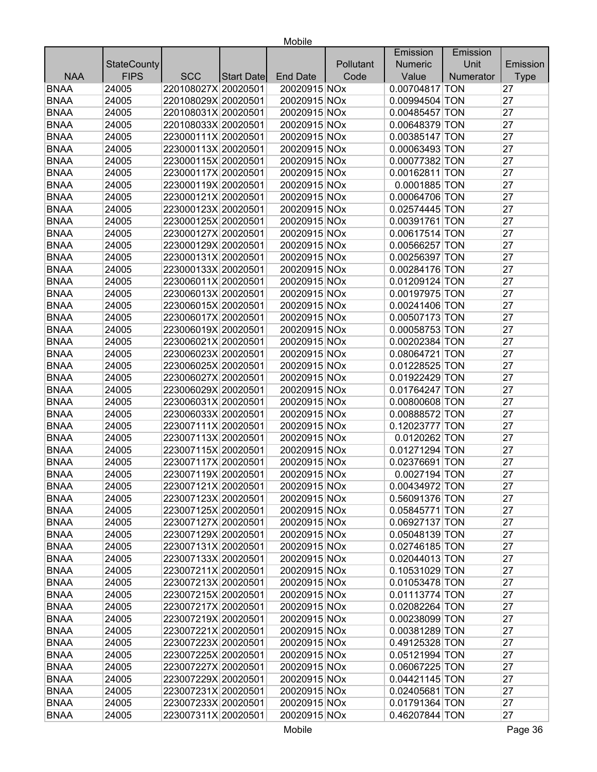| NAA | StateCounty FIPS | SCC | Start Date | End Date | Pollutant Code | Emission Numeric Value | Emission Unit Numerator | Emission Type |
|---|---|---|---|---|---|---|---|---|
| BNAA | 24005 | 220108027X | 20020501 | 20020915 | NOx | 0.00704817 | TON | 27 |
| BNAA | 24005 | 220108029X | 20020501 | 20020915 | NOx | 0.00994504 | TON | 27 |
| BNAA | 24005 | 220108031X | 20020501 | 20020915 | NOx | 0.00485457 | TON | 27 |
| BNAA | 24005 | 220108033X | 20020501 | 20020915 | NOx | 0.00648379 | TON | 27 |
| BNAA | 24005 | 223000111X | 20020501 | 20020915 | NOx | 0.00385147 | TON | 27 |
| BNAA | 24005 | 223000113X | 20020501 | 20020915 | NOx | 0.00063493 | TON | 27 |
| BNAA | 24005 | 223000115X | 20020501 | 20020915 | NOx | 0.00077382 | TON | 27 |
| BNAA | 24005 | 223000117X | 20020501 | 20020915 | NOx | 0.00162811 | TON | 27 |
| BNAA | 24005 | 223000119X | 20020501 | 20020915 | NOx | 0.0001885 | TON | 27 |
| BNAA | 24005 | 223000121X | 20020501 | 20020915 | NOx | 0.00064706 | TON | 27 |
| BNAA | 24005 | 223000123X | 20020501 | 20020915 | NOx | 0.02574445 | TON | 27 |
| BNAA | 24005 | 223000125X | 20020501 | 20020915 | NOx | 0.00391761 | TON | 27 |
| BNAA | 24005 | 223000127X | 20020501 | 20020915 | NOx | 0.00617514 | TON | 27 |
| BNAA | 24005 | 223000129X | 20020501 | 20020915 | NOx | 0.00566257 | TON | 27 |
| BNAA | 24005 | 223000131X | 20020501 | 20020915 | NOx | 0.00256397 | TON | 27 |
| BNAA | 24005 | 223000133X | 20020501 | 20020915 | NOx | 0.00284176 | TON | 27 |
| BNAA | 24005 | 223006011X | 20020501 | 20020915 | NOx | 0.01209124 | TON | 27 |
| BNAA | 24005 | 223006013X | 20020501 | 20020915 | NOx | 0.00197975 | TON | 27 |
| BNAA | 24005 | 223006015X | 20020501 | 20020915 | NOx | 0.00241406 | TON | 27 |
| BNAA | 24005 | 223006017X | 20020501 | 20020915 | NOx | 0.00507173 | TON | 27 |
| BNAA | 24005 | 223006019X | 20020501 | 20020915 | NOx | 0.00058753 | TON | 27 |
| BNAA | 24005 | 223006021X | 20020501 | 20020915 | NOx | 0.00202384 | TON | 27 |
| BNAA | 24005 | 223006023X | 20020501 | 20020915 | NOx | 0.08064721 | TON | 27 |
| BNAA | 24005 | 223006025X | 20020501 | 20020915 | NOx | 0.01228525 | TON | 27 |
| BNAA | 24005 | 223006027X | 20020501 | 20020915 | NOx | 0.01922429 | TON | 27 |
| BNAA | 24005 | 223006029X | 20020501 | 20020915 | NOx | 0.01764247 | TON | 27 |
| BNAA | 24005 | 223006031X | 20020501 | 20020915 | NOx | 0.00800608 | TON | 27 |
| BNAA | 24005 | 223006033X | 20020501 | 20020915 | NOx | 0.00888572 | TON | 27 |
| BNAA | 24005 | 223007111X | 20020501 | 20020915 | NOx | 0.12023777 | TON | 27 |
| BNAA | 24005 | 223007113X | 20020501 | 20020915 | NOx | 0.0120262 | TON | 27 |
| BNAA | 24005 | 223007115X | 20020501 | 20020915 | NOx | 0.01271294 | TON | 27 |
| BNAA | 24005 | 223007117X | 20020501 | 20020915 | NOx | 0.02376691 | TON | 27 |
| BNAA | 24005 | 223007119X | 20020501 | 20020915 | NOx | 0.0027194 | TON | 27 |
| BNAA | 24005 | 223007121X | 20020501 | 20020915 | NOx | 0.00434972 | TON | 27 |
| BNAA | 24005 | 223007123X | 20020501 | 20020915 | NOx | 0.56091376 | TON | 27 |
| BNAA | 24005 | 223007125X | 20020501 | 20020915 | NOx | 0.05845771 | TON | 27 |
| BNAA | 24005 | 223007127X | 20020501 | 20020915 | NOx | 0.06927137 | TON | 27 |
| BNAA | 24005 | 223007129X | 20020501 | 20020915 | NOx | 0.05048139 | TON | 27 |
| BNAA | 24005 | 223007131X | 20020501 | 20020915 | NOx | 0.02746185 | TON | 27 |
| BNAA | 24005 | 223007133X | 20020501 | 20020915 | NOx | 0.02044013 | TON | 27 |
| BNAA | 24005 | 223007211X | 20020501 | 20020915 | NOx | 0.10531029 | TON | 27 |
| BNAA | 24005 | 223007213X | 20020501 | 20020915 | NOx | 0.01053478 | TON | 27 |
| BNAA | 24005 | 223007215X | 20020501 | 20020915 | NOx | 0.01113774 | TON | 27 |
| BNAA | 24005 | 223007217X | 20020501 | 20020915 | NOx | 0.02082264 | TON | 27 |
| BNAA | 24005 | 223007219X | 20020501 | 20020915 | NOx | 0.00238099 | TON | 27 |
| BNAA | 24005 | 223007221X | 20020501 | 20020915 | NOx | 0.00381289 | TON | 27 |
| BNAA | 24005 | 223007223X | 20020501 | 20020915 | NOx | 0.49125328 | TON | 27 |
| BNAA | 24005 | 223007225X | 20020501 | 20020915 | NOx | 0.05121994 | TON | 27 |
| BNAA | 24005 | 223007227X | 20020501 | 20020915 | NOx | 0.06067225 | TON | 27 |
| BNAA | 24005 | 223007229X | 20020501 | 20020915 | NOx | 0.04421145 | TON | 27 |
| BNAA | 24005 | 223007231X | 20020501 | 20020915 | NOx | 0.02405681 | TON | 27 |
| BNAA | 24005 | 223007233X | 20020501 | 20020915 | NOx | 0.01791364 | TON | 27 |
| BNAA | 24005 | 223007311X | 20020501 | 20020915 | NOx | 0.46207844 | TON | 27 |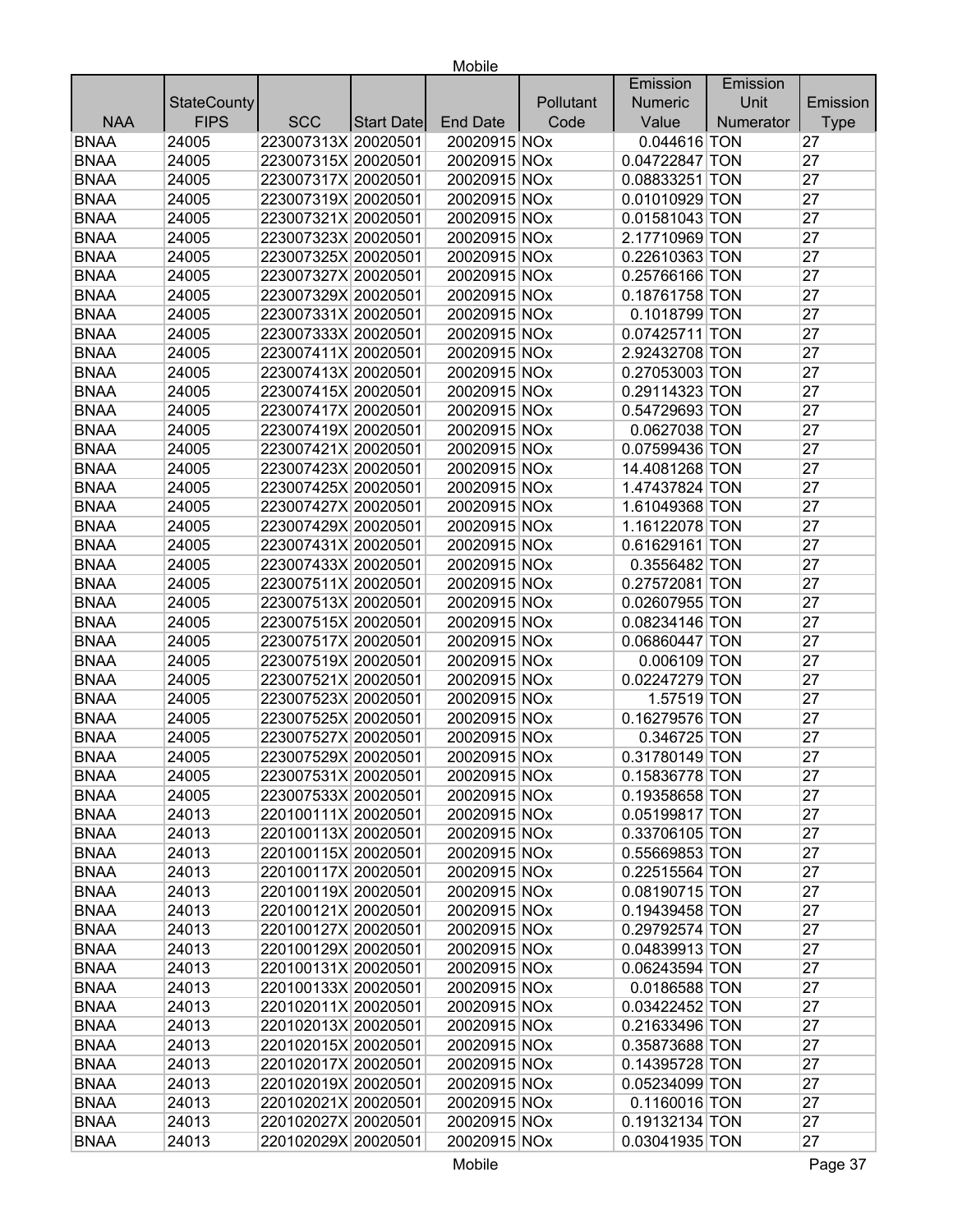| NAA | StateCounty FIPS | SCC | Start Date | End Date | Pollutant Code | Emission Numeric Value | Emission Unit Numerator | Emission Type |
|---|---|---|---|---|---|---|---|---|
| BNAA | 24005 | 223007313X | 20020501 | 20020915 | NOx | 0.044616 | TON | 27 |
| BNAA | 24005 | 223007315X | 20020501 | 20020915 | NOx | 0.04722847 | TON | 27 |
| BNAA | 24005 | 223007317X | 20020501 | 20020915 | NOx | 0.08833251 | TON | 27 |
| BNAA | 24005 | 223007319X | 20020501 | 20020915 | NOx | 0.01010929 | TON | 27 |
| BNAA | 24005 | 223007321X | 20020501 | 20020915 | NOx | 0.01581043 | TON | 27 |
| BNAA | 24005 | 223007323X | 20020501 | 20020915 | NOx | 2.17710969 | TON | 27 |
| BNAA | 24005 | 223007325X | 20020501 | 20020915 | NOx | 0.22610363 | TON | 27 |
| BNAA | 24005 | 223007327X | 20020501 | 20020915 | NOx | 0.25766166 | TON | 27 |
| BNAA | 24005 | 223007329X | 20020501 | 20020915 | NOx | 0.18761758 | TON | 27 |
| BNAA | 24005 | 223007331X | 20020501 | 20020915 | NOx | 0.1018799 | TON | 27 |
| BNAA | 24005 | 223007333X | 20020501 | 20020915 | NOx | 0.07425711 | TON | 27 |
| BNAA | 24005 | 223007411X | 20020501 | 20020915 | NOx | 2.92432708 | TON | 27 |
| BNAA | 24005 | 223007413X | 20020501 | 20020915 | NOx | 0.27053003 | TON | 27 |
| BNAA | 24005 | 223007415X | 20020501 | 20020915 | NOx | 0.29114323 | TON | 27 |
| BNAA | 24005 | 223007417X | 20020501 | 20020915 | NOx | 0.54729693 | TON | 27 |
| BNAA | 24005 | 223007419X | 20020501 | 20020915 | NOx | 0.0627038 | TON | 27 |
| BNAA | 24005 | 223007421X | 20020501 | 20020915 | NOx | 0.07599436 | TON | 27 |
| BNAA | 24005 | 223007423X | 20020501 | 20020915 | NOx | 14.4081268 | TON | 27 |
| BNAA | 24005 | 223007425X | 20020501 | 20020915 | NOx | 1.47437824 | TON | 27 |
| BNAA | 24005 | 223007427X | 20020501 | 20020915 | NOx | 1.61049368 | TON | 27 |
| BNAA | 24005 | 223007429X | 20020501 | 20020915 | NOx | 1.16122078 | TON | 27 |
| BNAA | 24005 | 223007431X | 20020501 | 20020915 | NOx | 0.61629161 | TON | 27 |
| BNAA | 24005 | 223007433X | 20020501 | 20020915 | NOx | 0.3556482 | TON | 27 |
| BNAA | 24005 | 223007511X | 20020501 | 20020915 | NOx | 0.27572081 | TON | 27 |
| BNAA | 24005 | 223007513X | 20020501 | 20020915 | NOx | 0.02607955 | TON | 27 |
| BNAA | 24005 | 223007515X | 20020501 | 20020915 | NOx | 0.08234146 | TON | 27 |
| BNAA | 24005 | 223007517X | 20020501 | 20020915 | NOx | 0.06860447 | TON | 27 |
| BNAA | 24005 | 223007519X | 20020501 | 20020915 | NOx | 0.006109 | TON | 27 |
| BNAA | 24005 | 223007521X | 20020501 | 20020915 | NOx | 0.02247279 | TON | 27 |
| BNAA | 24005 | 223007523X | 20020501 | 20020915 | NOx | 1.57519 | TON | 27 |
| BNAA | 24005 | 223007525X | 20020501 | 20020915 | NOx | 0.16279576 | TON | 27 |
| BNAA | 24005 | 223007527X | 20020501 | 20020915 | NOx | 0.346725 | TON | 27 |
| BNAA | 24005 | 223007529X | 20020501 | 20020915 | NOx | 0.31780149 | TON | 27 |
| BNAA | 24005 | 223007531X | 20020501 | 20020915 | NOx | 0.15836778 | TON | 27 |
| BNAA | 24005 | 223007533X | 20020501 | 20020915 | NOx | 0.19358658 | TON | 27 |
| BNAA | 24013 | 220100111X | 20020501 | 20020915 | NOx | 0.05199817 | TON | 27 |
| BNAA | 24013 | 220100113X | 20020501 | 20020915 | NOx | 0.33706105 | TON | 27 |
| BNAA | 24013 | 220100115X | 20020501 | 20020915 | NOx | 0.55669853 | TON | 27 |
| BNAA | 24013 | 220100117X | 20020501 | 20020915 | NOx | 0.22515564 | TON | 27 |
| BNAA | 24013 | 220100119X | 20020501 | 20020915 | NOx | 0.08190715 | TON | 27 |
| BNAA | 24013 | 220100121X | 20020501 | 20020915 | NOx | 0.19439458 | TON | 27 |
| BNAA | 24013 | 220100127X | 20020501 | 20020915 | NOx | 0.29792574 | TON | 27 |
| BNAA | 24013 | 220100129X | 20020501 | 20020915 | NOx | 0.04839913 | TON | 27 |
| BNAA | 24013 | 220100131X | 20020501 | 20020915 | NOx | 0.06243594 | TON | 27 |
| BNAA | 24013 | 220100133X | 20020501 | 20020915 | NOx | 0.0186588 | TON | 27 |
| BNAA | 24013 | 220102011X | 20020501 | 20020915 | NOx | 0.03422452 | TON | 27 |
| BNAA | 24013 | 220102013X | 20020501 | 20020915 | NOx | 0.21633496 | TON | 27 |
| BNAA | 24013 | 220102015X | 20020501 | 20020915 | NOx | 0.35873688 | TON | 27 |
| BNAA | 24013 | 220102017X | 20020501 | 20020915 | NOx | 0.14395728 | TON | 27 |
| BNAA | 24013 | 220102019X | 20020501 | 20020915 | NOx | 0.05234099 | TON | 27 |
| BNAA | 24013 | 220102021X | 20020501 | 20020915 | NOx | 0.1160016 | TON | 27 |
| BNAA | 24013 | 220102027X | 20020501 | 20020915 | NOx | 0.19132134 | TON | 27 |
| BNAA | 24013 | 220102029X | 20020501 | 20020915 | NOx | 0.03041935 | TON | 27 |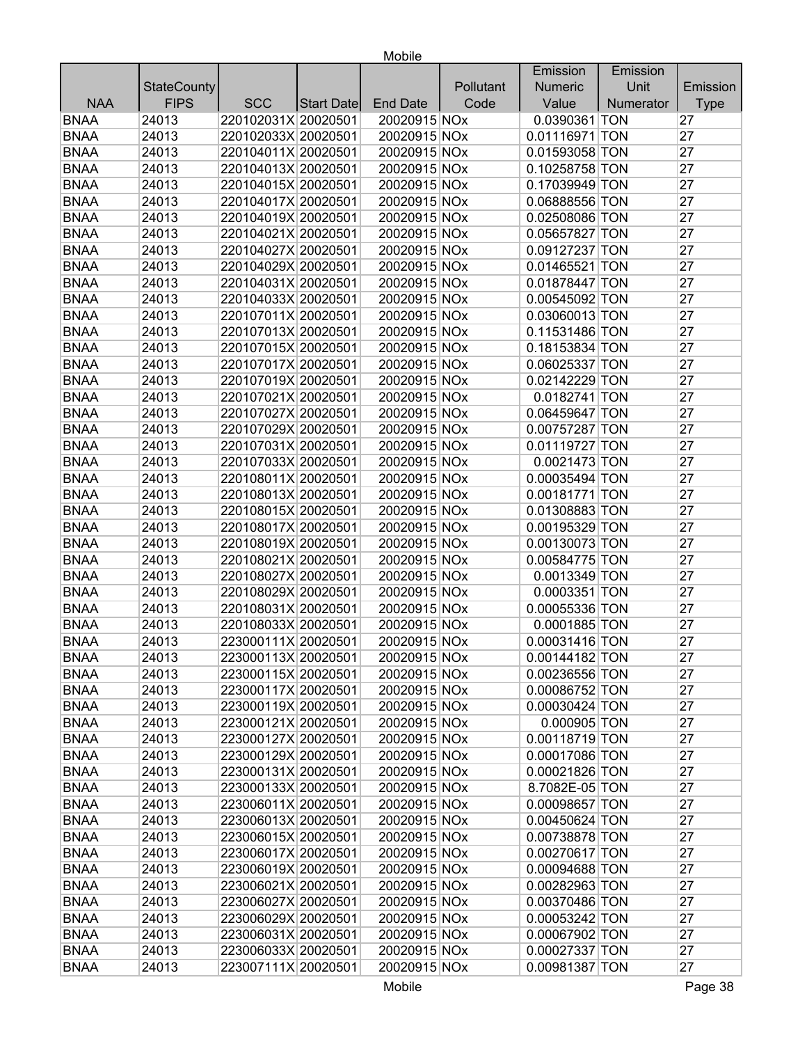| NAA | StateCounty FIPS | SCC | Start Date | End Date | Pollutant Code | Emission Numeric Value | Emission Unit Numerator | Emission Type |
|---|---|---|---|---|---|---|---|---|
| BNAA | 24013 | 220102031X | 20020501 | 20020915 | NOx | 0.0390361 | TON | 27 |
| BNAA | 24013 | 220102033X | 20020501 | 20020915 | NOx | 0.01116971 | TON | 27 |
| BNAA | 24013 | 220104011X | 20020501 | 20020915 | NOx | 0.01593058 | TON | 27 |
| BNAA | 24013 | 220104013X | 20020501 | 20020915 | NOx | 0.10258758 | TON | 27 |
| BNAA | 24013 | 220104015X | 20020501 | 20020915 | NOx | 0.17039949 | TON | 27 |
| BNAA | 24013 | 220104017X | 20020501 | 20020915 | NOx | 0.06888556 | TON | 27 |
| BNAA | 24013 | 220104019X | 20020501 | 20020915 | NOx | 0.02508086 | TON | 27 |
| BNAA | 24013 | 220104021X | 20020501 | 20020915 | NOx | 0.05657827 | TON | 27 |
| BNAA | 24013 | 220104027X | 20020501 | 20020915 | NOx | 0.09127237 | TON | 27 |
| BNAA | 24013 | 220104029X | 20020501 | 20020915 | NOx | 0.01465521 | TON | 27 |
| BNAA | 24013 | 220104031X | 20020501 | 20020915 | NOx | 0.01878447 | TON | 27 |
| BNAA | 24013 | 220104033X | 20020501 | 20020915 | NOx | 0.00545092 | TON | 27 |
| BNAA | 24013 | 220107011X | 20020501 | 20020915 | NOx | 0.03060013 | TON | 27 |
| BNAA | 24013 | 220107013X | 20020501 | 20020915 | NOx | 0.11531486 | TON | 27 |
| BNAA | 24013 | 220107015X | 20020501 | 20020915 | NOx | 0.18153834 | TON | 27 |
| BNAA | 24013 | 220107017X | 20020501 | 20020915 | NOx | 0.06025337 | TON | 27 |
| BNAA | 24013 | 220107019X | 20020501 | 20020915 | NOx | 0.02142229 | TON | 27 |
| BNAA | 24013 | 220107021X | 20020501 | 20020915 | NOx | 0.0182741 | TON | 27 |
| BNAA | 24013 | 220107027X | 20020501 | 20020915 | NOx | 0.06459647 | TON | 27 |
| BNAA | 24013 | 220107029X | 20020501 | 20020915 | NOx | 0.00757287 | TON | 27 |
| BNAA | 24013 | 220107031X | 20020501 | 20020915 | NOx | 0.01119727 | TON | 27 |
| BNAA | 24013 | 220107033X | 20020501 | 20020915 | NOx | 0.0021473 | TON | 27 |
| BNAA | 24013 | 220108011X | 20020501 | 20020915 | NOx | 0.00035494 | TON | 27 |
| BNAA | 24013 | 220108013X | 20020501 | 20020915 | NOx | 0.00181771 | TON | 27 |
| BNAA | 24013 | 220108015X | 20020501 | 20020915 | NOx | 0.01308883 | TON | 27 |
| BNAA | 24013 | 220108017X | 20020501 | 20020915 | NOx | 0.00195329 | TON | 27 |
| BNAA | 24013 | 220108019X | 20020501 | 20020915 | NOx | 0.00130073 | TON | 27 |
| BNAA | 24013 | 220108021X | 20020501 | 20020915 | NOx | 0.00584775 | TON | 27 |
| BNAA | 24013 | 220108027X | 20020501 | 20020915 | NOx | 0.0013349 | TON | 27 |
| BNAA | 24013 | 220108029X | 20020501 | 20020915 | NOx | 0.0003351 | TON | 27 |
| BNAA | 24013 | 220108031X | 20020501 | 20020915 | NOx | 0.00055336 | TON | 27 |
| BNAA | 24013 | 220108033X | 20020501 | 20020915 | NOx | 0.0001885 | TON | 27 |
| BNAA | 24013 | 223000111X | 20020501 | 20020915 | NOx | 0.00031416 | TON | 27 |
| BNAA | 24013 | 223000113X | 20020501 | 20020915 | NOx | 0.00144182 | TON | 27 |
| BNAA | 24013 | 223000115X | 20020501 | 20020915 | NOx | 0.00236556 | TON | 27 |
| BNAA | 24013 | 223000117X | 20020501 | 20020915 | NOx | 0.00086752 | TON | 27 |
| BNAA | 24013 | 223000119X | 20020501 | 20020915 | NOx | 0.00030424 | TON | 27 |
| BNAA | 24013 | 223000121X | 20020501 | 20020915 | NOx | 0.000905 | TON | 27 |
| BNAA | 24013 | 223000127X | 20020501 | 20020915 | NOx | 0.00118719 | TON | 27 |
| BNAA | 24013 | 223000129X | 20020501 | 20020915 | NOx | 0.00017086 | TON | 27 |
| BNAA | 24013 | 223000131X | 20020501 | 20020915 | NOx | 0.00021826 | TON | 27 |
| BNAA | 24013 | 223000133X | 20020501 | 20020915 | NOx | 8.7082E-05 | TON | 27 |
| BNAA | 24013 | 223006011X | 20020501 | 20020915 | NOx | 0.00098657 | TON | 27 |
| BNAA | 24013 | 223006013X | 20020501 | 20020915 | NOx | 0.00450624 | TON | 27 |
| BNAA | 24013 | 223006015X | 20020501 | 20020915 | NOx | 0.00738878 | TON | 27 |
| BNAA | 24013 | 223006017X | 20020501 | 20020915 | NOx | 0.00270617 | TON | 27 |
| BNAA | 24013 | 223006019X | 20020501 | 20020915 | NOx | 0.00094688 | TON | 27 |
| BNAA | 24013 | 223006021X | 20020501 | 20020915 | NOx | 0.00282963 | TON | 27 |
| BNAA | 24013 | 223006027X | 20020501 | 20020915 | NOx | 0.00370486 | TON | 27 |
| BNAA | 24013 | 223006029X | 20020501 | 20020915 | NOx | 0.00053242 | TON | 27 |
| BNAA | 24013 | 223006031X | 20020501 | 20020915 | NOx | 0.00067902 | TON | 27 |
| BNAA | 24013 | 223006033X | 20020501 | 20020915 | NOx | 0.00027337 | TON | 27 |
| BNAA | 24013 | 223007111X | 20020501 | 20020915 | NOx | 0.00981387 | TON | 27 |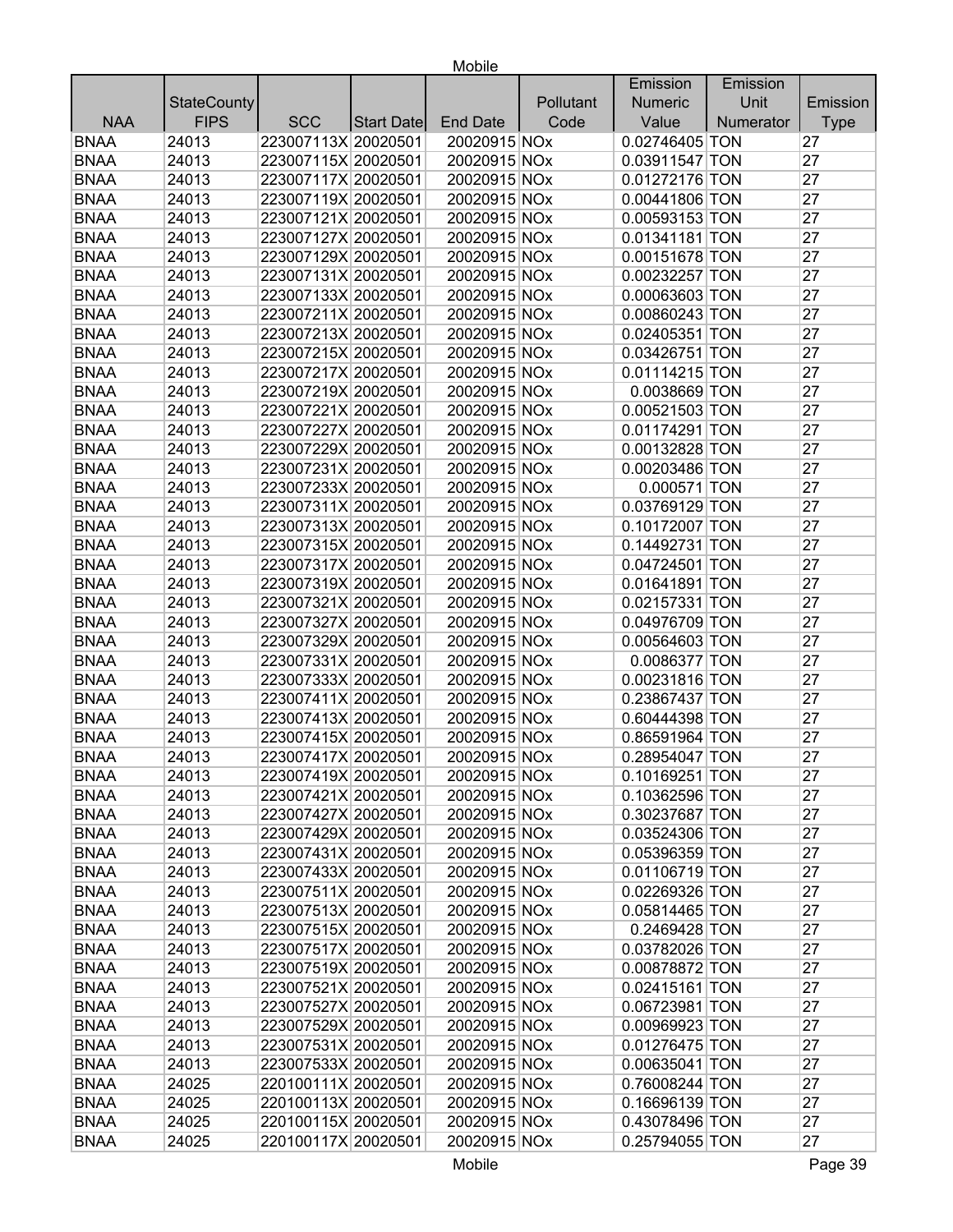| NAA | StateCounty FIPS | SCC | Start Date | End Date | Pollutant Code | Emission Numeric Value | Emission Unit Numerator | Emission Type |
|---|---|---|---|---|---|---|---|---|
| BNAA | 24013 | 223007113X | 20020501 | 20020915 | NOx | 0.02746405 | TON | 27 |
| BNAA | 24013 | 223007115X | 20020501 | 20020915 | NOx | 0.03911547 | TON | 27 |
| BNAA | 24013 | 223007117X | 20020501 | 20020915 | NOx | 0.01272176 | TON | 27 |
| BNAA | 24013 | 223007119X | 20020501 | 20020915 | NOx | 0.00441806 | TON | 27 |
| BNAA | 24013 | 223007121X | 20020501 | 20020915 | NOx | 0.00593153 | TON | 27 |
| BNAA | 24013 | 223007127X | 20020501 | 20020915 | NOx | 0.01341181 | TON | 27 |
| BNAA | 24013 | 223007129X | 20020501 | 20020915 | NOx | 0.00151678 | TON | 27 |
| BNAA | 24013 | 223007131X | 20020501 | 20020915 | NOx | 0.00232257 | TON | 27 |
| BNAA | 24013 | 223007133X | 20020501 | 20020915 | NOx | 0.00063603 | TON | 27 |
| BNAA | 24013 | 223007211X | 20020501 | 20020915 | NOx | 0.00860243 | TON | 27 |
| BNAA | 24013 | 223007213X | 20020501 | 20020915 | NOx | 0.02405351 | TON | 27 |
| BNAA | 24013 | 223007215X | 20020501 | 20020915 | NOx | 0.03426751 | TON | 27 |
| BNAA | 24013 | 223007217X | 20020501 | 20020915 | NOx | 0.01114215 | TON | 27 |
| BNAA | 24013 | 223007219X | 20020501 | 20020915 | NOx | 0.0038669 | TON | 27 |
| BNAA | 24013 | 223007221X | 20020501 | 20020915 | NOx | 0.00521503 | TON | 27 |
| BNAA | 24013 | 223007227X | 20020501 | 20020915 | NOx | 0.01174291 | TON | 27 |
| BNAA | 24013 | 223007229X | 20020501 | 20020915 | NOx | 0.00132828 | TON | 27 |
| BNAA | 24013 | 223007231X | 20020501 | 20020915 | NOx | 0.00203486 | TON | 27 |
| BNAA | 24013 | 223007233X | 20020501 | 20020915 | NOx | 0.000571 | TON | 27 |
| BNAA | 24013 | 223007311X | 20020501 | 20020915 | NOx | 0.03769129 | TON | 27 |
| BNAA | 24013 | 223007313X | 20020501 | 20020915 | NOx | 0.10172007 | TON | 27 |
| BNAA | 24013 | 223007315X | 20020501 | 20020915 | NOx | 0.14492731 | TON | 27 |
| BNAA | 24013 | 223007317X | 20020501 | 20020915 | NOx | 0.04724501 | TON | 27 |
| BNAA | 24013 | 223007319X | 20020501 | 20020915 | NOx | 0.01641891 | TON | 27 |
| BNAA | 24013 | 223007321X | 20020501 | 20020915 | NOx | 0.02157331 | TON | 27 |
| BNAA | 24013 | 223007327X | 20020501 | 20020915 | NOx | 0.04976709 | TON | 27 |
| BNAA | 24013 | 223007329X | 20020501 | 20020915 | NOx | 0.00564603 | TON | 27 |
| BNAA | 24013 | 223007331X | 20020501 | 20020915 | NOx | 0.0086377 | TON | 27 |
| BNAA | 24013 | 223007333X | 20020501 | 20020915 | NOx | 0.00231816 | TON | 27 |
| BNAA | 24013 | 223007411X | 20020501 | 20020915 | NOx | 0.23867437 | TON | 27 |
| BNAA | 24013 | 223007413X | 20020501 | 20020915 | NOx | 0.60444398 | TON | 27 |
| BNAA | 24013 | 223007415X | 20020501 | 20020915 | NOx | 0.86591964 | TON | 27 |
| BNAA | 24013 | 223007417X | 20020501 | 20020915 | NOx | 0.28954047 | TON | 27 |
| BNAA | 24013 | 223007419X | 20020501 | 20020915 | NOx | 0.10169251 | TON | 27 |
| BNAA | 24013 | 223007421X | 20020501 | 20020915 | NOx | 0.10362596 | TON | 27 |
| BNAA | 24013 | 223007427X | 20020501 | 20020915 | NOx | 0.30237687 | TON | 27 |
| BNAA | 24013 | 223007429X | 20020501 | 20020915 | NOx | 0.03524306 | TON | 27 |
| BNAA | 24013 | 223007431X | 20020501 | 20020915 | NOx | 0.05396359 | TON | 27 |
| BNAA | 24013 | 223007433X | 20020501 | 20020915 | NOx | 0.01106719 | TON | 27 |
| BNAA | 24013 | 223007511X | 20020501 | 20020915 | NOx | 0.02269326 | TON | 27 |
| BNAA | 24013 | 223007513X | 20020501 | 20020915 | NOx | 0.05814465 | TON | 27 |
| BNAA | 24013 | 223007515X | 20020501 | 20020915 | NOx | 0.2469428 | TON | 27 |
| BNAA | 24013 | 223007517X | 20020501 | 20020915 | NOx | 0.03782026 | TON | 27 |
| BNAA | 24013 | 223007519X | 20020501 | 20020915 | NOx | 0.00878872 | TON | 27 |
| BNAA | 24013 | 223007521X | 20020501 | 20020915 | NOx | 0.02415161 | TON | 27 |
| BNAA | 24013 | 223007527X | 20020501 | 20020915 | NOx | 0.06723981 | TON | 27 |
| BNAA | 24013 | 223007529X | 20020501 | 20020915 | NOx | 0.00969923 | TON | 27 |
| BNAA | 24013 | 223007531X | 20020501 | 20020915 | NOx | 0.01276475 | TON | 27 |
| BNAA | 24013 | 223007533X | 20020501 | 20020915 | NOx | 0.00635041 | TON | 27 |
| BNAA | 24025 | 220100111X | 20020501 | 20020915 | NOx | 0.76008244 | TON | 27 |
| BNAA | 24025 | 220100113X | 20020501 | 20020915 | NOx | 0.16696139 | TON | 27 |
| BNAA | 24025 | 220100115X | 20020501 | 20020915 | NOx | 0.43078496 | TON | 27 |
| BNAA | 24025 | 220100117X | 20020501 | 20020915 | NOx | 0.25794055 | TON | 27 |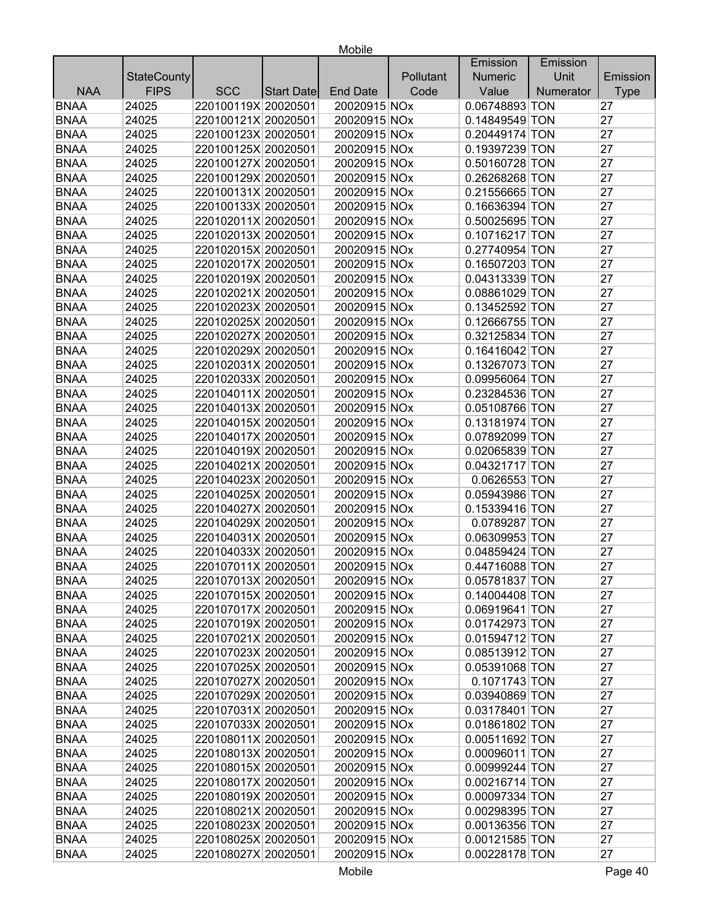| NAA | StateCounty FIPS | SCC | Start Date | End Date | Pollutant Code | Emission Numeric Value | Emission Unit Numerator | Emission Type |
|---|---|---|---|---|---|---|---|---|
| BNAA | 24025 | 220100119X | 20020501 | 20020915 | NOx | 0.06748893 | TON | 27 |
| BNAA | 24025 | 220100121X | 20020501 | 20020915 | NOx | 0.14849549 | TON | 27 |
| BNAA | 24025 | 220100123X | 20020501 | 20020915 | NOx | 0.20449174 | TON | 27 |
| BNAA | 24025 | 220100125X | 20020501 | 20020915 | NOx | 0.19397239 | TON | 27 |
| BNAA | 24025 | 220100127X | 20020501 | 20020915 | NOx | 0.50160728 | TON | 27 |
| BNAA | 24025 | 220100129X | 20020501 | 20020915 | NOx | 0.26268268 | TON | 27 |
| BNAA | 24025 | 220100131X | 20020501 | 20020915 | NOx | 0.21556665 | TON | 27 |
| BNAA | 24025 | 220100133X | 20020501 | 20020915 | NOx | 0.16636394 | TON | 27 |
| BNAA | 24025 | 220102011X | 20020501 | 20020915 | NOx | 0.50025695 | TON | 27 |
| BNAA | 24025 | 220102013X | 20020501 | 20020915 | NOx | 0.10716217 | TON | 27 |
| BNAA | 24025 | 220102015X | 20020501 | 20020915 | NOx | 0.27740954 | TON | 27 |
| BNAA | 24025 | 220102017X | 20020501 | 20020915 | NOx | 0.16507203 | TON | 27 |
| BNAA | 24025 | 220102019X | 20020501 | 20020915 | NOx | 0.04313339 | TON | 27 |
| BNAA | 24025 | 220102021X | 20020501 | 20020915 | NOx | 0.08861029 | TON | 27 |
| BNAA | 24025 | 220102023X | 20020501 | 20020915 | NOx | 0.13452592 | TON | 27 |
| BNAA | 24025 | 220102025X | 20020501 | 20020915 | NOx | 0.12666755 | TON | 27 |
| BNAA | 24025 | 220102027X | 20020501 | 20020915 | NOx | 0.32125834 | TON | 27 |
| BNAA | 24025 | 220102029X | 20020501 | 20020915 | NOx | 0.16416042 | TON | 27 |
| BNAA | 24025 | 220102031X | 20020501 | 20020915 | NOx | 0.13267073 | TON | 27 |
| BNAA | 24025 | 220102033X | 20020501 | 20020915 | NOx | 0.09956064 | TON | 27 |
| BNAA | 24025 | 220104011X | 20020501 | 20020915 | NOx | 0.23284536 | TON | 27 |
| BNAA | 24025 | 220104013X | 20020501 | 20020915 | NOx | 0.05108766 | TON | 27 |
| BNAA | 24025 | 220104015X | 20020501 | 20020915 | NOx | 0.13181974 | TON | 27 |
| BNAA | 24025 | 220104017X | 20020501 | 20020915 | NOx | 0.07892099 | TON | 27 |
| BNAA | 24025 | 220104019X | 20020501 | 20020915 | NOx | 0.02065839 | TON | 27 |
| BNAA | 24025 | 220104021X | 20020501 | 20020915 | NOx | 0.04321717 | TON | 27 |
| BNAA | 24025 | 220104023X | 20020501 | 20020915 | NOx | 0.0626553 | TON | 27 |
| BNAA | 24025 | 220104025X | 20020501 | 20020915 | NOx | 0.05943986 | TON | 27 |
| BNAA | 24025 | 220104027X | 20020501 | 20020915 | NOx | 0.15339416 | TON | 27 |
| BNAA | 24025 | 220104029X | 20020501 | 20020915 | NOx | 0.0789287 | TON | 27 |
| BNAA | 24025 | 220104031X | 20020501 | 20020915 | NOx | 0.06309953 | TON | 27 |
| BNAA | 24025 | 220104033X | 20020501 | 20020915 | NOx | 0.04859424 | TON | 27 |
| BNAA | 24025 | 220107011X | 20020501 | 20020915 | NOx | 0.44716088 | TON | 27 |
| BNAA | 24025 | 220107013X | 20020501 | 20020915 | NOx | 0.05781837 | TON | 27 |
| BNAA | 24025 | 220107015X | 20020501 | 20020915 | NOx | 0.14004408 | TON | 27 |
| BNAA | 24025 | 220107017X | 20020501 | 20020915 | NOx | 0.06919641 | TON | 27 |
| BNAA | 24025 | 220107019X | 20020501 | 20020915 | NOx | 0.01742973 | TON | 27 |
| BNAA | 24025 | 220107021X | 20020501 | 20020915 | NOx | 0.01594712 | TON | 27 |
| BNAA | 24025 | 220107023X | 20020501 | 20020915 | NOx | 0.08513912 | TON | 27 |
| BNAA | 24025 | 220107025X | 20020501 | 20020915 | NOx | 0.05391068 | TON | 27 |
| BNAA | 24025 | 220107027X | 20020501 | 20020915 | NOx | 0.1071743 | TON | 27 |
| BNAA | 24025 | 220107029X | 20020501 | 20020915 | NOx | 0.03940869 | TON | 27 |
| BNAA | 24025 | 220107031X | 20020501 | 20020915 | NOx | 0.03178401 | TON | 27 |
| BNAA | 24025 | 220107033X | 20020501 | 20020915 | NOx | 0.01861802 | TON | 27 |
| BNAA | 24025 | 220108011X | 20020501 | 20020915 | NOx | 0.00511692 | TON | 27 |
| BNAA | 24025 | 220108013X | 20020501 | 20020915 | NOx | 0.00096011 | TON | 27 |
| BNAA | 24025 | 220108015X | 20020501 | 20020915 | NOx | 0.00999244 | TON | 27 |
| BNAA | 24025 | 220108017X | 20020501 | 20020915 | NOx | 0.00216714 | TON | 27 |
| BNAA | 24025 | 220108019X | 20020501 | 20020915 | NOx | 0.00097334 | TON | 27 |
| BNAA | 24025 | 220108021X | 20020501 | 20020915 | NOx | 0.00298395 | TON | 27 |
| BNAA | 24025 | 220108023X | 20020501 | 20020915 | NOx | 0.00136356 | TON | 27 |
| BNAA | 24025 | 220108025X | 20020501 | 20020915 | NOx | 0.00121585 | TON | 27 |
| BNAA | 24025 | 220108027X | 20020501 | 20020915 | NOx | 0.00228178 | TON | 27 |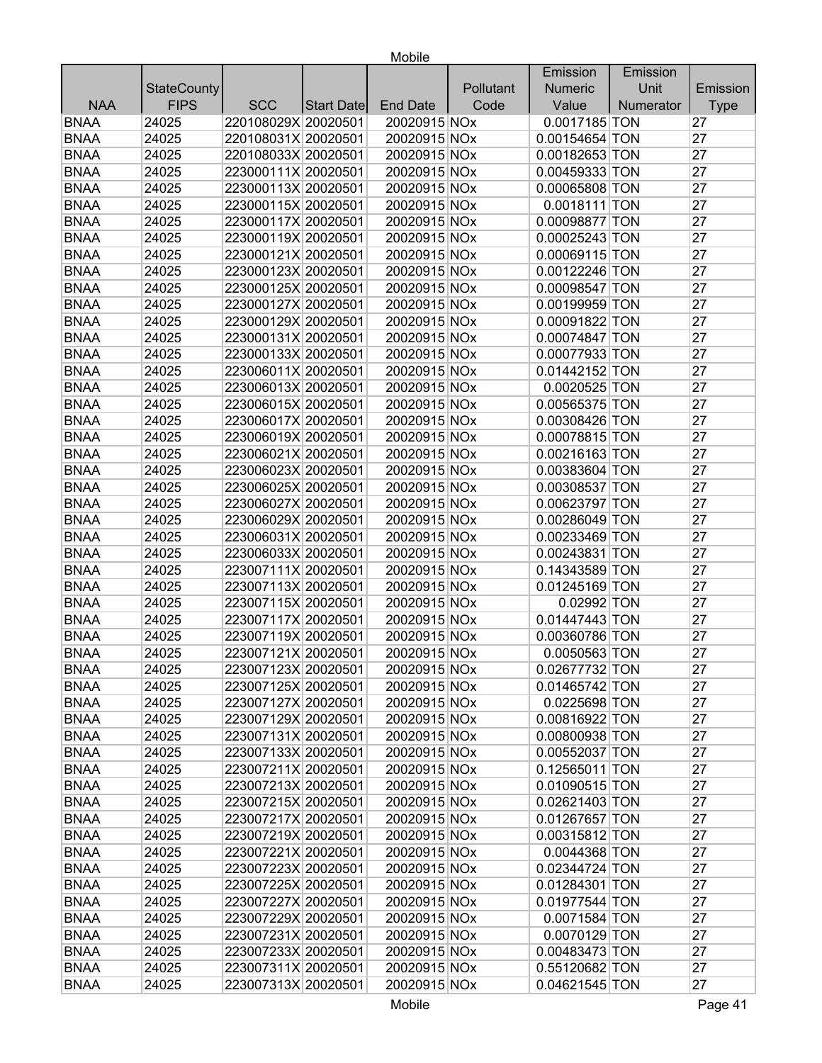| NAA | StateCounty FIPS | SCC | Start Date | End Date | Pollutant Code | Emission Numeric Value | Emission Unit Numerator | Emission Type |
|---|---|---|---|---|---|---|---|---|
| BNAA | 24025 | 220108029X | 20020501 | 20020915 | NOx | 0.0017185 | TON | 27 |
| BNAA | 24025 | 220108031X | 20020501 | 20020915 | NOx | 0.00154654 | TON | 27 |
| BNAA | 24025 | 220108033X | 20020501 | 20020915 | NOx | 0.00182653 | TON | 27 |
| BNAA | 24025 | 223000111X | 20020501 | 20020915 | NOx | 0.00459333 | TON | 27 |
| BNAA | 24025 | 223000113X | 20020501 | 20020915 | NOx | 0.00065808 | TON | 27 |
| BNAA | 24025 | 223000115X | 20020501 | 20020915 | NOx | 0.0018111 | TON | 27 |
| BNAA | 24025 | 223000117X | 20020501 | 20020915 | NOx | 0.00098877 | TON | 27 |
| BNAA | 24025 | 223000119X | 20020501 | 20020915 | NOx | 0.00025243 | TON | 27 |
| BNAA | 24025 | 223000121X | 20020501 | 20020915 | NOx | 0.00069115 | TON | 27 |
| BNAA | 24025 | 223000123X | 20020501 | 20020915 | NOx | 0.00122246 | TON | 27 |
| BNAA | 24025 | 223000125X | 20020501 | 20020915 | NOx | 0.00098547 | TON | 27 |
| BNAA | 24025 | 223000127X | 20020501 | 20020915 | NOx | 0.00199959 | TON | 27 |
| BNAA | 24025 | 223000129X | 20020501 | 20020915 | NOx | 0.00091822 | TON | 27 |
| BNAA | 24025 | 223000131X | 20020501 | 20020915 | NOx | 0.00074847 | TON | 27 |
| BNAA | 24025 | 223000133X | 20020501 | 20020915 | NOx | 0.00077933 | TON | 27 |
| BNAA | 24025 | 223006011X | 20020501 | 20020915 | NOx | 0.01442152 | TON | 27 |
| BNAA | 24025 | 223006013X | 20020501 | 20020915 | NOx | 0.0020525 | TON | 27 |
| BNAA | 24025 | 223006015X | 20020501 | 20020915 | NOx | 0.00565375 | TON | 27 |
| BNAA | 24025 | 223006017X | 20020501 | 20020915 | NOx | 0.00308426 | TON | 27 |
| BNAA | 24025 | 223006019X | 20020501 | 20020915 | NOx | 0.00078815 | TON | 27 |
| BNAA | 24025 | 223006021X | 20020501 | 20020915 | NOx | 0.00216163 | TON | 27 |
| BNAA | 24025 | 223006023X | 20020501 | 20020915 | NOx | 0.00383604 | TON | 27 |
| BNAA | 24025 | 223006025X | 20020501 | 20020915 | NOx | 0.00308537 | TON | 27 |
| BNAA | 24025 | 223006027X | 20020501 | 20020915 | NOx | 0.00623797 | TON | 27 |
| BNAA | 24025 | 223006029X | 20020501 | 20020915 | NOx | 0.00286049 | TON | 27 |
| BNAA | 24025 | 223006031X | 20020501 | 20020915 | NOx | 0.00233469 | TON | 27 |
| BNAA | 24025 | 223006033X | 20020501 | 20020915 | NOx | 0.00243831 | TON | 27 |
| BNAA | 24025 | 223007111X | 20020501 | 20020915 | NOx | 0.14343589 | TON | 27 |
| BNAA | 24025 | 223007113X | 20020501 | 20020915 | NOx | 0.01245169 | TON | 27 |
| BNAA | 24025 | 223007115X | 20020501 | 20020915 | NOx | 0.02992 | TON | 27 |
| BNAA | 24025 | 223007117X | 20020501 | 20020915 | NOx | 0.01447443 | TON | 27 |
| BNAA | 24025 | 223007119X | 20020501 | 20020915 | NOx | 0.00360786 | TON | 27 |
| BNAA | 24025 | 223007121X | 20020501 | 20020915 | NOx | 0.0050563 | TON | 27 |
| BNAA | 24025 | 223007123X | 20020501 | 20020915 | NOx | 0.02677732 | TON | 27 |
| BNAA | 24025 | 223007125X | 20020501 | 20020915 | NOx | 0.01465742 | TON | 27 |
| BNAA | 24025 | 223007127X | 20020501 | 20020915 | NOx | 0.0225698 | TON | 27 |
| BNAA | 24025 | 223007129X | 20020501 | 20020915 | NOx | 0.00816922 | TON | 27 |
| BNAA | 24025 | 223007131X | 20020501 | 20020915 | NOx | 0.00800938 | TON | 27 |
| BNAA | 24025 | 223007133X | 20020501 | 20020915 | NOx | 0.00552037 | TON | 27 |
| BNAA | 24025 | 223007211X | 20020501 | 20020915 | NOx | 0.12565011 | TON | 27 |
| BNAA | 24025 | 223007213X | 20020501 | 20020915 | NOx | 0.01090515 | TON | 27 |
| BNAA | 24025 | 223007215X | 20020501 | 20020915 | NOx | 0.02621403 | TON | 27 |
| BNAA | 24025 | 223007217X | 20020501 | 20020915 | NOx | 0.01267657 | TON | 27 |
| BNAA | 24025 | 223007219X | 20020501 | 20020915 | NOx | 0.00315812 | TON | 27 |
| BNAA | 24025 | 223007221X | 20020501 | 20020915 | NOx | 0.0044368 | TON | 27 |
| BNAA | 24025 | 223007223X | 20020501 | 20020915 | NOx | 0.02344724 | TON | 27 |
| BNAA | 24025 | 223007225X | 20020501 | 20020915 | NOx | 0.01284301 | TON | 27 |
| BNAA | 24025 | 223007227X | 20020501 | 20020915 | NOx | 0.01977544 | TON | 27 |
| BNAA | 24025 | 223007229X | 20020501 | 20020915 | NOx | 0.0071584 | TON | 27 |
| BNAA | 24025 | 223007231X | 20020501 | 20020915 | NOx | 0.0070129 | TON | 27 |
| BNAA | 24025 | 223007233X | 20020501 | 20020915 | NOx | 0.00483473 | TON | 27 |
| BNAA | 24025 | 223007311X | 20020501 | 20020915 | NOx | 0.55120682 | TON | 27 |
| BNAA | 24025 | 223007313X | 20020501 | 20020915 | NOx | 0.04621545 | TON | 27 |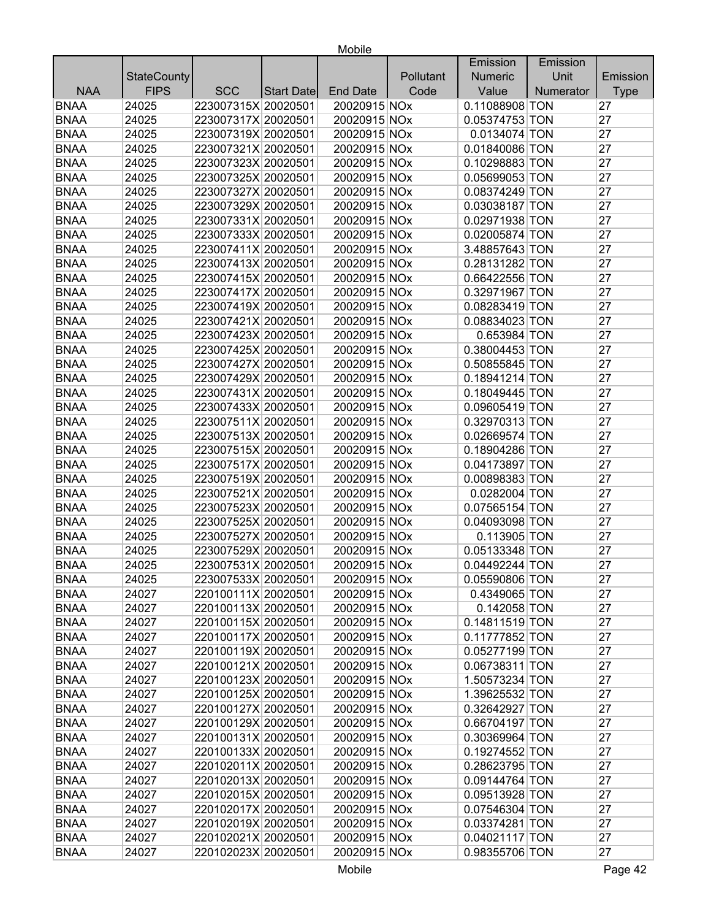| NAA | StateCounty FIPS | SCC | Start Date | End Date | Pollutant Code | Emission Numeric Value | Emission Unit Numerator | Emission Type |
|---|---|---|---|---|---|---|---|---|
| BNAA | 24025 | 223007315X | 20020501 | 20020915 | NOx | 0.11088908 | TON | 27 |
| BNAA | 24025 | 223007317X | 20020501 | 20020915 | NOx | 0.05374753 | TON | 27 |
| BNAA | 24025 | 223007319X | 20020501 | 20020915 | NOx | 0.0134074 | TON | 27 |
| BNAA | 24025 | 223007321X | 20020501 | 20020915 | NOx | 0.01840086 | TON | 27 |
| BNAA | 24025 | 223007323X | 20020501 | 20020915 | NOx | 0.10298883 | TON | 27 |
| BNAA | 24025 | 223007325X | 20020501 | 20020915 | NOx | 0.05699053 | TON | 27 |
| BNAA | 24025 | 223007327X | 20020501 | 20020915 | NOx | 0.08374249 | TON | 27 |
| BNAA | 24025 | 223007329X | 20020501 | 20020915 | NOx | 0.03038187 | TON | 27 |
| BNAA | 24025 | 223007331X | 20020501 | 20020915 | NOx | 0.02971938 | TON | 27 |
| BNAA | 24025 | 223007333X | 20020501 | 20020915 | NOx | 0.02005874 | TON | 27 |
| BNAA | 24025 | 223007411X | 20020501 | 20020915 | NOx | 3.48857643 | TON | 27 |
| BNAA | 24025 | 223007413X | 20020501 | 20020915 | NOx | 0.28131282 | TON | 27 |
| BNAA | 24025 | 223007415X | 20020501 | 20020915 | NOx | 0.66422556 | TON | 27 |
| BNAA | 24025 | 223007417X | 20020501 | 20020915 | NOx | 0.32971967 | TON | 27 |
| BNAA | 24025 | 223007419X | 20020501 | 20020915 | NOx | 0.08283419 | TON | 27 |
| BNAA | 24025 | 223007421X | 20020501 | 20020915 | NOx | 0.08834023 | TON | 27 |
| BNAA | 24025 | 223007423X | 20020501 | 20020915 | NOx | 0.653984 | TON | 27 |
| BNAA | 24025 | 223007425X | 20020501 | 20020915 | NOx | 0.38004453 | TON | 27 |
| BNAA | 24025 | 223007427X | 20020501 | 20020915 | NOx | 0.50855845 | TON | 27 |
| BNAA | 24025 | 223007429X | 20020501 | 20020915 | NOx | 0.18941214 | TON | 27 |
| BNAA | 24025 | 223007431X | 20020501 | 20020915 | NOx | 0.18049445 | TON | 27 |
| BNAA | 24025 | 223007433X | 20020501 | 20020915 | NOx | 0.09605419 | TON | 27 |
| BNAA | 24025 | 223007511X | 20020501 | 20020915 | NOx | 0.32970313 | TON | 27 |
| BNAA | 24025 | 223007513X | 20020501 | 20020915 | NOx | 0.02669574 | TON | 27 |
| BNAA | 24025 | 223007515X | 20020501 | 20020915 | NOx | 0.18904286 | TON | 27 |
| BNAA | 24025 | 223007517X | 20020501 | 20020915 | NOx | 0.04173897 | TON | 27 |
| BNAA | 24025 | 223007519X | 20020501 | 20020915 | NOx | 0.00898383 | TON | 27 |
| BNAA | 24025 | 223007521X | 20020501 | 20020915 | NOx | 0.0282004 | TON | 27 |
| BNAA | 24025 | 223007523X | 20020501 | 20020915 | NOx | 0.07565154 | TON | 27 |
| BNAA | 24025 | 223007525X | 20020501 | 20020915 | NOx | 0.04093098 | TON | 27 |
| BNAA | 24025 | 223007527X | 20020501 | 20020915 | NOx | 0.113905 | TON | 27 |
| BNAA | 24025 | 223007529X | 20020501 | 20020915 | NOx | 0.05133348 | TON | 27 |
| BNAA | 24025 | 223007531X | 20020501 | 20020915 | NOx | 0.04492244 | TON | 27 |
| BNAA | 24025 | 223007533X | 20020501 | 20020915 | NOx | 0.05590806 | TON | 27 |
| BNAA | 24027 | 220100111X | 20020501 | 20020915 | NOx | 0.4349065 | TON | 27 |
| BNAA | 24027 | 220100113X | 20020501 | 20020915 | NOx | 0.142058 | TON | 27 |
| BNAA | 24027 | 220100115X | 20020501 | 20020915 | NOx | 0.14811519 | TON | 27 |
| BNAA | 24027 | 220100117X | 20020501 | 20020915 | NOx | 0.11777852 | TON | 27 |
| BNAA | 24027 | 220100119X | 20020501 | 20020915 | NOx | 0.05277199 | TON | 27 |
| BNAA | 24027 | 220100121X | 20020501 | 20020915 | NOx | 0.06738311 | TON | 27 |
| BNAA | 24027 | 220100123X | 20020501 | 20020915 | NOx | 1.50573234 | TON | 27 |
| BNAA | 24027 | 220100125X | 20020501 | 20020915 | NOx | 1.39625532 | TON | 27 |
| BNAA | 24027 | 220100127X | 20020501 | 20020915 | NOx | 0.32642927 | TON | 27 |
| BNAA | 24027 | 220100129X | 20020501 | 20020915 | NOx | 0.66704197 | TON | 27 |
| BNAA | 24027 | 220100131X | 20020501 | 20020915 | NOx | 0.30369964 | TON | 27 |
| BNAA | 24027 | 220100133X | 20020501 | 20020915 | NOx | 0.19274552 | TON | 27 |
| BNAA | 24027 | 220102011X | 20020501 | 20020915 | NOx | 0.28623795 | TON | 27 |
| BNAA | 24027 | 220102013X | 20020501 | 20020915 | NOx | 0.09144764 | TON | 27 |
| BNAA | 24027 | 220102015X | 20020501 | 20020915 | NOx | 0.09513928 | TON | 27 |
| BNAA | 24027 | 220102017X | 20020501 | 20020915 | NOx | 0.07546304 | TON | 27 |
| BNAA | 24027 | 220102019X | 20020501 | 20020915 | NOx | 0.03374281 | TON | 27 |
| BNAA | 24027 | 220102021X | 20020501 | 20020915 | NOx | 0.04021117 | TON | 27 |
| BNAA | 24027 | 220102023X | 20020501 | 20020915 | NOx | 0.98355706 | TON | 27 |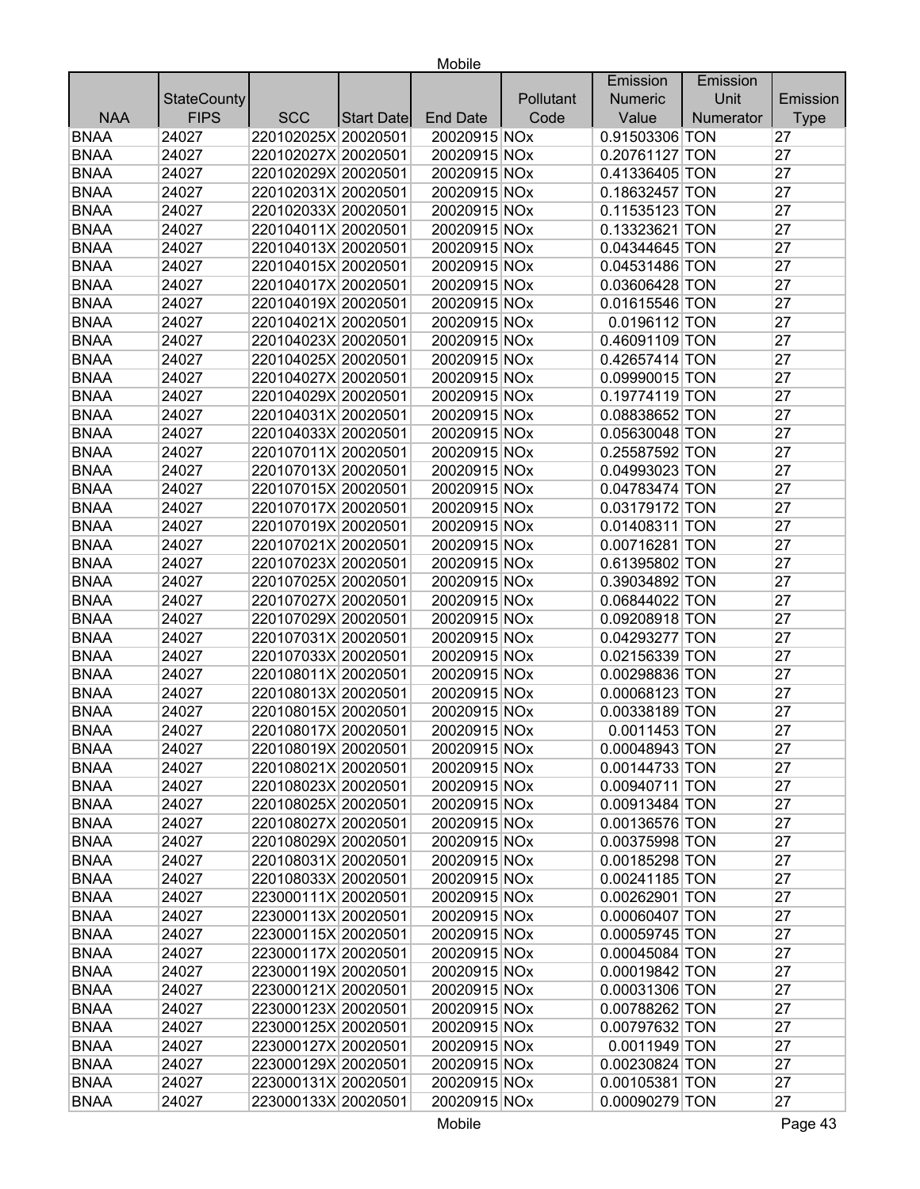| NAA | StateCounty FIPS | SCC | Start Date | End Date | Pollutant Code | Emission Numeric Value | Emission Unit Numerator | Emission Type |
|---|---|---|---|---|---|---|---|---|
| BNAA | 24027 | 220102025X | 20020501 | 20020915 | NOx | 0.91503306 | TON | 27 |
| BNAA | 24027 | 220102027X | 20020501 | 20020915 | NOx | 0.20761127 | TON | 27 |
| BNAA | 24027 | 220102029X | 20020501 | 20020915 | NOx | 0.41336405 | TON | 27 |
| BNAA | 24027 | 220102031X | 20020501 | 20020915 | NOx | 0.18632457 | TON | 27 |
| BNAA | 24027 | 220102033X | 20020501 | 20020915 | NOx | 0.11535123 | TON | 27 |
| BNAA | 24027 | 220104011X | 20020501 | 20020915 | NOx | 0.13323621 | TON | 27 |
| BNAA | 24027 | 220104013X | 20020501 | 20020915 | NOx | 0.04344645 | TON | 27 |
| BNAA | 24027 | 220104015X | 20020501 | 20020915 | NOx | 0.04531486 | TON | 27 |
| BNAA | 24027 | 220104017X | 20020501 | 20020915 | NOx | 0.03606428 | TON | 27 |
| BNAA | 24027 | 220104019X | 20020501 | 20020915 | NOx | 0.01615546 | TON | 27 |
| BNAA | 24027 | 220104021X | 20020501 | 20020915 | NOx | 0.0196112 | TON | 27 |
| BNAA | 24027 | 220104023X | 20020501 | 20020915 | NOx | 0.46091109 | TON | 27 |
| BNAA | 24027 | 220104025X | 20020501 | 20020915 | NOx | 0.42657414 | TON | 27 |
| BNAA | 24027 | 220104027X | 20020501 | 20020915 | NOx | 0.09990015 | TON | 27 |
| BNAA | 24027 | 220104029X | 20020501 | 20020915 | NOx | 0.19774119 | TON | 27 |
| BNAA | 24027 | 220104031X | 20020501 | 20020915 | NOx | 0.08838652 | TON | 27 |
| BNAA | 24027 | 220104033X | 20020501 | 20020915 | NOx | 0.05630048 | TON | 27 |
| BNAA | 24027 | 220107011X | 20020501 | 20020915 | NOx | 0.25587592 | TON | 27 |
| BNAA | 24027 | 220107013X | 20020501 | 20020915 | NOx | 0.04993023 | TON | 27 |
| BNAA | 24027 | 220107015X | 20020501 | 20020915 | NOx | 0.04783474 | TON | 27 |
| BNAA | 24027 | 220107017X | 20020501 | 20020915 | NOx | 0.03179172 | TON | 27 |
| BNAA | 24027 | 220107019X | 20020501 | 20020915 | NOx | 0.01408311 | TON | 27 |
| BNAA | 24027 | 220107021X | 20020501 | 20020915 | NOx | 0.00716281 | TON | 27 |
| BNAA | 24027 | 220107023X | 20020501 | 20020915 | NOx | 0.61395802 | TON | 27 |
| BNAA | 24027 | 220107025X | 20020501 | 20020915 | NOx | 0.39034892 | TON | 27 |
| BNAA | 24027 | 220107027X | 20020501 | 20020915 | NOx | 0.06844022 | TON | 27 |
| BNAA | 24027 | 220107029X | 20020501 | 20020915 | NOx | 0.09208918 | TON | 27 |
| BNAA | 24027 | 220107031X | 20020501 | 20020915 | NOx | 0.04293277 | TON | 27 |
| BNAA | 24027 | 220107033X | 20020501 | 20020915 | NOx | 0.02156339 | TON | 27 |
| BNAA | 24027 | 220108011X | 20020501 | 20020915 | NOx | 0.00298836 | TON | 27 |
| BNAA | 24027 | 220108013X | 20020501 | 20020915 | NOx | 0.00068123 | TON | 27 |
| BNAA | 24027 | 220108015X | 20020501 | 20020915 | NOx | 0.00338189 | TON | 27 |
| BNAA | 24027 | 220108017X | 20020501 | 20020915 | NOx | 0.0011453 | TON | 27 |
| BNAA | 24027 | 220108019X | 20020501 | 20020915 | NOx | 0.00048943 | TON | 27 |
| BNAA | 24027 | 220108021X | 20020501 | 20020915 | NOx | 0.00144733 | TON | 27 |
| BNAA | 24027 | 220108023X | 20020501 | 20020915 | NOx | 0.00940711 | TON | 27 |
| BNAA | 24027 | 220108025X | 20020501 | 20020915 | NOx | 0.00913484 | TON | 27 |
| BNAA | 24027 | 220108027X | 20020501 | 20020915 | NOx | 0.00136576 | TON | 27 |
| BNAA | 24027 | 220108029X | 20020501 | 20020915 | NOx | 0.00375998 | TON | 27 |
| BNAA | 24027 | 220108031X | 20020501 | 20020915 | NOx | 0.00185298 | TON | 27 |
| BNAA | 24027 | 220108033X | 20020501 | 20020915 | NOx | 0.00241185 | TON | 27 |
| BNAA | 24027 | 223000111X | 20020501 | 20020915 | NOx | 0.00262901 | TON | 27 |
| BNAA | 24027 | 223000113X | 20020501 | 20020915 | NOx | 0.00060407 | TON | 27 |
| BNAA | 24027 | 223000115X | 20020501 | 20020915 | NOx | 0.00059745 | TON | 27 |
| BNAA | 24027 | 223000117X | 20020501 | 20020915 | NOx | 0.00045084 | TON | 27 |
| BNAA | 24027 | 223000119X | 20020501 | 20020915 | NOx | 0.00019842 | TON | 27 |
| BNAA | 24027 | 223000121X | 20020501 | 20020915 | NOx | 0.00031306 | TON | 27 |
| BNAA | 24027 | 223000123X | 20020501 | 20020915 | NOx | 0.00788262 | TON | 27 |
| BNAA | 24027 | 223000125X | 20020501 | 20020915 | NOx | 0.00797632 | TON | 27 |
| BNAA | 24027 | 223000127X | 20020501 | 20020915 | NOx | 0.0011949 | TON | 27 |
| BNAA | 24027 | 223000129X | 20020501 | 20020915 | NOx | 0.00230824 | TON | 27 |
| BNAA | 24027 | 223000131X | 20020501 | 20020915 | NOx | 0.00105381 | TON | 27 |
| BNAA | 24027 | 223000133X | 20020501 | 20020915 | NOx | 0.00090279 | TON | 27 |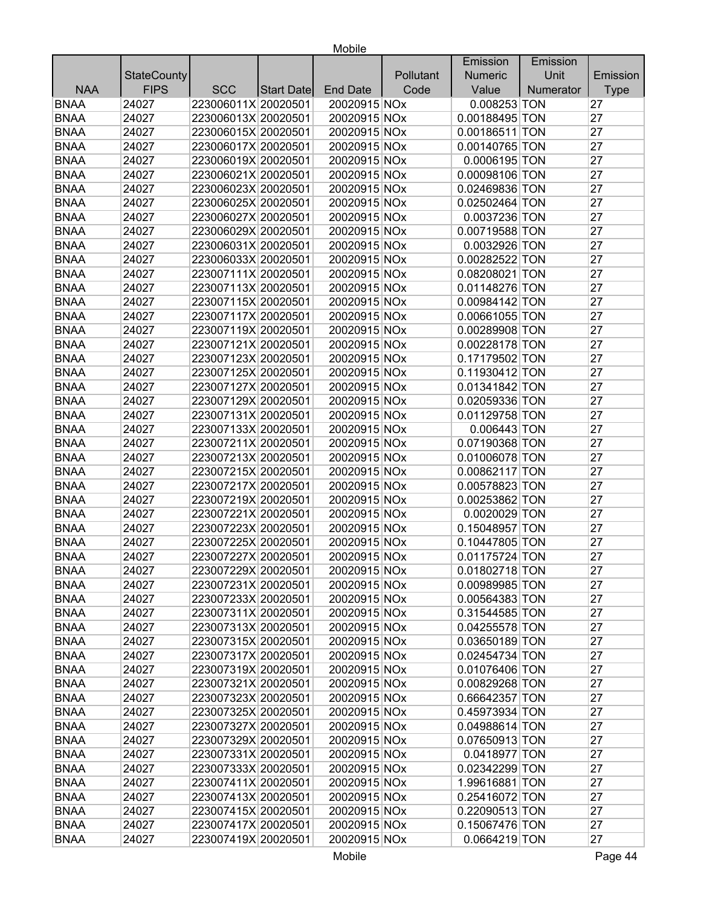| NAA | StateCounty FIPS | SCC | Start Date | End Date | Pollutant Code | Emission Numeric Value | Emission Unit Numerator | Emission Type |
|---|---|---|---|---|---|---|---|---|
| BNAA | 24027 | 223006011X | 20020501 | 20020915 | NOx | 0.008253 | TON | 27 |
| BNAA | 24027 | 223006013X | 20020501 | 20020915 | NOx | 0.00188495 | TON | 27 |
| BNAA | 24027 | 223006015X | 20020501 | 20020915 | NOx | 0.00186511 | TON | 27 |
| BNAA | 24027 | 223006017X | 20020501 | 20020915 | NOx | 0.00140765 | TON | 27 |
| BNAA | 24027 | 223006019X | 20020501 | 20020915 | NOx | 0.0006195 | TON | 27 |
| BNAA | 24027 | 223006021X | 20020501 | 20020915 | NOx | 0.00098106 | TON | 27 |
| BNAA | 24027 | 223006023X | 20020501 | 20020915 | NOx | 0.02469836 | TON | 27 |
| BNAA | 24027 | 223006025X | 20020501 | 20020915 | NOx | 0.02502464 | TON | 27 |
| BNAA | 24027 | 223006027X | 20020501 | 20020915 | NOx | 0.0037236 | TON | 27 |
| BNAA | 24027 | 223006029X | 20020501 | 20020915 | NOx | 0.00719588 | TON | 27 |
| BNAA | 24027 | 223006031X | 20020501 | 20020915 | NOx | 0.0032926 | TON | 27 |
| BNAA | 24027 | 223006033X | 20020501 | 20020915 | NOx | 0.00282522 | TON | 27 |
| BNAA | 24027 | 223007111X | 20020501 | 20020915 | NOx | 0.08208021 | TON | 27 |
| BNAA | 24027 | 223007113X | 20020501 | 20020915 | NOx | 0.01148276 | TON | 27 |
| BNAA | 24027 | 223007115X | 20020501 | 20020915 | NOx | 0.00984142 | TON | 27 |
| BNAA | 24027 | 223007117X | 20020501 | 20020915 | NOx | 0.00661055 | TON | 27 |
| BNAA | 24027 | 223007119X | 20020501 | 20020915 | NOx | 0.00289908 | TON | 27 |
| BNAA | 24027 | 223007121X | 20020501 | 20020915 | NOx | 0.00228178 | TON | 27 |
| BNAA | 24027 | 223007123X | 20020501 | 20020915 | NOx | 0.17179502 | TON | 27 |
| BNAA | 24027 | 223007125X | 20020501 | 20020915 | NOx | 0.11930412 | TON | 27 |
| BNAA | 24027 | 223007127X | 20020501 | 20020915 | NOx | 0.01341842 | TON | 27 |
| BNAA | 24027 | 223007129X | 20020501 | 20020915 | NOx | 0.02059336 | TON | 27 |
| BNAA | 24027 | 223007131X | 20020501 | 20020915 | NOx | 0.01129758 | TON | 27 |
| BNAA | 24027 | 223007133X | 20020501 | 20020915 | NOx | 0.006443 | TON | 27 |
| BNAA | 24027 | 223007211X | 20020501 | 20020915 | NOx | 0.07190368 | TON | 27 |
| BNAA | 24027 | 223007213X | 20020501 | 20020915 | NOx | 0.01006078 | TON | 27 |
| BNAA | 24027 | 223007215X | 20020501 | 20020915 | NOx | 0.00862117 | TON | 27 |
| BNAA | 24027 | 223007217X | 20020501 | 20020915 | NOx | 0.00578823 | TON | 27 |
| BNAA | 24027 | 223007219X | 20020501 | 20020915 | NOx | 0.00253862 | TON | 27 |
| BNAA | 24027 | 223007221X | 20020501 | 20020915 | NOx | 0.0020029 | TON | 27 |
| BNAA | 24027 | 223007223X | 20020501 | 20020915 | NOx | 0.15048957 | TON | 27 |
| BNAA | 24027 | 223007225X | 20020501 | 20020915 | NOx | 0.10447805 | TON | 27 |
| BNAA | 24027 | 223007227X | 20020501 | 20020915 | NOx | 0.01175724 | TON | 27 |
| BNAA | 24027 | 223007229X | 20020501 | 20020915 | NOx | 0.01802718 | TON | 27 |
| BNAA | 24027 | 223007231X | 20020501 | 20020915 | NOx | 0.00989985 | TON | 27 |
| BNAA | 24027 | 223007233X | 20020501 | 20020915 | NOx | 0.00564383 | TON | 27 |
| BNAA | 24027 | 223007311X | 20020501 | 20020915 | NOx | 0.31544585 | TON | 27 |
| BNAA | 24027 | 223007313X | 20020501 | 20020915 | NOx | 0.04255578 | TON | 27 |
| BNAA | 24027 | 223007315X | 20020501 | 20020915 | NOx | 0.03650189 | TON | 27 |
| BNAA | 24027 | 223007317X | 20020501 | 20020915 | NOx | 0.02454734 | TON | 27 |
| BNAA | 24027 | 223007319X | 20020501 | 20020915 | NOx | 0.01076406 | TON | 27 |
| BNAA | 24027 | 223007321X | 20020501 | 20020915 | NOx | 0.00829268 | TON | 27 |
| BNAA | 24027 | 223007323X | 20020501 | 20020915 | NOx | 0.66642357 | TON | 27 |
| BNAA | 24027 | 223007325X | 20020501 | 20020915 | NOx | 0.45973934 | TON | 27 |
| BNAA | 24027 | 223007327X | 20020501 | 20020915 | NOx | 0.04988614 | TON | 27 |
| BNAA | 24027 | 223007329X | 20020501 | 20020915 | NOx | 0.07650913 | TON | 27 |
| BNAA | 24027 | 223007331X | 20020501 | 20020915 | NOx | 0.0418977 | TON | 27 |
| BNAA | 24027 | 223007333X | 20020501 | 20020915 | NOx | 0.02342299 | TON | 27 |
| BNAA | 24027 | 223007411X | 20020501 | 20020915 | NOx | 1.99616881 | TON | 27 |
| BNAA | 24027 | 223007413X | 20020501 | 20020915 | NOx | 0.25416072 | TON | 27 |
| BNAA | 24027 | 223007415X | 20020501 | 20020915 | NOx | 0.22090513 | TON | 27 |
| BNAA | 24027 | 223007417X | 20020501 | 20020915 | NOx | 0.15067476 | TON | 27 |
| BNAA | 24027 | 223007419X | 20020501 | 20020915 | NOx | 0.0664219 | TON | 27 |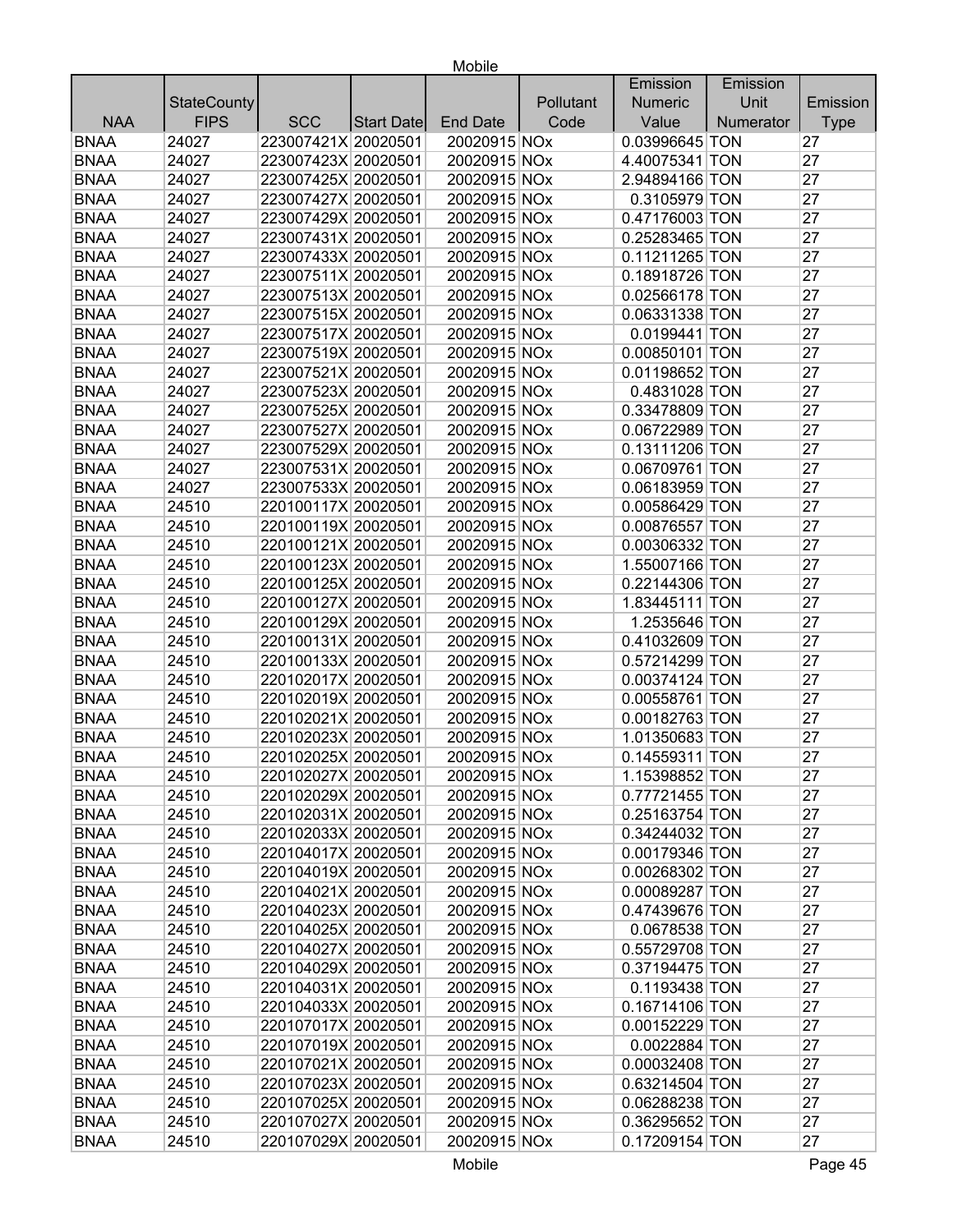| NAA | StateCounty FIPS | SCC | Start Date | End Date | Pollutant Code | Emission Numeric Value | Emission Unit Numerator | Emission Type |
|---|---|---|---|---|---|---|---|---|
| BNAA | 24027 | 223007421X | 20020501 | 20020915 | NOx | 0.03996645 | TON | 27 |
| BNAA | 24027 | 223007423X | 20020501 | 20020915 | NOx | 4.40075341 | TON | 27 |
| BNAA | 24027 | 223007425X | 20020501 | 20020915 | NOx | 2.94894166 | TON | 27 |
| BNAA | 24027 | 223007427X | 20020501 | 20020915 | NOx | 0.3105979 | TON | 27 |
| BNAA | 24027 | 223007429X | 20020501 | 20020915 | NOx | 0.47176003 | TON | 27 |
| BNAA | 24027 | 223007431X | 20020501 | 20020915 | NOx | 0.25283465 | TON | 27 |
| BNAA | 24027 | 223007433X | 20020501 | 20020915 | NOx | 0.11211265 | TON | 27 |
| BNAA | 24027 | 223007511X | 20020501 | 20020915 | NOx | 0.18918726 | TON | 27 |
| BNAA | 24027 | 223007513X | 20020501 | 20020915 | NOx | 0.02566178 | TON | 27 |
| BNAA | 24027 | 223007515X | 20020501 | 20020915 | NOx | 0.06331338 | TON | 27 |
| BNAA | 24027 | 223007517X | 20020501 | 20020915 | NOx | 0.0199441 | TON | 27 |
| BNAA | 24027 | 223007519X | 20020501 | 20020915 | NOx | 0.00850101 | TON | 27 |
| BNAA | 24027 | 223007521X | 20020501 | 20020915 | NOx | 0.01198652 | TON | 27 |
| BNAA | 24027 | 223007523X | 20020501 | 20020915 | NOx | 0.4831028 | TON | 27 |
| BNAA | 24027 | 223007525X | 20020501 | 20020915 | NOx | 0.33478809 | TON | 27 |
| BNAA | 24027 | 223007527X | 20020501 | 20020915 | NOx | 0.06722989 | TON | 27 |
| BNAA | 24027 | 223007529X | 20020501 | 20020915 | NOx | 0.13111206 | TON | 27 |
| BNAA | 24027 | 223007531X | 20020501 | 20020915 | NOx | 0.06709761 | TON | 27 |
| BNAA | 24027 | 223007533X | 20020501 | 20020915 | NOx | 0.06183959 | TON | 27 |
| BNAA | 24510 | 220100117X | 20020501 | 20020915 | NOx | 0.00586429 | TON | 27 |
| BNAA | 24510 | 220100119X | 20020501 | 20020915 | NOx | 0.00876557 | TON | 27 |
| BNAA | 24510 | 220100121X | 20020501 | 20020915 | NOx | 0.00306332 | TON | 27 |
| BNAA | 24510 | 220100123X | 20020501 | 20020915 | NOx | 1.55007166 | TON | 27 |
| BNAA | 24510 | 220100125X | 20020501 | 20020915 | NOx | 0.22144306 | TON | 27 |
| BNAA | 24510 | 220100127X | 20020501 | 20020915 | NOx | 1.83445111 | TON | 27 |
| BNAA | 24510 | 220100129X | 20020501 | 20020915 | NOx | 1.2535646 | TON | 27 |
| BNAA | 24510 | 220100131X | 20020501 | 20020915 | NOx | 0.41032609 | TON | 27 |
| BNAA | 24510 | 220100133X | 20020501 | 20020915 | NOx | 0.57214299 | TON | 27 |
| BNAA | 24510 | 220102017X | 20020501 | 20020915 | NOx | 0.00374124 | TON | 27 |
| BNAA | 24510 | 220102019X | 20020501 | 20020915 | NOx | 0.00558761 | TON | 27 |
| BNAA | 24510 | 220102021X | 20020501 | 20020915 | NOx | 0.00182763 | TON | 27 |
| BNAA | 24510 | 220102023X | 20020501 | 20020915 | NOx | 1.01350683 | TON | 27 |
| BNAA | 24510 | 220102025X | 20020501 | 20020915 | NOx | 0.14559311 | TON | 27 |
| BNAA | 24510 | 220102027X | 20020501 | 20020915 | NOx | 1.15398852 | TON | 27 |
| BNAA | 24510 | 220102029X | 20020501 | 20020915 | NOx | 0.77721455 | TON | 27 |
| BNAA | 24510 | 220102031X | 20020501 | 20020915 | NOx | 0.25163754 | TON | 27 |
| BNAA | 24510 | 220102033X | 20020501 | 20020915 | NOx | 0.34244032 | TON | 27 |
| BNAA | 24510 | 220104017X | 20020501 | 20020915 | NOx | 0.00179346 | TON | 27 |
| BNAA | 24510 | 220104019X | 20020501 | 20020915 | NOx | 0.00268302 | TON | 27 |
| BNAA | 24510 | 220104021X | 20020501 | 20020915 | NOx | 0.00089287 | TON | 27 |
| BNAA | 24510 | 220104023X | 20020501 | 20020915 | NOx | 0.47439676 | TON | 27 |
| BNAA | 24510 | 220104025X | 20020501 | 20020915 | NOx | 0.0678538 | TON | 27 |
| BNAA | 24510 | 220104027X | 20020501 | 20020915 | NOx | 0.55729708 | TON | 27 |
| BNAA | 24510 | 220104029X | 20020501 | 20020915 | NOx | 0.37194475 | TON | 27 |
| BNAA | 24510 | 220104031X | 20020501 | 20020915 | NOx | 0.1193438 | TON | 27 |
| BNAA | 24510 | 220104033X | 20020501 | 20020915 | NOx | 0.16714106 | TON | 27 |
| BNAA | 24510 | 220107017X | 20020501 | 20020915 | NOx | 0.00152229 | TON | 27 |
| BNAA | 24510 | 220107019X | 20020501 | 20020915 | NOx | 0.0022884 | TON | 27 |
| BNAA | 24510 | 220107021X | 20020501 | 20020915 | NOx | 0.00032408 | TON | 27 |
| BNAA | 24510 | 220107023X | 20020501 | 20020915 | NOx | 0.63214504 | TON | 27 |
| BNAA | 24510 | 220107025X | 20020501 | 20020915 | NOx | 0.06288238 | TON | 27 |
| BNAA | 24510 | 220107027X | 20020501 | 20020915 | NOx | 0.36295652 | TON | 27 |
| BNAA | 24510 | 220107029X | 20020501 | 20020915 | NOx | 0.17209154 | TON | 27 |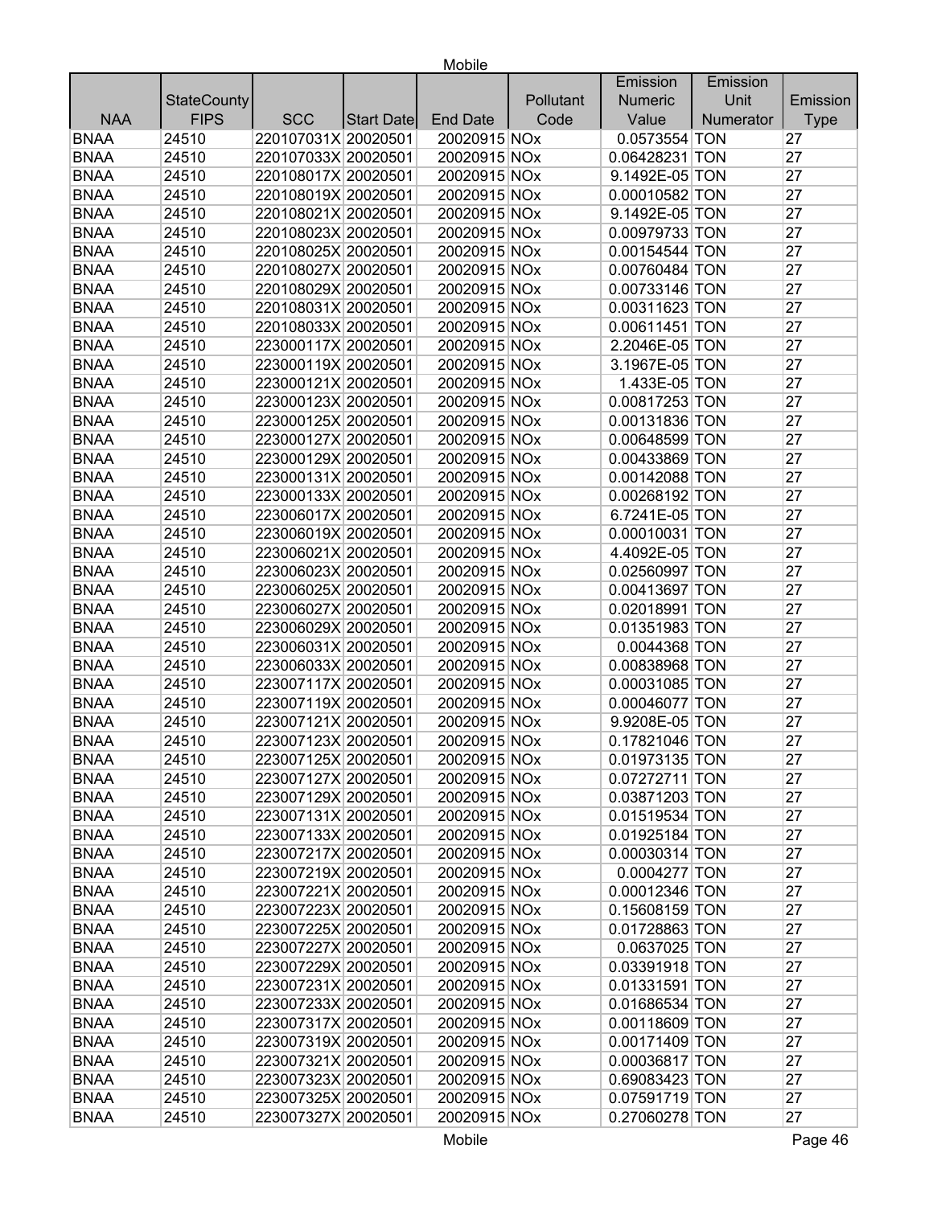| NAA | StateCounty FIPS | SCC | Start Date | End Date | Pollutant Code | Emission Numeric Value | Emission Unit Numerator | Emission Type |
|---|---|---|---|---|---|---|---|---|
| BNAA | 24510 | 220107031X | 20020501 | 20020915 | NOx | 0.0573554 | TON | 27 |
| BNAA | 24510 | 220107033X | 20020501 | 20020915 | NOx | 0.06428231 | TON | 27 |
| BNAA | 24510 | 220108017X | 20020501 | 20020915 | NOx | 9.1492E-05 | TON | 27 |
| BNAA | 24510 | 220108019X | 20020501 | 20020915 | NOx | 0.00010582 | TON | 27 |
| BNAA | 24510 | 220108021X | 20020501 | 20020915 | NOx | 9.1492E-05 | TON | 27 |
| BNAA | 24510 | 220108023X | 20020501 | 20020915 | NOx | 0.00979733 | TON | 27 |
| BNAA | 24510 | 220108025X | 20020501 | 20020915 | NOx | 0.00154544 | TON | 27 |
| BNAA | 24510 | 220108027X | 20020501 | 20020915 | NOx | 0.00760484 | TON | 27 |
| BNAA | 24510 | 220108029X | 20020501 | 20020915 | NOx | 0.00733146 | TON | 27 |
| BNAA | 24510 | 220108031X | 20020501 | 20020915 | NOx | 0.00311623 | TON | 27 |
| BNAA | 24510 | 220108033X | 20020501 | 20020915 | NOx | 0.00611451 | TON | 27 |
| BNAA | 24510 | 223000117X | 20020501 | 20020915 | NOx | 2.2046E-05 | TON | 27 |
| BNAA | 24510 | 223000119X | 20020501 | 20020915 | NOx | 3.1967E-05 | TON | 27 |
| BNAA | 24510 | 223000121X | 20020501 | 20020915 | NOx | 1.433E-05 | TON | 27 |
| BNAA | 24510 | 223000123X | 20020501 | 20020915 | NOx | 0.00817253 | TON | 27 |
| BNAA | 24510 | 223000125X | 20020501 | 20020915 | NOx | 0.00131836 | TON | 27 |
| BNAA | 24510 | 223000127X | 20020501 | 20020915 | NOx | 0.00648599 | TON | 27 |
| BNAA | 24510 | 223000129X | 20020501 | 20020915 | NOx | 0.00433869 | TON | 27 |
| BNAA | 24510 | 223000131X | 20020501 | 20020915 | NOx | 0.00142088 | TON | 27 |
| BNAA | 24510 | 223000133X | 20020501 | 20020915 | NOx | 0.00268192 | TON | 27 |
| BNAA | 24510 | 223006017X | 20020501 | 20020915 | NOx | 6.7241E-05 | TON | 27 |
| BNAA | 24510 | 223006019X | 20020501 | 20020915 | NOx | 0.00010031 | TON | 27 |
| BNAA | 24510 | 223006021X | 20020501 | 20020915 | NOx | 4.4092E-05 | TON | 27 |
| BNAA | 24510 | 223006023X | 20020501 | 20020915 | NOx | 0.02560997 | TON | 27 |
| BNAA | 24510 | 223006025X | 20020501 | 20020915 | NOx | 0.00413697 | TON | 27 |
| BNAA | 24510 | 223006027X | 20020501 | 20020915 | NOx | 0.02018991 | TON | 27 |
| BNAA | 24510 | 223006029X | 20020501 | 20020915 | NOx | 0.01351983 | TON | 27 |
| BNAA | 24510 | 223006031X | 20020501 | 20020915 | NOx | 0.0044368 | TON | 27 |
| BNAA | 24510 | 223006033X | 20020501 | 20020915 | NOx | 0.00838968 | TON | 27 |
| BNAA | 24510 | 223007117X | 20020501 | 20020915 | NOx | 0.00031085 | TON | 27 |
| BNAA | 24510 | 223007119X | 20020501 | 20020915 | NOx | 0.00046077 | TON | 27 |
| BNAA | 24510 | 223007121X | 20020501 | 20020915 | NOx | 9.9208E-05 | TON | 27 |
| BNAA | 24510 | 223007123X | 20020501 | 20020915 | NOx | 0.17821046 | TON | 27 |
| BNAA | 24510 | 223007125X | 20020501 | 20020915 | NOx | 0.01973135 | TON | 27 |
| BNAA | 24510 | 223007127X | 20020501 | 20020915 | NOx | 0.07272711 | TON | 27 |
| BNAA | 24510 | 223007129X | 20020501 | 20020915 | NOx | 0.03871203 | TON | 27 |
| BNAA | 24510 | 223007131X | 20020501 | 20020915 | NOx | 0.01519534 | TON | 27 |
| BNAA | 24510 | 223007133X | 20020501 | 20020915 | NOx | 0.01925184 | TON | 27 |
| BNAA | 24510 | 223007217X | 20020501 | 20020915 | NOx | 0.00030314 | TON | 27 |
| BNAA | 24510 | 223007219X | 20020501 | 20020915 | NOx | 0.0004277 | TON | 27 |
| BNAA | 24510 | 223007221X | 20020501 | 20020915 | NOx | 0.00012346 | TON | 27 |
| BNAA | 24510 | 223007223X | 20020501 | 20020915 | NOx | 0.15608159 | TON | 27 |
| BNAA | 24510 | 223007225X | 20020501 | 20020915 | NOx | 0.01728863 | TON | 27 |
| BNAA | 24510 | 223007227X | 20020501 | 20020915 | NOx | 0.0637025 | TON | 27 |
| BNAA | 24510 | 223007229X | 20020501 | 20020915 | NOx | 0.03391918 | TON | 27 |
| BNAA | 24510 | 223007231X | 20020501 | 20020915 | NOx | 0.01331591 | TON | 27 |
| BNAA | 24510 | 223007233X | 20020501 | 20020915 | NOx | 0.01686534 | TON | 27 |
| BNAA | 24510 | 223007317X | 20020501 | 20020915 | NOx | 0.00118609 | TON | 27 |
| BNAA | 24510 | 223007319X | 20020501 | 20020915 | NOx | 0.00171409 | TON | 27 |
| BNAA | 24510 | 223007321X | 20020501 | 20020915 | NOx | 0.00036817 | TON | 27 |
| BNAA | 24510 | 223007323X | 20020501 | 20020915 | NOx | 0.69083423 | TON | 27 |
| BNAA | 24510 | 223007325X | 20020501 | 20020915 | NOx | 0.07591719 | TON | 27 |
| BNAA | 24510 | 223007327X | 20020501 | 20020915 | NOx | 0.27060278 | TON | 27 |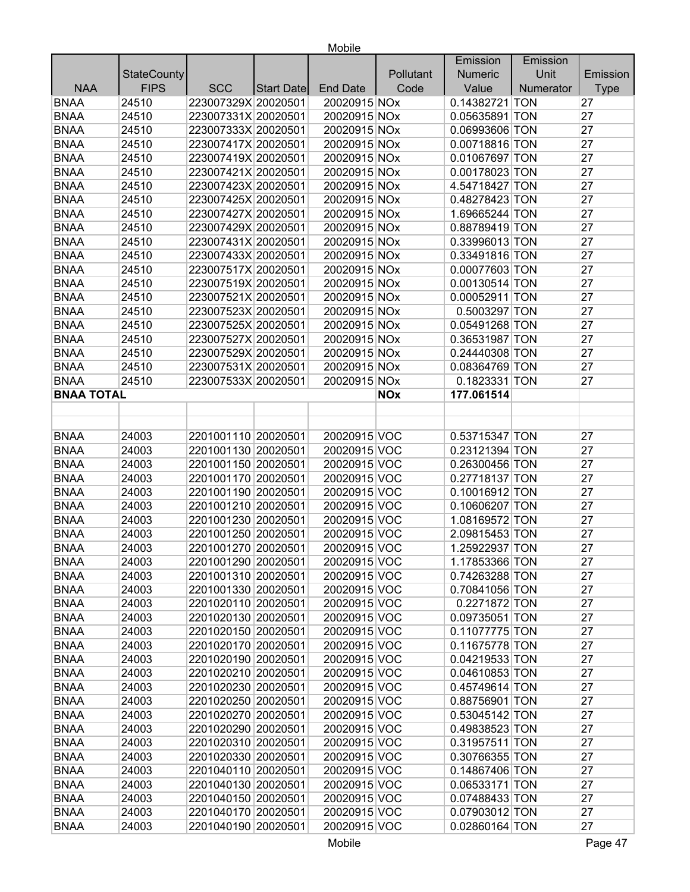| NAA | StateCounty FIPS | SCC | Start Date | End Date | Pollutant Code | Emission Numeric Value | Emission Unit Numerator | Emission Type |
|---|---|---|---|---|---|---|---|---|
| BNAA | 24510 | 223007329X | 20020501 | 20020915 | NOx | 0.14382721 | TON | 27 |
| BNAA | 24510 | 223007331X | 20020501 | 20020915 | NOx | 0.05635891 | TON | 27 |
| BNAA | 24510 | 223007333X | 20020501 | 20020915 | NOx | 0.06993606 | TON | 27 |
| BNAA | 24510 | 223007417X | 20020501 | 20020915 | NOx | 0.00718816 | TON | 27 |
| BNAA | 24510 | 223007419X | 20020501 | 20020915 | NOx | 0.01067697 | TON | 27 |
| BNAA | 24510 | 223007421X | 20020501 | 20020915 | NOx | 0.00178023 | TON | 27 |
| BNAA | 24510 | 223007423X | 20020501 | 20020915 | NOx | 4.54718427 | TON | 27 |
| BNAA | 24510 | 223007425X | 20020501 | 20020915 | NOx | 0.48278423 | TON | 27 |
| BNAA | 24510 | 223007427X | 20020501 | 20020915 | NOx | 1.69665244 | TON | 27 |
| BNAA | 24510 | 223007429X | 20020501 | 20020915 | NOx | 0.88789419 | TON | 27 |
| BNAA | 24510 | 223007431X | 20020501 | 20020915 | NOx | 0.33996013 | TON | 27 |
| BNAA | 24510 | 223007433X | 20020501 | 20020915 | NOx | 0.33491816 | TON | 27 |
| BNAA | 24510 | 223007517X | 20020501 | 20020915 | NOx | 0.00077603 | TON | 27 |
| BNAA | 24510 | 223007519X | 20020501 | 20020915 | NOx | 0.00130514 | TON | 27 |
| BNAA | 24510 | 223007521X | 20020501 | 20020915 | NOx | 0.00052911 | TON | 27 |
| BNAA | 24510 | 223007523X | 20020501 | 20020915 | NOx | 0.5003297 | TON | 27 |
| BNAA | 24510 | 223007525X | 20020501 | 20020915 | NOx | 0.05491268 | TON | 27 |
| BNAA | 24510 | 223007527X | 20020501 | 20020915 | NOx | 0.36531987 | TON | 27 |
| BNAA | 24510 | 223007529X | 20020501 | 20020915 | NOx | 0.24440308 | TON | 27 |
| BNAA | 24510 | 223007531X | 20020501 | 20020915 | NOx | 0.08364769 | TON | 27 |
| BNAA | 24510 | 223007533X | 20020501 | 20020915 | NOx | 0.1823331 | TON | 27 |
| **BNAA TOTAL** | | | | | **NOx** | **177.061514** | | |
| | | | | | | | | |
| | | | | | | | | |
| BNAA | 24003 | 2201001110 | 20020501 | 20020915 | VOC | 0.53715347 | TON | 27 |
| BNAA | 24003 | 2201001130 | 20020501 | 20020915 | VOC | 0.23121394 | TON | 27 |
| BNAA | 24003 | 2201001150 | 20020501 | 20020915 | VOC | 0.26300456 | TON | 27 |
| BNAA | 24003 | 2201001170 | 20020501 | 20020915 | VOC | 0.27718137 | TON | 27 |
| BNAA | 24003 | 2201001190 | 20020501 | 20020915 | VOC | 0.10016912 | TON | 27 |
| BNAA | 24003 | 2201001210 | 20020501 | 20020915 | VOC | 0.10606207 | TON | 27 |
| BNAA | 24003 | 2201001230 | 20020501 | 20020915 | VOC | 1.08169572 | TON | 27 |
| BNAA | 24003 | 2201001250 | 20020501 | 20020915 | VOC | 2.09815453 | TON | 27 |
| BNAA | 24003 | 2201001270 | 20020501 | 20020915 | VOC | 1.25922937 | TON | 27 |
| BNAA | 24003 | 2201001290 | 20020501 | 20020915 | VOC | 1.17853366 | TON | 27 |
| BNAA | 24003 | 2201001310 | 20020501 | 20020915 | VOC | 0.74263288 | TON | 27 |
| BNAA | 24003 | 2201001330 | 20020501 | 20020915 | VOC | 0.70841056 | TON | 27 |
| BNAA | 24003 | 2201020110 | 20020501 | 20020915 | VOC | 0.2271872 | TON | 27 |
| BNAA | 24003 | 2201020130 | 20020501 | 20020915 | VOC | 0.09735051 | TON | 27 |
| BNAA | 24003 | 2201020150 | 20020501 | 20020915 | VOC | 0.11077775 | TON | 27 |
| BNAA | 24003 | 2201020170 | 20020501 | 20020915 | VOC | 0.11675778 | TON | 27 |
| BNAA | 24003 | 2201020190 | 20020501 | 20020915 | VOC | 0.04219533 | TON | 27 |
| BNAA | 24003 | 2201020210 | 20020501 | 20020915 | VOC | 0.04610853 | TON | 27 |
| BNAA | 24003 | 2201020230 | 20020501 | 20020915 | VOC | 0.45749614 | TON | 27 |
| BNAA | 24003 | 2201020250 | 20020501 | 20020915 | VOC | 0.88756901 | TON | 27 |
| BNAA | 24003 | 2201020270 | 20020501 | 20020915 | VOC | 0.53045142 | TON | 27 |
| BNAA | 24003 | 2201020290 | 20020501 | 20020915 | VOC | 0.49838523 | TON | 27 |
| BNAA | 24003 | 2201020310 | 20020501 | 20020915 | VOC | 0.31957511 | TON | 27 |
| BNAA | 24003 | 2201020330 | 20020501 | 20020915 | VOC | 0.30766355 | TON | 27 |
| BNAA | 24003 | 2201040110 | 20020501 | 20020915 | VOC | 0.14867406 | TON | 27 |
| BNAA | 24003 | 2201040130 | 20020501 | 20020915 | VOC | 0.06533171 | TON | 27 |
| BNAA | 24003 | 2201040150 | 20020501 | 20020915 | VOC | 0.07488433 | TON | 27 |
| BNAA | 24003 | 2201040170 | 20020501 | 20020915 | VOC | 0.07903012 | TON | 27 |
| BNAA | 24003 | 2201040190 | 20020501 | 20020915 | VOC | 0.02860164 | TON | 27 |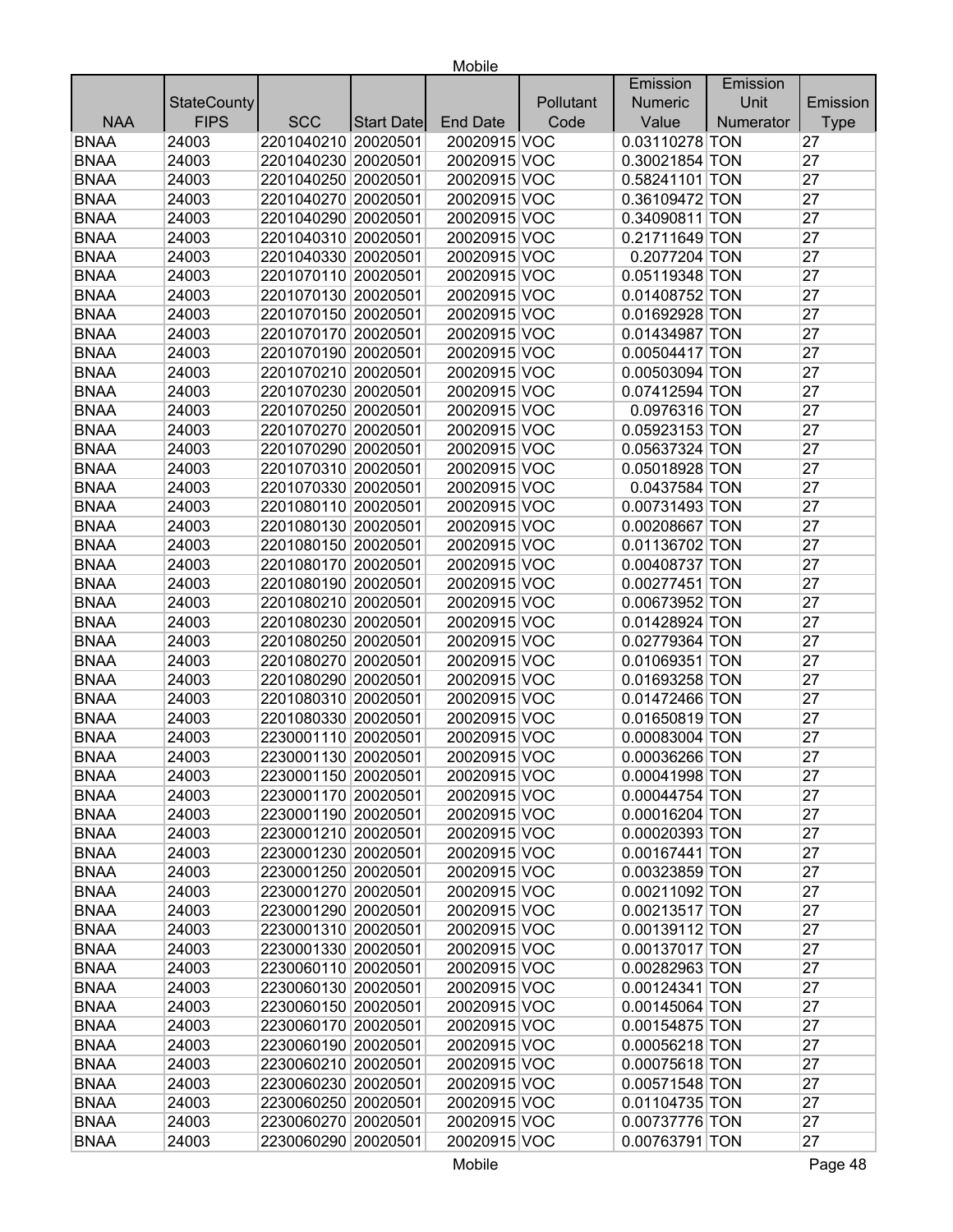| NAA | StateCounty FIPS | SCC | Start Date | End Date | Pollutant Code | Emission Numeric Value | Emission Unit Numerator | Emission Type |
|---|---|---|---|---|---|---|---|---|
| BNAA | 24003 | 2201040210 | 20020501 | 20020915 | VOC | 0.03110278 | TON | 27 |
| BNAA | 24003 | 2201040230 | 20020501 | 20020915 | VOC | 0.30021854 | TON | 27 |
| BNAA | 24003 | 2201040250 | 20020501 | 20020915 | VOC | 0.58241101 | TON | 27 |
| BNAA | 24003 | 2201040270 | 20020501 | 20020915 | VOC | 0.36109472 | TON | 27 |
| BNAA | 24003 | 2201040290 | 20020501 | 20020915 | VOC | 0.34090811 | TON | 27 |
| BNAA | 24003 | 2201040310 | 20020501 | 20020915 | VOC | 0.21711649 | TON | 27 |
| BNAA | 24003 | 2201040330 | 20020501 | 20020915 | VOC | 0.2077204 | TON | 27 |
| BNAA | 24003 | 2201070110 | 20020501 | 20020915 | VOC | 0.05119348 | TON | 27 |
| BNAA | 24003 | 2201070130 | 20020501 | 20020915 | VOC | 0.01408752 | TON | 27 |
| BNAA | 24003 | 2201070150 | 20020501 | 20020915 | VOC | 0.01692928 | TON | 27 |
| BNAA | 24003 | 2201070170 | 20020501 | 20020915 | VOC | 0.01434987 | TON | 27 |
| BNAA | 24003 | 2201070190 | 20020501 | 20020915 | VOC | 0.00504417 | TON | 27 |
| BNAA | 24003 | 2201070210 | 20020501 | 20020915 | VOC | 0.00503094 | TON | 27 |
| BNAA | 24003 | 2201070230 | 20020501 | 20020915 | VOC | 0.07412594 | TON | 27 |
| BNAA | 24003 | 2201070250 | 20020501 | 20020915 | VOC | 0.0976316 | TON | 27 |
| BNAA | 24003 | 2201070270 | 20020501 | 20020915 | VOC | 0.05923153 | TON | 27 |
| BNAA | 24003 | 2201070290 | 20020501 | 20020915 | VOC | 0.05637324 | TON | 27 |
| BNAA | 24003 | 2201070310 | 20020501 | 20020915 | VOC | 0.05018928 | TON | 27 |
| BNAA | 24003 | 2201070330 | 20020501 | 20020915 | VOC | 0.0437584 | TON | 27 |
| BNAA | 24003 | 2201080110 | 20020501 | 20020915 | VOC | 0.00731493 | TON | 27 |
| BNAA | 24003 | 2201080130 | 20020501 | 20020915 | VOC | 0.00208667 | TON | 27 |
| BNAA | 24003 | 2201080150 | 20020501 | 20020915 | VOC | 0.01136702 | TON | 27 |
| BNAA | 24003 | 2201080170 | 20020501 | 20020915 | VOC | 0.00408737 | TON | 27 |
| BNAA | 24003 | 2201080190 | 20020501 | 20020915 | VOC | 0.00277451 | TON | 27 |
| BNAA | 24003 | 2201080210 | 20020501 | 20020915 | VOC | 0.00673952 | TON | 27 |
| BNAA | 24003 | 2201080230 | 20020501 | 20020915 | VOC | 0.01428924 | TON | 27 |
| BNAA | 24003 | 2201080250 | 20020501 | 20020915 | VOC | 0.02779364 | TON | 27 |
| BNAA | 24003 | 2201080270 | 20020501 | 20020915 | VOC | 0.01069351 | TON | 27 |
| BNAA | 24003 | 2201080290 | 20020501 | 20020915 | VOC | 0.01693258 | TON | 27 |
| BNAA | 24003 | 2201080310 | 20020501 | 20020915 | VOC | 0.01472466 | TON | 27 |
| BNAA | 24003 | 2201080330 | 20020501 | 20020915 | VOC | 0.01650819 | TON | 27 |
| BNAA | 24003 | 2230001110 | 20020501 | 20020915 | VOC | 0.00083004 | TON | 27 |
| BNAA | 24003 | 2230001130 | 20020501 | 20020915 | VOC | 0.00036266 | TON | 27 |
| BNAA | 24003 | 2230001150 | 20020501 | 20020915 | VOC | 0.00041998 | TON | 27 |
| BNAA | 24003 | 2230001170 | 20020501 | 20020915 | VOC | 0.00044754 | TON | 27 |
| BNAA | 24003 | 2230001190 | 20020501 | 20020915 | VOC | 0.00016204 | TON | 27 |
| BNAA | 24003 | 2230001210 | 20020501 | 20020915 | VOC | 0.00020393 | TON | 27 |
| BNAA | 24003 | 2230001230 | 20020501 | 20020915 | VOC | 0.00167441 | TON | 27 |
| BNAA | 24003 | 2230001250 | 20020501 | 20020915 | VOC | 0.00323859 | TON | 27 |
| BNAA | 24003 | 2230001270 | 20020501 | 20020915 | VOC | 0.00211092 | TON | 27 |
| BNAA | 24003 | 2230001290 | 20020501 | 20020915 | VOC | 0.00213517 | TON | 27 |
| BNAA | 24003 | 2230001310 | 20020501 | 20020915 | VOC | 0.00139112 | TON | 27 |
| BNAA | 24003 | 2230001330 | 20020501 | 20020915 | VOC | 0.00137017 | TON | 27 |
| BNAA | 24003 | 2230060110 | 20020501 | 20020915 | VOC | 0.00282963 | TON | 27 |
| BNAA | 24003 | 2230060130 | 20020501 | 20020915 | VOC | 0.00124341 | TON | 27 |
| BNAA | 24003 | 2230060150 | 20020501 | 20020915 | VOC | 0.00145064 | TON | 27 |
| BNAA | 24003 | 2230060170 | 20020501 | 20020915 | VOC | 0.00154875 | TON | 27 |
| BNAA | 24003 | 2230060190 | 20020501 | 20020915 | VOC | 0.00056218 | TON | 27 |
| BNAA | 24003 | 2230060210 | 20020501 | 20020915 | VOC | 0.00075618 | TON | 27 |
| BNAA | 24003 | 2230060230 | 20020501 | 20020915 | VOC | 0.00571548 | TON | 27 |
| BNAA | 24003 | 2230060250 | 20020501 | 20020915 | VOC | 0.01104735 | TON | 27 |
| BNAA | 24003 | 2230060270 | 20020501 | 20020915 | VOC | 0.00737776 | TON | 27 |
| BNAA | 24003 | 2230060290 | 20020501 | 20020915 | VOC | 0.00763791 | TON | 27 |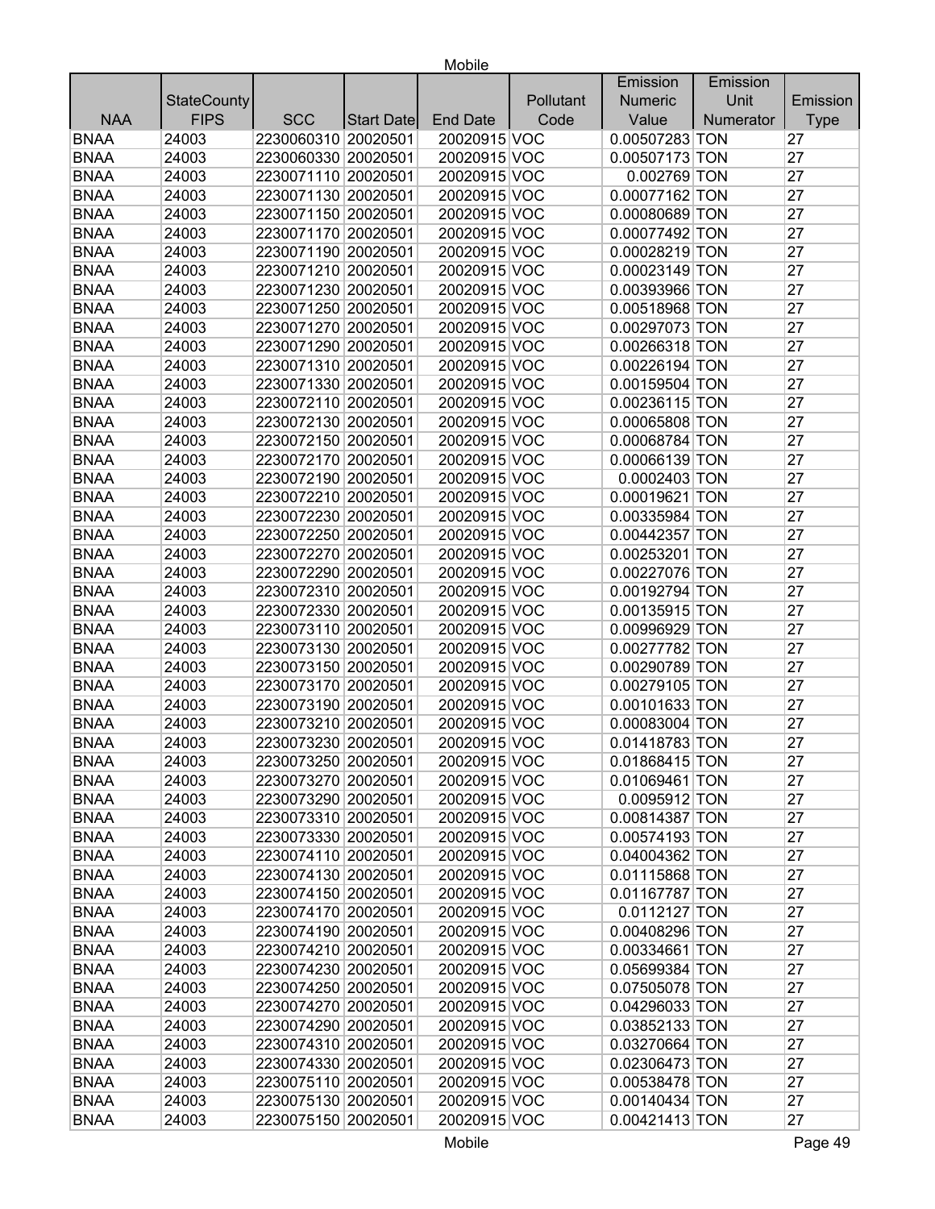| NAA | StateCounty FIPS | SCC | Start Date | End Date | Pollutant Code | Emission Numeric Value | Emission Unit Numerator | Emission Type |
|---|---|---|---|---|---|---|---|---|
| BNAA | 24003 | 2230060310 | 20020501 | 20020915 | VOC | 0.00507283 | TON | 27 |
| BNAA | 24003 | 2230060330 | 20020501 | 20020915 | VOC | 0.00507173 | TON | 27 |
| BNAA | 24003 | 2230071110 | 20020501 | 20020915 | VOC | 0.002769 | TON | 27 |
| BNAA | 24003 | 2230071130 | 20020501 | 20020915 | VOC | 0.00077162 | TON | 27 |
| BNAA | 24003 | 2230071150 | 20020501 | 20020915 | VOC | 0.00080689 | TON | 27 |
| BNAA | 24003 | 2230071170 | 20020501 | 20020915 | VOC | 0.00077492 | TON | 27 |
| BNAA | 24003 | 2230071190 | 20020501 | 20020915 | VOC | 0.00028219 | TON | 27 |
| BNAA | 24003 | 2230071210 | 20020501 | 20020915 | VOC | 0.00023149 | TON | 27 |
| BNAA | 24003 | 2230071230 | 20020501 | 20020915 | VOC | 0.00393966 | TON | 27 |
| BNAA | 24003 | 2230071250 | 20020501 | 20020915 | VOC | 0.00518968 | TON | 27 |
| BNAA | 24003 | 2230071270 | 20020501 | 20020915 | VOC | 0.00297073 | TON | 27 |
| BNAA | 24003 | 2230071290 | 20020501 | 20020915 | VOC | 0.00266318 | TON | 27 |
| BNAA | 24003 | 2230071310 | 20020501 | 20020915 | VOC | 0.00226194 | TON | 27 |
| BNAA | 24003 | 2230071330 | 20020501 | 20020915 | VOC | 0.00159504 | TON | 27 |
| BNAA | 24003 | 2230072110 | 20020501 | 20020915 | VOC | 0.00236115 | TON | 27 |
| BNAA | 24003 | 2230072130 | 20020501 | 20020915 | VOC | 0.00065808 | TON | 27 |
| BNAA | 24003 | 2230072150 | 20020501 | 20020915 | VOC | 0.00068784 | TON | 27 |
| BNAA | 24003 | 2230072170 | 20020501 | 20020915 | VOC | 0.00066139 | TON | 27 |
| BNAA | 24003 | 2230072190 | 20020501 | 20020915 | VOC | 0.0002403 | TON | 27 |
| BNAA | 24003 | 2230072210 | 20020501 | 20020915 | VOC | 0.00019621 | TON | 27 |
| BNAA | 24003 | 2230072230 | 20020501 | 20020915 | VOC | 0.00335984 | TON | 27 |
| BNAA | 24003 | 2230072250 | 20020501 | 20020915 | VOC | 0.00442357 | TON | 27 |
| BNAA | 24003 | 2230072270 | 20020501 | 20020915 | VOC | 0.00253201 | TON | 27 |
| BNAA | 24003 | 2230072290 | 20020501 | 20020915 | VOC | 0.00227076 | TON | 27 |
| BNAA | 24003 | 2230072310 | 20020501 | 20020915 | VOC | 0.00192794 | TON | 27 |
| BNAA | 24003 | 2230072330 | 20020501 | 20020915 | VOC | 0.00135915 | TON | 27 |
| BNAA | 24003 | 2230073110 | 20020501 | 20020915 | VOC | 0.00996929 | TON | 27 |
| BNAA | 24003 | 2230073130 | 20020501 | 20020915 | VOC | 0.00277782 | TON | 27 |
| BNAA | 24003 | 2230073150 | 20020501 | 20020915 | VOC | 0.00290789 | TON | 27 |
| BNAA | 24003 | 2230073170 | 20020501 | 20020915 | VOC | 0.00279105 | TON | 27 |
| BNAA | 24003 | 2230073190 | 20020501 | 20020915 | VOC | 0.00101633 | TON | 27 |
| BNAA | 24003 | 2230073210 | 20020501 | 20020915 | VOC | 0.00083004 | TON | 27 |
| BNAA | 24003 | 2230073230 | 20020501 | 20020915 | VOC | 0.01418783 | TON | 27 |
| BNAA | 24003 | 2230073250 | 20020501 | 20020915 | VOC | 0.01868415 | TON | 27 |
| BNAA | 24003 | 2230073270 | 20020501 | 20020915 | VOC | 0.01069461 | TON | 27 |
| BNAA | 24003 | 2230073290 | 20020501 | 20020915 | VOC | 0.0095912 | TON | 27 |
| BNAA | 24003 | 2230073310 | 20020501 | 20020915 | VOC | 0.00814387 | TON | 27 |
| BNAA | 24003 | 2230073330 | 20020501 | 20020915 | VOC | 0.00574193 | TON | 27 |
| BNAA | 24003 | 2230074110 | 20020501 | 20020915 | VOC | 0.04004362 | TON | 27 |
| BNAA | 24003 | 2230074130 | 20020501 | 20020915 | VOC | 0.01115868 | TON | 27 |
| BNAA | 24003 | 2230074150 | 20020501 | 20020915 | VOC | 0.01167787 | TON | 27 |
| BNAA | 24003 | 2230074170 | 20020501 | 20020915 | VOC | 0.0112127 | TON | 27 |
| BNAA | 24003 | 2230074190 | 20020501 | 20020915 | VOC | 0.00408296 | TON | 27 |
| BNAA | 24003 | 2230074210 | 20020501 | 20020915 | VOC | 0.00334661 | TON | 27 |
| BNAA | 24003 | 2230074230 | 20020501 | 20020915 | VOC | 0.05699384 | TON | 27 |
| BNAA | 24003 | 2230074250 | 20020501 | 20020915 | VOC | 0.07505078 | TON | 27 |
| BNAA | 24003 | 2230074270 | 20020501 | 20020915 | VOC | 0.04296033 | TON | 27 |
| BNAA | 24003 | 2230074290 | 20020501 | 20020915 | VOC | 0.03852133 | TON | 27 |
| BNAA | 24003 | 2230074310 | 20020501 | 20020915 | VOC | 0.03270664 | TON | 27 |
| BNAA | 24003 | 2230074330 | 20020501 | 20020915 | VOC | 0.02306473 | TON | 27 |
| BNAA | 24003 | 2230075110 | 20020501 | 20020915 | VOC | 0.00538478 | TON | 27 |
| BNAA | 24003 | 2230075130 | 20020501 | 20020915 | VOC | 0.00140434 | TON | 27 |
| BNAA | 24003 | 2230075150 | 20020501 | 20020915 | VOC | 0.00421413 | TON | 27 |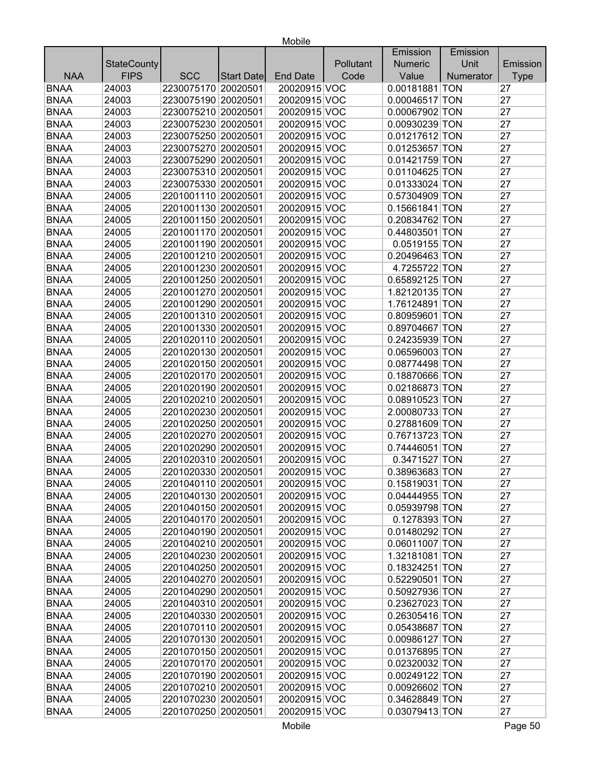| NAA | StateCounty FIPS | SCC | Start Date | End Date | Pollutant Code | Emission Numeric Value | Emission Unit Numerator | Emission Type |
|---|---|---|---|---|---|---|---|---|
| BNAA | 24003 | 2230075170 | 20020501 | 20020915 | VOC | 0.00181881 | TON | 27 |
| BNAA | 24003 | 2230075190 | 20020501 | 20020915 | VOC | 0.00046517 | TON | 27 |
| BNAA | 24003 | 2230075210 | 20020501 | 20020915 | VOC | 0.00067902 | TON | 27 |
| BNAA | 24003 | 2230075230 | 20020501 | 20020915 | VOC | 0.00930239 | TON | 27 |
| BNAA | 24003 | 2230075250 | 20020501 | 20020915 | VOC | 0.01217612 | TON | 27 |
| BNAA | 24003 | 2230075270 | 20020501 | 20020915 | VOC | 0.01253657 | TON | 27 |
| BNAA | 24003 | 2230075290 | 20020501 | 20020915 | VOC | 0.01421759 | TON | 27 |
| BNAA | 24003 | 2230075310 | 20020501 | 20020915 | VOC | 0.01104625 | TON | 27 |
| BNAA | 24003 | 2230075330 | 20020501 | 20020915 | VOC | 0.01333024 | TON | 27 |
| BNAA | 24005 | 2201001110 | 20020501 | 20020915 | VOC | 0.57304909 | TON | 27 |
| BNAA | 24005 | 2201001130 | 20020501 | 20020915 | VOC | 0.15661841 | TON | 27 |
| BNAA | 24005 | 2201001150 | 20020501 | 20020915 | VOC | 0.20834762 | TON | 27 |
| BNAA | 24005 | 2201001170 | 20020501 | 20020915 | VOC | 0.44803501 | TON | 27 |
| BNAA | 24005 | 2201001190 | 20020501 | 20020915 | VOC | 0.0519155 | TON | 27 |
| BNAA | 24005 | 2201001210 | 20020501 | 20020915 | VOC | 0.20496463 | TON | 27 |
| BNAA | 24005 | 2201001230 | 20020501 | 20020915 | VOC | 4.7255722 | TON | 27 |
| BNAA | 24005 | 2201001250 | 20020501 | 20020915 | VOC | 0.65892125 | TON | 27 |
| BNAA | 24005 | 2201001270 | 20020501 | 20020915 | VOC | 1.82120135 | TON | 27 |
| BNAA | 24005 | 2201001290 | 20020501 | 20020915 | VOC | 1.76124891 | TON | 27 |
| BNAA | 24005 | 2201001310 | 20020501 | 20020915 | VOC | 0.80959601 | TON | 27 |
| BNAA | 24005 | 2201001330 | 20020501 | 20020915 | VOC | 0.89704667 | TON | 27 |
| BNAA | 24005 | 2201020110 | 20020501 | 20020915 | VOC | 0.24235939 | TON | 27 |
| BNAA | 24005 | 2201020130 | 20020501 | 20020915 | VOC | 0.06596003 | TON | 27 |
| BNAA | 24005 | 2201020150 | 20020501 | 20020915 | VOC | 0.08774498 | TON | 27 |
| BNAA | 24005 | 2201020170 | 20020501 | 20020915 | VOC | 0.18870666 | TON | 27 |
| BNAA | 24005 | 2201020190 | 20020501 | 20020915 | VOC | 0.02186873 | TON | 27 |
| BNAA | 24005 | 2201020210 | 20020501 | 20020915 | VOC | 0.08910523 | TON | 27 |
| BNAA | 24005 | 2201020230 | 20020501 | 20020915 | VOC | 2.00080733 | TON | 27 |
| BNAA | 24005 | 2201020250 | 20020501 | 20020915 | VOC | 0.27881609 | TON | 27 |
| BNAA | 24005 | 2201020270 | 20020501 | 20020915 | VOC | 0.76713723 | TON | 27 |
| BNAA | 24005 | 2201020290 | 20020501 | 20020915 | VOC | 0.74446051 | TON | 27 |
| BNAA | 24005 | 2201020310 | 20020501 | 20020915 | VOC | 0.3471527 | TON | 27 |
| BNAA | 24005 | 2201020330 | 20020501 | 20020915 | VOC | 0.38963683 | TON | 27 |
| BNAA | 24005 | 2201040110 | 20020501 | 20020915 | VOC | 0.15819031 | TON | 27 |
| BNAA | 24005 | 2201040130 | 20020501 | 20020915 | VOC | 0.04444955 | TON | 27 |
| BNAA | 24005 | 2201040150 | 20020501 | 20020915 | VOC | 0.05939798 | TON | 27 |
| BNAA | 24005 | 2201040170 | 20020501 | 20020915 | VOC | 0.1278393 | TON | 27 |
| BNAA | 24005 | 2201040190 | 20020501 | 20020915 | VOC | 0.01480292 | TON | 27 |
| BNAA | 24005 | 2201040210 | 20020501 | 20020915 | VOC | 0.06011007 | TON | 27 |
| BNAA | 24005 | 2201040230 | 20020501 | 20020915 | VOC | 1.32181081 | TON | 27 |
| BNAA | 24005 | 2201040250 | 20020501 | 20020915 | VOC | 0.18324251 | TON | 27 |
| BNAA | 24005 | 2201040270 | 20020501 | 20020915 | VOC | 0.52290501 | TON | 27 |
| BNAA | 24005 | 2201040290 | 20020501 | 20020915 | VOC | 0.50927936 | TON | 27 |
| BNAA | 24005 | 2201040310 | 20020501 | 20020915 | VOC | 0.23627023 | TON | 27 |
| BNAA | 24005 | 2201040330 | 20020501 | 20020915 | VOC | 0.26305416 | TON | 27 |
| BNAA | 24005 | 2201070110 | 20020501 | 20020915 | VOC | 0.05438687 | TON | 27 |
| BNAA | 24005 | 2201070130 | 20020501 | 20020915 | VOC | 0.00986127 | TON | 27 |
| BNAA | 24005 | 2201070150 | 20020501 | 20020915 | VOC | 0.01376895 | TON | 27 |
| BNAA | 24005 | 2201070170 | 20020501 | 20020915 | VOC | 0.02320032 | TON | 27 |
| BNAA | 24005 | 2201070190 | 20020501 | 20020915 | VOC | 0.00249122 | TON | 27 |
| BNAA | 24005 | 2201070210 | 20020501 | 20020915 | VOC | 0.00926602 | TON | 27 |
| BNAA | 24005 | 2201070230 | 20020501 | 20020915 | VOC | 0.34628849 | TON | 27 |
| BNAA | 24005 | 2201070250 | 20020501 | 20020915 | VOC | 0.03079413 | TON | 27 |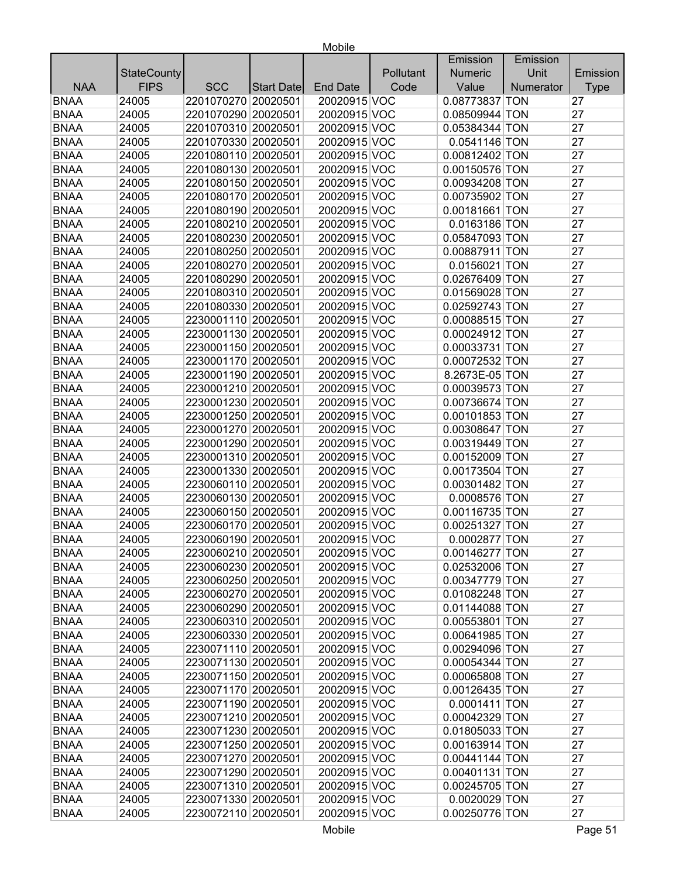| NAA | StateCounty FIPS | SCC | Start Date | End Date | Pollutant Code | Emission Numeric Value | Emission Unit Numerator | Emission Type |
|---|---|---|---|---|---|---|---|---|
| BNAA | 24005 | 2201070270 | 20020501 | 20020915 | VOC | 0.08773837 | TON | 27 |
| BNAA | 24005 | 2201070290 | 20020501 | 20020915 | VOC | 0.08509944 | TON | 27 |
| BNAA | 24005 | 2201070310 | 20020501 | 20020915 | VOC | 0.05384344 | TON | 27 |
| BNAA | 24005 | 2201070330 | 20020501 | 20020915 | VOC | 0.0541146 | TON | 27 |
| BNAA | 24005 | 2201080110 | 20020501 | 20020915 | VOC | 0.00812402 | TON | 27 |
| BNAA | 24005 | 2201080130 | 20020501 | 20020915 | VOC | 0.00150576 | TON | 27 |
| BNAA | 24005 | 2201080150 | 20020501 | 20020915 | VOC | 0.00934208 | TON | 27 |
| BNAA | 24005 | 2201080170 | 20020501 | 20020915 | VOC | 0.00735902 | TON | 27 |
| BNAA | 24005 | 2201080190 | 20020501 | 20020915 | VOC | 0.00181661 | TON | 27 |
| BNAA | 24005 | 2201080210 | 20020501 | 20020915 | VOC | 0.0163186 | TON | 27 |
| BNAA | 24005 | 2201080230 | 20020501 | 20020915 | VOC | 0.05847093 | TON | 27 |
| BNAA | 24005 | 2201080250 | 20020501 | 20020915 | VOC | 0.00887911 | TON | 27 |
| BNAA | 24005 | 2201080270 | 20020501 | 20020915 | VOC | 0.0156021 | TON | 27 |
| BNAA | 24005 | 2201080290 | 20020501 | 20020915 | VOC | 0.02676409 | TON | 27 |
| BNAA | 24005 | 2201080310 | 20020501 | 20020915 | VOC | 0.01569028 | TON | 27 |
| BNAA | 24005 | 2201080330 | 20020501 | 20020915 | VOC | 0.02592743 | TON | 27 |
| BNAA | 24005 | 2230001110 | 20020501 | 20020915 | VOC | 0.00088515 | TON | 27 |
| BNAA | 24005 | 2230001130 | 20020501 | 20020915 | VOC | 0.00024912 | TON | 27 |
| BNAA | 24005 | 2230001150 | 20020501 | 20020915 | VOC | 0.00033731 | TON | 27 |
| BNAA | 24005 | 2230001170 | 20020501 | 20020915 | VOC | 0.00072532 | TON | 27 |
| BNAA | 24005 | 2230001190 | 20020501 | 20020915 | VOC | 8.2673E-05 | TON | 27 |
| BNAA | 24005 | 2230001210 | 20020501 | 20020915 | VOC | 0.00039573 | TON | 27 |
| BNAA | 24005 | 2230001230 | 20020501 | 20020915 | VOC | 0.00736674 | TON | 27 |
| BNAA | 24005 | 2230001250 | 20020501 | 20020915 | VOC | 0.00101853 | TON | 27 |
| BNAA | 24005 | 2230001270 | 20020501 | 20020915 | VOC | 0.00308647 | TON | 27 |
| BNAA | 24005 | 2230001290 | 20020501 | 20020915 | VOC | 0.00319449 | TON | 27 |
| BNAA | 24005 | 2230001310 | 20020501 | 20020915 | VOC | 0.00152009 | TON | 27 |
| BNAA | 24005 | 2230001330 | 20020501 | 20020915 | VOC | 0.00173504 | TON | 27 |
| BNAA | 24005 | 2230060110 | 20020501 | 20020915 | VOC | 0.00301482 | TON | 27 |
| BNAA | 24005 | 2230060130 | 20020501 | 20020915 | VOC | 0.0008576 | TON | 27 |
| BNAA | 24005 | 2230060150 | 20020501 | 20020915 | VOC | 0.00116735 | TON | 27 |
| BNAA | 24005 | 2230060170 | 20020501 | 20020915 | VOC | 0.00251327 | TON | 27 |
| BNAA | 24005 | 2230060190 | 20020501 | 20020915 | VOC | 0.0002877 | TON | 27 |
| BNAA | 24005 | 2230060210 | 20020501 | 20020915 | VOC | 0.00146277 | TON | 27 |
| BNAA | 24005 | 2230060230 | 20020501 | 20020915 | VOC | 0.02532006 | TON | 27 |
| BNAA | 24005 | 2230060250 | 20020501 | 20020915 | VOC | 0.00347779 | TON | 27 |
| BNAA | 24005 | 2230060270 | 20020501 | 20020915 | VOC | 0.01082248 | TON | 27 |
| BNAA | 24005 | 2230060290 | 20020501 | 20020915 | VOC | 0.01144088 | TON | 27 |
| BNAA | 24005 | 2230060310 | 20020501 | 20020915 | VOC | 0.00553801 | TON | 27 |
| BNAA | 24005 | 2230060330 | 20020501 | 20020915 | VOC | 0.00641985 | TON | 27 |
| BNAA | 24005 | 2230071110 | 20020501 | 20020915 | VOC | 0.00294096 | TON | 27 |
| BNAA | 24005 | 2230071130 | 20020501 | 20020915 | VOC | 0.00054344 | TON | 27 |
| BNAA | 24005 | 2230071150 | 20020501 | 20020915 | VOC | 0.00065808 | TON | 27 |
| BNAA | 24005 | 2230071170 | 20020501 | 20020915 | VOC | 0.00126435 | TON | 27 |
| BNAA | 24005 | 2230071190 | 20020501 | 20020915 | VOC | 0.0001411 | TON | 27 |
| BNAA | 24005 | 2230071210 | 20020501 | 20020915 | VOC | 0.00042329 | TON | 27 |
| BNAA | 24005 | 2230071230 | 20020501 | 20020915 | VOC | 0.01805033 | TON | 27 |
| BNAA | 24005 | 2230071250 | 20020501 | 20020915 | VOC | 0.00163914 | TON | 27 |
| BNAA | 24005 | 2230071270 | 20020501 | 20020915 | VOC | 0.00441144 | TON | 27 |
| BNAA | 24005 | 2230071290 | 20020501 | 20020915 | VOC | 0.00401131 | TON | 27 |
| BNAA | 24005 | 2230071310 | 20020501 | 20020915 | VOC | 0.00245705 | TON | 27 |
| BNAA | 24005 | 2230071330 | 20020501 | 20020915 | VOC | 0.0020029 | TON | 27 |
| BNAA | 24005 | 2230072110 | 20020501 | 20020915 | VOC | 0.00250776 | TON | 27 |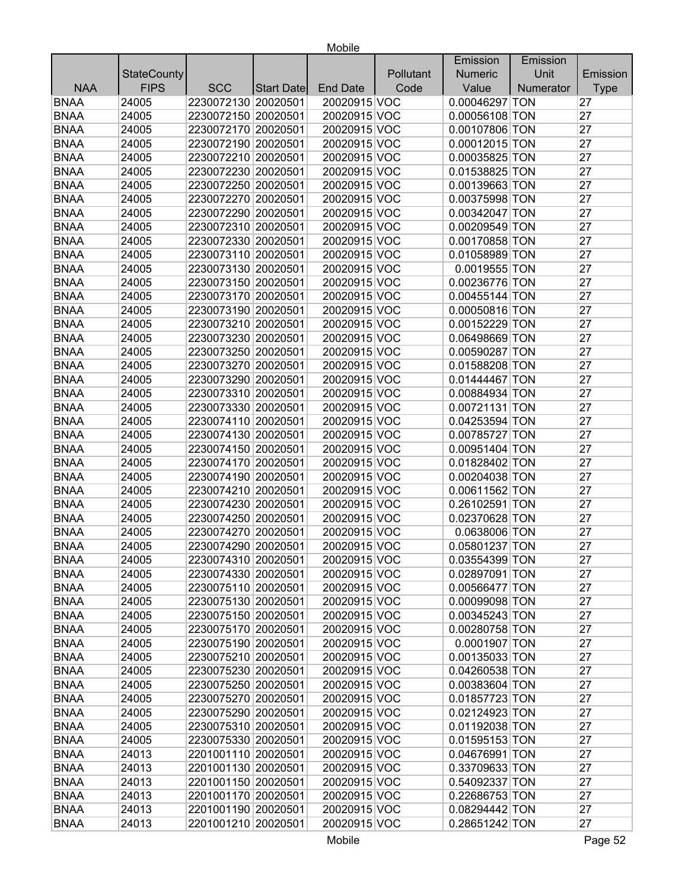| NAA | StateCounty FIPS | SCC | Start Date | End Date | Pollutant Code | Emission Numeric Value | Emission Unit Numerator | Emission Type |
|---|---|---|---|---|---|---|---|---|
| BNAA | 24005 | 2230072130 | 20020501 | 20020915 | VOC | 0.00046297 | TON | 27 |
| BNAA | 24005 | 2230072150 | 20020501 | 20020915 | VOC | 0.00056108 | TON | 27 |
| BNAA | 24005 | 2230072170 | 20020501 | 20020915 | VOC | 0.00107806 | TON | 27 |
| BNAA | 24005 | 2230072190 | 20020501 | 20020915 | VOC | 0.00012015 | TON | 27 |
| BNAA | 24005 | 2230072210 | 20020501 | 20020915 | VOC | 0.00035825 | TON | 27 |
| BNAA | 24005 | 2230072230 | 20020501 | 20020915 | VOC | 0.01538825 | TON | 27 |
| BNAA | 24005 | 2230072250 | 20020501 | 20020915 | VOC | 0.00139663 | TON | 27 |
| BNAA | 24005 | 2230072270 | 20020501 | 20020915 | VOC | 0.00375998 | TON | 27 |
| BNAA | 24005 | 2230072290 | 20020501 | 20020915 | VOC | 0.00342047 | TON | 27 |
| BNAA | 24005 | 2230072310 | 20020501 | 20020915 | VOC | 0.00209549 | TON | 27 |
| BNAA | 24005 | 2230072330 | 20020501 | 20020915 | VOC | 0.00170858 | TON | 27 |
| BNAA | 24005 | 2230073110 | 20020501 | 20020915 | VOC | 0.01058989 | TON | 27 |
| BNAA | 24005 | 2230073130 | 20020501 | 20020915 | VOC | 0.0019555 | TON | 27 |
| BNAA | 24005 | 2230073150 | 20020501 | 20020915 | VOC | 0.00236776 | TON | 27 |
| BNAA | 24005 | 2230073170 | 20020501 | 20020915 | VOC | 0.00455144 | TON | 27 |
| BNAA | 24005 | 2230073190 | 20020501 | 20020915 | VOC | 0.00050816 | TON | 27 |
| BNAA | 24005 | 2230073210 | 20020501 | 20020915 | VOC | 0.00152229 | TON | 27 |
| BNAA | 24005 | 2230073230 | 20020501 | 20020915 | VOC | 0.06498669 | TON | 27 |
| BNAA | 24005 | 2230073250 | 20020501 | 20020915 | VOC | 0.00590287 | TON | 27 |
| BNAA | 24005 | 2230073270 | 20020501 | 20020915 | VOC | 0.01588208 | TON | 27 |
| BNAA | 24005 | 2230073290 | 20020501 | 20020915 | VOC | 0.01444467 | TON | 27 |
| BNAA | 24005 | 2230073310 | 20020501 | 20020915 | VOC | 0.00884934 | TON | 27 |
| BNAA | 24005 | 2230073330 | 20020501 | 20020915 | VOC | 0.00721131 | TON | 27 |
| BNAA | 24005 | 2230074110 | 20020501 | 20020915 | VOC | 0.04253594 | TON | 27 |
| BNAA | 24005 | 2230074130 | 20020501 | 20020915 | VOC | 0.00785727 | TON | 27 |
| BNAA | 24005 | 2230074150 | 20020501 | 20020915 | VOC | 0.00951404 | TON | 27 |
| BNAA | 24005 | 2230074170 | 20020501 | 20020915 | VOC | 0.01828402 | TON | 27 |
| BNAA | 24005 | 2230074190 | 20020501 | 20020915 | VOC | 0.00204038 | TON | 27 |
| BNAA | 24005 | 2230074210 | 20020501 | 20020915 | VOC | 0.00611562 | TON | 27 |
| BNAA | 24005 | 2230074230 | 20020501 | 20020915 | VOC | 0.26102591 | TON | 27 |
| BNAA | 24005 | 2230074250 | 20020501 | 20020915 | VOC | 0.02370628 | TON | 27 |
| BNAA | 24005 | 2230074270 | 20020501 | 20020915 | VOC | 0.0638006 | TON | 27 |
| BNAA | 24005 | 2230074290 | 20020501 | 20020915 | VOC | 0.05801237 | TON | 27 |
| BNAA | 24005 | 2230074310 | 20020501 | 20020915 | VOC | 0.03554399 | TON | 27 |
| BNAA | 24005 | 2230074330 | 20020501 | 20020915 | VOC | 0.02897091 | TON | 27 |
| BNAA | 24005 | 2230075110 | 20020501 | 20020915 | VOC | 0.00566477 | TON | 27 |
| BNAA | 24005 | 2230075130 | 20020501 | 20020915 | VOC | 0.00099098 | TON | 27 |
| BNAA | 24005 | 2230075150 | 20020501 | 20020915 | VOC | 0.00345243 | TON | 27 |
| BNAA | 24005 | 2230075170 | 20020501 | 20020915 | VOC | 0.00280758 | TON | 27 |
| BNAA | 24005 | 2230075190 | 20020501 | 20020915 | VOC | 0.0001907 | TON | 27 |
| BNAA | 24005 | 2230075210 | 20020501 | 20020915 | VOC | 0.00135033 | TON | 27 |
| BNAA | 24005 | 2230075230 | 20020501 | 20020915 | VOC | 0.04260538 | TON | 27 |
| BNAA | 24005 | 2230075250 | 20020501 | 20020915 | VOC | 0.00383604 | TON | 27 |
| BNAA | 24005 | 2230075270 | 20020501 | 20020915 | VOC | 0.01857723 | TON | 27 |
| BNAA | 24005 | 2230075290 | 20020501 | 20020915 | VOC | 0.02124923 | TON | 27 |
| BNAA | 24005 | 2230075310 | 20020501 | 20020915 | VOC | 0.01192038 | TON | 27 |
| BNAA | 24005 | 2230075330 | 20020501 | 20020915 | VOC | 0.01595153 | TON | 27 |
| BNAA | 24013 | 2201001110 | 20020501 | 20020915 | VOC | 0.04676991 | TON | 27 |
| BNAA | 24013 | 2201001130 | 20020501 | 20020915 | VOC | 0.33709633 | TON | 27 |
| BNAA | 24013 | 2201001150 | 20020501 | 20020915 | VOC | 0.54092337 | TON | 27 |
| BNAA | 24013 | 2201001170 | 20020501 | 20020915 | VOC | 0.22686753 | TON | 27 |
| BNAA | 24013 | 2201001190 | 20020501 | 20020915 | VOC | 0.08294442 | TON | 27 |
| BNAA | 24013 | 2201001210 | 20020501 | 20020915 | VOC | 0.28651242 | TON | 27 |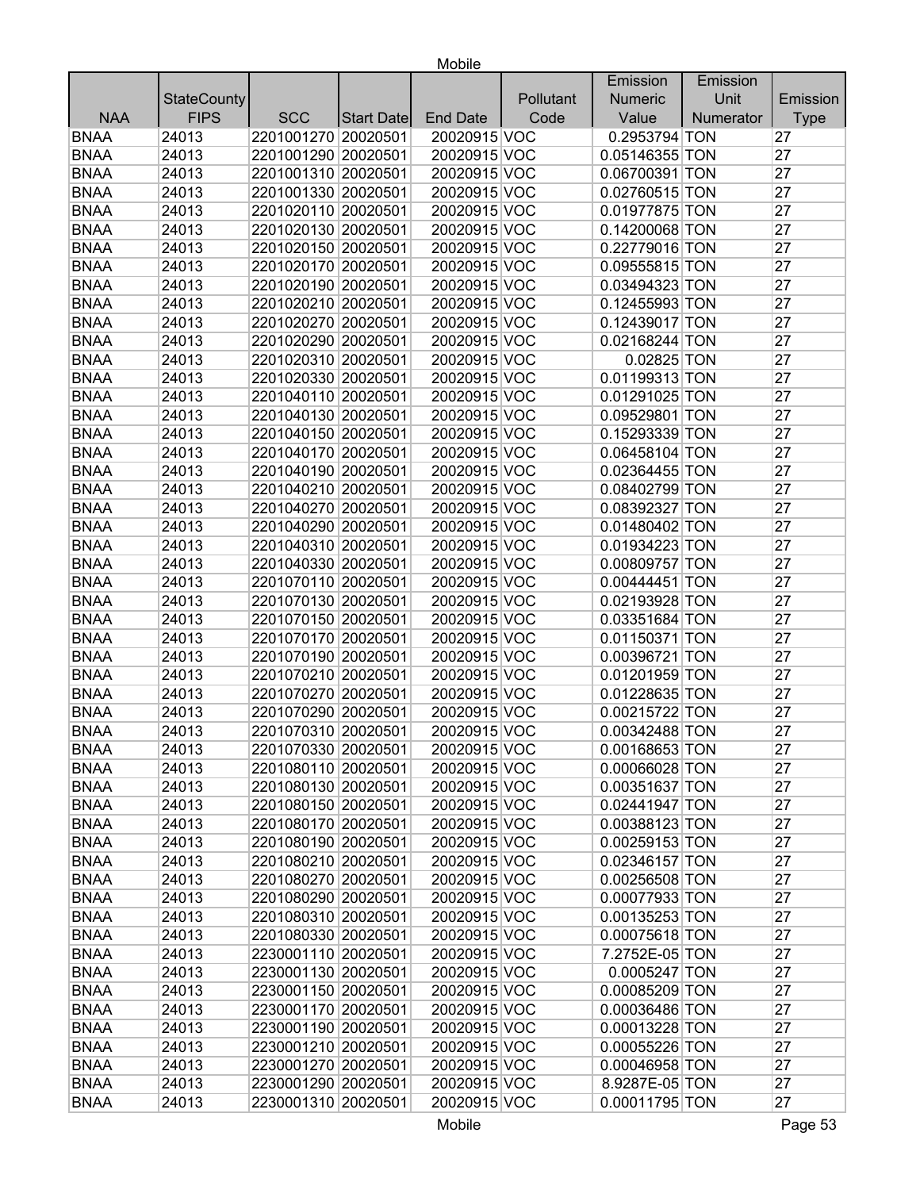| NAA | StateCounty FIPS | SCC | Start Date | End Date | Pollutant Code | Emission Numeric Value | Emission Unit Numerator | Emission Type |
|---|---|---|---|---|---|---|---|---|
| BNAA | 24013 | 2201001270 | 20020501 | 20020915 | VOC | 0.2953794 | TON | 27 |
| BNAA | 24013 | 2201001290 | 20020501 | 20020915 | VOC | 0.05146355 | TON | 27 |
| BNAA | 24013 | 2201001310 | 20020501 | 20020915 | VOC | 0.06700391 | TON | 27 |
| BNAA | 24013 | 2201001330 | 20020501 | 20020915 | VOC | 0.02760515 | TON | 27 |
| BNAA | 24013 | 2201020110 | 20020501 | 20020915 | VOC | 0.01977875 | TON | 27 |
| BNAA | 24013 | 2201020130 | 20020501 | 20020915 | VOC | 0.14200068 | TON | 27 |
| BNAA | 24013 | 2201020150 | 20020501 | 20020915 | VOC | 0.22779016 | TON | 27 |
| BNAA | 24013 | 2201020170 | 20020501 | 20020915 | VOC | 0.09555815 | TON | 27 |
| BNAA | 24013 | 2201020190 | 20020501 | 20020915 | VOC | 0.03494323 | TON | 27 |
| BNAA | 24013 | 2201020210 | 20020501 | 20020915 | VOC | 0.12455993 | TON | 27 |
| BNAA | 24013 | 2201020270 | 20020501 | 20020915 | VOC | 0.12439017 | TON | 27 |
| BNAA | 24013 | 2201020290 | 20020501 | 20020915 | VOC | 0.02168244 | TON | 27 |
| BNAA | 24013 | 2201020310 | 20020501 | 20020915 | VOC | 0.02825 | TON | 27 |
| BNAA | 24013 | 2201020330 | 20020501 | 20020915 | VOC | 0.01199313 | TON | 27 |
| BNAA | 24013 | 2201040110 | 20020501 | 20020915 | VOC | 0.01291025 | TON | 27 |
| BNAA | 24013 | 2201040130 | 20020501 | 20020915 | VOC | 0.09529801 | TON | 27 |
| BNAA | 24013 | 2201040150 | 20020501 | 20020915 | VOC | 0.15293339 | TON | 27 |
| BNAA | 24013 | 2201040170 | 20020501 | 20020915 | VOC | 0.06458104 | TON | 27 |
| BNAA | 24013 | 2201040190 | 20020501 | 20020915 | VOC | 0.02364455 | TON | 27 |
| BNAA | 24013 | 2201040210 | 20020501 | 20020915 | VOC | 0.08402799 | TON | 27 |
| BNAA | 24013 | 2201040270 | 20020501 | 20020915 | VOC | 0.08392327 | TON | 27 |
| BNAA | 24013 | 2201040290 | 20020501 | 20020915 | VOC | 0.01480402 | TON | 27 |
| BNAA | 24013 | 2201040310 | 20020501 | 20020915 | VOC | 0.01934223 | TON | 27 |
| BNAA | 24013 | 2201040330 | 20020501 | 20020915 | VOC | 0.00809757 | TON | 27 |
| BNAA | 24013 | 2201070110 | 20020501 | 20020915 | VOC | 0.00444451 | TON | 27 |
| BNAA | 24013 | 2201070130 | 20020501 | 20020915 | VOC | 0.02193928 | TON | 27 |
| BNAA | 24013 | 2201070150 | 20020501 | 20020915 | VOC | 0.03351684 | TON | 27 |
| BNAA | 24013 | 2201070170 | 20020501 | 20020915 | VOC | 0.01150371 | TON | 27 |
| BNAA | 24013 | 2201070190 | 20020501 | 20020915 | VOC | 0.00396721 | TON | 27 |
| BNAA | 24013 | 2201070210 | 20020501 | 20020915 | VOC | 0.01201959 | TON | 27 |
| BNAA | 24013 | 2201070270 | 20020501 | 20020915 | VOC | 0.01228635 | TON | 27 |
| BNAA | 24013 | 2201070290 | 20020501 | 20020915 | VOC | 0.00215722 | TON | 27 |
| BNAA | 24013 | 2201070310 | 20020501 | 20020915 | VOC | 0.00342488 | TON | 27 |
| BNAA | 24013 | 2201070330 | 20020501 | 20020915 | VOC | 0.00168653 | TON | 27 |
| BNAA | 24013 | 2201080110 | 20020501 | 20020915 | VOC | 0.00066028 | TON | 27 |
| BNAA | 24013 | 2201080130 | 20020501 | 20020915 | VOC | 0.00351637 | TON | 27 |
| BNAA | 24013 | 2201080150 | 20020501 | 20020915 | VOC | 0.02441947 | TON | 27 |
| BNAA | 24013 | 2201080170 | 20020501 | 20020915 | VOC | 0.00388123 | TON | 27 |
| BNAA | 24013 | 2201080190 | 20020501 | 20020915 | VOC | 0.00259153 | TON | 27 |
| BNAA | 24013 | 2201080210 | 20020501 | 20020915 | VOC | 0.02346157 | TON | 27 |
| BNAA | 24013 | 2201080270 | 20020501 | 20020915 | VOC | 0.00256508 | TON | 27 |
| BNAA | 24013 | 2201080290 | 20020501 | 20020915 | VOC | 0.00077933 | TON | 27 |
| BNAA | 24013 | 2201080310 | 20020501 | 20020915 | VOC | 0.00135253 | TON | 27 |
| BNAA | 24013 | 2201080330 | 20020501 | 20020915 | VOC | 0.00075618 | TON | 27 |
| BNAA | 24013 | 2230001110 | 20020501 | 20020915 | VOC | 7.2752E-05 | TON | 27 |
| BNAA | 24013 | 2230001130 | 20020501 | 20020915 | VOC | 0.0005247 | TON | 27 |
| BNAA | 24013 | 2230001150 | 20020501 | 20020915 | VOC | 0.00085209 | TON | 27 |
| BNAA | 24013 | 2230001170 | 20020501 | 20020915 | VOC | 0.00036486 | TON | 27 |
| BNAA | 24013 | 2230001190 | 20020501 | 20020915 | VOC | 0.00013228 | TON | 27 |
| BNAA | 24013 | 2230001210 | 20020501 | 20020915 | VOC | 0.00055226 | TON | 27 |
| BNAA | 24013 | 2230001270 | 20020501 | 20020915 | VOC | 0.00046958 | TON | 27 |
| BNAA | 24013 | 2230001290 | 20020501 | 20020915 | VOC | 8.9287E-05 | TON | 27 |
| BNAA | 24013 | 2230001310 | 20020501 | 20020915 | VOC | 0.00011795 | TON | 27 |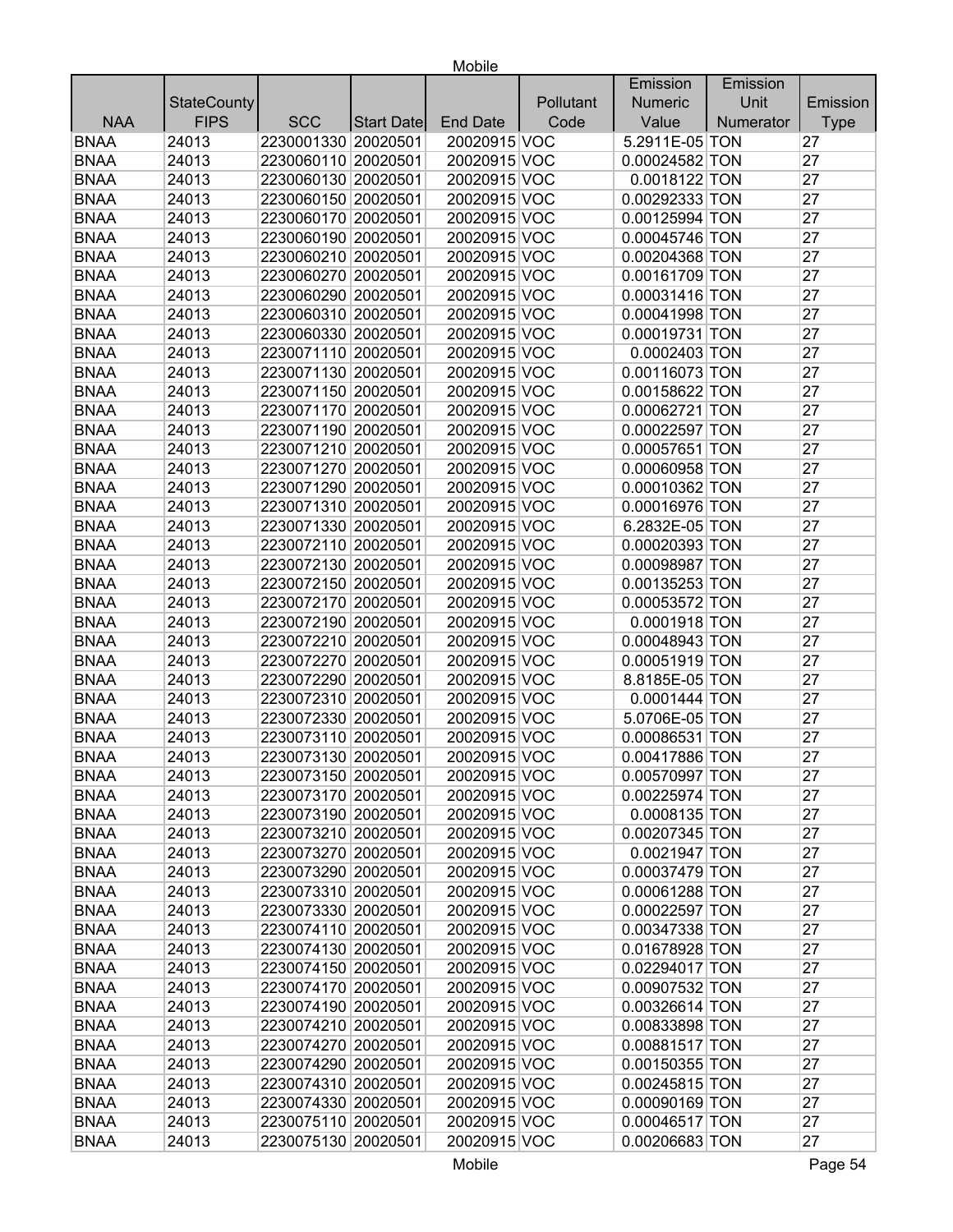| NAA | StateCounty FIPS | SCC | Start Date | End Date | Pollutant Code | Emission Numeric Value | Emission Unit Numerator | Emission Type |
|---|---|---|---|---|---|---|---|---|
| BNAA | 24013 | 2230001330 | 20020501 | 20020915 | VOC | 5.2911E-05 | TON | 27 |
| BNAA | 24013 | 2230060110 | 20020501 | 20020915 | VOC | 0.00024582 | TON | 27 |
| BNAA | 24013 | 2230060130 | 20020501 | 20020915 | VOC | 0.0018122 | TON | 27 |
| BNAA | 24013 | 2230060150 | 20020501 | 20020915 | VOC | 0.00292333 | TON | 27 |
| BNAA | 24013 | 2230060170 | 20020501 | 20020915 | VOC | 0.00125994 | TON | 27 |
| BNAA | 24013 | 2230060190 | 20020501 | 20020915 | VOC | 0.00045746 | TON | 27 |
| BNAA | 24013 | 2230060210 | 20020501 | 20020915 | VOC | 0.00204368 | TON | 27 |
| BNAA | 24013 | 2230060270 | 20020501 | 20020915 | VOC | 0.00161709 | TON | 27 |
| BNAA | 24013 | 2230060290 | 20020501 | 20020915 | VOC | 0.00031416 | TON | 27 |
| BNAA | 24013 | 2230060310 | 20020501 | 20020915 | VOC | 0.00041998 | TON | 27 |
| BNAA | 24013 | 2230060330 | 20020501 | 20020915 | VOC | 0.00019731 | TON | 27 |
| BNAA | 24013 | 2230071110 | 20020501 | 20020915 | VOC | 0.0002403 | TON | 27 |
| BNAA | 24013 | 2230071130 | 20020501 | 20020915 | VOC | 0.00116073 | TON | 27 |
| BNAA | 24013 | 2230071150 | 20020501 | 20020915 | VOC | 0.00158622 | TON | 27 |
| BNAA | 24013 | 2230071170 | 20020501 | 20020915 | VOC | 0.00062721 | TON | 27 |
| BNAA | 24013 | 2230071190 | 20020501 | 20020915 | VOC | 0.00022597 | TON | 27 |
| BNAA | 24013 | 2230071210 | 20020501 | 20020915 | VOC | 0.00057651 | TON | 27 |
| BNAA | 24013 | 2230071270 | 20020501 | 20020915 | VOC | 0.00060958 | TON | 27 |
| BNAA | 24013 | 2230071290 | 20020501 | 20020915 | VOC | 0.00010362 | TON | 27 |
| BNAA | 24013 | 2230071310 | 20020501 | 20020915 | VOC | 0.00016976 | TON | 27 |
| BNAA | 24013 | 2230071330 | 20020501 | 20020915 | VOC | 6.2832E-05 | TON | 27 |
| BNAA | 24013 | 2230072110 | 20020501 | 20020915 | VOC | 0.00020393 | TON | 27 |
| BNAA | 24013 | 2230072130 | 20020501 | 20020915 | VOC | 0.00098987 | TON | 27 |
| BNAA | 24013 | 2230072150 | 20020501 | 20020915 | VOC | 0.00135253 | TON | 27 |
| BNAA | 24013 | 2230072170 | 20020501 | 20020915 | VOC | 0.00053572 | TON | 27 |
| BNAA | 24013 | 2230072190 | 20020501 | 20020915 | VOC | 0.0001918 | TON | 27 |
| BNAA | 24013 | 2230072210 | 20020501 | 20020915 | VOC | 0.00048943 | TON | 27 |
| BNAA | 24013 | 2230072270 | 20020501 | 20020915 | VOC | 0.00051919 | TON | 27 |
| BNAA | 24013 | 2230072290 | 20020501 | 20020915 | VOC | 8.8185E-05 | TON | 27 |
| BNAA | 24013 | 2230072310 | 20020501 | 20020915 | VOC | 0.0001444 | TON | 27 |
| BNAA | 24013 | 2230072330 | 20020501 | 20020915 | VOC | 5.0706E-05 | TON | 27 |
| BNAA | 24013 | 2230073110 | 20020501 | 20020915 | VOC | 0.00086531 | TON | 27 |
| BNAA | 24013 | 2230073130 | 20020501 | 20020915 | VOC | 0.00417886 | TON | 27 |
| BNAA | 24013 | 2230073150 | 20020501 | 20020915 | VOC | 0.00570997 | TON | 27 |
| BNAA | 24013 | 2230073170 | 20020501 | 20020915 | VOC | 0.00225974 | TON | 27 |
| BNAA | 24013 | 2230073190 | 20020501 | 20020915 | VOC | 0.0008135 | TON | 27 |
| BNAA | 24013 | 2230073210 | 20020501 | 20020915 | VOC | 0.00207345 | TON | 27 |
| BNAA | 24013 | 2230073270 | 20020501 | 20020915 | VOC | 0.0021947 | TON | 27 |
| BNAA | 24013 | 2230073290 | 20020501 | 20020915 | VOC | 0.00037479 | TON | 27 |
| BNAA | 24013 | 2230073310 | 20020501 | 20020915 | VOC | 0.00061288 | TON | 27 |
| BNAA | 24013 | 2230073330 | 20020501 | 20020915 | VOC | 0.00022597 | TON | 27 |
| BNAA | 24013 | 2230074110 | 20020501 | 20020915 | VOC | 0.00347338 | TON | 27 |
| BNAA | 24013 | 2230074130 | 20020501 | 20020915 | VOC | 0.01678928 | TON | 27 |
| BNAA | 24013 | 2230074150 | 20020501 | 20020915 | VOC | 0.02294017 | TON | 27 |
| BNAA | 24013 | 2230074170 | 20020501 | 20020915 | VOC | 0.00907532 | TON | 27 |
| BNAA | 24013 | 2230074190 | 20020501 | 20020915 | VOC | 0.00326614 | TON | 27 |
| BNAA | 24013 | 2230074210 | 20020501 | 20020915 | VOC | 0.00833898 | TON | 27 |
| BNAA | 24013 | 2230074270 | 20020501 | 20020915 | VOC | 0.00881517 | TON | 27 |
| BNAA | 24013 | 2230074290 | 20020501 | 20020915 | VOC | 0.00150355 | TON | 27 |
| BNAA | 24013 | 2230074310 | 20020501 | 20020915 | VOC | 0.00245815 | TON | 27 |
| BNAA | 24013 | 2230074330 | 20020501 | 20020915 | VOC | 0.00090169 | TON | 27 |
| BNAA | 24013 | 2230075110 | 20020501 | 20020915 | VOC | 0.00046517 | TON | 27 |
| BNAA | 24013 | 2230075130 | 20020501 | 20020915 | VOC | 0.00206683 | TON | 27 |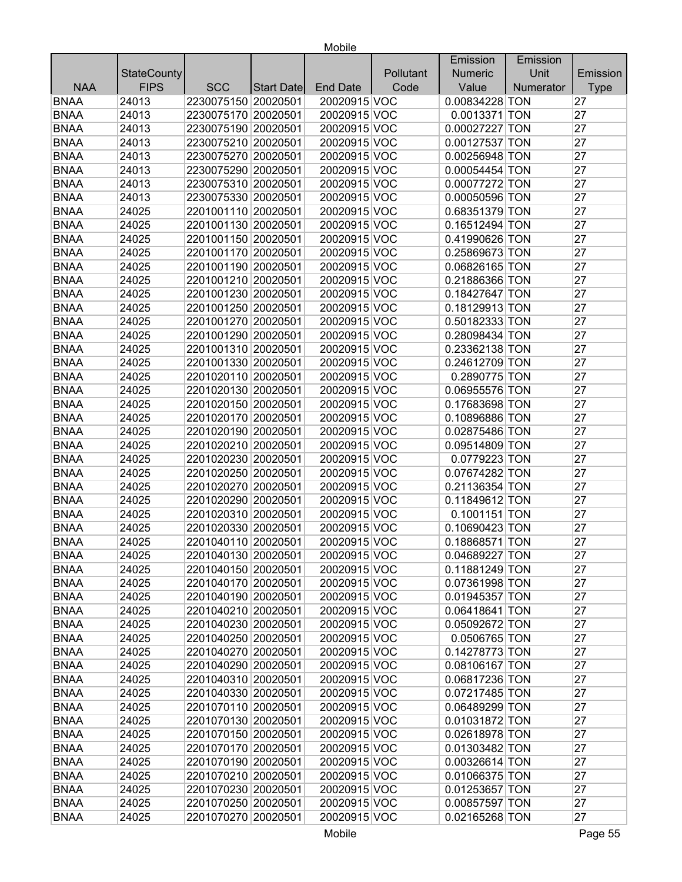| NAA | StateCounty FIPS | SCC | Start Date | End Date | Pollutant Code | Emission Numeric Value | Emission Unit Numerator | Emission Type |
|---|---|---|---|---|---|---|---|---|
| BNAA | 24013 | 2230075150 | 20020501 | 20020915 | VOC | 0.00834228 | TON | 27 |
| BNAA | 24013 | 2230075170 | 20020501 | 20020915 | VOC | 0.0013371 | TON | 27 |
| BNAA | 24013 | 2230075190 | 20020501 | 20020915 | VOC | 0.00027227 | TON | 27 |
| BNAA | 24013 | 2230075210 | 20020501 | 20020915 | VOC | 0.00127537 | TON | 27 |
| BNAA | 24013 | 2230075270 | 20020501 | 20020915 | VOC | 0.00256948 | TON | 27 |
| BNAA | 24013 | 2230075290 | 20020501 | 20020915 | VOC | 0.00054454 | TON | 27 |
| BNAA | 24013 | 2230075310 | 20020501 | 20020915 | VOC | 0.00077272 | TON | 27 |
| BNAA | 24013 | 2230075330 | 20020501 | 20020915 | VOC | 0.00050596 | TON | 27 |
| BNAA | 24025 | 2201001110 | 20020501 | 20020915 | VOC | 0.68351379 | TON | 27 |
| BNAA | 24025 | 2201001130 | 20020501 | 20020915 | VOC | 0.16512494 | TON | 27 |
| BNAA | 24025 | 2201001150 | 20020501 | 20020915 | VOC | 0.41990626 | TON | 27 |
| BNAA | 24025 | 2201001170 | 20020501 | 20020915 | VOC | 0.25869673 | TON | 27 |
| BNAA | 24025 | 2201001190 | 20020501 | 20020915 | VOC | 0.06826165 | TON | 27 |
| BNAA | 24025 | 2201001210 | 20020501 | 20020915 | VOC | 0.21886366 | TON | 27 |
| BNAA | 24025 | 2201001230 | 20020501 | 20020915 | VOC | 0.18427647 | TON | 27 |
| BNAA | 24025 | 2201001250 | 20020501 | 20020915 | VOC | 0.18129913 | TON | 27 |
| BNAA | 24025 | 2201001270 | 20020501 | 20020915 | VOC | 0.50182333 | TON | 27 |
| BNAA | 24025 | 2201001290 | 20020501 | 20020915 | VOC | 0.28098434 | TON | 27 |
| BNAA | 24025 | 2201001310 | 20020501 | 20020915 | VOC | 0.23362138 | TON | 27 |
| BNAA | 24025 | 2201001330 | 20020501 | 20020915 | VOC | 0.24612709 | TON | 27 |
| BNAA | 24025 | 2201020110 | 20020501 | 20020915 | VOC | 0.2890775 | TON | 27 |
| BNAA | 24025 | 2201020130 | 20020501 | 20020915 | VOC | 0.06955576 | TON | 27 |
| BNAA | 24025 | 2201020150 | 20020501 | 20020915 | VOC | 0.17683698 | TON | 27 |
| BNAA | 24025 | 2201020170 | 20020501 | 20020915 | VOC | 0.10896886 | TON | 27 |
| BNAA | 24025 | 2201020190 | 20020501 | 20020915 | VOC | 0.02875486 | TON | 27 |
| BNAA | 24025 | 2201020210 | 20020501 | 20020915 | VOC | 0.09514809 | TON | 27 |
| BNAA | 24025 | 2201020230 | 20020501 | 20020915 | VOC | 0.0779223 | TON | 27 |
| BNAA | 24025 | 2201020250 | 20020501 | 20020915 | VOC | 0.07674282 | TON | 27 |
| BNAA | 24025 | 2201020270 | 20020501 | 20020915 | VOC | 0.21136354 | TON | 27 |
| BNAA | 24025 | 2201020290 | 20020501 | 20020915 | VOC | 0.11849612 | TON | 27 |
| BNAA | 24025 | 2201020310 | 20020501 | 20020915 | VOC | 0.1001151 | TON | 27 |
| BNAA | 24025 | 2201020330 | 20020501 | 20020915 | VOC | 0.10690423 | TON | 27 |
| BNAA | 24025 | 2201040110 | 20020501 | 20020915 | VOC | 0.18868571 | TON | 27 |
| BNAA | 24025 | 2201040130 | 20020501 | 20020915 | VOC | 0.04689227 | TON | 27 |
| BNAA | 24025 | 2201040150 | 20020501 | 20020915 | VOC | 0.11881249 | TON | 27 |
| BNAA | 24025 | 2201040170 | 20020501 | 20020915 | VOC | 0.07361998 | TON | 27 |
| BNAA | 24025 | 2201040190 | 20020501 | 20020915 | VOC | 0.01945357 | TON | 27 |
| BNAA | 24025 | 2201040210 | 20020501 | 20020915 | VOC | 0.06418641 | TON | 27 |
| BNAA | 24025 | 2201040230 | 20020501 | 20020915 | VOC | 0.05092672 | TON | 27 |
| BNAA | 24025 | 2201040250 | 20020501 | 20020915 | VOC | 0.0506765 | TON | 27 |
| BNAA | 24025 | 2201040270 | 20020501 | 20020915 | VOC | 0.14278773 | TON | 27 |
| BNAA | 24025 | 2201040290 | 20020501 | 20020915 | VOC | 0.08106167 | TON | 27 |
| BNAA | 24025 | 2201040310 | 20020501 | 20020915 | VOC | 0.06817236 | TON | 27 |
| BNAA | 24025 | 2201040330 | 20020501 | 20020915 | VOC | 0.07217485 | TON | 27 |
| BNAA | 24025 | 2201070110 | 20020501 | 20020915 | VOC | 0.06489299 | TON | 27 |
| BNAA | 24025 | 2201070130 | 20020501 | 20020915 | VOC | 0.01031872 | TON | 27 |
| BNAA | 24025 | 2201070150 | 20020501 | 20020915 | VOC | 0.02618978 | TON | 27 |
| BNAA | 24025 | 2201070170 | 20020501 | 20020915 | VOC | 0.01303482 | TON | 27 |
| BNAA | 24025 | 2201070190 | 20020501 | 20020915 | VOC | 0.00326614 | TON | 27 |
| BNAA | 24025 | 2201070210 | 20020501 | 20020915 | VOC | 0.01066375 | TON | 27 |
| BNAA | 24025 | 2201070230 | 20020501 | 20020915 | VOC | 0.01253657 | TON | 27 |
| BNAA | 24025 | 2201070250 | 20020501 | 20020915 | VOC | 0.00857597 | TON | 27 |
| BNAA | 24025 | 2201070270 | 20020501 | 20020915 | VOC | 0.02165268 | TON | 27 |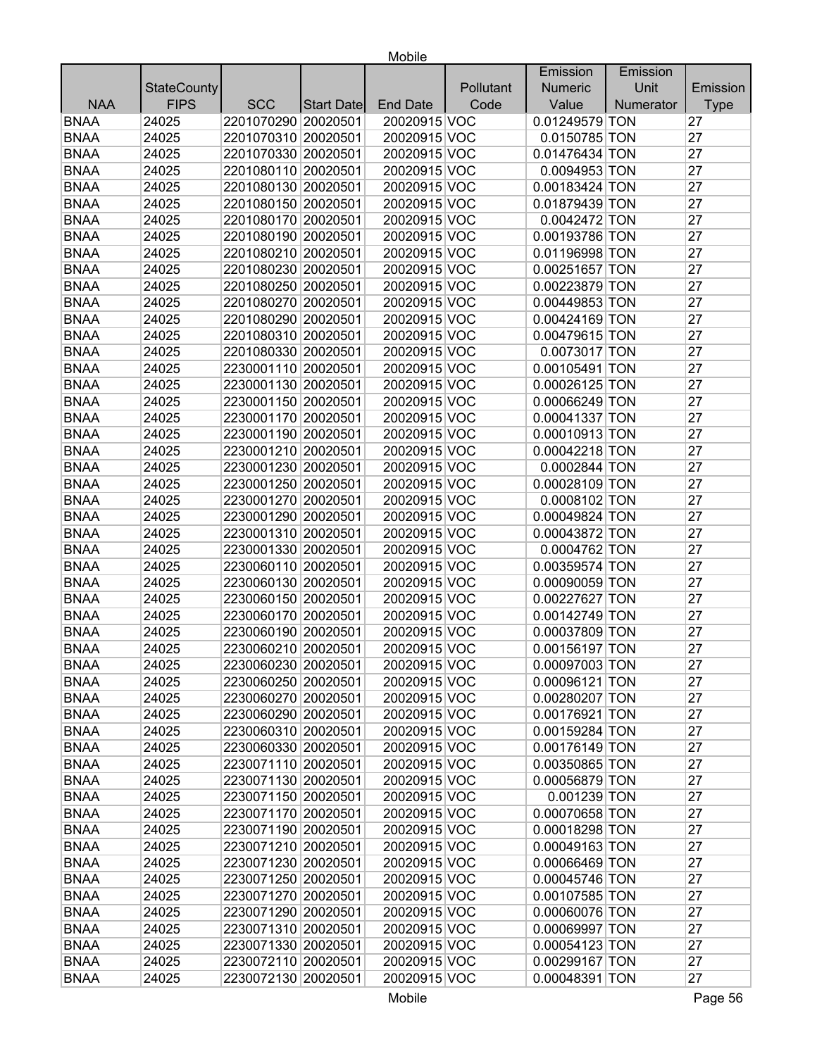| NAA | StateCounty FIPS | SCC | Start Date | End Date | Pollutant Code | Emission Numeric Value | Emission Unit Numerator | Emission Type |
|---|---|---|---|---|---|---|---|---|
| BNAA | 24025 | 2201070290 | 20020501 | 20020915 | VOC | 0.01249579 | TON | 27 |
| BNAA | 24025 | 2201070310 | 20020501 | 20020915 | VOC | 0.0150785 | TON | 27 |
| BNAA | 24025 | 2201070330 | 20020501 | 20020915 | VOC | 0.01476434 | TON | 27 |
| BNAA | 24025 | 2201080110 | 20020501 | 20020915 | VOC | 0.0094953 | TON | 27 |
| BNAA | 24025 | 2201080130 | 20020501 | 20020915 | VOC | 0.00183424 | TON | 27 |
| BNAA | 24025 | 2201080150 | 20020501 | 20020915 | VOC | 0.01879439 | TON | 27 |
| BNAA | 24025 | 2201080170 | 20020501 | 20020915 | VOC | 0.0042472 | TON | 27 |
| BNAA | 24025 | 2201080190 | 20020501 | 20020915 | VOC | 0.00193786 | TON | 27 |
| BNAA | 24025 | 2201080210 | 20020501 | 20020915 | VOC | 0.01196998 | TON | 27 |
| BNAA | 24025 | 2201080230 | 20020501 | 20020915 | VOC | 0.00251657 | TON | 27 |
| BNAA | 24025 | 2201080250 | 20020501 | 20020915 | VOC | 0.00223879 | TON | 27 |
| BNAA | 24025 | 2201080270 | 20020501 | 20020915 | VOC | 0.00449853 | TON | 27 |
| BNAA | 24025 | 2201080290 | 20020501 | 20020915 | VOC | 0.00424169 | TON | 27 |
| BNAA | 24025 | 2201080310 | 20020501 | 20020915 | VOC | 0.00479615 | TON | 27 |
| BNAA | 24025 | 2201080330 | 20020501 | 20020915 | VOC | 0.0073017 | TON | 27 |
| BNAA | 24025 | 2230001110 | 20020501 | 20020915 | VOC | 0.00105491 | TON | 27 |
| BNAA | 24025 | 2230001130 | 20020501 | 20020915 | VOC | 0.00026125 | TON | 27 |
| BNAA | 24025 | 2230001150 | 20020501 | 20020915 | VOC | 0.00066249 | TON | 27 |
| BNAA | 24025 | 2230001170 | 20020501 | 20020915 | VOC | 0.00041337 | TON | 27 |
| BNAA | 24025 | 2230001190 | 20020501 | 20020915 | VOC | 0.00010913 | TON | 27 |
| BNAA | 24025 | 2230001210 | 20020501 | 20020915 | VOC | 0.00042218 | TON | 27 |
| BNAA | 24025 | 2230001230 | 20020501 | 20020915 | VOC | 0.0002844 | TON | 27 |
| BNAA | 24025 | 2230001250 | 20020501 | 20020915 | VOC | 0.00028109 | TON | 27 |
| BNAA | 24025 | 2230001270 | 20020501 | 20020915 | VOC | 0.0008102 | TON | 27 |
| BNAA | 24025 | 2230001290 | 20020501 | 20020915 | VOC | 0.00049824 | TON | 27 |
| BNAA | 24025 | 2230001310 | 20020501 | 20020915 | VOC | 0.00043872 | TON | 27 |
| BNAA | 24025 | 2230001330 | 20020501 | 20020915 | VOC | 0.0004762 | TON | 27 |
| BNAA | 24025 | 2230060110 | 20020501 | 20020915 | VOC | 0.00359574 | TON | 27 |
| BNAA | 24025 | 2230060130 | 20020501 | 20020915 | VOC | 0.00090059 | TON | 27 |
| BNAA | 24025 | 2230060150 | 20020501 | 20020915 | VOC | 0.00227627 | TON | 27 |
| BNAA | 24025 | 2230060170 | 20020501 | 20020915 | VOC | 0.00142749 | TON | 27 |
| BNAA | 24025 | 2230060190 | 20020501 | 20020915 | VOC | 0.00037809 | TON | 27 |
| BNAA | 24025 | 2230060210 | 20020501 | 20020915 | VOC | 0.00156197 | TON | 27 |
| BNAA | 24025 | 2230060230 | 20020501 | 20020915 | VOC | 0.00097003 | TON | 27 |
| BNAA | 24025 | 2230060250 | 20020501 | 20020915 | VOC | 0.00096121 | TON | 27 |
| BNAA | 24025 | 2230060270 | 20020501 | 20020915 | VOC | 0.00280207 | TON | 27 |
| BNAA | 24025 | 2230060290 | 20020501 | 20020915 | VOC | 0.00176921 | TON | 27 |
| BNAA | 24025 | 2230060310 | 20020501 | 20020915 | VOC | 0.00159284 | TON | 27 |
| BNAA | 24025 | 2230060330 | 20020501 | 20020915 | VOC | 0.00176149 | TON | 27 |
| BNAA | 24025 | 2230071110 | 20020501 | 20020915 | VOC | 0.00350865 | TON | 27 |
| BNAA | 24025 | 2230071130 | 20020501 | 20020915 | VOC | 0.00056879 | TON | 27 |
| BNAA | 24025 | 2230071150 | 20020501 | 20020915 | VOC | 0.001239 | TON | 27 |
| BNAA | 24025 | 2230071170 | 20020501 | 20020915 | VOC | 0.00070658 | TON | 27 |
| BNAA | 24025 | 2230071190 | 20020501 | 20020915 | VOC | 0.00018298 | TON | 27 |
| BNAA | 24025 | 2230071210 | 20020501 | 20020915 | VOC | 0.00049163 | TON | 27 |
| BNAA | 24025 | 2230071230 | 20020501 | 20020915 | VOC | 0.00066469 | TON | 27 |
| BNAA | 24025 | 2230071250 | 20020501 | 20020915 | VOC | 0.00045746 | TON | 27 |
| BNAA | 24025 | 2230071270 | 20020501 | 20020915 | VOC | 0.00107585 | TON | 27 |
| BNAA | 24025 | 2230071290 | 20020501 | 20020915 | VOC | 0.00060076 | TON | 27 |
| BNAA | 24025 | 2230071310 | 20020501 | 20020915 | VOC | 0.00069997 | TON | 27 |
| BNAA | 24025 | 2230071330 | 20020501 | 20020915 | VOC | 0.00054123 | TON | 27 |
| BNAA | 24025 | 2230072110 | 20020501 | 20020915 | VOC | 0.00299167 | TON | 27 |
| BNAA | 24025 | 2230072130 | 20020501 | 20020915 | VOC | 0.00048391 | TON | 27 |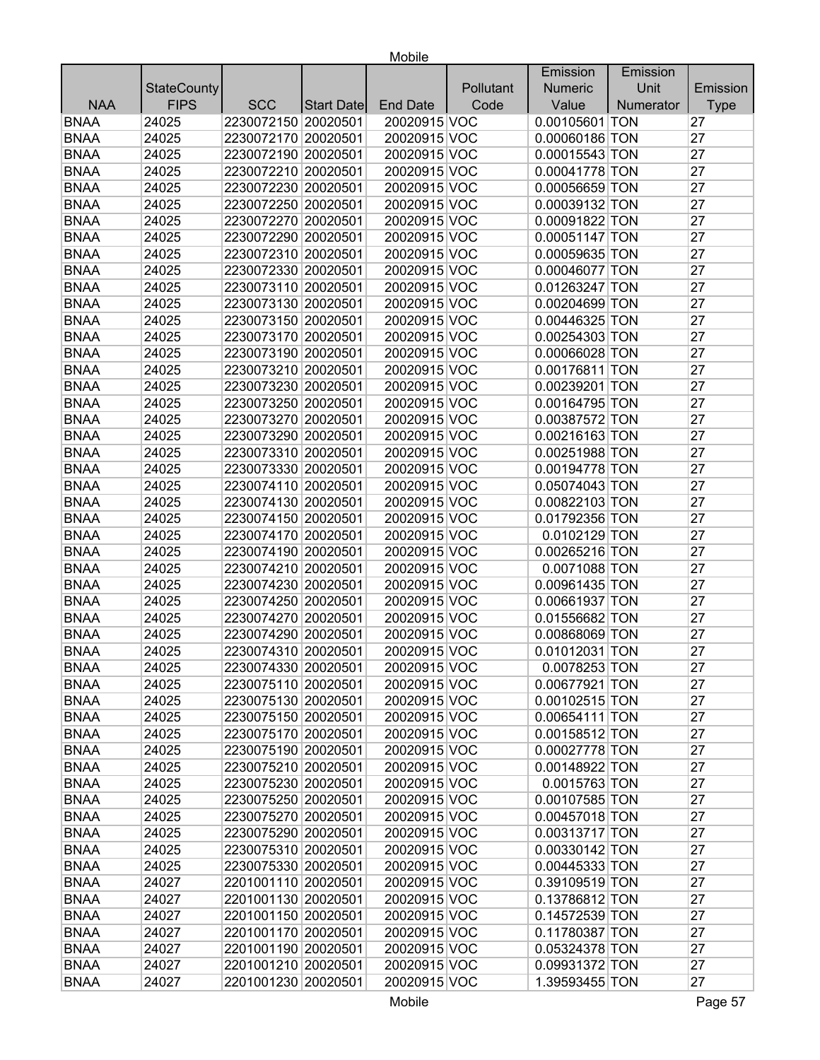| NAA | StateCounty FIPS | SCC | Start Date | End Date | Pollutant Code | Emission Numeric Value | Emission Unit Numerator | Emission Type |
|---|---|---|---|---|---|---|---|---|
| BNAA | 24025 | 2230072150 | 20020501 | 20020915 | VOC | 0.00105601 | TON | 27 |
| BNAA | 24025 | 2230072170 | 20020501 | 20020915 | VOC | 0.00060186 | TON | 27 |
| BNAA | 24025 | 2230072190 | 20020501 | 20020915 | VOC | 0.00015543 | TON | 27 |
| BNAA | 24025 | 2230072210 | 20020501 | 20020915 | VOC | 0.00041778 | TON | 27 |
| BNAA | 24025 | 2230072230 | 20020501 | 20020915 | VOC | 0.00056659 | TON | 27 |
| BNAA | 24025 | 2230072250 | 20020501 | 20020915 | VOC | 0.00039132 | TON | 27 |
| BNAA | 24025 | 2230072270 | 20020501 | 20020915 | VOC | 0.00091822 | TON | 27 |
| BNAA | 24025 | 2230072290 | 20020501 | 20020915 | VOC | 0.00051147 | TON | 27 |
| BNAA | 24025 | 2230072310 | 20020501 | 20020915 | VOC | 0.00059635 | TON | 27 |
| BNAA | 24025 | 2230072330 | 20020501 | 20020915 | VOC | 0.00046077 | TON | 27 |
| BNAA | 24025 | 2230073110 | 20020501 | 20020915 | VOC | 0.01263247 | TON | 27 |
| BNAA | 24025 | 2230073130 | 20020501 | 20020915 | VOC | 0.00204699 | TON | 27 |
| BNAA | 24025 | 2230073150 | 20020501 | 20020915 | VOC | 0.00446325 | TON | 27 |
| BNAA | 24025 | 2230073170 | 20020501 | 20020915 | VOC | 0.00254303 | TON | 27 |
| BNAA | 24025 | 2230073190 | 20020501 | 20020915 | VOC | 0.00066028 | TON | 27 |
| BNAA | 24025 | 2230073210 | 20020501 | 20020915 | VOC | 0.00176811 | TON | 27 |
| BNAA | 24025 | 2230073230 | 20020501 | 20020915 | VOC | 0.00239201 | TON | 27 |
| BNAA | 24025 | 2230073250 | 20020501 | 20020915 | VOC | 0.00164795 | TON | 27 |
| BNAA | 24025 | 2230073270 | 20020501 | 20020915 | VOC | 0.00387572 | TON | 27 |
| BNAA | 24025 | 2230073290 | 20020501 | 20020915 | VOC | 0.00216163 | TON | 27 |
| BNAA | 24025 | 2230073310 | 20020501 | 20020915 | VOC | 0.00251988 | TON | 27 |
| BNAA | 24025 | 2230073330 | 20020501 | 20020915 | VOC | 0.00194778 | TON | 27 |
| BNAA | 24025 | 2230074110 | 20020501 | 20020915 | VOC | 0.05074043 | TON | 27 |
| BNAA | 24025 | 2230074130 | 20020501 | 20020915 | VOC | 0.00822103 | TON | 27 |
| BNAA | 24025 | 2230074150 | 20020501 | 20020915 | VOC | 0.01792356 | TON | 27 |
| BNAA | 24025 | 2230074170 | 20020501 | 20020915 | VOC | 0.0102129 | TON | 27 |
| BNAA | 24025 | 2230074190 | 20020501 | 20020915 | VOC | 0.00265216 | TON | 27 |
| BNAA | 24025 | 2230074210 | 20020501 | 20020915 | VOC | 0.0071088 | TON | 27 |
| BNAA | 24025 | 2230074230 | 20020501 | 20020915 | VOC | 0.00961435 | TON | 27 |
| BNAA | 24025 | 2230074250 | 20020501 | 20020915 | VOC | 0.00661937 | TON | 27 |
| BNAA | 24025 | 2230074270 | 20020501 | 20020915 | VOC | 0.01556682 | TON | 27 |
| BNAA | 24025 | 2230074290 | 20020501 | 20020915 | VOC | 0.00868069 | TON | 27 |
| BNAA | 24025 | 2230074310 | 20020501 | 20020915 | VOC | 0.01012031 | TON | 27 |
| BNAA | 24025 | 2230074330 | 20020501 | 20020915 | VOC | 0.0078253 | TON | 27 |
| BNAA | 24025 | 2230075110 | 20020501 | 20020915 | VOC | 0.00677921 | TON | 27 |
| BNAA | 24025 | 2230075130 | 20020501 | 20020915 | VOC | 0.00102515 | TON | 27 |
| BNAA | 24025 | 2230075150 | 20020501 | 20020915 | VOC | 0.00654111 | TON | 27 |
| BNAA | 24025 | 2230075170 | 20020501 | 20020915 | VOC | 0.00158512 | TON | 27 |
| BNAA | 24025 | 2230075190 | 20020501 | 20020915 | VOC | 0.00027778 | TON | 27 |
| BNAA | 24025 | 2230075210 | 20020501 | 20020915 | VOC | 0.00148922 | TON | 27 |
| BNAA | 24025 | 2230075230 | 20020501 | 20020915 | VOC | 0.0015763 | TON | 27 |
| BNAA | 24025 | 2230075250 | 20020501 | 20020915 | VOC | 0.00107585 | TON | 27 |
| BNAA | 24025 | 2230075270 | 20020501 | 20020915 | VOC | 0.00457018 | TON | 27 |
| BNAA | 24025 | 2230075290 | 20020501 | 20020915 | VOC | 0.00313717 | TON | 27 |
| BNAA | 24025 | 2230075310 | 20020501 | 20020915 | VOC | 0.00330142 | TON | 27 |
| BNAA | 24025 | 2230075330 | 20020501 | 20020915 | VOC | 0.00445333 | TON | 27 |
| BNAA | 24027 | 2201001110 | 20020501 | 20020915 | VOC | 0.39109519 | TON | 27 |
| BNAA | 24027 | 2201001130 | 20020501 | 20020915 | VOC | 0.13786812 | TON | 27 |
| BNAA | 24027 | 2201001150 | 20020501 | 20020915 | VOC | 0.14572539 | TON | 27 |
| BNAA | 24027 | 2201001170 | 20020501 | 20020915 | VOC | 0.11780387 | TON | 27 |
| BNAA | 24027 | 2201001190 | 20020501 | 20020915 | VOC | 0.05324378 | TON | 27 |
| BNAA | 24027 | 2201001210 | 20020501 | 20020915 | VOC | 0.09931372 | TON | 27 |
| BNAA | 24027 | 2201001230 | 20020501 | 20020915 | VOC | 1.39593455 | TON | 27 |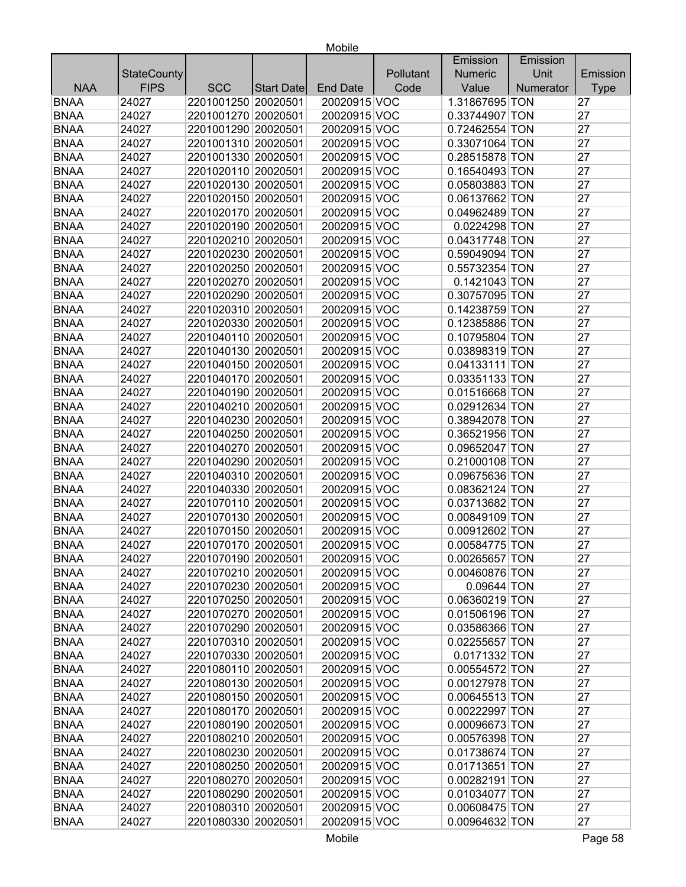| NAA | StateCounty FIPS | SCC | Start Date | End Date | Pollutant Code | Emission Numeric Value | Emission Unit Numerator | Emission Type |
|---|---|---|---|---|---|---|---|---|
| BNAA | 24027 | 2201001250 | 20020501 | 20020915 | VOC | 1.31867695 | TON | 27 |
| BNAA | 24027 | 2201001270 | 20020501 | 20020915 | VOC | 0.33744907 | TON | 27 |
| BNAA | 24027 | 2201001290 | 20020501 | 20020915 | VOC | 0.72462554 | TON | 27 |
| BNAA | 24027 | 2201001310 | 20020501 | 20020915 | VOC | 0.33071064 | TON | 27 |
| BNAA | 24027 | 2201001330 | 20020501 | 20020915 | VOC | 0.28515878 | TON | 27 |
| BNAA | 24027 | 2201020110 | 20020501 | 20020915 | VOC | 0.16540493 | TON | 27 |
| BNAA | 24027 | 2201020130 | 20020501 | 20020915 | VOC | 0.05803883 | TON | 27 |
| BNAA | 24027 | 2201020150 | 20020501 | 20020915 | VOC | 0.06137662 | TON | 27 |
| BNAA | 24027 | 2201020170 | 20020501 | 20020915 | VOC | 0.04962489 | TON | 27 |
| BNAA | 24027 | 2201020190 | 20020501 | 20020915 | VOC | 0.0224298 | TON | 27 |
| BNAA | 24027 | 2201020210 | 20020501 | 20020915 | VOC | 0.04317748 | TON | 27 |
| BNAA | 24027 | 2201020230 | 20020501 | 20020915 | VOC | 0.59049094 | TON | 27 |
| BNAA | 24027 | 2201020250 | 20020501 | 20020915 | VOC | 0.55732354 | TON | 27 |
| BNAA | 24027 | 2201020270 | 20020501 | 20020915 | VOC | 0.1421043 | TON | 27 |
| BNAA | 24027 | 2201020290 | 20020501 | 20020915 | VOC | 0.30757095 | TON | 27 |
| BNAA | 24027 | 2201020310 | 20020501 | 20020915 | VOC | 0.14238759 | TON | 27 |
| BNAA | 24027 | 2201020330 | 20020501 | 20020915 | VOC | 0.12385886 | TON | 27 |
| BNAA | 24027 | 2201040110 | 20020501 | 20020915 | VOC | 0.10795804 | TON | 27 |
| BNAA | 24027 | 2201040130 | 20020501 | 20020915 | VOC | 0.03898319 | TON | 27 |
| BNAA | 24027 | 2201040150 | 20020501 | 20020915 | VOC | 0.04133111 | TON | 27 |
| BNAA | 24027 | 2201040170 | 20020501 | 20020915 | VOC | 0.03351133 | TON | 27 |
| BNAA | 24027 | 2201040190 | 20020501 | 20020915 | VOC | 0.01516668 | TON | 27 |
| BNAA | 24027 | 2201040210 | 20020501 | 20020915 | VOC | 0.02912634 | TON | 27 |
| BNAA | 24027 | 2201040230 | 20020501 | 20020915 | VOC | 0.38942078 | TON | 27 |
| BNAA | 24027 | 2201040250 | 20020501 | 20020915 | VOC | 0.36521956 | TON | 27 |
| BNAA | 24027 | 2201040270 | 20020501 | 20020915 | VOC | 0.09652047 | TON | 27 |
| BNAA | 24027 | 2201040290 | 20020501 | 20020915 | VOC | 0.21000108 | TON | 27 |
| BNAA | 24027 | 2201040310 | 20020501 | 20020915 | VOC | 0.09675636 | TON | 27 |
| BNAA | 24027 | 2201040330 | 20020501 | 20020915 | VOC | 0.08362124 | TON | 27 |
| BNAA | 24027 | 2201070110 | 20020501 | 20020915 | VOC | 0.03713682 | TON | 27 |
| BNAA | 24027 | 2201070130 | 20020501 | 20020915 | VOC | 0.00849109 | TON | 27 |
| BNAA | 24027 | 2201070150 | 20020501 | 20020915 | VOC | 0.00912602 | TON | 27 |
| BNAA | 24027 | 2201070170 | 20020501 | 20020915 | VOC | 0.00584775 | TON | 27 |
| BNAA | 24027 | 2201070190 | 20020501 | 20020915 | VOC | 0.00265657 | TON | 27 |
| BNAA | 24027 | 2201070210 | 20020501 | 20020915 | VOC | 0.00460876 | TON | 27 |
| BNAA | 24027 | 2201070230 | 20020501 | 20020915 | VOC | 0.09644 | TON | 27 |
| BNAA | 24027 | 2201070250 | 20020501 | 20020915 | VOC | 0.06360219 | TON | 27 |
| BNAA | 24027 | 2201070270 | 20020501 | 20020915 | VOC | 0.01506196 | TON | 27 |
| BNAA | 24027 | 2201070290 | 20020501 | 20020915 | VOC | 0.03586366 | TON | 27 |
| BNAA | 24027 | 2201070310 | 20020501 | 20020915 | VOC | 0.02255657 | TON | 27 |
| BNAA | 24027 | 2201070330 | 20020501 | 20020915 | VOC | 0.0171332 | TON | 27 |
| BNAA | 24027 | 2201080110 | 20020501 | 20020915 | VOC | 0.00554572 | TON | 27 |
| BNAA | 24027 | 2201080130 | 20020501 | 20020915 | VOC | 0.00127978 | TON | 27 |
| BNAA | 24027 | 2201080150 | 20020501 | 20020915 | VOC | 0.00645513 | TON | 27 |
| BNAA | 24027 | 2201080170 | 20020501 | 20020915 | VOC | 0.00222997 | TON | 27 |
| BNAA | 24027 | 2201080190 | 20020501 | 20020915 | VOC | 0.00096673 | TON | 27 |
| BNAA | 24027 | 2201080210 | 20020501 | 20020915 | VOC | 0.00576398 | TON | 27 |
| BNAA | 24027 | 2201080230 | 20020501 | 20020915 | VOC | 0.01738674 | TON | 27 |
| BNAA | 24027 | 2201080250 | 20020501 | 20020915 | VOC | 0.01713651 | TON | 27 |
| BNAA | 24027 | 2201080270 | 20020501 | 20020915 | VOC | 0.00282191 | TON | 27 |
| BNAA | 24027 | 2201080290 | 20020501 | 20020915 | VOC | 0.01034077 | TON | 27 |
| BNAA | 24027 | 2201080310 | 20020501 | 20020915 | VOC | 0.00608475 | TON | 27 |
| BNAA | 24027 | 2201080330 | 20020501 | 20020915 | VOC | 0.00964632 | TON | 27 |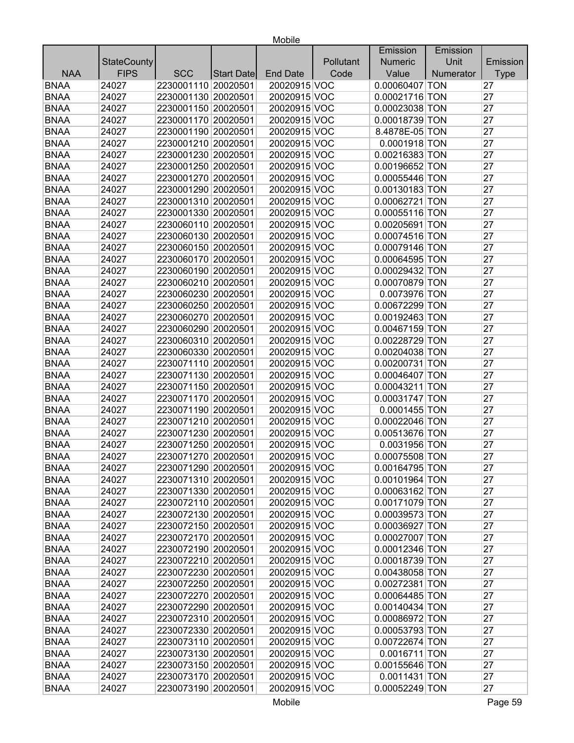| NAA | StateCounty FIPS | SCC | Start Date | End Date | Pollutant Code | Emission Numeric Value | Emission Unit Numerator | Emission Type |
|---|---|---|---|---|---|---|---|---|
| BNAA | 24027 | 2230001110 | 20020501 | 20020915 | VOC | 0.00060407 | TON | 27 |
| BNAA | 24027 | 2230001130 | 20020501 | 20020915 | VOC | 0.00021716 | TON | 27 |
| BNAA | 24027 | 2230001150 | 20020501 | 20020915 | VOC | 0.00023038 | TON | 27 |
| BNAA | 24027 | 2230001170 | 20020501 | 20020915 | VOC | 0.00018739 | TON | 27 |
| BNAA | 24027 | 2230001190 | 20020501 | 20020915 | VOC | 8.4878E-05 | TON | 27 |
| BNAA | 24027 | 2230001210 | 20020501 | 20020915 | VOC | 0.0001918 | TON | 27 |
| BNAA | 24027 | 2230001230 | 20020501 | 20020915 | VOC | 0.00216383 | TON | 27 |
| BNAA | 24027 | 2230001250 | 20020501 | 20020915 | VOC | 0.00196652 | TON | 27 |
| BNAA | 24027 | 2230001270 | 20020501 | 20020915 | VOC | 0.00055446 | TON | 27 |
| BNAA | 24027 | 2230001290 | 20020501 | 20020915 | VOC | 0.00130183 | TON | 27 |
| BNAA | 24027 | 2230001310 | 20020501 | 20020915 | VOC | 0.00062721 | TON | 27 |
| BNAA | 24027 | 2230001330 | 20020501 | 20020915 | VOC | 0.00055116 | TON | 27 |
| BNAA | 24027 | 2230060110 | 20020501 | 20020915 | VOC | 0.00205691 | TON | 27 |
| BNAA | 24027 | 2230060130 | 20020501 | 20020915 | VOC | 0.00074516 | TON | 27 |
| BNAA | 24027 | 2230060150 | 20020501 | 20020915 | VOC | 0.00079146 | TON | 27 |
| BNAA | 24027 | 2230060170 | 20020501 | 20020915 | VOC | 0.00064595 | TON | 27 |
| BNAA | 24027 | 2230060190 | 20020501 | 20020915 | VOC | 0.00029432 | TON | 27 |
| BNAA | 24027 | 2230060210 | 20020501 | 20020915 | VOC | 0.00070879 | TON | 27 |
| BNAA | 24027 | 2230060230 | 20020501 | 20020915 | VOC | 0.0073976 | TON | 27 |
| BNAA | 24027 | 2230060250 | 20020501 | 20020915 | VOC | 0.00672299 | TON | 27 |
| BNAA | 24027 | 2230060270 | 20020501 | 20020915 | VOC | 0.00192463 | TON | 27 |
| BNAA | 24027 | 2230060290 | 20020501 | 20020915 | VOC | 0.00467159 | TON | 27 |
| BNAA | 24027 | 2230060310 | 20020501 | 20020915 | VOC | 0.00228729 | TON | 27 |
| BNAA | 24027 | 2230060330 | 20020501 | 20020915 | VOC | 0.00204038 | TON | 27 |
| BNAA | 24027 | 2230071110 | 20020501 | 20020915 | VOC | 0.00200731 | TON | 27 |
| BNAA | 24027 | 2230071130 | 20020501 | 20020915 | VOC | 0.00046407 | TON | 27 |
| BNAA | 24027 | 2230071150 | 20020501 | 20020915 | VOC | 0.00043211 | TON | 27 |
| BNAA | 24027 | 2230071170 | 20020501 | 20020915 | VOC | 0.00031747 | TON | 27 |
| BNAA | 24027 | 2230071190 | 20020501 | 20020915 | VOC | 0.0001455 | TON | 27 |
| BNAA | 24027 | 2230071210 | 20020501 | 20020915 | VOC | 0.00022046 | TON | 27 |
| BNAA | 24027 | 2230071230 | 20020501 | 20020915 | VOC | 0.00513676 | TON | 27 |
| BNAA | 24027 | 2230071250 | 20020501 | 20020915 | VOC | 0.0031956 | TON | 27 |
| BNAA | 24027 | 2230071270 | 20020501 | 20020915 | VOC | 0.00075508 | TON | 27 |
| BNAA | 24027 | 2230071290 | 20020501 | 20020915 | VOC | 0.00164795 | TON | 27 |
| BNAA | 24027 | 2230071310 | 20020501 | 20020915 | VOC | 0.00101964 | TON | 27 |
| BNAA | 24027 | 2230071330 | 20020501 | 20020915 | VOC | 0.00063162 | TON | 27 |
| BNAA | 24027 | 2230072110 | 20020501 | 20020915 | VOC | 0.00171079 | TON | 27 |
| BNAA | 24027 | 2230072130 | 20020501 | 20020915 | VOC | 0.00039573 | TON | 27 |
| BNAA | 24027 | 2230072150 | 20020501 | 20020915 | VOC | 0.00036927 | TON | 27 |
| BNAA | 24027 | 2230072170 | 20020501 | 20020915 | VOC | 0.00027007 | TON | 27 |
| BNAA | 24027 | 2230072190 | 20020501 | 20020915 | VOC | 0.00012346 | TON | 27 |
| BNAA | 24027 | 2230072210 | 20020501 | 20020915 | VOC | 0.00018739 | TON | 27 |
| BNAA | 24027 | 2230072230 | 20020501 | 20020915 | VOC | 0.00438058 | TON | 27 |
| BNAA | 24027 | 2230072250 | 20020501 | 20020915 | VOC | 0.00272381 | TON | 27 |
| BNAA | 24027 | 2230072270 | 20020501 | 20020915 | VOC | 0.00064485 | TON | 27 |
| BNAA | 24027 | 2230072290 | 20020501 | 20020915 | VOC | 0.00140434 | TON | 27 |
| BNAA | 24027 | 2230072310 | 20020501 | 20020915 | VOC | 0.00086972 | TON | 27 |
| BNAA | 24027 | 2230072330 | 20020501 | 20020915 | VOC | 0.00053793 | TON | 27 |
| BNAA | 24027 | 2230073110 | 20020501 | 20020915 | VOC | 0.00722674 | TON | 27 |
| BNAA | 24027 | 2230073130 | 20020501 | 20020915 | VOC | 0.0016711 | TON | 27 |
| BNAA | 24027 | 2230073150 | 20020501 | 20020915 | VOC | 0.00155646 | TON | 27 |
| BNAA | 24027 | 2230073170 | 20020501 | 20020915 | VOC | 0.0011431 | TON | 27 |
| BNAA | 24027 | 2230073190 | 20020501 | 20020915 | VOC | 0.00052249 | TON | 27 |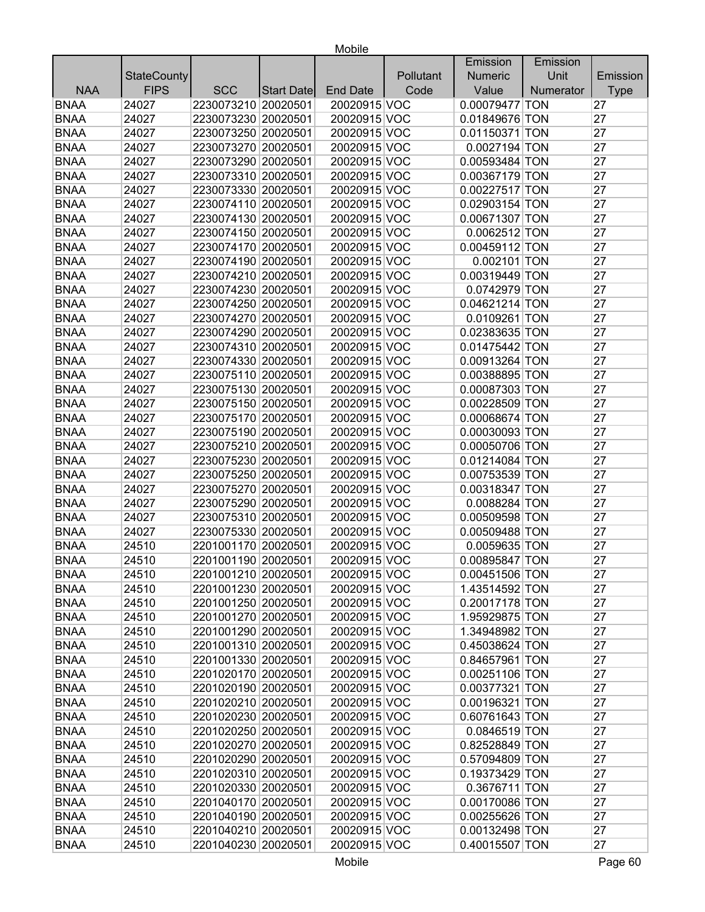| NAA | StateCounty FIPS | SCC | Start Date | End Date | Pollutant Code | Emission Numeric Value | Emission Unit Numerator | Emission Type |
|---|---|---|---|---|---|---|---|---|
| BNAA | 24027 | 2230073210 | 20020501 | 20020915 | VOC | 0.00079477 | TON | 27 |
| BNAA | 24027 | 2230073230 | 20020501 | 20020915 | VOC | 0.01849676 | TON | 27 |
| BNAA | 24027 | 2230073250 | 20020501 | 20020915 | VOC | 0.01150371 | TON | 27 |
| BNAA | 24027 | 2230073270 | 20020501 | 20020915 | VOC | 0.0027194 | TON | 27 |
| BNAA | 24027 | 2230073290 | 20020501 | 20020915 | VOC | 0.00593484 | TON | 27 |
| BNAA | 24027 | 2230073310 | 20020501 | 20020915 | VOC | 0.00367179 | TON | 27 |
| BNAA | 24027 | 2230073330 | 20020501 | 20020915 | VOC | 0.00227517 | TON | 27 |
| BNAA | 24027 | 2230074110 | 20020501 | 20020915 | VOC | 0.02903154 | TON | 27 |
| BNAA | 24027 | 2230074130 | 20020501 | 20020915 | VOC | 0.00671307 | TON | 27 |
| BNAA | 24027 | 2230074150 | 20020501 | 20020915 | VOC | 0.0062512 | TON | 27 |
| BNAA | 24027 | 2230074170 | 20020501 | 20020915 | VOC | 0.00459112 | TON | 27 |
| BNAA | 24027 | 2230074190 | 20020501 | 20020915 | VOC | 0.002101 | TON | 27 |
| BNAA | 24027 | 2230074210 | 20020501 | 20020915 | VOC | 0.00319449 | TON | 27 |
| BNAA | 24027 | 2230074230 | 20020501 | 20020915 | VOC | 0.0742979 | TON | 27 |
| BNAA | 24027 | 2230074250 | 20020501 | 20020915 | VOC | 0.04621214 | TON | 27 |
| BNAA | 24027 | 2230074270 | 20020501 | 20020915 | VOC | 0.0109261 | TON | 27 |
| BNAA | 24027 | 2230074290 | 20020501 | 20020915 | VOC | 0.02383635 | TON | 27 |
| BNAA | 24027 | 2230074310 | 20020501 | 20020915 | VOC | 0.01475442 | TON | 27 |
| BNAA | 24027 | 2230074330 | 20020501 | 20020915 | VOC | 0.00913264 | TON | 27 |
| BNAA | 24027 | 2230075110 | 20020501 | 20020915 | VOC | 0.00388895 | TON | 27 |
| BNAA | 24027 | 2230075130 | 20020501 | 20020915 | VOC | 0.00087303 | TON | 27 |
| BNAA | 24027 | 2230075150 | 20020501 | 20020915 | VOC | 0.00228509 | TON | 27 |
| BNAA | 24027 | 2230075170 | 20020501 | 20020915 | VOC | 0.00068674 | TON | 27 |
| BNAA | 24027 | 2230075190 | 20020501 | 20020915 | VOC | 0.00030093 | TON | 27 |
| BNAA | 24027 | 2230075210 | 20020501 | 20020915 | VOC | 0.00050706 | TON | 27 |
| BNAA | 24027 | 2230075230 | 20020501 | 20020915 | VOC | 0.01214084 | TON | 27 |
| BNAA | 24027 | 2230075250 | 20020501 | 20020915 | VOC | 0.00753539 | TON | 27 |
| BNAA | 24027 | 2230075270 | 20020501 | 20020915 | VOC | 0.00318347 | TON | 27 |
| BNAA | 24027 | 2230075290 | 20020501 | 20020915 | VOC | 0.0088284 | TON | 27 |
| BNAA | 24027 | 2230075310 | 20020501 | 20020915 | VOC | 0.00509598 | TON | 27 |
| BNAA | 24027 | 2230075330 | 20020501 | 20020915 | VOC | 0.00509488 | TON | 27 |
| BNAA | 24510 | 2201001170 | 20020501 | 20020915 | VOC | 0.0059635 | TON | 27 |
| BNAA | 24510 | 2201001190 | 20020501 | 20020915 | VOC | 0.00895847 | TON | 27 |
| BNAA | 24510 | 2201001210 | 20020501 | 20020915 | VOC | 0.00451506 | TON | 27 |
| BNAA | 24510 | 2201001230 | 20020501 | 20020915 | VOC | 1.43514592 | TON | 27 |
| BNAA | 24510 | 2201001250 | 20020501 | 20020915 | VOC | 0.20017178 | TON | 27 |
| BNAA | 24510 | 2201001270 | 20020501 | 20020915 | VOC | 1.95929875 | TON | 27 |
| BNAA | 24510 | 2201001290 | 20020501 | 20020915 | VOC | 1.34948982 | TON | 27 |
| BNAA | 24510 | 2201001310 | 20020501 | 20020915 | VOC | 0.45038624 | TON | 27 |
| BNAA | 24510 | 2201001330 | 20020501 | 20020915 | VOC | 0.84657961 | TON | 27 |
| BNAA | 24510 | 2201020170 | 20020501 | 20020915 | VOC | 0.00251106 | TON | 27 |
| BNAA | 24510 | 2201020190 | 20020501 | 20020915 | VOC | 0.00377321 | TON | 27 |
| BNAA | 24510 | 2201020210 | 20020501 | 20020915 | VOC | 0.00196321 | TON | 27 |
| BNAA | 24510 | 2201020230 | 20020501 | 20020915 | VOC | 0.60761643 | TON | 27 |
| BNAA | 24510 | 2201020250 | 20020501 | 20020915 | VOC | 0.0846519 | TON | 27 |
| BNAA | 24510 | 2201020270 | 20020501 | 20020915 | VOC | 0.82528849 | TON | 27 |
| BNAA | 24510 | 2201020290 | 20020501 | 20020915 | VOC | 0.57094809 | TON | 27 |
| BNAA | 24510 | 2201020310 | 20020501 | 20020915 | VOC | 0.19373429 | TON | 27 |
| BNAA | 24510 | 2201020330 | 20020501 | 20020915 | VOC | 0.3676711 | TON | 27 |
| BNAA | 24510 | 2201040170 | 20020501 | 20020915 | VOC | 0.00170086 | TON | 27 |
| BNAA | 24510 | 2201040190 | 20020501 | 20020915 | VOC | 0.00255626 | TON | 27 |
| BNAA | 24510 | 2201040210 | 20020501 | 20020915 | VOC | 0.00132498 | TON | 27 |
| BNAA | 24510 | 2201040230 | 20020501 | 20020915 | VOC | 0.40015507 | TON | 27 |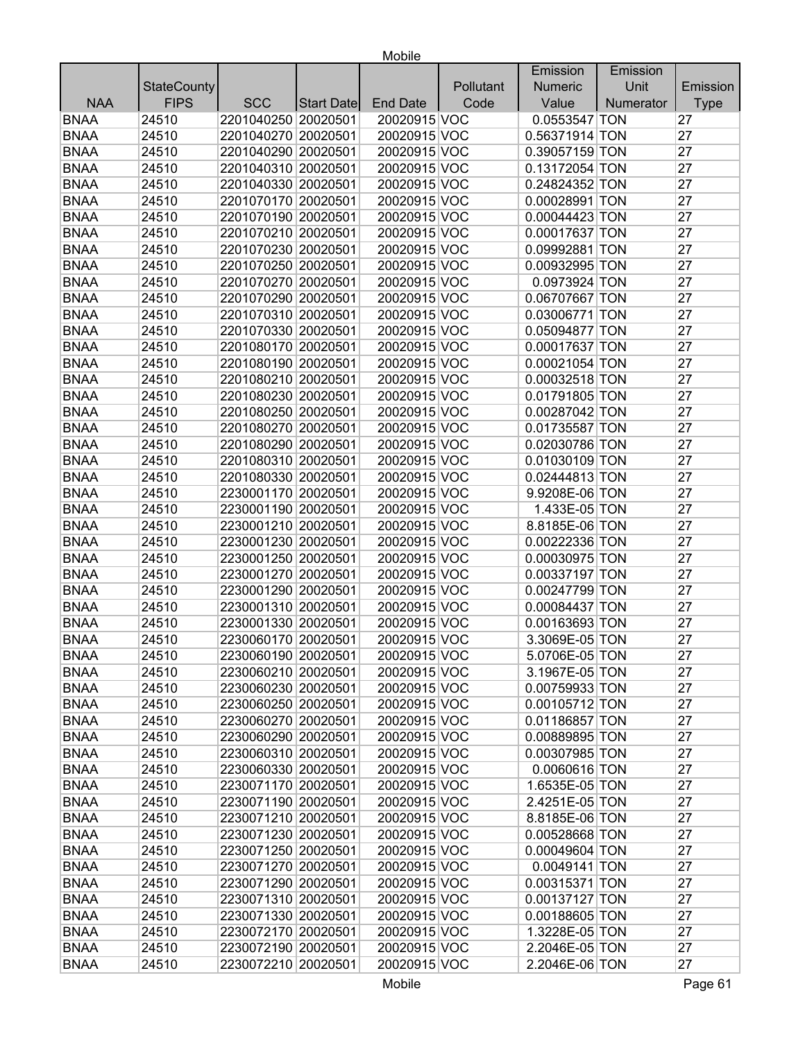| NAA | StateCounty FIPS | SCC | Start Date | End Date | Pollutant Code | Emission Numeric Value | Emission Unit Numerator | Emission Type |
|---|---|---|---|---|---|---|---|---|
| BNAA | 24510 | 2201040250 | 20020501 | 20020915 | VOC | 0.0553547 | TON | 27 |
| BNAA | 24510 | 2201040270 | 20020501 | 20020915 | VOC | 0.56371914 | TON | 27 |
| BNAA | 24510 | 2201040290 | 20020501 | 20020915 | VOC | 0.39057159 | TON | 27 |
| BNAA | 24510 | 2201040310 | 20020501 | 20020915 | VOC | 0.13172054 | TON | 27 |
| BNAA | 24510 | 2201040330 | 20020501 | 20020915 | VOC | 0.24824352 | TON | 27 |
| BNAA | 24510 | 2201070170 | 20020501 | 20020915 | VOC | 0.00028991 | TON | 27 |
| BNAA | 24510 | 2201070190 | 20020501 | 20020915 | VOC | 0.00044423 | TON | 27 |
| BNAA | 24510 | 2201070210 | 20020501 | 20020915 | VOC | 0.00017637 | TON | 27 |
| BNAA | 24510 | 2201070230 | 20020501 | 20020915 | VOC | 0.09992881 | TON | 27 |
| BNAA | 24510 | 2201070250 | 20020501 | 20020915 | VOC | 0.00932995 | TON | 27 |
| BNAA | 24510 | 2201070270 | 20020501 | 20020915 | VOC | 0.0973924 | TON | 27 |
| BNAA | 24510 | 2201070290 | 20020501 | 20020915 | VOC | 0.06707667 | TON | 27 |
| BNAA | 24510 | 2201070310 | 20020501 | 20020915 | VOC | 0.03006771 | TON | 27 |
| BNAA | 24510 | 2201070330 | 20020501 | 20020915 | VOC | 0.05094877 | TON | 27 |
| BNAA | 24510 | 2201080170 | 20020501 | 20020915 | VOC | 0.00017637 | TON | 27 |
| BNAA | 24510 | 2201080190 | 20020501 | 20020915 | VOC | 0.00021054 | TON | 27 |
| BNAA | 24510 | 2201080210 | 20020501 | 20020915 | VOC | 0.00032518 | TON | 27 |
| BNAA | 24510 | 2201080230 | 20020501 | 20020915 | VOC | 0.01791805 | TON | 27 |
| BNAA | 24510 | 2201080250 | 20020501 | 20020915 | VOC | 0.00287042 | TON | 27 |
| BNAA | 24510 | 2201080270 | 20020501 | 20020915 | VOC | 0.01735587 | TON | 27 |
| BNAA | 24510 | 2201080290 | 20020501 | 20020915 | VOC | 0.02030786 | TON | 27 |
| BNAA | 24510 | 2201080310 | 20020501 | 20020915 | VOC | 0.01030109 | TON | 27 |
| BNAA | 24510 | 2201080330 | 20020501 | 20020915 | VOC | 0.02444813 | TON | 27 |
| BNAA | 24510 | 2230001170 | 20020501 | 20020915 | VOC | 9.9208E-06 | TON | 27 |
| BNAA | 24510 | 2230001190 | 20020501 | 20020915 | VOC | 1.433E-05 | TON | 27 |
| BNAA | 24510 | 2230001210 | 20020501 | 20020915 | VOC | 8.8185E-06 | TON | 27 |
| BNAA | 24510 | 2230001230 | 20020501 | 20020915 | VOC | 0.00222336 | TON | 27 |
| BNAA | 24510 | 2230001250 | 20020501 | 20020915 | VOC | 0.00030975 | TON | 27 |
| BNAA | 24510 | 2230001270 | 20020501 | 20020915 | VOC | 0.00337197 | TON | 27 |
| BNAA | 24510 | 2230001290 | 20020501 | 20020915 | VOC | 0.00247799 | TON | 27 |
| BNAA | 24510 | 2230001310 | 20020501 | 20020915 | VOC | 0.00084437 | TON | 27 |
| BNAA | 24510 | 2230001330 | 20020501 | 20020915 | VOC | 0.00163693 | TON | 27 |
| BNAA | 24510 | 2230060170 | 20020501 | 20020915 | VOC | 3.3069E-05 | TON | 27 |
| BNAA | 24510 | 2230060190 | 20020501 | 20020915 | VOC | 5.0706E-05 | TON | 27 |
| BNAA | 24510 | 2230060210 | 20020501 | 20020915 | VOC | 3.1967E-05 | TON | 27 |
| BNAA | 24510 | 2230060230 | 20020501 | 20020915 | VOC | 0.00759933 | TON | 27 |
| BNAA | 24510 | 2230060250 | 20020501 | 20020915 | VOC | 0.00105712 | TON | 27 |
| BNAA | 24510 | 2230060270 | 20020501 | 20020915 | VOC | 0.01186857 | TON | 27 |
| BNAA | 24510 | 2230060290 | 20020501 | 20020915 | VOC | 0.00889895 | TON | 27 |
| BNAA | 24510 | 2230060310 | 20020501 | 20020915 | VOC | 0.00307985 | TON | 27 |
| BNAA | 24510 | 2230060330 | 20020501 | 20020915 | VOC | 0.0060616 | TON | 27 |
| BNAA | 24510 | 2230071170 | 20020501 | 20020915 | VOC | 1.6535E-05 | TON | 27 |
| BNAA | 24510 | 2230071190 | 20020501 | 20020915 | VOC | 2.4251E-05 | TON | 27 |
| BNAA | 24510 | 2230071210 | 20020501 | 20020915 | VOC | 8.8185E-06 | TON | 27 |
| BNAA | 24510 | 2230071230 | 20020501 | 20020915 | VOC | 0.00528668 | TON | 27 |
| BNAA | 24510 | 2230071250 | 20020501 | 20020915 | VOC | 0.00049604 | TON | 27 |
| BNAA | 24510 | 2230071270 | 20020501 | 20020915 | VOC | 0.0049141 | TON | 27 |
| BNAA | 24510 | 2230071290 | 20020501 | 20020915 | VOC | 0.00315371 | TON | 27 |
| BNAA | 24510 | 2230071310 | 20020501 | 20020915 | VOC | 0.00137127 | TON | 27 |
| BNAA | 24510 | 2230071330 | 20020501 | 20020915 | VOC | 0.00188605 | TON | 27 |
| BNAA | 24510 | 2230072170 | 20020501 | 20020915 | VOC | 1.3228E-05 | TON | 27 |
| BNAA | 24510 | 2230072190 | 20020501 | 20020915 | VOC | 2.2046E-05 | TON | 27 |
| BNAA | 24510 | 2230072210 | 20020501 | 20020915 | VOC | 2.2046E-06 | TON | 27 |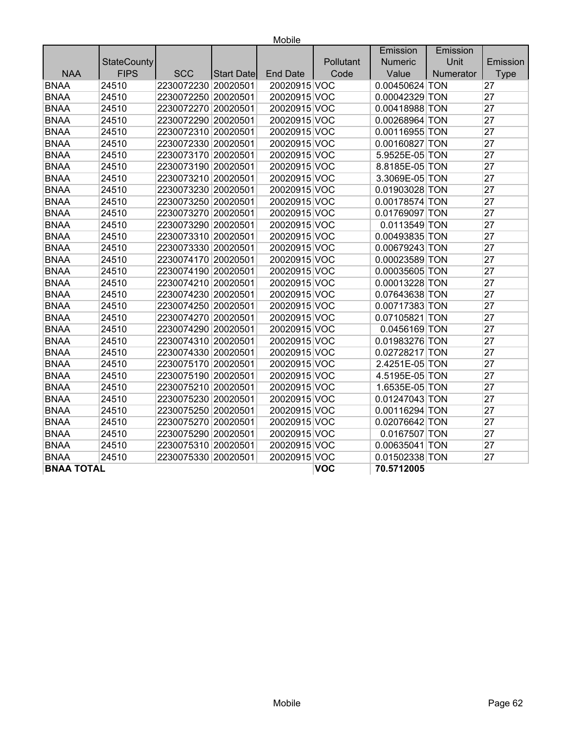Mobile

| NAA | StateCounty FIPS | SCC | Start Date | End Date | Pollutant Code | Emission Numeric Value | Emission Unit Numerator | Emission Type |
|---|---|---|---|---|---|---|---|---|
| BNAA | 24510 | 2230072230 | 20020501 | 20020915 | VOC | 0.00450624 | TON | 27 |
| BNAA | 24510 | 2230072250 | 20020501 | 20020915 | VOC | 0.00042329 | TON | 27 |
| BNAA | 24510 | 2230072270 | 20020501 | 20020915 | VOC | 0.00418988 | TON | 27 |
| BNAA | 24510 | 2230072290 | 20020501 | 20020915 | VOC | 0.00268964 | TON | 27 |
| BNAA | 24510 | 2230072310 | 20020501 | 20020915 | VOC | 0.00116955 | TON | 27 |
| BNAA | 24510 | 2230072330 | 20020501 | 20020915 | VOC | 0.00160827 | TON | 27 |
| BNAA | 24510 | 2230073170 | 20020501 | 20020915 | VOC | 5.9525E-05 | TON | 27 |
| BNAA | 24510 | 2230073190 | 20020501 | 20020915 | VOC | 8.8185E-05 | TON | 27 |
| BNAA | 24510 | 2230073210 | 20020501 | 20020915 | VOC | 3.3069E-05 | TON | 27 |
| BNAA | 24510 | 2230073230 | 20020501 | 20020915 | VOC | 0.01903028 | TON | 27 |
| BNAA | 24510 | 2230073250 | 20020501 | 20020915 | VOC | 0.00178574 | TON | 27 |
| BNAA | 24510 | 2230073270 | 20020501 | 20020915 | VOC | 0.01769097 | TON | 27 |
| BNAA | 24510 | 2230073290 | 20020501 | 20020915 | VOC | 0.0113549 | TON | 27 |
| BNAA | 24510 | 2230073310 | 20020501 | 20020915 | VOC | 0.00493835 | TON | 27 |
| BNAA | 24510 | 2230073330 | 20020501 | 20020915 | VOC | 0.00679243 | TON | 27 |
| BNAA | 24510 | 2230074170 | 20020501 | 20020915 | VOC | 0.00023589 | TON | 27 |
| BNAA | 24510 | 2230074190 | 20020501 | 20020915 | VOC | 0.00035605 | TON | 27 |
| BNAA | 24510 | 2230074210 | 20020501 | 20020915 | VOC | 0.00013228 | TON | 27 |
| BNAA | 24510 | 2230074230 | 20020501 | 20020915 | VOC | 0.07643638 | TON | 27 |
| BNAA | 24510 | 2230074250 | 20020501 | 20020915 | VOC | 0.00717383 | TON | 27 |
| BNAA | 24510 | 2230074270 | 20020501 | 20020915 | VOC | 0.07105821 | TON | 27 |
| BNAA | 24510 | 2230074290 | 20020501 | 20020915 | VOC | 0.0456169 | TON | 27 |
| BNAA | 24510 | 2230074310 | 20020501 | 20020915 | VOC | 0.01983276 | TON | 27 |
| BNAA | 24510 | 2230074330 | 20020501 | 20020915 | VOC | 0.02728217 | TON | 27 |
| BNAA | 24510 | 2230075170 | 20020501 | 20020915 | VOC | 2.4251E-05 | TON | 27 |
| BNAA | 24510 | 2230075190 | 20020501 | 20020915 | VOC | 4.5195E-05 | TON | 27 |
| BNAA | 24510 | 2230075210 | 20020501 | 20020915 | VOC | 1.6535E-05 | TON | 27 |
| BNAA | 24510 | 2230075230 | 20020501 | 20020915 | VOC | 0.01247043 | TON | 27 |
| BNAA | 24510 | 2230075250 | 20020501 | 20020915 | VOC | 0.00116294 | TON | 27 |
| BNAA | 24510 | 2230075270 | 20020501 | 20020915 | VOC | 0.02076642 | TON | 27 |
| BNAA | 24510 | 2230075290 | 20020501 | 20020915 | VOC | 0.0167507 | TON | 27 |
| BNAA | 24510 | 2230075310 | 20020501 | 20020915 | VOC | 0.00635041 | TON | 27 |
| BNAA | 24510 | 2230075330 | 20020501 | 20020915 | VOC | 0.01502338 | TON | 27 |
| **BNAA TOTAL** | | | | | **VOC** | **70.5712005** | | |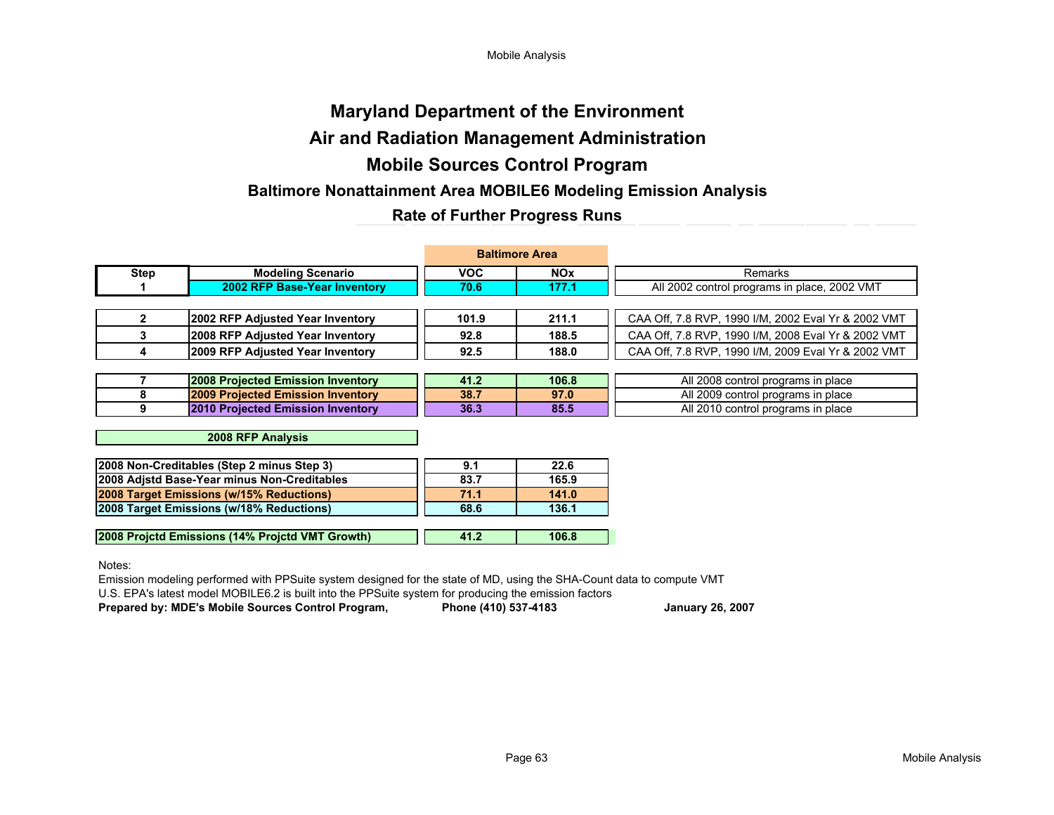# Maryland Department of the Environment

## Air and Radiation Management Administration

## Mobile Sources Control Program

### Baltimore Nonattainment Area MOBILE6 Modeling Emission Analysis

### Rate of Further Progress Runs

| Step | Modeling Scenario | VOC (Baltimore Area) | NOx (Baltimore Area) | Remarks |
|---|---|---|---|---|
| 1 | **2002 RFP Base-Year Inventory** | **70.6** | **177.1** | All 2002 control programs in place, 2002 VMT |
| 2 | **2002 RFP Adjusted Year Inventory** | **101.9** | **211.1** | CAA Off, 7.8 RVP, 1990 I/M, 2002 Eval Yr & 2002 VMT |
| 3 | **2008 RFP Adjusted Year Inventory** | **92.8** | **188.5** | CAA Off, 7.8 RVP, 1990 I/M, 2008 Eval Yr & 2002 VMT |
| 4 | **2009 RFP Adjusted Year Inventory** | **92.5** | **188.0** | CAA Off, 7.8 RVP, 1990 I/M, 2009 Eval Yr & 2002 VMT |
| 7 | **2008 Projected Emission Inventory** | **41.2** | **106.8** | All 2008 control programs in place |
| 8 | **2009 Projected Emission Inventory** | **38.7** | **97.0** | All 2009 control programs in place |
| 9 | **2010 Projected Emission Inventory** | **36.3** | **85.5** | All 2010 control programs in place |

**2008 RFP Analysis**

| | VOC | NOx |
|---|---|---|
| **2008 Non-Creditables (Step 2 minus Step 3)** | **9.1** | **22.6** |
| **2008 Adjstd Base-Year minus Non-Creditables** | **83.7** | **165.9** |
| **2008 Target Emissions (w/15% Reductions)** | **71.1** | **141.0** |
| **2008 Target Emissions (w/18% Reductions)** | **68.6** | **136.1** |
| **2008 Projctd Emissions (14% Projctd VMT Growth)** | **41.2** | **106.8** |

Notes:

Emission modeling performed with PPSuite system designed for the state of MD, using the SHA-Count data to compute VMT

U.S. EPA's latest model MOBILE6.2 is built into the PPSuite system for producing the emission factors

**Prepared by: MDE's Mobile Sources Control Program,** **Phone (410) 537-4183** **January 26, 2007**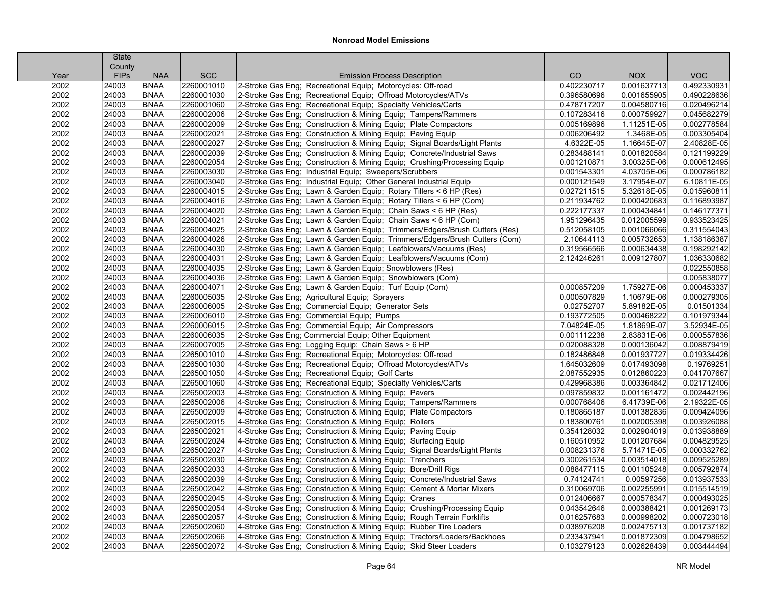## Nonroad Model Emissions

| Year | State County FIPs | NAA | SCC | Emission Process Description | CO | NOX | VOC |
|---|---|---|---|---|---|---|---|
| 2002 | 24003 | BNAA | 2260001010 | 2-Stroke Gas Eng; Recreational Equip; Motorcycles: Off-road | 0.402230717 | 0.001637713 | 0.492330931 |
| 2002 | 24003 | BNAA | 2260001030 | 2-Stroke Gas Eng; Recreational Equip; Offroad Motorcycles/ATVs | 0.396580696 | 0.001655905 | 0.490228636 |
| 2002 | 24003 | BNAA | 2260001060 | 2-Stroke Gas Eng; Recreational Equip; Specialty Vehicles/Carts | 0.478717207 | 0.004580716 | 0.020496214 |
| 2002 | 24003 | BNAA | 2260002006 | 2-Stroke Gas Eng; Construction & Mining Equip; Tampers/Rammers | 0.107283416 | 0.000759927 | 0.045682279 |
| 2002 | 24003 | BNAA | 2260002009 | 2-Stroke Gas Eng; Construction & Mining Equip; Plate Compactors | 0.005169896 | 1.11251E-05 | 0.002778584 |
| 2002 | 24003 | BNAA | 2260002021 | 2-Stroke Gas Eng; Construction & Mining Equip; Paving Equip | 0.006206492 | 1.3468E-05 | 0.003305404 |
| 2002 | 24003 | BNAA | 2260002027 | 2-Stroke Gas Eng; Construction & Mining Equip; Signal Boards/Light Plants | 4.6322E-05 | 1.16645E-07 | 2.40828E-05 |
| 2002 | 24003 | BNAA | 2260002039 | 2-Stroke Gas Eng; Construction & Mining Equip; Concrete/Industrial Saws | 0.283488141 | 0.001820584 | 0.121199229 |
| 2002 | 24003 | BNAA | 2260002054 | 2-Stroke Gas Eng; Construction & Mining Equip; Crushing/Processing Equip | 0.001210871 | 3.00325E-06 | 0.000612495 |
| 2002 | 24003 | BNAA | 2260003030 | 2-Stroke Gas Eng; Industrial Equip; Sweepers/Scrubbers | 0.001543301 | 4.03705E-06 | 0.000786182 |
| 2002 | 24003 | BNAA | 2260003040 | 2-Stroke Gas Eng; Industrial Equip; Other General Industrial Equip | 0.000121549 | 3.17954E-07 | 6.10811E-05 |
| 2002 | 24003 | BNAA | 2260004015 | 2-Stroke Gas Eng; Lawn & Garden Equip; Rotary Tillers < 6 HP (Res) | 0.027211515 | 5.32618E-05 | 0.015960811 |
| 2002 | 24003 | BNAA | 2260004016 | 2-Stroke Gas Eng; Lawn & Garden Equip; Rotary Tillers < 6 HP (Com) | 0.211934762 | 0.000420683 | 0.116893987 |
| 2002 | 24003 | BNAA | 2260004020 | 2-Stroke Gas Eng; Lawn & Garden Equip; Chain Saws < 6 HP (Res) | 0.222177337 | 0.000434841 | 0.146177371 |
| 2002 | 24003 | BNAA | 2260004021 | 2-Stroke Gas Eng; Lawn & Garden Equip; Chain Saws < 6 HP (Com) | 1.951296435 | 0.012005599 | 0.933523425 |
| 2002 | 24003 | BNAA | 2260004025 | 2-Stroke Gas Eng; Lawn & Garden Equip; Trimmers/Edgers/Brush Cutters (Res) | 0.512058105 | 0.001066066 | 0.311554043 |
| 2002 | 24003 | BNAA | 2260004026 | 2-Stroke Gas Eng; Lawn & Garden Equip; Trimmers/Edgers/Brush Cutters (Com) | 2.10644113 | 0.005732653 | 1.138186387 |
| 2002 | 24003 | BNAA | 2260004030 | 2-Stroke Gas Eng; Lawn & Garden Equip; Leafblowers/Vacuums (Res) | 0.319566566 | 0.000634438 | 0.198292142 |
| 2002 | 24003 | BNAA | 2260004031 | 2-Stroke Gas Eng; Lawn & Garden Equip; Leafblowers/Vacuums (Com) | 2.124246261 | 0.009127807 | 1.036330682 |
| 2002 | 24003 | BNAA | 2260004035 | 2-Stroke Gas Eng; Lawn & Garden Equip; Snowblowers (Res) | | | 0.022550858 |
| 2002 | 24003 | BNAA | 2260004036 | 2-Stroke Gas Eng; Lawn & Garden Equip; Snowblowers (Com) | | | 0.005838077 |
| 2002 | 24003 | BNAA | 2260004071 | 2-Stroke Gas Eng; Lawn & Garden Equip; Turf Equip (Com) | 0.000857209 | 1.75927E-06 | 0.000453337 |
| 2002 | 24003 | BNAA | 2260005035 | 2-Stroke Gas Eng; Agricultural Equip; Sprayers | 0.000507829 | 1.10679E-06 | 0.000279305 |
| 2002 | 24003 | BNAA | 2260006005 | 2-Stroke Gas Eng; Commercial Equip; Generator Sets | 0.02752707 | 5.89182E-05 | 0.01501334 |
| 2002 | 24003 | BNAA | 2260006010 | 2-Stroke Gas Eng; Commercial Equip; Pumps | 0.193772505 | 0.000468222 | 0.101979344 |
| 2002 | 24003 | BNAA | 2260006015 | 2-Stroke Gas Eng; Commercial Equip; Air Compressors | 7.04824E-05 | 1.81869E-07 | 3.52934E-05 |
| 2002 | 24003 | BNAA | 2260006035 | 2-Stroke Gas Eng; Commercial Equip; Other Equipment | 0.001112238 | 2.83831E-06 | 0.000557836 |
| 2002 | 24003 | BNAA | 2260007005 | 2-Stroke Gas Eng; Logging Equip; Chain Saws > 6 HP | 0.020088328 | 0.000136042 | 0.008879419 |
| 2002 | 24003 | BNAA | 2265001010 | 4-Stroke Gas Eng; Recreational Equip; Motorcycles: Off-road | 0.182486848 | 0.001937727 | 0.019334426 |
| 2002 | 24003 | BNAA | 2265001030 | 4-Stroke Gas Eng; Recreational Equip; Offroad Motorcycles/ATVs | 1.645032609 | 0.017493098 | 0.19769251 |
| 2002 | 24003 | BNAA | 2265001050 | 4-Stroke Gas Eng; Recreational Equip; Golf Carts | 2.087552935 | 0.012860223 | 0.041707667 |
| 2002 | 24003 | BNAA | 2265001060 | 4-Stroke Gas Eng; Recreational Equip; Specialty Vehicles/Carts | 0.429968386 | 0.003364842 | 0.021712406 |
| 2002 | 24003 | BNAA | 2265002003 | 4-Stroke Gas Eng; Construction & Mining Equip; Pavers | 0.097859832 | 0.001161472 | 0.002442196 |
| 2002 | 24003 | BNAA | 2265002006 | 4-Stroke Gas Eng; Construction & Mining Equip; Tampers/Rammers | 0.000768406 | 6.41739E-06 | 2.19322E-05 |
| 2002 | 24003 | BNAA | 2265002009 | 4-Stroke Gas Eng; Construction & Mining Equip; Plate Compactors | 0.180865187 | 0.001382836 | 0.009424096 |
| 2002 | 24003 | BNAA | 2265002015 | 4-Stroke Gas Eng; Construction & Mining Equip; Rollers | 0.183800761 | 0.002005398 | 0.003926088 |
| 2002 | 24003 | BNAA | 2265002021 | 4-Stroke Gas Eng; Construction & Mining Equip; Paving Equip | 0.354128032 | 0.002904019 | 0.013938889 |
| 2002 | 24003 | BNAA | 2265002024 | 4-Stroke Gas Eng; Construction & Mining Equip; Surfacing Equip | 0.160510952 | 0.001207684 | 0.004829525 |
| 2002 | 24003 | BNAA | 2265002027 | 4-Stroke Gas Eng; Construction & Mining Equip; Signal Boards/Light Plants | 0.008231376 | 5.71471E-05 | 0.000332762 |
| 2002 | 24003 | BNAA | 2265002030 | 4-Stroke Gas Eng; Construction & Mining Equip; Trenchers | 0.300261534 | 0.003514018 | 0.009525289 |
| 2002 | 24003 | BNAA | 2265002033 | 4-Stroke Gas Eng; Construction & Mining Equip; Bore/Drill Rigs | 0.088477115 | 0.001105248 | 0.005792874 |
| 2002 | 24003 | BNAA | 2265002039 | 4-Stroke Gas Eng; Construction & Mining Equip; Concrete/Industrial Saws | 0.74124741 | 0.00597256 | 0.013937533 |
| 2002 | 24003 | BNAA | 2265002042 | 4-Stroke Gas Eng; Construction & Mining Equip; Cement & Mortar Mixers | 0.310069706 | 0.002255991 | 0.015514519 |
| 2002 | 24003 | BNAA | 2265002045 | 4-Stroke Gas Eng; Construction & Mining Equip; Cranes | 0.012406667 | 0.000578347 | 0.000493025 |
| 2002 | 24003 | BNAA | 2265002054 | 4-Stroke Gas Eng; Construction & Mining Equip; Crushing/Processing Equip | 0.043542646 | 0.000388421 | 0.001269173 |
| 2002 | 24003 | BNAA | 2265002057 | 4-Stroke Gas Eng; Construction & Mining Equip; Rough Terrain Forklifts | 0.016257683 | 0.000998202 | 0.000723018 |
| 2002 | 24003 | BNAA | 2265002060 | 4-Stroke Gas Eng; Construction & Mining Equip; Rubber Tire Loaders | 0.038976208 | 0.002475713 | 0.001737182 |
| 2002 | 24003 | BNAA | 2265002066 | 4-Stroke Gas Eng; Construction & Mining Equip; Tractors/Loaders/Backhoes | 0.233437941 | 0.001872309 | 0.004798652 |
| 2002 | 24003 | BNAA | 2265002072 | 4-Stroke Gas Eng; Construction & Mining Equip; Skid Steer Loaders | 0.103279123 | 0.002628439 | 0.003444494 |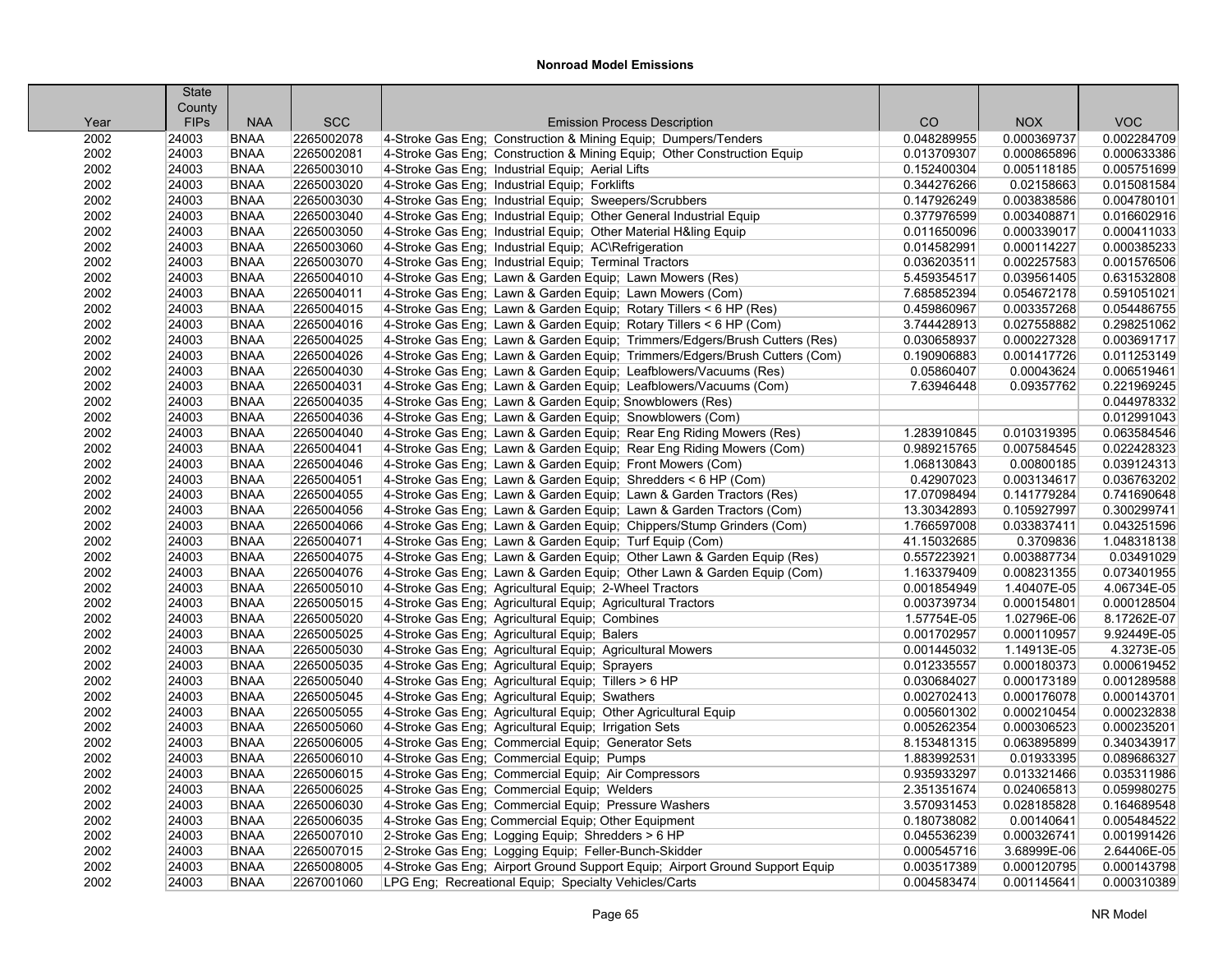## Nonroad Model Emissions

| Year | State County FIPs | NAA | SCC | Emission Process Description | CO | NOX | VOC |
|---|---|---|---|---|---|---|---|
| 2002 | 24003 | BNAA | 2265002078 | 4-Stroke Gas Eng; Construction & Mining Equip; Dumpers/Tenders | 0.048289955 | 0.000369737 | 0.002284709 |
| 2002 | 24003 | BNAA | 2265002081 | 4-Stroke Gas Eng; Construction & Mining Equip; Other Construction Equip | 0.013709307 | 0.000865896 | 0.000633386 |
| 2002 | 24003 | BNAA | 2265003010 | 4-Stroke Gas Eng; Industrial Equip; Aerial Lifts | 0.152400304 | 0.005118185 | 0.005751699 |
| 2002 | 24003 | BNAA | 2265003020 | 4-Stroke Gas Eng; Industrial Equip; Forklifts | 0.344276266 | 0.02158663 | 0.015081584 |
| 2002 | 24003 | BNAA | 2265003030 | 4-Stroke Gas Eng; Industrial Equip; Sweepers/Scrubbers | 0.147926249 | 0.003838586 | 0.004780101 |
| 2002 | 24003 | BNAA | 2265003040 | 4-Stroke Gas Eng; Industrial Equip; Other General Industrial Equip | 0.377976599 | 0.003408871 | 0.016602916 |
| 2002 | 24003 | BNAA | 2265003050 | 4-Stroke Gas Eng; Industrial Equip; Other Material H&ling Equip | 0.011650096 | 0.000339017 | 0.000411033 |
| 2002 | 24003 | BNAA | 2265003060 | 4-Stroke Gas Eng; Industrial Equip; AC\Refrigeration | 0.014582991 | 0.000114227 | 0.000385233 |
| 2002 | 24003 | BNAA | 2265003070 | 4-Stroke Gas Eng; Industrial Equip; Terminal Tractors | 0.036203511 | 0.002257583 | 0.001576506 |
| 2002 | 24003 | BNAA | 2265004010 | 4-Stroke Gas Eng; Lawn & Garden Equip; Lawn Mowers (Res) | 5.459354517 | 0.039561405 | 0.631532808 |
| 2002 | 24003 | BNAA | 2265004011 | 4-Stroke Gas Eng; Lawn & Garden Equip; Lawn Mowers (Com) | 7.685852394 | 0.054672178 | 0.591051021 |
| 2002 | 24003 | BNAA | 2265004015 | 4-Stroke Gas Eng; Lawn & Garden Equip; Rotary Tillers < 6 HP (Res) | 0.459860967 | 0.003357268 | 0.054486755 |
| 2002 | 24003 | BNAA | 2265004016 | 4-Stroke Gas Eng; Lawn & Garden Equip; Rotary Tillers < 6 HP (Com) | 3.744428913 | 0.027558882 | 0.298251062 |
| 2002 | 24003 | BNAA | 2265004025 | 4-Stroke Gas Eng; Lawn & Garden Equip; Trimmers/Edgers/Brush Cutters (Res) | 0.030658937 | 0.000227328 | 0.003691717 |
| 2002 | 24003 | BNAA | 2265004026 | 4-Stroke Gas Eng; Lawn & Garden Equip; Trimmers/Edgers/Brush Cutters (Com) | 0.190906883 | 0.001417726 | 0.011253149 |
| 2002 | 24003 | BNAA | 2265004030 | 4-Stroke Gas Eng; Lawn & Garden Equip; Leafblowers/Vacuums (Res) | 0.05860407 | 0.00043624 | 0.006519461 |
| 2002 | 24003 | BNAA | 2265004031 | 4-Stroke Gas Eng; Lawn & Garden Equip; Leafblowers/Vacuums (Com) | 7.63946448 | 0.09357762 | 0.221969245 |
| 2002 | 24003 | BNAA | 2265004035 | 4-Stroke Gas Eng; Lawn & Garden Equip; Snowblowers (Res) | | | 0.044978332 |
| 2002 | 24003 | BNAA | 2265004036 | 4-Stroke Gas Eng; Lawn & Garden Equip; Snowblowers (Com) | | | 0.012991043 |
| 2002 | 24003 | BNAA | 2265004040 | 4-Stroke Gas Eng; Lawn & Garden Equip; Rear Eng Riding Mowers (Res) | 1.283910845 | 0.010319395 | 0.063584546 |
| 2002 | 24003 | BNAA | 2265004041 | 4-Stroke Gas Eng; Lawn & Garden Equip; Rear Eng Riding Mowers (Com) | 0.989215765 | 0.007584545 | 0.022428323 |
| 2002 | 24003 | BNAA | 2265004046 | 4-Stroke Gas Eng; Lawn & Garden Equip; Front Mowers (Com) | 1.068130843 | 0.00800185 | 0.039124313 |
| 2002 | 24003 | BNAA | 2265004051 | 4-Stroke Gas Eng; Lawn & Garden Equip; Shredders < 6 HP (Com) | 0.42907023 | 0.003134617 | 0.036763202 |
| 2002 | 24003 | BNAA | 2265004055 | 4-Stroke Gas Eng; Lawn & Garden Equip; Lawn & Garden Tractors (Res) | 17.07098494 | 0.141779284 | 0.741690648 |
| 2002 | 24003 | BNAA | 2265004056 | 4-Stroke Gas Eng; Lawn & Garden Equip; Lawn & Garden Tractors (Com) | 13.30342893 | 0.105927997 | 0.300299741 |
| 2002 | 24003 | BNAA | 2265004066 | 4-Stroke Gas Eng; Lawn & Garden Equip; Chippers/Stump Grinders (Com) | 1.766597008 | 0.033837411 | 0.043251596 |
| 2002 | 24003 | BNAA | 2265004071 | 4-Stroke Gas Eng; Lawn & Garden Equip; Turf Equip (Com) | 41.15032685 | 0.3709836 | 1.048318138 |
| 2002 | 24003 | BNAA | 2265004075 | 4-Stroke Gas Eng; Lawn & Garden Equip; Other Lawn & Garden Equip (Res) | 0.557223921 | 0.003887734 | 0.03491029 |
| 2002 | 24003 | BNAA | 2265004076 | 4-Stroke Gas Eng; Lawn & Garden Equip; Other Lawn & Garden Equip (Com) | 1.163379409 | 0.008231355 | 0.073401955 |
| 2002 | 24003 | BNAA | 2265005010 | 4-Stroke Gas Eng; Agricultural Equip; 2-Wheel Tractors | 0.001854949 | 1.40407E-05 | 4.06734E-05 |
| 2002 | 24003 | BNAA | 2265005015 | 4-Stroke Gas Eng; Agricultural Equip; Agricultural Tractors | 0.003739734 | 0.000154801 | 0.000128504 |
| 2002 | 24003 | BNAA | 2265005020 | 4-Stroke Gas Eng; Agricultural Equip; Combines | 1.57754E-05 | 1.02796E-06 | 8.17262E-07 |
| 2002 | 24003 | BNAA | 2265005025 | 4-Stroke Gas Eng; Agricultural Equip; Balers | 0.001702957 | 0.000110957 | 9.92449E-05 |
| 2002 | 24003 | BNAA | 2265005030 | 4-Stroke Gas Eng; Agricultural Equip; Agricultural Mowers | 0.001445032 | 1.14913E-05 | 4.3273E-05 |
| 2002 | 24003 | BNAA | 2265005035 | 4-Stroke Gas Eng; Agricultural Equip; Sprayers | 0.012335557 | 0.000180373 | 0.000619452 |
| 2002 | 24003 | BNAA | 2265005040 | 4-Stroke Gas Eng; Agricultural Equip; Tillers > 6 HP | 0.030684027 | 0.000173189 | 0.001289588 |
| 2002 | 24003 | BNAA | 2265005045 | 4-Stroke Gas Eng; Agricultural Equip; Swathers | 0.002702413 | 0.000176078 | 0.000143701 |
| 2002 | 24003 | BNAA | 2265005055 | 4-Stroke Gas Eng; Agricultural Equip; Other Agricultural Equip | 0.005601302 | 0.000210454 | 0.000232838 |
| 2002 | 24003 | BNAA | 2265005060 | 4-Stroke Gas Eng; Agricultural Equip; Irrigation Sets | 0.005262354 | 0.000306523 | 0.000235201 |
| 2002 | 24003 | BNAA | 2265006005 | 4-Stroke Gas Eng; Commercial Equip; Generator Sets | 8.153481315 | 0.063895899 | 0.340343917 |
| 2002 | 24003 | BNAA | 2265006010 | 4-Stroke Gas Eng; Commercial Equip; Pumps | 1.883992531 | 0.01933395 | 0.089686327 |
| 2002 | 24003 | BNAA | 2265006015 | 4-Stroke Gas Eng; Commercial Equip; Air Compressors | 0.935933297 | 0.013321466 | 0.035311986 |
| 2002 | 24003 | BNAA | 2265006025 | 4-Stroke Gas Eng; Commercial Equip; Welders | 2.351351674 | 0.024065813 | 0.059980275 |
| 2002 | 24003 | BNAA | 2265006030 | 4-Stroke Gas Eng; Commercial Equip; Pressure Washers | 3.570931453 | 0.028185828 | 0.164689548 |
| 2002 | 24003 | BNAA | 2265006035 | 4-Stroke Gas Eng; Commercial Equip; Other Equipment | 0.180738082 | 0.00140641 | 0.005484522 |
| 2002 | 24003 | BNAA | 2265007010 | 2-Stroke Gas Eng; Logging Equip; Shredders > 6 HP | 0.045536239 | 0.000326741 | 0.001991426 |
| 2002 | 24003 | BNAA | 2265007015 | 2-Stroke Gas Eng; Logging Equip; Feller-Bunch-Skidder | 0.000545716 | 3.68999E-06 | 2.64406E-05 |
| 2002 | 24003 | BNAA | 2265008005 | 4-Stroke Gas Eng; Airport Ground Support Equip; Airport Ground Support Equip | 0.003517389 | 0.000120795 | 0.000143798 |
| 2002 | 24003 | BNAA | 2267001060 | LPG Eng; Recreational Equip; Specialty Vehicles/Carts | 0.004583474 | 0.001145641 | 0.000310389 |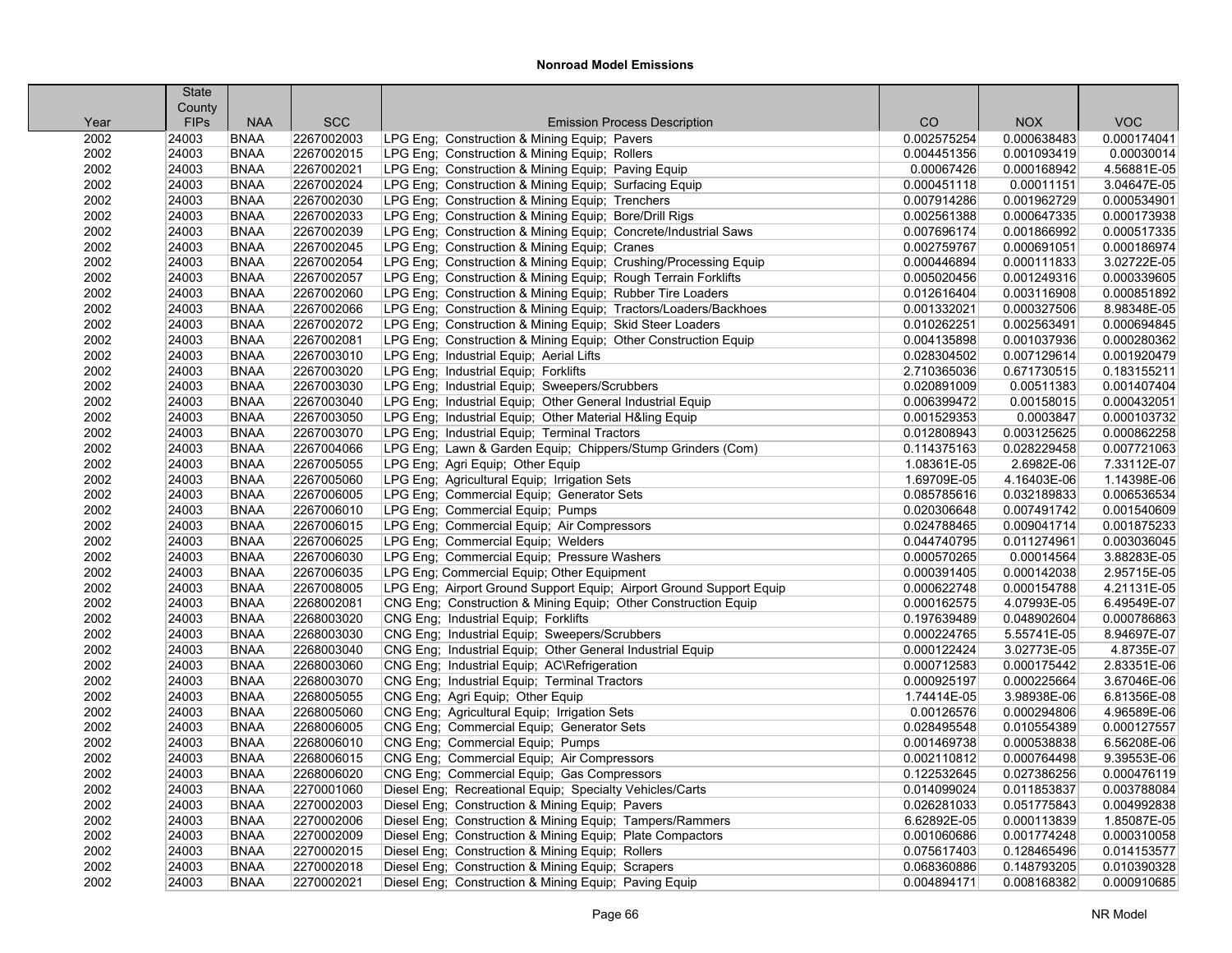### Nonroad Model Emissions

| Year | State County FIPs | NAA | SCC | Emission Process Description | CO | NOX | VOC |
|---|---|---|---|---|---|---|---|
| 2002 | 24003 | BNAA | 2267002003 | LPG Eng;  Construction & Mining Equip;  Pavers | 0.002575254 | 0.000638483 | 0.000174041 |
| 2002 | 24003 | BNAA | 2267002015 | LPG Eng;  Construction & Mining Equip;  Rollers | 0.004451356 | 0.001093419 | 0.00030014 |
| 2002 | 24003 | BNAA | 2267002021 | LPG Eng;  Construction & Mining Equip;  Paving Equip | 0.00067426 | 0.000168942 | 4.56881E-05 |
| 2002 | 24003 | BNAA | 2267002024 | LPG Eng;  Construction & Mining Equip;  Surfacing Equip | 0.000451118 | 0.00011151 | 3.04647E-05 |
| 2002 | 24003 | BNAA | 2267002030 | LPG Eng;  Construction & Mining Equip;  Trenchers | 0.007914286 | 0.001962729 | 0.000534901 |
| 2002 | 24003 | BNAA | 2267002033 | LPG Eng;  Construction & Mining Equip;  Bore/Drill Rigs | 0.002561388 | 0.000647335 | 0.000173938 |
| 2002 | 24003 | BNAA | 2267002039 | LPG Eng;  Construction & Mining Equip;  Concrete/Industrial Saws | 0.007696174 | 0.001866992 | 0.000517335 |
| 2002 | 24003 | BNAA | 2267002045 | LPG Eng;  Construction & Mining Equip;  Cranes | 0.002759767 | 0.000691051 | 0.000186974 |
| 2002 | 24003 | BNAA | 2267002054 | LPG Eng;  Construction & Mining Equip;  Crushing/Processing Equip | 0.000446894 | 0.000111833 | 3.02722E-05 |
| 2002 | 24003 | BNAA | 2267002057 | LPG Eng;  Construction & Mining Equip;  Rough Terrain Forklifts | 0.005020456 | 0.001249316 | 0.000339605 |
| 2002 | 24003 | BNAA | 2267002060 | LPG Eng;  Construction & Mining Equip;  Rubber Tire Loaders | 0.012616404 | 0.003116908 | 0.000851892 |
| 2002 | 24003 | BNAA | 2267002066 | LPG Eng;  Construction & Mining Equip;  Tractors/Loaders/Backhoes | 0.001332021 | 0.000327506 | 8.98348E-05 |
| 2002 | 24003 | BNAA | 2267002072 | LPG Eng;  Construction & Mining Equip;  Skid Steer Loaders | 0.010262251 | 0.002563491 | 0.000694845 |
| 2002 | 24003 | BNAA | 2267002081 | LPG Eng;  Construction & Mining Equip;  Other Construction Equip | 0.004135898 | 0.001037936 | 0.000280362 |
| 2002 | 24003 | BNAA | 2267003010 | LPG Eng;  Industrial Equip;  Aerial Lifts | 0.028304502 | 0.007129614 | 0.001920479 |
| 2002 | 24003 | BNAA | 2267003020 | LPG Eng;  Industrial Equip;  Forklifts | 2.710365036 | 0.671730515 | 0.183155211 |
| 2002 | 24003 | BNAA | 2267003030 | LPG Eng;  Industrial Equip;  Sweepers/Scrubbers | 0.020891009 | 0.00511383 | 0.001407404 |
| 2002 | 24003 | BNAA | 2267003040 | LPG Eng;  Industrial Equip;  Other General Industrial Equip | 0.006399472 | 0.00158015 | 0.000432051 |
| 2002 | 24003 | BNAA | 2267003050 | LPG Eng;  Industrial Equip;  Other Material H&ling Equip | 0.001529353 | 0.0003847 | 0.000103732 |
| 2002 | 24003 | BNAA | 2267003070 | LPG Eng;  Industrial Equip;  Terminal Tractors | 0.012808943 | 0.003125625 | 0.000862258 |
| 2002 | 24003 | BNAA | 2267004066 | LPG Eng;  Lawn & Garden Equip;  Chippers/Stump Grinders (Com) | 0.114375163 | 0.028229458 | 0.007721063 |
| 2002 | 24003 | BNAA | 2267005055 | LPG Eng;  Agri Equip;  Other Equip | 1.08361E-05 | 2.6982E-06 | 7.33112E-07 |
| 2002 | 24003 | BNAA | 2267005060 | LPG Eng;  Agricultural Equip;  Irrigation Sets | 1.69709E-05 | 4.16403E-06 | 1.14398E-06 |
| 2002 | 24003 | BNAA | 2267006005 | LPG Eng;  Commercial Equip;  Generator Sets | 0.085785616 | 0.032189833 | 0.006536534 |
| 2002 | 24003 | BNAA | 2267006010 | LPG Eng;  Commercial Equip;  Pumps | 0.020306648 | 0.007491742 | 0.001540609 |
| 2002 | 24003 | BNAA | 2267006015 | LPG Eng;  Commercial Equip;  Air Compressors | 0.024788465 | 0.009041714 | 0.001875233 |
| 2002 | 24003 | BNAA | 2267006025 | LPG Eng;  Commercial Equip;  Welders | 0.044740795 | 0.011274961 | 0.003036045 |
| 2002 | 24003 | BNAA | 2267006030 | LPG Eng;  Commercial Equip;  Pressure Washers | 0.000570265 | 0.00014564 | 3.88283E-05 |
| 2002 | 24003 | BNAA | 2267006035 | LPG Eng; Commercial Equip; Other Equipment | 0.000391405 | 0.000142038 | 2.95715E-05 |
| 2002 | 24003 | BNAA | 2267008005 | LPG Eng;  Airport Ground Support Equip;  Airport Ground Support Equip | 0.000622748 | 0.000154788 | 4.21131E-05 |
| 2002 | 24003 | BNAA | 2268002081 | CNG Eng;  Construction & Mining Equip;  Other Construction Equip | 0.000162575 | 4.07993E-05 | 6.49549E-07 |
| 2002 | 24003 | BNAA | 2268003020 | CNG Eng;  Industrial Equip;  Forklifts | 0.197639489 | 0.048902604 | 0.000786863 |
| 2002 | 24003 | BNAA | 2268003030 | CNG Eng;  Industrial Equip;  Sweepers/Scrubbers | 0.000224765 | 5.55741E-05 | 8.94697E-07 |
| 2002 | 24003 | BNAA | 2268003040 | CNG Eng;  Industrial Equip;  Other General Industrial Equip | 0.000122424 | 3.02773E-05 | 4.8735E-07 |
| 2002 | 24003 | BNAA | 2268003060 | CNG Eng;  Industrial Equip;  AC\Refrigeration | 0.000712583 | 0.000175442 | 2.83351E-06 |
| 2002 | 24003 | BNAA | 2268003070 | CNG Eng;  Industrial Equip;  Terminal Tractors | 0.000925197 | 0.000225664 | 3.67046E-06 |
| 2002 | 24003 | BNAA | 2268005055 | CNG Eng;  Agri Equip;  Other Equip | 1.74414E-05 | 3.98938E-06 | 6.81356E-08 |
| 2002 | 24003 | BNAA | 2268005060 | CNG Eng;  Agricultural Equip;  Irrigation Sets | 0.00126576 | 0.000294806 | 4.96589E-06 |
| 2002 | 24003 | BNAA | 2268006005 | CNG Eng;  Commercial Equip;  Generator Sets | 0.028495548 | 0.010554389 | 0.000127557 |
| 2002 | 24003 | BNAA | 2268006010 | CNG Eng;  Commercial Equip;  Pumps | 0.001469738 | 0.000538838 | 6.56208E-06 |
| 2002 | 24003 | BNAA | 2268006015 | CNG Eng;  Commercial Equip;  Air Compressors | 0.002110812 | 0.000764498 | 9.39553E-06 |
| 2002 | 24003 | BNAA | 2268006020 | CNG Eng;  Commercial Equip;  Gas Compressors | 0.122532645 | 0.027386256 | 0.000476119 |
| 2002 | 24003 | BNAA | 2270001060 | Diesel Eng;  Recreational Equip;  Specialty Vehicles/Carts | 0.014099024 | 0.011853837 | 0.003788084 |
| 2002 | 24003 | BNAA | 2270002003 | Diesel Eng;  Construction & Mining Equip;  Pavers | 0.026281033 | 0.051775843 | 0.004992838 |
| 2002 | 24003 | BNAA | 2270002006 | Diesel Eng;  Construction & Mining Equip;  Tampers/Rammers | 6.62892E-05 | 0.000113839 | 1.85087E-05 |
| 2002 | 24003 | BNAA | 2270002009 | Diesel Eng;  Construction & Mining Equip;  Plate Compactors | 0.001060686 | 0.001774248 | 0.000310058 |
| 2002 | 24003 | BNAA | 2270002015 | Diesel Eng;  Construction & Mining Equip;  Rollers | 0.075617403 | 0.128465496 | 0.014153577 |
| 2002 | 24003 | BNAA | 2270002018 | Diesel Eng;  Construction & Mining Equip;  Scrapers | 0.068360886 | 0.148793205 | 0.010390328 |
| 2002 | 24003 | BNAA | 2270002021 | Diesel Eng;  Construction & Mining Equip;  Paving Equip | 0.004894171 | 0.008168382 | 0.000910685 |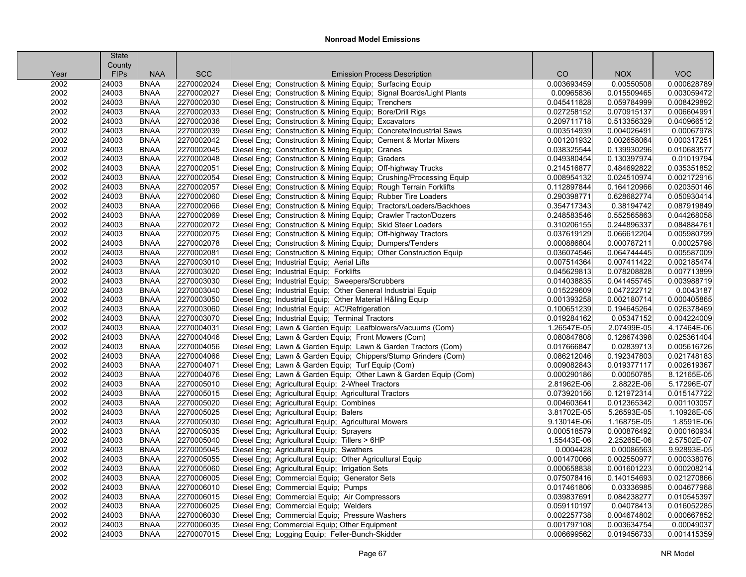**Nonroad Model Emissions**

| Year | State County FIPs | NAA | SCC | Emission Process Description | CO | NOX | VOC |
|---|---|---|---|---|---|---|---|
| 2002 | 24003 | BNAA | 2270002024 | Diesel Eng; Construction & Mining Equip; Surfacing Equip | 0.003693459 | 0.00550508 | 0.000628789 |
| 2002 | 24003 | BNAA | 2270002027 | Diesel Eng; Construction & Mining Equip; Signal Boards/Light Plants | 0.00965836 | 0.015509465 | 0.003059472 |
| 2002 | 24003 | BNAA | 2270002030 | Diesel Eng; Construction & Mining Equip; Trenchers | 0.045411828 | 0.059784999 | 0.008429892 |
| 2002 | 24003 | BNAA | 2270002033 | Diesel Eng; Construction & Mining Equip; Bore/Drill Rigs | 0.027258152 | 0.070915137 | 0.006604991 |
| 2002 | 24003 | BNAA | 2270002036 | Diesel Eng; Construction & Mining Equip; Excavators | 0.209711718 | 0.513356329 | 0.040966512 |
| 2002 | 24003 | BNAA | 2270002039 | Diesel Eng; Construction & Mining Equip; Concrete/Industrial Saws | 0.003514939 | 0.004026491 | 0.00067978 |
| 2002 | 24003 | BNAA | 2270002042 | Diesel Eng; Construction & Mining Equip; Cement & Mortar Mixers | 0.001201932 | 0.002658064 | 0.000317251 |
| 2002 | 24003 | BNAA | 2270002045 | Diesel Eng; Construction & Mining Equip; Cranes | 0.038325544 | 0.139930296 | 0.010683577 |
| 2002 | 24003 | BNAA | 2270002048 | Diesel Eng; Construction & Mining Equip; Graders | 0.049380454 | 0.130397974 | 0.01019794 |
| 2002 | 24003 | BNAA | 2270002051 | Diesel Eng; Construction & Mining Equip; Off-highway Trucks | 0.214516877 | 0.484692822 | 0.035351852 |
| 2002 | 24003 | BNAA | 2270002054 | Diesel Eng; Construction & Mining Equip; Crushing/Processing Equip | 0.008954132 | 0.024510974 | 0.002172916 |
| 2002 | 24003 | BNAA | 2270002057 | Diesel Eng; Construction & Mining Equip; Rough Terrain Forklifts | 0.112897844 | 0.164120966 | 0.020350146 |
| 2002 | 24003 | BNAA | 2270002060 | Diesel Eng; Construction & Mining Equip; Rubber Tire Loaders | 0.290398771 | 0.628682774 | 0.050930414 |
| 2002 | 24003 | BNAA | 2270002066 | Diesel Eng; Construction & Mining Equip; Tractors/Loaders/Backhoes | 0.354717343 | 0.38194742 | 0.087919849 |
| 2002 | 24003 | BNAA | 2270002069 | Diesel Eng; Construction & Mining Equip; Crawler Tractor/Dozers | 0.248583546 | 0.552565863 | 0.044268058 |
| 2002 | 24003 | BNAA | 2270002072 | Diesel Eng; Construction & Mining Equip; Skid Steer Loaders | 0.310206155 | 0.244896337 | 0.084884761 |
| 2002 | 24003 | BNAA | 2270002075 | Diesel Eng; Construction & Mining Equip; Off-highway Tractors | 0.037619129 | 0.066612204 | 0.005980799 |
| 2002 | 24003 | BNAA | 2270002078 | Diesel Eng; Construction & Mining Equip; Dumpers/Tenders | 0.000886804 | 0.000787211 | 0.00025798 |
| 2002 | 24003 | BNAA | 2270002081 | Diesel Eng; Construction & Mining Equip; Other Construction Equip | 0.036074546 | 0.064744445 | 0.005587009 |
| 2002 | 24003 | BNAA | 2270003010 | Diesel Eng; Industrial Equip; Aerial Lifts | 0.007514364 | 0.007411422 | 0.002185474 |
| 2002 | 24003 | BNAA | 2270003020 | Diesel Eng; Industrial Equip; Forklifts | 0.045629813 | 0.078208828 | 0.007713899 |
| 2002 | 24003 | BNAA | 2270003030 | Diesel Eng; Industrial Equip; Sweepers/Scrubbers | 0.014038835 | 0.041455745 | 0.003988719 |
| 2002 | 24003 | BNAA | 2270003040 | Diesel Eng; Industrial Equip; Other General Industrial Equip | 0.015229609 | 0.047222712 | 0.0043187 |
| 2002 | 24003 | BNAA | 2270003050 | Diesel Eng; Industrial Equip; Other Material H&ling Equip | 0.001393258 | 0.002180714 | 0.000405865 |
| 2002 | 24003 | BNAA | 2270003060 | Diesel Eng; Industrial Equip; AC\Refrigeration | 0.100651239 | 0.194645264 | 0.026378469 |
| 2002 | 24003 | BNAA | 2270003070 | Diesel Eng; Industrial Equip; Terminal Tractors | 0.019284162 | 0.05347152 | 0.004224009 |
| 2002 | 24003 | BNAA | 2270004031 | Diesel Eng; Lawn & Garden Equip; Leafblowers/Vacuums (Com) | 1.26547E-05 | 2.07499E-05 | 4.17464E-06 |
| 2002 | 24003 | BNAA | 2270004046 | Diesel Eng; Lawn & Garden Equip; Front Mowers (Com) | 0.080847808 | 0.128674398 | 0.025361404 |
| 2002 | 24003 | BNAA | 2270004056 | Diesel Eng; Lawn & Garden Equip; Lawn & Garden Tractors (Com) | 0.017666847 | 0.02839713 | 0.005616726 |
| 2002 | 24003 | BNAA | 2270004066 | Diesel Eng; Lawn & Garden Equip; Chippers/Stump Grinders (Com) | 0.086212046 | 0.192347803 | 0.021748183 |
| 2002 | 24003 | BNAA | 2270004071 | Diesel Eng; Lawn & Garden Equip; Turf Equip (Com) | 0.009082843 | 0.019377117 | 0.002619367 |
| 2002 | 24003 | BNAA | 2270004076 | Diesel Eng; Lawn & Garden Equip; Other Lawn & Garden Equip (Com) | 0.000290186 | 0.00050785 | 8.12165E-05 |
| 2002 | 24003 | BNAA | 2270005010 | Diesel Eng; Agricultural Equip; 2-Wheel Tractors | 2.81962E-06 | 2.8822E-06 | 5.17296E-07 |
| 2002 | 24003 | BNAA | 2270005015 | Diesel Eng; Agricultural Equip; Agricultural Tractors | 0.073920156 | 0.121972314 | 0.015147722 |
| 2002 | 24003 | BNAA | 2270005020 | Diesel Eng; Agricultural Equip; Combines | 0.004603641 | 0.012365342 | 0.001103057 |
| 2002 | 24003 | BNAA | 2270005025 | Diesel Eng; Agricultural Equip; Balers | 3.81702E-05 | 5.26593E-05 | 1.10928E-05 |
| 2002 | 24003 | BNAA | 2270005030 | Diesel Eng; Agricultural Equip; Agricultural Mowers | 9.13014E-06 | 1.16875E-05 | 1.8591E-06 |
| 2002 | 24003 | BNAA | 2270005035 | Diesel Eng; Agricultural Equip; Sprayers | 0.000518579 | 0.000876492 | 0.000160934 |
| 2002 | 24003 | BNAA | 2270005040 | Diesel Eng; Agricultural Equip; Tillers > 6HP | 1.55443E-06 | 2.25265E-06 | 2.57502E-07 |
| 2002 | 24003 | BNAA | 2270005045 | Diesel Eng; Agricultural Equip; Swathers | 0.0004428 | 0.00086563 | 9.92893E-05 |
| 2002 | 24003 | BNAA | 2270005055 | Diesel Eng; Agricultural Equip; Other Agricultural Equip | 0.001470066 | 0.002550977 | 0.000338076 |
| 2002 | 24003 | BNAA | 2270005060 | Diesel Eng; Agricultural Equip; Irrigation Sets | 0.000658838 | 0.001601223 | 0.000208214 |
| 2002 | 24003 | BNAA | 2270006005 | Diesel Eng; Commercial Equip; Generator Sets | 0.075078416 | 0.140154693 | 0.021270866 |
| 2002 | 24003 | BNAA | 2270006010 | Diesel Eng; Commercial Equip; Pumps | 0.017461806 | 0.03336985 | 0.004677968 |
| 2002 | 24003 | BNAA | 2270006015 | Diesel Eng; Commercial Equip; Air Compressors | 0.039837691 | 0.084238277 | 0.010545397 |
| 2002 | 24003 | BNAA | 2270006025 | Diesel Eng; Commercial Equip; Welders | 0.059110197 | 0.04078413 | 0.016052285 |
| 2002 | 24003 | BNAA | 2270006030 | Diesel Eng; Commercial Equip; Pressure Washers | 0.002257738 | 0.004674802 | 0.000667852 |
| 2002 | 24003 | BNAA | 2270006035 | Diesel Eng; Commercial Equip; Other Equipment | 0.001797108 | 0.003634754 | 0.00049037 |
| 2002 | 24003 | BNAA | 2270007015 | Diesel Eng; Logging Equip; Feller-Bunch-Skidder | 0.006699562 | 0.019456733 | 0.001415359 |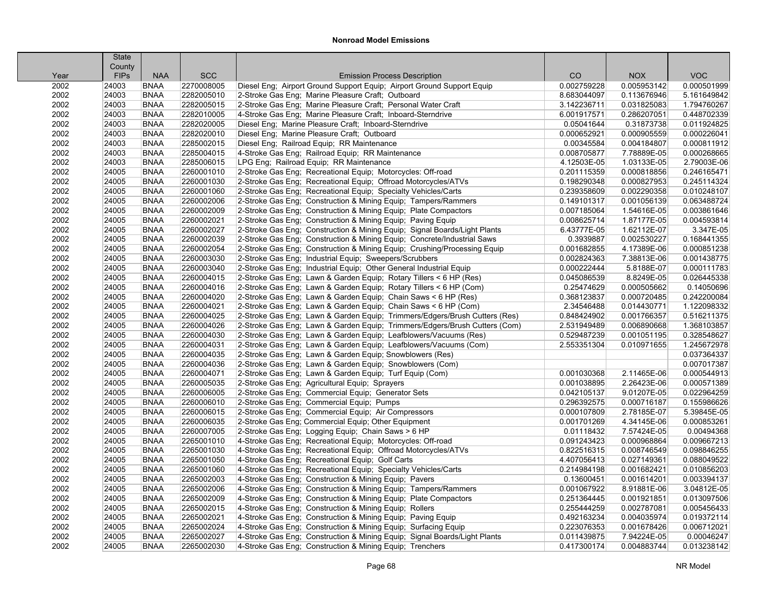# Nonroad Model Emissions

| Year | State County FIPs | NAA | SCC | Emission Process Description | CO | NOX | VOC |
|---|---|---|---|---|---|---|---|
| 2002 | 24003 | BNAA | 2270008005 | Diesel Eng;  Airport Ground Support Equip;  Airport Ground Support Equip | 0.002759228 | 0.005953142 | 0.000501999 |
| 2002 | 24003 | BNAA | 2282005010 | 2-Stroke Gas Eng;  Marine Pleasure Craft;  Outboard | 8.683044097 | 0.113676946 | 5.161649842 |
| 2002 | 24003 | BNAA | 2282005015 | 2-Stroke Gas Eng;  Marine Pleasure Craft;  Personal Water Craft | 3.142236711 | 0.031825083 | 1.794760267 |
| 2002 | 24003 | BNAA | 2282010005 | 4-Stroke Gas Eng;  Marine Pleasure Craft;  Inboard-Sterndrive | 6.001917571 | 0.286207051 | 0.448702339 |
| 2002 | 24003 | BNAA | 2282020005 | Diesel Eng;  Marine Pleasure Craft;  Inboard-Sterndrive | 0.05041644 | 0.31873738 | 0.011924825 |
| 2002 | 24003 | BNAA | 2282020010 | Diesel Eng;  Marine Pleasure Craft;  Outboard | 0.000652921 | 0.000905559 | 0.000226041 |
| 2002 | 24003 | BNAA | 2285002015 | Diesel Eng;  Railroad Equip;  RR Maintenance | 0.00345584 | 0.004184807 | 0.000811912 |
| 2002 | 24003 | BNAA | 2285004015 | 4-Stroke Gas Eng;  Railroad Equip;  RR Maintenance | 0.008705877 | 7.78889E-05 | 0.000268665 |
| 2002 | 24003 | BNAA | 2285006015 | LPG Eng;  Railroad Equip;  RR Maintenance | 4.12503E-05 | 1.03133E-05 | 2.79003E-06 |
| 2002 | 24005 | BNAA | 2260001010 | 2-Stroke Gas Eng;  Recreational Equip;  Motorcycles: Off-road | 0.201115359 | 0.000818856 | 0.246165471 |
| 2002 | 24005 | BNAA | 2260001030 | 2-Stroke Gas Eng;  Recreational Equip;  Offroad Motorcycles/ATVs | 0.198290348 | 0.000827953 | 0.245114324 |
| 2002 | 24005 | BNAA | 2260001060 | 2-Stroke Gas Eng;  Recreational Equip;  Specialty Vehicles/Carts | 0.239358609 | 0.002290358 | 0.010248107 |
| 2002 | 24005 | BNAA | 2260002006 | 2-Stroke Gas Eng;  Construction & Mining Equip;  Tampers/Rammers | 0.149101317 | 0.001056139 | 0.063488724 |
| 2002 | 24005 | BNAA | 2260002009 | 2-Stroke Gas Eng;  Construction & Mining Equip;  Plate Compactors | 0.007185064 | 1.54616E-05 | 0.003861646 |
| 2002 | 24005 | BNAA | 2260002021 | 2-Stroke Gas Eng;  Construction & Mining Equip;  Paving Equip | 0.008625714 | 1.87177E-05 | 0.004593814 |
| 2002 | 24005 | BNAA | 2260002027 | 2-Stroke Gas Eng;  Construction & Mining Equip;  Signal Boards/Light Plants | 6.43777E-05 | 1.62112E-07 | 3.347E-05 |
| 2002 | 24005 | BNAA | 2260002039 | 2-Stroke Gas Eng;  Construction & Mining Equip;  Concrete/Industrial Saws | 0.3939887 | 0.002530227 | 0.168441355 |
| 2002 | 24005 | BNAA | 2260002054 | 2-Stroke Gas Eng;  Construction & Mining Equip;  Crushing/Processing Equip | 0.001682855 | 4.17389E-06 | 0.000851238 |
| 2002 | 24005 | BNAA | 2260003030 | 2-Stroke Gas Eng;  Industrial Equip;  Sweepers/Scrubbers | 0.002824363 | 7.38813E-06 | 0.001438775 |
| 2002 | 24005 | BNAA | 2260003040 | 2-Stroke Gas Eng;  Industrial Equip;  Other General Industrial Equip | 0.000222444 | 5.8188E-07 | 0.000111783 |
| 2002 | 24005 | BNAA | 2260004015 | 2-Stroke Gas Eng;  Lawn & Garden Equip;  Rotary Tillers < 6 HP (Res) | 0.045086539 | 8.8249E-05 | 0.026445338 |
| 2002 | 24005 | BNAA | 2260004016 | 2-Stroke Gas Eng;  Lawn & Garden Equip;  Rotary Tillers < 6 HP (Com) | 0.25474629 | 0.000505662 | 0.14050696 |
| 2002 | 24005 | BNAA | 2260004020 | 2-Stroke Gas Eng;  Lawn & Garden Equip;  Chain Saws < 6 HP (Res) | 0.368123837 | 0.000720485 | 0.242200084 |
| 2002 | 24005 | BNAA | 2260004021 | 2-Stroke Gas Eng;  Lawn & Garden Equip;  Chain Saws < 6 HP (Com) | 2.34546488 | 0.014430771 | 1.122098332 |
| 2002 | 24005 | BNAA | 2260004025 | 2-Stroke Gas Eng;  Lawn & Garden Equip;  Trimmers/Edgers/Brush Cutters (Res) | 0.848424902 | 0.001766357 | 0.516211375 |
| 2002 | 24005 | BNAA | 2260004026 | 2-Stroke Gas Eng;  Lawn & Garden Equip;  Trimmers/Edgers/Brush Cutters (Com) | 2.531949489 | 0.006890668 | 1.368103857 |
| 2002 | 24005 | BNAA | 2260004030 | 2-Stroke Gas Eng;  Lawn & Garden Equip;  Leafblowers/Vacuums (Res) | 0.529487239 | 0.001051195 | 0.328548627 |
| 2002 | 24005 | BNAA | 2260004031 | 2-Stroke Gas Eng;  Lawn & Garden Equip;  Leafblowers/Vacuums (Com) | 2.553351304 | 0.010971655 | 1.245672978 |
| 2002 | 24005 | BNAA | 2260004035 | 2-Stroke Gas Eng;  Lawn & Garden Equip; Snowblowers (Res) | | | 0.037364337 |
| 2002 | 24005 | BNAA | 2260004036 | 2-Stroke Gas Eng;  Lawn & Garden Equip;  Snowblowers (Com) | | | 0.007017387 |
| 2002 | 24005 | BNAA | 2260004071 | 2-Stroke Gas Eng;  Lawn & Garden Equip;  Turf Equip (Com) | 0.001030368 | 2.11465E-06 | 0.000544913 |
| 2002 | 24005 | BNAA | 2260005035 | 2-Stroke Gas Eng;  Agricultural Equip;  Sprayers | 0.001038895 | 2.26423E-06 | 0.000571389 |
| 2002 | 24005 | BNAA | 2260006005 | 2-Stroke Gas Eng;  Commercial Equip;  Generator Sets | 0.042105137 | 9.01207E-05 | 0.022964259 |
| 2002 | 24005 | BNAA | 2260006010 | 2-Stroke Gas Eng;  Commercial Equip;  Pumps | 0.296392575 | 0.000716187 | 0.155986626 |
| 2002 | 24005 | BNAA | 2260006015 | 2-Stroke Gas Eng;  Commercial Equip;  Air Compressors | 0.000107809 | 2.78185E-07 | 5.39845E-05 |
| 2002 | 24005 | BNAA | 2260006035 | 2-Stroke Gas Eng; Commercial Equip; Other Equipment | 0.001701269 | 4.34145E-06 | 0.000853261 |
| 2002 | 24005 | BNAA | 2260007005 | 2-Stroke Gas Eng;  Logging Equip;  Chain Saws > 6 HP | 0.01118432 | 7.57424E-05 | 0.00494368 |
| 2002 | 24005 | BNAA | 2265001010 | 4-Stroke Gas Eng;  Recreational Equip;  Motorcycles: Off-road | 0.091243423 | 0.000968864 | 0.009667213 |
| 2002 | 24005 | BNAA | 2265001030 | 4-Stroke Gas Eng;  Recreational Equip;  Offroad Motorcycles/ATVs | 0.822516315 | 0.008746549 | 0.098846255 |
| 2002 | 24005 | BNAA | 2265001050 | 4-Stroke Gas Eng;  Recreational Equip;  Golf Carts | 4.407056413 | 0.027149361 | 0.088049522 |
| 2002 | 24005 | BNAA | 2265001060 | 4-Stroke Gas Eng;  Recreational Equip;  Specialty Vehicles/Carts | 0.214984198 | 0.001682421 | 0.010856203 |
| 2002 | 24005 | BNAA | 2265002003 | 4-Stroke Gas Eng;  Construction & Mining Equip;  Pavers | 0.13600451 | 0.001614201 | 0.003394137 |
| 2002 | 24005 | BNAA | 2265002006 | 4-Stroke Gas Eng;  Construction & Mining Equip;  Tampers/Rammers | 0.001067922 | 8.91881E-06 | 3.04812E-05 |
| 2002 | 24005 | BNAA | 2265002009 | 4-Stroke Gas Eng;  Construction & Mining Equip;  Plate Compactors | 0.251364445 | 0.001921851 | 0.013097506 |
| 2002 | 24005 | BNAA | 2265002015 | 4-Stroke Gas Eng;  Construction & Mining Equip;  Rollers | 0.255444259 | 0.002787081 | 0.005456433 |
| 2002 | 24005 | BNAA | 2265002021 | 4-Stroke Gas Eng;  Construction & Mining Equip;  Paving Equip | 0.492163234 | 0.004035974 | 0.019372114 |
| 2002 | 24005 | BNAA | 2265002024 | 4-Stroke Gas Eng;  Construction & Mining Equip;  Surfacing Equip | 0.223076353 | 0.001678426 | 0.006712021 |
| 2002 | 24005 | BNAA | 2265002027 | 4-Stroke Gas Eng;  Construction & Mining Equip;  Signal Boards/Light Plants | 0.011439875 | 7.94224E-05 | 0.00046247 |
| 2002 | 24005 | BNAA | 2265002030 | 4-Stroke Gas Eng;  Construction & Mining Equip;  Trenchers | 0.417300174 | 0.004883744 | 0.013238142 |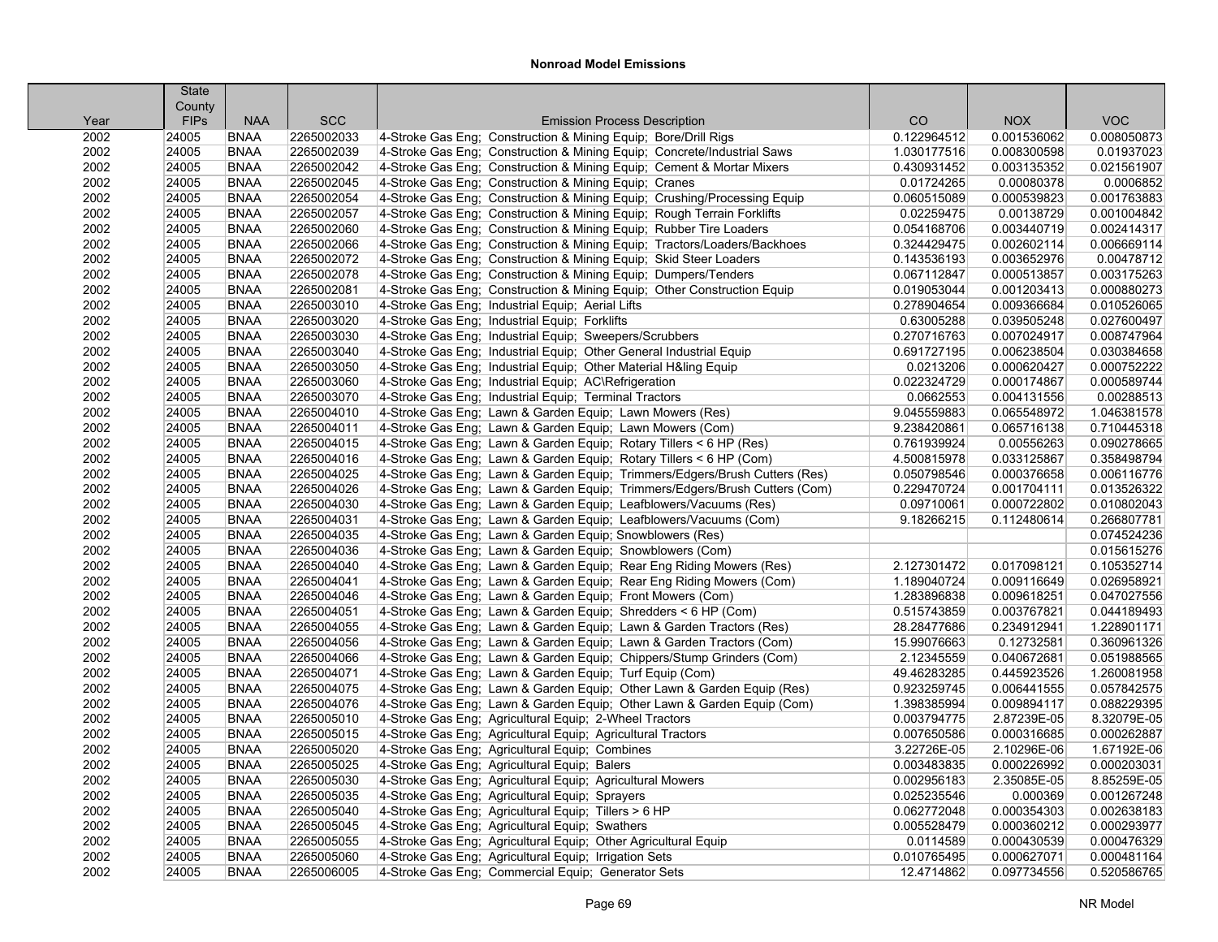## Nonroad Model Emissions

| Year | State County FIPs | NAA | SCC | Emission Process Description | CO | NOX | VOC |
|---|---|---|---|---|---|---|---|
| 2002 | 24005 | BNAA | 2265002033 | 4-Stroke Gas Eng;  Construction & Mining Equip;  Bore/Drill Rigs | 0.122964512 | 0.001536062 | 0.008050873 |
| 2002 | 24005 | BNAA | 2265002039 | 4-Stroke Gas Eng;  Construction & Mining Equip;  Concrete/Industrial Saws | 1.030177516 | 0.008300598 | 0.01937023 |
| 2002 | 24005 | BNAA | 2265002042 | 4-Stroke Gas Eng;  Construction & Mining Equip;  Cement & Mortar Mixers | 0.430931452 | 0.003135352 | 0.021561907 |
| 2002 | 24005 | BNAA | 2265002045 | 4-Stroke Gas Eng;  Construction & Mining Equip;  Cranes | 0.01724265 | 0.00080378 | 0.0006852 |
| 2002 | 24005 | BNAA | 2265002054 | 4-Stroke Gas Eng;  Construction & Mining Equip;  Crushing/Processing Equip | 0.060515089 | 0.000539823 | 0.001763883 |
| 2002 | 24005 | BNAA | 2265002057 | 4-Stroke Gas Eng;  Construction & Mining Equip;  Rough Terrain Forklifts | 0.02259475 | 0.00138729 | 0.001004842 |
| 2002 | 24005 | BNAA | 2265002060 | 4-Stroke Gas Eng;  Construction & Mining Equip;  Rubber Tire Loaders | 0.054168706 | 0.003440719 | 0.002414317 |
| 2002 | 24005 | BNAA | 2265002066 | 4-Stroke Gas Eng;  Construction & Mining Equip;  Tractors/Loaders/Backhoes | 0.324429475 | 0.002602114 | 0.006669114 |
| 2002 | 24005 | BNAA | 2265002072 | 4-Stroke Gas Eng;  Construction & Mining Equip;  Skid Steer Loaders | 0.143536193 | 0.003652976 | 0.00478712 |
| 2002 | 24005 | BNAA | 2265002078 | 4-Stroke Gas Eng;  Construction & Mining Equip;  Dumpers/Tenders | 0.067112847 | 0.000513857 | 0.003175263 |
| 2002 | 24005 | BNAA | 2265002081 | 4-Stroke Gas Eng;  Construction & Mining Equip;  Other Construction Equip | 0.019053044 | 0.001203413 | 0.000880273 |
| 2002 | 24005 | BNAA | 2265003010 | 4-Stroke Gas Eng;  Industrial Equip;  Aerial Lifts | 0.278904654 | 0.009366684 | 0.010526065 |
| 2002 | 24005 | BNAA | 2265003020 | 4-Stroke Gas Eng;  Industrial Equip;  Forklifts | 0.63005288 | 0.039505248 | 0.027600497 |
| 2002 | 24005 | BNAA | 2265003030 | 4-Stroke Gas Eng;  Industrial Equip;  Sweepers/Scrubbers | 0.270716763 | 0.007024917 | 0.008747964 |
| 2002 | 24005 | BNAA | 2265003040 | 4-Stroke Gas Eng;  Industrial Equip;  Other General Industrial Equip | 0.691727195 | 0.006238504 | 0.030384658 |
| 2002 | 24005 | BNAA | 2265003050 | 4-Stroke Gas Eng;  Industrial Equip;  Other Material H&ling Equip | 0.0213206 | 0.000620427 | 0.000752222 |
| 2002 | 24005 | BNAA | 2265003060 | 4-Stroke Gas Eng;  Industrial Equip;  AC\Refrigeration | 0.022324729 | 0.000174867 | 0.000589744 |
| 2002 | 24005 | BNAA | 2265003070 | 4-Stroke Gas Eng;  Industrial Equip;  Terminal Tractors | 0.0662553 | 0.004131556 | 0.00288513 |
| 2002 | 24005 | BNAA | 2265004010 | 4-Stroke Gas Eng;  Lawn & Garden Equip;  Lawn Mowers (Res) | 9.045559883 | 0.065548972 | 1.046381578 |
| 2002 | 24005 | BNAA | 2265004011 | 4-Stroke Gas Eng;  Lawn & Garden Equip;  Lawn Mowers (Com) | 9.238420861 | 0.065716138 | 0.710445318 |
| 2002 | 24005 | BNAA | 2265004015 | 4-Stroke Gas Eng;  Lawn & Garden Equip;  Rotary Tillers < 6 HP (Res) | 0.761939924 | 0.00556263 | 0.090278665 |
| 2002 | 24005 | BNAA | 2265004016 | 4-Stroke Gas Eng;  Lawn & Garden Equip;  Rotary Tillers < 6 HP (Com) | 4.500815978 | 0.033125867 | 0.358498794 |
| 2002 | 24005 | BNAA | 2265004025 | 4-Stroke Gas Eng;  Lawn & Garden Equip;  Trimmers/Edgers/Brush Cutters (Res) | 0.050798546 | 0.000376658 | 0.006116776 |
| 2002 | 24005 | BNAA | 2265004026 | 4-Stroke Gas Eng;  Lawn & Garden Equip;  Trimmers/Edgers/Brush Cutters (Com) | 0.229470724 | 0.001704111 | 0.013526322 |
| 2002 | 24005 | BNAA | 2265004030 | 4-Stroke Gas Eng;  Lawn & Garden Equip;  Leafblowers/Vacuums (Res) | 0.09710061 | 0.000722802 | 0.010802043 |
| 2002 | 24005 | BNAA | 2265004031 | 4-Stroke Gas Eng;  Lawn & Garden Equip;  Leafblowers/Vacuums (Com) | 9.18266215 | 0.112480614 | 0.266807781 |
| 2002 | 24005 | BNAA | 2265004035 | 4-Stroke Gas Eng;  Lawn & Garden Equip; Snowblowers (Res) | | | 0.074524236 |
| 2002 | 24005 | BNAA | 2265004036 | 4-Stroke Gas Eng;  Lawn & Garden Equip;  Snowblowers (Com) | | | 0.015615276 |
| 2002 | 24005 | BNAA | 2265004040 | 4-Stroke Gas Eng;  Lawn & Garden Equip;  Rear Eng Riding Mowers (Res) | 2.127301472 | 0.017098121 | 0.105352714 |
| 2002 | 24005 | BNAA | 2265004041 | 4-Stroke Gas Eng;  Lawn & Garden Equip;  Rear Eng Riding Mowers (Com) | 1.189040724 | 0.009116649 | 0.026958921 |
| 2002 | 24005 | BNAA | 2265004046 | 4-Stroke Gas Eng;  Lawn & Garden Equip;  Front Mowers (Com) | 1.283896838 | 0.009618251 | 0.047027556 |
| 2002 | 24005 | BNAA | 2265004051 | 4-Stroke Gas Eng;  Lawn & Garden Equip;  Shredders < 6 HP (Com) | 0.515743859 | 0.003767821 | 0.044189493 |
| 2002 | 24005 | BNAA | 2265004055 | 4-Stroke Gas Eng;  Lawn & Garden Equip;  Lawn & Garden Tractors (Res) | 28.28477686 | 0.234912941 | 1.228901171 |
| 2002 | 24005 | BNAA | 2265004056 | 4-Stroke Gas Eng;  Lawn & Garden Equip;  Lawn & Garden Tractors (Com) | 15.99076663 | 0.12732581 | 0.360961326 |
| 2002 | 24005 | BNAA | 2265004066 | 4-Stroke Gas Eng;  Lawn & Garden Equip;  Chippers/Stump Grinders (Com) | 2.12345559 | 0.040672681 | 0.051988565 |
| 2002 | 24005 | BNAA | 2265004071 | 4-Stroke Gas Eng;  Lawn & Garden Equip;  Turf Equip (Com) | 49.46283285 | 0.445923526 | 1.260081958 |
| 2002 | 24005 | BNAA | 2265004075 | 4-Stroke Gas Eng;  Lawn & Garden Equip;  Other Lawn & Garden Equip (Res) | 0.923259745 | 0.006441555 | 0.057842575 |
| 2002 | 24005 | BNAA | 2265004076 | 4-Stroke Gas Eng;  Lawn & Garden Equip;  Other Lawn & Garden Equip (Com) | 1.398385994 | 0.009894117 | 0.088229395 |
| 2002 | 24005 | BNAA | 2265005010 | 4-Stroke Gas Eng;  Agricultural Equip;  2-Wheel Tractors | 0.003794775 | 2.87239E-05 | 8.32079E-05 |
| 2002 | 24005 | BNAA | 2265005015 | 4-Stroke Gas Eng;  Agricultural Equip;  Agricultural Tractors | 0.007650586 | 0.000316685 | 0.000262887 |
| 2002 | 24005 | BNAA | 2265005020 | 4-Stroke Gas Eng;  Agricultural Equip;  Combines | 3.22726E-05 | 2.10296E-06 | 1.67192E-06 |
| 2002 | 24005 | BNAA | 2265005025 | 4-Stroke Gas Eng;  Agricultural Equip;  Balers | 0.003483835 | 0.000226992 | 0.000203031 |
| 2002 | 24005 | BNAA | 2265005030 | 4-Stroke Gas Eng;  Agricultural Equip;  Agricultural Mowers | 0.002956183 | 2.35085E-05 | 8.85259E-05 |
| 2002 | 24005 | BNAA | 2265005035 | 4-Stroke Gas Eng;  Agricultural Equip;  Sprayers | 0.025235546 | 0.000369 | 0.001267248 |
| 2002 | 24005 | BNAA | 2265005040 | 4-Stroke Gas Eng;  Agricultural Equip;  Tillers > 6 HP | 0.062772048 | 0.000354303 | 0.002638183 |
| 2002 | 24005 | BNAA | 2265005045 | 4-Stroke Gas Eng;  Agricultural Equip;  Swathers | 0.005528479 | 0.000360212 | 0.000293977 |
| 2002 | 24005 | BNAA | 2265005055 | 4-Stroke Gas Eng;  Agricultural Equip;  Other Agricultural Equip | 0.0114589 | 0.000430539 | 0.000476329 |
| 2002 | 24005 | BNAA | 2265005060 | 4-Stroke Gas Eng;  Agricultural Equip;  Irrigation Sets | 0.010765495 | 0.000627071 | 0.000481164 |
| 2002 | 24005 | BNAA | 2265006005 | 4-Stroke Gas Eng;  Commercial Equip;  Generator Sets | 12.4714862 | 0.097734556 | 0.520586765 |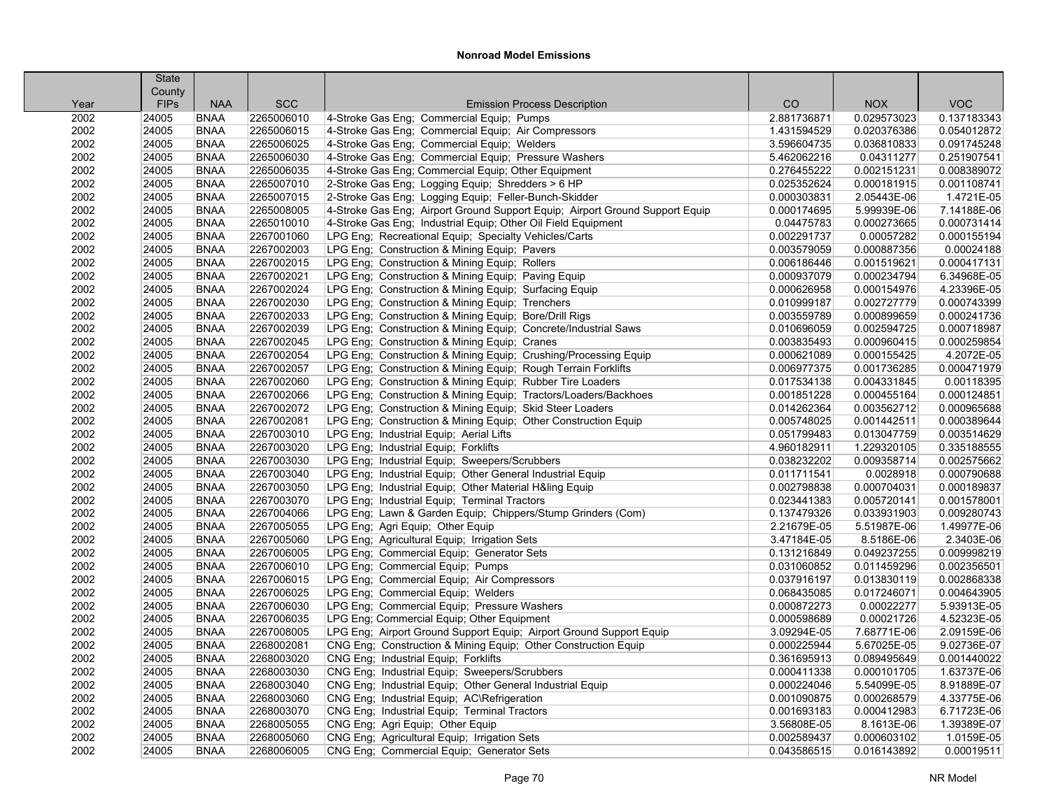## Nonroad Model Emissions

| Year | State County FIPs | NAA | SCC | Emission Process Description | CO | NOX | VOC |
|---|---|---|---|---|---|---|---|
| 2002 | 24005 | BNAA | 2265006010 | 4-Stroke Gas Eng; Commercial Equip; Pumps | 2.881736871 | 0.029573023 | 0.137183343 |
| 2002 | 24005 | BNAA | 2265006015 | 4-Stroke Gas Eng; Commercial Equip; Air Compressors | 1.431594529 | 0.020376386 | 0.054012872 |
| 2002 | 24005 | BNAA | 2265006025 | 4-Stroke Gas Eng; Commercial Equip; Welders | 3.596604735 | 0.036810833 | 0.091745248 |
| 2002 | 24005 | BNAA | 2265006030 | 4-Stroke Gas Eng; Commercial Equip; Pressure Washers | 5.462062216 | 0.04311277 | 0.251907541 |
| 2002 | 24005 | BNAA | 2265006035 | 4-Stroke Gas Eng; Commercial Equip; Other Equipment | 0.276455222 | 0.002151231 | 0.008389072 |
| 2002 | 24005 | BNAA | 2265007010 | 2-Stroke Gas Eng; Logging Equip; Shredders > 6 HP | 0.025352624 | 0.000181915 | 0.001108741 |
| 2002 | 24005 | BNAA | 2265007015 | 2-Stroke Gas Eng; Logging Equip; Feller-Bunch-Skidder | 0.000303831 | 2.05443E-06 | 1.4721E-05 |
| 2002 | 24005 | BNAA | 2265008005 | 4-Stroke Gas Eng; Airport Ground Support Equip; Airport Ground Support Equip | 0.000174695 | 5.99939E-06 | 7.14188E-06 |
| 2002 | 24005 | BNAA | 2265010010 | 4-Stroke Gas Eng; Industrial Equip; Other Oil Field Equipment | 0.04475783 | 0.000273665 | 0.000731414 |
| 2002 | 24005 | BNAA | 2267001060 | LPG Eng; Recreational Equip; Specialty Vehicles/Carts | 0.002291737 | 0.00057282 | 0.000155194 |
| 2002 | 24005 | BNAA | 2267002003 | LPG Eng; Construction & Mining Equip; Pavers | 0.003579059 | 0.000887356 | 0.00024188 |
| 2002 | 24005 | BNAA | 2267002015 | LPG Eng; Construction & Mining Equip; Rollers | 0.006186446 | 0.001519621 | 0.000417131 |
| 2002 | 24005 | BNAA | 2267002021 | LPG Eng; Construction & Mining Equip; Paving Equip | 0.000937079 | 0.000234794 | 6.34968E-05 |
| 2002 | 24005 | BNAA | 2267002024 | LPG Eng; Construction & Mining Equip; Surfacing Equip | 0.000626958 | 0.000154976 | 4.23396E-05 |
| 2002 | 24005 | BNAA | 2267002030 | LPG Eng; Construction & Mining Equip; Trenchers | 0.010999187 | 0.002727779 | 0.000743399 |
| 2002 | 24005 | BNAA | 2267002033 | LPG Eng; Construction & Mining Equip; Bore/Drill Rigs | 0.003559789 | 0.000899659 | 0.000241736 |
| 2002 | 24005 | BNAA | 2267002039 | LPG Eng; Construction & Mining Equip; Concrete/Industrial Saws | 0.010696059 | 0.002594725 | 0.000718987 |
| 2002 | 24005 | BNAA | 2267002045 | LPG Eng; Construction & Mining Equip; Cranes | 0.003835493 | 0.000960415 | 0.000259854 |
| 2002 | 24005 | BNAA | 2267002054 | LPG Eng; Construction & Mining Equip; Crushing/Processing Equip | 0.000621089 | 0.000155425 | 4.2072E-05 |
| 2002 | 24005 | BNAA | 2267002057 | LPG Eng; Construction & Mining Equip; Rough Terrain Forklifts | 0.006977375 | 0.001736285 | 0.000471979 |
| 2002 | 24005 | BNAA | 2267002060 | LPG Eng; Construction & Mining Equip; Rubber Tire Loaders | 0.017534138 | 0.004331845 | 0.00118395 |
| 2002 | 24005 | BNAA | 2267002066 | LPG Eng; Construction & Mining Equip; Tractors/Loaders/Backhoes | 0.001851228 | 0.000455164 | 0.000124851 |
| 2002 | 24005 | BNAA | 2267002072 | LPG Eng; Construction & Mining Equip; Skid Steer Loaders | 0.014262364 | 0.003562712 | 0.000965688 |
| 2002 | 24005 | BNAA | 2267002081 | LPG Eng; Construction & Mining Equip; Other Construction Equip | 0.005748025 | 0.001442511 | 0.000389644 |
| 2002 | 24005 | BNAA | 2267003010 | LPG Eng; Industrial Equip; Aerial Lifts | 0.051799483 | 0.013047759 | 0.003514629 |
| 2002 | 24005 | BNAA | 2267003020 | LPG Eng; Industrial Equip; Forklifts | 4.960182911 | 1.229320105 | 0.335188555 |
| 2002 | 24005 | BNAA | 2267003030 | LPG Eng; Industrial Equip; Sweepers/Scrubbers | 0.038232202 | 0.009358714 | 0.002575662 |
| 2002 | 24005 | BNAA | 2267003040 | LPG Eng; Industrial Equip; Other General Industrial Equip | 0.011711541 | 0.0028918 | 0.000790688 |
| 2002 | 24005 | BNAA | 2267003050 | LPG Eng; Industrial Equip; Other Material H&ling Equip | 0.002798838 | 0.000704031 | 0.000189837 |
| 2002 | 24005 | BNAA | 2267003070 | LPG Eng; Industrial Equip; Terminal Tractors | 0.023441383 | 0.005720141 | 0.001578001 |
| 2002 | 24005 | BNAA | 2267004066 | LPG Eng; Lawn & Garden Equip; Chippers/Stump Grinders (Com) | 0.137479326 | 0.033931903 | 0.009280743 |
| 2002 | 24005 | BNAA | 2267005055 | LPG Eng; Agri Equip; Other Equip | 2.21679E-05 | 5.51987E-06 | 1.49977E-06 |
| 2002 | 24005 | BNAA | 2267005060 | LPG Eng; Agricultural Equip; Irrigation Sets | 3.47184E-05 | 8.5186E-06 | 2.3403E-06 |
| 2002 | 24005 | BNAA | 2267006005 | LPG Eng; Commercial Equip; Generator Sets | 0.131216849 | 0.049237255 | 0.009998219 |
| 2002 | 24005 | BNAA | 2267006010 | LPG Eng; Commercial Equip; Pumps | 0.031060852 | 0.011459296 | 0.002356501 |
| 2002 | 24005 | BNAA | 2267006015 | LPG Eng; Commercial Equip; Air Compressors | 0.037916197 | 0.013830119 | 0.002868338 |
| 2002 | 24005 | BNAA | 2267006025 | LPG Eng; Commercial Equip; Welders | 0.068435085 | 0.017246071 | 0.004643905 |
| 2002 | 24005 | BNAA | 2267006030 | LPG Eng; Commercial Equip; Pressure Washers | 0.000872273 | 0.00022277 | 5.93913E-05 |
| 2002 | 24005 | BNAA | 2267006035 | LPG Eng; Commercial Equip; Other Equipment | 0.000598689 | 0.00021726 | 4.52323E-05 |
| 2002 | 24005 | BNAA | 2267008005 | LPG Eng; Airport Ground Support Equip; Airport Ground Support Equip | 3.09294E-05 | 7.68771E-06 | 2.09159E-06 |
| 2002 | 24005 | BNAA | 2268002081 | CNG Eng; Construction & Mining Equip; Other Construction Equip | 0.000225944 | 5.67025E-05 | 9.02736E-07 |
| 2002 | 24005 | BNAA | 2268003020 | CNG Eng; Industrial Equip; Forklifts | 0.361695913 | 0.089495649 | 0.001440022 |
| 2002 | 24005 | BNAA | 2268003030 | CNG Eng; Industrial Equip; Sweepers/Scrubbers | 0.000411338 | 0.000101705 | 1.63737E-06 |
| 2002 | 24005 | BNAA | 2268003040 | CNG Eng; Industrial Equip; Other General Industrial Equip | 0.000224046 | 5.54099E-05 | 8.91889E-07 |
| 2002 | 24005 | BNAA | 2268003060 | CNG Eng; Industrial Equip; AC\Refrigeration | 0.001090875 | 0.000268579 | 4.33775E-06 |
| 2002 | 24005 | BNAA | 2268003070 | CNG Eng; Industrial Equip; Terminal Tractors | 0.001693183 | 0.000412983 | 6.71723E-06 |
| 2002 | 24005 | BNAA | 2268005055 | CNG Eng; Agri Equip; Other Equip | 3.56808E-05 | 8.1613E-06 | 1.39389E-07 |
| 2002 | 24005 | BNAA | 2268005060 | CNG Eng; Agricultural Equip; Irrigation Sets | 0.002589437 | 0.000603102 | 1.0159E-05 |
| 2002 | 24005 | BNAA | 2268006005 | CNG Eng; Commercial Equip; Generator Sets | 0.043586515 | 0.016143892 | 0.00019511 |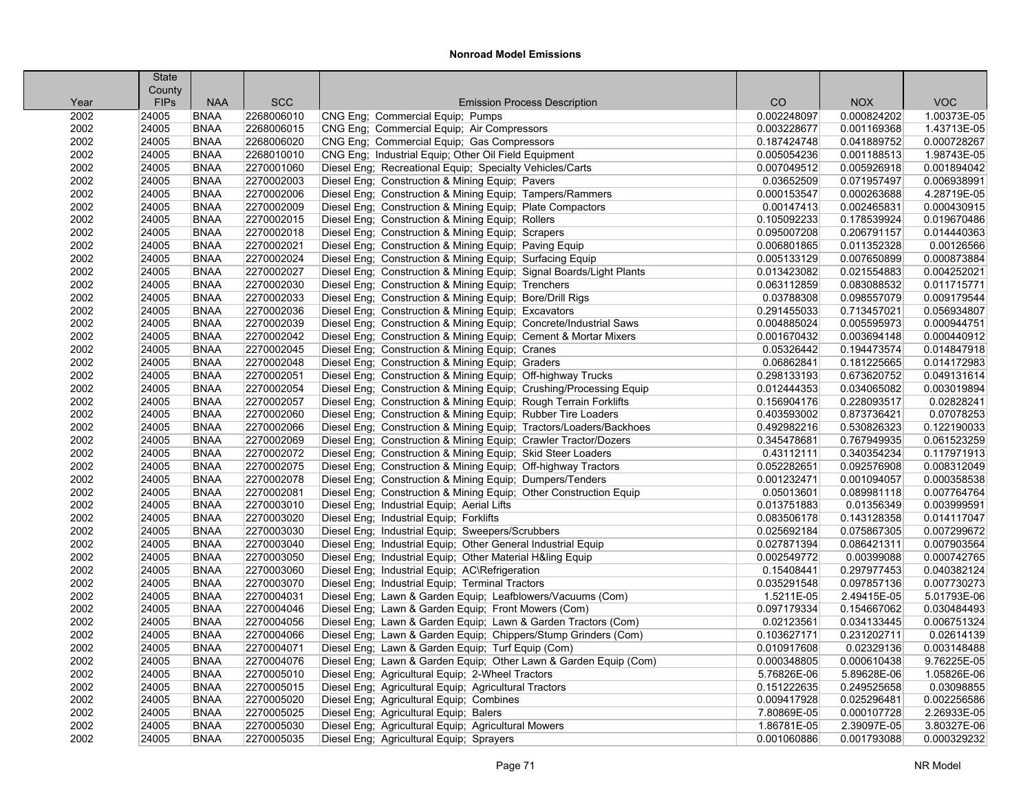# Nonroad Model Emissions

| Year | State County FIPs | NAA | SCC | Emission Process Description | CO | NOX | VOC |
|---|---|---|---|---|---|---|---|
| 2002 | 24005 | BNAA | 2268006010 | CNG Eng; Commercial Equip; Pumps | 0.002248097 | 0.000824202 | 1.00373E-05 |
| 2002 | 24005 | BNAA | 2268006015 | CNG Eng; Commercial Equip; Air Compressors | 0.003228677 | 0.001169368 | 1.43713E-05 |
| 2002 | 24005 | BNAA | 2268006020 | CNG Eng; Commercial Equip; Gas Compressors | 0.187424748 | 0.041889752 | 0.000728267 |
| 2002 | 24005 | BNAA | 2268010010 | CNG Eng; Industrial Equip; Other Oil Field Equipment | 0.005054236 | 0.001188513 | 1.98743E-05 |
| 2002 | 24005 | BNAA | 2270001060 | Diesel Eng; Recreational Equip; Specialty Vehicles/Carts | 0.007049512 | 0.005926918 | 0.001894042 |
| 2002 | 24005 | BNAA | 2270002003 | Diesel Eng; Construction & Mining Equip; Pavers | 0.03652509 | 0.071957497 | 0.006938991 |
| 2002 | 24005 | BNAA | 2270002006 | Diesel Eng; Construction & Mining Equip; Tampers/Rammers | 0.000153547 | 0.000263688 | 4.28719E-05 |
| 2002 | 24005 | BNAA | 2270002009 | Diesel Eng; Construction & Mining Equip; Plate Compactors | 0.00147413 | 0.002465831 | 0.000430915 |
| 2002 | 24005 | BNAA | 2270002015 | Diesel Eng; Construction & Mining Equip; Rollers | 0.105092233 | 0.178539924 | 0.019670486 |
| 2002 | 24005 | BNAA | 2270002018 | Diesel Eng; Construction & Mining Equip; Scrapers | 0.095007208 | 0.206791157 | 0.014440363 |
| 2002 | 24005 | BNAA | 2270002021 | Diesel Eng; Construction & Mining Equip; Paving Equip | 0.006801865 | 0.011352328 | 0.00126566 |
| 2002 | 24005 | BNAA | 2270002024 | Diesel Eng; Construction & Mining Equip; Surfacing Equip | 0.005133129 | 0.007650899 | 0.000873884 |
| 2002 | 24005 | BNAA | 2270002027 | Diesel Eng; Construction & Mining Equip; Signal Boards/Light Plants | 0.013423082 | 0.021554883 | 0.004252021 |
| 2002 | 24005 | BNAA | 2270002030 | Diesel Eng; Construction & Mining Equip; Trenchers | 0.063112859 | 0.083088532 | 0.011715771 |
| 2002 | 24005 | BNAA | 2270002033 | Diesel Eng; Construction & Mining Equip; Bore/Drill Rigs | 0.03788308 | 0.098557079 | 0.009179544 |
| 2002 | 24005 | BNAA | 2270002036 | Diesel Eng; Construction & Mining Equip; Excavators | 0.291455033 | 0.713457021 | 0.056934807 |
| 2002 | 24005 | BNAA | 2270002039 | Diesel Eng; Construction & Mining Equip; Concrete/Industrial Saws | 0.004885024 | 0.005595973 | 0.000944751 |
| 2002 | 24005 | BNAA | 2270002042 | Diesel Eng; Construction & Mining Equip; Cement & Mortar Mixers | 0.001670432 | 0.003694148 | 0.000440912 |
| 2002 | 24005 | BNAA | 2270002045 | Diesel Eng; Construction & Mining Equip; Cranes | 0.05326442 | 0.194473574 | 0.014847918 |
| 2002 | 24005 | BNAA | 2270002048 | Diesel Eng; Construction & Mining Equip; Graders | 0.06862841 | 0.181225665 | 0.014172983 |
| 2002 | 24005 | BNAA | 2270002051 | Diesel Eng; Construction & Mining Equip; Off-highway Trucks | 0.298133193 | 0.673620752 | 0.049131614 |
| 2002 | 24005 | BNAA | 2270002054 | Diesel Eng; Construction & Mining Equip; Crushing/Processing Equip | 0.012444353 | 0.034065082 | 0.003019894 |
| 2002 | 24005 | BNAA | 2270002057 | Diesel Eng; Construction & Mining Equip; Rough Terrain Forklifts | 0.156904176 | 0.228093517 | 0.02828241 |
| 2002 | 24005 | BNAA | 2270002060 | Diesel Eng; Construction & Mining Equip; Rubber Tire Loaders | 0.403593002 | 0.873736421 | 0.07078253 |
| 2002 | 24005 | BNAA | 2270002066 | Diesel Eng; Construction & Mining Equip; Tractors/Loaders/Backhoes | 0.492982216 | 0.530826323 | 0.122190033 |
| 2002 | 24005 | BNAA | 2270002069 | Diesel Eng; Construction & Mining Equip; Crawler Tractor/Dozers | 0.345478681 | 0.767949935 | 0.061523259 |
| 2002 | 24005 | BNAA | 2270002072 | Diesel Eng; Construction & Mining Equip; Skid Steer Loaders | 0.43112111 | 0.340354234 | 0.117971913 |
| 2002 | 24005 | BNAA | 2270002075 | Diesel Eng; Construction & Mining Equip; Off-highway Tractors | 0.052282651 | 0.092576908 | 0.008312049 |
| 2002 | 24005 | BNAA | 2270002078 | Diesel Eng; Construction & Mining Equip; Dumpers/Tenders | 0.001232471 | 0.001094057 | 0.000358538 |
| 2002 | 24005 | BNAA | 2270002081 | Diesel Eng; Construction & Mining Equip; Other Construction Equip | 0.05013601 | 0.089981118 | 0.007764764 |
| 2002 | 24005 | BNAA | 2270003010 | Diesel Eng; Industrial Equip; Aerial Lifts | 0.013751883 | 0.01356349 | 0.003999591 |
| 2002 | 24005 | BNAA | 2270003020 | Diesel Eng; Industrial Equip; Forklifts | 0.083506178 | 0.143128358 | 0.014117047 |
| 2002 | 24005 | BNAA | 2270003030 | Diesel Eng; Industrial Equip; Sweepers/Scrubbers | 0.025692184 | 0.075867305 | 0.007299672 |
| 2002 | 24005 | BNAA | 2270003040 | Diesel Eng; Industrial Equip; Other General Industrial Equip | 0.027871394 | 0.086421311 | 0.007903564 |
| 2002 | 24005 | BNAA | 2270003050 | Diesel Eng; Industrial Equip; Other Material H&ling Equip | 0.002549772 | 0.00399088 | 0.000742765 |
| 2002 | 24005 | BNAA | 2270003060 | Diesel Eng; Industrial Equip; AC\Refrigeration | 0.15408441 | 0.297977453 | 0.040382124 |
| 2002 | 24005 | BNAA | 2270003070 | Diesel Eng; Industrial Equip; Terminal Tractors | 0.035291548 | 0.097857136 | 0.007730273 |
| 2002 | 24005 | BNAA | 2270004031 | Diesel Eng; Lawn & Garden Equip; Leafblowers/Vacuums (Com) | 1.5211E-05 | 2.49415E-05 | 5.01793E-06 |
| 2002 | 24005 | BNAA | 2270004046 | Diesel Eng; Lawn & Garden Equip; Front Mowers (Com) | 0.097179334 | 0.154667062 | 0.030484493 |
| 2002 | 24005 | BNAA | 2270004056 | Diesel Eng; Lawn & Garden Equip; Lawn & Garden Tractors (Com) | 0.02123561 | 0.034133445 | 0.006751324 |
| 2002 | 24005 | BNAA | 2270004066 | Diesel Eng; Lawn & Garden Equip; Chippers/Stump Grinders (Com) | 0.103627171 | 0.231202711 | 0.02614139 |
| 2002 | 24005 | BNAA | 2270004071 | Diesel Eng; Lawn & Garden Equip; Turf Equip (Com) | 0.010917608 | 0.02329136 | 0.003148488 |
| 2002 | 24005 | BNAA | 2270004076 | Diesel Eng; Lawn & Garden Equip; Other Lawn & Garden Equip (Com) | 0.000348805 | 0.000610438 | 9.76225E-05 |
| 2002 | 24005 | BNAA | 2270005010 | Diesel Eng; Agricultural Equip; 2-Wheel Tractors | 5.76826E-06 | 5.89628E-06 | 1.05826E-06 |
| 2002 | 24005 | BNAA | 2270005015 | Diesel Eng; Agricultural Equip; Agricultural Tractors | 0.151222635 | 0.249525658 | 0.03098855 |
| 2002 | 24005 | BNAA | 2270005020 | Diesel Eng; Agricultural Equip; Combines | 0.009417928 | 0.025296481 | 0.002256586 |
| 2002 | 24005 | BNAA | 2270005025 | Diesel Eng; Agricultural Equip; Balers | 7.80869E-05 | 0.000107728 | 2.26933E-05 |
| 2002 | 24005 | BNAA | 2270005030 | Diesel Eng; Agricultural Equip; Agricultural Mowers | 1.86781E-05 | 2.39097E-05 | 3.80327E-06 |
| 2002 | 24005 | BNAA | 2270005035 | Diesel Eng; Agricultural Equip; Sprayers | 0.001060886 | 0.001793088 | 0.000329232 |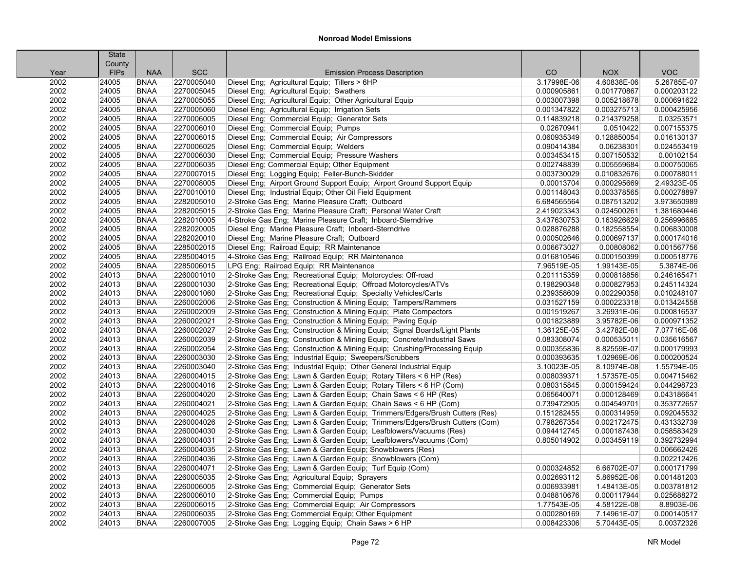# Nonroad Model Emissions

| Year | State County FIPs | NAA | SCC | Emission Process Description | CO | NOX | VOC |
|---|---|---|---|---|---|---|---|
| 2002 | 24005 | BNAA | 2270005040 | Diesel Eng; Agricultural Equip; Tillers > 6HP | 3.17998E-06 | 4.60838E-06 | 5.26785E-07 |
| 2002 | 24005 | BNAA | 2270005045 | Diesel Eng; Agricultural Equip; Swathers | 0.000905861 | 0.001770867 | 0.000203122 |
| 2002 | 24005 | BNAA | 2270005055 | Diesel Eng; Agricultural Equip; Other Agricultural Equip | 0.003007398 | 0.005218678 | 0.000691622 |
| 2002 | 24005 | BNAA | 2270005060 | Diesel Eng; Agricultural Equip; Irrigation Sets | 0.001347822 | 0.003275713 | 0.000425956 |
| 2002 | 24005 | BNAA | 2270006005 | Diesel Eng; Commercial Equip; Generator Sets | 0.114839218 | 0.214379258 | 0.03253571 |
| 2002 | 24005 | BNAA | 2270006010 | Diesel Eng; Commercial Equip; Pumps | 0.02670941 | 0.0510422 | 0.007155375 |
| 2002 | 24005 | BNAA | 2270006015 | Diesel Eng; Commercial Equip; Air Compressors | 0.060935349 | 0.128850054 | 0.016130137 |
| 2002 | 24005 | BNAA | 2270006025 | Diesel Eng; Commercial Equip; Welders | 0.090414384 | 0.06238301 | 0.024553419 |
| 2002 | 24005 | BNAA | 2270006030 | Diesel Eng; Commercial Equip; Pressure Washers | 0.003453415 | 0.007150532 | 0.00102154 |
| 2002 | 24005 | BNAA | 2270006035 | Diesel Eng; Commercial Equip; Other Equipment | 0.002748839 | 0.005559684 | 0.000750065 |
| 2002 | 24005 | BNAA | 2270007015 | Diesel Eng; Logging Equip; Feller-Bunch-Skidder | 0.003730029 | 0.010832676 | 0.000788011 |
| 2002 | 24005 | BNAA | 2270008005 | Diesel Eng; Airport Ground Support Equip; Airport Ground Support Equip | 0.00013704 | 0.000295669 | 2.49323E-05 |
| 2002 | 24005 | BNAA | 2270010010 | Diesel Eng; Industrial Equip; Other Oil Field Equipment | 0.001148043 | 0.003378565 | 0.000278897 |
| 2002 | 24005 | BNAA | 2282005010 | 2-Stroke Gas Eng; Marine Pleasure Craft; Outboard | 6.684565564 | 0.087513202 | 3.973650989 |
| 2002 | 24005 | BNAA | 2282005015 | 2-Stroke Gas Eng; Marine Pleasure Craft; Personal Water Craft | 2.419023343 | 0.024500261 | 1.381680446 |
| 2002 | 24005 | BNAA | 2282010005 | 4-Stroke Gas Eng; Marine Pleasure Craft; Inboard-Sterndrive | 3.437630753 | 0.163926629 | 0.256996685 |
| 2002 | 24005 | BNAA | 2282020005 | Diesel Eng; Marine Pleasure Craft; Inboard-Sterndrive | 0.028876288 | 0.182558554 | 0.006830008 |
| 2002 | 24005 | BNAA | 2282020010 | Diesel Eng; Marine Pleasure Craft; Outboard | 0.000502646 | 0.000697137 | 0.000174016 |
| 2002 | 24005 | BNAA | 2285002015 | Diesel Eng; Railroad Equip; RR Maintenance | 0.006673027 | 0.00808062 | 0.001567756 |
| 2002 | 24005 | BNAA | 2285004015 | 4-Stroke Gas Eng; Railroad Equip; RR Maintenance | 0.016810546 | 0.000150399 | 0.000518776 |
| 2002 | 24005 | BNAA | 2285006015 | LPG Eng; Railroad Equip; RR Maintenance | 7.96519E-05 | 1.99143E-05 | 5.3874E-06 |
| 2002 | 24013 | BNAA | 2260001010 | 2-Stroke Gas Eng; Recreational Equip; Motorcycles: Off-road | 0.201115359 | 0.000818856 | 0.246165471 |
| 2002 | 24013 | BNAA | 2260001030 | 2-Stroke Gas Eng; Recreational Equip; Offroad Motorcycles/ATVs | 0.198290348 | 0.000827953 | 0.245114324 |
| 2002 | 24013 | BNAA | 2260001060 | 2-Stroke Gas Eng; Recreational Equip; Specialty Vehicles/Carts | 0.239358609 | 0.002290358 | 0.010248107 |
| 2002 | 24013 | BNAA | 2260002006 | 2-Stroke Gas Eng; Construction & Mining Equip; Tampers/Rammers | 0.031527159 | 0.000223318 | 0.013424558 |
| 2002 | 24013 | BNAA | 2260002009 | 2-Stroke Gas Eng; Construction & Mining Equip; Plate Compactors | 0.001519267 | 3.26931E-06 | 0.000816537 |
| 2002 | 24013 | BNAA | 2260002021 | 2-Stroke Gas Eng; Construction & Mining Equip; Paving Equip | 0.001823889 | 3.95782E-06 | 0.000971352 |
| 2002 | 24013 | BNAA | 2260002027 | 2-Stroke Gas Eng; Construction & Mining Equip; Signal Boards/Light Plants | 1.36125E-05 | 3.42782E-08 | 7.07716E-06 |
| 2002 | 24013 | BNAA | 2260002039 | 2-Stroke Gas Eng; Construction & Mining Equip; Concrete/Industrial Saws | 0.083308074 | 0.000535011 | 0.035616567 |
| 2002 | 24013 | BNAA | 2260002054 | 2-Stroke Gas Eng; Construction & Mining Equip; Crushing/Processing Equip | 0.000355836 | 8.82559E-07 | 0.000179993 |
| 2002 | 24013 | BNAA | 2260003030 | 2-Stroke Gas Eng; Industrial Equip; Sweepers/Scrubbers | 0.000393635 | 1.02969E-06 | 0.000200524 |
| 2002 | 24013 | BNAA | 2260003040 | 2-Stroke Gas Eng; Industrial Equip; Other General Industrial Equip | 3.10023E-05 | 8.10974E-08 | 1.55794E-05 |
| 2002 | 24013 | BNAA | 2260004015 | 2-Stroke Gas Eng; Lawn & Garden Equip; Rotary Tillers < 6 HP (Res) | 0.008039371 | 1.57357E-05 | 0.004715462 |
| 2002 | 24013 | BNAA | 2260004016 | 2-Stroke Gas Eng; Lawn & Garden Equip; Rotary Tillers < 6 HP (Com) | 0.080315845 | 0.000159424 | 0.044298723 |
| 2002 | 24013 | BNAA | 2260004020 | 2-Stroke Gas Eng; Lawn & Garden Equip; Chain Saws < 6 HP (Res) | 0.065640071 | 0.000128469 | 0.043186641 |
| 2002 | 24013 | BNAA | 2260004021 | 2-Stroke Gas Eng; Lawn & Garden Equip; Chain Saws < 6 HP (Com) | 0.739472905 | 0.004549701 | 0.353772657 |
| 2002 | 24013 | BNAA | 2260004025 | 2-Stroke Gas Eng; Lawn & Garden Equip; Trimmers/Edgers/Brush Cutters (Res) | 0.151282455 | 0.000314959 | 0.092045532 |
| 2002 | 24013 | BNAA | 2260004026 | 2-Stroke Gas Eng; Lawn & Garden Equip; Trimmers/Edgers/Brush Cutters (Com) | 0.798267354 | 0.002172475 | 0.431332739 |
| 2002 | 24013 | BNAA | 2260004030 | 2-Stroke Gas Eng; Lawn & Garden Equip; Leafblowers/Vacuums (Res) | 0.094412745 | 0.000187438 | 0.058583429 |
| 2002 | 24013 | BNAA | 2260004031 | 2-Stroke Gas Eng; Lawn & Garden Equip; Leafblowers/Vacuums (Com) | 0.805014902 | 0.003459119 | 0.392732994 |
| 2002 | 24013 | BNAA | 2260004035 | 2-Stroke Gas Eng; Lawn & Garden Equip; Snowblowers (Res) | | | 0.006662426 |
| 2002 | 24013 | BNAA | 2260004036 | 2-Stroke Gas Eng; Lawn & Garden Equip; Snowblowers (Com) | | | 0.002212426 |
| 2002 | 24013 | BNAA | 2260004071 | 2-Stroke Gas Eng; Lawn & Garden Equip; Turf Equip (Com) | 0.000324852 | 6.66702E-07 | 0.000171799 |
| 2002 | 24013 | BNAA | 2260005035 | 2-Stroke Gas Eng; Agricultural Equip; Sprayers | 0.002693112 | 5.86952E-06 | 0.001481203 |
| 2002 | 24013 | BNAA | 2260006005 | 2-Stroke Gas Eng; Commercial Equip; Generator Sets | 0.006933981 | 1.48413E-05 | 0.003781812 |
| 2002 | 24013 | BNAA | 2260006010 | 2-Stroke Gas Eng; Commercial Equip; Pumps | 0.048810676 | 0.000117944 | 0.025688272 |
| 2002 | 24013 | BNAA | 2260006015 | 2-Stroke Gas Eng; Commercial Equip; Air Compressors | 1.77543E-05 | 4.58122E-08 | 8.8903E-06 |
| 2002 | 24013 | BNAA | 2260006035 | 2-Stroke Gas Eng; Commercial Equip; Other Equipment | 0.000280169 | 7.14961E-07 | 0.000140517 |
| 2002 | 24013 | BNAA | 2260007005 | 2-Stroke Gas Eng; Logging Equip; Chain Saws > 6 HP | 0.008423306 | 5.70443E-05 | 0.00372326 |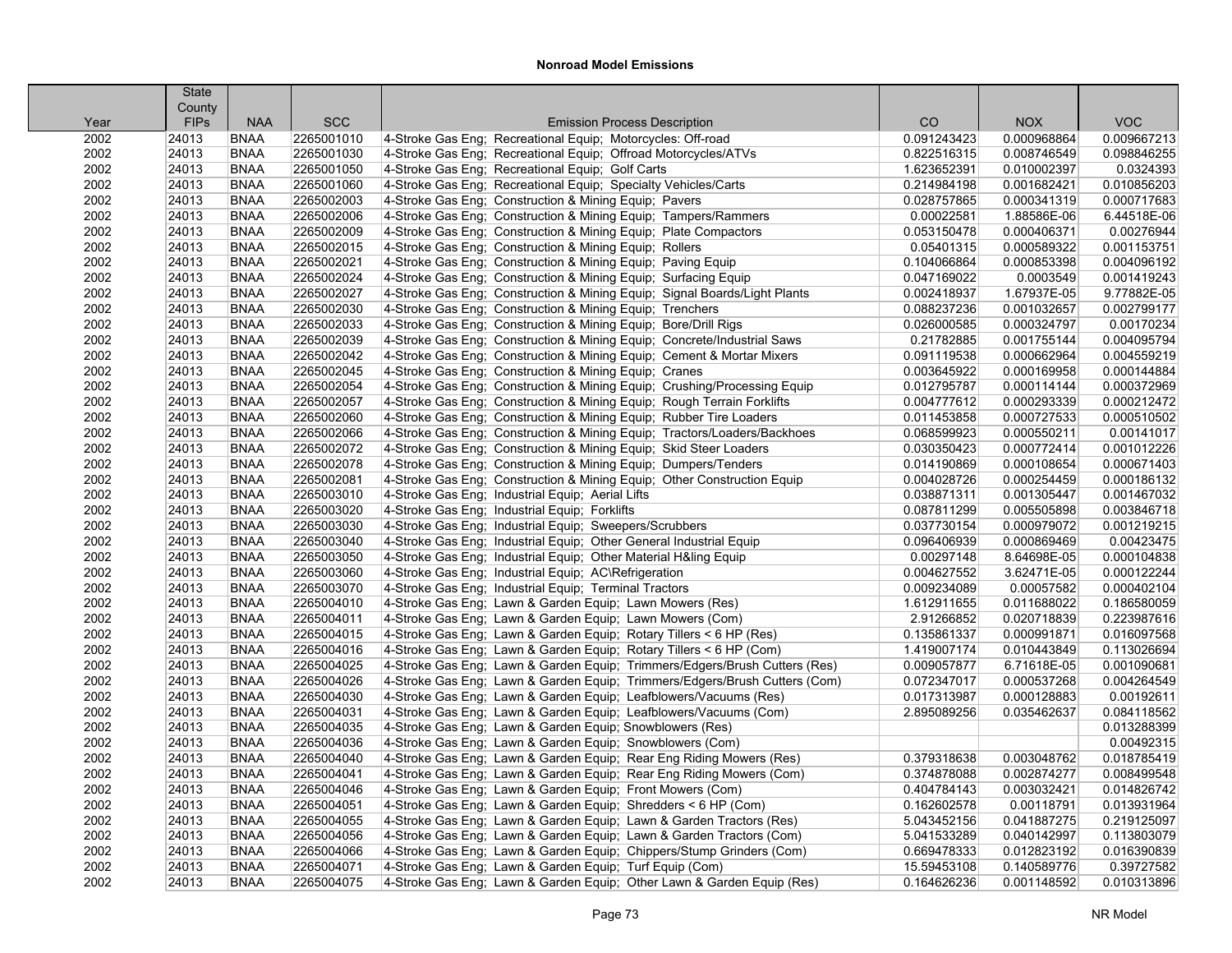# Nonroad Model Emissions

| Year | State County FIPs | NAA | SCC | Emission Process Description | CO | NOX | VOC |
|---|---|---|---|---|---|---|---|
| 2002 | 24013 | BNAA | 2265001010 | 4-Stroke Gas Eng; Recreational Equip; Motorcycles: Off-road | 0.091243423 | 0.000968864 | 0.009667213 |
| 2002 | 24013 | BNAA | 2265001030 | 4-Stroke Gas Eng; Recreational Equip; Offroad Motorcycles/ATVs | 0.822516315 | 0.008746549 | 0.098846255 |
| 2002 | 24013 | BNAA | 2265001050 | 4-Stroke Gas Eng; Recreational Equip; Golf Carts | 1.623652391 | 0.010002397 | 0.0324393 |
| 2002 | 24013 | BNAA | 2265001060 | 4-Stroke Gas Eng; Recreational Equip; Specialty Vehicles/Carts | 0.214984198 | 0.001682421 | 0.010856203 |
| 2002 | 24013 | BNAA | 2265002003 | 4-Stroke Gas Eng; Construction & Mining Equip; Pavers | 0.028757865 | 0.000341319 | 0.000717683 |
| 2002 | 24013 | BNAA | 2265002006 | 4-Stroke Gas Eng; Construction & Mining Equip; Tampers/Rammers | 0.00022581 | 1.88586E-06 | 6.44518E-06 |
| 2002 | 24013 | BNAA | 2265002009 | 4-Stroke Gas Eng; Construction & Mining Equip; Plate Compactors | 0.053150478 | 0.000406371 | 0.00276944 |
| 2002 | 24013 | BNAA | 2265002015 | 4-Stroke Gas Eng; Construction & Mining Equip; Rollers | 0.05401315 | 0.000589322 | 0.001153751 |
| 2002 | 24013 | BNAA | 2265002021 | 4-Stroke Gas Eng; Construction & Mining Equip; Paving Equip | 0.104066864 | 0.000853398 | 0.004096192 |
| 2002 | 24013 | BNAA | 2265002024 | 4-Stroke Gas Eng; Construction & Mining Equip; Surfacing Equip | 0.047169022 | 0.0003549 | 0.001419243 |
| 2002 | 24013 | BNAA | 2265002027 | 4-Stroke Gas Eng; Construction & Mining Equip; Signal Boards/Light Plants | 0.002418937 | 1.67937E-05 | 9.77882E-05 |
| 2002 | 24013 | BNAA | 2265002030 | 4-Stroke Gas Eng; Construction & Mining Equip; Trenchers | 0.088237236 | 0.001032657 | 0.002799177 |
| 2002 | 24013 | BNAA | 2265002033 | 4-Stroke Gas Eng; Construction & Mining Equip; Bore/Drill Rigs | 0.026000585 | 0.000324797 | 0.00170234 |
| 2002 | 24013 | BNAA | 2265002039 | 4-Stroke Gas Eng; Construction & Mining Equip; Concrete/Industrial Saws | 0.21782885 | 0.001755144 | 0.004095794 |
| 2002 | 24013 | BNAA | 2265002042 | 4-Stroke Gas Eng; Construction & Mining Equip; Cement & Mortar Mixers | 0.091119538 | 0.000662964 | 0.004559219 |
| 2002 | 24013 | BNAA | 2265002045 | 4-Stroke Gas Eng; Construction & Mining Equip; Cranes | 0.003645922 | 0.000169958 | 0.000144884 |
| 2002 | 24013 | BNAA | 2265002054 | 4-Stroke Gas Eng; Construction & Mining Equip; Crushing/Processing Equip | 0.012795787 | 0.000114144 | 0.000372969 |
| 2002 | 24013 | BNAA | 2265002057 | 4-Stroke Gas Eng; Construction & Mining Equip; Rough Terrain Forklifts | 0.004777612 | 0.000293339 | 0.000212472 |
| 2002 | 24013 | BNAA | 2265002060 | 4-Stroke Gas Eng; Construction & Mining Equip; Rubber Tire Loaders | 0.011453858 | 0.000727533 | 0.000510502 |
| 2002 | 24013 | BNAA | 2265002066 | 4-Stroke Gas Eng; Construction & Mining Equip; Tractors/Loaders/Backhoes | 0.068599923 | 0.000550211 | 0.00141017 |
| 2002 | 24013 | BNAA | 2265002072 | 4-Stroke Gas Eng; Construction & Mining Equip; Skid Steer Loaders | 0.030350423 | 0.000772414 | 0.001012226 |
| 2002 | 24013 | BNAA | 2265002078 | 4-Stroke Gas Eng; Construction & Mining Equip; Dumpers/Tenders | 0.014190869 | 0.000108654 | 0.000671403 |
| 2002 | 24013 | BNAA | 2265002081 | 4-Stroke Gas Eng; Construction & Mining Equip; Other Construction Equip | 0.004028726 | 0.000254459 | 0.000186132 |
| 2002 | 24013 | BNAA | 2265003010 | 4-Stroke Gas Eng; Industrial Equip; Aerial Lifts | 0.038871311 | 0.001305447 | 0.001467032 |
| 2002 | 24013 | BNAA | 2265003020 | 4-Stroke Gas Eng; Industrial Equip; Forklifts | 0.087811299 | 0.005505898 | 0.003846718 |
| 2002 | 24013 | BNAA | 2265003030 | 4-Stroke Gas Eng; Industrial Equip; Sweepers/Scrubbers | 0.037730154 | 0.000979072 | 0.001219215 |
| 2002 | 24013 | BNAA | 2265003040 | 4-Stroke Gas Eng; Industrial Equip; Other General Industrial Equip | 0.096406939 | 0.000869469 | 0.00423475 |
| 2002 | 24013 | BNAA | 2265003050 | 4-Stroke Gas Eng; Industrial Equip; Other Material H&ling Equip | 0.00297148 | 8.64698E-05 | 0.000104838 |
| 2002 | 24013 | BNAA | 2265003060 | 4-Stroke Gas Eng; Industrial Equip; AC\Refrigeration | 0.004627552 | 3.62471E-05 | 0.000122244 |
| 2002 | 24013 | BNAA | 2265003070 | 4-Stroke Gas Eng; Industrial Equip; Terminal Tractors | 0.009234089 | 0.00057582 | 0.000402104 |
| 2002 | 24013 | BNAA | 2265004010 | 4-Stroke Gas Eng; Lawn & Garden Equip; Lawn Mowers (Res) | 1.612911655 | 0.011688022 | 0.186580059 |
| 2002 | 24013 | BNAA | 2265004011 | 4-Stroke Gas Eng; Lawn & Garden Equip; Lawn Mowers (Com) | 2.91266852 | 0.020718839 | 0.223987616 |
| 2002 | 24013 | BNAA | 2265004015 | 4-Stroke Gas Eng; Lawn & Garden Equip; Rotary Tillers < 6 HP (Res) | 0.135861337 | 0.000991871 | 0.016097568 |
| 2002 | 24013 | BNAA | 2265004016 | 4-Stroke Gas Eng; Lawn & Garden Equip; Rotary Tillers < 6 HP (Com) | 1.419007174 | 0.010443849 | 0.113026694 |
| 2002 | 24013 | BNAA | 2265004025 | 4-Stroke Gas Eng; Lawn & Garden Equip; Trimmers/Edgers/Brush Cutters (Res) | 0.009057877 | 6.71618E-05 | 0.001090681 |
| 2002 | 24013 | BNAA | 2265004026 | 4-Stroke Gas Eng; Lawn & Garden Equip; Trimmers/Edgers/Brush Cutters (Com) | 0.072347017 | 0.000537268 | 0.004264549 |
| 2002 | 24013 | BNAA | 2265004030 | 4-Stroke Gas Eng; Lawn & Garden Equip; Leafblowers/Vacuums (Res) | 0.017313987 | 0.000128883 | 0.00192611 |
| 2002 | 24013 | BNAA | 2265004031 | 4-Stroke Gas Eng; Lawn & Garden Equip; Leafblowers/Vacuums (Com) | 2.895089256 | 0.035462637 | 0.084118562 |
| 2002 | 24013 | BNAA | 2265004035 | 4-Stroke Gas Eng; Lawn & Garden Equip; Snowblowers (Res) | | | 0.013288399 |
| 2002 | 24013 | BNAA | 2265004036 | 4-Stroke Gas Eng; Lawn & Garden Equip; Snowblowers (Com) | | | 0.00492315 |
| 2002 | 24013 | BNAA | 2265004040 | 4-Stroke Gas Eng; Lawn & Garden Equip; Rear Eng Riding Mowers (Res) | 0.379318638 | 0.003048762 | 0.018785419 |
| 2002 | 24013 | BNAA | 2265004041 | 4-Stroke Gas Eng; Lawn & Garden Equip; Rear Eng Riding Mowers (Com) | 0.374878088 | 0.002874277 | 0.008499548 |
| 2002 | 24013 | BNAA | 2265004046 | 4-Stroke Gas Eng; Lawn & Garden Equip; Front Mowers (Com) | 0.404784143 | 0.003032421 | 0.014826742 |
| 2002 | 24013 | BNAA | 2265004051 | 4-Stroke Gas Eng; Lawn & Garden Equip; Shredders < 6 HP (Com) | 0.162602578 | 0.00118791 | 0.013931964 |
| 2002 | 24013 | BNAA | 2265004055 | 4-Stroke Gas Eng; Lawn & Garden Equip; Lawn & Garden Tractors (Res) | 5.043452156 | 0.041887275 | 0.219125097 |
| 2002 | 24013 | BNAA | 2265004056 | 4-Stroke Gas Eng; Lawn & Garden Equip; Lawn & Garden Tractors (Com) | 5.041533289 | 0.040142997 | 0.113803079 |
| 2002 | 24013 | BNAA | 2265004066 | 4-Stroke Gas Eng; Lawn & Garden Equip; Chippers/Stump Grinders (Com) | 0.669478333 | 0.012823192 | 0.016390839 |
| 2002 | 24013 | BNAA | 2265004071 | 4-Stroke Gas Eng; Lawn & Garden Equip; Turf Equip (Com) | 15.59453108 | 0.140589776 | 0.39727582 |
| 2002 | 24013 | BNAA | 2265004075 | 4-Stroke Gas Eng; Lawn & Garden Equip; Other Lawn & Garden Equip (Res) | 0.164626236 | 0.001148592 | 0.010313896 |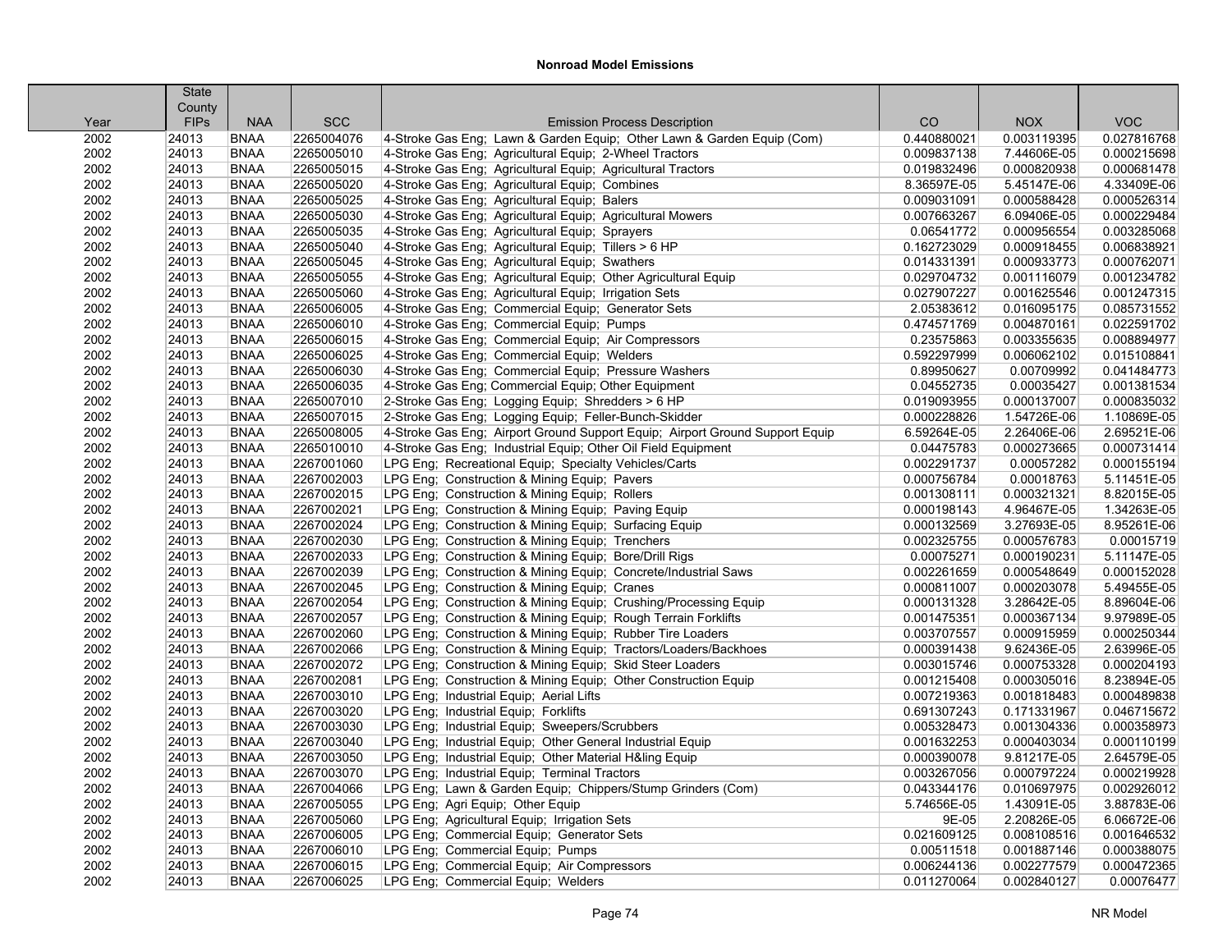# Nonroad Model Emissions

| Year | State County FIPs | NAA | SCC | Emission Process Description | CO | NOX | VOC |
|---|---|---|---|---|---|---|---|
| 2002 | 24013 | BNAA | 2265004076 | 4-Stroke Gas Eng; Lawn & Garden Equip; Other Lawn & Garden Equip (Com) | 0.440880021 | 0.003119395 | 0.027816768 |
| 2002 | 24013 | BNAA | 2265005010 | 4-Stroke Gas Eng; Agricultural Equip; 2-Wheel Tractors | 0.009837138 | 7.44606E-05 | 0.000215698 |
| 2002 | 24013 | BNAA | 2265005015 | 4-Stroke Gas Eng; Agricultural Equip; Agricultural Tractors | 0.019832496 | 0.000820938 | 0.000681478 |
| 2002 | 24013 | BNAA | 2265005020 | 4-Stroke Gas Eng; Agricultural Equip; Combines | 8.36597E-05 | 5.45147E-06 | 4.33409E-06 |
| 2002 | 24013 | BNAA | 2265005025 | 4-Stroke Gas Eng; Agricultural Equip; Balers | 0.009031091 | 0.000588428 | 0.000526314 |
| 2002 | 24013 | BNAA | 2265005030 | 4-Stroke Gas Eng; Agricultural Equip; Agricultural Mowers | 0.007663267 | 6.09406E-05 | 0.000229484 |
| 2002 | 24013 | BNAA | 2265005035 | 4-Stroke Gas Eng; Agricultural Equip; Sprayers | 0.06541772 | 0.000956554 | 0.003285068 |
| 2002 | 24013 | BNAA | 2265005040 | 4-Stroke Gas Eng; Agricultural Equip; Tillers > 6 HP | 0.162723029 | 0.000918455 | 0.006838921 |
| 2002 | 24013 | BNAA | 2265005045 | 4-Stroke Gas Eng; Agricultural Equip; Swathers | 0.014331391 | 0.000933773 | 0.000762071 |
| 2002 | 24013 | BNAA | 2265005055 | 4-Stroke Gas Eng; Agricultural Equip; Other Agricultural Equip | 0.029704732 | 0.001116079 | 0.001234782 |
| 2002 | 24013 | BNAA | 2265005060 | 4-Stroke Gas Eng; Agricultural Equip; Irrigation Sets | 0.027907227 | 0.001625546 | 0.001247315 |
| 2002 | 24013 | BNAA | 2265006005 | 4-Stroke Gas Eng; Commercial Equip; Generator Sets | 2.05383612 | 0.016095175 | 0.085731552 |
| 2002 | 24013 | BNAA | 2265006010 | 4-Stroke Gas Eng; Commercial Equip; Pumps | 0.474571769 | 0.004870161 | 0.022591702 |
| 2002 | 24013 | BNAA | 2265006015 | 4-Stroke Gas Eng; Commercial Equip; Air Compressors | 0.23575863 | 0.003355635 | 0.008894977 |
| 2002 | 24013 | BNAA | 2265006025 | 4-Stroke Gas Eng; Commercial Equip; Welders | 0.592297999 | 0.006062102 | 0.015108841 |
| 2002 | 24013 | BNAA | 2265006030 | 4-Stroke Gas Eng; Commercial Equip; Pressure Washers | 0.89950627 | 0.00709992 | 0.041484773 |
| 2002 | 24013 | BNAA | 2265006035 | 4-Stroke Gas Eng; Commercial Equip; Other Equipment | 0.04552735 | 0.00035427 | 0.001381534 |
| 2002 | 24013 | BNAA | 2265007010 | 2-Stroke Gas Eng; Logging Equip; Shredders > 6 HP | 0.019093955 | 0.000137007 | 0.000835032 |
| 2002 | 24013 | BNAA | 2265007015 | 2-Stroke Gas Eng; Logging Equip; Feller-Bunch-Skidder | 0.000228826 | 1.54726E-06 | 1.10869E-05 |
| 2002 | 24013 | BNAA | 2265008005 | 4-Stroke Gas Eng; Airport Ground Support Equip; Airport Ground Support Equip | 6.59264E-05 | 2.26406E-06 | 2.69521E-06 |
| 2002 | 24013 | BNAA | 2265010010 | 4-Stroke Gas Eng; Industrial Equip; Other Oil Field Equipment | 0.04475783 | 0.000273665 | 0.000731414 |
| 2002 | 24013 | BNAA | 2267001060 | LPG Eng; Recreational Equip; Specialty Vehicles/Carts | 0.002291737 | 0.00057282 | 0.000155194 |
| 2002 | 24013 | BNAA | 2267002003 | LPG Eng; Construction & Mining Equip; Pavers | 0.000756784 | 0.00018763 | 5.11451E-05 |
| 2002 | 24013 | BNAA | 2267002015 | LPG Eng; Construction & Mining Equip; Rollers | 0.001308111 | 0.000321321 | 8.82015E-05 |
| 2002 | 24013 | BNAA | 2267002021 | LPG Eng; Construction & Mining Equip; Paving Equip | 0.000198143 | 4.96467E-05 | 1.34263E-05 |
| 2002 | 24013 | BNAA | 2267002024 | LPG Eng; Construction & Mining Equip; Surfacing Equip | 0.000132569 | 3.27693E-05 | 8.95261E-06 |
| 2002 | 24013 | BNAA | 2267002030 | LPG Eng; Construction & Mining Equip; Trenchers | 0.002325755 | 0.000576783 | 0.00015719 |
| 2002 | 24013 | BNAA | 2267002033 | LPG Eng; Construction & Mining Equip; Bore/Drill Rigs | 0.00075271 | 0.000190231 | 5.11147E-05 |
| 2002 | 24013 | BNAA | 2267002039 | LPG Eng; Construction & Mining Equip; Concrete/Industrial Saws | 0.002261659 | 0.000548649 | 0.000152028 |
| 2002 | 24013 | BNAA | 2267002045 | LPG Eng; Construction & Mining Equip; Cranes | 0.000811007 | 0.000203078 | 5.49455E-05 |
| 2002 | 24013 | BNAA | 2267002054 | LPG Eng; Construction & Mining Equip; Crushing/Processing Equip | 0.000131328 | 3.28642E-05 | 8.89604E-06 |
| 2002 | 24013 | BNAA | 2267002057 | LPG Eng; Construction & Mining Equip; Rough Terrain Forklifts | 0.001475351 | 0.000367134 | 9.97989E-05 |
| 2002 | 24013 | BNAA | 2267002060 | LPG Eng; Construction & Mining Equip; Rubber Tire Loaders | 0.003707557 | 0.000915959 | 0.000250344 |
| 2002 | 24013 | BNAA | 2267002066 | LPG Eng; Construction & Mining Equip; Tractors/Loaders/Backhoes | 0.000391438 | 9.62436E-05 | 2.63996E-05 |
| 2002 | 24013 | BNAA | 2267002072 | LPG Eng; Construction & Mining Equip; Skid Steer Loaders | 0.003015746 | 0.000753328 | 0.000204193 |
| 2002 | 24013 | BNAA | 2267002081 | LPG Eng; Construction & Mining Equip; Other Construction Equip | 0.001215408 | 0.000305016 | 8.23894E-05 |
| 2002 | 24013 | BNAA | 2267003010 | LPG Eng; Industrial Equip; Aerial Lifts | 0.007219363 | 0.001818483 | 0.000489838 |
| 2002 | 24013 | BNAA | 2267003020 | LPG Eng; Industrial Equip; Forklifts | 0.691307243 | 0.171331967 | 0.046715672 |
| 2002 | 24013 | BNAA | 2267003030 | LPG Eng; Industrial Equip; Sweepers/Scrubbers | 0.005328473 | 0.001304336 | 0.000358973 |
| 2002 | 24013 | BNAA | 2267003040 | LPG Eng; Industrial Equip; Other General Industrial Equip | 0.001632253 | 0.000403034 | 0.000110199 |
| 2002 | 24013 | BNAA | 2267003050 | LPG Eng; Industrial Equip; Other Material H&ling Equip | 0.000390078 | 9.81217E-05 | 2.64579E-05 |
| 2002 | 24013 | BNAA | 2267003070 | LPG Eng; Industrial Equip; Terminal Tractors | 0.003267056 | 0.000797224 | 0.000219928 |
| 2002 | 24013 | BNAA | 2267004066 | LPG Eng; Lawn & Garden Equip; Chippers/Stump Grinders (Com) | 0.043344176 | 0.010697975 | 0.002926012 |
| 2002 | 24013 | BNAA | 2267005055 | LPG Eng; Agri Equip; Other Equip | 5.74656E-05 | 1.43091E-05 | 3.88783E-06 |
| 2002 | 24013 | BNAA | 2267005060 | LPG Eng; Agricultural Equip; Irrigation Sets | 9E-05 | 2.20826E-05 | 6.06672E-06 |
| 2002 | 24013 | BNAA | 2267006005 | LPG Eng; Commercial Equip; Generator Sets | 0.021609125 | 0.008108516 | 0.001646532 |
| 2002 | 24013 | BNAA | 2267006010 | LPG Eng; Commercial Equip; Pumps | 0.00511518 | 0.001887146 | 0.000388075 |
| 2002 | 24013 | BNAA | 2267006015 | LPG Eng; Commercial Equip; Air Compressors | 0.006244136 | 0.002277579 | 0.000472365 |
| 2002 | 24013 | BNAA | 2267006025 | LPG Eng; Commercial Equip; Welders | 0.011270064 | 0.002840127 | 0.00076477 |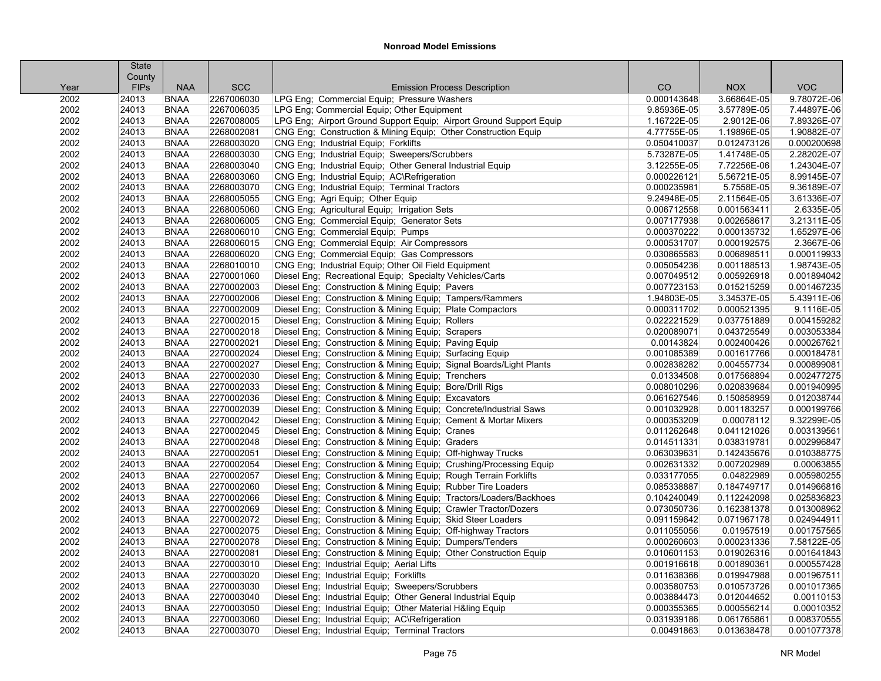# Nonroad Model Emissions

| Year | State County FIPs | NAA | SCC | Emission Process Description | CO | NOX | VOC |
|---|---|---|---|---|---|---|---|
| 2002 | 24013 | BNAA | 2267006030 | LPG Eng; Commercial Equip; Pressure Washers | 0.000143648 | 3.66864E-05 | 9.78072E-06 |
| 2002 | 24013 | BNAA | 2267006035 | LPG Eng; Commercial Equip; Other Equipment | 9.85936E-05 | 3.57789E-05 | 7.44897E-06 |
| 2002 | 24013 | BNAA | 2267008005 | LPG Eng; Airport Ground Support Equip; Airport Ground Support Equip | 1.16722E-05 | 2.9012E-06 | 7.89326E-07 |
| 2002 | 24013 | BNAA | 2268002081 | CNG Eng; Construction & Mining Equip; Other Construction Equip | 4.77755E-05 | 1.19896E-05 | 1.90882E-07 |
| 2002 | 24013 | BNAA | 2268003020 | CNG Eng; Industrial Equip; Forklifts | 0.050410037 | 0.012473126 | 0.000200698 |
| 2002 | 24013 | BNAA | 2268003030 | CNG Eng; Industrial Equip; Sweepers/Scrubbers | 5.73287E-05 | 1.41748E-05 | 2.28202E-07 |
| 2002 | 24013 | BNAA | 2268003040 | CNG Eng; Industrial Equip; Other General Industrial Equip | 3.12255E-05 | 7.72256E-06 | 1.24304E-07 |
| 2002 | 24013 | BNAA | 2268003060 | CNG Eng; Industrial Equip; AC\Refrigeration | 0.000226121 | 5.56721E-05 | 8.99145E-07 |
| 2002 | 24013 | BNAA | 2268003070 | CNG Eng; Industrial Equip; Terminal Tractors | 0.000235981 | 5.7558E-05 | 9.36189E-07 |
| 2002 | 24013 | BNAA | 2268005055 | CNG Eng; Agri Equip; Other Equip | 9.24948E-05 | 2.11564E-05 | 3.61336E-07 |
| 2002 | 24013 | BNAA | 2268005060 | CNG Eng; Agricultural Equip; Irrigation Sets | 0.006712558 | 0.001563411 | 2.6335E-05 |
| 2002 | 24013 | BNAA | 2268006005 | CNG Eng; Commercial Equip; Generator Sets | 0.007177938 | 0.002658617 | 3.21311E-05 |
| 2002 | 24013 | BNAA | 2268006010 | CNG Eng; Commercial Equip; Pumps | 0.000370222 | 0.000135732 | 1.65297E-06 |
| 2002 | 24013 | BNAA | 2268006015 | CNG Eng; Commercial Equip; Air Compressors | 0.000531707 | 0.000192575 | 2.3667E-06 |
| 2002 | 24013 | BNAA | 2268006020 | CNG Eng; Commercial Equip; Gas Compressors | 0.030865583 | 0.006898511 | 0.000119933 |
| 2002 | 24013 | BNAA | 2268010010 | CNG Eng; Industrial Equip; Other Oil Field Equipment | 0.005054236 | 0.001188513 | 1.98743E-05 |
| 2002 | 24013 | BNAA | 2270001060 | Diesel Eng; Recreational Equip; Specialty Vehicles/Carts | 0.007049512 | 0.005926918 | 0.001894042 |
| 2002 | 24013 | BNAA | 2270002003 | Diesel Eng; Construction & Mining Equip; Pavers | 0.007723153 | 0.015215259 | 0.001467235 |
| 2002 | 24013 | BNAA | 2270002006 | Diesel Eng; Construction & Mining Equip; Tampers/Rammers | 1.94803E-05 | 3.34537E-05 | 5.43911E-06 |
| 2002 | 24013 | BNAA | 2270002009 | Diesel Eng; Construction & Mining Equip; Plate Compactors | 0.000311702 | 0.000521395 | 9.1116E-05 |
| 2002 | 24013 | BNAA | 2270002015 | Diesel Eng; Construction & Mining Equip; Rollers | 0.022221529 | 0.037751889 | 0.004159282 |
| 2002 | 24013 | BNAA | 2270002018 | Diesel Eng; Construction & Mining Equip; Scrapers | 0.020089071 | 0.043725549 | 0.003053384 |
| 2002 | 24013 | BNAA | 2270002021 | Diesel Eng; Construction & Mining Equip; Paving Equip | 0.00143824 | 0.002400426 | 0.000267621 |
| 2002 | 24013 | BNAA | 2270002024 | Diesel Eng; Construction & Mining Equip; Surfacing Equip | 0.001085389 | 0.001617766 | 0.000184781 |
| 2002 | 24013 | BNAA | 2270002027 | Diesel Eng; Construction & Mining Equip; Signal Boards/Light Plants | 0.002838282 | 0.004557734 | 0.000899081 |
| 2002 | 24013 | BNAA | 2270002030 | Diesel Eng; Construction & Mining Equip; Trenchers | 0.01334508 | 0.017568894 | 0.002477275 |
| 2002 | 24013 | BNAA | 2270002033 | Diesel Eng; Construction & Mining Equip; Bore/Drill Rigs | 0.008010296 | 0.020839684 | 0.001940995 |
| 2002 | 24013 | BNAA | 2270002036 | Diesel Eng; Construction & Mining Equip; Excavators | 0.061627546 | 0.150858959 | 0.012038744 |
| 2002 | 24013 | BNAA | 2270002039 | Diesel Eng; Construction & Mining Equip; Concrete/Industrial Saws | 0.001032928 | 0.001183257 | 0.000199766 |
| 2002 | 24013 | BNAA | 2270002042 | Diesel Eng; Construction & Mining Equip; Cement & Mortar Mixers | 0.000353209 | 0.00078112 | 9.32299E-05 |
| 2002 | 24013 | BNAA | 2270002045 | Diesel Eng; Construction & Mining Equip; Cranes | 0.011262648 | 0.041121026 | 0.003139561 |
| 2002 | 24013 | BNAA | 2270002048 | Diesel Eng; Construction & Mining Equip; Graders | 0.014511331 | 0.038319781 | 0.002996847 |
| 2002 | 24013 | BNAA | 2270002051 | Diesel Eng; Construction & Mining Equip; Off-highway Trucks | 0.063039631 | 0.142435676 | 0.010388775 |
| 2002 | 24013 | BNAA | 2270002054 | Diesel Eng; Construction & Mining Equip; Crushing/Processing Equip | 0.002631332 | 0.007202989 | 0.00063855 |
| 2002 | 24013 | BNAA | 2270002057 | Diesel Eng; Construction & Mining Equip; Rough Terrain Forklifts | 0.033177055 | 0.04822989 | 0.005980255 |
| 2002 | 24013 | BNAA | 2270002060 | Diesel Eng; Construction & Mining Equip; Rubber Tire Loaders | 0.085338887 | 0.184749717 | 0.014966816 |
| 2002 | 24013 | BNAA | 2270002066 | Diesel Eng; Construction & Mining Equip; Tractors/Loaders/Backhoes | 0.104240049 | 0.112242098 | 0.025836823 |
| 2002 | 24013 | BNAA | 2270002069 | Diesel Eng; Construction & Mining Equip; Crawler Tractor/Dozers | 0.073050736 | 0.162381378 | 0.013008962 |
| 2002 | 24013 | BNAA | 2270002072 | Diesel Eng; Construction & Mining Equip; Skid Steer Loaders | 0.091159642 | 0.071967178 | 0.024944911 |
| 2002 | 24013 | BNAA | 2270002075 | Diesel Eng; Construction & Mining Equip; Off-highway Tractors | 0.011055056 | 0.01957519 | 0.001757565 |
| 2002 | 24013 | BNAA | 2270002078 | Diesel Eng; Construction & Mining Equip; Dumpers/Tenders | 0.000260603 | 0.000231336 | 7.58122E-05 |
| 2002 | 24013 | BNAA | 2270002081 | Diesel Eng; Construction & Mining Equip; Other Construction Equip | 0.010601153 | 0.019026316 | 0.001641843 |
| 2002 | 24013 | BNAA | 2270003010 | Diesel Eng; Industrial Equip; Aerial Lifts | 0.001916618 | 0.001890361 | 0.000557428 |
| 2002 | 24013 | BNAA | 2270003020 | Diesel Eng; Industrial Equip; Forklifts | 0.011638366 | 0.019947988 | 0.001967511 |
| 2002 | 24013 | BNAA | 2270003030 | Diesel Eng; Industrial Equip; Sweepers/Scrubbers | 0.003580753 | 0.010573726 | 0.001017365 |
| 2002 | 24013 | BNAA | 2270003040 | Diesel Eng; Industrial Equip; Other General Industrial Equip | 0.003884473 | 0.012044652 | 0.00110153 |
| 2002 | 24013 | BNAA | 2270003050 | Diesel Eng; Industrial Equip; Other Material H&ling Equip | 0.000355365 | 0.000556214 | 0.00010352 |
| 2002 | 24013 | BNAA | 2270003060 | Diesel Eng; Industrial Equip; AC\Refrigeration | 0.031939186 | 0.061765861 | 0.008370555 |
| 2002 | 24013 | BNAA | 2270003070 | Diesel Eng; Industrial Equip; Terminal Tractors | 0.00491863 | 0.013638478 | 0.001077378 |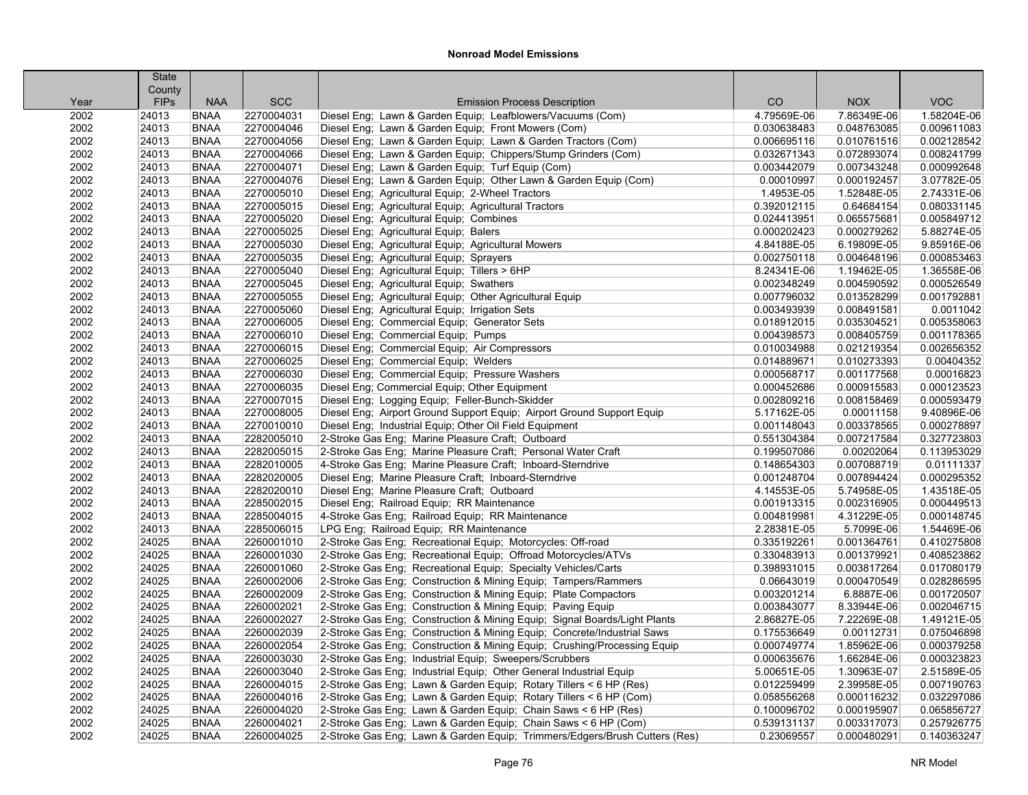**Nonroad Model Emissions**

| Year | State County FIPs | NAA | SCC | Emission Process Description | CO | NOX | VOC |
|---|---|---|---|---|---|---|---|
| 2002 | 24013 | BNAA | 2270004031 | Diesel Eng;  Lawn & Garden Equip;  Leafblowers/Vacuums (Com) | 4.79569E-06 | 7.86349E-06 | 1.58204E-06 |
| 2002 | 24013 | BNAA | 2270004046 | Diesel Eng;  Lawn & Garden Equip;  Front Mowers (Com) | 0.030638483 | 0.048763085 | 0.009611083 |
| 2002 | 24013 | BNAA | 2270004056 | Diesel Eng;  Lawn & Garden Equip;  Lawn & Garden Tractors (Com) | 0.006695116 | 0.010761516 | 0.002128542 |
| 2002 | 24013 | BNAA | 2270004066 | Diesel Eng;  Lawn & Garden Equip;  Chippers/Stump Grinders (Com) | 0.032671343 | 0.072893074 | 0.008241799 |
| 2002 | 24013 | BNAA | 2270004071 | Diesel Eng;  Lawn & Garden Equip;  Turf Equip (Com) | 0.003442079 | 0.007343248 | 0.000992648 |
| 2002 | 24013 | BNAA | 2270004076 | Diesel Eng;  Lawn & Garden Equip;  Other Lawn & Garden Equip (Com) | 0.00010997 | 0.000192457 | 3.07782E-05 |
| 2002 | 24013 | BNAA | 2270005010 | Diesel Eng;  Agricultural Equip;  2-Wheel Tractors | 1.4953E-05 | 1.52848E-05 | 2.74331E-06 |
| 2002 | 24013 | BNAA | 2270005015 | Diesel Eng;  Agricultural Equip;  Agricultural Tractors | 0.392012115 | 0.64684154 | 0.080331145 |
| 2002 | 24013 | BNAA | 2270005020 | Diesel Eng;  Agricultural Equip;  Combines | 0.024413951 | 0.065575681 | 0.005849712 |
| 2002 | 24013 | BNAA | 2270005025 | Diesel Eng;  Agricultural Equip;  Balers | 0.000202423 | 0.000279262 | 5.88274E-05 |
| 2002 | 24013 | BNAA | 2270005030 | Diesel Eng;  Agricultural Equip;  Agricultural Mowers | 4.84188E-05 | 6.19809E-05 | 9.85916E-06 |
| 2002 | 24013 | BNAA | 2270005035 | Diesel Eng;  Agricultural Equip;  Sprayers | 0.002750118 | 0.004648196 | 0.000853463 |
| 2002 | 24013 | BNAA | 2270005040 | Diesel Eng;  Agricultural Equip;  Tillers > 6HP | 8.24341E-06 | 1.19462E-05 | 1.36558E-06 |
| 2002 | 24013 | BNAA | 2270005045 | Diesel Eng;  Agricultural Equip;  Swathers | 0.002348249 | 0.004590592 | 0.000526549 |
| 2002 | 24013 | BNAA | 2270005055 | Diesel Eng;  Agricultural Equip;  Other Agricultural Equip | 0.007796032 | 0.013528299 | 0.001792881 |
| 2002 | 24013 | BNAA | 2270005060 | Diesel Eng;  Agricultural Equip;  Irrigation Sets | 0.003493939 | 0.008491581 | 0.0011042 |
| 2002 | 24013 | BNAA | 2270006005 | Diesel Eng;  Commercial Equip;  Generator Sets | 0.018912015 | 0.035304521 | 0.005358063 |
| 2002 | 24013 | BNAA | 2270006010 | Diesel Eng;  Commercial Equip;  Pumps | 0.004398573 | 0.008405759 | 0.001178365 |
| 2002 | 24013 | BNAA | 2270006015 | Diesel Eng;  Commercial Equip;  Air Compressors | 0.010034988 | 0.021219354 | 0.002656352 |
| 2002 | 24013 | BNAA | 2270006025 | Diesel Eng;  Commercial Equip;  Welders | 0.014889671 | 0.010273393 | 0.00404352 |
| 2002 | 24013 | BNAA | 2270006030 | Diesel Eng;  Commercial Equip;  Pressure Washers | 0.000568717 | 0.001177568 | 0.00016823 |
| 2002 | 24013 | BNAA | 2270006035 | Diesel Eng; Commercial Equip; Other Equipment | 0.000452686 | 0.000915583 | 0.000123523 |
| 2002 | 24013 | BNAA | 2270007015 | Diesel Eng;  Logging Equip;  Feller-Bunch-Skidder | 0.002809216 | 0.008158469 | 0.000593479 |
| 2002 | 24013 | BNAA | 2270008005 | Diesel Eng;  Airport Ground Support Equip;  Airport Ground Support Equip | 5.17162E-05 | 0.00011158 | 9.40896E-06 |
| 2002 | 24013 | BNAA | 2270010010 | Diesel Eng;  Industrial Equip; Other Oil Field Equipment | 0.001148043 | 0.003378565 | 0.000278897 |
| 2002 | 24013 | BNAA | 2282005010 | 2-Stroke Gas Eng;  Marine Pleasure Craft;  Outboard | 0.551304384 | 0.007217584 | 0.327723803 |
| 2002 | 24013 | BNAA | 2282005015 | 2-Stroke Gas Eng;  Marine Pleasure Craft;  Personal Water Craft | 0.199507086 | 0.00202064 | 0.113953029 |
| 2002 | 24013 | BNAA | 2282010005 | 4-Stroke Gas Eng;  Marine Pleasure Craft;  Inboard-Sterndrive | 0.148654303 | 0.007088719 | 0.01111337 |
| 2002 | 24013 | BNAA | 2282020005 | Diesel Eng;  Marine Pleasure Craft;  Inboard-Sterndrive | 0.001248704 | 0.007894424 | 0.000295352 |
| 2002 | 24013 | BNAA | 2282020010 | Diesel Eng;  Marine Pleasure Craft;  Outboard | 4.14553E-05 | 5.74958E-05 | 1.43518E-05 |
| 2002 | 24013 | BNAA | 2285002015 | Diesel Eng;  Railroad Equip;  RR Maintenance | 0.001913315 | 0.002316905 | 0.000449513 |
| 2002 | 24013 | BNAA | 2285004015 | 4-Stroke Gas Eng;  Railroad Equip;  RR Maintenance | 0.004819981 | 4.31229E-05 | 0.000148745 |
| 2002 | 24013 | BNAA | 2285006015 | LPG Eng;  Railroad Equip;  RR Maintenance | 2.28381E-05 | 5.7099E-06 | 1.54469E-06 |
| 2002 | 24025 | BNAA | 2260001010 | 2-Stroke Gas Eng;  Recreational Equip;  Motorcycles: Off-road | 0.335192261 | 0.001364761 | 0.410275808 |
| 2002 | 24025 | BNAA | 2260001030 | 2-Stroke Gas Eng;  Recreational Equip;  Offroad Motorcycles/ATVs | 0.330483913 | 0.001379921 | 0.408523862 |
| 2002 | 24025 | BNAA | 2260001060 | 2-Stroke Gas Eng;  Recreational Equip;  Specialty Vehicles/Carts | 0.398931015 | 0.003817264 | 0.017080179 |
| 2002 | 24025 | BNAA | 2260002006 | 2-Stroke Gas Eng;  Construction & Mining Equip;  Tampers/Rammers | 0.06643019 | 0.000470549 | 0.028286595 |
| 2002 | 24025 | BNAA | 2260002009 | 2-Stroke Gas Eng;  Construction & Mining Equip;  Plate Compactors | 0.003201214 | 6.8887E-06 | 0.001720507 |
| 2002 | 24025 | BNAA | 2260002021 | 2-Stroke Gas Eng;  Construction & Mining Equip;  Paving Equip | 0.003843077 | 8.33944E-06 | 0.002046715 |
| 2002 | 24025 | BNAA | 2260002027 | 2-Stroke Gas Eng;  Construction & Mining Equip;  Signal Boards/Light Plants | 2.86827E-05 | 7.22269E-08 | 1.49121E-05 |
| 2002 | 24025 | BNAA | 2260002039 | 2-Stroke Gas Eng;  Construction & Mining Equip;  Concrete/Industrial Saws | 0.175536649 | 0.00112731 | 0.075046898 |
| 2002 | 24025 | BNAA | 2260002054 | 2-Stroke Gas Eng;  Construction & Mining Equip;  Crushing/Processing Equip | 0.000749774 | 1.85962E-06 | 0.000379258 |
| 2002 | 24025 | BNAA | 2260003030 | 2-Stroke Gas Eng;  Industrial Equip;  Sweepers/Scrubbers | 0.000635676 | 1.66284E-06 | 0.000323823 |
| 2002 | 24025 | BNAA | 2260003040 | 2-Stroke Gas Eng;  Industrial Equip;  Other General Industrial Equip | 5.00651E-05 | 1.30963E-07 | 2.51589E-05 |
| 2002 | 24025 | BNAA | 2260004015 | 2-Stroke Gas Eng;  Lawn & Garden Equip;  Rotary Tillers < 6 HP (Res) | 0.012259499 | 2.39958E-05 | 0.007190763 |
| 2002 | 24025 | BNAA | 2260004016 | 2-Stroke Gas Eng;  Lawn & Garden Equip;  Rotary Tillers < 6 HP (Com) | 0.058556268 | 0.000116232 | 0.032297086 |
| 2002 | 24025 | BNAA | 2260004020 | 2-Stroke Gas Eng;  Lawn & Garden Equip;  Chain Saws < 6 HP (Res) | 0.100096702 | 0.000195907 | 0.065856727 |
| 2002 | 24025 | BNAA | 2260004021 | 2-Stroke Gas Eng;  Lawn & Garden Equip;  Chain Saws < 6 HP (Com) | 0.539131137 | 0.003317073 | 0.257926775 |
| 2002 | 24025 | BNAA | 2260004025 | 2-Stroke Gas Eng;  Lawn & Garden Equip;  Trimmers/Edgers/Brush Cutters (Res) | 0.23069557 | 0.000480291 | 0.140363247 |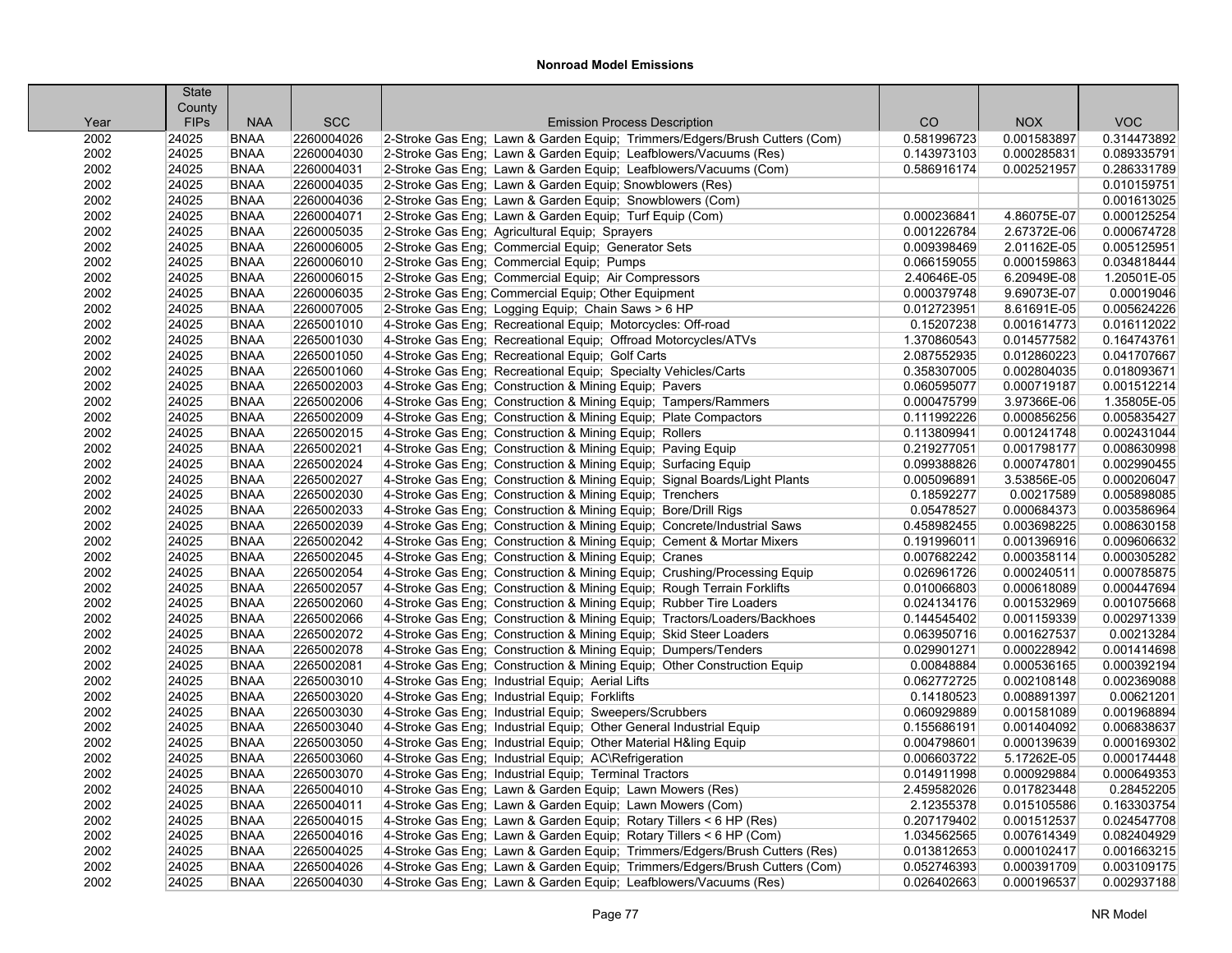## Nonroad Model Emissions

| Year | State County FIPs | NAA | SCC | Emission Process Description | CO | NOX | VOC |
|---|---|---|---|---|---|---|---|
| 2002 | 24025 | BNAA | 2260004026 | 2-Stroke Gas Eng; Lawn & Garden Equip; Trimmers/Edgers/Brush Cutters (Com) | 0.581996723 | 0.001583897 | 0.314473892 |
| 2002 | 24025 | BNAA | 2260004030 | 2-Stroke Gas Eng; Lawn & Garden Equip; Leafblowers/Vacuums (Res) | 0.143973103 | 0.000285831 | 0.089335791 |
| 2002 | 24025 | BNAA | 2260004031 | 2-Stroke Gas Eng; Lawn & Garden Equip; Leafblowers/Vacuums (Com) | 0.586916174 | 0.002521957 | 0.286331789 |
| 2002 | 24025 | BNAA | 2260004035 | 2-Stroke Gas Eng; Lawn & Garden Equip; Snowblowers (Res) | | | 0.010159751 |
| 2002 | 24025 | BNAA | 2260004036 | 2-Stroke Gas Eng; Lawn & Garden Equip; Snowblowers (Com) | | | 0.001613025 |
| 2002 | 24025 | BNAA | 2260004071 | 2-Stroke Gas Eng; Lawn & Garden Equip; Turf Equip (Com) | 0.000236841 | 4.86075E-07 | 0.000125254 |
| 2002 | 24025 | BNAA | 2260005035 | 2-Stroke Gas Eng; Agricultural Equip; Sprayers | 0.001226784 | 2.67372E-06 | 0.000674728 |
| 2002 | 24025 | BNAA | 2260006005 | 2-Stroke Gas Eng; Commercial Equip; Generator Sets | 0.009398469 | 2.01162E-05 | 0.005125951 |
| 2002 | 24025 | BNAA | 2260006010 | 2-Stroke Gas Eng; Commercial Equip; Pumps | 0.066159055 | 0.000159863 | 0.034818444 |
| 2002 | 24025 | BNAA | 2260006015 | 2-Stroke Gas Eng; Commercial Equip; Air Compressors | 2.40646E-05 | 6.20949E-08 | 1.20501E-05 |
| 2002 | 24025 | BNAA | 2260006035 | 2-Stroke Gas Eng; Commercial Equip; Other Equipment | 0.000379748 | 9.69073E-07 | 0.00019046 |
| 2002 | 24025 | BNAA | 2260007005 | 2-Stroke Gas Eng; Logging Equip; Chain Saws > 6 HP | 0.012723951 | 8.61691E-05 | 0.005624226 |
| 2002 | 24025 | BNAA | 2265001010 | 4-Stroke Gas Eng; Recreational Equip; Motorcycles: Off-road | 0.15207238 | 0.001614773 | 0.016112022 |
| 2002 | 24025 | BNAA | 2265001030 | 4-Stroke Gas Eng; Recreational Equip; Offroad Motorcycles/ATVs | 1.370860543 | 0.014577582 | 0.164743761 |
| 2002 | 24025 | BNAA | 2265001050 | 4-Stroke Gas Eng; Recreational Equip; Golf Carts | 2.087552935 | 0.012860223 | 0.041707667 |
| 2002 | 24025 | BNAA | 2265001060 | 4-Stroke Gas Eng; Recreational Equip; Specialty Vehicles/Carts | 0.358307005 | 0.002804035 | 0.018093671 |
| 2002 | 24025 | BNAA | 2265002003 | 4-Stroke Gas Eng; Construction & Mining Equip; Pavers | 0.060595077 | 0.000719187 | 0.001512214 |
| 2002 | 24025 | BNAA | 2265002006 | 4-Stroke Gas Eng; Construction & Mining Equip; Tampers/Rammers | 0.000475799 | 3.97366E-06 | 1.35805E-05 |
| 2002 | 24025 | BNAA | 2265002009 | 4-Stroke Gas Eng; Construction & Mining Equip; Plate Compactors | 0.111992226 | 0.000856256 | 0.005835427 |
| 2002 | 24025 | BNAA | 2265002015 | 4-Stroke Gas Eng; Construction & Mining Equip; Rollers | 0.113809941 | 0.001241748 | 0.002431044 |
| 2002 | 24025 | BNAA | 2265002021 | 4-Stroke Gas Eng; Construction & Mining Equip; Paving Equip | 0.219277051 | 0.001798177 | 0.008630998 |
| 2002 | 24025 | BNAA | 2265002024 | 4-Stroke Gas Eng; Construction & Mining Equip; Surfacing Equip | 0.099388826 | 0.000747801 | 0.002990455 |
| 2002 | 24025 | BNAA | 2265002027 | 4-Stroke Gas Eng; Construction & Mining Equip; Signal Boards/Light Plants | 0.005096891 | 3.53856E-05 | 0.000206047 |
| 2002 | 24025 | BNAA | 2265002030 | 4-Stroke Gas Eng; Construction & Mining Equip; Trenchers | 0.18592277 | 0.00217589 | 0.005898085 |
| 2002 | 24025 | BNAA | 2265002033 | 4-Stroke Gas Eng; Construction & Mining Equip; Bore/Drill Rigs | 0.05478527 | 0.000684373 | 0.003586964 |
| 2002 | 24025 | BNAA | 2265002039 | 4-Stroke Gas Eng; Construction & Mining Equip; Concrete/Industrial Saws | 0.458982455 | 0.003698225 | 0.008630158 |
| 2002 | 24025 | BNAA | 2265002042 | 4-Stroke Gas Eng; Construction & Mining Equip; Cement & Mortar Mixers | 0.191996011 | 0.001396916 | 0.009606632 |
| 2002 | 24025 | BNAA | 2265002045 | 4-Stroke Gas Eng; Construction & Mining Equip; Cranes | 0.007682242 | 0.000358114 | 0.000305282 |
| 2002 | 24025 | BNAA | 2265002054 | 4-Stroke Gas Eng; Construction & Mining Equip; Crushing/Processing Equip | 0.026961726 | 0.000240511 | 0.000785875 |
| 2002 | 24025 | BNAA | 2265002057 | 4-Stroke Gas Eng; Construction & Mining Equip; Rough Terrain Forklifts | 0.010066803 | 0.000618089 | 0.000447694 |
| 2002 | 24025 | BNAA | 2265002060 | 4-Stroke Gas Eng; Construction & Mining Equip; Rubber Tire Loaders | 0.024134176 | 0.001532969 | 0.001075668 |
| 2002 | 24025 | BNAA | 2265002066 | 4-Stroke Gas Eng; Construction & Mining Equip; Tractors/Loaders/Backhoes | 0.144545402 | 0.001159339 | 0.002971339 |
| 2002 | 24025 | BNAA | 2265002072 | 4-Stroke Gas Eng; Construction & Mining Equip; Skid Steer Loaders | 0.063950716 | 0.001627537 | 0.00213284 |
| 2002 | 24025 | BNAA | 2265002078 | 4-Stroke Gas Eng; Construction & Mining Equip; Dumpers/Tenders | 0.029901271 | 0.000228942 | 0.001414698 |
| 2002 | 24025 | BNAA | 2265002081 | 4-Stroke Gas Eng; Construction & Mining Equip; Other Construction Equip | 0.00848884 | 0.000536165 | 0.000392194 |
| 2002 | 24025 | BNAA | 2265003010 | 4-Stroke Gas Eng; Industrial Equip; Aerial Lifts | 0.062772725 | 0.002108148 | 0.002369088 |
| 2002 | 24025 | BNAA | 2265003020 | 4-Stroke Gas Eng; Industrial Equip; Forklifts | 0.14180523 | 0.008891397 | 0.00621201 |
| 2002 | 24025 | BNAA | 2265003030 | 4-Stroke Gas Eng; Industrial Equip; Sweepers/Scrubbers | 0.060929889 | 0.001581089 | 0.001968894 |
| 2002 | 24025 | BNAA | 2265003040 | 4-Stroke Gas Eng; Industrial Equip; Other General Industrial Equip | 0.155686191 | 0.001404092 | 0.006838637 |
| 2002 | 24025 | BNAA | 2265003050 | 4-Stroke Gas Eng; Industrial Equip; Other Material H&ling Equip | 0.004798601 | 0.000139639 | 0.000169302 |
| 2002 | 24025 | BNAA | 2265003060 | 4-Stroke Gas Eng; Industrial Equip; AC\Refrigeration | 0.006603722 | 5.17262E-05 | 0.000174448 |
| 2002 | 24025 | BNAA | 2265003070 | 4-Stroke Gas Eng; Industrial Equip; Terminal Tractors | 0.014911998 | 0.000929884 | 0.000649353 |
| 2002 | 24025 | BNAA | 2265004010 | 4-Stroke Gas Eng; Lawn & Garden Equip; Lawn Mowers (Res) | 2.459582026 | 0.017823448 | 0.28452205 |
| 2002 | 24025 | BNAA | 2265004011 | 4-Stroke Gas Eng; Lawn & Garden Equip; Lawn Mowers (Com) | 2.12355378 | 0.015105586 | 0.163303754 |
| 2002 | 24025 | BNAA | 2265004015 | 4-Stroke Gas Eng; Lawn & Garden Equip; Rotary Tillers < 6 HP (Res) | 0.207179402 | 0.001512537 | 0.024547708 |
| 2002 | 24025 | BNAA | 2265004016 | 4-Stroke Gas Eng; Lawn & Garden Equip; Rotary Tillers < 6 HP (Com) | 1.034562565 | 0.007614349 | 0.082404929 |
| 2002 | 24025 | BNAA | 2265004025 | 4-Stroke Gas Eng; Lawn & Garden Equip; Trimmers/Edgers/Brush Cutters (Res) | 0.013812653 | 0.000102417 | 0.001663215 |
| 2002 | 24025 | BNAA | 2265004026 | 4-Stroke Gas Eng; Lawn & Garden Equip; Trimmers/Edgers/Brush Cutters (Com) | 0.052746393 | 0.000391709 | 0.003109175 |
| 2002 | 24025 | BNAA | 2265004030 | 4-Stroke Gas Eng; Lawn & Garden Equip; Leafblowers/Vacuums (Res) | 0.026402663 | 0.000196537 | 0.002937188 |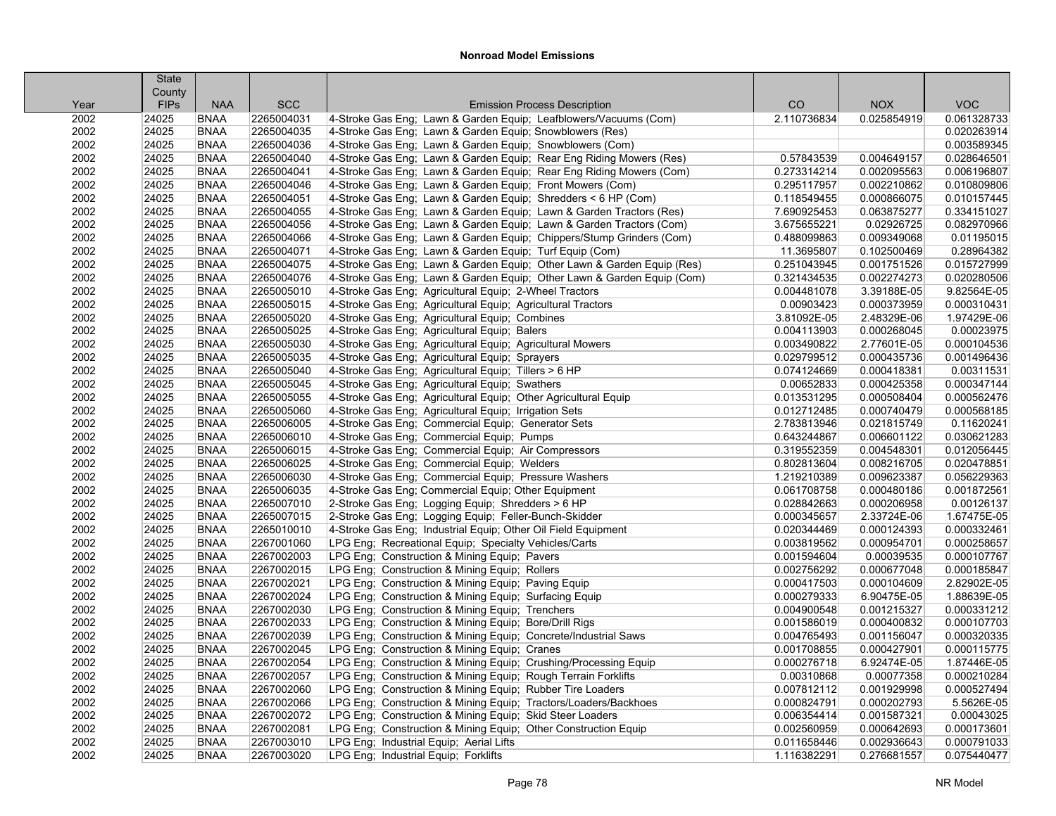## Nonroad Model Emissions

| Year | State County FIPs | NAA | SCC | Emission Process Description | CO | NOX | VOC |
|---|---|---|---|---|---|---|---|
| 2002 | 24025 | BNAA | 2265004031 | 4-Stroke Gas Eng; Lawn & Garden Equip; Leafblowers/Vacuums (Com) | 2.110736834 | 0.025854919 | 0.061328733 |
| 2002 | 24025 | BNAA | 2265004035 | 4-Stroke Gas Eng; Lawn & Garden Equip; Snowblowers (Res) | | | 0.020263914 |
| 2002 | 24025 | BNAA | 2265004036 | 4-Stroke Gas Eng; Lawn & Garden Equip; Snowblowers (Com) | | | 0.003589345 |
| 2002 | 24025 | BNAA | 2265004040 | 4-Stroke Gas Eng; Lawn & Garden Equip; Rear Eng Riding Mowers (Res) | 0.57843539 | 0.004649157 | 0.028646501 |
| 2002 | 24025 | BNAA | 2265004041 | 4-Stroke Gas Eng; Lawn & Garden Equip; Rear Eng Riding Mowers (Com) | 0.273314214 | 0.002095563 | 0.006196807 |
| 2002 | 24025 | BNAA | 2265004046 | 4-Stroke Gas Eng; Lawn & Garden Equip; Front Mowers (Com) | 0.295117957 | 0.002210862 | 0.010809806 |
| 2002 | 24025 | BNAA | 2265004051 | 4-Stroke Gas Eng; Lawn & Garden Equip; Shredders < 6 HP (Com) | 0.118549455 | 0.000866075 | 0.010157445 |
| 2002 | 24025 | BNAA | 2265004055 | 4-Stroke Gas Eng; Lawn & Garden Equip; Lawn & Garden Tractors (Res) | 7.690925453 | 0.063875277 | 0.334151027 |
| 2002 | 24025 | BNAA | 2265004056 | 4-Stroke Gas Eng; Lawn & Garden Equip; Lawn & Garden Tractors (Com) | 3.675655221 | 0.02926725 | 0.082970966 |
| 2002 | 24025 | BNAA | 2265004066 | 4-Stroke Gas Eng; Lawn & Garden Equip; Chippers/Stump Grinders (Com) | 0.488099863 | 0.009349068 | 0.01195015 |
| 2002 | 24025 | BNAA | 2265004071 | 4-Stroke Gas Eng; Lawn & Garden Equip; Turf Equip (Com) | 11.3695807 | 0.102500469 | 0.28964382 |
| 2002 | 24025 | BNAA | 2265004075 | 4-Stroke Gas Eng; Lawn & Garden Equip; Other Lawn & Garden Equip (Res) | 0.251043945 | 0.001751526 | 0.015727999 |
| 2002 | 24025 | BNAA | 2265004076 | 4-Stroke Gas Eng; Lawn & Garden Equip; Other Lawn & Garden Equip (Com) | 0.321434535 | 0.002274273 | 0.020280506 |
| 2002 | 24025 | BNAA | 2265005010 | 4-Stroke Gas Eng; Agricultural Equip; 2-Wheel Tractors | 0.004481078 | 3.39188E-05 | 9.82564E-05 |
| 2002 | 24025 | BNAA | 2265005015 | 4-Stroke Gas Eng; Agricultural Equip; Agricultural Tractors | 0.00903423 | 0.000373959 | 0.000310431 |
| 2002 | 24025 | BNAA | 2265005020 | 4-Stroke Gas Eng; Agricultural Equip; Combines | 3.81092E-05 | 2.48329E-06 | 1.97429E-06 |
| 2002 | 24025 | BNAA | 2265005025 | 4-Stroke Gas Eng; Agricultural Equip; Balers | 0.004113903 | 0.000268045 | 0.00023975 |
| 2002 | 24025 | BNAA | 2265005030 | 4-Stroke Gas Eng; Agricultural Equip; Agricultural Mowers | 0.003490822 | 2.77601E-05 | 0.000104536 |
| 2002 | 24025 | BNAA | 2265005035 | 4-Stroke Gas Eng; Agricultural Equip; Sprayers | 0.029799512 | 0.000435736 | 0.001496436 |
| 2002 | 24025 | BNAA | 2265005040 | 4-Stroke Gas Eng; Agricultural Equip; Tillers > 6 HP | 0.074124669 | 0.000418381 | 0.00311531 |
| 2002 | 24025 | BNAA | 2265005045 | 4-Stroke Gas Eng; Agricultural Equip; Swathers | 0.00652833 | 0.000425358 | 0.000347144 |
| 2002 | 24025 | BNAA | 2265005055 | 4-Stroke Gas Eng; Agricultural Equip; Other Agricultural Equip | 0.013531295 | 0.000508404 | 0.000562476 |
| 2002 | 24025 | BNAA | 2265005060 | 4-Stroke Gas Eng; Agricultural Equip; Irrigation Sets | 0.012712485 | 0.000740479 | 0.000568185 |
| 2002 | 24025 | BNAA | 2265006005 | 4-Stroke Gas Eng; Commercial Equip; Generator Sets | 2.783813946 | 0.021815749 | 0.11620241 |
| 2002 | 24025 | BNAA | 2265006010 | 4-Stroke Gas Eng; Commercial Equip; Pumps | 0.643244867 | 0.006601122 | 0.030621283 |
| 2002 | 24025 | BNAA | 2265006015 | 4-Stroke Gas Eng; Commercial Equip; Air Compressors | 0.319552359 | 0.004548301 | 0.012056445 |
| 2002 | 24025 | BNAA | 2265006025 | 4-Stroke Gas Eng; Commercial Equip; Welders | 0.802813604 | 0.008216705 | 0.020478851 |
| 2002 | 24025 | BNAA | 2265006030 | 4-Stroke Gas Eng; Commercial Equip; Pressure Washers | 1.219210389 | 0.009623387 | 0.056229363 |
| 2002 | 24025 | BNAA | 2265006035 | 4-Stroke Gas Eng; Commercial Equip; Other Equipment | 0.061708758 | 0.000480186 | 0.001872561 |
| 2002 | 24025 | BNAA | 2265007010 | 2-Stroke Gas Eng; Logging Equip; Shredders > 6 HP | 0.028842663 | 0.000206958 | 0.00126137 |
| 2002 | 24025 | BNAA | 2265007015 | 2-Stroke Gas Eng; Logging Equip; Feller-Bunch-Skidder | 0.000345657 | 2.33724E-06 | 1.67475E-05 |
| 2002 | 24025 | BNAA | 2265010010 | 4-Stroke Gas Eng; Industrial Equip; Other Oil Field Equipment | 0.020344469 | 0.000124393 | 0.000332461 |
| 2002 | 24025 | BNAA | 2267001060 | LPG Eng; Recreational Equip; Specialty Vehicles/Carts | 0.003819562 | 0.000954701 | 0.000258657 |
| 2002 | 24025 | BNAA | 2267002003 | LPG Eng; Construction & Mining Equip; Pavers | 0.001594604 | 0.00039535 | 0.000107767 |
| 2002 | 24025 | BNAA | 2267002015 | LPG Eng; Construction & Mining Equip; Rollers | 0.002756292 | 0.000677048 | 0.000185847 |
| 2002 | 24025 | BNAA | 2267002021 | LPG Eng; Construction & Mining Equip; Paving Equip | 0.000417503 | 0.000104609 | 2.82902E-05 |
| 2002 | 24025 | BNAA | 2267002024 | LPG Eng; Construction & Mining Equip; Surfacing Equip | 0.000279333 | 6.90475E-05 | 1.88639E-05 |
| 2002 | 24025 | BNAA | 2267002030 | LPG Eng; Construction & Mining Equip; Trenchers | 0.004900548 | 0.001215327 | 0.000331212 |
| 2002 | 24025 | BNAA | 2267002033 | LPG Eng; Construction & Mining Equip; Bore/Drill Rigs | 0.001586019 | 0.000400832 | 0.000107703 |
| 2002 | 24025 | BNAA | 2267002039 | LPG Eng; Construction & Mining Equip; Concrete/Industrial Saws | 0.004765493 | 0.001156047 | 0.000320335 |
| 2002 | 24025 | BNAA | 2267002045 | LPG Eng; Construction & Mining Equip; Cranes | 0.001708855 | 0.000427901 | 0.000115775 |
| 2002 | 24025 | BNAA | 2267002054 | LPG Eng; Construction & Mining Equip; Crushing/Processing Equip | 0.000276718 | 6.92474E-05 | 1.87446E-05 |
| 2002 | 24025 | BNAA | 2267002057 | LPG Eng; Construction & Mining Equip; Rough Terrain Forklifts | 0.00310868 | 0.00077358 | 0.000210284 |
| 2002 | 24025 | BNAA | 2267002060 | LPG Eng; Construction & Mining Equip; Rubber Tire Loaders | 0.007812112 | 0.001929998 | 0.000527494 |
| 2002 | 24025 | BNAA | 2267002066 | LPG Eng; Construction & Mining Equip; Tractors/Loaders/Backhoes | 0.000824791 | 0.000202793 | 5.5626E-05 |
| 2002 | 24025 | BNAA | 2267002072 | LPG Eng; Construction & Mining Equip; Skid Steer Loaders | 0.006354414 | 0.001587321 | 0.00043025 |
| 2002 | 24025 | BNAA | 2267002081 | LPG Eng; Construction & Mining Equip; Other Construction Equip | 0.002560959 | 0.000642693 | 0.000173601 |
| 2002 | 24025 | BNAA | 2267003010 | LPG Eng; Industrial Equip; Aerial Lifts | 0.011658446 | 0.002936643 | 0.000791033 |
| 2002 | 24025 | BNAA | 2267003020 | LPG Eng; Industrial Equip; Forklifts | 1.116382291 | 0.276681557 | 0.075440477 |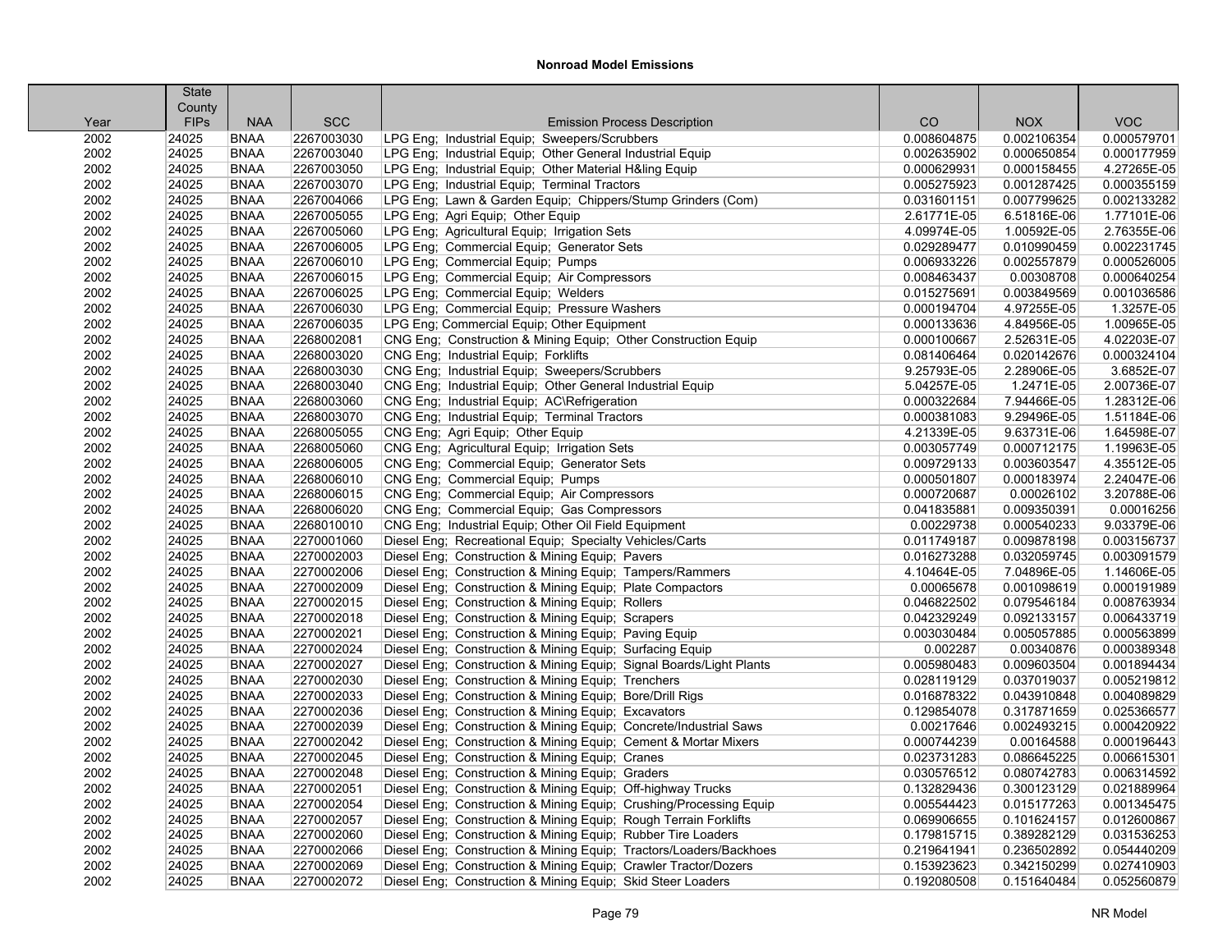# Nonroad Model Emissions

| Year | State County FIPs | NAA | SCC | Emission Process Description | CO | NOX | VOC |
|---|---|---|---|---|---|---|---|
| 2002 | 24025 | BNAA | 2267003030 | LPG Eng; Industrial Equip; Sweepers/Scrubbers | 0.008604875 | 0.002106354 | 0.000579701 |
| 2002 | 24025 | BNAA | 2267003040 | LPG Eng; Industrial Equip; Other General Industrial Equip | 0.002635902 | 0.000650854 | 0.000177959 |
| 2002 | 24025 | BNAA | 2267003050 | LPG Eng; Industrial Equip; Other Material H&ling Equip | 0.000629931 | 0.000158455 | 4.27265E-05 |
| 2002 | 24025 | BNAA | 2267003070 | LPG Eng; Industrial Equip; Terminal Tractors | 0.005275923 | 0.001287425 | 0.000355159 |
| 2002 | 24025 | BNAA | 2267004066 | LPG Eng; Lawn & Garden Equip; Chippers/Stump Grinders (Com) | 0.031601151 | 0.007799625 | 0.002133282 |
| 2002 | 24025 | BNAA | 2267005055 | LPG Eng; Agri Equip; Other Equip | 2.61771E-05 | 6.51816E-06 | 1.77101E-06 |
| 2002 | 24025 | BNAA | 2267005060 | LPG Eng; Agricultural Equip; Irrigation Sets | 4.09974E-05 | 1.00592E-05 | 2.76355E-06 |
| 2002 | 24025 | BNAA | 2267006005 | LPG Eng; Commercial Equip; Generator Sets | 0.029289477 | 0.010990459 | 0.002231745 |
| 2002 | 24025 | BNAA | 2267006010 | LPG Eng; Commercial Equip; Pumps | 0.006933226 | 0.002557879 | 0.000526005 |
| 2002 | 24025 | BNAA | 2267006015 | LPG Eng; Commercial Equip; Air Compressors | 0.008463437 | 0.00308708 | 0.000640254 |
| 2002 | 24025 | BNAA | 2267006025 | LPG Eng; Commercial Equip; Welders | 0.015275691 | 0.003849569 | 0.001036586 |
| 2002 | 24025 | BNAA | 2267006030 | LPG Eng; Commercial Equip; Pressure Washers | 0.000194704 | 4.97255E-05 | 1.3257E-05 |
| 2002 | 24025 | BNAA | 2267006035 | LPG Eng; Commercial Equip; Other Equipment | 0.000133636 | 4.84956E-05 | 1.00965E-05 |
| 2002 | 24025 | BNAA | 2268002081 | CNG Eng; Construction & Mining Equip; Other Construction Equip | 0.000100667 | 2.52631E-05 | 4.02203E-07 |
| 2002 | 24025 | BNAA | 2268003020 | CNG Eng; Industrial Equip; Forklifts | 0.081406464 | 0.020142676 | 0.000324104 |
| 2002 | 24025 | BNAA | 2268003030 | CNG Eng; Industrial Equip; Sweepers/Scrubbers | 9.25793E-05 | 2.28906E-05 | 3.6852E-07 |
| 2002 | 24025 | BNAA | 2268003040 | CNG Eng; Industrial Equip; Other General Industrial Equip | 5.04257E-05 | 1.2471E-05 | 2.00736E-07 |
| 2002 | 24025 | BNAA | 2268003060 | CNG Eng; Industrial Equip; AC\Refrigeration | 0.000322684 | 7.94466E-05 | 1.28312E-06 |
| 2002 | 24025 | BNAA | 2268003070 | CNG Eng; Industrial Equip; Terminal Tractors | 0.000381083 | 9.29496E-05 | 1.51184E-06 |
| 2002 | 24025 | BNAA | 2268005055 | CNG Eng; Agri Equip; Other Equip | 4.21339E-05 | 9.63731E-06 | 1.64598E-07 |
| 2002 | 24025 | BNAA | 2268005060 | CNG Eng; Agricultural Equip; Irrigation Sets | 0.003057749 | 0.000712175 | 1.19963E-05 |
| 2002 | 24025 | BNAA | 2268006005 | CNG Eng; Commercial Equip; Generator Sets | 0.009729133 | 0.003603547 | 4.35512E-05 |
| 2002 | 24025 | BNAA | 2268006010 | CNG Eng; Commercial Equip; Pumps | 0.000501807 | 0.000183974 | 2.24047E-06 |
| 2002 | 24025 | BNAA | 2268006015 | CNG Eng; Commercial Equip; Air Compressors | 0.000720687 | 0.00026102 | 3.20788E-06 |
| 2002 | 24025 | BNAA | 2268006020 | CNG Eng; Commercial Equip; Gas Compressors | 0.041835881 | 0.009350391 | 0.00016256 |
| 2002 | 24025 | BNAA | 2268010010 | CNG Eng; Industrial Equip; Other Oil Field Equipment | 0.00229738 | 0.000540233 | 9.03379E-06 |
| 2002 | 24025 | BNAA | 2270001060 | Diesel Eng; Recreational Equip; Specialty Vehicles/Carts | 0.011749187 | 0.009878198 | 0.003156737 |
| 2002 | 24025 | BNAA | 2270002003 | Diesel Eng; Construction & Mining Equip; Pavers | 0.016273288 | 0.032059745 | 0.003091579 |
| 2002 | 24025 | BNAA | 2270002006 | Diesel Eng; Construction & Mining Equip; Tampers/Rammers | 4.10464E-05 | 7.04896E-05 | 1.14606E-05 |
| 2002 | 24025 | BNAA | 2270002009 | Diesel Eng; Construction & Mining Equip; Plate Compactors | 0.00065678 | 0.001098619 | 0.000191989 |
| 2002 | 24025 | BNAA | 2270002015 | Diesel Eng; Construction & Mining Equip; Rollers | 0.046822502 | 0.079546184 | 0.008763934 |
| 2002 | 24025 | BNAA | 2270002018 | Diesel Eng; Construction & Mining Equip; Scrapers | 0.042329249 | 0.092133157 | 0.006433719 |
| 2002 | 24025 | BNAA | 2270002021 | Diesel Eng; Construction & Mining Equip; Paving Equip | 0.003030484 | 0.005057885 | 0.000563899 |
| 2002 | 24025 | BNAA | 2270002024 | Diesel Eng; Construction & Mining Equip; Surfacing Equip | 0.002287 | 0.00340876 | 0.000389348 |
| 2002 | 24025 | BNAA | 2270002027 | Diesel Eng; Construction & Mining Equip; Signal Boards/Light Plants | 0.005980483 | 0.009603504 | 0.001894434 |
| 2002 | 24025 | BNAA | 2270002030 | Diesel Eng; Construction & Mining Equip; Trenchers | 0.028119129 | 0.037019037 | 0.005219812 |
| 2002 | 24025 | BNAA | 2270002033 | Diesel Eng; Construction & Mining Equip; Bore/Drill Rigs | 0.016878322 | 0.043910848 | 0.004089829 |
| 2002 | 24025 | BNAA | 2270002036 | Diesel Eng; Construction & Mining Equip; Excavators | 0.129854078 | 0.317871659 | 0.025366577 |
| 2002 | 24025 | BNAA | 2270002039 | Diesel Eng; Construction & Mining Equip; Concrete/Industrial Saws | 0.00217646 | 0.002493215 | 0.000420922 |
| 2002 | 24025 | BNAA | 2270002042 | Diesel Eng; Construction & Mining Equip; Cement & Mortar Mixers | 0.000744239 | 0.00164588 | 0.000196443 |
| 2002 | 24025 | BNAA | 2270002045 | Diesel Eng; Construction & Mining Equip; Cranes | 0.023731283 | 0.086645225 | 0.006615301 |
| 2002 | 24025 | BNAA | 2270002048 | Diesel Eng; Construction & Mining Equip; Graders | 0.030576512 | 0.080742783 | 0.006314592 |
| 2002 | 24025 | BNAA | 2270002051 | Diesel Eng; Construction & Mining Equip; Off-highway Trucks | 0.132829436 | 0.300123129 | 0.021889964 |
| 2002 | 24025 | BNAA | 2270002054 | Diesel Eng; Construction & Mining Equip; Crushing/Processing Equip | 0.005544423 | 0.015177263 | 0.001345475 |
| 2002 | 24025 | BNAA | 2270002057 | Diesel Eng; Construction & Mining Equip; Rough Terrain Forklifts | 0.069906655 | 0.101624157 | 0.012600867 |
| 2002 | 24025 | BNAA | 2270002060 | Diesel Eng; Construction & Mining Equip; Rubber Tire Loaders | 0.179815715 | 0.389282129 | 0.031536253 |
| 2002 | 24025 | BNAA | 2270002066 | Diesel Eng; Construction & Mining Equip; Tractors/Loaders/Backhoes | 0.219641941 | 0.236502892 | 0.054440209 |
| 2002 | 24025 | BNAA | 2270002069 | Diesel Eng; Construction & Mining Equip; Crawler Tractor/Dozers | 0.153923623 | 0.342150299 | 0.027410903 |
| 2002 | 24025 | BNAA | 2270002072 | Diesel Eng; Construction & Mining Equip; Skid Steer Loaders | 0.192080508 | 0.151640484 | 0.052560879 |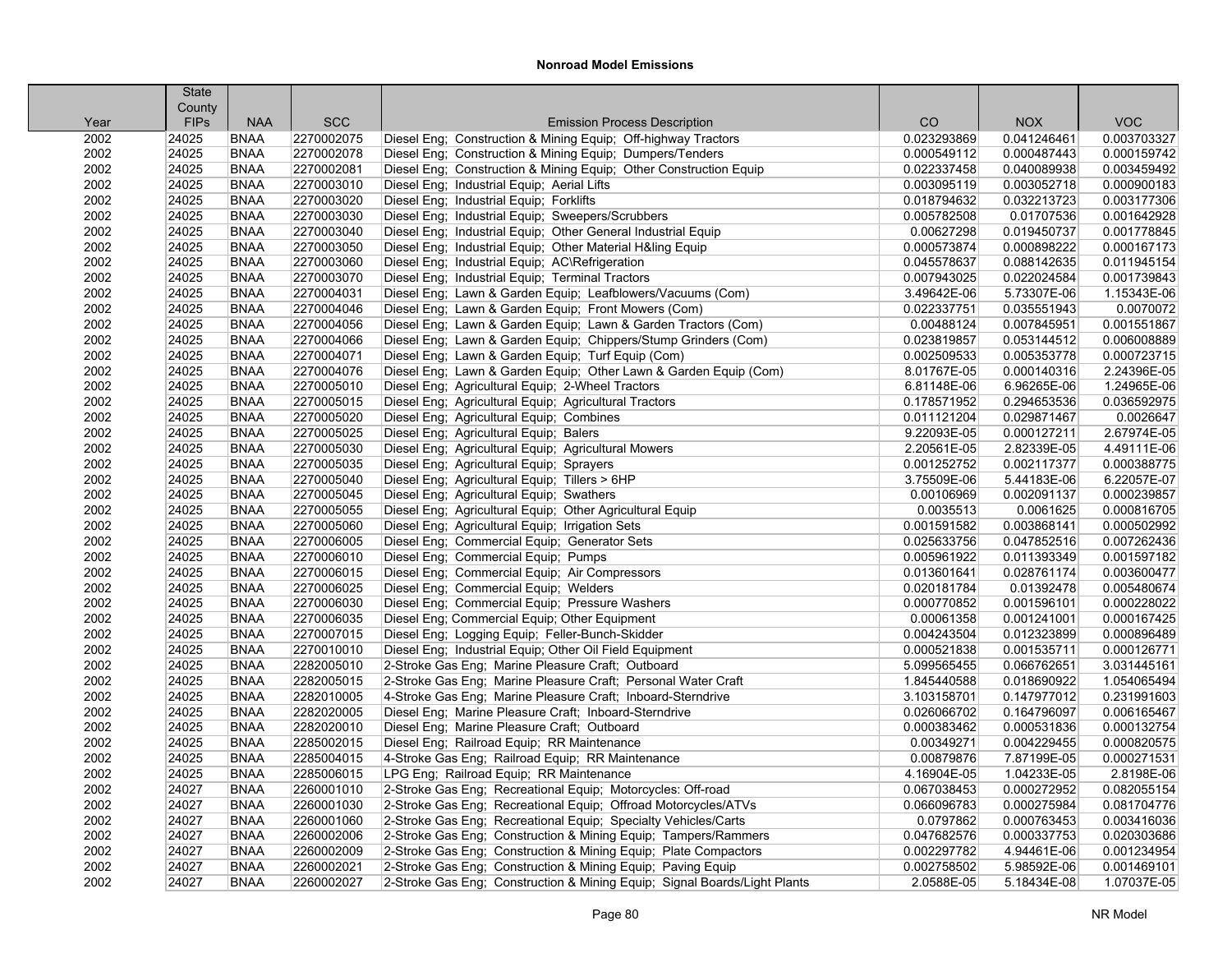**Nonroad Model Emissions**

| Year | State County FIPs | NAA | SCC | Emission Process Description | CO | NOX | VOC |
|---|---|---|---|---|---|---|---|
| 2002 | 24025 | BNAA | 2270002075 | Diesel Eng; Construction & Mining Equip; Off-highway Tractors | 0.023293869 | 0.041246461 | 0.003703327 |
| 2002 | 24025 | BNAA | 2270002078 | Diesel Eng; Construction & Mining Equip; Dumpers/Tenders | 0.000549112 | 0.000487443 | 0.000159742 |
| 2002 | 24025 | BNAA | 2270002081 | Diesel Eng; Construction & Mining Equip; Other Construction Equip | 0.022337458 | 0.040089938 | 0.003459492 |
| 2002 | 24025 | BNAA | 2270003010 | Diesel Eng; Industrial Equip; Aerial Lifts | 0.003095119 | 0.003052718 | 0.000900183 |
| 2002 | 24025 | BNAA | 2270003020 | Diesel Eng; Industrial Equip; Forklifts | 0.018794632 | 0.032213723 | 0.003177306 |
| 2002 | 24025 | BNAA | 2270003030 | Diesel Eng; Industrial Equip; Sweepers/Scrubbers | 0.005782508 | 0.01707536 | 0.001642928 |
| 2002 | 24025 | BNAA | 2270003040 | Diesel Eng; Industrial Equip; Other General Industrial Equip | 0.00627298 | 0.019450737 | 0.001778845 |
| 2002 | 24025 | BNAA | 2270003050 | Diesel Eng; Industrial Equip; Other Material H&ling Equip | 0.000573874 | 0.000898222 | 0.000167173 |
| 2002 | 24025 | BNAA | 2270003060 | Diesel Eng; Industrial Equip; AC\Refrigeration | 0.045578637 | 0.088142635 | 0.011945154 |
| 2002 | 24025 | BNAA | 2270003070 | Diesel Eng; Industrial Equip; Terminal Tractors | 0.007943025 | 0.022024584 | 0.001739843 |
| 2002 | 24025 | BNAA | 2270004031 | Diesel Eng; Lawn & Garden Equip; Leafblowers/Vacuums (Com) | 3.49642E-06 | 5.73307E-06 | 1.15343E-06 |
| 2002 | 24025 | BNAA | 2270004046 | Diesel Eng; Lawn & Garden Equip; Front Mowers (Com) | 0.022337751 | 0.035551943 | 0.0070072 |
| 2002 | 24025 | BNAA | 2270004056 | Diesel Eng; Lawn & Garden Equip; Lawn & Garden Tractors (Com) | 0.00488124 | 0.007845951 | 0.001551867 |
| 2002 | 24025 | BNAA | 2270004066 | Diesel Eng; Lawn & Garden Equip; Chippers/Stump Grinders (Com) | 0.023819857 | 0.053144512 | 0.006008889 |
| 2002 | 24025 | BNAA | 2270004071 | Diesel Eng; Lawn & Garden Equip; Turf Equip (Com) | 0.002509533 | 0.005353778 | 0.000723715 |
| 2002 | 24025 | BNAA | 2270004076 | Diesel Eng; Lawn & Garden Equip; Other Lawn & Garden Equip (Com) | 8.01767E-05 | 0.000140316 | 2.24396E-05 |
| 2002 | 24025 | BNAA | 2270005010 | Diesel Eng; Agricultural Equip; 2-Wheel Tractors | 6.81148E-06 | 6.96265E-06 | 1.24965E-06 |
| 2002 | 24025 | BNAA | 2270005015 | Diesel Eng; Agricultural Equip; Agricultural Tractors | 0.178571952 | 0.294653536 | 0.036592975 |
| 2002 | 24025 | BNAA | 2270005020 | Diesel Eng; Agricultural Equip; Combines | 0.011121204 | 0.029871467 | 0.0026647 |
| 2002 | 24025 | BNAA | 2270005025 | Diesel Eng; Agricultural Equip; Balers | 9.22093E-05 | 0.000127211 | 2.67974E-05 |
| 2002 | 24025 | BNAA | 2270005030 | Diesel Eng; Agricultural Equip; Agricultural Mowers | 2.20561E-05 | 2.82339E-05 | 4.49111E-06 |
| 2002 | 24025 | BNAA | 2270005035 | Diesel Eng; Agricultural Equip; Sprayers | 0.001252752 | 0.002117377 | 0.000388775 |
| 2002 | 24025 | BNAA | 2270005040 | Diesel Eng; Agricultural Equip; Tillers > 6HP | 3.75509E-06 | 5.44183E-06 | 6.22057E-07 |
| 2002 | 24025 | BNAA | 2270005045 | Diesel Eng; Agricultural Equip; Swathers | 0.00106969 | 0.002091137 | 0.000239857 |
| 2002 | 24025 | BNAA | 2270005055 | Diesel Eng; Agricultural Equip; Other Agricultural Equip | 0.0035513 | 0.0061625 | 0.000816705 |
| 2002 | 24025 | BNAA | 2270005060 | Diesel Eng; Agricultural Equip; Irrigation Sets | 0.001591582 | 0.003868141 | 0.000502992 |
| 2002 | 24025 | BNAA | 2270006005 | Diesel Eng; Commercial Equip; Generator Sets | 0.025633756 | 0.047852516 | 0.007262436 |
| 2002 | 24025 | BNAA | 2270006010 | Diesel Eng; Commercial Equip; Pumps | 0.005961922 | 0.011393349 | 0.001597182 |
| 2002 | 24025 | BNAA | 2270006015 | Diesel Eng; Commercial Equip; Air Compressors | 0.013601641 | 0.028761174 | 0.003600477 |
| 2002 | 24025 | BNAA | 2270006025 | Diesel Eng; Commercial Equip; Welders | 0.020181784 | 0.01392478 | 0.005480674 |
| 2002 | 24025 | BNAA | 2270006030 | Diesel Eng; Commercial Equip; Pressure Washers | 0.000770852 | 0.001596101 | 0.000228022 |
| 2002 | 24025 | BNAA | 2270006035 | Diesel Eng; Commercial Equip; Other Equipment | 0.00061358 | 0.001241001 | 0.000167425 |
| 2002 | 24025 | BNAA | 2270007015 | Diesel Eng; Logging Equip; Feller-Bunch-Skidder | 0.004243504 | 0.012323899 | 0.000896489 |
| 2002 | 24025 | BNAA | 2270010010 | Diesel Eng; Industrial Equip; Other Oil Field Equipment | 0.000521838 | 0.001535711 | 0.000126771 |
| 2002 | 24025 | BNAA | 2282005010 | 2-Stroke Gas Eng; Marine Pleasure Craft; Outboard | 5.099565455 | 0.066762651 | 3.031445161 |
| 2002 | 24025 | BNAA | 2282005015 | 2-Stroke Gas Eng; Marine Pleasure Craft; Personal Water Craft | 1.845440588 | 0.018690922 | 1.054065494 |
| 2002 | 24025 | BNAA | 2282010005 | 4-Stroke Gas Eng; Marine Pleasure Craft; Inboard-Sterndrive | 3.103158701 | 0.147977012 | 0.231991603 |
| 2002 | 24025 | BNAA | 2282020005 | Diesel Eng; Marine Pleasure Craft; Inboard-Sterndrive | 0.026066702 | 0.164796097 | 0.006165467 |
| 2002 | 24025 | BNAA | 2282020010 | Diesel Eng; Marine Pleasure Craft; Outboard | 0.000383462 | 0.000531836 | 0.000132754 |
| 2002 | 24025 | BNAA | 2285002015 | Diesel Eng; Railroad Equip; RR Maintenance | 0.00349271 | 0.004229455 | 0.000820575 |
| 2002 | 24025 | BNAA | 2285004015 | 4-Stroke Gas Eng; Railroad Equip; RR Maintenance | 0.00879876 | 7.87199E-05 | 0.000271531 |
| 2002 | 24025 | BNAA | 2285006015 | LPG Eng; Railroad Equip; RR Maintenance | 4.16904E-05 | 1.04233E-05 | 2.8198E-06 |
| 2002 | 24027 | BNAA | 2260001010 | 2-Stroke Gas Eng; Recreational Equip; Motorcycles: Off-road | 0.067038453 | 0.000272952 | 0.082055154 |
| 2002 | 24027 | BNAA | 2260001030 | 2-Stroke Gas Eng; Recreational Equip; Offroad Motorcycles/ATVs | 0.066096783 | 0.000275984 | 0.081704776 |
| 2002 | 24027 | BNAA | 2260001060 | 2-Stroke Gas Eng; Recreational Equip; Specialty Vehicles/Carts | 0.0797862 | 0.000763453 | 0.003416036 |
| 2002 | 24027 | BNAA | 2260002006 | 2-Stroke Gas Eng; Construction & Mining Equip; Tampers/Rammers | 0.047682576 | 0.000337753 | 0.020303686 |
| 2002 | 24027 | BNAA | 2260002009 | 2-Stroke Gas Eng; Construction & Mining Equip; Plate Compactors | 0.002297782 | 4.94461E-06 | 0.001234954 |
| 2002 | 24027 | BNAA | 2260002021 | 2-Stroke Gas Eng; Construction & Mining Equip; Paving Equip | 0.002758502 | 5.98592E-06 | 0.001469101 |
| 2002 | 24027 | BNAA | 2260002027 | 2-Stroke Gas Eng; Construction & Mining Equip; Signal Boards/Light Plants | 2.0588E-05 | 5.18434E-08 | 1.07037E-05 |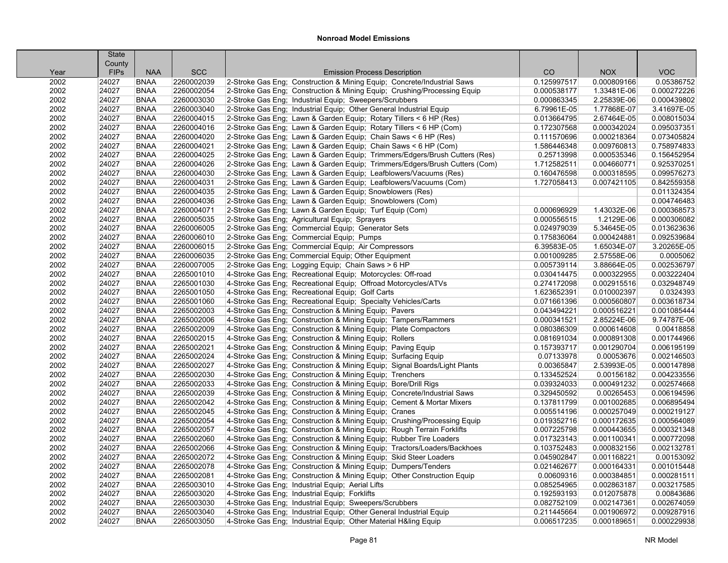# Nonroad Model Emissions

| Year | State County FIPs | NAA | SCC | Emission Process Description | CO | NOX | VOC |
|---|---|---|---|---|---|---|---|
| 2002 | 24027 | BNAA | 2260002039 | 2-Stroke Gas Eng; Construction & Mining Equip; Concrete/Industrial Saws | 0.125997517 | 0.000809166 | 0.05386752 |
| 2002 | 24027 | BNAA | 2260002054 | 2-Stroke Gas Eng; Construction & Mining Equip; Crushing/Processing Equip | 0.000538177 | 1.33481E-06 | 0.000272226 |
| 2002 | 24027 | BNAA | 2260003030 | 2-Stroke Gas Eng; Industrial Equip; Sweepers/Scrubbers | 0.000863345 | 2.25839E-06 | 0.000439802 |
| 2002 | 24027 | BNAA | 2260003040 | 2-Stroke Gas Eng; Industrial Equip; Other General Industrial Equip | 6.79961E-05 | 1.77868E-07 | 3.41697E-05 |
| 2002 | 24027 | BNAA | 2260004015 | 2-Stroke Gas Eng; Lawn & Garden Equip; Rotary Tillers < 6 HP (Res) | 0.013664795 | 2.67464E-05 | 0.008015034 |
| 2002 | 24027 | BNAA | 2260004016 | 2-Stroke Gas Eng; Lawn & Garden Equip; Rotary Tillers < 6 HP (Com) | 0.172307568 | 0.000342024 | 0.095037351 |
| 2002 | 24027 | BNAA | 2260004020 | 2-Stroke Gas Eng; Lawn & Garden Equip; Chain Saws < 6 HP (Res) | 0.111570696 | 0.000218364 | 0.073405824 |
| 2002 | 24027 | BNAA | 2260004021 | 2-Stroke Gas Eng; Lawn & Garden Equip; Chain Saws < 6 HP (Com) | 1.586446348 | 0.009760813 | 0.758974833 |
| 2002 | 24027 | BNAA | 2260004025 | 2-Stroke Gas Eng; Lawn & Garden Equip; Trimmers/Edgers/Brush Cutters (Res) | 0.25713998 | 0.000535346 | 0.156452954 |
| 2002 | 24027 | BNAA | 2260004026 | 2-Stroke Gas Eng; Lawn & Garden Equip; Trimmers/Edgers/Brush Cutters (Com) | 1.712582511 | 0.004660771 | 0.925370251 |
| 2002 | 24027 | BNAA | 2260004030 | 2-Stroke Gas Eng; Lawn & Garden Equip; Leafblowers/Vacuums (Res) | 0.160476598 | 0.000318595 | 0.099576273 |
| 2002 | 24027 | BNAA | 2260004031 | 2-Stroke Gas Eng; Lawn & Garden Equip; Leafblowers/Vacuums (Com) | 1.727058413 | 0.007421105 | 0.842559358 |
| 2002 | 24027 | BNAA | 2260004035 | 2-Stroke Gas Eng; Lawn & Garden Equip; Snowblowers (Res) | | | 0.011324354 |
| 2002 | 24027 | BNAA | 2260004036 | 2-Stroke Gas Eng; Lawn & Garden Equip; Snowblowers (Com) | | | 0.004746483 |
| 2002 | 24027 | BNAA | 2260004071 | 2-Stroke Gas Eng; Lawn & Garden Equip; Turf Equip (Com) | 0.000696929 | 1.43032E-06 | 0.000368573 |
| 2002 | 24027 | BNAA | 2260005035 | 2-Stroke Gas Eng; Agricultural Equip; Sprayers | 0.000556515 | 1.2129E-06 | 0.000306082 |
| 2002 | 24027 | BNAA | 2260006005 | 2-Stroke Gas Eng; Commercial Equip; Generator Sets | 0.024979039 | 5.34645E-05 | 0.013623636 |
| 2002 | 24027 | BNAA | 2260006010 | 2-Stroke Gas Eng; Commercial Equip; Pumps | 0.175836064 | 0.000424881 | 0.092539684 |
| 2002 | 24027 | BNAA | 2260006015 | 2-Stroke Gas Eng; Commercial Equip; Air Compressors | 6.39583E-05 | 1.65034E-07 | 3.20265E-05 |
| 2002 | 24027 | BNAA | 2260006035 | 2-Stroke Gas Eng; Commercial Equip; Other Equipment | 0.001009285 | 2.57558E-06 | 0.0005062 |
| 2002 | 24027 | BNAA | 2260007005 | 2-Stroke Gas Eng; Logging Equip; Chain Saws > 6 HP | 0.005739114 | 3.88664E-05 | 0.002536797 |
| 2002 | 24027 | BNAA | 2265001010 | 4-Stroke Gas Eng; Recreational Equip; Motorcycles: Off-road | 0.030414475 | 0.000322955 | 0.003222404 |
| 2002 | 24027 | BNAA | 2265001030 | 4-Stroke Gas Eng; Recreational Equip; Offroad Motorcycles/ATVs | 0.274172098 | 0.002915516 | 0.032948749 |
| 2002 | 24027 | BNAA | 2265001050 | 4-Stroke Gas Eng; Recreational Equip; Golf Carts | 1.623652391 | 0.010002397 | 0.0324393 |
| 2002 | 24027 | BNAA | 2265001060 | 4-Stroke Gas Eng; Recreational Equip; Specialty Vehicles/Carts | 0.071661396 | 0.000560807 | 0.003618734 |
| 2002 | 24027 | BNAA | 2265002003 | 4-Stroke Gas Eng; Construction & Mining Equip; Pavers | 0.043494221 | 0.000516221 | 0.001085444 |
| 2002 | 24027 | BNAA | 2265002006 | 4-Stroke Gas Eng; Construction & Mining Equip; Tampers/Rammers | 0.000341521 | 2.85224E-06 | 9.74787E-06 |
| 2002 | 24027 | BNAA | 2265002009 | 4-Stroke Gas Eng; Construction & Mining Equip; Plate Compactors | 0.080386309 | 0.000614608 | 0.00418858 |
| 2002 | 24027 | BNAA | 2265002015 | 4-Stroke Gas Eng; Construction & Mining Equip; Rollers | 0.081691034 | 0.000891308 | 0.001744966 |
| 2002 | 24027 | BNAA | 2265002021 | 4-Stroke Gas Eng; Construction & Mining Equip; Paving Equip | 0.157393717 | 0.001290704 | 0.006195199 |
| 2002 | 24027 | BNAA | 2265002024 | 4-Stroke Gas Eng; Construction & Mining Equip; Surfacing Equip | 0.07133978 | 0.00053676 | 0.002146503 |
| 2002 | 24027 | BNAA | 2265002027 | 4-Stroke Gas Eng; Construction & Mining Equip; Signal Boards/Light Plants | 0.00365847 | 2.53993E-05 | 0.000147898 |
| 2002 | 24027 | BNAA | 2265002030 | 4-Stroke Gas Eng; Construction & Mining Equip; Trenchers | 0.133452524 | 0.00156182 | 0.004233556 |
| 2002 | 24027 | BNAA | 2265002033 | 4-Stroke Gas Eng; Construction & Mining Equip; Bore/Drill Rigs | 0.039324033 | 0.000491232 | 0.002574668 |
| 2002 | 24027 | BNAA | 2265002039 | 4-Stroke Gas Eng; Construction & Mining Equip; Concrete/Industrial Saws | 0.329450592 | 0.00265453 | 0.006194596 |
| 2002 | 24027 | BNAA | 2265002042 | 4-Stroke Gas Eng; Construction & Mining Equip; Cement & Mortar Mixers | 0.137811799 | 0.001002685 | 0.006895494 |
| 2002 | 24027 | BNAA | 2265002045 | 4-Stroke Gas Eng; Construction & Mining Equip; Cranes | 0.005514196 | 0.000257049 | 0.000219127 |
| 2002 | 24027 | BNAA | 2265002054 | 4-Stroke Gas Eng; Construction & Mining Equip; Crushing/Processing Equip | 0.019352716 | 0.000172635 | 0.000564089 |
| 2002 | 24027 | BNAA | 2265002057 | 4-Stroke Gas Eng; Construction & Mining Equip; Rough Terrain Forklifts | 0.007225798 | 0.000443655 | 0.000321348 |
| 2002 | 24027 | BNAA | 2265002060 | 4-Stroke Gas Eng; Construction & Mining Equip; Rubber Tire Loaders | 0.017323143 | 0.001100341 | 0.000772098 |
| 2002 | 24027 | BNAA | 2265002066 | 4-Stroke Gas Eng; Construction & Mining Equip; Tractors/Loaders/Backhoes | 0.103752483 | 0.000832156 | 0.002132781 |
| 2002 | 24027 | BNAA | 2265002072 | 4-Stroke Gas Eng; Construction & Mining Equip; Skid Steer Loaders | 0.045902847 | 0.001168221 | 0.00153092 |
| 2002 | 24027 | BNAA | 2265002078 | 4-Stroke Gas Eng; Construction & Mining Equip; Dumpers/Tenders | 0.021462677 | 0.000164331 | 0.001015448 |
| 2002 | 24027 | BNAA | 2265002081 | 4-Stroke Gas Eng; Construction & Mining Equip; Other Construction Equip | 0.00609316 | 0.000384851 | 0.000281511 |
| 2002 | 24027 | BNAA | 2265003010 | 4-Stroke Gas Eng; Industrial Equip; Aerial Lifts | 0.085254965 | 0.002863187 | 0.003217585 |
| 2002 | 24027 | BNAA | 2265003020 | 4-Stroke Gas Eng; Industrial Equip; Forklifts | 0.192593193 | 0.012075878 | 0.00843686 |
| 2002 | 24027 | BNAA | 2265003030 | 4-Stroke Gas Eng; Industrial Equip; Sweepers/Scrubbers | 0.082752109 | 0.002147361 | 0.002674059 |
| 2002 | 24027 | BNAA | 2265003040 | 4-Stroke Gas Eng; Industrial Equip; Other General Industrial Equip | 0.211445664 | 0.001906972 | 0.009287916 |
| 2002 | 24027 | BNAA | 2265003050 | 4-Stroke Gas Eng; Industrial Equip; Other Material H&ling Equip | 0.006517235 | 0.000189651 | 0.000229938 |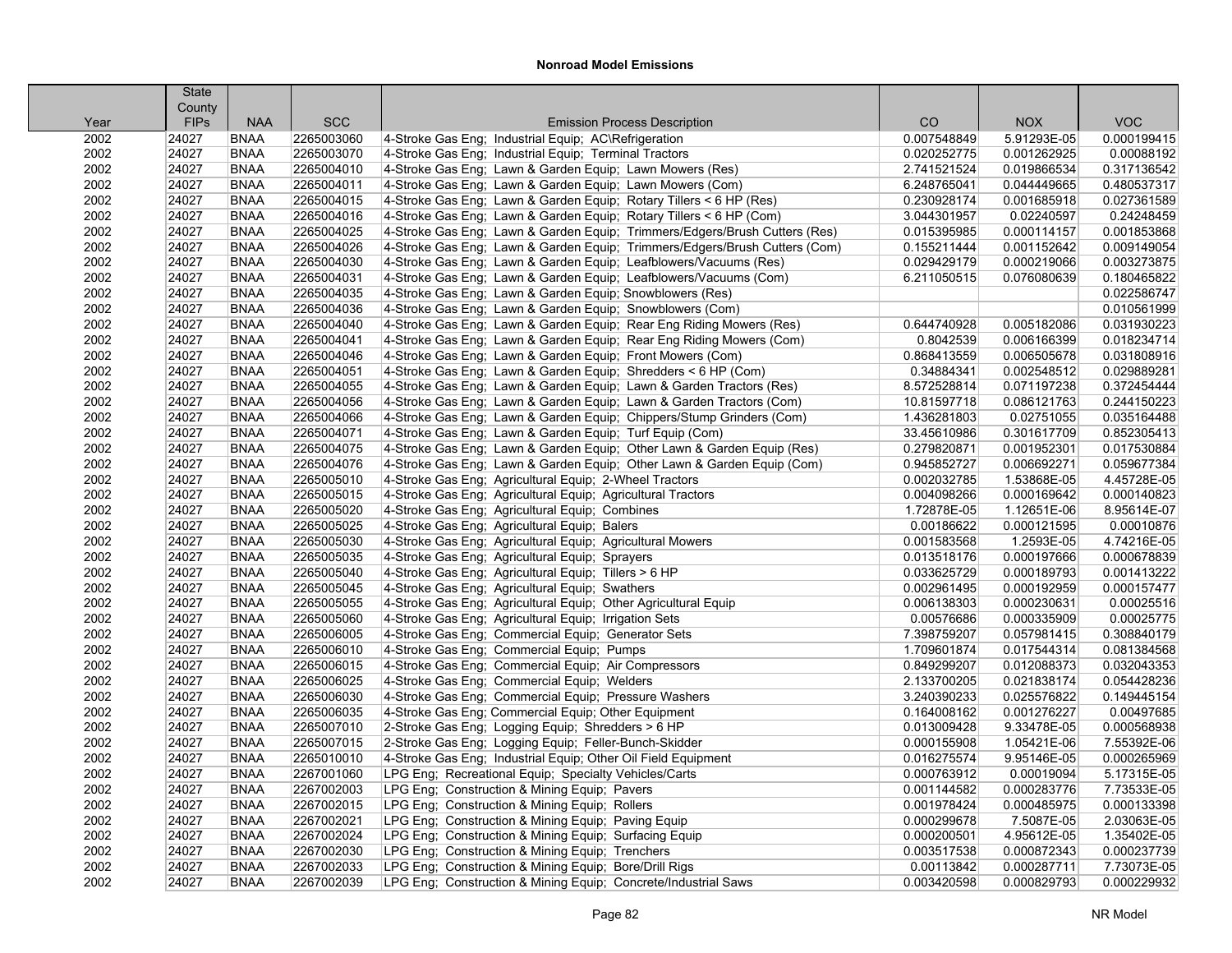**Nonroad Model Emissions**

| Year | State County FIPs | NAA | SCC | Emission Process Description | CO | NOX | VOC |
|---|---|---|---|---|---|---|---|
| 2002 | 24027 | BNAA | 2265003060 | 4-Stroke Gas Eng; Industrial Equip; AC\Refrigeration | 0.007548849 | 5.91293E-05 | 0.000199415 |
| 2002 | 24027 | BNAA | 2265003070 | 4-Stroke Gas Eng; Industrial Equip; Terminal Tractors | 0.020252775 | 0.001262925 | 0.00088192 |
| 2002 | 24027 | BNAA | 2265004010 | 4-Stroke Gas Eng; Lawn & Garden Equip; Lawn Mowers (Res) | 2.741521524 | 0.019866534 | 0.317136542 |
| 2002 | 24027 | BNAA | 2265004011 | 4-Stroke Gas Eng; Lawn & Garden Equip; Lawn Mowers (Com) | 6.248765041 | 0.044449665 | 0.480537317 |
| 2002 | 24027 | BNAA | 2265004015 | 4-Stroke Gas Eng; Lawn & Garden Equip; Rotary Tillers < 6 HP (Res) | 0.230928174 | 0.001685918 | 0.027361589 |
| 2002 | 24027 | BNAA | 2265004016 | 4-Stroke Gas Eng; Lawn & Garden Equip; Rotary Tillers < 6 HP (Com) | 3.044301957 | 0.02240597 | 0.24248459 |
| 2002 | 24027 | BNAA | 2265004025 | 4-Stroke Gas Eng; Lawn & Garden Equip; Trimmers/Edgers/Brush Cutters (Res) | 0.015395985 | 0.000114157 | 0.001853868 |
| 2002 | 24027 | BNAA | 2265004026 | 4-Stroke Gas Eng; Lawn & Garden Equip; Trimmers/Edgers/Brush Cutters (Com) | 0.155211444 | 0.001152642 | 0.009149054 |
| 2002 | 24027 | BNAA | 2265004030 | 4-Stroke Gas Eng; Lawn & Garden Equip; Leafblowers/Vacuums (Res) | 0.029429179 | 0.000219066 | 0.003273875 |
| 2002 | 24027 | BNAA | 2265004031 | 4-Stroke Gas Eng; Lawn & Garden Equip; Leafblowers/Vacuums (Com) | 6.211050515 | 0.076080639 | 0.180465822 |
| 2002 | 24027 | BNAA | 2265004035 | 4-Stroke Gas Eng; Lawn & Garden Equip; Snowblowers (Res) | | | 0.022586747 |
| 2002 | 24027 | BNAA | 2265004036 | 4-Stroke Gas Eng; Lawn & Garden Equip; Snowblowers (Com) | | | 0.010561999 |
| 2002 | 24027 | BNAA | 2265004040 | 4-Stroke Gas Eng; Lawn & Garden Equip; Rear Eng Riding Mowers (Res) | 0.644740928 | 0.005182086 | 0.031930223 |
| 2002 | 24027 | BNAA | 2265004041 | 4-Stroke Gas Eng; Lawn & Garden Equip; Rear Eng Riding Mowers (Com) | 0.8042539 | 0.006166399 | 0.018234714 |
| 2002 | 24027 | BNAA | 2265004046 | 4-Stroke Gas Eng; Lawn & Garden Equip; Front Mowers (Com) | 0.868413559 | 0.006505678 | 0.031808916 |
| 2002 | 24027 | BNAA | 2265004051 | 4-Stroke Gas Eng; Lawn & Garden Equip; Shredders < 6 HP (Com) | 0.34884341 | 0.002548512 | 0.029889281 |
| 2002 | 24027 | BNAA | 2265004055 | 4-Stroke Gas Eng; Lawn & Garden Equip; Lawn & Garden Tractors (Res) | 8.572528814 | 0.071197238 | 0.372454444 |
| 2002 | 24027 | BNAA | 2265004056 | 4-Stroke Gas Eng; Lawn & Garden Equip; Lawn & Garden Tractors (Com) | 10.81597718 | 0.086121763 | 0.244150223 |
| 2002 | 24027 | BNAA | 2265004066 | 4-Stroke Gas Eng; Lawn & Garden Equip; Chippers/Stump Grinders (Com) | 1.436281803 | 0.02751055 | 0.035164488 |
| 2002 | 24027 | BNAA | 2265004071 | 4-Stroke Gas Eng; Lawn & Garden Equip; Turf Equip (Com) | 33.45610986 | 0.301617709 | 0.852305413 |
| 2002 | 24027 | BNAA | 2265004075 | 4-Stroke Gas Eng; Lawn & Garden Equip; Other Lawn & Garden Equip (Res) | 0.279820871 | 0.001952301 | 0.017530884 |
| 2002 | 24027 | BNAA | 2265004076 | 4-Stroke Gas Eng; Lawn & Garden Equip; Other Lawn & Garden Equip (Com) | 0.945852727 | 0.006692271 | 0.059677384 |
| 2002 | 24027 | BNAA | 2265005010 | 4-Stroke Gas Eng; Agricultural Equip; 2-Wheel Tractors | 0.002032785 | 1.53868E-05 | 4.45728E-05 |
| 2002 | 24027 | BNAA | 2265005015 | 4-Stroke Gas Eng; Agricultural Equip; Agricultural Tractors | 0.004098266 | 0.000169642 | 0.000140823 |
| 2002 | 24027 | BNAA | 2265005020 | 4-Stroke Gas Eng; Agricultural Equip; Combines | 1.72878E-05 | 1.12651E-06 | 8.95614E-07 |
| 2002 | 24027 | BNAA | 2265005025 | 4-Stroke Gas Eng; Agricultural Equip; Balers | 0.00186622 | 0.000121595 | 0.00010876 |
| 2002 | 24027 | BNAA | 2265005030 | 4-Stroke Gas Eng; Agricultural Equip; Agricultural Mowers | 0.001583568 | 1.2593E-05 | 4.74216E-05 |
| 2002 | 24027 | BNAA | 2265005035 | 4-Stroke Gas Eng; Agricultural Equip; Sprayers | 0.013518176 | 0.000197666 | 0.000678839 |
| 2002 | 24027 | BNAA | 2265005040 | 4-Stroke Gas Eng; Agricultural Equip; Tillers > 6 HP | 0.033625729 | 0.000189793 | 0.001413222 |
| 2002 | 24027 | BNAA | 2265005045 | 4-Stroke Gas Eng; Agricultural Equip; Swathers | 0.002961495 | 0.000192959 | 0.000157477 |
| 2002 | 24027 | BNAA | 2265005055 | 4-Stroke Gas Eng; Agricultural Equip; Other Agricultural Equip | 0.006138303 | 0.000230631 | 0.00025516 |
| 2002 | 24027 | BNAA | 2265005060 | 4-Stroke Gas Eng; Agricultural Equip; Irrigation Sets | 0.00576686 | 0.000335909 | 0.00025775 |
| 2002 | 24027 | BNAA | 2265006005 | 4-Stroke Gas Eng; Commercial Equip; Generator Sets | 7.398759207 | 0.057981415 | 0.308840179 |
| 2002 | 24027 | BNAA | 2265006010 | 4-Stroke Gas Eng; Commercial Equip; Pumps | 1.709601874 | 0.017544314 | 0.081384568 |
| 2002 | 24027 | BNAA | 2265006015 | 4-Stroke Gas Eng; Commercial Equip; Air Compressors | 0.849299207 | 0.012088373 | 0.032043353 |
| 2002 | 24027 | BNAA | 2265006025 | 4-Stroke Gas Eng; Commercial Equip; Welders | 2.133700205 | 0.021838174 | 0.054428236 |
| 2002 | 24027 | BNAA | 2265006030 | 4-Stroke Gas Eng; Commercial Equip; Pressure Washers | 3.240390233 | 0.025576822 | 0.149445154 |
| 2002 | 24027 | BNAA | 2265006035 | 4-Stroke Gas Eng; Commercial Equip; Other Equipment | 0.164008162 | 0.001276227 | 0.00497685 |
| 2002 | 24027 | BNAA | 2265007010 | 2-Stroke Gas Eng; Logging Equip; Shredders > 6 HP | 0.013009428 | 9.33478E-05 | 0.000568938 |
| 2002 | 24027 | BNAA | 2265007015 | 2-Stroke Gas Eng; Logging Equip; Feller-Bunch-Skidder | 0.000155908 | 1.05421E-06 | 7.55392E-06 |
| 2002 | 24027 | BNAA | 2265010010 | 4-Stroke Gas Eng; Industrial Equip; Other Oil Field Equipment | 0.016275574 | 9.95146E-05 | 0.000265969 |
| 2002 | 24027 | BNAA | 2267001060 | LPG Eng; Recreational Equip; Specialty Vehicles/Carts | 0.000763912 | 0.00019094 | 5.17315E-05 |
| 2002 | 24027 | BNAA | 2267002003 | LPG Eng; Construction & Mining Equip; Pavers | 0.001144582 | 0.000283776 | 7.73533E-05 |
| 2002 | 24027 | BNAA | 2267002015 | LPG Eng; Construction & Mining Equip; Rollers | 0.001978424 | 0.000485975 | 0.000133398 |
| 2002 | 24027 | BNAA | 2267002021 | LPG Eng; Construction & Mining Equip; Paving Equip | 0.000299678 | 7.5087E-05 | 2.03063E-05 |
| 2002 | 24027 | BNAA | 2267002024 | LPG Eng; Construction & Mining Equip; Surfacing Equip | 0.000200501 | 4.95612E-05 | 1.35402E-05 |
| 2002 | 24027 | BNAA | 2267002030 | LPG Eng; Construction & Mining Equip; Trenchers | 0.003517538 | 0.000872343 | 0.000237739 |
| 2002 | 24027 | BNAA | 2267002033 | LPG Eng; Construction & Mining Equip; Bore/Drill Rigs | 0.00113842 | 0.000287711 | 7.73073E-05 |
| 2002 | 24027 | BNAA | 2267002039 | LPG Eng; Construction & Mining Equip; Concrete/Industrial Saws | 0.003420598 | 0.000829793 | 0.000229932 |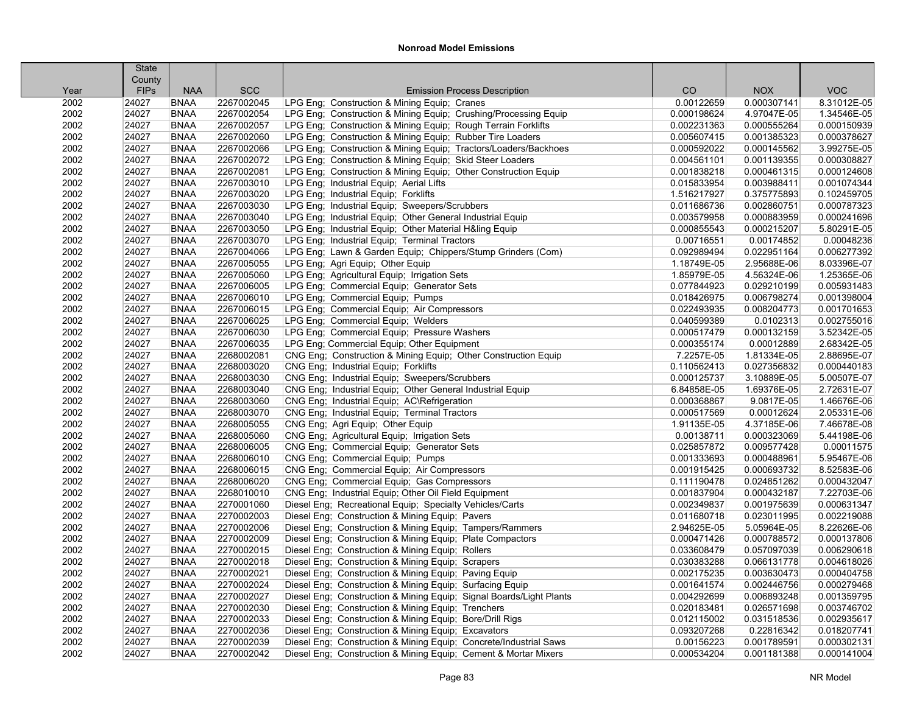# Nonroad Model Emissions

| Year | State County FIPs | NAA | SCC | Emission Process Description | CO | NOX | VOC |
|---|---|---|---|---|---|---|---|
| 2002 | 24027 | BNAA | 2267002045 | LPG Eng; Construction & Mining Equip; Cranes | 0.00122659 | 0.000307141 | 8.31012E-05 |
| 2002 | 24027 | BNAA | 2267002054 | LPG Eng; Construction & Mining Equip; Crushing/Processing Equip | 0.000198624 | 4.97047E-05 | 1.34546E-05 |
| 2002 | 24027 | BNAA | 2267002057 | LPG Eng; Construction & Mining Equip; Rough Terrain Forklifts | 0.002231363 | 0.000555264 | 0.000150939 |
| 2002 | 24027 | BNAA | 2267002060 | LPG Eng; Construction & Mining Equip; Rubber Tire Loaders | 0.005607415 | 0.001385323 | 0.000378627 |
| 2002 | 24027 | BNAA | 2267002066 | LPG Eng; Construction & Mining Equip; Tractors/Loaders/Backhoes | 0.000592022 | 0.000145562 | 3.99275E-05 |
| 2002 | 24027 | BNAA | 2267002072 | LPG Eng; Construction & Mining Equip; Skid Steer Loaders | 0.004561101 | 0.001139355 | 0.000308827 |
| 2002 | 24027 | BNAA | 2267002081 | LPG Eng; Construction & Mining Equip; Other Construction Equip | 0.001838218 | 0.000461315 | 0.000124608 |
| 2002 | 24027 | BNAA | 2267003010 | LPG Eng; Industrial Equip; Aerial Lifts | 0.015833954 | 0.003988411 | 0.001074344 |
| 2002 | 24027 | BNAA | 2267003020 | LPG Eng; Industrial Equip; Forklifts | 1.516217927 | 0.375775893 | 0.102459705 |
| 2002 | 24027 | BNAA | 2267003030 | LPG Eng; Industrial Equip; Sweepers/Scrubbers | 0.011686736 | 0.002860751 | 0.000787323 |
| 2002 | 24027 | BNAA | 2267003040 | LPG Eng; Industrial Equip; Other General Industrial Equip | 0.003579958 | 0.000883959 | 0.000241696 |
| 2002 | 24027 | BNAA | 2267003050 | LPG Eng; Industrial Equip; Other Material H&ling Equip | 0.000855543 | 0.000215207 | 5.80291E-05 |
| 2002 | 24027 | BNAA | 2267003070 | LPG Eng; Industrial Equip; Terminal Tractors | 0.00716551 | 0.00174852 | 0.00048236 |
| 2002 | 24027 | BNAA | 2267004066 | LPG Eng; Lawn & Garden Equip; Chippers/Stump Grinders (Com) | 0.092989494 | 0.022951164 | 0.006277392 |
| 2002 | 24027 | BNAA | 2267005055 | LPG Eng; Agri Equip; Other Equip | 1.18749E-05 | 2.95688E-06 | 8.03396E-07 |
| 2002 | 24027 | BNAA | 2267005060 | LPG Eng; Agricultural Equip; Irrigation Sets | 1.85979E-05 | 4.56324E-06 | 1.25365E-06 |
| 2002 | 24027 | BNAA | 2267006005 | LPG Eng; Commercial Equip; Generator Sets | 0.077844923 | 0.029210199 | 0.005931483 |
| 2002 | 24027 | BNAA | 2267006010 | LPG Eng; Commercial Equip; Pumps | 0.018426975 | 0.006798274 | 0.001398004 |
| 2002 | 24027 | BNAA | 2267006015 | LPG Eng; Commercial Equip; Air Compressors | 0.022493935 | 0.008204773 | 0.001701653 |
| 2002 | 24027 | BNAA | 2267006025 | LPG Eng; Commercial Equip; Welders | 0.040599389 | 0.0102313 | 0.002755016 |
| 2002 | 24027 | BNAA | 2267006030 | LPG Eng; Commercial Equip; Pressure Washers | 0.000517479 | 0.000132159 | 3.52342E-05 |
| 2002 | 24027 | BNAA | 2267006035 | LPG Eng; Commercial Equip; Other Equipment | 0.000355174 | 0.00012889 | 2.68342E-05 |
| 2002 | 24027 | BNAA | 2268002081 | CNG Eng; Construction & Mining Equip; Other Construction Equip | 7.2257E-05 | 1.81334E-05 | 2.88695E-07 |
| 2002 | 24027 | BNAA | 2268003020 | CNG Eng; Industrial Equip; Forklifts | 0.110562413 | 0.027356832 | 0.000440183 |
| 2002 | 24027 | BNAA | 2268003030 | CNG Eng; Industrial Equip; Sweepers/Scrubbers | 0.000125737 | 3.10889E-05 | 5.00507E-07 |
| 2002 | 24027 | BNAA | 2268003040 | CNG Eng; Industrial Equip; Other General Industrial Equip | 6.84858E-05 | 1.69376E-05 | 2.72631E-07 |
| 2002 | 24027 | BNAA | 2268003060 | CNG Eng; Industrial Equip; AC\Refrigeration | 0.000368867 | 9.0817E-05 | 1.46676E-06 |
| 2002 | 24027 | BNAA | 2268003070 | CNG Eng; Industrial Equip; Terminal Tractors | 0.000517569 | 0.00012624 | 2.05331E-06 |
| 2002 | 24027 | BNAA | 2268005055 | CNG Eng; Agri Equip; Other Equip | 1.91135E-05 | 4.37185E-06 | 7.46678E-08 |
| 2002 | 24027 | BNAA | 2268005060 | CNG Eng; Agricultural Equip; Irrigation Sets | 0.00138711 | 0.000323069 | 5.44198E-06 |
| 2002 | 24027 | BNAA | 2268006005 | CNG Eng; Commercial Equip; Generator Sets | 0.025857872 | 0.009577428 | 0.00011575 |
| 2002 | 24027 | BNAA | 2268006010 | CNG Eng; Commercial Equip; Pumps | 0.001333693 | 0.000488961 | 5.95467E-06 |
| 2002 | 24027 | BNAA | 2268006015 | CNG Eng; Commercial Equip; Air Compressors | 0.001915425 | 0.000693732 | 8.52583E-06 |
| 2002 | 24027 | BNAA | 2268006020 | CNG Eng; Commercial Equip; Gas Compressors | 0.111190478 | 0.024851262 | 0.000432047 |
| 2002 | 24027 | BNAA | 2268010010 | CNG Eng; Industrial Equip; Other Oil Field Equipment | 0.001837904 | 0.000432187 | 7.22703E-06 |
| 2002 | 24027 | BNAA | 2270001060 | Diesel Eng; Recreational Equip; Specialty Vehicles/Carts | 0.002349837 | 0.001975639 | 0.000631347 |
| 2002 | 24027 | BNAA | 2270002003 | Diesel Eng; Construction & Mining Equip; Pavers | 0.011680718 | 0.023011995 | 0.002219088 |
| 2002 | 24027 | BNAA | 2270002006 | Diesel Eng; Construction & Mining Equip; Tampers/Rammers | 2.94625E-05 | 5.05964E-05 | 8.22626E-06 |
| 2002 | 24027 | BNAA | 2270002009 | Diesel Eng; Construction & Mining Equip; Plate Compactors | 0.000471426 | 0.000788572 | 0.000137806 |
| 2002 | 24027 | BNAA | 2270002015 | Diesel Eng; Construction & Mining Equip; Rollers | 0.033608479 | 0.057097039 | 0.006290618 |
| 2002 | 24027 | BNAA | 2270002018 | Diesel Eng; Construction & Mining Equip; Scrapers | 0.030383288 | 0.066131778 | 0.004618026 |
| 2002 | 24027 | BNAA | 2270002021 | Diesel Eng; Construction & Mining Equip; Paving Equip | 0.002175235 | 0.003630473 | 0.000404758 |
| 2002 | 24027 | BNAA | 2270002024 | Diesel Eng; Construction & Mining Equip; Surfacing Equip | 0.001641574 | 0.002446756 | 0.000279468 |
| 2002 | 24027 | BNAA | 2270002027 | Diesel Eng; Construction & Mining Equip; Signal Boards/Light Plants | 0.004292699 | 0.006893248 | 0.001359795 |
| 2002 | 24027 | BNAA | 2270002030 | Diesel Eng; Construction & Mining Equip; Trenchers | 0.020183481 | 0.026571698 | 0.003746702 |
| 2002 | 24027 | BNAA | 2270002033 | Diesel Eng; Construction & Mining Equip; Bore/Drill Rigs | 0.012115002 | 0.031518536 | 0.002935617 |
| 2002 | 24027 | BNAA | 2270002036 | Diesel Eng; Construction & Mining Equip; Excavators | 0.093207268 | 0.22816342 | 0.018207741 |
| 2002 | 24027 | BNAA | 2270002039 | Diesel Eng; Construction & Mining Equip; Concrete/Industrial Saws | 0.00156223 | 0.001789591 | 0.000302131 |
| 2002 | 24027 | BNAA | 2270002042 | Diesel Eng; Construction & Mining Equip; Cement & Mortar Mixers | 0.000534204 | 0.001181388 | 0.000141004 |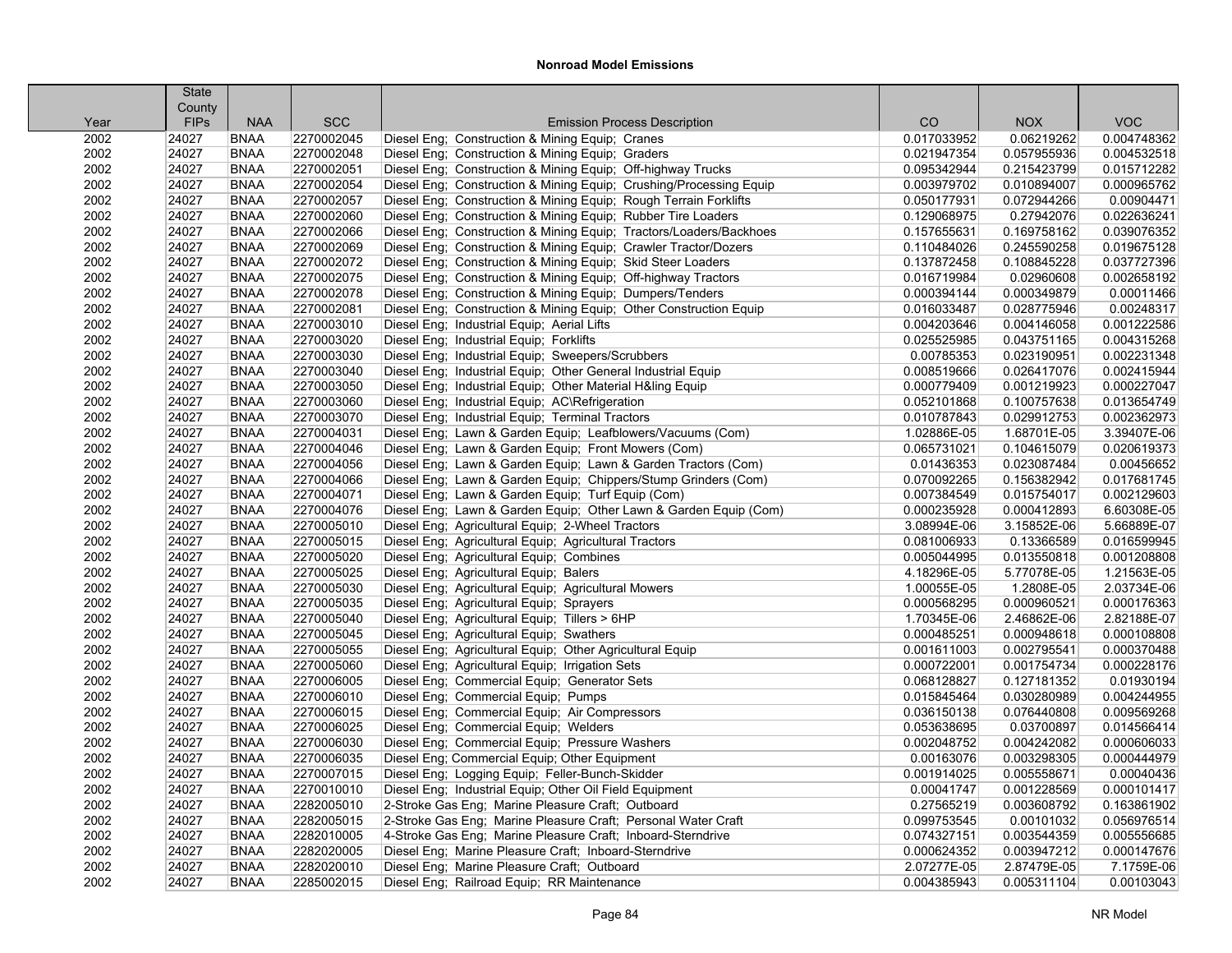## Nonroad Model Emissions

| Year | State County FIPs | NAA | SCC | Emission Process Description | CO | NOX | VOC |
|---|---|---|---|---|---|---|---|
| 2002 | 24027 | BNAA | 2270002045 | Diesel Eng; Construction & Mining Equip; Cranes | 0.017033952 | 0.06219262 | 0.004748362 |
| 2002 | 24027 | BNAA | 2270002048 | Diesel Eng; Construction & Mining Equip; Graders | 0.021947354 | 0.057955936 | 0.004532518 |
| 2002 | 24027 | BNAA | 2270002051 | Diesel Eng; Construction & Mining Equip; Off-highway Trucks | 0.095342944 | 0.215423799 | 0.015712282 |
| 2002 | 24027 | BNAA | 2270002054 | Diesel Eng; Construction & Mining Equip; Crushing/Processing Equip | 0.003979702 | 0.010894007 | 0.000965762 |
| 2002 | 24027 | BNAA | 2270002057 | Diesel Eng; Construction & Mining Equip; Rough Terrain Forklifts | 0.050177931 | 0.072944266 | 0.00904471 |
| 2002 | 24027 | BNAA | 2270002060 | Diesel Eng; Construction & Mining Equip; Rubber Tire Loaders | 0.129068975 | 0.27942076 | 0.022636241 |
| 2002 | 24027 | BNAA | 2270002066 | Diesel Eng; Construction & Mining Equip; Tractors/Loaders/Backhoes | 0.157655631 | 0.169758162 | 0.039076352 |
| 2002 | 24027 | BNAA | 2270002069 | Diesel Eng; Construction & Mining Equip; Crawler Tractor/Dozers | 0.110484026 | 0.245590258 | 0.019675128 |
| 2002 | 24027 | BNAA | 2270002072 | Diesel Eng; Construction & Mining Equip; Skid Steer Loaders | 0.137872458 | 0.108845228 | 0.037727396 |
| 2002 | 24027 | BNAA | 2270002075 | Diesel Eng; Construction & Mining Equip; Off-highway Tractors | 0.016719984 | 0.02960608 | 0.002658192 |
| 2002 | 24027 | BNAA | 2270002078 | Diesel Eng; Construction & Mining Equip; Dumpers/Tenders | 0.000394144 | 0.000349879 | 0.00011466 |
| 2002 | 24027 | BNAA | 2270002081 | Diesel Eng; Construction & Mining Equip; Other Construction Equip | 0.016033487 | 0.028775946 | 0.00248317 |
| 2002 | 24027 | BNAA | 2270003010 | Diesel Eng; Industrial Equip; Aerial Lifts | 0.004203646 | 0.004146058 | 0.001222586 |
| 2002 | 24027 | BNAA | 2270003020 | Diesel Eng; Industrial Equip; Forklifts | 0.025525985 | 0.043751165 | 0.004315268 |
| 2002 | 24027 | BNAA | 2270003030 | Diesel Eng; Industrial Equip; Sweepers/Scrubbers | 0.00785353 | 0.023190951 | 0.002231348 |
| 2002 | 24027 | BNAA | 2270003040 | Diesel Eng; Industrial Equip; Other General Industrial Equip | 0.008519666 | 0.026417076 | 0.002415944 |
| 2002 | 24027 | BNAA | 2270003050 | Diesel Eng; Industrial Equip; Other Material H&ling Equip | 0.000779409 | 0.001219923 | 0.000227047 |
| 2002 | 24027 | BNAA | 2270003060 | Diesel Eng; Industrial Equip; AC\Refrigeration | 0.052101868 | 0.100757638 | 0.013654749 |
| 2002 | 24027 | BNAA | 2270003070 | Diesel Eng; Industrial Equip; Terminal Tractors | 0.010787843 | 0.029912753 | 0.002362973 |
| 2002 | 24027 | BNAA | 2270004031 | Diesel Eng; Lawn & Garden Equip; Leafblowers/Vacuums (Com) | 1.02886E-05 | 1.68701E-05 | 3.39407E-06 |
| 2002 | 24027 | BNAA | 2270004046 | Diesel Eng; Lawn & Garden Equip; Front Mowers (Com) | 0.065731021 | 0.104615079 | 0.020619373 |
| 2002 | 24027 | BNAA | 2270004056 | Diesel Eng; Lawn & Garden Equip; Lawn & Garden Tractors (Com) | 0.01436353 | 0.023087484 | 0.00456652 |
| 2002 | 24027 | BNAA | 2270004066 | Diesel Eng; Lawn & Garden Equip; Chippers/Stump Grinders (Com) | 0.070092265 | 0.156382942 | 0.017681745 |
| 2002 | 24027 | BNAA | 2270004071 | Diesel Eng; Lawn & Garden Equip; Turf Equip (Com) | 0.007384549 | 0.015754017 | 0.002129603 |
| 2002 | 24027 | BNAA | 2270004076 | Diesel Eng; Lawn & Garden Equip; Other Lawn & Garden Equip (Com) | 0.000235928 | 0.000412893 | 6.60308E-05 |
| 2002 | 24027 | BNAA | 2270005010 | Diesel Eng; Agricultural Equip; 2-Wheel Tractors | 3.08994E-06 | 3.15852E-06 | 5.66889E-07 |
| 2002 | 24027 | BNAA | 2270005015 | Diesel Eng; Agricultural Equip; Agricultural Tractors | 0.081006933 | 0.13366589 | 0.016599945 |
| 2002 | 24027 | BNAA | 2270005020 | Diesel Eng; Agricultural Equip; Combines | 0.005044995 | 0.013550818 | 0.001208808 |
| 2002 | 24027 | BNAA | 2270005025 | Diesel Eng; Agricultural Equip; Balers | 4.18296E-05 | 5.77078E-05 | 1.21563E-05 |
| 2002 | 24027 | BNAA | 2270005030 | Diesel Eng; Agricultural Equip; Agricultural Mowers | 1.00055E-05 | 1.2808E-05 | 2.03734E-06 |
| 2002 | 24027 | BNAA | 2270005035 | Diesel Eng; Agricultural Equip; Sprayers | 0.000568295 | 0.000960521 | 0.000176363 |
| 2002 | 24027 | BNAA | 2270005040 | Diesel Eng; Agricultural Equip; Tillers > 6HP | 1.70345E-06 | 2.46862E-06 | 2.82188E-07 |
| 2002 | 24027 | BNAA | 2270005045 | Diesel Eng; Agricultural Equip; Swathers | 0.000485251 | 0.000948618 | 0.000108808 |
| 2002 | 24027 | BNAA | 2270005055 | Diesel Eng; Agricultural Equip; Other Agricultural Equip | 0.001611003 | 0.002795541 | 0.000370488 |
| 2002 | 24027 | BNAA | 2270005060 | Diesel Eng; Agricultural Equip; Irrigation Sets | 0.000722001 | 0.001754734 | 0.000228176 |
| 2002 | 24027 | BNAA | 2270006005 | Diesel Eng; Commercial Equip; Generator Sets | 0.068128827 | 0.127181352 | 0.01930194 |
| 2002 | 24027 | BNAA | 2270006010 | Diesel Eng; Commercial Equip; Pumps | 0.015845464 | 0.030280989 | 0.004244955 |
| 2002 | 24027 | BNAA | 2270006015 | Diesel Eng; Commercial Equip; Air Compressors | 0.036150138 | 0.076440808 | 0.009569268 |
| 2002 | 24027 | BNAA | 2270006025 | Diesel Eng; Commercial Equip; Welders | 0.053638695 | 0.03700897 | 0.014566414 |
| 2002 | 24027 | BNAA | 2270006030 | Diesel Eng; Commercial Equip; Pressure Washers | 0.002048752 | 0.004242082 | 0.000606033 |
| 2002 | 24027 | BNAA | 2270006035 | Diesel Eng; Commercial Equip; Other Equipment | 0.00163076 | 0.003298305 | 0.000444979 |
| 2002 | 24027 | BNAA | 2270007015 | Diesel Eng; Logging Equip; Feller-Bunch-Skidder | 0.001914025 | 0.005558671 | 0.00040436 |
| 2002 | 24027 | BNAA | 2270010010 | Diesel Eng; Industrial Equip; Other Oil Field Equipment | 0.00041747 | 0.001228569 | 0.000101417 |
| 2002 | 24027 | BNAA | 2282005010 | 2-Stroke Gas Eng; Marine Pleasure Craft; Outboard | 0.27565219 | 0.003608792 | 0.163861902 |
| 2002 | 24027 | BNAA | 2282005015 | 2-Stroke Gas Eng; Marine Pleasure Craft; Personal Water Craft | 0.099753545 | 0.00101032 | 0.056976514 |
| 2002 | 24027 | BNAA | 2282010005 | 4-Stroke Gas Eng; Marine Pleasure Craft; Inboard-Sterndrive | 0.074327151 | 0.003544359 | 0.005556685 |
| 2002 | 24027 | BNAA | 2282020005 | Diesel Eng; Marine Pleasure Craft; Inboard-Sterndrive | 0.000624352 | 0.003947212 | 0.000147676 |
| 2002 | 24027 | BNAA | 2282020010 | Diesel Eng; Marine Pleasure Craft; Outboard | 2.07277E-05 | 2.87479E-05 | 7.1759E-06 |
| 2002 | 24027 | BNAA | 2285002015 | Diesel Eng; Railroad Equip; RR Maintenance | 0.004385943 | 0.005311104 | 0.00103043 |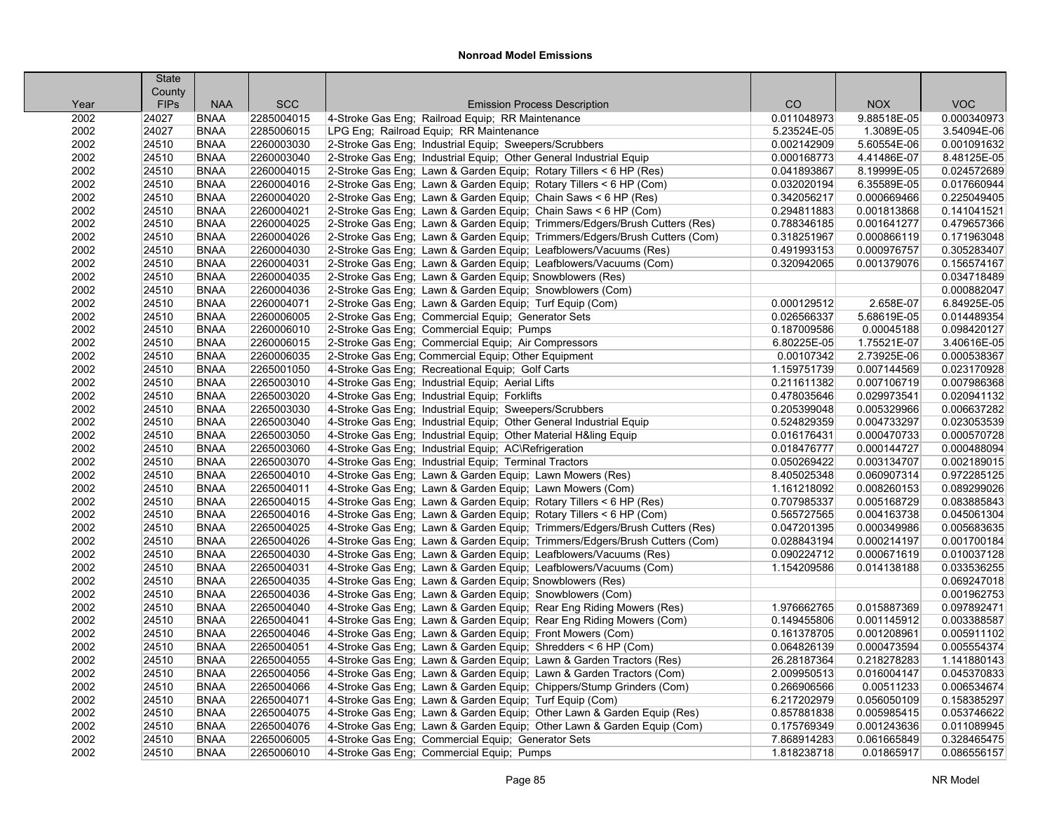**Nonroad Model Emissions**

| Year | State County FIPs | NAA | SCC | Emission Process Description | CO | NOX | VOC |
|---|---|---|---|---|---|---|---|
| 2002 | 24027 | BNAA | 2285004015 | 4-Stroke Gas Eng; Railroad Equip; RR Maintenance | 0.011048973 | 9.88518E-05 | 0.000340973 |
| 2002 | 24027 | BNAA | 2285006015 | LPG Eng; Railroad Equip; RR Maintenance | 5.23524E-05 | 1.3089E-05 | 3.54094E-06 |
| 2002 | 24510 | BNAA | 2260003030 | 2-Stroke Gas Eng; Industrial Equip; Sweepers/Scrubbers | 0.002142909 | 5.60554E-06 | 0.001091632 |
| 2002 | 24510 | BNAA | 2260003040 | 2-Stroke Gas Eng; Industrial Equip; Other General Industrial Equip | 0.000168773 | 4.41486E-07 | 8.48125E-05 |
| 2002 | 24510 | BNAA | 2260004015 | 2-Stroke Gas Eng; Lawn & Garden Equip; Rotary Tillers < 6 HP (Res) | 0.041893867 | 8.19999E-05 | 0.024572689 |
| 2002 | 24510 | BNAA | 2260004016 | 2-Stroke Gas Eng; Lawn & Garden Equip; Rotary Tillers < 6 HP (Com) | 0.032020194 | 6.35589E-05 | 0.017660944 |
| 2002 | 24510 | BNAA | 2260004020 | 2-Stroke Gas Eng; Lawn & Garden Equip; Chain Saws < 6 HP (Res) | 0.342056217 | 0.000669466 | 0.225049405 |
| 2002 | 24510 | BNAA | 2260004021 | 2-Stroke Gas Eng; Lawn & Garden Equip; Chain Saws < 6 HP (Com) | 0.294811883 | 0.001813868 | 0.141041521 |
| 2002 | 24510 | BNAA | 2260004025 | 2-Stroke Gas Eng; Lawn & Garden Equip; Trimmers/Edgers/Brush Cutters (Res) | 0.788346185 | 0.001641277 | 0.479657366 |
| 2002 | 24510 | BNAA | 2260004026 | 2-Stroke Gas Eng; Lawn & Garden Equip; Trimmers/Edgers/Brush Cutters (Com) | 0.318251967 | 0.000866119 | 0.171963048 |
| 2002 | 24510 | BNAA | 2260004030 | 2-Stroke Gas Eng; Lawn & Garden Equip; Leafblowers/Vacuums (Res) | 0.491993153 | 0.000976757 | 0.305283407 |
| 2002 | 24510 | BNAA | 2260004031 | 2-Stroke Gas Eng; Lawn & Garden Equip; Leafblowers/Vacuums (Com) | 0.320942065 | 0.001379076 | 0.156574167 |
| 2002 | 24510 | BNAA | 2260004035 | 2-Stroke Gas Eng; Lawn & Garden Equip; Snowblowers (Res) | | | 0.034718489 |
| 2002 | 24510 | BNAA | 2260004036 | 2-Stroke Gas Eng; Lawn & Garden Equip; Snowblowers (Com) | | | 0.000882047 |
| 2002 | 24510 | BNAA | 2260004071 | 2-Stroke Gas Eng; Lawn & Garden Equip; Turf Equip (Com) | 0.000129512 | 2.658E-07 | 6.84925E-05 |
| 2002 | 24510 | BNAA | 2260006005 | 2-Stroke Gas Eng; Commercial Equip; Generator Sets | 0.026566337 | 5.68619E-05 | 0.014489354 |
| 2002 | 24510 | BNAA | 2260006010 | 2-Stroke Gas Eng; Commercial Equip; Pumps | 0.187009586 | 0.00045188 | 0.098420127 |
| 2002 | 24510 | BNAA | 2260006015 | 2-Stroke Gas Eng; Commercial Equip; Air Compressors | 6.80225E-05 | 1.75521E-07 | 3.40616E-05 |
| 2002 | 24510 | BNAA | 2260006035 | 2-Stroke Gas Eng; Commercial Equip; Other Equipment | 0.00107342 | 2.73925E-06 | 0.000538367 |
| 2002 | 24510 | BNAA | 2265001050 | 4-Stroke Gas Eng; Recreational Equip; Golf Carts | 1.159751739 | 0.007144569 | 0.023170928 |
| 2002 | 24510 | BNAA | 2265003010 | 4-Stroke Gas Eng; Industrial Equip; Aerial Lifts | 0.211611382 | 0.007106719 | 0.007986368 |
| 2002 | 24510 | BNAA | 2265003020 | 4-Stroke Gas Eng; Industrial Equip; Forklifts | 0.478035646 | 0.029973541 | 0.020941132 |
| 2002 | 24510 | BNAA | 2265003030 | 4-Stroke Gas Eng; Industrial Equip; Sweepers/Scrubbers | 0.205399048 | 0.005329966 | 0.006637282 |
| 2002 | 24510 | BNAA | 2265003040 | 4-Stroke Gas Eng; Industrial Equip; Other General Industrial Equip | 0.524829359 | 0.004733297 | 0.023053539 |
| 2002 | 24510 | BNAA | 2265003050 | 4-Stroke Gas Eng; Industrial Equip; Other Material H&ling Equip | 0.016176431 | 0.000470733 | 0.000570728 |
| 2002 | 24510 | BNAA | 2265003060 | 4-Stroke Gas Eng; Industrial Equip; AC\Refrigeration | 0.018476777 | 0.000144727 | 0.000488094 |
| 2002 | 24510 | BNAA | 2265003070 | 4-Stroke Gas Eng; Industrial Equip; Terminal Tractors | 0.050269422 | 0.003134707 | 0.002189015 |
| 2002 | 24510 | BNAA | 2265004010 | 4-Stroke Gas Eng; Lawn & Garden Equip; Lawn Mowers (Res) | 8.405025348 | 0.060907314 | 0.972285125 |
| 2002 | 24510 | BNAA | 2265004011 | 4-Stroke Gas Eng; Lawn & Garden Equip; Lawn Mowers (Com) | 1.161218092 | 0.008260153 | 0.089299026 |
| 2002 | 24510 | BNAA | 2265004015 | 4-Stroke Gas Eng; Lawn & Garden Equip; Rotary Tillers < 6 HP (Res) | 0.707985337 | 0.005168729 | 0.083885843 |
| 2002 | 24510 | BNAA | 2265004016 | 4-Stroke Gas Eng; Lawn & Garden Equip; Rotary Tillers < 6 HP (Com) | 0.565727565 | 0.004163738 | 0.045061304 |
| 2002 | 24510 | BNAA | 2265004025 | 4-Stroke Gas Eng; Lawn & Garden Equip; Trimmers/Edgers/Brush Cutters (Res) | 0.047201395 | 0.000349986 | 0.005683635 |
| 2002 | 24510 | BNAA | 2265004026 | 4-Stroke Gas Eng; Lawn & Garden Equip; Trimmers/Edgers/Brush Cutters (Com) | 0.028843194 | 0.000214197 | 0.001700184 |
| 2002 | 24510 | BNAA | 2265004030 | 4-Stroke Gas Eng; Lawn & Garden Equip; Leafblowers/Vacuums (Res) | 0.090224712 | 0.000671619 | 0.010037128 |
| 2002 | 24510 | BNAA | 2265004031 | 4-Stroke Gas Eng; Lawn & Garden Equip; Leafblowers/Vacuums (Com) | 1.154209586 | 0.014138188 | 0.033536255 |
| 2002 | 24510 | BNAA | 2265004035 | 4-Stroke Gas Eng; Lawn & Garden Equip; Snowblowers (Res) | | | 0.069247018 |
| 2002 | 24510 | BNAA | 2265004036 | 4-Stroke Gas Eng; Lawn & Garden Equip; Snowblowers (Com) | | | 0.001962753 |
| 2002 | 24510 | BNAA | 2265004040 | 4-Stroke Gas Eng; Lawn & Garden Equip; Rear Eng Riding Mowers (Res) | 1.976662765 | 0.015887369 | 0.097892471 |
| 2002 | 24510 | BNAA | 2265004041 | 4-Stroke Gas Eng; Lawn & Garden Equip; Rear Eng Riding Mowers (Com) | 0.149455806 | 0.001145912 | 0.003388587 |
| 2002 | 24510 | BNAA | 2265004046 | 4-Stroke Gas Eng; Lawn & Garden Equip; Front Mowers (Com) | 0.161378705 | 0.001208961 | 0.005911102 |
| 2002 | 24510 | BNAA | 2265004051 | 4-Stroke Gas Eng; Lawn & Garden Equip; Shredders < 6 HP (Com) | 0.064826139 | 0.000473594 | 0.005554374 |
| 2002 | 24510 | BNAA | 2265004055 | 4-Stroke Gas Eng; Lawn & Garden Equip; Lawn & Garden Tractors (Res) | 26.28187364 | 0.218278283 | 1.141880143 |
| 2002 | 24510 | BNAA | 2265004056 | 4-Stroke Gas Eng; Lawn & Garden Equip; Lawn & Garden Tractors (Com) | 2.009950513 | 0.016004147 | 0.045370833 |
| 2002 | 24510 | BNAA | 2265004066 | 4-Stroke Gas Eng; Lawn & Garden Equip; Chippers/Stump Grinders (Com) | 0.266906566 | 0.00511233 | 0.006534674 |
| 2002 | 24510 | BNAA | 2265004071 | 4-Stroke Gas Eng; Lawn & Garden Equip; Turf Equip (Com) | 6.217202979 | 0.056050109 | 0.158385297 |
| 2002 | 24510 | BNAA | 2265004075 | 4-Stroke Gas Eng; Lawn & Garden Equip; Other Lawn & Garden Equip (Res) | 0.857881838 | 0.005985415 | 0.053746622 |
| 2002 | 24510 | BNAA | 2265004076 | 4-Stroke Gas Eng; Lawn & Garden Equip; Other Lawn & Garden Equip (Com) | 0.175769349 | 0.001243636 | 0.011089945 |
| 2002 | 24510 | BNAA | 2265006005 | 4-Stroke Gas Eng; Commercial Equip; Generator Sets | 7.868914283 | 0.061665849 | 0.328465475 |
| 2002 | 24510 | BNAA | 2265006010 | 4-Stroke Gas Eng; Commercial Equip; Pumps | 1.818238718 | 0.01865917 | 0.086556157 |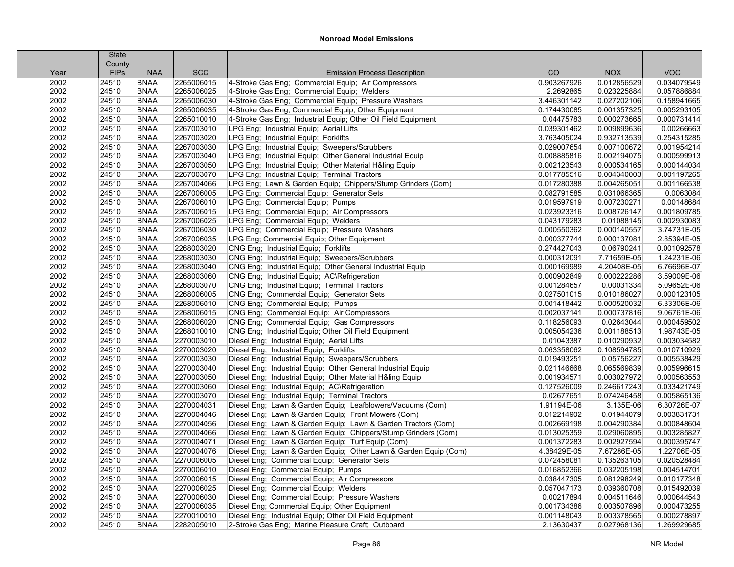# Nonroad Model Emissions

| Year | State County FIPs | NAA | SCC | Emission Process Description | CO | NOX | VOC |
|---|---|---|---|---|---|---|---|
| 2002 | 24510 | BNAA | 2265006015 | 4-Stroke Gas Eng; Commercial Equip; Air Compressors | 0.903267926 | 0.012856529 | 0.034079549 |
| 2002 | 24510 | BNAA | 2265006025 | 4-Stroke Gas Eng; Commercial Equip; Welders | 2.2692865 | 0.023225884 | 0.057886884 |
| 2002 | 24510 | BNAA | 2265006030 | 4-Stroke Gas Eng; Commercial Equip; Pressure Washers | 3.446301142 | 0.027202106 | 0.158941665 |
| 2002 | 24510 | BNAA | 2265006035 | 4-Stroke Gas Eng; Commercial Equip; Other Equipment | 0.174430085 | 0.001357325 | 0.005293105 |
| 2002 | 24510 | BNAA | 2265010010 | 4-Stroke Gas Eng; Industrial Equip; Other Oil Field Equipment | 0.04475783 | 0.000273665 | 0.000731414 |
| 2002 | 24510 | BNAA | 2267003010 | LPG Eng; Industrial Equip; Aerial Lifts | 0.039301462 | 0.009899636 | 0.00266663 |
| 2002 | 24510 | BNAA | 2267003020 | LPG Eng; Industrial Equip; Forklifts | 3.763405024 | 0.932713539 | 0.254315285 |
| 2002 | 24510 | BNAA | 2267003030 | LPG Eng; Industrial Equip; Sweepers/Scrubbers | 0.029007654 | 0.007100672 | 0.001954214 |
| 2002 | 24510 | BNAA | 2267003040 | LPG Eng; Industrial Equip; Other General Industrial Equip | 0.008885816 | 0.002194075 | 0.000599913 |
| 2002 | 24510 | BNAA | 2267003050 | LPG Eng; Industrial Equip; Other Material H&ling Equip | 0.002123543 | 0.000534165 | 0.000144034 |
| 2002 | 24510 | BNAA | 2267003070 | LPG Eng; Industrial Equip; Terminal Tractors | 0.017785516 | 0.004340003 | 0.001197265 |
| 2002 | 24510 | BNAA | 2267004066 | LPG Eng; Lawn & Garden Equip; Chippers/Stump Grinders (Com) | 0.017280388 | 0.004265051 | 0.001166538 |
| 2002 | 24510 | BNAA | 2267006005 | LPG Eng; Commercial Equip; Generator Sets | 0.082791585 | 0.031066365 | 0.0063084 |
| 2002 | 24510 | BNAA | 2267006010 | LPG Eng; Commercial Equip; Pumps | 0.019597919 | 0.007230271 | 0.00148684 |
| 2002 | 24510 | BNAA | 2267006015 | LPG Eng; Commercial Equip; Air Compressors | 0.023923316 | 0.008726147 | 0.001809785 |
| 2002 | 24510 | BNAA | 2267006025 | LPG Eng; Commercial Equip; Welders | 0.043179283 | 0.01088145 | 0.002930083 |
| 2002 | 24510 | BNAA | 2267006030 | LPG Eng; Commercial Equip; Pressure Washers | 0.000550362 | 0.000140557 | 3.74731E-05 |
| 2002 | 24510 | BNAA | 2267006035 | LPG Eng; Commercial Equip; Other Equipment | 0.000377744 | 0.000137081 | 2.85394E-05 |
| 2002 | 24510 | BNAA | 2268003020 | CNG Eng; Industrial Equip; Forklifts | 0.274427043 | 0.06790241 | 0.001092578 |
| 2002 | 24510 | BNAA | 2268003030 | CNG Eng; Industrial Equip; Sweepers/Scrubbers | 0.000312091 | 7.71659E-05 | 1.24231E-06 |
| 2002 | 24510 | BNAA | 2268003040 | CNG Eng; Industrial Equip; Other General Industrial Equip | 0.000169989 | 4.20408E-05 | 6.76696E-07 |
| 2002 | 24510 | BNAA | 2268003060 | CNG Eng; Industrial Equip; AC\Refrigeration | 0.000902849 | 0.000222286 | 3.59009E-06 |
| 2002 | 24510 | BNAA | 2268003070 | CNG Eng; Industrial Equip; Terminal Tractors | 0.001284657 | 0.00031334 | 5.09652E-06 |
| 2002 | 24510 | BNAA | 2268006005 | CNG Eng; Commercial Equip; Generator Sets | 0.027501015 | 0.010186027 | 0.000123105 |
| 2002 | 24510 | BNAA | 2268006010 | CNG Eng; Commercial Equip; Pumps | 0.001418442 | 0.000520032 | 6.33306E-06 |
| 2002 | 24510 | BNAA | 2268006015 | CNG Eng; Commercial Equip; Air Compressors | 0.002037141 | 0.000737816 | 9.06761E-06 |
| 2002 | 24510 | BNAA | 2268006020 | CNG Eng; Commercial Equip; Gas Compressors | 0.118256093 | 0.02643044 | 0.000459502 |
| 2002 | 24510 | BNAA | 2268010010 | CNG Eng; Industrial Equip; Other Oil Field Equipment | 0.005054236 | 0.001188513 | 1.98743E-05 |
| 2002 | 24510 | BNAA | 2270003010 | Diesel Eng; Industrial Equip; Aerial Lifts | 0.01043387 | 0.010290932 | 0.003034582 |
| 2002 | 24510 | BNAA | 2270003020 | Diesel Eng; Industrial Equip; Forklifts | 0.063358062 | 0.108594785 | 0.010710929 |
| 2002 | 24510 | BNAA | 2270003030 | Diesel Eng; Industrial Equip; Sweepers/Scrubbers | 0.019493251 | 0.05756227 | 0.005538429 |
| 2002 | 24510 | BNAA | 2270003040 | Diesel Eng; Industrial Equip; Other General Industrial Equip | 0.021146668 | 0.065569839 | 0.005996615 |
| 2002 | 24510 | BNAA | 2270003050 | Diesel Eng; Industrial Equip; Other Material H&ling Equip | 0.001934571 | 0.003027972 | 0.000563553 |
| 2002 | 24510 | BNAA | 2270003060 | Diesel Eng; Industrial Equip; AC\Refrigeration | 0.127526009 | 0.246617243 | 0.033421749 |
| 2002 | 24510 | BNAA | 2270003070 | Diesel Eng; Industrial Equip; Terminal Tractors | 0.02677651 | 0.074246458 | 0.005865136 |
| 2002 | 24510 | BNAA | 2270004031 | Diesel Eng; Lawn & Garden Equip; Leafblowers/Vacuums (Com) | 1.91194E-06 | 3.135E-06 | 6.30726E-07 |
| 2002 | 24510 | BNAA | 2270004046 | Diesel Eng; Lawn & Garden Equip; Front Mowers (Com) | 0.012214902 | 0.01944079 | 0.003831731 |
| 2002 | 24510 | BNAA | 2270004056 | Diesel Eng; Lawn & Garden Equip; Lawn & Garden Tractors (Com) | 0.002669198 | 0.004290384 | 0.000848604 |
| 2002 | 24510 | BNAA | 2270004066 | Diesel Eng; Lawn & Garden Equip; Chippers/Stump Grinders (Com) | 0.013025359 | 0.029060895 | 0.003285827 |
| 2002 | 24510 | BNAA | 2270004071 | Diesel Eng; Lawn & Garden Equip; Turf Equip (Com) | 0.001372283 | 0.002927594 | 0.000395747 |
| 2002 | 24510 | BNAA | 2270004076 | Diesel Eng; Lawn & Garden Equip; Other Lawn & Garden Equip (Com) | 4.38429E-05 | 7.67286E-05 | 1.22706E-05 |
| 2002 | 24510 | BNAA | 2270006005 | Diesel Eng; Commercial Equip; Generator Sets | 0.072458081 | 0.135263105 | 0.020528484 |
| 2002 | 24510 | BNAA | 2270006010 | Diesel Eng; Commercial Equip; Pumps | 0.016852366 | 0.032205198 | 0.004514701 |
| 2002 | 24510 | BNAA | 2270006015 | Diesel Eng; Commercial Equip; Air Compressors | 0.038447305 | 0.081298249 | 0.010177348 |
| 2002 | 24510 | BNAA | 2270006025 | Diesel Eng; Commercial Equip; Welders | 0.057047173 | 0.039360708 | 0.015492039 |
| 2002 | 24510 | BNAA | 2270006030 | Diesel Eng; Commercial Equip; Pressure Washers | 0.00217894 | 0.004511646 | 0.000644543 |
| 2002 | 24510 | BNAA | 2270006035 | Diesel Eng; Commercial Equip; Other Equipment | 0.001734386 | 0.003507896 | 0.000473255 |
| 2002 | 24510 | BNAA | 2270010010 | Diesel Eng; Industrial Equip; Other Oil Field Equipment | 0.001148043 | 0.003378565 | 0.000278897 |
| 2002 | 24510 | BNAA | 2282005010 | 2-Stroke Gas Eng; Marine Pleasure Craft; Outboard | 2.13630437 | 0.027968136 | 1.269929685 |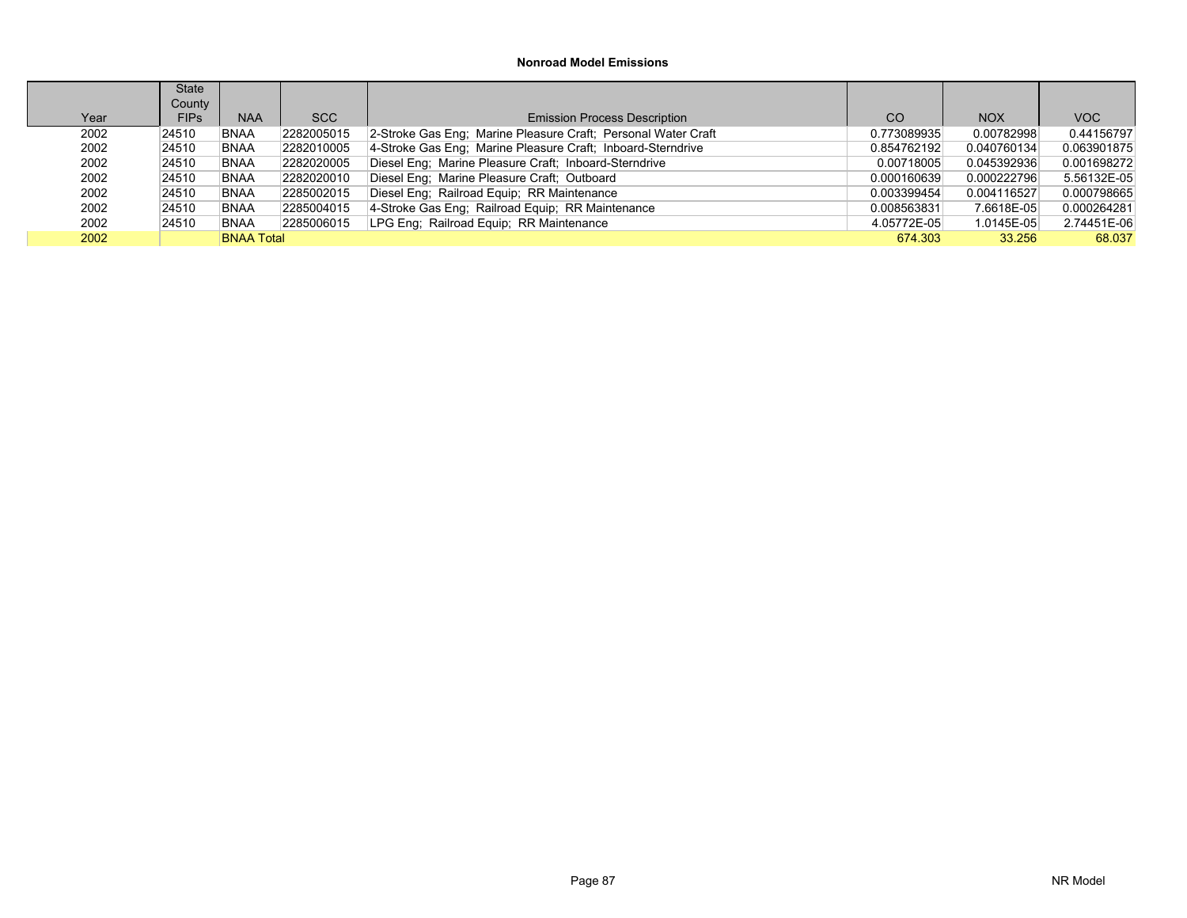**Nonroad Model Emissions**

| Year | State County FIPs | NAA | SCC | Emission Process Description | CO | NOX | VOC |
|---|---|---|---|---|---|---|---|
| 2002 | 24510 | BNAA | 2282005015 | 2-Stroke Gas Eng;  Marine Pleasure Craft;  Personal Water Craft | 0.773089935 | 0.00782998 | 0.44156797 |
| 2002 | 24510 | BNAA | 2282010005 | 4-Stroke Gas Eng;  Marine Pleasure Craft;  Inboard-Sterndrive | 0.854762192 | 0.040760134 | 0.063901875 |
| 2002 | 24510 | BNAA | 2282020005 | Diesel Eng;  Marine Pleasure Craft;  Inboard-Sterndrive | 0.00718005 | 0.045392936 | 0.001698272 |
| 2002 | 24510 | BNAA | 2282020010 | Diesel Eng;  Marine Pleasure Craft;  Outboard | 0.000160639 | 0.000222796 | 5.56132E-05 |
| 2002 | 24510 | BNAA | 2285002015 | Diesel Eng;  Railroad Equip;  RR Maintenance | 0.003399454 | 0.004116527 | 0.000798665 |
| 2002 | 24510 | BNAA | 2285004015 | 4-Stroke Gas Eng;  Railroad Equip;  RR Maintenance | 0.008563831 | 7.6618E-05 | 0.000264281 |
| 2002 | 24510 | BNAA | 2285006015 | LPG Eng;  Railroad Equip;  RR Maintenance | 4.05772E-05 | 1.0145E-05 | 2.74451E-06 |
| 2002 | | BNAA Total | | | 674.303 | 33.256 | 68.037 |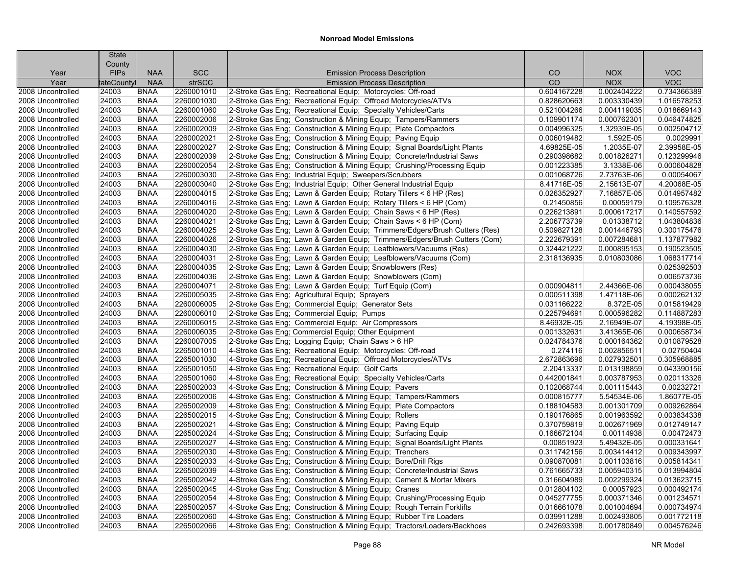# Nonroad Model Emissions

| Year | State County FIPs | NAA | SCC | Emission Process Description | CO | NOX | VOC |
|---|---|---|---|---|---|---|---|
| Year | tateCounty | NAA | strSCC | Emission Process Description | CO | NOX | VOC |
| 2008 Uncontrolled | 24003 | BNAA | 2260001010 | 2-Stroke Gas Eng; Recreational Equip; Motorcycles: Off-road | 0.604167228 | 0.002404222 | 0.734366389 |
| 2008 Uncontrolled | 24003 | BNAA | 2260001030 | 2-Stroke Gas Eng; Recreational Equip; Offroad Motorcycles/ATVs | 0.828620663 | 0.003330439 | 1.016578253 |
| 2008 Uncontrolled | 24003 | BNAA | 2260001060 | 2-Stroke Gas Eng; Recreational Equip; Specialty Vehicles/Carts | 0.521004266 | 0.004119035 | 0.018669143 |
| 2008 Uncontrolled | 24003 | BNAA | 2260002006 | 2-Stroke Gas Eng; Construction & Mining Equip; Tampers/Rammers | 0.109901174 | 0.000762301 | 0.046474825 |
| 2008 Uncontrolled | 24003 | BNAA | 2260002009 | 2-Stroke Gas Eng; Construction & Mining Equip; Plate Compactors | 0.004996325 | 1.32939E-05 | 0.002504712 |
| 2008 Uncontrolled | 24003 | BNAA | 2260002021 | 2-Stroke Gas Eng; Construction & Mining Equip; Paving Equip | 0.006019482 | 1.592E-05 | 0.0029991 |
| 2008 Uncontrolled | 24003 | BNAA | 2260002027 | 2-Stroke Gas Eng; Construction & Mining Equip; Signal Boards/Light Plants | 4.69825E-05 | 1.2035E-07 | 2.39958E-05 |
| 2008 Uncontrolled | 24003 | BNAA | 2260002039 | 2-Stroke Gas Eng; Construction & Mining Equip; Concrete/Industrial Saws | 0.290398682 | 0.001826271 | 0.123299946 |
| 2008 Uncontrolled | 24003 | BNAA | 2260002054 | 2-Stroke Gas Eng; Construction & Mining Equip; Crushing/Processing Equip | 0.001223385 | 3.1338E-06 | 0.000604828 |
| 2008 Uncontrolled | 24003 | BNAA | 2260003030 | 2-Stroke Gas Eng; Industrial Equip; Sweepers/Scrubbers | 0.001068726 | 2.73763E-06 | 0.00054067 |
| 2008 Uncontrolled | 24003 | BNAA | 2260003040 | 2-Stroke Gas Eng; Industrial Equip; Other General Industrial Equip | 8.41716E-05 | 2.15613E-07 | 4.20068E-05 |
| 2008 Uncontrolled | 24003 | BNAA | 2260004015 | 2-Stroke Gas Eng; Lawn & Garden Equip; Rotary Tillers < 6 HP (Res) | 0.026352927 | 7.16857E-05 | 0.014957482 |
| 2008 Uncontrolled | 24003 | BNAA | 2260004016 | 2-Stroke Gas Eng; Lawn & Garden Equip; Rotary Tillers < 6 HP (Com) | 0.21450856 | 0.00059179 | 0.109576328 |
| 2008 Uncontrolled | 24003 | BNAA | 2260004020 | 2-Stroke Gas Eng; Lawn & Garden Equip; Chain Saws < 6 HP (Res) | 0.226213891 | 0.000617217 | 0.140557592 |
| 2008 Uncontrolled | 24003 | BNAA | 2260004021 | 2-Stroke Gas Eng; Lawn & Garden Equip; Chain Saws < 6 HP (Com) | 2.206773739 | 0.01338712 | 1.043804836 |
| 2008 Uncontrolled | 24003 | BNAA | 2260004025 | 2-Stroke Gas Eng; Lawn & Garden Equip; Trimmers/Edgers/Brush Cutters (Res) | 0.509827128 | 0.001446793 | 0.300175476 |
| 2008 Uncontrolled | 24003 | BNAA | 2260004026 | 2-Stroke Gas Eng; Lawn & Garden Equip; Trimmers/Edgers/Brush Cutters (Com) | 2.222679391 | 0.007284681 | 1.137877982 |
| 2008 Uncontrolled | 24003 | BNAA | 2260004030 | 2-Stroke Gas Eng; Lawn & Garden Equip; Leafblowers/Vacuums (Res) | 0.324421222 | 0.000895153 | 0.190523505 |
| 2008 Uncontrolled | 24003 | BNAA | 2260004031 | 2-Stroke Gas Eng; Lawn & Garden Equip; Leafblowers/Vacuums (Com) | 2.318136935 | 0.010803086 | 1.068317714 |
| 2008 Uncontrolled | 24003 | BNAA | 2260004035 | 2-Stroke Gas Eng; Lawn & Garden Equip; Snowblowers (Res) | | | 0.025392503 |
| 2008 Uncontrolled | 24003 | BNAA | 2260004036 | 2-Stroke Gas Eng; Lawn & Garden Equip; Snowblowers (Com) | | | 0.006573736 |
| 2008 Uncontrolled | 24003 | BNAA | 2260004071 | 2-Stroke Gas Eng; Lawn & Garden Equip; Turf Equip (Com) | 0.000904811 | 2.44366E-06 | 0.000438055 |
| 2008 Uncontrolled | 24003 | BNAA | 2260005035 | 2-Stroke Gas Eng; Agricultural Equip; Sprayers | 0.000511398 | 1.47118E-06 | 0.000262132 |
| 2008 Uncontrolled | 24003 | BNAA | 2260006005 | 2-Stroke Gas Eng; Commercial Equip; Generator Sets | 0.031166222 | 8.372E-05 | 0.015819429 |
| 2008 Uncontrolled | 24003 | BNAA | 2260006010 | 2-Stroke Gas Eng; Commercial Equip; Pumps | 0.225794691 | 0.000596282 | 0.114887283 |
| 2008 Uncontrolled | 24003 | BNAA | 2260006015 | 2-Stroke Gas Eng; Commercial Equip; Air Compressors | 8.46932E-05 | 2.16949E-07 | 4.19398E-05 |
| 2008 Uncontrolled | 24003 | BNAA | 2260006035 | 2-Stroke Gas Eng; Commercial Equip; Other Equipment | 0.001332631 | 3.41365E-06 | 0.000658734 |
| 2008 Uncontrolled | 24003 | BNAA | 2260007005 | 2-Stroke Gas Eng; Logging Equip; Chain Saws > 6 HP | 0.024784376 | 0.000164362 | 0.010879528 |
| 2008 Uncontrolled | 24003 | BNAA | 2265001010 | 4-Stroke Gas Eng; Recreational Equip; Motorcycles: Off-road | 0.274116 | 0.002856511 | 0.02750404 |
| 2008 Uncontrolled | 24003 | BNAA | 2265001030 | 4-Stroke Gas Eng; Recreational Equip; Offroad Motorcycles/ATVs | 2.672863696 | 0.027932501 | 0.305968885 |
| 2008 Uncontrolled | 24003 | BNAA | 2265001050 | 4-Stroke Gas Eng; Recreational Equip; Golf Carts | 2.20413337 | 0.013198859 | 0.043390156 |
| 2008 Uncontrolled | 24003 | BNAA | 2265001060 | 4-Stroke Gas Eng; Recreational Equip; Specialty Vehicles/Carts | 0.442001841 | 0.003787953 | 0.020113326 |
| 2008 Uncontrolled | 24003 | BNAA | 2265002003 | 4-Stroke Gas Eng; Construction & Mining Equip; Pavers | 0.102068744 | 0.001115443 | 0.00232721 |
| 2008 Uncontrolled | 24003 | BNAA | 2265002006 | 4-Stroke Gas Eng; Construction & Mining Equip; Tampers/Rammers | 0.000815777 | 5.54534E-06 | 1.86077E-05 |
| 2008 Uncontrolled | 24003 | BNAA | 2265002009 | 4-Stroke Gas Eng; Construction & Mining Equip; Plate Compactors | 0.188104583 | 0.001301709 | 0.009262864 |
| 2008 Uncontrolled | 24003 | BNAA | 2265002015 | 4-Stroke Gas Eng; Construction & Mining Equip; Rollers | 0.190176865 | 0.001963592 | 0.003834338 |
| 2008 Uncontrolled | 24003 | BNAA | 2265002021 | 4-Stroke Gas Eng; Construction & Mining Equip; Paving Equip | 0.370759819 | 0.002671969 | 0.012749147 |
| 2008 Uncontrolled | 24003 | BNAA | 2265002024 | 4-Stroke Gas Eng; Construction & Mining Equip; Surfacing Equip | 0.166672104 | 0.00114938 | 0.00472473 |
| 2008 Uncontrolled | 24003 | BNAA | 2265002027 | 4-Stroke Gas Eng; Construction & Mining Equip; Signal Boards/Light Plants | 0.00851923 | 5.49432E-05 | 0.000331641 |
| 2008 Uncontrolled | 24003 | BNAA | 2265002030 | 4-Stroke Gas Eng; Construction & Mining Equip; Trenchers | 0.311742156 | 0.003414412 | 0.009343997 |
| 2008 Uncontrolled | 24003 | BNAA | 2265002033 | 4-Stroke Gas Eng; Construction & Mining Equip; Bore/Drill Rigs | 0.090870081 | 0.001103816 | 0.005814341 |
| 2008 Uncontrolled | 24003 | BNAA | 2265002039 | 4-Stroke Gas Eng; Construction & Mining Equip; Concrete/Industrial Saws | 0.761665733 | 0.005940315 | 0.013994804 |
| 2008 Uncontrolled | 24003 | BNAA | 2265002042 | 4-Stroke Gas Eng; Construction & Mining Equip; Cement & Mortar Mixers | 0.316604989 | 0.002299324 | 0.013623715 |
| 2008 Uncontrolled | 24003 | BNAA | 2265002045 | 4-Stroke Gas Eng; Construction & Mining Equip; Cranes | 0.012804102 | 0.00057923 | 0.000492174 |
| 2008 Uncontrolled | 24003 | BNAA | 2265002054 | 4-Stroke Gas Eng; Construction & Mining Equip; Crushing/Processing Equip | 0.045277755 | 0.000371346 | 0.001234571 |
| 2008 Uncontrolled | 24003 | BNAA | 2265002057 | 4-Stroke Gas Eng; Construction & Mining Equip; Rough Terrain Forklifts | 0.016661078 | 0.001004694 | 0.000734974 |
| 2008 Uncontrolled | 24003 | BNAA | 2265002060 | 4-Stroke Gas Eng; Construction & Mining Equip; Rubber Tire Loaders | 0.039911288 | 0.002493805 | 0.001772118 |
| 2008 Uncontrolled | 24003 | BNAA | 2265002066 | 4-Stroke Gas Eng; Construction & Mining Equip; Tractors/Loaders/Backhoes | 0.242693398 | 0.001780849 | 0.004576246 |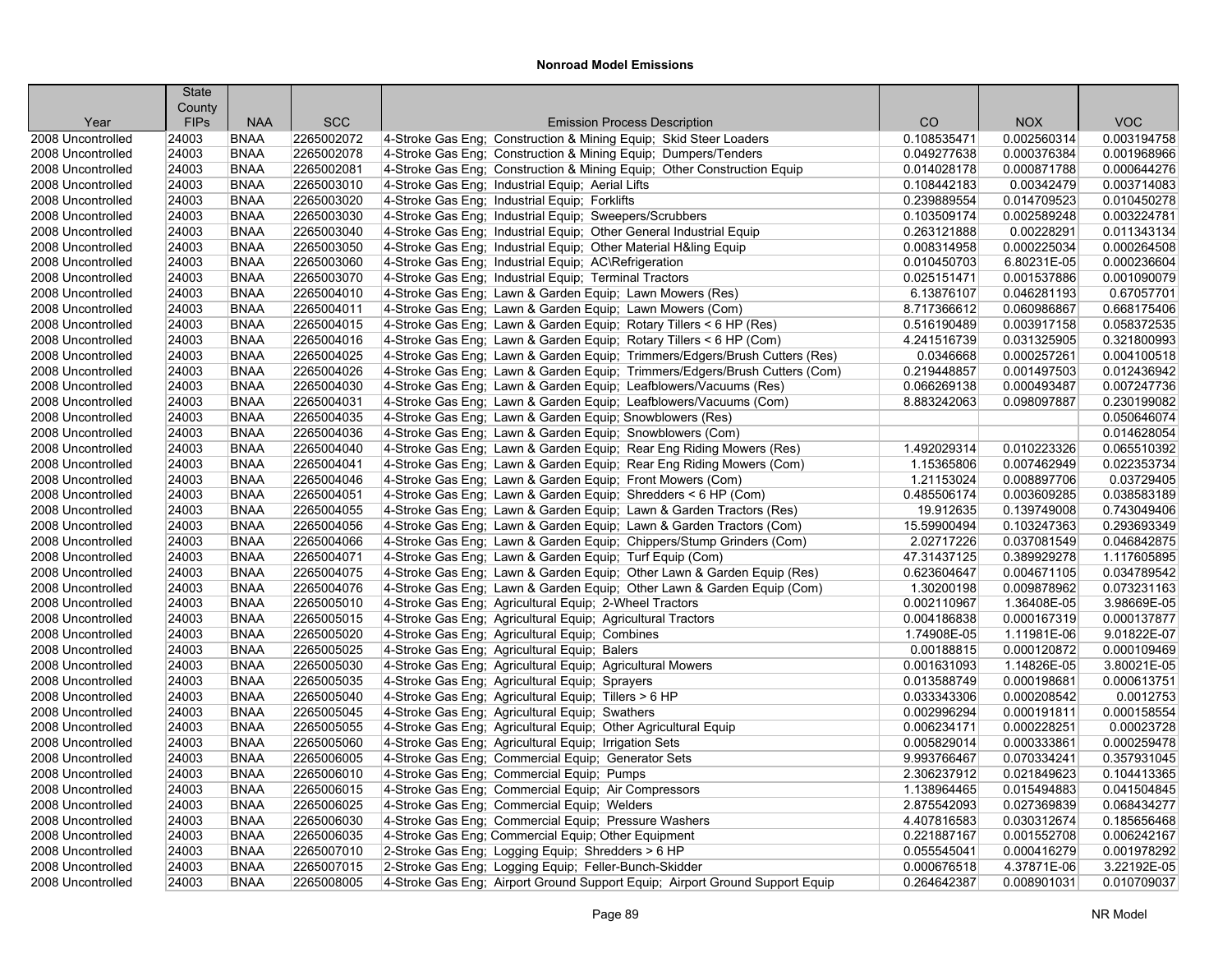# Nonroad Model Emissions

| Year | State County FIPs | NAA | SCC | Emission Process Description | CO | NOX | VOC |
|---|---|---|---|---|---|---|---|
| 2008 Uncontrolled | 24003 | BNAA | 2265002072 | 4-Stroke Gas Eng; Construction & Mining Equip; Skid Steer Loaders | 0.108535471 | 0.002560314 | 0.003194758 |
| 2008 Uncontrolled | 24003 | BNAA | 2265002078 | 4-Stroke Gas Eng; Construction & Mining Equip; Dumpers/Tenders | 0.049277638 | 0.000376384 | 0.001968966 |
| 2008 Uncontrolled | 24003 | BNAA | 2265002081 | 4-Stroke Gas Eng; Construction & Mining Equip; Other Construction Equip | 0.014028178 | 0.000871788 | 0.000644276 |
| 2008 Uncontrolled | 24003 | BNAA | 2265003010 | 4-Stroke Gas Eng; Industrial Equip; Aerial Lifts | 0.108442183 | 0.00342479 | 0.003714083 |
| 2008 Uncontrolled | 24003 | BNAA | 2265003020 | 4-Stroke Gas Eng; Industrial Equip; Forklifts | 0.239889554 | 0.014709523 | 0.010450278 |
| 2008 Uncontrolled | 24003 | BNAA | 2265003030 | 4-Stroke Gas Eng; Industrial Equip; Sweepers/Scrubbers | 0.103509174 | 0.002589248 | 0.003224781 |
| 2008 Uncontrolled | 24003 | BNAA | 2265003040 | 4-Stroke Gas Eng; Industrial Equip; Other General Industrial Equip | 0.263121888 | 0.00228291 | 0.011343134 |
| 2008 Uncontrolled | 24003 | BNAA | 2265003050 | 4-Stroke Gas Eng; Industrial Equip; Other Material H&ling Equip | 0.008314958 | 0.000225034 | 0.000264508 |
| 2008 Uncontrolled | 24003 | BNAA | 2265003060 | 4-Stroke Gas Eng; Industrial Equip; AC\Refrigeration | 0.010450703 | 6.80231E-05 | 0.000236604 |
| 2008 Uncontrolled | 24003 | BNAA | 2265003070 | 4-Stroke Gas Eng; Industrial Equip; Terminal Tractors | 0.025151471 | 0.001537886 | 0.001090079 |
| 2008 Uncontrolled | 24003 | BNAA | 2265004010 | 4-Stroke Gas Eng; Lawn & Garden Equip; Lawn Mowers (Res) | 6.13876107 | 0.046281193 | 0.67057701 |
| 2008 Uncontrolled | 24003 | BNAA | 2265004011 | 4-Stroke Gas Eng; Lawn & Garden Equip; Lawn Mowers (Com) | 8.717366612 | 0.060986867 | 0.668175406 |
| 2008 Uncontrolled | 24003 | BNAA | 2265004015 | 4-Stroke Gas Eng; Lawn & Garden Equip; Rotary Tillers < 6 HP (Res) | 0.516190489 | 0.003917158 | 0.058372535 |
| 2008 Uncontrolled | 24003 | BNAA | 2265004016 | 4-Stroke Gas Eng; Lawn & Garden Equip; Rotary Tillers < 6 HP (Com) | 4.241516739 | 0.031325905 | 0.321800993 |
| 2008 Uncontrolled | 24003 | BNAA | 2265004025 | 4-Stroke Gas Eng; Lawn & Garden Equip; Trimmers/Edgers/Brush Cutters (Res) | 0.0346668 | 0.000257261 | 0.004100518 |
| 2008 Uncontrolled | 24003 | BNAA | 2265004026 | 4-Stroke Gas Eng; Lawn & Garden Equip; Trimmers/Edgers/Brush Cutters (Com) | 0.219448857 | 0.001497503 | 0.012436942 |
| 2008 Uncontrolled | 24003 | BNAA | 2265004030 | 4-Stroke Gas Eng; Lawn & Garden Equip; Leafblowers/Vacuums (Res) | 0.066269138 | 0.000493487 | 0.007247736 |
| 2008 Uncontrolled | 24003 | BNAA | 2265004031 | 4-Stroke Gas Eng; Lawn & Garden Equip; Leafblowers/Vacuums (Com) | 8.883242063 | 0.098097887 | 0.230199082 |
| 2008 Uncontrolled | 24003 | BNAA | 2265004035 | 4-Stroke Gas Eng; Lawn & Garden Equip; Snowblowers (Res) | | | 0.050646074 |
| 2008 Uncontrolled | 24003 | BNAA | 2265004036 | 4-Stroke Gas Eng; Lawn & Garden Equip; Snowblowers (Com) | | | 0.014628054 |
| 2008 Uncontrolled | 24003 | BNAA | 2265004040 | 4-Stroke Gas Eng; Lawn & Garden Equip; Rear Eng Riding Mowers (Res) | 1.492029314 | 0.010223326 | 0.065510392 |
| 2008 Uncontrolled | 24003 | BNAA | 2265004041 | 4-Stroke Gas Eng; Lawn & Garden Equip; Rear Eng Riding Mowers (Com) | 1.15365806 | 0.007462949 | 0.022353734 |
| 2008 Uncontrolled | 24003 | BNAA | 2265004046 | 4-Stroke Gas Eng; Lawn & Garden Equip; Front Mowers (Com) | 1.21153024 | 0.008897706 | 0.03729405 |
| 2008 Uncontrolled | 24003 | BNAA | 2265004051 | 4-Stroke Gas Eng; Lawn & Garden Equip; Shredders < 6 HP (Com) | 0.485506174 | 0.003609285 | 0.038583189 |
| 2008 Uncontrolled | 24003 | BNAA | 2265004055 | 4-Stroke Gas Eng; Lawn & Garden Equip; Lawn & Garden Tractors (Res) | 19.912635 | 0.139749008 | 0.743049406 |
| 2008 Uncontrolled | 24003 | BNAA | 2265004056 | 4-Stroke Gas Eng; Lawn & Garden Equip; Lawn & Garden Tractors (Com) | 15.59900494 | 0.103247363 | 0.293693349 |
| 2008 Uncontrolled | 24003 | BNAA | 2265004066 | 4-Stroke Gas Eng; Lawn & Garden Equip; Chippers/Stump Grinders (Com) | 2.02717226 | 0.037081549 | 0.046842875 |
| 2008 Uncontrolled | 24003 | BNAA | 2265004071 | 4-Stroke Gas Eng; Lawn & Garden Equip; Turf Equip (Com) | 47.31437125 | 0.389929278 | 1.117605895 |
| 2008 Uncontrolled | 24003 | BNAA | 2265004075 | 4-Stroke Gas Eng; Lawn & Garden Equip; Other Lawn & Garden Equip (Res) | 0.623604647 | 0.004671105 | 0.034789542 |
| 2008 Uncontrolled | 24003 | BNAA | 2265004076 | 4-Stroke Gas Eng; Lawn & Garden Equip; Other Lawn & Garden Equip (Com) | 1.30200198 | 0.009878962 | 0.073231163 |
| 2008 Uncontrolled | 24003 | BNAA | 2265005010 | 4-Stroke Gas Eng; Agricultural Equip; 2-Wheel Tractors | 0.002110967 | 1.36408E-05 | 3.98669E-05 |
| 2008 Uncontrolled | 24003 | BNAA | 2265005015 | 4-Stroke Gas Eng; Agricultural Equip; Agricultural Tractors | 0.004186838 | 0.000167319 | 0.000137877 |
| 2008 Uncontrolled | 24003 | BNAA | 2265005020 | 4-Stroke Gas Eng; Agricultural Equip; Combines | 1.74908E-05 | 1.11981E-06 | 9.01822E-07 |
| 2008 Uncontrolled | 24003 | BNAA | 2265005025 | 4-Stroke Gas Eng; Agricultural Equip; Balers | 0.00188815 | 0.000120872 | 0.000109469 |
| 2008 Uncontrolled | 24003 | BNAA | 2265005030 | 4-Stroke Gas Eng; Agricultural Equip; Agricultural Mowers | 0.001631093 | 1.14826E-05 | 3.80021E-05 |
| 2008 Uncontrolled | 24003 | BNAA | 2265005035 | 4-Stroke Gas Eng; Agricultural Equip; Sprayers | 0.013588749 | 0.000198681 | 0.000613751 |
| 2008 Uncontrolled | 24003 | BNAA | 2265005040 | 4-Stroke Gas Eng; Agricultural Equip; Tillers > 6 HP | 0.033343306 | 0.000208542 | 0.0012753 |
| 2008 Uncontrolled | 24003 | BNAA | 2265005045 | 4-Stroke Gas Eng; Agricultural Equip; Swathers | 0.002996294 | 0.000191811 | 0.000158554 |
| 2008 Uncontrolled | 24003 | BNAA | 2265005055 | 4-Stroke Gas Eng; Agricultural Equip; Other Agricultural Equip | 0.006234171 | 0.000228251 | 0.00023728 |
| 2008 Uncontrolled | 24003 | BNAA | 2265005060 | 4-Stroke Gas Eng; Agricultural Equip; Irrigation Sets | 0.005829014 | 0.000333861 | 0.000259478 |
| 2008 Uncontrolled | 24003 | BNAA | 2265006005 | 4-Stroke Gas Eng; Commercial Equip; Generator Sets | 9.993766467 | 0.070334241 | 0.357931045 |
| 2008 Uncontrolled | 24003 | BNAA | 2265006010 | 4-Stroke Gas Eng; Commercial Equip; Pumps | 2.306237912 | 0.021849623 | 0.104413365 |
| 2008 Uncontrolled | 24003 | BNAA | 2265006015 | 4-Stroke Gas Eng; Commercial Equip; Air Compressors | 1.138964465 | 0.015494883 | 0.041504845 |
| 2008 Uncontrolled | 24003 | BNAA | 2265006025 | 4-Stroke Gas Eng; Commercial Equip; Welders | 2.875542093 | 0.027369839 | 0.068434277 |
| 2008 Uncontrolled | 24003 | BNAA | 2265006030 | 4-Stroke Gas Eng; Commercial Equip; Pressure Washers | 4.407816583 | 0.030312674 | 0.185656468 |
| 2008 Uncontrolled | 24003 | BNAA | 2265006035 | 4-Stroke Gas Eng; Commercial Equip; Other Equipment | 0.221887167 | 0.001552708 | 0.006242167 |
| 2008 Uncontrolled | 24003 | BNAA | 2265007010 | 2-Stroke Gas Eng; Logging Equip; Shredders > 6 HP | 0.055545041 | 0.000416279 | 0.001978292 |
| 2008 Uncontrolled | 24003 | BNAA | 2265007015 | 2-Stroke Gas Eng; Logging Equip; Feller-Bunch-Skidder | 0.000676518 | 4.37871E-06 | 3.22192E-05 |
| 2008 Uncontrolled | 24003 | BNAA | 2265008005 | 4-Stroke Gas Eng; Airport Ground Support Equip; Airport Ground Support Equip | 0.264642387 | 0.008901031 | 0.010709037 |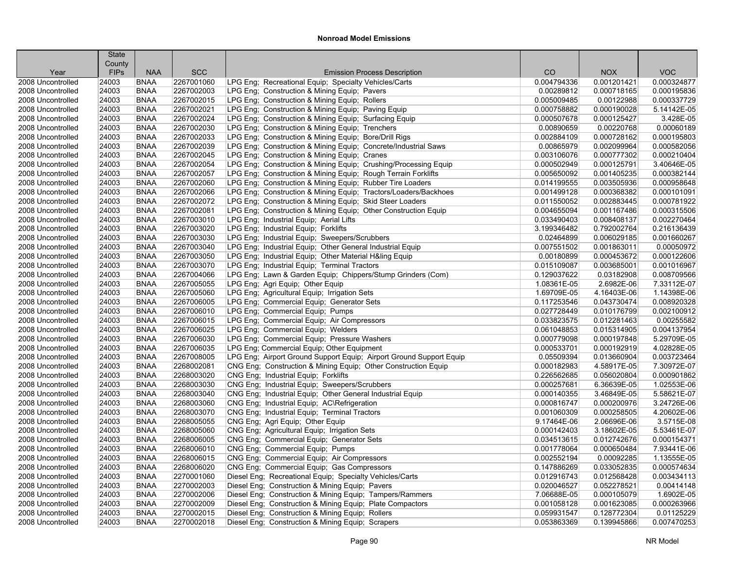## Nonroad Model Emissions

| Year | State County FIPs | NAA | SCC | Emission Process Description | CO | NOX | VOC |
|---|---|---|---|---|---|---|---|
| 2008 Uncontrolled | 24003 | BNAA | 2267001060 | LPG Eng; Recreational Equip; Specialty Vehicles/Carts | 0.004794336 | 0.001201421 | 0.000324877 |
| 2008 Uncontrolled | 24003 | BNAA | 2267002003 | LPG Eng; Construction & Mining Equip; Pavers | 0.00289812 | 0.000718165 | 0.000195836 |
| 2008 Uncontrolled | 24003 | BNAA | 2267002015 | LPG Eng; Construction & Mining Equip; Rollers | 0.005009485 | 0.00122988 | 0.000337729 |
| 2008 Uncontrolled | 24003 | BNAA | 2267002021 | LPG Eng; Construction & Mining Equip; Paving Equip | 0.000758882 | 0.000190028 | 5.14142E-05 |
| 2008 Uncontrolled | 24003 | BNAA | 2267002024 | LPG Eng; Construction & Mining Equip; Surfacing Equip | 0.000507678 | 0.000125427 | 3.428E-05 |
| 2008 Uncontrolled | 24003 | BNAA | 2267002030 | LPG Eng; Construction & Mining Equip; Trenchers | 0.00890659 | 0.00220768 | 0.00060189 |
| 2008 Uncontrolled | 24003 | BNAA | 2267002033 | LPG Eng; Construction & Mining Equip; Bore/Drill Rigs | 0.002884109 | 0.000728162 | 0.000195803 |
| 2008 Uncontrolled | 24003 | BNAA | 2267002039 | LPG Eng; Construction & Mining Equip; Concrete/Industrial Saws | 0.00865979 | 0.002099964 | 0.000582056 |
| 2008 Uncontrolled | 24003 | BNAA | 2267002045 | LPG Eng; Construction & Mining Equip; Cranes | 0.003106076 | 0.000777302 | 0.000210404 |
| 2008 Uncontrolled | 24003 | BNAA | 2267002054 | LPG Eng; Construction & Mining Equip; Crushing/Processing Equip | 0.000502949 | 0.000125791 | 3.40646E-05 |
| 2008 Uncontrolled | 24003 | BNAA | 2267002057 | LPG Eng; Construction & Mining Equip; Rough Terrain Forklifts | 0.005650092 | 0.001405235 | 0.000382144 |
| 2008 Uncontrolled | 24003 | BNAA | 2267002060 | LPG Eng; Construction & Mining Equip; Rubber Tire Loaders | 0.014199555 | 0.003505936 | 0.000958648 |
| 2008 Uncontrolled | 24003 | BNAA | 2267002066 | LPG Eng; Construction & Mining Equip; Tractors/Loaders/Backhoes | 0.001499128 | 0.000368382 | 0.000101091 |
| 2008 Uncontrolled | 24003 | BNAA | 2267002072 | LPG Eng; Construction & Mining Equip; Skid Steer Loaders | 0.011550052 | 0.002883445 | 0.000781922 |
| 2008 Uncontrolled | 24003 | BNAA | 2267002081 | LPG Eng; Construction & Mining Equip; Other Construction Equip | 0.004655094 | 0.001167486 | 0.000315506 |
| 2008 Uncontrolled | 24003 | BNAA | 2267003010 | LPG Eng; Industrial Equip; Aerial Lifts | 0.033490403 | 0.008408137 | 0.002270464 |
| 2008 Uncontrolled | 24003 | BNAA | 2267003020 | LPG Eng; Industrial Equip; Forklifts | 3.199346482 | 0.792002764 | 0.216136439 |
| 2008 Uncontrolled | 24003 | BNAA | 2267003030 | LPG Eng; Industrial Equip; Sweepers/Scrubbers | 0.02464899 | 0.006029185 | 0.001660267 |
| 2008 Uncontrolled | 24003 | BNAA | 2267003040 | LPG Eng; Industrial Equip; Other General Industrial Equip | 0.007551502 | 0.001863011 | 0.00050972 |
| 2008 Uncontrolled | 24003 | BNAA | 2267003050 | LPG Eng; Industrial Equip; Other Material H&ling Equip | 0.00180899 | 0.000453672 | 0.000122606 |
| 2008 Uncontrolled | 24003 | BNAA | 2267003070 | LPG Eng; Industrial Equip; Terminal Tractors | 0.015109087 | 0.003685001 | 0.001016967 |
| 2008 Uncontrolled | 24003 | BNAA | 2267004066 | LPG Eng; Lawn & Garden Equip; Chippers/Stump Grinders (Com) | 0.129037622 | 0.03182908 | 0.008709566 |
| 2008 Uncontrolled | 24003 | BNAA | 2267005055 | LPG Eng; Agri Equip; Other Equip | 1.08361E-05 | 2.6982E-06 | 7.33112E-07 |
| 2008 Uncontrolled | 24003 | BNAA | 2267005060 | LPG Eng; Agricultural Equip; Irrigation Sets | 1.69709E-05 | 4.16403E-06 | 1.14398E-06 |
| 2008 Uncontrolled | 24003 | BNAA | 2267006005 | LPG Eng; Commercial Equip; Generator Sets | 0.117253546 | 0.043730474 | 0.008920328 |
| 2008 Uncontrolled | 24003 | BNAA | 2267006010 | LPG Eng; Commercial Equip; Pumps | 0.027728449 | 0.010176799 | 0.002100912 |
| 2008 Uncontrolled | 24003 | BNAA | 2267006015 | LPG Eng; Commercial Equip; Air Compressors | 0.033823575 | 0.012281463 | 0.00255582 |
| 2008 Uncontrolled | 24003 | BNAA | 2267006025 | LPG Eng; Commercial Equip; Welders | 0.061048853 | 0.015314905 | 0.004137954 |
| 2008 Uncontrolled | 24003 | BNAA | 2267006030 | LPG Eng; Commercial Equip; Pressure Washers | 0.000779098 | 0.000197848 | 5.29709E-05 |
| 2008 Uncontrolled | 24003 | BNAA | 2267006035 | LPG Eng; Commercial Equip; Other Equipment | 0.000533701 | 0.000192919 | 4.02828E-05 |
| 2008 Uncontrolled | 24003 | BNAA | 2267008005 | LPG Eng; Airport Ground Support Equip; Airport Ground Support Equip | 0.05509394 | 0.013660904 | 0.003723464 |
| 2008 Uncontrolled | 24003 | BNAA | 2268002081 | CNG Eng; Construction & Mining Equip; Other Construction Equip | 0.000182983 | 4.58917E-05 | 7.30972E-07 |
| 2008 Uncontrolled | 24003 | BNAA | 2268003020 | CNG Eng; Industrial Equip; Forklifts | 0.226562685 | 0.056020804 | 0.000901862 |
| 2008 Uncontrolled | 24003 | BNAA | 2268003030 | CNG Eng; Industrial Equip; Sweepers/Scrubbers | 0.000257681 | 6.36639E-05 | 1.02553E-06 |
| 2008 Uncontrolled | 24003 | BNAA | 2268003040 | CNG Eng; Industrial Equip; Other General Industrial Equip | 0.000140355 | 3.46849E-05 | 5.58621E-07 |
| 2008 Uncontrolled | 24003 | BNAA | 2268003060 | CNG Eng; Industrial Equip; AC\Refrigeration | 0.000816747 | 0.000200976 | 3.24726E-06 |
| 2008 Uncontrolled | 24003 | BNAA | 2268003070 | CNG Eng; Industrial Equip; Terminal Tractors | 0.001060309 | 0.000258505 | 4.20602E-06 |
| 2008 Uncontrolled | 24003 | BNAA | 2268005055 | CNG Eng; Agri Equip; Other Equip | 9.17464E-06 | 2.06696E-06 | 3.5715E-08 |
| 2008 Uncontrolled | 24003 | BNAA | 2268005060 | CNG Eng; Agricultural Equip; Irrigation Sets | 0.000142403 | 3.18602E-05 | 5.53461E-07 |
| 2008 Uncontrolled | 24003 | BNAA | 2268006005 | CNG Eng; Commercial Equip; Generator Sets | 0.034513615 | 0.012742676 | 0.000154371 |
| 2008 Uncontrolled | 24003 | BNAA | 2268006010 | CNG Eng; Commercial Equip; Pumps | 0.001778064 | 0.000650484 | 7.93441E-06 |
| 2008 Uncontrolled | 24003 | BNAA | 2268006015 | CNG Eng; Commercial Equip; Air Compressors | 0.002552194 | 0.00092285 | 1.13555E-05 |
| 2008 Uncontrolled | 24003 | BNAA | 2268006020 | CNG Eng; Commercial Equip; Gas Compressors | 0.147886269 | 0.033052835 | 0.000574634 |
| 2008 Uncontrolled | 24003 | BNAA | 2270001060 | Diesel Eng; Recreational Equip; Specialty Vehicles/Carts | 0.012916743 | 0.012568428 | 0.003434113 |
| 2008 Uncontrolled | 24003 | BNAA | 2270002003 | Diesel Eng; Construction & Mining Equip; Pavers | 0.020046527 | 0.052278521 | 0.00414148 |
| 2008 Uncontrolled | 24003 | BNAA | 2270002006 | Diesel Eng; Construction & Mining Equip; Tampers/Rammers | 7.06688E-05 | 0.000105079 | 1.6902E-05 |
| 2008 Uncontrolled | 24003 | BNAA | 2270002009 | Diesel Eng; Construction & Mining Equip; Plate Compactors | 0.001058128 | 0.001623085 | 0.000263966 |
| 2008 Uncontrolled | 24003 | BNAA | 2270002015 | Diesel Eng; Construction & Mining Equip; Rollers | 0.059931547 | 0.128772304 | 0.01125229 |
| 2008 Uncontrolled | 24003 | BNAA | 2270002018 | Diesel Eng; Construction & Mining Equip; Scrapers | 0.053863369 | 0.139945866 | 0.007470253 |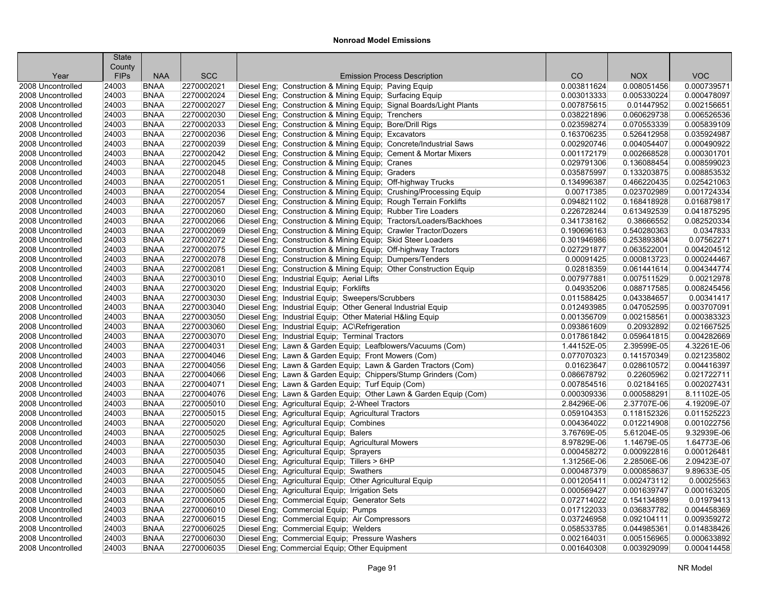## Nonroad Model Emissions

| Year | State County FIPs | NAA | SCC | Emission Process Description | CO | NOX | VOC |
|---|---|---|---|---|---|---|---|
| 2008 Uncontrolled | 24003 | BNAA | 2270002021 | Diesel Eng;  Construction & Mining Equip;  Paving Equip | 0.003811624 | 0.008051456 | 0.000739571 |
| 2008 Uncontrolled | 24003 | BNAA | 2270002024 | Diesel Eng;  Construction & Mining Equip;  Surfacing Equip | 0.003013333 | 0.005330224 | 0.000478097 |
| 2008 Uncontrolled | 24003 | BNAA | 2270002027 | Diesel Eng;  Construction & Mining Equip;  Signal Boards/Light Plants | 0.007875615 | 0.01447952 | 0.002156651 |
| 2008 Uncontrolled | 24003 | BNAA | 2270002030 | Diesel Eng;  Construction & Mining Equip;  Trenchers | 0.038221896 | 0.060629738 | 0.006526536 |
| 2008 Uncontrolled | 24003 | BNAA | 2270002033 | Diesel Eng;  Construction & Mining Equip;  Bore/Drill Rigs | 0.023598274 | 0.070553339 | 0.005839109 |
| 2008 Uncontrolled | 24003 | BNAA | 2270002036 | Diesel Eng;  Construction & Mining Equip;  Excavators | 0.163706235 | 0.526412958 | 0.035924987 |
| 2008 Uncontrolled | 24003 | BNAA | 2270002039 | Diesel Eng;  Construction & Mining Equip;  Concrete/Industrial Saws | 0.002920746 | 0.004054407 | 0.000490922 |
| 2008 Uncontrolled | 24003 | BNAA | 2270002042 | Diesel Eng;  Construction & Mining Equip;  Cement & Mortar Mixers | 0.001172179 | 0.002668528 | 0.000301701 |
| 2008 Uncontrolled | 24003 | BNAA | 2270002045 | Diesel Eng;  Construction & Mining Equip;  Cranes | 0.029791306 | 0.136088454 | 0.008599023 |
| 2008 Uncontrolled | 24003 | BNAA | 2270002048 | Diesel Eng;  Construction & Mining Equip;  Graders | 0.035875997 | 0.133203875 | 0.008853532 |
| 2008 Uncontrolled | 24003 | BNAA | 2270002051 | Diesel Eng;  Construction & Mining Equip;  Off-highway Trucks | 0.134996387 | 0.466220435 | 0.025421063 |
| 2008 Uncontrolled | 24003 | BNAA | 2270002054 | Diesel Eng;  Construction & Mining Equip;  Crushing/Processing Equip | 0.00717385 | 0.023702989 | 0.001724334 |
| 2008 Uncontrolled | 24003 | BNAA | 2270002057 | Diesel Eng;  Construction & Mining Equip;  Rough Terrain Forklifts | 0.094821102 | 0.168418928 | 0.016879817 |
| 2008 Uncontrolled | 24003 | BNAA | 2270002060 | Diesel Eng;  Construction & Mining Equip;  Rubber Tire Loaders | 0.226728244 | 0.613492539 | 0.041875295 |
| 2008 Uncontrolled | 24003 | BNAA | 2270002066 | Diesel Eng;  Construction & Mining Equip;  Tractors/Loaders/Backhoes | 0.341738162 | 0.38666552 | 0.082520334 |
| 2008 Uncontrolled | 24003 | BNAA | 2270002069 | Diesel Eng;  Construction & Mining Equip;  Crawler Tractor/Dozers | 0.190696163 | 0.540280363 | 0.0347833 |
| 2008 Uncontrolled | 24003 | BNAA | 2270002072 | Diesel Eng;  Construction & Mining Equip;  Skid Steer Loaders | 0.301946986 | 0.253893804 | 0.07562271 |
| 2008 Uncontrolled | 24003 | BNAA | 2270002075 | Diesel Eng;  Construction & Mining Equip;  Off-highway Tractors | 0.027291877 | 0.063522001 | 0.004204512 |
| 2008 Uncontrolled | 24003 | BNAA | 2270002078 | Diesel Eng;  Construction & Mining Equip;  Dumpers/Tenders | 0.00091425 | 0.000813723 | 0.000244467 |
| 2008 Uncontrolled | 24003 | BNAA | 2270002081 | Diesel Eng;  Construction & Mining Equip;  Other Construction Equip | 0.02818359 | 0.061441614 | 0.004344774 |
| 2008 Uncontrolled | 24003 | BNAA | 2270003010 | Diesel Eng;  Industrial Equip;  Aerial Lifts | 0.007977881 | 0.007511529 | 0.00212978 |
| 2008 Uncontrolled | 24003 | BNAA | 2270003020 | Diesel Eng;  Industrial Equip;  Forklifts | 0.04935206 | 0.088717585 | 0.008245456 |
| 2008 Uncontrolled | 24003 | BNAA | 2270003030 | Diesel Eng;  Industrial Equip;  Sweepers/Scrubbers | 0.011588425 | 0.043384657 | 0.00341417 |
| 2008 Uncontrolled | 24003 | BNAA | 2270003040 | Diesel Eng;  Industrial Equip;  Other General Industrial Equip | 0.012493985 | 0.047052595 | 0.003707091 |
| 2008 Uncontrolled | 24003 | BNAA | 2270003050 | Diesel Eng;  Industrial Equip;  Other Material H&ling Equip | 0.001356709 | 0.002158561 | 0.000383323 |
| 2008 Uncontrolled | 24003 | BNAA | 2270003060 | Diesel Eng;  Industrial Equip;  AC\Refrigeration | 0.093861609 | 0.20932892 | 0.021667525 |
| 2008 Uncontrolled | 24003 | BNAA | 2270003070 | Diesel Eng;  Industrial Equip;  Terminal Tractors | 0.017861842 | 0.059641815 | 0.004282669 |
| 2008 Uncontrolled | 24003 | BNAA | 2270004031 | Diesel Eng;  Lawn & Garden Equip;  Leafblowers/Vacuums (Com) | 1.44152E-05 | 2.39599E-05 | 4.32261E-06 |
| 2008 Uncontrolled | 24003 | BNAA | 2270004046 | Diesel Eng;  Lawn & Garden Equip;  Front Mowers (Com) | 0.077070323 | 0.141570349 | 0.021235802 |
| 2008 Uncontrolled | 24003 | BNAA | 2270004056 | Diesel Eng;  Lawn & Garden Equip;  Lawn & Garden Tractors (Com) | 0.01623647 | 0.028610572 | 0.004416397 |
| 2008 Uncontrolled | 24003 | BNAA | 2270004066 | Diesel Eng;  Lawn & Garden Equip;  Chippers/Stump Grinders (Com) | 0.086678792 | 0.22605962 | 0.021722711 |
| 2008 Uncontrolled | 24003 | BNAA | 2270004071 | Diesel Eng;  Lawn & Garden Equip;  Turf Equip (Com) | 0.007854516 | 0.02184165 | 0.002027431 |
| 2008 Uncontrolled | 24003 | BNAA | 2270004076 | Diesel Eng;  Lawn & Garden Equip;  Other Lawn & Garden Equip (Com) | 0.000309336 | 0.000588291 | 8.11102E-05 |
| 2008 Uncontrolled | 24003 | BNAA | 2270005010 | Diesel Eng;  Agricultural Equip;  2-Wheel Tractors | 2.84296E-06 | 2.37707E-06 | 4.19209E-07 |
| 2008 Uncontrolled | 24003 | BNAA | 2270005015 | Diesel Eng;  Agricultural Equip;  Agricultural Tractors | 0.059104353 | 0.118152326 | 0.011525223 |
| 2008 Uncontrolled | 24003 | BNAA | 2270005020 | Diesel Eng;  Agricultural Equip;  Combines | 0.004364022 | 0.012214908 | 0.001022756 |
| 2008 Uncontrolled | 24003 | BNAA | 2270005025 | Diesel Eng;  Agricultural Equip;  Balers | 3.76769E-05 | 5.61204E-05 | 9.32939E-06 |
| 2008 Uncontrolled | 24003 | BNAA | 2270005030 | Diesel Eng;  Agricultural Equip;  Agricultural Mowers | 8.97829E-06 | 1.14679E-05 | 1.64773E-06 |
| 2008 Uncontrolled | 24003 | BNAA | 2270005035 | Diesel Eng;  Agricultural Equip;  Sprayers | 0.000458272 | 0.000922816 | 0.000126481 |
| 2008 Uncontrolled | 24003 | BNAA | 2270005040 | Diesel Eng;  Agricultural Equip;  Tillers > 6HP | 1.31256E-06 | 2.28506E-06 | 2.09423E-07 |
| 2008 Uncontrolled | 24003 | BNAA | 2270005045 | Diesel Eng;  Agricultural Equip;  Swathers | 0.000487379 | 0.000858637 | 9.89633E-05 |
| 2008 Uncontrolled | 24003 | BNAA | 2270005055 | Diesel Eng;  Agricultural Equip;  Other Agricultural Equip | 0.001205411 | 0.002473112 | 0.00025563 |
| 2008 Uncontrolled | 24003 | BNAA | 2270005060 | Diesel Eng;  Agricultural Equip;  Irrigation Sets | 0.000569427 | 0.001639747 | 0.000163205 |
| 2008 Uncontrolled | 24003 | BNAA | 2270006005 | Diesel Eng;  Commercial Equip;  Generator Sets | 0.072714022 | 0.154134899 | 0.01979413 |
| 2008 Uncontrolled | 24003 | BNAA | 2270006010 | Diesel Eng;  Commercial Equip;  Pumps | 0.017122033 | 0.036837782 | 0.004458369 |
| 2008 Uncontrolled | 24003 | BNAA | 2270006015 | Diesel Eng;  Commercial Equip;  Air Compressors | 0.037246958 | 0.092104111 | 0.009359272 |
| 2008 Uncontrolled | 24003 | BNAA | 2270006025 | Diesel Eng;  Commercial Equip;  Welders | 0.058533785 | 0.044985361 | 0.014838426 |
| 2008 Uncontrolled | 24003 | BNAA | 2270006030 | Diesel Eng;  Commercial Equip;  Pressure Washers | 0.002164031 | 0.005156965 | 0.000633892 |
| 2008 Uncontrolled | 24003 | BNAA | 2270006035 | Diesel Eng; Commercial Equip; Other Equipment | 0.001640308 | 0.003929099 | 0.000414458 |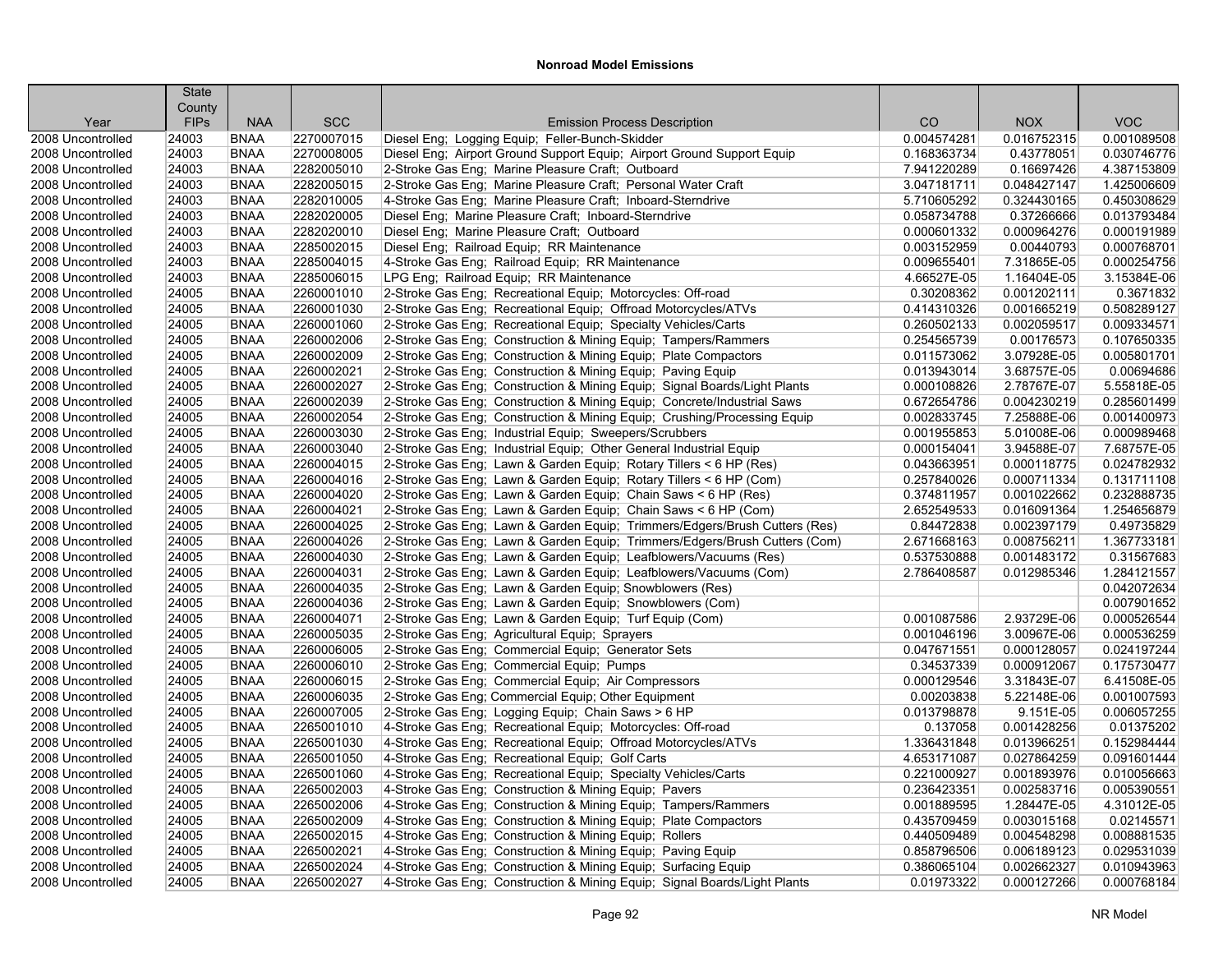# Nonroad Model Emissions

| Year | State County FIPs | NAA | SCC | Emission Process Description | CO | NOX | VOC |
|---|---|---|---|---|---|---|---|
| 2008 Uncontrolled | 24003 | BNAA | 2270007015 | Diesel Eng; Logging Equip; Feller-Bunch-Skidder | 0.004574281 | 0.016752315 | 0.001089508 |
| 2008 Uncontrolled | 24003 | BNAA | 2270008005 | Diesel Eng; Airport Ground Support Equip; Airport Ground Support Equip | 0.168363734 | 0.43778051 | 0.030746776 |
| 2008 Uncontrolled | 24003 | BNAA | 2282005010 | 2-Stroke Gas Eng; Marine Pleasure Craft; Outboard | 7.941220289 | 0.16697426 | 4.387153809 |
| 2008 Uncontrolled | 24003 | BNAA | 2282005015 | 2-Stroke Gas Eng; Marine Pleasure Craft; Personal Water Craft | 3.047181711 | 0.048427147 | 1.425006609 |
| 2008 Uncontrolled | 24003 | BNAA | 2282010005 | 4-Stroke Gas Eng; Marine Pleasure Craft; Inboard-Sterndrive | 5.710605292 | 0.324430165 | 0.450308629 |
| 2008 Uncontrolled | 24003 | BNAA | 2282020005 | Diesel Eng; Marine Pleasure Craft; Inboard-Sterndrive | 0.058734788 | 0.37266666 | 0.013793484 |
| 2008 Uncontrolled | 24003 | BNAA | 2282020010 | Diesel Eng; Marine Pleasure Craft; Outboard | 0.000601332 | 0.000964276 | 0.000191989 |
| 2008 Uncontrolled | 24003 | BNAA | 2285002015 | Diesel Eng; Railroad Equip; RR Maintenance | 0.003152959 | 0.00440793 | 0.000768701 |
| 2008 Uncontrolled | 24003 | BNAA | 2285004015 | 4-Stroke Gas Eng; Railroad Equip; RR Maintenance | 0.009655401 | 7.31865E-05 | 0.000254756 |
| 2008 Uncontrolled | 24003 | BNAA | 2285006015 | LPG Eng; Railroad Equip; RR Maintenance | 4.66527E-05 | 1.16404E-05 | 3.15384E-06 |
| 2008 Uncontrolled | 24005 | BNAA | 2260001010 | 2-Stroke Gas Eng; Recreational Equip; Motorcycles: Off-road | 0.30208362 | 0.001202111 | 0.3671832 |
| 2008 Uncontrolled | 24005 | BNAA | 2260001030 | 2-Stroke Gas Eng; Recreational Equip; Offroad Motorcycles/ATVs | 0.414310326 | 0.001665219 | 0.508289127 |
| 2008 Uncontrolled | 24005 | BNAA | 2260001060 | 2-Stroke Gas Eng; Recreational Equip; Specialty Vehicles/Carts | 0.260502133 | 0.002059517 | 0.009334571 |
| 2008 Uncontrolled | 24005 | BNAA | 2260002006 | 2-Stroke Gas Eng; Construction & Mining Equip; Tampers/Rammers | 0.254565739 | 0.00176573 | 0.107650335 |
| 2008 Uncontrolled | 24005 | BNAA | 2260002009 | 2-Stroke Gas Eng; Construction & Mining Equip; Plate Compactors | 0.011573062 | 3.07928E-05 | 0.005801701 |
| 2008 Uncontrolled | 24005 | BNAA | 2260002021 | 2-Stroke Gas Eng; Construction & Mining Equip; Paving Equip | 0.013943014 | 3.68757E-05 | 0.00694686 |
| 2008 Uncontrolled | 24005 | BNAA | 2260002027 | 2-Stroke Gas Eng; Construction & Mining Equip; Signal Boards/Light Plants | 0.000108826 | 2.78767E-07 | 5.55818E-05 |
| 2008 Uncontrolled | 24005 | BNAA | 2260002039 | 2-Stroke Gas Eng; Construction & Mining Equip; Concrete/Industrial Saws | 0.672654786 | 0.004230219 | 0.285601499 |
| 2008 Uncontrolled | 24005 | BNAA | 2260002054 | 2-Stroke Gas Eng; Construction & Mining Equip; Crushing/Processing Equip | 0.002833745 | 7.25888E-06 | 0.001400973 |
| 2008 Uncontrolled | 24005 | BNAA | 2260003030 | 2-Stroke Gas Eng; Industrial Equip; Sweepers/Scrubbers | 0.001955853 | 5.01008E-06 | 0.000989468 |
| 2008 Uncontrolled | 24005 | BNAA | 2260003040 | 2-Stroke Gas Eng; Industrial Equip; Other General Industrial Equip | 0.000154041 | 3.94588E-07 | 7.68757E-05 |
| 2008 Uncontrolled | 24005 | BNAA | 2260004015 | 2-Stroke Gas Eng; Lawn & Garden Equip; Rotary Tillers < 6 HP (Res) | 0.043663951 | 0.000118775 | 0.024782932 |
| 2008 Uncontrolled | 24005 | BNAA | 2260004016 | 2-Stroke Gas Eng; Lawn & Garden Equip; Rotary Tillers < 6 HP (Com) | 0.257840026 | 0.000711334 | 0.131711108 |
| 2008 Uncontrolled | 24005 | BNAA | 2260004020 | 2-Stroke Gas Eng; Lawn & Garden Equip; Chain Saws < 6 HP (Res) | 0.374811957 | 0.001022662 | 0.232888735 |
| 2008 Uncontrolled | 24005 | BNAA | 2260004021 | 2-Stroke Gas Eng; Lawn & Garden Equip; Chain Saws < 6 HP (Com) | 2.652549533 | 0.016091364 | 1.254656879 |
| 2008 Uncontrolled | 24005 | BNAA | 2260004025 | 2-Stroke Gas Eng; Lawn & Garden Equip; Trimmers/Edgers/Brush Cutters (Res) | 0.84472838 | 0.002397179 | 0.49735829 |
| 2008 Uncontrolled | 24005 | BNAA | 2260004026 | 2-Stroke Gas Eng; Lawn & Garden Equip; Trimmers/Edgers/Brush Cutters (Com) | 2.671668163 | 0.008756211 | 1.367733181 |
| 2008 Uncontrolled | 24005 | BNAA | 2260004030 | 2-Stroke Gas Eng; Lawn & Garden Equip; Leafblowers/Vacuums (Res) | 0.537530888 | 0.001483172 | 0.31567683 |
| 2008 Uncontrolled | 24005 | BNAA | 2260004031 | 2-Stroke Gas Eng; Lawn & Garden Equip; Leafblowers/Vacuums (Com) | 2.786408587 | 0.012985346 | 1.284121557 |
| 2008 Uncontrolled | 24005 | BNAA | 2260004035 | 2-Stroke Gas Eng; Lawn & Garden Equip; Snowblowers (Res) | | | 0.042072634 |
| 2008 Uncontrolled | 24005 | BNAA | 2260004036 | 2-Stroke Gas Eng; Lawn & Garden Equip; Snowblowers (Com) | | | 0.007901652 |
| 2008 Uncontrolled | 24005 | BNAA | 2260004071 | 2-Stroke Gas Eng; Lawn & Garden Equip; Turf Equip (Com) | 0.001087586 | 2.93729E-06 | 0.000526544 |
| 2008 Uncontrolled | 24005 | BNAA | 2260005035 | 2-Stroke Gas Eng; Agricultural Equip; Sprayers | 0.001046196 | 3.00967E-06 | 0.000536259 |
| 2008 Uncontrolled | 24005 | BNAA | 2260006005 | 2-Stroke Gas Eng; Commercial Equip; Generator Sets | 0.047671551 | 0.000128057 | 0.024197244 |
| 2008 Uncontrolled | 24005 | BNAA | 2260006010 | 2-Stroke Gas Eng; Commercial Equip; Pumps | 0.34537339 | 0.000912067 | 0.175730477 |
| 2008 Uncontrolled | 24005 | BNAA | 2260006015 | 2-Stroke Gas Eng; Commercial Equip; Air Compressors | 0.000129546 | 3.31843E-07 | 6.41508E-05 |
| 2008 Uncontrolled | 24005 | BNAA | 2260006035 | 2-Stroke Gas Eng; Commercial Equip; Other Equipment | 0.00203838 | 5.22148E-06 | 0.001007593 |
| 2008 Uncontrolled | 24005 | BNAA | 2260007005 | 2-Stroke Gas Eng; Logging Equip; Chain Saws > 6 HP | 0.013798878 | 9.151E-05 | 0.006057255 |
| 2008 Uncontrolled | 24005 | BNAA | 2265001010 | 4-Stroke Gas Eng; Recreational Equip; Motorcycles: Off-road | 0.137058 | 0.001428256 | 0.01375202 |
| 2008 Uncontrolled | 24005 | BNAA | 2265001030 | 4-Stroke Gas Eng; Recreational Equip; Offroad Motorcycles/ATVs | 1.336431848 | 0.013966251 | 0.152984444 |
| 2008 Uncontrolled | 24005 | BNAA | 2265001050 | 4-Stroke Gas Eng; Recreational Equip; Golf Carts | 4.653171087 | 0.027864259 | 0.091601444 |
| 2008 Uncontrolled | 24005 | BNAA | 2265001060 | 4-Stroke Gas Eng; Recreational Equip; Specialty Vehicles/Carts | 0.221000927 | 0.001893976 | 0.010056663 |
| 2008 Uncontrolled | 24005 | BNAA | 2265002003 | 4-Stroke Gas Eng; Construction & Mining Equip; Pavers | 0.236423351 | 0.002583716 | 0.005390551 |
| 2008 Uncontrolled | 24005 | BNAA | 2265002006 | 4-Stroke Gas Eng; Construction & Mining Equip; Tampers/Rammers | 0.001889595 | 1.28447E-05 | 4.31012E-05 |
| 2008 Uncontrolled | 24005 | BNAA | 2265002009 | 4-Stroke Gas Eng; Construction & Mining Equip; Plate Compactors | 0.435709459 | 0.003015168 | 0.02145571 |
| 2008 Uncontrolled | 24005 | BNAA | 2265002015 | 4-Stroke Gas Eng; Construction & Mining Equip; Rollers | 0.440509489 | 0.004548298 | 0.008881535 |
| 2008 Uncontrolled | 24005 | BNAA | 2265002021 | 4-Stroke Gas Eng; Construction & Mining Equip; Paving Equip | 0.858796506 | 0.006189123 | 0.029531039 |
| 2008 Uncontrolled | 24005 | BNAA | 2265002024 | 4-Stroke Gas Eng; Construction & Mining Equip; Surfacing Equip | 0.386065104 | 0.002662327 | 0.010943963 |
| 2008 Uncontrolled | 24005 | BNAA | 2265002027 | 4-Stroke Gas Eng; Construction & Mining Equip; Signal Boards/Light Plants | 0.01973322 | 0.000127266 | 0.000768184 |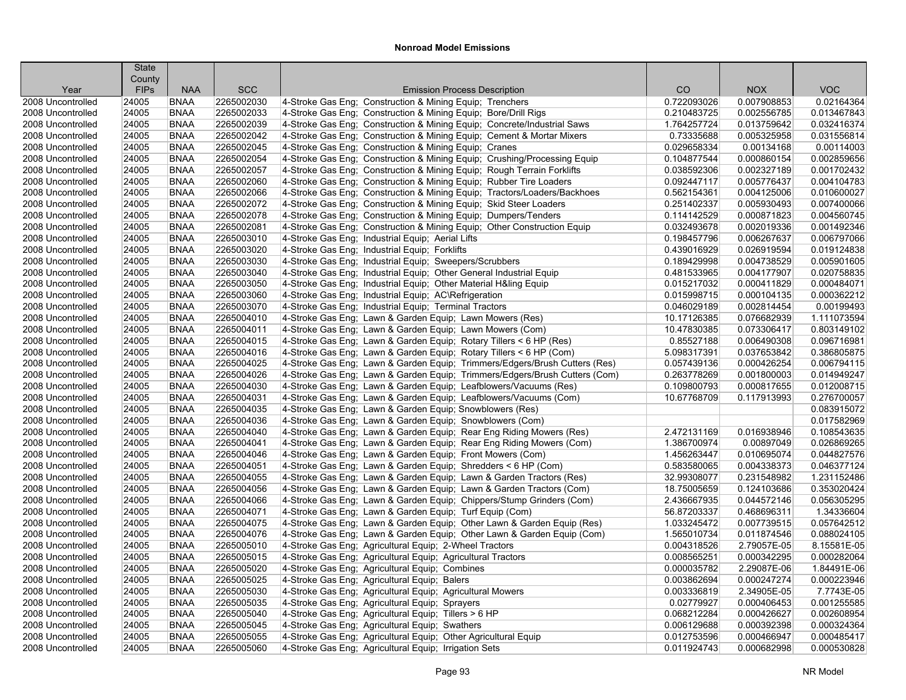# Nonroad Model Emissions

| Year | State County FIPs | NAA | SCC | Emission Process Description | CO | NOX | VOC |
|---|---|---|---|---|---|---|---|
| 2008 Uncontrolled | 24005 | BNAA | 2265002030 | 4-Stroke Gas Eng; Construction & Mining Equip; Trenchers | 0.722093026 | 0.007908853 | 0.02164364 |
| 2008 Uncontrolled | 24005 | BNAA | 2265002033 | 4-Stroke Gas Eng; Construction & Mining Equip; Bore/Drill Rigs | 0.210483725 | 0.002556785 | 0.013467843 |
| 2008 Uncontrolled | 24005 | BNAA | 2265002039 | 4-Stroke Gas Eng; Construction & Mining Equip; Concrete/Industrial Saws | 1.764257724 | 0.013759642 | 0.032416374 |
| 2008 Uncontrolled | 24005 | BNAA | 2265002042 | 4-Stroke Gas Eng; Construction & Mining Equip; Cement & Mortar Mixers | 0.73335688 | 0.005325958 | 0.031556814 |
| 2008 Uncontrolled | 24005 | BNAA | 2265002045 | 4-Stroke Gas Eng; Construction & Mining Equip; Cranes | 0.029658334 | 0.00134168 | 0.00114003 |
| 2008 Uncontrolled | 24005 | BNAA | 2265002054 | 4-Stroke Gas Eng; Construction & Mining Equip; Crushing/Processing Equip | 0.104877544 | 0.000860154 | 0.002859656 |
| 2008 Uncontrolled | 24005 | BNAA | 2265002057 | 4-Stroke Gas Eng; Construction & Mining Equip; Rough Terrain Forklifts | 0.038592306 | 0.002327189 | 0.001702432 |
| 2008 Uncontrolled | 24005 | BNAA | 2265002060 | 4-Stroke Gas Eng; Construction & Mining Equip; Rubber Tire Loaders | 0.092447117 | 0.005776437 | 0.004104783 |
| 2008 Uncontrolled | 24005 | BNAA | 2265002066 | 4-Stroke Gas Eng; Construction & Mining Equip; Tractors/Loaders/Backhoes | 0.562154361 | 0.004125006 | 0.010600027 |
| 2008 Uncontrolled | 24005 | BNAA | 2265002072 | 4-Stroke Gas Eng; Construction & Mining Equip; Skid Steer Loaders | 0.251402337 | 0.005930493 | 0.007400066 |
| 2008 Uncontrolled | 24005 | BNAA | 2265002078 | 4-Stroke Gas Eng; Construction & Mining Equip; Dumpers/Tenders | 0.114142529 | 0.000871823 | 0.004560745 |
| 2008 Uncontrolled | 24005 | BNAA | 2265002081 | 4-Stroke Gas Eng; Construction & Mining Equip; Other Construction Equip | 0.032493678 | 0.002019336 | 0.001492346 |
| 2008 Uncontrolled | 24005 | BNAA | 2265003010 | 4-Stroke Gas Eng; Industrial Equip; Aerial Lifts | 0.198457796 | 0.006267637 | 0.006797066 |
| 2008 Uncontrolled | 24005 | BNAA | 2265003020 | 4-Stroke Gas Eng; Industrial Equip; Forklifts | 0.439016929 | 0.026919594 | 0.019124838 |
| 2008 Uncontrolled | 24005 | BNAA | 2265003030 | 4-Stroke Gas Eng; Industrial Equip; Sweepers/Scrubbers | 0.189429998 | 0.004738529 | 0.005901605 |
| 2008 Uncontrolled | 24005 | BNAA | 2265003040 | 4-Stroke Gas Eng; Industrial Equip; Other General Industrial Equip | 0.481533965 | 0.004177907 | 0.020758835 |
| 2008 Uncontrolled | 24005 | BNAA | 2265003050 | 4-Stroke Gas Eng; Industrial Equip; Other Material H&ling Equip | 0.015217032 | 0.000411829 | 0.000484071 |
| 2008 Uncontrolled | 24005 | BNAA | 2265003060 | 4-Stroke Gas Eng; Industrial Equip; AC\Refrigeration | 0.015998715 | 0.000104135 | 0.000362212 |
| 2008 Uncontrolled | 24005 | BNAA | 2265003070 | 4-Stroke Gas Eng; Industrial Equip; Terminal Tractors | 0.046029189 | 0.002814454 | 0.00199493 |
| 2008 Uncontrolled | 24005 | BNAA | 2265004010 | 4-Stroke Gas Eng; Lawn & Garden Equip; Lawn Mowers (Res) | 10.17126385 | 0.076682939 | 1.111073594 |
| 2008 Uncontrolled | 24005 | BNAA | 2265004011 | 4-Stroke Gas Eng; Lawn & Garden Equip; Lawn Mowers (Com) | 10.47830385 | 0.073306417 | 0.803149102 |
| 2008 Uncontrolled | 24005 | BNAA | 2265004015 | 4-Stroke Gas Eng; Lawn & Garden Equip; Rotary Tillers < 6 HP (Res) | 0.85527188 | 0.006490308 | 0.096716981 |
| 2008 Uncontrolled | 24005 | BNAA | 2265004016 | 4-Stroke Gas Eng; Lawn & Garden Equip; Rotary Tillers < 6 HP (Com) | 5.098317391 | 0.037653842 | 0.386805875 |
| 2008 Uncontrolled | 24005 | BNAA | 2265004025 | 4-Stroke Gas Eng; Lawn & Garden Equip; Trimmers/Edgers/Brush Cutters (Res) | 0.057439136 | 0.000426254 | 0.006794115 |
| 2008 Uncontrolled | 24005 | BNAA | 2265004026 | 4-Stroke Gas Eng; Lawn & Garden Equip; Trimmers/Edgers/Brush Cutters (Com) | 0.263778269 | 0.001800003 | 0.014949247 |
| 2008 Uncontrolled | 24005 | BNAA | 2265004030 | 4-Stroke Gas Eng; Lawn & Garden Equip; Leafblowers/Vacuums (Res) | 0.109800793 | 0.000817655 | 0.012008715 |
| 2008 Uncontrolled | 24005 | BNAA | 2265004031 | 4-Stroke Gas Eng; Lawn & Garden Equip; Leafblowers/Vacuums (Com) | 10.67768709 | 0.117913993 | 0.276700057 |
| 2008 Uncontrolled | 24005 | BNAA | 2265004035 | 4-Stroke Gas Eng; Lawn & Garden Equip; Snowblowers (Res) | | | 0.083915072 |
| 2008 Uncontrolled | 24005 | BNAA | 2265004036 | 4-Stroke Gas Eng; Lawn & Garden Equip; Snowblowers (Com) | | | 0.017582969 |
| 2008 Uncontrolled | 24005 | BNAA | 2265004040 | 4-Stroke Gas Eng; Lawn & Garden Equip; Rear Eng Riding Mowers (Res) | 2.472131169 | 0.016938946 | 0.108543635 |
| 2008 Uncontrolled | 24005 | BNAA | 2265004041 | 4-Stroke Gas Eng; Lawn & Garden Equip; Rear Eng Riding Mowers (Com) | 1.386700974 | 0.00897049 | 0.026869265 |
| 2008 Uncontrolled | 24005 | BNAA | 2265004046 | 4-Stroke Gas Eng; Lawn & Garden Equip; Front Mowers (Com) | 1.456263447 | 0.010695074 | 0.044827576 |
| 2008 Uncontrolled | 24005 | BNAA | 2265004051 | 4-Stroke Gas Eng; Lawn & Garden Equip; Shredders < 6 HP (Com) | 0.583580065 | 0.004338373 | 0.046377124 |
| 2008 Uncontrolled | 24005 | BNAA | 2265004055 | 4-Stroke Gas Eng; Lawn & Garden Equip; Lawn & Garden Tractors (Res) | 32.99308077 | 0.231548982 | 1.231152486 |
| 2008 Uncontrolled | 24005 | BNAA | 2265004056 | 4-Stroke Gas Eng; Lawn & Garden Equip; Lawn & Garden Tractors (Com) | 18.75005659 | 0.124103686 | 0.353020424 |
| 2008 Uncontrolled | 24005 | BNAA | 2265004066 | 4-Stroke Gas Eng; Lawn & Garden Equip; Chippers/Stump Grinders (Com) | 2.436667935 | 0.044572146 | 0.056305295 |
| 2008 Uncontrolled | 24005 | BNAA | 2265004071 | 4-Stroke Gas Eng; Lawn & Garden Equip; Turf Equip (Com) | 56.87203337 | 0.468696311 | 1.34336604 |
| 2008 Uncontrolled | 24005 | BNAA | 2265004075 | 4-Stroke Gas Eng; Lawn & Garden Equip; Other Lawn & Garden Equip (Res) | 1.033245472 | 0.007739515 | 0.057642512 |
| 2008 Uncontrolled | 24005 | BNAA | 2265004076 | 4-Stroke Gas Eng; Lawn & Garden Equip; Other Lawn & Garden Equip (Com) | 1.565010734 | 0.011874546 | 0.088024105 |
| 2008 Uncontrolled | 24005 | BNAA | 2265005010 | 4-Stroke Gas Eng; Agricultural Equip; 2-Wheel Tractors | 0.004318526 | 2.79057E-05 | 8.15581E-05 |
| 2008 Uncontrolled | 24005 | BNAA | 2265005015 | 4-Stroke Gas Eng; Agricultural Equip; Agricultural Tractors | 0.008565251 | 0.000342295 | 0.000282064 |
| 2008 Uncontrolled | 24005 | BNAA | 2265005020 | 4-Stroke Gas Eng; Agricultural Equip; Combines | 0.000035782 | 2.29087E-06 | 1.84491E-06 |
| 2008 Uncontrolled | 24005 | BNAA | 2265005025 | 4-Stroke Gas Eng; Agricultural Equip; Balers | 0.003862694 | 0.000247274 | 0.000223946 |
| 2008 Uncontrolled | 24005 | BNAA | 2265005030 | 4-Stroke Gas Eng; Agricultural Equip; Agricultural Mowers | 0.003336819 | 2.34905E-05 | 7.7743E-05 |
| 2008 Uncontrolled | 24005 | BNAA | 2265005035 | 4-Stroke Gas Eng; Agricultural Equip; Sprayers | 0.02779927 | 0.000406453 | 0.001255585 |
| 2008 Uncontrolled | 24005 | BNAA | 2265005040 | 4-Stroke Gas Eng; Agricultural Equip; Tillers > 6 HP | 0.068212284 | 0.000426627 | 0.002608954 |
| 2008 Uncontrolled | 24005 | BNAA | 2265005045 | 4-Stroke Gas Eng; Agricultural Equip; Swathers | 0.006129688 | 0.000392398 | 0.000324364 |
| 2008 Uncontrolled | 24005 | BNAA | 2265005055 | 4-Stroke Gas Eng; Agricultural Equip; Other Agricultural Equip | 0.012753596 | 0.000466947 | 0.000485417 |
| 2008 Uncontrolled | 24005 | BNAA | 2265005060 | 4-Stroke Gas Eng; Agricultural Equip; Irrigation Sets | 0.011924743 | 0.000682998 | 0.000530828 |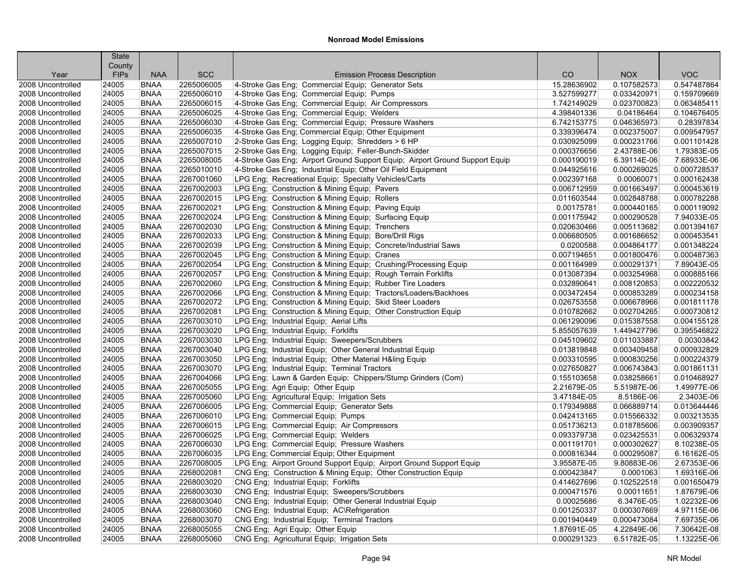# Nonroad Model Emissions

| Year | State County FIPs | NAA | SCC | Emission Process Description | CO | NOX | VOC |
|---|---|---|---|---|---|---|---|
| 2008 Uncontrolled | 24005 | BNAA | 2265006005 | 4-Stroke Gas Eng; Commercial Equip; Generator Sets | 15.28636902 | 0.107582573 | 0.547487864 |
| 2008 Uncontrolled | 24005 | BNAA | 2265006010 | 4-Stroke Gas Eng; Commercial Equip; Pumps | 3.527599277 | 0.033420971 | 0.159709669 |
| 2008 Uncontrolled | 24005 | BNAA | 2265006015 | 4-Stroke Gas Eng; Commercial Equip; Air Compressors | 1.742149029 | 0.023700823 | 0.063485411 |
| 2008 Uncontrolled | 24005 | BNAA | 2265006025 | 4-Stroke Gas Eng; Commercial Equip; Welders | 4.398401336 | 0.04186464 | 0.104676405 |
| 2008 Uncontrolled | 24005 | BNAA | 2265006030 | 4-Stroke Gas Eng; Commercial Equip; Pressure Washers | 6.742153775 | 0.046365973 | 0.28397834 |
| 2008 Uncontrolled | 24005 | BNAA | 2265006035 | 4-Stroke Gas Eng; Commercial Equip; Other Equipment | 0.339396474 | 0.002375007 | 0.009547957 |
| 2008 Uncontrolled | 24005 | BNAA | 2265007010 | 2-Stroke Gas Eng; Logging Equip; Shredders > 6 HP | 0.030925099 | 0.000231766 | 0.001101428 |
| 2008 Uncontrolled | 24005 | BNAA | 2265007015 | 2-Stroke Gas Eng; Logging Equip; Feller-Bunch-Skidder | 0.000376656 | 2.43788E-06 | 1.79383E-05 |
| 2008 Uncontrolled | 24005 | BNAA | 2265008005 | 4-Stroke Gas Eng; Airport Ground Support Equip; Airport Ground Support Equip | 0.000190019 | 6.39114E-06 | 7.68933E-06 |
| 2008 Uncontrolled | 24005 | BNAA | 2265010010 | 4-Stroke Gas Eng; Industrial Equip; Other Oil Field Equipment | 0.044925616 | 0.000269025 | 0.000728537 |
| 2008 Uncontrolled | 24005 | BNAA | 2267001060 | LPG Eng; Recreational Equip; Specialty Vehicles/Carts | 0.002397168 | 0.00060071 | 0.000162438 |
| 2008 Uncontrolled | 24005 | BNAA | 2267002003 | LPG Eng; Construction & Mining Equip; Pavers | 0.006712959 | 0.001663497 | 0.000453619 |
| 2008 Uncontrolled | 24005 | BNAA | 2267002015 | LPG Eng; Construction & Mining Equip; Rollers | 0.011603544 | 0.002848788 | 0.000782288 |
| 2008 Uncontrolled | 24005 | BNAA | 2267002021 | LPG Eng; Construction & Mining Equip; Paving Equip | 0.00175781 | 0.000440165 | 0.000119092 |
| 2008 Uncontrolled | 24005 | BNAA | 2267002024 | LPG Eng; Construction & Mining Equip; Surfacing Equip | 0.001175942 | 0.000290528 | 7.94033E-05 |
| 2008 Uncontrolled | 24005 | BNAA | 2267002030 | LPG Eng; Construction & Mining Equip; Trenchers | 0.020630466 | 0.005113682 | 0.001394167 |
| 2008 Uncontrolled | 24005 | BNAA | 2267002033 | LPG Eng; Construction & Mining Equip; Bore/Drill Rigs | 0.006680505 | 0.001686652 | 0.000453541 |
| 2008 Uncontrolled | 24005 | BNAA | 2267002039 | LPG Eng; Construction & Mining Equip; Concrete/Industrial Saws | 0.0200588 | 0.004864177 | 0.001348224 |
| 2008 Uncontrolled | 24005 | BNAA | 2267002045 | LPG Eng; Construction & Mining Equip; Cranes | 0.007194651 | 0.001800476 | 0.000487363 |
| 2008 Uncontrolled | 24005 | BNAA | 2267002054 | LPG Eng; Construction & Mining Equip; Crushing/Processing Equip | 0.001164989 | 0.000291371 | 7.89043E-05 |
| 2008 Uncontrolled | 24005 | BNAA | 2267002057 | LPG Eng; Construction & Mining Equip; Rough Terrain Forklifts | 0.013087394 | 0.003254968 | 0.000885166 |
| 2008 Uncontrolled | 24005 | BNAA | 2267002060 | LPG Eng; Construction & Mining Equip; Rubber Tire Loaders | 0.032890641 | 0.008120853 | 0.002220532 |
| 2008 Uncontrolled | 24005 | BNAA | 2267002066 | LPG Eng; Construction & Mining Equip; Tractors/Loaders/Backhoes | 0.003472454 | 0.000853289 | 0.000234158 |
| 2008 Uncontrolled | 24005 | BNAA | 2267002072 | LPG Eng; Construction & Mining Equip; Skid Steer Loaders | 0.026753558 | 0.006678966 | 0.001811178 |
| 2008 Uncontrolled | 24005 | BNAA | 2267002081 | LPG Eng; Construction & Mining Equip; Other Construction Equip | 0.010782662 | 0.002704265 | 0.000730812 |
| 2008 Uncontrolled | 24005 | BNAA | 2267003010 | LPG Eng; Industrial Equip; Aerial Lifts | 0.061290096 | 0.015387558 | 0.004155128 |
| 2008 Uncontrolled | 24005 | BNAA | 2267003020 | LPG Eng; Industrial Equip; Forklifts | 5.855057639 | 1.449427796 | 0.395546822 |
| 2008 Uncontrolled | 24005 | BNAA | 2267003030 | LPG Eng; Industrial Equip; Sweepers/Scrubbers | 0.045109602 | 0.011033887 | 0.00303842 |
| 2008 Uncontrolled | 24005 | BNAA | 2267003040 | LPG Eng; Industrial Equip; Other General Industrial Equip | 0.013819848 | 0.003409458 | 0.000932829 |
| 2008 Uncontrolled | 24005 | BNAA | 2267003050 | LPG Eng; Industrial Equip; Other Material H&ling Equip | 0.003310595 | 0.000830256 | 0.000224379 |
| 2008 Uncontrolled | 24005 | BNAA | 2267003070 | LPG Eng; Industrial Equip; Terminal Tractors | 0.027650827 | 0.006743843 | 0.001861131 |
| 2008 Uncontrolled | 24005 | BNAA | 2267004066 | LPG Eng; Lawn & Garden Equip; Chippers/Stump Grinders (Com) | 0.155103658 | 0.038258661 | 0.010468927 |
| 2008 Uncontrolled | 24005 | BNAA | 2267005055 | LPG Eng; Agri Equip; Other Equip | 2.21679E-05 | 5.51987E-06 | 1.49977E-06 |
| 2008 Uncontrolled | 24005 | BNAA | 2267005060 | LPG Eng; Agricultural Equip; Irrigation Sets | 3.47184E-05 | 8.5186E-06 | 2.3403E-06 |
| 2008 Uncontrolled | 24005 | BNAA | 2267006005 | LPG Eng; Commercial Equip; Generator Sets | 0.179349888 | 0.066889714 | 0.013644446 |
| 2008 Uncontrolled | 24005 | BNAA | 2267006010 | LPG Eng; Commercial Equip; Pumps | 0.042413165 | 0.015566332 | 0.003213535 |
| 2008 Uncontrolled | 24005 | BNAA | 2267006015 | LPG Eng; Commercial Equip; Air Compressors | 0.051736213 | 0.018785606 | 0.003909357 |
| 2008 Uncontrolled | 24005 | BNAA | 2267006025 | LPG Eng; Commercial Equip; Welders | 0.093379738 | 0.023425531 | 0.006329374 |
| 2008 Uncontrolled | 24005 | BNAA | 2267006030 | LPG Eng; Commercial Equip; Pressure Washers | 0.001191701 | 0.000302627 | 8.10238E-05 |
| 2008 Uncontrolled | 24005 | BNAA | 2267006035 | LPG Eng; Commercial Equip; Other Equipment | 0.000816344 | 0.000295087 | 6.16162E-05 |
| 2008 Uncontrolled | 24005 | BNAA | 2267008005 | LPG Eng; Airport Ground Support Equip; Airport Ground Support Equip | 3.95587E-05 | 9.80883E-06 | 2.67353E-06 |
| 2008 Uncontrolled | 24005 | BNAA | 2268002081 | CNG Eng; Construction & Mining Equip; Other Construction Equip | 0.000423847 | 0.0001063 | 1.69316E-06 |
| 2008 Uncontrolled | 24005 | BNAA | 2268003020 | CNG Eng; Industrial Equip; Forklifts | 0.414627696 | 0.102522518 | 0.001650479 |
| 2008 Uncontrolled | 24005 | BNAA | 2268003030 | CNG Eng; Industrial Equip; Sweepers/Scrubbers | 0.000471576 | 0.00011651 | 1.87679E-06 |
| 2008 Uncontrolled | 24005 | BNAA | 2268003040 | CNG Eng; Industrial Equip; Other General Industrial Equip | 0.00025686 | 6.3476E-05 | 1.02232E-06 |
| 2008 Uncontrolled | 24005 | BNAA | 2268003060 | CNG Eng; Industrial Equip; AC\Refrigeration | 0.001250337 | 0.000307669 | 4.97115E-06 |
| 2008 Uncontrolled | 24005 | BNAA | 2268003070 | CNG Eng; Industrial Equip; Terminal Tractors | 0.001940449 | 0.000473084 | 7.69735E-06 |
| 2008 Uncontrolled | 24005 | BNAA | 2268005055 | CNG Eng; Agri Equip; Other Equip | 1.87691E-05 | 4.22849E-06 | 7.30642E-08 |
| 2008 Uncontrolled | 24005 | BNAA | 2268005060 | CNG Eng; Agricultural Equip; Irrigation Sets | 0.000291323 | 6.51782E-05 | 1.13225E-06 |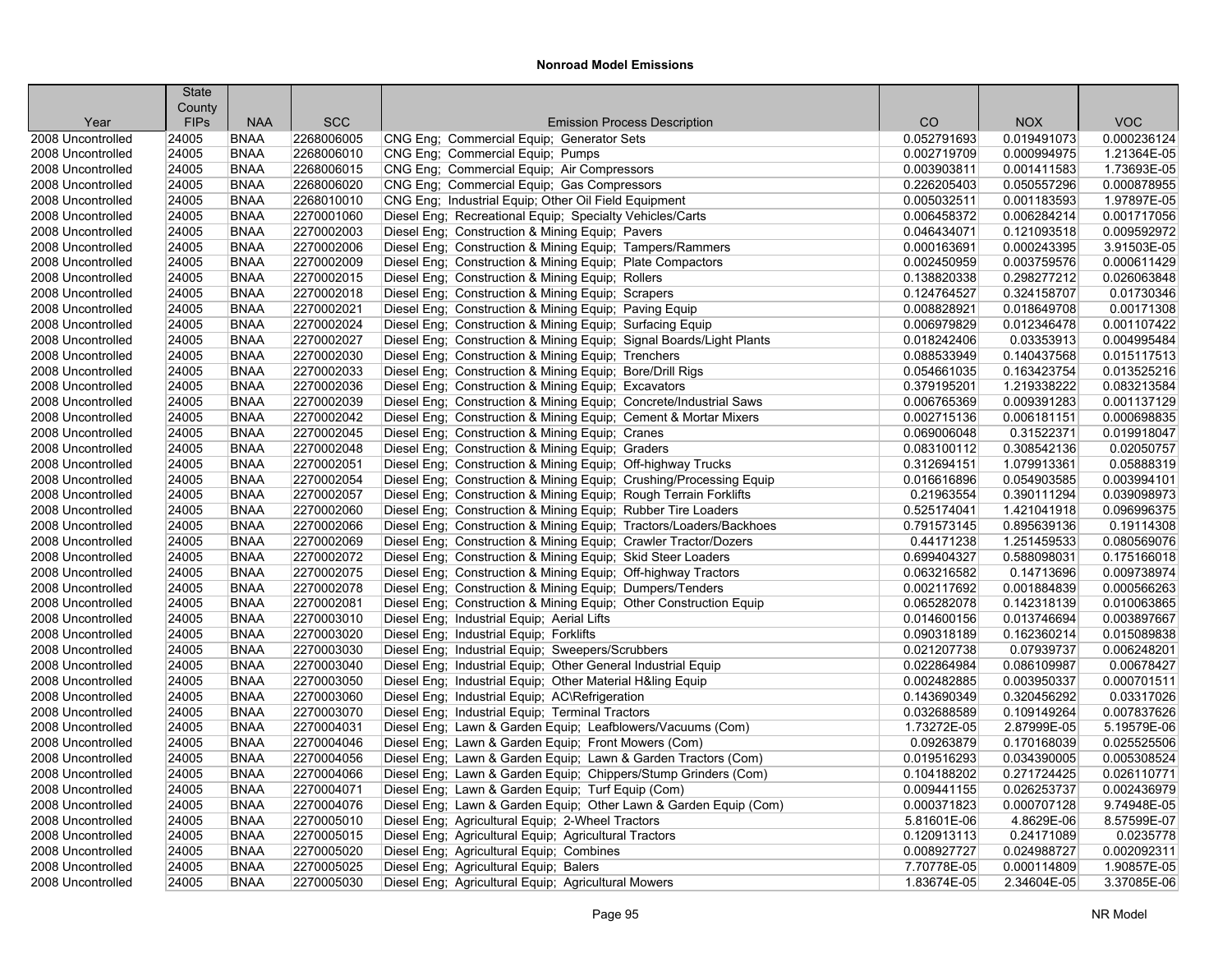## Nonroad Model Emissions

| Year | State County FIPs | NAA | SCC | Emission Process Description | CO | NOX | VOC |
|---|---|---|---|---|---|---|---|
| 2008 Uncontrolled | 24005 | BNAA | 2268006005 | CNG Eng; Commercial Equip; Generator Sets | 0.052791693 | 0.019491073 | 0.000236124 |
| 2008 Uncontrolled | 24005 | BNAA | 2268006010 | CNG Eng; Commercial Equip; Pumps | 0.002719709 | 0.000994975 | 1.21364E-05 |
| 2008 Uncontrolled | 24005 | BNAA | 2268006015 | CNG Eng; Commercial Equip; Air Compressors | 0.003903811 | 0.001411583 | 1.73693E-05 |
| 2008 Uncontrolled | 24005 | BNAA | 2268006020 | CNG Eng; Commercial Equip; Gas Compressors | 0.226205403 | 0.050557296 | 0.000878955 |
| 2008 Uncontrolled | 24005 | BNAA | 2268010010 | CNG Eng; Industrial Equip; Other Oil Field Equipment | 0.005032511 | 0.001183593 | 1.97897E-05 |
| 2008 Uncontrolled | 24005 | BNAA | 2270001060 | Diesel Eng; Recreational Equip; Specialty Vehicles/Carts | 0.006458372 | 0.006284214 | 0.001717056 |
| 2008 Uncontrolled | 24005 | BNAA | 2270002003 | Diesel Eng; Construction & Mining Equip; Pavers | 0.046434071 | 0.121093518 | 0.009592972 |
| 2008 Uncontrolled | 24005 | BNAA | 2270002006 | Diesel Eng; Construction & Mining Equip; Tampers/Rammers | 0.000163691 | 0.000243395 | 3.91503E-05 |
| 2008 Uncontrolled | 24005 | BNAA | 2270002009 | Diesel Eng; Construction & Mining Equip; Plate Compactors | 0.002450959 | 0.003759576 | 0.000611429 |
| 2008 Uncontrolled | 24005 | BNAA | 2270002015 | Diesel Eng; Construction & Mining Equip; Rollers | 0.138820338 | 0.298277212 | 0.026063848 |
| 2008 Uncontrolled | 24005 | BNAA | 2270002018 | Diesel Eng; Construction & Mining Equip; Scrapers | 0.124764527 | 0.324158707 | 0.01730346 |
| 2008 Uncontrolled | 24005 | BNAA | 2270002021 | Diesel Eng; Construction & Mining Equip; Paving Equip | 0.008828921 | 0.018649708 | 0.00171308 |
| 2008 Uncontrolled | 24005 | BNAA | 2270002024 | Diesel Eng; Construction & Mining Equip; Surfacing Equip | 0.006979829 | 0.012346478 | 0.001107422 |
| 2008 Uncontrolled | 24005 | BNAA | 2270002027 | Diesel Eng; Construction & Mining Equip; Signal Boards/Light Plants | 0.018242406 | 0.03353913 | 0.004995484 |
| 2008 Uncontrolled | 24005 | BNAA | 2270002030 | Diesel Eng; Construction & Mining Equip; Trenchers | 0.088533949 | 0.140437568 | 0.015117513 |
| 2008 Uncontrolled | 24005 | BNAA | 2270002033 | Diesel Eng; Construction & Mining Equip; Bore/Drill Rigs | 0.054661035 | 0.163423754 | 0.013525216 |
| 2008 Uncontrolled | 24005 | BNAA | 2270002036 | Diesel Eng; Construction & Mining Equip; Excavators | 0.379195201 | 1.219338222 | 0.083213584 |
| 2008 Uncontrolled | 24005 | BNAA | 2270002039 | Diesel Eng; Construction & Mining Equip; Concrete/Industrial Saws | 0.006765369 | 0.009391283 | 0.001137129 |
| 2008 Uncontrolled | 24005 | BNAA | 2270002042 | Diesel Eng; Construction & Mining Equip; Cement & Mortar Mixers | 0.002715136 | 0.006181151 | 0.000698835 |
| 2008 Uncontrolled | 24005 | BNAA | 2270002045 | Diesel Eng; Construction & Mining Equip; Cranes | 0.069006048 | 0.31522371 | 0.019918047 |
| 2008 Uncontrolled | 24005 | BNAA | 2270002048 | Diesel Eng; Construction & Mining Equip; Graders | 0.083100112 | 0.308542136 | 0.02050757 |
| 2008 Uncontrolled | 24005 | BNAA | 2270002051 | Diesel Eng; Construction & Mining Equip; Off-highway Trucks | 0.312694151 | 1.079913361 | 0.05888319 |
| 2008 Uncontrolled | 24005 | BNAA | 2270002054 | Diesel Eng; Construction & Mining Equip; Crushing/Processing Equip | 0.016616896 | 0.054903585 | 0.003994101 |
| 2008 Uncontrolled | 24005 | BNAA | 2270002057 | Diesel Eng; Construction & Mining Equip; Rough Terrain Forklifts | 0.21963554 | 0.390111294 | 0.039098973 |
| 2008 Uncontrolled | 24005 | BNAA | 2270002060 | Diesel Eng; Construction & Mining Equip; Rubber Tire Loaders | 0.525174041 | 1.421041918 | 0.096996375 |
| 2008 Uncontrolled | 24005 | BNAA | 2270002066 | Diesel Eng; Construction & Mining Equip; Tractors/Loaders/Backhoes | 0.791573145 | 0.895639136 | 0.19114308 |
| 2008 Uncontrolled | 24005 | BNAA | 2270002069 | Diesel Eng; Construction & Mining Equip; Crawler Tractor/Dozers | 0.44171238 | 1.251459533 | 0.080569076 |
| 2008 Uncontrolled | 24005 | BNAA | 2270002072 | Diesel Eng; Construction & Mining Equip; Skid Steer Loaders | 0.699404327 | 0.588098031 | 0.175166018 |
| 2008 Uncontrolled | 24005 | BNAA | 2270002075 | Diesel Eng; Construction & Mining Equip; Off-highway Tractors | 0.063216582 | 0.14713696 | 0.009738974 |
| 2008 Uncontrolled | 24005 | BNAA | 2270002078 | Diesel Eng; Construction & Mining Equip; Dumpers/Tenders | 0.002117692 | 0.001884839 | 0.000566263 |
| 2008 Uncontrolled | 24005 | BNAA | 2270002081 | Diesel Eng; Construction & Mining Equip; Other Construction Equip | 0.065282078 | 0.142318139 | 0.010063865 |
| 2008 Uncontrolled | 24005 | BNAA | 2270003010 | Diesel Eng; Industrial Equip; Aerial Lifts | 0.014600156 | 0.013746694 | 0.003897667 |
| 2008 Uncontrolled | 24005 | BNAA | 2270003020 | Diesel Eng; Industrial Equip; Forklifts | 0.090318189 | 0.162360214 | 0.015089838 |
| 2008 Uncontrolled | 24005 | BNAA | 2270003030 | Diesel Eng; Industrial Equip; Sweepers/Scrubbers | 0.021207738 | 0.07939737 | 0.006248201 |
| 2008 Uncontrolled | 24005 | BNAA | 2270003040 | Diesel Eng; Industrial Equip; Other General Industrial Equip | 0.022864984 | 0.086109987 | 0.00678427 |
| 2008 Uncontrolled | 24005 | BNAA | 2270003050 | Diesel Eng; Industrial Equip; Other Material H&ling Equip | 0.002482885 | 0.003950337 | 0.000701511 |
| 2008 Uncontrolled | 24005 | BNAA | 2270003060 | Diesel Eng; Industrial Equip; AC\Refrigeration | 0.143690349 | 0.320456292 | 0.03317026 |
| 2008 Uncontrolled | 24005 | BNAA | 2270003070 | Diesel Eng; Industrial Equip; Terminal Tractors | 0.032688589 | 0.109149264 | 0.007837626 |
| 2008 Uncontrolled | 24005 | BNAA | 2270004031 | Diesel Eng; Lawn & Garden Equip; Leafblowers/Vacuums (Com) | 1.73272E-05 | 2.87999E-05 | 5.19579E-06 |
| 2008 Uncontrolled | 24005 | BNAA | 2270004046 | Diesel Eng; Lawn & Garden Equip; Front Mowers (Com) | 0.09263879 | 0.170168039 | 0.025525506 |
| 2008 Uncontrolled | 24005 | BNAA | 2270004056 | Diesel Eng; Lawn & Garden Equip; Lawn & Garden Tractors (Com) | 0.019516293 | 0.034390005 | 0.005308524 |
| 2008 Uncontrolled | 24005 | BNAA | 2270004066 | Diesel Eng; Lawn & Garden Equip; Chippers/Stump Grinders (Com) | 0.104188202 | 0.271724425 | 0.026110771 |
| 2008 Uncontrolled | 24005 | BNAA | 2270004071 | Diesel Eng; Lawn & Garden Equip; Turf Equip (Com) | 0.009441155 | 0.026253737 | 0.002436979 |
| 2008 Uncontrolled | 24005 | BNAA | 2270004076 | Diesel Eng; Lawn & Garden Equip; Other Lawn & Garden Equip (Com) | 0.000371823 | 0.000707128 | 9.74948E-05 |
| 2008 Uncontrolled | 24005 | BNAA | 2270005010 | Diesel Eng; Agricultural Equip; 2-Wheel Tractors | 5.81601E-06 | 4.8629E-06 | 8.57599E-07 |
| 2008 Uncontrolled | 24005 | BNAA | 2270005015 | Diesel Eng; Agricultural Equip; Agricultural Tractors | 0.120913113 | 0.24171089 | 0.0235778 |
| 2008 Uncontrolled | 24005 | BNAA | 2270005020 | Diesel Eng; Agricultural Equip; Combines | 0.008927727 | 0.024988727 | 0.002092311 |
| 2008 Uncontrolled | 24005 | BNAA | 2270005025 | Diesel Eng; Agricultural Equip; Balers | 7.70778E-05 | 0.000114809 | 1.90857E-05 |
| 2008 Uncontrolled | 24005 | BNAA | 2270005030 | Diesel Eng; Agricultural Equip; Agricultural Mowers | 1.83674E-05 | 2.34604E-05 | 3.37085E-06 |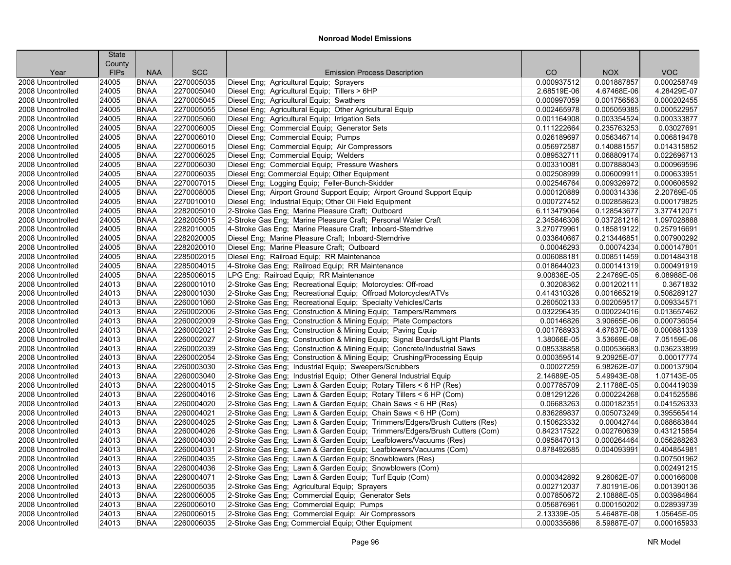## Nonroad Model Emissions

| Year | State County FIPs | NAA | SCC | Emission Process Description | CO | NOX | VOC |
|---|---|---|---|---|---|---|---|
| 2008 Uncontrolled | 24005 | BNAA | 2270005035 | Diesel Eng; Agricultural Equip; Sprayers | 0.000937512 | 0.001887857 | 0.000258749 |
| 2008 Uncontrolled | 24005 | BNAA | 2270005040 | Diesel Eng; Agricultural Equip; Tillers > 6HP | 2.68519E-06 | 4.67468E-06 | 4.28429E-07 |
| 2008 Uncontrolled | 24005 | BNAA | 2270005045 | Diesel Eng; Agricultural Equip; Swathers | 0.000997059 | 0.001756563 | 0.000202455 |
| 2008 Uncontrolled | 24005 | BNAA | 2270005055 | Diesel Eng; Agricultural Equip; Other Agricultural Equip | 0.002465978 | 0.005059385 | 0.000522957 |
| 2008 Uncontrolled | 24005 | BNAA | 2270005060 | Diesel Eng; Agricultural Equip; Irrigation Sets | 0.001164908 | 0.003354524 | 0.000333877 |
| 2008 Uncontrolled | 24005 | BNAA | 2270006005 | Diesel Eng; Commercial Equip; Generator Sets | 0.111222664 | 0.235763253 | 0.03027691 |
| 2008 Uncontrolled | 24005 | BNAA | 2270006010 | Diesel Eng; Commercial Equip; Pumps | 0.026189697 | 0.056346714 | 0.006819478 |
| 2008 Uncontrolled | 24005 | BNAA | 2270006015 | Diesel Eng; Commercial Equip; Air Compressors | 0.056972587 | 0.140881557 | 0.014315852 |
| 2008 Uncontrolled | 24005 | BNAA | 2270006025 | Diesel Eng; Commercial Equip; Welders | 0.089532711 | 0.068809174 | 0.022696713 |
| 2008 Uncontrolled | 24005 | BNAA | 2270006030 | Diesel Eng; Commercial Equip; Pressure Washers | 0.003310081 | 0.007888043 | 0.000969596 |
| 2008 Uncontrolled | 24005 | BNAA | 2270006035 | Diesel Eng; Commercial Equip; Other Equipment | 0.002508999 | 0.006009911 | 0.000633951 |
| 2008 Uncontrolled | 24005 | BNAA | 2270007015 | Diesel Eng; Logging Equip; Feller-Bunch-Skidder | 0.002546764 | 0.009326972 | 0.000606592 |
| 2008 Uncontrolled | 24005 | BNAA | 2270008005 | Diesel Eng; Airport Ground Support Equip; Airport Ground Support Equip | 0.000120889 | 0.000314336 | 2.20769E-05 |
| 2008 Uncontrolled | 24005 | BNAA | 2270010010 | Diesel Eng; Industrial Equip; Other Oil Field Equipment | 0.000727452 | 0.002858623 | 0.000179825 |
| 2008 Uncontrolled | 24005 | BNAA | 2282005010 | 2-Stroke Gas Eng; Marine Pleasure Craft; Outboard | 6.113479064 | 0.128543677 | 3.377412071 |
| 2008 Uncontrolled | 24005 | BNAA | 2282005015 | 2-Stroke Gas Eng; Marine Pleasure Craft; Personal Water Craft | 2.345846306 | 0.037281216 | 1.097028888 |
| 2008 Uncontrolled | 24005 | BNAA | 2282010005 | 4-Stroke Gas Eng; Marine Pleasure Craft; Inboard-Sterndrive | 3.270779961 | 0.185819122 | 0.257916691 |
| 2008 Uncontrolled | 24005 | BNAA | 2282020005 | Diesel Eng; Marine Pleasure Craft; Inboard-Sterndrive | 0.033640667 | 0.213446851 | 0.007900292 |
| 2008 Uncontrolled | 24005 | BNAA | 2282020010 | Diesel Eng; Marine Pleasure Craft; Outboard | 0.00046293 | 0.00074234 | 0.000147801 |
| 2008 Uncontrolled | 24005 | BNAA | 2285002015 | Diesel Eng; Railroad Equip; RR Maintenance | 0.006088181 | 0.008511459 | 0.001484318 |
| 2008 Uncontrolled | 24005 | BNAA | 2285004015 | 4-Stroke Gas Eng; Railroad Equip; RR Maintenance | 0.018644023 | 0.000141319 | 0.000491919 |
| 2008 Uncontrolled | 24005 | BNAA | 2285006015 | LPG Eng; Railroad Equip; RR Maintenance | 9.00836E-05 | 2.24769E-05 | 6.08988E-06 |
| 2008 Uncontrolled | 24013 | BNAA | 2260001010 | 2-Stroke Gas Eng; Recreational Equip; Motorcycles: Off-road | 0.30208362 | 0.001202111 | 0.3671832 |
| 2008 Uncontrolled | 24013 | BNAA | 2260001030 | 2-Stroke Gas Eng; Recreational Equip; Offroad Motorcycles/ATVs | 0.414310326 | 0.001665219 | 0.508289127 |
| 2008 Uncontrolled | 24013 | BNAA | 2260001060 | 2-Stroke Gas Eng; Recreational Equip; Specialty Vehicles/Carts | 0.260502133 | 0.002059517 | 0.009334571 |
| 2008 Uncontrolled | 24013 | BNAA | 2260002006 | 2-Stroke Gas Eng; Construction & Mining Equip; Tampers/Rammers | 0.032296435 | 0.000224016 | 0.013657462 |
| 2008 Uncontrolled | 24013 | BNAA | 2260002009 | 2-Stroke Gas Eng; Construction & Mining Equip; Plate Compactors | 0.00146826 | 3.90665E-06 | 0.000736054 |
| 2008 Uncontrolled | 24013 | BNAA | 2260002021 | 2-Stroke Gas Eng; Construction & Mining Equip; Paving Equip | 0.001768933 | 4.67837E-06 | 0.000881339 |
| 2008 Uncontrolled | 24013 | BNAA | 2260002027 | 2-Stroke Gas Eng; Construction & Mining Equip; Signal Boards/Light Plants | 1.38066E-05 | 3.53669E-08 | 7.05159E-06 |
| 2008 Uncontrolled | 24013 | BNAA | 2260002039 | 2-Stroke Gas Eng; Construction & Mining Equip; Concrete/Industrial Saws | 0.085338858 | 0.000536683 | 0.036233899 |
| 2008 Uncontrolled | 24013 | BNAA | 2260002054 | 2-Stroke Gas Eng; Construction & Mining Equip; Crushing/Processing Equip | 0.000359514 | 9.20925E-07 | 0.00017774 |
| 2008 Uncontrolled | 24013 | BNAA | 2260003030 | 2-Stroke Gas Eng; Industrial Equip; Sweepers/Scrubbers | 0.00027259 | 6.98262E-07 | 0.000137904 |
| 2008 Uncontrolled | 24013 | BNAA | 2260003040 | 2-Stroke Gas Eng; Industrial Equip; Other General Industrial Equip | 2.14689E-05 | 5.49943E-08 | 1.07143E-05 |
| 2008 Uncontrolled | 24013 | BNAA | 2260004015 | 2-Stroke Gas Eng; Lawn & Garden Equip; Rotary Tillers < 6 HP (Res) | 0.007785709 | 2.11788E-05 | 0.004419039 |
| 2008 Uncontrolled | 24013 | BNAA | 2260004016 | 2-Stroke Gas Eng; Lawn & Garden Equip; Rotary Tillers < 6 HP (Com) | 0.081291226 | 0.000224268 | 0.041525586 |
| 2008 Uncontrolled | 24013 | BNAA | 2260004020 | 2-Stroke Gas Eng; Lawn & Garden Equip; Chain Saws < 6 HP (Res) | 0.06683263 | 0.000182351 | 0.041526333 |
| 2008 Uncontrolled | 24013 | BNAA | 2260004021 | 2-Stroke Gas Eng; Lawn & Garden Equip; Chain Saws < 6 HP (Com) | 0.836289837 | 0.005073249 | 0.395565414 |
| 2008 Uncontrolled | 24013 | BNAA | 2260004025 | 2-Stroke Gas Eng; Lawn & Garden Equip; Trimmers/Edgers/Brush Cutters (Res) | 0.150623332 | 0.00042744 | 0.088683844 |
| 2008 Uncontrolled | 24013 | BNAA | 2260004026 | 2-Stroke Gas Eng; Lawn & Garden Equip; Trimmers/Edgers/Brush Cutters (Com) | 0.842317522 | 0.002760639 | 0.431215854 |
| 2008 Uncontrolled | 24013 | BNAA | 2260004030 | 2-Stroke Gas Eng; Lawn & Garden Equip; Leafblowers/Vacuums (Res) | 0.095847013 | 0.000264464 | 0.056288263 |
| 2008 Uncontrolled | 24013 | BNAA | 2260004031 | 2-Stroke Gas Eng; Lawn & Garden Equip; Leafblowers/Vacuums (Com) | 0.878492685 | 0.004093991 | 0.404854981 |
| 2008 Uncontrolled | 24013 | BNAA | 2260004035 | 2-Stroke Gas Eng; Lawn & Garden Equip; Snowblowers (Res) | | | 0.007501962 |
| 2008 Uncontrolled | 24013 | BNAA | 2260004036 | 2-Stroke Gas Eng; Lawn & Garden Equip; Snowblowers (Com) | | | 0.002491215 |
| 2008 Uncontrolled | 24013 | BNAA | 2260004071 | 2-Stroke Gas Eng; Lawn & Garden Equip; Turf Equip (Com) | 0.000342892 | 9.26062E-07 | 0.000166008 |
| 2008 Uncontrolled | 24013 | BNAA | 2260005035 | 2-Stroke Gas Eng; Agricultural Equip; Sprayers | 0.002712037 | 7.80191E-06 | 0.001390136 |
| 2008 Uncontrolled | 24013 | BNAA | 2260006005 | 2-Stroke Gas Eng; Commercial Equip; Generator Sets | 0.007850672 | 2.10888E-05 | 0.003984864 |
| 2008 Uncontrolled | 24013 | BNAA | 2260006010 | 2-Stroke Gas Eng; Commercial Equip; Pumps | 0.056876961 | 0.000150202 | 0.028939739 |
| 2008 Uncontrolled | 24013 | BNAA | 2260006015 | 2-Stroke Gas Eng; Commercial Equip; Air Compressors | 2.13339E-05 | 5.46487E-08 | 1.05645E-05 |
| 2008 Uncontrolled | 24013 | BNAA | 2260006035 | 2-Stroke Gas Eng; Commercial Equip; Other Equipment | 0.000335686 | 8.59887E-07 | 0.000165933 |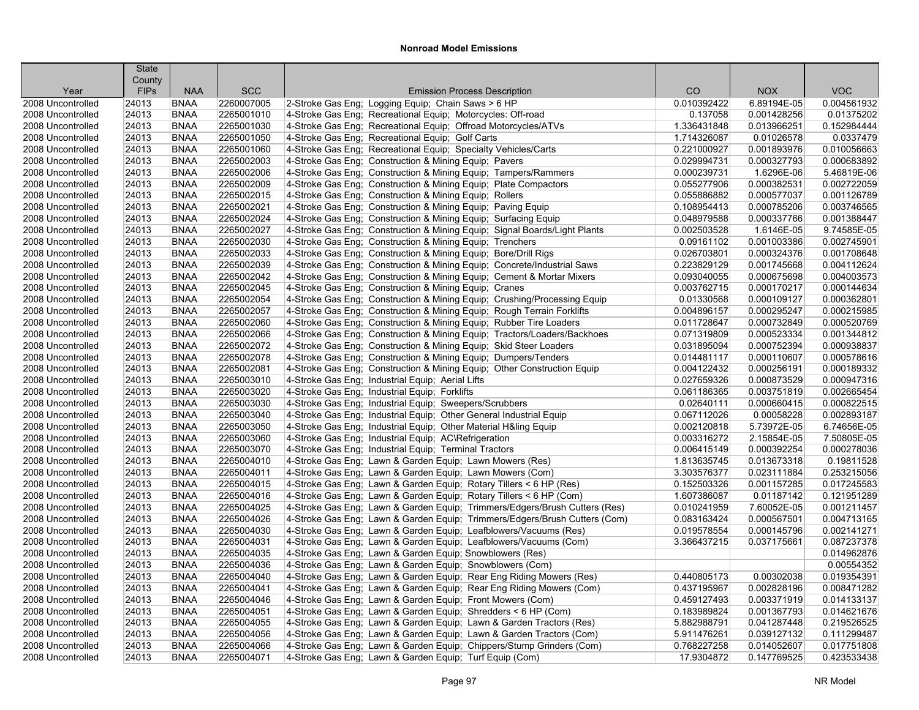## Nonroad Model Emissions

| Year | State County FIPs | NAA | SCC | Emission Process Description | CO | NOX | VOC |
|---|---|---|---|---|---|---|---|
| 2008 Uncontrolled | 24013 | BNAA | 2260007005 | 2-Stroke Gas Eng; Logging Equip; Chain Saws > 6 HP | 0.010392422 | 6.89194E-05 | 0.004561932 |
| 2008 Uncontrolled | 24013 | BNAA | 2265001010 | 4-Stroke Gas Eng; Recreational Equip; Motorcycles: Off-road | 0.137058 | 0.001428256 | 0.01375202 |
| 2008 Uncontrolled | 24013 | BNAA | 2265001030 | 4-Stroke Gas Eng; Recreational Equip; Offroad Motorcycles/ATVs | 1.336431848 | 0.013966251 | 0.152984444 |
| 2008 Uncontrolled | 24013 | BNAA | 2265001050 | 4-Stroke Gas Eng; Recreational Equip; Golf Carts | 1.714326087 | 0.01026578 | 0.0337479 |
| 2008 Uncontrolled | 24013 | BNAA | 2265001060 | 4-Stroke Gas Eng; Recreational Equip; Specialty Vehicles/Carts | 0.221000927 | 0.001893976 | 0.010056663 |
| 2008 Uncontrolled | 24013 | BNAA | 2265002003 | 4-Stroke Gas Eng; Construction & Mining Equip; Pavers | 0.029994731 | 0.000327793 | 0.000683892 |
| 2008 Uncontrolled | 24013 | BNAA | 2265002006 | 4-Stroke Gas Eng; Construction & Mining Equip; Tampers/Rammers | 0.000239731 | 1.6296E-06 | 5.46819E-06 |
| 2008 Uncontrolled | 24013 | BNAA | 2265002009 | 4-Stroke Gas Eng; Construction & Mining Equip; Plate Compactors | 0.055277906 | 0.000382531 | 0.002722059 |
| 2008 Uncontrolled | 24013 | BNAA | 2265002015 | 4-Stroke Gas Eng; Construction & Mining Equip; Rollers | 0.055886882 | 0.000577037 | 0.001126789 |
| 2008 Uncontrolled | 24013 | BNAA | 2265002021 | 4-Stroke Gas Eng; Construction & Mining Equip; Paving Equip | 0.108954413 | 0.000785206 | 0.003746565 |
| 2008 Uncontrolled | 24013 | BNAA | 2265002024 | 4-Stroke Gas Eng; Construction & Mining Equip; Surfacing Equip | 0.048979588 | 0.000337766 | 0.001388447 |
| 2008 Uncontrolled | 24013 | BNAA | 2265002027 | 4-Stroke Gas Eng; Construction & Mining Equip; Signal Boards/Light Plants | 0.002503528 | 1.6146E-05 | 9.74585E-05 |
| 2008 Uncontrolled | 24013 | BNAA | 2265002030 | 4-Stroke Gas Eng; Construction & Mining Equip; Trenchers | 0.09161102 | 0.001003386 | 0.002745901 |
| 2008 Uncontrolled | 24013 | BNAA | 2265002033 | 4-Stroke Gas Eng; Construction & Mining Equip; Bore/Drill Rigs | 0.026703801 | 0.000324376 | 0.001708648 |
| 2008 Uncontrolled | 24013 | BNAA | 2265002039 | 4-Stroke Gas Eng; Construction & Mining Equip; Concrete/Industrial Saws | 0.223829129 | 0.001745668 | 0.004112624 |
| 2008 Uncontrolled | 24013 | BNAA | 2265002042 | 4-Stroke Gas Eng; Construction & Mining Equip; Cement & Mortar Mixers | 0.093040055 | 0.000675698 | 0.004003573 |
| 2008 Uncontrolled | 24013 | BNAA | 2265002045 | 4-Stroke Gas Eng; Construction & Mining Equip; Cranes | 0.003762715 | 0.000170217 | 0.000144634 |
| 2008 Uncontrolled | 24013 | BNAA | 2265002054 | 4-Stroke Gas Eng; Construction & Mining Equip; Crushing/Processing Equip | 0.01330568 | 0.000109127 | 0.000362801 |
| 2008 Uncontrolled | 24013 | BNAA | 2265002057 | 4-Stroke Gas Eng; Construction & Mining Equip; Rough Terrain Forklifts | 0.004896157 | 0.000295247 | 0.000215985 |
| 2008 Uncontrolled | 24013 | BNAA | 2265002060 | 4-Stroke Gas Eng; Construction & Mining Equip; Rubber Tire Loaders | 0.011728647 | 0.000732849 | 0.000520769 |
| 2008 Uncontrolled | 24013 | BNAA | 2265002066 | 4-Stroke Gas Eng; Construction & Mining Equip; Tractors/Loaders/Backhoes | 0.071319809 | 0.000523334 | 0.001344812 |
| 2008 Uncontrolled | 24013 | BNAA | 2265002072 | 4-Stroke Gas Eng; Construction & Mining Equip; Skid Steer Loaders | 0.031895094 | 0.000752394 | 0.000938837 |
| 2008 Uncontrolled | 24013 | BNAA | 2265002078 | 4-Stroke Gas Eng; Construction & Mining Equip; Dumpers/Tenders | 0.014481117 | 0.000110607 | 0.000578616 |
| 2008 Uncontrolled | 24013 | BNAA | 2265002081 | 4-Stroke Gas Eng; Construction & Mining Equip; Other Construction Equip | 0.004122432 | 0.000256191 | 0.000189332 |
| 2008 Uncontrolled | 24013 | BNAA | 2265003010 | 4-Stroke Gas Eng; Industrial Equip; Aerial Lifts | 0.027659326 | 0.000873529 | 0.000947316 |
| 2008 Uncontrolled | 24013 | BNAA | 2265003020 | 4-Stroke Gas Eng; Industrial Equip; Forklifts | 0.061186365 | 0.003751819 | 0.002665454 |
| 2008 Uncontrolled | 24013 | BNAA | 2265003030 | 4-Stroke Gas Eng; Industrial Equip; Sweepers/Scrubbers | 0.02640111 | 0.000660415 | 0.000822515 |
| 2008 Uncontrolled | 24013 | BNAA | 2265003040 | 4-Stroke Gas Eng; Industrial Equip; Other General Industrial Equip | 0.067112026 | 0.00058228 | 0.002893187 |
| 2008 Uncontrolled | 24013 | BNAA | 2265003050 | 4-Stroke Gas Eng; Industrial Equip; Other Material H&ling Equip | 0.002120818 | 5.73972E-05 | 6.74656E-05 |
| 2008 Uncontrolled | 24013 | BNAA | 2265003060 | 4-Stroke Gas Eng; Industrial Equip; AC\Refrigeration | 0.003316272 | 2.15854E-05 | 7.50805E-05 |
| 2008 Uncontrolled | 24013 | BNAA | 2265003070 | 4-Stroke Gas Eng; Industrial Equip; Terminal Tractors | 0.006415149 | 0.000392254 | 0.000278036 |
| 2008 Uncontrolled | 24013 | BNAA | 2265004010 | 4-Stroke Gas Eng; Lawn & Garden Equip; Lawn Mowers (Res) | 1.813635745 | 0.013673318 | 0.19811528 |
| 2008 Uncontrolled | 24013 | BNAA | 2265004011 | 4-Stroke Gas Eng; Lawn & Garden Equip; Lawn Mowers (Com) | 3.303576377 | 0.023111884 | 0.253215056 |
| 2008 Uncontrolled | 24013 | BNAA | 2265004015 | 4-Stroke Gas Eng; Lawn & Garden Equip; Rotary Tillers < 6 HP (Res) | 0.152503326 | 0.001157285 | 0.017245583 |
| 2008 Uncontrolled | 24013 | BNAA | 2265004016 | 4-Stroke Gas Eng; Lawn & Garden Equip; Rotary Tillers < 6 HP (Com) | 1.607386087 | 0.01187142 | 0.121951289 |
| 2008 Uncontrolled | 24013 | BNAA | 2265004025 | 4-Stroke Gas Eng; Lawn & Garden Equip; Trimmers/Edgers/Brush Cutters (Res) | 0.010241959 | 7.60052E-05 | 0.001211457 |
| 2008 Uncontrolled | 24013 | BNAA | 2265004026 | 4-Stroke Gas Eng; Lawn & Garden Equip; Trimmers/Edgers/Brush Cutters (Com) | 0.083163424 | 0.000567501 | 0.004713165 |
| 2008 Uncontrolled | 24013 | BNAA | 2265004030 | 4-Stroke Gas Eng; Lawn & Garden Equip; Leafblowers/Vacuums (Res) | 0.019578554 | 0.000145796 | 0.002141271 |
| 2008 Uncontrolled | 24013 | BNAA | 2265004031 | 4-Stroke Gas Eng; Lawn & Garden Equip; Leafblowers/Vacuums (Com) | 3.366437215 | 0.037175661 | 0.087237378 |
| 2008 Uncontrolled | 24013 | BNAA | 2265004035 | 4-Stroke Gas Eng; Lawn & Garden Equip; Snowblowers (Res) | | | 0.014962876 |
| 2008 Uncontrolled | 24013 | BNAA | 2265004036 | 4-Stroke Gas Eng; Lawn & Garden Equip; Snowblowers (Com) | | | 0.00554352 |
| 2008 Uncontrolled | 24013 | BNAA | 2265004040 | 4-Stroke Gas Eng; Lawn & Garden Equip; Rear Eng Riding Mowers (Res) | 0.440805173 | 0.00302038 | 0.019354391 |
| 2008 Uncontrolled | 24013 | BNAA | 2265004041 | 4-Stroke Gas Eng; Lawn & Garden Equip; Rear Eng Riding Mowers (Com) | 0.437195967 | 0.002828196 | 0.008471282 |
| 2008 Uncontrolled | 24013 | BNAA | 2265004046 | 4-Stroke Gas Eng; Lawn & Garden Equip; Front Mowers (Com) | 0.459127493 | 0.003371919 | 0.014133137 |
| 2008 Uncontrolled | 24013 | BNAA | 2265004051 | 4-Stroke Gas Eng; Lawn & Garden Equip; Shredders < 6 HP (Com) | 0.183989824 | 0.001367793 | 0.014621676 |
| 2008 Uncontrolled | 24013 | BNAA | 2265004055 | 4-Stroke Gas Eng; Lawn & Garden Equip; Lawn & Garden Tractors (Res) | 5.882988791 | 0.041287448 | 0.219526525 |
| 2008 Uncontrolled | 24013 | BNAA | 2265004056 | 4-Stroke Gas Eng; Lawn & Garden Equip; Lawn & Garden Tractors (Com) | 5.911476261 | 0.039127132 | 0.111299487 |
| 2008 Uncontrolled | 24013 | BNAA | 2265004066 | 4-Stroke Gas Eng; Lawn & Garden Equip; Chippers/Stump Grinders (Com) | 0.768227258 | 0.014052607 | 0.017751808 |
| 2008 Uncontrolled | 24013 | BNAA | 2265004071 | 4-Stroke Gas Eng; Lawn & Garden Equip; Turf Equip (Com) | 17.9304872 | 0.147769525 | 0.423533438 |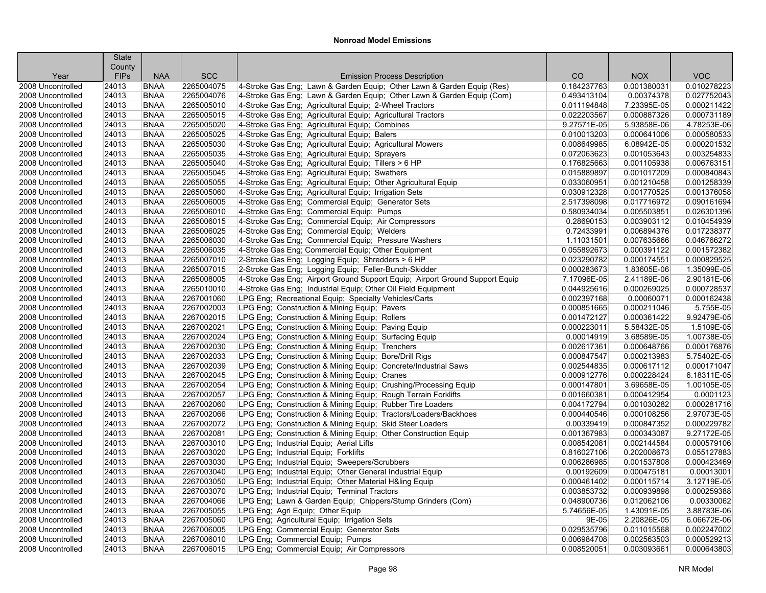## Nonroad Model Emissions

| Year | State County FIPs | NAA | SCC | Emission Process Description | CO | NOX | VOC |
|---|---|---|---|---|---|---|---|
| 2008 Uncontrolled | 24013 | BNAA | 2265004075 | 4-Stroke Gas Eng; Lawn & Garden Equip; Other Lawn & Garden Equip (Res) | 0.184237763 | 0.001380031 | 0.010278223 |
| 2008 Uncontrolled | 24013 | BNAA | 2265004076 | 4-Stroke Gas Eng; Lawn & Garden Equip; Other Lawn & Garden Equip (Com) | 0.493413104 | 0.00374378 | 0.027752043 |
| 2008 Uncontrolled | 24013 | BNAA | 2265005010 | 4-Stroke Gas Eng; Agricultural Equip; 2-Wheel Tractors | 0.011194848 | 7.23395E-05 | 0.000211422 |
| 2008 Uncontrolled | 24013 | BNAA | 2265005015 | 4-Stroke Gas Eng; Agricultural Equip; Agricultural Tractors | 0.022203567 | 0.000887326 | 0.000731189 |
| 2008 Uncontrolled | 24013 | BNAA | 2265005020 | 4-Stroke Gas Eng; Agricultural Equip; Combines | 9.27571E-05 | 5.93858E-06 | 4.78253E-06 |
| 2008 Uncontrolled | 24013 | BNAA | 2265005025 | 4-Stroke Gas Eng; Agricultural Equip; Balers | 0.010013203 | 0.000641006 | 0.000580533 |
| 2008 Uncontrolled | 24013 | BNAA | 2265005030 | 4-Stroke Gas Eng; Agricultural Equip; Agricultural Mowers | 0.008649985 | 6.08942E-05 | 0.000201532 |
| 2008 Uncontrolled | 24013 | BNAA | 2265005035 | 4-Stroke Gas Eng; Agricultural Equip; Sprayers | 0.072063623 | 0.001053643 | 0.003254833 |
| 2008 Uncontrolled | 24013 | BNAA | 2265005040 | 4-Stroke Gas Eng; Agricultural Equip; Tillers > 6 HP | 0.176825663 | 0.001105938 | 0.006763151 |
| 2008 Uncontrolled | 24013 | BNAA | 2265005045 | 4-Stroke Gas Eng; Agricultural Equip; Swathers | 0.015889897 | 0.001017209 | 0.000840843 |
| 2008 Uncontrolled | 24013 | BNAA | 2265005055 | 4-Stroke Gas Eng; Agricultural Equip; Other Agricultural Equip | 0.033060951 | 0.001210458 | 0.001258339 |
| 2008 Uncontrolled | 24013 | BNAA | 2265005060 | 4-Stroke Gas Eng; Agricultural Equip; Irrigation Sets | 0.030912328 | 0.001770525 | 0.001376058 |
| 2008 Uncontrolled | 24013 | BNAA | 2265006005 | 4-Stroke Gas Eng; Commercial Equip; Generator Sets | 2.517398098 | 0.017716972 | 0.090161694 |
| 2008 Uncontrolled | 24013 | BNAA | 2265006010 | 4-Stroke Gas Eng; Commercial Equip; Pumps | 0.580934034 | 0.005503851 | 0.026301396 |
| 2008 Uncontrolled | 24013 | BNAA | 2265006015 | 4-Stroke Gas Eng; Commercial Equip; Air Compressors | 0.28690153 | 0.003903112 | 0.010454939 |
| 2008 Uncontrolled | 24013 | BNAA | 2265006025 | 4-Stroke Gas Eng; Commercial Equip; Welders | 0.72433991 | 0.006894376 | 0.017238377 |
| 2008 Uncontrolled | 24013 | BNAA | 2265006030 | 4-Stroke Gas Eng; Commercial Equip; Pressure Washers | 1.11031501 | 0.007635666 | 0.046766272 |
| 2008 Uncontrolled | 24013 | BNAA | 2265006035 | 4-Stroke Gas Eng; Commercial Equip; Other Equipment | 0.055892673 | 0.000391122 | 0.001572382 |
| 2008 Uncontrolled | 24013 | BNAA | 2265007010 | 2-Stroke Gas Eng; Logging Equip; Shredders > 6 HP | 0.023290782 | 0.000174551 | 0.000829525 |
| 2008 Uncontrolled | 24013 | BNAA | 2265007015 | 2-Stroke Gas Eng; Logging Equip; Feller-Bunch-Skidder | 0.000283673 | 1.83605E-06 | 1.35099E-05 |
| 2008 Uncontrolled | 24013 | BNAA | 2265008005 | 4-Stroke Gas Eng; Airport Ground Support Equip; Airport Ground Support Equip | 7.17096E-05 | 2.41189E-06 | 2.90181E-06 |
| 2008 Uncontrolled | 24013 | BNAA | 2265010010 | 4-Stroke Gas Eng; Industrial Equip; Other Oil Field Equipment | 0.044925616 | 0.000269025 | 0.000728537 |
| 2008 Uncontrolled | 24013 | BNAA | 2267001060 | LPG Eng; Recreational Equip; Specialty Vehicles/Carts | 0.002397168 | 0.00060071 | 0.000162438 |
| 2008 Uncontrolled | 24013 | BNAA | 2267002003 | LPG Eng; Construction & Mining Equip; Pavers | 0.000851665 | 0.000211046 | 5.755E-05 |
| 2008 Uncontrolled | 24013 | BNAA | 2267002015 | LPG Eng; Construction & Mining Equip; Rollers | 0.001472127 | 0.000361422 | 9.92479E-05 |
| 2008 Uncontrolled | 24013 | BNAA | 2267002021 | LPG Eng; Construction & Mining Equip; Paving Equip | 0.000223011 | 5.58432E-05 | 1.5109E-05 |
| 2008 Uncontrolled | 24013 | BNAA | 2267002024 | LPG Eng; Construction & Mining Equip; Surfacing Equip | 0.00014919 | 3.68589E-05 | 1.00738E-05 |
| 2008 Uncontrolled | 24013 | BNAA | 2267002030 | LPG Eng; Construction & Mining Equip; Trenchers | 0.002617361 | 0.000648766 | 0.000176876 |
| 2008 Uncontrolled | 24013 | BNAA | 2267002033 | LPG Eng; Construction & Mining Equip; Bore/Drill Rigs | 0.000847547 | 0.000213983 | 5.75402E-05 |
| 2008 Uncontrolled | 24013 | BNAA | 2267002039 | LPG Eng; Construction & Mining Equip; Concrete/Industrial Saws | 0.002544835 | 0.000617112 | 0.000171047 |
| 2008 Uncontrolled | 24013 | BNAA | 2267002045 | LPG Eng; Construction & Mining Equip; Cranes | 0.000912776 | 0.000228424 | 6.18311E-05 |
| 2008 Uncontrolled | 24013 | BNAA | 2267002054 | LPG Eng; Construction & Mining Equip; Crushing/Processing Equip | 0.000147801 | 3.69658E-05 | 1.00105E-05 |
| 2008 Uncontrolled | 24013 | BNAA | 2267002057 | LPG Eng; Construction & Mining Equip; Rough Terrain Forklifts | 0.001660381 | 0.000412954 | 0.0001123 |
| 2008 Uncontrolled | 24013 | BNAA | 2267002060 | LPG Eng; Construction & Mining Equip; Rubber Tire Loaders | 0.004172794 | 0.001030282 | 0.000281716 |
| 2008 Uncontrolled | 24013 | BNAA | 2267002066 | LPG Eng; Construction & Mining Equip; Tractors/Loaders/Backhoes | 0.000440546 | 0.000108256 | 2.97073E-05 |
| 2008 Uncontrolled | 24013 | BNAA | 2267002072 | LPG Eng; Construction & Mining Equip; Skid Steer Loaders | 0.00339419 | 0.000847352 | 0.000229782 |
| 2008 Uncontrolled | 24013 | BNAA | 2267002081 | LPG Eng; Construction & Mining Equip; Other Construction Equip | 0.001367983 | 0.000343087 | 9.27172E-05 |
| 2008 Uncontrolled | 24013 | BNAA | 2267003010 | LPG Eng; Industrial Equip; Aerial Lifts | 0.008542081 | 0.002144584 | 0.000579106 |
| 2008 Uncontrolled | 24013 | BNAA | 2267003020 | LPG Eng; Industrial Equip; Forklifts | 0.816027106 | 0.202008673 | 0.055127883 |
| 2008 Uncontrolled | 24013 | BNAA | 2267003030 | LPG Eng; Industrial Equip; Sweepers/Scrubbers | 0.006286985 | 0.001537808 | 0.000423469 |
| 2008 Uncontrolled | 24013 | BNAA | 2267003040 | LPG Eng; Industrial Equip; Other General Industrial Equip | 0.00192609 | 0.000475181 | 0.00013001 |
| 2008 Uncontrolled | 24013 | BNAA | 2267003050 | LPG Eng; Industrial Equip; Other Material H&ling Equip | 0.000461402 | 0.000115714 | 3.12719E-05 |
| 2008 Uncontrolled | 24013 | BNAA | 2267003070 | LPG Eng; Industrial Equip; Terminal Tractors | 0.003853732 | 0.000939898 | 0.000259388 |
| 2008 Uncontrolled | 24013 | BNAA | 2267004066 | LPG Eng; Lawn & Garden Equip; Chippers/Stump Grinders (Com) | 0.048900736 | 0.012062106 | 0.00330062 |
| 2008 Uncontrolled | 24013 | BNAA | 2267005055 | LPG Eng; Agri Equip; Other Equip | 5.74656E-05 | 1.43091E-05 | 3.88783E-06 |
| 2008 Uncontrolled | 24013 | BNAA | 2267005060 | LPG Eng; Agricultural Equip; Irrigation Sets | 9E-05 | 2.20826E-05 | 6.06672E-06 |
| 2008 Uncontrolled | 24013 | BNAA | 2267006005 | LPG Eng; Commercial Equip; Generator Sets | 0.029535796 | 0.011015568 | 0.002247002 |
| 2008 Uncontrolled | 24013 | BNAA | 2267006010 | LPG Eng; Commercial Equip; Pumps | 0.006984708 | 0.002563503 | 0.000529213 |
| 2008 Uncontrolled | 24013 | BNAA | 2267006015 | LPG Eng; Commercial Equip; Air Compressors | 0.008520051 | 0.003093661 | 0.000643803 |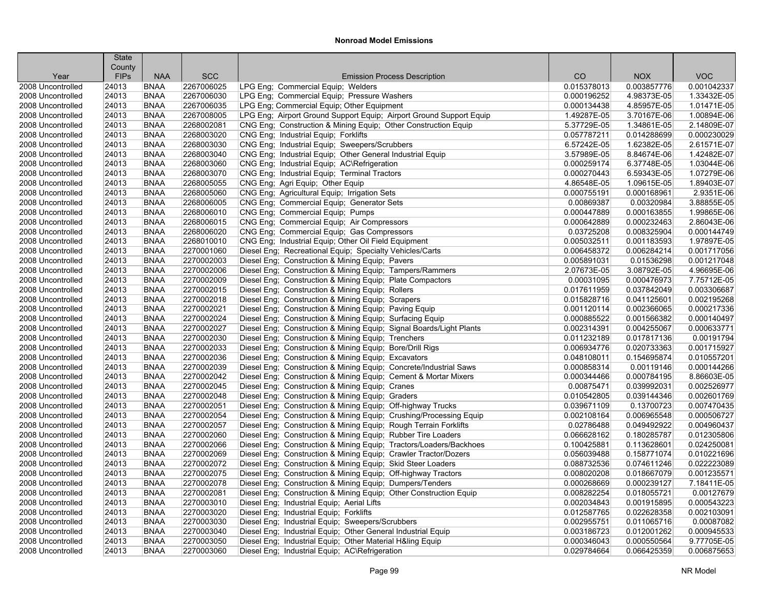## Nonroad Model Emissions

| Year | State County FIPs | NAA | SCC | Emission Process Description | CO | NOX | VOC |
|---|---|---|---|---|---|---|---|
| 2008 Uncontrolled | 24013 | BNAA | 2267006025 | LPG Eng; Commercial Equip; Welders | 0.015378013 | 0.003857776 | 0.001042337 |
| 2008 Uncontrolled | 24013 | BNAA | 2267006030 | LPG Eng; Commercial Equip; Pressure Washers | 0.000196252 | 4.98373E-05 | 1.33432E-05 |
| 2008 Uncontrolled | 24013 | BNAA | 2267006035 | LPG Eng; Commercial Equip; Other Equipment | 0.000134438 | 4.85957E-05 | 1.01471E-05 |
| 2008 Uncontrolled | 24013 | BNAA | 2267008005 | LPG Eng; Airport Ground Support Equip; Airport Ground Support Equip | 1.49287E-05 | 3.70167E-06 | 1.00894E-06 |
| 2008 Uncontrolled | 24013 | BNAA | 2268002081 | CNG Eng; Construction & Mining Equip; Other Construction Equip | 5.37729E-05 | 1.34861E-05 | 2.14809E-07 |
| 2008 Uncontrolled | 24013 | BNAA | 2268003020 | CNG Eng; Industrial Equip; Forklifts | 0.057787211 | 0.014288699 | 0.000230029 |
| 2008 Uncontrolled | 24013 | BNAA | 2268003030 | CNG Eng; Industrial Equip; Sweepers/Scrubbers | 6.57242E-05 | 1.62382E-05 | 2.61571E-07 |
| 2008 Uncontrolled | 24013 | BNAA | 2268003040 | CNG Eng; Industrial Equip; Other General Industrial Equip | 3.57989E-05 | 8.84674E-06 | 1.42482E-07 |
| 2008 Uncontrolled | 24013 | BNAA | 2268003060 | CNG Eng; Industrial Equip; AC\Refrigeration | 0.000259174 | 6.37748E-05 | 1.03044E-06 |
| 2008 Uncontrolled | 24013 | BNAA | 2268003070 | CNG Eng; Industrial Equip; Terminal Tractors | 0.000270443 | 6.59343E-05 | 1.07279E-06 |
| 2008 Uncontrolled | 24013 | BNAA | 2268005055 | CNG Eng; Agri Equip; Other Equip | 4.86548E-05 | 1.09615E-05 | 1.89403E-07 |
| 2008 Uncontrolled | 24013 | BNAA | 2268005060 | CNG Eng; Agricultural Equip; Irrigation Sets | 0.000755191 | 0.000168961 | 2.9351E-06 |
| 2008 Uncontrolled | 24013 | BNAA | 2268006005 | CNG Eng; Commercial Equip; Generator Sets | 0.00869387 | 0.00320984 | 3.88855E-05 |
| 2008 Uncontrolled | 24013 | BNAA | 2268006010 | CNG Eng; Commercial Equip; Pumps | 0.000447889 | 0.000163855 | 1.99865E-06 |
| 2008 Uncontrolled | 24013 | BNAA | 2268006015 | CNG Eng; Commercial Equip; Air Compressors | 0.000642889 | 0.000232463 | 2.86043E-06 |
| 2008 Uncontrolled | 24013 | BNAA | 2268006020 | CNG Eng; Commercial Equip; Gas Compressors | 0.03725208 | 0.008325904 | 0.000144749 |
| 2008 Uncontrolled | 24013 | BNAA | 2268010010 | CNG Eng; Industrial Equip; Other Oil Field Equipment | 0.005032511 | 0.001183593 | 1.97897E-05 |
| 2008 Uncontrolled | 24013 | BNAA | 2270001060 | Diesel Eng; Recreational Equip; Specialty Vehicles/Carts | 0.006458372 | 0.006284214 | 0.001717056 |
| 2008 Uncontrolled | 24013 | BNAA | 2270002003 | Diesel Eng; Construction & Mining Equip; Pavers | 0.005891031 | 0.01536298 | 0.001217048 |
| 2008 Uncontrolled | 24013 | BNAA | 2270002006 | Diesel Eng; Construction & Mining Equip; Tampers/Rammers | 2.07673E-05 | 3.08792E-05 | 4.96695E-06 |
| 2008 Uncontrolled | 24013 | BNAA | 2270002009 | Diesel Eng; Construction & Mining Equip; Plate Compactors | 0.00031095 | 0.000476973 | 7.75712E-05 |
| 2008 Uncontrolled | 24013 | BNAA | 2270002015 | Diesel Eng; Construction & Mining Equip; Rollers | 0.017611959 | 0.037842049 | 0.003306687 |
| 2008 Uncontrolled | 24013 | BNAA | 2270002018 | Diesel Eng; Construction & Mining Equip; Scrapers | 0.015828716 | 0.041125601 | 0.002195268 |
| 2008 Uncontrolled | 24013 | BNAA | 2270002021 | Diesel Eng; Construction & Mining Equip; Paving Equip | 0.001120114 | 0.002366065 | 0.000217336 |
| 2008 Uncontrolled | 24013 | BNAA | 2270002024 | Diesel Eng; Construction & Mining Equip; Surfacing Equip | 0.000885522 | 0.001566382 | 0.000140497 |
| 2008 Uncontrolled | 24013 | BNAA | 2270002027 | Diesel Eng; Construction & Mining Equip; Signal Boards/Light Plants | 0.002314391 | 0.004255067 | 0.000633771 |
| 2008 Uncontrolled | 24013 | BNAA | 2270002030 | Diesel Eng; Construction & Mining Equip; Trenchers | 0.011232189 | 0.017817136 | 0.00191794 |
| 2008 Uncontrolled | 24013 | BNAA | 2270002033 | Diesel Eng; Construction & Mining Equip; Bore/Drill Rigs | 0.006934776 | 0.020733363 | 0.001715927 |
| 2008 Uncontrolled | 24013 | BNAA | 2270002036 | Diesel Eng; Construction & Mining Equip; Excavators | 0.048108011 | 0.154695874 | 0.010557201 |
| 2008 Uncontrolled | 24013 | BNAA | 2270002039 | Diesel Eng; Construction & Mining Equip; Concrete/Industrial Saws | 0.000858314 | 0.00119146 | 0.000144266 |
| 2008 Uncontrolled | 24013 | BNAA | 2270002042 | Diesel Eng; Construction & Mining Equip; Cement & Mortar Mixers | 0.000344466 | 0.000784195 | 8.86603E-05 |
| 2008 Uncontrolled | 24013 | BNAA | 2270002045 | Diesel Eng; Construction & Mining Equip; Cranes | 0.00875471 | 0.039992031 | 0.002526977 |
| 2008 Uncontrolled | 24013 | BNAA | 2270002048 | Diesel Eng; Construction & Mining Equip; Graders | 0.010542805 | 0.039144346 | 0.002601769 |
| 2008 Uncontrolled | 24013 | BNAA | 2270002051 | Diesel Eng; Construction & Mining Equip; Off-highway Trucks | 0.039671109 | 0.13700723 | 0.007470435 |
| 2008 Uncontrolled | 24013 | BNAA | 2270002054 | Diesel Eng; Construction & Mining Equip; Crushing/Processing Equip | 0.002108164 | 0.006965548 | 0.000506727 |
| 2008 Uncontrolled | 24013 | BNAA | 2270002057 | Diesel Eng; Construction & Mining Equip; Rough Terrain Forklifts | 0.02786488 | 0.049492922 | 0.004960437 |
| 2008 Uncontrolled | 24013 | BNAA | 2270002060 | Diesel Eng; Construction & Mining Equip; Rubber Tire Loaders | 0.066628162 | 0.180285787 | 0.012305806 |
| 2008 Uncontrolled | 24013 | BNAA | 2270002066 | Diesel Eng; Construction & Mining Equip; Tractors/Loaders/Backhoes | 0.100425881 | 0.113628601 | 0.024250081 |
| 2008 Uncontrolled | 24013 | BNAA | 2270002069 | Diesel Eng; Construction & Mining Equip; Crawler Tractor/Dozers | 0.056039488 | 0.158771074 | 0.010221696 |
| 2008 Uncontrolled | 24013 | BNAA | 2270002072 | Diesel Eng; Construction & Mining Equip; Skid Steer Loaders | 0.088732536 | 0.074611246 | 0.022223089 |
| 2008 Uncontrolled | 24013 | BNAA | 2270002075 | Diesel Eng; Construction & Mining Equip; Off-highway Tractors | 0.008020208 | 0.018667079 | 0.001235571 |
| 2008 Uncontrolled | 24013 | BNAA | 2270002078 | Diesel Eng; Construction & Mining Equip; Dumpers/Tenders | 0.000268669 | 0.000239127 | 7.18411E-05 |
| 2008 Uncontrolled | 24013 | BNAA | 2270002081 | Diesel Eng; Construction & Mining Equip; Other Construction Equip | 0.008282254 | 0.018055721 | 0.00127679 |
| 2008 Uncontrolled | 24013 | BNAA | 2270003010 | Diesel Eng; Industrial Equip; Aerial Lifts | 0.002034843 | 0.001915895 | 0.000543223 |
| 2008 Uncontrolled | 24013 | BNAA | 2270003020 | Diesel Eng; Industrial Equip; Forklifts | 0.012587765 | 0.022628358 | 0.002103091 |
| 2008 Uncontrolled | 24013 | BNAA | 2270003030 | Diesel Eng; Industrial Equip; Sweepers/Scrubbers | 0.002955751 | 0.011065716 | 0.00087082 |
| 2008 Uncontrolled | 24013 | BNAA | 2270003040 | Diesel Eng; Industrial Equip; Other General Industrial Equip | 0.003186723 | 0.012001262 | 0.000945533 |
| 2008 Uncontrolled | 24013 | BNAA | 2270003050 | Diesel Eng; Industrial Equip; Other Material H&ling Equip | 0.000346043 | 0.000550564 | 9.77705E-05 |
| 2008 Uncontrolled | 24013 | BNAA | 2270003060 | Diesel Eng; Industrial Equip; AC\Refrigeration | 0.029784664 | 0.066425359 | 0.006875653 |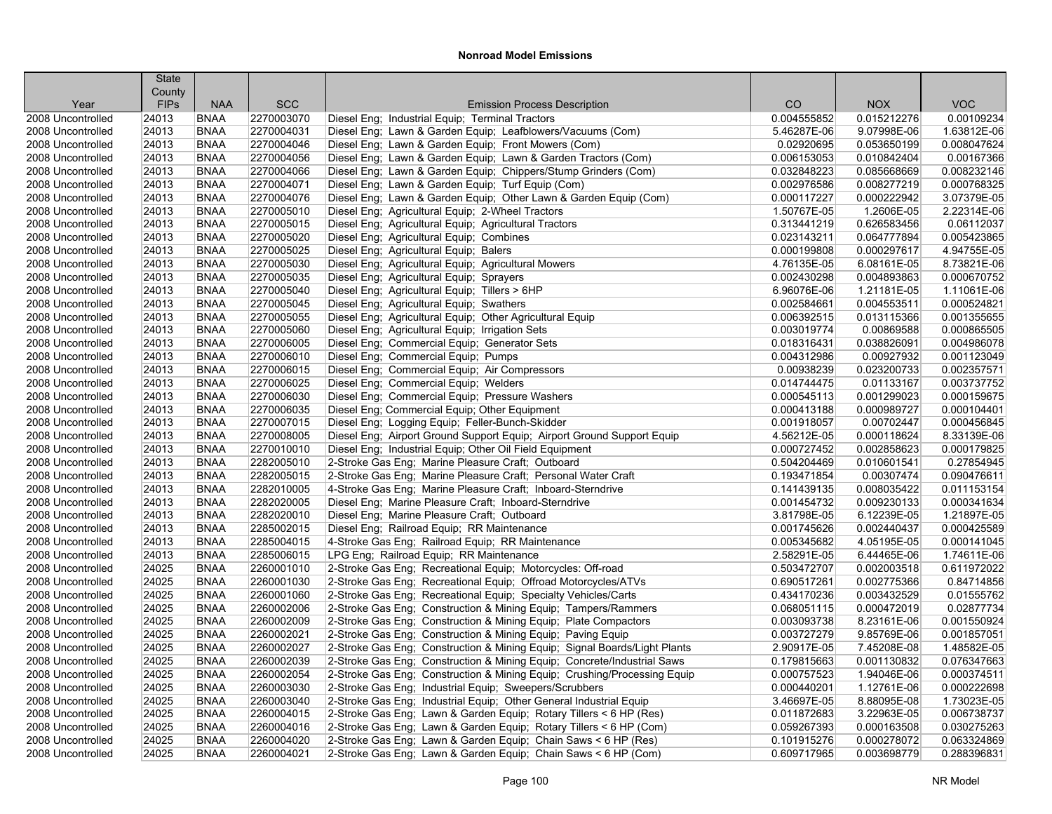### Nonroad Model Emissions

| Year | State County FIPs | NAA | SCC | Emission Process Description | CO | NOX | VOC |
|---|---|---|---|---|---|---|---|
| 2008 Uncontrolled | 24013 | BNAA | 2270003070 | Diesel Eng; Industrial Equip; Terminal Tractors | 0.004555852 | 0.015212276 | 0.00109234 |
| 2008 Uncontrolled | 24013 | BNAA | 2270004031 | Diesel Eng; Lawn & Garden Equip; Leafblowers/Vacuums (Com) | 5.46287E-06 | 9.07998E-06 | 1.63812E-06 |
| 2008 Uncontrolled | 24013 | BNAA | 2270004046 | Diesel Eng; Lawn & Garden Equip; Front Mowers (Com) | 0.02920695 | 0.053650199 | 0.008047624 |
| 2008 Uncontrolled | 24013 | BNAA | 2270004056 | Diesel Eng; Lawn & Garden Equip; Lawn & Garden Tractors (Com) | 0.006153053 | 0.010842404 | 0.00167366 |
| 2008 Uncontrolled | 24013 | BNAA | 2270004066 | Diesel Eng; Lawn & Garden Equip; Chippers/Stump Grinders (Com) | 0.032848223 | 0.085668669 | 0.008232146 |
| 2008 Uncontrolled | 24013 | BNAA | 2270004071 | Diesel Eng; Lawn & Garden Equip; Turf Equip (Com) | 0.002976586 | 0.008277219 | 0.000768325 |
| 2008 Uncontrolled | 24013 | BNAA | 2270004076 | Diesel Eng; Lawn & Garden Equip; Other Lawn & Garden Equip (Com) | 0.000117227 | 0.000222942 | 3.07379E-05 |
| 2008 Uncontrolled | 24013 | BNAA | 2270005010 | Diesel Eng; Agricultural Equip; 2-Wheel Tractors | 1.50767E-05 | 1.2606E-05 | 2.22314E-06 |
| 2008 Uncontrolled | 24013 | BNAA | 2270005015 | Diesel Eng; Agricultural Equip; Agricultural Tractors | 0.313441219 | 0.626583456 | 0.06112037 |
| 2008 Uncontrolled | 24013 | BNAA | 2270005020 | Diesel Eng; Agricultural Equip; Combines | 0.023143211 | 0.064777894 | 0.005423865 |
| 2008 Uncontrolled | 24013 | BNAA | 2270005025 | Diesel Eng; Agricultural Equip; Balers | 0.000199808 | 0.000297617 | 4.94755E-05 |
| 2008 Uncontrolled | 24013 | BNAA | 2270005030 | Diesel Eng; Agricultural Equip; Agricultural Mowers | 4.76135E-05 | 6.08161E-05 | 8.73821E-06 |
| 2008 Uncontrolled | 24013 | BNAA | 2270005035 | Diesel Eng; Agricultural Equip; Sprayers | 0.002430298 | 0.004893863 | 0.000670752 |
| 2008 Uncontrolled | 24013 | BNAA | 2270005040 | Diesel Eng; Agricultural Equip; Tillers > 6HP | 6.96076E-06 | 1.21181E-05 | 1.11061E-06 |
| 2008 Uncontrolled | 24013 | BNAA | 2270005045 | Diesel Eng; Agricultural Equip; Swathers | 0.002584661 | 0.004553511 | 0.000524821 |
| 2008 Uncontrolled | 24013 | BNAA | 2270005055 | Diesel Eng; Agricultural Equip; Other Agricultural Equip | 0.006392515 | 0.013115366 | 0.001355655 |
| 2008 Uncontrolled | 24013 | BNAA | 2270005060 | Diesel Eng; Agricultural Equip; Irrigation Sets | 0.003019774 | 0.00869588 | 0.000865505 |
| 2008 Uncontrolled | 24013 | BNAA | 2270006005 | Diesel Eng; Commercial Equip; Generator Sets | 0.018316431 | 0.038826091 | 0.004986078 |
| 2008 Uncontrolled | 24013 | BNAA | 2270006010 | Diesel Eng; Commercial Equip; Pumps | 0.004312986 | 0.00927932 | 0.001123049 |
| 2008 Uncontrolled | 24013 | BNAA | 2270006015 | Diesel Eng; Commercial Equip; Air Compressors | 0.00938239 | 0.023200733 | 0.002357571 |
| 2008 Uncontrolled | 24013 | BNAA | 2270006025 | Diesel Eng; Commercial Equip; Welders | 0.014744475 | 0.01133167 | 0.003737752 |
| 2008 Uncontrolled | 24013 | BNAA | 2270006030 | Diesel Eng; Commercial Equip; Pressure Washers | 0.000545113 | 0.001299023 | 0.000159675 |
| 2008 Uncontrolled | 24013 | BNAA | 2270006035 | Diesel Eng; Commercial Equip; Other Equipment | 0.000413188 | 0.000989727 | 0.000104401 |
| 2008 Uncontrolled | 24013 | BNAA | 2270007015 | Diesel Eng; Logging Equip; Feller-Bunch-Skidder | 0.001918057 | 0.00702447 | 0.000456845 |
| 2008 Uncontrolled | 24013 | BNAA | 2270008005 | Diesel Eng; Airport Ground Support Equip; Airport Ground Support Equip | 4.56212E-05 | 0.000118624 | 8.33139E-06 |
| 2008 Uncontrolled | 24013 | BNAA | 2270010010 | Diesel Eng; Industrial Equip; Other Oil Field Equipment | 0.000727452 | 0.002858623 | 0.000179825 |
| 2008 Uncontrolled | 24013 | BNAA | 2282005010 | 2-Stroke Gas Eng; Marine Pleasure Craft; Outboard | 0.504204469 | 0.010601541 | 0.27854945 |
| 2008 Uncontrolled | 24013 | BNAA | 2282005015 | 2-Stroke Gas Eng; Marine Pleasure Craft; Personal Water Craft | 0.193471854 | 0.00307474 | 0.090476611 |
| 2008 Uncontrolled | 24013 | BNAA | 2282010005 | 4-Stroke Gas Eng; Marine Pleasure Craft; Inboard-Sterndrive | 0.141439135 | 0.008035422 | 0.011153154 |
| 2008 Uncontrolled | 24013 | BNAA | 2282020005 | Diesel Eng; Marine Pleasure Craft; Inboard-Sterndrive | 0.001454732 | 0.009230133 | 0.000341634 |
| 2008 Uncontrolled | 24013 | BNAA | 2282020010 | Diesel Eng; Marine Pleasure Craft; Outboard | 3.81798E-05 | 6.12239E-05 | 1.21897E-05 |
| 2008 Uncontrolled | 24013 | BNAA | 2285002015 | Diesel Eng; Railroad Equip; RR Maintenance | 0.001745626 | 0.002440437 | 0.000425589 |
| 2008 Uncontrolled | 24013 | BNAA | 2285004015 | 4-Stroke Gas Eng; Railroad Equip; RR Maintenance | 0.005345682 | 4.05195E-05 | 0.000141045 |
| 2008 Uncontrolled | 24013 | BNAA | 2285006015 | LPG Eng; Railroad Equip; RR Maintenance | 2.58291E-05 | 6.44465E-06 | 1.74611E-06 |
| 2008 Uncontrolled | 24025 | BNAA | 2260001010 | 2-Stroke Gas Eng; Recreational Equip; Motorcycles: Off-road | 0.503472707 | 0.002003518 | 0.611972022 |
| 2008 Uncontrolled | 24025 | BNAA | 2260001030 | 2-Stroke Gas Eng; Recreational Equip; Offroad Motorcycles/ATVs | 0.690517261 | 0.002775366 | 0.84714856 |
| 2008 Uncontrolled | 24025 | BNAA | 2260001060 | 2-Stroke Gas Eng; Recreational Equip; Specialty Vehicles/Carts | 0.434170236 | 0.003432529 | 0.01555762 |
| 2008 Uncontrolled | 24025 | BNAA | 2260002006 | 2-Stroke Gas Eng; Construction & Mining Equip; Tampers/Rammers | 0.068051115 | 0.000472019 | 0.02877734 |
| 2008 Uncontrolled | 24025 | BNAA | 2260002009 | 2-Stroke Gas Eng; Construction & Mining Equip; Plate Compactors | 0.003093738 | 8.23161E-06 | 0.001550924 |
| 2008 Uncontrolled | 24025 | BNAA | 2260002021 | 2-Stroke Gas Eng; Construction & Mining Equip; Paving Equip | 0.003727279 | 9.85769E-06 | 0.001857051 |
| 2008 Uncontrolled | 24025 | BNAA | 2260002027 | 2-Stroke Gas Eng; Construction & Mining Equip; Signal Boards/Light Plants | 2.90917E-05 | 7.45208E-08 | 1.48582E-05 |
| 2008 Uncontrolled | 24025 | BNAA | 2260002039 | 2-Stroke Gas Eng; Construction & Mining Equip; Concrete/Industrial Saws | 0.179815663 | 0.001130832 | 0.076347663 |
| 2008 Uncontrolled | 24025 | BNAA | 2260002054 | 2-Stroke Gas Eng; Construction & Mining Equip; Crushing/Processing Equip | 0.000757523 | 1.94046E-06 | 0.000374511 |
| 2008 Uncontrolled | 24025 | BNAA | 2260003030 | 2-Stroke Gas Eng; Industrial Equip; Sweepers/Scrubbers | 0.000440201 | 1.12761E-06 | 0.000222698 |
| 2008 Uncontrolled | 24025 | BNAA | 2260003040 | 2-Stroke Gas Eng; Industrial Equip; Other General Industrial Equip | 3.46697E-05 | 8.88095E-08 | 1.73023E-05 |
| 2008 Uncontrolled | 24025 | BNAA | 2260004015 | 2-Stroke Gas Eng; Lawn & Garden Equip; Rotary Tillers < 6 HP (Res) | 0.011872683 | 3.22963E-05 | 0.006738737 |
| 2008 Uncontrolled | 24025 | BNAA | 2260004016 | 2-Stroke Gas Eng; Lawn & Garden Equip; Rotary Tillers < 6 HP (Com) | 0.059267393 | 0.000163508 | 0.030275263 |
| 2008 Uncontrolled | 24025 | BNAA | 2260004020 | 2-Stroke Gas Eng; Lawn & Garden Equip; Chain Saws < 6 HP (Res) | 0.101915276 | 0.000278072 | 0.063324869 |
| 2008 Uncontrolled | 24025 | BNAA | 2260004021 | 2-Stroke Gas Eng; Lawn & Garden Equip; Chain Saws < 6 HP (Com) | 0.609717965 | 0.003698779 | 0.288396831 |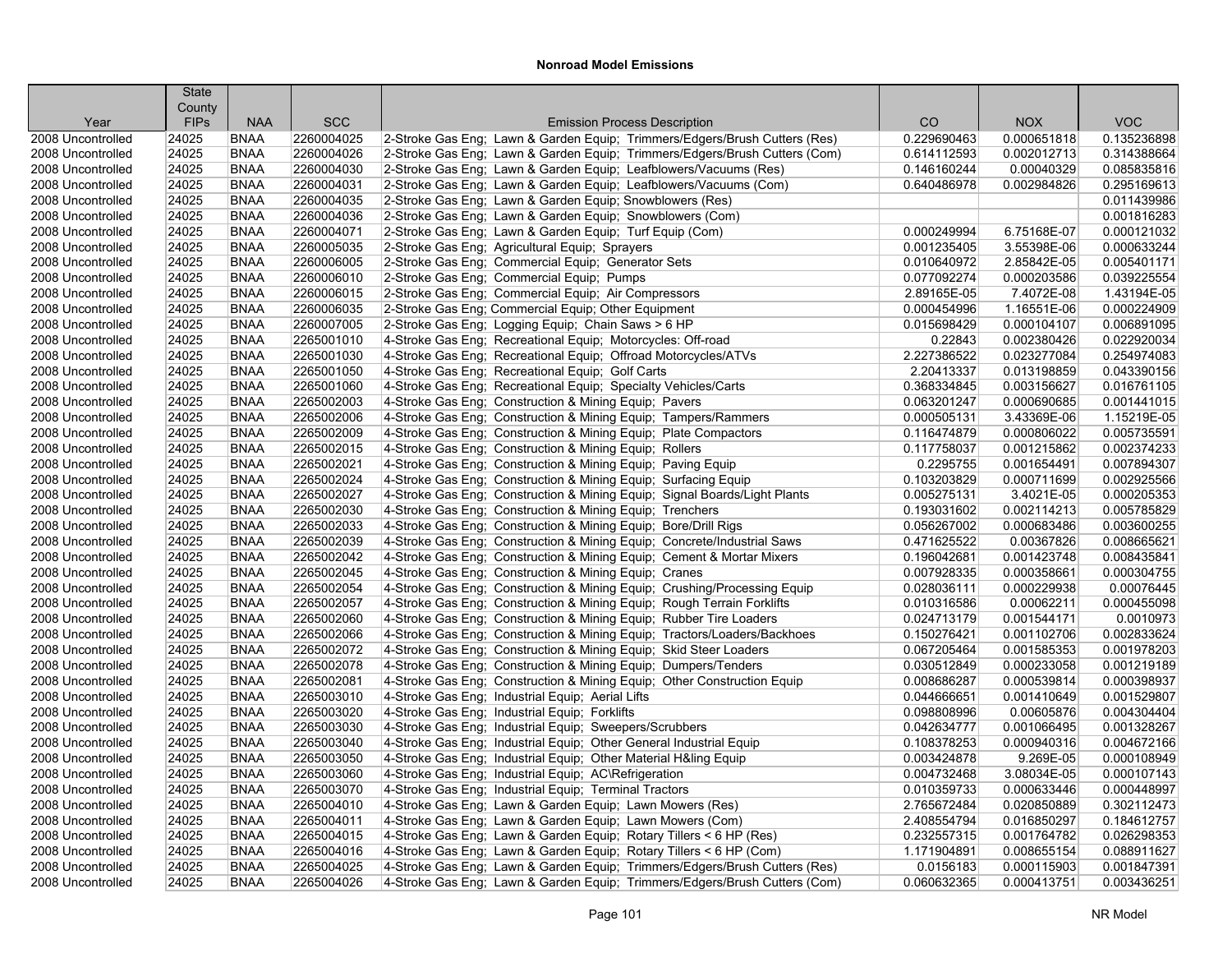## Nonroad Model Emissions

| Year | State County FIPs | NAA | SCC | Emission Process Description | CO | NOX | VOC |
|---|---|---|---|---|---|---|---|
| 2008 Uncontrolled | 24025 | BNAA | 2260004025 | 2-Stroke Gas Eng; Lawn & Garden Equip; Trimmers/Edgers/Brush Cutters (Res) | 0.229690463 | 0.000651818 | 0.135236898 |
| 2008 Uncontrolled | 24025 | BNAA | 2260004026 | 2-Stroke Gas Eng; Lawn & Garden Equip; Trimmers/Edgers/Brush Cutters (Com) | 0.614112593 | 0.002012713 | 0.314388664 |
| 2008 Uncontrolled | 24025 | BNAA | 2260004030 | 2-Stroke Gas Eng; Lawn & Garden Equip; Leafblowers/Vacuums (Res) | 0.146160244 | 0.00040329 | 0.085835816 |
| 2008 Uncontrolled | 24025 | BNAA | 2260004031 | 2-Stroke Gas Eng; Lawn & Garden Equip; Leafblowers/Vacuums (Com) | 0.640486978 | 0.002984826 | 0.295169613 |
| 2008 Uncontrolled | 24025 | BNAA | 2260004035 | 2-Stroke Gas Eng; Lawn & Garden Equip; Snowblowers (Res) | | | 0.011439986 |
| 2008 Uncontrolled | 24025 | BNAA | 2260004036 | 2-Stroke Gas Eng; Lawn & Garden Equip; Snowblowers (Com) | | | 0.001816283 |
| 2008 Uncontrolled | 24025 | BNAA | 2260004071 | 2-Stroke Gas Eng; Lawn & Garden Equip; Turf Equip (Com) | 0.000249994 | 6.75168E-07 | 0.000121032 |
| 2008 Uncontrolled | 24025 | BNAA | 2260005035 | 2-Stroke Gas Eng; Agricultural Equip; Sprayers | 0.001235405 | 3.55398E-06 | 0.000633244 |
| 2008 Uncontrolled | 24025 | BNAA | 2260006005 | 2-Stroke Gas Eng; Commercial Equip; Generator Sets | 0.010640972 | 2.85842E-05 | 0.005401171 |
| 2008 Uncontrolled | 24025 | BNAA | 2260006010 | 2-Stroke Gas Eng; Commercial Equip; Pumps | 0.077092274 | 0.000203586 | 0.039225554 |
| 2008 Uncontrolled | 24025 | BNAA | 2260006015 | 2-Stroke Gas Eng; Commercial Equip; Air Compressors | 2.89165E-05 | 7.4072E-08 | 1.43194E-05 |
| 2008 Uncontrolled | 24025 | BNAA | 2260006035 | 2-Stroke Gas Eng; Commercial Equip; Other Equipment | 0.000454996 | 1.16551E-06 | 0.000224909 |
| 2008 Uncontrolled | 24025 | BNAA | 2260007005 | 2-Stroke Gas Eng; Logging Equip; Chain Saws > 6 HP | 0.015698429 | 0.000104107 | 0.006891095 |
| 2008 Uncontrolled | 24025 | BNAA | 2265001010 | 4-Stroke Gas Eng; Recreational Equip; Motorcycles: Off-road | 0.22843 | 0.002380426 | 0.022920034 |
| 2008 Uncontrolled | 24025 | BNAA | 2265001030 | 4-Stroke Gas Eng; Recreational Equip; Offroad Motorcycles/ATVs | 2.227386522 | 0.023277084 | 0.254974083 |
| 2008 Uncontrolled | 24025 | BNAA | 2265001050 | 4-Stroke Gas Eng; Recreational Equip; Golf Carts | 2.20413337 | 0.013198859 | 0.043390156 |
| 2008 Uncontrolled | 24025 | BNAA | 2265001060 | 4-Stroke Gas Eng; Recreational Equip; Specialty Vehicles/Carts | 0.368334845 | 0.003156627 | 0.016761105 |
| 2008 Uncontrolled | 24025 | BNAA | 2265002003 | 4-Stroke Gas Eng; Construction & Mining Equip; Pavers | 0.063201247 | 0.000690685 | 0.001441015 |
| 2008 Uncontrolled | 24025 | BNAA | 2265002006 | 4-Stroke Gas Eng; Construction & Mining Equip; Tampers/Rammers | 0.000505131 | 3.43369E-06 | 1.15219E-05 |
| 2008 Uncontrolled | 24025 | BNAA | 2265002009 | 4-Stroke Gas Eng; Construction & Mining Equip; Plate Compactors | 0.116474879 | 0.000806022 | 0.005735591 |
| 2008 Uncontrolled | 24025 | BNAA | 2265002015 | 4-Stroke Gas Eng; Construction & Mining Equip; Rollers | 0.117758037 | 0.001215862 | 0.002374233 |
| 2008 Uncontrolled | 24025 | BNAA | 2265002021 | 4-Stroke Gas Eng; Construction & Mining Equip; Paving Equip | 0.2295755 | 0.001654491 | 0.007894307 |
| 2008 Uncontrolled | 24025 | BNAA | 2265002024 | 4-Stroke Gas Eng; Construction & Mining Equip; Surfacing Equip | 0.103203829 | 0.000711699 | 0.002925566 |
| 2008 Uncontrolled | 24025 | BNAA | 2265002027 | 4-Stroke Gas Eng; Construction & Mining Equip; Signal Boards/Light Plants | 0.005275131 | 3.4021E-05 | 0.000205353 |
| 2008 Uncontrolled | 24025 | BNAA | 2265002030 | 4-Stroke Gas Eng; Construction & Mining Equip; Trenchers | 0.193031602 | 0.002114213 | 0.005785829 |
| 2008 Uncontrolled | 24025 | BNAA | 2265002033 | 4-Stroke Gas Eng; Construction & Mining Equip; Bore/Drill Rigs | 0.056267002 | 0.000683486 | 0.003600255 |
| 2008 Uncontrolled | 24025 | BNAA | 2265002039 | 4-Stroke Gas Eng; Construction & Mining Equip; Concrete/Industrial Saws | 0.471625522 | 0.00367826 | 0.008665621 |
| 2008 Uncontrolled | 24025 | BNAA | 2265002042 | 4-Stroke Gas Eng; Construction & Mining Equip; Cement & Mortar Mixers | 0.196042681 | 0.001423748 | 0.008435841 |
| 2008 Uncontrolled | 24025 | BNAA | 2265002045 | 4-Stroke Gas Eng; Construction & Mining Equip; Cranes | 0.007928335 | 0.000358661 | 0.000304755 |
| 2008 Uncontrolled | 24025 | BNAA | 2265002054 | 4-Stroke Gas Eng; Construction & Mining Equip; Crushing/Processing Equip | 0.028036111 | 0.000229938 | 0.00076445 |
| 2008 Uncontrolled | 24025 | BNAA | 2265002057 | 4-Stroke Gas Eng; Construction & Mining Equip; Rough Terrain Forklifts | 0.010316586 | 0.00062211 | 0.000455098 |
| 2008 Uncontrolled | 24025 | BNAA | 2265002060 | 4-Stroke Gas Eng; Construction & Mining Equip; Rubber Tire Loaders | 0.024713179 | 0.001544171 | 0.0010973 |
| 2008 Uncontrolled | 24025 | BNAA | 2265002066 | 4-Stroke Gas Eng; Construction & Mining Equip; Tractors/Loaders/Backhoes | 0.150276421 | 0.001102706 | 0.002833624 |
| 2008 Uncontrolled | 24025 | BNAA | 2265002072 | 4-Stroke Gas Eng; Construction & Mining Equip; Skid Steer Loaders | 0.067205464 | 0.001585353 | 0.001978203 |
| 2008 Uncontrolled | 24025 | BNAA | 2265002078 | 4-Stroke Gas Eng; Construction & Mining Equip; Dumpers/Tenders | 0.030512849 | 0.000233058 | 0.001219189 |
| 2008 Uncontrolled | 24025 | BNAA | 2265002081 | 4-Stroke Gas Eng; Construction & Mining Equip; Other Construction Equip | 0.008686287 | 0.000539814 | 0.000398937 |
| 2008 Uncontrolled | 24025 | BNAA | 2265003010 | 4-Stroke Gas Eng; Industrial Equip; Aerial Lifts | 0.044666651 | 0.001410649 | 0.001529807 |
| 2008 Uncontrolled | 24025 | BNAA | 2265003020 | 4-Stroke Gas Eng; Industrial Equip; Forklifts | 0.098808996 | 0.00605876 | 0.004304404 |
| 2008 Uncontrolled | 24025 | BNAA | 2265003030 | 4-Stroke Gas Eng; Industrial Equip; Sweepers/Scrubbers | 0.042634777 | 0.001066495 | 0.001328267 |
| 2008 Uncontrolled | 24025 | BNAA | 2265003040 | 4-Stroke Gas Eng; Industrial Equip; Other General Industrial Equip | 0.108378253 | 0.000940316 | 0.004672166 |
| 2008 Uncontrolled | 24025 | BNAA | 2265003050 | 4-Stroke Gas Eng; Industrial Equip; Other Material H&ling Equip | 0.003424878 | 9.269E-05 | 0.000108949 |
| 2008 Uncontrolled | 24025 | BNAA | 2265003060 | 4-Stroke Gas Eng; Industrial Equip; AC\Refrigeration | 0.004732468 | 3.08034E-05 | 0.000107143 |
| 2008 Uncontrolled | 24025 | BNAA | 2265003070 | 4-Stroke Gas Eng; Industrial Equip; Terminal Tractors | 0.010359733 | 0.000633446 | 0.000448997 |
| 2008 Uncontrolled | 24025 | BNAA | 2265004010 | 4-Stroke Gas Eng; Lawn & Garden Equip; Lawn Mowers (Res) | 2.765672484 | 0.020850889 | 0.302112473 |
| 2008 Uncontrolled | 24025 | BNAA | 2265004011 | 4-Stroke Gas Eng; Lawn & Garden Equip; Lawn Mowers (Com) | 2.408554794 | 0.016850297 | 0.184612757 |
| 2008 Uncontrolled | 24025 | BNAA | 2265004015 | 4-Stroke Gas Eng; Lawn & Garden Equip; Rotary Tillers < 6 HP (Res) | 0.232557315 | 0.001764782 | 0.026298353 |
| 2008 Uncontrolled | 24025 | BNAA | 2265004016 | 4-Stroke Gas Eng; Lawn & Garden Equip; Rotary Tillers < 6 HP (Com) | 1.171904891 | 0.008655154 | 0.088911627 |
| 2008 Uncontrolled | 24025 | BNAA | 2265004025 | 4-Stroke Gas Eng; Lawn & Garden Equip; Trimmers/Edgers/Brush Cutters (Res) | 0.0156183 | 0.000115903 | 0.001847391 |
| 2008 Uncontrolled | 24025 | BNAA | 2265004026 | 4-Stroke Gas Eng; Lawn & Garden Equip; Trimmers/Edgers/Brush Cutters (Com) | 0.060632365 | 0.000413751 | 0.003436251 |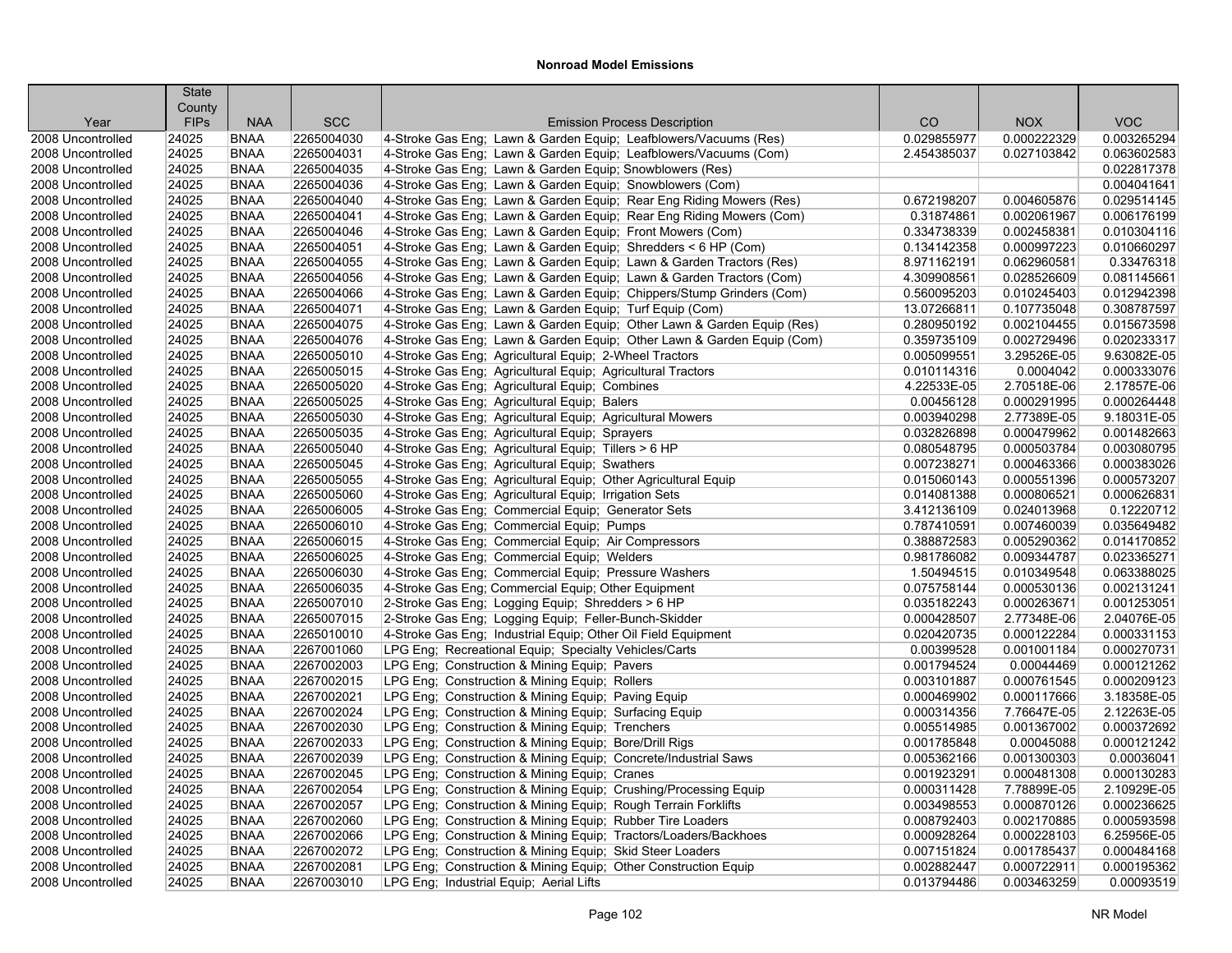## Nonroad Model Emissions

| Year | State County FIPs | NAA | SCC | Emission Process Description | CO | NOX | VOC |
|---|---|---|---|---|---|---|---|
| 2008 Uncontrolled | 24025 | BNAA | 2265004030 | 4-Stroke Gas Eng; Lawn & Garden Equip; Leafblowers/Vacuums (Res) | 0.029855977 | 0.000222329 | 0.003265294 |
| 2008 Uncontrolled | 24025 | BNAA | 2265004031 | 4-Stroke Gas Eng; Lawn & Garden Equip; Leafblowers/Vacuums (Com) | 2.454385037 | 0.027103842 | 0.063602583 |
| 2008 Uncontrolled | 24025 | BNAA | 2265004035 | 4-Stroke Gas Eng; Lawn & Garden Equip; Snowblowers (Res) | | | 0.022817378 |
| 2008 Uncontrolled | 24025 | BNAA | 2265004036 | 4-Stroke Gas Eng; Lawn & Garden Equip; Snowblowers (Com) | | | 0.004041641 |
| 2008 Uncontrolled | 24025 | BNAA | 2265004040 | 4-Stroke Gas Eng; Lawn & Garden Equip; Rear Eng Riding Mowers (Res) | 0.672198207 | 0.004605876 | 0.029514145 |
| 2008 Uncontrolled | 24025 | BNAA | 2265004041 | 4-Stroke Gas Eng; Lawn & Garden Equip; Rear Eng Riding Mowers (Com) | 0.31874861 | 0.002061967 | 0.006176199 |
| 2008 Uncontrolled | 24025 | BNAA | 2265004046 | 4-Stroke Gas Eng; Lawn & Garden Equip; Front Mowers (Com) | 0.334738339 | 0.002458381 | 0.010304116 |
| 2008 Uncontrolled | 24025 | BNAA | 2265004051 | 4-Stroke Gas Eng; Lawn & Garden Equip; Shredders < 6 HP (Com) | 0.134142358 | 0.000997223 | 0.010660297 |
| 2008 Uncontrolled | 24025 | BNAA | 2265004055 | 4-Stroke Gas Eng; Lawn & Garden Equip; Lawn & Garden Tractors (Res) | 8.971162191 | 0.062960581 | 0.33476318 |
| 2008 Uncontrolled | 24025 | BNAA | 2265004056 | 4-Stroke Gas Eng; Lawn & Garden Equip; Lawn & Garden Tractors (Com) | 4.309908561 | 0.028526609 | 0.081145661 |
| 2008 Uncontrolled | 24025 | BNAA | 2265004066 | 4-Stroke Gas Eng; Lawn & Garden Equip; Chippers/Stump Grinders (Com) | 0.560095203 | 0.010245403 | 0.012942398 |
| 2008 Uncontrolled | 24025 | BNAA | 2265004071 | 4-Stroke Gas Eng; Lawn & Garden Equip; Turf Equip (Com) | 13.07266811 | 0.107735048 | 0.308787597 |
| 2008 Uncontrolled | 24025 | BNAA | 2265004075 | 4-Stroke Gas Eng; Lawn & Garden Equip; Other Lawn & Garden Equip (Res) | 0.280950192 | 0.002104455 | 0.015673598 |
| 2008 Uncontrolled | 24025 | BNAA | 2265004076 | 4-Stroke Gas Eng; Lawn & Garden Equip; Other Lawn & Garden Equip (Com) | 0.359735109 | 0.002729496 | 0.020233317 |
| 2008 Uncontrolled | 24025 | BNAA | 2265005010 | 4-Stroke Gas Eng; Agricultural Equip; 2-Wheel Tractors | 0.005099551 | 3.29526E-05 | 9.63082E-05 |
| 2008 Uncontrolled | 24025 | BNAA | 2265005015 | 4-Stroke Gas Eng; Agricultural Equip; Agricultural Tractors | 0.010114316 | 0.0004042 | 0.000333076 |
| 2008 Uncontrolled | 24025 | BNAA | 2265005020 | 4-Stroke Gas Eng; Agricultural Equip; Combines | 4.22533E-05 | 2.70518E-06 | 2.17857E-06 |
| 2008 Uncontrolled | 24025 | BNAA | 2265005025 | 4-Stroke Gas Eng; Agricultural Equip; Balers | 0.00456128 | 0.000291995 | 0.000264448 |
| 2008 Uncontrolled | 24025 | BNAA | 2265005030 | 4-Stroke Gas Eng; Agricultural Equip; Agricultural Mowers | 0.003940298 | 2.77389E-05 | 9.18031E-05 |
| 2008 Uncontrolled | 24025 | BNAA | 2265005035 | 4-Stroke Gas Eng; Agricultural Equip; Sprayers | 0.032826898 | 0.000479962 | 0.001482663 |
| 2008 Uncontrolled | 24025 | BNAA | 2265005040 | 4-Stroke Gas Eng; Agricultural Equip; Tillers > 6 HP | 0.080548795 | 0.000503784 | 0.003080795 |
| 2008 Uncontrolled | 24025 | BNAA | 2265005045 | 4-Stroke Gas Eng; Agricultural Equip; Swathers | 0.007238271 | 0.000463366 | 0.000383026 |
| 2008 Uncontrolled | 24025 | BNAA | 2265005055 | 4-Stroke Gas Eng; Agricultural Equip; Other Agricultural Equip | 0.015060143 | 0.000551396 | 0.000573207 |
| 2008 Uncontrolled | 24025 | BNAA | 2265005060 | 4-Stroke Gas Eng; Agricultural Equip; Irrigation Sets | 0.014081388 | 0.000806521 | 0.000626831 |
| 2008 Uncontrolled | 24025 | BNAA | 2265006005 | 4-Stroke Gas Eng; Commercial Equip; Generator Sets | 3.412136109 | 0.024013968 | 0.12220712 |
| 2008 Uncontrolled | 24025 | BNAA | 2265006010 | 4-Stroke Gas Eng; Commercial Equip; Pumps | 0.787410591 | 0.007460039 | 0.035649482 |
| 2008 Uncontrolled | 24025 | BNAA | 2265006015 | 4-Stroke Gas Eng; Commercial Equip; Air Compressors | 0.388872583 | 0.005290362 | 0.014170852 |
| 2008 Uncontrolled | 24025 | BNAA | 2265006025 | 4-Stroke Gas Eng; Commercial Equip; Welders | 0.981786082 | 0.009344787 | 0.023365271 |
| 2008 Uncontrolled | 24025 | BNAA | 2265006030 | 4-Stroke Gas Eng; Commercial Equip; Pressure Washers | 1.50494515 | 0.010349548 | 0.063388025 |
| 2008 Uncontrolled | 24025 | BNAA | 2265006035 | 4-Stroke Gas Eng; Commercial Equip; Other Equipment | 0.075758144 | 0.000530136 | 0.002131241 |
| 2008 Uncontrolled | 24025 | BNAA | 2265007010 | 2-Stroke Gas Eng; Logging Equip; Shredders > 6 HP | 0.035182243 | 0.000263671 | 0.001253051 |
| 2008 Uncontrolled | 24025 | BNAA | 2265007015 | 2-Stroke Gas Eng; Logging Equip; Feller-Bunch-Skidder | 0.000428507 | 2.77348E-06 | 2.04076E-05 |
| 2008 Uncontrolled | 24025 | BNAA | 2265010010 | 4-Stroke Gas Eng; Industrial Equip; Other Oil Field Equipment | 0.020420735 | 0.000122284 | 0.000331153 |
| 2008 Uncontrolled | 24025 | BNAA | 2267001060 | LPG Eng; Recreational Equip; Specialty Vehicles/Carts | 0.00399528 | 0.001001184 | 0.000270731 |
| 2008 Uncontrolled | 24025 | BNAA | 2267002003 | LPG Eng; Construction & Mining Equip; Pavers | 0.001794524 | 0.00044469 | 0.000121262 |
| 2008 Uncontrolled | 24025 | BNAA | 2267002015 | LPG Eng; Construction & Mining Equip; Rollers | 0.003101887 | 0.000761545 | 0.000209123 |
| 2008 Uncontrolled | 24025 | BNAA | 2267002021 | LPG Eng; Construction & Mining Equip; Paving Equip | 0.000469902 | 0.000117666 | 3.18358E-05 |
| 2008 Uncontrolled | 24025 | BNAA | 2267002024 | LPG Eng; Construction & Mining Equip; Surfacing Equip | 0.000314356 | 7.76647E-05 | 2.12263E-05 |
| 2008 Uncontrolled | 24025 | BNAA | 2267002030 | LPG Eng; Construction & Mining Equip; Trenchers | 0.005514985 | 0.001367002 | 0.000372692 |
| 2008 Uncontrolled | 24025 | BNAA | 2267002033 | LPG Eng; Construction & Mining Equip; Bore/Drill Rigs | 0.001785848 | 0.00045088 | 0.000121242 |
| 2008 Uncontrolled | 24025 | BNAA | 2267002039 | LPG Eng; Construction & Mining Equip; Concrete/Industrial Saws | 0.005362166 | 0.001300303 | 0.00036041 |
| 2008 Uncontrolled | 24025 | BNAA | 2267002045 | LPG Eng; Construction & Mining Equip; Cranes | 0.001923291 | 0.000481308 | 0.000130283 |
| 2008 Uncontrolled | 24025 | BNAA | 2267002054 | LPG Eng; Construction & Mining Equip; Crushing/Processing Equip | 0.000311428 | 7.78899E-05 | 2.10929E-05 |
| 2008 Uncontrolled | 24025 | BNAA | 2267002057 | LPG Eng; Construction & Mining Equip; Rough Terrain Forklifts | 0.003498553 | 0.000870126 | 0.000236625 |
| 2008 Uncontrolled | 24025 | BNAA | 2267002060 | LPG Eng; Construction & Mining Equip; Rubber Tire Loaders | 0.008792403 | 0.002170885 | 0.000593598 |
| 2008 Uncontrolled | 24025 | BNAA | 2267002066 | LPG Eng; Construction & Mining Equip; Tractors/Loaders/Backhoes | 0.000928264 | 0.000228103 | 6.25956E-05 |
| 2008 Uncontrolled | 24025 | BNAA | 2267002072 | LPG Eng; Construction & Mining Equip; Skid Steer Loaders | 0.007151824 | 0.001785437 | 0.000484168 |
| 2008 Uncontrolled | 24025 | BNAA | 2267002081 | LPG Eng; Construction & Mining Equip; Other Construction Equip | 0.002882447 | 0.000722911 | 0.000195362 |
| 2008 Uncontrolled | 24025 | BNAA | 2267003010 | LPG Eng; Industrial Equip; Aerial Lifts | 0.013794486 | 0.003463259 | 0.00093519 |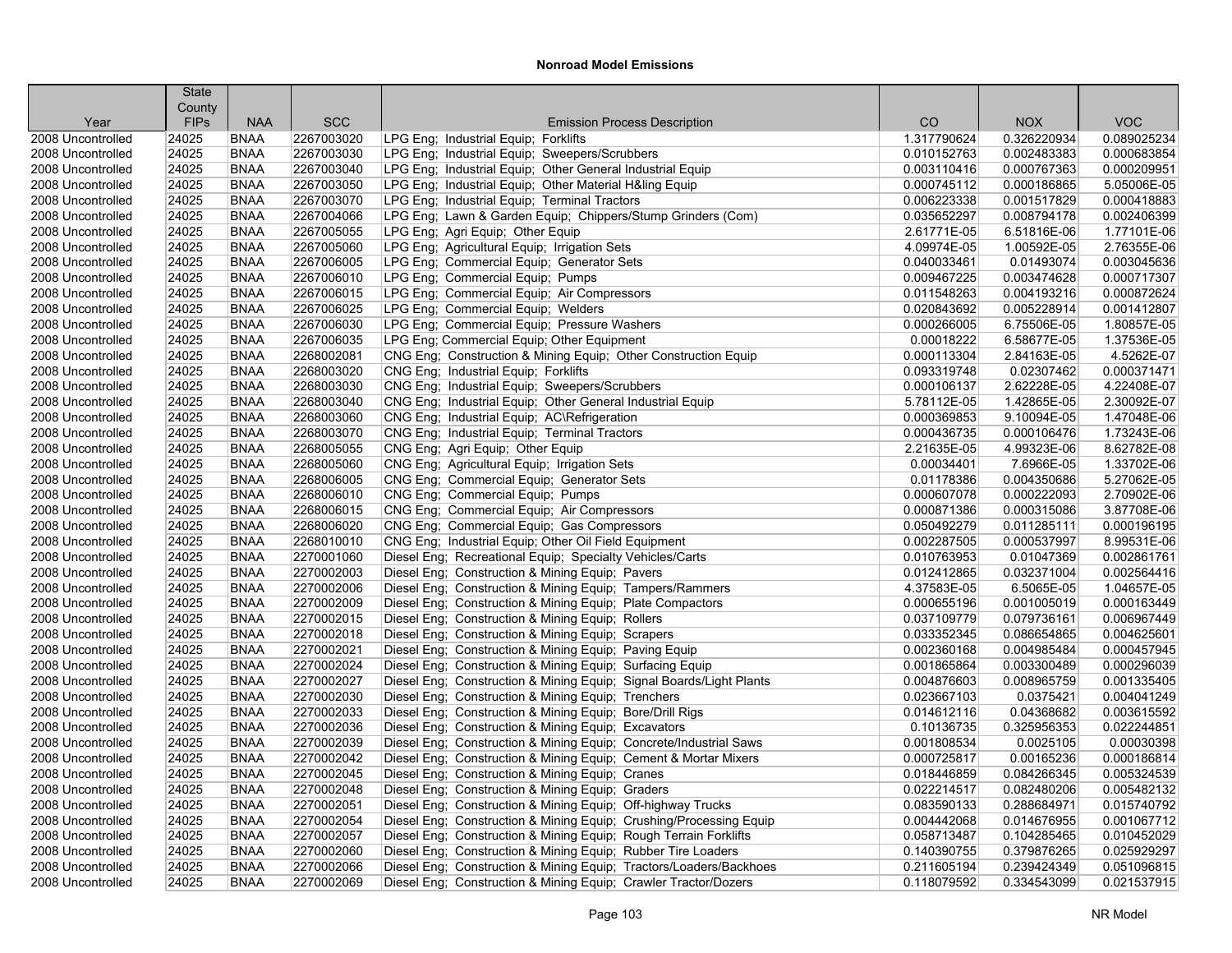## Nonroad Model Emissions

| Year | State County FIPs | NAA | SCC | Emission Process Description | CO | NOX | VOC |
|---|---|---|---|---|---|---|---|
| 2008 Uncontrolled | 24025 | BNAA | 2267003020 | LPG Eng; Industrial Equip; Forklifts | 1.317790624 | 0.326220934 | 0.089025234 |
| 2008 Uncontrolled | 24025 | BNAA | 2267003030 | LPG Eng; Industrial Equip; Sweepers/Scrubbers | 0.010152763 | 0.002483383 | 0.000683854 |
| 2008 Uncontrolled | 24025 | BNAA | 2267003040 | LPG Eng; Industrial Equip; Other General Industrial Equip | 0.003110416 | 0.000767363 | 0.000209951 |
| 2008 Uncontrolled | 24025 | BNAA | 2267003050 | LPG Eng; Industrial Equip; Other Material H&ling Equip | 0.000745112 | 0.000186865 | 5.05006E-05 |
| 2008 Uncontrolled | 24025 | BNAA | 2267003070 | LPG Eng; Industrial Equip; Terminal Tractors | 0.006223338 | 0.001517829 | 0.000418883 |
| 2008 Uncontrolled | 24025 | BNAA | 2267004066 | LPG Eng; Lawn & Garden Equip; Chippers/Stump Grinders (Com) | 0.035652297 | 0.008794178 | 0.002406399 |
| 2008 Uncontrolled | 24025 | BNAA | 2267005055 | LPG Eng; Agri Equip; Other Equip | 2.61771E-05 | 6.51816E-06 | 1.77101E-06 |
| 2008 Uncontrolled | 24025 | BNAA | 2267005060 | LPG Eng; Agricultural Equip; Irrigation Sets | 4.09974E-05 | 1.00592E-05 | 2.76355E-06 |
| 2008 Uncontrolled | 24025 | BNAA | 2267006005 | LPG Eng; Commercial Equip; Generator Sets | 0.040033461 | 0.01493074 | 0.003045636 |
| 2008 Uncontrolled | 24025 | BNAA | 2267006010 | LPG Eng; Commercial Equip; Pumps | 0.009467225 | 0.003474628 | 0.000717307 |
| 2008 Uncontrolled | 24025 | BNAA | 2267006015 | LPG Eng; Commercial Equip; Air Compressors | 0.011548263 | 0.004193216 | 0.000872624 |
| 2008 Uncontrolled | 24025 | BNAA | 2267006025 | LPG Eng; Commercial Equip; Welders | 0.020843692 | 0.005228914 | 0.001412807 |
| 2008 Uncontrolled | 24025 | BNAA | 2267006030 | LPG Eng; Commercial Equip; Pressure Washers | 0.000266005 | 6.75506E-05 | 1.80857E-05 |
| 2008 Uncontrolled | 24025 | BNAA | 2267006035 | LPG Eng; Commercial Equip; Other Equipment | 0.00018222 | 6.58677E-05 | 1.37536E-05 |
| 2008 Uncontrolled | 24025 | BNAA | 2268002081 | CNG Eng; Construction & Mining Equip; Other Construction Equip | 0.000113304 | 2.84163E-05 | 4.5262E-07 |
| 2008 Uncontrolled | 24025 | BNAA | 2268003020 | CNG Eng; Industrial Equip; Forklifts | 0.093319748 | 0.02307462 | 0.000371471 |
| 2008 Uncontrolled | 24025 | BNAA | 2268003030 | CNG Eng; Industrial Equip; Sweepers/Scrubbers | 0.000106137 | 2.62228E-05 | 4.22408E-07 |
| 2008 Uncontrolled | 24025 | BNAA | 2268003040 | CNG Eng; Industrial Equip; Other General Industrial Equip | 5.78112E-05 | 1.42865E-05 | 2.30092E-07 |
| 2008 Uncontrolled | 24025 | BNAA | 2268003060 | CNG Eng; Industrial Equip; AC\Refrigeration | 0.000369853 | 9.10094E-05 | 1.47048E-06 |
| 2008 Uncontrolled | 24025 | BNAA | 2268003070 | CNG Eng; Industrial Equip; Terminal Tractors | 0.000436735 | 0.000106476 | 1.73243E-06 |
| 2008 Uncontrolled | 24025 | BNAA | 2268005055 | CNG Eng; Agri Equip; Other Equip | 2.21635E-05 | 4.99323E-06 | 8.62782E-08 |
| 2008 Uncontrolled | 24025 | BNAA | 2268005060 | CNG Eng; Agricultural Equip; Irrigation Sets | 0.00034401 | 7.6966E-05 | 1.33702E-06 |
| 2008 Uncontrolled | 24025 | BNAA | 2268006005 | CNG Eng; Commercial Equip; Generator Sets | 0.01178386 | 0.004350686 | 5.27062E-05 |
| 2008 Uncontrolled | 24025 | BNAA | 2268006010 | CNG Eng; Commercial Equip; Pumps | 0.000607078 | 0.000222093 | 2.70902E-06 |
| 2008 Uncontrolled | 24025 | BNAA | 2268006015 | CNG Eng; Commercial Equip; Air Compressors | 0.000871386 | 0.000315086 | 3.87708E-06 |
| 2008 Uncontrolled | 24025 | BNAA | 2268006020 | CNG Eng; Commercial Equip; Gas Compressors | 0.050492279 | 0.011285111 | 0.000196195 |
| 2008 Uncontrolled | 24025 | BNAA | 2268010010 | CNG Eng; Industrial Equip; Other Oil Field Equipment | 0.002287505 | 0.000537997 | 8.99531E-06 |
| 2008 Uncontrolled | 24025 | BNAA | 2270001060 | Diesel Eng; Recreational Equip; Specialty Vehicles/Carts | 0.010763953 | 0.01047369 | 0.002861761 |
| 2008 Uncontrolled | 24025 | BNAA | 2270002003 | Diesel Eng; Construction & Mining Equip; Pavers | 0.012412865 | 0.032371004 | 0.002564416 |
| 2008 Uncontrolled | 24025 | BNAA | 2270002006 | Diesel Eng; Construction & Mining Equip; Tampers/Rammers | 4.37583E-05 | 6.5065E-05 | 1.04657E-05 |
| 2008 Uncontrolled | 24025 | BNAA | 2270002009 | Diesel Eng; Construction & Mining Equip; Plate Compactors | 0.000655196 | 0.001005019 | 0.000163449 |
| 2008 Uncontrolled | 24025 | BNAA | 2270002015 | Diesel Eng; Construction & Mining Equip; Rollers | 0.037109779 | 0.079736161 | 0.006967449 |
| 2008 Uncontrolled | 24025 | BNAA | 2270002018 | Diesel Eng; Construction & Mining Equip; Scrapers | 0.033352345 | 0.086654865 | 0.004625601 |
| 2008 Uncontrolled | 24025 | BNAA | 2270002021 | Diesel Eng; Construction & Mining Equip; Paving Equip | 0.002360168 | 0.004985484 | 0.000457945 |
| 2008 Uncontrolled | 24025 | BNAA | 2270002024 | Diesel Eng; Construction & Mining Equip; Surfacing Equip | 0.001865864 | 0.003300489 | 0.000296039 |
| 2008 Uncontrolled | 24025 | BNAA | 2270002027 | Diesel Eng; Construction & Mining Equip; Signal Boards/Light Plants | 0.004876603 | 0.008965759 | 0.001335405 |
| 2008 Uncontrolled | 24025 | BNAA | 2270002030 | Diesel Eng; Construction & Mining Equip; Trenchers | 0.023667103 | 0.0375421 | 0.004041249 |
| 2008 Uncontrolled | 24025 | BNAA | 2270002033 | Diesel Eng; Construction & Mining Equip; Bore/Drill Rigs | 0.014612116 | 0.04368682 | 0.003615592 |
| 2008 Uncontrolled | 24025 | BNAA | 2270002036 | Diesel Eng; Construction & Mining Equip; Excavators | 0.10136735 | 0.325956353 | 0.022244851 |
| 2008 Uncontrolled | 24025 | BNAA | 2270002039 | Diesel Eng; Construction & Mining Equip; Concrete/Industrial Saws | 0.001808534 | 0.0025105 | 0.00030398 |
| 2008 Uncontrolled | 24025 | BNAA | 2270002042 | Diesel Eng; Construction & Mining Equip; Cement & Mortar Mixers | 0.000725817 | 0.00165236 | 0.000186814 |
| 2008 Uncontrolled | 24025 | BNAA | 2270002045 | Diesel Eng; Construction & Mining Equip; Cranes | 0.018446859 | 0.084266345 | 0.005324539 |
| 2008 Uncontrolled | 24025 | BNAA | 2270002048 | Diesel Eng; Construction & Mining Equip; Graders | 0.022214517 | 0.082480206 | 0.005482132 |
| 2008 Uncontrolled | 24025 | BNAA | 2270002051 | Diesel Eng; Construction & Mining Equip; Off-highway Trucks | 0.083590133 | 0.288684971 | 0.015740792 |
| 2008 Uncontrolled | 24025 | BNAA | 2270002054 | Diesel Eng; Construction & Mining Equip; Crushing/Processing Equip | 0.004442068 | 0.014676955 | 0.001067712 |
| 2008 Uncontrolled | 24025 | BNAA | 2270002057 | Diesel Eng; Construction & Mining Equip; Rough Terrain Forklifts | 0.058713487 | 0.104285465 | 0.010452029 |
| 2008 Uncontrolled | 24025 | BNAA | 2270002060 | Diesel Eng; Construction & Mining Equip; Rubber Tire Loaders | 0.140390755 | 0.379876265 | 0.025929297 |
| 2008 Uncontrolled | 24025 | BNAA | 2270002066 | Diesel Eng; Construction & Mining Equip; Tractors/Loaders/Backhoes | 0.211605194 | 0.239424349 | 0.051096815 |
| 2008 Uncontrolled | 24025 | BNAA | 2270002069 | Diesel Eng; Construction & Mining Equip; Crawler Tractor/Dozers | 0.118079592 | 0.334543099 | 0.021537915 |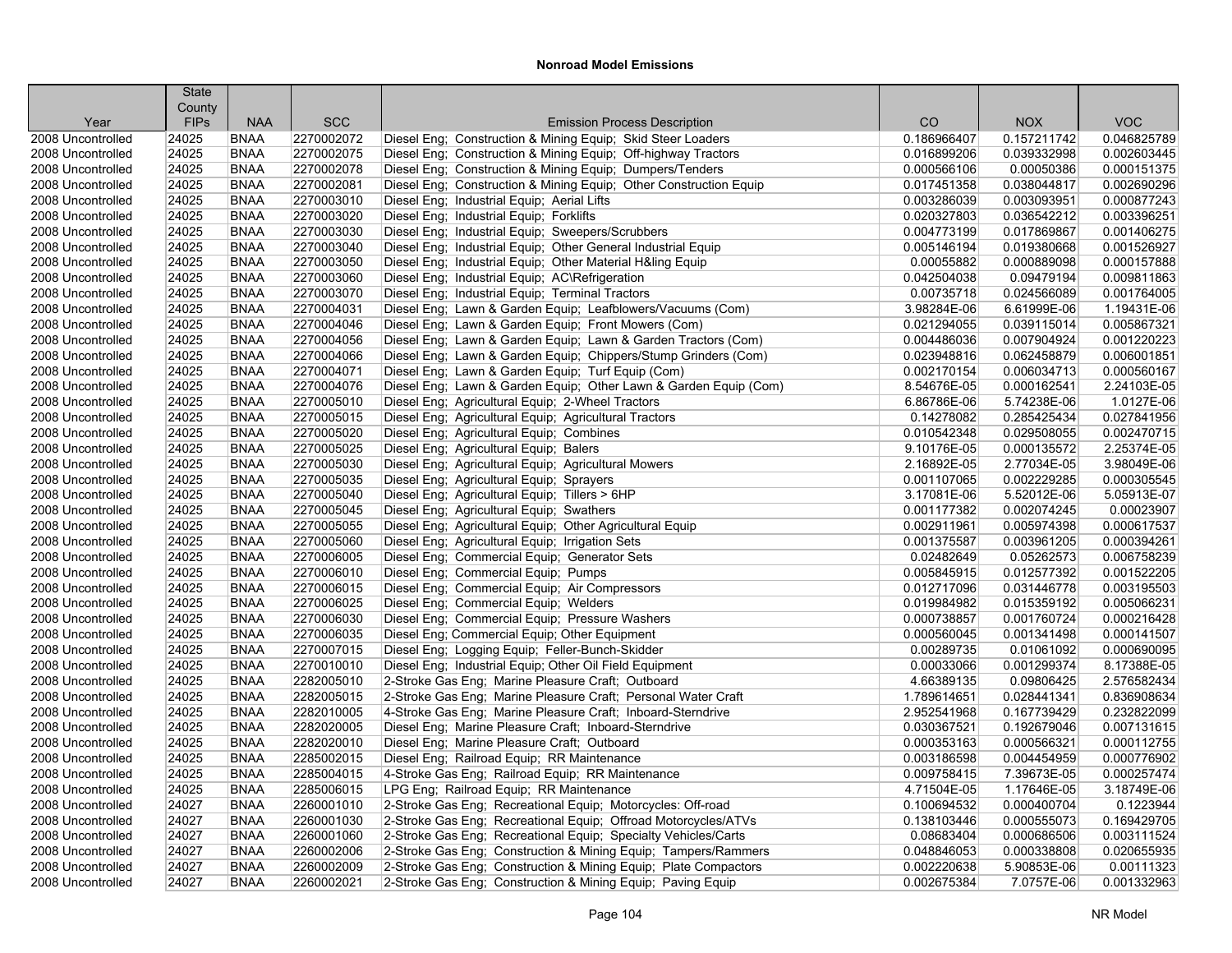**Nonroad Model Emissions**

| Year | State County FIPs | NAA | SCC | Emission Process Description | CO | NOX | VOC |
|---|---|---|---|---|---|---|---|
| 2008 Uncontrolled | 24025 | BNAA | 2270002072 | Diesel Eng;  Construction & Mining Equip;  Skid Steer Loaders | 0.186966407 | 0.157211742 | 0.046825789 |
| 2008 Uncontrolled | 24025 | BNAA | 2270002075 | Diesel Eng;  Construction & Mining Equip;  Off-highway Tractors | 0.016899206 | 0.039332998 | 0.002603445 |
| 2008 Uncontrolled | 24025 | BNAA | 2270002078 | Diesel Eng;  Construction & Mining Equip;  Dumpers/Tenders | 0.000566106 | 0.00050386 | 0.000151375 |
| 2008 Uncontrolled | 24025 | BNAA | 2270002081 | Diesel Eng;  Construction & Mining Equip;  Other Construction Equip | 0.017451358 | 0.038044817 | 0.002690296 |
| 2008 Uncontrolled | 24025 | BNAA | 2270003010 | Diesel Eng;  Industrial Equip;  Aerial Lifts | 0.003286039 | 0.003093951 | 0.000877243 |
| 2008 Uncontrolled | 24025 | BNAA | 2270003020 | Diesel Eng;  Industrial Equip;  Forklifts | 0.020327803 | 0.036542212 | 0.003396251 |
| 2008 Uncontrolled | 24025 | BNAA | 2270003030 | Diesel Eng;  Industrial Equip;  Sweepers/Scrubbers | 0.004773199 | 0.017869867 | 0.001406275 |
| 2008 Uncontrolled | 24025 | BNAA | 2270003040 | Diesel Eng;  Industrial Equip;  Other General Industrial Equip | 0.005146194 | 0.019380668 | 0.001526927 |
| 2008 Uncontrolled | 24025 | BNAA | 2270003050 | Diesel Eng;  Industrial Equip;  Other Material H&ling Equip | 0.00055882 | 0.000889098 | 0.000157888 |
| 2008 Uncontrolled | 24025 | BNAA | 2270003060 | Diesel Eng;  Industrial Equip;  AC\Refrigeration | 0.042504038 | 0.09479194 | 0.009811863 |
| 2008 Uncontrolled | 24025 | BNAA | 2270003070 | Diesel Eng;  Industrial Equip;  Terminal Tractors | 0.00735718 | 0.024566089 | 0.001764005 |
| 2008 Uncontrolled | 24025 | BNAA | 2270004031 | Diesel Eng;  Lawn & Garden Equip;  Leafblowers/Vacuums (Com) | 3.98284E-06 | 6.61999E-06 | 1.19431E-06 |
| 2008 Uncontrolled | 24025 | BNAA | 2270004046 | Diesel Eng;  Lawn & Garden Equip;  Front Mowers (Com) | 0.021294055 | 0.039115014 | 0.005867321 |
| 2008 Uncontrolled | 24025 | BNAA | 2270004056 | Diesel Eng;  Lawn & Garden Equip;  Lawn & Garden Tractors (Com) | 0.004486036 | 0.007904924 | 0.001220223 |
| 2008 Uncontrolled | 24025 | BNAA | 2270004066 | Diesel Eng;  Lawn & Garden Equip;  Chippers/Stump Grinders (Com) | 0.023948816 | 0.062458879 | 0.006001851 |
| 2008 Uncontrolled | 24025 | BNAA | 2270004071 | Diesel Eng;  Lawn & Garden Equip;  Turf Equip (Com) | 0.002170154 | 0.006034713 | 0.000560167 |
| 2008 Uncontrolled | 24025 | BNAA | 2270004076 | Diesel Eng;  Lawn & Garden Equip;  Other Lawn & Garden Equip (Com) | 8.54676E-05 | 0.000162541 | 2.24103E-05 |
| 2008 Uncontrolled | 24025 | BNAA | 2270005010 | Diesel Eng;  Agricultural Equip;  2-Wheel Tractors | 6.86786E-06 | 5.74238E-06 | 1.0127E-06 |
| 2008 Uncontrolled | 24025 | BNAA | 2270005015 | Diesel Eng;  Agricultural Equip;  Agricultural Tractors | 0.14278082 | 0.285425434 | 0.027841956 |
| 2008 Uncontrolled | 24025 | BNAA | 2270005020 | Diesel Eng;  Agricultural Equip;  Combines | 0.010542348 | 0.029508055 | 0.002470715 |
| 2008 Uncontrolled | 24025 | BNAA | 2270005025 | Diesel Eng;  Agricultural Equip;  Balers | 9.10176E-05 | 0.000135572 | 2.25374E-05 |
| 2008 Uncontrolled | 24025 | BNAA | 2270005030 | Diesel Eng;  Agricultural Equip;  Agricultural Mowers | 2.16892E-05 | 2.77034E-05 | 3.98049E-06 |
| 2008 Uncontrolled | 24025 | BNAA | 2270005035 | Diesel Eng;  Agricultural Equip;  Sprayers | 0.001107065 | 0.002229285 | 0.000305545 |
| 2008 Uncontrolled | 24025 | BNAA | 2270005040 | Diesel Eng;  Agricultural Equip;  Tillers > 6HP | 3.17081E-06 | 5.52012E-06 | 5.05913E-07 |
| 2008 Uncontrolled | 24025 | BNAA | 2270005045 | Diesel Eng;  Agricultural Equip;  Swathers | 0.001177382 | 0.002074245 | 0.00023907 |
| 2008 Uncontrolled | 24025 | BNAA | 2270005055 | Diesel Eng;  Agricultural Equip;  Other Agricultural Equip | 0.002911961 | 0.005974398 | 0.000617537 |
| 2008 Uncontrolled | 24025 | BNAA | 2270005060 | Diesel Eng;  Agricultural Equip;  Irrigation Sets | 0.001375587 | 0.003961205 | 0.000394261 |
| 2008 Uncontrolled | 24025 | BNAA | 2270006005 | Diesel Eng;  Commercial Equip;  Generator Sets | 0.02482649 | 0.05262573 | 0.006758239 |
| 2008 Uncontrolled | 24025 | BNAA | 2270006010 | Diesel Eng;  Commercial Equip;  Pumps | 0.005845915 | 0.012577392 | 0.001522205 |
| 2008 Uncontrolled | 24025 | BNAA | 2270006015 | Diesel Eng;  Commercial Equip;  Air Compressors | 0.012717096 | 0.031446778 | 0.003195503 |
| 2008 Uncontrolled | 24025 | BNAA | 2270006025 | Diesel Eng;  Commercial Equip;  Welders | 0.019984982 | 0.015359192 | 0.005066231 |
| 2008 Uncontrolled | 24025 | BNAA | 2270006030 | Diesel Eng;  Commercial Equip;  Pressure Washers | 0.000738857 | 0.001760724 | 0.000216428 |
| 2008 Uncontrolled | 24025 | BNAA | 2270006035 | Diesel Eng; Commercial Equip; Other Equipment | 0.000560045 | 0.001341498 | 0.000141507 |
| 2008 Uncontrolled | 24025 | BNAA | 2270007015 | Diesel Eng;  Logging Equip;  Feller-Bunch-Skidder | 0.00289735 | 0.01061092 | 0.000690095 |
| 2008 Uncontrolled | 24025 | BNAA | 2270010010 | Diesel Eng;  Industrial Equip; Other Oil Field Equipment | 0.00033066 | 0.001299374 | 8.17388E-05 |
| 2008 Uncontrolled | 24025 | BNAA | 2282005010 | 2-Stroke Gas Eng;  Marine Pleasure Craft;  Outboard | 4.66389135 | 0.09806425 | 2.576582434 |
| 2008 Uncontrolled | 24025 | BNAA | 2282005015 | 2-Stroke Gas Eng;  Marine Pleasure Craft;  Personal Water Craft | 1.789614651 | 0.028441341 | 0.836908634 |
| 2008 Uncontrolled | 24025 | BNAA | 2282010005 | 4-Stroke Gas Eng;  Marine Pleasure Craft;  Inboard-Sterndrive | 2.952541968 | 0.167739429 | 0.232822099 |
| 2008 Uncontrolled | 24025 | BNAA | 2282020005 | Diesel Eng;  Marine Pleasure Craft;  Inboard-Sterndrive | 0.030367521 | 0.192679046 | 0.007131615 |
| 2008 Uncontrolled | 24025 | BNAA | 2282020010 | Diesel Eng;  Marine Pleasure Craft;  Outboard | 0.000353163 | 0.000566321 | 0.000112755 |
| 2008 Uncontrolled | 24025 | BNAA | 2285002015 | Diesel Eng;  Railroad Equip;  RR Maintenance | 0.003186598 | 0.004454959 | 0.000776902 |
| 2008 Uncontrolled | 24025 | BNAA | 2285004015 | 4-Stroke Gas Eng;  Railroad Equip;  RR Maintenance | 0.009758415 | 7.39673E-05 | 0.000257474 |
| 2008 Uncontrolled | 24025 | BNAA | 2285006015 | LPG Eng;  Railroad Equip;  RR Maintenance | 4.71504E-05 | 1.17646E-05 | 3.18749E-06 |
| 2008 Uncontrolled | 24027 | BNAA | 2260001010 | 2-Stroke Gas Eng;  Recreational Equip;  Motorcycles: Off-road | 0.100694532 | 0.000400704 | 0.1223944 |
| 2008 Uncontrolled | 24027 | BNAA | 2260001030 | 2-Stroke Gas Eng;  Recreational Equip;  Offroad Motorcycles/ATVs | 0.138103446 | 0.000555073 | 0.169429705 |
| 2008 Uncontrolled | 24027 | BNAA | 2260001060 | 2-Stroke Gas Eng;  Recreational Equip;  Specialty Vehicles/Carts | 0.08683404 | 0.000686506 | 0.003111524 |
| 2008 Uncontrolled | 24027 | BNAA | 2260002006 | 2-Stroke Gas Eng;  Construction & Mining Equip;  Tampers/Rammers | 0.048846053 | 0.000338808 | 0.020655935 |
| 2008 Uncontrolled | 24027 | BNAA | 2260002009 | 2-Stroke Gas Eng;  Construction & Mining Equip;  Plate Compactors | 0.002220638 | 5.90853E-06 | 0.00111323 |
| 2008 Uncontrolled | 24027 | BNAA | 2260002021 | 2-Stroke Gas Eng;  Construction & Mining Equip;  Paving Equip | 0.002675384 | 7.0757E-06 | 0.001332963 |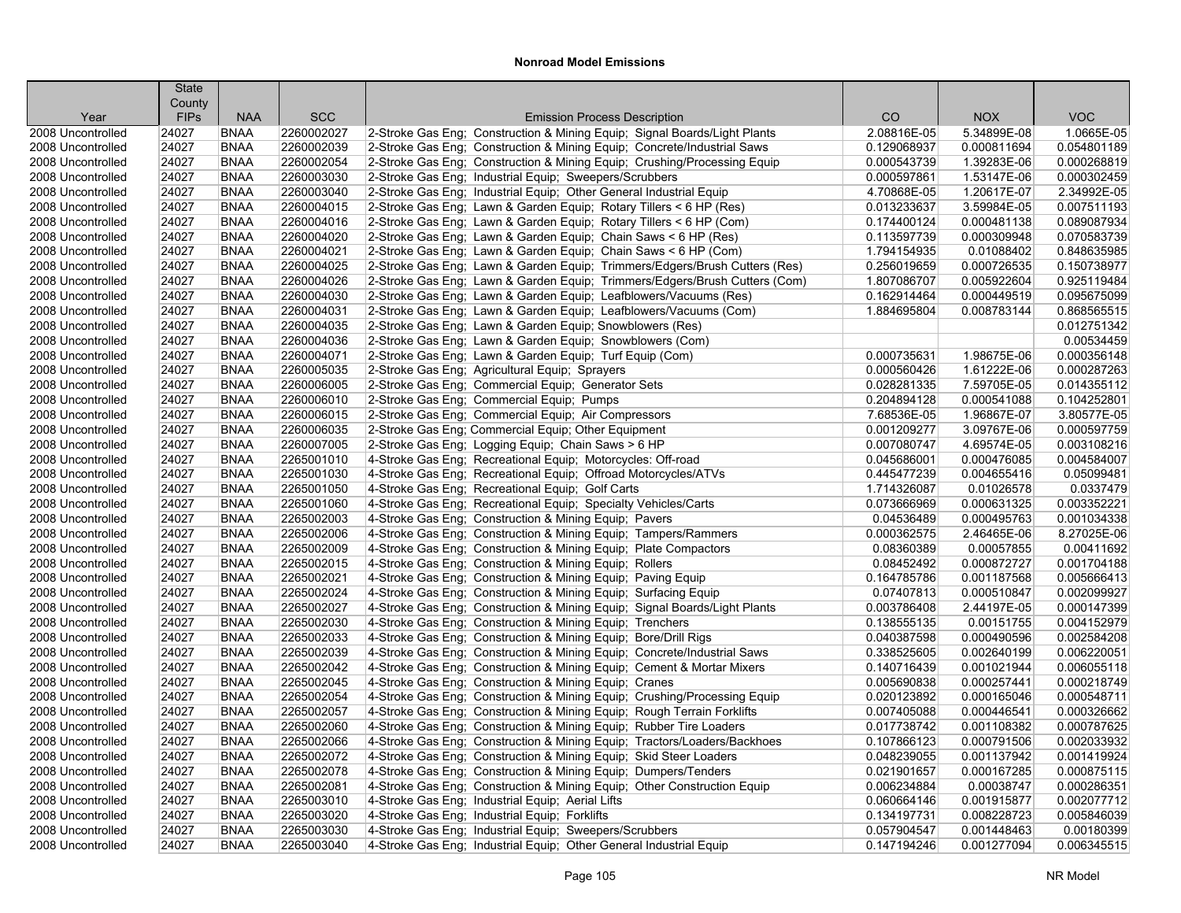## Nonroad Model Emissions

| Year | State County FIPs | NAA | SCC | Emission Process Description | CO | NOX | VOC |
|---|---|---|---|---|---|---|---|
| 2008 Uncontrolled | 24027 | BNAA | 2260002027 | 2-Stroke Gas Eng; Construction & Mining Equip; Signal Boards/Light Plants | 2.08816E-05 | 5.34899E-08 | 1.0665E-05 |
| 2008 Uncontrolled | 24027 | BNAA | 2260002039 | 2-Stroke Gas Eng; Construction & Mining Equip; Concrete/Industrial Saws | 0.129068937 | 0.000811694 | 0.054801189 |
| 2008 Uncontrolled | 24027 | BNAA | 2260002054 | 2-Stroke Gas Eng; Construction & Mining Equip; Crushing/Processing Equip | 0.000543739 | 1.39283E-06 | 0.000268819 |
| 2008 Uncontrolled | 24027 | BNAA | 2260003030 | 2-Stroke Gas Eng; Industrial Equip; Sweepers/Scrubbers | 0.000597861 | 1.53147E-06 | 0.000302459 |
| 2008 Uncontrolled | 24027 | BNAA | 2260003040 | 2-Stroke Gas Eng; Industrial Equip; Other General Industrial Equip | 4.70868E-05 | 1.20617E-07 | 2.34992E-05 |
| 2008 Uncontrolled | 24027 | BNAA | 2260004015 | 2-Stroke Gas Eng; Lawn & Garden Equip; Rotary Tillers < 6 HP (Res) | 0.013233637 | 3.59984E-05 | 0.007511193 |
| 2008 Uncontrolled | 24027 | BNAA | 2260004016 | 2-Stroke Gas Eng; Lawn & Garden Equip; Rotary Tillers < 6 HP (Com) | 0.174400124 | 0.000481138 | 0.089087934 |
| 2008 Uncontrolled | 24027 | BNAA | 2260004020 | 2-Stroke Gas Eng; Lawn & Garden Equip; Chain Saws < 6 HP (Res) | 0.113597739 | 0.000309948 | 0.070583739 |
| 2008 Uncontrolled | 24027 | BNAA | 2260004021 | 2-Stroke Gas Eng; Lawn & Garden Equip; Chain Saws < 6 HP (Com) | 1.794154935 | 0.01088402 | 0.848635985 |
| 2008 Uncontrolled | 24027 | BNAA | 2260004025 | 2-Stroke Gas Eng; Lawn & Garden Equip; Trimmers/Edgers/Brush Cutters (Res) | 0.256019659 | 0.000726535 | 0.150738977 |
| 2008 Uncontrolled | 24027 | BNAA | 2260004026 | 2-Stroke Gas Eng; Lawn & Garden Equip; Trimmers/Edgers/Brush Cutters (Com) | 1.807086707 | 0.005922604 | 0.925119484 |
| 2008 Uncontrolled | 24027 | BNAA | 2260004030 | 2-Stroke Gas Eng; Lawn & Garden Equip; Leafblowers/Vacuums (Res) | 0.162914464 | 0.000449519 | 0.095675099 |
| 2008 Uncontrolled | 24027 | BNAA | 2260004031 | 2-Stroke Gas Eng; Lawn & Garden Equip; Leafblowers/Vacuums (Com) | 1.884695804 | 0.008783144 | 0.868565515 |
| 2008 Uncontrolled | 24027 | BNAA | 2260004035 | 2-Stroke Gas Eng; Lawn & Garden Equip; Snowblowers (Res) | | | 0.012751342 |
| 2008 Uncontrolled | 24027 | BNAA | 2260004036 | 2-Stroke Gas Eng; Lawn & Garden Equip; Snowblowers (Com) | | | 0.00534459 |
| 2008 Uncontrolled | 24027 | BNAA | 2260004071 | 2-Stroke Gas Eng; Lawn & Garden Equip; Turf Equip (Com) | 0.000735631 | 1.98675E-06 | 0.000356148 |
| 2008 Uncontrolled | 24027 | BNAA | 2260005035 | 2-Stroke Gas Eng; Agricultural Equip; Sprayers | 0.000560426 | 1.61222E-06 | 0.000287263 |
| 2008 Uncontrolled | 24027 | BNAA | 2260006005 | 2-Stroke Gas Eng; Commercial Equip; Generator Sets | 0.028281335 | 7.59705E-05 | 0.014355112 |
| 2008 Uncontrolled | 24027 | BNAA | 2260006010 | 2-Stroke Gas Eng; Commercial Equip; Pumps | 0.204894128 | 0.000541088 | 0.104252801 |
| 2008 Uncontrolled | 24027 | BNAA | 2260006015 | 2-Stroke Gas Eng; Commercial Equip; Air Compressors | 7.68536E-05 | 1.96867E-07 | 3.80577E-05 |
| 2008 Uncontrolled | 24027 | BNAA | 2260006035 | 2-Stroke Gas Eng; Commercial Equip; Other Equipment | 0.001209277 | 3.09767E-06 | 0.000597759 |
| 2008 Uncontrolled | 24027 | BNAA | 2260007005 | 2-Stroke Gas Eng; Logging Equip; Chain Saws > 6 HP | 0.007080747 | 4.69574E-05 | 0.003108216 |
| 2008 Uncontrolled | 24027 | BNAA | 2265001010 | 4-Stroke Gas Eng; Recreational Equip; Motorcycles: Off-road | 0.045686001 | 0.000476085 | 0.004584007 |
| 2008 Uncontrolled | 24027 | BNAA | 2265001030 | 4-Stroke Gas Eng; Recreational Equip; Offroad Motorcycles/ATVs | 0.445477239 | 0.004655416 | 0.05099481 |
| 2008 Uncontrolled | 24027 | BNAA | 2265001050 | 4-Stroke Gas Eng; Recreational Equip; Golf Carts | 1.714326087 | 0.01026578 | 0.0337479 |
| 2008 Uncontrolled | 24027 | BNAA | 2265001060 | 4-Stroke Gas Eng; Recreational Equip; Specialty Vehicles/Carts | 0.073666969 | 0.000631325 | 0.003352221 |
| 2008 Uncontrolled | 24027 | BNAA | 2265002003 | 4-Stroke Gas Eng; Construction & Mining Equip; Pavers | 0.04536489 | 0.000495763 | 0.001034338 |
| 2008 Uncontrolled | 24027 | BNAA | 2265002006 | 4-Stroke Gas Eng; Construction & Mining Equip; Tampers/Rammers | 0.000362575 | 2.46465E-06 | 8.27025E-06 |
| 2008 Uncontrolled | 24027 | BNAA | 2265002009 | 4-Stroke Gas Eng; Construction & Mining Equip; Plate Compactors | 0.08360389 | 0.00057855 | 0.00411692 |
| 2008 Uncontrolled | 24027 | BNAA | 2265002015 | 4-Stroke Gas Eng; Construction & Mining Equip; Rollers | 0.08452492 | 0.000872727 | 0.001704188 |
| 2008 Uncontrolled | 24027 | BNAA | 2265002021 | 4-Stroke Gas Eng; Construction & Mining Equip; Paving Equip | 0.164785786 | 0.001187568 | 0.005666413 |
| 2008 Uncontrolled | 24027 | BNAA | 2265002024 | 4-Stroke Gas Eng; Construction & Mining Equip; Surfacing Equip | 0.07407813 | 0.000510847 | 0.002099927 |
| 2008 Uncontrolled | 24027 | BNAA | 2265002027 | 4-Stroke Gas Eng; Construction & Mining Equip; Signal Boards/Light Plants | 0.003786408 | 2.44197E-05 | 0.000147399 |
| 2008 Uncontrolled | 24027 | BNAA | 2265002030 | 4-Stroke Gas Eng; Construction & Mining Equip; Trenchers | 0.138555135 | 0.00151755 | 0.004152979 |
| 2008 Uncontrolled | 24027 | BNAA | 2265002033 | 4-Stroke Gas Eng; Construction & Mining Equip; Bore/Drill Rigs | 0.040387598 | 0.000490596 | 0.002584208 |
| 2008 Uncontrolled | 24027 | BNAA | 2265002039 | 4-Stroke Gas Eng; Construction & Mining Equip; Concrete/Industrial Saws | 0.338525605 | 0.002640199 | 0.006220051 |
| 2008 Uncontrolled | 24027 | BNAA | 2265002042 | 4-Stroke Gas Eng; Construction & Mining Equip; Cement & Mortar Mixers | 0.140716439 | 0.001021944 | 0.006055118 |
| 2008 Uncontrolled | 24027 | BNAA | 2265002045 | 4-Stroke Gas Eng; Construction & Mining Equip; Cranes | 0.005690838 | 0.000257441 | 0.000218749 |
| 2008 Uncontrolled | 24027 | BNAA | 2265002054 | 4-Stroke Gas Eng; Construction & Mining Equip; Crushing/Processing Equip | 0.020123892 | 0.000165046 | 0.000548711 |
| 2008 Uncontrolled | 24027 | BNAA | 2265002057 | 4-Stroke Gas Eng; Construction & Mining Equip; Rough Terrain Forklifts | 0.007405088 | 0.000446541 | 0.000326662 |
| 2008 Uncontrolled | 24027 | BNAA | 2265002060 | 4-Stroke Gas Eng; Construction & Mining Equip; Rubber Tire Loaders | 0.017738742 | 0.001108382 | 0.000787625 |
| 2008 Uncontrolled | 24027 | BNAA | 2265002066 | 4-Stroke Gas Eng; Construction & Mining Equip; Tractors/Loaders/Backhoes | 0.107866123 | 0.000791506 | 0.002033932 |
| 2008 Uncontrolled | 24027 | BNAA | 2265002072 | 4-Stroke Gas Eng; Construction & Mining Equip; Skid Steer Loaders | 0.048239055 | 0.001137942 | 0.001419924 |
| 2008 Uncontrolled | 24027 | BNAA | 2265002078 | 4-Stroke Gas Eng; Construction & Mining Equip; Dumpers/Tenders | 0.021901657 | 0.000167285 | 0.000875115 |
| 2008 Uncontrolled | 24027 | BNAA | 2265002081 | 4-Stroke Gas Eng; Construction & Mining Equip; Other Construction Equip | 0.006234884 | 0.00038747 | 0.000286351 |
| 2008 Uncontrolled | 24027 | BNAA | 2265003010 | 4-Stroke Gas Eng; Industrial Equip; Aerial Lifts | 0.060664146 | 0.001915877 | 0.002077712 |
| 2008 Uncontrolled | 24027 | BNAA | 2265003020 | 4-Stroke Gas Eng; Industrial Equip; Forklifts | 0.134197731 | 0.008228723 | 0.005846039 |
| 2008 Uncontrolled | 24027 | BNAA | 2265003030 | 4-Stroke Gas Eng; Industrial Equip; Sweepers/Scrubbers | 0.057904547 | 0.001448463 | 0.00180399 |
| 2008 Uncontrolled | 24027 | BNAA | 2265003040 | 4-Stroke Gas Eng; Industrial Equip; Other General Industrial Equip | 0.147194246 | 0.001277094 | 0.006345515 |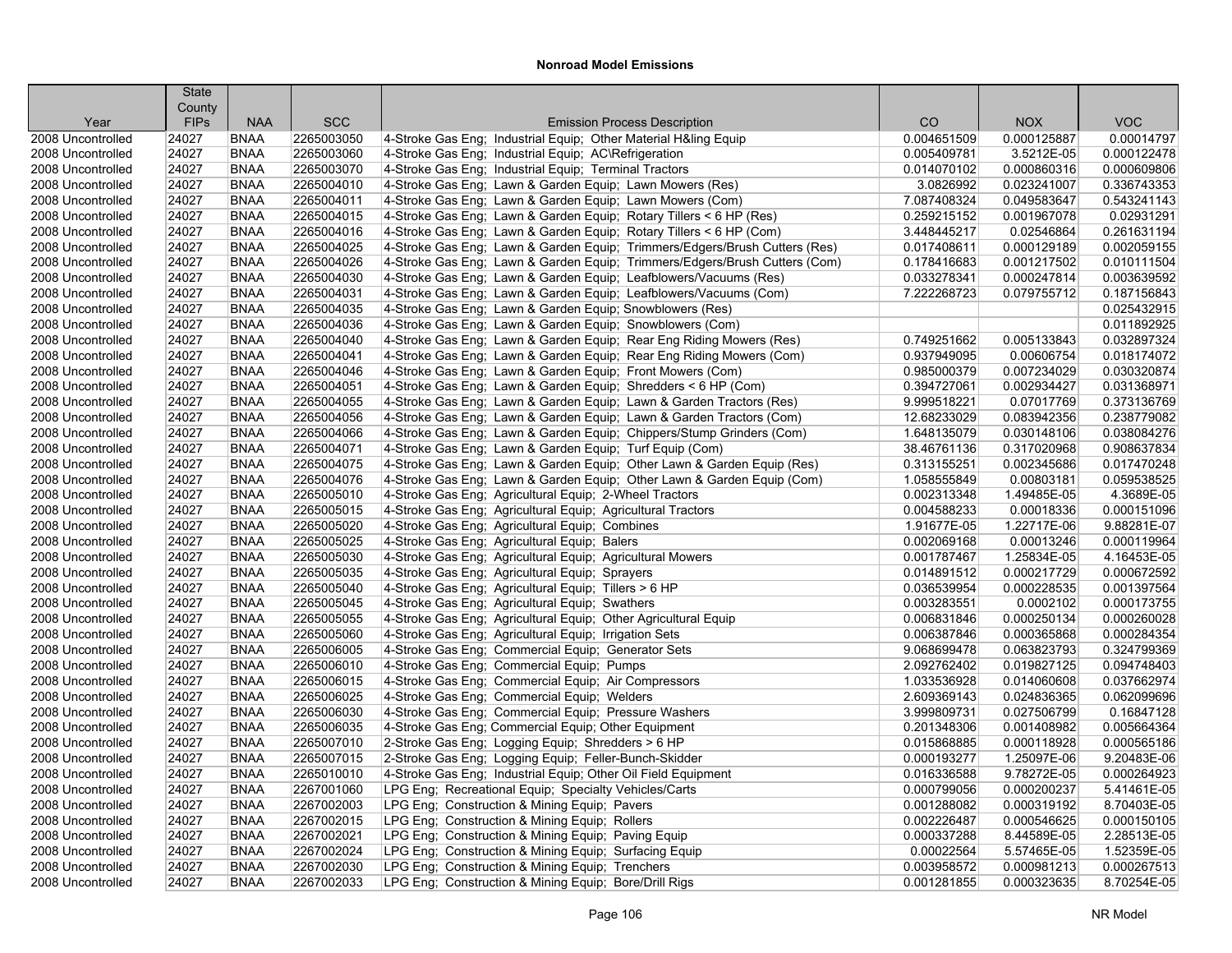## Nonroad Model Emissions

| Year | State County FIPs | NAA | SCC | Emission Process Description | CO | NOX | VOC |
|---|---|---|---|---|---|---|---|
| 2008 Uncontrolled | 24027 | BNAA | 2265003050 | 4-Stroke Gas Eng; Industrial Equip; Other Material H&ling Equip | 0.004651509 | 0.000125887 | 0.00014797 |
| 2008 Uncontrolled | 24027 | BNAA | 2265003060 | 4-Stroke Gas Eng; Industrial Equip; AC\Refrigeration | 0.005409781 | 3.5212E-05 | 0.000122478 |
| 2008 Uncontrolled | 24027 | BNAA | 2265003070 | 4-Stroke Gas Eng; Industrial Equip; Terminal Tractors | 0.014070102 | 0.000860316 | 0.000609806 |
| 2008 Uncontrolled | 24027 | BNAA | 2265004010 | 4-Stroke Gas Eng; Lawn & Garden Equip; Lawn Mowers (Res) | 3.0826992 | 0.023241007 | 0.336743353 |
| 2008 Uncontrolled | 24027 | BNAA | 2265004011 | 4-Stroke Gas Eng; Lawn & Garden Equip; Lawn Mowers (Com) | 7.087408324 | 0.049583647 | 0.543241143 |
| 2008 Uncontrolled | 24027 | BNAA | 2265004015 | 4-Stroke Gas Eng; Lawn & Garden Equip; Rotary Tillers < 6 HP (Res) | 0.259215152 | 0.001967078 | 0.02931291 |
| 2008 Uncontrolled | 24027 | BNAA | 2265004016 | 4-Stroke Gas Eng; Lawn & Garden Equip; Rotary Tillers < 6 HP (Com) | 3.448445217 | 0.02546864 | 0.261631194 |
| 2008 Uncontrolled | 24027 | BNAA | 2265004025 | 4-Stroke Gas Eng; Lawn & Garden Equip; Trimmers/Edgers/Brush Cutters (Res) | 0.017408611 | 0.000129189 | 0.002059155 |
| 2008 Uncontrolled | 24027 | BNAA | 2265004026 | 4-Stroke Gas Eng; Lawn & Garden Equip; Trimmers/Edgers/Brush Cutters (Com) | 0.178416683 | 0.001217502 | 0.010111504 |
| 2008 Uncontrolled | 24027 | BNAA | 2265004030 | 4-Stroke Gas Eng; Lawn & Garden Equip; Leafblowers/Vacuums (Res) | 0.033278341 | 0.000247814 | 0.003639592 |
| 2008 Uncontrolled | 24027 | BNAA | 2265004031 | 4-Stroke Gas Eng; Lawn & Garden Equip; Leafblowers/Vacuums (Com) | 7.222268723 | 0.079755712 | 0.187156843 |
| 2008 Uncontrolled | 24027 | BNAA | 2265004035 | 4-Stroke Gas Eng; Lawn & Garden Equip; Snowblowers (Res) | | | 0.025432915 |
| 2008 Uncontrolled | 24027 | BNAA | 2265004036 | 4-Stroke Gas Eng; Lawn & Garden Equip; Snowblowers (Com) | | | 0.011892925 |
| 2008 Uncontrolled | 24027 | BNAA | 2265004040 | 4-Stroke Gas Eng; Lawn & Garden Equip; Rear Eng Riding Mowers (Res) | 0.749251662 | 0.005133843 | 0.032897324 |
| 2008 Uncontrolled | 24027 | BNAA | 2265004041 | 4-Stroke Gas Eng; Lawn & Garden Equip; Rear Eng Riding Mowers (Com) | 0.937949095 | 0.00606754 | 0.018174072 |
| 2008 Uncontrolled | 24027 | BNAA | 2265004046 | 4-Stroke Gas Eng; Lawn & Garden Equip; Front Mowers (Com) | 0.985000379 | 0.007234029 | 0.030320874 |
| 2008 Uncontrolled | 24027 | BNAA | 2265004051 | 4-Stroke Gas Eng; Lawn & Garden Equip; Shredders < 6 HP (Com) | 0.394727061 | 0.002934427 | 0.031368971 |
| 2008 Uncontrolled | 24027 | BNAA | 2265004055 | 4-Stroke Gas Eng; Lawn & Garden Equip; Lawn & Garden Tractors (Res) | 9.999518221 | 0.07017769 | 0.373136769 |
| 2008 Uncontrolled | 24027 | BNAA | 2265004056 | 4-Stroke Gas Eng; Lawn & Garden Equip; Lawn & Garden Tractors (Com) | 12.68233029 | 0.083942356 | 0.238779082 |
| 2008 Uncontrolled | 24027 | BNAA | 2265004066 | 4-Stroke Gas Eng; Lawn & Garden Equip; Chippers/Stump Grinders (Com) | 1.648135079 | 0.030148106 | 0.038084276 |
| 2008 Uncontrolled | 24027 | BNAA | 2265004071 | 4-Stroke Gas Eng; Lawn & Garden Equip; Turf Equip (Com) | 38.46761136 | 0.317020968 | 0.908637834 |
| 2008 Uncontrolled | 24027 | BNAA | 2265004075 | 4-Stroke Gas Eng; Lawn & Garden Equip; Other Lawn & Garden Equip (Res) | 0.313155251 | 0.002345686 | 0.017470248 |
| 2008 Uncontrolled | 24027 | BNAA | 2265004076 | 4-Stroke Gas Eng; Lawn & Garden Equip; Other Lawn & Garden Equip (Com) | 1.058555849 | 0.00803181 | 0.059538525 |
| 2008 Uncontrolled | 24027 | BNAA | 2265005010 | 4-Stroke Gas Eng; Agricultural Equip; 2-Wheel Tractors | 0.002313348 | 1.49485E-05 | 4.3689E-05 |
| 2008 Uncontrolled | 24027 | BNAA | 2265005015 | 4-Stroke Gas Eng; Agricultural Equip; Agricultural Tractors | 0.004588233 | 0.00018336 | 0.000151096 |
| 2008 Uncontrolled | 24027 | BNAA | 2265005020 | 4-Stroke Gas Eng; Agricultural Equip; Combines | 1.91677E-05 | 1.22717E-06 | 9.88281E-07 |
| 2008 Uncontrolled | 24027 | BNAA | 2265005025 | 4-Stroke Gas Eng; Agricultural Equip; Balers | 0.002069168 | 0.00013246 | 0.000119964 |
| 2008 Uncontrolled | 24027 | BNAA | 2265005030 | 4-Stroke Gas Eng; Agricultural Equip; Agricultural Mowers | 0.001787467 | 1.25834E-05 | 4.16453E-05 |
| 2008 Uncontrolled | 24027 | BNAA | 2265005035 | 4-Stroke Gas Eng; Agricultural Equip; Sprayers | 0.014891512 | 0.000217729 | 0.000672592 |
| 2008 Uncontrolled | 24027 | BNAA | 2265005040 | 4-Stroke Gas Eng; Agricultural Equip; Tillers > 6 HP | 0.036539954 | 0.000228535 | 0.001397564 |
| 2008 Uncontrolled | 24027 | BNAA | 2265005045 | 4-Stroke Gas Eng; Agricultural Equip; Swathers | 0.003283551 | 0.0002102 | 0.000173755 |
| 2008 Uncontrolled | 24027 | BNAA | 2265005055 | 4-Stroke Gas Eng; Agricultural Equip; Other Agricultural Equip | 0.006831846 | 0.000250134 | 0.000260028 |
| 2008 Uncontrolled | 24027 | BNAA | 2265005060 | 4-Stroke Gas Eng; Agricultural Equip; Irrigation Sets | 0.006387846 | 0.000365868 | 0.000284354 |
| 2008 Uncontrolled | 24027 | BNAA | 2265006005 | 4-Stroke Gas Eng; Commercial Equip; Generator Sets | 9.068699478 | 0.063823793 | 0.324799369 |
| 2008 Uncontrolled | 24027 | BNAA | 2265006010 | 4-Stroke Gas Eng; Commercial Equip; Pumps | 2.092762402 | 0.019827125 | 0.094748403 |
| 2008 Uncontrolled | 24027 | BNAA | 2265006015 | 4-Stroke Gas Eng; Commercial Equip; Air Compressors | 1.033536928 | 0.014060608 | 0.037662974 |
| 2008 Uncontrolled | 24027 | BNAA | 2265006025 | 4-Stroke Gas Eng; Commercial Equip; Welders | 2.609369143 | 0.024836365 | 0.062099696 |
| 2008 Uncontrolled | 24027 | BNAA | 2265006030 | 4-Stroke Gas Eng; Commercial Equip; Pressure Washers | 3.999809731 | 0.027506799 | 0.16847128 |
| 2008 Uncontrolled | 24027 | BNAA | 2265006035 | 4-Stroke Gas Eng; Commercial Equip; Other Equipment | 0.201348306 | 0.001408982 | 0.005664364 |
| 2008 Uncontrolled | 24027 | BNAA | 2265007010 | 2-Stroke Gas Eng; Logging Equip; Shredders > 6 HP | 0.015868885 | 0.000118928 | 0.000565186 |
| 2008 Uncontrolled | 24027 | BNAA | 2265007015 | 2-Stroke Gas Eng; Logging Equip; Feller-Bunch-Skidder | 0.000193277 | 1.25097E-06 | 9.20483E-06 |
| 2008 Uncontrolled | 24027 | BNAA | 2265010010 | 4-Stroke Gas Eng; Industrial Equip; Other Oil Field Equipment | 0.016336588 | 9.78272E-05 | 0.000264923 |
| 2008 Uncontrolled | 24027 | BNAA | 2267001060 | LPG Eng; Recreational Equip; Specialty Vehicles/Carts | 0.000799056 | 0.000200237 | 5.41461E-05 |
| 2008 Uncontrolled | 24027 | BNAA | 2267002003 | LPG Eng; Construction & Mining Equip; Pavers | 0.001288082 | 0.000319192 | 8.70403E-05 |
| 2008 Uncontrolled | 24027 | BNAA | 2267002015 | LPG Eng; Construction & Mining Equip; Rollers | 0.002226487 | 0.000546625 | 0.000150105 |
| 2008 Uncontrolled | 24027 | BNAA | 2267002021 | LPG Eng; Construction & Mining Equip; Paving Equip | 0.000337288 | 8.44589E-05 | 2.28513E-05 |
| 2008 Uncontrolled | 24027 | BNAA | 2267002024 | LPG Eng; Construction & Mining Equip; Surfacing Equip | 0.00022564 | 5.57465E-05 | 1.52359E-05 |
| 2008 Uncontrolled | 24027 | BNAA | 2267002030 | LPG Eng; Construction & Mining Equip; Trenchers | 0.003958572 | 0.000981213 | 0.000267513 |
| 2008 Uncontrolled | 24027 | BNAA | 2267002033 | LPG Eng; Construction & Mining Equip; Bore/Drill Rigs | 0.001281855 | 0.000323635 | 8.70254E-05 |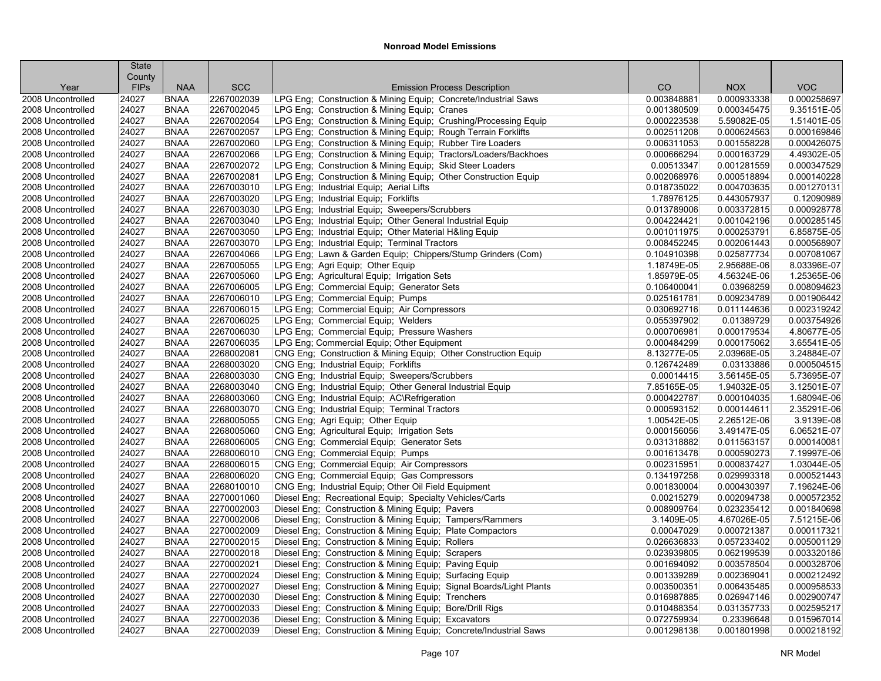## Nonroad Model Emissions

| Year | State County FIPs | NAA | SCC | Emission Process Description | CO | NOX | VOC |
|---|---|---|---|---|---|---|---|
| 2008 Uncontrolled | 24027 | BNAA | 2267002039 | LPG Eng; Construction & Mining Equip; Concrete/Industrial Saws | 0.003848881 | 0.000933338 | 0.000258697 |
| 2008 Uncontrolled | 24027 | BNAA | 2267002045 | LPG Eng; Construction & Mining Equip; Cranes | 0.001380509 | 0.000345475 | 9.35151E-05 |
| 2008 Uncontrolled | 24027 | BNAA | 2267002054 | LPG Eng; Construction & Mining Equip; Crushing/Processing Equip | 0.000223538 | 5.59082E-05 | 1.51401E-05 |
| 2008 Uncontrolled | 24027 | BNAA | 2267002057 | LPG Eng; Construction & Mining Equip; Rough Terrain Forklifts | 0.002511208 | 0.000624563 | 0.000169846 |
| 2008 Uncontrolled | 24027 | BNAA | 2267002060 | LPG Eng; Construction & Mining Equip; Rubber Tire Loaders | 0.006311053 | 0.001558228 | 0.000426075 |
| 2008 Uncontrolled | 24027 | BNAA | 2267002066 | LPG Eng; Construction & Mining Equip; Tractors/Loaders/Backhoes | 0.000666294 | 0.000163729 | 4.49302E-05 |
| 2008 Uncontrolled | 24027 | BNAA | 2267002072 | LPG Eng; Construction & Mining Equip; Skid Steer Loaders | 0.00513347 | 0.001281559 | 0.000347529 |
| 2008 Uncontrolled | 24027 | BNAA | 2267002081 | LPG Eng; Construction & Mining Equip; Other Construction Equip | 0.002068976 | 0.000518894 | 0.000140228 |
| 2008 Uncontrolled | 24027 | BNAA | 2267003010 | LPG Eng; Industrial Equip; Aerial Lifts | 0.018735022 | 0.004703635 | 0.001270131 |
| 2008 Uncontrolled | 24027 | BNAA | 2267003020 | LPG Eng; Industrial Equip; Forklifts | 1.78976125 | 0.443057937 | 0.12090989 |
| 2008 Uncontrolled | 24027 | BNAA | 2267003030 | LPG Eng; Industrial Equip; Sweepers/Scrubbers | 0.013789006 | 0.003372815 | 0.000928778 |
| 2008 Uncontrolled | 24027 | BNAA | 2267003040 | LPG Eng; Industrial Equip; Other General Industrial Equip | 0.004224421 | 0.001042196 | 0.000285145 |
| 2008 Uncontrolled | 24027 | BNAA | 2267003050 | LPG Eng; Industrial Equip; Other Material H&ling Equip | 0.001011975 | 0.000253791 | 6.85875E-05 |
| 2008 Uncontrolled | 24027 | BNAA | 2267003070 | LPG Eng; Industrial Equip; Terminal Tractors | 0.008452245 | 0.002061443 | 0.000568907 |
| 2008 Uncontrolled | 24027 | BNAA | 2267004066 | LPG Eng; Lawn & Garden Equip; Chippers/Stump Grinders (Com) | 0.104910398 | 0.025877734 | 0.007081067 |
| 2008 Uncontrolled | 24027 | BNAA | 2267005055 | LPG Eng; Agri Equip; Other Equip | 1.18749E-05 | 2.95688E-06 | 8.03396E-07 |
| 2008 Uncontrolled | 24027 | BNAA | 2267005060 | LPG Eng; Agricultural Equip; Irrigation Sets | 1.85979E-05 | 4.56324E-06 | 1.25365E-06 |
| 2008 Uncontrolled | 24027 | BNAA | 2267006005 | LPG Eng; Commercial Equip; Generator Sets | 0.106400041 | 0.03968259 | 0.008094623 |
| 2008 Uncontrolled | 24027 | BNAA | 2267006010 | LPG Eng; Commercial Equip; Pumps | 0.025161781 | 0.009234789 | 0.001906442 |
| 2008 Uncontrolled | 24027 | BNAA | 2267006015 | LPG Eng; Commercial Equip; Air Compressors | 0.030692716 | 0.011144636 | 0.002319242 |
| 2008 Uncontrolled | 24027 | BNAA | 2267006025 | LPG Eng; Commercial Equip; Welders | 0.055397902 | 0.01389729 | 0.003754926 |
| 2008 Uncontrolled | 24027 | BNAA | 2267006030 | LPG Eng; Commercial Equip; Pressure Washers | 0.000706981 | 0.000179534 | 4.80677E-05 |
| 2008 Uncontrolled | 24027 | BNAA | 2267006035 | LPG Eng; Commercial Equip; Other Equipment | 0.000484299 | 0.000175062 | 3.65541E-05 |
| 2008 Uncontrolled | 24027 | BNAA | 2268002081 | CNG Eng; Construction & Mining Equip; Other Construction Equip | 8.13277E-05 | 2.03968E-05 | 3.24884E-07 |
| 2008 Uncontrolled | 24027 | BNAA | 2268003020 | CNG Eng; Industrial Equip; Forklifts | 0.126742489 | 0.03133886 | 0.000504515 |
| 2008 Uncontrolled | 24027 | BNAA | 2268003030 | CNG Eng; Industrial Equip; Sweepers/Scrubbers | 0.00014415 | 3.56145E-05 | 5.73695E-07 |
| 2008 Uncontrolled | 24027 | BNAA | 2268003040 | CNG Eng; Industrial Equip; Other General Industrial Equip | 7.85165E-05 | 1.94032E-05 | 3.12501E-07 |
| 2008 Uncontrolled | 24027 | BNAA | 2268003060 | CNG Eng; Industrial Equip; AC\Refrigeration | 0.000422787 | 0.000104035 | 1.68094E-06 |
| 2008 Uncontrolled | 24027 | BNAA | 2268003070 | CNG Eng; Industrial Equip; Terminal Tractors | 0.000593152 | 0.000144611 | 2.35291E-06 |
| 2008 Uncontrolled | 24027 | BNAA | 2268005055 | CNG Eng; Agri Equip; Other Equip | 1.00542E-05 | 2.26512E-06 | 3.9139E-08 |
| 2008 Uncontrolled | 24027 | BNAA | 2268005060 | CNG Eng; Agricultural Equip; Irrigation Sets | 0.000156056 | 3.49147E-05 | 6.06521E-07 |
| 2008 Uncontrolled | 24027 | BNAA | 2268006005 | CNG Eng; Commercial Equip; Generator Sets | 0.031318882 | 0.011563157 | 0.000140081 |
| 2008 Uncontrolled | 24027 | BNAA | 2268006010 | CNG Eng; Commercial Equip; Pumps | 0.001613478 | 0.000590273 | 7.19997E-06 |
| 2008 Uncontrolled | 24027 | BNAA | 2268006015 | CNG Eng; Commercial Equip; Air Compressors | 0.002315951 | 0.000837427 | 1.03044E-05 |
| 2008 Uncontrolled | 24027 | BNAA | 2268006020 | CNG Eng; Commercial Equip; Gas Compressors | 0.134197258 | 0.029993318 | 0.000521443 |
| 2008 Uncontrolled | 24027 | BNAA | 2268010010 | CNG Eng; Industrial Equip; Other Oil Field Equipment | 0.001830004 | 0.000430397 | 7.19624E-06 |
| 2008 Uncontrolled | 24027 | BNAA | 2270001060 | Diesel Eng; Recreational Equip; Specialty Vehicles/Carts | 0.00215279 | 0.002094738 | 0.000572352 |
| 2008 Uncontrolled | 24027 | BNAA | 2270002003 | Diesel Eng; Construction & Mining Equip; Pavers | 0.008909764 | 0.023235412 | 0.001840698 |
| 2008 Uncontrolled | 24027 | BNAA | 2270002006 | Diesel Eng; Construction & Mining Equip; Tampers/Rammers | 3.1409E-05 | 4.67026E-05 | 7.51215E-06 |
| 2008 Uncontrolled | 24027 | BNAA | 2270002009 | Diesel Eng; Construction & Mining Equip; Plate Compactors | 0.00047029 | 0.000721387 | 0.000117321 |
| 2008 Uncontrolled | 24027 | BNAA | 2270002015 | Diesel Eng; Construction & Mining Equip; Rollers | 0.026636833 | 0.057233402 | 0.005001129 |
| 2008 Uncontrolled | 24027 | BNAA | 2270002018 | Diesel Eng; Construction & Mining Equip; Scrapers | 0.023939805 | 0.062199539 | 0.003320186 |
| 2008 Uncontrolled | 24027 | BNAA | 2270002021 | Diesel Eng; Construction & Mining Equip; Paving Equip | 0.001694092 | 0.003578504 | 0.000328706 |
| 2008 Uncontrolled | 24027 | BNAA | 2270002024 | Diesel Eng; Construction & Mining Equip; Surfacing Equip | 0.001339289 | 0.002369041 | 0.000212492 |
| 2008 Uncontrolled | 24027 | BNAA | 2270002027 | Diesel Eng; Construction & Mining Equip; Signal Boards/Light Plants | 0.003500351 | 0.006435485 | 0.000958533 |
| 2008 Uncontrolled | 24027 | BNAA | 2270002030 | Diesel Eng; Construction & Mining Equip; Trenchers | 0.016987885 | 0.026947146 | 0.002900747 |
| 2008 Uncontrolled | 24027 | BNAA | 2270002033 | Diesel Eng; Construction & Mining Equip; Bore/Drill Rigs | 0.010488354 | 0.031357733 | 0.002595217 |
| 2008 Uncontrolled | 24027 | BNAA | 2270002036 | Diesel Eng; Construction & Mining Equip; Excavators | 0.072759934 | 0.23396648 | 0.015967014 |
| 2008 Uncontrolled | 24027 | BNAA | 2270002039 | Diesel Eng; Construction & Mining Equip; Concrete/Industrial Saws | 0.001298138 | 0.001801998 | 0.000218192 |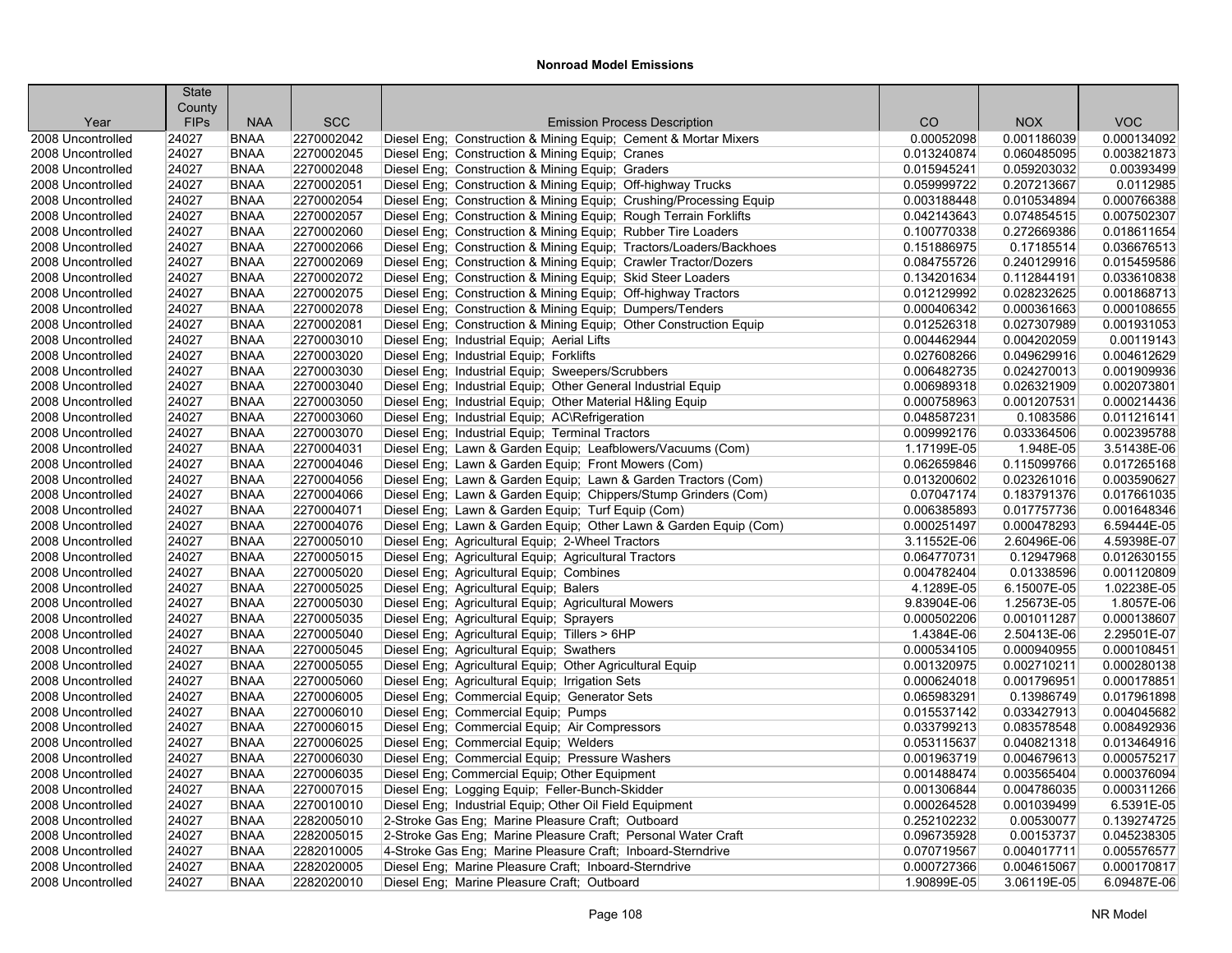# Nonroad Model Emissions

| Year | State County FIPs | NAA | SCC | Emission Process Description | CO | NOX | VOC |
|---|---|---|---|---|---|---|---|
| 2008 Uncontrolled | 24027 | BNAA | 2270002042 | Diesel Eng; Construction & Mining Equip; Cement & Mortar Mixers | 0.00052098 | 0.001186039 | 0.000134092 |
| 2008 Uncontrolled | 24027 | BNAA | 2270002045 | Diesel Eng; Construction & Mining Equip; Cranes | 0.013240874 | 0.060485095 | 0.003821873 |
| 2008 Uncontrolled | 24027 | BNAA | 2270002048 | Diesel Eng; Construction & Mining Equip; Graders | 0.015945241 | 0.059203032 | 0.00393499 |
| 2008 Uncontrolled | 24027 | BNAA | 2270002051 | Diesel Eng; Construction & Mining Equip; Off-highway Trucks | 0.059999722 | 0.207213667 | 0.0112985 |
| 2008 Uncontrolled | 24027 | BNAA | 2270002054 | Diesel Eng; Construction & Mining Equip; Crushing/Processing Equip | 0.003188448 | 0.010534894 | 0.000766388 |
| 2008 Uncontrolled | 24027 | BNAA | 2270002057 | Diesel Eng; Construction & Mining Equip; Rough Terrain Forklifts | 0.042143643 | 0.074854515 | 0.007502307 |
| 2008 Uncontrolled | 24027 | BNAA | 2270002060 | Diesel Eng; Construction & Mining Equip; Rubber Tire Loaders | 0.100770338 | 0.272669386 | 0.018611654 |
| 2008 Uncontrolled | 24027 | BNAA | 2270002066 | Diesel Eng; Construction & Mining Equip; Tractors/Loaders/Backhoes | 0.151886975 | 0.17185514 | 0.036676513 |
| 2008 Uncontrolled | 24027 | BNAA | 2270002069 | Diesel Eng; Construction & Mining Equip; Crawler Tractor/Dozers | 0.084755726 | 0.240129916 | 0.015459586 |
| 2008 Uncontrolled | 24027 | BNAA | 2270002072 | Diesel Eng; Construction & Mining Equip; Skid Steer Loaders | 0.134201634 | 0.112844191 | 0.033610838 |
| 2008 Uncontrolled | 24027 | BNAA | 2270002075 | Diesel Eng; Construction & Mining Equip; Off-highway Tractors | 0.012129992 | 0.028232625 | 0.001868713 |
| 2008 Uncontrolled | 24027 | BNAA | 2270002078 | Diesel Eng; Construction & Mining Equip; Dumpers/Tenders | 0.000406342 | 0.000361663 | 0.000108655 |
| 2008 Uncontrolled | 24027 | BNAA | 2270002081 | Diesel Eng; Construction & Mining Equip; Other Construction Equip | 0.012526318 | 0.027307989 | 0.001931053 |
| 2008 Uncontrolled | 24027 | BNAA | 2270003010 | Diesel Eng; Industrial Equip; Aerial Lifts | 0.004462944 | 0.004202059 | 0.00119143 |
| 2008 Uncontrolled | 24027 | BNAA | 2270003020 | Diesel Eng; Industrial Equip; Forklifts | 0.027608266 | 0.049629916 | 0.004612629 |
| 2008 Uncontrolled | 24027 | BNAA | 2270003030 | Diesel Eng; Industrial Equip; Sweepers/Scrubbers | 0.006482735 | 0.024270013 | 0.001909936 |
| 2008 Uncontrolled | 24027 | BNAA | 2270003040 | Diesel Eng; Industrial Equip; Other General Industrial Equip | 0.006989318 | 0.026321909 | 0.002073801 |
| 2008 Uncontrolled | 24027 | BNAA | 2270003050 | Diesel Eng; Industrial Equip; Other Material H&ling Equip | 0.000758963 | 0.001207531 | 0.000214436 |
| 2008 Uncontrolled | 24027 | BNAA | 2270003060 | Diesel Eng; Industrial Equip; AC\Refrigeration | 0.048587231 | 0.1083586 | 0.011216141 |
| 2008 Uncontrolled | 24027 | BNAA | 2270003070 | Diesel Eng; Industrial Equip; Terminal Tractors | 0.009992176 | 0.033364506 | 0.002395788 |
| 2008 Uncontrolled | 24027 | BNAA | 2270004031 | Diesel Eng; Lawn & Garden Equip; Leafblowers/Vacuums (Com) | 1.17199E-05 | 1.948E-05 | 3.51438E-06 |
| 2008 Uncontrolled | 24027 | BNAA | 2270004046 | Diesel Eng; Lawn & Garden Equip; Front Mowers (Com) | 0.062659846 | 0.115099766 | 0.017265168 |
| 2008 Uncontrolled | 24027 | BNAA | 2270004056 | Diesel Eng; Lawn & Garden Equip; Lawn & Garden Tractors (Com) | 0.013200602 | 0.023261016 | 0.003590627 |
| 2008 Uncontrolled | 24027 | BNAA | 2270004066 | Diesel Eng; Lawn & Garden Equip; Chippers/Stump Grinders (Com) | 0.07047174 | 0.183791376 | 0.017661035 |
| 2008 Uncontrolled | 24027 | BNAA | 2270004071 | Diesel Eng; Lawn & Garden Equip; Turf Equip (Com) | 0.006385893 | 0.017757736 | 0.001648346 |
| 2008 Uncontrolled | 24027 | BNAA | 2270004076 | Diesel Eng; Lawn & Garden Equip; Other Lawn & Garden Equip (Com) | 0.000251497 | 0.000478293 | 6.59444E-05 |
| 2008 Uncontrolled | 24027 | BNAA | 2270005010 | Diesel Eng; Agricultural Equip; 2-Wheel Tractors | 3.11552E-06 | 2.60496E-06 | 4.59398E-07 |
| 2008 Uncontrolled | 24027 | BNAA | 2270005015 | Diesel Eng; Agricultural Equip; Agricultural Tractors | 0.064770731 | 0.12947968 | 0.012630155 |
| 2008 Uncontrolled | 24027 | BNAA | 2270005020 | Diesel Eng; Agricultural Equip; Combines | 0.004782404 | 0.01338596 | 0.001120809 |
| 2008 Uncontrolled | 24027 | BNAA | 2270005025 | Diesel Eng; Agricultural Equip; Balers | 4.1289E-05 | 6.15007E-05 | 1.02238E-05 |
| 2008 Uncontrolled | 24027 | BNAA | 2270005030 | Diesel Eng; Agricultural Equip; Agricultural Mowers | 9.83904E-06 | 1.25673E-05 | 1.8057E-06 |
| 2008 Uncontrolled | 24027 | BNAA | 2270005035 | Diesel Eng; Agricultural Equip; Sprayers | 0.000502206 | 0.001011287 | 0.000138607 |
| 2008 Uncontrolled | 24027 | BNAA | 2270005040 | Diesel Eng; Agricultural Equip; Tillers > 6HP | 1.4384E-06 | 2.50413E-06 | 2.29501E-07 |
| 2008 Uncontrolled | 24027 | BNAA | 2270005045 | Diesel Eng; Agricultural Equip; Swathers | 0.000534105 | 0.000940955 | 0.000108451 |
| 2008 Uncontrolled | 24027 | BNAA | 2270005055 | Diesel Eng; Agricultural Equip; Other Agricultural Equip | 0.001320975 | 0.002710211 | 0.000280138 |
| 2008 Uncontrolled | 24027 | BNAA | 2270005060 | Diesel Eng; Agricultural Equip; Irrigation Sets | 0.000624018 | 0.001796951 | 0.000178851 |
| 2008 Uncontrolled | 24027 | BNAA | 2270006005 | Diesel Eng; Commercial Equip; Generator Sets | 0.065983291 | 0.13986749 | 0.017961898 |
| 2008 Uncontrolled | 24027 | BNAA | 2270006010 | Diesel Eng; Commercial Equip; Pumps | 0.015537142 | 0.033427913 | 0.004045682 |
| 2008 Uncontrolled | 24027 | BNAA | 2270006015 | Diesel Eng; Commercial Equip; Air Compressors | 0.033799213 | 0.083578548 | 0.008492936 |
| 2008 Uncontrolled | 24027 | BNAA | 2270006025 | Diesel Eng; Commercial Equip; Welders | 0.053115637 | 0.040821318 | 0.013464916 |
| 2008 Uncontrolled | 24027 | BNAA | 2270006030 | Diesel Eng; Commercial Equip; Pressure Washers | 0.001963719 | 0.004679613 | 0.000575217 |
| 2008 Uncontrolled | 24027 | BNAA | 2270006035 | Diesel Eng; Commercial Equip; Other Equipment | 0.001488474 | 0.003565404 | 0.000376094 |
| 2008 Uncontrolled | 24027 | BNAA | 2270007015 | Diesel Eng; Logging Equip; Feller-Bunch-Skidder | 0.001306844 | 0.004786035 | 0.000311266 |
| 2008 Uncontrolled | 24027 | BNAA | 2270010010 | Diesel Eng; Industrial Equip; Other Oil Field Equipment | 0.000264528 | 0.001039499 | 6.5391E-05 |
| 2008 Uncontrolled | 24027 | BNAA | 2282005010 | 2-Stroke Gas Eng; Marine Pleasure Craft; Outboard | 0.252102232 | 0.00530077 | 0.139274725 |
| 2008 Uncontrolled | 24027 | BNAA | 2282005015 | 2-Stroke Gas Eng; Marine Pleasure Craft; Personal Water Craft | 0.096735928 | 0.00153737 | 0.045238305 |
| 2008 Uncontrolled | 24027 | BNAA | 2282010005 | 4-Stroke Gas Eng; Marine Pleasure Craft; Inboard-Sterndrive | 0.070719567 | 0.004017711 | 0.005576577 |
| 2008 Uncontrolled | 24027 | BNAA | 2282020005 | Diesel Eng; Marine Pleasure Craft; Inboard-Sterndrive | 0.000727366 | 0.004615067 | 0.000170817 |
| 2008 Uncontrolled | 24027 | BNAA | 2282020010 | Diesel Eng; Marine Pleasure Craft; Outboard | 1.90899E-05 | 3.06119E-05 | 6.09487E-06 |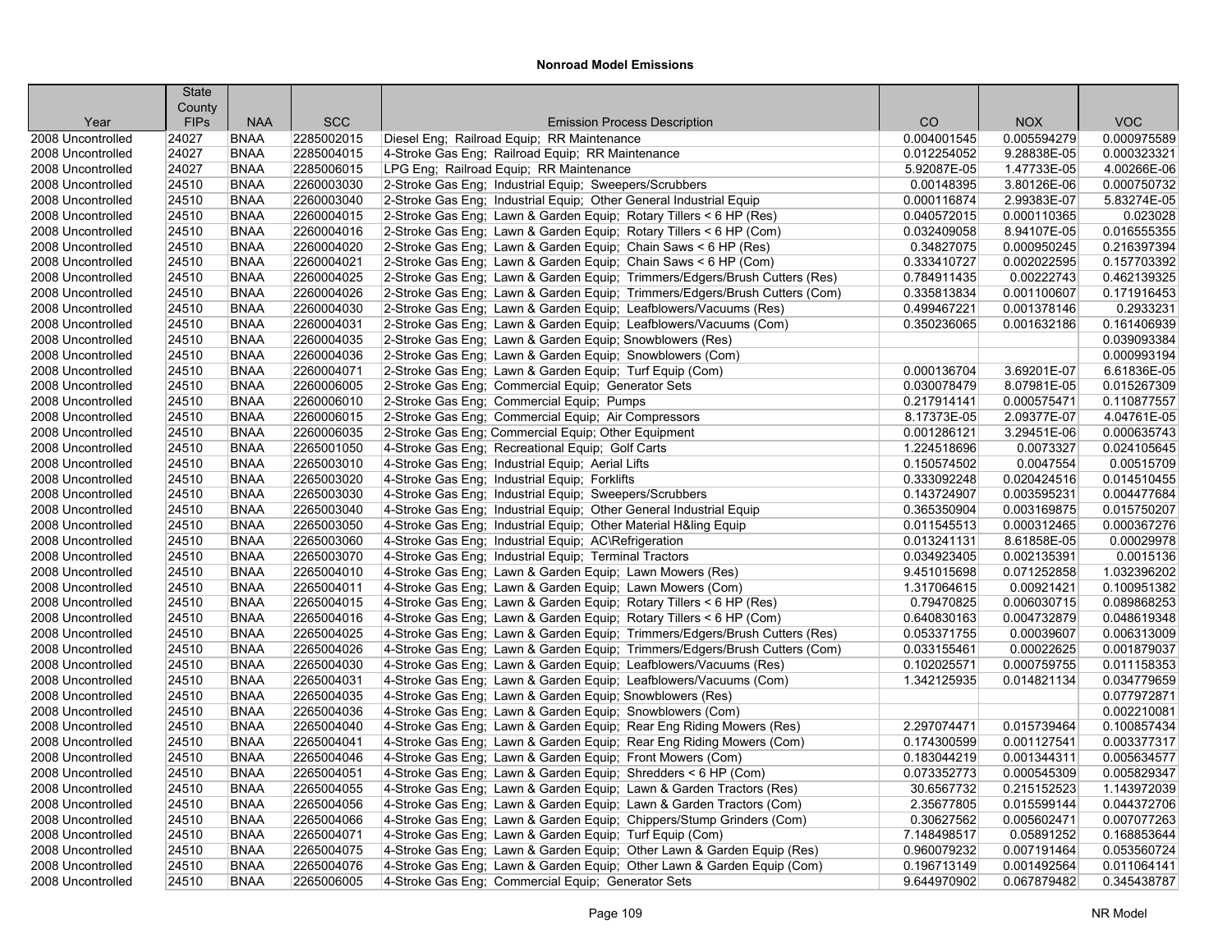# Nonroad Model Emissions

| Year | State County FIPs | NAA | SCC | Emission Process Description | CO | NOX | VOC |
|---|---|---|---|---|---|---|---|
| 2008 Uncontrolled | 24027 | BNAA | 2285002015 | Diesel Eng; Railroad Equip; RR Maintenance | 0.004001545 | 0.005594279 | 0.000975589 |
| 2008 Uncontrolled | 24027 | BNAA | 2285004015 | 4-Stroke Gas Eng; Railroad Equip; RR Maintenance | 0.012254052 | 9.28838E-05 | 0.000323321 |
| 2008 Uncontrolled | 24027 | BNAA | 2285006015 | LPG Eng; Railroad Equip; RR Maintenance | 5.92087E-05 | 1.47733E-05 | 4.00266E-06 |
| 2008 Uncontrolled | 24510 | BNAA | 2260003030 | 2-Stroke Gas Eng; Industrial Equip; Sweepers/Scrubbers | 0.00148395 | 3.80126E-06 | 0.000750732 |
| 2008 Uncontrolled | 24510 | BNAA | 2260003040 | 2-Stroke Gas Eng; Industrial Equip; Other General Industrial Equip | 0.000116874 | 2.99383E-07 | 5.83274E-05 |
| 2008 Uncontrolled | 24510 | BNAA | 2260004015 | 2-Stroke Gas Eng; Lawn & Garden Equip; Rotary Tillers < 6 HP (Res) | 0.040572015 | 0.000110365 | 0.023028 |
| 2008 Uncontrolled | 24510 | BNAA | 2260004016 | 2-Stroke Gas Eng; Lawn & Garden Equip; Rotary Tillers < 6 HP (Com) | 0.032409058 | 8.94107E-05 | 0.016555355 |
| 2008 Uncontrolled | 24510 | BNAA | 2260004020 | 2-Stroke Gas Eng; Lawn & Garden Equip; Chain Saws < 6 HP (Res) | 0.34827075 | 0.000950245 | 0.216397394 |
| 2008 Uncontrolled | 24510 | BNAA | 2260004021 | 2-Stroke Gas Eng; Lawn & Garden Equip; Chain Saws < 6 HP (Com) | 0.333410727 | 0.002022595 | 0.157703392 |
| 2008 Uncontrolled | 24510 | BNAA | 2260004025 | 2-Stroke Gas Eng; Lawn & Garden Equip; Trimmers/Edgers/Brush Cutters (Res) | 0.784911435 | 0.00222743 | 0.462139325 |
| 2008 Uncontrolled | 24510 | BNAA | 2260004026 | 2-Stroke Gas Eng; Lawn & Garden Equip; Trimmers/Edgers/Brush Cutters (Com) | 0.335813834 | 0.001100607 | 0.171916453 |
| 2008 Uncontrolled | 24510 | BNAA | 2260004030 | 2-Stroke Gas Eng; Lawn & Garden Equip; Leafblowers/Vacuums (Res) | 0.499467221 | 0.001378146 | 0.2933231 |
| 2008 Uncontrolled | 24510 | BNAA | 2260004031 | 2-Stroke Gas Eng; Lawn & Garden Equip; Leafblowers/Vacuums (Com) | 0.350236065 | 0.001632186 | 0.161406939 |
| 2008 Uncontrolled | 24510 | BNAA | 2260004035 | 2-Stroke Gas Eng; Lawn & Garden Equip; Snowblowers (Res) | | | 0.039093384 |
| 2008 Uncontrolled | 24510 | BNAA | 2260004036 | 2-Stroke Gas Eng; Lawn & Garden Equip; Snowblowers (Com) | | | 0.000993194 |
| 2008 Uncontrolled | 24510 | BNAA | 2260004071 | 2-Stroke Gas Eng; Lawn & Garden Equip; Turf Equip (Com) | 0.000136704 | 3.69201E-07 | 6.61836E-05 |
| 2008 Uncontrolled | 24510 | BNAA | 2260006005 | 2-Stroke Gas Eng; Commercial Equip; Generator Sets | 0.030078479 | 8.07981E-05 | 0.015267309 |
| 2008 Uncontrolled | 24510 | BNAA | 2260006010 | 2-Stroke Gas Eng; Commercial Equip; Pumps | 0.217914141 | 0.000575471 | 0.110877557 |
| 2008 Uncontrolled | 24510 | BNAA | 2260006015 | 2-Stroke Gas Eng; Commercial Equip; Air Compressors | 8.17373E-05 | 2.09377E-07 | 4.04761E-05 |
| 2008 Uncontrolled | 24510 | BNAA | 2260006035 | 2-Stroke Gas Eng; Commercial Equip; Other Equipment | 0.001286121 | 3.29451E-06 | 0.000635743 |
| 2008 Uncontrolled | 24510 | BNAA | 2265001050 | 4-Stroke Gas Eng; Recreational Equip; Golf Carts | 1.224518696 | 0.0073327 | 0.024105645 |
| 2008 Uncontrolled | 24510 | BNAA | 2265003010 | 4-Stroke Gas Eng; Industrial Equip; Aerial Lifts | 0.150574502 | 0.0047554 | 0.00515709 |
| 2008 Uncontrolled | 24510 | BNAA | 2265003020 | 4-Stroke Gas Eng; Industrial Equip; Forklifts | 0.333092248 | 0.020424516 | 0.014510455 |
| 2008 Uncontrolled | 24510 | BNAA | 2265003030 | 4-Stroke Gas Eng; Industrial Equip; Sweepers/Scrubbers | 0.143724907 | 0.003595231 | 0.004477684 |
| 2008 Uncontrolled | 24510 | BNAA | 2265003040 | 4-Stroke Gas Eng; Industrial Equip; Other General Industrial Equip | 0.365350904 | 0.003169875 | 0.015750207 |
| 2008 Uncontrolled | 24510 | BNAA | 2265003050 | 4-Stroke Gas Eng; Industrial Equip; Other Material H&ling Equip | 0.011545513 | 0.000312465 | 0.000367276 |
| 2008 Uncontrolled | 24510 | BNAA | 2265003060 | 4-Stroke Gas Eng; Industrial Equip; AC\Refrigeration | 0.013241131 | 8.61858E-05 | 0.00029978 |
| 2008 Uncontrolled | 24510 | BNAA | 2265003070 | 4-Stroke Gas Eng; Industrial Equip; Terminal Tractors | 0.034923405 | 0.002135391 | 0.0015136 |
| 2008 Uncontrolled | 24510 | BNAA | 2265004010 | 4-Stroke Gas Eng; Lawn & Garden Equip; Lawn Mowers (Res) | 9.451015698 | 0.071252858 | 1.032396202 |
| 2008 Uncontrolled | 24510 | BNAA | 2265004011 | 4-Stroke Gas Eng; Lawn & Garden Equip; Lawn Mowers (Com) | 1.317064615 | 0.00921421 | 0.100951382 |
| 2008 Uncontrolled | 24510 | BNAA | 2265004015 | 4-Stroke Gas Eng; Lawn & Garden Equip; Rotary Tillers < 6 HP (Res) | 0.79470825 | 0.006030715 | 0.089868253 |
| 2008 Uncontrolled | 24510 | BNAA | 2265004016 | 4-Stroke Gas Eng; Lawn & Garden Equip; Rotary Tillers < 6 HP (Com) | 0.640830163 | 0.004732879 | 0.048619348 |
| 2008 Uncontrolled | 24510 | BNAA | 2265004025 | 4-Stroke Gas Eng; Lawn & Garden Equip; Trimmers/Edgers/Brush Cutters (Res) | 0.053371755 | 0.00039607 | 0.006313009 |
| 2008 Uncontrolled | 24510 | BNAA | 2265004026 | 4-Stroke Gas Eng; Lawn & Garden Equip; Trimmers/Edgers/Brush Cutters (Com) | 0.033155461 | 0.00022625 | 0.001879037 |
| 2008 Uncontrolled | 24510 | BNAA | 2265004030 | 4-Stroke Gas Eng; Lawn & Garden Equip; Leafblowers/Vacuums (Res) | 0.102025571 | 0.000759755 | 0.011158353 |
| 2008 Uncontrolled | 24510 | BNAA | 2265004031 | 4-Stroke Gas Eng; Lawn & Garden Equip; Leafblowers/Vacuums (Com) | 1.342125935 | 0.014821134 | 0.034779659 |
| 2008 Uncontrolled | 24510 | BNAA | 2265004035 | 4-Stroke Gas Eng; Lawn & Garden Equip; Snowblowers (Res) | | | 0.077972871 |
| 2008 Uncontrolled | 24510 | BNAA | 2265004036 | 4-Stroke Gas Eng; Lawn & Garden Equip; Snowblowers (Com) | | | 0.002210081 |
| 2008 Uncontrolled | 24510 | BNAA | 2265004040 | 4-Stroke Gas Eng; Lawn & Garden Equip; Rear Eng Riding Mowers (Res) | 2.297074471 | 0.015739464 | 0.100857434 |
| 2008 Uncontrolled | 24510 | BNAA | 2265004041 | 4-Stroke Gas Eng; Lawn & Garden Equip; Rear Eng Riding Mowers (Com) | 0.174300599 | 0.001127541 | 0.003377317 |
| 2008 Uncontrolled | 24510 | BNAA | 2265004046 | 4-Stroke Gas Eng; Lawn & Garden Equip; Front Mowers (Com) | 0.183044219 | 0.001344311 | 0.005634577 |
| 2008 Uncontrolled | 24510 | BNAA | 2265004051 | 4-Stroke Gas Eng; Lawn & Garden Equip; Shredders < 6 HP (Com) | 0.073352773 | 0.000545309 | 0.005829347 |
| 2008 Uncontrolled | 24510 | BNAA | 2265004055 | 4-Stroke Gas Eng; Lawn & Garden Equip; Lawn & Garden Tractors (Res) | 30.6567732 | 0.215152523 | 1.143972039 |
| 2008 Uncontrolled | 24510 | BNAA | 2265004056 | 4-Stroke Gas Eng; Lawn & Garden Equip; Lawn & Garden Tractors (Com) | 2.35677805 | 0.015599144 | 0.044372706 |
| 2008 Uncontrolled | 24510 | BNAA | 2265004066 | 4-Stroke Gas Eng; Lawn & Garden Equip; Chippers/Stump Grinders (Com) | 0.30627562 | 0.005602471 | 0.007077263 |
| 2008 Uncontrolled | 24510 | BNAA | 2265004071 | 4-Stroke Gas Eng; Lawn & Garden Equip; Turf Equip (Com) | 7.148498517 | 0.05891252 | 0.168853644 |
| 2008 Uncontrolled | 24510 | BNAA | 2265004075 | 4-Stroke Gas Eng; Lawn & Garden Equip; Other Lawn & Garden Equip (Res) | 0.960079232 | 0.007191464 | 0.053560724 |
| 2008 Uncontrolled | 24510 | BNAA | 2265004076 | 4-Stroke Gas Eng; Lawn & Garden Equip; Other Lawn & Garden Equip (Com) | 0.196713149 | 0.001492564 | 0.011064141 |
| 2008 Uncontrolled | 24510 | BNAA | 2265006005 | 4-Stroke Gas Eng; Commercial Equip; Generator Sets | 9.644970902 | 0.067879482 | 0.345438787 |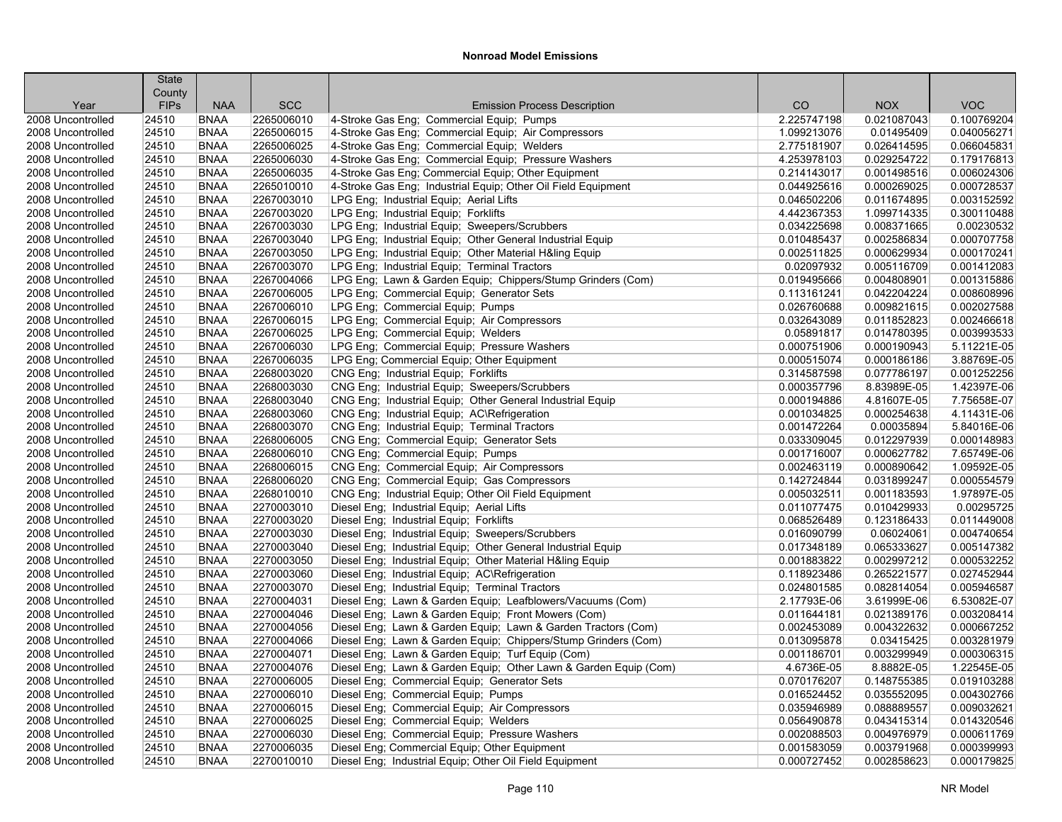## Nonroad Model Emissions

| Year | State County FIPs | NAA | SCC | Emission Process Description | CO | NOX | VOC |
|---|---|---|---|---|---|---|---|
| 2008 Uncontrolled | 24510 | BNAA | 2265006010 | 4-Stroke Gas Eng; Commercial Equip; Pumps | 2.225747198 | 0.021087043 | 0.100769204 |
| 2008 Uncontrolled | 24510 | BNAA | 2265006015 | 4-Stroke Gas Eng; Commercial Equip; Air Compressors | 1.099213076 | 0.01495409 | 0.040056271 |
| 2008 Uncontrolled | 24510 | BNAA | 2265006025 | 4-Stroke Gas Eng; Commercial Equip; Welders | 2.775181907 | 0.026414595 | 0.066045831 |
| 2008 Uncontrolled | 24510 | BNAA | 2265006030 | 4-Stroke Gas Eng; Commercial Equip; Pressure Washers | 4.253978103 | 0.029254722 | 0.179176813 |
| 2008 Uncontrolled | 24510 | BNAA | 2265006035 | 4-Stroke Gas Eng; Commercial Equip; Other Equipment | 0.214143017 | 0.001498516 | 0.006024306 |
| 2008 Uncontrolled | 24510 | BNAA | 2265010010 | 4-Stroke Gas Eng; Industrial Equip; Other Oil Field Equipment | 0.044925616 | 0.000269025 | 0.000728537 |
| 2008 Uncontrolled | 24510 | BNAA | 2267003010 | LPG Eng; Industrial Equip; Aerial Lifts | 0.046502206 | 0.011674895 | 0.003152592 |
| 2008 Uncontrolled | 24510 | BNAA | 2267003020 | LPG Eng; Industrial Equip; Forklifts | 4.442367353 | 1.099714335 | 0.300110488 |
| 2008 Uncontrolled | 24510 | BNAA | 2267003030 | LPG Eng; Industrial Equip; Sweepers/Scrubbers | 0.034225698 | 0.008371665 | 0.00230532 |
| 2008 Uncontrolled | 24510 | BNAA | 2267003040 | LPG Eng; Industrial Equip; Other General Industrial Equip | 0.010485437 | 0.002586834 | 0.000707758 |
| 2008 Uncontrolled | 24510 | BNAA | 2267003050 | LPG Eng; Industrial Equip; Other Material H&ling Equip | 0.002511825 | 0.000629934 | 0.000170241 |
| 2008 Uncontrolled | 24510 | BNAA | 2267003070 | LPG Eng; Industrial Equip; Terminal Tractors | 0.02097932 | 0.005116709 | 0.001412083 |
| 2008 Uncontrolled | 24510 | BNAA | 2267004066 | LPG Eng; Lawn & Garden Equip; Chippers/Stump Grinders (Com) | 0.019495666 | 0.004808901 | 0.001315886 |
| 2008 Uncontrolled | 24510 | BNAA | 2267006005 | LPG Eng; Commercial Equip; Generator Sets | 0.113161241 | 0.042204224 | 0.008608996 |
| 2008 Uncontrolled | 24510 | BNAA | 2267006010 | LPG Eng; Commercial Equip; Pumps | 0.026760688 | 0.009821615 | 0.002027588 |
| 2008 Uncontrolled | 24510 | BNAA | 2267006015 | LPG Eng; Commercial Equip; Air Compressors | 0.032643089 | 0.011852823 | 0.002466618 |
| 2008 Uncontrolled | 24510 | BNAA | 2267006025 | LPG Eng; Commercial Equip; Welders | 0.05891817 | 0.014780395 | 0.003993533 |
| 2008 Uncontrolled | 24510 | BNAA | 2267006030 | LPG Eng; Commercial Equip; Pressure Washers | 0.000751906 | 0.000190943 | 5.11221E-05 |
| 2008 Uncontrolled | 24510 | BNAA | 2267006035 | LPG Eng; Commercial Equip; Other Equipment | 0.000515074 | 0.000186186 | 3.88769E-05 |
| 2008 Uncontrolled | 24510 | BNAA | 2268003020 | CNG Eng; Industrial Equip; Forklifts | 0.314587598 | 0.077786197 | 0.001252256 |
| 2008 Uncontrolled | 24510 | BNAA | 2268003030 | CNG Eng; Industrial Equip; Sweepers/Scrubbers | 0.000357796 | 8.83989E-05 | 1.42397E-06 |
| 2008 Uncontrolled | 24510 | BNAA | 2268003040 | CNG Eng; Industrial Equip; Other General Industrial Equip | 0.000194886 | 4.81607E-05 | 7.75658E-07 |
| 2008 Uncontrolled | 24510 | BNAA | 2268003060 | CNG Eng; Industrial Equip; AC\Refrigeration | 0.001034825 | 0.000254638 | 4.11431E-06 |
| 2008 Uncontrolled | 24510 | BNAA | 2268003070 | CNG Eng; Industrial Equip; Terminal Tractors | 0.001472264 | 0.00035894 | 5.84016E-06 |
| 2008 Uncontrolled | 24510 | BNAA | 2268006005 | CNG Eng; Commercial Equip; Generator Sets | 0.033309045 | 0.012297939 | 0.000148983 |
| 2008 Uncontrolled | 24510 | BNAA | 2268006010 | CNG Eng; Commercial Equip; Pumps | 0.001716007 | 0.000627782 | 7.65749E-06 |
| 2008 Uncontrolled | 24510 | BNAA | 2268006015 | CNG Eng; Commercial Equip; Air Compressors | 0.002463119 | 0.000890642 | 1.09592E-05 |
| 2008 Uncontrolled | 24510 | BNAA | 2268006020 | CNG Eng; Commercial Equip; Gas Compressors | 0.142724844 | 0.031899247 | 0.000554579 |
| 2008 Uncontrolled | 24510 | BNAA | 2268010010 | CNG Eng; Industrial Equip; Other Oil Field Equipment | 0.005032511 | 0.001183593 | 1.97897E-05 |
| 2008 Uncontrolled | 24510 | BNAA | 2270003010 | Diesel Eng; Industrial Equip; Aerial Lifts | 0.011077475 | 0.010429933 | 0.00295725 |
| 2008 Uncontrolled | 24510 | BNAA | 2270003020 | Diesel Eng; Industrial Equip; Forklifts | 0.068526489 | 0.123186433 | 0.011449008 |
| 2008 Uncontrolled | 24510 | BNAA | 2270003030 | Diesel Eng; Industrial Equip; Sweepers/Scrubbers | 0.016090799 | 0.06024061 | 0.004740654 |
| 2008 Uncontrolled | 24510 | BNAA | 2270003040 | Diesel Eng; Industrial Equip; Other General Industrial Equip | 0.017348189 | 0.065333627 | 0.005147382 |
| 2008 Uncontrolled | 24510 | BNAA | 2270003050 | Diesel Eng; Industrial Equip; Other Material H&ling Equip | 0.001883822 | 0.002997212 | 0.000532252 |
| 2008 Uncontrolled | 24510 | BNAA | 2270003060 | Diesel Eng; Industrial Equip; AC\Refrigeration | 0.118923486 | 0.265221577 | 0.027452944 |
| 2008 Uncontrolled | 24510 | BNAA | 2270003070 | Diesel Eng; Industrial Equip; Terminal Tractors | 0.024801585 | 0.082814054 | 0.005946587 |
| 2008 Uncontrolled | 24510 | BNAA | 2270004031 | Diesel Eng; Lawn & Garden Equip; Leafblowers/Vacuums (Com) | 2.17793E-06 | 3.61999E-06 | 6.53082E-07 |
| 2008 Uncontrolled | 24510 | BNAA | 2270004046 | Diesel Eng; Lawn & Garden Equip; Front Mowers (Com) | 0.011644181 | 0.021389176 | 0.003208414 |
| 2008 Uncontrolled | 24510 | BNAA | 2270004056 | Diesel Eng; Lawn & Garden Equip; Lawn & Garden Tractors (Com) | 0.002453089 | 0.004322632 | 0.000667252 |
| 2008 Uncontrolled | 24510 | BNAA | 2270004066 | Diesel Eng; Lawn & Garden Equip; Chippers/Stump Grinders (Com) | 0.013095878 | 0.03415425 | 0.003281979 |
| 2008 Uncontrolled | 24510 | BNAA | 2270004071 | Diesel Eng; Lawn & Garden Equip; Turf Equip (Com) | 0.001186701 | 0.003299949 | 0.000306315 |
| 2008 Uncontrolled | 24510 | BNAA | 2270004076 | Diesel Eng; Lawn & Garden Equip; Other Lawn & Garden Equip (Com) | 4.6736E-05 | 8.8882E-05 | 1.22545E-05 |
| 2008 Uncontrolled | 24510 | BNAA | 2270006005 | Diesel Eng; Commercial Equip; Generator Sets | 0.070176207 | 0.148755385 | 0.019103288 |
| 2008 Uncontrolled | 24510 | BNAA | 2270006010 | Diesel Eng; Commercial Equip; Pumps | 0.016524452 | 0.035552095 | 0.004302766 |
| 2008 Uncontrolled | 24510 | BNAA | 2270006015 | Diesel Eng; Commercial Equip; Air Compressors | 0.035946989 | 0.088889557 | 0.009032621 |
| 2008 Uncontrolled | 24510 | BNAA | 2270006025 | Diesel Eng; Commercial Equip; Welders | 0.056490878 | 0.043415314 | 0.014320546 |
| 2008 Uncontrolled | 24510 | BNAA | 2270006030 | Diesel Eng; Commercial Equip; Pressure Washers | 0.002088503 | 0.004976979 | 0.000611769 |
| 2008 Uncontrolled | 24510 | BNAA | 2270006035 | Diesel Eng; Commercial Equip; Other Equipment | 0.001583059 | 0.003791968 | 0.000399993 |
| 2008 Uncontrolled | 24510 | BNAA | 2270010010 | Diesel Eng; Industrial Equip; Other Oil Field Equipment | 0.000727452 | 0.002858623 | 0.000179825 |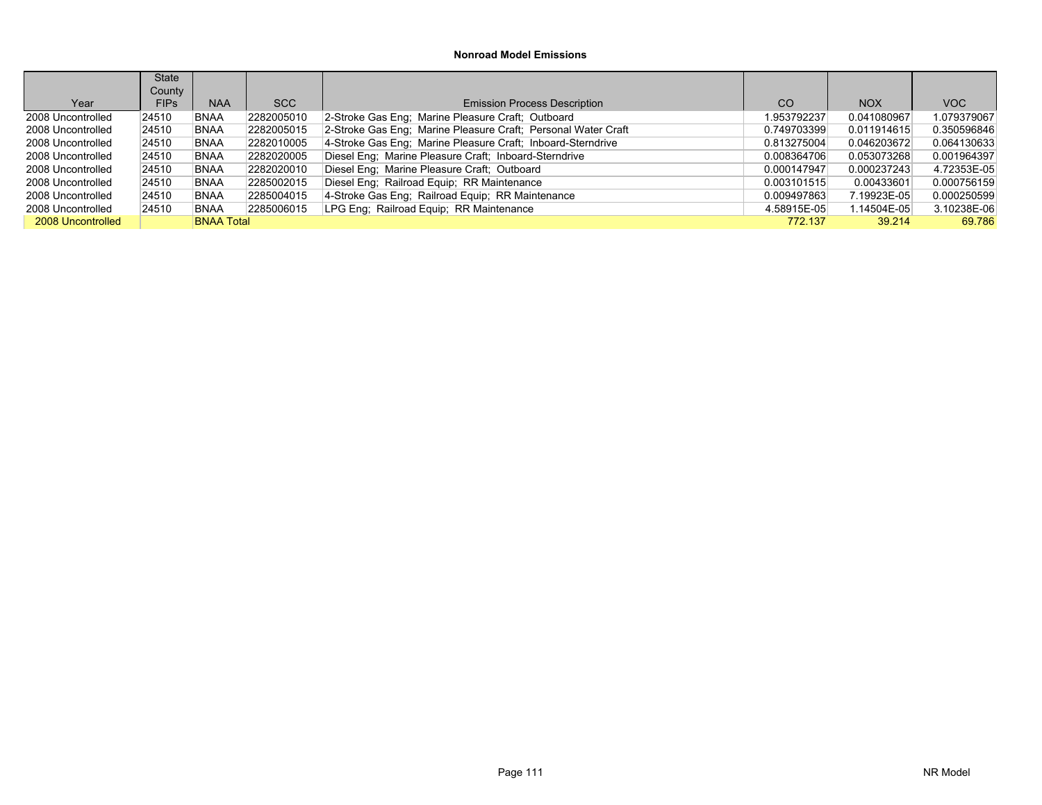# Nonroad Model Emissions

| Year | State County FIPs | NAA | SCC | Emission Process Description | CO | NOX | VOC |
|---|---|---|---|---|---|---|---|
| 2008 Uncontrolled | 24510 | BNAA | 2282005010 | 2-Stroke Gas Eng; Marine Pleasure Craft; Outboard | 1.953792237 | 0.041080967 | 1.079379067 |
| 2008 Uncontrolled | 24510 | BNAA | 2282005015 | 2-Stroke Gas Eng; Marine Pleasure Craft; Personal Water Craft | 0.749703399 | 0.011914615 | 0.350596846 |
| 2008 Uncontrolled | 24510 | BNAA | 2282010005 | 4-Stroke Gas Eng; Marine Pleasure Craft; Inboard-Sterndrive | 0.813275004 | 0.046203672 | 0.064130633 |
| 2008 Uncontrolled | 24510 | BNAA | 2282020005 | Diesel Eng; Marine Pleasure Craft; Inboard-Sterndrive | 0.008364706 | 0.053073268 | 0.001964397 |
| 2008 Uncontrolled | 24510 | BNAA | 2282020010 | Diesel Eng; Marine Pleasure Craft; Outboard | 0.000147947 | 0.000237243 | 4.72353E-05 |
| 2008 Uncontrolled | 24510 | BNAA | 2285002015 | Diesel Eng; Railroad Equip; RR Maintenance | 0.003101515 | 0.00433601 | 0.000756159 |
| 2008 Uncontrolled | 24510 | BNAA | 2285004015 | 4-Stroke Gas Eng; Railroad Equip; RR Maintenance | 0.009497863 | 7.19923E-05 | 0.000250599 |
| 2008 Uncontrolled | 24510 | BNAA | 2285006015 | LPG Eng; Railroad Equip; RR Maintenance | 4.58915E-05 | 1.14504E-05 | 3.10238E-06 |
| 2008 Uncontrolled | | BNAA Total | | | 772.137 | 39.214 | 69.786 |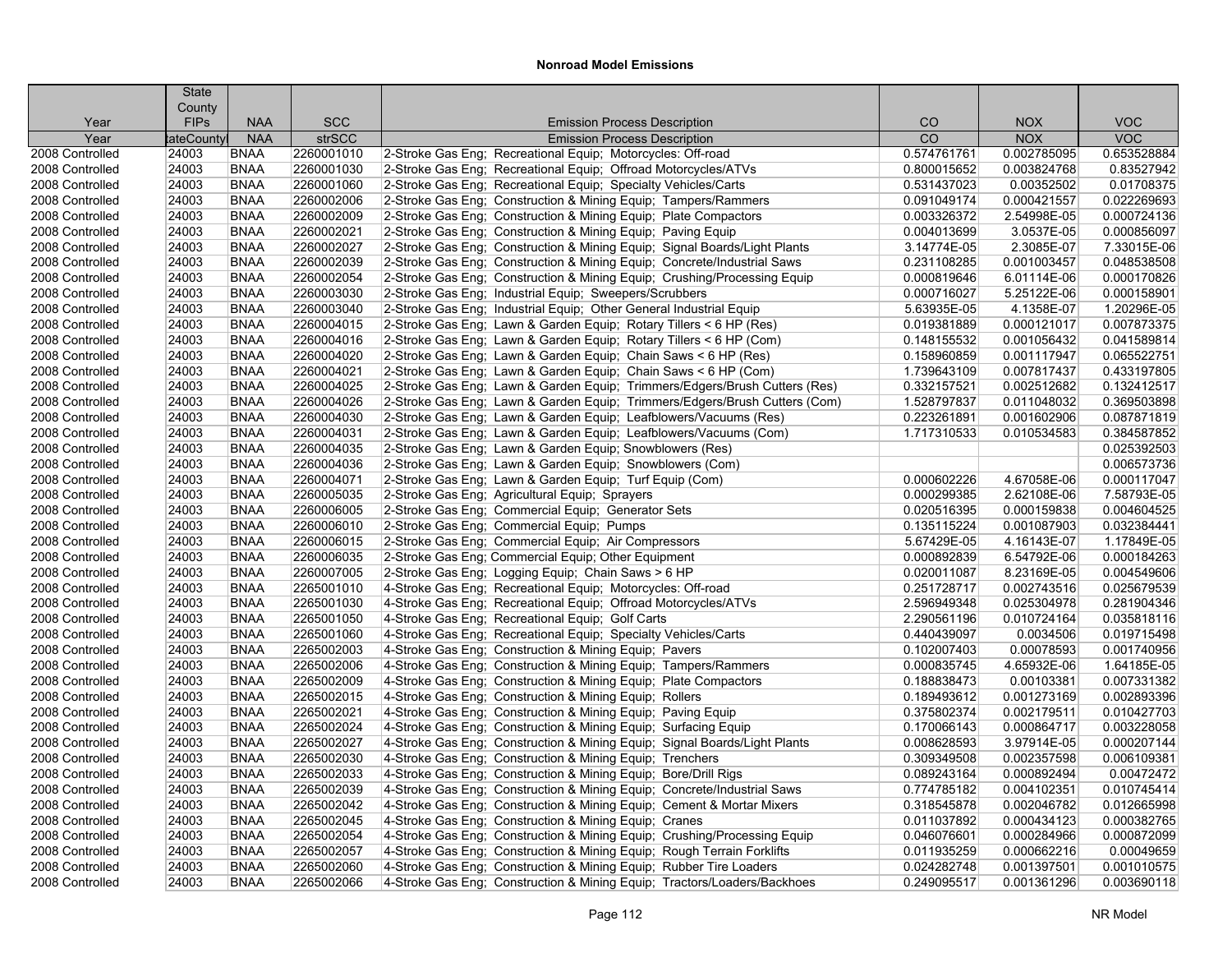# Nonroad Model Emissions

| Year | State County FIPs | NAA | SCC | Emission Process Description | CO | NOX | VOC |
|---|---|---|---|---|---|---|---|
| Year | tateCounty | NAA | strSCC | Emission Process Description | CO | NOX | VOC |
| 2008 Controlled | 24003 | BNAA | 2260001010 | 2-Stroke Gas Eng; Recreational Equip; Motorcycles: Off-road | 0.574761761 | 0.002785095 | 0.653528884 |
| 2008 Controlled | 24003 | BNAA | 2260001030 | 2-Stroke Gas Eng; Recreational Equip; Offroad Motorcycles/ATVs | 0.800015652 | 0.003824768 | 0.83527942 |
| 2008 Controlled | 24003 | BNAA | 2260001060 | 2-Stroke Gas Eng; Recreational Equip; Specialty Vehicles/Carts | 0.531437023 | 0.00352502 | 0.01708375 |
| 2008 Controlled | 24003 | BNAA | 2260002006 | 2-Stroke Gas Eng; Construction & Mining Equip; Tampers/Rammers | 0.091049174 | 0.000421557 | 0.022269693 |
| 2008 Controlled | 24003 | BNAA | 2260002009 | 2-Stroke Gas Eng; Construction & Mining Equip; Plate Compactors | 0.003326372 | 2.54998E-05 | 0.000724136 |
| 2008 Controlled | 24003 | BNAA | 2260002021 | 2-Stroke Gas Eng; Construction & Mining Equip; Paving Equip | 0.004013699 | 3.0537E-05 | 0.000856097 |
| 2008 Controlled | 24003 | BNAA | 2260002027 | 2-Stroke Gas Eng; Construction & Mining Equip; Signal Boards/Light Plants | 3.14774E-05 | 2.3085E-07 | 7.33015E-06 |
| 2008 Controlled | 24003 | BNAA | 2260002039 | 2-Stroke Gas Eng; Construction & Mining Equip; Concrete/Industrial Saws | 0.231108285 | 0.001003457 | 0.048538508 |
| 2008 Controlled | 24003 | BNAA | 2260002054 | 2-Stroke Gas Eng; Construction & Mining Equip; Crushing/Processing Equip | 0.000819646 | 6.01114E-06 | 0.000170826 |
| 2008 Controlled | 24003 | BNAA | 2260003030 | 2-Stroke Gas Eng; Industrial Equip; Sweepers/Scrubbers | 0.000716027 | 5.25122E-06 | 0.000158901 |
| 2008 Controlled | 24003 | BNAA | 2260003040 | 2-Stroke Gas Eng; Industrial Equip; Other General Industrial Equip | 5.63935E-05 | 4.1358E-07 | 1.20296E-05 |
| 2008 Controlled | 24003 | BNAA | 2260004015 | 2-Stroke Gas Eng; Lawn & Garden Equip; Rotary Tillers < 6 HP (Res) | 0.019381889 | 0.000121017 | 0.007873375 |
| 2008 Controlled | 24003 | BNAA | 2260004016 | 2-Stroke Gas Eng; Lawn & Garden Equip; Rotary Tillers < 6 HP (Com) | 0.148155532 | 0.001056432 | 0.041589814 |
| 2008 Controlled | 24003 | BNAA | 2260004020 | 2-Stroke Gas Eng; Lawn & Garden Equip; Chain Saws < 6 HP (Res) | 0.158960859 | 0.001117947 | 0.065522751 |
| 2008 Controlled | 24003 | BNAA | 2260004021 | 2-Stroke Gas Eng; Lawn & Garden Equip; Chain Saws < 6 HP (Com) | 1.739643109 | 0.007817437 | 0.433197805 |
| 2008 Controlled | 24003 | BNAA | 2260004025 | 2-Stroke Gas Eng; Lawn & Garden Equip; Trimmers/Edgers/Brush Cutters (Res) | 0.332157521 | 0.002512682 | 0.132412517 |
| 2008 Controlled | 24003 | BNAA | 2260004026 | 2-Stroke Gas Eng; Lawn & Garden Equip; Trimmers/Edgers/Brush Cutters (Com) | 1.528797837 | 0.011048032 | 0.369503898 |
| 2008 Controlled | 24003 | BNAA | 2260004030 | 2-Stroke Gas Eng; Lawn & Garden Equip; Leafblowers/Vacuums (Res) | 0.223261891 | 0.001602906 | 0.087871819 |
| 2008 Controlled | 24003 | BNAA | 2260004031 | 2-Stroke Gas Eng; Lawn & Garden Equip; Leafblowers/Vacuums (Com) | 1.717310533 | 0.010534583 | 0.384587852 |
| 2008 Controlled | 24003 | BNAA | 2260004035 | 2-Stroke Gas Eng; Lawn & Garden Equip; Snowblowers (Res) | | | 0.025392503 |
| 2008 Controlled | 24003 | BNAA | 2260004036 | 2-Stroke Gas Eng; Lawn & Garden Equip; Snowblowers (Com) | | | 0.006573736 |
| 2008 Controlled | 24003 | BNAA | 2260004071 | 2-Stroke Gas Eng; Lawn & Garden Equip; Turf Equip (Com) | 0.000602226 | 4.67058E-06 | 0.000117047 |
| 2008 Controlled | 24003 | BNAA | 2260005035 | 2-Stroke Gas Eng; Agricultural Equip; Sprayers | 0.000299385 | 2.62108E-06 | 7.58793E-05 |
| 2008 Controlled | 24003 | BNAA | 2260006005 | 2-Stroke Gas Eng; Commercial Equip; Generator Sets | 0.020516395 | 0.000159838 | 0.004604525 |
| 2008 Controlled | 24003 | BNAA | 2260006010 | 2-Stroke Gas Eng; Commercial Equip; Pumps | 0.135115224 | 0.001087903 | 0.032384441 |
| 2008 Controlled | 24003 | BNAA | 2260006015 | 2-Stroke Gas Eng; Commercial Equip; Air Compressors | 5.67429E-05 | 4.16143E-07 | 1.17849E-05 |
| 2008 Controlled | 24003 | BNAA | 2260006035 | 2-Stroke Gas Eng; Commercial Equip; Other Equipment | 0.000892839 | 6.54792E-06 | 0.000184263 |
| 2008 Controlled | 24003 | BNAA | 2260007005 | 2-Stroke Gas Eng; Logging Equip; Chain Saws > 6 HP | 0.020011087 | 8.23169E-05 | 0.004549606 |
| 2008 Controlled | 24003 | BNAA | 2265001010 | 4-Stroke Gas Eng; Recreational Equip; Motorcycles: Off-road | 0.251728717 | 0.002743516 | 0.025679539 |
| 2008 Controlled | 24003 | BNAA | 2265001030 | 4-Stroke Gas Eng; Recreational Equip; Offroad Motorcycles/ATVs | 2.596949348 | 0.025304978 | 0.281904346 |
| 2008 Controlled | 24003 | BNAA | 2265001050 | 4-Stroke Gas Eng; Recreational Equip; Golf Carts | 2.290561196 | 0.010724164 | 0.035818116 |
| 2008 Controlled | 24003 | BNAA | 2265001060 | 4-Stroke Gas Eng; Recreational Equip; Specialty Vehicles/Carts | 0.440439097 | 0.0034506 | 0.019715498 |
| 2008 Controlled | 24003 | BNAA | 2265002003 | 4-Stroke Gas Eng; Construction & Mining Equip; Pavers | 0.102007403 | 0.00078593 | 0.001740956 |
| 2008 Controlled | 24003 | BNAA | 2265002006 | 4-Stroke Gas Eng; Construction & Mining Equip; Tampers/Rammers | 0.000835745 | 4.65932E-06 | 1.64185E-05 |
| 2008 Controlled | 24003 | BNAA | 2265002009 | 4-Stroke Gas Eng; Construction & Mining Equip; Plate Compactors | 0.188838473 | 0.00103381 | 0.007331382 |
| 2008 Controlled | 24003 | BNAA | 2265002015 | 4-Stroke Gas Eng; Construction & Mining Equip; Rollers | 0.189493612 | 0.001273169 | 0.002893396 |
| 2008 Controlled | 24003 | BNAA | 2265002021 | 4-Stroke Gas Eng; Construction & Mining Equip; Paving Equip | 0.375802374 | 0.002179511 | 0.010427703 |
| 2008 Controlled | 24003 | BNAA | 2265002024 | 4-Stroke Gas Eng; Construction & Mining Equip; Surfacing Equip | 0.170066143 | 0.000864717 | 0.003228058 |
| 2008 Controlled | 24003 | BNAA | 2265002027 | 4-Stroke Gas Eng; Construction & Mining Equip; Signal Boards/Light Plants | 0.008628593 | 3.97914E-05 | 0.000207144 |
| 2008 Controlled | 24003 | BNAA | 2265002030 | 4-Stroke Gas Eng; Construction & Mining Equip; Trenchers | 0.309349508 | 0.002357598 | 0.006109381 |
| 2008 Controlled | 24003 | BNAA | 2265002033 | 4-Stroke Gas Eng; Construction & Mining Equip; Bore/Drill Rigs | 0.089243164 | 0.000892494 | 0.00472472 |
| 2008 Controlled | 24003 | BNAA | 2265002039 | 4-Stroke Gas Eng; Construction & Mining Equip; Concrete/Industrial Saws | 0.774785182 | 0.004102351 | 0.010745414 |
| 2008 Controlled | 24003 | BNAA | 2265002042 | 4-Stroke Gas Eng; Construction & Mining Equip; Cement & Mortar Mixers | 0.318545878 | 0.002046782 | 0.012665998 |
| 2008 Controlled | 24003 | BNAA | 2265002045 | 4-Stroke Gas Eng; Construction & Mining Equip; Cranes | 0.011037892 | 0.000434123 | 0.000382765 |
| 2008 Controlled | 24003 | BNAA | 2265002054 | 4-Stroke Gas Eng; Construction & Mining Equip; Crushing/Processing Equip | 0.046076601 | 0.000284966 | 0.000872099 |
| 2008 Controlled | 24003 | BNAA | 2265002057 | 4-Stroke Gas Eng; Construction & Mining Equip; Rough Terrain Forklifts | 0.011935259 | 0.000662216 | 0.00049659 |
| 2008 Controlled | 24003 | BNAA | 2265002060 | 4-Stroke Gas Eng; Construction & Mining Equip; Rubber Tire Loaders | 0.024282748 | 0.001397501 | 0.001010575 |
| 2008 Controlled | 24003 | BNAA | 2265002066 | 4-Stroke Gas Eng; Construction & Mining Equip; Tractors/Loaders/Backhoes | 0.249095517 | 0.001361296 | 0.003690118 |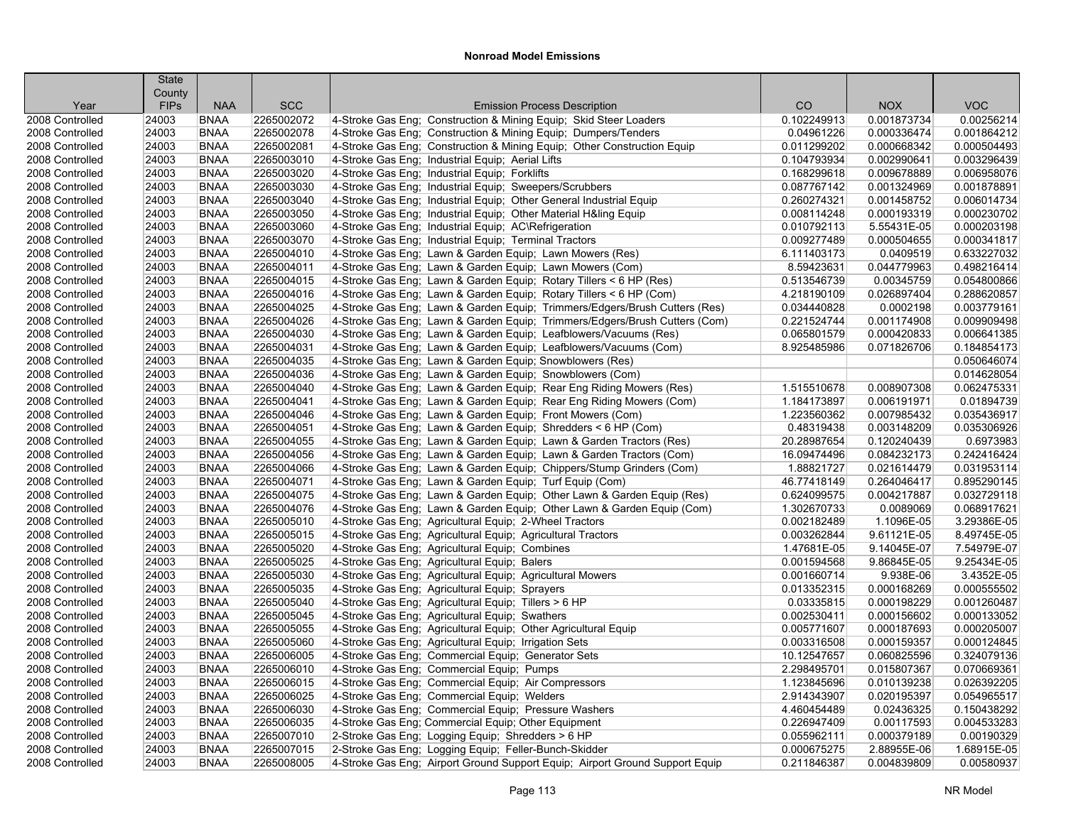# Nonroad Model Emissions

| Year | State County FIPs | NAA | SCC | Emission Process Description | CO | NOX | VOC |
|---|---|---|---|---|---|---|---|
| 2008 Controlled | 24003 | BNAA | 2265002072 | 4-Stroke Gas Eng; Construction & Mining Equip; Skid Steer Loaders | 0.102249913 | 0.001873734 | 0.00256214 |
| 2008 Controlled | 24003 | BNAA | 2265002078 | 4-Stroke Gas Eng; Construction & Mining Equip; Dumpers/Tenders | 0.04961226 | 0.000336474 | 0.001864212 |
| 2008 Controlled | 24003 | BNAA | 2265002081 | 4-Stroke Gas Eng; Construction & Mining Equip; Other Construction Equip | 0.011299202 | 0.000668342 | 0.000504493 |
| 2008 Controlled | 24003 | BNAA | 2265003010 | 4-Stroke Gas Eng; Industrial Equip; Aerial Lifts | 0.104793934 | 0.002990641 | 0.003296439 |
| 2008 Controlled | 24003 | BNAA | 2265003020 | 4-Stroke Gas Eng; Industrial Equip; Forklifts | 0.168299618 | 0.009678889 | 0.006958076 |
| 2008 Controlled | 24003 | BNAA | 2265003030 | 4-Stroke Gas Eng; Industrial Equip; Sweepers/Scrubbers | 0.087767142 | 0.001324969 | 0.001878891 |
| 2008 Controlled | 24003 | BNAA | 2265003040 | 4-Stroke Gas Eng; Industrial Equip; Other General Industrial Equip | 0.260274321 | 0.001458752 | 0.006014734 |
| 2008 Controlled | 24003 | BNAA | 2265003050 | 4-Stroke Gas Eng; Industrial Equip; Other Material H&ling Equip | 0.008114248 | 0.000193319 | 0.000230702 |
| 2008 Controlled | 24003 | BNAA | 2265003060 | 4-Stroke Gas Eng; Industrial Equip; AC\Refrigeration | 0.010792113 | 5.55431E-05 | 0.000203198 |
| 2008 Controlled | 24003 | BNAA | 2265003070 | 4-Stroke Gas Eng; Industrial Equip; Terminal Tractors | 0.009277489 | 0.000504655 | 0.000341817 |
| 2008 Controlled | 24003 | BNAA | 2265004010 | 4-Stroke Gas Eng; Lawn & Garden Equip; Lawn Mowers (Res) | 6.111403173 | 0.0409519 | 0.633227032 |
| 2008 Controlled | 24003 | BNAA | 2265004011 | 4-Stroke Gas Eng; Lawn & Garden Equip; Lawn Mowers (Com) | 8.59423631 | 0.044779963 | 0.498216414 |
| 2008 Controlled | 24003 | BNAA | 2265004015 | 4-Stroke Gas Eng; Lawn & Garden Equip; Rotary Tillers < 6 HP (Res) | 0.513546739 | 0.00345759 | 0.054800866 |
| 2008 Controlled | 24003 | BNAA | 2265004016 | 4-Stroke Gas Eng; Lawn & Garden Equip; Rotary Tillers < 6 HP (Com) | 4.218190109 | 0.026897404 | 0.288620857 |
| 2008 Controlled | 24003 | BNAA | 2265004025 | 4-Stroke Gas Eng; Lawn & Garden Equip; Trimmers/Edgers/Brush Cutters (Res) | 0.034440828 | 0.0002198 | 0.003779161 |
| 2008 Controlled | 24003 | BNAA | 2265004026 | 4-Stroke Gas Eng; Lawn & Garden Equip; Trimmers/Edgers/Brush Cutters (Com) | 0.221524744 | 0.001174908 | 0.009909498 |
| 2008 Controlled | 24003 | BNAA | 2265004030 | 4-Stroke Gas Eng; Lawn & Garden Equip; Leafblowers/Vacuums (Res) | 0.065801579 | 0.000420833 | 0.006641385 |
| 2008 Controlled | 24003 | BNAA | 2265004031 | 4-Stroke Gas Eng; Lawn & Garden Equip; Leafblowers/Vacuums (Com) | 8.925485986 | 0.071826706 | 0.184854173 |
| 2008 Controlled | 24003 | BNAA | 2265004035 | 4-Stroke Gas Eng; Lawn & Garden Equip; Snowblowers (Res) | | | 0.050646074 |
| 2008 Controlled | 24003 | BNAA | 2265004036 | 4-Stroke Gas Eng; Lawn & Garden Equip; Snowblowers (Com) | | | 0.014628054 |
| 2008 Controlled | 24003 | BNAA | 2265004040 | 4-Stroke Gas Eng; Lawn & Garden Equip; Rear Eng Riding Mowers (Res) | 1.515510678 | 0.008907308 | 0.062475331 |
| 2008 Controlled | 24003 | BNAA | 2265004041 | 4-Stroke Gas Eng; Lawn & Garden Equip; Rear Eng Riding Mowers (Com) | 1.184173897 | 0.006191971 | 0.01894739 |
| 2008 Controlled | 24003 | BNAA | 2265004046 | 4-Stroke Gas Eng; Lawn & Garden Equip; Front Mowers (Com) | 1.223560362 | 0.007985432 | 0.035436917 |
| 2008 Controlled | 24003 | BNAA | 2265004051 | 4-Stroke Gas Eng; Lawn & Garden Equip; Shredders < 6 HP (Com) | 0.48319438 | 0.003148209 | 0.035306926 |
| 2008 Controlled | 24003 | BNAA | 2265004055 | 4-Stroke Gas Eng; Lawn & Garden Equip; Lawn & Garden Tractors (Res) | 20.28987654 | 0.120240439 | 0.6973983 |
| 2008 Controlled | 24003 | BNAA | 2265004056 | 4-Stroke Gas Eng; Lawn & Garden Equip; Lawn & Garden Tractors (Com) | 16.09474496 | 0.084232173 | 0.242416424 |
| 2008 Controlled | 24003 | BNAA | 2265004066 | 4-Stroke Gas Eng; Lawn & Garden Equip; Chippers/Stump Grinders (Com) | 1.88821727 | 0.021614479 | 0.031953114 |
| 2008 Controlled | 24003 | BNAA | 2265004071 | 4-Stroke Gas Eng; Lawn & Garden Equip; Turf Equip (Com) | 46.77418149 | 0.264046417 | 0.895290145 |
| 2008 Controlled | 24003 | BNAA | 2265004075 | 4-Stroke Gas Eng; Lawn & Garden Equip; Other Lawn & Garden Equip (Res) | 0.624099575 | 0.004217887 | 0.032729118 |
| 2008 Controlled | 24003 | BNAA | 2265004076 | 4-Stroke Gas Eng; Lawn & Garden Equip; Other Lawn & Garden Equip (Com) | 1.302670733 | 0.0089069 | 0.068917621 |
| 2008 Controlled | 24003 | BNAA | 2265005010 | 4-Stroke Gas Eng; Agricultural Equip; 2-Wheel Tractors | 0.002182489 | 1.1096E-05 | 3.29386E-05 |
| 2008 Controlled | 24003 | BNAA | 2265005015 | 4-Stroke Gas Eng; Agricultural Equip; Agricultural Tractors | 0.003262844 | 9.61121E-05 | 8.49745E-05 |
| 2008 Controlled | 24003 | BNAA | 2265005020 | 4-Stroke Gas Eng; Agricultural Equip; Combines | 1.47681E-05 | 9.14045E-07 | 7.54979E-07 |
| 2008 Controlled | 24003 | BNAA | 2265005025 | 4-Stroke Gas Eng; Agricultural Equip; Balers | 0.001594568 | 9.86845E-05 | 9.25434E-05 |
| 2008 Controlled | 24003 | BNAA | 2265005030 | 4-Stroke Gas Eng; Agricultural Equip; Agricultural Mowers | 0.001660714 | 9.938E-06 | 3.4352E-05 |
| 2008 Controlled | 24003 | BNAA | 2265005035 | 4-Stroke Gas Eng; Agricultural Equip; Sprayers | 0.013352315 | 0.000168269 | 0.000555502 |
| 2008 Controlled | 24003 | BNAA | 2265005040 | 4-Stroke Gas Eng; Agricultural Equip; Tillers > 6 HP | 0.03335815 | 0.000198229 | 0.001260487 |
| 2008 Controlled | 24003 | BNAA | 2265005045 | 4-Stroke Gas Eng; Agricultural Equip; Swathers | 0.002530411 | 0.000156602 | 0.000133052 |
| 2008 Controlled | 24003 | BNAA | 2265005055 | 4-Stroke Gas Eng; Agricultural Equip; Other Agricultural Equip | 0.005771607 | 0.000187693 | 0.000205007 |
| 2008 Controlled | 24003 | BNAA | 2265005060 | 4-Stroke Gas Eng; Agricultural Equip; Irrigation Sets | 0.003316508 | 0.000159357 | 0.000124845 |
| 2008 Controlled | 24003 | BNAA | 2265006005 | 4-Stroke Gas Eng; Commercial Equip; Generator Sets | 10.12547657 | 0.060825596 | 0.324079136 |
| 2008 Controlled | 24003 | BNAA | 2265006010 | 4-Stroke Gas Eng; Commercial Equip; Pumps | 2.298495701 | 0.015807367 | 0.070669361 |
| 2008 Controlled | 24003 | BNAA | 2265006015 | 4-Stroke Gas Eng; Commercial Equip; Air Compressors | 1.123845696 | 0.010139238 | 0.026392205 |
| 2008 Controlled | 24003 | BNAA | 2265006025 | 4-Stroke Gas Eng; Commercial Equip; Welders | 2.914343907 | 0.020195397 | 0.054965517 |
| 2008 Controlled | 24003 | BNAA | 2265006030 | 4-Stroke Gas Eng; Commercial Equip; Pressure Washers | 4.460454489 | 0.02436325 | 0.150438292 |
| 2008 Controlled | 24003 | BNAA | 2265006035 | 4-Stroke Gas Eng; Commercial Equip; Other Equipment | 0.226947409 | 0.00117593 | 0.004533283 |
| 2008 Controlled | 24003 | BNAA | 2265007010 | 2-Stroke Gas Eng; Logging Equip; Shredders > 6 HP | 0.055962111 | 0.000379189 | 0.00190329 |
| 2008 Controlled | 24003 | BNAA | 2265007015 | 2-Stroke Gas Eng; Logging Equip; Feller-Bunch-Skidder | 0.000675275 | 2.88955E-06 | 1.68915E-05 |
| 2008 Controlled | 24003 | BNAA | 2265008005 | 4-Stroke Gas Eng; Airport Ground Support Equip; Airport Ground Support Equip | 0.211846387 | 0.004839809 | 0.00580937 |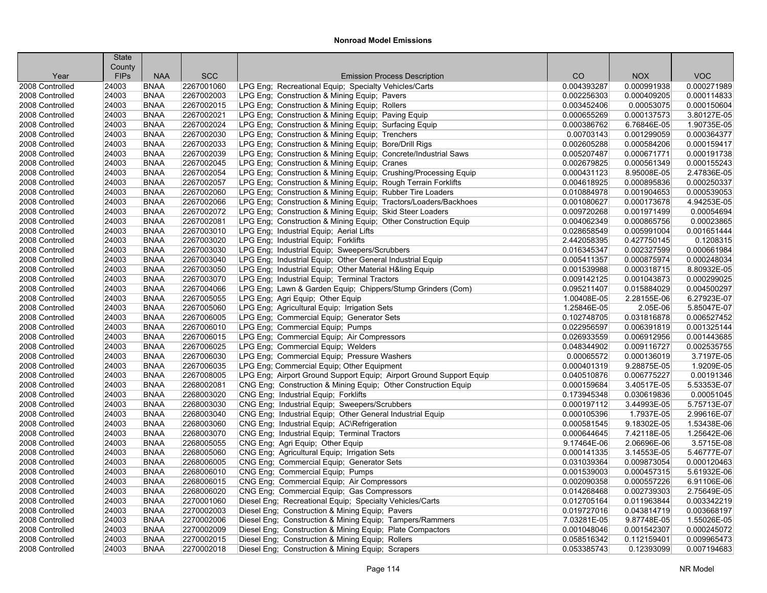## Nonroad Model Emissions

| Year | State County FIPs | NAA | SCC | Emission Process Description | CO | NOX | VOC |
|---|---|---|---|---|---|---|---|
| 2008 Controlled | 24003 | BNAA | 2267001060 | LPG Eng; Recreational Equip; Specialty Vehicles/Carts | 0.004393287 | 0.000991938 | 0.000271989 |
| 2008 Controlled | 24003 | BNAA | 2267002003 | LPG Eng; Construction & Mining Equip; Pavers | 0.002256303 | 0.000409205 | 0.000114833 |
| 2008 Controlled | 24003 | BNAA | 2267002015 | LPG Eng; Construction & Mining Equip; Rollers | 0.003452406 | 0.00053075 | 0.000150604 |
| 2008 Controlled | 24003 | BNAA | 2267002021 | LPG Eng; Construction & Mining Equip; Paving Equip | 0.000655269 | 0.000137573 | 3.80127E-05 |
| 2008 Controlled | 24003 | BNAA | 2267002024 | LPG Eng; Construction & Mining Equip; Surfacing Equip | 0.000386762 | 6.76846E-05 | 1.90735E-05 |
| 2008 Controlled | 24003 | BNAA | 2267002030 | LPG Eng; Construction & Mining Equip; Trenchers | 0.00703143 | 0.001299059 | 0.000364377 |
| 2008 Controlled | 24003 | BNAA | 2267002033 | LPG Eng; Construction & Mining Equip; Bore/Drill Rigs | 0.002605288 | 0.000584206 | 0.000159417 |
| 2008 Controlled | 24003 | BNAA | 2267002039 | LPG Eng; Construction & Mining Equip; Concrete/Industrial Saws | 0.005207487 | 0.000671771 | 0.000191738 |
| 2008 Controlled | 24003 | BNAA | 2267002045 | LPG Eng; Construction & Mining Equip; Cranes | 0.002679825 | 0.000561349 | 0.000155243 |
| 2008 Controlled | 24003 | BNAA | 2267002054 | LPG Eng; Construction & Mining Equip; Crushing/Processing Equip | 0.000431123 | 8.95008E-05 | 2.47836E-05 |
| 2008 Controlled | 24003 | BNAA | 2267002057 | LPG Eng; Construction & Mining Equip; Rough Terrain Forklifts | 0.004618925 | 0.000895836 | 0.000250337 |
| 2008 Controlled | 24003 | BNAA | 2267002060 | LPG Eng; Construction & Mining Equip; Rubber Tire Loaders | 0.010884978 | 0.001904653 | 0.000539053 |
| 2008 Controlled | 24003 | BNAA | 2267002066 | LPG Eng; Construction & Mining Equip; Tractors/Loaders/Backhoes | 0.001080627 | 0.000173678 | 4.94253E-05 |
| 2008 Controlled | 24003 | BNAA | 2267002072 | LPG Eng; Construction & Mining Equip; Skid Steer Loaders | 0.009720268 | 0.001971499 | 0.00054694 |
| 2008 Controlled | 24003 | BNAA | 2267002081 | LPG Eng; Construction & Mining Equip; Other Construction Equip | 0.004062349 | 0.000865756 | 0.00023865 |
| 2008 Controlled | 24003 | BNAA | 2267003010 | LPG Eng; Industrial Equip; Aerial Lifts | 0.028658549 | 0.005991004 | 0.001651444 |
| 2008 Controlled | 24003 | BNAA | 2267003020 | LPG Eng; Industrial Equip; Forklifts | 2.442058395 | 0.427750145 | 0.1208315 |
| 2008 Controlled | 24003 | BNAA | 2267003030 | LPG Eng; Industrial Equip; Sweepers/Scrubbers | 0.016345347 | 0.002327599 | 0.000661984 |
| 2008 Controlled | 24003 | BNAA | 2267003040 | LPG Eng; Industrial Equip; Other General Industrial Equip | 0.005411357 | 0.000875974 | 0.000248034 |
| 2008 Controlled | 24003 | BNAA | 2267003050 | LPG Eng; Industrial Equip; Other Material H&ling Equip | 0.001539988 | 0.000318715 | 8.80932E-05 |
| 2008 Controlled | 24003 | BNAA | 2267003070 | LPG Eng; Industrial Equip; Terminal Tractors | 0.009142125 | 0.001043873 | 0.000299025 |
| 2008 Controlled | 24003 | BNAA | 2267004066 | LPG Eng; Lawn & Garden Equip; Chippers/Stump Grinders (Com) | 0.095211407 | 0.015884029 | 0.004500297 |
| 2008 Controlled | 24003 | BNAA | 2267005055 | LPG Eng; Agri Equip; Other Equip | 1.00408E-05 | 2.28155E-06 | 6.27923E-07 |
| 2008 Controlled | 24003 | BNAA | 2267005060 | LPG Eng; Agricultural Equip; Irrigation Sets | 1.25846E-05 | 2.05E-06 | 5.85047E-07 |
| 2008 Controlled | 24003 | BNAA | 2267006005 | LPG Eng; Commercial Equip; Generator Sets | 0.102748705 | 0.031816878 | 0.006527452 |
| 2008 Controlled | 24003 | BNAA | 2267006010 | LPG Eng; Commercial Equip; Pumps | 0.022956597 | 0.006391819 | 0.001325144 |
| 2008 Controlled | 24003 | BNAA | 2267006015 | LPG Eng; Commercial Equip; Air Compressors | 0.026933559 | 0.006912956 | 0.001443685 |
| 2008 Controlled | 24003 | BNAA | 2267006025 | LPG Eng; Commercial Equip; Welders | 0.048344902 | 0.009116727 | 0.002535755 |
| 2008 Controlled | 24003 | BNAA | 2267006030 | LPG Eng; Commercial Equip; Pressure Washers | 0.00065572 | 0.000136019 | 3.7197E-05 |
| 2008 Controlled | 24003 | BNAA | 2267006035 | LPG Eng; Commercial Equip; Other Equipment | 0.000401319 | 9.28875E-05 | 1.9209E-05 |
| 2008 Controlled | 24003 | BNAA | 2267008005 | LPG Eng; Airport Ground Support Equip; Airport Ground Support Equip | 0.040510876 | 0.006775227 | 0.00191346 |
| 2008 Controlled | 24003 | BNAA | 2268002081 | CNG Eng; Construction & Mining Equip; Other Construction Equip | 0.000159684 | 3.40517E-05 | 5.53353E-07 |
| 2008 Controlled | 24003 | BNAA | 2268003020 | CNG Eng; Industrial Equip; Forklifts | 0.173945348 | 0.030619836 | 0.00051045 |
| 2008 Controlled | 24003 | BNAA | 2268003030 | CNG Eng; Industrial Equip; Sweepers/Scrubbers | 0.000197112 | 3.44993E-05 | 5.75713E-07 |
| 2008 Controlled | 24003 | BNAA | 2268003040 | CNG Eng; Industrial Equip; Other General Industrial Equip | 0.000105396 | 1.7937E-05 | 2.99616E-07 |
| 2008 Controlled | 24003 | BNAA | 2268003060 | CNG Eng; Industrial Equip; AC\Refrigeration | 0.000581545 | 9.18302E-05 | 1.53438E-06 |
| 2008 Controlled | 24003 | BNAA | 2268003070 | CNG Eng; Industrial Equip; Terminal Tractors | 0.000644645 | 7.42118E-05 | 1.25642E-06 |
| 2008 Controlled | 24003 | BNAA | 2268005055 | CNG Eng; Agri Equip; Other Equip | 9.17464E-06 | 2.06696E-06 | 3.5715E-08 |
| 2008 Controlled | 24003 | BNAA | 2268005060 | CNG Eng; Agricultural Equip; Irrigation Sets | 0.000141335 | 3.14553E-05 | 5.46777E-07 |
| 2008 Controlled | 24003 | BNAA | 2268006005 | CNG Eng; Commercial Equip; Generator Sets | 0.031039364 | 0.009873054 | 0.000120463 |
| 2008 Controlled | 24003 | BNAA | 2268006010 | CNG Eng; Commercial Equip; Pumps | 0.001539003 | 0.000457315 | 5.61932E-06 |
| 2008 Controlled | 24003 | BNAA | 2268006015 | CNG Eng; Commercial Equip; Air Compressors | 0.002090358 | 0.000557226 | 6.91106E-06 |
| 2008 Controlled | 24003 | BNAA | 2268006020 | CNG Eng; Commercial Equip; Gas Compressors | 0.014268468 | 0.002739303 | 2.75649E-05 |
| 2008 Controlled | 24003 | BNAA | 2270001060 | Diesel Eng; Recreational Equip; Specialty Vehicles/Carts | 0.012705164 | 0.011963844 | 0.003342219 |
| 2008 Controlled | 24003 | BNAA | 2270002003 | Diesel Eng; Construction & Mining Equip; Pavers | 0.019727016 | 0.043814719 | 0.003668197 |
| 2008 Controlled | 24003 | BNAA | 2270002006 | Diesel Eng; Construction & Mining Equip; Tampers/Rammers | 7.03281E-05 | 9.87748E-05 | 1.55026E-05 |
| 2008 Controlled | 24003 | BNAA | 2270002009 | Diesel Eng; Construction & Mining Equip; Plate Compactors | 0.001048046 | 0.001542307 | 0.000245072 |
| 2008 Controlled | 24003 | BNAA | 2270002015 | Diesel Eng; Construction & Mining Equip; Rollers | 0.058516342 | 0.112159401 | 0.009965473 |
| 2008 Controlled | 24003 | BNAA | 2270002018 | Diesel Eng; Construction & Mining Equip; Scrapers | 0.053385743 | 0.12393099 | 0.007194683 |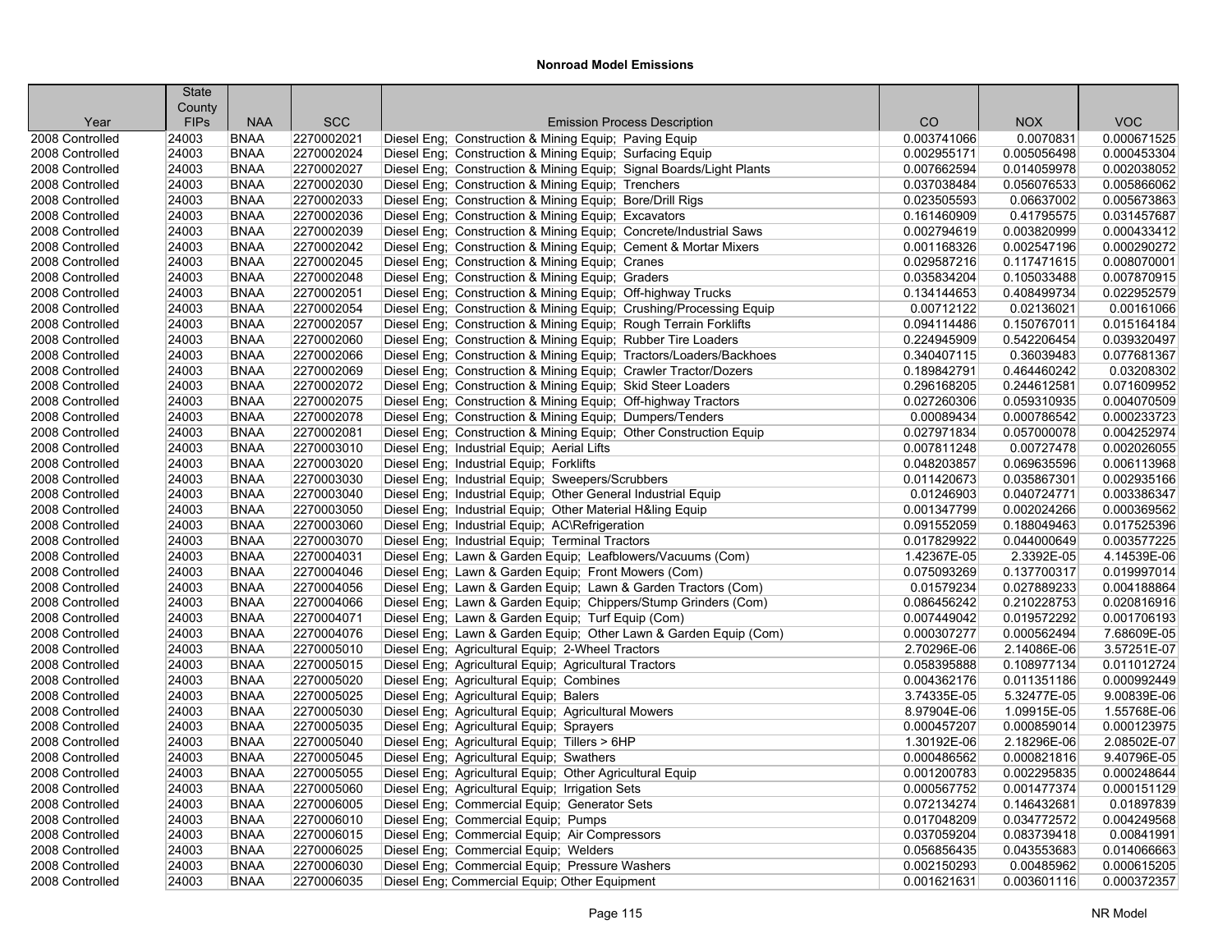## Nonroad Model Emissions

| Year | State County FIPs | NAA | SCC | Emission Process Description | CO | NOX | VOC |
|---|---|---|---|---|---|---|---|
| 2008 Controlled | 24003 | BNAA | 2270002021 | Diesel Eng; Construction & Mining Equip; Paving Equip | 0.003741066 | 0.0070831 | 0.000671525 |
| 2008 Controlled | 24003 | BNAA | 2270002024 | Diesel Eng; Construction & Mining Equip; Surfacing Equip | 0.002955171 | 0.005056498 | 0.000453304 |
| 2008 Controlled | 24003 | BNAA | 2270002027 | Diesel Eng; Construction & Mining Equip; Signal Boards/Light Plants | 0.007662594 | 0.014059978 | 0.002038052 |
| 2008 Controlled | 24003 | BNAA | 2270002030 | Diesel Eng; Construction & Mining Equip; Trenchers | 0.037038484 | 0.056076533 | 0.005866062 |
| 2008 Controlled | 24003 | BNAA | 2270002033 | Diesel Eng; Construction & Mining Equip; Bore/Drill Rigs | 0.023505593 | 0.06637002 | 0.005673863 |
| 2008 Controlled | 24003 | BNAA | 2270002036 | Diesel Eng; Construction & Mining Equip; Excavators | 0.161460909 | 0.41795575 | 0.031457687 |
| 2008 Controlled | 24003 | BNAA | 2270002039 | Diesel Eng; Construction & Mining Equip; Concrete/Industrial Saws | 0.002794619 | 0.003820999 | 0.000433412 |
| 2008 Controlled | 24003 | BNAA | 2270002042 | Diesel Eng; Construction & Mining Equip; Cement & Mortar Mixers | 0.001168326 | 0.002547196 | 0.000290272 |
| 2008 Controlled | 24003 | BNAA | 2270002045 | Diesel Eng; Construction & Mining Equip; Cranes | 0.029587216 | 0.117471615 | 0.008070001 |
| 2008 Controlled | 24003 | BNAA | 2270002048 | Diesel Eng; Construction & Mining Equip; Graders | 0.035834204 | 0.105033488 | 0.007870915 |
| 2008 Controlled | 24003 | BNAA | 2270002051 | Diesel Eng; Construction & Mining Equip; Off-highway Trucks | 0.134144653 | 0.408499734 | 0.022952579 |
| 2008 Controlled | 24003 | BNAA | 2270002054 | Diesel Eng; Construction & Mining Equip; Crushing/Processing Equip | 0.00712122 | 0.02136021 | 0.00161066 |
| 2008 Controlled | 24003 | BNAA | 2270002057 | Diesel Eng; Construction & Mining Equip; Rough Terrain Forklifts | 0.094114486 | 0.150767011 | 0.015164184 |
| 2008 Controlled | 24003 | BNAA | 2270002060 | Diesel Eng; Construction & Mining Equip; Rubber Tire Loaders | 0.224945909 | 0.542206454 | 0.039320497 |
| 2008 Controlled | 24003 | BNAA | 2270002066 | Diesel Eng; Construction & Mining Equip; Tractors/Loaders/Backhoes | 0.340407115 | 0.36039483 | 0.077681367 |
| 2008 Controlled | 24003 | BNAA | 2270002069 | Diesel Eng; Construction & Mining Equip; Crawler Tractor/Dozers | 0.189842791 | 0.464460242 | 0.03208302 |
| 2008 Controlled | 24003 | BNAA | 2270002072 | Diesel Eng; Construction & Mining Equip; Skid Steer Loaders | 0.296168205 | 0.244612581 | 0.071609952 |
| 2008 Controlled | 24003 | BNAA | 2270002075 | Diesel Eng; Construction & Mining Equip; Off-highway Tractors | 0.027260306 | 0.059310935 | 0.004070509 |
| 2008 Controlled | 24003 | BNAA | 2270002078 | Diesel Eng; Construction & Mining Equip; Dumpers/Tenders | 0.00089434 | 0.000786542 | 0.000233723 |
| 2008 Controlled | 24003 | BNAA | 2270002081 | Diesel Eng; Construction & Mining Equip; Other Construction Equip | 0.027971834 | 0.057000078 | 0.004252974 |
| 2008 Controlled | 24003 | BNAA | 2270003010 | Diesel Eng; Industrial Equip; Aerial Lifts | 0.007811248 | 0.00727478 | 0.002026055 |
| 2008 Controlled | 24003 | BNAA | 2270003020 | Diesel Eng; Industrial Equip; Forklifts | 0.048203857 | 0.069635596 | 0.006113968 |
| 2008 Controlled | 24003 | BNAA | 2270003030 | Diesel Eng; Industrial Equip; Sweepers/Scrubbers | 0.011420673 | 0.035867301 | 0.002935166 |
| 2008 Controlled | 24003 | BNAA | 2270003040 | Diesel Eng; Industrial Equip; Other General Industrial Equip | 0.01246903 | 0.040724771 | 0.003386347 |
| 2008 Controlled | 24003 | BNAA | 2270003050 | Diesel Eng; Industrial Equip; Other Material H&ling Equip | 0.001347799 | 0.002024266 | 0.000369562 |
| 2008 Controlled | 24003 | BNAA | 2270003060 | Diesel Eng; Industrial Equip; AC\Refrigeration | 0.091552059 | 0.188049463 | 0.017525396 |
| 2008 Controlled | 24003 | BNAA | 2270003070 | Diesel Eng; Industrial Equip; Terminal Tractors | 0.017829922 | 0.044000649 | 0.003577225 |
| 2008 Controlled | 24003 | BNAA | 2270004031 | Diesel Eng; Lawn & Garden Equip; Leafblowers/Vacuums (Com) | 1.42367E-05 | 2.3392E-05 | 4.14539E-06 |
| 2008 Controlled | 24003 | BNAA | 2270004046 | Diesel Eng; Lawn & Garden Equip; Front Mowers (Com) | 0.075093269 | 0.137700317 | 0.019997014 |
| 2008 Controlled | 24003 | BNAA | 2270004056 | Diesel Eng; Lawn & Garden Equip; Lawn & Garden Tractors (Com) | 0.01579234 | 0.027889233 | 0.004188864 |
| 2008 Controlled | 24003 | BNAA | 2270004066 | Diesel Eng; Lawn & Garden Equip; Chippers/Stump Grinders (Com) | 0.086456242 | 0.210228753 | 0.020816916 |
| 2008 Controlled | 24003 | BNAA | 2270004071 | Diesel Eng; Lawn & Garden Equip; Turf Equip (Com) | 0.007449042 | 0.019572292 | 0.001706193 |
| 2008 Controlled | 24003 | BNAA | 2270004076 | Diesel Eng; Lawn & Garden Equip; Other Lawn & Garden Equip (Com) | 0.000307277 | 0.000562494 | 7.68609E-05 |
| 2008 Controlled | 24003 | BNAA | 2270005010 | Diesel Eng; Agricultural Equip; 2-Wheel Tractors | 2.70296E-06 | 2.14086E-06 | 3.57251E-07 |
| 2008 Controlled | 24003 | BNAA | 2270005015 | Diesel Eng; Agricultural Equip; Agricultural Tractors | 0.058395888 | 0.108977134 | 0.011012724 |
| 2008 Controlled | 24003 | BNAA | 2270005020 | Diesel Eng; Agricultural Equip; Combines | 0.004362176 | 0.011351186 | 0.000992449 |
| 2008 Controlled | 24003 | BNAA | 2270005025 | Diesel Eng; Agricultural Equip; Balers | 3.74335E-05 | 5.32477E-05 | 9.00839E-06 |
| 2008 Controlled | 24003 | BNAA | 2270005030 | Diesel Eng; Agricultural Equip; Agricultural Mowers | 8.97904E-06 | 1.09915E-05 | 1.55768E-06 |
| 2008 Controlled | 24003 | BNAA | 2270005035 | Diesel Eng; Agricultural Equip; Sprayers | 0.000457207 | 0.000859014 | 0.000123975 |
| 2008 Controlled | 24003 | BNAA | 2270005040 | Diesel Eng; Agricultural Equip; Tillers > 6HP | 1.30192E-06 | 2.18296E-06 | 2.08502E-07 |
| 2008 Controlled | 24003 | BNAA | 2270005045 | Diesel Eng; Agricultural Equip; Swathers | 0.000486562 | 0.000821816 | 9.40796E-05 |
| 2008 Controlled | 24003 | BNAA | 2270005055 | Diesel Eng; Agricultural Equip; Other Agricultural Equip | 0.001200783 | 0.002295835 | 0.000248644 |
| 2008 Controlled | 24003 | BNAA | 2270005060 | Diesel Eng; Agricultural Equip; Irrigation Sets | 0.000567752 | 0.001477374 | 0.000151129 |
| 2008 Controlled | 24003 | BNAA | 2270006005 | Diesel Eng; Commercial Equip; Generator Sets | 0.072134274 | 0.146432681 | 0.01897839 |
| 2008 Controlled | 24003 | BNAA | 2270006010 | Diesel Eng; Commercial Equip; Pumps | 0.017048209 | 0.034772572 | 0.004249568 |
| 2008 Controlled | 24003 | BNAA | 2270006015 | Diesel Eng; Commercial Equip; Air Compressors | 0.037059204 | 0.083739418 | 0.00841991 |
| 2008 Controlled | 24003 | BNAA | 2270006025 | Diesel Eng; Commercial Equip; Welders | 0.056856435 | 0.043553683 | 0.014066663 |
| 2008 Controlled | 24003 | BNAA | 2270006030 | Diesel Eng; Commercial Equip; Pressure Washers | 0.002150293 | 0.00485962 | 0.000615205 |
| 2008 Controlled | 24003 | BNAA | 2270006035 | Diesel Eng; Commercial Equip; Other Equipment | 0.001621631 | 0.003601116 | 0.000372357 |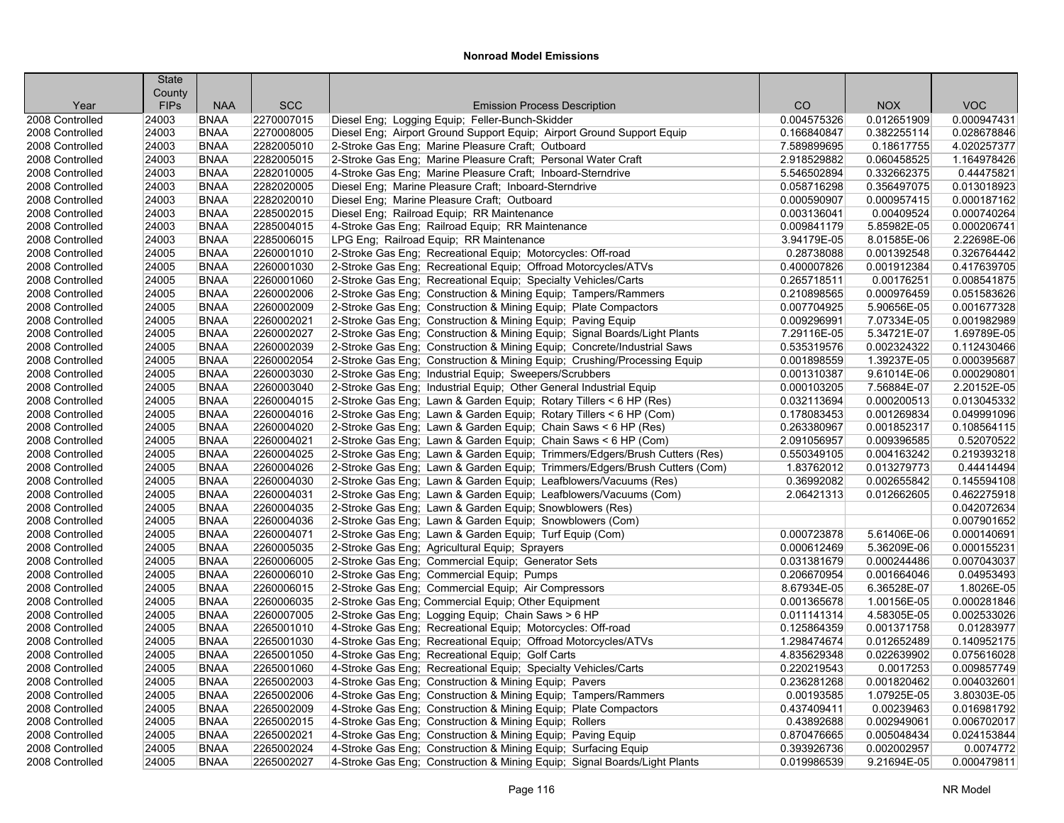# Nonroad Model Emissions

| Year | State County FIPs | NAA | SCC | Emission Process Description | CO | NOX | VOC |
|---|---|---|---|---|---|---|---|
| 2008 Controlled | 24003 | BNAA | 2270007015 | Diesel Eng; Logging Equip; Feller-Bunch-Skidder | 0.004575326 | 0.012651909 | 0.000947431 |
| 2008 Controlled | 24003 | BNAA | 2270008005 | Diesel Eng; Airport Ground Support Equip; Airport Ground Support Equip | 0.166840847 | 0.382255114 | 0.028678846 |
| 2008 Controlled | 24003 | BNAA | 2282005010 | 2-Stroke Gas Eng; Marine Pleasure Craft; Outboard | 7.589899695 | 0.18617755 | 4.020257377 |
| 2008 Controlled | 24003 | BNAA | 2282005015 | 2-Stroke Gas Eng; Marine Pleasure Craft; Personal Water Craft | 2.918529882 | 0.060458525 | 1.164978426 |
| 2008 Controlled | 24003 | BNAA | 2282010005 | 4-Stroke Gas Eng; Marine Pleasure Craft; Inboard-Sterndrive | 5.546502894 | 0.332662375 | 0.44475821 |
| 2008 Controlled | 24003 | BNAA | 2282020005 | Diesel Eng; Marine Pleasure Craft; Inboard-Sterndrive | 0.058716298 | 0.356497075 | 0.013018923 |
| 2008 Controlled | 24003 | BNAA | 2282020010 | Diesel Eng; Marine Pleasure Craft; Outboard | 0.000590907 | 0.000957415 | 0.000187162 |
| 2008 Controlled | 24003 | BNAA | 2285002015 | Diesel Eng; Railroad Equip; RR Maintenance | 0.003136041 | 0.00409524 | 0.000740264 |
| 2008 Controlled | 24003 | BNAA | 2285004015 | 4-Stroke Gas Eng; Railroad Equip; RR Maintenance | 0.009841179 | 5.85982E-05 | 0.000206741 |
| 2008 Controlled | 24003 | BNAA | 2285006015 | LPG Eng; Railroad Equip; RR Maintenance | 3.94179E-05 | 8.01585E-06 | 2.22698E-06 |
| 2008 Controlled | 24005 | BNAA | 2260001010 | 2-Stroke Gas Eng; Recreational Equip; Motorcycles: Off-road | 0.28738088 | 0.001392548 | 0.326764442 |
| 2008 Controlled | 24005 | BNAA | 2260001030 | 2-Stroke Gas Eng; Recreational Equip; Offroad Motorcycles/ATVs | 0.400007826 | 0.001912384 | 0.417639705 |
| 2008 Controlled | 24005 | BNAA | 2260001060 | 2-Stroke Gas Eng; Recreational Equip; Specialty Vehicles/Carts | 0.265718511 | 0.00176251 | 0.008541875 |
| 2008 Controlled | 24005 | BNAA | 2260002006 | 2-Stroke Gas Eng; Construction & Mining Equip; Tampers/Rammers | 0.210898565 | 0.000976459 | 0.051583626 |
| 2008 Controlled | 24005 | BNAA | 2260002009 | 2-Stroke Gas Eng; Construction & Mining Equip; Plate Compactors | 0.007704925 | 5.90656E-05 | 0.001677328 |
| 2008 Controlled | 24005 | BNAA | 2260002021 | 2-Stroke Gas Eng; Construction & Mining Equip; Paving Equip | 0.009296991 | 7.07334E-05 | 0.001982989 |
| 2008 Controlled | 24005 | BNAA | 2260002027 | 2-Stroke Gas Eng; Construction & Mining Equip; Signal Boards/Light Plants | 7.29116E-05 | 5.34721E-07 | 1.69789E-05 |
| 2008 Controlled | 24005 | BNAA | 2260002039 | 2-Stroke Gas Eng; Construction & Mining Equip; Concrete/Industrial Saws | 0.535319576 | 0.002324322 | 0.112430466 |
| 2008 Controlled | 24005 | BNAA | 2260002054 | 2-Stroke Gas Eng; Construction & Mining Equip; Crushing/Processing Equip | 0.001898559 | 1.39237E-05 | 0.000395687 |
| 2008 Controlled | 24005 | BNAA | 2260003030 | 2-Stroke Gas Eng; Industrial Equip; Sweepers/Scrubbers | 0.001310387 | 9.61014E-06 | 0.000290801 |
| 2008 Controlled | 24005 | BNAA | 2260003040 | 2-Stroke Gas Eng; Industrial Equip; Other General Industrial Equip | 0.000103205 | 7.56884E-07 | 2.20152E-05 |
| 2008 Controlled | 24005 | BNAA | 2260004015 | 2-Stroke Gas Eng; Lawn & Garden Equip; Rotary Tillers < 6 HP (Res) | 0.032113694 | 0.000200513 | 0.013045332 |
| 2008 Controlled | 24005 | BNAA | 2260004016 | 2-Stroke Gas Eng; Lawn & Garden Equip; Rotary Tillers < 6 HP (Com) | 0.178083453 | 0.001269834 | 0.049991096 |
| 2008 Controlled | 24005 | BNAA | 2260004020 | 2-Stroke Gas Eng; Lawn & Garden Equip; Chain Saws < 6 HP (Res) | 0.263380967 | 0.001852317 | 0.108564115 |
| 2008 Controlled | 24005 | BNAA | 2260004021 | 2-Stroke Gas Eng; Lawn & Garden Equip; Chain Saws < 6 HP (Com) | 2.091056957 | 0.009396585 | 0.52070522 |
| 2008 Controlled | 24005 | BNAA | 2260004025 | 2-Stroke Gas Eng; Lawn & Garden Equip; Trimmers/Edgers/Brush Cutters (Res) | 0.550349105 | 0.004163242 | 0.219393218 |
| 2008 Controlled | 24005 | BNAA | 2260004026 | 2-Stroke Gas Eng; Lawn & Garden Equip; Trimmers/Edgers/Brush Cutters (Com) | 1.83762012 | 0.013279773 | 0.44414494 |
| 2008 Controlled | 24005 | BNAA | 2260004030 | 2-Stroke Gas Eng; Lawn & Garden Equip; Leafblowers/Vacuums (Res) | 0.36992082 | 0.002655842 | 0.145594108 |
| 2008 Controlled | 24005 | BNAA | 2260004031 | 2-Stroke Gas Eng; Lawn & Garden Equip; Leafblowers/Vacuums (Com) | 2.06421313 | 0.012662605 | 0.462275918 |
| 2008 Controlled | 24005 | BNAA | 2260004035 | 2-Stroke Gas Eng; Lawn & Garden Equip; Snowblowers (Res) | | | 0.042072634 |
| 2008 Controlled | 24005 | BNAA | 2260004036 | 2-Stroke Gas Eng; Lawn & Garden Equip; Snowblowers (Com) | | | 0.007901652 |
| 2008 Controlled | 24005 | BNAA | 2260004071 | 2-Stroke Gas Eng; Lawn & Garden Equip; Turf Equip (Com) | 0.000723878 | 5.61406E-06 | 0.000140691 |
| 2008 Controlled | 24005 | BNAA | 2260005035 | 2-Stroke Gas Eng; Agricultural Equip; Sprayers | 0.000612469 | 5.36209E-06 | 0.000155231 |
| 2008 Controlled | 24005 | BNAA | 2260006005 | 2-Stroke Gas Eng; Commercial Equip; Generator Sets | 0.031381679 | 0.000244486 | 0.007043037 |
| 2008 Controlled | 24005 | BNAA | 2260006010 | 2-Stroke Gas Eng; Commercial Equip; Pumps | 0.206670954 | 0.001664046 | 0.04953493 |
| 2008 Controlled | 24005 | BNAA | 2260006015 | 2-Stroke Gas Eng; Commercial Equip; Air Compressors | 8.67934E-05 | 6.36528E-07 | 1.8026E-05 |
| 2008 Controlled | 24005 | BNAA | 2260006035 | 2-Stroke Gas Eng; Commercial Equip; Other Equipment | 0.001365678 | 1.00156E-05 | 0.000281846 |
| 2008 Controlled | 24005 | BNAA | 2260007005 | 2-Stroke Gas Eng; Logging Equip; Chain Saws > 6 HP | 0.011141314 | 4.58305E-05 | 0.002533026 |
| 2008 Controlled | 24005 | BNAA | 2265001010 | 4-Stroke Gas Eng; Recreational Equip; Motorcycles: Off-road | 0.125864359 | 0.001371758 | 0.01283977 |
| 2008 Controlled | 24005 | BNAA | 2265001030 | 4-Stroke Gas Eng; Recreational Equip; Offroad Motorcycles/ATVs | 1.298474674 | 0.012652489 | 0.140952175 |
| 2008 Controlled | 24005 | BNAA | 2265001050 | 4-Stroke Gas Eng; Recreational Equip; Golf Carts | 4.835629348 | 0.022639902 | 0.075616028 |
| 2008 Controlled | 24005 | BNAA | 2265001060 | 4-Stroke Gas Eng; Recreational Equip; Specialty Vehicles/Carts | 0.220219543 | 0.0017253 | 0.009857749 |
| 2008 Controlled | 24005 | BNAA | 2265002003 | 4-Stroke Gas Eng; Construction & Mining Equip; Pavers | 0.236281268 | 0.001820462 | 0.004032601 |
| 2008 Controlled | 24005 | BNAA | 2265002006 | 4-Stroke Gas Eng; Construction & Mining Equip; Tampers/Rammers | 0.00193585 | 1.07925E-05 | 3.80303E-05 |
| 2008 Controlled | 24005 | BNAA | 2265002009 | 4-Stroke Gas Eng; Construction & Mining Equip; Plate Compactors | 0.437409411 | 0.00239463 | 0.016981792 |
| 2008 Controlled | 24005 | BNAA | 2265002015 | 4-Stroke Gas Eng; Construction & Mining Equip; Rollers | 0.43892688 | 0.002949061 | 0.006702017 |
| 2008 Controlled | 24005 | BNAA | 2265002021 | 4-Stroke Gas Eng; Construction & Mining Equip; Paving Equip | 0.870476665 | 0.005048434 | 0.024153844 |
| 2008 Controlled | 24005 | BNAA | 2265002024 | 4-Stroke Gas Eng; Construction & Mining Equip; Surfacing Equip | 0.393926736 | 0.002002957 | 0.0074772 |
| 2008 Controlled | 24005 | BNAA | 2265002027 | 4-Stroke Gas Eng; Construction & Mining Equip; Signal Boards/Light Plants | 0.019986539 | 9.21694E-05 | 0.000479811 |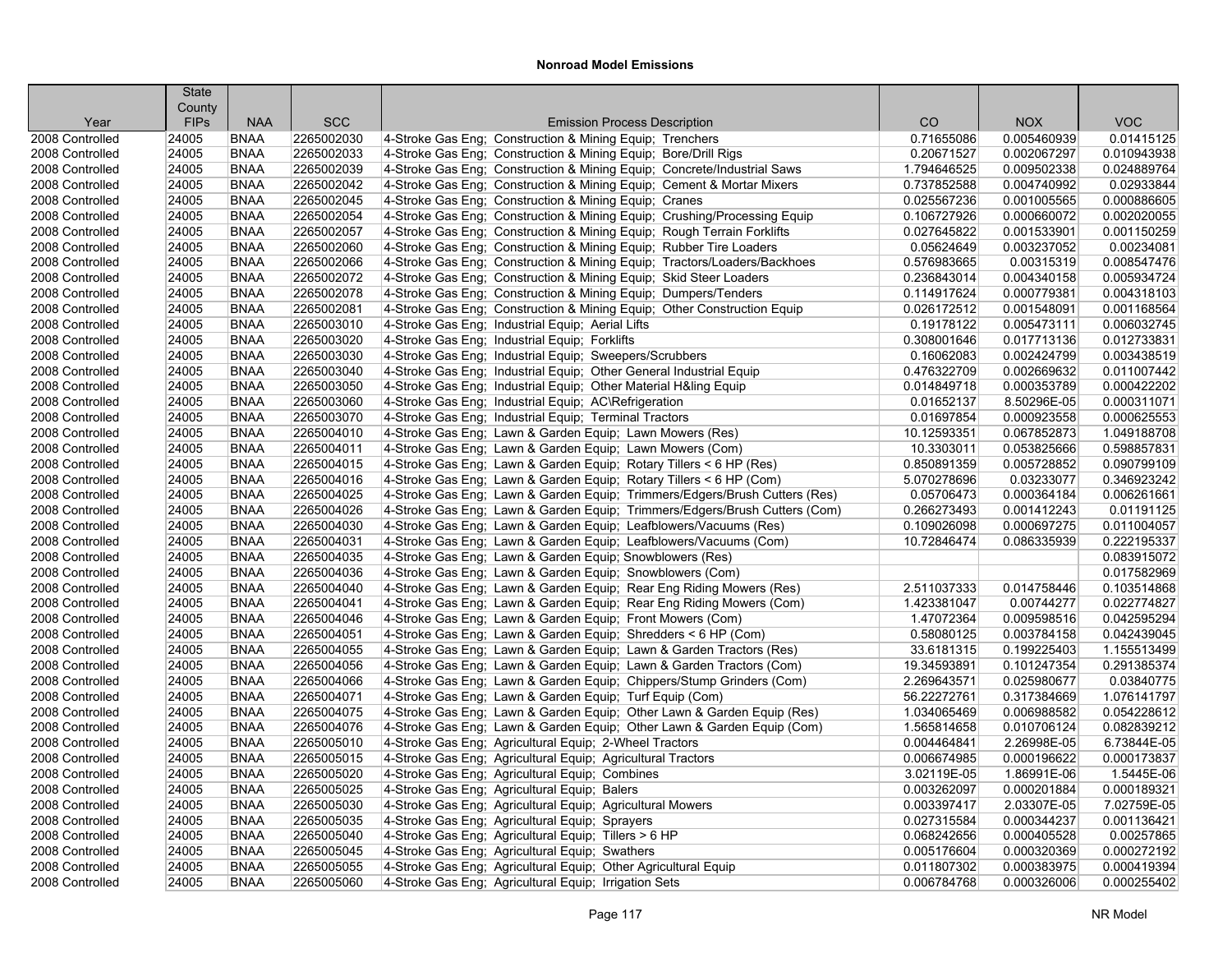# Nonroad Model Emissions

| Year | State County FIPs | NAA | SCC | Emission Process Description | CO | NOX | VOC |
|---|---|---|---|---|---|---|---|
| 2008 Controlled | 24005 | BNAA | 2265002030 | 4-Stroke Gas Eng; Construction & Mining Equip; Trenchers | 0.71655086 | 0.005460939 | 0.01415125 |
| 2008 Controlled | 24005 | BNAA | 2265002033 | 4-Stroke Gas Eng; Construction & Mining Equip; Bore/Drill Rigs | 0.20671527 | 0.002067297 | 0.010943938 |
| 2008 Controlled | 24005 | BNAA | 2265002039 | 4-Stroke Gas Eng; Construction & Mining Equip; Concrete/Industrial Saws | 1.794646525 | 0.009502338 | 0.024889764 |
| 2008 Controlled | 24005 | BNAA | 2265002042 | 4-Stroke Gas Eng; Construction & Mining Equip; Cement & Mortar Mixers | 0.737852588 | 0.004740992 | 0.02933844 |
| 2008 Controlled | 24005 | BNAA | 2265002045 | 4-Stroke Gas Eng; Construction & Mining Equip; Cranes | 0.025567236 | 0.001005565 | 0.000886605 |
| 2008 Controlled | 24005 | BNAA | 2265002054 | 4-Stroke Gas Eng; Construction & Mining Equip; Crushing/Processing Equip | 0.106727926 | 0.000660072 | 0.002020055 |
| 2008 Controlled | 24005 | BNAA | 2265002057 | 4-Stroke Gas Eng; Construction & Mining Equip; Rough Terrain Forklifts | 0.027645822 | 0.001533901 | 0.001150259 |
| 2008 Controlled | 24005 | BNAA | 2265002060 | 4-Stroke Gas Eng; Construction & Mining Equip; Rubber Tire Loaders | 0.05624649 | 0.003237052 | 0.00234081 |
| 2008 Controlled | 24005 | BNAA | 2265002066 | 4-Stroke Gas Eng; Construction & Mining Equip; Tractors/Loaders/Backhoes | 0.576983665 | 0.00315319 | 0.008547476 |
| 2008 Controlled | 24005 | BNAA | 2265002072 | 4-Stroke Gas Eng; Construction & Mining Equip; Skid Steer Loaders | 0.236843014 | 0.004340158 | 0.005934724 |
| 2008 Controlled | 24005 | BNAA | 2265002078 | 4-Stroke Gas Eng; Construction & Mining Equip; Dumpers/Tenders | 0.114917624 | 0.000779381 | 0.004318103 |
| 2008 Controlled | 24005 | BNAA | 2265002081 | 4-Stroke Gas Eng; Construction & Mining Equip; Other Construction Equip | 0.026172512 | 0.001548091 | 0.001168564 |
| 2008 Controlled | 24005 | BNAA | 2265003010 | 4-Stroke Gas Eng; Industrial Equip; Aerial Lifts | 0.19178122 | 0.005473111 | 0.006032745 |
| 2008 Controlled | 24005 | BNAA | 2265003020 | 4-Stroke Gas Eng; Industrial Equip; Forklifts | 0.308001646 | 0.017713136 | 0.012733831 |
| 2008 Controlled | 24005 | BNAA | 2265003030 | 4-Stroke Gas Eng; Industrial Equip; Sweepers/Scrubbers | 0.16062083 | 0.002424799 | 0.003438519 |
| 2008 Controlled | 24005 | BNAA | 2265003040 | 4-Stroke Gas Eng; Industrial Equip; Other General Industrial Equip | 0.476322709 | 0.002669632 | 0.011007442 |
| 2008 Controlled | 24005 | BNAA | 2265003050 | 4-Stroke Gas Eng; Industrial Equip; Other Material H&ling Equip | 0.014849718 | 0.000353789 | 0.000422202 |
| 2008 Controlled | 24005 | BNAA | 2265003060 | 4-Stroke Gas Eng; Industrial Equip; AC\Refrigeration | 0.01652137 | 8.50296E-05 | 0.000311071 |
| 2008 Controlled | 24005 | BNAA | 2265003070 | 4-Stroke Gas Eng; Industrial Equip; Terminal Tractors | 0.01697854 | 0.000923558 | 0.000625553 |
| 2008 Controlled | 24005 | BNAA | 2265004010 | 4-Stroke Gas Eng; Lawn & Garden Equip; Lawn Mowers (Res) | 10.12593351 | 0.067852873 | 1.049188708 |
| 2008 Controlled | 24005 | BNAA | 2265004011 | 4-Stroke Gas Eng; Lawn & Garden Equip; Lawn Mowers (Com) | 10.3303011 | 0.053825666 | 0.598857831 |
| 2008 Controlled | 24005 | BNAA | 2265004015 | 4-Stroke Gas Eng; Lawn & Garden Equip; Rotary Tillers < 6 HP (Res) | 0.850891359 | 0.005728852 | 0.090799109 |
| 2008 Controlled | 24005 | BNAA | 2265004016 | 4-Stroke Gas Eng; Lawn & Garden Equip; Rotary Tillers < 6 HP (Com) | 5.070278696 | 0.03233077 | 0.346923242 |
| 2008 Controlled | 24005 | BNAA | 2265004025 | 4-Stroke Gas Eng; Lawn & Garden Equip; Trimmers/Edgers/Brush Cutters (Res) | 0.05706473 | 0.000364184 | 0.006261661 |
| 2008 Controlled | 24005 | BNAA | 2265004026 | 4-Stroke Gas Eng; Lawn & Garden Equip; Trimmers/Edgers/Brush Cutters (Com) | 0.266273493 | 0.001412243 | 0.01191125 |
| 2008 Controlled | 24005 | BNAA | 2265004030 | 4-Stroke Gas Eng; Lawn & Garden Equip; Leafblowers/Vacuums (Res) | 0.109026098 | 0.000697275 | 0.011004057 |
| 2008 Controlled | 24005 | BNAA | 2265004031 | 4-Stroke Gas Eng; Lawn & Garden Equip; Leafblowers/Vacuums (Com) | 10.72846474 | 0.086335939 | 0.222195337 |
| 2008 Controlled | 24005 | BNAA | 2265004035 | 4-Stroke Gas Eng; Lawn & Garden Equip; Snowblowers (Res) | | | 0.083915072 |
| 2008 Controlled | 24005 | BNAA | 2265004036 | 4-Stroke Gas Eng; Lawn & Garden Equip; Snowblowers (Com) | | | 0.017582969 |
| 2008 Controlled | 24005 | BNAA | 2265004040 | 4-Stroke Gas Eng; Lawn & Garden Equip; Rear Eng Riding Mowers (Res) | 2.511037333 | 0.014758446 | 0.103514868 |
| 2008 Controlled | 24005 | BNAA | 2265004041 | 4-Stroke Gas Eng; Lawn & Garden Equip; Rear Eng Riding Mowers (Com) | 1.423381047 | 0.00744277 | 0.022774827 |
| 2008 Controlled | 24005 | BNAA | 2265004046 | 4-Stroke Gas Eng; Lawn & Garden Equip; Front Mowers (Com) | 1.47072364 | 0.009598516 | 0.042595294 |
| 2008 Controlled | 24005 | BNAA | 2265004051 | 4-Stroke Gas Eng; Lawn & Garden Equip; Shredders < 6 HP (Com) | 0.58080125 | 0.003784158 | 0.042439045 |
| 2008 Controlled | 24005 | BNAA | 2265004055 | 4-Stroke Gas Eng; Lawn & Garden Equip; Lawn & Garden Tractors (Res) | 33.6181315 | 0.199225403 | 1.155513499 |
| 2008 Controlled | 24005 | BNAA | 2265004056 | 4-Stroke Gas Eng; Lawn & Garden Equip; Lawn & Garden Tractors (Com) | 19.34593891 | 0.101247354 | 0.291385374 |
| 2008 Controlled | 24005 | BNAA | 2265004066 | 4-Stroke Gas Eng; Lawn & Garden Equip; Chippers/Stump Grinders (Com) | 2.269643571 | 0.025980677 | 0.03840775 |
| 2008 Controlled | 24005 | BNAA | 2265004071 | 4-Stroke Gas Eng; Lawn & Garden Equip; Turf Equip (Com) | 56.22272761 | 0.317384669 | 1.076141797 |
| 2008 Controlled | 24005 | BNAA | 2265004075 | 4-Stroke Gas Eng; Lawn & Garden Equip; Other Lawn & Garden Equip (Res) | 1.034065469 | 0.006988582 | 0.054228612 |
| 2008 Controlled | 24005 | BNAA | 2265004076 | 4-Stroke Gas Eng; Lawn & Garden Equip; Other Lawn & Garden Equip (Com) | 1.565814658 | 0.010706124 | 0.082839212 |
| 2008 Controlled | 24005 | BNAA | 2265005010 | 4-Stroke Gas Eng; Agricultural Equip; 2-Wheel Tractors | 0.004464841 | 2.26998E-05 | 6.73844E-05 |
| 2008 Controlled | 24005 | BNAA | 2265005015 | 4-Stroke Gas Eng; Agricultural Equip; Agricultural Tractors | 0.006674985 | 0.000196622 | 0.000173837 |
| 2008 Controlled | 24005 | BNAA | 2265005020 | 4-Stroke Gas Eng; Agricultural Equip; Combines | 3.02119E-05 | 1.86991E-06 | 1.5445E-06 |
| 2008 Controlled | 24005 | BNAA | 2265005025 | 4-Stroke Gas Eng; Agricultural Equip; Balers | 0.003262097 | 0.000201884 | 0.000189321 |
| 2008 Controlled | 24005 | BNAA | 2265005030 | 4-Stroke Gas Eng; Agricultural Equip; Agricultural Mowers | 0.003397417 | 2.03307E-05 | 7.02759E-05 |
| 2008 Controlled | 24005 | BNAA | 2265005035 | 4-Stroke Gas Eng; Agricultural Equip; Sprayers | 0.027315584 | 0.000344237 | 0.001136421 |
| 2008 Controlled | 24005 | BNAA | 2265005040 | 4-Stroke Gas Eng; Agricultural Equip; Tillers > 6 HP | 0.068242656 | 0.000405528 | 0.00257865 |
| 2008 Controlled | 24005 | BNAA | 2265005045 | 4-Stroke Gas Eng; Agricultural Equip; Swathers | 0.005176604 | 0.000320369 | 0.000272192 |
| 2008 Controlled | 24005 | BNAA | 2265005055 | 4-Stroke Gas Eng; Agricultural Equip; Other Agricultural Equip | 0.011807302 | 0.000383975 | 0.000419394 |
| 2008 Controlled | 24005 | BNAA | 2265005060 | 4-Stroke Gas Eng; Agricultural Equip; Irrigation Sets | 0.006784768 | 0.000326006 | 0.000255402 |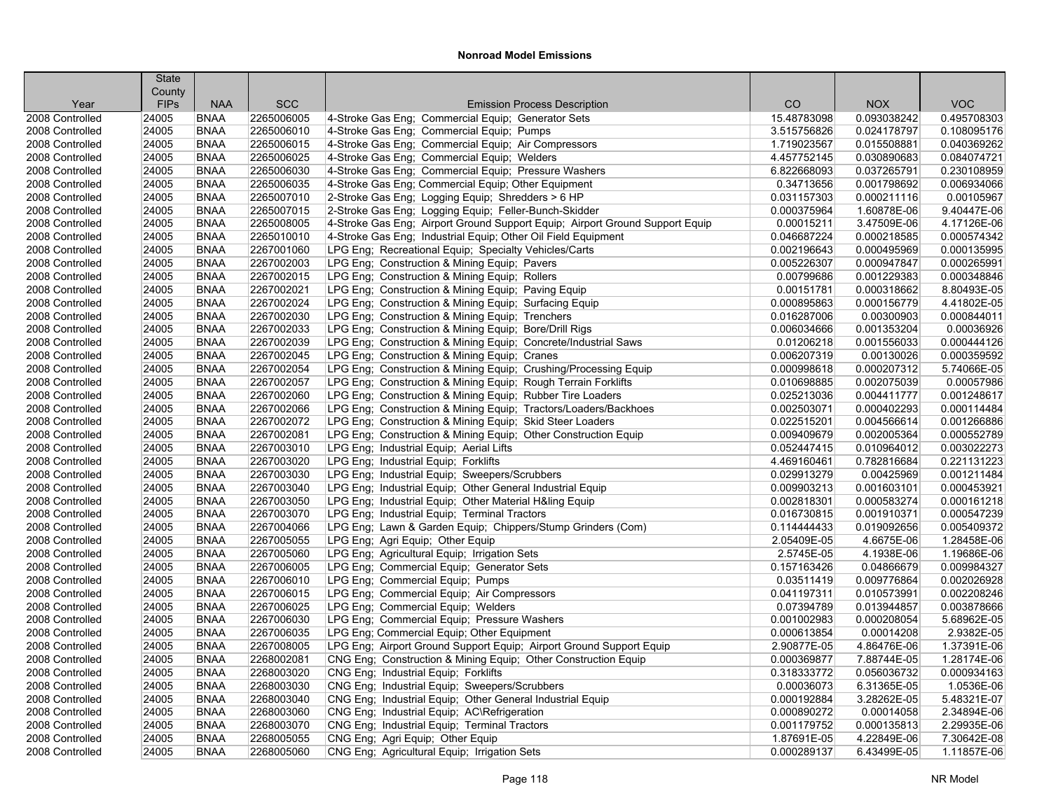## Nonroad Model Emissions

| Year | State County FIPs | NAA | SCC | Emission Process Description | CO | NOX | VOC |
|---|---|---|---|---|---|---|---|
| 2008 Controlled | 24005 | BNAA | 2265006005 | 4-Stroke Gas Eng; Commercial Equip; Generator Sets | 15.48783098 | 0.093038242 | 0.495708303 |
| 2008 Controlled | 24005 | BNAA | 2265006010 | 4-Stroke Gas Eng; Commercial Equip; Pumps | 3.515756826 | 0.024178797 | 0.108095176 |
| 2008 Controlled | 24005 | BNAA | 2265006015 | 4-Stroke Gas Eng; Commercial Equip; Air Compressors | 1.719023567 | 0.015508881 | 0.040369262 |
| 2008 Controlled | 24005 | BNAA | 2265006025 | 4-Stroke Gas Eng; Commercial Equip; Welders | 4.457752145 | 0.030890683 | 0.084074721 |
| 2008 Controlled | 24005 | BNAA | 2265006030 | 4-Stroke Gas Eng; Commercial Equip; Pressure Washers | 6.822668093 | 0.037265791 | 0.230108959 |
| 2008 Controlled | 24005 | BNAA | 2265006035 | 4-Stroke Gas Eng; Commercial Equip; Other Equipment | 0.34713656 | 0.001798692 | 0.006934066 |
| 2008 Controlled | 24005 | BNAA | 2265007010 | 2-Stroke Gas Eng; Logging Equip; Shredders > 6 HP | 0.031157303 | 0.000211116 | 0.00105967 |
| 2008 Controlled | 24005 | BNAA | 2265007015 | 2-Stroke Gas Eng; Logging Equip; Feller-Bunch-Skidder | 0.000375964 | 1.60878E-06 | 9.40447E-06 |
| 2008 Controlled | 24005 | BNAA | 2265008005 | 4-Stroke Gas Eng; Airport Ground Support Equip; Airport Ground Support Equip | 0.00015211 | 3.47509E-06 | 4.17126E-06 |
| 2008 Controlled | 24005 | BNAA | 2265010010 | 4-Stroke Gas Eng; Industrial Equip; Other Oil Field Equipment | 0.046687224 | 0.000218585 | 0.000574342 |
| 2008 Controlled | 24005 | BNAA | 2267001060 | LPG Eng; Recreational Equip; Specialty Vehicles/Carts | 0.002196643 | 0.000495969 | 0.000135995 |
| 2008 Controlled | 24005 | BNAA | 2267002003 | LPG Eng; Construction & Mining Equip; Pavers | 0.005226307 | 0.000947847 | 0.000265991 |
| 2008 Controlled | 24005 | BNAA | 2267002015 | LPG Eng; Construction & Mining Equip; Rollers | 0.00799686 | 0.001229383 | 0.000348846 |
| 2008 Controlled | 24005 | BNAA | 2267002021 | LPG Eng; Construction & Mining Equip; Paving Equip | 0.00151781 | 0.000318662 | 8.80493E-05 |
| 2008 Controlled | 24005 | BNAA | 2267002024 | LPG Eng; Construction & Mining Equip; Surfacing Equip | 0.000895863 | 0.000156779 | 4.41802E-05 |
| 2008 Controlled | 24005 | BNAA | 2267002030 | LPG Eng; Construction & Mining Equip; Trenchers | 0.016287006 | 0.00300903 | 0.000844011 |
| 2008 Controlled | 24005 | BNAA | 2267002033 | LPG Eng; Construction & Mining Equip; Bore/Drill Rigs | 0.006034666 | 0.001353204 | 0.00036926 |
| 2008 Controlled | 24005 | BNAA | 2267002039 | LPG Eng; Construction & Mining Equip; Concrete/Industrial Saws | 0.01206218 | 0.001556033 | 0.000444126 |
| 2008 Controlled | 24005 | BNAA | 2267002045 | LPG Eng; Construction & Mining Equip; Cranes | 0.006207319 | 0.00130026 | 0.000359592 |
| 2008 Controlled | 24005 | BNAA | 2267002054 | LPG Eng; Construction & Mining Equip; Crushing/Processing Equip | 0.000998618 | 0.000207312 | 5.74066E-05 |
| 2008 Controlled | 24005 | BNAA | 2267002057 | LPG Eng; Construction & Mining Equip; Rough Terrain Forklifts | 0.010698885 | 0.002075039 | 0.00057986 |
| 2008 Controlled | 24005 | BNAA | 2267002060 | LPG Eng; Construction & Mining Equip; Rubber Tire Loaders | 0.025213036 | 0.004411777 | 0.001248617 |
| 2008 Controlled | 24005 | BNAA | 2267002066 | LPG Eng; Construction & Mining Equip; Tractors/Loaders/Backhoes | 0.002503071 | 0.000402293 | 0.000114484 |
| 2008 Controlled | 24005 | BNAA | 2267002072 | LPG Eng; Construction & Mining Equip; Skid Steer Loaders | 0.022515201 | 0.004566614 | 0.001266886 |
| 2008 Controlled | 24005 | BNAA | 2267002081 | LPG Eng; Construction & Mining Equip; Other Construction Equip | 0.009409679 | 0.002005364 | 0.000552789 |
| 2008 Controlled | 24005 | BNAA | 2267003010 | LPG Eng; Industrial Equip; Aerial Lifts | 0.052447415 | 0.010964012 | 0.003022273 |
| 2008 Controlled | 24005 | BNAA | 2267003020 | LPG Eng; Industrial Equip; Forklifts | 4.469160461 | 0.782816684 | 0.221131223 |
| 2008 Controlled | 24005 | BNAA | 2267003030 | LPG Eng; Industrial Equip; Sweepers/Scrubbers | 0.029913279 | 0.00425969 | 0.001211484 |
| 2008 Controlled | 24005 | BNAA | 2267003040 | LPG Eng; Industrial Equip; Other General Industrial Equip | 0.009903213 | 0.001603101 | 0.000453921 |
| 2008 Controlled | 24005 | BNAA | 2267003050 | LPG Eng; Industrial Equip; Other Material H&ling Equip | 0.002818301 | 0.000583274 | 0.000161218 |
| 2008 Controlled | 24005 | BNAA | 2267003070 | LPG Eng; Industrial Equip; Terminal Tractors | 0.016730815 | 0.001910371 | 0.000547239 |
| 2008 Controlled | 24005 | BNAA | 2267004066 | LPG Eng; Lawn & Garden Equip; Chippers/Stump Grinders (Com) | 0.114444433 | 0.019092656 | 0.005409372 |
| 2008 Controlled | 24005 | BNAA | 2267005055 | LPG Eng; Agri Equip; Other Equip | 2.05409E-05 | 4.6675E-06 | 1.28458E-06 |
| 2008 Controlled | 24005 | BNAA | 2267005060 | LPG Eng; Agricultural Equip; Irrigation Sets | 2.5745E-05 | 4.1938E-06 | 1.19686E-06 |
| 2008 Controlled | 24005 | BNAA | 2267006005 | LPG Eng; Commercial Equip; Generator Sets | 0.157163426 | 0.04866679 | 0.009984327 |
| 2008 Controlled | 24005 | BNAA | 2267006010 | LPG Eng; Commercial Equip; Pumps | 0.03511419 | 0.009776864 | 0.002026928 |
| 2008 Controlled | 24005 | BNAA | 2267006015 | LPG Eng; Commercial Equip; Air Compressors | 0.041197311 | 0.010573991 | 0.002208246 |
| 2008 Controlled | 24005 | BNAA | 2267006025 | LPG Eng; Commercial Equip; Welders | 0.07394789 | 0.013944857 | 0.003878666 |
| 2008 Controlled | 24005 | BNAA | 2267006030 | LPG Eng; Commercial Equip; Pressure Washers | 0.001002983 | 0.000208054 | 5.68962E-05 |
| 2008 Controlled | 24005 | BNAA | 2267006035 | LPG Eng; Commercial Equip; Other Equipment | 0.000613854 | 0.00014208 | 2.9382E-05 |
| 2008 Controlled | 24005 | BNAA | 2267008005 | LPG Eng; Airport Ground Support Equip; Airport Ground Support Equip | 2.90877E-05 | 4.86476E-06 | 1.37391E-06 |
| 2008 Controlled | 24005 | BNAA | 2268002081 | CNG Eng; Construction & Mining Equip; Other Construction Equip | 0.000369877 | 7.88744E-05 | 1.28174E-06 |
| 2008 Controlled | 24005 | BNAA | 2268003020 | CNG Eng; Industrial Equip; Forklifts | 0.318333772 | 0.056036732 | 0.000934163 |
| 2008 Controlled | 24005 | BNAA | 2268003030 | CNG Eng; Industrial Equip; Sweepers/Scrubbers | 0.00036073 | 6.31365E-05 | 1.0536E-06 |
| 2008 Controlled | 24005 | BNAA | 2268003040 | CNG Eng; Industrial Equip; Other General Industrial Equip | 0.000192884 | 3.28262E-05 | 5.48321E-07 |
| 2008 Controlled | 24005 | BNAA | 2268003060 | CNG Eng; Industrial Equip; AC\Refrigeration | 0.000890272 | 0.00014058 | 2.34894E-06 |
| 2008 Controlled | 24005 | BNAA | 2268003070 | CNG Eng; Industrial Equip; Terminal Tractors | 0.001179752 | 0.000135813 | 2.29935E-06 |
| 2008 Controlled | 24005 | BNAA | 2268005055 | CNG Eng; Agri Equip; Other Equip | 1.87691E-05 | 4.22849E-06 | 7.30642E-08 |
| 2008 Controlled | 24005 | BNAA | 2268005060 | CNG Eng; Agricultural Equip; Irrigation Sets | 0.000289137 | 6.43499E-05 | 1.11857E-06 |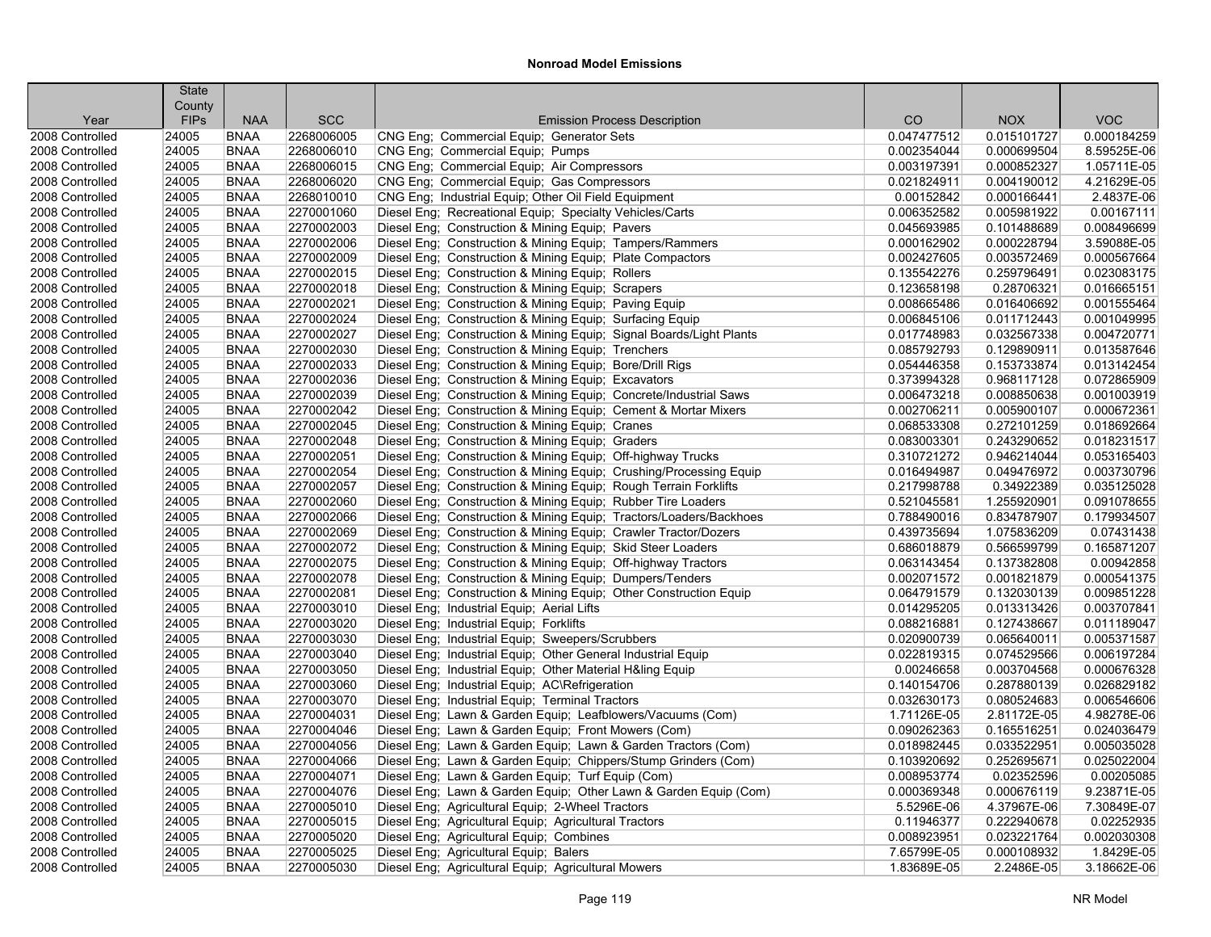## Nonroad Model Emissions

| Year | State County FIPs | NAA | SCC | Emission Process Description | CO | NOX | VOC |
|---|---|---|---|---|---|---|---|
| 2008 Controlled | 24005 | BNAA | 2268006005 | CNG Eng; Commercial Equip; Generator Sets | 0.047477512 | 0.015101727 | 0.000184259 |
| 2008 Controlled | 24005 | BNAA | 2268006010 | CNG Eng; Commercial Equip; Pumps | 0.002354044 | 0.000699504 | 8.59525E-06 |
| 2008 Controlled | 24005 | BNAA | 2268006015 | CNG Eng; Commercial Equip; Air Compressors | 0.003197391 | 0.000852327 | 1.05711E-05 |
| 2008 Controlled | 24005 | BNAA | 2268006020 | CNG Eng; Commercial Equip; Gas Compressors | 0.021824911 | 0.004190012 | 4.21629E-05 |
| 2008 Controlled | 24005 | BNAA | 2268010010 | CNG Eng; Industrial Equip; Other Oil Field Equipment | 0.00152842 | 0.000166441 | 2.4837E-06 |
| 2008 Controlled | 24005 | BNAA | 2270001060 | Diesel Eng; Recreational Equip; Specialty Vehicles/Carts | 0.006352582 | 0.005981922 | 0.00167111 |
| 2008 Controlled | 24005 | BNAA | 2270002003 | Diesel Eng; Construction & Mining Equip; Pavers | 0.045693985 | 0.101488689 | 0.008496699 |
| 2008 Controlled | 24005 | BNAA | 2270002006 | Diesel Eng; Construction & Mining Equip; Tampers/Rammers | 0.000162902 | 0.000228794 | 3.59088E-05 |
| 2008 Controlled | 24005 | BNAA | 2270002009 | Diesel Eng; Construction & Mining Equip; Plate Compactors | 0.002427605 | 0.003572469 | 0.000567664 |
| 2008 Controlled | 24005 | BNAA | 2270002015 | Diesel Eng; Construction & Mining Equip; Rollers | 0.135542276 | 0.259796491 | 0.023083175 |
| 2008 Controlled | 24005 | BNAA | 2270002018 | Diesel Eng; Construction & Mining Equip; Scrapers | 0.123658198 | 0.28706321 | 0.016665151 |
| 2008 Controlled | 24005 | BNAA | 2270002021 | Diesel Eng; Construction & Mining Equip; Paving Equip | 0.008665486 | 0.016406692 | 0.001555464 |
| 2008 Controlled | 24005 | BNAA | 2270002024 | Diesel Eng; Construction & Mining Equip; Surfacing Equip | 0.006845106 | 0.011712443 | 0.001049995 |
| 2008 Controlled | 24005 | BNAA | 2270002027 | Diesel Eng; Construction & Mining Equip; Signal Boards/Light Plants | 0.017748983 | 0.032567338 | 0.004720771 |
| 2008 Controlled | 24005 | BNAA | 2270002030 | Diesel Eng; Construction & Mining Equip; Trenchers | 0.085792793 | 0.129890911 | 0.013587646 |
| 2008 Controlled | 24005 | BNAA | 2270002033 | Diesel Eng; Construction & Mining Equip; Bore/Drill Rigs | 0.054446358 | 0.153733874 | 0.013142454 |
| 2008 Controlled | 24005 | BNAA | 2270002036 | Diesel Eng; Construction & Mining Equip; Excavators | 0.373994328 | 0.968117128 | 0.072865909 |
| 2008 Controlled | 24005 | BNAA | 2270002039 | Diesel Eng; Construction & Mining Equip; Concrete/Industrial Saws | 0.006473218 | 0.008850638 | 0.001003919 |
| 2008 Controlled | 24005 | BNAA | 2270002042 | Diesel Eng; Construction & Mining Equip; Cement & Mortar Mixers | 0.002706211 | 0.005900107 | 0.000672361 |
| 2008 Controlled | 24005 | BNAA | 2270002045 | Diesel Eng; Construction & Mining Equip; Cranes | 0.068533308 | 0.272101259 | 0.018692664 |
| 2008 Controlled | 24005 | BNAA | 2270002048 | Diesel Eng; Construction & Mining Equip; Graders | 0.083003301 | 0.243290652 | 0.018231517 |
| 2008 Controlled | 24005 | BNAA | 2270002051 | Diesel Eng; Construction & Mining Equip; Off-highway Trucks | 0.310721272 | 0.946214044 | 0.053165403 |
| 2008 Controlled | 24005 | BNAA | 2270002054 | Diesel Eng; Construction & Mining Equip; Crushing/Processing Equip | 0.016494987 | 0.049476972 | 0.003730796 |
| 2008 Controlled | 24005 | BNAA | 2270002057 | Diesel Eng; Construction & Mining Equip; Rough Terrain Forklifts | 0.217998788 | 0.34922389 | 0.035125028 |
| 2008 Controlled | 24005 | BNAA | 2270002060 | Diesel Eng; Construction & Mining Equip; Rubber Tire Loaders | 0.521045581 | 1.255920901 | 0.091078655 |
| 2008 Controlled | 24005 | BNAA | 2270002066 | Diesel Eng; Construction & Mining Equip; Tractors/Loaders/Backhoes | 0.788490016 | 0.834787907 | 0.179934507 |
| 2008 Controlled | 24005 | BNAA | 2270002069 | Diesel Eng; Construction & Mining Equip; Crawler Tractor/Dozers | 0.439735694 | 1.075836209 | 0.07431438 |
| 2008 Controlled | 24005 | BNAA | 2270002072 | Diesel Eng; Construction & Mining Equip; Skid Steer Loaders | 0.686018879 | 0.566599799 | 0.165871207 |
| 2008 Controlled | 24005 | BNAA | 2270002075 | Diesel Eng; Construction & Mining Equip; Off-highway Tractors | 0.063143454 | 0.137382808 | 0.00942858 |
| 2008 Controlled | 24005 | BNAA | 2270002078 | Diesel Eng; Construction & Mining Equip; Dumpers/Tenders | 0.002071572 | 0.001821879 | 0.000541375 |
| 2008 Controlled | 24005 | BNAA | 2270002081 | Diesel Eng; Construction & Mining Equip; Other Construction Equip | 0.064791579 | 0.132030139 | 0.009851228 |
| 2008 Controlled | 24005 | BNAA | 2270003010 | Diesel Eng; Industrial Equip; Aerial Lifts | 0.014295205 | 0.013313426 | 0.003707841 |
| 2008 Controlled | 24005 | BNAA | 2270003020 | Diesel Eng; Industrial Equip; Forklifts | 0.088216881 | 0.127438667 | 0.011189047 |
| 2008 Controlled | 24005 | BNAA | 2270003030 | Diesel Eng; Industrial Equip; Sweepers/Scrubbers | 0.020900739 | 0.065640011 | 0.005371587 |
| 2008 Controlled | 24005 | BNAA | 2270003040 | Diesel Eng; Industrial Equip; Other General Industrial Equip | 0.022819315 | 0.074529566 | 0.006197284 |
| 2008 Controlled | 24005 | BNAA | 2270003050 | Diesel Eng; Industrial Equip; Other Material H&ling Equip | 0.00246658 | 0.003704568 | 0.000676328 |
| 2008 Controlled | 24005 | BNAA | 2270003060 | Diesel Eng; Industrial Equip; AC\Refrigeration | 0.140154706 | 0.287880139 | 0.026829182 |
| 2008 Controlled | 24005 | BNAA | 2270003070 | Diesel Eng; Industrial Equip; Terminal Tractors | 0.032630173 | 0.080524683 | 0.006546606 |
| 2008 Controlled | 24005 | BNAA | 2270004031 | Diesel Eng; Lawn & Garden Equip; Leafblowers/Vacuums (Com) | 1.71126E-05 | 2.81172E-05 | 4.98278E-06 |
| 2008 Controlled | 24005 | BNAA | 2270004046 | Diesel Eng; Lawn & Garden Equip; Front Mowers (Com) | 0.090262363 | 0.165516251 | 0.024036479 |
| 2008 Controlled | 24005 | BNAA | 2270004056 | Diesel Eng; Lawn & Garden Equip; Lawn & Garden Tractors (Com) | 0.018982445 | 0.033522951 | 0.005035028 |
| 2008 Controlled | 24005 | BNAA | 2270004066 | Diesel Eng; Lawn & Garden Equip; Chippers/Stump Grinders (Com) | 0.103920692 | 0.252695671 | 0.025022004 |
| 2008 Controlled | 24005 | BNAA | 2270004071 | Diesel Eng; Lawn & Garden Equip; Turf Equip (Com) | 0.008953774 | 0.02352596 | 0.00205085 |
| 2008 Controlled | 24005 | BNAA | 2270004076 | Diesel Eng; Lawn & Garden Equip; Other Lawn & Garden Equip (Com) | 0.000369348 | 0.000676119 | 9.23871E-05 |
| 2008 Controlled | 24005 | BNAA | 2270005010 | Diesel Eng; Agricultural Equip; 2-Wheel Tractors | 5.5296E-06 | 4.37967E-06 | 7.30849E-07 |
| 2008 Controlled | 24005 | BNAA | 2270005015 | Diesel Eng; Agricultural Equip; Agricultural Tractors | 0.11946377 | 0.222940678 | 0.02252935 |
| 2008 Controlled | 24005 | BNAA | 2270005020 | Diesel Eng; Agricultural Equip; Combines | 0.008923951 | 0.023221764 | 0.002030308 |
| 2008 Controlled | 24005 | BNAA | 2270005025 | Diesel Eng; Agricultural Equip; Balers | 7.65799E-05 | 0.000108932 | 1.8429E-05 |
| 2008 Controlled | 24005 | BNAA | 2270005030 | Diesel Eng; Agricultural Equip; Agricultural Mowers | 1.83689E-05 | 2.2486E-05 | 3.18662E-06 |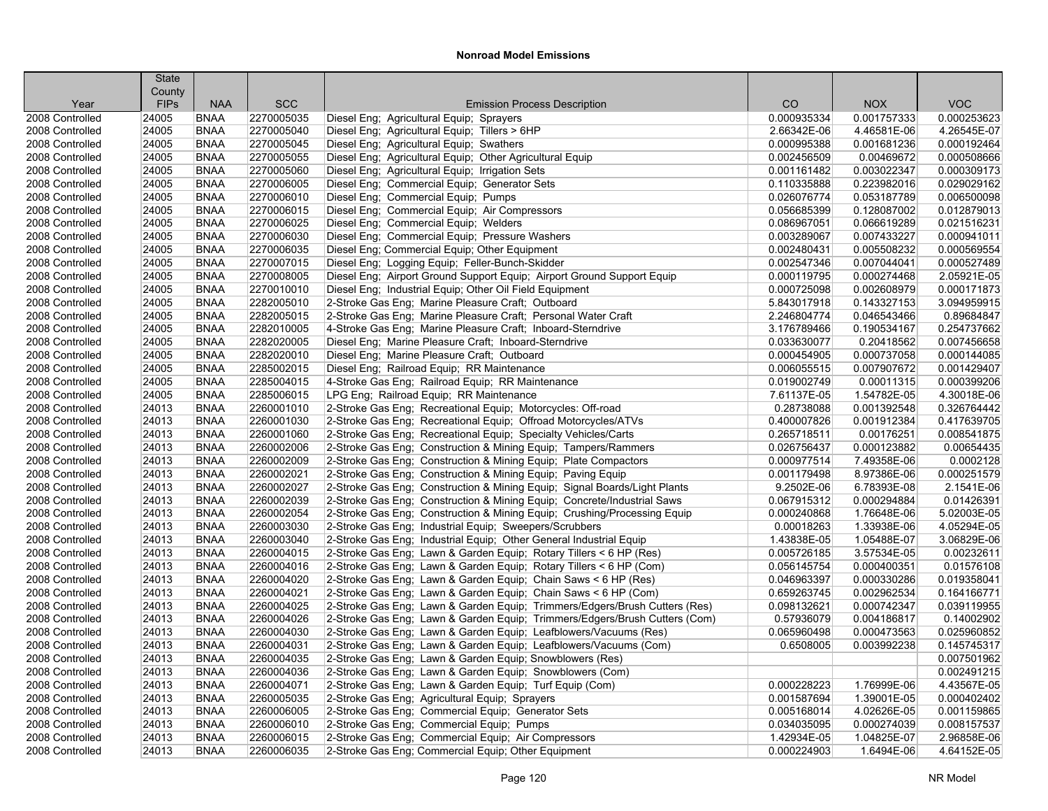**Nonroad Model Emissions**

| Year | State County FIPs | NAA | SCC | Emission Process Description | CO | NOX | VOC |
|---|---|---|---|---|---|---|---|
| 2008 Controlled | 24005 | BNAA | 2270005035 | Diesel Eng; Agricultural Equip; Sprayers | 0.000935334 | 0.001757333 | 0.000253623 |
| 2008 Controlled | 24005 | BNAA | 2270005040 | Diesel Eng; Agricultural Equip; Tillers > 6HP | 2.66342E-06 | 4.46581E-06 | 4.26545E-07 |
| 2008 Controlled | 24005 | BNAA | 2270005045 | Diesel Eng; Agricultural Equip; Swathers | 0.000995388 | 0.001681236 | 0.000192464 |
| 2008 Controlled | 24005 | BNAA | 2270005055 | Diesel Eng; Agricultural Equip; Other Agricultural Equip | 0.002456509 | 0.00469672 | 0.000508666 |
| 2008 Controlled | 24005 | BNAA | 2270005060 | Diesel Eng; Agricultural Equip; Irrigation Sets | 0.001161482 | 0.003022347 | 0.000309173 |
| 2008 Controlled | 24005 | BNAA | 2270006005 | Diesel Eng; Commercial Equip; Generator Sets | 0.110335888 | 0.223982016 | 0.029029162 |
| 2008 Controlled | 24005 | BNAA | 2270006010 | Diesel Eng; Commercial Equip; Pumps | 0.026076774 | 0.053187789 | 0.006500098 |
| 2008 Controlled | 24005 | BNAA | 2270006015 | Diesel Eng; Commercial Equip; Air Compressors | 0.056685399 | 0.128087002 | 0.012879013 |
| 2008 Controlled | 24005 | BNAA | 2270006025 | Diesel Eng; Commercial Equip; Welders | 0.086967051 | 0.066619289 | 0.021516231 |
| 2008 Controlled | 24005 | BNAA | 2270006030 | Diesel Eng; Commercial Equip; Pressure Washers | 0.003289067 | 0.007433227 | 0.000941011 |
| 2008 Controlled | 24005 | BNAA | 2270006035 | Diesel Eng; Commercial Equip; Other Equipment | 0.002480431 | 0.005508232 | 0.000569554 |
| 2008 Controlled | 24005 | BNAA | 2270007015 | Diesel Eng; Logging Equip; Feller-Bunch-Skidder | 0.002547346 | 0.007044041 | 0.000527489 |
| 2008 Controlled | 24005 | BNAA | 2270008005 | Diesel Eng; Airport Ground Support Equip; Airport Ground Support Equip | 0.000119795 | 0.000274468 | 2.05921E-05 |
| 2008 Controlled | 24005 | BNAA | 2270010010 | Diesel Eng; Industrial Equip; Other Oil Field Equipment | 0.000725098 | 0.002608979 | 0.000171873 |
| 2008 Controlled | 24005 | BNAA | 2282005010 | 2-Stroke Gas Eng; Marine Pleasure Craft; Outboard | 5.843017918 | 0.143327153 | 3.094959915 |
| 2008 Controlled | 24005 | BNAA | 2282005015 | 2-Stroke Gas Eng; Marine Pleasure Craft; Personal Water Craft | 2.246804774 | 0.046543466 | 0.89684847 |
| 2008 Controlled | 24005 | BNAA | 2282010005 | 4-Stroke Gas Eng; Marine Pleasure Craft; Inboard-Sterndrive | 3.176789466 | 0.190534167 | 0.254737662 |
| 2008 Controlled | 24005 | BNAA | 2282020005 | Diesel Eng; Marine Pleasure Craft; Inboard-Sterndrive | 0.033630077 | 0.20418562 | 0.007456658 |
| 2008 Controlled | 24005 | BNAA | 2282020010 | Diesel Eng; Marine Pleasure Craft; Outboard | 0.000454905 | 0.000737058 | 0.000144085 |
| 2008 Controlled | 24005 | BNAA | 2285002015 | Diesel Eng; Railroad Equip; RR Maintenance | 0.006055515 | 0.007907672 | 0.001429407 |
| 2008 Controlled | 24005 | BNAA | 2285004015 | 4-Stroke Gas Eng; Railroad Equip; RR Maintenance | 0.019002749 | 0.00011315 | 0.000399206 |
| 2008 Controlled | 24005 | BNAA | 2285006015 | LPG Eng; Railroad Equip; RR Maintenance | 7.61137E-05 | 1.54782E-05 | 4.30018E-06 |
| 2008 Controlled | 24013 | BNAA | 2260001010 | 2-Stroke Gas Eng; Recreational Equip; Motorcycles: Off-road | 0.28738088 | 0.001392548 | 0.326764442 |
| 2008 Controlled | 24013 | BNAA | 2260001030 | 2-Stroke Gas Eng; Recreational Equip; Offroad Motorcycles/ATVs | 0.400007826 | 0.001912384 | 0.417639705 |
| 2008 Controlled | 24013 | BNAA | 2260001060 | 2-Stroke Gas Eng; Recreational Equip; Specialty Vehicles/Carts | 0.265718511 | 0.00176251 | 0.008541875 |
| 2008 Controlled | 24013 | BNAA | 2260002006 | 2-Stroke Gas Eng; Construction & Mining Equip; Tampers/Rammers | 0.026756437 | 0.000123882 | 0.00654435 |
| 2008 Controlled | 24013 | BNAA | 2260002009 | 2-Stroke Gas Eng; Construction & Mining Equip; Plate Compactors | 0.000977514 | 7.49358E-06 | 0.0002128 |
| 2008 Controlled | 24013 | BNAA | 2260002021 | 2-Stroke Gas Eng; Construction & Mining Equip; Paving Equip | 0.001179498 | 8.97386E-06 | 0.000251579 |
| 2008 Controlled | 24013 | BNAA | 2260002027 | 2-Stroke Gas Eng; Construction & Mining Equip; Signal Boards/Light Plants | 9.2502E-06 | 6.78393E-08 | 2.1541E-06 |
| 2008 Controlled | 24013 | BNAA | 2260002039 | 2-Stroke Gas Eng; Construction & Mining Equip; Concrete/Industrial Saws | 0.067915312 | 0.000294884 | 0.01426391 |
| 2008 Controlled | 24013 | BNAA | 2260002054 | 2-Stroke Gas Eng; Construction & Mining Equip; Crushing/Processing Equip | 0.000240868 | 1.76648E-06 | 5.02003E-05 |
| 2008 Controlled | 24013 | BNAA | 2260003030 | 2-Stroke Gas Eng; Industrial Equip; Sweepers/Scrubbers | 0.00018263 | 1.33938E-06 | 4.05294E-05 |
| 2008 Controlled | 24013 | BNAA | 2260003040 | 2-Stroke Gas Eng; Industrial Equip; Other General Industrial Equip | 1.43838E-05 | 1.05488E-07 | 3.06829E-06 |
| 2008 Controlled | 24013 | BNAA | 2260004015 | 2-Stroke Gas Eng; Lawn & Garden Equip; Rotary Tillers < 6 HP (Res) | 0.005726185 | 3.57534E-05 | 0.00232611 |
| 2008 Controlled | 24013 | BNAA | 2260004016 | 2-Stroke Gas Eng; Lawn & Garden Equip; Rotary Tillers < 6 HP (Com) | 0.056145754 | 0.000400351 | 0.01576108 |
| 2008 Controlled | 24013 | BNAA | 2260004020 | 2-Stroke Gas Eng; Lawn & Garden Equip; Chain Saws < 6 HP (Res) | 0.046963397 | 0.000330286 | 0.019358041 |
| 2008 Controlled | 24013 | BNAA | 2260004021 | 2-Stroke Gas Eng; Lawn & Garden Equip; Chain Saws < 6 HP (Com) | 0.659263745 | 0.002962534 | 0.164166771 |
| 2008 Controlled | 24013 | BNAA | 2260004025 | 2-Stroke Gas Eng; Lawn & Garden Equip; Trimmers/Edgers/Brush Cutters (Res) | 0.098132621 | 0.000742347 | 0.039119955 |
| 2008 Controlled | 24013 | BNAA | 2260004026 | 2-Stroke Gas Eng; Lawn & Garden Equip; Trimmers/Edgers/Brush Cutters (Com) | 0.57936079 | 0.004186817 | 0.14002902 |
| 2008 Controlled | 24013 | BNAA | 2260004030 | 2-Stroke Gas Eng; Lawn & Garden Equip; Leafblowers/Vacuums (Res) | 0.065960498 | 0.000473563 | 0.025960852 |
| 2008 Controlled | 24013 | BNAA | 2260004031 | 2-Stroke Gas Eng; Lawn & Garden Equip; Leafblowers/Vacuums (Com) | 0.6508005 | 0.003992238 | 0.145745317 |
| 2008 Controlled | 24013 | BNAA | 2260004035 | 2-Stroke Gas Eng; Lawn & Garden Equip; Snowblowers (Res) | | | 0.007501962 |
| 2008 Controlled | 24013 | BNAA | 2260004036 | 2-Stroke Gas Eng; Lawn & Garden Equip; Snowblowers (Com) | | | 0.002491215 |
| 2008 Controlled | 24013 | BNAA | 2260004071 | 2-Stroke Gas Eng; Lawn & Garden Equip; Turf Equip (Com) | 0.000228223 | 1.76999E-06 | 4.43567E-05 |
| 2008 Controlled | 24013 | BNAA | 2260005035 | 2-Stroke Gas Eng; Agricultural Equip; Sprayers | 0.001587694 | 1.39001E-05 | 0.000402402 |
| 2008 Controlled | 24013 | BNAA | 2260006005 | 2-Stroke Gas Eng; Commercial Equip; Generator Sets | 0.005168014 | 4.02626E-05 | 0.001159865 |
| 2008 Controlled | 24013 | BNAA | 2260006010 | 2-Stroke Gas Eng; Commercial Equip; Pumps | 0.034035095 | 0.000274039 | 0.008157537 |
| 2008 Controlled | 24013 | BNAA | 2260006015 | 2-Stroke Gas Eng; Commercial Equip; Air Compressors | 1.42934E-05 | 1.04825E-07 | 2.96858E-06 |
| 2008 Controlled | 24013 | BNAA | 2260006035 | 2-Stroke Gas Eng; Commercial Equip; Other Equipment | 0.000224903 | 1.6494E-06 | 4.64152E-05 |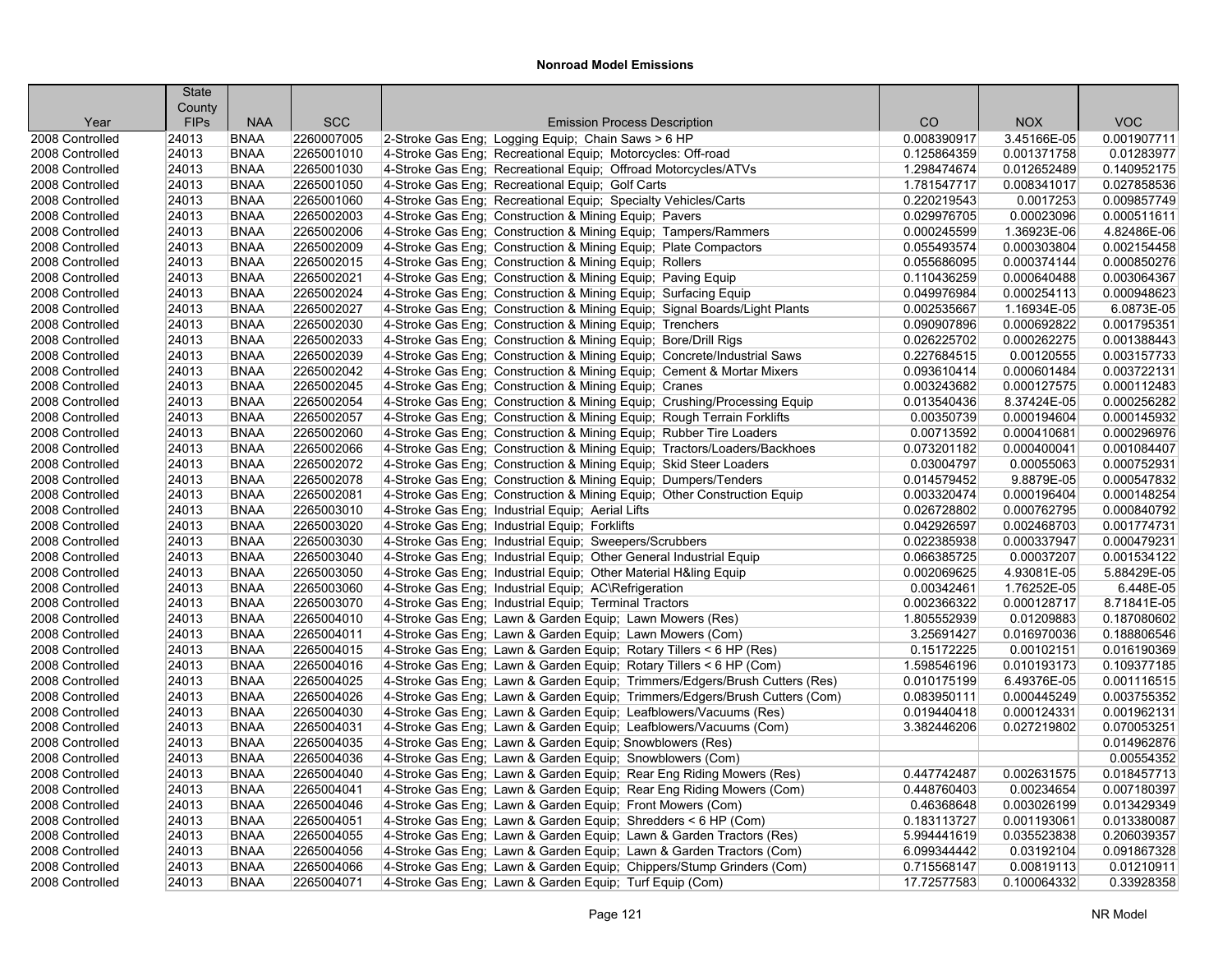# Nonroad Model Emissions

| Year | State County FIPs | NAA | SCC | Emission Process Description | CO | NOX | VOC |
|---|---|---|---|---|---|---|---|
| 2008 Controlled | 24013 | BNAA | 2260007005 | 2-Stroke Gas Eng; Logging Equip; Chain Saws > 6 HP | 0.008390917 | 3.45166E-05 | 0.001907711 |
| 2008 Controlled | 24013 | BNAA | 2265001010 | 4-Stroke Gas Eng; Recreational Equip; Motorcycles: Off-road | 0.125864359 | 0.001371758 | 0.01283977 |
| 2008 Controlled | 24013 | BNAA | 2265001030 | 4-Stroke Gas Eng; Recreational Equip; Offroad Motorcycles/ATVs | 1.298474674 | 0.012652489 | 0.140952175 |
| 2008 Controlled | 24013 | BNAA | 2265001050 | 4-Stroke Gas Eng; Recreational Equip; Golf Carts | 1.781547717 | 0.008341017 | 0.027858536 |
| 2008 Controlled | 24013 | BNAA | 2265001060 | 4-Stroke Gas Eng; Recreational Equip; Specialty Vehicles/Carts | 0.220219543 | 0.0017253 | 0.009857749 |
| 2008 Controlled | 24013 | BNAA | 2265002003 | 4-Stroke Gas Eng; Construction & Mining Equip; Pavers | 0.029976705 | 0.00023096 | 0.000511611 |
| 2008 Controlled | 24013 | BNAA | 2265002006 | 4-Stroke Gas Eng; Construction & Mining Equip; Tampers/Rammers | 0.000245599 | 1.36923E-06 | 4.82486E-06 |
| 2008 Controlled | 24013 | BNAA | 2265002009 | 4-Stroke Gas Eng; Construction & Mining Equip; Plate Compactors | 0.055493574 | 0.000303804 | 0.002154458 |
| 2008 Controlled | 24013 | BNAA | 2265002015 | 4-Stroke Gas Eng; Construction & Mining Equip; Rollers | 0.055686095 | 0.000374144 | 0.000850276 |
| 2008 Controlled | 24013 | BNAA | 2265002021 | 4-Stroke Gas Eng; Construction & Mining Equip; Paving Equip | 0.110436259 | 0.000640488 | 0.003064367 |
| 2008 Controlled | 24013 | BNAA | 2265002024 | 4-Stroke Gas Eng; Construction & Mining Equip; Surfacing Equip | 0.049976984 | 0.000254113 | 0.000948623 |
| 2008 Controlled | 24013 | BNAA | 2265002027 | 4-Stroke Gas Eng; Construction & Mining Equip; Signal Boards/Light Plants | 0.002535667 | 1.16934E-05 | 6.0873E-05 |
| 2008 Controlled | 24013 | BNAA | 2265002030 | 4-Stroke Gas Eng; Construction & Mining Equip; Trenchers | 0.090907896 | 0.000692822 | 0.001795351 |
| 2008 Controlled | 24013 | BNAA | 2265002033 | 4-Stroke Gas Eng; Construction & Mining Equip; Bore/Drill Rigs | 0.026225702 | 0.000262275 | 0.001388443 |
| 2008 Controlled | 24013 | BNAA | 2265002039 | 4-Stroke Gas Eng; Construction & Mining Equip; Concrete/Industrial Saws | 0.227684515 | 0.00120555 | 0.003157733 |
| 2008 Controlled | 24013 | BNAA | 2265002042 | 4-Stroke Gas Eng; Construction & Mining Equip; Cement & Mortar Mixers | 0.093610414 | 0.000601484 | 0.003722131 |
| 2008 Controlled | 24013 | BNAA | 2265002045 | 4-Stroke Gas Eng; Construction & Mining Equip; Cranes | 0.003243682 | 0.000127575 | 0.000112483 |
| 2008 Controlled | 24013 | BNAA | 2265002054 | 4-Stroke Gas Eng; Construction & Mining Equip; Crushing/Processing Equip | 0.013540436 | 8.37424E-05 | 0.000256282 |
| 2008 Controlled | 24013 | BNAA | 2265002057 | 4-Stroke Gas Eng; Construction & Mining Equip; Rough Terrain Forklifts | 0.00350739 | 0.000194604 | 0.000145932 |
| 2008 Controlled | 24013 | BNAA | 2265002060 | 4-Stroke Gas Eng; Construction & Mining Equip; Rubber Tire Loaders | 0.00713592 | 0.000410681 | 0.000296976 |
| 2008 Controlled | 24013 | BNAA | 2265002066 | 4-Stroke Gas Eng; Construction & Mining Equip; Tractors/Loaders/Backhoes | 0.073201182 | 0.000400041 | 0.001084407 |
| 2008 Controlled | 24013 | BNAA | 2265002072 | 4-Stroke Gas Eng; Construction & Mining Equip; Skid Steer Loaders | 0.03004797 | 0.00055063 | 0.000752931 |
| 2008 Controlled | 24013 | BNAA | 2265002078 | 4-Stroke Gas Eng; Construction & Mining Equip; Dumpers/Tenders | 0.014579452 | 9.8879E-05 | 0.000547832 |
| 2008 Controlled | 24013 | BNAA | 2265002081 | 4-Stroke Gas Eng; Construction & Mining Equip; Other Construction Equip | 0.003320474 | 0.000196404 | 0.000148254 |
| 2008 Controlled | 24013 | BNAA | 2265003010 | 4-Stroke Gas Eng; Industrial Equip; Aerial Lifts | 0.026728802 | 0.000762795 | 0.000840792 |
| 2008 Controlled | 24013 | BNAA | 2265003020 | 4-Stroke Gas Eng; Industrial Equip; Forklifts | 0.042926597 | 0.002468703 | 0.001774731 |
| 2008 Controlled | 24013 | BNAA | 2265003030 | 4-Stroke Gas Eng; Industrial Equip; Sweepers/Scrubbers | 0.022385938 | 0.000337947 | 0.000479231 |
| 2008 Controlled | 24013 | BNAA | 2265003040 | 4-Stroke Gas Eng; Industrial Equip; Other General Industrial Equip | 0.066385725 | 0.00037207 | 0.001534122 |
| 2008 Controlled | 24013 | BNAA | 2265003050 | 4-Stroke Gas Eng; Industrial Equip; Other Material H&ling Equip | 0.002069625 | 4.93081E-05 | 5.88429E-05 |
| 2008 Controlled | 24013 | BNAA | 2265003060 | 4-Stroke Gas Eng; Industrial Equip; AC\Refrigeration | 0.00342461 | 1.76252E-05 | 6.448E-05 |
| 2008 Controlled | 24013 | BNAA | 2265003070 | 4-Stroke Gas Eng; Industrial Equip; Terminal Tractors | 0.002366322 | 0.000128717 | 8.71841E-05 |
| 2008 Controlled | 24013 | BNAA | 2265004010 | 4-Stroke Gas Eng; Lawn & Garden Equip; Lawn Mowers (Res) | 1.805552939 | 0.01209883 | 0.187080602 |
| 2008 Controlled | 24013 | BNAA | 2265004011 | 4-Stroke Gas Eng; Lawn & Garden Equip; Lawn Mowers (Com) | 3.25691427 | 0.016970036 | 0.188806546 |
| 2008 Controlled | 24013 | BNAA | 2265004015 | 4-Stroke Gas Eng; Lawn & Garden Equip; Rotary Tillers < 6 HP (Res) | 0.15172225 | 0.00102151 | 0.016190369 |
| 2008 Controlled | 24013 | BNAA | 2265004016 | 4-Stroke Gas Eng; Lawn & Garden Equip; Rotary Tillers < 6 HP (Com) | 1.598546196 | 0.010193173 | 0.109377185 |
| 2008 Controlled | 24013 | BNAA | 2265004025 | 4-Stroke Gas Eng; Lawn & Garden Equip; Trimmers/Edgers/Brush Cutters (Res) | 0.010175199 | 6.49376E-05 | 0.001116515 |
| 2008 Controlled | 24013 | BNAA | 2265004026 | 4-Stroke Gas Eng; Lawn & Garden Equip; Trimmers/Edgers/Brush Cutters (Com) | 0.083950111 | 0.000445249 | 0.003755352 |
| 2008 Controlled | 24013 | BNAA | 2265004030 | 4-Stroke Gas Eng; Lawn & Garden Equip; Leafblowers/Vacuums (Res) | 0.019440418 | 0.000124331 | 0.001962131 |
| 2008 Controlled | 24013 | BNAA | 2265004031 | 4-Stroke Gas Eng; Lawn & Garden Equip; Leafblowers/Vacuums (Com) | 3.382446206 | 0.027219802 | 0.070053251 |
| 2008 Controlled | 24013 | BNAA | 2265004035 | 4-Stroke Gas Eng; Lawn & Garden Equip; Snowblowers (Res) | | | 0.014962876 |
| 2008 Controlled | 24013 | BNAA | 2265004036 | 4-Stroke Gas Eng; Lawn & Garden Equip; Snowblowers (Com) | | | 0.00554352 |
| 2008 Controlled | 24013 | BNAA | 2265004040 | 4-Stroke Gas Eng; Lawn & Garden Equip; Rear Eng Riding Mowers (Res) | 0.447742487 | 0.002631575 | 0.018457713 |
| 2008 Controlled | 24013 | BNAA | 2265004041 | 4-Stroke Gas Eng; Lawn & Garden Equip; Rear Eng Riding Mowers (Com) | 0.448760403 | 0.00234654 | 0.007180397 |
| 2008 Controlled | 24013 | BNAA | 2265004046 | 4-Stroke Gas Eng; Lawn & Garden Equip; Front Mowers (Com) | 0.46368648 | 0.003026199 | 0.013429349 |
| 2008 Controlled | 24013 | BNAA | 2265004051 | 4-Stroke Gas Eng; Lawn & Garden Equip; Shredders < 6 HP (Com) | 0.183113727 | 0.001193061 | 0.013380087 |
| 2008 Controlled | 24013 | BNAA | 2265004055 | 4-Stroke Gas Eng; Lawn & Garden Equip; Lawn & Garden Tractors (Res) | 5.994441619 | 0.035523838 | 0.206039357 |
| 2008 Controlled | 24013 | BNAA | 2265004056 | 4-Stroke Gas Eng; Lawn & Garden Equip; Lawn & Garden Tractors (Com) | 6.099344442 | 0.03192104 | 0.091867328 |
| 2008 Controlled | 24013 | BNAA | 2265004066 | 4-Stroke Gas Eng; Lawn & Garden Equip; Chippers/Stump Grinders (Com) | 0.715568147 | 0.00819113 | 0.01210911 |
| 2008 Controlled | 24013 | BNAA | 2265004071 | 4-Stroke Gas Eng; Lawn & Garden Equip; Turf Equip (Com) | 17.72577583 | 0.100064332 | 0.33928358 |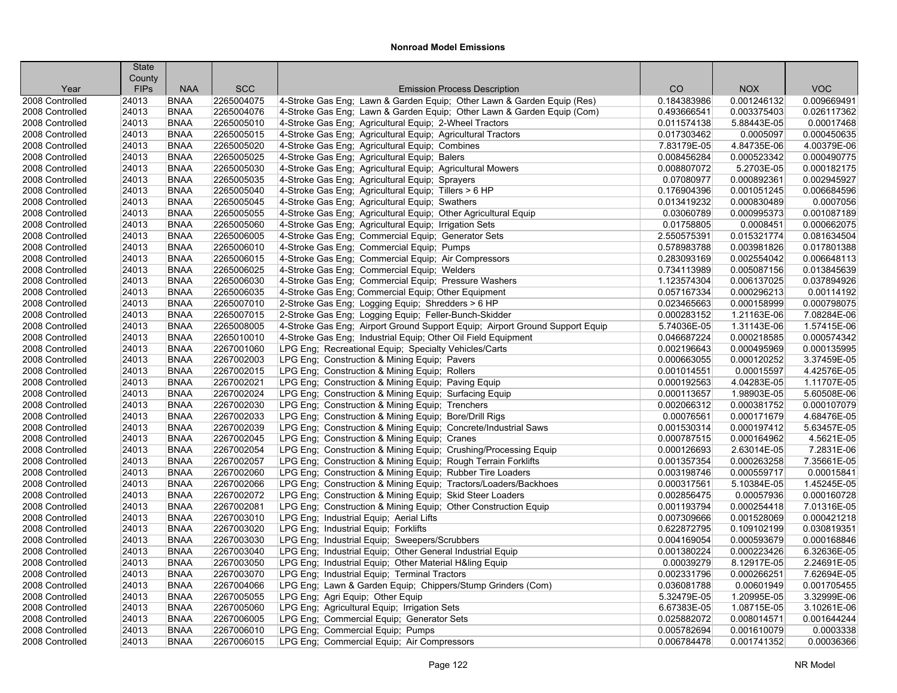## Nonroad Model Emissions

| Year | State County FIPs | NAA | SCC | Emission Process Description | CO | NOX | VOC |
|---|---|---|---|---|---|---|---|
| 2008 Controlled | 24013 | BNAA | 2265004075 | 4-Stroke Gas Eng; Lawn & Garden Equip; Other Lawn & Garden Equip (Res) | 0.184383986 | 0.001246132 | 0.009669491 |
| 2008 Controlled | 24013 | BNAA | 2265004076 | 4-Stroke Gas Eng; Lawn & Garden Equip; Other Lawn & Garden Equip (Com) | 0.493666541 | 0.003375403 | 0.026117362 |
| 2008 Controlled | 24013 | BNAA | 2265005010 | 4-Stroke Gas Eng; Agricultural Equip; 2-Wheel Tractors | 0.011574138 | 5.88443E-05 | 0.00017468 |
| 2008 Controlled | 24013 | BNAA | 2265005015 | 4-Stroke Gas Eng; Agricultural Equip; Agricultural Tractors | 0.017303462 | 0.0005097 | 0.000450635 |
| 2008 Controlled | 24013 | BNAA | 2265005020 | 4-Stroke Gas Eng; Agricultural Equip; Combines | 7.83179E-05 | 4.84735E-06 | 4.00379E-06 |
| 2008 Controlled | 24013 | BNAA | 2265005025 | 4-Stroke Gas Eng; Agricultural Equip; Balers | 0.008456284 | 0.000523342 | 0.000490775 |
| 2008 Controlled | 24013 | BNAA | 2265005030 | 4-Stroke Gas Eng; Agricultural Equip; Agricultural Mowers | 0.008807072 | 5.2703E-05 | 0.000182175 |
| 2008 Controlled | 24013 | BNAA | 2265005035 | 4-Stroke Gas Eng; Agricultural Equip; Sprayers | 0.07080977 | 0.000892361 | 0.002945927 |
| 2008 Controlled | 24013 | BNAA | 2265005040 | 4-Stroke Gas Eng; Agricultural Equip; Tillers > 6 HP | 0.176904396 | 0.001051245 | 0.006684596 |
| 2008 Controlled | 24013 | BNAA | 2265005045 | 4-Stroke Gas Eng; Agricultural Equip; Swathers | 0.013419232 | 0.000830489 | 0.0007056 |
| 2008 Controlled | 24013 | BNAA | 2265005055 | 4-Stroke Gas Eng; Agricultural Equip; Other Agricultural Equip | 0.03060789 | 0.000995373 | 0.001087189 |
| 2008 Controlled | 24013 | BNAA | 2265005060 | 4-Stroke Gas Eng; Agricultural Equip; Irrigation Sets | 0.01758805 | 0.0008451 | 0.000662075 |
| 2008 Controlled | 24013 | BNAA | 2265006005 | 4-Stroke Gas Eng; Commercial Equip; Generator Sets | 2.550575391 | 0.015321774 | 0.081634504 |
| 2008 Controlled | 24013 | BNAA | 2265006010 | 4-Stroke Gas Eng; Commercial Equip; Pumps | 0.578983788 | 0.003981826 | 0.017801388 |
| 2008 Controlled | 24013 | BNAA | 2265006015 | 4-Stroke Gas Eng; Commercial Equip; Air Compressors | 0.283093169 | 0.002554042 | 0.006648113 |
| 2008 Controlled | 24013 | BNAA | 2265006025 | 4-Stroke Gas Eng; Commercial Equip; Welders | 0.734113989 | 0.005087156 | 0.013845639 |
| 2008 Controlled | 24013 | BNAA | 2265006030 | 4-Stroke Gas Eng; Commercial Equip; Pressure Washers | 1.123574304 | 0.006137025 | 0.037894926 |
| 2008 Controlled | 24013 | BNAA | 2265006035 | 4-Stroke Gas Eng; Commercial Equip; Other Equipment | 0.057167334 | 0.000296213 | 0.00114192 |
| 2008 Controlled | 24013 | BNAA | 2265007010 | 2-Stroke Gas Eng; Logging Equip; Shredders > 6 HP | 0.023465663 | 0.000158999 | 0.000798075 |
| 2008 Controlled | 24013 | BNAA | 2265007015 | 2-Stroke Gas Eng; Logging Equip; Feller-Bunch-Skidder | 0.000283152 | 1.21163E-06 | 7.08284E-06 |
| 2008 Controlled | 24013 | BNAA | 2265008005 | 4-Stroke Gas Eng; Airport Ground Support Equip; Airport Ground Support Equip | 5.74036E-05 | 1.31143E-06 | 1.57415E-06 |
| 2008 Controlled | 24013 | BNAA | 2265010010 | 4-Stroke Gas Eng; Industrial Equip; Other Oil Field Equipment | 0.046687224 | 0.000218585 | 0.000574342 |
| 2008 Controlled | 24013 | BNAA | 2267001060 | LPG Eng; Recreational Equip; Specialty Vehicles/Carts | 0.002196643 | 0.000495969 | 0.000135995 |
| 2008 Controlled | 24013 | BNAA | 2267002003 | LPG Eng; Construction & Mining Equip; Pavers | 0.000663055 | 0.000120252 | 3.37459E-05 |
| 2008 Controlled | 24013 | BNAA | 2267002015 | LPG Eng; Construction & Mining Equip; Rollers | 0.001014551 | 0.00015597 | 4.42576E-05 |
| 2008 Controlled | 24013 | BNAA | 2267002021 | LPG Eng; Construction & Mining Equip; Paving Equip | 0.000192563 | 4.04283E-05 | 1.11707E-05 |
| 2008 Controlled | 24013 | BNAA | 2267002024 | LPG Eng; Construction & Mining Equip; Surfacing Equip | 0.000113657 | 1.98903E-05 | 5.60508E-06 |
| 2008 Controlled | 24013 | BNAA | 2267002030 | LPG Eng; Construction & Mining Equip; Trenchers | 0.002066312 | 0.000381752 | 0.000107079 |
| 2008 Controlled | 24013 | BNAA | 2267002033 | LPG Eng; Construction & Mining Equip; Bore/Drill Rigs | 0.00076561 | 0.000171679 | 4.68476E-05 |
| 2008 Controlled | 24013 | BNAA | 2267002039 | LPG Eng; Construction & Mining Equip; Concrete/Industrial Saws | 0.001530314 | 0.000197412 | 5.63457E-05 |
| 2008 Controlled | 24013 | BNAA | 2267002045 | LPG Eng; Construction & Mining Equip; Cranes | 0.000787515 | 0.000164962 | 4.5621E-05 |
| 2008 Controlled | 24013 | BNAA | 2267002054 | LPG Eng; Construction & Mining Equip; Crushing/Processing Equip | 0.000126693 | 2.63014E-05 | 7.2831E-06 |
| 2008 Controlled | 24013 | BNAA | 2267002057 | LPG Eng; Construction & Mining Equip; Rough Terrain Forklifts | 0.001357354 | 0.000263258 | 7.35661E-05 |
| 2008 Controlled | 24013 | BNAA | 2267002060 | LPG Eng; Construction & Mining Equip; Rubber Tire Loaders | 0.003198746 | 0.000559717 | 0.00015841 |
| 2008 Controlled | 24013 | BNAA | 2267002066 | LPG Eng; Construction & Mining Equip; Tractors/Loaders/Backhoes | 0.000317561 | 5.10384E-05 | 1.45245E-05 |
| 2008 Controlled | 24013 | BNAA | 2267002072 | LPG Eng; Construction & Mining Equip; Skid Steer Loaders | 0.002856475 | 0.00057936 | 0.000160728 |
| 2008 Controlled | 24013 | BNAA | 2267002081 | LPG Eng; Construction & Mining Equip; Other Construction Equip | 0.001193794 | 0.000254418 | 7.01316E-05 |
| 2008 Controlled | 24013 | BNAA | 2267003010 | LPG Eng; Industrial Equip; Aerial Lifts | 0.007309666 | 0.001528069 | 0.000421218 |
| 2008 Controlled | 24013 | BNAA | 2267003020 | LPG Eng; Industrial Equip; Forklifts | 0.622872795 | 0.109102199 | 0.030819351 |
| 2008 Controlled | 24013 | BNAA | 2267003030 | LPG Eng; Industrial Equip; Sweepers/Scrubbers | 0.004169054 | 0.000593679 | 0.000168846 |
| 2008 Controlled | 24013 | BNAA | 2267003040 | LPG Eng; Industrial Equip; Other General Industrial Equip | 0.001380224 | 0.000223426 | 6.32636E-05 |
| 2008 Controlled | 24013 | BNAA | 2267003050 | LPG Eng; Industrial Equip; Other Material H&ling Equip | 0.00039279 | 8.12917E-05 | 2.24691E-05 |
| 2008 Controlled | 24013 | BNAA | 2267003070 | LPG Eng; Industrial Equip; Terminal Tractors | 0.002331796 | 0.000266251 | 7.62694E-05 |
| 2008 Controlled | 24013 | BNAA | 2267004066 | LPG Eng; Lawn & Garden Equip; Chippers/Stump Grinders (Com) | 0.036081788 | 0.00601949 | 0.001705455 |
| 2008 Controlled | 24013 | BNAA | 2267005055 | LPG Eng; Agri Equip; Other Equip | 5.32479E-05 | 1.20995E-05 | 3.32999E-06 |
| 2008 Controlled | 24013 | BNAA | 2267005060 | LPG Eng; Agricultural Equip; Irrigation Sets | 6.67383E-05 | 1.08715E-05 | 3.10261E-06 |
| 2008 Controlled | 24013 | BNAA | 2267006005 | LPG Eng; Commercial Equip; Generator Sets | 0.025882072 | 0.008014571 | 0.001644244 |
| 2008 Controlled | 24013 | BNAA | 2267006010 | LPG Eng; Commercial Equip; Pumps | 0.005782694 | 0.001610079 | 0.0003338 |
| 2008 Controlled | 24013 | BNAA | 2267006015 | LPG Eng; Commercial Equip; Air Compressors | 0.006784478 | 0.001741352 | 0.00036366 |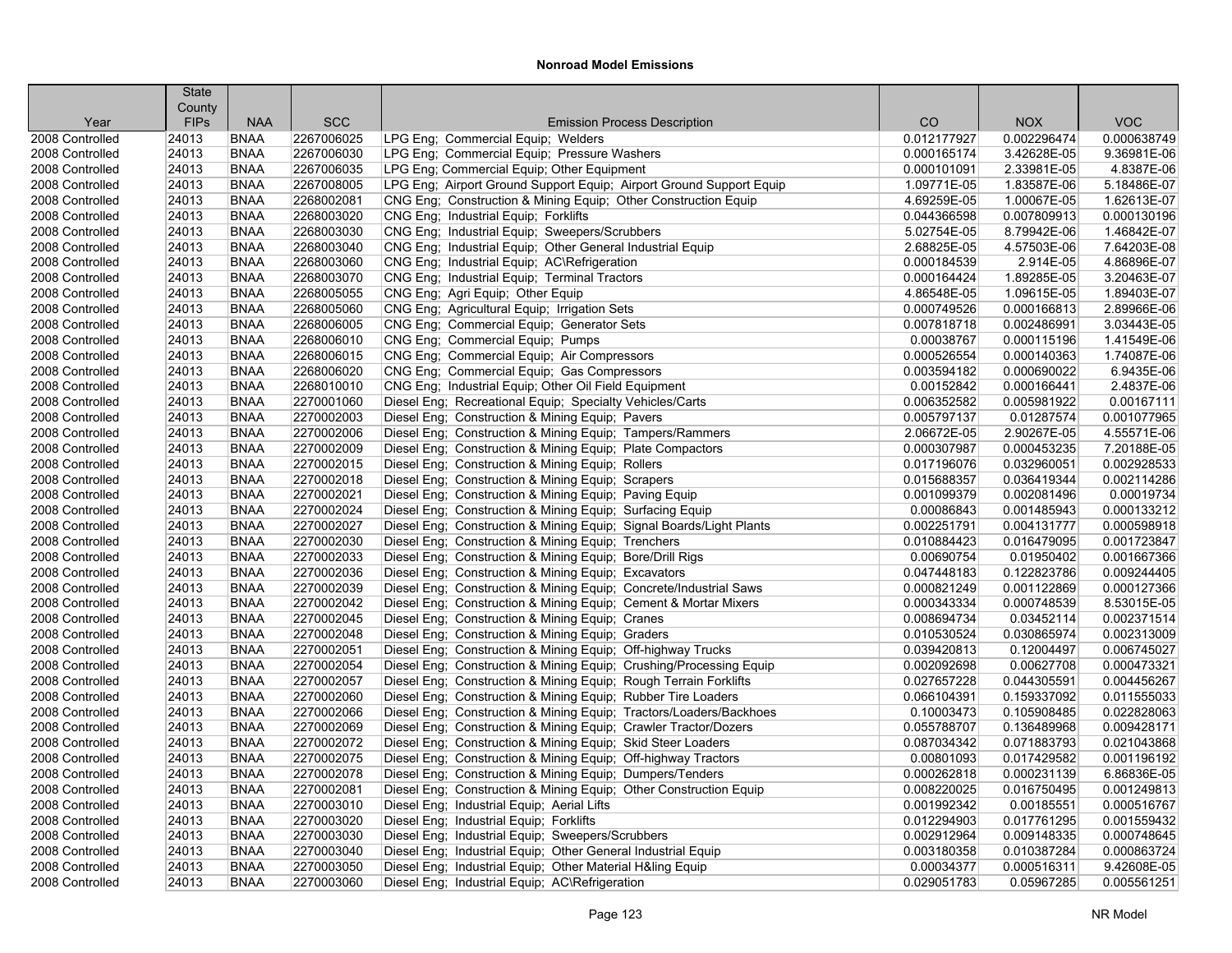## Nonroad Model Emissions

| Year | State County FIPs | NAA | SCC | Emission Process Description | CO | NOX | VOC |
|---|---|---|---|---|---|---|---|
| 2008 Controlled | 24013 | BNAA | 2267006025 | LPG Eng; Commercial Equip; Welders | 0.012177927 | 0.002296474 | 0.000638749 |
| 2008 Controlled | 24013 | BNAA | 2267006030 | LPG Eng; Commercial Equip; Pressure Washers | 0.000165174 | 3.42628E-05 | 9.36981E-06 |
| 2008 Controlled | 24013 | BNAA | 2267006035 | LPG Eng; Commercial Equip; Other Equipment | 0.000101091 | 2.33981E-05 | 4.8387E-06 |
| 2008 Controlled | 24013 | BNAA | 2267008005 | LPG Eng; Airport Ground Support Equip; Airport Ground Support Equip | 1.09771E-05 | 1.83587E-06 | 5.18486E-07 |
| 2008 Controlled | 24013 | BNAA | 2268002081 | CNG Eng; Construction & Mining Equip; Other Construction Equip | 4.69259E-05 | 1.00067E-05 | 1.62613E-07 |
| 2008 Controlled | 24013 | BNAA | 2268003020 | CNG Eng; Industrial Equip; Forklifts | 0.044366598 | 0.007809913 | 0.000130196 |
| 2008 Controlled | 24013 | BNAA | 2268003030 | CNG Eng; Industrial Equip; Sweepers/Scrubbers | 5.02754E-05 | 8.79942E-06 | 1.46842E-07 |
| 2008 Controlled | 24013 | BNAA | 2268003040 | CNG Eng; Industrial Equip; Other General Industrial Equip | 2.68825E-05 | 4.57503E-06 | 7.64203E-08 |
| 2008 Controlled | 24013 | BNAA | 2268003060 | CNG Eng; Industrial Equip; AC\Refrigeration | 0.000184539 | 2.914E-05 | 4.86896E-07 |
| 2008 Controlled | 24013 | BNAA | 2268003070 | CNG Eng; Industrial Equip; Terminal Tractors | 0.000164424 | 1.89285E-05 | 3.20463E-07 |
| 2008 Controlled | 24013 | BNAA | 2268005055 | CNG Eng; Agri Equip; Other Equip | 4.86548E-05 | 1.09615E-05 | 1.89403E-07 |
| 2008 Controlled | 24013 | BNAA | 2268005060 | CNG Eng; Agricultural Equip; Irrigation Sets | 0.000749526 | 0.000166813 | 2.89966E-06 |
| 2008 Controlled | 24013 | BNAA | 2268006005 | CNG Eng; Commercial Equip; Generator Sets | 0.007818718 | 0.002486991 | 3.03443E-05 |
| 2008 Controlled | 24013 | BNAA | 2268006010 | CNG Eng; Commercial Equip; Pumps | 0.00038767 | 0.000115196 | 1.41549E-06 |
| 2008 Controlled | 24013 | BNAA | 2268006015 | CNG Eng; Commercial Equip; Air Compressors | 0.000526554 | 0.000140363 | 1.74087E-06 |
| 2008 Controlled | 24013 | BNAA | 2268006020 | CNG Eng; Commercial Equip; Gas Compressors | 0.003594182 | 0.000690022 | 6.9435E-06 |
| 2008 Controlled | 24013 | BNAA | 2268010010 | CNG Eng; Industrial Equip; Other Oil Field Equipment | 0.00152842 | 0.000166441 | 2.4837E-06 |
| 2008 Controlled | 24013 | BNAA | 2270001060 | Diesel Eng; Recreational Equip; Specialty Vehicles/Carts | 0.006352582 | 0.005981922 | 0.00167111 |
| 2008 Controlled | 24013 | BNAA | 2270002003 | Diesel Eng; Construction & Mining Equip; Pavers | 0.005797137 | 0.01287574 | 0.001077965 |
| 2008 Controlled | 24013 | BNAA | 2270002006 | Diesel Eng; Construction & Mining Equip; Tampers/Rammers | 2.06672E-05 | 2.90267E-05 | 4.55571E-06 |
| 2008 Controlled | 24013 | BNAA | 2270002009 | Diesel Eng; Construction & Mining Equip; Plate Compactors | 0.000307987 | 0.000453235 | 7.20188E-05 |
| 2008 Controlled | 24013 | BNAA | 2270002015 | Diesel Eng; Construction & Mining Equip; Rollers | 0.017196076 | 0.032960051 | 0.002928533 |
| 2008 Controlled | 24013 | BNAA | 2270002018 | Diesel Eng; Construction & Mining Equip; Scrapers | 0.015688357 | 0.036419344 | 0.002114286 |
| 2008 Controlled | 24013 | BNAA | 2270002021 | Diesel Eng; Construction & Mining Equip; Paving Equip | 0.001099379 | 0.002081496 | 0.00019734 |
| 2008 Controlled | 24013 | BNAA | 2270002024 | Diesel Eng; Construction & Mining Equip; Surfacing Equip | 0.00086843 | 0.001485943 | 0.000133212 |
| 2008 Controlled | 24013 | BNAA | 2270002027 | Diesel Eng; Construction & Mining Equip; Signal Boards/Light Plants | 0.002251791 | 0.004131777 | 0.000598918 |
| 2008 Controlled | 24013 | BNAA | 2270002030 | Diesel Eng; Construction & Mining Equip; Trenchers | 0.010884423 | 0.016479095 | 0.001723847 |
| 2008 Controlled | 24013 | BNAA | 2270002033 | Diesel Eng; Construction & Mining Equip; Bore/Drill Rigs | 0.00690754 | 0.01950402 | 0.001667366 |
| 2008 Controlled | 24013 | BNAA | 2270002036 | Diesel Eng; Construction & Mining Equip; Excavators | 0.047448183 | 0.122823786 | 0.009244405 |
| 2008 Controlled | 24013 | BNAA | 2270002039 | Diesel Eng; Construction & Mining Equip; Concrete/Industrial Saws | 0.000821249 | 0.001122869 | 0.000127366 |
| 2008 Controlled | 24013 | BNAA | 2270002042 | Diesel Eng; Construction & Mining Equip; Cement & Mortar Mixers | 0.000343334 | 0.000748539 | 8.53015E-05 |
| 2008 Controlled | 24013 | BNAA | 2270002045 | Diesel Eng; Construction & Mining Equip; Cranes | 0.008694734 | 0.03452114 | 0.002371514 |
| 2008 Controlled | 24013 | BNAA | 2270002048 | Diesel Eng; Construction & Mining Equip; Graders | 0.010530524 | 0.030865974 | 0.002313009 |
| 2008 Controlled | 24013 | BNAA | 2270002051 | Diesel Eng; Construction & Mining Equip; Off-highway Trucks | 0.039420813 | 0.12004497 | 0.006745027 |
| 2008 Controlled | 24013 | BNAA | 2270002054 | Diesel Eng; Construction & Mining Equip; Crushing/Processing Equip | 0.002092698 | 0.00627708 | 0.000473321 |
| 2008 Controlled | 24013 | BNAA | 2270002057 | Diesel Eng; Construction & Mining Equip; Rough Terrain Forklifts | 0.027657228 | 0.044305591 | 0.004456267 |
| 2008 Controlled | 24013 | BNAA | 2270002060 | Diesel Eng; Construction & Mining Equip; Rubber Tire Loaders | 0.066104391 | 0.159337092 | 0.011555033 |
| 2008 Controlled | 24013 | BNAA | 2270002066 | Diesel Eng; Construction & Mining Equip; Tractors/Loaders/Backhoes | 0.10003473 | 0.105908485 | 0.022828063 |
| 2008 Controlled | 24013 | BNAA | 2270002069 | Diesel Eng; Construction & Mining Equip; Crawler Tractor/Dozers | 0.055788707 | 0.136489968 | 0.009428171 |
| 2008 Controlled | 24013 | BNAA | 2270002072 | Diesel Eng; Construction & Mining Equip; Skid Steer Loaders | 0.087034342 | 0.071883793 | 0.021043868 |
| 2008 Controlled | 24013 | BNAA | 2270002075 | Diesel Eng; Construction & Mining Equip; Off-highway Tractors | 0.00801093 | 0.017429582 | 0.001196192 |
| 2008 Controlled | 24013 | BNAA | 2270002078 | Diesel Eng; Construction & Mining Equip; Dumpers/Tenders | 0.000262818 | 0.000231139 | 6.86836E-05 |
| 2008 Controlled | 24013 | BNAA | 2270002081 | Diesel Eng; Construction & Mining Equip; Other Construction Equip | 0.008220025 | 0.016750495 | 0.001249813 |
| 2008 Controlled | 24013 | BNAA | 2270003010 | Diesel Eng; Industrial Equip; Aerial Lifts | 0.001992342 | 0.00185551 | 0.000516767 |
| 2008 Controlled | 24013 | BNAA | 2270003020 | Diesel Eng; Industrial Equip; Forklifts | 0.012294903 | 0.017761295 | 0.001559432 |
| 2008 Controlled | 24013 | BNAA | 2270003030 | Diesel Eng; Industrial Equip; Sweepers/Scrubbers | 0.002912964 | 0.009148335 | 0.000748645 |
| 2008 Controlled | 24013 | BNAA | 2270003040 | Diesel Eng; Industrial Equip; Other General Industrial Equip | 0.003180358 | 0.010387284 | 0.000863724 |
| 2008 Controlled | 24013 | BNAA | 2270003050 | Diesel Eng; Industrial Equip; Other Material H&ling Equip | 0.00034377 | 0.000516311 | 9.42608E-05 |
| 2008 Controlled | 24013 | BNAA | 2270003060 | Diesel Eng; Industrial Equip; AC\Refrigeration | 0.029051783 | 0.05967285 | 0.005561251 |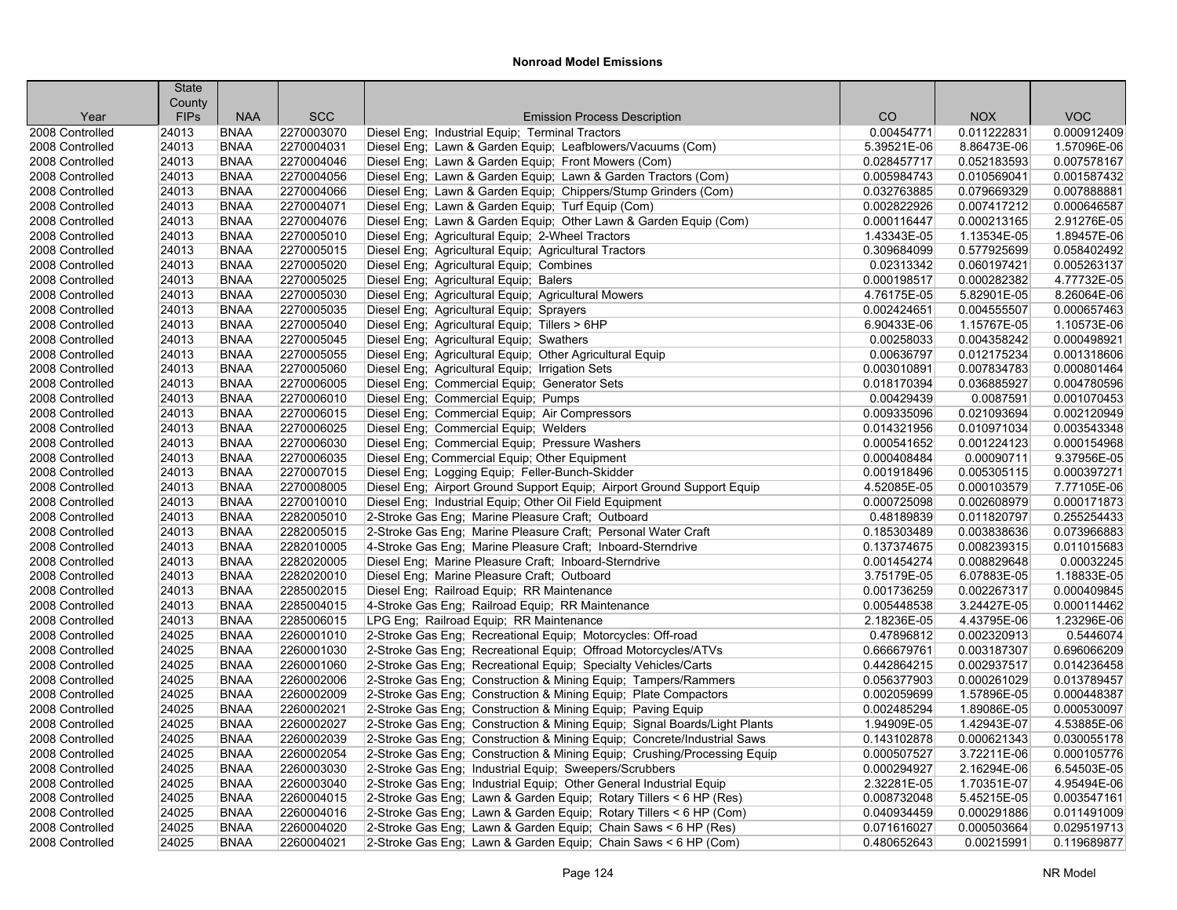# Nonroad Model Emissions

| Year | State County FIPs | NAA | SCC | Emission Process Description | CO | NOX | VOC |
|---|---|---|---|---|---|---|---|
| 2008 Controlled | 24013 | BNAA | 2270003070 | Diesel Eng; Industrial Equip; Terminal Tractors | 0.00454771 | 0.011222831 | 0.000912409 |
| 2008 Controlled | 24013 | BNAA | 2270004031 | Diesel Eng; Lawn & Garden Equip; Leafblowers/Vacuums (Com) | 5.39521E-06 | 8.86473E-06 | 1.57096E-06 |
| 2008 Controlled | 24013 | BNAA | 2270004046 | Diesel Eng; Lawn & Garden Equip; Front Mowers (Com) | 0.028457717 | 0.052183593 | 0.007578167 |
| 2008 Controlled | 24013 | BNAA | 2270004056 | Diesel Eng; Lawn & Garden Equip; Lawn & Garden Tractors (Com) | 0.005984743 | 0.010569041 | 0.001587432 |
| 2008 Controlled | 24013 | BNAA | 2270004066 | Diesel Eng; Lawn & Garden Equip; Chippers/Stump Grinders (Com) | 0.032763885 | 0.079669329 | 0.007888881 |
| 2008 Controlled | 24013 | BNAA | 2270004071 | Diesel Eng; Lawn & Garden Equip; Turf Equip (Com) | 0.002822926 | 0.007417212 | 0.000646587 |
| 2008 Controlled | 24013 | BNAA | 2270004076 | Diesel Eng; Lawn & Garden Equip; Other Lawn & Garden Equip (Com) | 0.000116447 | 0.000213165 | 2.91276E-05 |
| 2008 Controlled | 24013 | BNAA | 2270005010 | Diesel Eng; Agricultural Equip; 2-Wheel Tractors | 1.43343E-05 | 1.13534E-05 | 1.89457E-06 |
| 2008 Controlled | 24013 | BNAA | 2270005015 | Diesel Eng; Agricultural Equip; Agricultural Tractors | 0.309684099 | 0.577925699 | 0.058402492 |
| 2008 Controlled | 24013 | BNAA | 2270005020 | Diesel Eng; Agricultural Equip; Combines | 0.02313342 | 0.060197421 | 0.005263137 |
| 2008 Controlled | 24013 | BNAA | 2270005025 | Diesel Eng; Agricultural Equip; Balers | 0.000198517 | 0.000282382 | 4.77732E-05 |
| 2008 Controlled | 24013 | BNAA | 2270005030 | Diesel Eng; Agricultural Equip; Agricultural Mowers | 4.76175E-05 | 5.82901E-05 | 8.26064E-06 |
| 2008 Controlled | 24013 | BNAA | 2270005035 | Diesel Eng; Agricultural Equip; Sprayers | 0.002424651 | 0.004555507 | 0.000657463 |
| 2008 Controlled | 24013 | BNAA | 2270005040 | Diesel Eng; Agricultural Equip; Tillers > 6HP | 6.90433E-06 | 1.15767E-05 | 1.10573E-06 |
| 2008 Controlled | 24013 | BNAA | 2270005045 | Diesel Eng; Agricultural Equip; Swathers | 0.00258033 | 0.004358242 | 0.000498921 |
| 2008 Controlled | 24013 | BNAA | 2270005055 | Diesel Eng; Agricultural Equip; Other Agricultural Equip | 0.00636797 | 0.012175234 | 0.001318606 |
| 2008 Controlled | 24013 | BNAA | 2270005060 | Diesel Eng; Agricultural Equip; Irrigation Sets | 0.003010891 | 0.007834783 | 0.000801464 |
| 2008 Controlled | 24013 | BNAA | 2270006005 | Diesel Eng; Commercial Equip; Generator Sets | 0.018170394 | 0.036885927 | 0.004780596 |
| 2008 Controlled | 24013 | BNAA | 2270006010 | Diesel Eng; Commercial Equip; Pumps | 0.00429439 | 0.0087591 | 0.001070453 |
| 2008 Controlled | 24013 | BNAA | 2270006015 | Diesel Eng; Commercial Equip; Air Compressors | 0.009335096 | 0.021093694 | 0.002120949 |
| 2008 Controlled | 24013 | BNAA | 2270006025 | Diesel Eng; Commercial Equip; Welders | 0.014321956 | 0.010971034 | 0.003543348 |
| 2008 Controlled | 24013 | BNAA | 2270006030 | Diesel Eng; Commercial Equip; Pressure Washers | 0.000541652 | 0.001224123 | 0.000154968 |
| 2008 Controlled | 24013 | BNAA | 2270006035 | Diesel Eng; Commercial Equip; Other Equipment | 0.000408484 | 0.00090711 | 9.37956E-05 |
| 2008 Controlled | 24013 | BNAA | 2270007015 | Diesel Eng; Logging Equip; Feller-Bunch-Skidder | 0.001918496 | 0.005305115 | 0.000397271 |
| 2008 Controlled | 24013 | BNAA | 2270008005 | Diesel Eng; Airport Ground Support Equip; Airport Ground Support Equip | 4.52085E-05 | 0.000103579 | 7.77105E-06 |
| 2008 Controlled | 24013 | BNAA | 2270010010 | Diesel Eng; Industrial Equip; Other Oil Field Equipment | 0.000725098 | 0.002608979 | 0.000171873 |
| 2008 Controlled | 24013 | BNAA | 2282005010 | 2-Stroke Gas Eng; Marine Pleasure Craft; Outboard | 0.48189839 | 0.011820797 | 0.255254433 |
| 2008 Controlled | 24013 | BNAA | 2282005015 | 2-Stroke Gas Eng; Marine Pleasure Craft; Personal Water Craft | 0.185303489 | 0.003838636 | 0.073966883 |
| 2008 Controlled | 24013 | BNAA | 2282010005 | 4-Stroke Gas Eng; Marine Pleasure Craft; Inboard-Sterndrive | 0.137374675 | 0.008239315 | 0.011015683 |
| 2008 Controlled | 24013 | BNAA | 2282020005 | Diesel Eng; Marine Pleasure Craft; Inboard-Sterndrive | 0.001454274 | 0.008829648 | 0.00032245 |
| 2008 Controlled | 24013 | BNAA | 2282020010 | Diesel Eng; Marine Pleasure Craft; Outboard | 3.75179E-05 | 6.07883E-05 | 1.18833E-05 |
| 2008 Controlled | 24013 | BNAA | 2285002015 | Diesel Eng; Railroad Equip; RR Maintenance | 0.001736259 | 0.002267317 | 0.000409845 |
| 2008 Controlled | 24013 | BNAA | 2285004015 | 4-Stroke Gas Eng; Railroad Equip; RR Maintenance | 0.005448538 | 3.24427E-05 | 0.000114462 |
| 2008 Controlled | 24013 | BNAA | 2285006015 | LPG Eng; Railroad Equip; RR Maintenance | 2.18236E-05 | 4.43795E-06 | 1.23296E-06 |
| 2008 Controlled | 24025 | BNAA | 2260001010 | 2-Stroke Gas Eng; Recreational Equip; Motorcycles: Off-road | 0.47896812 | 0.002320913 | 0.5446074 |
| 2008 Controlled | 24025 | BNAA | 2260001030 | 2-Stroke Gas Eng; Recreational Equip; Offroad Motorcycles/ATVs | 0.666679761 | 0.003187307 | 0.696066209 |
| 2008 Controlled | 24025 | BNAA | 2260001060 | 2-Stroke Gas Eng; Recreational Equip; Specialty Vehicles/Carts | 0.442864215 | 0.002937517 | 0.014236458 |
| 2008 Controlled | 24025 | BNAA | 2260002006 | 2-Stroke Gas Eng; Construction & Mining Equip; Tampers/Rammers | 0.056377903 | 0.000261029 | 0.013789457 |
| 2008 Controlled | 24025 | BNAA | 2260002009 | 2-Stroke Gas Eng; Construction & Mining Equip; Plate Compactors | 0.002059699 | 1.57896E-05 | 0.000448387 |
| 2008 Controlled | 24025 | BNAA | 2260002021 | 2-Stroke Gas Eng; Construction & Mining Equip; Paving Equip | 0.002485294 | 1.89086E-05 | 0.000530097 |
| 2008 Controlled | 24025 | BNAA | 2260002027 | 2-Stroke Gas Eng; Construction & Mining Equip; Signal Boards/Light Plants | 1.94909E-05 | 1.42943E-07 | 4.53885E-06 |
| 2008 Controlled | 24025 | BNAA | 2260002039 | 2-Stroke Gas Eng; Construction & Mining Equip; Concrete/Industrial Saws | 0.143102878 | 0.000621343 | 0.030055178 |
| 2008 Controlled | 24025 | BNAA | 2260002054 | 2-Stroke Gas Eng; Construction & Mining Equip; Crushing/Processing Equip | 0.000507527 | 3.72211E-06 | 0.000105776 |
| 2008 Controlled | 24025 | BNAA | 2260003030 | 2-Stroke Gas Eng; Industrial Equip; Sweepers/Scrubbers | 0.000294927 | 2.16294E-06 | 6.54503E-05 |
| 2008 Controlled | 24025 | BNAA | 2260003040 | 2-Stroke Gas Eng; Industrial Equip; Other General Industrial Equip | 2.32281E-05 | 1.70351E-07 | 4.95494E-06 |
| 2008 Controlled | 24025 | BNAA | 2260004015 | 2-Stroke Gas Eng; Lawn & Garden Equip; Rotary Tillers < 6 HP (Res) | 0.008732048 | 5.45215E-05 | 0.003547161 |
| 2008 Controlled | 24025 | BNAA | 2260004016 | 2-Stroke Gas Eng; Lawn & Garden Equip; Rotary Tillers < 6 HP (Com) | 0.040934459 | 0.000291886 | 0.011491009 |
| 2008 Controlled | 24025 | BNAA | 2260004020 | 2-Stroke Gas Eng; Lawn & Garden Equip; Chain Saws < 6 HP (Res) | 0.071616027 | 0.000503664 | 0.029519713 |
| 2008 Controlled | 24025 | BNAA | 2260004021 | 2-Stroke Gas Eng; Lawn & Garden Equip; Chain Saws < 6 HP (Com) | 0.480652643 | 0.00215991 | 0.119689877 |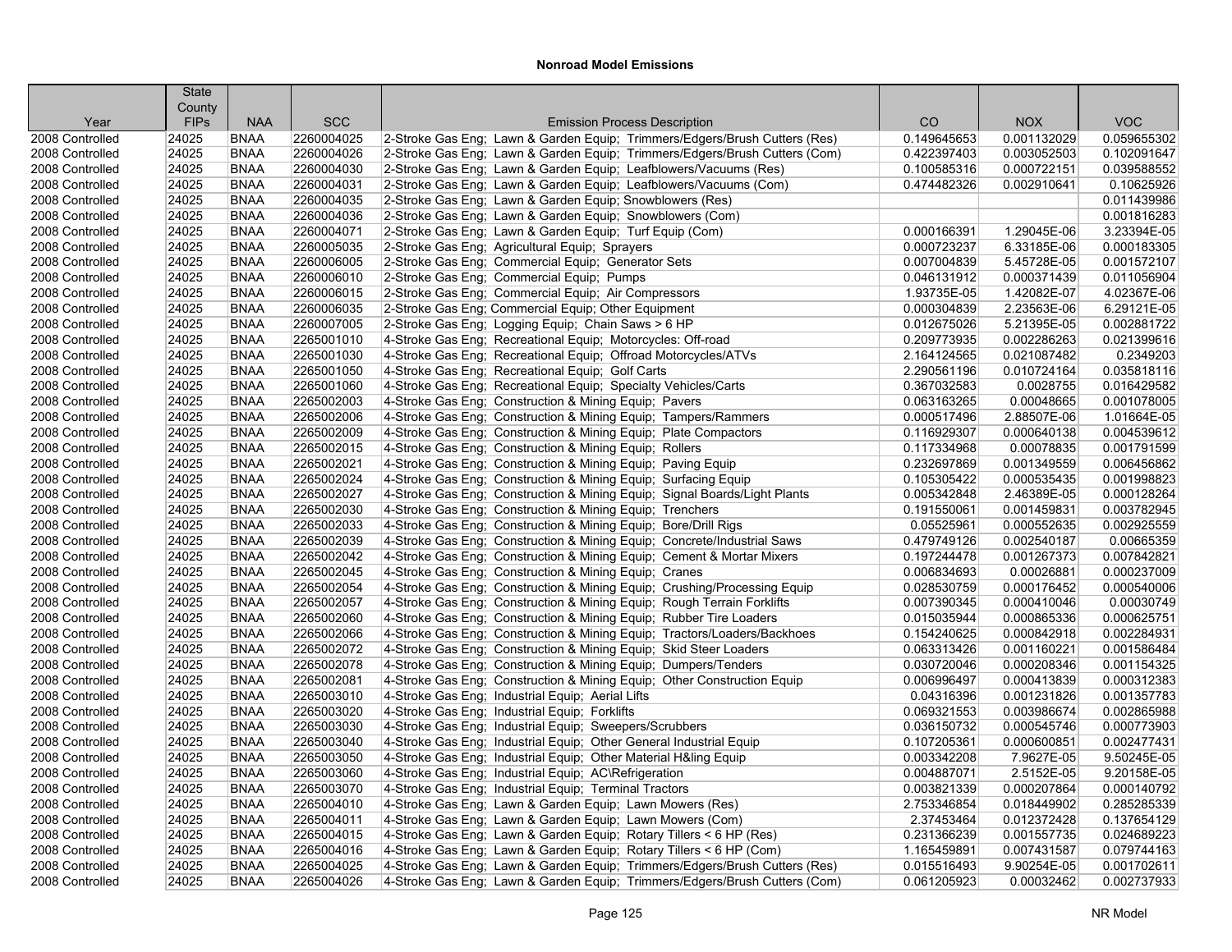# Nonroad Model Emissions

| Year | State County FIPs | NAA | SCC | Emission Process Description | CO | NOX | VOC |
|---|---|---|---|---|---|---|---|
| 2008 Controlled | 24025 | BNAA | 2260004025 | 2-Stroke Gas Eng; Lawn & Garden Equip; Trimmers/Edgers/Brush Cutters (Res) | 0.149645653 | 0.001132029 | 0.059655302 |
| 2008 Controlled | 24025 | BNAA | 2260004026 | 2-Stroke Gas Eng; Lawn & Garden Equip; Trimmers/Edgers/Brush Cutters (Com) | 0.422397403 | 0.003052503 | 0.102091647 |
| 2008 Controlled | 24025 | BNAA | 2260004030 | 2-Stroke Gas Eng; Lawn & Garden Equip; Leafblowers/Vacuums (Res) | 0.100585316 | 0.000722151 | 0.039588552 |
| 2008 Controlled | 24025 | BNAA | 2260004031 | 2-Stroke Gas Eng; Lawn & Garden Equip; Leafblowers/Vacuums (Com) | 0.474482326 | 0.002910641 | 0.10625926 |
| 2008 Controlled | 24025 | BNAA | 2260004035 | 2-Stroke Gas Eng; Lawn & Garden Equip; Snowblowers (Res) | | | 0.011439986 |
| 2008 Controlled | 24025 | BNAA | 2260004036 | 2-Stroke Gas Eng; Lawn & Garden Equip; Snowblowers (Com) | | | 0.001816283 |
| 2008 Controlled | 24025 | BNAA | 2260004071 | 2-Stroke Gas Eng; Lawn & Garden Equip; Turf Equip (Com) | 0.000166391 | 1.29045E-06 | 3.23394E-05 |
| 2008 Controlled | 24025 | BNAA | 2260005035 | 2-Stroke Gas Eng; Agricultural Equip; Sprayers | 0.000723237 | 6.33185E-06 | 0.000183305 |
| 2008 Controlled | 24025 | BNAA | 2260006005 | 2-Stroke Gas Eng; Commercial Equip; Generator Sets | 0.007004839 | 5.45728E-05 | 0.001572107 |
| 2008 Controlled | 24025 | BNAA | 2260006010 | 2-Stroke Gas Eng; Commercial Equip; Pumps | 0.046131912 | 0.000371439 | 0.011056904 |
| 2008 Controlled | 24025 | BNAA | 2260006015 | 2-Stroke Gas Eng; Commercial Equip; Air Compressors | 1.93735E-05 | 1.42082E-07 | 4.02367E-06 |
| 2008 Controlled | 24025 | BNAA | 2260006035 | 2-Stroke Gas Eng; Commercial Equip; Other Equipment | 0.000304839 | 2.23563E-06 | 6.29121E-05 |
| 2008 Controlled | 24025 | BNAA | 2260007005 | 2-Stroke Gas Eng; Logging Equip; Chain Saws > 6 HP | 0.012675026 | 5.21395E-05 | 0.002881722 |
| 2008 Controlled | 24025 | BNAA | 2265001010 | 4-Stroke Gas Eng; Recreational Equip; Motorcycles: Off-road | 0.209773935 | 0.002286263 | 0.021399616 |
| 2008 Controlled | 24025 | BNAA | 2265001030 | 4-Stroke Gas Eng; Recreational Equip; Offroad Motorcycles/ATVs | 2.164124565 | 0.021087482 | 0.2349203 |
| 2008 Controlled | 24025 | BNAA | 2265001050 | 4-Stroke Gas Eng; Recreational Equip; Golf Carts | 2.290561196 | 0.010724164 | 0.035818116 |
| 2008 Controlled | 24025 | BNAA | 2265001060 | 4-Stroke Gas Eng; Recreational Equip; Specialty Vehicles/Carts | 0.367032583 | 0.0028755 | 0.016429582 |
| 2008 Controlled | 24025 | BNAA | 2265002003 | 4-Stroke Gas Eng; Construction & Mining Equip; Pavers | 0.063163265 | 0.00048665 | 0.001078005 |
| 2008 Controlled | 24025 | BNAA | 2265002006 | 4-Stroke Gas Eng; Construction & Mining Equip; Tampers/Rammers | 0.000517496 | 2.88507E-06 | 1.01664E-05 |
| 2008 Controlled | 24025 | BNAA | 2265002009 | 4-Stroke Gas Eng; Construction & Mining Equip; Plate Compactors | 0.116929307 | 0.000640138 | 0.004539612 |
| 2008 Controlled | 24025 | BNAA | 2265002015 | 4-Stroke Gas Eng; Construction & Mining Equip; Rollers | 0.117334968 | 0.00078835 | 0.001791599 |
| 2008 Controlled | 24025 | BNAA | 2265002021 | 4-Stroke Gas Eng; Construction & Mining Equip; Paving Equip | 0.232697869 | 0.001349559 | 0.006456862 |
| 2008 Controlled | 24025 | BNAA | 2265002024 | 4-Stroke Gas Eng; Construction & Mining Equip; Surfacing Equip | 0.105305422 | 0.000535435 | 0.001998823 |
| 2008 Controlled | 24025 | BNAA | 2265002027 | 4-Stroke Gas Eng; Construction & Mining Equip; Signal Boards/Light Plants | 0.005342848 | 2.46389E-05 | 0.000128264 |
| 2008 Controlled | 24025 | BNAA | 2265002030 | 4-Stroke Gas Eng; Construction & Mining Equip; Trenchers | 0.191550061 | 0.001459831 | 0.003782945 |
| 2008 Controlled | 24025 | BNAA | 2265002033 | 4-Stroke Gas Eng; Construction & Mining Equip; Bore/Drill Rigs | 0.05525961 | 0.000552635 | 0.002925559 |
| 2008 Controlled | 24025 | BNAA | 2265002039 | 4-Stroke Gas Eng; Construction & Mining Equip; Concrete/Industrial Saws | 0.479749126 | 0.002540187 | 0.00665359 |
| 2008 Controlled | 24025 | BNAA | 2265002042 | 4-Stroke Gas Eng; Construction & Mining Equip; Cement & Mortar Mixers | 0.197244478 | 0.001267373 | 0.007842821 |
| 2008 Controlled | 24025 | BNAA | 2265002045 | 4-Stroke Gas Eng; Construction & Mining Equip; Cranes | 0.006834693 | 0.00026881 | 0.000237009 |
| 2008 Controlled | 24025 | BNAA | 2265002054 | 4-Stroke Gas Eng; Construction & Mining Equip; Crushing/Processing Equip | 0.028530759 | 0.000176452 | 0.000540006 |
| 2008 Controlled | 24025 | BNAA | 2265002057 | 4-Stroke Gas Eng; Construction & Mining Equip; Rough Terrain Forklifts | 0.007390345 | 0.000410046 | 0.00030749 |
| 2008 Controlled | 24025 | BNAA | 2265002060 | 4-Stroke Gas Eng; Construction & Mining Equip; Rubber Tire Loaders | 0.015035944 | 0.000865336 | 0.000625751 |
| 2008 Controlled | 24025 | BNAA | 2265002066 | 4-Stroke Gas Eng; Construction & Mining Equip; Tractors/Loaders/Backhoes | 0.154240625 | 0.000842918 | 0.002284931 |
| 2008 Controlled | 24025 | BNAA | 2265002072 | 4-Stroke Gas Eng; Construction & Mining Equip; Skid Steer Loaders | 0.063313426 | 0.001160221 | 0.001586484 |
| 2008 Controlled | 24025 | BNAA | 2265002078 | 4-Stroke Gas Eng; Construction & Mining Equip; Dumpers/Tenders | 0.030720046 | 0.000208346 | 0.001154325 |
| 2008 Controlled | 24025 | BNAA | 2265002081 | 4-Stroke Gas Eng; Construction & Mining Equip; Other Construction Equip | 0.006996497 | 0.000413839 | 0.000312383 |
| 2008 Controlled | 24025 | BNAA | 2265003010 | 4-Stroke Gas Eng; Industrial Equip; Aerial Lifts | 0.04316396 | 0.001231826 | 0.001357783 |
| 2008 Controlled | 24025 | BNAA | 2265003020 | 4-Stroke Gas Eng; Industrial Equip; Forklifts | 0.069321553 | 0.003986674 | 0.002865988 |
| 2008 Controlled | 24025 | BNAA | 2265003030 | 4-Stroke Gas Eng; Industrial Equip; Sweepers/Scrubbers | 0.036150732 | 0.000545746 | 0.000773903 |
| 2008 Controlled | 24025 | BNAA | 2265003040 | 4-Stroke Gas Eng; Industrial Equip; Other General Industrial Equip | 0.107205361 | 0.000600851 | 0.002477431 |
| 2008 Controlled | 24025 | BNAA | 2265003050 | 4-Stroke Gas Eng; Industrial Equip; Other Material H&ling Equip | 0.003342208 | 7.9627E-05 | 9.50245E-05 |
| 2008 Controlled | 24025 | BNAA | 2265003060 | 4-Stroke Gas Eng; Industrial Equip; AC\Refrigeration | 0.004887071 | 2.5152E-05 | 9.20158E-05 |
| 2008 Controlled | 24025 | BNAA | 2265003070 | 4-Stroke Gas Eng; Industrial Equip; Terminal Tractors | 0.003821339 | 0.000207864 | 0.000140792 |
| 2008 Controlled | 24025 | BNAA | 2265004010 | 4-Stroke Gas Eng; Lawn & Garden Equip; Lawn Mowers (Res) | 2.753346854 | 0.018449902 | 0.285285339 |
| 2008 Controlled | 24025 | BNAA | 2265004011 | 4-Stroke Gas Eng; Lawn & Garden Equip; Lawn Mowers (Com) | 2.37453464 | 0.012372428 | 0.137654129 |
| 2008 Controlled | 24025 | BNAA | 2265004015 | 4-Stroke Gas Eng; Lawn & Garden Equip; Rotary Tillers < 6 HP (Res) | 0.231366239 | 0.001557735 | 0.024689223 |
| 2008 Controlled | 24025 | BNAA | 2265004016 | 4-Stroke Gas Eng; Lawn & Garden Equip; Rotary Tillers < 6 HP (Com) | 1.165459891 | 0.007431587 | 0.079744163 |
| 2008 Controlled | 24025 | BNAA | 2265004025 | 4-Stroke Gas Eng; Lawn & Garden Equip; Trimmers/Edgers/Brush Cutters (Res) | 0.015516493 | 9.90254E-05 | 0.001702611 |
| 2008 Controlled | 24025 | BNAA | 2265004026 | 4-Stroke Gas Eng; Lawn & Garden Equip; Trimmers/Edgers/Brush Cutters (Com) | 0.061205923 | 0.00032462 | 0.002737933 |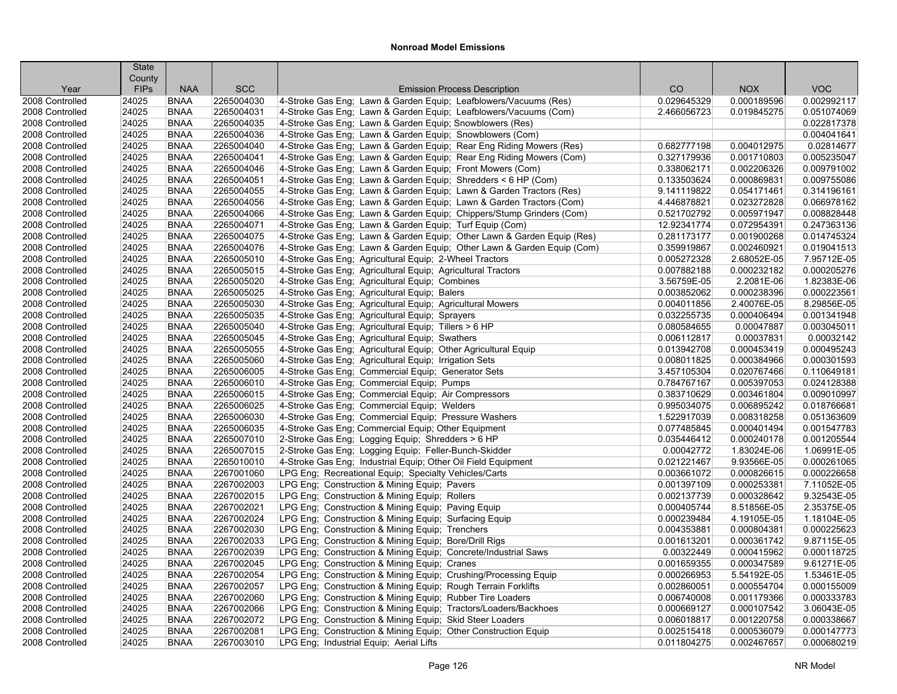# Nonroad Model Emissions

| Year | State County FIPs | NAA | SCC | Emission Process Description | CO | NOX | VOC |
|---|---|---|---|---|---|---|---|
| 2008 Controlled | 24025 | BNAA | 2265004030 | 4-Stroke Gas Eng; Lawn & Garden Equip; Leafblowers/Vacuums (Res) | 0.029645329 | 0.000189596 | 0.002992117 |
| 2008 Controlled | 24025 | BNAA | 2265004031 | 4-Stroke Gas Eng; Lawn & Garden Equip; Leafblowers/Vacuums (Com) | 2.466056723 | 0.019845275 | 0.051074069 |
| 2008 Controlled | 24025 | BNAA | 2265004035 | 4-Stroke Gas Eng; Lawn & Garden Equip; Snowblowers (Res) | | | 0.022817378 |
| 2008 Controlled | 24025 | BNAA | 2265004036 | 4-Stroke Gas Eng; Lawn & Garden Equip; Snowblowers (Com) | | | 0.004041641 |
| 2008 Controlled | 24025 | BNAA | 2265004040 | 4-Stroke Gas Eng; Lawn & Garden Equip; Rear Eng Riding Mowers (Res) | 0.682777198 | 0.004012975 | 0.02814677 |
| 2008 Controlled | 24025 | BNAA | 2265004041 | 4-Stroke Gas Eng; Lawn & Garden Equip; Rear Eng Riding Mowers (Com) | 0.327179936 | 0.001710803 | 0.005235047 |
| 2008 Controlled | 24025 | BNAA | 2265004046 | 4-Stroke Gas Eng; Lawn & Garden Equip; Front Mowers (Com) | 0.338062171 | 0.002206326 | 0.009791002 |
| 2008 Controlled | 24025 | BNAA | 2265004051 | 4-Stroke Gas Eng; Lawn & Garden Equip; Shredders < 6 HP (Com) | 0.133503624 | 0.000869831 | 0.009755086 |
| 2008 Controlled | 24025 | BNAA | 2265004055 | 4-Stroke Gas Eng; Lawn & Garden Equip; Lawn & Garden Tractors (Res) | 9.141119822 | 0.054171461 | 0.314196161 |
| 2008 Controlled | 24025 | BNAA | 2265004056 | 4-Stroke Gas Eng; Lawn & Garden Equip; Lawn & Garden Tractors (Com) | 4.446878821 | 0.023272828 | 0.066978162 |
| 2008 Controlled | 24025 | BNAA | 2265004066 | 4-Stroke Gas Eng; Lawn & Garden Equip; Chippers/Stump Grinders (Com) | 0.521702792 | 0.005971947 | 0.008828448 |
| 2008 Controlled | 24025 | BNAA | 2265004071 | 4-Stroke Gas Eng; Lawn & Garden Equip; Turf Equip (Com) | 12.92341774 | 0.072954391 | 0.247363136 |
| 2008 Controlled | 24025 | BNAA | 2265004075 | 4-Stroke Gas Eng; Lawn & Garden Equip; Other Lawn & Garden Equip (Res) | 0.281173177 | 0.001900268 | 0.014745324 |
| 2008 Controlled | 24025 | BNAA | 2265004076 | 4-Stroke Gas Eng; Lawn & Garden Equip; Other Lawn & Garden Equip (Com) | 0.359919867 | 0.002460921 | 0.019041513 |
| 2008 Controlled | 24025 | BNAA | 2265005010 | 4-Stroke Gas Eng; Agricultural Equip; 2-Wheel Tractors | 0.005272328 | 2.68052E-05 | 7.95712E-05 |
| 2008 Controlled | 24025 | BNAA | 2265005015 | 4-Stroke Gas Eng; Agricultural Equip; Agricultural Tractors | 0.007882188 | 0.000232182 | 0.000205276 |
| 2008 Controlled | 24025 | BNAA | 2265005020 | 4-Stroke Gas Eng; Agricultural Equip; Combines | 3.56759E-05 | 2.2081E-06 | 1.82383E-06 |
| 2008 Controlled | 24025 | BNAA | 2265005025 | 4-Stroke Gas Eng; Agricultural Equip; Balers | 0.003852062 | 0.000238396 | 0.000223561 |
| 2008 Controlled | 24025 | BNAA | 2265005030 | 4-Stroke Gas Eng; Agricultural Equip; Agricultural Mowers | 0.004011856 | 2.40076E-05 | 8.29856E-05 |
| 2008 Controlled | 24025 | BNAA | 2265005035 | 4-Stroke Gas Eng; Agricultural Equip; Sprayers | 0.032255735 | 0.000406494 | 0.001341948 |
| 2008 Controlled | 24025 | BNAA | 2265005040 | 4-Stroke Gas Eng; Agricultural Equip; Tillers > 6 HP | 0.080584655 | 0.00047887 | 0.003045011 |
| 2008 Controlled | 24025 | BNAA | 2265005045 | 4-Stroke Gas Eng; Agricultural Equip; Swathers | 0.006112817 | 0.00037831 | 0.00032142 |
| 2008 Controlled | 24025 | BNAA | 2265005055 | 4-Stroke Gas Eng; Agricultural Equip; Other Agricultural Equip | 0.013942708 | 0.000453419 | 0.000495243 |
| 2008 Controlled | 24025 | BNAA | 2265005060 | 4-Stroke Gas Eng; Agricultural Equip; Irrigation Sets | 0.008011825 | 0.000384966 | 0.000301593 |
| 2008 Controlled | 24025 | BNAA | 2265006005 | 4-Stroke Gas Eng; Commercial Equip; Generator Sets | 3.457105304 | 0.020767466 | 0.110649181 |
| 2008 Controlled | 24025 | BNAA | 2265006010 | 4-Stroke Gas Eng; Commercial Equip; Pumps | 0.784767167 | 0.005397053 | 0.024128388 |
| 2008 Controlled | 24025 | BNAA | 2265006015 | 4-Stroke Gas Eng; Commercial Equip; Air Compressors | 0.383710629 | 0.003461804 | 0.009010997 |
| 2008 Controlled | 24025 | BNAA | 2265006025 | 4-Stroke Gas Eng; Commercial Equip; Welders | 0.995034075 | 0.006895242 | 0.018766681 |
| 2008 Controlled | 24025 | BNAA | 2265006030 | 4-Stroke Gas Eng; Commercial Equip; Pressure Washers | 1.522917039 | 0.008318258 | 0.051363609 |
| 2008 Controlled | 24025 | BNAA | 2265006035 | 4-Stroke Gas Eng; Commercial Equip; Other Equipment | 0.077485845 | 0.000401494 | 0.001547783 |
| 2008 Controlled | 24025 | BNAA | 2265007010 | 2-Stroke Gas Eng; Logging Equip; Shredders > 6 HP | 0.035446412 | 0.000240178 | 0.001205544 |
| 2008 Controlled | 24025 | BNAA | 2265007015 | 2-Stroke Gas Eng; Logging Equip; Feller-Bunch-Skidder | 0.00042772 | 1.83024E-06 | 1.06991E-05 |
| 2008 Controlled | 24025 | BNAA | 2265010010 | 4-Stroke Gas Eng; Industrial Equip; Other Oil Field Equipment | 0.021221467 | 9.93566E-05 | 0.000261065 |
| 2008 Controlled | 24025 | BNAA | 2267001060 | LPG Eng; Recreational Equip; Specialty Vehicles/Carts | 0.003661072 | 0.000826615 | 0.000226658 |
| 2008 Controlled | 24025 | BNAA | 2267002003 | LPG Eng; Construction & Mining Equip; Pavers | 0.001397109 | 0.000253381 | 7.11052E-05 |
| 2008 Controlled | 24025 | BNAA | 2267002015 | LPG Eng; Construction & Mining Equip; Rollers | 0.002137739 | 0.000328642 | 9.32543E-05 |
| 2008 Controlled | 24025 | BNAA | 2267002021 | LPG Eng; Construction & Mining Equip; Paving Equip | 0.000405744 | 8.51856E-05 | 2.35375E-05 |
| 2008 Controlled | 24025 | BNAA | 2267002024 | LPG Eng; Construction & Mining Equip; Surfacing Equip | 0.000239484 | 4.19105E-05 | 1.18104E-05 |
| 2008 Controlled | 24025 | BNAA | 2267002030 | LPG Eng; Construction & Mining Equip; Trenchers | 0.004353881 | 0.000804381 | 0.000225623 |
| 2008 Controlled | 24025 | BNAA | 2267002033 | LPG Eng; Construction & Mining Equip; Bore/Drill Rigs | 0.001613201 | 0.000361742 | 9.87115E-05 |
| 2008 Controlled | 24025 | BNAA | 2267002039 | LPG Eng; Construction & Mining Equip; Concrete/Industrial Saws | 0.00322449 | 0.000415962 | 0.000118725 |
| 2008 Controlled | 24025 | BNAA | 2267002045 | LPG Eng; Construction & Mining Equip; Cranes | 0.001659355 | 0.000347589 | 9.61271E-05 |
| 2008 Controlled | 24025 | BNAA | 2267002054 | LPG Eng; Construction & Mining Equip; Crushing/Processing Equip | 0.000266953 | 5.54192E-05 | 1.53461E-05 |
| 2008 Controlled | 24025 | BNAA | 2267002057 | LPG Eng; Construction & Mining Equip; Rough Terrain Forklifts | 0.002860051 | 0.000554704 | 0.000155009 |
| 2008 Controlled | 24025 | BNAA | 2267002060 | LPG Eng; Construction & Mining Equip; Rubber Tire Loaders | 0.006740008 | 0.001179366 | 0.000333783 |
| 2008 Controlled | 24025 | BNAA | 2267002066 | LPG Eng; Construction & Mining Equip; Tractors/Loaders/Backhoes | 0.000669127 | 0.000107542 | 3.06043E-05 |
| 2008 Controlled | 24025 | BNAA | 2267002072 | LPG Eng; Construction & Mining Equip; Skid Steer Loaders | 0.006018817 | 0.001220758 | 0.000338667 |
| 2008 Controlled | 24025 | BNAA | 2267002081 | LPG Eng; Construction & Mining Equip; Other Construction Equip | 0.002515418 | 0.000536079 | 0.000147773 |
| 2008 Controlled | 24025 | BNAA | 2267003010 | LPG Eng; Industrial Equip; Aerial Lifts | 0.011804275 | 0.002467657 | 0.000680219 |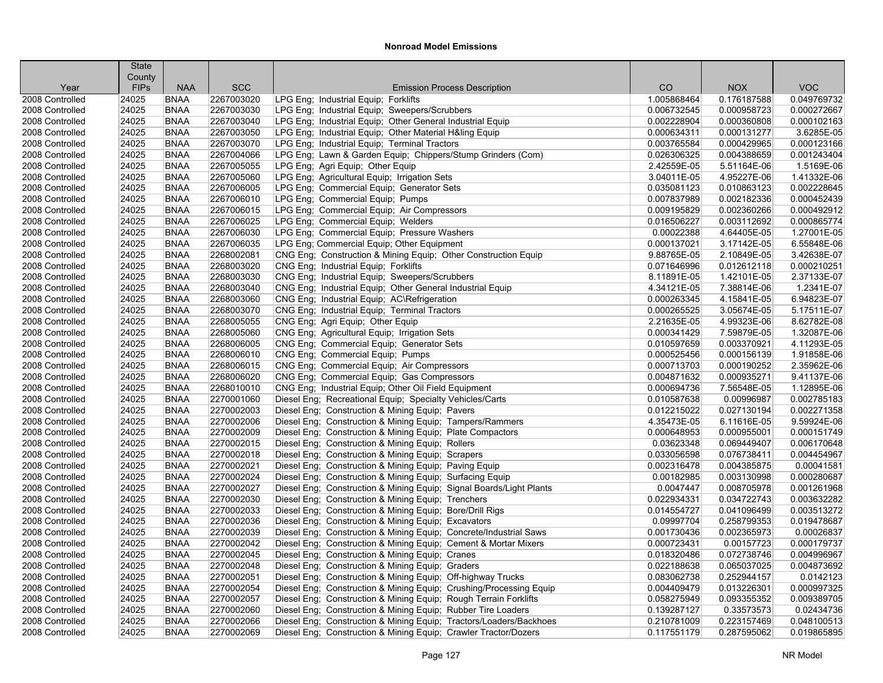## Nonroad Model Emissions

| Year | State County FIPs | NAA | SCC | Emission Process Description | CO | NOX | VOC |
|---|---|---|---|---|---|---|---|
| 2008 Controlled | 24025 | BNAA | 2267003020 | LPG Eng; Industrial Equip; Forklifts | 1.005868464 | 0.176187588 | 0.049769732 |
| 2008 Controlled | 24025 | BNAA | 2267003030 | LPG Eng; Industrial Equip; Sweepers/Scrubbers | 0.006732545 | 0.000958723 | 0.000272667 |
| 2008 Controlled | 24025 | BNAA | 2267003040 | LPG Eng; Industrial Equip; Other General Industrial Equip | 0.002228904 | 0.000360808 | 0.000102163 |
| 2008 Controlled | 24025 | BNAA | 2267003050 | LPG Eng; Industrial Equip; Other Material H&ling Equip | 0.000634311 | 0.000131277 | 3.6285E-05 |
| 2008 Controlled | 24025 | BNAA | 2267003070 | LPG Eng; Industrial Equip; Terminal Tractors | 0.003765584 | 0.000429965 | 0.000123166 |
| 2008 Controlled | 24025 | BNAA | 2267004066 | LPG Eng; Lawn & Garden Equip; Chippers/Stump Grinders (Com) | 0.026306325 | 0.004388659 | 0.001243404 |
| 2008 Controlled | 24025 | BNAA | 2267005055 | LPG Eng; Agri Equip; Other Equip | 2.42559E-05 | 5.51164E-06 | 1.5169E-06 |
| 2008 Controlled | 24025 | BNAA | 2267005060 | LPG Eng; Agricultural Equip; Irrigation Sets | 3.04011E-05 | 4.95227E-06 | 1.41332E-06 |
| 2008 Controlled | 24025 | BNAA | 2267006005 | LPG Eng; Commercial Equip; Generator Sets | 0.035081123 | 0.010863123 | 0.002228645 |
| 2008 Controlled | 24025 | BNAA | 2267006010 | LPG Eng; Commercial Equip; Pumps | 0.007837989 | 0.002182336 | 0.000452439 |
| 2008 Controlled | 24025 | BNAA | 2267006015 | LPG Eng; Commercial Equip; Air Compressors | 0.009195829 | 0.002360266 | 0.000492912 |
| 2008 Controlled | 24025 | BNAA | 2267006025 | LPG Eng; Commercial Equip; Welders | 0.016506227 | 0.003112692 | 0.000865774 |
| 2008 Controlled | 24025 | BNAA | 2267006030 | LPG Eng; Commercial Equip; Pressure Washers | 0.00022388 | 4.64405E-05 | 1.27001E-05 |
| 2008 Controlled | 24025 | BNAA | 2267006035 | LPG Eng; Commercial Equip; Other Equipment | 0.000137021 | 3.17142E-05 | 6.55848E-06 |
| 2008 Controlled | 24025 | BNAA | 2268002081 | CNG Eng; Construction & Mining Equip; Other Construction Equip | 9.88765E-05 | 2.10849E-05 | 3.42638E-07 |
| 2008 Controlled | 24025 | BNAA | 2268003020 | CNG Eng; Industrial Equip; Forklifts | 0.071646996 | 0.012612118 | 0.000210251 |
| 2008 Controlled | 24025 | BNAA | 2268003030 | CNG Eng; Industrial Equip; Sweepers/Scrubbers | 8.11891E-05 | 1.42101E-05 | 2.37133E-07 |
| 2008 Controlled | 24025 | BNAA | 2268003040 | CNG Eng; Industrial Equip; Other General Industrial Equip | 4.34121E-05 | 7.38814E-06 | 1.2341E-07 |
| 2008 Controlled | 24025 | BNAA | 2268003060 | CNG Eng; Industrial Equip; AC\Refrigeration | 0.000263345 | 4.15841E-05 | 6.94823E-07 |
| 2008 Controlled | 24025 | BNAA | 2268003070 | CNG Eng; Industrial Equip; Terminal Tractors | 0.000265525 | 3.05674E-05 | 5.17511E-07 |
| 2008 Controlled | 24025 | BNAA | 2268005055 | CNG Eng; Agri Equip; Other Equip | 2.21635E-05 | 4.99323E-06 | 8.62782E-08 |
| 2008 Controlled | 24025 | BNAA | 2268005060 | CNG Eng; Agricultural Equip; Irrigation Sets | 0.000341429 | 7.59879E-05 | 1.32087E-06 |
| 2008 Controlled | 24025 | BNAA | 2268006005 | CNG Eng; Commercial Equip; Generator Sets | 0.010597659 | 0.003370921 | 4.11293E-05 |
| 2008 Controlled | 24025 | BNAA | 2268006010 | CNG Eng; Commercial Equip; Pumps | 0.000525456 | 0.000156139 | 1.91858E-06 |
| 2008 Controlled | 24025 | BNAA | 2268006015 | CNG Eng; Commercial Equip; Air Compressors | 0.000713703 | 0.000190252 | 2.35962E-06 |
| 2008 Controlled | 24025 | BNAA | 2268006020 | CNG Eng; Commercial Equip; Gas Compressors | 0.004871632 | 0.000935271 | 9.41137E-06 |
| 2008 Controlled | 24025 | BNAA | 2268010010 | CNG Eng; Industrial Equip; Other Oil Field Equipment | 0.000694736 | 7.56548E-05 | 1.12895E-06 |
| 2008 Controlled | 24025 | BNAA | 2270001060 | Diesel Eng; Recreational Equip; Specialty Vehicles/Carts | 0.010587638 | 0.00996987 | 0.002785183 |
| 2008 Controlled | 24025 | BNAA | 2270002003 | Diesel Eng; Construction & Mining Equip; Pavers | 0.012215022 | 0.027130194 | 0.002271358 |
| 2008 Controlled | 24025 | BNAA | 2270002006 | Diesel Eng; Construction & Mining Equip; Tampers/Rammers | 4.35473E-05 | 6.11616E-05 | 9.59924E-06 |
| 2008 Controlled | 24025 | BNAA | 2270002009 | Diesel Eng; Construction & Mining Equip; Plate Compactors | 0.000648953 | 0.000955001 | 0.000151749 |
| 2008 Controlled | 24025 | BNAA | 2270002015 | Diesel Eng; Construction & Mining Equip; Rollers | 0.03623348 | 0.069449407 | 0.006170648 |
| 2008 Controlled | 24025 | BNAA | 2270002018 | Diesel Eng; Construction & Mining Equip; Scrapers | 0.033056598 | 0.076738411 | 0.004454967 |
| 2008 Controlled | 24025 | BNAA | 2270002021 | Diesel Eng; Construction & Mining Equip; Paving Equip | 0.002316478 | 0.004385875 | 0.00041581 |
| 2008 Controlled | 24025 | BNAA | 2270002024 | Diesel Eng; Construction & Mining Equip; Surfacing Equip | 0.00182985 | 0.003130998 | 0.000280687 |
| 2008 Controlled | 24025 | BNAA | 2270002027 | Diesel Eng; Construction & Mining Equip; Signal Boards/Light Plants | 0.0047447 | 0.008705978 | 0.001261968 |
| 2008 Controlled | 24025 | BNAA | 2270002030 | Diesel Eng; Construction & Mining Equip; Trenchers | 0.022934331 | 0.034722743 | 0.003632282 |
| 2008 Controlled | 24025 | BNAA | 2270002033 | Diesel Eng; Construction & Mining Equip; Bore/Drill Rigs | 0.014554727 | 0.041096499 | 0.003513272 |
| 2008 Controlled | 24025 | BNAA | 2270002036 | Diesel Eng; Construction & Mining Equip; Excavators | 0.09997704 | 0.258799353 | 0.019478687 |
| 2008 Controlled | 24025 | BNAA | 2270002039 | Diesel Eng; Construction & Mining Equip; Concrete/Industrial Saws | 0.001730436 | 0.002365973 | 0.00026837 |
| 2008 Controlled | 24025 | BNAA | 2270002042 | Diesel Eng; Construction & Mining Equip; Cement & Mortar Mixers | 0.000723431 | 0.00157723 | 0.000179737 |
| 2008 Controlled | 24025 | BNAA | 2270002045 | Diesel Eng; Construction & Mining Equip; Cranes | 0.018320486 | 0.072738746 | 0.004996967 |
| 2008 Controlled | 24025 | BNAA | 2270002048 | Diesel Eng; Construction & Mining Equip; Graders | 0.022188638 | 0.065037025 | 0.004873692 |
| 2008 Controlled | 24025 | BNAA | 2270002051 | Diesel Eng; Construction & Mining Equip; Off-highway Trucks | 0.083062738 | 0.252944157 | 0.0142123 |
| 2008 Controlled | 24025 | BNAA | 2270002054 | Diesel Eng; Construction & Mining Equip; Crushing/Processing Equip | 0.004409479 | 0.013226301 | 0.000997325 |
| 2008 Controlled | 24025 | BNAA | 2270002057 | Diesel Eng; Construction & Mining Equip; Rough Terrain Forklifts | 0.058275949 | 0.093355352 | 0.009389705 |
| 2008 Controlled | 24025 | BNAA | 2270002060 | Diesel Eng; Construction & Mining Equip; Rubber Tire Loaders | 0.139287127 | 0.33573573 | 0.02434736 |
| 2008 Controlled | 24025 | BNAA | 2270002066 | Diesel Eng; Construction & Mining Equip; Tractors/Loaders/Backhoes | 0.210781009 | 0.223157469 | 0.048100513 |
| 2008 Controlled | 24025 | BNAA | 2270002069 | Diesel Eng; Construction & Mining Equip; Crawler Tractor/Dozers | 0.117551179 | 0.287595062 | 0.019865895 |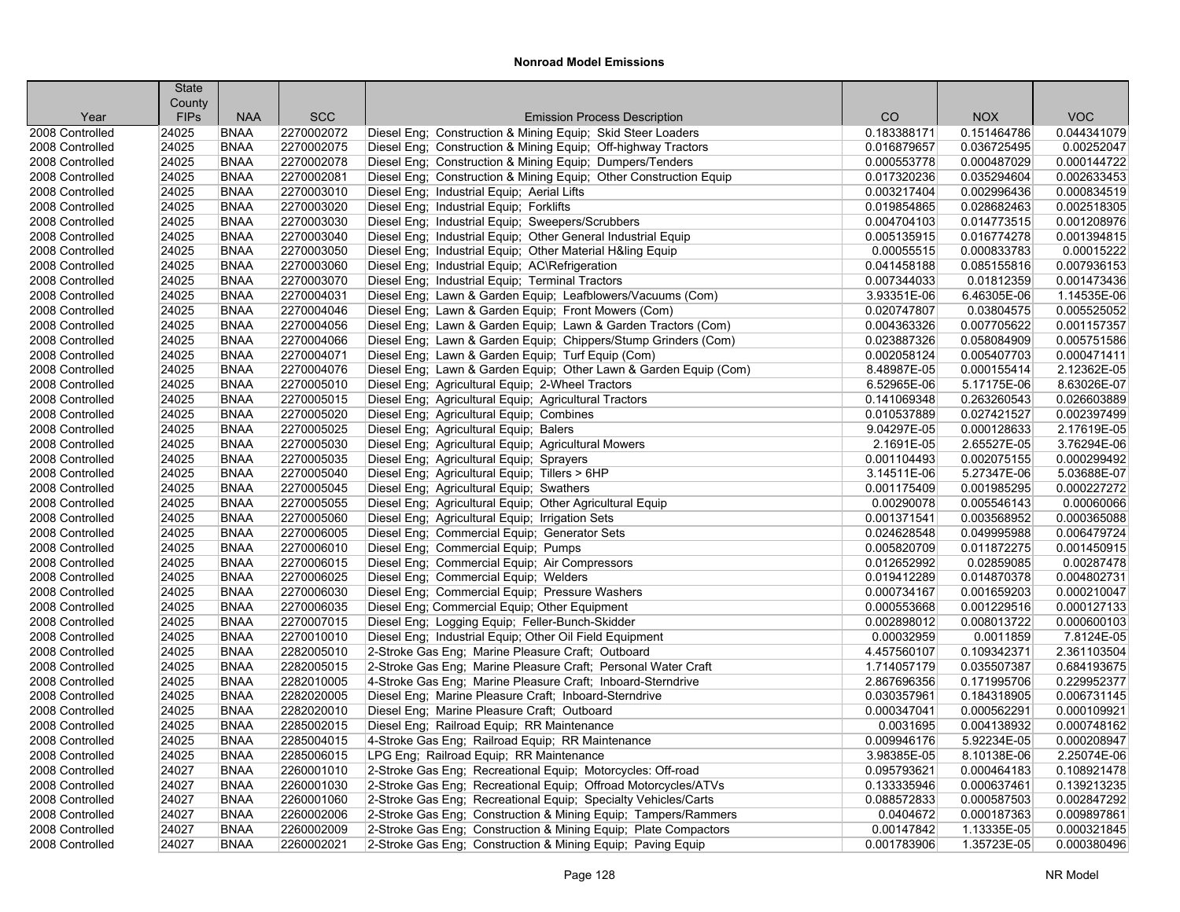# Nonroad Model Emissions

| Year | State County FIPs | NAA | SCC | Emission Process Description | CO | NOX | VOC |
|---|---|---|---|---|---|---|---|
| 2008 Controlled | 24025 | BNAA | 2270002072 | Diesel Eng; Construction & Mining Equip; Skid Steer Loaders | 0.183388171 | 0.151464786 | 0.044341079 |
| 2008 Controlled | 24025 | BNAA | 2270002075 | Diesel Eng; Construction & Mining Equip; Off-highway Tractors | 0.016879657 | 0.036725495 | 0.00252047 |
| 2008 Controlled | 24025 | BNAA | 2270002078 | Diesel Eng; Construction & Mining Equip; Dumpers/Tenders | 0.000553778 | 0.000487029 | 0.000144722 |
| 2008 Controlled | 24025 | BNAA | 2270002081 | Diesel Eng; Construction & Mining Equip; Other Construction Equip | 0.017320236 | 0.035294604 | 0.002633453 |
| 2008 Controlled | 24025 | BNAA | 2270003010 | Diesel Eng; Industrial Equip; Aerial Lifts | 0.003217404 | 0.002996436 | 0.000834519 |
| 2008 Controlled | 24025 | BNAA | 2270003020 | Diesel Eng; Industrial Equip; Forklifts | 0.019854865 | 0.028682463 | 0.002518305 |
| 2008 Controlled | 24025 | BNAA | 2270003030 | Diesel Eng; Industrial Equip; Sweepers/Scrubbers | 0.004704103 | 0.014773515 | 0.001208976 |
| 2008 Controlled | 24025 | BNAA | 2270003040 | Diesel Eng; Industrial Equip; Other General Industrial Equip | 0.005135915 | 0.016774278 | 0.001394815 |
| 2008 Controlled | 24025 | BNAA | 2270003050 | Diesel Eng; Industrial Equip; Other Material H&ling Equip | 0.00055515 | 0.000833783 | 0.00015222 |
| 2008 Controlled | 24025 | BNAA | 2270003060 | Diesel Eng; Industrial Equip; AC\Refrigeration | 0.041458188 | 0.085155816 | 0.007936153 |
| 2008 Controlled | 24025 | BNAA | 2270003070 | Diesel Eng; Industrial Equip; Terminal Tractors | 0.007344033 | 0.01812359 | 0.001473436 |
| 2008 Controlled | 24025 | BNAA | 2270004031 | Diesel Eng; Lawn & Garden Equip; Leafblowers/Vacuums (Com) | 3.93351E-06 | 6.46305E-06 | 1.14535E-06 |
| 2008 Controlled | 24025 | BNAA | 2270004046 | Diesel Eng; Lawn & Garden Equip; Front Mowers (Com) | 0.020747807 | 0.03804575 | 0.005525052 |
| 2008 Controlled | 24025 | BNAA | 2270004056 | Diesel Eng; Lawn & Garden Equip; Lawn & Garden Tractors (Com) | 0.004363326 | 0.007705622 | 0.001157357 |
| 2008 Controlled | 24025 | BNAA | 2270004066 | Diesel Eng; Lawn & Garden Equip; Chippers/Stump Grinders (Com) | 0.023887326 | 0.058084909 | 0.005751586 |
| 2008 Controlled | 24025 | BNAA | 2270004071 | Diesel Eng; Lawn & Garden Equip; Turf Equip (Com) | 0.002058124 | 0.005407703 | 0.000471411 |
| 2008 Controlled | 24025 | BNAA | 2270004076 | Diesel Eng; Lawn & Garden Equip; Other Lawn & Garden Equip (Com) | 8.48987E-05 | 0.000155414 | 2.12362E-05 |
| 2008 Controlled | 24025 | BNAA | 2270005010 | Diesel Eng; Agricultural Equip; 2-Wheel Tractors | 6.52965E-06 | 5.17175E-06 | 8.63026E-07 |
| 2008 Controlled | 24025 | BNAA | 2270005015 | Diesel Eng; Agricultural Equip; Agricultural Tractors | 0.141069348 | 0.263260543 | 0.026603889 |
| 2008 Controlled | 24025 | BNAA | 2270005020 | Diesel Eng; Agricultural Equip; Combines | 0.010537889 | 0.027421527 | 0.002397499 |
| 2008 Controlled | 24025 | BNAA | 2270005025 | Diesel Eng; Agricultural Equip; Balers | 9.04297E-05 | 0.000128633 | 2.17619E-05 |
| 2008 Controlled | 24025 | BNAA | 2270005030 | Diesel Eng; Agricultural Equip; Agricultural Mowers | 2.1691E-05 | 2.65527E-05 | 3.76294E-06 |
| 2008 Controlled | 24025 | BNAA | 2270005035 | Diesel Eng; Agricultural Equip; Sprayers | 0.001104493 | 0.002075155 | 0.000299492 |
| 2008 Controlled | 24025 | BNAA | 2270005040 | Diesel Eng; Agricultural Equip; Tillers > 6HP | 3.14511E-06 | 5.27347E-06 | 5.03688E-07 |
| 2008 Controlled | 24025 | BNAA | 2270005045 | Diesel Eng; Agricultural Equip; Swathers | 0.001175409 | 0.001985295 | 0.000227272 |
| 2008 Controlled | 24025 | BNAA | 2270005055 | Diesel Eng; Agricultural Equip; Other Agricultural Equip | 0.00290078 | 0.005546143 | 0.00060066 |
| 2008 Controlled | 24025 | BNAA | 2270005060 | Diesel Eng; Agricultural Equip; Irrigation Sets | 0.001371541 | 0.003568952 | 0.000365088 |
| 2008 Controlled | 24025 | BNAA | 2270006005 | Diesel Eng; Commercial Equip; Generator Sets | 0.024628548 | 0.049995988 | 0.006479724 |
| 2008 Controlled | 24025 | BNAA | 2270006010 | Diesel Eng; Commercial Equip; Pumps | 0.005820709 | 0.011872275 | 0.001450915 |
| 2008 Controlled | 24025 | BNAA | 2270006015 | Diesel Eng; Commercial Equip; Air Compressors | 0.012652992 | 0.02859085 | 0.00287478 |
| 2008 Controlled | 24025 | BNAA | 2270006025 | Diesel Eng; Commercial Equip; Welders | 0.019412289 | 0.014870378 | 0.004802731 |
| 2008 Controlled | 24025 | BNAA | 2270006030 | Diesel Eng; Commercial Equip; Pressure Washers | 0.000734167 | 0.001659203 | 0.000210047 |
| 2008 Controlled | 24025 | BNAA | 2270006035 | Diesel Eng; Commercial Equip; Other Equipment | 0.000553668 | 0.001229516 | 0.000127133 |
| 2008 Controlled | 24025 | BNAA | 2270007015 | Diesel Eng; Logging Equip; Feller-Bunch-Skidder | 0.002898012 | 0.008013722 | 0.000600103 |
| 2008 Controlled | 24025 | BNAA | 2270010010 | Diesel Eng; Industrial Equip; Other Oil Field Equipment | 0.00032959 | 0.0011859 | 7.8124E-05 |
| 2008 Controlled | 24025 | BNAA | 2282005010 | 2-Stroke Gas Eng; Marine Pleasure Craft; Outboard | 4.457560107 | 0.109342371 | 2.361103504 |
| 2008 Controlled | 24025 | BNAA | 2282005015 | 2-Stroke Gas Eng; Marine Pleasure Craft; Personal Water Craft | 1.714057179 | 0.035507387 | 0.684193675 |
| 2008 Controlled | 24025 | BNAA | 2282010005 | 4-Stroke Gas Eng; Marine Pleasure Craft; Inboard-Sterndrive | 2.867696356 | 0.171995706 | 0.229952377 |
| 2008 Controlled | 24025 | BNAA | 2282020005 | Diesel Eng; Marine Pleasure Craft; Inboard-Sterndrive | 0.030357961 | 0.184318905 | 0.006731145 |
| 2008 Controlled | 24025 | BNAA | 2282020010 | Diesel Eng; Marine Pleasure Craft; Outboard | 0.000347041 | 0.000562291 | 0.000109921 |
| 2008 Controlled | 24025 | BNAA | 2285002015 | Diesel Eng; Railroad Equip; RR Maintenance | 0.0031695 | 0.004138932 | 0.000748162 |
| 2008 Controlled | 24025 | BNAA | 2285004015 | 4-Stroke Gas Eng; Railroad Equip; RR Maintenance | 0.009946176 | 5.92234E-05 | 0.000208947 |
| 2008 Controlled | 24025 | BNAA | 2285006015 | LPG Eng; Railroad Equip; RR Maintenance | 3.98385E-05 | 8.10138E-06 | 2.25074E-06 |
| 2008 Controlled | 24027 | BNAA | 2260001010 | 2-Stroke Gas Eng; Recreational Equip; Motorcycles: Off-road | 0.095793621 | 0.000464183 | 0.108921478 |
| 2008 Controlled | 24027 | BNAA | 2260001030 | 2-Stroke Gas Eng; Recreational Equip; Offroad Motorcycles/ATVs | 0.133335946 | 0.000637461 | 0.139213235 |
| 2008 Controlled | 24027 | BNAA | 2260001060 | 2-Stroke Gas Eng; Recreational Equip; Specialty Vehicles/Carts | 0.088572833 | 0.000587503 | 0.002847292 |
| 2008 Controlled | 24027 | BNAA | 2260002006 | 2-Stroke Gas Eng; Construction & Mining Equip; Tampers/Rammers | 0.0404672 | 0.000187363 | 0.009897861 |
| 2008 Controlled | 24027 | BNAA | 2260002009 | 2-Stroke Gas Eng; Construction & Mining Equip; Plate Compactors | 0.00147842 | 1.13335E-05 | 0.000321845 |
| 2008 Controlled | 24027 | BNAA | 2260002021 | 2-Stroke Gas Eng; Construction & Mining Equip; Paving Equip | 0.001783906 | 1.35723E-05 | 0.000380496 |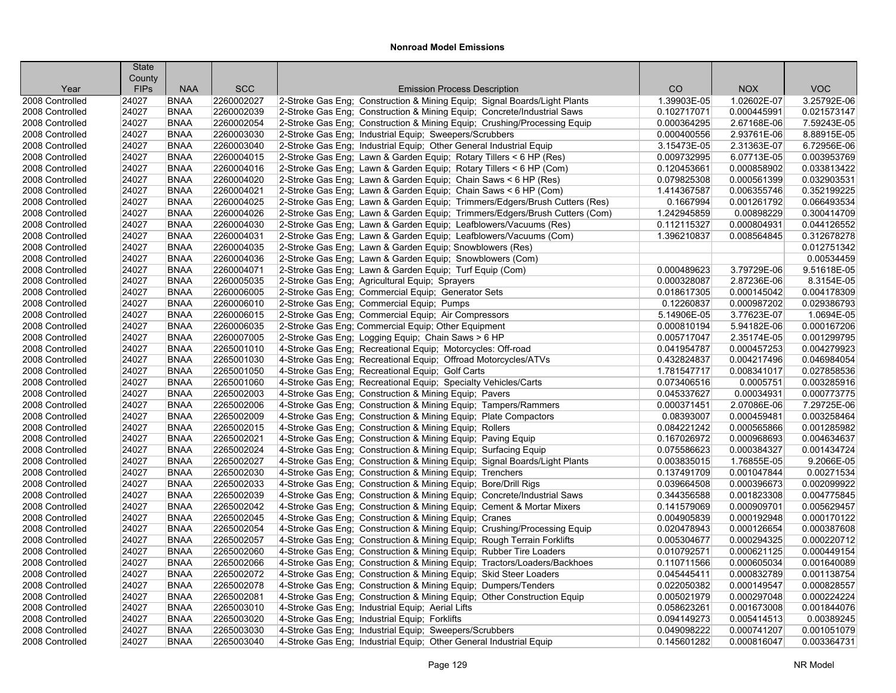## Nonroad Model Emissions

| Year | State County FIPs | NAA | SCC | Emission Process Description | CO | NOX | VOC |
|---|---|---|---|---|---|---|---|
| 2008 Controlled | 24027 | BNAA | 2260002027 | 2-Stroke Gas Eng; Construction & Mining Equip; Signal Boards/Light Plants | 1.39903E-05 | 1.02602E-07 | 3.25792E-06 |
| 2008 Controlled | 24027 | BNAA | 2260002039 | 2-Stroke Gas Eng; Construction & Mining Equip; Concrete/Industrial Saws | 0.102717071 | 0.000445991 | 0.021573147 |
| 2008 Controlled | 24027 | BNAA | 2260002054 | 2-Stroke Gas Eng; Construction & Mining Equip; Crushing/Processing Equip | 0.000364295 | 2.67168E-06 | 7.59243E-05 |
| 2008 Controlled | 24027 | BNAA | 2260003030 | 2-Stroke Gas Eng; Industrial Equip; Sweepers/Scrubbers | 0.000400556 | 2.93761E-06 | 8.88915E-05 |
| 2008 Controlled | 24027 | BNAA | 2260003040 | 2-Stroke Gas Eng; Industrial Equip; Other General Industrial Equip | 3.15473E-05 | 2.31363E-07 | 6.72956E-06 |
| 2008 Controlled | 24027 | BNAA | 2260004015 | 2-Stroke Gas Eng; Lawn & Garden Equip; Rotary Tillers < 6 HP (Res) | 0.009732995 | 6.07713E-05 | 0.003953769 |
| 2008 Controlled | 24027 | BNAA | 2260004016 | 2-Stroke Gas Eng; Lawn & Garden Equip; Rotary Tillers < 6 HP (Com) | 0.120453661 | 0.000858902 | 0.033813422 |
| 2008 Controlled | 24027 | BNAA | 2260004020 | 2-Stroke Gas Eng; Lawn & Garden Equip; Chain Saws < 6 HP (Res) | 0.079825308 | 0.000561399 | 0.032903531 |
| 2008 Controlled | 24027 | BNAA | 2260004021 | 2-Stroke Gas Eng; Lawn & Garden Equip; Chain Saws < 6 HP (Com) | 1.414367587 | 0.006355746 | 0.352199225 |
| 2008 Controlled | 24027 | BNAA | 2260004025 | 2-Stroke Gas Eng; Lawn & Garden Equip; Trimmers/Edgers/Brush Cutters (Res) | 0.1667994 | 0.001261792 | 0.066493534 |
| 2008 Controlled | 24027 | BNAA | 2260004026 | 2-Stroke Gas Eng; Lawn & Garden Equip; Trimmers/Edgers/Brush Cutters (Com) | 1.242945859 | 0.00898229 | 0.300414709 |
| 2008 Controlled | 24027 | BNAA | 2260004030 | 2-Stroke Gas Eng; Lawn & Garden Equip; Leafblowers/Vacuums (Res) | 0.112115327 | 0.000804931 | 0.044126552 |
| 2008 Controlled | 24027 | BNAA | 2260004031 | 2-Stroke Gas Eng; Lawn & Garden Equip; Leafblowers/Vacuums (Com) | 1.396210837 | 0.008564845 | 0.312678278 |
| 2008 Controlled | 24027 | BNAA | 2260004035 | 2-Stroke Gas Eng; Lawn & Garden Equip; Snowblowers (Res) | | | 0.012751342 |
| 2008 Controlled | 24027 | BNAA | 2260004036 | 2-Stroke Gas Eng; Lawn & Garden Equip; Snowblowers (Com) | | | 0.00534459 |
| 2008 Controlled | 24027 | BNAA | 2260004071 | 2-Stroke Gas Eng; Lawn & Garden Equip; Turf Equip (Com) | 0.000489623 | 3.79729E-06 | 9.51618E-05 |
| 2008 Controlled | 24027 | BNAA | 2260005035 | 2-Stroke Gas Eng; Agricultural Equip; Sprayers | 0.000328087 | 2.87236E-06 | 8.3154E-05 |
| 2008 Controlled | 24027 | BNAA | 2260006005 | 2-Stroke Gas Eng; Commercial Equip; Generator Sets | 0.018617305 | 0.000145042 | 0.004178309 |
| 2008 Controlled | 24027 | BNAA | 2260006010 | 2-Stroke Gas Eng; Commercial Equip; Pumps | 0.12260837 | 0.000987202 | 0.029386793 |
| 2008 Controlled | 24027 | BNAA | 2260006015 | 2-Stroke Gas Eng; Commercial Equip; Air Compressors | 5.14906E-05 | 3.77623E-07 | 1.0694E-05 |
| 2008 Controlled | 24027 | BNAA | 2260006035 | 2-Stroke Gas Eng; Commercial Equip; Other Equipment | 0.000810194 | 5.94182E-06 | 0.000167206 |
| 2008 Controlled | 24027 | BNAA | 2260007005 | 2-Stroke Gas Eng; Logging Equip; Chain Saws > 6 HP | 0.005717047 | 2.35174E-05 | 0.001299795 |
| 2008 Controlled | 24027 | BNAA | 2265001010 | 4-Stroke Gas Eng; Recreational Equip; Motorcycles: Off-road | 0.041954787 | 0.000457253 | 0.004279923 |
| 2008 Controlled | 24027 | BNAA | 2265001030 | 4-Stroke Gas Eng; Recreational Equip; Offroad Motorcycles/ATVs | 0.432824837 | 0.004217496 | 0.046984054 |
| 2008 Controlled | 24027 | BNAA | 2265001050 | 4-Stroke Gas Eng; Recreational Equip; Golf Carts | 1.781547717 | 0.008341017 | 0.027858536 |
| 2008 Controlled | 24027 | BNAA | 2265001060 | 4-Stroke Gas Eng; Recreational Equip; Specialty Vehicles/Carts | 0.073406516 | 0.0005751 | 0.003285916 |
| 2008 Controlled | 24027 | BNAA | 2265002003 | 4-Stroke Gas Eng; Construction & Mining Equip; Pavers | 0.045337627 | 0.00034931 | 0.000773775 |
| 2008 Controlled | 24027 | BNAA | 2265002006 | 4-Stroke Gas Eng; Construction & Mining Equip; Tampers/Rammers | 0.000371451 | 2.07086E-06 | 7.29725E-06 |
| 2008 Controlled | 24027 | BNAA | 2265002009 | 4-Stroke Gas Eng; Construction & Mining Equip; Plate Compactors | 0.08393007 | 0.000459481 | 0.003258464 |
| 2008 Controlled | 24027 | BNAA | 2265002015 | 4-Stroke Gas Eng; Construction & Mining Equip; Rollers | 0.084221242 | 0.000565866 | 0.001285982 |
| 2008 Controlled | 24027 | BNAA | 2265002021 | 4-Stroke Gas Eng; Construction & Mining Equip; Paving Equip | 0.167026972 | 0.000968693 | 0.004634637 |
| 2008 Controlled | 24027 | BNAA | 2265002024 | 4-Stroke Gas Eng; Construction & Mining Equip; Surfacing Equip | 0.075586623 | 0.000384327 | 0.001434724 |
| 2008 Controlled | 24027 | BNAA | 2265002027 | 4-Stroke Gas Eng; Construction & Mining Equip; Signal Boards/Light Plants | 0.003835015 | 1.76855E-05 | 9.2066E-05 |
| 2008 Controlled | 24027 | BNAA | 2265002030 | 4-Stroke Gas Eng; Construction & Mining Equip; Trenchers | 0.137491709 | 0.001047844 | 0.00271534 |
| 2008 Controlled | 24027 | BNAA | 2265002033 | 4-Stroke Gas Eng; Construction & Mining Equip; Bore/Drill Rigs | 0.039664508 | 0.000396673 | 0.002099922 |
| 2008 Controlled | 24027 | BNAA | 2265002039 | 4-Stroke Gas Eng; Construction & Mining Equip; Concrete/Industrial Saws | 0.344356588 | 0.001823308 | 0.004775845 |
| 2008 Controlled | 24027 | BNAA | 2265002042 | 4-Stroke Gas Eng; Construction & Mining Equip; Cement & Mortar Mixers | 0.141579069 | 0.000909701 | 0.005629457 |
| 2008 Controlled | 24027 | BNAA | 2265002045 | 4-Stroke Gas Eng; Construction & Mining Equip; Cranes | 0.004905839 | 0.000192948 | 0.000170122 |
| 2008 Controlled | 24027 | BNAA | 2265002054 | 4-Stroke Gas Eng; Construction & Mining Equip; Crushing/Processing Equip | 0.020478943 | 0.000126654 | 0.000387608 |
| 2008 Controlled | 24027 | BNAA | 2265002057 | 4-Stroke Gas Eng; Construction & Mining Equip; Rough Terrain Forklifts | 0.005304677 | 0.000294325 | 0.000220712 |
| 2008 Controlled | 24027 | BNAA | 2265002060 | 4-Stroke Gas Eng; Construction & Mining Equip; Rubber Tire Loaders | 0.010792571 | 0.000621125 | 0.000449154 |
| 2008 Controlled | 24027 | BNAA | 2265002066 | 4-Stroke Gas Eng; Construction & Mining Equip; Tractors/Loaders/Backhoes | 0.110711566 | 0.000605034 | 0.001640089 |
| 2008 Controlled | 24027 | BNAA | 2265002072 | 4-Stroke Gas Eng; Construction & Mining Equip; Skid Steer Loaders | 0.045445411 | 0.000832789 | 0.001138754 |
| 2008 Controlled | 24027 | BNAA | 2265002078 | 4-Stroke Gas Eng; Construction & Mining Equip; Dumpers/Tenders | 0.022050382 | 0.000149547 | 0.000828557 |
| 2008 Controlled | 24027 | BNAA | 2265002081 | 4-Stroke Gas Eng; Construction & Mining Equip; Other Construction Equip | 0.005021979 | 0.000297048 | 0.000224224 |
| 2008 Controlled | 24027 | BNAA | 2265003010 | 4-Stroke Gas Eng; Industrial Equip; Aerial Lifts | 0.058623261 | 0.001673008 | 0.001844076 |
| 2008 Controlled | 24027 | BNAA | 2265003020 | 4-Stroke Gas Eng; Industrial Equip; Forklifts | 0.094149273 | 0.005414513 | 0.00389245 |
| 2008 Controlled | 24027 | BNAA | 2265003030 | 4-Stroke Gas Eng; Industrial Equip; Sweepers/Scrubbers | 0.049098222 | 0.000741207 | 0.001051079 |
| 2008 Controlled | 24027 | BNAA | 2265003040 | 4-Stroke Gas Eng; Industrial Equip; Other General Industrial Equip | 0.145601282 | 0.000816047 | 0.003364731 |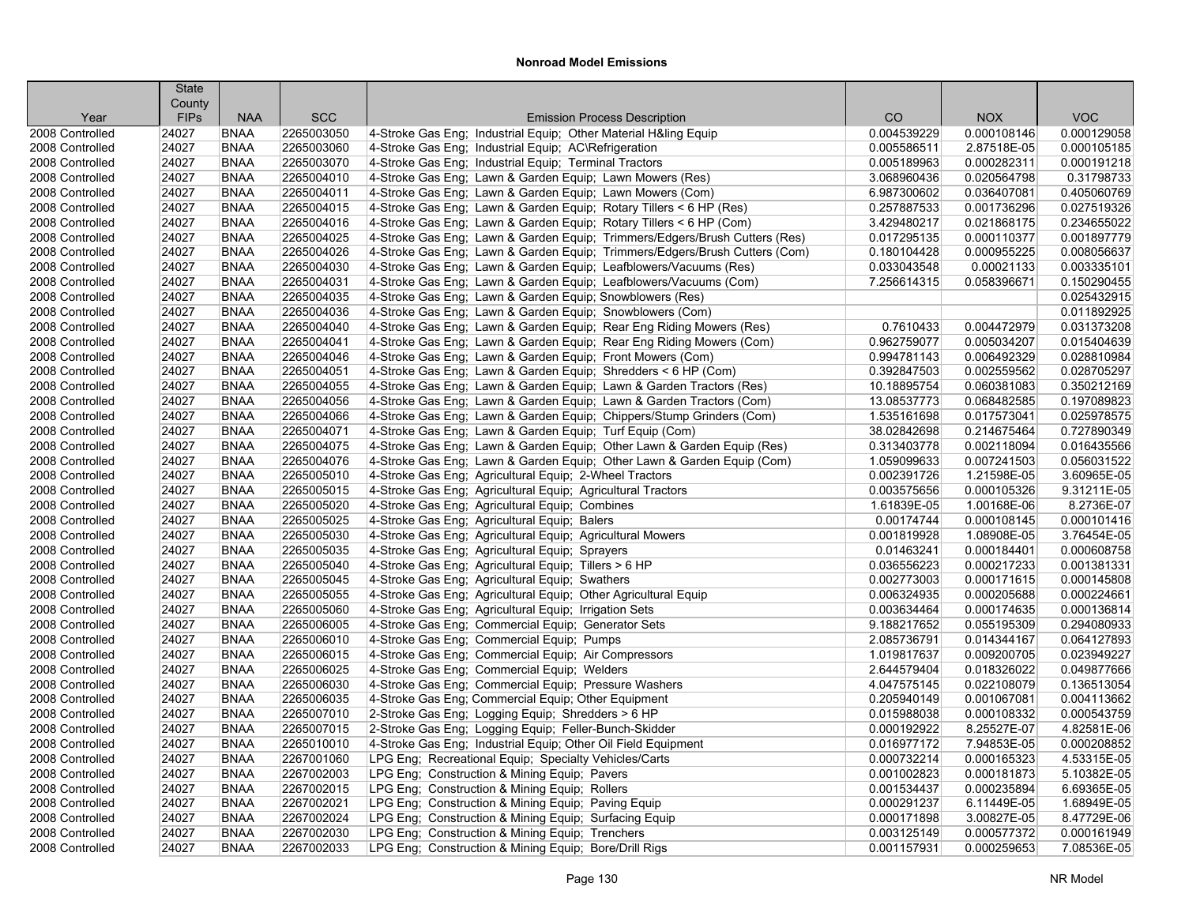# Nonroad Model Emissions

| Year | State County FIPs | NAA | SCC | Emission Process Description | CO | NOX | VOC |
|---|---|---|---|---|---|---|---|
| 2008 Controlled | 24027 | BNAA | 2265003050 | 4-Stroke Gas Eng; Industrial Equip; Other Material H&ling Equip | 0.004539229 | 0.000108146 | 0.000129058 |
| 2008 Controlled | 24027 | BNAA | 2265003060 | 4-Stroke Gas Eng; Industrial Equip; AC\Refrigeration | 0.005586511 | 2.87518E-05 | 0.000105185 |
| 2008 Controlled | 24027 | BNAA | 2265003070 | 4-Stroke Gas Eng; Industrial Equip; Terminal Tractors | 0.005189963 | 0.000282311 | 0.000191218 |
| 2008 Controlled | 24027 | BNAA | 2265004010 | 4-Stroke Gas Eng; Lawn & Garden Equip; Lawn Mowers (Res) | 3.068960436 | 0.020564798 | 0.31798733 |
| 2008 Controlled | 24027 | BNAA | 2265004011 | 4-Stroke Gas Eng; Lawn & Garden Equip; Lawn Mowers (Com) | 6.987300602 | 0.036407081 | 0.405060769 |
| 2008 Controlled | 24027 | BNAA | 2265004015 | 4-Stroke Gas Eng; Lawn & Garden Equip; Rotary Tillers < 6 HP (Res) | 0.257887533 | 0.001736296 | 0.027519326 |
| 2008 Controlled | 24027 | BNAA | 2265004016 | 4-Stroke Gas Eng; Lawn & Garden Equip; Rotary Tillers < 6 HP (Com) | 3.429480217 | 0.021868175 | 0.234655022 |
| 2008 Controlled | 24027 | BNAA | 2265004025 | 4-Stroke Gas Eng; Lawn & Garden Equip; Trimmers/Edgers/Brush Cutters (Res) | 0.017295135 | 0.000110377 | 0.001897779 |
| 2008 Controlled | 24027 | BNAA | 2265004026 | 4-Stroke Gas Eng; Lawn & Garden Equip; Trimmers/Edgers/Brush Cutters (Com) | 0.180104428 | 0.000955225 | 0.008056637 |
| 2008 Controlled | 24027 | BNAA | 2265004030 | 4-Stroke Gas Eng; Lawn & Garden Equip; Leafblowers/Vacuums (Res) | 0.033043548 | 0.00021133 | 0.003335101 |
| 2008 Controlled | 24027 | BNAA | 2265004031 | 4-Stroke Gas Eng; Lawn & Garden Equip; Leafblowers/Vacuums (Com) | 7.256614315 | 0.058396671 | 0.150290455 |
| 2008 Controlled | 24027 | BNAA | 2265004035 | 4-Stroke Gas Eng; Lawn & Garden Equip; Snowblowers (Res) | | | 0.025432915 |
| 2008 Controlled | 24027 | BNAA | 2265004036 | 4-Stroke Gas Eng; Lawn & Garden Equip; Snowblowers (Com) | | | 0.011892925 |
| 2008 Controlled | 24027 | BNAA | 2265004040 | 4-Stroke Gas Eng; Lawn & Garden Equip; Rear Eng Riding Mowers (Res) | 0.7610433 | 0.004472979 | 0.031373208 |
| 2008 Controlled | 24027 | BNAA | 2265004041 | 4-Stroke Gas Eng; Lawn & Garden Equip; Rear Eng Riding Mowers (Com) | 0.962759077 | 0.005034207 | 0.015404639 |
| 2008 Controlled | 24027 | BNAA | 2265004046 | 4-Stroke Gas Eng; Lawn & Garden Equip; Front Mowers (Com) | 0.994781143 | 0.006492329 | 0.028810984 |
| 2008 Controlled | 24027 | BNAA | 2265004051 | 4-Stroke Gas Eng; Lawn & Garden Equip; Shredders < 6 HP (Com) | 0.392847503 | 0.002559562 | 0.028705297 |
| 2008 Controlled | 24027 | BNAA | 2265004055 | 4-Stroke Gas Eng; Lawn & Garden Equip; Lawn & Garden Tractors (Res) | 10.18895754 | 0.060381083 | 0.350212169 |
| 2008 Controlled | 24027 | BNAA | 2265004056 | 4-Stroke Gas Eng; Lawn & Garden Equip; Lawn & Garden Tractors (Com) | 13.08537773 | 0.068482585 | 0.197089823 |
| 2008 Controlled | 24027 | BNAA | 2265004066 | 4-Stroke Gas Eng; Lawn & Garden Equip; Chippers/Stump Grinders (Com) | 1.535161698 | 0.017573041 | 0.025978575 |
| 2008 Controlled | 24027 | BNAA | 2265004071 | 4-Stroke Gas Eng; Lawn & Garden Equip; Turf Equip (Com) | 38.02842698 | 0.214675464 | 0.727890349 |
| 2008 Controlled | 24027 | BNAA | 2265004075 | 4-Stroke Gas Eng; Lawn & Garden Equip; Other Lawn & Garden Equip (Res) | 0.313403778 | 0.002118094 | 0.016435566 |
| 2008 Controlled | 24027 | BNAA | 2265004076 | 4-Stroke Gas Eng; Lawn & Garden Equip; Other Lawn & Garden Equip (Com) | 1.059099633 | 0.007241503 | 0.056031522 |
| 2008 Controlled | 24027 | BNAA | 2265005010 | 4-Stroke Gas Eng; Agricultural Equip; 2-Wheel Tractors | 0.002391726 | 1.21598E-05 | 3.60965E-05 |
| 2008 Controlled | 24027 | BNAA | 2265005015 | 4-Stroke Gas Eng; Agricultural Equip; Agricultural Tractors | 0.003575656 | 0.000105326 | 9.31211E-05 |
| 2008 Controlled | 24027 | BNAA | 2265005020 | 4-Stroke Gas Eng; Agricultural Equip; Combines | 1.61839E-05 | 1.00168E-06 | 8.2736E-07 |
| 2008 Controlled | 24027 | BNAA | 2265005025 | 4-Stroke Gas Eng; Agricultural Equip; Balers | 0.00174744 | 0.000108145 | 0.000101416 |
| 2008 Controlled | 24027 | BNAA | 2265005030 | 4-Stroke Gas Eng; Agricultural Equip; Agricultural Mowers | 0.001819928 | 1.08908E-05 | 3.76454E-05 |
| 2008 Controlled | 24027 | BNAA | 2265005035 | 4-Stroke Gas Eng; Agricultural Equip; Sprayers | 0.01463241 | 0.000184401 | 0.000608758 |
| 2008 Controlled | 24027 | BNAA | 2265005040 | 4-Stroke Gas Eng; Agricultural Equip; Tillers > 6 HP | 0.036556223 | 0.000217233 | 0.001381331 |
| 2008 Controlled | 24027 | BNAA | 2265005045 | 4-Stroke Gas Eng; Agricultural Equip; Swathers | 0.002773003 | 0.000171615 | 0.000145808 |
| 2008 Controlled | 24027 | BNAA | 2265005055 | 4-Stroke Gas Eng; Agricultural Equip; Other Agricultural Equip | 0.006324935 | 0.000205688 | 0.000224661 |
| 2008 Controlled | 24027 | BNAA | 2265005060 | 4-Stroke Gas Eng; Agricultural Equip; Irrigation Sets | 0.003634464 | 0.000174635 | 0.000136814 |
| 2008 Controlled | 24027 | BNAA | 2265006005 | 4-Stroke Gas Eng; Commercial Equip; Generator Sets | 9.188217652 | 0.055195309 | 0.294080933 |
| 2008 Controlled | 24027 | BNAA | 2265006010 | 4-Stroke Gas Eng; Commercial Equip; Pumps | 2.085736791 | 0.014344167 | 0.064127893 |
| 2008 Controlled | 24027 | BNAA | 2265006015 | 4-Stroke Gas Eng; Commercial Equip; Air Compressors | 1.019817637 | 0.009200705 | 0.023949227 |
| 2008 Controlled | 24027 | BNAA | 2265006025 | 4-Stroke Gas Eng; Commercial Equip; Welders | 2.644579404 | 0.018326022 | 0.049877666 |
| 2008 Controlled | 24027 | BNAA | 2265006030 | 4-Stroke Gas Eng; Commercial Equip; Pressure Washers | 4.047575145 | 0.022108079 | 0.136513054 |
| 2008 Controlled | 24027 | BNAA | 2265006035 | 4-Stroke Gas Eng; Commercial Equip; Other Equipment | 0.205940149 | 0.001067081 | 0.004113662 |
| 2008 Controlled | 24027 | BNAA | 2265007010 | 2-Stroke Gas Eng; Logging Equip; Shredders > 6 HP | 0.015988038 | 0.000108332 | 0.000543759 |
| 2008 Controlled | 24027 | BNAA | 2265007015 | 2-Stroke Gas Eng; Logging Equip; Feller-Bunch-Skidder | 0.000192922 | 8.25527E-07 | 4.82581E-06 |
| 2008 Controlled | 24027 | BNAA | 2265010010 | 4-Stroke Gas Eng; Industrial Equip; Other Oil Field Equipment | 0.016977172 | 7.94853E-05 | 0.000208852 |
| 2008 Controlled | 24027 | BNAA | 2267001060 | LPG Eng; Recreational Equip; Specialty Vehicles/Carts | 0.000732214 | 0.000165323 | 4.53315E-05 |
| 2008 Controlled | 24027 | BNAA | 2267002003 | LPG Eng; Construction & Mining Equip; Pavers | 0.001002823 | 0.000181873 | 5.10382E-05 |
| 2008 Controlled | 24027 | BNAA | 2267002015 | LPG Eng; Construction & Mining Equip; Rollers | 0.001534437 | 0.000235894 | 6.69365E-05 |
| 2008 Controlled | 24027 | BNAA | 2267002021 | LPG Eng; Construction & Mining Equip; Paving Equip | 0.000291237 | 6.11449E-05 | 1.68949E-05 |
| 2008 Controlled | 24027 | BNAA | 2267002024 | LPG Eng; Construction & Mining Equip; Surfacing Equip | 0.000171898 | 3.00827E-05 | 8.47729E-06 |
| 2008 Controlled | 24027 | BNAA | 2267002030 | LPG Eng; Construction & Mining Equip; Trenchers | 0.003125149 | 0.000577372 | 0.000161949 |
| 2008 Controlled | 24027 | BNAA | 2267002033 | LPG Eng; Construction & Mining Equip; Bore/Drill Rigs | 0.001157931 | 0.000259653 | 7.08536E-05 |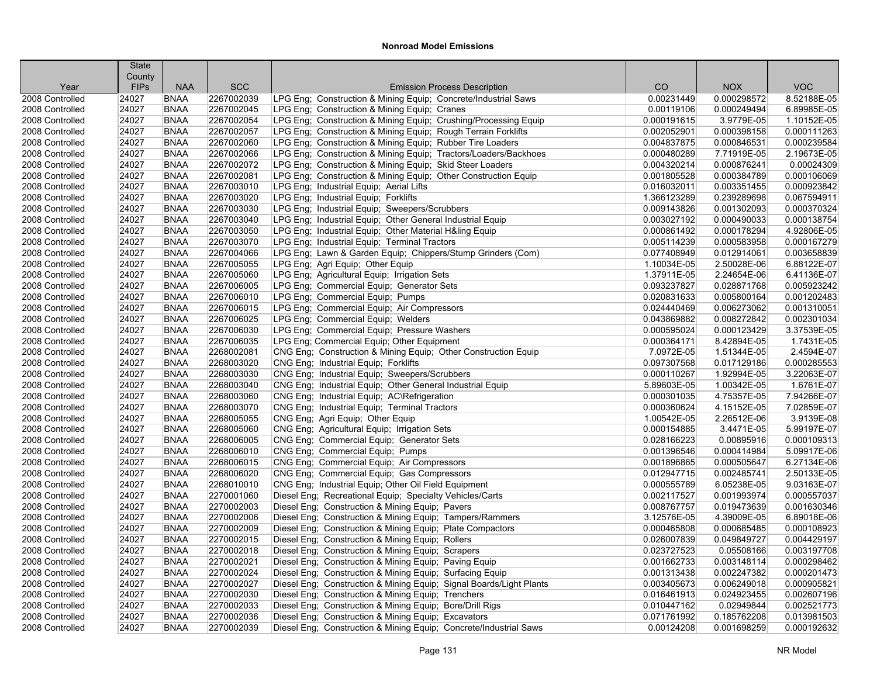# Nonroad Model Emissions

| Year | State County FIPs | NAA | SCC | Emission Process Description | CO | NOX | VOC |
|---|---|---|---|---|---|---|---|
| 2008 Controlled | 24027 | BNAA | 2267002039 | LPG Eng; Construction & Mining Equip; Concrete/Industrial Saws | 0.00231449 | 0.000298572 | 8.52188E-05 |
| 2008 Controlled | 24027 | BNAA | 2267002045 | LPG Eng; Construction & Mining Equip; Cranes | 0.00119106 | 0.000249494 | 6.89985E-05 |
| 2008 Controlled | 24027 | BNAA | 2267002054 | LPG Eng; Construction & Mining Equip; Crushing/Processing Equip | 0.000191615 | 3.9779E-05 | 1.10152E-05 |
| 2008 Controlled | 24027 | BNAA | 2267002057 | LPG Eng; Construction & Mining Equip; Rough Terrain Forklifts | 0.002052901 | 0.000398158 | 0.000111263 |
| 2008 Controlled | 24027 | BNAA | 2267002060 | LPG Eng; Construction & Mining Equip; Rubber Tire Loaders | 0.004837875 | 0.000846531 | 0.000239584 |
| 2008 Controlled | 24027 | BNAA | 2267002066 | LPG Eng; Construction & Mining Equip; Tractors/Loaders/Backhoes | 0.000480289 | 7.71919E-05 | 2.19673E-05 |
| 2008 Controlled | 24027 | BNAA | 2267002072 | LPG Eng; Construction & Mining Equip; Skid Steer Loaders | 0.004320214 | 0.000876241 | 0.00024309 |
| 2008 Controlled | 24027 | BNAA | 2267002081 | LPG Eng; Construction & Mining Equip; Other Construction Equip | 0.001805528 | 0.000384789 | 0.000106069 |
| 2008 Controlled | 24027 | BNAA | 2267003010 | LPG Eng; Industrial Equip; Aerial Lifts | 0.016032011 | 0.003351455 | 0.000923842 |
| 2008 Controlled | 24027 | BNAA | 2267003020 | LPG Eng; Industrial Equip; Forklifts | 1.366123289 | 0.239289698 | 0.067594911 |
| 2008 Controlled | 24027 | BNAA | 2267003030 | LPG Eng; Industrial Equip; Sweepers/Scrubbers | 0.009143826 | 0.001302093 | 0.000370324 |
| 2008 Controlled | 24027 | BNAA | 2267003040 | LPG Eng; Industrial Equip; Other General Industrial Equip | 0.003027192 | 0.000490033 | 0.000138754 |
| 2008 Controlled | 24027 | BNAA | 2267003050 | LPG Eng; Industrial Equip; Other Material H&ling Equip | 0.000861492 | 0.000178294 | 4.92806E-05 |
| 2008 Controlled | 24027 | BNAA | 2267003070 | LPG Eng; Industrial Equip; Terminal Tractors | 0.005114239 | 0.000583958 | 0.000167279 |
| 2008 Controlled | 24027 | BNAA | 2267004066 | LPG Eng; Lawn & Garden Equip; Chippers/Stump Grinders (Com) | 0.077408949 | 0.012914061 | 0.003658839 |
| 2008 Controlled | 24027 | BNAA | 2267005055 | LPG Eng; Agri Equip; Other Equip | 1.10034E-05 | 2.50028E-06 | 6.88122E-07 |
| 2008 Controlled | 24027 | BNAA | 2267005060 | LPG Eng; Agricultural Equip; Irrigation Sets | 1.37911E-05 | 2.24654E-06 | 6.41136E-07 |
| 2008 Controlled | 24027 | BNAA | 2267006005 | LPG Eng; Commercial Equip; Generator Sets | 0.093237827 | 0.028871768 | 0.005923242 |
| 2008 Controlled | 24027 | BNAA | 2267006010 | LPG Eng; Commercial Equip; Pumps | 0.020831633 | 0.005800164 | 0.001202483 |
| 2008 Controlled | 24027 | BNAA | 2267006015 | LPG Eng; Commercial Equip; Air Compressors | 0.024440469 | 0.006273062 | 0.001310051 |
| 2008 Controlled | 24027 | BNAA | 2267006025 | LPG Eng; Commercial Equip; Welders | 0.043869882 | 0.008272842 | 0.002301034 |
| 2008 Controlled | 24027 | BNAA | 2267006030 | LPG Eng; Commercial Equip; Pressure Washers | 0.000595024 | 0.000123429 | 3.37539E-05 |
| 2008 Controlled | 24027 | BNAA | 2267006035 | LPG Eng; Commercial Equip; Other Equipment | 0.000364171 | 8.42894E-05 | 1.7431E-05 |
| 2008 Controlled | 24027 | BNAA | 2268002081 | CNG Eng; Construction & Mining Equip; Other Construction Equip | 7.0972E-05 | 1.51344E-05 | 2.4594E-07 |
| 2008 Controlled | 24027 | BNAA | 2268003020 | CNG Eng; Industrial Equip; Forklifts | 0.097307568 | 0.017129186 | 0.000285553 |
| 2008 Controlled | 24027 | BNAA | 2268003030 | CNG Eng; Industrial Equip; Sweepers/Scrubbers | 0.000110267 | 1.92994E-05 | 3.22063E-07 |
| 2008 Controlled | 24027 | BNAA | 2268003040 | CNG Eng; Industrial Equip; Other General Industrial Equip | 5.89603E-05 | 1.00342E-05 | 1.6761E-07 |
| 2008 Controlled | 24027 | BNAA | 2268003060 | CNG Eng; Industrial Equip; AC\Refrigeration | 0.000301035 | 4.75357E-05 | 7.94266E-07 |
| 2008 Controlled | 24027 | BNAA | 2268003070 | CNG Eng; Industrial Equip; Terminal Tractors | 0.000360624 | 4.15152E-05 | 7.02859E-07 |
| 2008 Controlled | 24027 | BNAA | 2268005055 | CNG Eng; Agri Equip; Other Equip | 1.00542E-05 | 2.26512E-06 | 3.9139E-08 |
| 2008 Controlled | 24027 | BNAA | 2268005060 | CNG Eng; Agricultural Equip; Irrigation Sets | 0.000154885 | 3.4471E-05 | 5.99197E-07 |
| 2008 Controlled | 24027 | BNAA | 2268006005 | CNG Eng; Commercial Equip; Generator Sets | 0.028166223 | 0.00895916 | 0.000109313 |
| 2008 Controlled | 24027 | BNAA | 2268006010 | CNG Eng; Commercial Equip; Pumps | 0.001396546 | 0.000414984 | 5.09917E-06 |
| 2008 Controlled | 24027 | BNAA | 2268006015 | CNG Eng; Commercial Equip; Air Compressors | 0.001896865 | 0.000505647 | 6.27134E-06 |
| 2008 Controlled | 24027 | BNAA | 2268006020 | CNG Eng; Commercial Equip; Gas Compressors | 0.012947715 | 0.002485741 | 2.50133E-05 |
| 2008 Controlled | 24027 | BNAA | 2268010010 | CNG Eng; Industrial Equip; Other Oil Field Equipment | 0.000555789 | 6.05238E-05 | 9.03163E-07 |
| 2008 Controlled | 24027 | BNAA | 2270001060 | Diesel Eng; Recreational Equip; Specialty Vehicles/Carts | 0.002117527 | 0.001993974 | 0.000557037 |
| 2008 Controlled | 24027 | BNAA | 2270002003 | Diesel Eng; Construction & Mining Equip; Pavers | 0.008767757 | 0.019473639 | 0.001630346 |
| 2008 Controlled | 24027 | BNAA | 2270002006 | Diesel Eng; Construction & Mining Equip; Tampers/Rammers | 3.12576E-05 | 4.39009E-05 | 6.89018E-06 |
| 2008 Controlled | 24027 | BNAA | 2270002009 | Diesel Eng; Construction & Mining Equip; Plate Compactors | 0.000465808 | 0.000685485 | 0.000108923 |
| 2008 Controlled | 24027 | BNAA | 2270002015 | Diesel Eng; Construction & Mining Equip; Rollers | 0.026007839 | 0.049849727 | 0.004429197 |
| 2008 Controlled | 24027 | BNAA | 2270002018 | Diesel Eng; Construction & Mining Equip; Scrapers | 0.023727523 | 0.05508166 | 0.003197708 |
| 2008 Controlled | 24027 | BNAA | 2270002021 | Diesel Eng; Construction & Mining Equip; Paving Equip | 0.001662733 | 0.003148114 | 0.000298462 |
| 2008 Controlled | 24027 | BNAA | 2270002024 | Diesel Eng; Construction & Mining Equip; Surfacing Equip | 0.001313438 | 0.002247382 | 0.000201473 |
| 2008 Controlled | 24027 | BNAA | 2270002027 | Diesel Eng; Construction & Mining Equip; Signal Boards/Light Plants | 0.003405673 | 0.006249018 | 0.000905821 |
| 2008 Controlled | 24027 | BNAA | 2270002030 | Diesel Eng; Construction & Mining Equip; Trenchers | 0.016461913 | 0.024923455 | 0.002607196 |
| 2008 Controlled | 24027 | BNAA | 2270002033 | Diesel Eng; Construction & Mining Equip; Bore/Drill Rigs | 0.010447162 | 0.02949844 | 0.002521773 |
| 2008 Controlled | 24027 | BNAA | 2270002036 | Diesel Eng; Construction & Mining Equip; Excavators | 0.071761992 | 0.185762208 | 0.013981503 |
| 2008 Controlled | 24027 | BNAA | 2270002039 | Diesel Eng; Construction & Mining Equip; Concrete/Industrial Saws | 0.00124208 | 0.001698259 | 0.000192632 |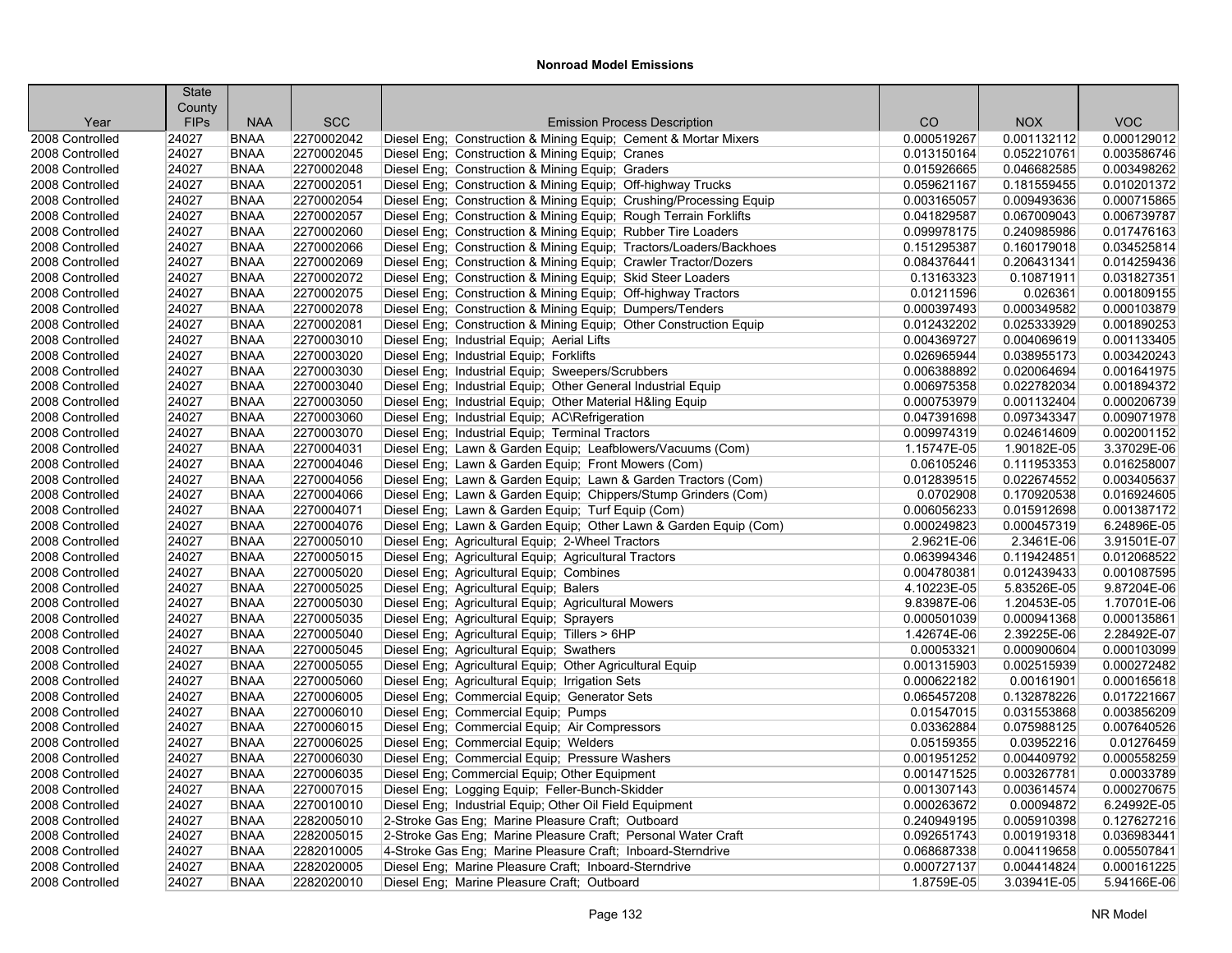**Nonroad Model Emissions**

| Year | State County FIPs | NAA | SCC | Emission Process Description | CO | NOX | VOC |
|---|---|---|---|---|---|---|---|
| 2008 Controlled | 24027 | BNAA | 2270002042 | Diesel Eng; Construction & Mining Equip; Cement & Mortar Mixers | 0.000519267 | 0.001132112 | 0.000129012 |
| 2008 Controlled | 24027 | BNAA | 2270002045 | Diesel Eng; Construction & Mining Equip; Cranes | 0.013150164 | 0.052210761 | 0.003586746 |
| 2008 Controlled | 24027 | BNAA | 2270002048 | Diesel Eng; Construction & Mining Equip; Graders | 0.015926665 | 0.046682585 | 0.003498262 |
| 2008 Controlled | 24027 | BNAA | 2270002051 | Diesel Eng; Construction & Mining Equip; Off-highway Trucks | 0.059621167 | 0.181559455 | 0.010201372 |
| 2008 Controlled | 24027 | BNAA | 2270002054 | Diesel Eng; Construction & Mining Equip; Crushing/Processing Equip | 0.003165057 | 0.009493636 | 0.000715865 |
| 2008 Controlled | 24027 | BNAA | 2270002057 | Diesel Eng; Construction & Mining Equip; Rough Terrain Forklifts | 0.041829587 | 0.067009043 | 0.006739787 |
| 2008 Controlled | 24027 | BNAA | 2270002060 | Diesel Eng; Construction & Mining Equip; Rubber Tire Loaders | 0.099978175 | 0.240985986 | 0.017476163 |
| 2008 Controlled | 24027 | BNAA | 2270002066 | Diesel Eng; Construction & Mining Equip; Tractors/Loaders/Backhoes | 0.151295387 | 0.160179018 | 0.034525814 |
| 2008 Controlled | 24027 | BNAA | 2270002069 | Diesel Eng; Construction & Mining Equip; Crawler Tractor/Dozers | 0.084376441 | 0.206431341 | 0.014259436 |
| 2008 Controlled | 24027 | BNAA | 2270002072 | Diesel Eng; Construction & Mining Equip; Skid Steer Loaders | 0.13163323 | 0.10871911 | 0.031827351 |
| 2008 Controlled | 24027 | BNAA | 2270002075 | Diesel Eng; Construction & Mining Equip; Off-highway Tractors | 0.01211596 | 0.026361 | 0.001809155 |
| 2008 Controlled | 24027 | BNAA | 2270002078 | Diesel Eng; Construction & Mining Equip; Dumpers/Tenders | 0.000397493 | 0.000349582 | 0.000103879 |
| 2008 Controlled | 24027 | BNAA | 2270002081 | Diesel Eng; Construction & Mining Equip; Other Construction Equip | 0.012432202 | 0.025333929 | 0.001890253 |
| 2008 Controlled | 24027 | BNAA | 2270003010 | Diesel Eng; Industrial Equip; Aerial Lifts | 0.004369727 | 0.004069619 | 0.001133405 |
| 2008 Controlled | 24027 | BNAA | 2270003020 | Diesel Eng; Industrial Equip; Forklifts | 0.026965944 | 0.038955173 | 0.003420243 |
| 2008 Controlled | 24027 | BNAA | 2270003030 | Diesel Eng; Industrial Equip; Sweepers/Scrubbers | 0.006388892 | 0.020064694 | 0.001641975 |
| 2008 Controlled | 24027 | BNAA | 2270003040 | Diesel Eng; Industrial Equip; Other General Industrial Equip | 0.006975358 | 0.022782034 | 0.001894372 |
| 2008 Controlled | 24027 | BNAA | 2270003050 | Diesel Eng; Industrial Equip; Other Material H&ling Equip | 0.000753979 | 0.001132404 | 0.000206739 |
| 2008 Controlled | 24027 | BNAA | 2270003060 | Diesel Eng; Industrial Equip; AC\Refrigeration | 0.047391698 | 0.097343347 | 0.009071978 |
| 2008 Controlled | 24027 | BNAA | 2270003070 | Diesel Eng; Industrial Equip; Terminal Tractors | 0.009974319 | 0.024614609 | 0.002001152 |
| 2008 Controlled | 24027 | BNAA | 2270004031 | Diesel Eng; Lawn & Garden Equip; Leafblowers/Vacuums (Com) | 1.15747E-05 | 1.90182E-05 | 3.37029E-06 |
| 2008 Controlled | 24027 | BNAA | 2270004046 | Diesel Eng; Lawn & Garden Equip; Front Mowers (Com) | 0.06105246 | 0.111953353 | 0.016258007 |
| 2008 Controlled | 24027 | BNAA | 2270004056 | Diesel Eng; Lawn & Garden Equip; Lawn & Garden Tractors (Com) | 0.012839515 | 0.022674552 | 0.003405637 |
| 2008 Controlled | 24027 | BNAA | 2270004066 | Diesel Eng; Lawn & Garden Equip; Chippers/Stump Grinders (Com) | 0.0702908 | 0.170920538 | 0.016924605 |
| 2008 Controlled | 24027 | BNAA | 2270004071 | Diesel Eng; Lawn & Garden Equip; Turf Equip (Com) | 0.006056233 | 0.015912698 | 0.001387172 |
| 2008 Controlled | 24027 | BNAA | 2270004076 | Diesel Eng; Lawn & Garden Equip; Other Lawn & Garden Equip (Com) | 0.000249823 | 0.000457319 | 6.24896E-05 |
| 2008 Controlled | 24027 | BNAA | 2270005010 | Diesel Eng; Agricultural Equip; 2-Wheel Tractors | 2.9621E-06 | 2.3461E-06 | 3.91501E-07 |
| 2008 Controlled | 24027 | BNAA | 2270005015 | Diesel Eng; Agricultural Equip; Agricultural Tractors | 0.063994346 | 0.119424851 | 0.012068522 |
| 2008 Controlled | 24027 | BNAA | 2270005020 | Diesel Eng; Agricultural Equip; Combines | 0.004780381 | 0.012439433 | 0.001087595 |
| 2008 Controlled | 24027 | BNAA | 2270005025 | Diesel Eng; Agricultural Equip; Balers | 4.10223E-05 | 5.83526E-05 | 9.87204E-06 |
| 2008 Controlled | 24027 | BNAA | 2270005030 | Diesel Eng; Agricultural Equip; Agricultural Mowers | 9.83987E-06 | 1.20453E-05 | 1.70701E-06 |
| 2008 Controlled | 24027 | BNAA | 2270005035 | Diesel Eng; Agricultural Equip; Sprayers | 0.000501039 | 0.000941368 | 0.000135861 |
| 2008 Controlled | 24027 | BNAA | 2270005040 | Diesel Eng; Agricultural Equip; Tillers > 6HP | 1.42674E-06 | 2.39225E-06 | 2.28492E-07 |
| 2008 Controlled | 24027 | BNAA | 2270005045 | Diesel Eng; Agricultural Equip; Swathers | 0.00053321 | 0.000900604 | 0.000103099 |
| 2008 Controlled | 24027 | BNAA | 2270005055 | Diesel Eng; Agricultural Equip; Other Agricultural Equip | 0.001315903 | 0.002515939 | 0.000272482 |
| 2008 Controlled | 24027 | BNAA | 2270005060 | Diesel Eng; Agricultural Equip; Irrigation Sets | 0.000622182 | 0.00161901 | 0.000165618 |
| 2008 Controlled | 24027 | BNAA | 2270006005 | Diesel Eng; Commercial Equip; Generator Sets | 0.065457208 | 0.132878226 | 0.017221667 |
| 2008 Controlled | 24027 | BNAA | 2270006010 | Diesel Eng; Commercial Equip; Pumps | 0.01547015 | 0.031553868 | 0.003856209 |
| 2008 Controlled | 24027 | BNAA | 2270006015 | Diesel Eng; Commercial Equip; Air Compressors | 0.03362884 | 0.075988125 | 0.007640526 |
| 2008 Controlled | 24027 | BNAA | 2270006025 | Diesel Eng; Commercial Equip; Welders | 0.05159355 | 0.03952216 | 0.01276459 |
| 2008 Controlled | 24027 | BNAA | 2270006030 | Diesel Eng; Commercial Equip; Pressure Washers | 0.001951252 | 0.004409792 | 0.000558259 |
| 2008 Controlled | 24027 | BNAA | 2270006035 | Diesel Eng; Commercial Equip; Other Equipment | 0.001471525 | 0.003267781 | 0.00033789 |
| 2008 Controlled | 24027 | BNAA | 2270007015 | Diesel Eng; Logging Equip; Feller-Bunch-Skidder | 0.001307143 | 0.003614574 | 0.000270675 |
| 2008 Controlled | 24027 | BNAA | 2270010010 | Diesel Eng; Industrial Equip; Other Oil Field Equipment | 0.000263672 | 0.00094872 | 6.24992E-05 |
| 2008 Controlled | 24027 | BNAA | 2282005010 | 2-Stroke Gas Eng; Marine Pleasure Craft; Outboard | 0.240949195 | 0.005910398 | 0.127627216 |
| 2008 Controlled | 24027 | BNAA | 2282005015 | 2-Stroke Gas Eng; Marine Pleasure Craft; Personal Water Craft | 0.092651743 | 0.001919318 | 0.036983441 |
| 2008 Controlled | 24027 | BNAA | 2282010005 | 4-Stroke Gas Eng; Marine Pleasure Craft; Inboard-Sterndrive | 0.068687338 | 0.004119658 | 0.005507841 |
| 2008 Controlled | 24027 | BNAA | 2282020005 | Diesel Eng; Marine Pleasure Craft; Inboard-Sterndrive | 0.000727137 | 0.004414824 | 0.000161225 |
| 2008 Controlled | 24027 | BNAA | 2282020010 | Diesel Eng; Marine Pleasure Craft; Outboard | 1.8759E-05 | 3.03941E-05 | 5.94166E-06 |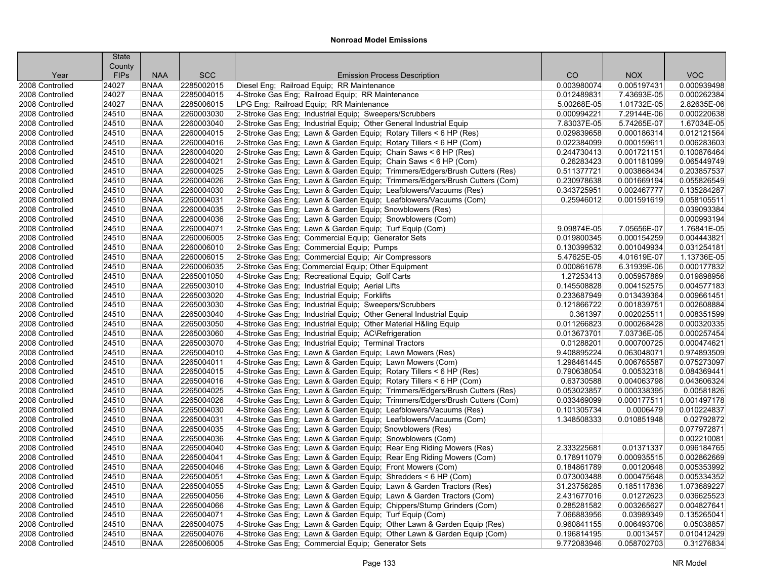# Nonroad Model Emissions

| Year | State County FIPs | NAA | SCC | Emission Process Description | CO | NOX | VOC |
|---|---|---|---|---|---|---|---|
| 2008 Controlled | 24027 | BNAA | 2285002015 | Diesel Eng; Railroad Equip; RR Maintenance | 0.003980074 | 0.005197431 | 0.000939498 |
| 2008 Controlled | 24027 | BNAA | 2285004015 | 4-Stroke Gas Eng; Railroad Equip; RR Maintenance | 0.012489831 | 7.43693E-05 | 0.000262384 |
| 2008 Controlled | 24027 | BNAA | 2285006015 | LPG Eng; Railroad Equip; RR Maintenance | 5.00268E-05 | 1.01732E-05 | 2.82635E-06 |
| 2008 Controlled | 24510 | BNAA | 2260003030 | 2-Stroke Gas Eng; Industrial Equip; Sweepers/Scrubbers | 0.000994221 | 7.29144E-06 | 0.000220638 |
| 2008 Controlled | 24510 | BNAA | 2260003040 | 2-Stroke Gas Eng; Industrial Equip; Other General Industrial Equip | 7.83037E-05 | 5.74265E-07 | 1.67034E-05 |
| 2008 Controlled | 24510 | BNAA | 2260004015 | 2-Stroke Gas Eng; Lawn & Garden Equip; Rotary Tillers < 6 HP (Res) | 0.029839658 | 0.000186314 | 0.012121564 |
| 2008 Controlled | 24510 | BNAA | 2260004016 | 2-Stroke Gas Eng; Lawn & Garden Equip; Rotary Tillers < 6 HP (Com) | 0.022384099 | 0.000159611 | 0.006283603 |
| 2008 Controlled | 24510 | BNAA | 2260004020 | 2-Stroke Gas Eng; Lawn & Garden Equip; Chain Saws < 6 HP (Res) | 0.244730413 | 0.001721151 | 0.100876464 |
| 2008 Controlled | 24510 | BNAA | 2260004021 | 2-Stroke Gas Eng; Lawn & Garden Equip; Chain Saws < 6 HP (Com) | 0.26283423 | 0.001181099 | 0.065449749 |
| 2008 Controlled | 24510 | BNAA | 2260004025 | 2-Stroke Gas Eng; Lawn & Garden Equip; Trimmers/Edgers/Brush Cutters (Res) | 0.511377721 | 0.003868434 | 0.203857537 |
| 2008 Controlled | 24510 | BNAA | 2260004026 | 2-Stroke Gas Eng; Lawn & Garden Equip; Trimmers/Edgers/Brush Cutters (Com) | 0.230978638 | 0.001669194 | 0.055826549 |
| 2008 Controlled | 24510 | BNAA | 2260004030 | 2-Stroke Gas Eng; Lawn & Garden Equip; Leafblowers/Vacuums (Res) | 0.343725951 | 0.002467777 | 0.135284287 |
| 2008 Controlled | 24510 | BNAA | 2260004031 | 2-Stroke Gas Eng; Lawn & Garden Equip; Leafblowers/Vacuums (Com) | 0.25946012 | 0.001591619 | 0.058105511 |
| 2008 Controlled | 24510 | BNAA | 2260004035 | 2-Stroke Gas Eng; Lawn & Garden Equip; Snowblowers (Res) | | | 0.039093384 |
| 2008 Controlled | 24510 | BNAA | 2260004036 | 2-Stroke Gas Eng; Lawn & Garden Equip; Snowblowers (Com) | | | 0.000993194 |
| 2008 Controlled | 24510 | BNAA | 2260004071 | 2-Stroke Gas Eng; Lawn & Garden Equip; Turf Equip (Com) | 9.09874E-05 | 7.05656E-07 | 1.76841E-05 |
| 2008 Controlled | 24510 | BNAA | 2260006005 | 2-Stroke Gas Eng; Commercial Equip; Generator Sets | 0.019800345 | 0.000154259 | 0.004443821 |
| 2008 Controlled | 24510 | BNAA | 2260006010 | 2-Stroke Gas Eng; Commercial Equip; Pumps | 0.130399532 | 0.001049934 | 0.031254181 |
| 2008 Controlled | 24510 | BNAA | 2260006015 | 2-Stroke Gas Eng; Commercial Equip; Air Compressors | 5.47625E-05 | 4.01619E-07 | 1.13736E-05 |
| 2008 Controlled | 24510 | BNAA | 2260006035 | 2-Stroke Gas Eng; Commercial Equip; Other Equipment | 0.000861678 | 6.31939E-06 | 0.000177832 |
| 2008 Controlled | 24510 | BNAA | 2265001050 | 4-Stroke Gas Eng; Recreational Equip; Golf Carts | 1.27253413 | 0.005957869 | 0.019898956 |
| 2008 Controlled | 24510 | BNAA | 2265003010 | 4-Stroke Gas Eng; Industrial Equip; Aerial Lifts | 0.145508828 | 0.004152575 | 0.004577183 |
| 2008 Controlled | 24510 | BNAA | 2265003020 | 4-Stroke Gas Eng; Industrial Equip; Forklifts | 0.233687949 | 0.013439364 | 0.009661451 |
| 2008 Controlled | 24510 | BNAA | 2265003030 | 4-Stroke Gas Eng; Industrial Equip; Sweepers/Scrubbers | 0.121866722 | 0.001839751 | 0.002608884 |
| 2008 Controlled | 24510 | BNAA | 2265003040 | 4-Stroke Gas Eng; Industrial Equip; Other General Industrial Equip | 0.361397 | 0.002025511 | 0.008351599 |
| 2008 Controlled | 24510 | BNAA | 2265003050 | 4-Stroke Gas Eng; Industrial Equip; Other Material H&ling Equip | 0.011266823 | 0.000268428 | 0.000320335 |
| 2008 Controlled | 24510 | BNAA | 2265003060 | 4-Stroke Gas Eng; Industrial Equip; AC\Refrigeration | 0.013673701 | 7.03736E-05 | 0.000257454 |
| 2008 Controlled | 24510 | BNAA | 2265003070 | 4-Stroke Gas Eng; Industrial Equip; Terminal Tractors | 0.01288201 | 0.000700725 | 0.000474621 |
| 2008 Controlled | 24510 | BNAA | 2265004010 | 4-Stroke Gas Eng; Lawn & Garden Equip; Lawn Mowers (Res) | 9.408895224 | 0.063048071 | 0.974893509 |
| 2008 Controlled | 24510 | BNAA | 2265004011 | 4-Stroke Gas Eng; Lawn & Garden Equip; Lawn Mowers (Com) | 1.298461445 | 0.006765587 | 0.075273097 |
| 2008 Controlled | 24510 | BNAA | 2265004015 | 4-Stroke Gas Eng; Lawn & Garden Equip; Rotary Tillers < 6 HP (Res) | 0.790638054 | 0.00532318 | 0.084369441 |
| 2008 Controlled | 24510 | BNAA | 2265004016 | 4-Stroke Gas Eng; Lawn & Garden Equip; Rotary Tillers < 6 HP (Com) | 0.63730588 | 0.004063798 | 0.043606324 |
| 2008 Controlled | 24510 | BNAA | 2265004025 | 4-Stroke Gas Eng; Lawn & Garden Equip; Trimmers/Edgers/Brush Cutters (Res) | 0.053023857 | 0.000338395 | 0.00581826 |
| 2008 Controlled | 24510 | BNAA | 2265004026 | 4-Stroke Gas Eng; Lawn & Garden Equip; Trimmers/Edgers/Brush Cutters (Com) | 0.033469099 | 0.000177511 | 0.001497178 |
| 2008 Controlled | 24510 | BNAA | 2265004030 | 4-Stroke Gas Eng; Lawn & Garden Equip; Leafblowers/Vacuums (Res) | 0.101305734 | 0.0006479 | 0.010224837 |
| 2008 Controlled | 24510 | BNAA | 2265004031 | 4-Stroke Gas Eng; Lawn & Garden Equip; Leafblowers/Vacuums (Com) | 1.348508333 | 0.010851948 | 0.02792872 |
| 2008 Controlled | 24510 | BNAA | 2265004035 | 4-Stroke Gas Eng; Lawn & Garden Equip; Snowblowers (Res) | | | 0.077972871 |
| 2008 Controlled | 24510 | BNAA | 2265004036 | 4-Stroke Gas Eng; Lawn & Garden Equip; Snowblowers (Com) | | | 0.002210081 |
| 2008 Controlled | 24510 | BNAA | 2265004040 | 4-Stroke Gas Eng; Lawn & Garden Equip; Rear Eng Riding Mowers (Res) | 2.333225681 | 0.01371337 | 0.096184765 |
| 2008 Controlled | 24510 | BNAA | 2265004041 | 4-Stroke Gas Eng; Lawn & Garden Equip; Rear Eng Riding Mowers (Com) | 0.178911079 | 0.000935515 | 0.002862669 |
| 2008 Controlled | 24510 | BNAA | 2265004046 | 4-Stroke Gas Eng; Lawn & Garden Equip; Front Mowers (Com) | 0.184861789 | 0.00120648 | 0.005353992 |
| 2008 Controlled | 24510 | BNAA | 2265004051 | 4-Stroke Gas Eng; Lawn & Garden Equip; Shredders < 6 HP (Com) | 0.073003488 | 0.000475648 | 0.005334352 |
| 2008 Controlled | 24510 | BNAA | 2265004055 | 4-Stroke Gas Eng; Lawn & Garden Equip; Lawn & Garden Tractors (Res) | 31.23756285 | 0.185117836 | 1.073689227 |
| 2008 Controlled | 24510 | BNAA | 2265004056 | 4-Stroke Gas Eng; Lawn & Garden Equip; Lawn & Garden Tractors (Com) | 2.431677016 | 0.01272623 | 0.036625523 |
| 2008 Controlled | 24510 | BNAA | 2265004066 | 4-Stroke Gas Eng; Lawn & Garden Equip; Chippers/Stump Grinders (Com) | 0.285281582 | 0.003265627 | 0.004827641 |
| 2008 Controlled | 24510 | BNAA | 2265004071 | 4-Stroke Gas Eng; Lawn & Garden Equip; Turf Equip (Com) | 7.066883956 | 0.03989349 | 0.135265041 |
| 2008 Controlled | 24510 | BNAA | 2265004075 | 4-Stroke Gas Eng; Lawn & Garden Equip; Other Lawn & Garden Equip (Res) | 0.960841155 | 0.006493706 | 0.05038857 |
| 2008 Controlled | 24510 | BNAA | 2265004076 | 4-Stroke Gas Eng; Lawn & Garden Equip; Other Lawn & Garden Equip (Com) | 0.196814195 | 0.0013457 | 0.010412429 |
| 2008 Controlled | 24510 | BNAA | 2265006005 | 4-Stroke Gas Eng; Commercial Equip; Generator Sets | 9.772083946 | 0.058702703 | 0.31276834 |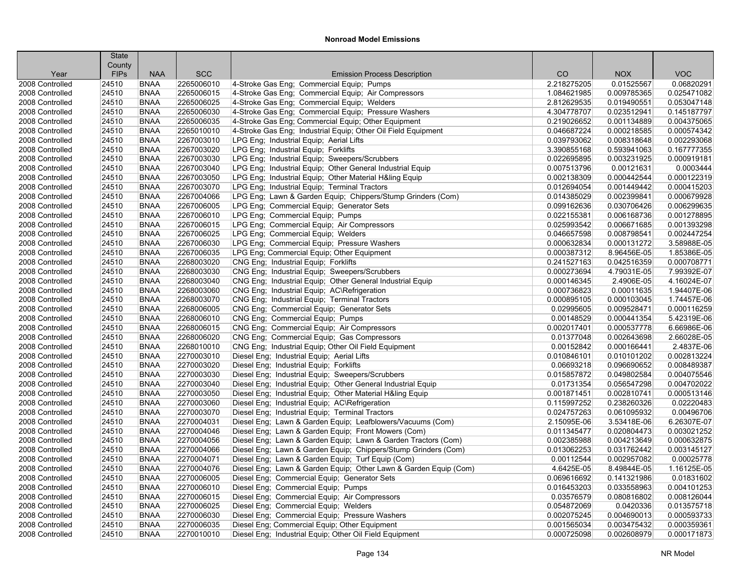# Nonroad Model Emissions

| Year | State County FIPs | NAA | SCC | Emission Process Description | CO | NOX | VOC |
|---|---|---|---|---|---|---|---|
| 2008 Controlled | 24510 | BNAA | 2265006010 | 4-Stroke Gas Eng;  Commercial Equip;  Pumps | 2.218275205 | 0.01525567 | 0.06820291 |
| 2008 Controlled | 24510 | BNAA | 2265006015 | 4-Stroke Gas Eng;  Commercial Equip;  Air Compressors | 1.084621985 | 0.009785365 | 0.025471082 |
| 2008 Controlled | 24510 | BNAA | 2265006025 | 4-Stroke Gas Eng;  Commercial Equip;  Welders | 2.812629535 | 0.019490551 | 0.053047148 |
| 2008 Controlled | 24510 | BNAA | 2265006030 | 4-Stroke Gas Eng;  Commercial Equip;  Pressure Washers | 4.304778707 | 0.023512941 | 0.145187797 |
| 2008 Controlled | 24510 | BNAA | 2265006035 | 4-Stroke Gas Eng; Commercial Equip; Other Equipment | 0.219026652 | 0.001134889 | 0.004375065 |
| 2008 Controlled | 24510 | BNAA | 2265010010 | 4-Stroke Gas Eng;  Industrial Equip; Other Oil Field Equipment | 0.046687224 | 0.000218585 | 0.000574342 |
| 2008 Controlled | 24510 | BNAA | 2267003010 | LPG Eng;  Industrial Equip;  Aerial Lifts | 0.039793062 | 0.008318648 | 0.002293068 |
| 2008 Controlled | 24510 | BNAA | 2267003020 | LPG Eng;  Industrial Equip;  Forklifts | 3.390855168 | 0.593941063 | 0.167777355 |
| 2008 Controlled | 24510 | BNAA | 2267003030 | LPG Eng;  Industrial Equip;  Sweepers/Scrubbers | 0.022695895 | 0.003231925 | 0.000919181 |
| 2008 Controlled | 24510 | BNAA | 2267003040 | LPG Eng;  Industrial Equip;  Other General Industrial Equip | 0.007513796 | 0.00121631 | 0.0003444 |
| 2008 Controlled | 24510 | BNAA | 2267003050 | LPG Eng;  Industrial Equip;  Other Material H&ling Equip | 0.002138309 | 0.000442544 | 0.000122319 |
| 2008 Controlled | 24510 | BNAA | 2267003070 | LPG Eng;  Industrial Equip;  Terminal Tractors | 0.012694054 | 0.001449442 | 0.000415203 |
| 2008 Controlled | 24510 | BNAA | 2267004066 | LPG Eng;  Lawn & Garden Equip;  Chippers/Stump Grinders (Com) | 0.014385029 | 0.002399841 | 0.000679928 |
| 2008 Controlled | 24510 | BNAA | 2267006005 | LPG Eng;  Commercial Equip;  Generator Sets | 0.099162636 | 0.030706426 | 0.006299635 |
| 2008 Controlled | 24510 | BNAA | 2267006010 | LPG Eng;  Commercial Equip;  Pumps | 0.022155381 | 0.006168736 | 0.001278895 |
| 2008 Controlled | 24510 | BNAA | 2267006015 | LPG Eng;  Commercial Equip;  Air Compressors | 0.025993542 | 0.006671685 | 0.001393298 |
| 2008 Controlled | 24510 | BNAA | 2267006025 | LPG Eng;  Commercial Equip;  Welders | 0.046657598 | 0.008798541 | 0.002447254 |
| 2008 Controlled | 24510 | BNAA | 2267006030 | LPG Eng;  Commercial Equip;  Pressure Washers | 0.000632834 | 0.000131272 | 3.58988E-05 |
| 2008 Controlled | 24510 | BNAA | 2267006035 | LPG Eng; Commercial Equip; Other Equipment | 0.000387312 | 8.96456E-05 | 1.85386E-05 |
| 2008 Controlled | 24510 | BNAA | 2268003020 | CNG Eng;  Industrial Equip;  Forklifts | 0.241527163 | 0.042516359 | 0.000708771 |
| 2008 Controlled | 24510 | BNAA | 2268003030 | CNG Eng;  Industrial Equip;  Sweepers/Scrubbers | 0.000273694 | 4.79031E-05 | 7.99392E-07 |
| 2008 Controlled | 24510 | BNAA | 2268003040 | CNG Eng;  Industrial Equip;  Other General Industrial Equip | 0.000146345 | 2.4906E-05 | 4.16024E-07 |
| 2008 Controlled | 24510 | BNAA | 2268003060 | CNG Eng;  Industrial Equip;  AC\Refrigeration | 0.000736823 | 0.00011635 | 1.94407E-06 |
| 2008 Controlled | 24510 | BNAA | 2268003070 | CNG Eng;  Industrial Equip;  Terminal Tractors | 0.000895105 | 0.000103045 | 1.74457E-06 |
| 2008 Controlled | 24510 | BNAA | 2268006005 | CNG Eng;  Commercial Equip;  Generator Sets | 0.02995605 | 0.009528471 | 0.000116259 |
| 2008 Controlled | 24510 | BNAA | 2268006010 | CNG Eng;  Commercial Equip;  Pumps | 0.00148529 | 0.000441354 | 5.42319E-06 |
| 2008 Controlled | 24510 | BNAA | 2268006015 | CNG Eng;  Commercial Equip;  Air Compressors | 0.002017401 | 0.000537778 | 6.66986E-06 |
| 2008 Controlled | 24510 | BNAA | 2268006020 | CNG Eng;  Commercial Equip;  Gas Compressors | 0.01377048 | 0.002643698 | 2.66028E-05 |
| 2008 Controlled | 24510 | BNAA | 2268010010 | CNG Eng;  Industrial Equip; Other Oil Field Equipment | 0.00152842 | 0.000166441 | 2.4837E-06 |
| 2008 Controlled | 24510 | BNAA | 2270003010 | Diesel Eng;  Industrial Equip;  Aerial Lifts | 0.010846101 | 0.010101202 | 0.002813224 |
| 2008 Controlled | 24510 | BNAA | 2270003020 | Diesel Eng;  Industrial Equip;  Forklifts | 0.06693218 | 0.096690652 | 0.008489387 |
| 2008 Controlled | 24510 | BNAA | 2270003030 | Diesel Eng;  Industrial Equip;  Sweepers/Scrubbers | 0.015857872 | 0.049802584 | 0.004075546 |
| 2008 Controlled | 24510 | BNAA | 2270003040 | Diesel Eng;  Industrial Equip;  Other General Industrial Equip | 0.01731354 | 0.056547298 | 0.004702022 |
| 2008 Controlled | 24510 | BNAA | 2270003050 | Diesel Eng;  Industrial Equip;  Other Material H&ling Equip | 0.001871451 | 0.002810741 | 0.000513146 |
| 2008 Controlled | 24510 | BNAA | 2270003060 | Diesel Eng;  Industrial Equip;  AC\Refrigeration | 0.115997252 | 0.238260326 | 0.02220483 |
| 2008 Controlled | 24510 | BNAA | 2270003070 | Diesel Eng;  Industrial Equip;  Terminal Tractors | 0.024757263 | 0.061095932 | 0.00496706 |
| 2008 Controlled | 24510 | BNAA | 2270004031 | Diesel Eng;  Lawn & Garden Equip;  Leafblowers/Vacuums (Com) | 2.15095E-06 | 3.53418E-06 | 6.26307E-07 |
| 2008 Controlled | 24510 | BNAA | 2270004046 | Diesel Eng;  Lawn & Garden Equip;  Front Mowers (Com) | 0.011345477 | 0.020804473 | 0.003021252 |
| 2008 Controlled | 24510 | BNAA | 2270004056 | Diesel Eng;  Lawn & Garden Equip;  Lawn & Garden Tractors (Com) | 0.002385988 | 0.004213649 | 0.000632875 |
| 2008 Controlled | 24510 | BNAA | 2270004066 | Diesel Eng;  Lawn & Garden Equip;  Chippers/Stump Grinders (Com) | 0.013062253 | 0.031762442 | 0.003145127 |
| 2008 Controlled | 24510 | BNAA | 2270004071 | Diesel Eng;  Lawn & Garden Equip;  Turf Equip (Com) | 0.00112544 | 0.002957082 | 0.00025778 |
| 2008 Controlled | 24510 | BNAA | 2270004076 | Diesel Eng;  Lawn & Garden Equip;  Other Lawn & Garden Equip (Com) | 4.6425E-05 | 8.49844E-05 | 1.16125E-05 |
| 2008 Controlled | 24510 | BNAA | 2270006005 | Diesel Eng;  Commercial Equip;  Generator Sets | 0.069616692 | 0.141321986 | 0.01831602 |
| 2008 Controlled | 24510 | BNAA | 2270006010 | Diesel Eng;  Commercial Equip;  Pumps | 0.016453203 | 0.033558963 | 0.004101253 |
| 2008 Controlled | 24510 | BNAA | 2270006015 | Diesel Eng;  Commercial Equip;  Air Compressors | 0.03576579 | 0.080816802 | 0.008126044 |
| 2008 Controlled | 24510 | BNAA | 2270006025 | Diesel Eng;  Commercial Equip;  Welders | 0.054872069 | 0.0420336 | 0.013575718 |
| 2008 Controlled | 24510 | BNAA | 2270006030 | Diesel Eng;  Commercial Equip;  Pressure Washers | 0.002075245 | 0.004690013 | 0.000593733 |
| 2008 Controlled | 24510 | BNAA | 2270006035 | Diesel Eng; Commercial Equip; Other Equipment | 0.001565034 | 0.003475432 | 0.000359361 |
| 2008 Controlled | 24510 | BNAA | 2270010010 | Diesel Eng;  Industrial Equip; Other Oil Field Equipment | 0.000725098 | 0.002608979 | 0.000171873 |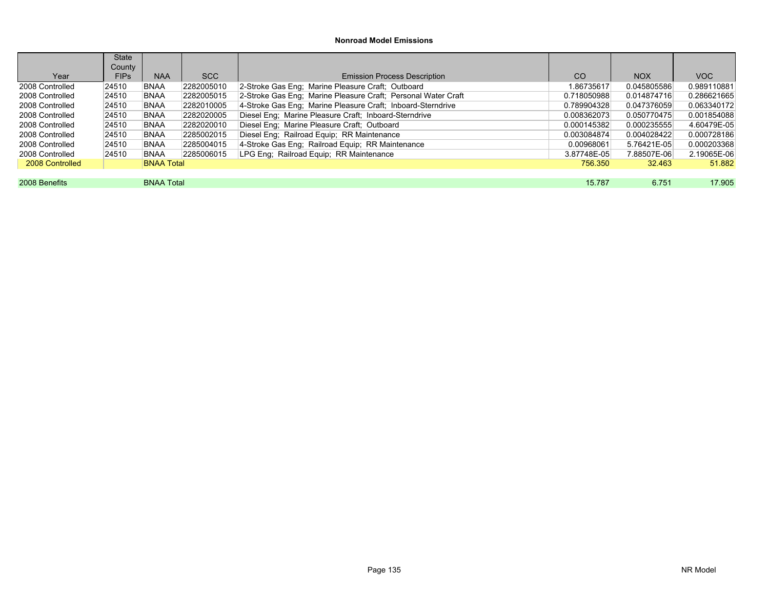## Nonroad Model Emissions

| Year | State County FIPs | NAA | SCC | Emission Process Description | CO | NOX | VOC |
|---|---|---|---|---|---|---|---|
| 2008 Controlled | 24510 | BNAA | 2282005010 | 2-Stroke Gas Eng; Marine Pleasure Craft; Outboard | 1.86735617 | 0.045805586 | 0.989110881 |
| 2008 Controlled | 24510 | BNAA | 2282005015 | 2-Stroke Gas Eng; Marine Pleasure Craft; Personal Water Craft | 0.718050988 | 0.014874716 | 0.286621665 |
| 2008 Controlled | 24510 | BNAA | 2282010005 | 4-Stroke Gas Eng; Marine Pleasure Craft; Inboard-Sterndrive | 0.789904328 | 0.047376059 | 0.063340172 |
| 2008 Controlled | 24510 | BNAA | 2282020005 | Diesel Eng; Marine Pleasure Craft; Inboard-Sterndrive | 0.008362073 | 0.050770475 | 0.001854088 |
| 2008 Controlled | 24510 | BNAA | 2282020010 | Diesel Eng; Marine Pleasure Craft; Outboard | 0.000145382 | 0.000235555 | 4.60479E-05 |
| 2008 Controlled | 24510 | BNAA | 2285002015 | Diesel Eng; Railroad Equip; RR Maintenance | 0.003084874 | 0.004028422 | 0.000728186 |
| 2008 Controlled | 24510 | BNAA | 2285004015 | 4-Stroke Gas Eng; Railroad Equip; RR Maintenance | 0.00968061 | 5.76421E-05 | 0.000203368 |
| 2008 Controlled | 24510 | BNAA | 2285006015 | LPG Eng; Railroad Equip; RR Maintenance | 3.87748E-05 | 7.88507E-06 | 2.19065E-06 |
| 2008 Controlled | | BNAA Total | | | 756.350 | 32.463 | 51.882 |
| | | | | | | | |
| 2008 Benefits | | BNAA Total | | | 15.787 | 6.751 | 17.905 |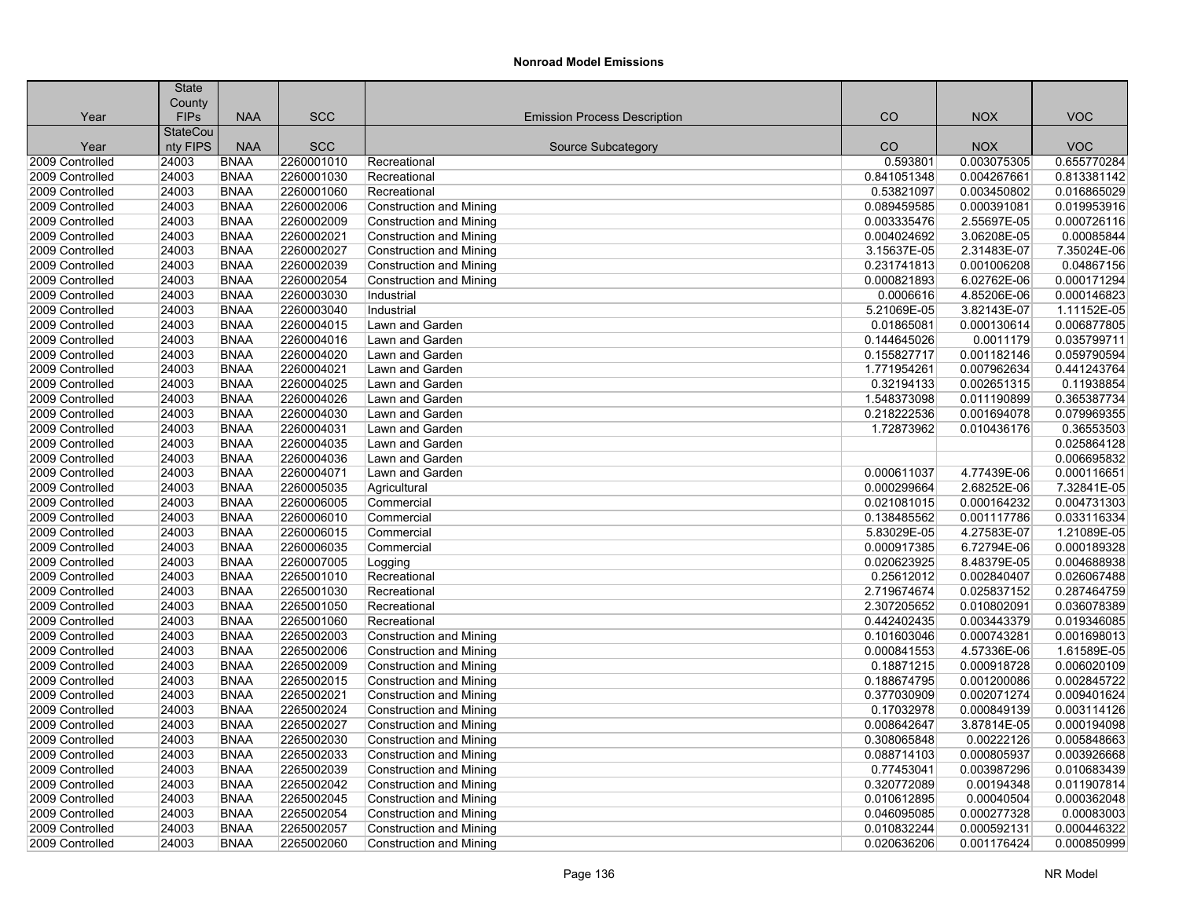# Nonroad Model Emissions

| Year | State County FIPs | NAA | SCC | Emission Process Description | CO | NOX | VOC |
|---|---|---|---|---|---|---|---|
| Year | StateCounty FIPS | NAA | SCC | Source Subcategory | CO | NOX | VOC |
| 2009 Controlled | 24003 | BNAA | 2260001010 | Recreational | 0.593801 | 0.003075305 | 0.655770284 |
| 2009 Controlled | 24003 | BNAA | 2260001030 | Recreational | 0.841051348 | 0.004267661 | 0.813381142 |
| 2009 Controlled | 24003 | BNAA | 2260001060 | Recreational | 0.53821097 | 0.003450802 | 0.016865029 |
| 2009 Controlled | 24003 | BNAA | 2260002006 | Construction and Mining | 0.089459585 | 0.000391081 | 0.019953916 |
| 2009 Controlled | 24003 | BNAA | 2260002009 | Construction and Mining | 0.003335476 | 2.55697E-05 | 0.000726116 |
| 2009 Controlled | 24003 | BNAA | 2260002021 | Construction and Mining | 0.004024692 | 3.06208E-05 | 0.00085844 |
| 2009 Controlled | 24003 | BNAA | 2260002027 | Construction and Mining | 3.15637E-05 | 2.31483E-07 | 7.35024E-06 |
| 2009 Controlled | 24003 | BNAA | 2260002039 | Construction and Mining | 0.231741813 | 0.001006208 | 0.04867156 |
| 2009 Controlled | 24003 | BNAA | 2260002054 | Construction and Mining | 0.000821893 | 6.02762E-06 | 0.000171294 |
| 2009 Controlled | 24003 | BNAA | 2260003030 | Industrial | 0.0006616 | 4.85206E-06 | 0.000146823 |
| 2009 Controlled | 24003 | BNAA | 2260003040 | Industrial | 5.21069E-05 | 3.82143E-07 | 1.11152E-05 |
| 2009 Controlled | 24003 | BNAA | 2260004015 | Lawn and Garden | 0.01865081 | 0.000130614 | 0.006877805 |
| 2009 Controlled | 24003 | BNAA | 2260004016 | Lawn and Garden | 0.144645026 | 0.0011179 | 0.035799711 |
| 2009 Controlled | 24003 | BNAA | 2260004020 | Lawn and Garden | 0.155827717 | 0.001182146 | 0.059790594 |
| 2009 Controlled | 24003 | BNAA | 2260004021 | Lawn and Garden | 1.771954261 | 0.007962634 | 0.441243764 |
| 2009 Controlled | 24003 | BNAA | 2260004025 | Lawn and Garden | 0.32194133 | 0.002651315 | 0.11938854 |
| 2009 Controlled | 24003 | BNAA | 2260004026 | Lawn and Garden | 1.548373098 | 0.011190899 | 0.365387734 |
| 2009 Controlled | 24003 | BNAA | 2260004030 | Lawn and Garden | 0.218222536 | 0.001694078 | 0.079969355 |
| 2009 Controlled | 24003 | BNAA | 2260004031 | Lawn and Garden | 1.72873962 | 0.010436176 | 0.36553503 |
| 2009 Controlled | 24003 | BNAA | 2260004035 | Lawn and Garden | | | 0.025864128 |
| 2009 Controlled | 24003 | BNAA | 2260004036 | Lawn and Garden | | | 0.006695832 |
| 2009 Controlled | 24003 | BNAA | 2260004071 | Lawn and Garden | 0.000611037 | 4.77439E-06 | 0.000116651 |
| 2009 Controlled | 24003 | BNAA | 2260005035 | Agricultural | 0.000299664 | 2.68252E-06 | 7.32841E-05 |
| 2009 Controlled | 24003 | BNAA | 2260006005 | Commercial | 0.021081015 | 0.000164232 | 0.004731303 |
| 2009 Controlled | 24003 | BNAA | 2260006010 | Commercial | 0.138485562 | 0.001117786 | 0.033116334 |
| 2009 Controlled | 24003 | BNAA | 2260006015 | Commercial | 5.83029E-05 | 4.27583E-07 | 1.21089E-05 |
| 2009 Controlled | 24003 | BNAA | 2260006035 | Commercial | 0.000917385 | 6.72794E-06 | 0.000189328 |
| 2009 Controlled | 24003 | BNAA | 2260007005 | Logging | 0.020623925 | 8.48379E-05 | 0.004688938 |
| 2009 Controlled | 24003 | BNAA | 2265001010 | Recreational | 0.25612012 | 0.002840407 | 0.026067488 |
| 2009 Controlled | 24003 | BNAA | 2265001030 | Recreational | 2.719674674 | 0.025837152 | 0.287464759 |
| 2009 Controlled | 24003 | BNAA | 2265001050 | Recreational | 2.307205652 | 0.010802091 | 0.036078389 |
| 2009 Controlled | 24003 | BNAA | 2265001060 | Recreational | 0.442402435 | 0.003443379 | 0.019346085 |
| 2009 Controlled | 24003 | BNAA | 2265002003 | Construction and Mining | 0.101603046 | 0.000743281 | 0.001698013 |
| 2009 Controlled | 24003 | BNAA | 2265002006 | Construction and Mining | 0.000841553 | 4.57336E-06 | 1.61589E-05 |
| 2009 Controlled | 24003 | BNAA | 2265002009 | Construction and Mining | 0.18871215 | 0.000918728 | 0.006020109 |
| 2009 Controlled | 24003 | BNAA | 2265002015 | Construction and Mining | 0.188674795 | 0.001200086 | 0.002845722 |
| 2009 Controlled | 24003 | BNAA | 2265002021 | Construction and Mining | 0.377030909 | 0.002071274 | 0.009401624 |
| 2009 Controlled | 24003 | BNAA | 2265002024 | Construction and Mining | 0.17032978 | 0.000849139 | 0.003114126 |
| 2009 Controlled | 24003 | BNAA | 2265002027 | Construction and Mining | 0.008642647 | 3.87814E-05 | 0.000194098 |
| 2009 Controlled | 24003 | BNAA | 2265002030 | Construction and Mining | 0.308065848 | 0.00222126 | 0.005848663 |
| 2009 Controlled | 24003 | BNAA | 2265002033 | Construction and Mining | 0.088714103 | 0.000805937 | 0.003926668 |
| 2009 Controlled | 24003 | BNAA | 2265002039 | Construction and Mining | 0.77453041 | 0.003987296 | 0.010683439 |
| 2009 Controlled | 24003 | BNAA | 2265002042 | Construction and Mining | 0.320772089 | 0.00194348 | 0.011907814 |
| 2009 Controlled | 24003 | BNAA | 2265002045 | Construction and Mining | 0.010612895 | 0.00040504 | 0.000362048 |
| 2009 Controlled | 24003 | BNAA | 2265002054 | Construction and Mining | 0.046095085 | 0.000277328 | 0.00083003 |
| 2009 Controlled | 24003 | BNAA | 2265002057 | Construction and Mining | 0.010832244 | 0.000592131 | 0.000446322 |
| 2009 Controlled | 24003 | BNAA | 2265002060 | Construction and Mining | 0.020636206 | 0.001176424 | 0.000850999 |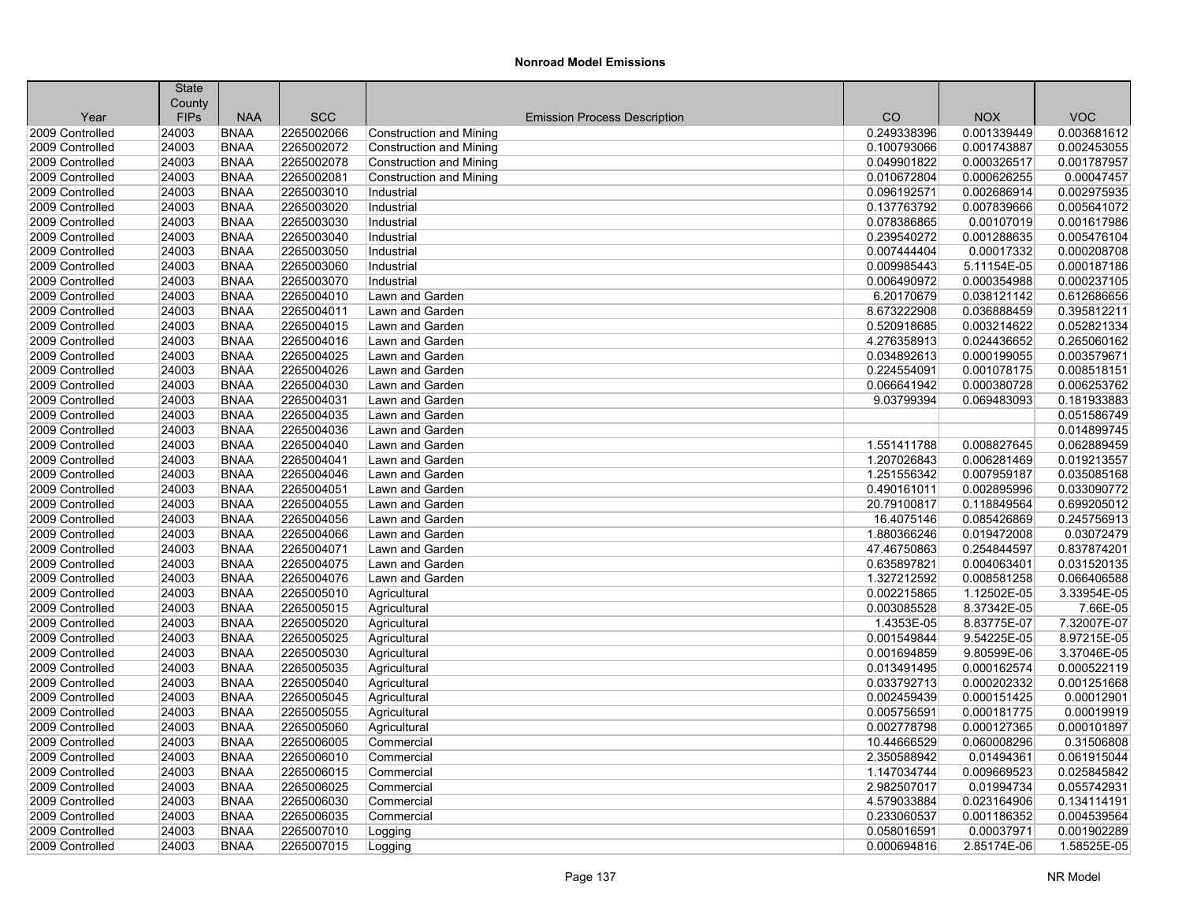## Nonroad Model Emissions

| Year | State County FIPs | NAA | SCC | Emission Process Description | CO | NOX | VOC |
|---|---|---|---|---|---|---|---|
| 2009 Controlled | 24003 | BNAA | 2265002066 | Construction and Mining | 0.249338396 | 0.001339449 | 0.003681612 |
| 2009 Controlled | 24003 | BNAA | 2265002072 | Construction and Mining | 0.100793066 | 0.001743887 | 0.002453055 |
| 2009 Controlled | 24003 | BNAA | 2265002078 | Construction and Mining | 0.049901822 | 0.000326517 | 0.001787957 |
| 2009 Controlled | 24003 | BNAA | 2265002081 | Construction and Mining | 0.010672804 | 0.000626255 | 0.00047457 |
| 2009 Controlled | 24003 | BNAA | 2265003010 | Industrial | 0.096192571 | 0.002686914 | 0.002975935 |
| 2009 Controlled | 24003 | BNAA | 2265003020 | Industrial | 0.137763792 | 0.007839666 | 0.005641072 |
| 2009 Controlled | 24003 | BNAA | 2265003030 | Industrial | 0.078386865 | 0.00107019 | 0.001617986 |
| 2009 Controlled | 24003 | BNAA | 2265003040 | Industrial | 0.239540272 | 0.001288635 | 0.005476104 |
| 2009 Controlled | 24003 | BNAA | 2265003050 | Industrial | 0.007444404 | 0.00017332 | 0.000208708 |
| 2009 Controlled | 24003 | BNAA | 2265003060 | Industrial | 0.009985443 | 5.11154E-05 | 0.000187186 |
| 2009 Controlled | 24003 | BNAA | 2265003070 | Industrial | 0.006490972 | 0.000354988 | 0.000237105 |
| 2009 Controlled | 24003 | BNAA | 2265004010 | Lawn and Garden | 6.20170679 | 0.038121142 | 0.612686656 |
| 2009 Controlled | 24003 | BNAA | 2265004011 | Lawn and Garden | 8.673222908 | 0.036888459 | 0.395812211 |
| 2009 Controlled | 24003 | BNAA | 2265004015 | Lawn and Garden | 0.520918685 | 0.003214622 | 0.052821334 |
| 2009 Controlled | 24003 | BNAA | 2265004016 | Lawn and Garden | 4.276358913 | 0.024436652 | 0.265060162 |
| 2009 Controlled | 24003 | BNAA | 2265004025 | Lawn and Garden | 0.034892613 | 0.000199055 | 0.003579671 |
| 2009 Controlled | 24003 | BNAA | 2265004026 | Lawn and Garden | 0.224554091 | 0.001078175 | 0.008518151 |
| 2009 Controlled | 24003 | BNAA | 2265004030 | Lawn and Garden | 0.066641942 | 0.000380728 | 0.006253762 |
| 2009 Controlled | 24003 | BNAA | 2265004031 | Lawn and Garden | 9.03799394 | 0.069483093 | 0.181933883 |
| 2009 Controlled | 24003 | BNAA | 2265004035 | Lawn and Garden | | | 0.051586749 |
| 2009 Controlled | 24003 | BNAA | 2265004036 | Lawn and Garden | | | 0.014899745 |
| 2009 Controlled | 24003 | BNAA | 2265004040 | Lawn and Garden | 1.551411788 | 0.008827645 | 0.062889459 |
| 2009 Controlled | 24003 | BNAA | 2265004041 | Lawn and Garden | 1.207026843 | 0.006281469 | 0.019213557 |
| 2009 Controlled | 24003 | BNAA | 2265004046 | Lawn and Garden | 1.251556342 | 0.007959187 | 0.035085168 |
| 2009 Controlled | 24003 | BNAA | 2265004051 | Lawn and Garden | 0.490161011 | 0.002895996 | 0.033090772 |
| 2009 Controlled | 24003 | BNAA | 2265004055 | Lawn and Garden | 20.79100817 | 0.118849564 | 0.699205012 |
| 2009 Controlled | 24003 | BNAA | 2265004056 | Lawn and Garden | 16.4075146 | 0.085426869 | 0.245756913 |
| 2009 Controlled | 24003 | BNAA | 2265004066 | Lawn and Garden | 1.880366246 | 0.019472008 | 0.03072479 |
| 2009 Controlled | 24003 | BNAA | 2265004071 | Lawn and Garden | 47.46750863 | 0.254844597 | 0.837874201 |
| 2009 Controlled | 24003 | BNAA | 2265004075 | Lawn and Garden | 0.635897821 | 0.004063401 | 0.031520135 |
| 2009 Controlled | 24003 | BNAA | 2265004076 | Lawn and Garden | 1.327212592 | 0.008581258 | 0.066406588 |
| 2009 Controlled | 24003 | BNAA | 2265005010 | Agricultural | 0.002215865 | 1.12502E-05 | 3.33954E-05 |
| 2009 Controlled | 24003 | BNAA | 2265005015 | Agricultural | 0.003085528 | 8.37342E-05 | 7.66E-05 |
| 2009 Controlled | 24003 | BNAA | 2265005020 | Agricultural | 1.4353E-05 | 8.83775E-07 | 7.32007E-07 |
| 2009 Controlled | 24003 | BNAA | 2265005025 | Agricultural | 0.001549844 | 9.54225E-05 | 8.97215E-05 |
| 2009 Controlled | 24003 | BNAA | 2265005030 | Agricultural | 0.001694859 | 9.80599E-06 | 3.37046E-05 |
| 2009 Controlled | 24003 | BNAA | 2265005035 | Agricultural | 0.013491495 | 0.000162574 | 0.000522119 |
| 2009 Controlled | 24003 | BNAA | 2265005040 | Agricultural | 0.033792713 | 0.000202332 | 0.001251668 |
| 2009 Controlled | 24003 | BNAA | 2265005045 | Agricultural | 0.002459439 | 0.000151425 | 0.00012901 |
| 2009 Controlled | 24003 | BNAA | 2265005055 | Agricultural | 0.005756591 | 0.000181775 | 0.00019919 |
| 2009 Controlled | 24003 | BNAA | 2265005060 | Agricultural | 0.002778798 | 0.000127365 | 0.000101897 |
| 2009 Controlled | 24003 | BNAA | 2265006005 | Commercial | 10.44666529 | 0.060008296 | 0.31506808 |
| 2009 Controlled | 24003 | BNAA | 2265006010 | Commercial | 2.350588942 | 0.01494361 | 0.061915044 |
| 2009 Controlled | 24003 | BNAA | 2265006015 | Commercial | 1.147034744 | 0.009669523 | 0.025845842 |
| 2009 Controlled | 24003 | BNAA | 2265006025 | Commercial | 2.982507017 | 0.01994734 | 0.055742931 |
| 2009 Controlled | 24003 | BNAA | 2265006030 | Commercial | 4.579033884 | 0.023164906 | 0.134114191 |
| 2009 Controlled | 24003 | BNAA | 2265006035 | Commercial | 0.233060537 | 0.001186352 | 0.004539564 |
| 2009 Controlled | 24003 | BNAA | 2265007010 | Logging | 0.058016591 | 0.00037971 | 0.001902289 |
| 2009 Controlled | 24003 | BNAA | 2265007015 | Logging | 0.000694816 | 2.85174E-06 | 1.58525E-05 |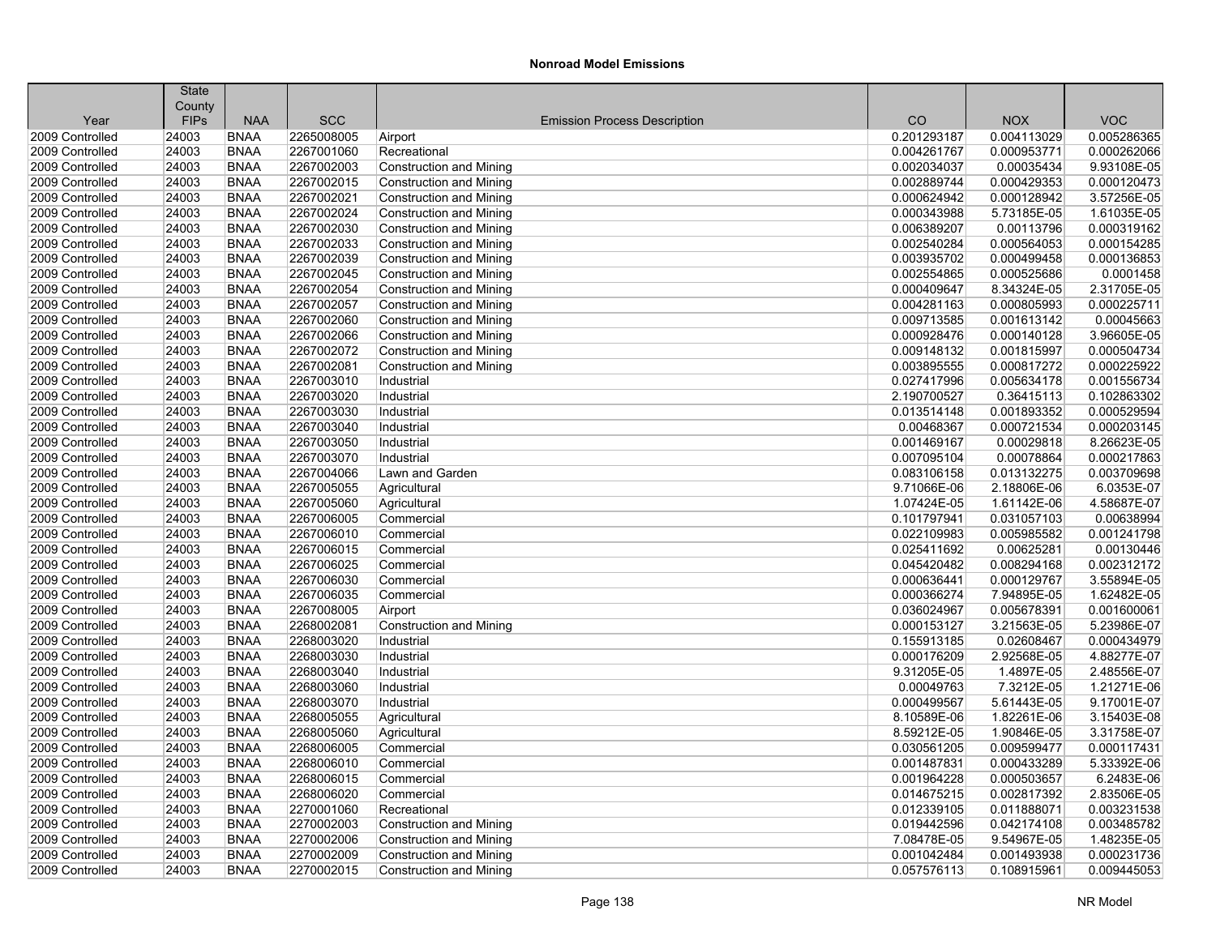# Nonroad Model Emissions

| Year | State County FIPs | NAA | SCC | Emission Process Description | CO | NOX | VOC |
|---|---|---|---|---|---|---|---|
| 2009 Controlled | 24003 | BNAA | 2265008005 | Airport | 0.201293187 | 0.004113029 | 0.005286365 |
| 2009 Controlled | 24003 | BNAA | 2267001060 | Recreational | 0.004261767 | 0.000953771 | 0.000262066 |
| 2009 Controlled | 24003 | BNAA | 2267002003 | Construction and Mining | 0.002034037 | 0.00035434 | 9.93108E-05 |
| 2009 Controlled | 24003 | BNAA | 2267002015 | Construction and Mining | 0.002889744 | 0.000429353 | 0.000120473 |
| 2009 Controlled | 24003 | BNAA | 2267002021 | Construction and Mining | 0.000624942 | 0.000128942 | 3.57256E-05 |
| 2009 Controlled | 24003 | BNAA | 2267002024 | Construction and Mining | 0.000343988 | 5.73185E-05 | 1.61035E-05 |
| 2009 Controlled | 24003 | BNAA | 2267002030 | Construction and Mining | 0.006389207 | 0.00113796 | 0.000319162 |
| 2009 Controlled | 24003 | BNAA | 2267002033 | Construction and Mining | 0.002540284 | 0.000564053 | 0.000154285 |
| 2009 Controlled | 24003 | BNAA | 2267002039 | Construction and Mining | 0.003935702 | 0.000499458 | 0.000136853 |
| 2009 Controlled | 24003 | BNAA | 2267002045 | Construction and Mining | 0.002554865 | 0.000525686 | 0.0001458 |
| 2009 Controlled | 24003 | BNAA | 2267002054 | Construction and Mining | 0.000409647 | 8.34324E-05 | 2.31705E-05 |
| 2009 Controlled | 24003 | BNAA | 2267002057 | Construction and Mining | 0.004281163 | 0.000805993 | 0.000225711 |
| 2009 Controlled | 24003 | BNAA | 2267002060 | Construction and Mining | 0.009713585 | 0.001613142 | 0.00045663 |
| 2009 Controlled | 24003 | BNAA | 2267002066 | Construction and Mining | 0.000928476 | 0.000140128 | 3.96605E-05 |
| 2009 Controlled | 24003 | BNAA | 2267002072 | Construction and Mining | 0.009148132 | 0.001815997 | 0.000504734 |
| 2009 Controlled | 24003 | BNAA | 2267002081 | Construction and Mining | 0.003895555 | 0.000817272 | 0.000225922 |
| 2009 Controlled | 24003 | BNAA | 2267003010 | Industrial | 0.027417996 | 0.005634178 | 0.001556734 |
| 2009 Controlled | 24003 | BNAA | 2267003020 | Industrial | 2.190700527 | 0.36415113 | 0.102863302 |
| 2009 Controlled | 24003 | BNAA | 2267003030 | Industrial | 0.013514148 | 0.001893352 | 0.000529594 |
| 2009 Controlled | 24003 | BNAA | 2267003040 | Industrial | 0.00468367 | 0.000721534 | 0.000203145 |
| 2009 Controlled | 24003 | BNAA | 2267003050 | Industrial | 0.001469167 | 0.00029818 | 8.26623E-05 |
| 2009 Controlled | 24003 | BNAA | 2267003070 | Industrial | 0.007095104 | 0.00078864 | 0.000217863 |
| 2009 Controlled | 24003 | BNAA | 2267004066 | Lawn and Garden | 0.083106158 | 0.013132275 | 0.003709698 |
| 2009 Controlled | 24003 | BNAA | 2267005055 | Agricultural | 9.71066E-06 | 2.18806E-06 | 6.0353E-07 |
| 2009 Controlled | 24003 | BNAA | 2267005060 | Agricultural | 1.07424E-05 | 1.61142E-06 | 4.58687E-07 |
| 2009 Controlled | 24003 | BNAA | 2267006005 | Commercial | 0.101797941 | 0.031057103 | 0.00638994 |
| 2009 Controlled | 24003 | BNAA | 2267006010 | Commercial | 0.022109983 | 0.005985582 | 0.001241798 |
| 2009 Controlled | 24003 | BNAA | 2267006015 | Commercial | 0.025411692 | 0.00625281 | 0.00130446 |
| 2009 Controlled | 24003 | BNAA | 2267006025 | Commercial | 0.045420482 | 0.008294168 | 0.002312172 |
| 2009 Controlled | 24003 | BNAA | 2267006030 | Commercial | 0.000636441 | 0.000129767 | 3.55894E-05 |
| 2009 Controlled | 24003 | BNAA | 2267006035 | Commercial | 0.000366274 | 7.94895E-05 | 1.62482E-05 |
| 2009 Controlled | 24003 | BNAA | 2267008005 | Airport | 0.036024967 | 0.005678391 | 0.001600061 |
| 2009 Controlled | 24003 | BNAA | 2268002081 | Construction and Mining | 0.000153127 | 3.21563E-05 | 5.23986E-07 |
| 2009 Controlled | 24003 | BNAA | 2268003020 | Industrial | 0.155913185 | 0.02608467 | 0.000434979 |
| 2009 Controlled | 24003 | BNAA | 2268003030 | Industrial | 0.000176209 | 2.92568E-05 | 4.88277E-07 |
| 2009 Controlled | 24003 | BNAA | 2268003040 | Industrial | 9.31205E-05 | 1.4897E-05 | 2.48556E-07 |
| 2009 Controlled | 24003 | BNAA | 2268003060 | Industrial | 0.00049763 | 7.3212E-05 | 1.21271E-06 |
| 2009 Controlled | 24003 | BNAA | 2268003070 | Industrial | 0.000499567 | 5.61443E-05 | 9.17001E-07 |
| 2009 Controlled | 24003 | BNAA | 2268005055 | Agricultural | 8.10589E-06 | 1.82261E-06 | 3.15403E-08 |
| 2009 Controlled | 24003 | BNAA | 2268005060 | Agricultural | 8.59212E-05 | 1.90846E-05 | 3.31758E-07 |
| 2009 Controlled | 24003 | BNAA | 2268006005 | Commercial | 0.030561205 | 0.009599477 | 0.000117431 |
| 2009 Controlled | 24003 | BNAA | 2268006010 | Commercial | 0.001487831 | 0.000433289 | 5.33392E-06 |
| 2009 Controlled | 24003 | BNAA | 2268006015 | Commercial | 0.001964228 | 0.000503657 | 6.2483E-06 |
| 2009 Controlled | 24003 | BNAA | 2268006020 | Commercial | 0.014675215 | 0.002817392 | 2.83506E-05 |
| 2009 Controlled | 24003 | BNAA | 2270001060 | Recreational | 0.012339105 | 0.011888071 | 0.003231538 |
| 2009 Controlled | 24003 | BNAA | 2270002003 | Construction and Mining | 0.019442596 | 0.042174108 | 0.003485782 |
| 2009 Controlled | 24003 | BNAA | 2270002006 | Construction and Mining | 7.08478E-05 | 9.54967E-05 | 1.48235E-05 |
| 2009 Controlled | 24003 | BNAA | 2270002009 | Construction and Mining | 0.001042484 | 0.001493938 | 0.000231736 |
| 2009 Controlled | 24003 | BNAA | 2270002015 | Construction and Mining | 0.057576113 | 0.108915961 | 0.009445053 |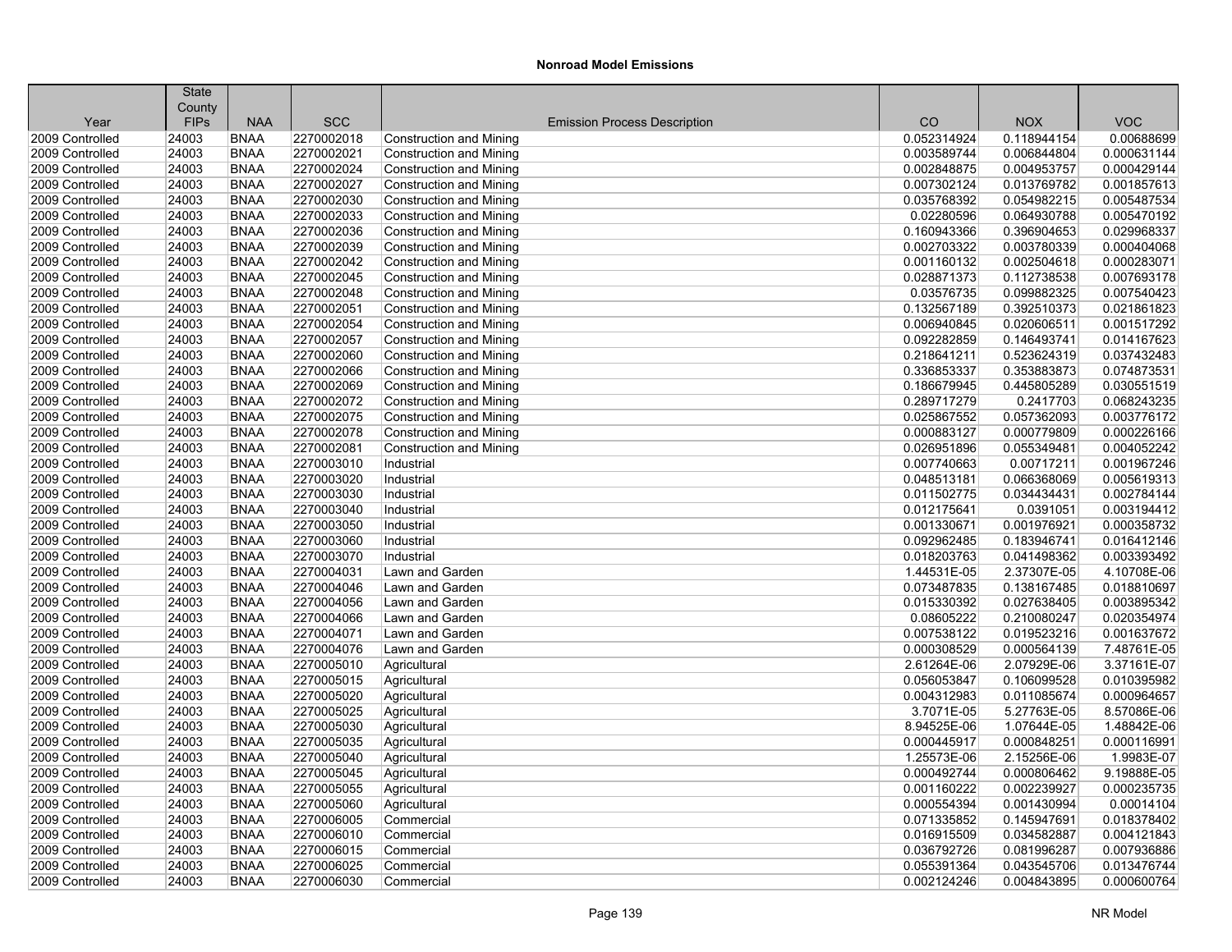## Nonroad Model Emissions

| Year | State County FIPs | NAA | SCC | Emission Process Description | CO | NOX | VOC |
|---|---|---|---|---|---|---|---|
| 2009 Controlled | 24003 | BNAA | 2270002018 | Construction and Mining | 0.052314924 | 0.118944154 | 0.00688699 |
| 2009 Controlled | 24003 | BNAA | 2270002021 | Construction and Mining | 0.003589744 | 0.006844804 | 0.000631144 |
| 2009 Controlled | 24003 | BNAA | 2270002024 | Construction and Mining | 0.002848875 | 0.004953757 | 0.000429144 |
| 2009 Controlled | 24003 | BNAA | 2270002027 | Construction and Mining | 0.007302124 | 0.013769782 | 0.001857613 |
| 2009 Controlled | 24003 | BNAA | 2270002030 | Construction and Mining | 0.035768392 | 0.054982215 | 0.005487534 |
| 2009 Controlled | 24003 | BNAA | 2270002033 | Construction and Mining | 0.02280596 | 0.064930788 | 0.005470192 |
| 2009 Controlled | 24003 | BNAA | 2270002036 | Construction and Mining | 0.160943366 | 0.396904653 | 0.029968337 |
| 2009 Controlled | 24003 | BNAA | 2270002039 | Construction and Mining | 0.002703322 | 0.003780339 | 0.000404068 |
| 2009 Controlled | 24003 | BNAA | 2270002042 | Construction and Mining | 0.001160132 | 0.002504618 | 0.000283071 |
| 2009 Controlled | 24003 | BNAA | 2270002045 | Construction and Mining | 0.028871373 | 0.112738538 | 0.007693178 |
| 2009 Controlled | 24003 | BNAA | 2270002048 | Construction and Mining | 0.03576735 | 0.099882325 | 0.007540423 |
| 2009 Controlled | 24003 | BNAA | 2270002051 | Construction and Mining | 0.132567189 | 0.392510373 | 0.021861823 |
| 2009 Controlled | 24003 | BNAA | 2270002054 | Construction and Mining | 0.006940845 | 0.020606511 | 0.001517292 |
| 2009 Controlled | 24003 | BNAA | 2270002057 | Construction and Mining | 0.092282859 | 0.146493741 | 0.014167623 |
| 2009 Controlled | 24003 | BNAA | 2270002060 | Construction and Mining | 0.218641211 | 0.523624319 | 0.037432483 |
| 2009 Controlled | 24003 | BNAA | 2270002066 | Construction and Mining | 0.336853337 | 0.353883873 | 0.074873531 |
| 2009 Controlled | 24003 | BNAA | 2270002069 | Construction and Mining | 0.186679945 | 0.445805289 | 0.030551519 |
| 2009 Controlled | 24003 | BNAA | 2270002072 | Construction and Mining | 0.289717279 | 0.2417703 | 0.068243235 |
| 2009 Controlled | 24003 | BNAA | 2270002075 | Construction and Mining | 0.025867552 | 0.057362093 | 0.003776172 |
| 2009 Controlled | 24003 | BNAA | 2270002078 | Construction and Mining | 0.000883127 | 0.000779809 | 0.000226166 |
| 2009 Controlled | 24003 | BNAA | 2270002081 | Construction and Mining | 0.026951896 | 0.055349481 | 0.004052242 |
| 2009 Controlled | 24003 | BNAA | 2270003010 | Industrial | 0.007740663 | 0.00717211 | 0.001967246 |
| 2009 Controlled | 24003 | BNAA | 2270003020 | Industrial | 0.048513181 | 0.066368069 | 0.005619313 |
| 2009 Controlled | 24003 | BNAA | 2270003030 | Industrial | 0.011502775 | 0.034434431 | 0.002784144 |
| 2009 Controlled | 24003 | BNAA | 2270003040 | Industrial | 0.012175641 | 0.0391051 | 0.003194412 |
| 2009 Controlled | 24003 | BNAA | 2270003050 | Industrial | 0.001330671 | 0.001976921 | 0.000358732 |
| 2009 Controlled | 24003 | BNAA | 2270003060 | Industrial | 0.092962485 | 0.183946741 | 0.016412146 |
| 2009 Controlled | 24003 | BNAA | 2270003070 | Industrial | 0.018203763 | 0.041498362 | 0.003393492 |
| 2009 Controlled | 24003 | BNAA | 2270004031 | Lawn and Garden | 1.44531E-05 | 2.37307E-05 | 4.10708E-06 |
| 2009 Controlled | 24003 | BNAA | 2270004046 | Lawn and Garden | 0.073487835 | 0.138167485 | 0.018810697 |
| 2009 Controlled | 24003 | BNAA | 2270004056 | Lawn and Garden | 0.015330392 | 0.027638405 | 0.003895342 |
| 2009 Controlled | 24003 | BNAA | 2270004066 | Lawn and Garden | 0.08605222 | 0.210080247 | 0.020354974 |
| 2009 Controlled | 24003 | BNAA | 2270004071 | Lawn and Garden | 0.007538122 | 0.019523216 | 0.001637672 |
| 2009 Controlled | 24003 | BNAA | 2270004076 | Lawn and Garden | 0.000308529 | 0.000564139 | 7.48761E-05 |
| 2009 Controlled | 24003 | BNAA | 2270005010 | Agricultural | 2.61264E-06 | 2.07929E-06 | 3.37161E-07 |
| 2009 Controlled | 24003 | BNAA | 2270005015 | Agricultural | 0.056053847 | 0.106099528 | 0.010395982 |
| 2009 Controlled | 24003 | BNAA | 2270005020 | Agricultural | 0.004312983 | 0.011085674 | 0.000964657 |
| 2009 Controlled | 24003 | BNAA | 2270005025 | Agricultural | 3.7071E-05 | 5.27763E-05 | 8.57086E-06 |
| 2009 Controlled | 24003 | BNAA | 2270005030 | Agricultural | 8.94525E-06 | 1.07644E-05 | 1.48842E-06 |
| 2009 Controlled | 24003 | BNAA | 2270005035 | Agricultural | 0.000445917 | 0.000848251 | 0.000116991 |
| 2009 Controlled | 24003 | BNAA | 2270005040 | Agricultural | 1.25573E-06 | 2.15256E-06 | 1.9983E-07 |
| 2009 Controlled | 24003 | BNAA | 2270005045 | Agricultural | 0.000492744 | 0.000806462 | 9.19888E-05 |
| 2009 Controlled | 24003 | BNAA | 2270005055 | Agricultural | 0.001160222 | 0.002239927 | 0.000235735 |
| 2009 Controlled | 24003 | BNAA | 2270005060 | Agricultural | 0.000554394 | 0.001430994 | 0.00014104 |
| 2009 Controlled | 24003 | BNAA | 2270006005 | Commercial | 0.071335852 | 0.145947691 | 0.018378402 |
| 2009 Controlled | 24003 | BNAA | 2270006010 | Commercial | 0.016915509 | 0.034582887 | 0.004121843 |
| 2009 Controlled | 24003 | BNAA | 2270006015 | Commercial | 0.036792726 | 0.081996287 | 0.007936886 |
| 2009 Controlled | 24003 | BNAA | 2270006025 | Commercial | 0.055391364 | 0.043545706 | 0.013476744 |
| 2009 Controlled | 24003 | BNAA | 2270006030 | Commercial | 0.002124246 | 0.004843895 | 0.000600764 |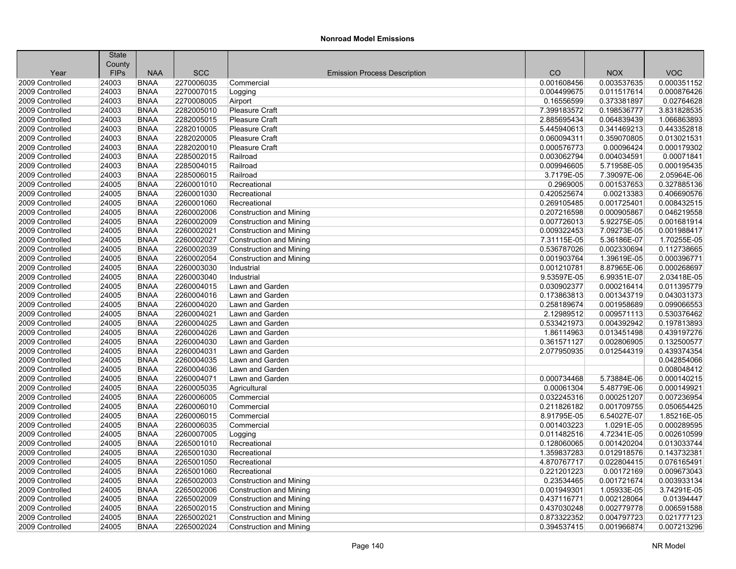## Nonroad Model Emissions

| Year | State County FIPs | NAA | SCC | Emission Process Description | CO | NOX | VOC |
|---|---|---|---|---|---|---|---|
| 2009 Controlled | 24003 | BNAA | 2270006035 | Commercial | 0.001608456 | 0.003537635 | 0.000351152 |
| 2009 Controlled | 24003 | BNAA | 2270007015 | Logging | 0.004499675 | 0.011517614 | 0.000876426 |
| 2009 Controlled | 24003 | BNAA | 2270008005 | Airport | 0.16556599 | 0.373381897 | 0.02764628 |
| 2009 Controlled | 24003 | BNAA | 2282005010 | Pleasure Craft | 7.399183572 | 0.198536777 | 3.831828535 |
| 2009 Controlled | 24003 | BNAA | 2282005015 | Pleasure Craft | 2.885695434 | 0.064839439 | 1.066863893 |
| 2009 Controlled | 24003 | BNAA | 2282010005 | Pleasure Craft | 5.445940613 | 0.341469213 | 0.443352818 |
| 2009 Controlled | 24003 | BNAA | 2282020005 | Pleasure Craft | 0.060094311 | 0.359070805 | 0.013021531 |
| 2009 Controlled | 24003 | BNAA | 2282020010 | Pleasure Craft | 0.000576773 | 0.00096424 | 0.000179302 |
| 2009 Controlled | 24003 | BNAA | 2285002015 | Railroad | 0.003062794 | 0.004034591 | 0.00071841 |
| 2009 Controlled | 24003 | BNAA | 2285004015 | Railroad | 0.009946605 | 5.71958E-05 | 0.000195435 |
| 2009 Controlled | 24003 | BNAA | 2285006015 | Railroad | 3.7179E-05 | 7.39097E-06 | 2.05964E-06 |
| 2009 Controlled | 24005 | BNAA | 2260001010 | Recreational | 0.2969005 | 0.001537653 | 0.327885136 |
| 2009 Controlled | 24005 | BNAA | 2260001030 | Recreational | 0.420525674 | 0.00213383 | 0.406690576 |
| 2009 Controlled | 24005 | BNAA | 2260001060 | Recreational | 0.269105485 | 0.001725401 | 0.008432515 |
| 2009 Controlled | 24005 | BNAA | 2260002006 | Construction and Mining | 0.207216598 | 0.000905867 | 0.046219558 |
| 2009 Controlled | 24005 | BNAA | 2260002009 | Construction and Mining | 0.007726013 | 5.92275E-05 | 0.001681914 |
| 2009 Controlled | 24005 | BNAA | 2260002021 | Construction and Mining | 0.009322453 | 7.09273E-05 | 0.001988417 |
| 2009 Controlled | 24005 | BNAA | 2260002027 | Construction and Mining | 7.31115E-05 | 5.36186E-07 | 1.70255E-05 |
| 2009 Controlled | 24005 | BNAA | 2260002039 | Construction and Mining | 0.536787026 | 0.002330694 | 0.112738665 |
| 2009 Controlled | 24005 | BNAA | 2260002054 | Construction and Mining | 0.001903764 | 1.39619E-05 | 0.000396771 |
| 2009 Controlled | 24005 | BNAA | 2260003030 | Industrial | 0.001210781 | 8.87965E-06 | 0.000268697 |
| 2009 Controlled | 24005 | BNAA | 2260003040 | Industrial | 9.53597E-05 | 6.99351E-07 | 2.03418E-05 |
| 2009 Controlled | 24005 | BNAA | 2260004015 | Lawn and Garden | 0.030902377 | 0.000216414 | 0.011395779 |
| 2009 Controlled | 24005 | BNAA | 2260004016 | Lawn and Garden | 0.173863813 | 0.001343719 | 0.043031373 |
| 2009 Controlled | 24005 | BNAA | 2260004020 | Lawn and Garden | 0.258189674 | 0.001958689 | 0.099066553 |
| 2009 Controlled | 24005 | BNAA | 2260004021 | Lawn and Garden | 2.12989512 | 0.009571113 | 0.530376462 |
| 2009 Controlled | 24005 | BNAA | 2260004025 | Lawn and Garden | 0.533421973 | 0.004392942 | 0.197813893 |
| 2009 Controlled | 24005 | BNAA | 2260004026 | Lawn and Garden | 1.86114963 | 0.013451498 | 0.439197276 |
| 2009 Controlled | 24005 | BNAA | 2260004030 | Lawn and Garden | 0.361571127 | 0.002806905 | 0.132500577 |
| 2009 Controlled | 24005 | BNAA | 2260004031 | Lawn and Garden | 2.077950935 | 0.012544319 | 0.439374354 |
| 2009 Controlled | 24005 | BNAA | 2260004035 | Lawn and Garden | | | 0.042854066 |
| 2009 Controlled | 24005 | BNAA | 2260004036 | Lawn and Garden | | | 0.008048412 |
| 2009 Controlled | 24005 | BNAA | 2260004071 | Lawn and Garden | 0.000734468 | 5.73884E-06 | 0.000140215 |
| 2009 Controlled | 24005 | BNAA | 2260005035 | Agricultural | 0.00061304 | 5.48779E-06 | 0.000149921 |
| 2009 Controlled | 24005 | BNAA | 2260006005 | Commercial | 0.032245316 | 0.000251207 | 0.007236954 |
| 2009 Controlled | 24005 | BNAA | 2260006010 | Commercial | 0.211826182 | 0.001709755 | 0.050654425 |
| 2009 Controlled | 24005 | BNAA | 2260006015 | Commercial | 8.91795E-05 | 6.54027E-07 | 1.85216E-05 |
| 2009 Controlled | 24005 | BNAA | 2260006035 | Commercial | 0.001403223 | 1.0291E-05 | 0.000289595 |
| 2009 Controlled | 24005 | BNAA | 2260007005 | Logging | 0.011482516 | 4.72341E-05 | 0.002610599 |
| 2009 Controlled | 24005 | BNAA | 2265001010 | Recreational | 0.128060065 | 0.001420204 | 0.013033744 |
| 2009 Controlled | 24005 | BNAA | 2265001030 | Recreational | 1.359837283 | 0.012918576 | 0.143732381 |
| 2009 Controlled | 24005 | BNAA | 2265001050 | Recreational | 4.870767717 | 0.022804415 | 0.076165491 |
| 2009 Controlled | 24005 | BNAA | 2265001060 | Recreational | 0.221201223 | 0.00172169 | 0.009673043 |
| 2009 Controlled | 24005 | BNAA | 2265002003 | Construction and Mining | 0.23534465 | 0.001721674 | 0.003933134 |
| 2009 Controlled | 24005 | BNAA | 2265002006 | Construction and Mining | 0.001949301 | 1.05933E-05 | 3.74291E-05 |
| 2009 Controlled | 24005 | BNAA | 2265002009 | Construction and Mining | 0.437116771 | 0.002128064 | 0.01394447 |
| 2009 Controlled | 24005 | BNAA | 2265002015 | Construction and Mining | 0.437030248 | 0.002779778 | 0.006591588 |
| 2009 Controlled | 24005 | BNAA | 2265002021 | Construction and Mining | 0.873322352 | 0.004797723 | 0.021777123 |
| 2009 Controlled | 24005 | BNAA | 2265002024 | Construction and Mining | 0.394537415 | 0.001966874 | 0.007213296 |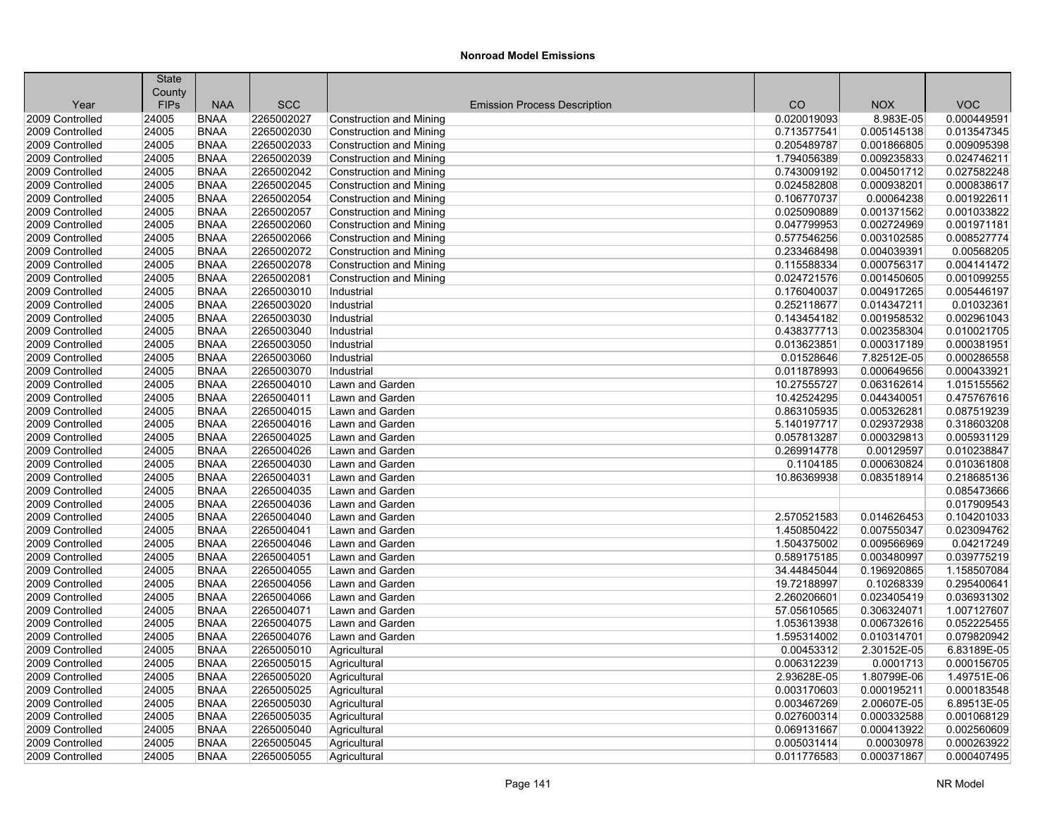## Nonroad Model Emissions

| Year | State County FIPs | NAA | SCC | Emission Process Description | CO | NOX | VOC |
|---|---|---|---|---|---|---|---|
| 2009 Controlled | 24005 | BNAA | 2265002027 | Construction and Mining | 0.020019093 | 8.983E-05 | 0.000449591 |
| 2009 Controlled | 24005 | BNAA | 2265002030 | Construction and Mining | 0.713577541 | 0.005145138 | 0.013547345 |
| 2009 Controlled | 24005 | BNAA | 2265002033 | Construction and Mining | 0.205489787 | 0.001866805 | 0.009095398 |
| 2009 Controlled | 24005 | BNAA | 2265002039 | Construction and Mining | 1.794056389 | 0.009235833 | 0.024746211 |
| 2009 Controlled | 24005 | BNAA | 2265002042 | Construction and Mining | 0.743009192 | 0.004501712 | 0.027582248 |
| 2009 Controlled | 24005 | BNAA | 2265002045 | Construction and Mining | 0.024582808 | 0.000938201 | 0.000838617 |
| 2009 Controlled | 24005 | BNAA | 2265002054 | Construction and Mining | 0.106770737 | 0.00064238 | 0.001922611 |
| 2009 Controlled | 24005 | BNAA | 2265002057 | Construction and Mining | 0.025090889 | 0.001371562 | 0.001033822 |
| 2009 Controlled | 24005 | BNAA | 2265002060 | Construction and Mining | 0.047799953 | 0.002724969 | 0.001971181 |
| 2009 Controlled | 24005 | BNAA | 2265002066 | Construction and Mining | 0.577546256 | 0.003102585 | 0.008527774 |
| 2009 Controlled | 24005 | BNAA | 2265002072 | Construction and Mining | 0.233468498 | 0.004039391 | 0.00568205 |
| 2009 Controlled | 24005 | BNAA | 2265002078 | Construction and Mining | 0.115588334 | 0.000756317 | 0.004141472 |
| 2009 Controlled | 24005 | BNAA | 2265002081 | Construction and Mining | 0.024721576 | 0.001450605 | 0.001099255 |
| 2009 Controlled | 24005 | BNAA | 2265003010 | Industrial | 0.176040037 | 0.004917265 | 0.005446197 |
| 2009 Controlled | 24005 | BNAA | 2265003020 | Industrial | 0.252118677 | 0.014347211 | 0.01032361 |
| 2009 Controlled | 24005 | BNAA | 2265003030 | Industrial | 0.143454182 | 0.001958532 | 0.002961043 |
| 2009 Controlled | 24005 | BNAA | 2265003040 | Industrial | 0.438377713 | 0.002358304 | 0.010021705 |
| 2009 Controlled | 24005 | BNAA | 2265003050 | Industrial | 0.013623851 | 0.000317189 | 0.000381951 |
| 2009 Controlled | 24005 | BNAA | 2265003060 | Industrial | 0.01528646 | 7.82512E-05 | 0.000286558 |
| 2009 Controlled | 24005 | BNAA | 2265003070 | Industrial | 0.011878993 | 0.000649656 | 0.000433921 |
| 2009 Controlled | 24005 | BNAA | 2265004010 | Lawn and Garden | 10.27555727 | 0.063162614 | 1.015155562 |
| 2009 Controlled | 24005 | BNAA | 2265004011 | Lawn and Garden | 10.42524295 | 0.044340051 | 0.475767616 |
| 2009 Controlled | 24005 | BNAA | 2265004015 | Lawn and Garden | 0.863105935 | 0.005326281 | 0.087519239 |
| 2009 Controlled | 24005 | BNAA | 2265004016 | Lawn and Garden | 5.140197717 | 0.029372938 | 0.318603208 |
| 2009 Controlled | 24005 | BNAA | 2265004025 | Lawn and Garden | 0.057813287 | 0.000329813 | 0.005931129 |
| 2009 Controlled | 24005 | BNAA | 2265004026 | Lawn and Garden | 0.269914778 | 0.00129597 | 0.010238847 |
| 2009 Controlled | 24005 | BNAA | 2265004030 | Lawn and Garden | 0.1104185 | 0.000630824 | 0.010361808 |
| 2009 Controlled | 24005 | BNAA | 2265004031 | Lawn and Garden | 10.86369938 | 0.083518914 | 0.218685136 |
| 2009 Controlled | 24005 | BNAA | 2265004035 | Lawn and Garden | | | 0.085473666 |
| 2009 Controlled | 24005 | BNAA | 2265004036 | Lawn and Garden | | | 0.017909543 |
| 2009 Controlled | 24005 | BNAA | 2265004040 | Lawn and Garden | 2.570521583 | 0.014626453 | 0.104201033 |
| 2009 Controlled | 24005 | BNAA | 2265004041 | Lawn and Garden | 1.450850422 | 0.007550347 | 0.023094762 |
| 2009 Controlled | 24005 | BNAA | 2265004046 | Lawn and Garden | 1.504375002 | 0.009566969 | 0.04217249 |
| 2009 Controlled | 24005 | BNAA | 2265004051 | Lawn and Garden | 0.589175185 | 0.003480997 | 0.039775219 |
| 2009 Controlled | 24005 | BNAA | 2265004055 | Lawn and Garden | 34.44845044 | 0.196920865 | 1.158507084 |
| 2009 Controlled | 24005 | BNAA | 2265004056 | Lawn and Garden | 19.72188997 | 0.10268339 | 0.295400641 |
| 2009 Controlled | 24005 | BNAA | 2265004066 | Lawn and Garden | 2.260206601 | 0.023405419 | 0.036931302 |
| 2009 Controlled | 24005 | BNAA | 2265004071 | Lawn and Garden | 57.05610565 | 0.306324071 | 1.007127607 |
| 2009 Controlled | 24005 | BNAA | 2265004075 | Lawn and Garden | 1.053613938 | 0.006732616 | 0.052225455 |
| 2009 Controlled | 24005 | BNAA | 2265004076 | Lawn and Garden | 1.595314002 | 0.010314701 | 0.079820942 |
| 2009 Controlled | 24005 | BNAA | 2265005010 | Agricultural | 0.00453312 | 2.30152E-05 | 6.83189E-05 |
| 2009 Controlled | 24005 | BNAA | 2265005015 | Agricultural | 0.006312239 | 0.0001713 | 0.000156705 |
| 2009 Controlled | 24005 | BNAA | 2265005020 | Agricultural | 2.93628E-05 | 1.80799E-06 | 1.49751E-06 |
| 2009 Controlled | 24005 | BNAA | 2265005025 | Agricultural | 0.003170603 | 0.000195211 | 0.000183548 |
| 2009 Controlled | 24005 | BNAA | 2265005030 | Agricultural | 0.003467269 | 2.00607E-05 | 6.89513E-05 |
| 2009 Controlled | 24005 | BNAA | 2265005035 | Agricultural | 0.027600314 | 0.000332588 | 0.001068129 |
| 2009 Controlled | 24005 | BNAA | 2265005040 | Agricultural | 0.069131667 | 0.000413922 | 0.002560609 |
| 2009 Controlled | 24005 | BNAA | 2265005045 | Agricultural | 0.005031414 | 0.00030978 | 0.000263922 |
| 2009 Controlled | 24005 | BNAA | 2265005055 | Agricultural | 0.011776583 | 0.000371867 | 0.000407495 |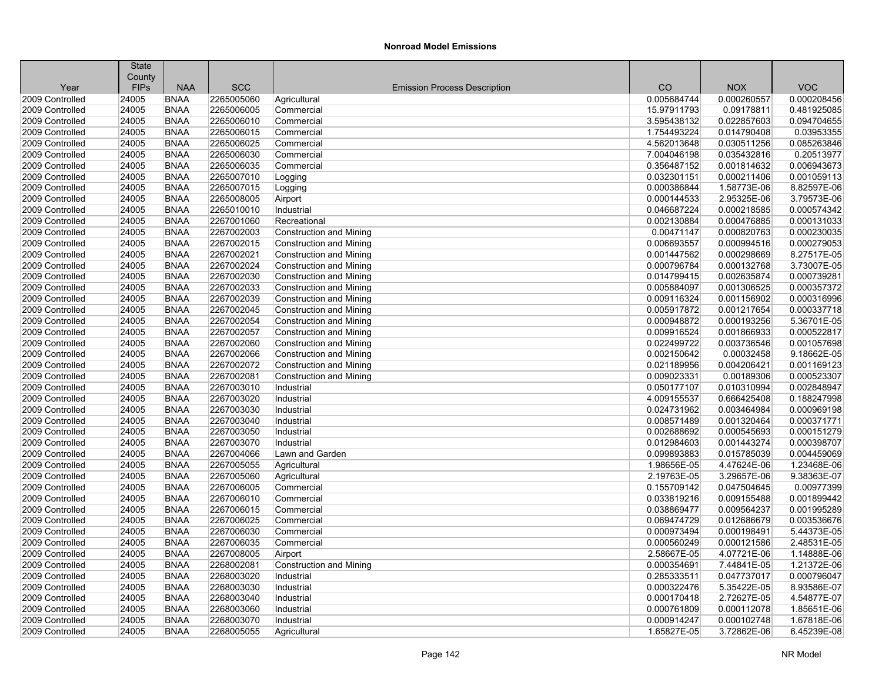# Nonroad Model Emissions

| Year | State County FIPs | NAA | SCC | Emission Process Description | CO | NOX | VOC |
|---|---|---|---|---|---|---|---|
| 2009 Controlled | 24005 | BNAA | 2265005060 | Agricultural | 0.005684744 | 0.000260557 | 0.000208456 |
| 2009 Controlled | 24005 | BNAA | 2265006005 | Commercial | 15.97911793 | 0.09178811 | 0.481925085 |
| 2009 Controlled | 24005 | BNAA | 2265006010 | Commercial | 3.595438132 | 0.022857603 | 0.094704655 |
| 2009 Controlled | 24005 | BNAA | 2265006015 | Commercial | 1.754493224 | 0.014790408 | 0.03953355 |
| 2009 Controlled | 24005 | BNAA | 2265006025 | Commercial | 4.562013648 | 0.030511256 | 0.085263846 |
| 2009 Controlled | 24005 | BNAA | 2265006030 | Commercial | 7.004046198 | 0.035432816 | 0.20513977 |
| 2009 Controlled | 24005 | BNAA | 2265006035 | Commercial | 0.356487152 | 0.001814632 | 0.006943673 |
| 2009 Controlled | 24005 | BNAA | 2265007010 | Logging | 0.032301151 | 0.000211406 | 0.001059113 |
| 2009 Controlled | 24005 | BNAA | 2265007015 | Logging | 0.000386844 | 1.58773E-06 | 8.82597E-06 |
| 2009 Controlled | 24005 | BNAA | 2265008005 | Airport | 0.000144533 | 2.95325E-06 | 3.79573E-06 |
| 2009 Controlled | 24005 | BNAA | 2265010010 | Industrial | 0.046687224 | 0.000218585 | 0.000574342 |
| 2009 Controlled | 24005 | BNAA | 2267001060 | Recreational | 0.002130884 | 0.000476885 | 0.000131033 |
| 2009 Controlled | 24005 | BNAA | 2267002003 | Construction and Mining | 0.00471147 | 0.000820763 | 0.000230035 |
| 2009 Controlled | 24005 | BNAA | 2267002015 | Construction and Mining | 0.006693557 | 0.000994516 | 0.000279053 |
| 2009 Controlled | 24005 | BNAA | 2267002021 | Construction and Mining | 0.001447562 | 0.000298669 | 8.27517E-05 |
| 2009 Controlled | 24005 | BNAA | 2267002024 | Construction and Mining | 0.000796784 | 0.000132768 | 3.73007E-05 |
| 2009 Controlled | 24005 | BNAA | 2267002030 | Construction and Mining | 0.014799415 | 0.002635874 | 0.000739281 |
| 2009 Controlled | 24005 | BNAA | 2267002033 | Construction and Mining | 0.005884097 | 0.001306525 | 0.000357372 |
| 2009 Controlled | 24005 | BNAA | 2267002039 | Construction and Mining | 0.009116324 | 0.001156902 | 0.000316996 |
| 2009 Controlled | 24005 | BNAA | 2267002045 | Construction and Mining | 0.005917872 | 0.001217654 | 0.000337718 |
| 2009 Controlled | 24005 | BNAA | 2267002054 | Construction and Mining | 0.000948872 | 0.000193256 | 5.36701E-05 |
| 2009 Controlled | 24005 | BNAA | 2267002057 | Construction and Mining | 0.009916524 | 0.001866933 | 0.000522817 |
| 2009 Controlled | 24005 | BNAA | 2267002060 | Construction and Mining | 0.022499722 | 0.003736546 | 0.001057698 |
| 2009 Controlled | 24005 | BNAA | 2267002066 | Construction and Mining | 0.002150642 | 0.00032458 | 9.18662E-05 |
| 2009 Controlled | 24005 | BNAA | 2267002072 | Construction and Mining | 0.021189956 | 0.004206421 | 0.001169123 |
| 2009 Controlled | 24005 | BNAA | 2267002081 | Construction and Mining | 0.009023331 | 0.00189306 | 0.000523307 |
| 2009 Controlled | 24005 | BNAA | 2267003010 | Industrial | 0.050177107 | 0.010310994 | 0.002848947 |
| 2009 Controlled | 24005 | BNAA | 2267003020 | Industrial | 4.009155537 | 0.666425408 | 0.188247998 |
| 2009 Controlled | 24005 | BNAA | 2267003030 | Industrial | 0.024731962 | 0.003464984 | 0.000969198 |
| 2009 Controlled | 24005 | BNAA | 2267003040 | Industrial | 0.008571489 | 0.001320464 | 0.000371771 |
| 2009 Controlled | 24005 | BNAA | 2267003050 | Industrial | 0.002688692 | 0.000545693 | 0.000151279 |
| 2009 Controlled | 24005 | BNAA | 2267003070 | Industrial | 0.012984603 | 0.001443274 | 0.000398707 |
| 2009 Controlled | 24005 | BNAA | 2267004066 | Lawn and Garden | 0.099893883 | 0.015785039 | 0.004459069 |
| 2009 Controlled | 24005 | BNAA | 2267005055 | Agricultural | 1.98656E-05 | 4.47624E-06 | 1.23468E-06 |
| 2009 Controlled | 24005 | BNAA | 2267005060 | Agricultural | 2.19763E-05 | 3.29657E-06 | 9.38363E-07 |
| 2009 Controlled | 24005 | BNAA | 2267006005 | Commercial | 0.155709142 | 0.047504645 | 0.00977399 |
| 2009 Controlled | 24005 | BNAA | 2267006010 | Commercial | 0.033819216 | 0.009155488 | 0.001899442 |
| 2009 Controlled | 24005 | BNAA | 2267006015 | Commercial | 0.038869477 | 0.009564237 | 0.001995289 |
| 2009 Controlled | 24005 | BNAA | 2267006025 | Commercial | 0.069474729 | 0.012686679 | 0.003536676 |
| 2009 Controlled | 24005 | BNAA | 2267006030 | Commercial | 0.000973494 | 0.000198491 | 5.44373E-05 |
| 2009 Controlled | 24005 | BNAA | 2267006035 | Commercial | 0.000560249 | 0.000121586 | 2.48531E-05 |
| 2009 Controlled | 24005 | BNAA | 2267008005 | Airport | 2.58667E-05 | 4.07721E-06 | 1.14888E-06 |
| 2009 Controlled | 24005 | BNAA | 2268002081 | Construction and Mining | 0.000354691 | 7.44841E-05 | 1.21372E-06 |
| 2009 Controlled | 24005 | BNAA | 2268003020 | Industrial | 0.285333511 | 0.047737017 | 0.000796047 |
| 2009 Controlled | 24005 | BNAA | 2268003030 | Industrial | 0.000322476 | 5.35422E-05 | 8.93586E-07 |
| 2009 Controlled | 24005 | BNAA | 2268003040 | Industrial | 0.000170418 | 2.72627E-05 | 4.54877E-07 |
| 2009 Controlled | 24005 | BNAA | 2268003060 | Industrial | 0.000761809 | 0.000112078 | 1.85651E-06 |
| 2009 Controlled | 24005 | BNAA | 2268003070 | Industrial | 0.000914247 | 0.000102748 | 1.67818E-06 |
| 2009 Controlled | 24005 | BNAA | 2268005055 | Agricultural | 1.65827E-05 | 3.72862E-06 | 6.45239E-08 |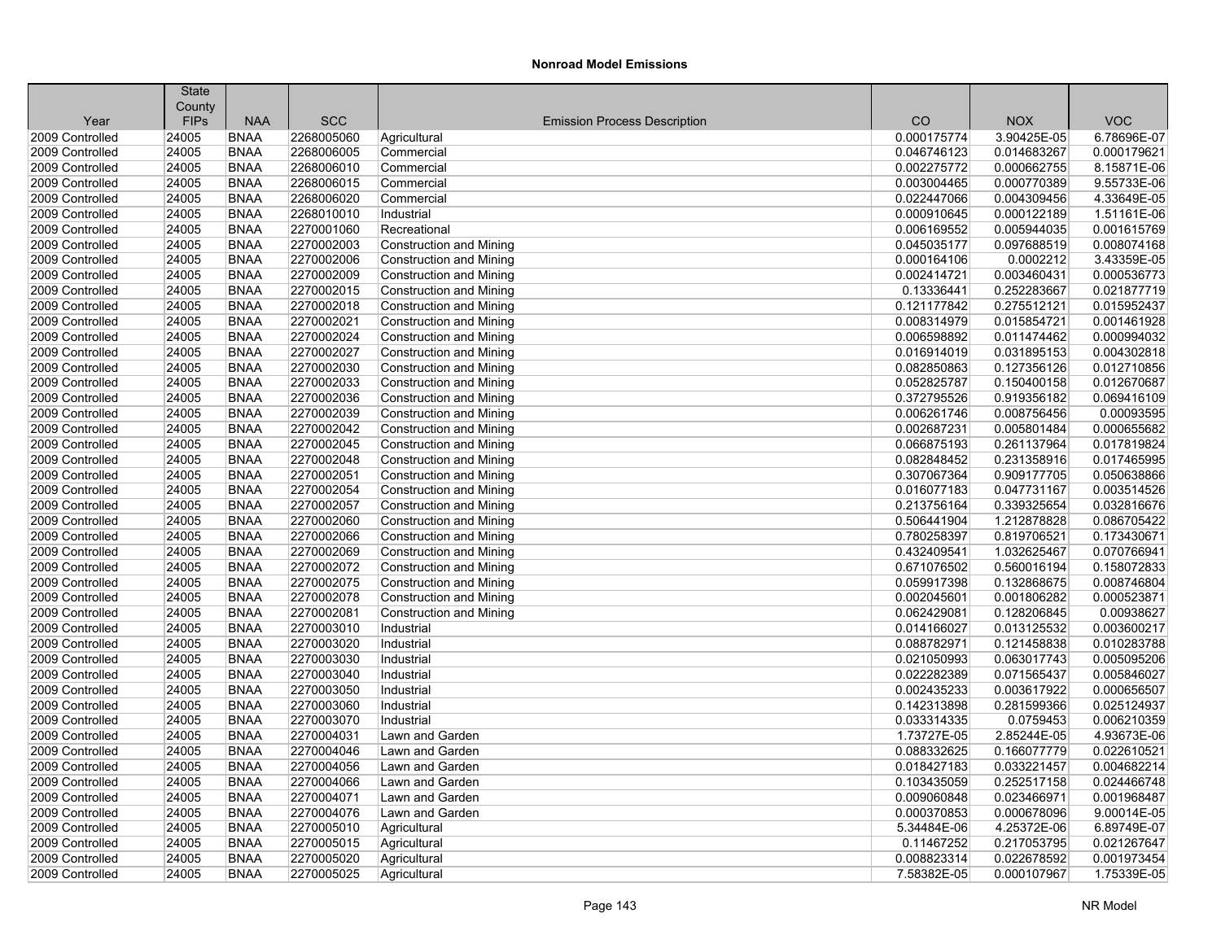## Nonroad Model Emissions

| Year | State County FIPs | NAA | SCC | Emission Process Description | CO | NOX | VOC |
|---|---|---|---|---|---|---|---|
| 2009 Controlled | 24005 | BNAA | 2268005060 | Agricultural | 0.000175774 | 3.90425E-05 | 6.78696E-07 |
| 2009 Controlled | 24005 | BNAA | 2268006005 | Commercial | 0.046746123 | 0.014683267 | 0.000179621 |
| 2009 Controlled | 24005 | BNAA | 2268006010 | Commercial | 0.002275772 | 0.000662755 | 8.15871E-06 |
| 2009 Controlled | 24005 | BNAA | 2268006015 | Commercial | 0.003004465 | 0.000770389 | 9.55733E-06 |
| 2009 Controlled | 24005 | BNAA | 2268006020 | Commercial | 0.022447066 | 0.004309456 | 4.33649E-05 |
| 2009 Controlled | 24005 | BNAA | 2268010010 | Industrial | 0.000910645 | 0.000122189 | 1.51161E-06 |
| 2009 Controlled | 24005 | BNAA | 2270001060 | Recreational | 0.006169552 | 0.005944035 | 0.001615769 |
| 2009 Controlled | 24005 | BNAA | 2270002003 | Construction and Mining | 0.045035177 | 0.097688519 | 0.008074168 |
| 2009 Controlled | 24005 | BNAA | 2270002006 | Construction and Mining | 0.000164106 | 0.0002212 | 3.43359E-05 |
| 2009 Controlled | 24005 | BNAA | 2270002009 | Construction and Mining | 0.002414721 | 0.003460431 | 0.000536773 |
| 2009 Controlled | 24005 | BNAA | 2270002015 | Construction and Mining | 0.13336441 | 0.252283667 | 0.021877719 |
| 2009 Controlled | 24005 | BNAA | 2270002018 | Construction and Mining | 0.121177842 | 0.275512121 | 0.015952437 |
| 2009 Controlled | 24005 | BNAA | 2270002021 | Construction and Mining | 0.008314979 | 0.015854721 | 0.001461928 |
| 2009 Controlled | 24005 | BNAA | 2270002024 | Construction and Mining | 0.006598892 | 0.011474462 | 0.000994032 |
| 2009 Controlled | 24005 | BNAA | 2270002027 | Construction and Mining | 0.016914019 | 0.031895153 | 0.004302818 |
| 2009 Controlled | 24005 | BNAA | 2270002030 | Construction and Mining | 0.082850863 | 0.127356126 | 0.012710856 |
| 2009 Controlled | 24005 | BNAA | 2270002033 | Construction and Mining | 0.052825787 | 0.150400158 | 0.012670687 |
| 2009 Controlled | 24005 | BNAA | 2270002036 | Construction and Mining | 0.372795526 | 0.919356182 | 0.069416109 |
| 2009 Controlled | 24005 | BNAA | 2270002039 | Construction and Mining | 0.006261746 | 0.008756456 | 0.00093595 |
| 2009 Controlled | 24005 | BNAA | 2270002042 | Construction and Mining | 0.002687231 | 0.005801484 | 0.000655682 |
| 2009 Controlled | 24005 | BNAA | 2270002045 | Construction and Mining | 0.066875193 | 0.261137964 | 0.017819824 |
| 2009 Controlled | 24005 | BNAA | 2270002048 | Construction and Mining | 0.082848452 | 0.231358916 | 0.017465995 |
| 2009 Controlled | 24005 | BNAA | 2270002051 | Construction and Mining | 0.307067364 | 0.909177705 | 0.050638866 |
| 2009 Controlled | 24005 | BNAA | 2270002054 | Construction and Mining | 0.016077183 | 0.047731167 | 0.003514526 |
| 2009 Controlled | 24005 | BNAA | 2270002057 | Construction and Mining | 0.213756164 | 0.339325654 | 0.032816676 |
| 2009 Controlled | 24005 | BNAA | 2270002060 | Construction and Mining | 0.506441904 | 1.212878828 | 0.086705422 |
| 2009 Controlled | 24005 | BNAA | 2270002066 | Construction and Mining | 0.780258397 | 0.819706521 | 0.173430671 |
| 2009 Controlled | 24005 | BNAA | 2270002069 | Construction and Mining | 0.432409541 | 1.032625467 | 0.070766941 |
| 2009 Controlled | 24005 | BNAA | 2270002072 | Construction and Mining | 0.671076502 | 0.560016194 | 0.158072833 |
| 2009 Controlled | 24005 | BNAA | 2270002075 | Construction and Mining | 0.059917398 | 0.132868675 | 0.008746804 |
| 2009 Controlled | 24005 | BNAA | 2270002078 | Construction and Mining | 0.002045601 | 0.001806282 | 0.000523871 |
| 2009 Controlled | 24005 | BNAA | 2270002081 | Construction and Mining | 0.062429081 | 0.128206845 | 0.00938627 |
| 2009 Controlled | 24005 | BNAA | 2270003010 | Industrial | 0.014166027 | 0.013125532 | 0.003600217 |
| 2009 Controlled | 24005 | BNAA | 2270003020 | Industrial | 0.088782971 | 0.121458838 | 0.010283788 |
| 2009 Controlled | 24005 | BNAA | 2270003030 | Industrial | 0.021050993 | 0.063017743 | 0.005095206 |
| 2009 Controlled | 24005 | BNAA | 2270003040 | Industrial | 0.022282389 | 0.071565437 | 0.005846027 |
| 2009 Controlled | 24005 | BNAA | 2270003050 | Industrial | 0.002435233 | 0.003617922 | 0.000656507 |
| 2009 Controlled | 24005 | BNAA | 2270003060 | Industrial | 0.142313898 | 0.281599366 | 0.025124937 |
| 2009 Controlled | 24005 | BNAA | 2270003070 | Industrial | 0.033314335 | 0.0759453 | 0.006210359 |
| 2009 Controlled | 24005 | BNAA | 2270004031 | Lawn and Garden | 1.73727E-05 | 2.85244E-05 | 4.93673E-06 |
| 2009 Controlled | 24005 | BNAA | 2270004046 | Lawn and Garden | 0.088332625 | 0.166077779 | 0.022610521 |
| 2009 Controlled | 24005 | BNAA | 2270004056 | Lawn and Garden | 0.018427183 | 0.033221457 | 0.004682214 |
| 2009 Controlled | 24005 | BNAA | 2270004066 | Lawn and Garden | 0.103435059 | 0.252517158 | 0.024466748 |
| 2009 Controlled | 24005 | BNAA | 2270004071 | Lawn and Garden | 0.009060848 | 0.023466971 | 0.001968487 |
| 2009 Controlled | 24005 | BNAA | 2270004076 | Lawn and Garden | 0.000370853 | 0.000678096 | 9.00014E-05 |
| 2009 Controlled | 24005 | BNAA | 2270005010 | Agricultural | 5.34484E-06 | 4.25372E-06 | 6.89749E-07 |
| 2009 Controlled | 24005 | BNAA | 2270005015 | Agricultural | 0.11467252 | 0.217053795 | 0.021267647 |
| 2009 Controlled | 24005 | BNAA | 2270005020 | Agricultural | 0.008823314 | 0.022678592 | 0.001973454 |
| 2009 Controlled | 24005 | BNAA | 2270005025 | Agricultural | 7.58382E-05 | 0.000107967 | 1.75339E-05 |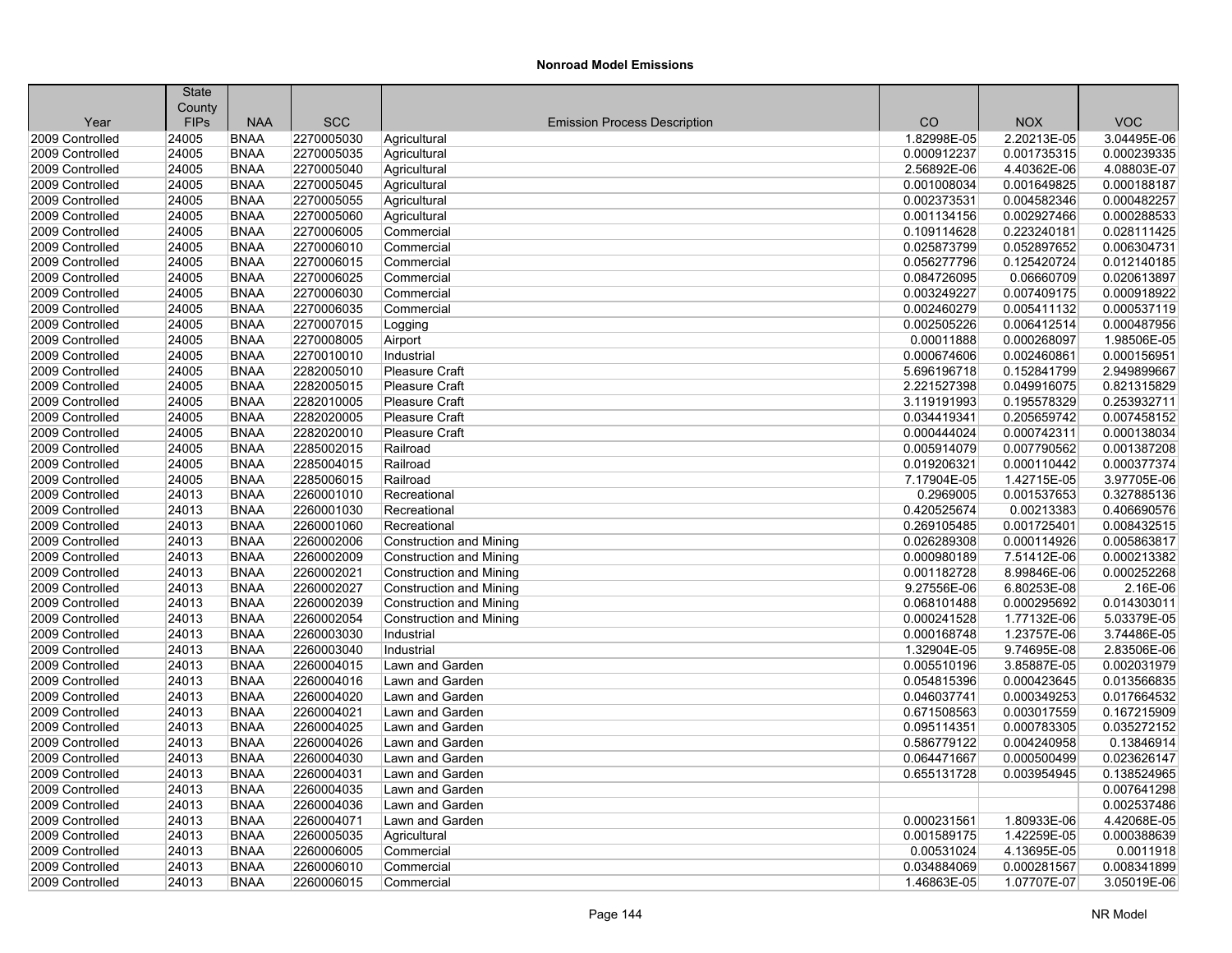## Nonroad Model Emissions

| Year | State County FIPs | NAA | SCC | Emission Process Description | CO | NOX | VOC |
|---|---|---|---|---|---|---|---|
| 2009 Controlled | 24005 | BNAA | 2270005030 | Agricultural | 1.82998E-05 | 2.20213E-05 | 3.04495E-06 |
| 2009 Controlled | 24005 | BNAA | 2270005035 | Agricultural | 0.000912237 | 0.001735315 | 0.000239335 |
| 2009 Controlled | 24005 | BNAA | 2270005040 | Agricultural | 2.56892E-06 | 4.40362E-06 | 4.08803E-07 |
| 2009 Controlled | 24005 | BNAA | 2270005045 | Agricultural | 0.001008034 | 0.001649825 | 0.000188187 |
| 2009 Controlled | 24005 | BNAA | 2270005055 | Agricultural | 0.002373531 | 0.004582346 | 0.000482257 |
| 2009 Controlled | 24005 | BNAA | 2270005060 | Agricultural | 0.001134156 | 0.002927466 | 0.000288533 |
| 2009 Controlled | 24005 | BNAA | 2270006005 | Commercial | 0.109114628 | 0.223240181 | 0.028111425 |
| 2009 Controlled | 24005 | BNAA | 2270006010 | Commercial | 0.025873799 | 0.052897652 | 0.006304731 |
| 2009 Controlled | 24005 | BNAA | 2270006015 | Commercial | 0.056277796 | 0.125420724 | 0.012140185 |
| 2009 Controlled | 24005 | BNAA | 2270006025 | Commercial | 0.084726095 | 0.06660709 | 0.020613897 |
| 2009 Controlled | 24005 | BNAA | 2270006030 | Commercial | 0.003249227 | 0.007409175 | 0.000918922 |
| 2009 Controlled | 24005 | BNAA | 2270006035 | Commercial | 0.002460279 | 0.005411132 | 0.000537119 |
| 2009 Controlled | 24005 | BNAA | 2270007015 | Logging | 0.002505226 | 0.006412514 | 0.000487956 |
| 2009 Controlled | 24005 | BNAA | 2270008005 | Airport | 0.00011888 | 0.000268097 | 1.98506E-05 |
| 2009 Controlled | 24005 | BNAA | 2270010010 | Industrial | 0.000674606 | 0.002460861 | 0.000156951 |
| 2009 Controlled | 24005 | BNAA | 2282005010 | Pleasure Craft | 5.696196718 | 0.152841799 | 2.949899667 |
| 2009 Controlled | 24005 | BNAA | 2282005015 | Pleasure Craft | 2.221527398 | 0.049916075 | 0.821315829 |
| 2009 Controlled | 24005 | BNAA | 2282010005 | Pleasure Craft | 3.119191993 | 0.195578329 | 0.253932711 |
| 2009 Controlled | 24005 | BNAA | 2282020005 | Pleasure Craft | 0.034419341 | 0.205659742 | 0.007458152 |
| 2009 Controlled | 24005 | BNAA | 2282020010 | Pleasure Craft | 0.000444024 | 0.000742311 | 0.000138034 |
| 2009 Controlled | 24005 | BNAA | 2285002015 | Railroad | 0.005914079 | 0.007790562 | 0.001387208 |
| 2009 Controlled | 24005 | BNAA | 2285004015 | Railroad | 0.019206321 | 0.000110442 | 0.000377374 |
| 2009 Controlled | 24005 | BNAA | 2285006015 | Railroad | 7.17904E-05 | 1.42715E-05 | 3.97705E-06 |
| 2009 Controlled | 24013 | BNAA | 2260001010 | Recreational | 0.2969005 | 0.001537653 | 0.327885136 |
| 2009 Controlled | 24013 | BNAA | 2260001030 | Recreational | 0.420525674 | 0.00213383 | 0.406690576 |
| 2009 Controlled | 24013 | BNAA | 2260001060 | Recreational | 0.269105485 | 0.001725401 | 0.008432515 |
| 2009 Controlled | 24013 | BNAA | 2260002006 | Construction and Mining | 0.026289308 | 0.000114926 | 0.005863817 |
| 2009 Controlled | 24013 | BNAA | 2260002009 | Construction and Mining | 0.000980189 | 7.51412E-06 | 0.000213382 |
| 2009 Controlled | 24013 | BNAA | 2260002021 | Construction and Mining | 0.001182728 | 8.99846E-06 | 0.000252268 |
| 2009 Controlled | 24013 | BNAA | 2260002027 | Construction and Mining | 9.27556E-06 | 6.80253E-08 | 2.16E-06 |
| 2009 Controlled | 24013 | BNAA | 2260002039 | Construction and Mining | 0.068101488 | 0.000295692 | 0.014303011 |
| 2009 Controlled | 24013 | BNAA | 2260002054 | Construction and Mining | 0.000241528 | 1.77132E-06 | 5.03379E-05 |
| 2009 Controlled | 24013 | BNAA | 2260003030 | Industrial | 0.000168748 | 1.23757E-06 | 3.74486E-05 |
| 2009 Controlled | 24013 | BNAA | 2260003040 | Industrial | 1.32904E-05 | 9.74695E-08 | 2.83506E-06 |
| 2009 Controlled | 24013 | BNAA | 2260004015 | Lawn and Garden | 0.005510196 | 3.85887E-05 | 0.002031979 |
| 2009 Controlled | 24013 | BNAA | 2260004016 | Lawn and Garden | 0.054815396 | 0.000423645 | 0.013566835 |
| 2009 Controlled | 24013 | BNAA | 2260004020 | Lawn and Garden | 0.046037741 | 0.000349253 | 0.017664532 |
| 2009 Controlled | 24013 | BNAA | 2260004021 | Lawn and Garden | 0.671508563 | 0.003017559 | 0.167215909 |
| 2009 Controlled | 24013 | BNAA | 2260004025 | Lawn and Garden | 0.095114351 | 0.000783305 | 0.035272152 |
| 2009 Controlled | 24013 | BNAA | 2260004026 | Lawn and Garden | 0.586779122 | 0.004240958 | 0.13846914 |
| 2009 Controlled | 24013 | BNAA | 2260004030 | Lawn and Garden | 0.064471667 | 0.000500499 | 0.023626147 |
| 2009 Controlled | 24013 | BNAA | 2260004031 | Lawn and Garden | 0.655131728 | 0.003954945 | 0.138524965 |
| 2009 Controlled | 24013 | BNAA | 2260004035 | Lawn and Garden | | | 0.007641298 |
| 2009 Controlled | 24013 | BNAA | 2260004036 | Lawn and Garden | | | 0.002537486 |
| 2009 Controlled | 24013 | BNAA | 2260004071 | Lawn and Garden | 0.000231561 | 1.80933E-06 | 4.42068E-05 |
| 2009 Controlled | 24013 | BNAA | 2260005035 | Agricultural | 0.001589175 | 1.42259E-05 | 0.000388639 |
| 2009 Controlled | 24013 | BNAA | 2260006005 | Commercial | 0.00531024 | 4.13695E-05 | 0.0011918 |
| 2009 Controlled | 24013 | BNAA | 2260006010 | Commercial | 0.034884069 | 0.000281567 | 0.008341899 |
| 2009 Controlled | 24013 | BNAA | 2260006015 | Commercial | 1.46863E-05 | 1.07707E-07 | 3.05019E-06 |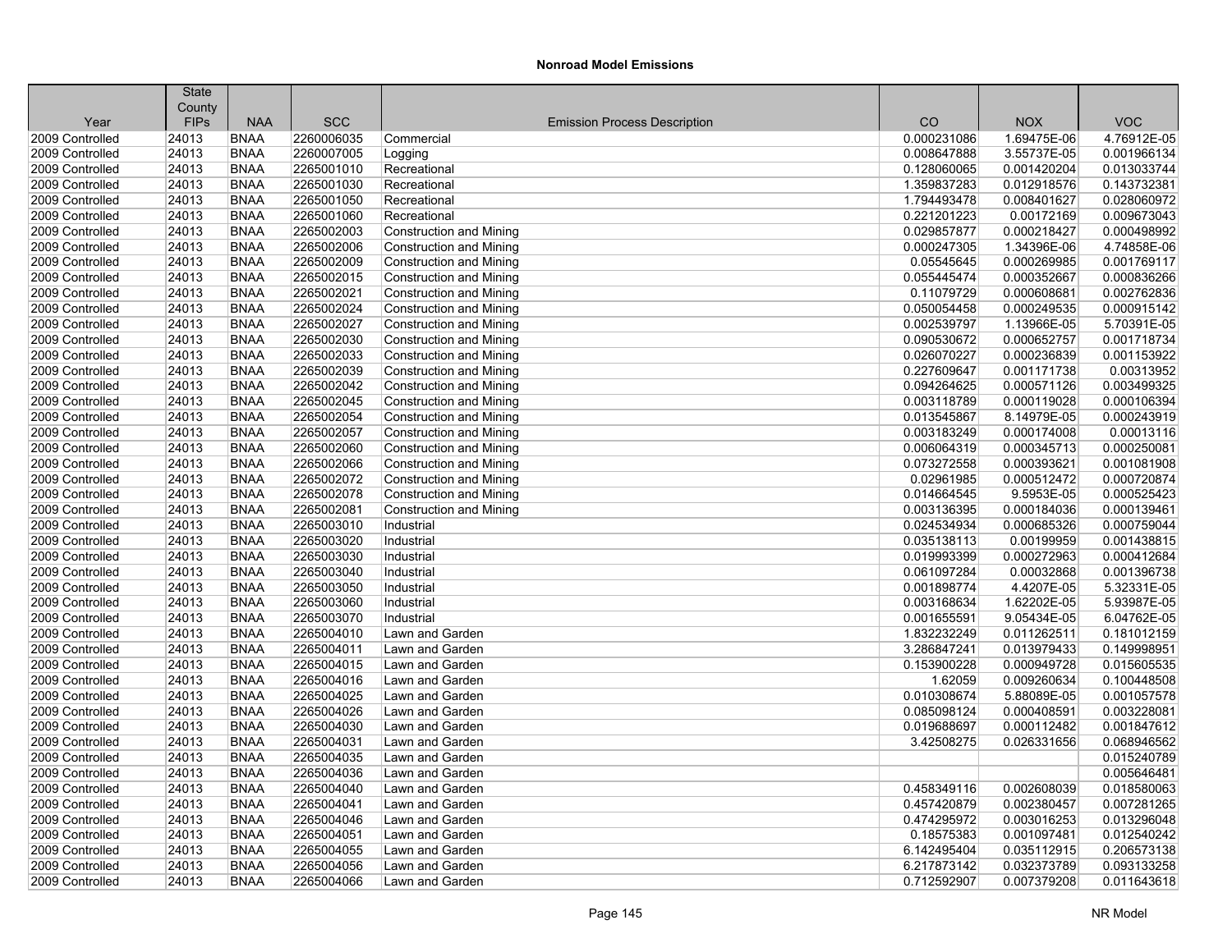# Nonroad Model Emissions

| Year | State County FIPs | NAA | SCC | Emission Process Description | CO | NOX | VOC |
|---|---|---|---|---|---|---|---|
| 2009 Controlled | 24013 | BNAA | 2260006035 | Commercial | 0.000231086 | 1.69475E-06 | 4.76912E-05 |
| 2009 Controlled | 24013 | BNAA | 2260007005 | Logging | 0.008647888 | 3.55737E-05 | 0.001966134 |
| 2009 Controlled | 24013 | BNAA | 2265001010 | Recreational | 0.128060065 | 0.001420204 | 0.013033744 |
| 2009 Controlled | 24013 | BNAA | 2265001030 | Recreational | 1.359837283 | 0.012918576 | 0.143732381 |
| 2009 Controlled | 24013 | BNAA | 2265001050 | Recreational | 1.794493478 | 0.008401627 | 0.028060972 |
| 2009 Controlled | 24013 | BNAA | 2265001060 | Recreational | 0.221201223 | 0.00172169 | 0.009673043 |
| 2009 Controlled | 24013 | BNAA | 2265002003 | Construction and Mining | 0.029857877 | 0.000218427 | 0.000498992 |
| 2009 Controlled | 24013 | BNAA | 2265002006 | Construction and Mining | 0.000247305 | 1.34396E-06 | 4.74858E-06 |
| 2009 Controlled | 24013 | BNAA | 2265002009 | Construction and Mining | 0.05545645 | 0.000269985 | 0.001769117 |
| 2009 Controlled | 24013 | BNAA | 2265002015 | Construction and Mining | 0.055445474 | 0.000352667 | 0.000836266 |
| 2009 Controlled | 24013 | BNAA | 2265002021 | Construction and Mining | 0.11079729 | 0.000608681 | 0.002762836 |
| 2009 Controlled | 24013 | BNAA | 2265002024 | Construction and Mining | 0.050054458 | 0.000249535 | 0.000915142 |
| 2009 Controlled | 24013 | BNAA | 2265002027 | Construction and Mining | 0.002539797 | 1.13966E-05 | 5.70391E-05 |
| 2009 Controlled | 24013 | BNAA | 2265002030 | Construction and Mining | 0.090530672 | 0.000652757 | 0.001718734 |
| 2009 Controlled | 24013 | BNAA | 2265002033 | Construction and Mining | 0.026070227 | 0.000236839 | 0.001153922 |
| 2009 Controlled | 24013 | BNAA | 2265002039 | Construction and Mining | 0.227609647 | 0.001171738 | 0.00313952 |
| 2009 Controlled | 24013 | BNAA | 2265002042 | Construction and Mining | 0.094264625 | 0.000571126 | 0.003499325 |
| 2009 Controlled | 24013 | BNAA | 2265002045 | Construction and Mining | 0.003118789 | 0.000119028 | 0.000106394 |
| 2009 Controlled | 24013 | BNAA | 2265002054 | Construction and Mining | 0.013545867 | 8.14979E-05 | 0.000243919 |
| 2009 Controlled | 24013 | BNAA | 2265002057 | Construction and Mining | 0.003183249 | 0.000174008 | 0.00013116 |
| 2009 Controlled | 24013 | BNAA | 2265002060 | Construction and Mining | 0.006064319 | 0.000345713 | 0.000250081 |
| 2009 Controlled | 24013 | BNAA | 2265002066 | Construction and Mining | 0.073272558 | 0.000393621 | 0.001081908 |
| 2009 Controlled | 24013 | BNAA | 2265002072 | Construction and Mining | 0.02961985 | 0.000512472 | 0.000720874 |
| 2009 Controlled | 24013 | BNAA | 2265002078 | Construction and Mining | 0.014664545 | 9.5953E-05 | 0.000525423 |
| 2009 Controlled | 24013 | BNAA | 2265002081 | Construction and Mining | 0.003136395 | 0.000184036 | 0.000139461 |
| 2009 Controlled | 24013 | BNAA | 2265003010 | Industrial | 0.024534934 | 0.000685326 | 0.000759044 |
| 2009 Controlled | 24013 | BNAA | 2265003020 | Industrial | 0.035138113 | 0.00199959 | 0.001438815 |
| 2009 Controlled | 24013 | BNAA | 2265003030 | Industrial | 0.019993399 | 0.000272963 | 0.000412684 |
| 2009 Controlled | 24013 | BNAA | 2265003040 | Industrial | 0.061097284 | 0.00032868 | 0.001396738 |
| 2009 Controlled | 24013 | BNAA | 2265003050 | Industrial | 0.001898774 | 4.4207E-05 | 5.32331E-05 |
| 2009 Controlled | 24013 | BNAA | 2265003060 | Industrial | 0.003168634 | 1.62202E-05 | 5.93987E-05 |
| 2009 Controlled | 24013 | BNAA | 2265003070 | Industrial | 0.001655591 | 9.05434E-05 | 6.04762E-05 |
| 2009 Controlled | 24013 | BNAA | 2265004010 | Lawn and Garden | 1.832232249 | 0.011262511 | 0.181012159 |
| 2009 Controlled | 24013 | BNAA | 2265004011 | Lawn and Garden | 3.286847241 | 0.013979433 | 0.149998951 |
| 2009 Controlled | 24013 | BNAA | 2265004015 | Lawn and Garden | 0.153900228 | 0.000949728 | 0.015605535 |
| 2009 Controlled | 24013 | BNAA | 2265004016 | Lawn and Garden | 1.62059 | 0.009260634 | 0.100448508 |
| 2009 Controlled | 24013 | BNAA | 2265004025 | Lawn and Garden | 0.010308674 | 5.88089E-05 | 0.001057578 |
| 2009 Controlled | 24013 | BNAA | 2265004026 | Lawn and Garden | 0.085098124 | 0.000408591 | 0.003228081 |
| 2009 Controlled | 24013 | BNAA | 2265004030 | Lawn and Garden | 0.019688697 | 0.000112482 | 0.001847612 |
| 2009 Controlled | 24013 | BNAA | 2265004031 | Lawn and Garden | 3.42508275 | 0.026331656 | 0.068946562 |
| 2009 Controlled | 24013 | BNAA | 2265004035 | Lawn and Garden | | | 0.015240789 |
| 2009 Controlled | 24013 | BNAA | 2265004036 | Lawn and Garden | | | 0.005646481 |
| 2009 Controlled | 24013 | BNAA | 2265004040 | Lawn and Garden | 0.458349116 | 0.002608039 | 0.018580063 |
| 2009 Controlled | 24013 | BNAA | 2265004041 | Lawn and Garden | 0.457420879 | 0.002380457 | 0.007281265 |
| 2009 Controlled | 24013 | BNAA | 2265004046 | Lawn and Garden | 0.474295972 | 0.003016253 | 0.013296048 |
| 2009 Controlled | 24013 | BNAA | 2265004051 | Lawn and Garden | 0.18575383 | 0.001097481 | 0.012540242 |
| 2009 Controlled | 24013 | BNAA | 2265004055 | Lawn and Garden | 6.142495404 | 0.035112915 | 0.206573138 |
| 2009 Controlled | 24013 | BNAA | 2265004056 | Lawn and Garden | 6.217873142 | 0.032373789 | 0.093133258 |
| 2009 Controlled | 24013 | BNAA | 2265004066 | Lawn and Garden | 0.712592907 | 0.007379208 | 0.011643618 |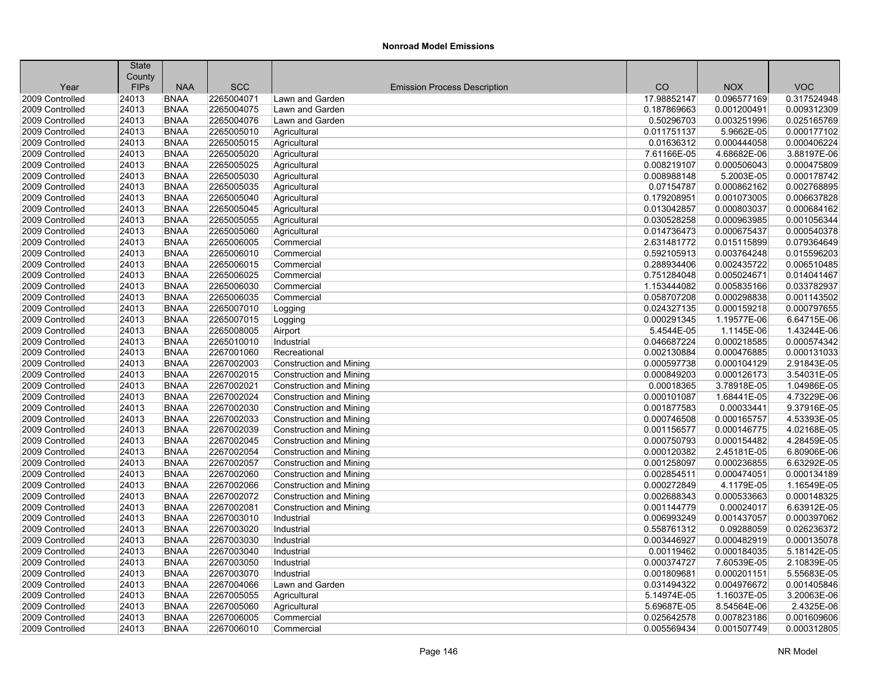## Nonroad Model Emissions

| Year | State County FIPs | NAA | SCC | Emission Process Description | CO | NOX | VOC |
|---|---|---|---|---|---|---|---|
| 2009 Controlled | 24013 | BNAA | 2265004071 | Lawn and Garden | 17.98852147 | 0.096577169 | 0.317524948 |
| 2009 Controlled | 24013 | BNAA | 2265004075 | Lawn and Garden | 0.187869663 | 0.001200491 | 0.009312309 |
| 2009 Controlled | 24013 | BNAA | 2265004076 | Lawn and Garden | 0.50296703 | 0.003251996 | 0.025165769 |
| 2009 Controlled | 24013 | BNAA | 2265005010 | Agricultural | 0.011751137 | 5.9662E-05 | 0.000177102 |
| 2009 Controlled | 24013 | BNAA | 2265005015 | Agricultural | 0.01636312 | 0.000444058 | 0.000406224 |
| 2009 Controlled | 24013 | BNAA | 2265005020 | Agricultural | 7.61166E-05 | 4.68682E-06 | 3.88197E-06 |
| 2009 Controlled | 24013 | BNAA | 2265005025 | Agricultural | 0.008219107 | 0.000506043 | 0.000475809 |
| 2009 Controlled | 24013 | BNAA | 2265005030 | Agricultural | 0.008988148 | 5.2003E-05 | 0.000178742 |
| 2009 Controlled | 24013 | BNAA | 2265005035 | Agricultural | 0.07154787 | 0.000862162 | 0.002768895 |
| 2009 Controlled | 24013 | BNAA | 2265005040 | Agricultural | 0.179208951 | 0.001073005 | 0.006637828 |
| 2009 Controlled | 24013 | BNAA | 2265005045 | Agricultural | 0.013042857 | 0.000803037 | 0.000684162 |
| 2009 Controlled | 24013 | BNAA | 2265005055 | Agricultural | 0.030528258 | 0.000963985 | 0.001056344 |
| 2009 Controlled | 24013 | BNAA | 2265005060 | Agricultural | 0.014736473 | 0.000675437 | 0.000540378 |
| 2009 Controlled | 24013 | BNAA | 2265006005 | Commercial | 2.631481772 | 0.015115899 | 0.079364649 |
| 2009 Controlled | 24013 | BNAA | 2265006010 | Commercial | 0.592105913 | 0.003764248 | 0.015596203 |
| 2009 Controlled | 24013 | BNAA | 2265006015 | Commercial | 0.288934406 | 0.002435722 | 0.006510485 |
| 2009 Controlled | 24013 | BNAA | 2265006025 | Commercial | 0.751284048 | 0.005024671 | 0.014041467 |
| 2009 Controlled | 24013 | BNAA | 2265006030 | Commercial | 1.153444082 | 0.005835166 | 0.033782937 |
| 2009 Controlled | 24013 | BNAA | 2265006035 | Commercial | 0.058707208 | 0.000298838 | 0.001143502 |
| 2009 Controlled | 24013 | BNAA | 2265007010 | Logging | 0.024327135 | 0.000159218 | 0.000797655 |
| 2009 Controlled | 24013 | BNAA | 2265007015 | Logging | 0.000291345 | 1.19577E-06 | 6.64715E-06 |
| 2009 Controlled | 24013 | BNAA | 2265008005 | Airport | 5.4544E-05 | 1.1145E-06 | 1.43244E-06 |
| 2009 Controlled | 24013 | BNAA | 2265010010 | Industrial | 0.046687224 | 0.000218585 | 0.000574342 |
| 2009 Controlled | 24013 | BNAA | 2267001060 | Recreational | 0.002130884 | 0.000476885 | 0.000131033 |
| 2009 Controlled | 24013 | BNAA | 2267002003 | Construction and Mining | 0.000597738 | 0.000104129 | 2.91843E-05 |
| 2009 Controlled | 24013 | BNAA | 2267002015 | Construction and Mining | 0.000849203 | 0.000126173 | 3.54031E-05 |
| 2009 Controlled | 24013 | BNAA | 2267002021 | Construction and Mining | 0.00018365 | 3.78918E-05 | 1.04986E-05 |
| 2009 Controlled | 24013 | BNAA | 2267002024 | Construction and Mining | 0.000101087 | 1.68441E-05 | 4.73229E-06 |
| 2009 Controlled | 24013 | BNAA | 2267002030 | Construction and Mining | 0.001877583 | 0.00033441 | 9.37916E-05 |
| 2009 Controlled | 24013 | BNAA | 2267002033 | Construction and Mining | 0.000746508 | 0.000165757 | 4.53393E-05 |
| 2009 Controlled | 24013 | BNAA | 2267002039 | Construction and Mining | 0.001156577 | 0.000146775 | 4.02168E-05 |
| 2009 Controlled | 24013 | BNAA | 2267002045 | Construction and Mining | 0.000750793 | 0.000154482 | 4.28459E-05 |
| 2009 Controlled | 24013 | BNAA | 2267002054 | Construction and Mining | 0.000120382 | 2.45181E-05 | 6.80906E-06 |
| 2009 Controlled | 24013 | BNAA | 2267002057 | Construction and Mining | 0.001258097 | 0.000236855 | 6.63292E-05 |
| 2009 Controlled | 24013 | BNAA | 2267002060 | Construction and Mining | 0.002854511 | 0.000474051 | 0.000134189 |
| 2009 Controlled | 24013 | BNAA | 2267002066 | Construction and Mining | 0.000272849 | 4.1179E-05 | 1.16549E-05 |
| 2009 Controlled | 24013 | BNAA | 2267002072 | Construction and Mining | 0.002688343 | 0.000533663 | 0.000148325 |
| 2009 Controlled | 24013 | BNAA | 2267002081 | Construction and Mining | 0.001144779 | 0.00024017 | 6.63912E-05 |
| 2009 Controlled | 24013 | BNAA | 2267003010 | Industrial | 0.006993249 | 0.001437057 | 0.000397062 |
| 2009 Controlled | 24013 | BNAA | 2267003020 | Industrial | 0.558761312 | 0.09288059 | 0.026236372 |
| 2009 Controlled | 24013 | BNAA | 2267003030 | Industrial | 0.003446927 | 0.000482919 | 0.000135078 |
| 2009 Controlled | 24013 | BNAA | 2267003040 | Industrial | 0.00119462 | 0.000184035 | 5.18142E-05 |
| 2009 Controlled | 24013 | BNAA | 2267003050 | Industrial | 0.000374727 | 7.60539E-05 | 2.10839E-05 |
| 2009 Controlled | 24013 | BNAA | 2267003070 | Industrial | 0.001809681 | 0.000201151 | 5.55683E-05 |
| 2009 Controlled | 24013 | BNAA | 2267004066 | Lawn and Garden | 0.031494322 | 0.004976672 | 0.001405846 |
| 2009 Controlled | 24013 | BNAA | 2267005055 | Agricultural | 5.14974E-05 | 1.16037E-05 | 3.20063E-06 |
| 2009 Controlled | 24013 | BNAA | 2267005060 | Agricultural | 5.69687E-05 | 8.54564E-06 | 2.4325E-06 |
| 2009 Controlled | 24013 | BNAA | 2267006005 | Commercial | 0.025642578 | 0.007823186 | 0.001609606 |
| 2009 Controlled | 24013 | BNAA | 2267006010 | Commercial | 0.005569434 | 0.001507749 | 0.000312805 |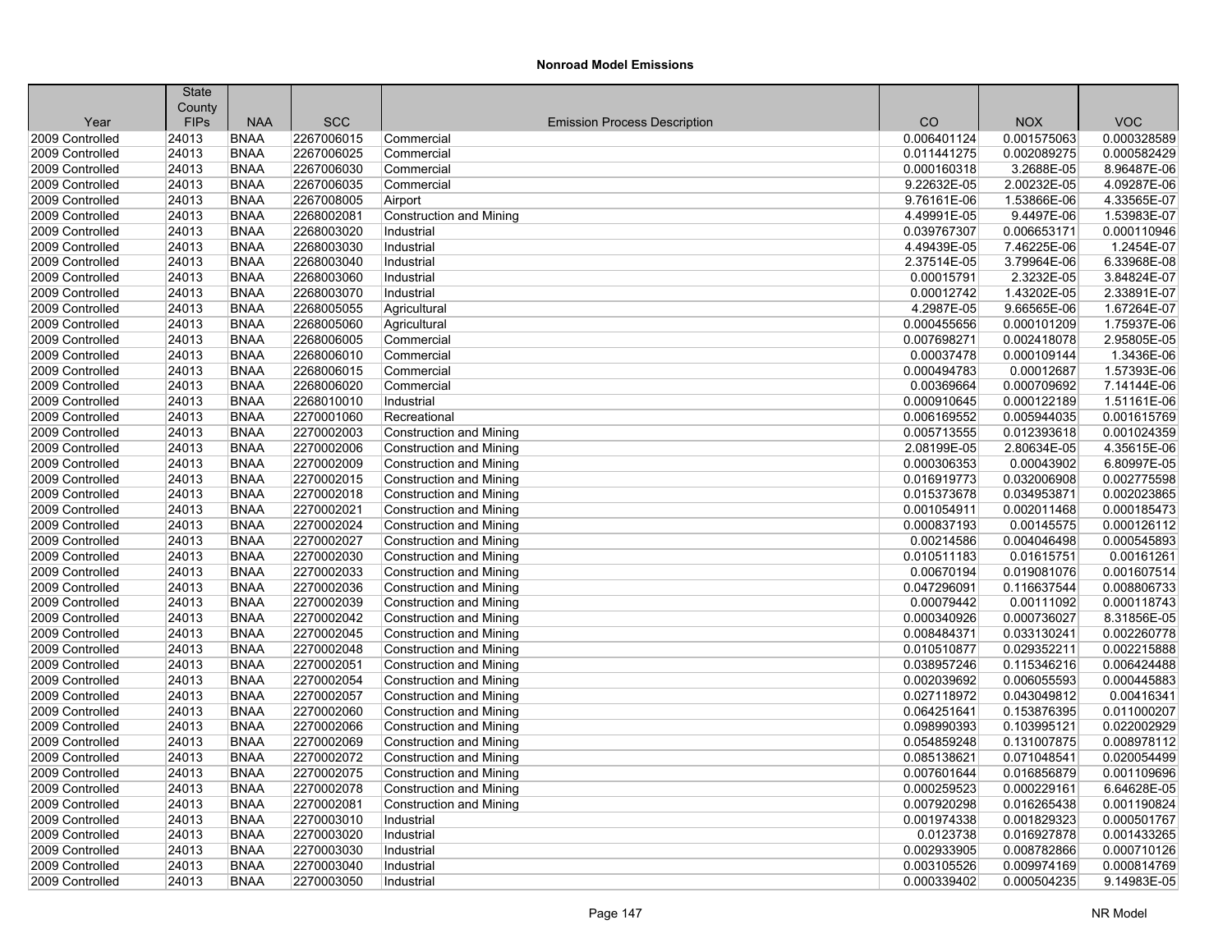## Nonroad Model Emissions

| Year | State County FIPs | NAA | SCC | Emission Process Description | CO | NOX | VOC |
|---|---|---|---|---|---|---|---|
| 2009 Controlled | 24013 | BNAA | 2267006015 | Commercial | 0.006401124 | 0.001575063 | 0.000328589 |
| 2009 Controlled | 24013 | BNAA | 2267006025 | Commercial | 0.011441275 | 0.002089275 | 0.000582429 |
| 2009 Controlled | 24013 | BNAA | 2267006030 | Commercial | 0.000160318 | 3.2688E-05 | 8.96487E-06 |
| 2009 Controlled | 24013 | BNAA | 2267006035 | Commercial | 9.22632E-05 | 2.00232E-05 | 4.09287E-06 |
| 2009 Controlled | 24013 | BNAA | 2267008005 | Airport | 9.76161E-06 | 1.53866E-06 | 4.33565E-07 |
| 2009 Controlled | 24013 | BNAA | 2268002081 | Construction and Mining | 4.49991E-05 | 9.4497E-06 | 1.53983E-07 |
| 2009 Controlled | 24013 | BNAA | 2268003020 | Industrial | 0.039767307 | 0.006653171 | 0.000110946 |
| 2009 Controlled | 24013 | BNAA | 2268003030 | Industrial | 4.49439E-05 | 7.46225E-06 | 1.2454E-07 |
| 2009 Controlled | 24013 | BNAA | 2268003040 | Industrial | 2.37514E-05 | 3.79964E-06 | 6.33968E-08 |
| 2009 Controlled | 24013 | BNAA | 2268003060 | Industrial | 0.00015791 | 2.3232E-05 | 3.84824E-07 |
| 2009 Controlled | 24013 | BNAA | 2268003070 | Industrial | 0.00012742 | 1.43202E-05 | 2.33891E-07 |
| 2009 Controlled | 24013 | BNAA | 2268005055 | Agricultural | 4.2987E-05 | 9.66565E-06 | 1.67264E-07 |
| 2009 Controlled | 24013 | BNAA | 2268005060 | Agricultural | 0.000455656 | 0.000101209 | 1.75937E-06 |
| 2009 Controlled | 24013 | BNAA | 2268006005 | Commercial | 0.007698271 | 0.002418078 | 2.95805E-05 |
| 2009 Controlled | 24013 | BNAA | 2268006010 | Commercial | 0.00037478 | 0.000109144 | 1.3436E-06 |
| 2009 Controlled | 24013 | BNAA | 2268006015 | Commercial | 0.000494783 | 0.00012687 | 1.57393E-06 |
| 2009 Controlled | 24013 | BNAA | 2268006020 | Commercial | 0.00369664 | 0.000709692 | 7.14144E-06 |
| 2009 Controlled | 24013 | BNAA | 2268010010 | Industrial | 0.000910645 | 0.000122189 | 1.51161E-06 |
| 2009 Controlled | 24013 | BNAA | 2270001060 | Recreational | 0.006169552 | 0.005944035 | 0.001615769 |
| 2009 Controlled | 24013 | BNAA | 2270002003 | Construction and Mining | 0.005713555 | 0.012393618 | 0.001024359 |
| 2009 Controlled | 24013 | BNAA | 2270002006 | Construction and Mining | 2.08199E-05 | 2.80634E-05 | 4.35615E-06 |
| 2009 Controlled | 24013 | BNAA | 2270002009 | Construction and Mining | 0.000306353 | 0.00043902 | 6.80997E-05 |
| 2009 Controlled | 24013 | BNAA | 2270002015 | Construction and Mining | 0.016919773 | 0.032006908 | 0.002775598 |
| 2009 Controlled | 24013 | BNAA | 2270002018 | Construction and Mining | 0.015373678 | 0.034953871 | 0.002023865 |
| 2009 Controlled | 24013 | BNAA | 2270002021 | Construction and Mining | 0.001054911 | 0.002011468 | 0.000185473 |
| 2009 Controlled | 24013 | BNAA | 2270002024 | Construction and Mining | 0.000837193 | 0.00145575 | 0.000126112 |
| 2009 Controlled | 24013 | BNAA | 2270002027 | Construction and Mining | 0.00214586 | 0.004046498 | 0.000545893 |
| 2009 Controlled | 24013 | BNAA | 2270002030 | Construction and Mining | 0.010511183 | 0.01615751 | 0.00161261 |
| 2009 Controlled | 24013 | BNAA | 2270002033 | Construction and Mining | 0.00670194 | 0.019081076 | 0.001607514 |
| 2009 Controlled | 24013 | BNAA | 2270002036 | Construction and Mining | 0.047296091 | 0.116637544 | 0.008806733 |
| 2009 Controlled | 24013 | BNAA | 2270002039 | Construction and Mining | 0.00079442 | 0.00111092 | 0.000118743 |
| 2009 Controlled | 24013 | BNAA | 2270002042 | Construction and Mining | 0.000340926 | 0.000736027 | 8.31856E-05 |
| 2009 Controlled | 24013 | BNAA | 2270002045 | Construction and Mining | 0.008484371 | 0.033130241 | 0.002260778 |
| 2009 Controlled | 24013 | BNAA | 2270002048 | Construction and Mining | 0.010510877 | 0.029352211 | 0.002215888 |
| 2009 Controlled | 24013 | BNAA | 2270002051 | Construction and Mining | 0.038957246 | 0.115346216 | 0.006424488 |
| 2009 Controlled | 24013 | BNAA | 2270002054 | Construction and Mining | 0.002039692 | 0.006055593 | 0.000445883 |
| 2009 Controlled | 24013 | BNAA | 2270002057 | Construction and Mining | 0.027118972 | 0.043049812 | 0.00416341 |
| 2009 Controlled | 24013 | BNAA | 2270002060 | Construction and Mining | 0.064251641 | 0.153876395 | 0.011000207 |
| 2009 Controlled | 24013 | BNAA | 2270002066 | Construction and Mining | 0.098990393 | 0.103995121 | 0.022002929 |
| 2009 Controlled | 24013 | BNAA | 2270002069 | Construction and Mining | 0.054859248 | 0.131007875 | 0.008978112 |
| 2009 Controlled | 24013 | BNAA | 2270002072 | Construction and Mining | 0.085138621 | 0.071048541 | 0.020054499 |
| 2009 Controlled | 24013 | BNAA | 2270002075 | Construction and Mining | 0.007601644 | 0.016856879 | 0.001109696 |
| 2009 Controlled | 24013 | BNAA | 2270002078 | Construction and Mining | 0.000259523 | 0.000229161 | 6.64628E-05 |
| 2009 Controlled | 24013 | BNAA | 2270002081 | Construction and Mining | 0.007920298 | 0.016265438 | 0.001190824 |
| 2009 Controlled | 24013 | BNAA | 2270003010 | Industrial | 0.001974338 | 0.001829323 | 0.000501767 |
| 2009 Controlled | 24013 | BNAA | 2270003020 | Industrial | 0.0123738 | 0.016927878 | 0.001433265 |
| 2009 Controlled | 24013 | BNAA | 2270003030 | Industrial | 0.002933905 | 0.008782866 | 0.000710126 |
| 2009 Controlled | 24013 | BNAA | 2270003040 | Industrial | 0.003105526 | 0.009974169 | 0.000814769 |
| 2009 Controlled | 24013 | BNAA | 2270003050 | Industrial | 0.000339402 | 0.000504235 | 9.14983E-05 |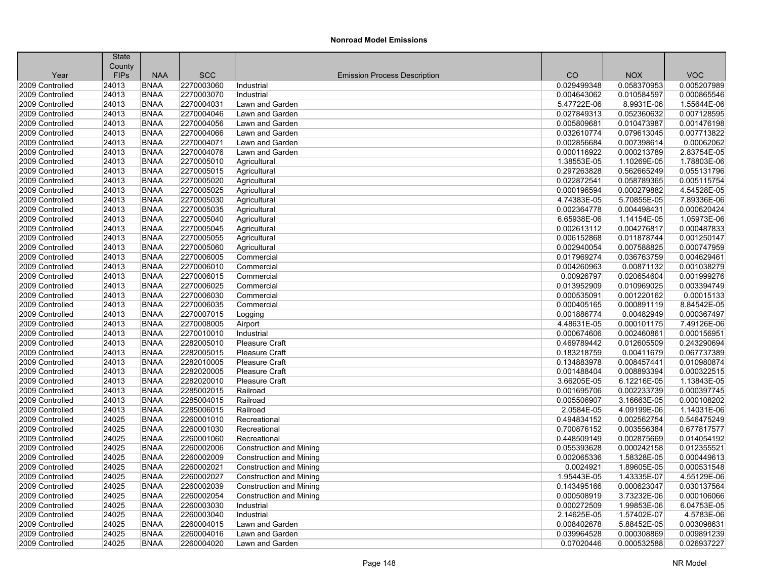## Nonroad Model Emissions

| Year | State County FIPs | NAA | SCC | Emission Process Description | CO | NOX | VOC |
|---|---|---|---|---|---|---|---|
| 2009 Controlled | 24013 | BNAA | 2270003060 | Industrial | 0.029499348 | 0.058370953 | 0.005207989 |
| 2009 Controlled | 24013 | BNAA | 2270003070 | Industrial | 0.004643062 | 0.010584597 | 0.000865546 |
| 2009 Controlled | 24013 | BNAA | 2270004031 | Lawn and Garden | 5.47722E-06 | 8.9931E-06 | 1.55644E-06 |
| 2009 Controlled | 24013 | BNAA | 2270004046 | Lawn and Garden | 0.027849313 | 0.052360632 | 0.007128595 |
| 2009 Controlled | 24013 | BNAA | 2270004056 | Lawn and Garden | 0.005809681 | 0.010473987 | 0.001476198 |
| 2009 Controlled | 24013 | BNAA | 2270004066 | Lawn and Garden | 0.032610774 | 0.079613045 | 0.007713822 |
| 2009 Controlled | 24013 | BNAA | 2270004071 | Lawn and Garden | 0.002856684 | 0.007398614 | 0.00062062 |
| 2009 Controlled | 24013 | BNAA | 2270004076 | Lawn and Garden | 0.000116922 | 0.000213789 | 2.83754E-05 |
| 2009 Controlled | 24013 | BNAA | 2270005010 | Agricultural | 1.38553E-05 | 1.10269E-05 | 1.78803E-06 |
| 2009 Controlled | 24013 | BNAA | 2270005015 | Agricultural | 0.297263828 | 0.562665249 | 0.055131796 |
| 2009 Controlled | 24013 | BNAA | 2270005020 | Agricultural | 0.022872541 | 0.058789365 | 0.005115754 |
| 2009 Controlled | 24013 | BNAA | 2270005025 | Agricultural | 0.000196594 | 0.000279882 | 4.54528E-05 |
| 2009 Controlled | 24013 | BNAA | 2270005030 | Agricultural | 4.74383E-05 | 5.70855E-05 | 7.89336E-06 |
| 2009 Controlled | 24013 | BNAA | 2270005035 | Agricultural | 0.002364778 | 0.004498431 | 0.000620424 |
| 2009 Controlled | 24013 | BNAA | 2270005040 | Agricultural | 6.65938E-06 | 1.14154E-05 | 1.05973E-06 |
| 2009 Controlled | 24013 | BNAA | 2270005045 | Agricultural | 0.002613112 | 0.004276817 | 0.000487833 |
| 2009 Controlled | 24013 | BNAA | 2270005055 | Agricultural | 0.006152868 | 0.011878744 | 0.001250147 |
| 2009 Controlled | 24013 | BNAA | 2270005060 | Agricultural | 0.002940054 | 0.007588825 | 0.000747959 |
| 2009 Controlled | 24013 | BNAA | 2270006005 | Commercial | 0.017969274 | 0.036763759 | 0.004629461 |
| 2009 Controlled | 24013 | BNAA | 2270006010 | Commercial | 0.004260963 | 0.00871132 | 0.001038279 |
| 2009 Controlled | 24013 | BNAA | 2270006015 | Commercial | 0.00926797 | 0.020654604 | 0.001999276 |
| 2009 Controlled | 24013 | BNAA | 2270006025 | Commercial | 0.013952909 | 0.010969025 | 0.003394749 |
| 2009 Controlled | 24013 | BNAA | 2270006030 | Commercial | 0.000535091 | 0.001220162 | 0.00015133 |
| 2009 Controlled | 24013 | BNAA | 2270006035 | Commercial | 0.000405165 | 0.000891119 | 8.84542E-05 |
| 2009 Controlled | 24013 | BNAA | 2270007015 | Logging | 0.001886774 | 0.00482949 | 0.000367497 |
| 2009 Controlled | 24013 | BNAA | 2270008005 | Airport | 4.48631E-05 | 0.000101175 | 7.49126E-06 |
| 2009 Controlled | 24013 | BNAA | 2270010010 | Industrial | 0.000674606 | 0.002460861 | 0.000156951 |
| 2009 Controlled | 24013 | BNAA | 2282005010 | Pleasure Craft | 0.469789442 | 0.012605509 | 0.243290694 |
| 2009 Controlled | 24013 | BNAA | 2282005015 | Pleasure Craft | 0.183218759 | 0.00411679 | 0.067737389 |
| 2009 Controlled | 24013 | BNAA | 2282010005 | Pleasure Craft | 0.134883978 | 0.008457441 | 0.010980874 |
| 2009 Controlled | 24013 | BNAA | 2282020005 | Pleasure Craft | 0.001488404 | 0.008893394 | 0.000322515 |
| 2009 Controlled | 24013 | BNAA | 2282020010 | Pleasure Craft | 3.66205E-05 | 6.12216E-05 | 1.13843E-05 |
| 2009 Controlled | 24013 | BNAA | 2285002015 | Railroad | 0.001695706 | 0.002233739 | 0.000397745 |
| 2009 Controlled | 24013 | BNAA | 2285004015 | Railroad | 0.005506907 | 3.16663E-05 | 0.000108202 |
| 2009 Controlled | 24013 | BNAA | 2285006015 | Railroad | 2.0584E-05 | 4.09199E-06 | 1.14031E-06 |
| 2009 Controlled | 24025 | BNAA | 2260001010 | Recreational | 0.494834152 | 0.002562754 | 0.546475249 |
| 2009 Controlled | 24025 | BNAA | 2260001030 | Recreational | 0.700876152 | 0.003556384 | 0.677817577 |
| 2009 Controlled | 24025 | BNAA | 2260001060 | Recreational | 0.448509149 | 0.002875669 | 0.014054192 |
| 2009 Controlled | 24025 | BNAA | 2260002006 | Construction and Mining | 0.055393628 | 0.000242158 | 0.012355521 |
| 2009 Controlled | 24025 | BNAA | 2260002009 | Construction and Mining | 0.002065336 | 1.58328E-05 | 0.000449613 |
| 2009 Controlled | 24025 | BNAA | 2260002021 | Construction and Mining | 0.0024921 | 1.89605E-05 | 0.000531548 |
| 2009 Controlled | 24025 | BNAA | 2260002027 | Construction and Mining | 1.95443E-05 | 1.43335E-07 | 4.55129E-06 |
| 2009 Controlled | 24025 | BNAA | 2260002039 | Construction and Mining | 0.143495166 | 0.000623047 | 0.030137564 |
| 2009 Controlled | 24025 | BNAA | 2260002054 | Construction and Mining | 0.000508919 | 3.73232E-06 | 0.000106066 |
| 2009 Controlled | 24025 | BNAA | 2260003030 | Industrial | 0.000272509 | 1.99853E-06 | 6.04753E-05 |
| 2009 Controlled | 24025 | BNAA | 2260003040 | Industrial | 2.14625E-05 | 1.57402E-07 | 4.5783E-06 |
| 2009 Controlled | 24025 | BNAA | 2260004015 | Lawn and Garden | 0.008402678 | 5.88452E-05 | 0.003098631 |
| 2009 Controlled | 24025 | BNAA | 2260004016 | Lawn and Garden | 0.039964528 | 0.000308869 | 0.009891239 |
| 2009 Controlled | 24025 | BNAA | 2260004020 | Lawn and Garden | 0.07020446 | 0.000532588 | 0.026937227 |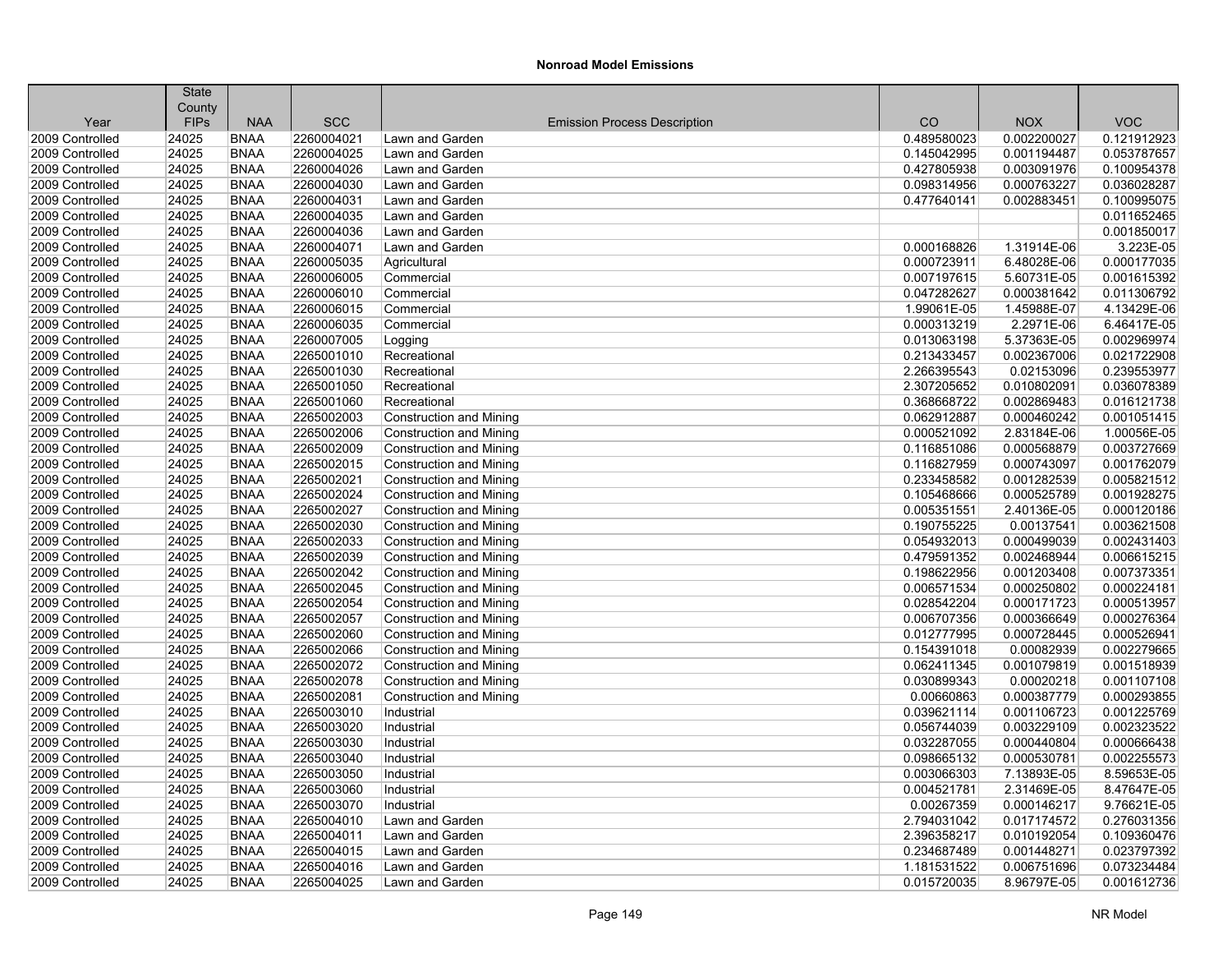## Nonroad Model Emissions

| Year | State County FIPs | NAA | SCC | Emission Process Description | CO | NOX | VOC |
|---|---|---|---|---|---|---|---|
| 2009 Controlled | 24025 | BNAA | 2260004021 | Lawn and Garden | 0.489580023 | 0.002200027 | 0.121912923 |
| 2009 Controlled | 24025 | BNAA | 2260004025 | Lawn and Garden | 0.145042995 | 0.001194487 | 0.053787657 |
| 2009 Controlled | 24025 | BNAA | 2260004026 | Lawn and Garden | 0.427805938 | 0.003091976 | 0.100954378 |
| 2009 Controlled | 24025 | BNAA | 2260004030 | Lawn and Garden | 0.098314956 | 0.000763227 | 0.036028287 |
| 2009 Controlled | 24025 | BNAA | 2260004031 | Lawn and Garden | 0.477640141 | 0.002883451 | 0.100995075 |
| 2009 Controlled | 24025 | BNAA | 2260004035 | Lawn and Garden | | | 0.011652465 |
| 2009 Controlled | 24025 | BNAA | 2260004036 | Lawn and Garden | | | 0.001850017 |
| 2009 Controlled | 24025 | BNAA | 2260004071 | Lawn and Garden | 0.000168826 | 1.31914E-06 | 3.223E-05 |
| 2009 Controlled | 24025 | BNAA | 2260005035 | Agricultural | 0.000723911 | 6.48028E-06 | 0.000177035 |
| 2009 Controlled | 24025 | BNAA | 2260006005 | Commercial | 0.007197615 | 5.60731E-05 | 0.001615392 |
| 2009 Controlled | 24025 | BNAA | 2260006010 | Commercial | 0.047282627 | 0.000381642 | 0.011306792 |
| 2009 Controlled | 24025 | BNAA | 2260006015 | Commercial | 1.99061E-05 | 1.45988E-07 | 4.13429E-06 |
| 2009 Controlled | 24025 | BNAA | 2260006035 | Commercial | 0.000313219 | 2.2971E-06 | 6.46417E-05 |
| 2009 Controlled | 24025 | BNAA | 2260007005 | Logging | 0.013063198 | 5.37363E-05 | 0.002969974 |
| 2009 Controlled | 24025 | BNAA | 2265001010 | Recreational | 0.213433457 | 0.002367006 | 0.021722908 |
| 2009 Controlled | 24025 | BNAA | 2265001030 | Recreational | 2.266395543 | 0.02153096 | 0.239553977 |
| 2009 Controlled | 24025 | BNAA | 2265001050 | Recreational | 2.307205652 | 0.010802091 | 0.036078389 |
| 2009 Controlled | 24025 | BNAA | 2265001060 | Recreational | 0.368668722 | 0.002869483 | 0.016121738 |
| 2009 Controlled | 24025 | BNAA | 2265002003 | Construction and Mining | 0.062912887 | 0.000460242 | 0.001051415 |
| 2009 Controlled | 24025 | BNAA | 2265002006 | Construction and Mining | 0.000521092 | 2.83184E-06 | 1.00056E-05 |
| 2009 Controlled | 24025 | BNAA | 2265002009 | Construction and Mining | 0.116851086 | 0.000568879 | 0.003727669 |
| 2009 Controlled | 24025 | BNAA | 2265002015 | Construction and Mining | 0.116827959 | 0.000743097 | 0.001762079 |
| 2009 Controlled | 24025 | BNAA | 2265002021 | Construction and Mining | 0.233458582 | 0.001282539 | 0.005821512 |
| 2009 Controlled | 24025 | BNAA | 2265002024 | Construction and Mining | 0.105468666 | 0.000525789 | 0.001928275 |
| 2009 Controlled | 24025 | BNAA | 2265002027 | Construction and Mining | 0.005351551 | 2.40136E-05 | 0.000120186 |
| 2009 Controlled | 24025 | BNAA | 2265002030 | Construction and Mining | 0.190755225 | 0.00137541 | 0.003621508 |
| 2009 Controlled | 24025 | BNAA | 2265002033 | Construction and Mining | 0.054932013 | 0.000499039 | 0.002431403 |
| 2009 Controlled | 24025 | BNAA | 2265002039 | Construction and Mining | 0.479591352 | 0.002468944 | 0.006615215 |
| 2009 Controlled | 24025 | BNAA | 2265002042 | Construction and Mining | 0.198622956 | 0.001203408 | 0.007373351 |
| 2009 Controlled | 24025 | BNAA | 2265002045 | Construction and Mining | 0.006571534 | 0.000250802 | 0.000224181 |
| 2009 Controlled | 24025 | BNAA | 2265002054 | Construction and Mining | 0.028542204 | 0.000171723 | 0.000513957 |
| 2009 Controlled | 24025 | BNAA | 2265002057 | Construction and Mining | 0.006707356 | 0.000366649 | 0.000276364 |
| 2009 Controlled | 24025 | BNAA | 2265002060 | Construction and Mining | 0.012777995 | 0.000728445 | 0.000526941 |
| 2009 Controlled | 24025 | BNAA | 2265002066 | Construction and Mining | 0.154391018 | 0.00082939 | 0.002279665 |
| 2009 Controlled | 24025 | BNAA | 2265002072 | Construction and Mining | 0.062411345 | 0.001079819 | 0.001518939 |
| 2009 Controlled | 24025 | BNAA | 2265002078 | Construction and Mining | 0.030899343 | 0.00020218 | 0.001107108 |
| 2009 Controlled | 24025 | BNAA | 2265002081 | Construction and Mining | 0.00660863 | 0.000387779 | 0.000293855 |
| 2009 Controlled | 24025 | BNAA | 2265003010 | Industrial | 0.039621114 | 0.001106723 | 0.001225769 |
| 2009 Controlled | 24025 | BNAA | 2265003020 | Industrial | 0.056744039 | 0.003229109 | 0.002323522 |
| 2009 Controlled | 24025 | BNAA | 2265003030 | Industrial | 0.032287055 | 0.000440804 | 0.000666438 |
| 2009 Controlled | 24025 | BNAA | 2265003040 | Industrial | 0.098665132 | 0.000530781 | 0.002255573 |
| 2009 Controlled | 24025 | BNAA | 2265003050 | Industrial | 0.003066303 | 7.13893E-05 | 8.59653E-05 |
| 2009 Controlled | 24025 | BNAA | 2265003060 | Industrial | 0.004521781 | 2.31469E-05 | 8.47647E-05 |
| 2009 Controlled | 24025 | BNAA | 2265003070 | Industrial | 0.00267359 | 0.000146217 | 9.76621E-05 |
| 2009 Controlled | 24025 | BNAA | 2265004010 | Lawn and Garden | 2.794031042 | 0.017174572 | 0.276031356 |
| 2009 Controlled | 24025 | BNAA | 2265004011 | Lawn and Garden | 2.396358217 | 0.010192054 | 0.109360476 |
| 2009 Controlled | 24025 | BNAA | 2265004015 | Lawn and Garden | 0.234687489 | 0.001448271 | 0.023797392 |
| 2009 Controlled | 24025 | BNAA | 2265004016 | Lawn and Garden | 1.181531522 | 0.006751696 | 0.073234484 |
| 2009 Controlled | 24025 | BNAA | 2265004025 | Lawn and Garden | 0.015720035 | 8.96797E-05 | 0.001612736 |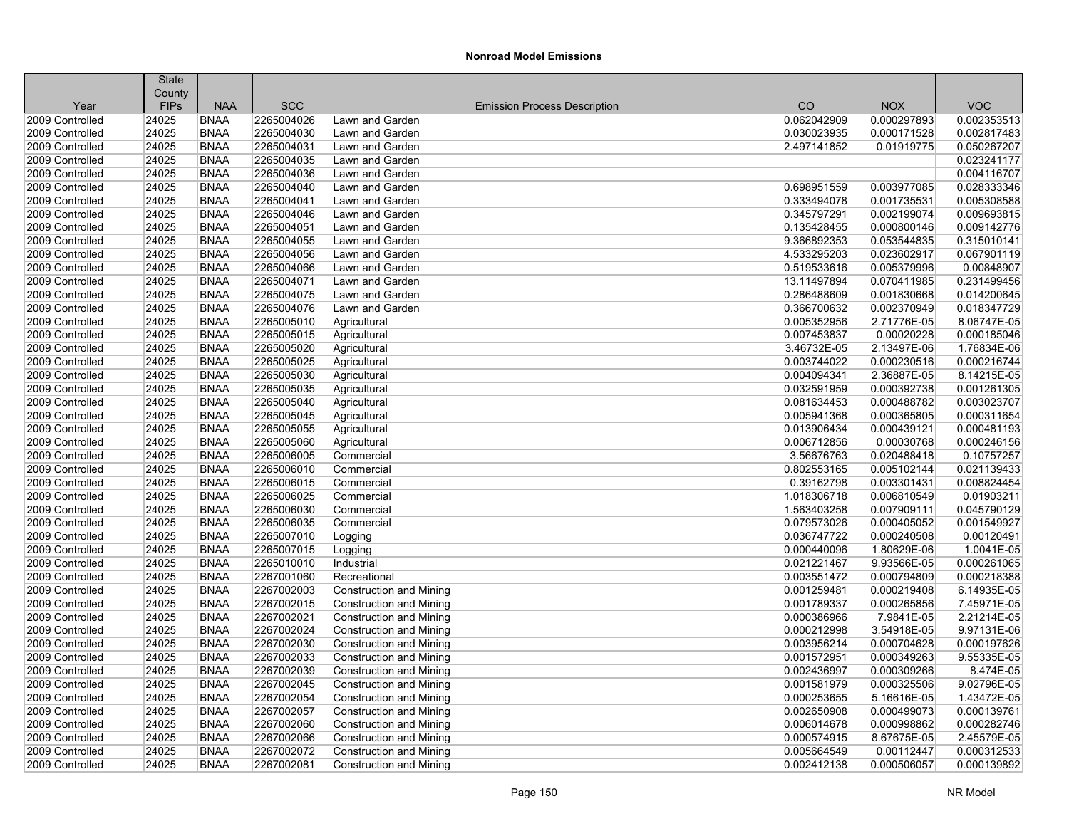**Nonroad Model Emissions**

| Year | State County FIPs | NAA | SCC | Emission Process Description | CO | NOX | VOC |
|---|---|---|---|---|---|---|---|
| 2009 Controlled | 24025 | BNAA | 2265004026 | Lawn and Garden | 0.062042909 | 0.000297893 | 0.002353513 |
| 2009 Controlled | 24025 | BNAA | 2265004030 | Lawn and Garden | 0.030023935 | 0.000171528 | 0.002817483 |
| 2009 Controlled | 24025 | BNAA | 2265004031 | Lawn and Garden | 2.497141852 | 0.01919775 | 0.050267207 |
| 2009 Controlled | 24025 | BNAA | 2265004035 | Lawn and Garden | | | 0.023241177 |
| 2009 Controlled | 24025 | BNAA | 2265004036 | Lawn and Garden | | | 0.004116707 |
| 2009 Controlled | 24025 | BNAA | 2265004040 | Lawn and Garden | 0.698951559 | 0.003977085 | 0.028333346 |
| 2009 Controlled | 24025 | BNAA | 2265004041 | Lawn and Garden | 0.333494078 | 0.001735531 | 0.005308588 |
| 2009 Controlled | 24025 | BNAA | 2265004046 | Lawn and Garden | 0.345797291 | 0.002199074 | 0.009693815 |
| 2009 Controlled | 24025 | BNAA | 2265004051 | Lawn and Garden | 0.135428455 | 0.000800146 | 0.009142776 |
| 2009 Controlled | 24025 | BNAA | 2265004055 | Lawn and Garden | 9.366892353 | 0.053544835 | 0.315010141 |
| 2009 Controlled | 24025 | BNAA | 2265004056 | Lawn and Garden | 4.533295203 | 0.023602917 | 0.067901119 |
| 2009 Controlled | 24025 | BNAA | 2265004066 | Lawn and Garden | 0.519533616 | 0.005379996 | 0.00848907 |
| 2009 Controlled | 24025 | BNAA | 2265004071 | Lawn and Garden | 13.11497894 | 0.070411985 | 0.231499456 |
| 2009 Controlled | 24025 | BNAA | 2265004075 | Lawn and Garden | 0.286488609 | 0.001830668 | 0.014200645 |
| 2009 Controlled | 24025 | BNAA | 2265004076 | Lawn and Garden | 0.366700632 | 0.002370949 | 0.018347729 |
| 2009 Controlled | 24025 | BNAA | 2265005010 | Agricultural | 0.005352956 | 2.71776E-05 | 8.06747E-05 |
| 2009 Controlled | 24025 | BNAA | 2265005015 | Agricultural | 0.007453837 | 0.00020228 | 0.000185046 |
| 2009 Controlled | 24025 | BNAA | 2265005020 | Agricultural | 3.46732E-05 | 2.13497E-06 | 1.76834E-06 |
| 2009 Controlled | 24025 | BNAA | 2265005025 | Agricultural | 0.003744022 | 0.000230516 | 0.000216744 |
| 2009 Controlled | 24025 | BNAA | 2265005030 | Agricultural | 0.004094341 | 2.36887E-05 | 8.14215E-05 |
| 2009 Controlled | 24025 | BNAA | 2265005035 | Agricultural | 0.032591959 | 0.000392738 | 0.001261305 |
| 2009 Controlled | 24025 | BNAA | 2265005040 | Agricultural | 0.081634453 | 0.000488782 | 0.003023707 |
| 2009 Controlled | 24025 | BNAA | 2265005045 | Agricultural | 0.005941368 | 0.000365805 | 0.000311654 |
| 2009 Controlled | 24025 | BNAA | 2265005055 | Agricultural | 0.013906434 | 0.000439121 | 0.000481193 |
| 2009 Controlled | 24025 | BNAA | 2265005060 | Agricultural | 0.006712856 | 0.00030768 | 0.000246156 |
| 2009 Controlled | 24025 | BNAA | 2265006005 | Commercial | 3.56676763 | 0.020488418 | 0.10757257 |
| 2009 Controlled | 24025 | BNAA | 2265006010 | Commercial | 0.802553165 | 0.005102144 | 0.021139433 |
| 2009 Controlled | 24025 | BNAA | 2265006015 | Commercial | 0.39162798 | 0.003301431 | 0.008824454 |
| 2009 Controlled | 24025 | BNAA | 2265006025 | Commercial | 1.018306718 | 0.006810549 | 0.01903211 |
| 2009 Controlled | 24025 | BNAA | 2265006030 | Commercial | 1.563403258 | 0.007909111 | 0.045790129 |
| 2009 Controlled | 24025 | BNAA | 2265006035 | Commercial | 0.079573026 | 0.000405052 | 0.001549927 |
| 2009 Controlled | 24025 | BNAA | 2265007010 | Logging | 0.036747722 | 0.000240508 | 0.00120491 |
| 2009 Controlled | 24025 | BNAA | 2265007015 | Logging | 0.000440096 | 1.80629E-06 | 1.0041E-05 |
| 2009 Controlled | 24025 | BNAA | 2265010010 | Industrial | 0.021221467 | 9.93566E-05 | 0.000261065 |
| 2009 Controlled | 24025 | BNAA | 2267001060 | Recreational | 0.003551472 | 0.000794809 | 0.000218388 |
| 2009 Controlled | 24025 | BNAA | 2267002003 | Construction and Mining | 0.001259481 | 0.000219408 | 6.14935E-05 |
| 2009 Controlled | 24025 | BNAA | 2267002015 | Construction and Mining | 0.001789337 | 0.000265856 | 7.45971E-05 |
| 2009 Controlled | 24025 | BNAA | 2267002021 | Construction and Mining | 0.000386966 | 7.9841E-05 | 2.21214E-05 |
| 2009 Controlled | 24025 | BNAA | 2267002024 | Construction and Mining | 0.000212998 | 3.54918E-05 | 9.97131E-06 |
| 2009 Controlled | 24025 | BNAA | 2267002030 | Construction and Mining | 0.003956214 | 0.000704628 | 0.000197626 |
| 2009 Controlled | 24025 | BNAA | 2267002033 | Construction and Mining | 0.001572951 | 0.000349263 | 9.55335E-05 |
| 2009 Controlled | 24025 | BNAA | 2267002039 | Construction and Mining | 0.002436997 | 0.000309266 | 8.474E-05 |
| 2009 Controlled | 24025 | BNAA | 2267002045 | Construction and Mining | 0.001581979 | 0.000325506 | 9.02796E-05 |
| 2009 Controlled | 24025 | BNAA | 2267002054 | Construction and Mining | 0.000253655 | 5.16616E-05 | 1.43472E-05 |
| 2009 Controlled | 24025 | BNAA | 2267002057 | Construction and Mining | 0.002650908 | 0.000499073 | 0.000139761 |
| 2009 Controlled | 24025 | BNAA | 2267002060 | Construction and Mining | 0.006014678 | 0.000998862 | 0.000282746 |
| 2009 Controlled | 24025 | BNAA | 2267002066 | Construction and Mining | 0.000574915 | 8.67675E-05 | 2.45579E-05 |
| 2009 Controlled | 24025 | BNAA | 2267002072 | Construction and Mining | 0.005664549 | 0.00112447 | 0.000312533 |
| 2009 Controlled | 24025 | BNAA | 2267002081 | Construction and Mining | 0.002412138 | 0.000506057 | 0.000139892 |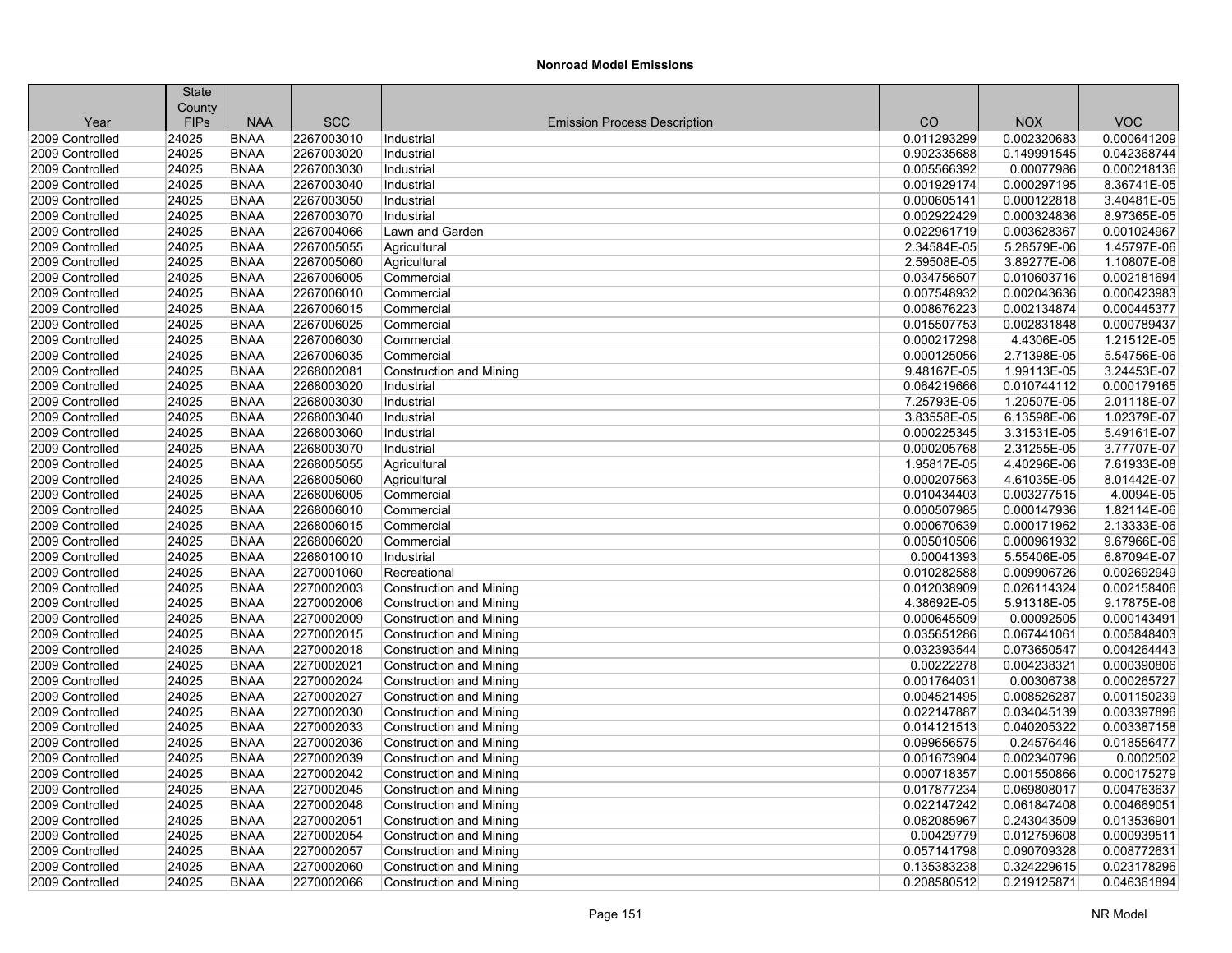**Nonroad Model Emissions**

| Year | State County FIPs | NAA | SCC | Emission Process Description | CO | NOX | VOC |
|---|---|---|---|---|---|---|---|
| 2009 Controlled | 24025 | BNAA | 2267003010 | Industrial | 0.011293299 | 0.002320683 | 0.000641209 |
| 2009 Controlled | 24025 | BNAA | 2267003020 | Industrial | 0.902335688 | 0.149991545 | 0.042368744 |
| 2009 Controlled | 24025 | BNAA | 2267003030 | Industrial | 0.005566392 | 0.00077986 | 0.000218136 |
| 2009 Controlled | 24025 | BNAA | 2267003040 | Industrial | 0.001929174 | 0.000297195 | 8.36741E-05 |
| 2009 Controlled | 24025 | BNAA | 2267003050 | Industrial | 0.000605141 | 0.000122818 | 3.40481E-05 |
| 2009 Controlled | 24025 | BNAA | 2267003070 | Industrial | 0.002922429 | 0.000324836 | 8.97365E-05 |
| 2009 Controlled | 24025 | BNAA | 2267004066 | Lawn and Garden | 0.022961719 | 0.003628367 | 0.001024967 |
| 2009 Controlled | 24025 | BNAA | 2267005055 | Agricultural | 2.34584E-05 | 5.28579E-06 | 1.45797E-06 |
| 2009 Controlled | 24025 | BNAA | 2267005060 | Agricultural | 2.59508E-05 | 3.89277E-06 | 1.10807E-06 |
| 2009 Controlled | 24025 | BNAA | 2267006005 | Commercial | 0.034756507 | 0.010603716 | 0.002181694 |
| 2009 Controlled | 24025 | BNAA | 2267006010 | Commercial | 0.007548932 | 0.002043636 | 0.000423983 |
| 2009 Controlled | 24025 | BNAA | 2267006015 | Commercial | 0.008676223 | 0.002134874 | 0.000445377 |
| 2009 Controlled | 24025 | BNAA | 2267006025 | Commercial | 0.015507753 | 0.002831848 | 0.000789437 |
| 2009 Controlled | 24025 | BNAA | 2267006030 | Commercial | 0.000217298 | 4.4306E-05 | 1.21512E-05 |
| 2009 Controlled | 24025 | BNAA | 2267006035 | Commercial | 0.000125056 | 2.71398E-05 | 5.54756E-06 |
| 2009 Controlled | 24025 | BNAA | 2268002081 | Construction and Mining | 9.48167E-05 | 1.99113E-05 | 3.24453E-07 |
| 2009 Controlled | 24025 | BNAA | 2268003020 | Industrial | 0.064219666 | 0.010744112 | 0.000179165 |
| 2009 Controlled | 24025 | BNAA | 2268003030 | Industrial | 7.25793E-05 | 1.20507E-05 | 2.01118E-07 |
| 2009 Controlled | 24025 | BNAA | 2268003040 | Industrial | 3.83558E-05 | 6.13598E-06 | 1.02379E-07 |
| 2009 Controlled | 24025 | BNAA | 2268003060 | Industrial | 0.000225345 | 3.31531E-05 | 5.49161E-07 |
| 2009 Controlled | 24025 | BNAA | 2268003070 | Industrial | 0.000205768 | 2.31255E-05 | 3.77707E-07 |
| 2009 Controlled | 24025 | BNAA | 2268005055 | Agricultural | 1.95817E-05 | 4.40296E-06 | 7.61933E-08 |
| 2009 Controlled | 24025 | BNAA | 2268005060 | Agricultural | 0.000207563 | 4.61035E-05 | 8.01442E-07 |
| 2009 Controlled | 24025 | BNAA | 2268006005 | Commercial | 0.010434403 | 0.003277515 | 4.0094E-05 |
| 2009 Controlled | 24025 | BNAA | 2268006010 | Commercial | 0.000507985 | 0.000147936 | 1.82114E-06 |
| 2009 Controlled | 24025 | BNAA | 2268006015 | Commercial | 0.000670639 | 0.000171962 | 2.13333E-06 |
| 2009 Controlled | 24025 | BNAA | 2268006020 | Commercial | 0.005010506 | 0.000961932 | 9.67966E-06 |
| 2009 Controlled | 24025 | BNAA | 2268010010 | Industrial | 0.00041393 | 5.55406E-05 | 6.87094E-07 |
| 2009 Controlled | 24025 | BNAA | 2270001060 | Recreational | 0.010282588 | 0.009906726 | 0.002692949 |
| 2009 Controlled | 24025 | BNAA | 2270002003 | Construction and Mining | 0.012038909 | 0.026114324 | 0.002158406 |
| 2009 Controlled | 24025 | BNAA | 2270002006 | Construction and Mining | 4.38692E-05 | 5.91318E-05 | 9.17875E-06 |
| 2009 Controlled | 24025 | BNAA | 2270002009 | Construction and Mining | 0.000645509 | 0.00092505 | 0.000143491 |
| 2009 Controlled | 24025 | BNAA | 2270002015 | Construction and Mining | 0.035651286 | 0.067441061 | 0.005848403 |
| 2009 Controlled | 24025 | BNAA | 2270002018 | Construction and Mining | 0.032393544 | 0.073650547 | 0.004264443 |
| 2009 Controlled | 24025 | BNAA | 2270002021 | Construction and Mining | 0.00222278 | 0.004238321 | 0.000390806 |
| 2009 Controlled | 24025 | BNAA | 2270002024 | Construction and Mining | 0.001764031 | 0.00306738 | 0.000265727 |
| 2009 Controlled | 24025 | BNAA | 2270002027 | Construction and Mining | 0.004521495 | 0.008526287 | 0.001150239 |
| 2009 Controlled | 24025 | BNAA | 2270002030 | Construction and Mining | 0.022147887 | 0.034045139 | 0.003397896 |
| 2009 Controlled | 24025 | BNAA | 2270002033 | Construction and Mining | 0.014121513 | 0.040205322 | 0.003387158 |
| 2009 Controlled | 24025 | BNAA | 2270002036 | Construction and Mining | 0.099656575 | 0.24576446 | 0.018556477 |
| 2009 Controlled | 24025 | BNAA | 2270002039 | Construction and Mining | 0.001673904 | 0.002340796 | 0.0002502 |
| 2009 Controlled | 24025 | BNAA | 2270002042 | Construction and Mining | 0.000718357 | 0.001550866 | 0.000175279 |
| 2009 Controlled | 24025 | BNAA | 2270002045 | Construction and Mining | 0.017877234 | 0.069808017 | 0.004763637 |
| 2009 Controlled | 24025 | BNAA | 2270002048 | Construction and Mining | 0.022147242 | 0.061847408 | 0.004669051 |
| 2009 Controlled | 24025 | BNAA | 2270002051 | Construction and Mining | 0.082085967 | 0.243043509 | 0.013536901 |
| 2009 Controlled | 24025 | BNAA | 2270002054 | Construction and Mining | 0.00429779 | 0.012759608 | 0.000939511 |
| 2009 Controlled | 24025 | BNAA | 2270002057 | Construction and Mining | 0.057141798 | 0.090709328 | 0.008772631 |
| 2009 Controlled | 24025 | BNAA | 2270002060 | Construction and Mining | 0.135383238 | 0.324229615 | 0.023178296 |
| 2009 Controlled | 24025 | BNAA | 2270002066 | Construction and Mining | 0.208580512 | 0.219125871 | 0.046361894 |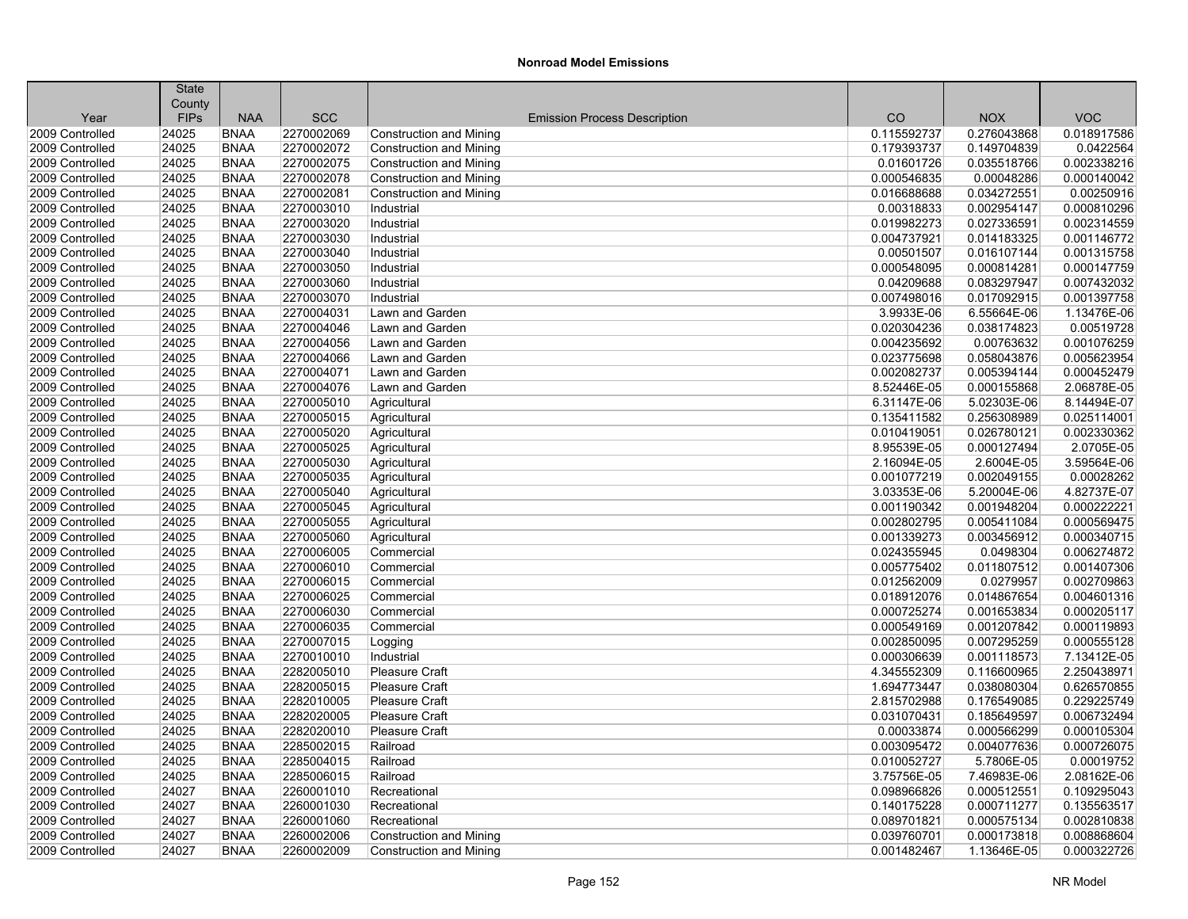## Nonroad Model Emissions

| Year | State County FIPs | NAA | SCC | Emission Process Description | CO | NOX | VOC |
|---|---|---|---|---|---|---|---|
| 2009 Controlled | 24025 | BNAA | 2270002069 | Construction and Mining | 0.115592737 | 0.276043868 | 0.018917586 |
| 2009 Controlled | 24025 | BNAA | 2270002072 | Construction and Mining | 0.179393737 | 0.149704839 | 0.0422564 |
| 2009 Controlled | 24025 | BNAA | 2270002075 | Construction and Mining | 0.01601726 | 0.035518766 | 0.002338216 |
| 2009 Controlled | 24025 | BNAA | 2270002078 | Construction and Mining | 0.000546835 | 0.00048286 | 0.000140042 |
| 2009 Controlled | 24025 | BNAA | 2270002081 | Construction and Mining | 0.016688688 | 0.034272551 | 0.00250916 |
| 2009 Controlled | 24025 | BNAA | 2270003010 | Industrial | 0.00318833 | 0.002954147 | 0.000810296 |
| 2009 Controlled | 24025 | BNAA | 2270003020 | Industrial | 0.019982273 | 0.027336591 | 0.002314559 |
| 2009 Controlled | 24025 | BNAA | 2270003030 | Industrial | 0.004737921 | 0.014183325 | 0.001146772 |
| 2009 Controlled | 24025 | BNAA | 2270003040 | Industrial | 0.00501507 | 0.016107144 | 0.001315758 |
| 2009 Controlled | 24025 | BNAA | 2270003050 | Industrial | 0.000548095 | 0.000814281 | 0.000147759 |
| 2009 Controlled | 24025 | BNAA | 2270003060 | Industrial | 0.04209688 | 0.083297947 | 0.007432032 |
| 2009 Controlled | 24025 | BNAA | 2270003070 | Industrial | 0.007498016 | 0.017092915 | 0.001397758 |
| 2009 Controlled | 24025 | BNAA | 2270004031 | Lawn and Garden | 3.9933E-06 | 6.55664E-06 | 1.13476E-06 |
| 2009 Controlled | 24025 | BNAA | 2270004046 | Lawn and Garden | 0.020304236 | 0.038174823 | 0.00519728 |
| 2009 Controlled | 24025 | BNAA | 2270004056 | Lawn and Garden | 0.004235692 | 0.00763632 | 0.001076259 |
| 2009 Controlled | 24025 | BNAA | 2270004066 | Lawn and Garden | 0.023775698 | 0.058043876 | 0.005623954 |
| 2009 Controlled | 24025 | BNAA | 2270004071 | Lawn and Garden | 0.002082737 | 0.005394144 | 0.000452479 |
| 2009 Controlled | 24025 | BNAA | 2270004076 | Lawn and Garden | 8.52446E-05 | 0.000155868 | 2.06878E-05 |
| 2009 Controlled | 24025 | BNAA | 2270005010 | Agricultural | 6.31147E-06 | 5.02303E-06 | 8.14494E-07 |
| 2009 Controlled | 24025 | BNAA | 2270005015 | Agricultural | 0.135411582 | 0.256308989 | 0.025114001 |
| 2009 Controlled | 24025 | BNAA | 2270005020 | Agricultural | 0.010419051 | 0.026780121 | 0.002330362 |
| 2009 Controlled | 24025 | BNAA | 2270005025 | Agricultural | 8.95539E-05 | 0.000127494 | 2.0705E-05 |
| 2009 Controlled | 24025 | BNAA | 2270005030 | Agricultural | 2.16094E-05 | 2.6004E-05 | 3.59564E-06 |
| 2009 Controlled | 24025 | BNAA | 2270005035 | Agricultural | 0.001077219 | 0.002049155 | 0.00028262 |
| 2009 Controlled | 24025 | BNAA | 2270005040 | Agricultural | 3.03353E-06 | 5.20004E-06 | 4.82737E-07 |
| 2009 Controlled | 24025 | BNAA | 2270005045 | Agricultural | 0.001190342 | 0.001948204 | 0.000222221 |
| 2009 Controlled | 24025 | BNAA | 2270005055 | Agricultural | 0.002802795 | 0.005411084 | 0.000569475 |
| 2009 Controlled | 24025 | BNAA | 2270005060 | Agricultural | 0.001339273 | 0.003456912 | 0.000340715 |
| 2009 Controlled | 24025 | BNAA | 2270006005 | Commercial | 0.024355945 | 0.0498304 | 0.006274872 |
| 2009 Controlled | 24025 | BNAA | 2270006010 | Commercial | 0.005775402 | 0.011807512 | 0.001407306 |
| 2009 Controlled | 24025 | BNAA | 2270006015 | Commercial | 0.012562009 | 0.0279957 | 0.002709863 |
| 2009 Controlled | 24025 | BNAA | 2270006025 | Commercial | 0.018912076 | 0.014867654 | 0.004601316 |
| 2009 Controlled | 24025 | BNAA | 2270006030 | Commercial | 0.000725274 | 0.001653834 | 0.000205117 |
| 2009 Controlled | 24025 | BNAA | 2270006035 | Commercial | 0.000549169 | 0.001207842 | 0.000119893 |
| 2009 Controlled | 24025 | BNAA | 2270007015 | Logging | 0.002850095 | 0.007295259 | 0.000555128 |
| 2009 Controlled | 24025 | BNAA | 2270010010 | Industrial | 0.000306639 | 0.001118573 | 7.13412E-05 |
| 2009 Controlled | 24025 | BNAA | 2282005010 | Pleasure Craft | 4.345552309 | 0.116600965 | 2.250438971 |
| 2009 Controlled | 24025 | BNAA | 2282005015 | Pleasure Craft | 1.694773447 | 0.038080304 | 0.626570855 |
| 2009 Controlled | 24025 | BNAA | 2282010005 | Pleasure Craft | 2.815702988 | 0.176549085 | 0.229225749 |
| 2009 Controlled | 24025 | BNAA | 2282020005 | Pleasure Craft | 0.031070431 | 0.185649597 | 0.006732494 |
| 2009 Controlled | 24025 | BNAA | 2282020010 | Pleasure Craft | 0.00033874 | 0.000566299 | 0.000105304 |
| 2009 Controlled | 24025 | BNAA | 2285002015 | Railroad | 0.003095472 | 0.004077636 | 0.000726075 |
| 2009 Controlled | 24025 | BNAA | 2285004015 | Railroad | 0.010052727 | 5.7806E-05 | 0.00019752 |
| 2009 Controlled | 24025 | BNAA | 2285006015 | Railroad | 3.75756E-05 | 7.46983E-06 | 2.08162E-06 |
| 2009 Controlled | 24027 | BNAA | 2260001010 | Recreational | 0.098966826 | 0.000512551 | 0.109295043 |
| 2009 Controlled | 24027 | BNAA | 2260001030 | Recreational | 0.140175228 | 0.000711277 | 0.135563517 |
| 2009 Controlled | 24027 | BNAA | 2260001060 | Recreational | 0.089701821 | 0.000575134 | 0.002810838 |
| 2009 Controlled | 24027 | BNAA | 2260002006 | Construction and Mining | 0.039760701 | 0.000173818 | 0.008868604 |
| 2009 Controlled | 24027 | BNAA | 2260002009 | Construction and Mining | 0.001482467 | 1.13646E-05 | 0.000322726 |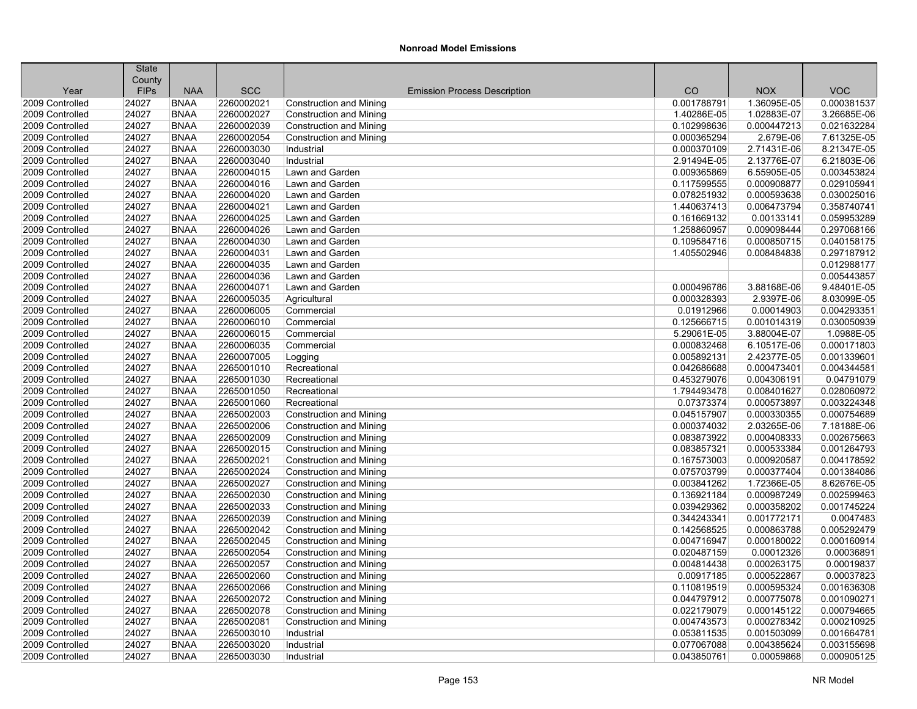**Nonroad Model Emissions**

| Year | State County FIPs | NAA | SCC | Emission Process Description | CO | NOX | VOC |
|---|---|---|---|---|---|---|---|
| 2009 Controlled | 24027 | BNAA | 2260002021 | Construction and Mining | 0.001788791 | 1.36095E-05 | 0.000381537 |
| 2009 Controlled | 24027 | BNAA | 2260002027 | Construction and Mining | 1.40286E-05 | 1.02883E-07 | 3.26685E-06 |
| 2009 Controlled | 24027 | BNAA | 2260002039 | Construction and Mining | 0.102998636 | 0.000447213 | 0.021632284 |
| 2009 Controlled | 24027 | BNAA | 2260002054 | Construction and Mining | 0.000365294 | 2.679E-06 | 7.61325E-05 |
| 2009 Controlled | 24027 | BNAA | 2260003030 | Industrial | 0.000370109 | 2.71431E-06 | 8.21347E-05 |
| 2009 Controlled | 24027 | BNAA | 2260003040 | Industrial | 2.91494E-05 | 2.13776E-07 | 6.21803E-06 |
| 2009 Controlled | 24027 | BNAA | 2260004015 | Lawn and Garden | 0.009365869 | 6.55905E-05 | 0.003453824 |
| 2009 Controlled | 24027 | BNAA | 2260004016 | Lawn and Garden | 0.117599555 | 0.000908877 | 0.029105941 |
| 2009 Controlled | 24027 | BNAA | 2260004020 | Lawn and Garden | 0.078251932 | 0.000593638 | 0.030025016 |
| 2009 Controlled | 24027 | BNAA | 2260004021 | Lawn and Garden | 1.440637413 | 0.006473794 | 0.358740741 |
| 2009 Controlled | 24027 | BNAA | 2260004025 | Lawn and Garden | 0.161669132 | 0.00133141 | 0.059953289 |
| 2009 Controlled | 24027 | BNAA | 2260004026 | Lawn and Garden | 1.258860957 | 0.009098444 | 0.297068166 |
| 2009 Controlled | 24027 | BNAA | 2260004030 | Lawn and Garden | 0.109584716 | 0.000850715 | 0.040158175 |
| 2009 Controlled | 24027 | BNAA | 2260004031 | Lawn and Garden | 1.405502946 | 0.008484838 | 0.297187912 |
| 2009 Controlled | 24027 | BNAA | 2260004035 | Lawn and Garden | | | 0.012988177 |
| 2009 Controlled | 24027 | BNAA | 2260004036 | Lawn and Garden | | | 0.005443857 |
| 2009 Controlled | 24027 | BNAA | 2260004071 | Lawn and Garden | 0.000496786 | 3.88168E-06 | 9.48401E-05 |
| 2009 Controlled | 24027 | BNAA | 2260005035 | Agricultural | 0.000328393 | 2.9397E-06 | 8.03099E-05 |
| 2009 Controlled | 24027 | BNAA | 2260006005 | Commercial | 0.01912966 | 0.00014903 | 0.004293351 |
| 2009 Controlled | 24027 | BNAA | 2260006010 | Commercial | 0.125666715 | 0.001014319 | 0.030050939 |
| 2009 Controlled | 24027 | BNAA | 2260006015 | Commercial | 5.29061E-05 | 3.88004E-07 | 1.0988E-05 |
| 2009 Controlled | 24027 | BNAA | 2260006035 | Commercial | 0.000832468 | 6.10517E-06 | 0.000171803 |
| 2009 Controlled | 24027 | BNAA | 2260007005 | Logging | 0.005892131 | 2.42377E-05 | 0.001339601 |
| 2009 Controlled | 24027 | BNAA | 2265001010 | Recreational | 0.042686688 | 0.000473401 | 0.004344581 |
| 2009 Controlled | 24027 | BNAA | 2265001030 | Recreational | 0.453279076 | 0.004306191 | 0.04791079 |
| 2009 Controlled | 24027 | BNAA | 2265001050 | Recreational | 1.794493478 | 0.008401627 | 0.028060972 |
| 2009 Controlled | 24027 | BNAA | 2265001060 | Recreational | 0.07373374 | 0.000573897 | 0.003224348 |
| 2009 Controlled | 24027 | BNAA | 2265002003 | Construction and Mining | 0.045157907 | 0.000330355 | 0.000754689 |
| 2009 Controlled | 24027 | BNAA | 2265002006 | Construction and Mining | 0.000374032 | 2.03265E-06 | 7.18188E-06 |
| 2009 Controlled | 24027 | BNAA | 2265002009 | Construction and Mining | 0.083873922 | 0.000408333 | 0.002675663 |
| 2009 Controlled | 24027 | BNAA | 2265002015 | Construction and Mining | 0.083857321 | 0.000533384 | 0.001264793 |
| 2009 Controlled | 24027 | BNAA | 2265002021 | Construction and Mining | 0.167573003 | 0.000920587 | 0.004178592 |
| 2009 Controlled | 24027 | BNAA | 2265002024 | Construction and Mining | 0.075703799 | 0.000377404 | 0.001384086 |
| 2009 Controlled | 24027 | BNAA | 2265002027 | Construction and Mining | 0.003841262 | 1.72366E-05 | 8.62676E-05 |
| 2009 Controlled | 24027 | BNAA | 2265002030 | Construction and Mining | 0.136921184 | 0.000987249 | 0.002599463 |
| 2009 Controlled | 24027 | BNAA | 2265002033 | Construction and Mining | 0.039429362 | 0.000358202 | 0.001745224 |
| 2009 Controlled | 24027 | BNAA | 2265002039 | Construction and Mining | 0.344243341 | 0.001772171 | 0.0047483 |
| 2009 Controlled | 24027 | BNAA | 2265002042 | Construction and Mining | 0.142568525 | 0.000863788 | 0.005292479 |
| 2009 Controlled | 24027 | BNAA | 2265002045 | Construction and Mining | 0.004716947 | 0.000180022 | 0.000160914 |
| 2009 Controlled | 24027 | BNAA | 2265002054 | Construction and Mining | 0.020487159 | 0.00012326 | 0.00036891 |
| 2009 Controlled | 24027 | BNAA | 2265002057 | Construction and Mining | 0.004814438 | 0.000263175 | 0.00019837 |
| 2009 Controlled | 24027 | BNAA | 2265002060 | Construction and Mining | 0.00917185 | 0.000522867 | 0.00037823 |
| 2009 Controlled | 24027 | BNAA | 2265002066 | Construction and Mining | 0.110819519 | 0.000595324 | 0.001636308 |
| 2009 Controlled | 24027 | BNAA | 2265002072 | Construction and Mining | 0.044797912 | 0.000775078 | 0.001090271 |
| 2009 Controlled | 24027 | BNAA | 2265002078 | Construction and Mining | 0.022179079 | 0.000145122 | 0.000794665 |
| 2009 Controlled | 24027 | BNAA | 2265002081 | Construction and Mining | 0.004743573 | 0.000278342 | 0.000210925 |
| 2009 Controlled | 24027 | BNAA | 2265003010 | Industrial | 0.053811535 | 0.001503099 | 0.001664781 |
| 2009 Controlled | 24027 | BNAA | 2265003020 | Industrial | 0.077067088 | 0.004385624 | 0.003155698 |
| 2009 Controlled | 24027 | BNAA | 2265003030 | Industrial | 0.043850761 | 0.00059868 | 0.000905125 |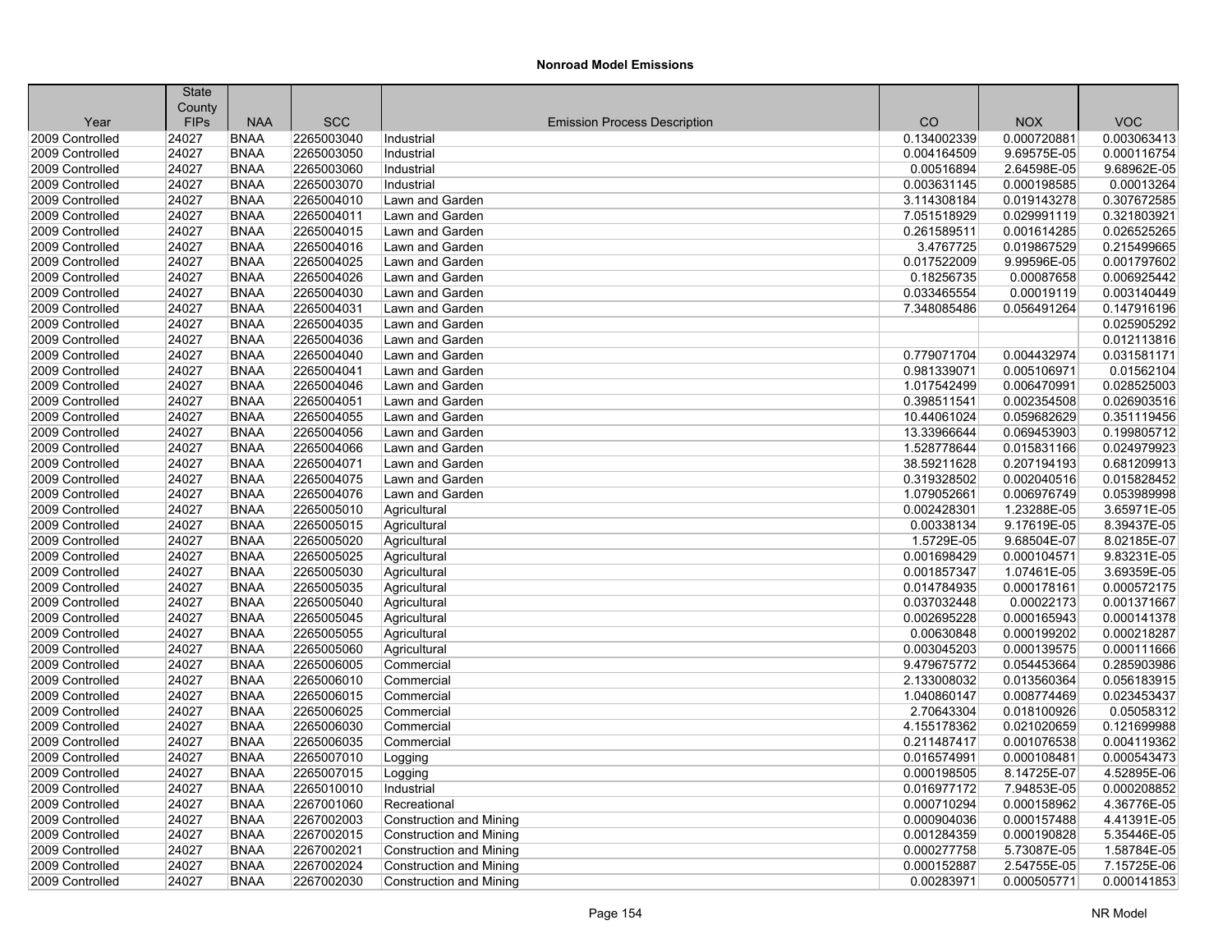# Nonroad Model Emissions

| Year | State County FIPs | NAA | SCC | Emission Process Description | CO | NOX | VOC |
|---|---|---|---|---|---|---|---|
| 2009 Controlled | 24027 | BNAA | 2265003040 | Industrial | 0.134002339 | 0.000720881 | 0.003063413 |
| 2009 Controlled | 24027 | BNAA | 2265003050 | Industrial | 0.004164509 | 9.69575E-05 | 0.000116754 |
| 2009 Controlled | 24027 | BNAA | 2265003060 | Industrial | 0.00516894 | 2.64598E-05 | 9.68962E-05 |
| 2009 Controlled | 24027 | BNAA | 2265003070 | Industrial | 0.003631145 | 0.000198585 | 0.00013264 |
| 2009 Controlled | 24027 | BNAA | 2265004010 | Lawn and Garden | 3.114308184 | 0.019143278 | 0.307672585 |
| 2009 Controlled | 24027 | BNAA | 2265004011 | Lawn and Garden | 7.051518929 | 0.029991119 | 0.321803921 |
| 2009 Controlled | 24027 | BNAA | 2265004015 | Lawn and Garden | 0.261589511 | 0.001614285 | 0.026525265 |
| 2009 Controlled | 24027 | BNAA | 2265004016 | Lawn and Garden | 3.4767725 | 0.019867529 | 0.215499665 |
| 2009 Controlled | 24027 | BNAA | 2265004025 | Lawn and Garden | 0.017522009 | 9.99596E-05 | 0.001797602 |
| 2009 Controlled | 24027 | BNAA | 2265004026 | Lawn and Garden | 0.18256735 | 0.00087658 | 0.006925442 |
| 2009 Controlled | 24027 | BNAA | 2265004030 | Lawn and Garden | 0.033465554 | 0.00019119 | 0.003140449 |
| 2009 Controlled | 24027 | BNAA | 2265004031 | Lawn and Garden | 7.348085486 | 0.056491264 | 0.147916196 |
| 2009 Controlled | 24027 | BNAA | 2265004035 | Lawn and Garden | | | 0.025905292 |
| 2009 Controlled | 24027 | BNAA | 2265004036 | Lawn and Garden | | | 0.012113816 |
| 2009 Controlled | 24027 | BNAA | 2265004040 | Lawn and Garden | 0.779071704 | 0.004432974 | 0.031581171 |
| 2009 Controlled | 24027 | BNAA | 2265004041 | Lawn and Garden | 0.981339071 | 0.005106971 | 0.01562104 |
| 2009 Controlled | 24027 | BNAA | 2265004046 | Lawn and Garden | 1.017542499 | 0.006470991 | 0.028525003 |
| 2009 Controlled | 24027 | BNAA | 2265004051 | Lawn and Garden | 0.398511541 | 0.002354508 | 0.026903516 |
| 2009 Controlled | 24027 | BNAA | 2265004055 | Lawn and Garden | 10.44061024 | 0.059682629 | 0.351119456 |
| 2009 Controlled | 24027 | BNAA | 2265004056 | Lawn and Garden | 13.33966644 | 0.069453903 | 0.199805712 |
| 2009 Controlled | 24027 | BNAA | 2265004066 | Lawn and Garden | 1.528778644 | 0.015831166 | 0.024979923 |
| 2009 Controlled | 24027 | BNAA | 2265004071 | Lawn and Garden | 38.59211628 | 0.207194193 | 0.681209913 |
| 2009 Controlled | 24027 | BNAA | 2265004075 | Lawn and Garden | 0.319328502 | 0.002040516 | 0.015828452 |
| 2009 Controlled | 24027 | BNAA | 2265004076 | Lawn and Garden | 1.079052661 | 0.006976749 | 0.053989998 |
| 2009 Controlled | 24027 | BNAA | 2265005010 | Agricultural | 0.002428301 | 1.23288E-05 | 3.65971E-05 |
| 2009 Controlled | 24027 | BNAA | 2265005015 | Agricultural | 0.00338134 | 9.17619E-05 | 8.39437E-05 |
| 2009 Controlled | 24027 | BNAA | 2265005020 | Agricultural | 1.5729E-05 | 9.68504E-07 | 8.02185E-07 |
| 2009 Controlled | 24027 | BNAA | 2265005025 | Agricultural | 0.001698429 | 0.000104571 | 9.83231E-05 |
| 2009 Controlled | 24027 | BNAA | 2265005030 | Agricultural | 0.001857347 | 1.07461E-05 | 3.69359E-05 |
| 2009 Controlled | 24027 | BNAA | 2265005035 | Agricultural | 0.014784935 | 0.000178161 | 0.000572175 |
| 2009 Controlled | 24027 | BNAA | 2265005040 | Agricultural | 0.037032448 | 0.00022173 | 0.001371667 |
| 2009 Controlled | 24027 | BNAA | 2265005045 | Agricultural | 0.002695228 | 0.000165943 | 0.000141378 |
| 2009 Controlled | 24027 | BNAA | 2265005055 | Agricultural | 0.00630848 | 0.000199202 | 0.000218287 |
| 2009 Controlled | 24027 | BNAA | 2265005060 | Agricultural | 0.003045203 | 0.000139575 | 0.000111666 |
| 2009 Controlled | 24027 | BNAA | 2265006005 | Commercial | 9.479675772 | 0.054453664 | 0.285903986 |
| 2009 Controlled | 24027 | BNAA | 2265006010 | Commercial | 2.133008032 | 0.013560364 | 0.056183915 |
| 2009 Controlled | 24027 | BNAA | 2265006015 | Commercial | 1.040860147 | 0.008774469 | 0.023453437 |
| 2009 Controlled | 24027 | BNAA | 2265006025 | Commercial | 2.70643304 | 0.018100926 | 0.05058312 |
| 2009 Controlled | 24027 | BNAA | 2265006030 | Commercial | 4.155178362 | 0.021020659 | 0.121699988 |
| 2009 Controlled | 24027 | BNAA | 2265006035 | Commercial | 0.211487417 | 0.001076538 | 0.004119362 |
| 2009 Controlled | 24027 | BNAA | 2265007010 | Logging | 0.016574991 | 0.000108481 | 0.000543473 |
| 2009 Controlled | 24027 | BNAA | 2265007015 | Logging | 0.000198505 | 8.14725E-07 | 4.52895E-06 |
| 2009 Controlled | 24027 | BNAA | 2265010010 | Industrial | 0.016977172 | 7.94853E-05 | 0.000208852 |
| 2009 Controlled | 24027 | BNAA | 2267001060 | Recreational | 0.000710294 | 0.000158962 | 4.36776E-05 |
| 2009 Controlled | 24027 | BNAA | 2267002003 | Construction and Mining | 0.000904036 | 0.000157488 | 4.41391E-05 |
| 2009 Controlled | 24027 | BNAA | 2267002015 | Construction and Mining | 0.001284359 | 0.000190828 | 5.35446E-05 |
| 2009 Controlled | 24027 | BNAA | 2267002021 | Construction and Mining | 0.000277758 | 5.73087E-05 | 1.58784E-05 |
| 2009 Controlled | 24027 | BNAA | 2267002024 | Construction and Mining | 0.000152887 | 2.54755E-05 | 7.15725E-06 |
| 2009 Controlled | 24027 | BNAA | 2267002030 | Construction and Mining | 0.00283971 | 0.000505771 | 0.000141853 |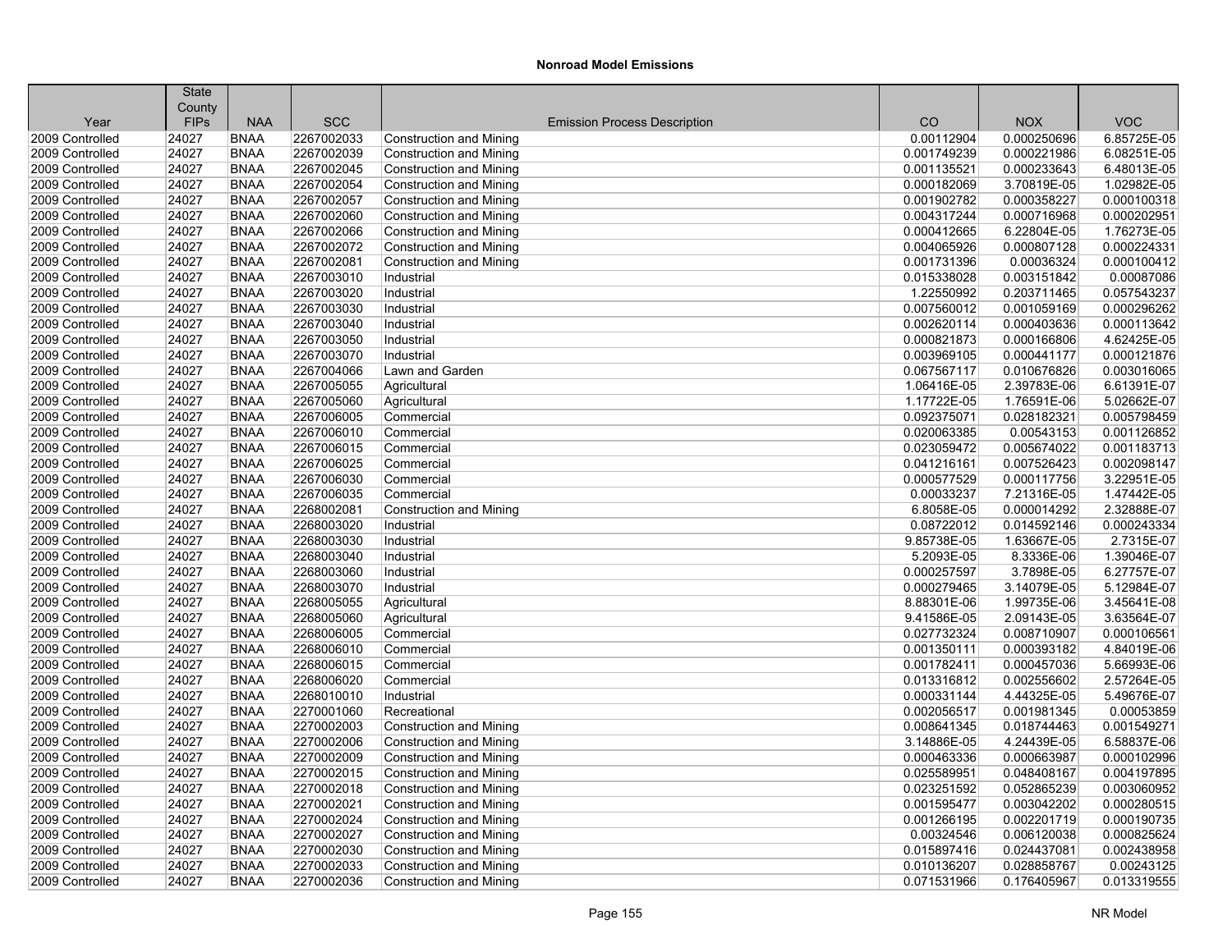## Nonroad Model Emissions

| Year | State County FIPs | NAA | SCC | Emission Process Description | CO | NOX | VOC |
|---|---|---|---|---|---|---|---|
| 2009 Controlled | 24027 | BNAA | 2267002033 | Construction and Mining | 0.00112904 | 0.000250696 | 6.85725E-05 |
| 2009 Controlled | 24027 | BNAA | 2267002039 | Construction and Mining | 0.001749239 | 0.000221986 | 6.08251E-05 |
| 2009 Controlled | 24027 | BNAA | 2267002045 | Construction and Mining | 0.001135521 | 0.000233643 | 6.48013E-05 |
| 2009 Controlled | 24027 | BNAA | 2267002054 | Construction and Mining | 0.000182069 | 3.70819E-05 | 1.02982E-05 |
| 2009 Controlled | 24027 | BNAA | 2267002057 | Construction and Mining | 0.001902782 | 0.000358227 | 0.000100318 |
| 2009 Controlled | 24027 | BNAA | 2267002060 | Construction and Mining | 0.004317244 | 0.000716968 | 0.000202951 |
| 2009 Controlled | 24027 | BNAA | 2267002066 | Construction and Mining | 0.000412665 | 6.22804E-05 | 1.76273E-05 |
| 2009 Controlled | 24027 | BNAA | 2267002072 | Construction and Mining | 0.004065926 | 0.000807128 | 0.000224331 |
| 2009 Controlled | 24027 | BNAA | 2267002081 | Construction and Mining | 0.001731396 | 0.00036324 | 0.000100412 |
| 2009 Controlled | 24027 | BNAA | 2267003010 | Industrial | 0.015338028 | 0.003151842 | 0.00087086 |
| 2009 Controlled | 24027 | BNAA | 2267003020 | Industrial | 1.22550992 | 0.203711465 | 0.057543237 |
| 2009 Controlled | 24027 | BNAA | 2267003030 | Industrial | 0.007560012 | 0.001059169 | 0.000296262 |
| 2009 Controlled | 24027 | BNAA | 2267003040 | Industrial | 0.002620114 | 0.000403636 | 0.000113642 |
| 2009 Controlled | 24027 | BNAA | 2267003050 | Industrial | 0.000821873 | 0.000166806 | 4.62425E-05 |
| 2009 Controlled | 24027 | BNAA | 2267003070 | Industrial | 0.003969105 | 0.000441177 | 0.000121876 |
| 2009 Controlled | 24027 | BNAA | 2267004066 | Lawn and Garden | 0.067567117 | 0.010676826 | 0.003016065 |
| 2009 Controlled | 24027 | BNAA | 2267005055 | Agricultural | 1.06416E-05 | 2.39783E-06 | 6.61391E-07 |
| 2009 Controlled | 24027 | BNAA | 2267005060 | Agricultural | 1.17722E-05 | 1.76591E-06 | 5.02662E-07 |
| 2009 Controlled | 24027 | BNAA | 2267006005 | Commercial | 0.092375071 | 0.028182321 | 0.005798459 |
| 2009 Controlled | 24027 | BNAA | 2267006010 | Commercial | 0.020063385 | 0.00543153 | 0.001126852 |
| 2009 Controlled | 24027 | BNAA | 2267006015 | Commercial | 0.023059472 | 0.005674022 | 0.001183713 |
| 2009 Controlled | 24027 | BNAA | 2267006025 | Commercial | 0.041216161 | 0.007526423 | 0.002098147 |
| 2009 Controlled | 24027 | BNAA | 2267006030 | Commercial | 0.000577529 | 0.000117756 | 3.22951E-05 |
| 2009 Controlled | 24027 | BNAA | 2267006035 | Commercial | 0.00033237 | 7.21316E-05 | 1.47442E-05 |
| 2009 Controlled | 24027 | BNAA | 2268002081 | Construction and Mining | 6.8058E-05 | 0.000014292 | 2.32888E-07 |
| 2009 Controlled | 24027 | BNAA | 2268003020 | Industrial | 0.08722012 | 0.014592146 | 0.000243334 |
| 2009 Controlled | 24027 | BNAA | 2268003030 | Industrial | 9.85738E-05 | 1.63667E-05 | 2.7315E-07 |
| 2009 Controlled | 24027 | BNAA | 2268003040 | Industrial | 5.2093E-05 | 8.3336E-06 | 1.39046E-07 |
| 2009 Controlled | 24027 | BNAA | 2268003060 | Industrial | 0.000257597 | 3.7898E-05 | 6.27757E-07 |
| 2009 Controlled | 24027 | BNAA | 2268003070 | Industrial | 0.000279465 | 3.14079E-05 | 5.12984E-07 |
| 2009 Controlled | 24027 | BNAA | 2268005055 | Agricultural | 8.88301E-06 | 1.99735E-06 | 3.45641E-08 |
| 2009 Controlled | 24027 | BNAA | 2268005060 | Agricultural | 9.41586E-05 | 2.09143E-05 | 3.63564E-07 |
| 2009 Controlled | 24027 | BNAA | 2268006005 | Commercial | 0.027732324 | 0.008710907 | 0.000106561 |
| 2009 Controlled | 24027 | BNAA | 2268006010 | Commercial | 0.001350111 | 0.000393182 | 4.84019E-06 |
| 2009 Controlled | 24027 | BNAA | 2268006015 | Commercial | 0.001782411 | 0.000457036 | 5.66993E-06 |
| 2009 Controlled | 24027 | BNAA | 2268006020 | Commercial | 0.013316812 | 0.002556602 | 2.57264E-05 |
| 2009 Controlled | 24027 | BNAA | 2268010010 | Industrial | 0.000331144 | 4.44325E-05 | 5.49676E-07 |
| 2009 Controlled | 24027 | BNAA | 2270001060 | Recreational | 0.002056517 | 0.001981345 | 0.00053859 |
| 2009 Controlled | 24027 | BNAA | 2270002003 | Construction and Mining | 0.008641345 | 0.018744463 | 0.001549271 |
| 2009 Controlled | 24027 | BNAA | 2270002006 | Construction and Mining | 3.14886E-05 | 4.24439E-05 | 6.58837E-06 |
| 2009 Controlled | 24027 | BNAA | 2270002009 | Construction and Mining | 0.000463336 | 0.000663987 | 0.000102996 |
| 2009 Controlled | 24027 | BNAA | 2270002015 | Construction and Mining | 0.025589951 | 0.048408167 | 0.004197895 |
| 2009 Controlled | 24027 | BNAA | 2270002018 | Construction and Mining | 0.023251592 | 0.052865239 | 0.003060952 |
| 2009 Controlled | 24027 | BNAA | 2270002021 | Construction and Mining | 0.001595477 | 0.003042202 | 0.000280515 |
| 2009 Controlled | 24027 | BNAA | 2270002024 | Construction and Mining | 0.001266195 | 0.002201719 | 0.000190735 |
| 2009 Controlled | 24027 | BNAA | 2270002027 | Construction and Mining | 0.00324546 | 0.006120038 | 0.000825624 |
| 2009 Controlled | 24027 | BNAA | 2270002030 | Construction and Mining | 0.015897416 | 0.024437081 | 0.002438958 |
| 2009 Controlled | 24027 | BNAA | 2270002033 | Construction and Mining | 0.010136207 | 0.028858767 | 0.00243125 |
| 2009 Controlled | 24027 | BNAA | 2270002036 | Construction and Mining | 0.071531966 | 0.176405967 | 0.013319555 |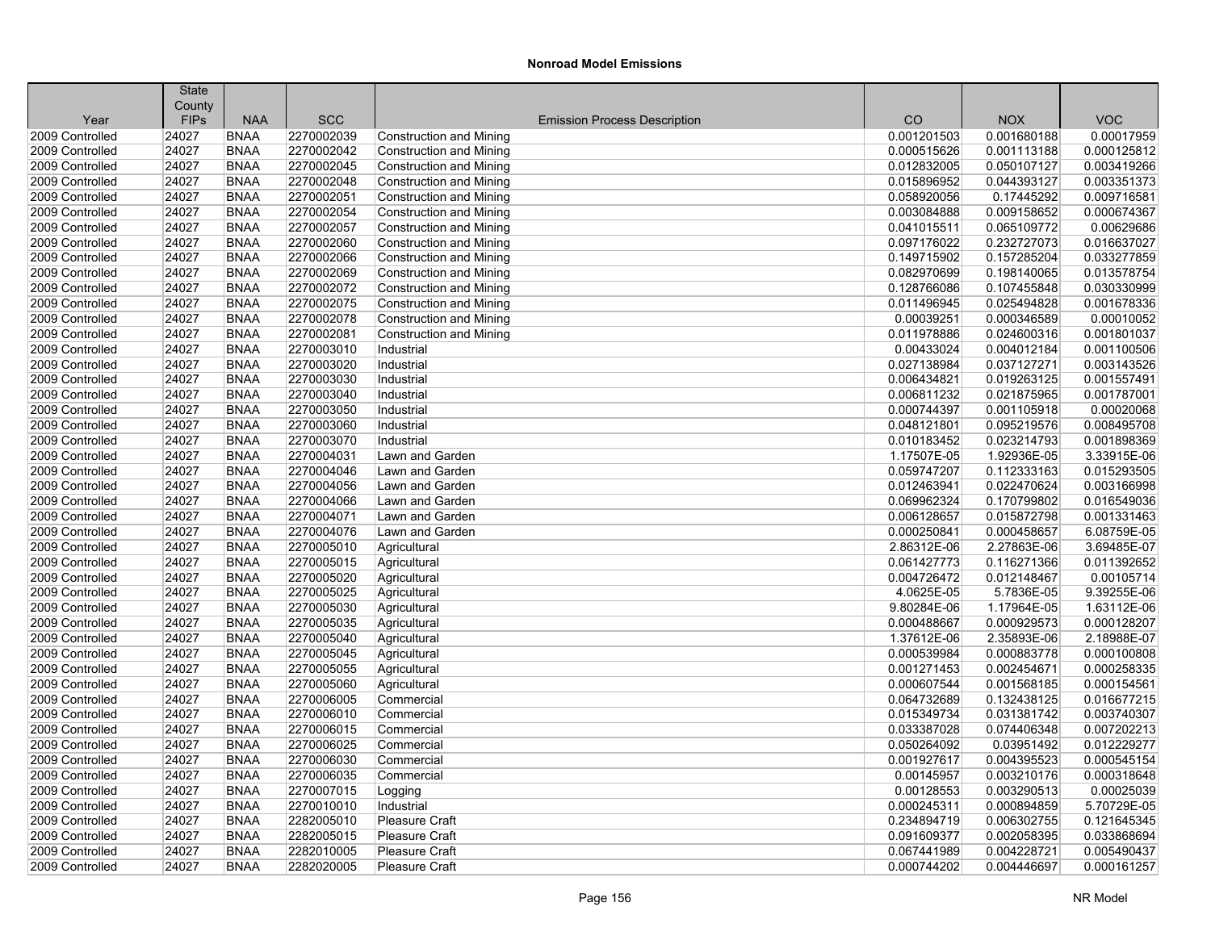## Nonroad Model Emissions

| Year | State County FIPs | NAA | SCC | Emission Process Description | CO | NOX | VOC |
|---|---|---|---|---|---|---|---|
| 2009 Controlled | 24027 | BNAA | 2270002039 | Construction and Mining | 0.001201503 | 0.001680188 | 0.00017959 |
| 2009 Controlled | 24027 | BNAA | 2270002042 | Construction and Mining | 0.000515626 | 0.001113188 | 0.000125812 |
| 2009 Controlled | 24027 | BNAA | 2270002045 | Construction and Mining | 0.012832005 | 0.050107127 | 0.003419266 |
| 2009 Controlled | 24027 | BNAA | 2270002048 | Construction and Mining | 0.015896952 | 0.044393127 | 0.003351373 |
| 2009 Controlled | 24027 | BNAA | 2270002051 | Construction and Mining | 0.058920056 | 0.17445292 | 0.009716581 |
| 2009 Controlled | 24027 | BNAA | 2270002054 | Construction and Mining | 0.003084888 | 0.009158652 | 0.000674367 |
| 2009 Controlled | 24027 | BNAA | 2270002057 | Construction and Mining | 0.041015511 | 0.065109772 | 0.00629686 |
| 2009 Controlled | 24027 | BNAA | 2270002060 | Construction and Mining | 0.097176022 | 0.232727073 | 0.016637027 |
| 2009 Controlled | 24027 | BNAA | 2270002066 | Construction and Mining | 0.149715902 | 0.157285204 | 0.033277859 |
| 2009 Controlled | 24027 | BNAA | 2270002069 | Construction and Mining | 0.082970699 | 0.198140065 | 0.013578754 |
| 2009 Controlled | 24027 | BNAA | 2270002072 | Construction and Mining | 0.128766086 | 0.107455848 | 0.030330999 |
| 2009 Controlled | 24027 | BNAA | 2270002075 | Construction and Mining | 0.011496945 | 0.025494828 | 0.001678336 |
| 2009 Controlled | 24027 | BNAA | 2270002078 | Construction and Mining | 0.00039251 | 0.000346589 | 0.00010052 |
| 2009 Controlled | 24027 | BNAA | 2270002081 | Construction and Mining | 0.011978886 | 0.024600316 | 0.001801037 |
| 2009 Controlled | 24027 | BNAA | 2270003010 | Industrial | 0.00433024 | 0.004012184 | 0.001100506 |
| 2009 Controlled | 24027 | BNAA | 2270003020 | Industrial | 0.027138984 | 0.037127271 | 0.003143526 |
| 2009 Controlled | 24027 | BNAA | 2270003030 | Industrial | 0.006434821 | 0.019263125 | 0.001557491 |
| 2009 Controlled | 24027 | BNAA | 2270003040 | Industrial | 0.006811232 | 0.021875965 | 0.001787001 |
| 2009 Controlled | 24027 | BNAA | 2270003050 | Industrial | 0.000744397 | 0.001105918 | 0.00020068 |
| 2009 Controlled | 24027 | BNAA | 2270003060 | Industrial | 0.048121801 | 0.095219576 | 0.008495708 |
| 2009 Controlled | 24027 | BNAA | 2270003070 | Industrial | 0.010183452 | 0.023214793 | 0.001898369 |
| 2009 Controlled | 24027 | BNAA | 2270004031 | Lawn and Garden | 1.17507E-05 | 1.92936E-05 | 3.33915E-06 |
| 2009 Controlled | 24027 | BNAA | 2270004046 | Lawn and Garden | 0.059747207 | 0.112333163 | 0.015293505 |
| 2009 Controlled | 24027 | BNAA | 2270004056 | Lawn and Garden | 0.012463941 | 0.022470624 | 0.003166998 |
| 2009 Controlled | 24027 | BNAA | 2270004066 | Lawn and Garden | 0.069962324 | 0.170799802 | 0.016549036 |
| 2009 Controlled | 24027 | BNAA | 2270004071 | Lawn and Garden | 0.006128657 | 0.015872798 | 0.001331463 |
| 2009 Controlled | 24027 | BNAA | 2270004076 | Lawn and Garden | 0.000250841 | 0.000458657 | 6.08759E-05 |
| 2009 Controlled | 24027 | BNAA | 2270005010 | Agricultural | 2.86312E-06 | 2.27863E-06 | 3.69485E-07 |
| 2009 Controlled | 24027 | BNAA | 2270005015 | Agricultural | 0.061427773 | 0.116271366 | 0.011392652 |
| 2009 Controlled | 24027 | BNAA | 2270005020 | Agricultural | 0.004726472 | 0.012148467 | 0.00105714 |
| 2009 Controlled | 24027 | BNAA | 2270005025 | Agricultural | 4.0625E-05 | 5.7836E-05 | 9.39255E-06 |
| 2009 Controlled | 24027 | BNAA | 2270005030 | Agricultural | 9.80284E-06 | 1.17964E-05 | 1.63112E-06 |
| 2009 Controlled | 24027 | BNAA | 2270005035 | Agricultural | 0.000488667 | 0.000929573 | 0.000128207 |
| 2009 Controlled | 24027 | BNAA | 2270005040 | Agricultural | 1.37612E-06 | 2.35893E-06 | 2.18988E-07 |
| 2009 Controlled | 24027 | BNAA | 2270005045 | Agricultural | 0.000539984 | 0.000883778 | 0.000100808 |
| 2009 Controlled | 24027 | BNAA | 2270005055 | Agricultural | 0.001271453 | 0.002454671 | 0.000258335 |
| 2009 Controlled | 24027 | BNAA | 2270005060 | Agricultural | 0.000607544 | 0.001568185 | 0.000154561 |
| 2009 Controlled | 24027 | BNAA | 2270006005 | Commercial | 0.064732689 | 0.132438125 | 0.016677215 |
| 2009 Controlled | 24027 | BNAA | 2270006010 | Commercial | 0.015349734 | 0.031381742 | 0.003740307 |
| 2009 Controlled | 24027 | BNAA | 2270006015 | Commercial | 0.033387028 | 0.074406348 | 0.007202213 |
| 2009 Controlled | 24027 | BNAA | 2270006025 | Commercial | 0.050264092 | 0.03951492 | 0.012229277 |
| 2009 Controlled | 24027 | BNAA | 2270006030 | Commercial | 0.001927617 | 0.004395523 | 0.000545154 |
| 2009 Controlled | 24027 | BNAA | 2270006035 | Commercial | 0.00145957 | 0.003210176 | 0.000318648 |
| 2009 Controlled | 24027 | BNAA | 2270007015 | Logging | 0.00128553 | 0.003290513 | 0.00025039 |
| 2009 Controlled | 24027 | BNAA | 2270010010 | Industrial | 0.000245311 | 0.000894859 | 5.70729E-05 |
| 2009 Controlled | 24027 | BNAA | 2282005010 | Pleasure Craft | 0.234894719 | 0.006302755 | 0.121645345 |
| 2009 Controlled | 24027 | BNAA | 2282005015 | Pleasure Craft | 0.091609377 | 0.002058395 | 0.033868694 |
| 2009 Controlled | 24027 | BNAA | 2282010005 | Pleasure Craft | 0.067441989 | 0.004228721 | 0.005490437 |
| 2009 Controlled | 24027 | BNAA | 2282020005 | Pleasure Craft | 0.000744202 | 0.004446697 | 0.000161257 |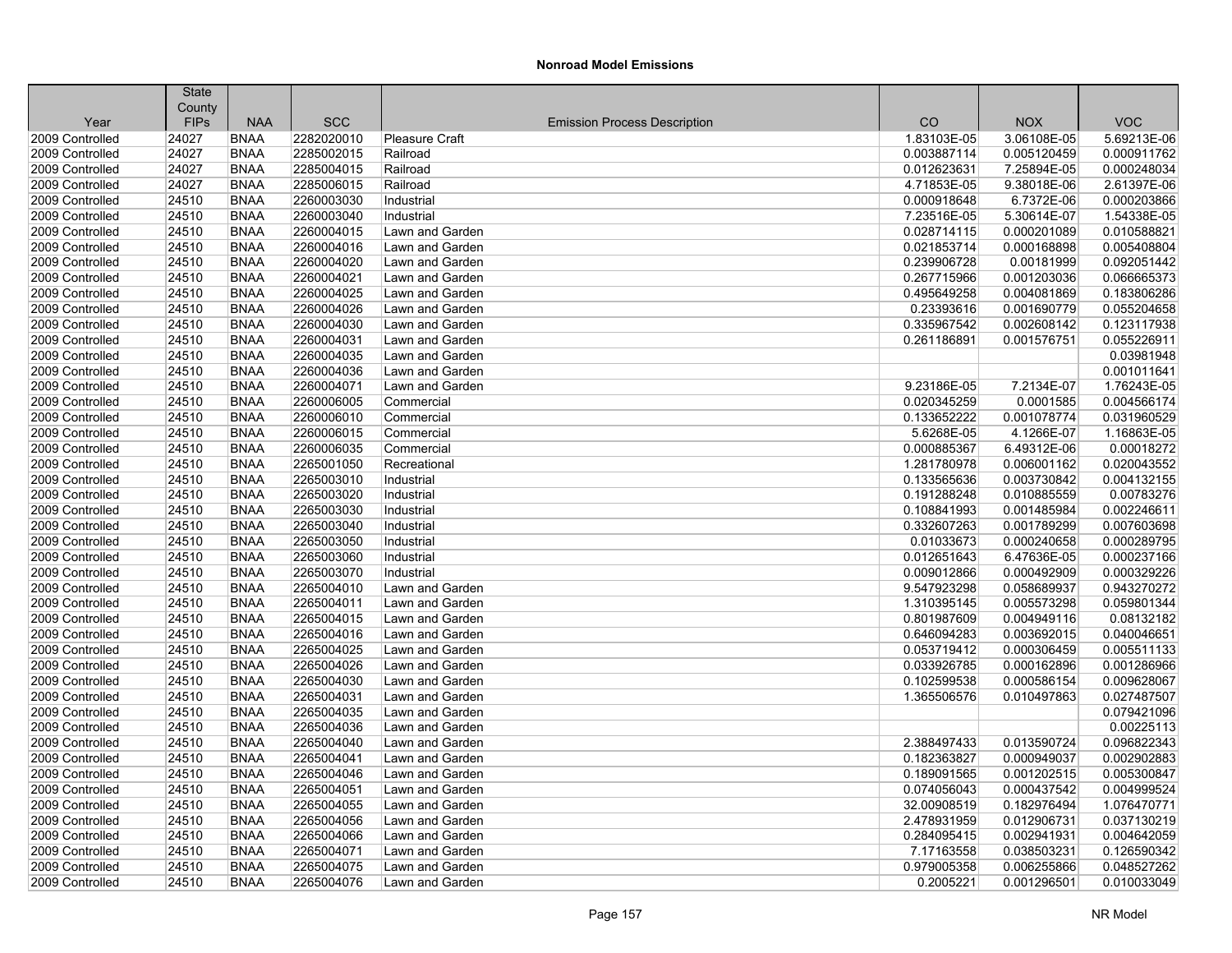## Nonroad Model Emissions

| Year | State County FIPs | NAA | SCC | Emission Process Description | CO | NOX | VOC |
|---|---|---|---|---|---|---|---|
| 2009 Controlled | 24027 | BNAA | 2282020010 | Pleasure Craft | 1.83103E-05 | 3.06108E-05 | 5.69213E-06 |
| 2009 Controlled | 24027 | BNAA | 2285002015 | Railroad | 0.003887114 | 0.005120459 | 0.000911762 |
| 2009 Controlled | 24027 | BNAA | 2285004015 | Railroad | 0.012623631 | 7.25894E-05 | 0.000248034 |
| 2009 Controlled | 24027 | BNAA | 2285006015 | Railroad | 4.71853E-05 | 9.38018E-06 | 2.61397E-06 |
| 2009 Controlled | 24510 | BNAA | 2260003030 | Industrial | 0.000918648 | 6.7372E-06 | 0.000203866 |
| 2009 Controlled | 24510 | BNAA | 2260003040 | Industrial | 7.23516E-05 | 5.30614E-07 | 1.54338E-05 |
| 2009 Controlled | 24510 | BNAA | 2260004015 | Lawn and Garden | 0.028714115 | 0.000201089 | 0.010588821 |
| 2009 Controlled | 24510 | BNAA | 2260004016 | Lawn and Garden | 0.021853714 | 0.000168898 | 0.005408804 |
| 2009 Controlled | 24510 | BNAA | 2260004020 | Lawn and Garden | 0.239906728 | 0.00181999 | 0.092051442 |
| 2009 Controlled | 24510 | BNAA | 2260004021 | Lawn and Garden | 0.267715966 | 0.001203036 | 0.066665373 |
| 2009 Controlled | 24510 | BNAA | 2260004025 | Lawn and Garden | 0.495649258 | 0.004081869 | 0.183806286 |
| 2009 Controlled | 24510 | BNAA | 2260004026 | Lawn and Garden | 0.23393616 | 0.001690779 | 0.055204658 |
| 2009 Controlled | 24510 | BNAA | 2260004030 | Lawn and Garden | 0.335967542 | 0.002608142 | 0.123117938 |
| 2009 Controlled | 24510 | BNAA | 2260004031 | Lawn and Garden | 0.261186891 | 0.001576751 | 0.055226911 |
| 2009 Controlled | 24510 | BNAA | 2260004035 | Lawn and Garden | | | 0.03981948 |
| 2009 Controlled | 24510 | BNAA | 2260004036 | Lawn and Garden | | | 0.001011641 |
| 2009 Controlled | 24510 | BNAA | 2260004071 | Lawn and Garden | 9.23186E-05 | 7.2134E-07 | 1.76243E-05 |
| 2009 Controlled | 24510 | BNAA | 2260006005 | Commercial | 0.020345259 | 0.0001585 | 0.004566174 |
| 2009 Controlled | 24510 | BNAA | 2260006010 | Commercial | 0.133652222 | 0.001078774 | 0.031960529 |
| 2009 Controlled | 24510 | BNAA | 2260006015 | Commercial | 5.6268E-05 | 4.1266E-07 | 1.16863E-05 |
| 2009 Controlled | 24510 | BNAA | 2260006035 | Commercial | 0.000885367 | 6.49312E-06 | 0.00018272 |
| 2009 Controlled | 24510 | BNAA | 2265001050 | Recreational | 1.281780978 | 0.006001162 | 0.020043552 |
| 2009 Controlled | 24510 | BNAA | 2265003010 | Industrial | 0.133565636 | 0.003730842 | 0.004132155 |
| 2009 Controlled | 24510 | BNAA | 2265003020 | Industrial | 0.191288248 | 0.010885559 | 0.00783276 |
| 2009 Controlled | 24510 | BNAA | 2265003030 | Industrial | 0.108841993 | 0.001485984 | 0.002246611 |
| 2009 Controlled | 24510 | BNAA | 2265003040 | Industrial | 0.332607263 | 0.001789299 | 0.007603698 |
| 2009 Controlled | 24510 | BNAA | 2265003050 | Industrial | 0.01033673 | 0.000240658 | 0.000289795 |
| 2009 Controlled | 24510 | BNAA | 2265003060 | Industrial | 0.012651643 | 6.47636E-05 | 0.000237166 |
| 2009 Controlled | 24510 | BNAA | 2265003070 | Industrial | 0.009012866 | 0.000492909 | 0.000329226 |
| 2009 Controlled | 24510 | BNAA | 2265004010 | Lawn and Garden | 9.547923298 | 0.058689937 | 0.943270272 |
| 2009 Controlled | 24510 | BNAA | 2265004011 | Lawn and Garden | 1.310395145 | 0.005573298 | 0.059801344 |
| 2009 Controlled | 24510 | BNAA | 2265004015 | Lawn and Garden | 0.801987609 | 0.004949116 | 0.08132182 |
| 2009 Controlled | 24510 | BNAA | 2265004016 | Lawn and Garden | 0.646094283 | 0.003692015 | 0.040046651 |
| 2009 Controlled | 24510 | BNAA | 2265004025 | Lawn and Garden | 0.053719412 | 0.000306459 | 0.005511133 |
| 2009 Controlled | 24510 | BNAA | 2265004026 | Lawn and Garden | 0.033926785 | 0.000162896 | 0.001286966 |
| 2009 Controlled | 24510 | BNAA | 2265004030 | Lawn and Garden | 0.102599538 | 0.000586154 | 0.009628067 |
| 2009 Controlled | 24510 | BNAA | 2265004031 | Lawn and Garden | 1.365506576 | 0.010497863 | 0.027487507 |
| 2009 Controlled | 24510 | BNAA | 2265004035 | Lawn and Garden | | | 0.079421096 |
| 2009 Controlled | 24510 | BNAA | 2265004036 | Lawn and Garden | | | 0.00225113 |
| 2009 Controlled | 24510 | BNAA | 2265004040 | Lawn and Garden | 2.388497433 | 0.013590724 | 0.096822343 |
| 2009 Controlled | 24510 | BNAA | 2265004041 | Lawn and Garden | 0.182363827 | 0.000949037 | 0.002902883 |
| 2009 Controlled | 24510 | BNAA | 2265004046 | Lawn and Garden | 0.189091565 | 0.001202515 | 0.005300847 |
| 2009 Controlled | 24510 | BNAA | 2265004051 | Lawn and Garden | 0.074056043 | 0.000437542 | 0.004999524 |
| 2009 Controlled | 24510 | BNAA | 2265004055 | Lawn and Garden | 32.00908519 | 0.182976494 | 1.076470771 |
| 2009 Controlled | 24510 | BNAA | 2265004056 | Lawn and Garden | 2.478931959 | 0.012906731 | 0.037130219 |
| 2009 Controlled | 24510 | BNAA | 2265004066 | Lawn and Garden | 0.284095415 | 0.002941931 | 0.004642059 |
| 2009 Controlled | 24510 | BNAA | 2265004071 | Lawn and Garden | 7.17163558 | 0.038503231 | 0.126590342 |
| 2009 Controlled | 24510 | BNAA | 2265004075 | Lawn and Garden | 0.979005358 | 0.006255866 | 0.048527262 |
| 2009 Controlled | 24510 | BNAA | 2265004076 | Lawn and Garden | 0.2005221 | 0.001296501 | 0.010033049 |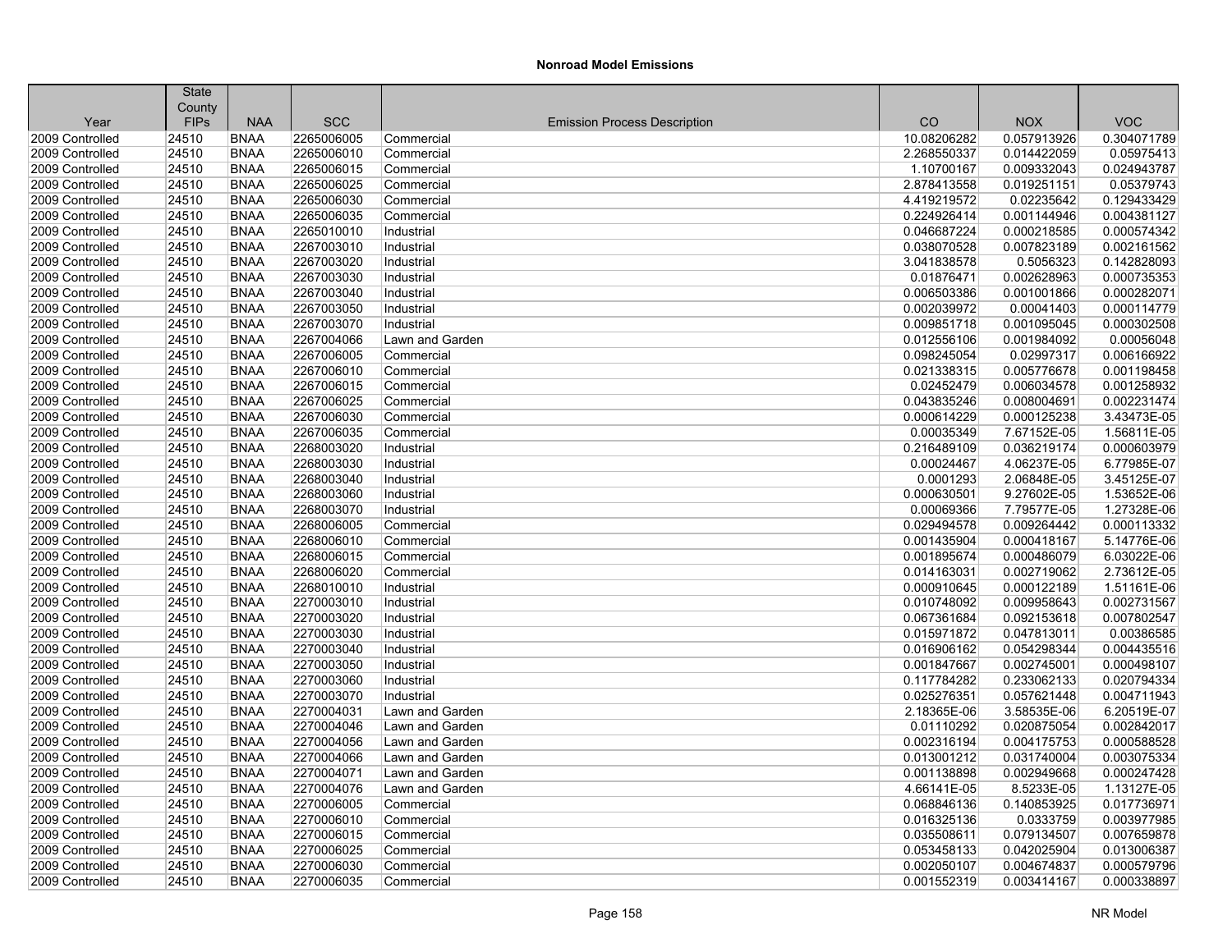## Nonroad Model Emissions

| Year | State County FIPs | NAA | SCC | Emission Process Description | CO | NOX | VOC |
|---|---|---|---|---|---|---|---|
| 2009 Controlled | 24510 | BNAA | 2265006005 | Commercial | 10.08206282 | 0.057913926 | 0.304071789 |
| 2009 Controlled | 24510 | BNAA | 2265006010 | Commercial | 2.268550337 | 0.014422059 | 0.05975413 |
| 2009 Controlled | 24510 | BNAA | 2265006015 | Commercial | 1.10700167 | 0.009332043 | 0.024943787 |
| 2009 Controlled | 24510 | BNAA | 2265006025 | Commercial | 2.878413558 | 0.019251151 | 0.05379743 |
| 2009 Controlled | 24510 | BNAA | 2265006030 | Commercial | 4.419219572 | 0.02235642 | 0.129433429 |
| 2009 Controlled | 24510 | BNAA | 2265006035 | Commercial | 0.224926414 | 0.001144946 | 0.004381127 |
| 2009 Controlled | 24510 | BNAA | 2265010010 | Industrial | 0.046687224 | 0.000218585 | 0.000574342 |
| 2009 Controlled | 24510 | BNAA | 2267003010 | Industrial | 0.038070528 | 0.007823189 | 0.002161562 |
| 2009 Controlled | 24510 | BNAA | 2267003020 | Industrial | 3.041838578 | 0.5056323 | 0.142828093 |
| 2009 Controlled | 24510 | BNAA | 2267003030 | Industrial | 0.01876471 | 0.002628963 | 0.000735353 |
| 2009 Controlled | 24510 | BNAA | 2267003040 | Industrial | 0.006503386 | 0.001001866 | 0.000282071 |
| 2009 Controlled | 24510 | BNAA | 2267003050 | Industrial | 0.002039972 | 0.00041403 | 0.000114779 |
| 2009 Controlled | 24510 | BNAA | 2267003070 | Industrial | 0.009851718 | 0.001095045 | 0.000302508 |
| 2009 Controlled | 24510 | BNAA | 2267004066 | Lawn and Garden | 0.012556106 | 0.001984092 | 0.00056048 |
| 2009 Controlled | 24510 | BNAA | 2267006005 | Commercial | 0.098245054 | 0.02997317 | 0.006166922 |
| 2009 Controlled | 24510 | BNAA | 2267006010 | Commercial | 0.021338315 | 0.005776678 | 0.001198458 |
| 2009 Controlled | 24510 | BNAA | 2267006015 | Commercial | 0.02452479 | 0.006034578 | 0.001258932 |
| 2009 Controlled | 24510 | BNAA | 2267006025 | Commercial | 0.043835246 | 0.008004691 | 0.002231474 |
| 2009 Controlled | 24510 | BNAA | 2267006030 | Commercial | 0.000614229 | 0.000125238 | 3.43473E-05 |
| 2009 Controlled | 24510 | BNAA | 2267006035 | Commercial | 0.00035349 | 7.67152E-05 | 1.56811E-05 |
| 2009 Controlled | 24510 | BNAA | 2268003020 | Industrial | 0.216489109 | 0.036219174 | 0.000603979 |
| 2009 Controlled | 24510 | BNAA | 2268003030 | Industrial | 0.00024467 | 4.06237E-05 | 6.77985E-07 |
| 2009 Controlled | 24510 | BNAA | 2268003040 | Industrial | 0.0001293 | 2.06848E-05 | 3.45125E-07 |
| 2009 Controlled | 24510 | BNAA | 2268003060 | Industrial | 0.000630501 | 9.27602E-05 | 1.53652E-06 |
| 2009 Controlled | 24510 | BNAA | 2268003070 | Industrial | 0.00069366 | 7.79577E-05 | 1.27328E-06 |
| 2009 Controlled | 24510 | BNAA | 2268006005 | Commercial | 0.029494578 | 0.009264442 | 0.000113332 |
| 2009 Controlled | 24510 | BNAA | 2268006010 | Commercial | 0.001435904 | 0.000418167 | 5.14776E-06 |
| 2009 Controlled | 24510 | BNAA | 2268006015 | Commercial | 0.001895674 | 0.000486079 | 6.03022E-06 |
| 2009 Controlled | 24510 | BNAA | 2268006020 | Commercial | 0.014163031 | 0.002719062 | 2.73612E-05 |
| 2009 Controlled | 24510 | BNAA | 2268010010 | Industrial | 0.000910645 | 0.000122189 | 1.51161E-06 |
| 2009 Controlled | 24510 | BNAA | 2270003010 | Industrial | 0.010748092 | 0.009958643 | 0.002731567 |
| 2009 Controlled | 24510 | BNAA | 2270003020 | Industrial | 0.067361684 | 0.092153618 | 0.007802547 |
| 2009 Controlled | 24510 | BNAA | 2270003030 | Industrial | 0.015971872 | 0.047813011 | 0.00386585 |
| 2009 Controlled | 24510 | BNAA | 2270003040 | Industrial | 0.016906162 | 0.054298344 | 0.004435516 |
| 2009 Controlled | 24510 | BNAA | 2270003050 | Industrial | 0.001847667 | 0.002745001 | 0.000498107 |
| 2009 Controlled | 24510 | BNAA | 2270003060 | Industrial | 0.117784282 | 0.233062133 | 0.020794334 |
| 2009 Controlled | 24510 | BNAA | 2270003070 | Industrial | 0.025276351 | 0.057621448 | 0.004711943 |
| 2009 Controlled | 24510 | BNAA | 2270004031 | Lawn and Garden | 2.18365E-06 | 3.58535E-06 | 6.20519E-07 |
| 2009 Controlled | 24510 | BNAA | 2270004046 | Lawn and Garden | 0.01110292 | 0.020875054 | 0.002842017 |
| 2009 Controlled | 24510 | BNAA | 2270004056 | Lawn and Garden | 0.002316194 | 0.004175753 | 0.000588528 |
| 2009 Controlled | 24510 | BNAA | 2270004066 | Lawn and Garden | 0.013001212 | 0.031740004 | 0.003075334 |
| 2009 Controlled | 24510 | BNAA | 2270004071 | Lawn and Garden | 0.001138898 | 0.002949668 | 0.000247428 |
| 2009 Controlled | 24510 | BNAA | 2270004076 | Lawn and Garden | 4.66141E-05 | 8.5233E-05 | 1.13127E-05 |
| 2009 Controlled | 24510 | BNAA | 2270006005 | Commercial | 0.068846136 | 0.140853925 | 0.017736971 |
| 2009 Controlled | 24510 | BNAA | 2270006010 | Commercial | 0.016325136 | 0.0333759 | 0.003977985 |
| 2009 Controlled | 24510 | BNAA | 2270006015 | Commercial | 0.035508611 | 0.079134507 | 0.007659878 |
| 2009 Controlled | 24510 | BNAA | 2270006025 | Commercial | 0.053458133 | 0.042025904 | 0.013006387 |
| 2009 Controlled | 24510 | BNAA | 2270006030 | Commercial | 0.002050107 | 0.004674837 | 0.000579796 |
| 2009 Controlled | 24510 | BNAA | 2270006035 | Commercial | 0.001552319 | 0.003414167 | 0.000338897 |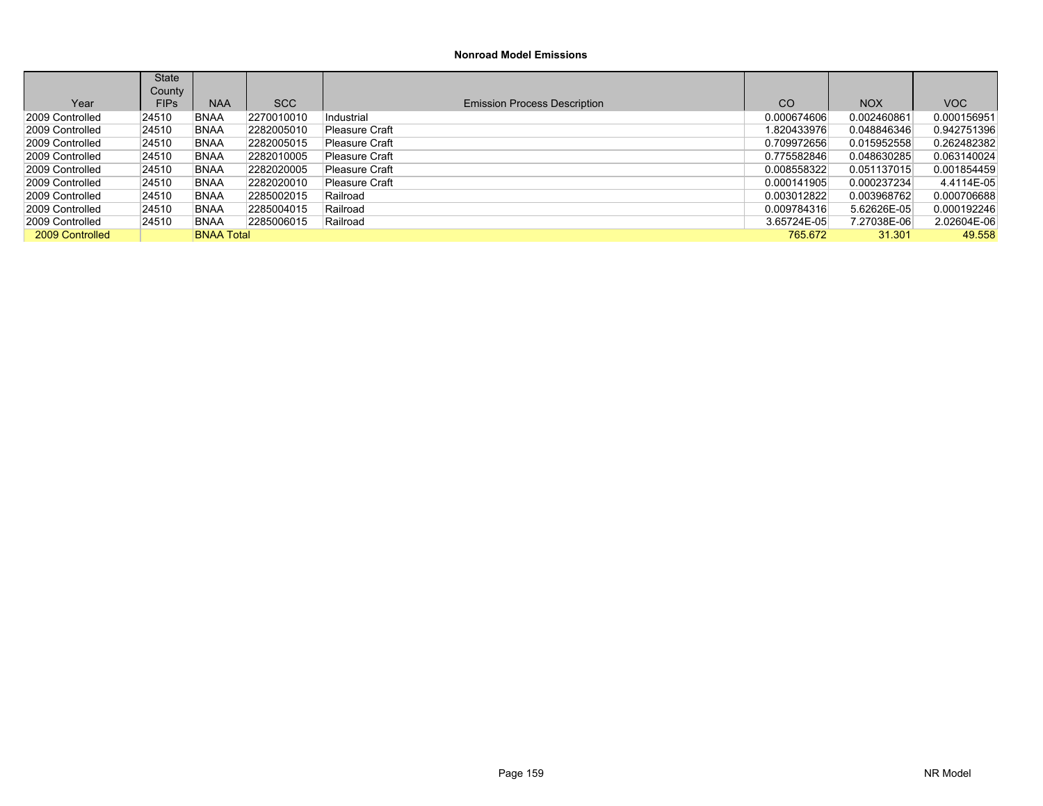**Nonroad Model Emissions**

| Year | State County FIPs | NAA | SCC | Emission Process Description | CO | NOX | VOC |
|---|---|---|---|---|---|---|---|
| 2009 Controlled | 24510 | BNAA | 2270010010 | Industrial | 0.000674606 | 0.002460861 | 0.000156951 |
| 2009 Controlled | 24510 | BNAA | 2282005010 | Pleasure Craft | 1.820433976 | 0.048846346 | 0.942751396 |
| 2009 Controlled | 24510 | BNAA | 2282005015 | Pleasure Craft | 0.709972656 | 0.015952558 | 0.262482382 |
| 2009 Controlled | 24510 | BNAA | 2282010005 | Pleasure Craft | 0.775582846 | 0.048630285 | 0.063140024 |
| 2009 Controlled | 24510 | BNAA | 2282020005 | Pleasure Craft | 0.008558322 | 0.051137015 | 0.001854459 |
| 2009 Controlled | 24510 | BNAA | 2282020010 | Pleasure Craft | 0.000141905 | 0.000237234 | 4.4114E-05 |
| 2009 Controlled | 24510 | BNAA | 2285002015 | Railroad | 0.003012822 | 0.003968762 | 0.000706688 |
| 2009 Controlled | 24510 | BNAA | 2285004015 | Railroad | 0.009784316 | 5.62626E-05 | 0.000192246 |
| 2009 Controlled | 24510 | BNAA | 2285006015 | Railroad | 3.65724E-05 | 7.27038E-06 | 2.02604E-06 |
| 2009 Controlled | | BNAA Total | | | 765.672 | 31.301 | 49.558 |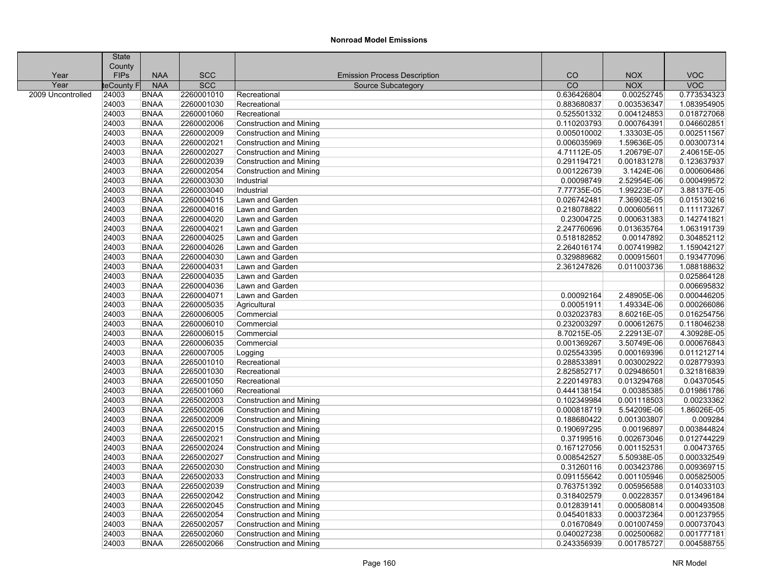# Nonroad Model Emissions

| Year | State County FIPs | NAA | SCC | Emission Process Description | CO | NOX | VOC |
|---|---|---|---|---|---|---|---|
| Year | teCounty F | NAA | SCC | Source Subcategory | CO | NOX | VOC |
| 2009 Uncontrolled | 24003 | BNAA | 2260001010 | Recreational | 0.636426804 | 0.00252745 | 0.773534323 |
| | 24003 | BNAA | 2260001030 | Recreational | 0.883680837 | 0.003536347 | 1.083954905 |
| | 24003 | BNAA | 2260001060 | Recreational | 0.525501332 | 0.004124853 | 0.018727068 |
| | 24003 | BNAA | 2260002006 | Construction and Mining | 0.110203793 | 0.000764391 | 0.046602851 |
| | 24003 | BNAA | 2260002009 | Construction and Mining | 0.005010002 | 1.33303E-05 | 0.002511567 |
| | 24003 | BNAA | 2260002021 | Construction and Mining | 0.006035969 | 1.59636E-05 | 0.003007314 |
| | 24003 | BNAA | 2260002027 | Construction and Mining | 4.71112E-05 | 1.20679E-07 | 2.40615E-05 |
| | 24003 | BNAA | 2260002039 | Construction and Mining | 0.291194721 | 0.001831278 | 0.123637937 |
| | 24003 | BNAA | 2260002054 | Construction and Mining | 0.001226739 | 3.1424E-06 | 0.000606486 |
| | 24003 | BNAA | 2260003030 | Industrial | 0.00098749 | 2.52954E-06 | 0.000499572 |
| | 24003 | BNAA | 2260003040 | Industrial | 7.77735E-05 | 1.99223E-07 | 3.88137E-05 |
| | 24003 | BNAA | 2260004015 | Lawn and Garden | 0.026742481 | 7.36903E-05 | 0.015130216 |
| | 24003 | BNAA | 2260004016 | Lawn and Garden | 0.218078822 | 0.000605611 | 0.111173267 |
| | 24003 | BNAA | 2260004020 | Lawn and Garden | 0.23004725 | 0.000631383 | 0.142741821 |
| | 24003 | BNAA | 2260004021 | Lawn and Garden | 2.247760696 | 0.013635764 | 1.063191739 |
| | 24003 | BNAA | 2260004025 | Lawn and Garden | 0.518182852 | 0.00147892 | 0.304852112 |
| | 24003 | BNAA | 2260004026 | Lawn and Garden | 2.264016174 | 0.007419982 | 1.159042127 |
| | 24003 | BNAA | 2260004030 | Lawn and Garden | 0.329889682 | 0.000915601 | 0.193477096 |
| | 24003 | BNAA | 2260004031 | Lawn and Garden | 2.361247826 | 0.011003736 | 1.088188632 |
| | 24003 | BNAA | 2260004035 | Lawn and Garden | | | 0.025864128 |
| | 24003 | BNAA | 2260004036 | Lawn and Garden | | | 0.006695832 |
| | 24003 | BNAA | 2260004071 | Lawn and Garden | 0.00092164 | 2.48905E-06 | 0.000446205 |
| | 24003 | BNAA | 2260005035 | Agricultural | 0.00051911 | 1.49334E-06 | 0.000266086 |
| | 24003 | BNAA | 2260006005 | Commercial | 0.032023783 | 8.60216E-05 | 0.016254756 |
| | 24003 | BNAA | 2260006010 | Commercial | 0.232003297 | 0.000612675 | 0.118046238 |
| | 24003 | BNAA | 2260006015 | Commercial | 8.70215E-05 | 2.22913E-07 | 4.30928E-05 |
| | 24003 | BNAA | 2260006035 | Commercial | 0.001369267 | 3.50749E-06 | 0.000676843 |
| | 24003 | BNAA | 2260007005 | Logging | 0.025543395 | 0.000169396 | 0.011212714 |
| | 24003 | BNAA | 2265001010 | Recreational | 0.288533891 | 0.003002922 | 0.028779393 |
| | 24003 | BNAA | 2265001030 | Recreational | 2.825852717 | 0.029486501 | 0.321816839 |
| | 24003 | BNAA | 2265001050 | Recreational | 2.220149783 | 0.013294768 | 0.04370545 |
| | 24003 | BNAA | 2265001060 | Recreational | 0.444138154 | 0.00385385 | 0.019861786 |
| | 24003 | BNAA | 2265002003 | Construction and Mining | 0.102349984 | 0.001118503 | 0.00233362 |
| | 24003 | BNAA | 2265002006 | Construction and Mining | 0.000818719 | 5.54209E-06 | 1.86026E-05 |
| | 24003 | BNAA | 2265002009 | Construction and Mining | 0.188680422 | 0.001303807 | 0.009284 |
| | 24003 | BNAA | 2265002015 | Construction and Mining | 0.190697295 | 0.00196897 | 0.003844824 |
| | 24003 | BNAA | 2265002021 | Construction and Mining | 0.37199516 | 0.002673046 | 0.012744229 |
| | 24003 | BNAA | 2265002024 | Construction and Mining | 0.167127056 | 0.001152531 | 0.00473765 |
| | 24003 | BNAA | 2265002027 | Construction and Mining | 0.008542527 | 5.50938E-05 | 0.000332549 |
| | 24003 | BNAA | 2265002030 | Construction and Mining | 0.31260116 | 0.003423786 | 0.009369715 |
| | 24003 | BNAA | 2265002033 | Construction and Mining | 0.091155642 | 0.001105946 | 0.005825005 |
| | 24003 | BNAA | 2265002039 | Construction and Mining | 0.763751392 | 0.005956588 | 0.014033103 |
| | 24003 | BNAA | 2265002042 | Construction and Mining | 0.318402579 | 0.00228357 | 0.013496184 |
| | 24003 | BNAA | 2265002045 | Construction and Mining | 0.012839141 | 0.000580814 | 0.000493508 |
| | 24003 | BNAA | 2265002054 | Construction and Mining | 0.045401833 | 0.000372364 | 0.001237955 |
| | 24003 | BNAA | 2265002057 | Construction and Mining | 0.01670849 | 0.001007459 | 0.000737043 |
| | 24003 | BNAA | 2265002060 | Construction and Mining | 0.040027238 | 0.002500682 | 0.001777181 |
| | 24003 | BNAA | 2265002066 | Construction and Mining | 0.243356939 | 0.001785727 | 0.004588755 |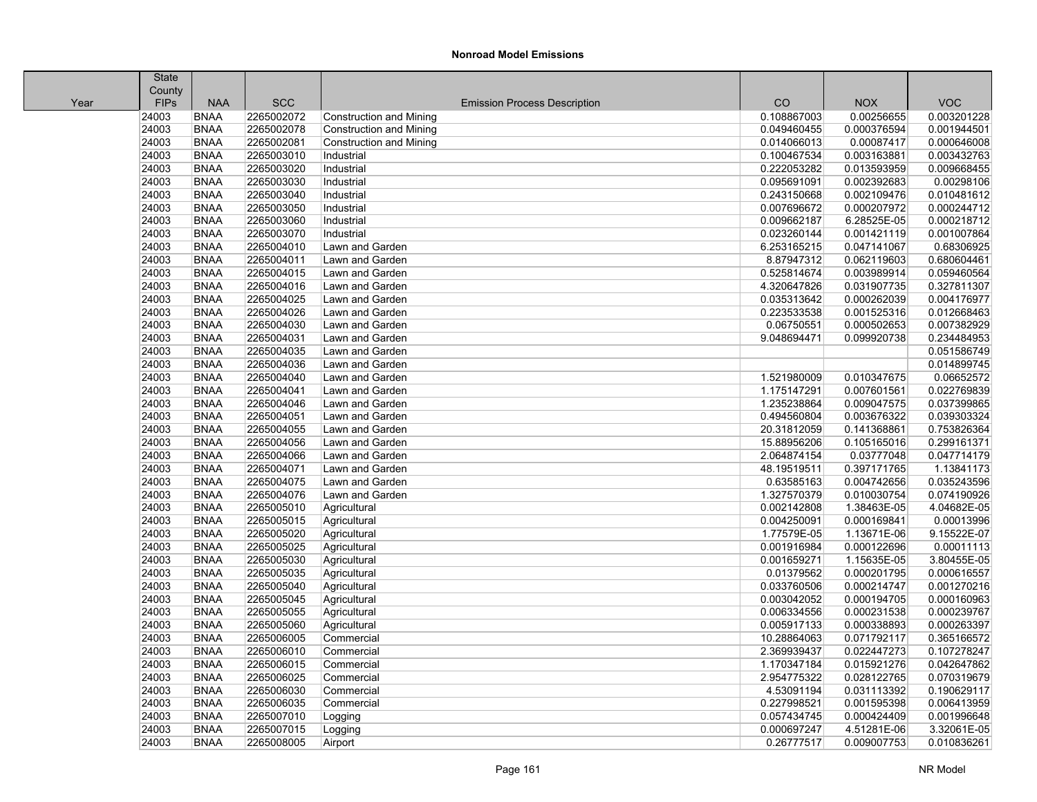**Nonroad Model Emissions**

| Year | State County FIPs | NAA | SCC | Emission Process Description | CO | NOX | VOC |
|---|---|---|---|---|---|---|---|
| | 24003 | BNAA | 2265002072 | Construction and Mining | 0.108867003 | 0.00256655 | 0.003201228 |
| | 24003 | BNAA | 2265002078 | Construction and Mining | 0.049460455 | 0.000376594 | 0.001944501 |
| | 24003 | BNAA | 2265002081 | Construction and Mining | 0.014066013 | 0.00087417 | 0.000646008 |
| | 24003 | BNAA | 2265003010 | Industrial | 0.100467534 | 0.003163881 | 0.003432763 |
| | 24003 | BNAA | 2265003020 | Industrial | 0.222053282 | 0.013593959 | 0.009668455 |
| | 24003 | BNAA | 2265003030 | Industrial | 0.095691091 | 0.002392683 | 0.00298106 |
| | 24003 | BNAA | 2265003040 | Industrial | 0.243150668 | 0.002109476 | 0.010481612 |
| | 24003 | BNAA | 2265003050 | Industrial | 0.007696672 | 0.000207972 | 0.000244712 |
| | 24003 | BNAA | 2265003060 | Industrial | 0.009662187 | 6.28525E-05 | 0.000218712 |
| | 24003 | BNAA | 2265003070 | Industrial | 0.023260144 | 0.001421119 | 0.001007864 |
| | 24003 | BNAA | 2265004010 | Lawn and Garden | 6.253165215 | 0.047141067 | 0.68306925 |
| | 24003 | BNAA | 2265004011 | Lawn and Garden | 8.87947312 | 0.062119603 | 0.680604461 |
| | 24003 | BNAA | 2265004015 | Lawn and Garden | 0.525814674 | 0.003989914 | 0.059460564 |
| | 24003 | BNAA | 2265004016 | Lawn and Garden | 4.320647826 | 0.031907735 | 0.327811307 |
| | 24003 | BNAA | 2265004025 | Lawn and Garden | 0.035313642 | 0.000262039 | 0.004176977 |
| | 24003 | BNAA | 2265004026 | Lawn and Garden | 0.223533538 | 0.001525316 | 0.012668463 |
| | 24003 | BNAA | 2265004030 | Lawn and Garden | 0.06750551 | 0.000502653 | 0.007382929 |
| | 24003 | BNAA | 2265004031 | Lawn and Garden | 9.048694471 | 0.099920738 | 0.234484953 |
| | 24003 | BNAA | 2265004035 | Lawn and Garden | | | 0.051586749 |
| | 24003 | BNAA | 2265004036 | Lawn and Garden | | | 0.014899745 |
| | 24003 | BNAA | 2265004040 | Lawn and Garden | 1.521980009 | 0.010347675 | 0.06652572 |
| | 24003 | BNAA | 2265004041 | Lawn and Garden | 1.175147291 | 0.007601561 | 0.022769839 |
| | 24003 | BNAA | 2265004046 | Lawn and Garden | 1.235238864 | 0.009047575 | 0.037399865 |
| | 24003 | BNAA | 2265004051 | Lawn and Garden | 0.494560804 | 0.003676322 | 0.039303324 |
| | 24003 | BNAA | 2265004055 | Lawn and Garden | 20.31812059 | 0.141368861 | 0.753826364 |
| | 24003 | BNAA | 2265004056 | Lawn and Garden | 15.88956206 | 0.105165016 | 0.299161371 |
| | 24003 | BNAA | 2265004066 | Lawn and Garden | 2.064874154 | 0.03777048 | 0.047714179 |
| | 24003 | BNAA | 2265004071 | Lawn and Garden | 48.19519511 | 0.397171765 | 1.13841173 |
| | 24003 | BNAA | 2265004075 | Lawn and Garden | 0.63585163 | 0.004742656 | 0.035243596 |
| | 24003 | BNAA | 2265004076 | Lawn and Garden | 1.327570379 | 0.010030754 | 0.074190926 |
| | 24003 | BNAA | 2265005010 | Agricultural | 0.002142808 | 1.38463E-05 | 4.04682E-05 |
| | 24003 | BNAA | 2265005015 | Agricultural | 0.004250091 | 0.000169841 | 0.00013996 |
| | 24003 | BNAA | 2265005020 | Agricultural | 1.77579E-05 | 1.13671E-06 | 9.15522E-07 |
| | 24003 | BNAA | 2265005025 | Agricultural | 0.001916984 | 0.000122696 | 0.00011113 |
| | 24003 | BNAA | 2265005030 | Agricultural | 0.001659271 | 1.15635E-05 | 3.80455E-05 |
| | 24003 | BNAA | 2265005035 | Agricultural | 0.01379562 | 0.000201795 | 0.000616557 |
| | 24003 | BNAA | 2265005040 | Agricultural | 0.033760506 | 0.000214747 | 0.001270216 |
| | 24003 | BNAA | 2265005045 | Agricultural | 0.003042052 | 0.000194705 | 0.000160963 |
| | 24003 | BNAA | 2265005055 | Agricultural | 0.006334556 | 0.000231538 | 0.000239767 |
| | 24003 | BNAA | 2265005060 | Agricultural | 0.005917133 | 0.000338893 | 0.000263397 |
| | 24003 | BNAA | 2265006005 | Commercial | 10.28864063 | 0.071792117 | 0.365166572 |
| | 24003 | BNAA | 2265006010 | Commercial | 2.369939437 | 0.022447273 | 0.107278247 |
| | 24003 | BNAA | 2265006015 | Commercial | 1.170347184 | 0.015921276 | 0.042647862 |
| | 24003 | BNAA | 2265006025 | Commercial | 2.954775322 | 0.028122765 | 0.070319679 |
| | 24003 | BNAA | 2265006030 | Commercial | 4.53091194 | 0.031113392 | 0.190629117 |
| | 24003 | BNAA | 2265006035 | Commercial | 0.227998521 | 0.001595398 | 0.006413959 |
| | 24003 | BNAA | 2265007010 | Logging | 0.057434745 | 0.000424409 | 0.001996648 |
| | 24003 | BNAA | 2265007015 | Logging | 0.000697247 | 4.51281E-06 | 3.32061E-05 |
| | 24003 | BNAA | 2265008005 | Airport | 0.26777517 | 0.009007753 | 0.010836261 |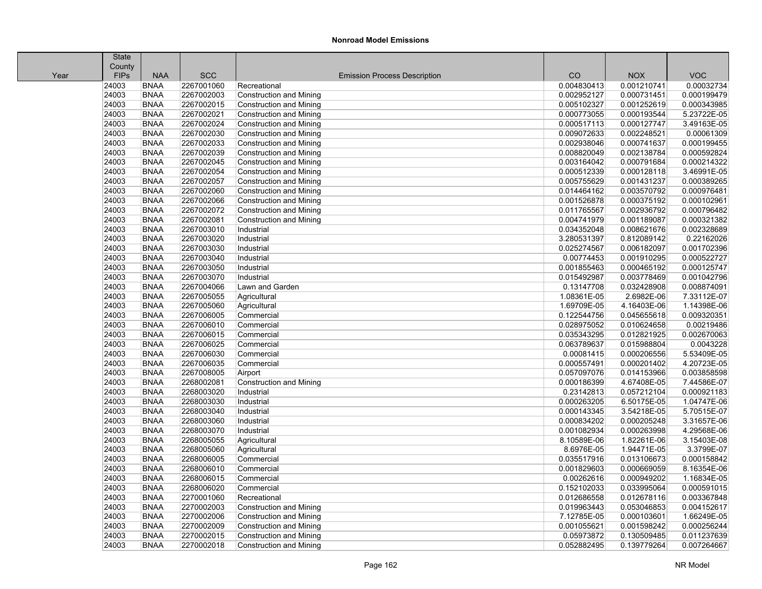## Nonroad Model Emissions

| Year | State County FIPs | NAA | SCC | Emission Process Description | CO | NOX | VOC |
|---|---|---|---|---|---|---|---|
| | 24003 | BNAA | 2267001060 | Recreational | 0.004830413 | 0.001210741 | 0.00032734 |
| | 24003 | BNAA | 2267002003 | Construction and Mining | 0.002952127 | 0.000731451 | 0.000199479 |
| | 24003 | BNAA | 2267002015 | Construction and Mining | 0.005102327 | 0.001252619 | 0.000343985 |
| | 24003 | BNAA | 2267002021 | Construction and Mining | 0.000773055 | 0.000193544 | 5.23722E-05 |
| | 24003 | BNAA | 2267002024 | Construction and Mining | 0.000517113 | 0.000127747 | 3.49163E-05 |
| | 24003 | BNAA | 2267002030 | Construction and Mining | 0.009072633 | 0.002248521 | 0.00061309 |
| | 24003 | BNAA | 2267002033 | Construction and Mining | 0.002938046 | 0.000741637 | 0.000199455 |
| | 24003 | BNAA | 2267002039 | Construction and Mining | 0.008820049 | 0.002138784 | 0.000592824 |
| | 24003 | BNAA | 2267002045 | Construction and Mining | 0.003164042 | 0.000791684 | 0.000214322 |
| | 24003 | BNAA | 2267002054 | Construction and Mining | 0.000512339 | 0.000128118 | 3.46991E-05 |
| | 24003 | BNAA | 2267002057 | Construction and Mining | 0.005755629 | 0.001431237 | 0.000389265 |
| | 24003 | BNAA | 2267002060 | Construction and Mining | 0.014464162 | 0.003570792 | 0.000976481 |
| | 24003 | BNAA | 2267002066 | Construction and Mining | 0.001526878 | 0.000375192 | 0.000102961 |
| | 24003 | BNAA | 2267002072 | Construction and Mining | 0.011765567 | 0.002936792 | 0.000796482 |
| | 24003 | BNAA | 2267002081 | Construction and Mining | 0.004741979 | 0.001189087 | 0.000321382 |
| | 24003 | BNAA | 2267003010 | Industrial | 0.034352048 | 0.008621676 | 0.002328689 |
| | 24003 | BNAA | 2267003020 | Industrial | 3.280531397 | 0.812089142 | 0.22162026 |
| | 24003 | BNAA | 2267003030 | Industrial | 0.025274567 | 0.006182097 | 0.001702396 |
| | 24003 | BNAA | 2267003040 | Industrial | 0.00774453 | 0.001910295 | 0.000522727 |
| | 24003 | BNAA | 2267003050 | Industrial | 0.001855463 | 0.000465192 | 0.000125747 |
| | 24003 | BNAA | 2267003070 | Industrial | 0.015492987 | 0.003778469 | 0.001042796 |
| | 24003 | BNAA | 2267004066 | Lawn and Garden | 0.13147708 | 0.032428908 | 0.008874091 |
| | 24003 | BNAA | 2267005055 | Agricultural | 1.08361E-05 | 2.6982E-06 | 7.33112E-07 |
| | 24003 | BNAA | 2267005060 | Agricultural | 1.69709E-05 | 4.16403E-06 | 1.14398E-06 |
| | 24003 | BNAA | 2267006005 | Commercial | 0.122544756 | 0.045655618 | 0.009320351 |
| | 24003 | BNAA | 2267006010 | Commercial | 0.028975052 | 0.010624658 | 0.00219486 |
| | 24003 | BNAA | 2267006015 | Commercial | 0.035343295 | 0.012821925 | 0.002670063 |
| | 24003 | BNAA | 2267006025 | Commercial | 0.063789637 | 0.015988804 | 0.0043228 |
| | 24003 | BNAA | 2267006030 | Commercial | 0.00081415 | 0.000206556 | 5.53409E-05 |
| | 24003 | BNAA | 2267006035 | Commercial | 0.000557491 | 0.000201402 | 4.20723E-05 |
| | 24003 | BNAA | 2267008005 | Airport | 0.057097076 | 0.014153966 | 0.003858598 |
| | 24003 | BNAA | 2268002081 | Construction and Mining | 0.000186399 | 4.67408E-05 | 7.44586E-07 |
| | 24003 | BNAA | 2268003020 | Industrial | 0.23142813 | 0.057212104 | 0.000921183 |
| | 24003 | BNAA | 2268003030 | Industrial | 0.000263205 | 6.50175E-05 | 1.04747E-06 |
| | 24003 | BNAA | 2268003040 | Industrial | 0.000143345 | 3.54218E-05 | 5.70515E-07 |
| | 24003 | BNAA | 2268003060 | Industrial | 0.000834202 | 0.000205248 | 3.31657E-06 |
| | 24003 | BNAA | 2268003070 | Industrial | 0.001082934 | 0.000263998 | 4.29568E-06 |
| | 24003 | BNAA | 2268005055 | Agricultural | 8.10589E-06 | 1.82261E-06 | 3.15403E-08 |
| | 24003 | BNAA | 2268005060 | Agricultural | 8.6976E-05 | 1.94471E-05 | 3.3799E-07 |
| | 24003 | BNAA | 2268006005 | Commercial | 0.035517916 | 0.013106673 | 0.000158842 |
| | 24003 | BNAA | 2268006010 | Commercial | 0.001829603 | 0.000669059 | 8.16354E-06 |
| | 24003 | BNAA | 2268006015 | Commercial | 0.00262616 | 0.000949202 | 1.16834E-05 |
| | 24003 | BNAA | 2268006020 | Commercial | 0.152102033 | 0.033995064 | 0.000591015 |
| | 24003 | BNAA | 2270001060 | Recreational | 0.012686558 | 0.012678116 | 0.003367848 |
| | 24003 | BNAA | 2270002003 | Construction and Mining | 0.019963443 | 0.053046853 | 0.004152617 |
| | 24003 | BNAA | 2270002006 | Construction and Mining | 7.12785E-05 | 0.000103601 | 1.66249E-05 |
| | 24003 | BNAA | 2270002009 | Construction and Mining | 0.001055621 | 0.001598242 | 0.000256244 |
| | 24003 | BNAA | 2270002015 | Construction and Mining | 0.05973872 | 0.130509485 | 0.011237639 |
| | 24003 | BNAA | 2270002018 | Construction and Mining | 0.052882495 | 0.139779264 | 0.007264667 |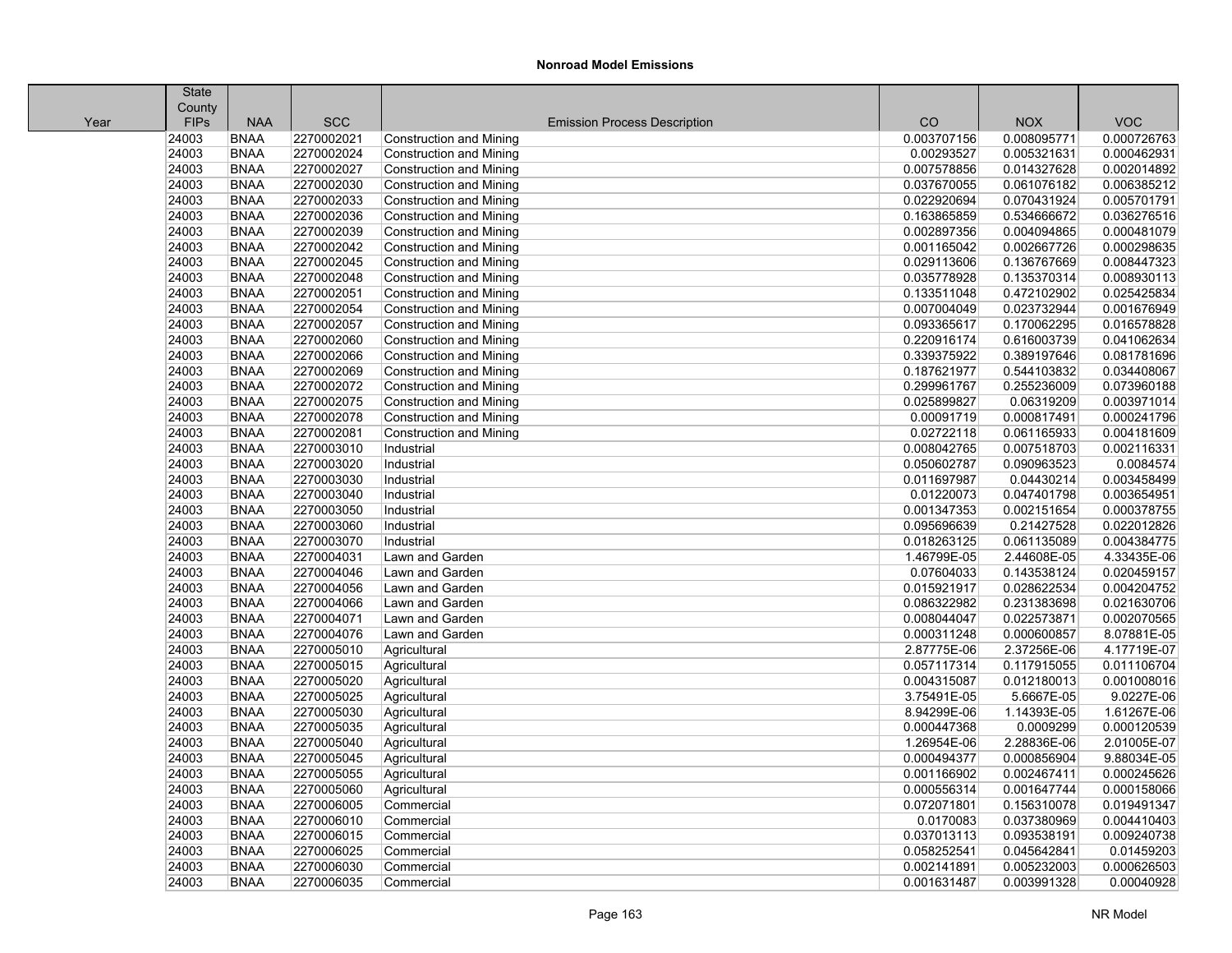# Nonroad Model Emissions

| Year | State County FIPs | NAA | SCC | Emission Process Description | CO | NOX | VOC |
|---|---|---|---|---|---|---|---|
| | 24003 | BNAA | 2270002021 | Construction and Mining | 0.003707156 | 0.008095771 | 0.000726763 |
| | 24003 | BNAA | 2270002024 | Construction and Mining | 0.00293527 | 0.005321631 | 0.000462931 |
| | 24003 | BNAA | 2270002027 | Construction and Mining | 0.007578856 | 0.014327628 | 0.002014892 |
| | 24003 | BNAA | 2270002030 | Construction and Mining | 0.037670055 | 0.061076182 | 0.006385212 |
| | 24003 | BNAA | 2270002033 | Construction and Mining | 0.022920694 | 0.070431924 | 0.005701791 |
| | 24003 | BNAA | 2270002036 | Construction and Mining | 0.163865859 | 0.534666672 | 0.036276516 |
| | 24003 | BNAA | 2270002039 | Construction and Mining | 0.002897356 | 0.004094865 | 0.000481079 |
| | 24003 | BNAA | 2270002042 | Construction and Mining | 0.001165042 | 0.002667726 | 0.000298635 |
| | 24003 | BNAA | 2270002045 | Construction and Mining | 0.029113606 | 0.136767669 | 0.008447323 |
| | 24003 | BNAA | 2270002048 | Construction and Mining | 0.035778928 | 0.135370314 | 0.008930113 |
| | 24003 | BNAA | 2270002051 | Construction and Mining | 0.133511048 | 0.472102902 | 0.025425834 |
| | 24003 | BNAA | 2270002054 | Construction and Mining | 0.007004049 | 0.023732944 | 0.001676949 |
| | 24003 | BNAA | 2270002057 | Construction and Mining | 0.093365617 | 0.170062295 | 0.016578828 |
| | 24003 | BNAA | 2270002060 | Construction and Mining | 0.220916174 | 0.616003739 | 0.041062634 |
| | 24003 | BNAA | 2270002066 | Construction and Mining | 0.339375922 | 0.389197646 | 0.081781696 |
| | 24003 | BNAA | 2270002069 | Construction and Mining | 0.187621977 | 0.544103832 | 0.034408067 |
| | 24003 | BNAA | 2270002072 | Construction and Mining | 0.299961767 | 0.255236009 | 0.073960188 |
| | 24003 | BNAA | 2270002075 | Construction and Mining | 0.025899827 | 0.06319209 | 0.003971014 |
| | 24003 | BNAA | 2270002078 | Construction and Mining | 0.00091719 | 0.000817491 | 0.000241796 |
| | 24003 | BNAA | 2270002081 | Construction and Mining | 0.02722118 | 0.061165933 | 0.004181609 |
| | 24003 | BNAA | 2270003010 | Industrial | 0.008042765 | 0.007518703 | 0.002116331 |
| | 24003 | BNAA | 2270003020 | Industrial | 0.050602787 | 0.090963523 | 0.0084574 |
| | 24003 | BNAA | 2270003030 | Industrial | 0.011697987 | 0.04430214 | 0.003458499 |
| | 24003 | BNAA | 2270003040 | Industrial | 0.01220073 | 0.047401798 | 0.003654951 |
| | 24003 | BNAA | 2270003050 | Industrial | 0.001347353 | 0.002151654 | 0.000378755 |
| | 24003 | BNAA | 2270003060 | Industrial | 0.095696639 | 0.21427528 | 0.022012826 |
| | 24003 | BNAA | 2270003070 | Industrial | 0.018263125 | 0.061135089 | 0.004384775 |
| | 24003 | BNAA | 2270004031 | Lawn and Garden | 1.46799E-05 | 2.44608E-05 | 4.33435E-06 |
| | 24003 | BNAA | 2270004046 | Lawn and Garden | 0.07604033 | 0.143538124 | 0.020459157 |
| | 24003 | BNAA | 2270004056 | Lawn and Garden | 0.015921917 | 0.028622534 | 0.004204752 |
| | 24003 | BNAA | 2270004066 | Lawn and Garden | 0.086322982 | 0.231383698 | 0.021630706 |
| | 24003 | BNAA | 2270004071 | Lawn and Garden | 0.008044047 | 0.022573871 | 0.002070565 |
| | 24003 | BNAA | 2270004076 | Lawn and Garden | 0.000311248 | 0.000600857 | 8.07881E-05 |
| | 24003 | BNAA | 2270005010 | Agricultural | 2.87775E-06 | 2.37256E-06 | 4.17719E-07 |
| | 24003 | BNAA | 2270005015 | Agricultural | 0.057117314 | 0.117915055 | 0.011106704 |
| | 24003 | BNAA | 2270005020 | Agricultural | 0.004315087 | 0.012180013 | 0.001008016 |
| | 24003 | BNAA | 2270005025 | Agricultural | 3.75491E-05 | 5.6667E-05 | 9.0227E-06 |
| | 24003 | BNAA | 2270005030 | Agricultural | 8.94299E-06 | 1.14393E-05 | 1.61267E-06 |
| | 24003 | BNAA | 2270005035 | Agricultural | 0.000447368 | 0.0009299 | 0.000120539 |
| | 24003 | BNAA | 2270005040 | Agricultural | 1.26954E-06 | 2.28836E-06 | 2.01005E-07 |
| | 24003 | BNAA | 2270005045 | Agricultural | 0.000494377 | 0.000856904 | 9.88034E-05 |
| | 24003 | BNAA | 2270005055 | Agricultural | 0.001166902 | 0.002467411 | 0.000245626 |
| | 24003 | BNAA | 2270005060 | Agricultural | 0.000556314 | 0.001647744 | 0.000158066 |
| | 24003 | BNAA | 2270006005 | Commercial | 0.072071801 | 0.156310078 | 0.019491347 |
| | 24003 | BNAA | 2270006010 | Commercial | 0.0170083 | 0.037380969 | 0.004410403 |
| | 24003 | BNAA | 2270006015 | Commercial | 0.037013113 | 0.093538191 | 0.009240738 |
| | 24003 | BNAA | 2270006025 | Commercial | 0.058252541 | 0.045642841 | 0.01459203 |
| | 24003 | BNAA | 2270006030 | Commercial | 0.002141891 | 0.005232003 | 0.000626503 |
| | 24003 | BNAA | 2270006035 | Commercial | 0.001631487 | 0.003991328 | 0.00040928 |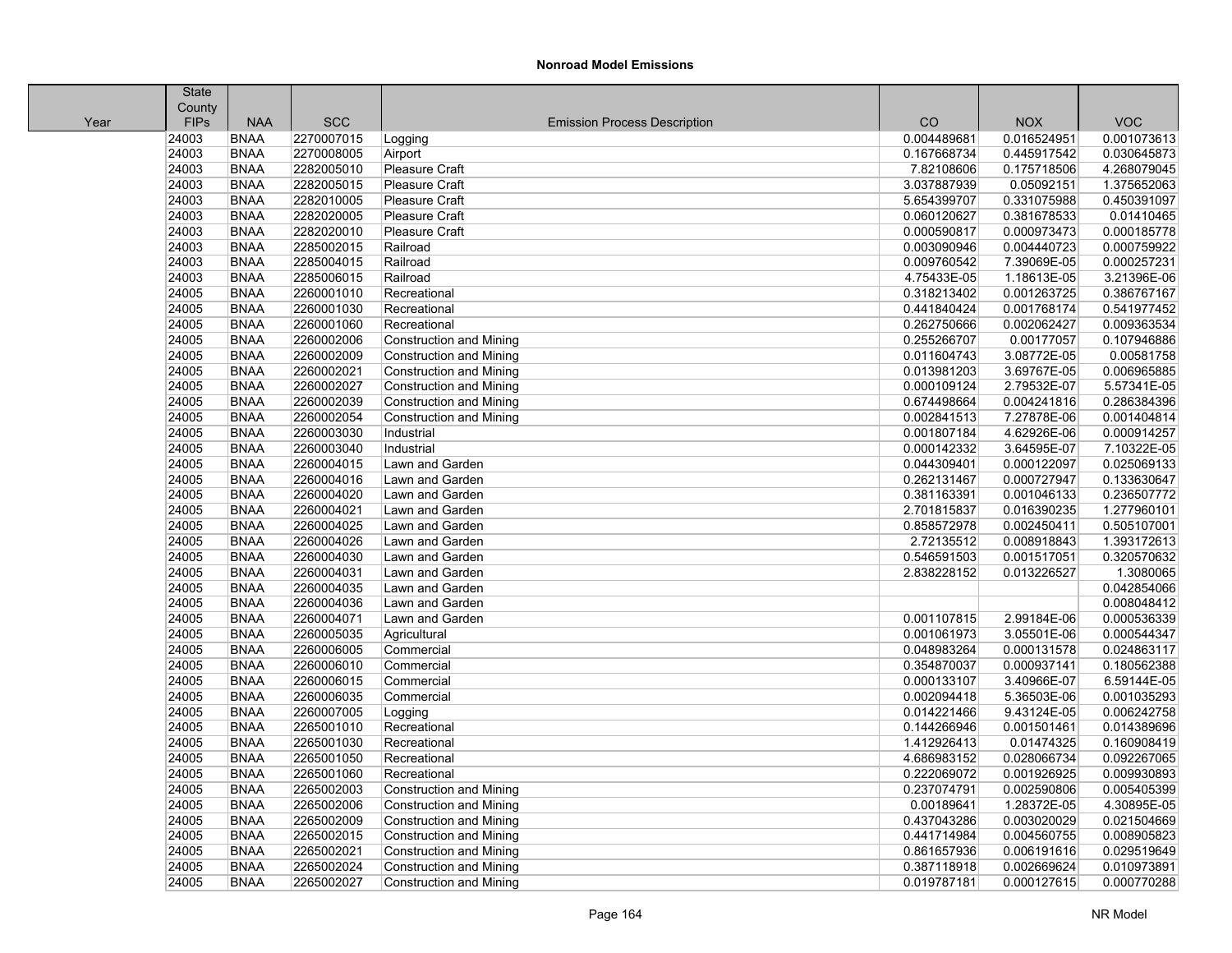### Nonroad Model Emissions

| Year | State County FIPs | NAA | SCC | Emission Process Description | CO | NOX | VOC |
|---|---|---|---|---|---|---|---|
| | 24003 | BNAA | 2270007015 | Logging | 0.004489681 | 0.016524951 | 0.001073613 |
| | 24003 | BNAA | 2270008005 | Airport | 0.167668734 | 0.445917542 | 0.030645873 |
| | 24003 | BNAA | 2282005010 | Pleasure Craft | 7.82108606 | 0.175718506 | 4.268079045 |
| | 24003 | BNAA | 2282005015 | Pleasure Craft | 3.037887939 | 0.05092151 | 1.375652063 |
| | 24003 | BNAA | 2282010005 | Pleasure Craft | 5.654399707 | 0.331075988 | 0.450391097 |
| | 24003 | BNAA | 2282020005 | Pleasure Craft | 0.060120627 | 0.381678533 | 0.01410465 |
| | 24003 | BNAA | 2282020010 | Pleasure Craft | 0.000590817 | 0.000973473 | 0.000185778 |
| | 24003 | BNAA | 2285002015 | Railroad | 0.003090946 | 0.004440723 | 0.000759922 |
| | 24003 | BNAA | 2285004015 | Railroad | 0.009760542 | 7.39069E-05 | 0.000257231 |
| | 24003 | BNAA | 2285006015 | Railroad | 4.75433E-05 | 1.18613E-05 | 3.21396E-06 |
| | 24005 | BNAA | 2260001010 | Recreational | 0.318213402 | 0.001263725 | 0.386767167 |
| | 24005 | BNAA | 2260001030 | Recreational | 0.441840424 | 0.001768174 | 0.541977452 |
| | 24005 | BNAA | 2260001060 | Recreational | 0.262750666 | 0.002062427 | 0.009363534 |
| | 24005 | BNAA | 2260002006 | Construction and Mining | 0.255266707 | 0.00177057 | 0.107946886 |
| | 24005 | BNAA | 2260002009 | Construction and Mining | 0.011604743 | 3.08772E-05 | 0.00581758 |
| | 24005 | BNAA | 2260002021 | Construction and Mining | 0.013981203 | 3.69767E-05 | 0.006965885 |
| | 24005 | BNAA | 2260002027 | Construction and Mining | 0.000109124 | 2.79532E-07 | 5.57341E-05 |
| | 24005 | BNAA | 2260002039 | Construction and Mining | 0.674498664 | 0.004241816 | 0.286384396 |
| | 24005 | BNAA | 2260002054 | Construction and Mining | 0.002841513 | 7.27878E-06 | 0.001404814 |
| | 24005 | BNAA | 2260003030 | Industrial | 0.001807184 | 4.62926E-06 | 0.000914257 |
| | 24005 | BNAA | 2260003040 | Industrial | 0.000142332 | 3.64595E-07 | 7.10322E-05 |
| | 24005 | BNAA | 2260004015 | Lawn and Garden | 0.044309401 | 0.000122097 | 0.025069133 |
| | 24005 | BNAA | 2260004016 | Lawn and Garden | 0.262131467 | 0.000727947 | 0.133630647 |
| | 24005 | BNAA | 2260004020 | Lawn and Garden | 0.381163391 | 0.001046133 | 0.236507772 |
| | 24005 | BNAA | 2260004021 | Lawn and Garden | 2.701815837 | 0.016390235 | 1.277960101 |
| | 24005 | BNAA | 2260004025 | Lawn and Garden | 0.858572978 | 0.002450411 | 0.505107001 |
| | 24005 | BNAA | 2260004026 | Lawn and Garden | 2.72135512 | 0.008918843 | 1.393172613 |
| | 24005 | BNAA | 2260004030 | Lawn and Garden | 0.546591503 | 0.001517051 | 0.320570632 |
| | 24005 | BNAA | 2260004031 | Lawn and Garden | 2.838228152 | 0.013226527 | 1.3080065 |
| | 24005 | BNAA | 2260004035 | Lawn and Garden | | | 0.042854066 |
| | 24005 | BNAA | 2260004036 | Lawn and Garden | | | 0.008048412 |
| | 24005 | BNAA | 2260004071 | Lawn and Garden | 0.001107815 | 2.99184E-06 | 0.000536339 |
| | 24005 | BNAA | 2260005035 | Agricultural | 0.001061973 | 3.05501E-06 | 0.000544347 |
| | 24005 | BNAA | 2260006005 | Commercial | 0.048983264 | 0.000131578 | 0.024863117 |
| | 24005 | BNAA | 2260006010 | Commercial | 0.354870037 | 0.000937141 | 0.180562388 |
| | 24005 | BNAA | 2260006015 | Commercial | 0.000133107 | 3.40966E-07 | 6.59144E-05 |
| | 24005 | BNAA | 2260006035 | Commercial | 0.002094418 | 5.36503E-06 | 0.001035293 |
| | 24005 | BNAA | 2260007005 | Logging | 0.014221466 | 9.43124E-05 | 0.006242758 |
| | 24005 | BNAA | 2265001010 | Recreational | 0.144266946 | 0.001501461 | 0.014389696 |
| | 24005 | BNAA | 2265001030 | Recreational | 1.412926413 | 0.01474325 | 0.160908419 |
| | 24005 | BNAA | 2265001050 | Recreational | 4.686983152 | 0.028066734 | 0.092267065 |
| | 24005 | BNAA | 2265001060 | Recreational | 0.222069072 | 0.001926925 | 0.009930893 |
| | 24005 | BNAA | 2265002003 | Construction and Mining | 0.237074791 | 0.002590806 | 0.005405399 |
| | 24005 | BNAA | 2265002006 | Construction and Mining | 0.00189641 | 1.28372E-05 | 4.30895E-05 |
| | 24005 | BNAA | 2265002009 | Construction and Mining | 0.437043286 | 0.003020029 | 0.021504669 |
| | 24005 | BNAA | 2265002015 | Construction and Mining | 0.441714984 | 0.004560755 | 0.008905823 |
| | 24005 | BNAA | 2265002021 | Construction and Mining | 0.861657936 | 0.006191616 | 0.029519649 |
| | 24005 | BNAA | 2265002024 | Construction and Mining | 0.387118918 | 0.002669624 | 0.010973891 |
| | 24005 | BNAA | 2265002027 | Construction and Mining | 0.019787181 | 0.000127615 | 0.000770288 |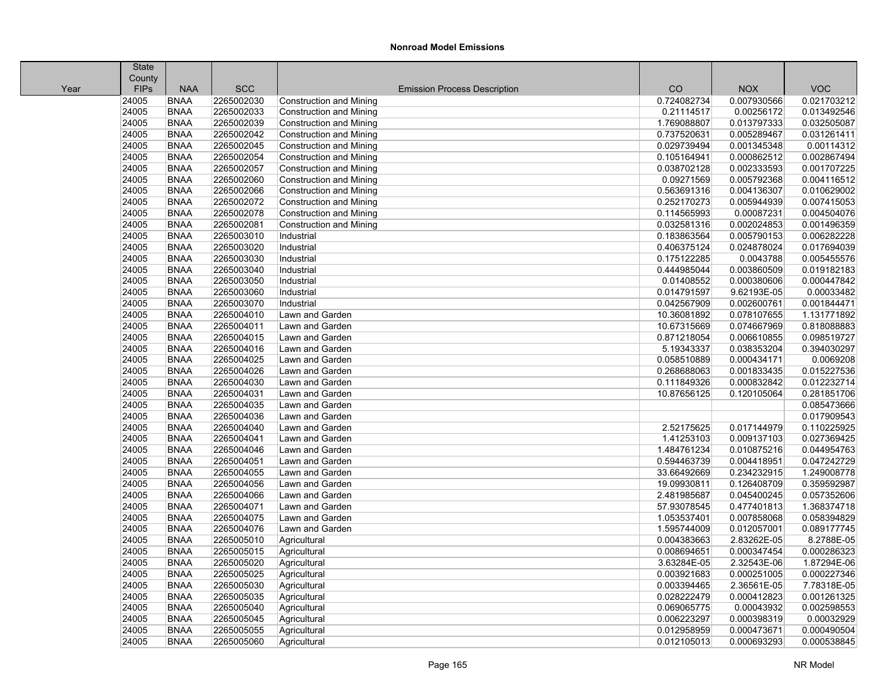# Nonroad Model Emissions

| Year | State County FIPs | NAA | SCC | Emission Process Description | CO | NOX | VOC |
|---|---|---|---|---|---|---|---|
| | 24005 | BNAA | 2265002030 | Construction and Mining | 0.724082734 | 0.007930566 | 0.021703212 |
| | 24005 | BNAA | 2265002033 | Construction and Mining | 0.21114517 | 0.00256172 | 0.013492546 |
| | 24005 | BNAA | 2265002039 | Construction and Mining | 1.769088807 | 0.013797333 | 0.032505087 |
| | 24005 | BNAA | 2265002042 | Construction and Mining | 0.737520631 | 0.005289467 | 0.031261411 |
| | 24005 | BNAA | 2265002045 | Construction and Mining | 0.029739494 | 0.001345348 | 0.00114312 |
| | 24005 | BNAA | 2265002054 | Construction and Mining | 0.105164941 | 0.000862512 | 0.002867494 |
| | 24005 | BNAA | 2265002057 | Construction and Mining | 0.038702128 | 0.002333593 | 0.001707225 |
| | 24005 | BNAA | 2265002060 | Construction and Mining | 0.09271569 | 0.005792368 | 0.004116512 |
| | 24005 | BNAA | 2265002066 | Construction and Mining | 0.563691316 | 0.004136307 | 0.010629002 |
| | 24005 | BNAA | 2265002072 | Construction and Mining | 0.252170273 | 0.005944939 | 0.007415053 |
| | 24005 | BNAA | 2265002078 | Construction and Mining | 0.114565993 | 0.00087231 | 0.004504076 |
| | 24005 | BNAA | 2265002081 | Construction and Mining | 0.032581316 | 0.002024853 | 0.001496359 |
| | 24005 | BNAA | 2265003010 | Industrial | 0.183863564 | 0.005790153 | 0.006282228 |
| | 24005 | BNAA | 2265003020 | Industrial | 0.406375124 | 0.024878024 | 0.017694039 |
| | 24005 | BNAA | 2265003030 | Industrial | 0.175122285 | 0.0043788 | 0.005455576 |
| | 24005 | BNAA | 2265003040 | Industrial | 0.444985044 | 0.003860509 | 0.019182183 |
| | 24005 | BNAA | 2265003050 | Industrial | 0.01408552 | 0.000380606 | 0.000447842 |
| | 24005 | BNAA | 2265003060 | Industrial | 0.014791597 | 9.62193E-05 | 0.00033482 |
| | 24005 | BNAA | 2265003070 | Industrial | 0.042567909 | 0.002600761 | 0.001844471 |
| | 24005 | BNAA | 2265004010 | Lawn and Garden | 10.36081892 | 0.078107655 | 1.131771892 |
| | 24005 | BNAA | 2265004011 | Lawn and Garden | 10.67315669 | 0.074667969 | 0.818088883 |
| | 24005 | BNAA | 2265004015 | Lawn and Garden | 0.871218054 | 0.006610855 | 0.098519727 |
| | 24005 | BNAA | 2265004016 | Lawn and Garden | 5.19343337 | 0.038353204 | 0.394030297 |
| | 24005 | BNAA | 2265004025 | Lawn and Garden | 0.058510889 | 0.000434171 | 0.0069208 |
| | 24005 | BNAA | 2265004026 | Lawn and Garden | 0.268688063 | 0.001833435 | 0.015227536 |
| | 24005 | BNAA | 2265004030 | Lawn and Garden | 0.111849326 | 0.000832842 | 0.012232714 |
| | 24005 | BNAA | 2265004031 | Lawn and Garden | 10.87656125 | 0.120105064 | 0.281851706 |
| | 24005 | BNAA | 2265004035 | Lawn and Garden | | | 0.085473666 |
| | 24005 | BNAA | 2265004036 | Lawn and Garden | | | 0.017909543 |
| | 24005 | BNAA | 2265004040 | Lawn and Garden | 2.52175625 | 0.017144979 | 0.110225925 |
| | 24005 | BNAA | 2265004041 | Lawn and Garden | 1.41253103 | 0.009137103 | 0.027369425 |
| | 24005 | BNAA | 2265004046 | Lawn and Garden | 1.484761234 | 0.010875216 | 0.044954763 |
| | 24005 | BNAA | 2265004051 | Lawn and Garden | 0.594463739 | 0.004418951 | 0.047242729 |
| | 24005 | BNAA | 2265004055 | Lawn and Garden | 33.66492669 | 0.234232915 | 1.249008778 |
| | 24005 | BNAA | 2265004056 | Lawn and Garden | 19.09930811 | 0.126408709 | 0.359592987 |
| | 24005 | BNAA | 2265004066 | Lawn and Garden | 2.481985687 | 0.045400245 | 0.057352606 |
| | 24005 | BNAA | 2265004071 | Lawn and Garden | 57.93078545 | 0.477401813 | 1.368374718 |
| | 24005 | BNAA | 2265004075 | Lawn and Garden | 1.053537401 | 0.007858068 | 0.058394829 |
| | 24005 | BNAA | 2265004076 | Lawn and Garden | 1.595744009 | 0.012057001 | 0.089177745 |
| | 24005 | BNAA | 2265005010 | Agricultural | 0.004383663 | 2.83262E-05 | 8.2788E-05 |
| | 24005 | BNAA | 2265005015 | Agricultural | 0.008694651 | 0.000347454 | 0.000286323 |
| | 24005 | BNAA | 2265005020 | Agricultural | 3.63284E-05 | 2.32543E-06 | 1.87294E-06 |
| | 24005 | BNAA | 2265005025 | Agricultural | 0.003921683 | 0.000251005 | 0.000227346 |
| | 24005 | BNAA | 2265005030 | Agricultural | 0.003394465 | 2.36561E-05 | 7.78318E-05 |
| | 24005 | BNAA | 2265005035 | Agricultural | 0.028222479 | 0.000412823 | 0.001261325 |
| | 24005 | BNAA | 2265005040 | Agricultural | 0.069065775 | 0.00043932 | 0.002598553 |
| | 24005 | BNAA | 2265005045 | Agricultural | 0.006223297 | 0.000398319 | 0.00032929 |
| | 24005 | BNAA | 2265005055 | Agricultural | 0.012958959 | 0.000473671 | 0.000490504 |
| | 24005 | BNAA | 2265005060 | Agricultural | 0.012105013 | 0.000693293 | 0.000538845 |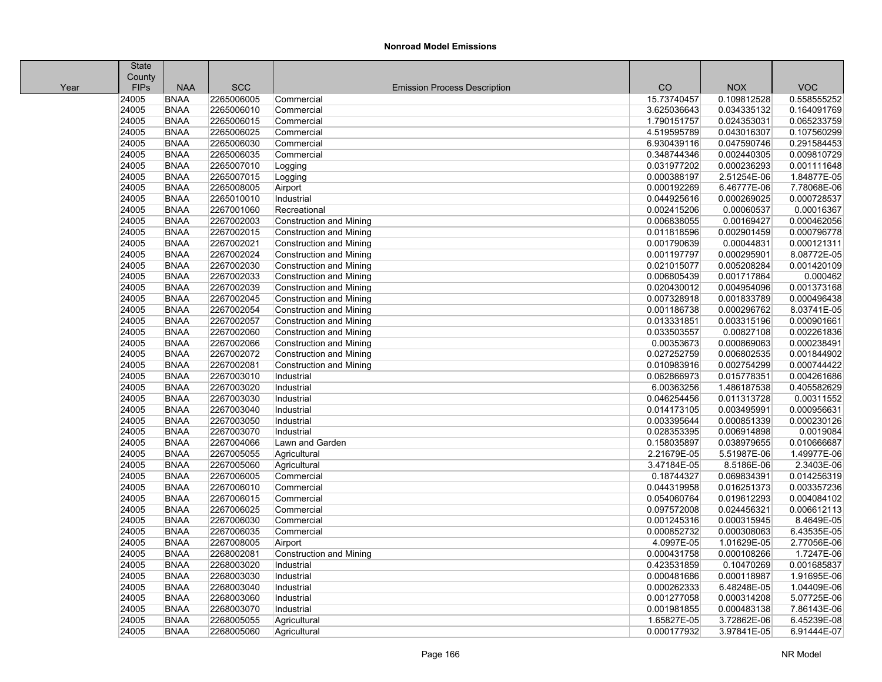## Nonroad Model Emissions

| Year | State County FIPs | NAA | SCC | Emission Process Description | CO | NOX | VOC |
|---|---|---|---|---|---|---|---|
| | 24005 | BNAA | 2265006005 | Commercial | 15.73740457 | 0.109812528 | 0.558555252 |
| | 24005 | BNAA | 2265006010 | Commercial | 3.625036643 | 0.034335132 | 0.164091769 |
| | 24005 | BNAA | 2265006015 | Commercial | 1.790151757 | 0.024353031 | 0.065233759 |
| | 24005 | BNAA | 2265006025 | Commercial | 4.519595789 | 0.043016307 | 0.107560299 |
| | 24005 | BNAA | 2265006030 | Commercial | 6.930439116 | 0.047590746 | 0.291584453 |
| | 24005 | BNAA | 2265006035 | Commercial | 0.348744346 | 0.002440305 | 0.009810729 |
| | 24005 | BNAA | 2265007010 | Logging | 0.031977202 | 0.000236293 | 0.001111648 |
| | 24005 | BNAA | 2265007015 | Logging | 0.000388197 | 2.51254E-06 | 1.84877E-05 |
| | 24005 | BNAA | 2265008005 | Airport | 0.000192269 | 6.46777E-06 | 7.78068E-06 |
| | 24005 | BNAA | 2265010010 | Industrial | 0.044925616 | 0.000269025 | 0.000728537 |
| | 24005 | BNAA | 2267001060 | Recreational | 0.002415206 | 0.00060537 | 0.00016367 |
| | 24005 | BNAA | 2267002003 | Construction and Mining | 0.006838055 | 0.00169427 | 0.000462056 |
| | 24005 | BNAA | 2267002015 | Construction and Mining | 0.011818596 | 0.002901459 | 0.000796778 |
| | 24005 | BNAA | 2267002021 | Construction and Mining | 0.001790639 | 0.00044831 | 0.000121311 |
| | 24005 | BNAA | 2267002024 | Construction and Mining | 0.001197797 | 0.000295901 | 8.08772E-05 |
| | 24005 | BNAA | 2267002030 | Construction and Mining | 0.021015077 | 0.005208284 | 0.001420109 |
| | 24005 | BNAA | 2267002033 | Construction and Mining | 0.006805439 | 0.001717864 | 0.000462 |
| | 24005 | BNAA | 2267002039 | Construction and Mining | 0.020430012 | 0.004954096 | 0.001373168 |
| | 24005 | BNAA | 2267002045 | Construction and Mining | 0.007328918 | 0.001833789 | 0.000496438 |
| | 24005 | BNAA | 2267002054 | Construction and Mining | 0.001186738 | 0.000296762 | 8.03741E-05 |
| | 24005 | BNAA | 2267002057 | Construction and Mining | 0.013331851 | 0.003315196 | 0.000901661 |
| | 24005 | BNAA | 2267002060 | Construction and Mining | 0.033503557 | 0.00827108 | 0.002261836 |
| | 24005 | BNAA | 2267002066 | Construction and Mining | 0.00353673 | 0.000869063 | 0.000238491 |
| | 24005 | BNAA | 2267002072 | Construction and Mining | 0.027252759 | 0.006802535 | 0.001844902 |
| | 24005 | BNAA | 2267002081 | Construction and Mining | 0.010983916 | 0.002754299 | 0.000744422 |
| | 24005 | BNAA | 2267003010 | Industrial | 0.062866973 | 0.015778351 | 0.004261686 |
| | 24005 | BNAA | 2267003020 | Industrial | 6.00363256 | 1.486187538 | 0.405582629 |
| | 24005 | BNAA | 2267003030 | Industrial | 0.046254456 | 0.011313728 | 0.00311552 |
| | 24005 | BNAA | 2267003040 | Industrial | 0.014173105 | 0.003495991 | 0.000956631 |
| | 24005 | BNAA | 2267003050 | Industrial | 0.003395644 | 0.000851339 | 0.000230126 |
| | 24005 | BNAA | 2267003070 | Industrial | 0.028353395 | 0.006914898 | 0.0019084 |
| | 24005 | BNAA | 2267004066 | Lawn and Garden | 0.158035897 | 0.038979655 | 0.010666687 |
| | 24005 | BNAA | 2267005055 | Agricultural | 2.21679E-05 | 5.51987E-06 | 1.49977E-06 |
| | 24005 | BNAA | 2267005060 | Agricultural | 3.47184E-05 | 8.5186E-06 | 2.3403E-06 |
| | 24005 | BNAA | 2267006005 | Commercial | 0.18744327 | 0.069834391 | 0.014256319 |
| | 24005 | BNAA | 2267006010 | Commercial | 0.044319958 | 0.016251373 | 0.003357236 |
| | 24005 | BNAA | 2267006015 | Commercial | 0.054060764 | 0.019612293 | 0.004084102 |
| | 24005 | BNAA | 2267006025 | Commercial | 0.097572008 | 0.024456321 | 0.006612113 |
| | 24005 | BNAA | 2267006030 | Commercial | 0.001245316 | 0.000315945 | 8.4649E-05 |
| | 24005 | BNAA | 2267006035 | Commercial | 0.000852732 | 0.000308063 | 6.43535E-05 |
| | 24005 | BNAA | 2267008005 | Airport | 4.0997E-05 | 1.01629E-05 | 2.77056E-06 |
| | 24005 | BNAA | 2268002081 | Construction and Mining | 0.000431758 | 0.000108266 | 1.7247E-06 |
| | 24005 | BNAA | 2268003020 | Industrial | 0.423531859 | 0.10470269 | 0.001685837 |
| | 24005 | BNAA | 2268003030 | Industrial | 0.000481686 | 0.000118987 | 1.91695E-06 |
| | 24005 | BNAA | 2268003040 | Industrial | 0.000262333 | 6.48248E-05 | 1.04409E-06 |
| | 24005 | BNAA | 2268003060 | Industrial | 0.001277058 | 0.000314208 | 5.07725E-06 |
| | 24005 | BNAA | 2268003070 | Industrial | 0.001981855 | 0.000483138 | 7.86143E-06 |
| | 24005 | BNAA | 2268005055 | Agricultural | 1.65827E-05 | 3.72862E-06 | 6.45239E-08 |
| | 24005 | BNAA | 2268005060 | Agricultural | 0.000177932 | 3.97841E-05 | 6.91444E-07 |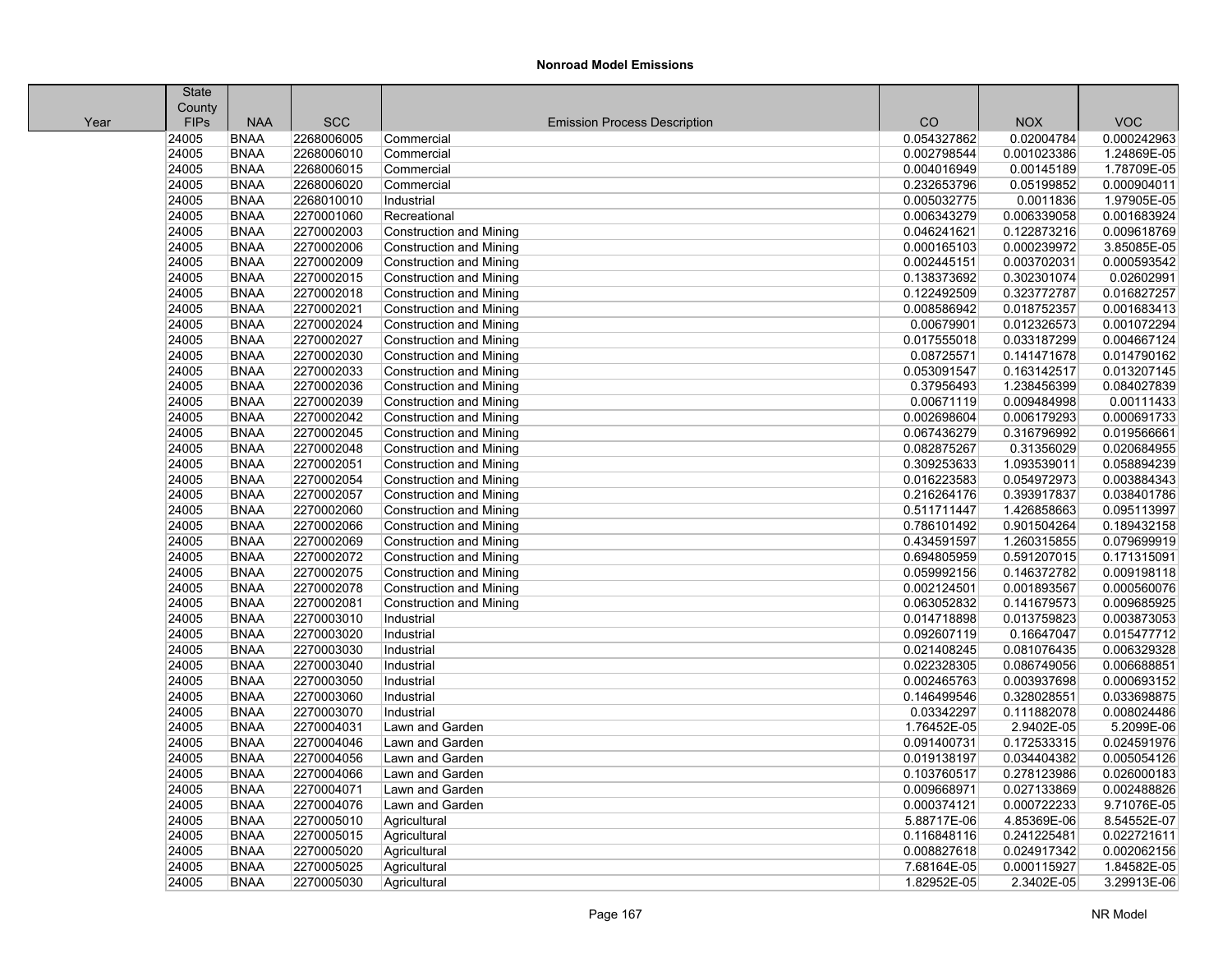**Nonroad Model Emissions**

| Year | State County FIPs | NAA | SCC | Emission Process Description | CO | NOX | VOC |
|---|---|---|---|---|---|---|---|
| | 24005 | BNAA | 2268006005 | Commercial | 0.054327862 | 0.02004784 | 0.000242963 |
| | 24005 | BNAA | 2268006010 | Commercial | 0.002798544 | 0.001023386 | 1.24869E-05 |
| | 24005 | BNAA | 2268006015 | Commercial | 0.004016949 | 0.00145189 | 1.78709E-05 |
| | 24005 | BNAA | 2268006020 | Commercial | 0.232653796 | 0.05199852 | 0.000904011 |
| | 24005 | BNAA | 2268010010 | Industrial | 0.005032775 | 0.0011836 | 1.97905E-05 |
| | 24005 | BNAA | 2270001060 | Recreational | 0.006343279 | 0.006339058 | 0.001683924 |
| | 24005 | BNAA | 2270002003 | Construction and Mining | 0.046241621 | 0.122873216 | 0.009618769 |
| | 24005 | BNAA | 2270002006 | Construction and Mining | 0.000165103 | 0.000239972 | 3.85085E-05 |
| | 24005 | BNAA | 2270002009 | Construction and Mining | 0.002445151 | 0.003702031 | 0.000593542 |
| | 24005 | BNAA | 2270002015 | Construction and Mining | 0.138373692 | 0.302301074 | 0.02602991 |
| | 24005 | BNAA | 2270002018 | Construction and Mining | 0.122492509 | 0.323772787 | 0.016827257 |
| | 24005 | BNAA | 2270002021 | Construction and Mining | 0.008586942 | 0.018752357 | 0.001683413 |
| | 24005 | BNAA | 2270002024 | Construction and Mining | 0.00679901 | 0.012326573 | 0.001072294 |
| | 24005 | BNAA | 2270002027 | Construction and Mining | 0.017555018 | 0.033187299 | 0.004667124 |
| | 24005 | BNAA | 2270002030 | Construction and Mining | 0.08725571 | 0.141471678 | 0.014790162 |
| | 24005 | BNAA | 2270002033 | Construction and Mining | 0.053091547 | 0.163142517 | 0.013207145 |
| | 24005 | BNAA | 2270002036 | Construction and Mining | 0.37956493 | 1.238456399 | 0.084027839 |
| | 24005 | BNAA | 2270002039 | Construction and Mining | 0.00671119 | 0.009484998 | 0.00111433 |
| | 24005 | BNAA | 2270002042 | Construction and Mining | 0.002698604 | 0.006179293 | 0.000691733 |
| | 24005 | BNAA | 2270002045 | Construction and Mining | 0.067436279 | 0.316796992 | 0.019566661 |
| | 24005 | BNAA | 2270002048 | Construction and Mining | 0.082875267 | 0.31356029 | 0.020684955 |
| | 24005 | BNAA | 2270002051 | Construction and Mining | 0.309253633 | 1.093539011 | 0.058894239 |
| | 24005 | BNAA | 2270002054 | Construction and Mining | 0.016223583 | 0.054972973 | 0.003884343 |
| | 24005 | BNAA | 2270002057 | Construction and Mining | 0.216264176 | 0.393917837 | 0.038401786 |
| | 24005 | BNAA | 2270002060 | Construction and Mining | 0.511711447 | 1.426858663 | 0.095113997 |
| | 24005 | BNAA | 2270002066 | Construction and Mining | 0.786101492 | 0.901504264 | 0.189432158 |
| | 24005 | BNAA | 2270002069 | Construction and Mining | 0.434591597 | 1.260315855 | 0.079699919 |
| | 24005 | BNAA | 2270002072 | Construction and Mining | 0.694805959 | 0.591207015 | 0.171315091 |
| | 24005 | BNAA | 2270002075 | Construction and Mining | 0.059992156 | 0.146372782 | 0.009198118 |
| | 24005 | BNAA | 2270002078 | Construction and Mining | 0.002124501 | 0.001893567 | 0.000560076 |
| | 24005 | BNAA | 2270002081 | Construction and Mining | 0.063052832 | 0.141679573 | 0.009685925 |
| | 24005 | BNAA | 2270003010 | Industrial | 0.014718898 | 0.013759823 | 0.003873053 |
| | 24005 | BNAA | 2270003020 | Industrial | 0.092607119 | 0.16647047 | 0.015477712 |
| | 24005 | BNAA | 2270003030 | Industrial | 0.021408245 | 0.081076435 | 0.006329328 |
| | 24005 | BNAA | 2270003040 | Industrial | 0.022328305 | 0.086749056 | 0.006688851 |
| | 24005 | BNAA | 2270003050 | Industrial | 0.002465763 | 0.003937698 | 0.000693152 |
| | 24005 | BNAA | 2270003060 | Industrial | 0.146499546 | 0.328028551 | 0.033698875 |
| | 24005 | BNAA | 2270003070 | Industrial | 0.03342297 | 0.111882078 | 0.008024486 |
| | 24005 | BNAA | 2270004031 | Lawn and Garden | 1.76452E-05 | 2.9402E-05 | 5.2099E-06 |
| | 24005 | BNAA | 2270004046 | Lawn and Garden | 0.091400731 | 0.172533315 | 0.024591976 |
| | 24005 | BNAA | 2270004056 | Lawn and Garden | 0.019138197 | 0.034404382 | 0.005054126 |
| | 24005 | BNAA | 2270004066 | Lawn and Garden | 0.103760517 | 0.278123986 | 0.026000183 |
| | 24005 | BNAA | 2270004071 | Lawn and Garden | 0.009668971 | 0.027133869 | 0.002488826 |
| | 24005 | BNAA | 2270004076 | Lawn and Garden | 0.000374121 | 0.000722233 | 9.71076E-05 |
| | 24005 | BNAA | 2270005010 | Agricultural | 5.88717E-06 | 4.85369E-06 | 8.54552E-07 |
| | 24005 | BNAA | 2270005015 | Agricultural | 0.116848116 | 0.241225481 | 0.022721611 |
| | 24005 | BNAA | 2270005020 | Agricultural | 0.008827618 | 0.024917342 | 0.002062156 |
| | 24005 | BNAA | 2270005025 | Agricultural | 7.68164E-05 | 0.000115927 | 1.84582E-05 |
| | 24005 | BNAA | 2270005030 | Agricultural | 1.82952E-05 | 2.3402E-05 | 3.29913E-06 |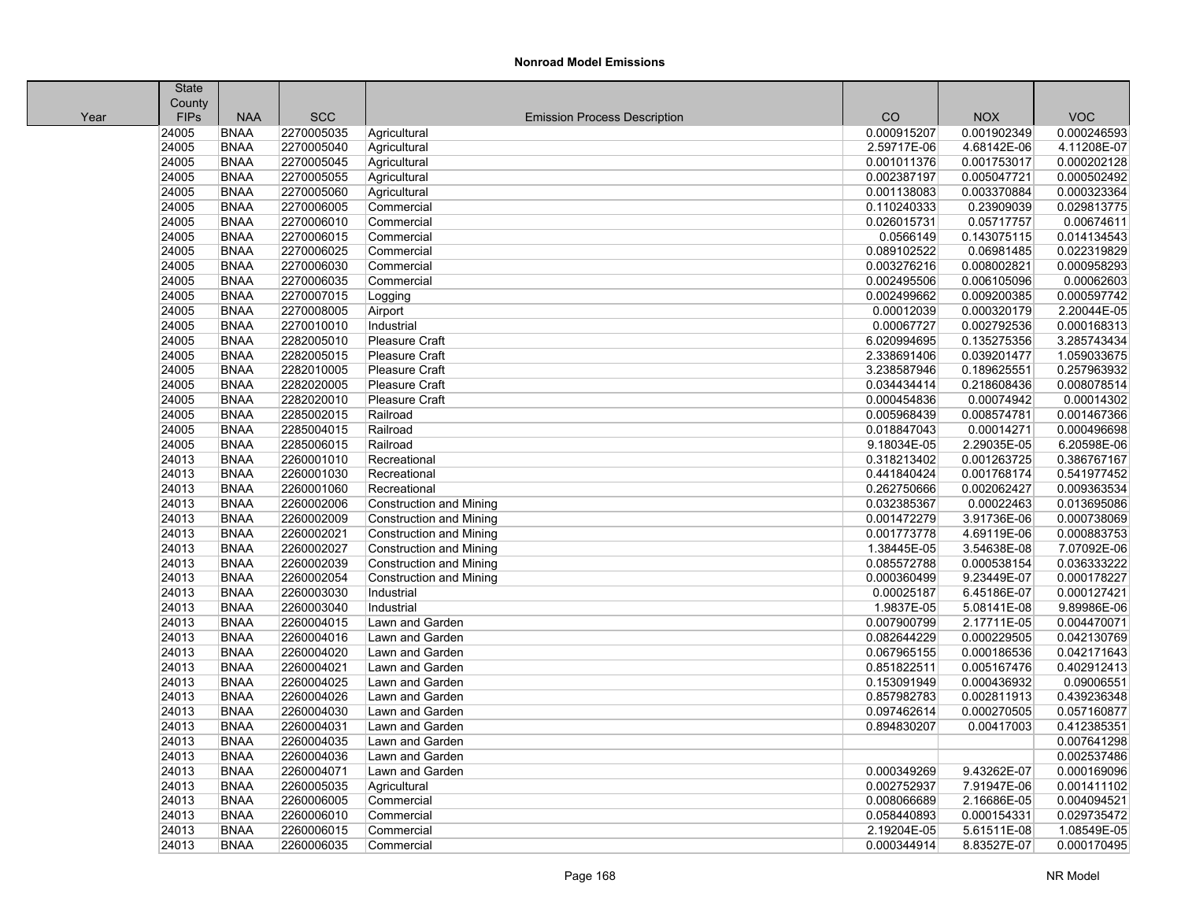**Nonroad Model Emissions**

| Year | State County FIPs | NAA | SCC | Emission Process Description | CO | NOX | VOC |
|---|---|---|---|---|---|---|---|
| | 24005 | BNAA | 2270005035 | Agricultural | 0.000915207 | 0.001902349 | 0.000246593 |
| | 24005 | BNAA | 2270005040 | Agricultural | 2.59717E-06 | 4.68142E-06 | 4.11208E-07 |
| | 24005 | BNAA | 2270005045 | Agricultural | 0.001011376 | 0.001753017 | 0.000202128 |
| | 24005 | BNAA | 2270005055 | Agricultural | 0.002387197 | 0.005047721 | 0.000502492 |
| | 24005 | BNAA | 2270005060 | Agricultural | 0.001138083 | 0.003370884 | 0.000323364 |
| | 24005 | BNAA | 2270006005 | Commercial | 0.110240333 | 0.23909039 | 0.029813775 |
| | 24005 | BNAA | 2270006010 | Commercial | 0.026015731 | 0.05717757 | 0.00674611 |
| | 24005 | BNAA | 2270006015 | Commercial | 0.0566149 | 0.143075115 | 0.014134543 |
| | 24005 | BNAA | 2270006025 | Commercial | 0.089102522 | 0.06981485 | 0.022319829 |
| | 24005 | BNAA | 2270006030 | Commercial | 0.003276216 | 0.008002821 | 0.000958293 |
| | 24005 | BNAA | 2270006035 | Commercial | 0.002495506 | 0.006105096 | 0.00062603 |
| | 24005 | BNAA | 2270007015 | Logging | 0.002499662 | 0.009200385 | 0.000597742 |
| | 24005 | BNAA | 2270008005 | Airport | 0.00012039 | 0.000320179 | 2.20044E-05 |
| | 24005 | BNAA | 2270010010 | Industrial | 0.00067727 | 0.002792536 | 0.000168313 |
| | 24005 | BNAA | 2282005010 | Pleasure Craft | 6.020994695 | 0.135275356 | 3.285743434 |
| | 24005 | BNAA | 2282005015 | Pleasure Craft | 2.338691406 | 0.039201477 | 1.059033675 |
| | 24005 | BNAA | 2282010005 | Pleasure Craft | 3.238587946 | 0.189625551 | 0.257963932 |
| | 24005 | BNAA | 2282020005 | Pleasure Craft | 0.034434414 | 0.218608436 | 0.008078514 |
| | 24005 | BNAA | 2282020010 | Pleasure Craft | 0.000454836 | 0.00074942 | 0.00014302 |
| | 24005 | BNAA | 2285002015 | Railroad | 0.005968439 | 0.008574781 | 0.001467366 |
| | 24005 | BNAA | 2285004015 | Railroad | 0.018847043 | 0.00014271 | 0.000496698 |
| | 24005 | BNAA | 2285006015 | Railroad | 9.18034E-05 | 2.29035E-05 | 6.20598E-06 |
| | 24013 | BNAA | 2260001010 | Recreational | 0.318213402 | 0.001263725 | 0.386767167 |
| | 24013 | BNAA | 2260001030 | Recreational | 0.441840424 | 0.001768174 | 0.541977452 |
| | 24013 | BNAA | 2260001060 | Recreational | 0.262750666 | 0.002062427 | 0.009363534 |
| | 24013 | BNAA | 2260002006 | Construction and Mining | 0.032385367 | 0.00022463 | 0.013695086 |
| | 24013 | BNAA | 2260002009 | Construction and Mining | 0.001472279 | 3.91736E-06 | 0.000738069 |
| | 24013 | BNAA | 2260002021 | Construction and Mining | 0.001773778 | 4.69119E-06 | 0.000883753 |
| | 24013 | BNAA | 2260002027 | Construction and Mining | 1.38445E-05 | 3.54638E-08 | 7.07092E-06 |
| | 24013 | BNAA | 2260002039 | Construction and Mining | 0.085572788 | 0.000538154 | 0.036333222 |
| | 24013 | BNAA | 2260002054 | Construction and Mining | 0.000360499 | 9.23449E-07 | 0.000178227 |
| | 24013 | BNAA | 2260003030 | Industrial | 0.00025187 | 6.45186E-07 | 0.000127421 |
| | 24013 | BNAA | 2260003040 | Industrial | 1.9837E-05 | 5.08141E-08 | 9.89986E-06 |
| | 24013 | BNAA | 2260004015 | Lawn and Garden | 0.007900799 | 2.17711E-05 | 0.004470071 |
| | 24013 | BNAA | 2260004016 | Lawn and Garden | 0.082644229 | 0.000229505 | 0.042130769 |
| | 24013 | BNAA | 2260004020 | Lawn and Garden | 0.067965155 | 0.000186536 | 0.042171643 |
| | 24013 | BNAA | 2260004021 | Lawn and Garden | 0.851822511 | 0.005167476 | 0.402912413 |
| | 24013 | BNAA | 2260004025 | Lawn and Garden | 0.153091949 | 0.000436932 | 0.09006551 |
| | 24013 | BNAA | 2260004026 | Lawn and Garden | 0.857982783 | 0.002811913 | 0.439236348 |
| | 24013 | BNAA | 2260004030 | Lawn and Garden | 0.097462614 | 0.000270505 | 0.057160877 |
| | 24013 | BNAA | 2260004031 | Lawn and Garden | 0.894830207 | 0.00417003 | 0.412385351 |
| | 24013 | BNAA | 2260004035 | Lawn and Garden | | | 0.007641298 |
| | 24013 | BNAA | 2260004036 | Lawn and Garden | | | 0.002537486 |
| | 24013 | BNAA | 2260004071 | Lawn and Garden | 0.000349269 | 9.43262E-07 | 0.000169096 |
| | 24013 | BNAA | 2260005035 | Agricultural | 0.002752937 | 7.91947E-06 | 0.001411102 |
| | 24013 | BNAA | 2260006005 | Commercial | 0.008066689 | 2.16686E-05 | 0.004094521 |
| | 24013 | BNAA | 2260006010 | Commercial | 0.058440893 | 0.000154331 | 0.029735472 |
| | 24013 | BNAA | 2260006015 | Commercial | 2.19204E-05 | 5.61511E-08 | 1.08549E-05 |
| | 24013 | BNAA | 2260006035 | Commercial | 0.000344914 | 8.83527E-07 | 0.000170495 |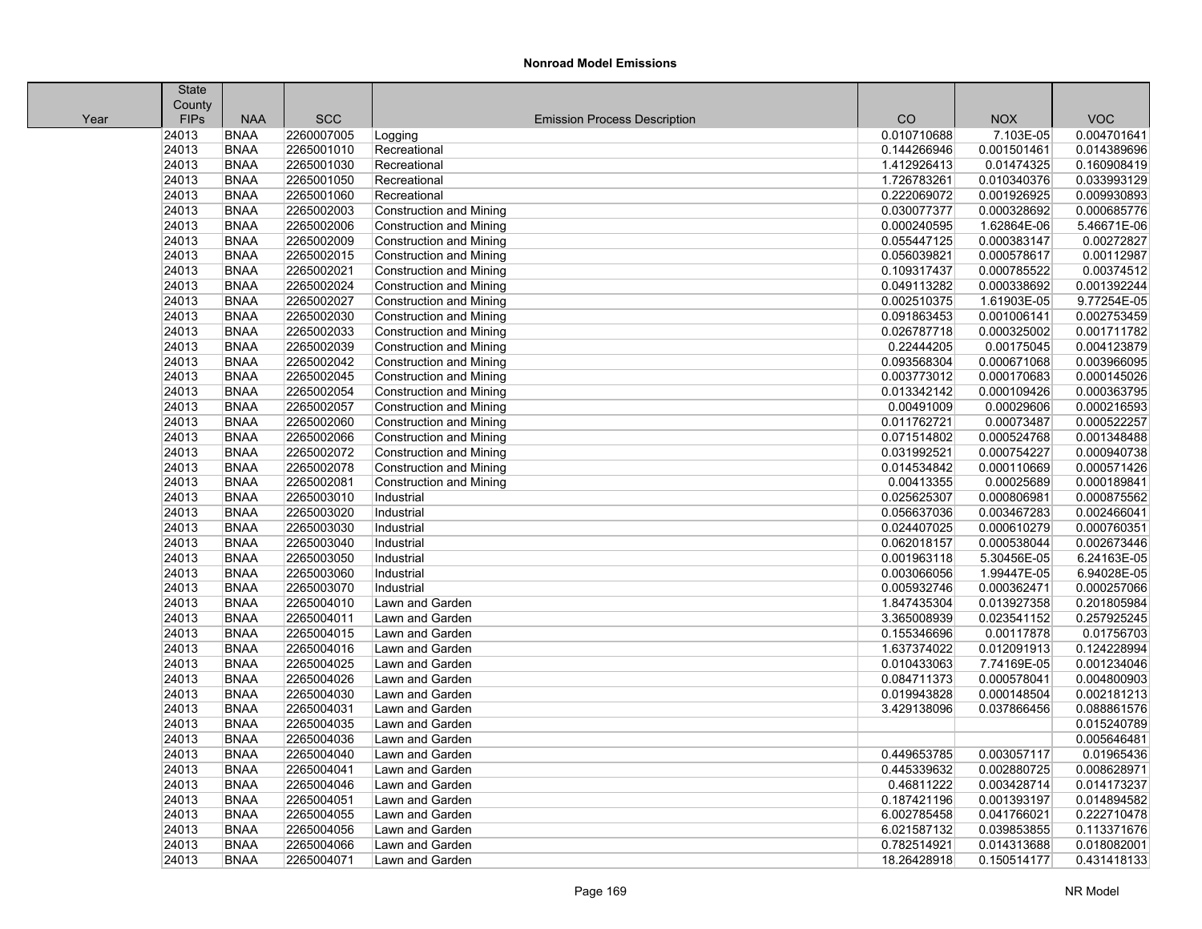# Nonroad Model Emissions

| Year | State County FIPs | NAA | SCC | Emission Process Description | CO | NOX | VOC |
|---|---|---|---|---|---|---|---|
| | 24013 | BNAA | 2260007005 | Logging | 0.010710688 | 7.103E-05 | 0.004701641 |
| | 24013 | BNAA | 2265001010 | Recreational | 0.144266946 | 0.001501461 | 0.014389696 |
| | 24013 | BNAA | 2265001030 | Recreational | 1.412926413 | 0.01474325 | 0.160908419 |
| | 24013 | BNAA | 2265001050 | Recreational | 1.726783261 | 0.010340376 | 0.033993129 |
| | 24013 | BNAA | 2265001060 | Recreational | 0.222069072 | 0.001926925 | 0.009930893 |
| | 24013 | BNAA | 2265002003 | Construction and Mining | 0.030077377 | 0.000328692 | 0.000685776 |
| | 24013 | BNAA | 2265002006 | Construction and Mining | 0.000240595 | 1.62864E-06 | 5.46671E-06 |
| | 24013 | BNAA | 2265002009 | Construction and Mining | 0.055447125 | 0.000383147 | 0.00272827 |
| | 24013 | BNAA | 2265002015 | Construction and Mining | 0.056039821 | 0.000578617 | 0.00112987 |
| | 24013 | BNAA | 2265002021 | Construction and Mining | 0.109317437 | 0.000785522 | 0.00374512 |
| | 24013 | BNAA | 2265002024 | Construction and Mining | 0.049113282 | 0.000338692 | 0.001392244 |
| | 24013 | BNAA | 2265002027 | Construction and Mining | 0.002510375 | 1.61903E-05 | 9.77254E-05 |
| | 24013 | BNAA | 2265002030 | Construction and Mining | 0.091863453 | 0.001006141 | 0.002753459 |
| | 24013 | BNAA | 2265002033 | Construction and Mining | 0.026787718 | 0.000325002 | 0.001711782 |
| | 24013 | BNAA | 2265002039 | Construction and Mining | 0.22444205 | 0.00175045 | 0.004123879 |
| | 24013 | BNAA | 2265002042 | Construction and Mining | 0.093568304 | 0.000671068 | 0.003966095 |
| | 24013 | BNAA | 2265002045 | Construction and Mining | 0.003773012 | 0.000170683 | 0.000145026 |
| | 24013 | BNAA | 2265002054 | Construction and Mining | 0.013342142 | 0.000109426 | 0.000363795 |
| | 24013 | BNAA | 2265002057 | Construction and Mining | 0.00491009 | 0.00029606 | 0.000216593 |
| | 24013 | BNAA | 2265002060 | Construction and Mining | 0.011762721 | 0.00073487 | 0.000522257 |
| | 24013 | BNAA | 2265002066 | Construction and Mining | 0.071514802 | 0.000524768 | 0.001348488 |
| | 24013 | BNAA | 2265002072 | Construction and Mining | 0.031992521 | 0.000754227 | 0.000940738 |
| | 24013 | BNAA | 2265002078 | Construction and Mining | 0.014534842 | 0.000110669 | 0.000571426 |
| | 24013 | BNAA | 2265002081 | Construction and Mining | 0.00413355 | 0.00025689 | 0.000189841 |
| | 24013 | BNAA | 2265003010 | Industrial | 0.025625307 | 0.000806981 | 0.000875562 |
| | 24013 | BNAA | 2265003020 | Industrial | 0.056637036 | 0.003467283 | 0.002466041 |
| | 24013 | BNAA | 2265003030 | Industrial | 0.024407025 | 0.000610279 | 0.000760351 |
| | 24013 | BNAA | 2265003040 | Industrial | 0.062018157 | 0.000538044 | 0.002673446 |
| | 24013 | BNAA | 2265003050 | Industrial | 0.001963118 | 5.30456E-05 | 6.24163E-05 |
| | 24013 | BNAA | 2265003060 | Industrial | 0.003066056 | 1.99447E-05 | 6.94028E-05 |
| | 24013 | BNAA | 2265003070 | Industrial | 0.005932746 | 0.000362471 | 0.000257066 |
| | 24013 | BNAA | 2265004010 | Lawn and Garden | 1.847435304 | 0.013927358 | 0.201805984 |
| | 24013 | BNAA | 2265004011 | Lawn and Garden | 3.365008939 | 0.023541152 | 0.257925245 |
| | 24013 | BNAA | 2265004015 | Lawn and Garden | 0.155346696 | 0.00117878 | 0.01756703 |
| | 24013 | BNAA | 2265004016 | Lawn and Garden | 1.637374022 | 0.012091913 | 0.124228994 |
| | 24013 | BNAA | 2265004025 | Lawn and Garden | 0.010433063 | 7.74169E-05 | 0.001234046 |
| | 24013 | BNAA | 2265004026 | Lawn and Garden | 0.084711373 | 0.000578041 | 0.004800903 |
| | 24013 | BNAA | 2265004030 | Lawn and Garden | 0.019943828 | 0.000148504 | 0.002181213 |
| | 24013 | BNAA | 2265004031 | Lawn and Garden | 3.429138096 | 0.037866456 | 0.088861576 |
| | 24013 | BNAA | 2265004035 | Lawn and Garden | | | 0.015240789 |
| | 24013 | BNAA | 2265004036 | Lawn and Garden | | | 0.005646481 |
| | 24013 | BNAA | 2265004040 | Lawn and Garden | 0.449653785 | 0.003057117 | 0.01965436 |
| | 24013 | BNAA | 2265004041 | Lawn and Garden | 0.445339632 | 0.002880725 | 0.008628971 |
| | 24013 | BNAA | 2265004046 | Lawn and Garden | 0.46811222 | 0.003428714 | 0.014173237 |
| | 24013 | BNAA | 2265004051 | Lawn and Garden | 0.187421196 | 0.001393197 | 0.014894582 |
| | 24013 | BNAA | 2265004055 | Lawn and Garden | 6.002785458 | 0.041766021 | 0.222710478 |
| | 24013 | BNAA | 2265004056 | Lawn and Garden | 6.021587132 | 0.039853855 | 0.113371676 |
| | 24013 | BNAA | 2265004066 | Lawn and Garden | 0.782514921 | 0.014313688 | 0.018082001 |
| | 24013 | BNAA | 2265004071 | Lawn and Garden | 18.26428918 | 0.150514177 | 0.431418133 |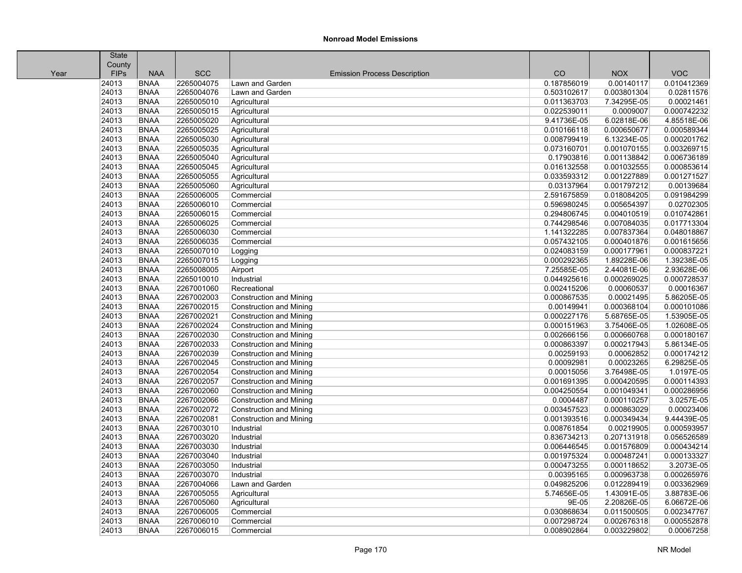## Nonroad Model Emissions

| Year | State County FIPs | NAA | SCC | Emission Process Description | CO | NOX | VOC |
|---|---|---|---|---|---|---|---|
| | 24013 | BNAA | 2265004075 | Lawn and Garden | 0.187856019 | 0.00140117 | 0.010412369 |
| | 24013 | BNAA | 2265004076 | Lawn and Garden | 0.503102617 | 0.003801304 | 0.02811576 |
| | 24013 | BNAA | 2265005010 | Agricultural | 0.011363703 | 7.34295E-05 | 0.00021461 |
| | 24013 | BNAA | 2265005015 | Agricultural | 0.022539011 | 0.0009007 | 0.000742232 |
| | 24013 | BNAA | 2265005020 | Agricultural | 9.41736E-05 | 6.02818E-06 | 4.85518E-06 |
| | 24013 | BNAA | 2265005025 | Agricultural | 0.010166118 | 0.000650677 | 0.000589344 |
| | 24013 | BNAA | 2265005030 | Agricultural | 0.008799419 | 6.13234E-05 | 0.000201762 |
| | 24013 | BNAA | 2265005035 | Agricultural | 0.073160701 | 0.001070155 | 0.003269715 |
| | 24013 | BNAA | 2265005040 | Agricultural | 0.17903816 | 0.001138842 | 0.006736189 |
| | 24013 | BNAA | 2265005045 | Agricultural | 0.016132558 | 0.001032555 | 0.000853614 |
| | 24013 | BNAA | 2265005055 | Agricultural | 0.033593312 | 0.001227889 | 0.001271527 |
| | 24013 | BNAA | 2265005060 | Agricultural | 0.03137964 | 0.001797212 | 0.00139684 |
| | 24013 | BNAA | 2265006005 | Commercial | 2.591675859 | 0.018084205 | 0.091984299 |
| | 24013 | BNAA | 2265006010 | Commercial | 0.596980245 | 0.005654397 | 0.02702305 |
| | 24013 | BNAA | 2265006015 | Commercial | 0.294806745 | 0.004010519 | 0.010742861 |
| | 24013 | BNAA | 2265006025 | Commercial | 0.744298546 | 0.007084035 | 0.017713304 |
| | 24013 | BNAA | 2265006030 | Commercial | 1.141322285 | 0.007837364 | 0.048018867 |
| | 24013 | BNAA | 2265006035 | Commercial | 0.057432105 | 0.000401876 | 0.001615656 |
| | 24013 | BNAA | 2265007010 | Logging | 0.024083159 | 0.000177961 | 0.000837221 |
| | 24013 | BNAA | 2265007015 | Logging | 0.000292365 | 1.89228E-06 | 1.39238E-05 |
| | 24013 | BNAA | 2265008005 | Airport | 7.25585E-05 | 2.44081E-06 | 2.93628E-06 |
| | 24013 | BNAA | 2265010010 | Industrial | 0.044925616 | 0.000269025 | 0.000728537 |
| | 24013 | BNAA | 2267001060 | Recreational | 0.002415206 | 0.00060537 | 0.00016367 |
| | 24013 | BNAA | 2267002003 | Construction and Mining | 0.000867535 | 0.00021495 | 5.86205E-05 |
| | 24013 | BNAA | 2267002015 | Construction and Mining | 0.00149941 | 0.000368104 | 0.000101086 |
| | 24013 | BNAA | 2267002021 | Construction and Mining | 0.000227176 | 5.68765E-05 | 1.53905E-05 |
| | 24013 | BNAA | 2267002024 | Construction and Mining | 0.000151963 | 3.75406E-05 | 1.02608E-05 |
| | 24013 | BNAA | 2267002030 | Construction and Mining | 0.002666156 | 0.000660768 | 0.000180167 |
| | 24013 | BNAA | 2267002033 | Construction and Mining | 0.000863397 | 0.000217943 | 5.86134E-05 |
| | 24013 | BNAA | 2267002039 | Construction and Mining | 0.00259193 | 0.00062852 | 0.000174212 |
| | 24013 | BNAA | 2267002045 | Construction and Mining | 0.00092981 | 0.00023265 | 6.29825E-05 |
| | 24013 | BNAA | 2267002054 | Construction and Mining | 0.00015056 | 3.76498E-05 | 1.0197E-05 |
| | 24013 | BNAA | 2267002057 | Construction and Mining | 0.001691395 | 0.000420595 | 0.000114393 |
| | 24013 | BNAA | 2267002060 | Construction and Mining | 0.004250554 | 0.001049341 | 0.000286956 |
| | 24013 | BNAA | 2267002066 | Construction and Mining | 0.0004487 | 0.000110257 | 3.0257E-05 |
| | 24013 | BNAA | 2267002072 | Construction and Mining | 0.003457523 | 0.000863029 | 0.00023406 |
| | 24013 | BNAA | 2267002081 | Construction and Mining | 0.001393516 | 0.000349434 | 9.44439E-05 |
| | 24013 | BNAA | 2267003010 | Industrial | 0.008761854 | 0.00219905 | 0.000593957 |
| | 24013 | BNAA | 2267003020 | Industrial | 0.836734213 | 0.207131918 | 0.056526589 |
| | 24013 | BNAA | 2267003030 | Industrial | 0.006446545 | 0.001576809 | 0.000434214 |
| | 24013 | BNAA | 2267003040 | Industrial | 0.001975324 | 0.000487241 | 0.000133327 |
| | 24013 | BNAA | 2267003050 | Industrial | 0.000473255 | 0.000118652 | 3.2073E-05 |
| | 24013 | BNAA | 2267003070 | Industrial | 0.00395165 | 0.000963738 | 0.000265976 |
| | 24013 | BNAA | 2267004066 | Lawn and Garden | 0.049825206 | 0.012289419 | 0.003362969 |
| | 24013 | BNAA | 2267005055 | Agricultural | 5.74656E-05 | 1.43091E-05 | 3.88783E-06 |
| | 24013 | BNAA | 2267005060 | Agricultural | 9E-05 | 2.20826E-05 | 6.06672E-06 |
| | 24013 | BNAA | 2267006005 | Commercial | 0.030868634 | 0.011500505 | 0.002347767 |
| | 24013 | BNAA | 2267006010 | Commercial | 0.007298724 | 0.002676318 | 0.000552878 |
| | 24013 | BNAA | 2267006015 | Commercial | 0.008902864 | 0.003229802 | 0.00067258 |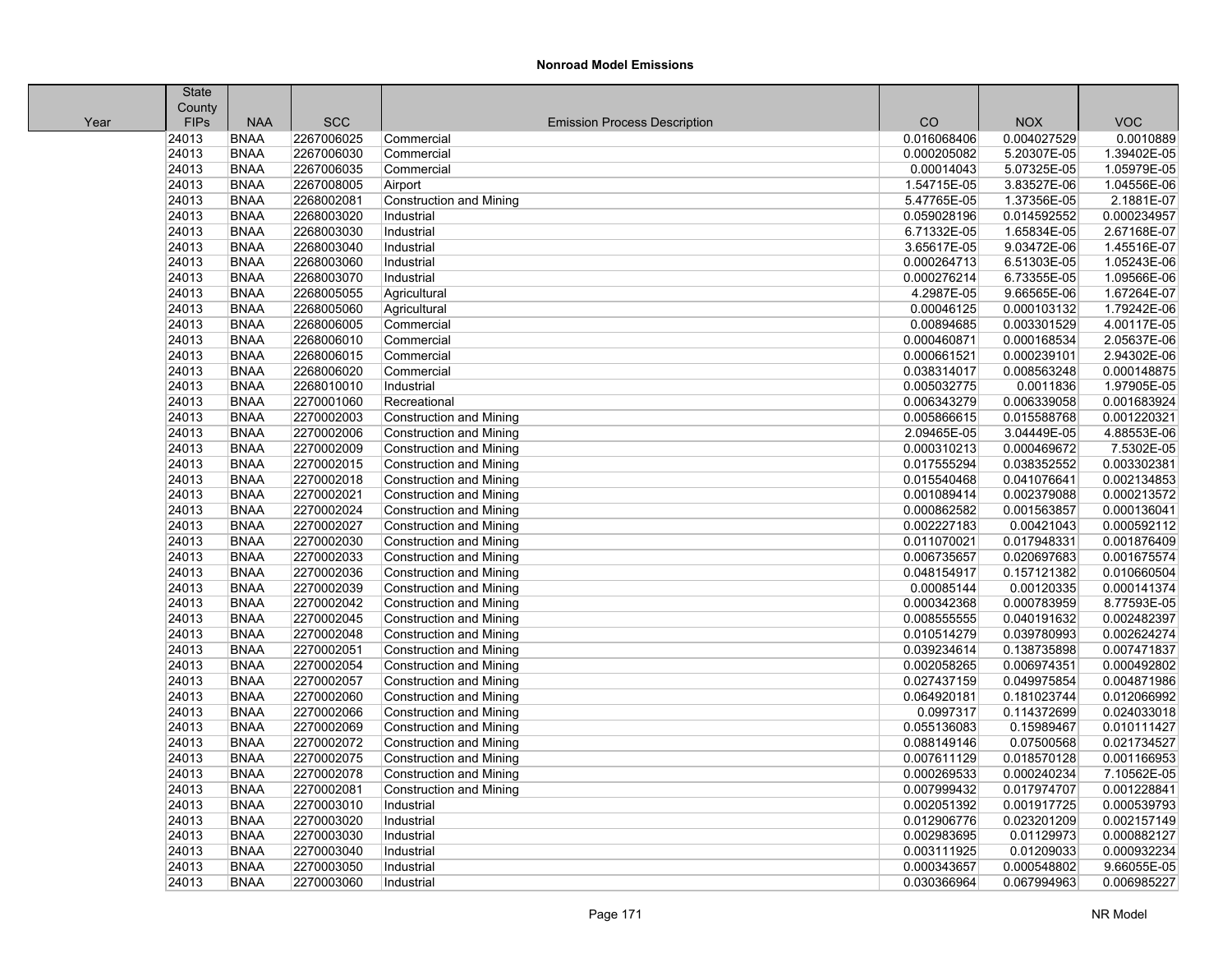# Nonroad Model Emissions

| Year | State County FIPs | NAA | SCC | Emission Process Description | CO | NOX | VOC |
|---|---|---|---|---|---|---|---|
| | 24013 | BNAA | 2267006025 | Commercial | 0.016068406 | 0.004027529 | 0.0010889 |
| | 24013 | BNAA | 2267006030 | Commercial | 0.000205082 | 5.20307E-05 | 1.39402E-05 |
| | 24013 | BNAA | 2267006035 | Commercial | 0.00014043 | 5.07325E-05 | 1.05979E-05 |
| | 24013 | BNAA | 2267008005 | Airport | 1.54715E-05 | 3.83527E-06 | 1.04556E-06 |
| | 24013 | BNAA | 2268002081 | Construction and Mining | 5.47765E-05 | 1.37356E-05 | 2.1881E-07 |
| | 24013 | BNAA | 2268003020 | Industrial | 0.059028196 | 0.014592552 | 0.000234957 |
| | 24013 | BNAA | 2268003030 | Industrial | 6.71332E-05 | 1.65834E-05 | 2.67168E-07 |
| | 24013 | BNAA | 2268003040 | Industrial | 3.65617E-05 | 9.03472E-06 | 1.45516E-07 |
| | 24013 | BNAA | 2268003060 | Industrial | 0.000264713 | 6.51303E-05 | 1.05243E-06 |
| | 24013 | BNAA | 2268003070 | Industrial | 0.000276214 | 6.73355E-05 | 1.09566E-06 |
| | 24013 | BNAA | 2268005055 | Agricultural | 4.2987E-05 | 9.66565E-06 | 1.67264E-07 |
| | 24013 | BNAA | 2268005060 | Agricultural | 0.00046125 | 0.000103132 | 1.79242E-06 |
| | 24013 | BNAA | 2268006005 | Commercial | 0.00894685 | 0.003301529 | 4.00117E-05 |
| | 24013 | BNAA | 2268006010 | Commercial | 0.000460871 | 0.000168534 | 2.05637E-06 |
| | 24013 | BNAA | 2268006015 | Commercial | 0.000661521 | 0.000239101 | 2.94302E-06 |
| | 24013 | BNAA | 2268006020 | Commercial | 0.038314017 | 0.008563248 | 0.000148875 |
| | 24013 | BNAA | 2268010010 | Industrial | 0.005032775 | 0.0011836 | 1.97905E-05 |
| | 24013 | BNAA | 2270001060 | Recreational | 0.006343279 | 0.006339058 | 0.001683924 |
| | 24013 | BNAA | 2270002003 | Construction and Mining | 0.005866615 | 0.015588768 | 0.001220321 |
| | 24013 | BNAA | 2270002006 | Construction and Mining | 2.09465E-05 | 3.04449E-05 | 4.88553E-06 |
| | 24013 | BNAA | 2270002009 | Construction and Mining | 0.000310213 | 0.000469672 | 7.5302E-05 |
| | 24013 | BNAA | 2270002015 | Construction and Mining | 0.017555294 | 0.038352552 | 0.003302381 |
| | 24013 | BNAA | 2270002018 | Construction and Mining | 0.015540468 | 0.041076641 | 0.002134853 |
| | 24013 | BNAA | 2270002021 | Construction and Mining | 0.001089414 | 0.002379088 | 0.000213572 |
| | 24013 | BNAA | 2270002024 | Construction and Mining | 0.000862582 | 0.001563857 | 0.000136041 |
| | 24013 | BNAA | 2270002027 | Construction and Mining | 0.002227183 | 0.00421043 | 0.000592112 |
| | 24013 | BNAA | 2270002030 | Construction and Mining | 0.011070021 | 0.017948331 | 0.001876409 |
| | 24013 | BNAA | 2270002033 | Construction and Mining | 0.006735657 | 0.020697683 | 0.001675574 |
| | 24013 | BNAA | 2270002036 | Construction and Mining | 0.048154917 | 0.157121382 | 0.010660504 |
| | 24013 | BNAA | 2270002039 | Construction and Mining | 0.00085144 | 0.00120335 | 0.000141374 |
| | 24013 | BNAA | 2270002042 | Construction and Mining | 0.000342368 | 0.000783959 | 8.77593E-05 |
| | 24013 | BNAA | 2270002045 | Construction and Mining | 0.008555555 | 0.040191632 | 0.002482397 |
| | 24013 | BNAA | 2270002048 | Construction and Mining | 0.010514279 | 0.039780993 | 0.002624274 |
| | 24013 | BNAA | 2270002051 | Construction and Mining | 0.039234614 | 0.138735898 | 0.007471837 |
| | 24013 | BNAA | 2270002054 | Construction and Mining | 0.002058265 | 0.006974351 | 0.000492802 |
| | 24013 | BNAA | 2270002057 | Construction and Mining | 0.027437159 | 0.049975854 | 0.004871986 |
| | 24013 | BNAA | 2270002060 | Construction and Mining | 0.064920181 | 0.181023744 | 0.012066992 |
| | 24013 | BNAA | 2270002066 | Construction and Mining | 0.0997317 | 0.114372699 | 0.024033018 |
| | 24013 | BNAA | 2270002069 | Construction and Mining | 0.055136083 | 0.15989467 | 0.010111427 |
| | 24013 | BNAA | 2270002072 | Construction and Mining | 0.088149146 | 0.07500568 | 0.021734527 |
| | 24013 | BNAA | 2270002075 | Construction and Mining | 0.007611129 | 0.018570128 | 0.001166953 |
| | 24013 | BNAA | 2270002078 | Construction and Mining | 0.000269533 | 0.000240234 | 7.10562E-05 |
| | 24013 | BNAA | 2270002081 | Construction and Mining | 0.007999432 | 0.017974707 | 0.001228841 |
| | 24013 | BNAA | 2270003010 | Industrial | 0.002051392 | 0.001917725 | 0.000539793 |
| | 24013 | BNAA | 2270003020 | Industrial | 0.012906776 | 0.023201209 | 0.002157149 |
| | 24013 | BNAA | 2270003030 | Industrial | 0.002983695 | 0.01129973 | 0.000882127 |
| | 24013 | BNAA | 2270003040 | Industrial | 0.003111925 | 0.01209033 | 0.000932234 |
| | 24013 | BNAA | 2270003050 | Industrial | 0.000343657 | 0.000548802 | 9.66055E-05 |
| | 24013 | BNAA | 2270003060 | Industrial | 0.030366964 | 0.067994963 | 0.006985227 |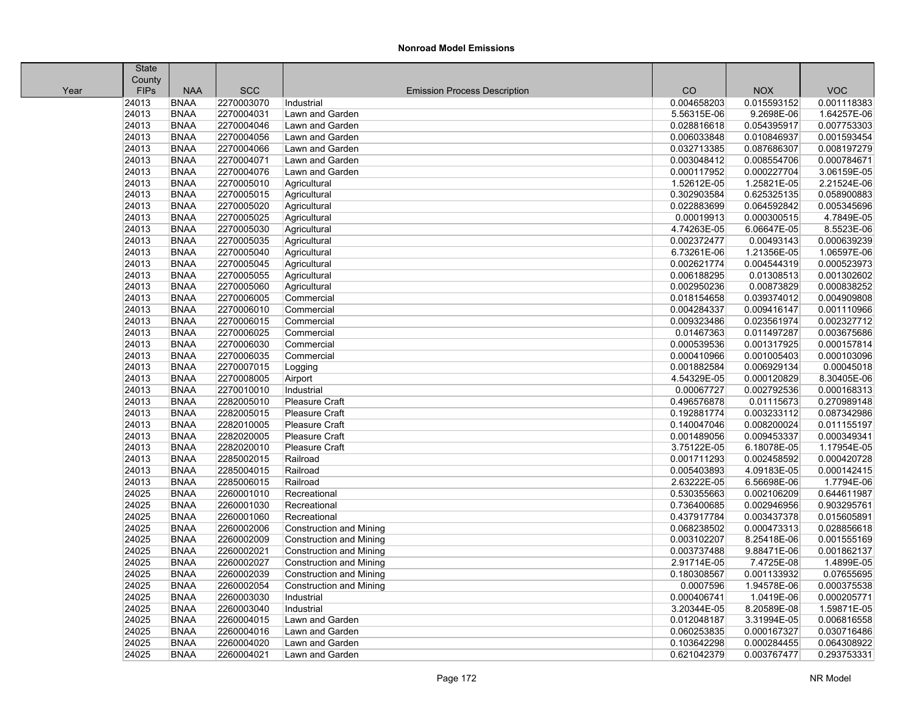# Nonroad Model Emissions

| Year | State County FIPs | NAA | SCC | Emission Process Description | CO | NOX | VOC |
|---|---|---|---|---|---|---|---|
| | 24013 | BNAA | 2270003070 | Industrial | 0.004658203 | 0.015593152 | 0.001118383 |
| | 24013 | BNAA | 2270004031 | Lawn and Garden | 5.56315E-06 | 9.2698E-06 | 1.64257E-06 |
| | 24013 | BNAA | 2270004046 | Lawn and Garden | 0.028816618 | 0.054395917 | 0.007753303 |
| | 24013 | BNAA | 2270004056 | Lawn and Garden | 0.006033848 | 0.010846937 | 0.001593454 |
| | 24013 | BNAA | 2270004066 | Lawn and Garden | 0.032713385 | 0.087686307 | 0.008197279 |
| | 24013 | BNAA | 2270004071 | Lawn and Garden | 0.003048412 | 0.008554706 | 0.000784671 |
| | 24013 | BNAA | 2270004076 | Lawn and Garden | 0.000117952 | 0.000227704 | 3.06159E-05 |
| | 24013 | BNAA | 2270005010 | Agricultural | 1.52612E-05 | 1.25821E-05 | 2.21524E-06 |
| | 24013 | BNAA | 2270005015 | Agricultural | 0.302903584 | 0.625325135 | 0.058900883 |
| | 24013 | BNAA | 2270005020 | Agricultural | 0.022883699 | 0.064592842 | 0.005345696 |
| | 24013 | BNAA | 2270005025 | Agricultural | 0.00019913 | 0.000300515 | 4.7849E-05 |
| | 24013 | BNAA | 2270005030 | Agricultural | 4.74263E-05 | 6.06647E-05 | 8.5523E-06 |
| | 24013 | BNAA | 2270005035 | Agricultural | 0.002372477 | 0.00493143 | 0.000639239 |
| | 24013 | BNAA | 2270005040 | Agricultural | 6.73261E-06 | 1.21356E-05 | 1.06597E-06 |
| | 24013 | BNAA | 2270005045 | Agricultural | 0.002621774 | 0.004544319 | 0.000523973 |
| | 24013 | BNAA | 2270005055 | Agricultural | 0.006188295 | 0.01308513 | 0.001302602 |
| | 24013 | BNAA | 2270005060 | Agricultural | 0.002950236 | 0.00873829 | 0.000838252 |
| | 24013 | BNAA | 2270006005 | Commercial | 0.018154658 | 0.039374012 | 0.004909808 |
| | 24013 | BNAA | 2270006010 | Commercial | 0.004284337 | 0.009416147 | 0.001110966 |
| | 24013 | BNAA | 2270006015 | Commercial | 0.009323486 | 0.023561974 | 0.002327712 |
| | 24013 | BNAA | 2270006025 | Commercial | 0.01467363 | 0.011497287 | 0.003675686 |
| | 24013 | BNAA | 2270006030 | Commercial | 0.000539536 | 0.001317925 | 0.000157814 |
| | 24013 | BNAA | 2270006035 | Commercial | 0.000410966 | 0.001005403 | 0.000103096 |
| | 24013 | BNAA | 2270007015 | Logging | 0.001882584 | 0.006929134 | 0.00045018 |
| | 24013 | BNAA | 2270008005 | Airport | 4.54329E-05 | 0.000120829 | 8.30405E-06 |
| | 24013 | BNAA | 2270010010 | Industrial | 0.00067727 | 0.002792536 | 0.000168313 |
| | 24013 | BNAA | 2282005010 | Pleasure Craft | 0.496576878 | 0.01115673 | 0.270989148 |
| | 24013 | BNAA | 2282005015 | Pleasure Craft | 0.192881774 | 0.003233112 | 0.087342986 |
| | 24013 | BNAA | 2282010005 | Pleasure Craft | 0.140047046 | 0.008200024 | 0.011155197 |
| | 24013 | BNAA | 2282020005 | Pleasure Craft | 0.001489056 | 0.009453337 | 0.000349341 |
| | 24013 | BNAA | 2282020010 | Pleasure Craft | 3.75122E-05 | 6.18078E-05 | 1.17954E-05 |
| | 24013 | BNAA | 2285002015 | Railroad | 0.001711293 | 0.002458592 | 0.000420728 |
| | 24013 | BNAA | 2285004015 | Railroad | 0.005403893 | 4.09183E-05 | 0.000142415 |
| | 24013 | BNAA | 2285006015 | Railroad | 2.63222E-05 | 6.56698E-06 | 1.7794E-06 |
| | 24025 | BNAA | 2260001010 | Recreational | 0.530355663 | 0.002106209 | 0.644611987 |
| | 24025 | BNAA | 2260001030 | Recreational | 0.736400685 | 0.002946956 | 0.903295761 |
| | 24025 | BNAA | 2260001060 | Recreational | 0.437917784 | 0.003437378 | 0.015605891 |
| | 24025 | BNAA | 2260002006 | Construction and Mining | 0.068238502 | 0.000473313 | 0.028856618 |
| | 24025 | BNAA | 2260002009 | Construction and Mining | 0.003102207 | 8.25418E-06 | 0.001555169 |
| | 24025 | BNAA | 2260002021 | Construction and Mining | 0.003737488 | 9.88471E-06 | 0.001862137 |
| | 24025 | BNAA | 2260002027 | Construction and Mining | 2.91714E-05 | 7.4725E-08 | 1.4899E-05 |
| | 24025 | BNAA | 2260002039 | Construction and Mining | 0.180308567 | 0.001133932 | 0.07655695 |
| | 24025 | BNAA | 2260002054 | Construction and Mining | 0.0007596 | 1.94578E-06 | 0.000375538 |
| | 24025 | BNAA | 2260003030 | Industrial | 0.000406741 | 1.0419E-06 | 0.000205771 |
| | 24025 | BNAA | 2260003040 | Industrial | 3.20344E-05 | 8.20589E-08 | 1.59871E-05 |
| | 24025 | BNAA | 2260004015 | Lawn and Garden | 0.012048187 | 3.31994E-05 | 0.006816558 |
| | 24025 | BNAA | 2260004016 | Lawn and Garden | 0.060253835 | 0.000167327 | 0.030716486 |
| | 24025 | BNAA | 2260004020 | Lawn and Garden | 0.103642298 | 0.000284455 | 0.064308922 |
| | 24025 | BNAA | 2260004021 | Lawn and Garden | 0.621042379 | 0.003767477 | 0.293753331 |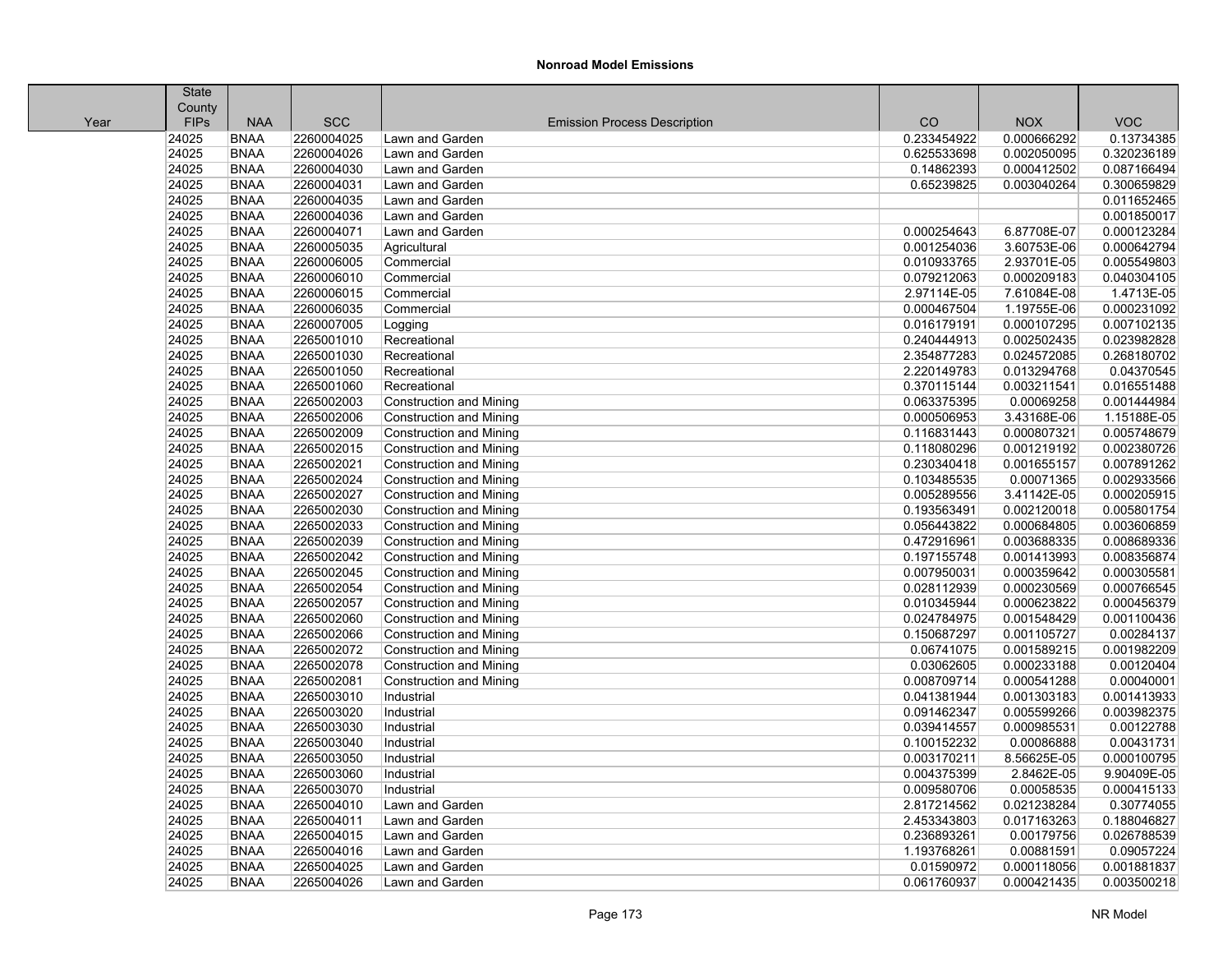## Nonroad Model Emissions

| Year | State County FIPs | NAA | SCC | Emission Process Description | CO | NOX | VOC |
|---|---|---|---|---|---|---|---|
| | 24025 | BNAA | 2260004025 | Lawn and Garden | 0.233454922 | 0.000666292 | 0.13734385 |
| | 24025 | BNAA | 2260004026 | Lawn and Garden | 0.625533698 | 0.002050095 | 0.320236189 |
| | 24025 | BNAA | 2260004030 | Lawn and Garden | 0.14862393 | 0.000412502 | 0.087166494 |
| | 24025 | BNAA | 2260004031 | Lawn and Garden | 0.65239825 | 0.003040264 | 0.300659829 |
| | 24025 | BNAA | 2260004035 | Lawn and Garden | | | 0.011652465 |
| | 24025 | BNAA | 2260004036 | Lawn and Garden | | | 0.001850017 |
| | 24025 | BNAA | 2260004071 | Lawn and Garden | 0.000254643 | 6.87708E-07 | 0.000123284 |
| | 24025 | BNAA | 2260005035 | Agricultural | 0.001254036 | 3.60753E-06 | 0.000642794 |
| | 24025 | BNAA | 2260006005 | Commercial | 0.010933765 | 2.93701E-05 | 0.005549803 |
| | 24025 | BNAA | 2260006010 | Commercial | 0.079212063 | 0.000209183 | 0.040304105 |
| | 24025 | BNAA | 2260006015 | Commercial | 2.97114E-05 | 7.61084E-08 | 1.4713E-05 |
| | 24025 | BNAA | 2260006035 | Commercial | 0.000467504 | 1.19755E-06 | 0.000231092 |
| | 24025 | BNAA | 2260007005 | Logging | 0.016179191 | 0.000107295 | 0.007102135 |
| | 24025 | BNAA | 2265001010 | Recreational | 0.240444913 | 0.002502435 | 0.023982828 |
| | 24025 | BNAA | 2265001030 | Recreational | 2.354877283 | 0.024572085 | 0.268180702 |
| | 24025 | BNAA | 2265001050 | Recreational | 2.220149783 | 0.013294768 | 0.04370545 |
| | 24025 | BNAA | 2265001060 | Recreational | 0.370115144 | 0.003211541 | 0.016551488 |
| | 24025 | BNAA | 2265002003 | Construction and Mining | 0.063375395 | 0.00069258 | 0.001444984 |
| | 24025 | BNAA | 2265002006 | Construction and Mining | 0.000506953 | 3.43168E-06 | 1.15188E-05 |
| | 24025 | BNAA | 2265002009 | Construction and Mining | 0.116831443 | 0.000807321 | 0.005748679 |
| | 24025 | BNAA | 2265002015 | Construction and Mining | 0.118080296 | 0.001219192 | 0.002380726 |
| | 24025 | BNAA | 2265002021 | Construction and Mining | 0.230340418 | 0.001655157 | 0.007891262 |
| | 24025 | BNAA | 2265002024 | Construction and Mining | 0.103485535 | 0.00071365 | 0.002933566 |
| | 24025 | BNAA | 2265002027 | Construction and Mining | 0.005289556 | 3.41142E-05 | 0.000205915 |
| | 24025 | BNAA | 2265002030 | Construction and Mining | 0.193563491 | 0.002120018 | 0.005801754 |
| | 24025 | BNAA | 2265002033 | Construction and Mining | 0.056443822 | 0.000684805 | 0.003606859 |
| | 24025 | BNAA | 2265002039 | Construction and Mining | 0.472916961 | 0.003688335 | 0.008689336 |
| | 24025 | BNAA | 2265002042 | Construction and Mining | 0.197155748 | 0.001413993 | 0.008356874 |
| | 24025 | BNAA | 2265002045 | Construction and Mining | 0.007950031 | 0.000359642 | 0.000305581 |
| | 24025 | BNAA | 2265002054 | Construction and Mining | 0.028112939 | 0.000230569 | 0.000766545 |
| | 24025 | BNAA | 2265002057 | Construction and Mining | 0.010345944 | 0.000623822 | 0.000456379 |
| | 24025 | BNAA | 2265002060 | Construction and Mining | 0.024784975 | 0.001548429 | 0.001100436 |
| | 24025 | BNAA | 2265002066 | Construction and Mining | 0.150687297 | 0.001105727 | 0.00284137 |
| | 24025 | BNAA | 2265002072 | Construction and Mining | 0.06741075 | 0.001589215 | 0.001982209 |
| | 24025 | BNAA | 2265002078 | Construction and Mining | 0.03062605 | 0.000233188 | 0.00120404 |
| | 24025 | BNAA | 2265002081 | Construction and Mining | 0.008709714 | 0.000541288 | 0.00040001 |
| | 24025 | BNAA | 2265003010 | Industrial | 0.041381944 | 0.001303183 | 0.001413933 |
| | 24025 | BNAA | 2265003020 | Industrial | 0.091462347 | 0.005599266 | 0.003982375 |
| | 24025 | BNAA | 2265003030 | Industrial | 0.039414557 | 0.000985531 | 0.00122788 |
| | 24025 | BNAA | 2265003040 | Industrial | 0.100152232 | 0.00086888 | 0.00431731 |
| | 24025 | BNAA | 2265003050 | Industrial | 0.003170211 | 8.56625E-05 | 0.000100795 |
| | 24025 | BNAA | 2265003060 | Industrial | 0.004375399 | 2.8462E-05 | 9.90409E-05 |
| | 24025 | BNAA | 2265003070 | Industrial | 0.009580706 | 0.00058535 | 0.000415133 |
| | 24025 | BNAA | 2265004010 | Lawn and Garden | 2.817214562 | 0.021238284 | 0.30774055 |
| | 24025 | BNAA | 2265004011 | Lawn and Garden | 2.453343803 | 0.017163263 | 0.188046827 |
| | 24025 | BNAA | 2265004015 | Lawn and Garden | 0.236893261 | 0.00179756 | 0.026788539 |
| | 24025 | BNAA | 2265004016 | Lawn and Garden | 1.193768261 | 0.00881591 | 0.09057224 |
| | 24025 | BNAA | 2265004025 | Lawn and Garden | 0.01590972 | 0.000118056 | 0.001881837 |
| | 24025 | BNAA | 2265004026 | Lawn and Garden | 0.061760937 | 0.000421435 | 0.003500218 |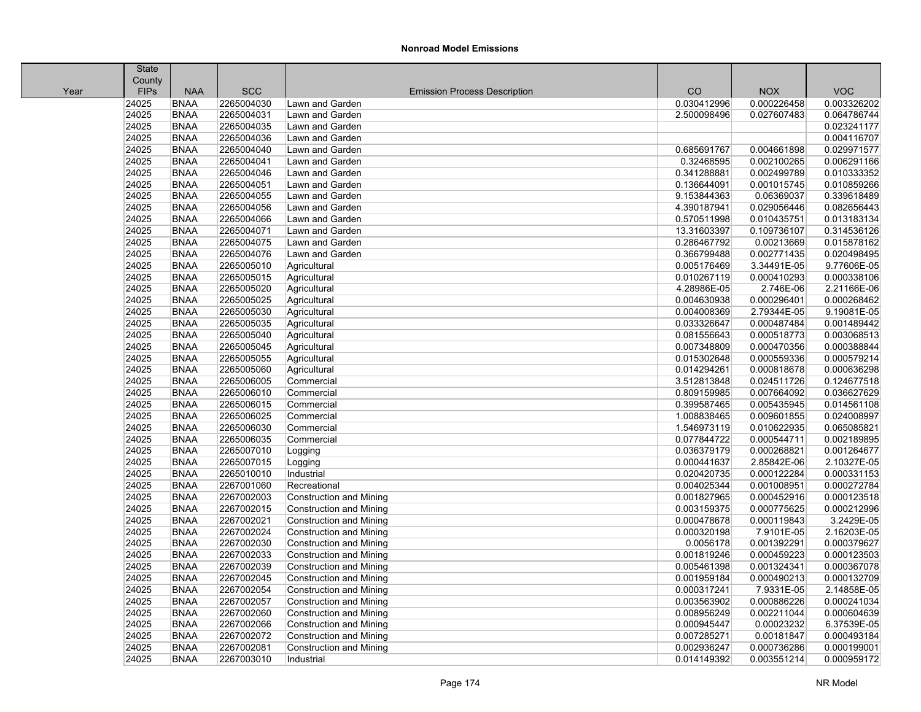## Nonroad Model Emissions

| Year | State County FIPs | NAA | SCC | Emission Process Description | CO | NOX | VOC |
|---|---|---|---|---|---|---|---|
| | 24025 | BNAA | 2265004030 | Lawn and Garden | 0.030412996 | 0.000226458 | 0.003326202 |
| | 24025 | BNAA | 2265004031 | Lawn and Garden | 2.500098496 | 0.027607483 | 0.064786744 |
| | 24025 | BNAA | 2265004035 | Lawn and Garden | | | 0.023241177 |
| | 24025 | BNAA | 2265004036 | Lawn and Garden | | | 0.004116707 |
| | 24025 | BNAA | 2265004040 | Lawn and Garden | 0.685691767 | 0.004661898 | 0.029971577 |
| | 24025 | BNAA | 2265004041 | Lawn and Garden | 0.32468595 | 0.002100265 | 0.006291166 |
| | 24025 | BNAA | 2265004046 | Lawn and Garden | 0.341288881 | 0.002499789 | 0.010333352 |
| | 24025 | BNAA | 2265004051 | Lawn and Garden | 0.136644091 | 0.001015745 | 0.010859266 |
| | 24025 | BNAA | 2265004055 | Lawn and Garden | 9.153844363 | 0.06369037 | 0.339618489 |
| | 24025 | BNAA | 2265004056 | Lawn and Garden | 4.390187941 | 0.029056446 | 0.082656443 |
| | 24025 | BNAA | 2265004066 | Lawn and Garden | 0.570511998 | 0.010435751 | 0.013183134 |
| | 24025 | BNAA | 2265004071 | Lawn and Garden | 13.31603397 | 0.109736107 | 0.314536126 |
| | 24025 | BNAA | 2265004075 | Lawn and Garden | 0.286467792 | 0.00213669 | 0.015878162 |
| | 24025 | BNAA | 2265004076 | Lawn and Garden | 0.366799488 | 0.002771435 | 0.020498495 |
| | 24025 | BNAA | 2265005010 | Agricultural | 0.005176469 | 3.34491E-05 | 9.77606E-05 |
| | 24025 | BNAA | 2265005015 | Agricultural | 0.010267119 | 0.000410293 | 0.000338106 |
| | 24025 | BNAA | 2265005020 | Agricultural | 4.28986E-05 | 2.746E-06 | 2.21166E-06 |
| | 24025 | BNAA | 2265005025 | Agricultural | 0.004630938 | 0.000296401 | 0.000268462 |
| | 24025 | BNAA | 2265005030 | Agricultural | 0.004008369 | 2.79344E-05 | 9.19081E-05 |
| | 24025 | BNAA | 2265005035 | Agricultural | 0.033326647 | 0.000487484 | 0.001489442 |
| | 24025 | BNAA | 2265005040 | Agricultural | 0.081556643 | 0.000518773 | 0.003068513 |
| | 24025 | BNAA | 2265005045 | Agricultural | 0.007348809 | 0.000470356 | 0.000388844 |
| | 24025 | BNAA | 2265005055 | Agricultural | 0.015302648 | 0.000559336 | 0.000579214 |
| | 24025 | BNAA | 2265005060 | Agricultural | 0.014294261 | 0.000818678 | 0.000636298 |
| | 24025 | BNAA | 2265006005 | Commercial | 3.512813848 | 0.024511726 | 0.124677518 |
| | 24025 | BNAA | 2265006010 | Commercial | 0.809159985 | 0.007664092 | 0.036627629 |
| | 24025 | BNAA | 2265006015 | Commercial | 0.399587465 | 0.005435945 | 0.014561108 |
| | 24025 | BNAA | 2265006025 | Commercial | 1.008838465 | 0.009601855 | 0.024008997 |
| | 24025 | BNAA | 2265006030 | Commercial | 1.546973119 | 0.010622935 | 0.065085821 |
| | 24025 | BNAA | 2265006035 | Commercial | 0.077844722 | 0.000544711 | 0.002189895 |
| | 24025 | BNAA | 2265007010 | Logging | 0.036379179 | 0.000268821 | 0.001264677 |
| | 24025 | BNAA | 2265007015 | Logging | 0.000441637 | 2.85842E-06 | 2.10327E-05 |
| | 24025 | BNAA | 2265010010 | Industrial | 0.020420735 | 0.000122284 | 0.000331153 |
| | 24025 | BNAA | 2267001060 | Recreational | 0.004025344 | 0.001008951 | 0.000272784 |
| | 24025 | BNAA | 2267002003 | Construction and Mining | 0.001827965 | 0.000452916 | 0.000123518 |
| | 24025 | BNAA | 2267002015 | Construction and Mining | 0.003159375 | 0.000775625 | 0.000212996 |
| | 24025 | BNAA | 2267002021 | Construction and Mining | 0.000478678 | 0.000119843 | 3.2429E-05 |
| | 24025 | BNAA | 2267002024 | Construction and Mining | 0.000320198 | 7.9101E-05 | 2.16203E-05 |
| | 24025 | BNAA | 2267002030 | Construction and Mining | 0.0056178 | 0.001392291 | 0.000379627 |
| | 24025 | BNAA | 2267002033 | Construction and Mining | 0.001819246 | 0.000459223 | 0.000123503 |
| | 24025 | BNAA | 2267002039 | Construction and Mining | 0.005461398 | 0.001324341 | 0.000367078 |
| | 24025 | BNAA | 2267002045 | Construction and Mining | 0.001959184 | 0.000490213 | 0.000132709 |
| | 24025 | BNAA | 2267002054 | Construction and Mining | 0.000317241 | 7.9331E-05 | 2.14858E-05 |
| | 24025 | BNAA | 2267002057 | Construction and Mining | 0.003563902 | 0.000886226 | 0.000241034 |
| | 24025 | BNAA | 2267002060 | Construction and Mining | 0.008956249 | 0.002211044 | 0.000604639 |
| | 24025 | BNAA | 2267002066 | Construction and Mining | 0.000945447 | 0.00023232 | 6.37539E-05 |
| | 24025 | BNAA | 2267002072 | Construction and Mining | 0.007285271 | 0.00181847 | 0.000493184 |
| | 24025 | BNAA | 2267002081 | Construction and Mining | 0.002936247 | 0.000736286 | 0.000199001 |
| | 24025 | BNAA | 2267003010 | Industrial | 0.014149392 | 0.003551214 | 0.000959172 |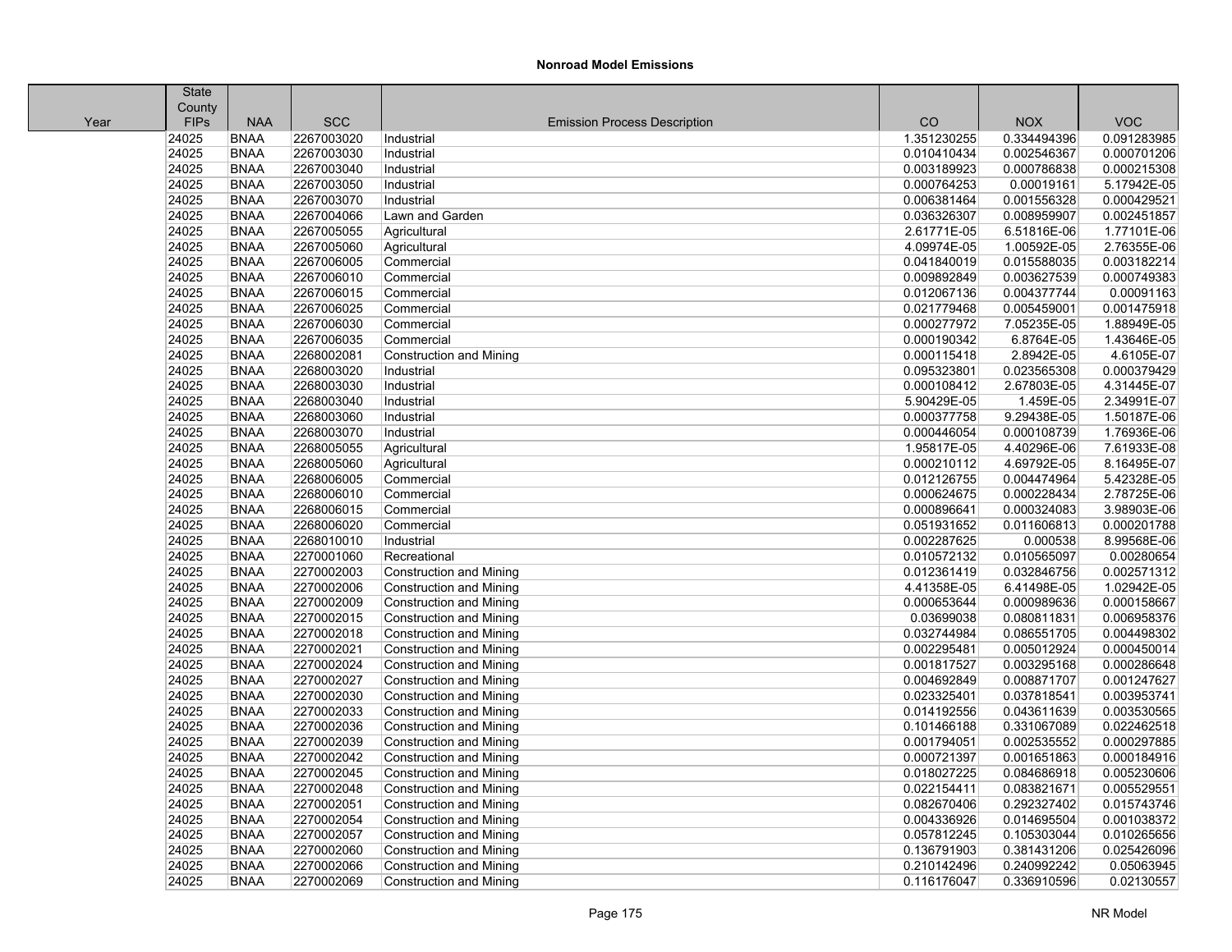**Nonroad Model Emissions**

| Year | State County FIPs | NAA | SCC | Emission Process Description | CO | NOX | VOC |
|---|---|---|---|---|---|---|---|
| | 24025 | BNAA | 2267003020 | Industrial | 1.351230255 | 0.334494396 | 0.091283985 |
| | 24025 | BNAA | 2267003030 | Industrial | 0.010410434 | 0.002546367 | 0.000701206 |
| | 24025 | BNAA | 2267003040 | Industrial | 0.003189923 | 0.000786838 | 0.000215308 |
| | 24025 | BNAA | 2267003050 | Industrial | 0.000764253 | 0.00019161 | 5.17942E-05 |
| | 24025 | BNAA | 2267003070 | Industrial | 0.006381464 | 0.001556328 | 0.000429521 |
| | 24025 | BNAA | 2267004066 | Lawn and Garden | 0.036326307 | 0.008959907 | 0.002451857 |
| | 24025 | BNAA | 2267005055 | Agricultural | 2.61771E-05 | 6.51816E-06 | 1.77101E-06 |
| | 24025 | BNAA | 2267005060 | Agricultural | 4.09974E-05 | 1.00592E-05 | 2.76355E-06 |
| | 24025 | BNAA | 2267006005 | Commercial | 0.041840019 | 0.015588035 | 0.003182214 |
| | 24025 | BNAA | 2267006010 | Commercial | 0.009892849 | 0.003627539 | 0.000749383 |
| | 24025 | BNAA | 2267006015 | Commercial | 0.012067136 | 0.004377744 | 0.00091163 |
| | 24025 | BNAA | 2267006025 | Commercial | 0.021779468 | 0.005459001 | 0.001475918 |
| | 24025 | BNAA | 2267006030 | Commercial | 0.000277972 | 7.05235E-05 | 1.88949E-05 |
| | 24025 | BNAA | 2267006035 | Commercial | 0.000190342 | 6.8764E-05 | 1.43646E-05 |
| | 24025 | BNAA | 2268002081 | Construction and Mining | 0.000115418 | 2.8942E-05 | 4.6105E-07 |
| | 24025 | BNAA | 2268003020 | Industrial | 0.095323801 | 0.023565308 | 0.000379429 |
| | 24025 | BNAA | 2268003030 | Industrial | 0.000108412 | 2.67803E-05 | 4.31445E-07 |
| | 24025 | BNAA | 2268003040 | Industrial | 5.90429E-05 | 1.459E-05 | 2.34991E-07 |
| | 24025 | BNAA | 2268003060 | Industrial | 0.000377758 | 9.29438E-05 | 1.50187E-06 |
| | 24025 | BNAA | 2268003070 | Industrial | 0.000446054 | 0.000108739 | 1.76936E-06 |
| | 24025 | BNAA | 2268005055 | Agricultural | 1.95817E-05 | 4.40296E-06 | 7.61933E-08 |
| | 24025 | BNAA | 2268005060 | Agricultural | 0.000210112 | 4.69792E-05 | 8.16495E-07 |
| | 24025 | BNAA | 2268006005 | Commercial | 0.012126755 | 0.004474964 | 5.42328E-05 |
| | 24025 | BNAA | 2268006010 | Commercial | 0.000624675 | 0.000228434 | 2.78725E-06 |
| | 24025 | BNAA | 2268006015 | Commercial | 0.000896641 | 0.000324083 | 3.98903E-06 |
| | 24025 | BNAA | 2268006020 | Commercial | 0.051931652 | 0.011606813 | 0.000201788 |
| | 24025 | BNAA | 2268010010 | Industrial | 0.002287625 | 0.000538 | 8.99568E-06 |
| | 24025 | BNAA | 2270001060 | Recreational | 0.010572132 | 0.010565097 | 0.00280654 |
| | 24025 | BNAA | 2270002003 | Construction and Mining | 0.012361419 | 0.032846756 | 0.002571312 |
| | 24025 | BNAA | 2270002006 | Construction and Mining | 4.41358E-05 | 6.41498E-05 | 1.02942E-05 |
| | 24025 | BNAA | 2270002009 | Construction and Mining | 0.000653644 | 0.000989636 | 0.000158667 |
| | 24025 | BNAA | 2270002015 | Construction and Mining | 0.03699038 | 0.080811831 | 0.006958376 |
| | 24025 | BNAA | 2270002018 | Construction and Mining | 0.032744984 | 0.086551705 | 0.004498302 |
| | 24025 | BNAA | 2270002021 | Construction and Mining | 0.002295481 | 0.005012924 | 0.000450014 |
| | 24025 | BNAA | 2270002024 | Construction and Mining | 0.001817527 | 0.003295168 | 0.000286648 |
| | 24025 | BNAA | 2270002027 | Construction and Mining | 0.004692849 | 0.008871707 | 0.001247627 |
| | 24025 | BNAA | 2270002030 | Construction and Mining | 0.023325401 | 0.037818541 | 0.003953741 |
| | 24025 | BNAA | 2270002033 | Construction and Mining | 0.014192556 | 0.043611639 | 0.003530565 |
| | 24025 | BNAA | 2270002036 | Construction and Mining | 0.101466188 | 0.331067089 | 0.022462518 |
| | 24025 | BNAA | 2270002039 | Construction and Mining | 0.001794051 | 0.002535552 | 0.000297885 |
| | 24025 | BNAA | 2270002042 | Construction and Mining | 0.000721397 | 0.001651863 | 0.000184916 |
| | 24025 | BNAA | 2270002045 | Construction and Mining | 0.018027225 | 0.084686918 | 0.005230606 |
| | 24025 | BNAA | 2270002048 | Construction and Mining | 0.022154411 | 0.083821671 | 0.005529551 |
| | 24025 | BNAA | 2270002051 | Construction and Mining | 0.082670406 | 0.292327402 | 0.015743746 |
| | 24025 | BNAA | 2270002054 | Construction and Mining | 0.004336926 | 0.014695504 | 0.001038372 |
| | 24025 | BNAA | 2270002057 | Construction and Mining | 0.057812245 | 0.105303044 | 0.010265656 |
| | 24025 | BNAA | 2270002060 | Construction and Mining | 0.136791903 | 0.381431206 | 0.025426096 |
| | 24025 | BNAA | 2270002066 | Construction and Mining | 0.210142496 | 0.240992242 | 0.05063945 |
| | 24025 | BNAA | 2270002069 | Construction and Mining | 0.116176047 | 0.336910596 | 0.02130557 |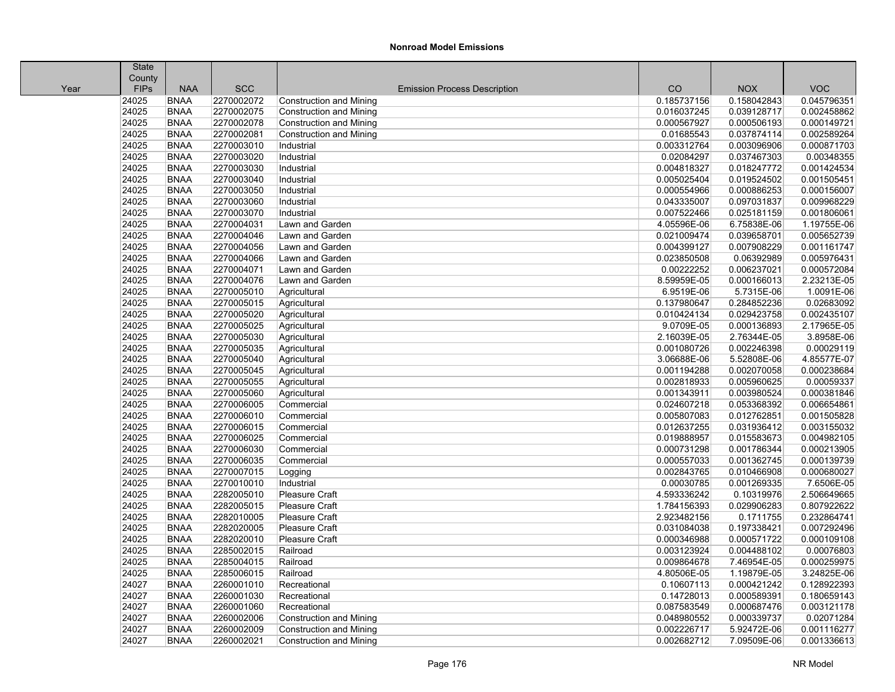**Nonroad Model Emissions**

| Year | State County FIPs | NAA | SCC | Emission Process Description | CO | NOX | VOC |
|---|---|---|---|---|---|---|---|
| | 24025 | BNAA | 2270002072 | Construction and Mining | 0.185737156 | 0.158042843 | 0.045796351 |
| | 24025 | BNAA | 2270002075 | Construction and Mining | 0.016037245 | 0.039128717 | 0.002458862 |
| | 24025 | BNAA | 2270002078 | Construction and Mining | 0.000567927 | 0.000506193 | 0.000149721 |
| | 24025 | BNAA | 2270002081 | Construction and Mining | 0.01685543 | 0.037874114 | 0.002589264 |
| | 24025 | BNAA | 2270003010 | Industrial | 0.003312764 | 0.003096906 | 0.000871703 |
| | 24025 | BNAA | 2270003020 | Industrial | 0.02084297 | 0.037467303 | 0.00348355 |
| | 24025 | BNAA | 2270003030 | Industrial | 0.004818327 | 0.018247772 | 0.001424534 |
| | 24025 | BNAA | 2270003040 | Industrial | 0.005025404 | 0.019524502 | 0.001505451 |
| | 24025 | BNAA | 2270003050 | Industrial | 0.000554966 | 0.000886253 | 0.000156007 |
| | 24025 | BNAA | 2270003060 | Industrial | 0.043335007 | 0.097031837 | 0.009968229 |
| | 24025 | BNAA | 2270003070 | Industrial | 0.007522466 | 0.025181159 | 0.001806061 |
| | 24025 | BNAA | 2270004031 | Lawn and Garden | 4.05596E-06 | 6.75838E-06 | 1.19755E-06 |
| | 24025 | BNAA | 2270004046 | Lawn and Garden | 0.021009474 | 0.039658701 | 0.005652739 |
| | 24025 | BNAA | 2270004056 | Lawn and Garden | 0.004399127 | 0.007908229 | 0.001161747 |
| | 24025 | BNAA | 2270004066 | Lawn and Garden | 0.023850508 | 0.06392989 | 0.005976431 |
| | 24025 | BNAA | 2270004071 | Lawn and Garden | 0.00222252 | 0.006237021 | 0.000572084 |
| | 24025 | BNAA | 2270004076 | Lawn and Garden | 8.59959E-05 | 0.000166013 | 2.23213E-05 |
| | 24025 | BNAA | 2270005010 | Agricultural | 6.9519E-06 | 5.7315E-06 | 1.0091E-06 |
| | 24025 | BNAA | 2270005015 | Agricultural | 0.137980647 | 0.284852236 | 0.02683092 |
| | 24025 | BNAA | 2270005020 | Agricultural | 0.010424134 | 0.029423758 | 0.002435107 |
| | 24025 | BNAA | 2270005025 | Agricultural | 9.0709E-05 | 0.000136893 | 2.17965E-05 |
| | 24025 | BNAA | 2270005030 | Agricultural | 2.16039E-05 | 2.76344E-05 | 3.8958E-06 |
| | 24025 | BNAA | 2270005035 | Agricultural | 0.001080726 | 0.002246398 | 0.00029119 |
| | 24025 | BNAA | 2270005040 | Agricultural | 3.06688E-06 | 5.52808E-06 | 4.85577E-07 |
| | 24025 | BNAA | 2270005045 | Agricultural | 0.001194288 | 0.002070058 | 0.000238684 |
| | 24025 | BNAA | 2270005055 | Agricultural | 0.002818933 | 0.005960625 | 0.00059337 |
| | 24025 | BNAA | 2270005060 | Agricultural | 0.001343911 | 0.003980524 | 0.000381846 |
| | 24025 | BNAA | 2270006005 | Commercial | 0.024607218 | 0.053368392 | 0.006654861 |
| | 24025 | BNAA | 2270006010 | Commercial | 0.005807083 | 0.012762851 | 0.001505828 |
| | 24025 | BNAA | 2270006015 | Commercial | 0.012637255 | 0.031936412 | 0.003155032 |
| | 24025 | BNAA | 2270006025 | Commercial | 0.019888957 | 0.015583673 | 0.004982105 |
| | 24025 | BNAA | 2270006030 | Commercial | 0.000731298 | 0.001786344 | 0.000213905 |
| | 24025 | BNAA | 2270006035 | Commercial | 0.000557033 | 0.001362745 | 0.000139739 |
| | 24025 | BNAA | 2270007015 | Logging | 0.002843765 | 0.010466908 | 0.000680027 |
| | 24025 | BNAA | 2270010010 | Industrial | 0.00030785 | 0.001269335 | 7.6506E-05 |
| | 24025 | BNAA | 2282005010 | Pleasure Craft | 4.593336242 | 0.10319976 | 2.506649665 |
| | 24025 | BNAA | 2282005015 | Pleasure Craft | 1.784156393 | 0.029906283 | 0.807922622 |
| | 24025 | BNAA | 2282010005 | Pleasure Craft | 2.923482156 | 0.1711755 | 0.232864741 |
| | 24025 | BNAA | 2282020005 | Pleasure Craft | 0.031084038 | 0.197338421 | 0.007292496 |
| | 24025 | BNAA | 2282020010 | Pleasure Craft | 0.000346988 | 0.000571722 | 0.000109108 |
| | 24025 | BNAA | 2285002015 | Railroad | 0.003123924 | 0.004488102 | 0.00076803 |
| | 24025 | BNAA | 2285004015 | Railroad | 0.009864678 | 7.46954E-05 | 0.000259975 |
| | 24025 | BNAA | 2285006015 | Railroad | 4.80506E-05 | 1.19879E-05 | 3.24825E-06 |
| | 24027 | BNAA | 2260001010 | Recreational | 0.10607113 | 0.000421242 | 0.128922393 |
| | 24027 | BNAA | 2260001030 | Recreational | 0.14728013 | 0.000589391 | 0.180659143 |
| | 24027 | BNAA | 2260001060 | Recreational | 0.087583549 | 0.000687476 | 0.003121178 |
| | 24027 | BNAA | 2260002006 | Construction and Mining | 0.048980552 | 0.000339737 | 0.02071284 |
| | 24027 | BNAA | 2260002009 | Construction and Mining | 0.002226717 | 5.92472E-06 | 0.001116277 |
| | 24027 | BNAA | 2260002021 | Construction and Mining | 0.002682712 | 7.09509E-06 | 0.001336613 |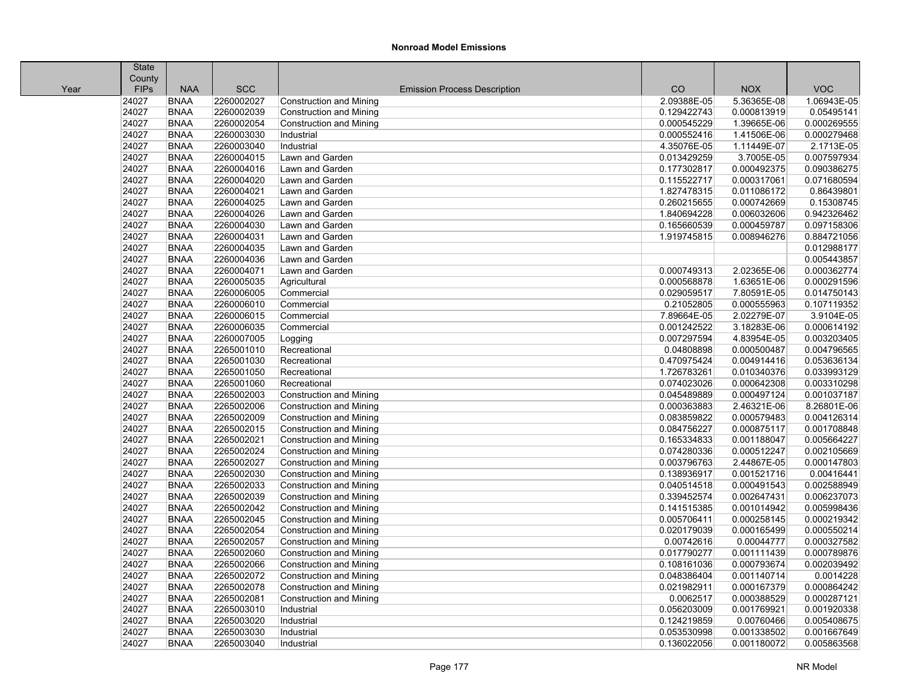# Nonroad Model Emissions

| Year | State County FIPs | NAA | SCC | Emission Process Description | CO | NOX | VOC |
|---|---|---|---|---|---|---|---|
| | 24027 | BNAA | 2260002027 | Construction and Mining | 2.09388E-05 | 5.36365E-08 | 1.06943E-05 |
| | 24027 | BNAA | 2260002039 | Construction and Mining | 0.129422743 | 0.000813919 | 0.05495141 |
| | 24027 | BNAA | 2260002054 | Construction and Mining | 0.000545229 | 1.39665E-06 | 0.000269555 |
| | 24027 | BNAA | 2260003030 | Industrial | 0.000552416 | 1.41506E-06 | 0.000279468 |
| | 24027 | BNAA | 2260003040 | Industrial | 4.35076E-05 | 1.11449E-07 | 2.1713E-05 |
| | 24027 | BNAA | 2260004015 | Lawn and Garden | 0.013429259 | 3.7005E-05 | 0.007597934 |
| | 24027 | BNAA | 2260004016 | Lawn and Garden | 0.177302817 | 0.000492375 | 0.090386275 |
| | 24027 | BNAA | 2260004020 | Lawn and Garden | 0.115522717 | 0.000317061 | 0.071680594 |
| | 24027 | BNAA | 2260004021 | Lawn and Garden | 1.827478315 | 0.011086172 | 0.86439801 |
| | 24027 | BNAA | 2260004025 | Lawn and Garden | 0.260215655 | 0.000742669 | 0.15308745 |
| | 24027 | BNAA | 2260004026 | Lawn and Garden | 1.840694228 | 0.006032606 | 0.942326462 |
| | 24027 | BNAA | 2260004030 | Lawn and Garden | 0.165660539 | 0.000459787 | 0.097158306 |
| | 24027 | BNAA | 2260004031 | Lawn and Garden | 1.919745815 | 0.008946276 | 0.884721056 |
| | 24027 | BNAA | 2260004035 | Lawn and Garden | | | 0.012988177 |
| | 24027 | BNAA | 2260004036 | Lawn and Garden | | | 0.005443857 |
| | 24027 | BNAA | 2260004071 | Lawn and Garden | 0.000749313 | 2.02365E-06 | 0.000362774 |
| | 24027 | BNAA | 2260005035 | Agricultural | 0.000568878 | 1.63651E-06 | 0.000291596 |
| | 24027 | BNAA | 2260006005 | Commercial | 0.029059517 | 7.80591E-05 | 0.014750143 |
| | 24027 | BNAA | 2260006010 | Commercial | 0.21052805 | 0.000555963 | 0.107119352 |
| | 24027 | BNAA | 2260006015 | Commercial | 7.89664E-05 | 2.02279E-07 | 3.9104E-05 |
| | 24027 | BNAA | 2260006035 | Commercial | 0.001242522 | 3.18283E-06 | 0.000614192 |
| | 24027 | BNAA | 2260007005 | Logging | 0.007297594 | 4.83954E-05 | 0.003203405 |
| | 24027 | BNAA | 2265001010 | Recreational | 0.04808898 | 0.000500487 | 0.004796565 |
| | 24027 | BNAA | 2265001030 | Recreational | 0.470975424 | 0.004914416 | 0.053636134 |
| | 24027 | BNAA | 2265001050 | Recreational | 1.726783261 | 0.010340376 | 0.033993129 |
| | 24027 | BNAA | 2265001060 | Recreational | 0.074023026 | 0.000642308 | 0.003310298 |
| | 24027 | BNAA | 2265002003 | Construction and Mining | 0.045489889 | 0.000497124 | 0.001037187 |
| | 24027 | BNAA | 2265002006 | Construction and Mining | 0.000363883 | 2.46321E-06 | 8.26801E-06 |
| | 24027 | BNAA | 2265002009 | Construction and Mining | 0.083859822 | 0.000579483 | 0.004126314 |
| | 24027 | BNAA | 2265002015 | Construction and Mining | 0.084756227 | 0.000875117 | 0.001708848 |
| | 24027 | BNAA | 2265002021 | Construction and Mining | 0.165334833 | 0.001188047 | 0.005664227 |
| | 24027 | BNAA | 2265002024 | Construction and Mining | 0.074280336 | 0.000512247 | 0.002105669 |
| | 24027 | BNAA | 2265002027 | Construction and Mining | 0.003796763 | 2.44867E-05 | 0.000147803 |
| | 24027 | BNAA | 2265002030 | Construction and Mining | 0.138936917 | 0.001521716 | 0.00416441 |
| | 24027 | BNAA | 2265002033 | Construction and Mining | 0.040514518 | 0.000491543 | 0.002588949 |
| | 24027 | BNAA | 2265002039 | Construction and Mining | 0.339452574 | 0.002647431 | 0.006237073 |
| | 24027 | BNAA | 2265002042 | Construction and Mining | 0.141515385 | 0.001014942 | 0.005998436 |
| | 24027 | BNAA | 2265002045 | Construction and Mining | 0.005706411 | 0.000258145 | 0.000219342 |
| | 24027 | BNAA | 2265002054 | Construction and Mining | 0.020179039 | 0.000165499 | 0.000550214 |
| | 24027 | BNAA | 2265002057 | Construction and Mining | 0.00742616 | 0.00044777 | 0.000327582 |
| | 24027 | BNAA | 2265002060 | Construction and Mining | 0.017790277 | 0.001111439 | 0.000789876 |
| | 24027 | BNAA | 2265002066 | Construction and Mining | 0.108161036 | 0.000793674 | 0.002039492 |
| | 24027 | BNAA | 2265002072 | Construction and Mining | 0.048386404 | 0.001140714 | 0.0014228 |
| | 24027 | BNAA | 2265002078 | Construction and Mining | 0.021982911 | 0.000167379 | 0.000864242 |
| | 24027 | BNAA | 2265002081 | Construction and Mining | 0.0062517 | 0.000388529 | 0.000287121 |
| | 24027 | BNAA | 2265003010 | Industrial | 0.056203009 | 0.001769921 | 0.001920338 |
| | 24027 | BNAA | 2265003020 | Industrial | 0.124219859 | 0.00760466 | 0.005408675 |
| | 24027 | BNAA | 2265003030 | Industrial | 0.053530998 | 0.001338502 | 0.001667649 |
| | 24027 | BNAA | 2265003040 | Industrial | 0.136022056 | 0.001180072 | 0.005863568 |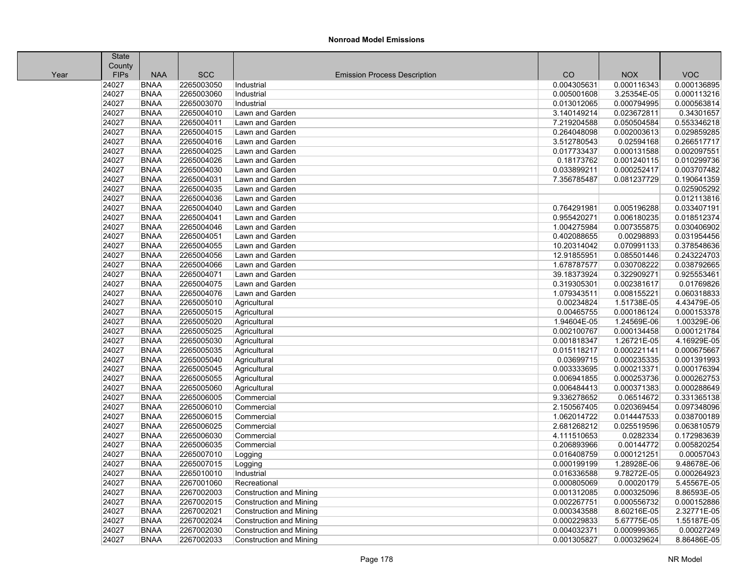**Nonroad Model Emissions**

| Year | State County FIPs | NAA | SCC | Emission Process Description | CO | NOX | VOC |
|---|---|---|---|---|---|---|---|
| | 24027 | BNAA | 2265003050 | Industrial | 0.004305631 | 0.000116343 | 0.000136895 |
| | 24027 | BNAA | 2265003060 | Industrial | 0.005001608 | 3.25354E-05 | 0.000113216 |
| | 24027 | BNAA | 2265003070 | Industrial | 0.013012065 | 0.000794995 | 0.000563814 |
| | 24027 | BNAA | 2265004010 | Lawn and Garden | 3.140149214 | 0.023672811 | 0.34301657 |
| | 24027 | BNAA | 2265004011 | Lawn and Garden | 7.219204588 | 0.050504584 | 0.553346218 |
| | 24027 | BNAA | 2265004015 | Lawn and Garden | 0.264048098 | 0.002003613 | 0.029859285 |
| | 24027 | BNAA | 2265004016 | Lawn and Garden | 3.512780543 | 0.02594168 | 0.266517717 |
| | 24027 | BNAA | 2265004025 | Lawn and Garden | 0.017733437 | 0.000131588 | 0.002097551 |
| | 24027 | BNAA | 2265004026 | Lawn and Garden | 0.18173762 | 0.001240115 | 0.010299736 |
| | 24027 | BNAA | 2265004030 | Lawn and Garden | 0.033899211 | 0.000252417 | 0.003707482 |
| | 24027 | BNAA | 2265004031 | Lawn and Garden | 7.356785487 | 0.081237729 | 0.190641359 |
| | 24027 | BNAA | 2265004035 | Lawn and Garden | | | 0.025905292 |
| | 24027 | BNAA | 2265004036 | Lawn and Garden | | | 0.012113816 |
| | 24027 | BNAA | 2265004040 | Lawn and Garden | 0.764291981 | 0.005196288 | 0.033407191 |
| | 24027 | BNAA | 2265004041 | Lawn and Garden | 0.955420271 | 0.006180235 | 0.018512374 |
| | 24027 | BNAA | 2265004046 | Lawn and Garden | 1.004275984 | 0.007355875 | 0.030406902 |
| | 24027 | BNAA | 2265004051 | Lawn and Garden | 0.402088655 | 0.00298893 | 0.031954456 |
| | 24027 | BNAA | 2265004055 | Lawn and Garden | 10.20314042 | 0.070991133 | 0.378548636 |
| | 24027 | BNAA | 2265004056 | Lawn and Garden | 12.91855951 | 0.085501446 | 0.243224703 |
| | 24027 | BNAA | 2265004066 | Lawn and Garden | 1.678787577 | 0.030708222 | 0.038792665 |
| | 24027 | BNAA | 2265004071 | Lawn and Garden | 39.18373924 | 0.322909271 | 0.925553461 |
| | 24027 | BNAA | 2265004075 | Lawn and Garden | 0.319305301 | 0.002381617 | 0.01769826 |
| | 24027 | BNAA | 2265004076 | Lawn and Garden | 1.079343511 | 0.008155221 | 0.060318833 |
| | 24027 | BNAA | 2265005010 | Agricultural | 0.00234824 | 1.51738E-05 | 4.43479E-05 |
| | 24027 | BNAA | 2265005015 | Agricultural | 0.00465755 | 0.000186124 | 0.000153378 |
| | 24027 | BNAA | 2265005020 | Agricultural | 1.94604E-05 | 1.24569E-06 | 1.00329E-06 |
| | 24027 | BNAA | 2265005025 | Agricultural | 0.002100767 | 0.000134458 | 0.000121784 |
| | 24027 | BNAA | 2265005030 | Agricultural | 0.001818347 | 1.26721E-05 | 4.16929E-05 |
| | 24027 | BNAA | 2265005035 | Agricultural | 0.015118217 | 0.000221141 | 0.000675667 |
| | 24027 | BNAA | 2265005040 | Agricultural | 0.03699715 | 0.000235335 | 0.001391993 |
| | 24027 | BNAA | 2265005045 | Agricultural | 0.003333695 | 0.000213371 | 0.000176394 |
| | 24027 | BNAA | 2265005055 | Agricultural | 0.006941855 | 0.000253736 | 0.000262753 |
| | 24027 | BNAA | 2265005060 | Agricultural | 0.006484413 | 0.000371383 | 0.000288649 |
| | 24027 | BNAA | 2265006005 | Commercial | 9.336278652 | 0.06514672 | 0.331365138 |
| | 24027 | BNAA | 2265006010 | Commercial | 2.150567405 | 0.020369454 | 0.097348096 |
| | 24027 | BNAA | 2265006015 | Commercial | 1.062014722 | 0.014447533 | 0.038700189 |
| | 24027 | BNAA | 2265006025 | Commercial | 2.681268212 | 0.025519596 | 0.063810579 |
| | 24027 | BNAA | 2265006030 | Commercial | 4.111510653 | 0.0282334 | 0.172983639 |
| | 24027 | BNAA | 2265006035 | Commercial | 0.206893966 | 0.00144772 | 0.005820254 |
| | 24027 | BNAA | 2265007010 | Logging | 0.016408759 | 0.000121251 | 0.00057043 |
| | 24027 | BNAA | 2265007015 | Logging | 0.000199199 | 1.28928E-06 | 9.48678E-06 |
| | 24027 | BNAA | 2265010010 | Industrial | 0.016336588 | 9.78272E-05 | 0.000264923 |
| | 24027 | BNAA | 2267001060 | Recreational | 0.000805069 | 0.00020179 | 5.45567E-05 |
| | 24027 | BNAA | 2267002003 | Construction and Mining | 0.001312085 | 0.000325096 | 8.86593E-05 |
| | 24027 | BNAA | 2267002015 | Construction and Mining | 0.002267751 | 0.000556732 | 0.000152886 |
| | 24027 | BNAA | 2267002021 | Construction and Mining | 0.000343588 | 8.60216E-05 | 2.32771E-05 |
| | 24027 | BNAA | 2267002024 | Construction and Mining | 0.000229833 | 5.67775E-05 | 1.55187E-05 |
| | 24027 | BNAA | 2267002030 | Construction and Mining | 0.004032371 | 0.000999365 | 0.00027249 |
| | 24027 | BNAA | 2267002033 | Construction and Mining | 0.001305827 | 0.000329624 | 8.86486E-05 |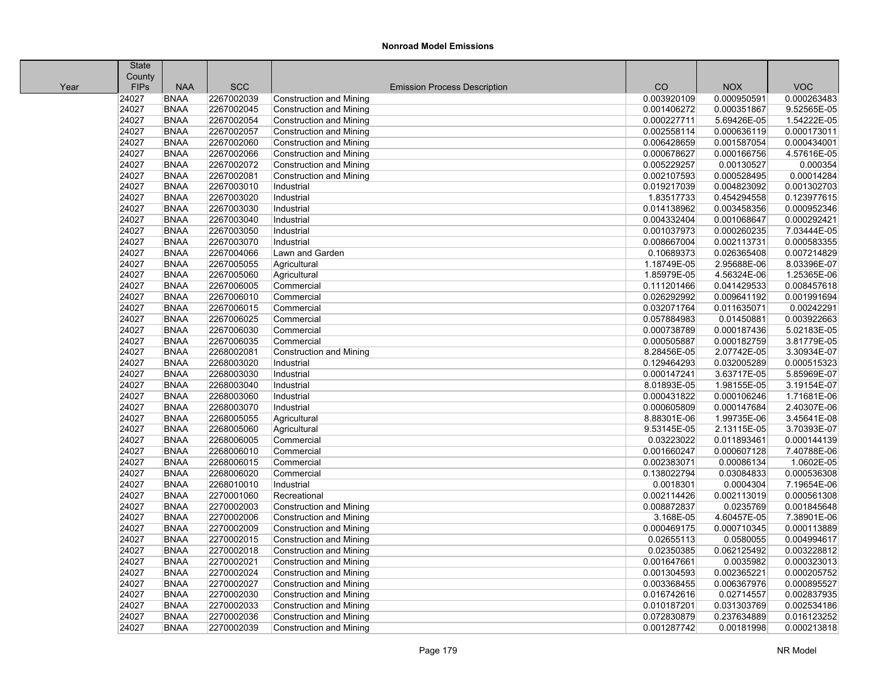**Nonroad Model Emissions**

| Year | State County FIPs | NAA | SCC | Emission Process Description | CO | NOX | VOC |
|---|---|---|---|---|---|---|---|
| | 24027 | BNAA | 2267002039 | Construction and Mining | 0.003920109 | 0.000950591 | 0.000263483 |
| | 24027 | BNAA | 2267002045 | Construction and Mining | 0.001406272 | 0.000351867 | 9.52565E-05 |
| | 24027 | BNAA | 2267002054 | Construction and Mining | 0.000227711 | 5.69426E-05 | 1.54222E-05 |
| | 24027 | BNAA | 2267002057 | Construction and Mining | 0.002558114 | 0.000636119 | 0.000173011 |
| | 24027 | BNAA | 2267002060 | Construction and Mining | 0.006428659 | 0.001587054 | 0.000434001 |
| | 24027 | BNAA | 2267002066 | Construction and Mining | 0.000678627 | 0.000166756 | 4.57616E-05 |
| | 24027 | BNAA | 2267002072 | Construction and Mining | 0.005229257 | 0.00130527 | 0.000354 |
| | 24027 | BNAA | 2267002081 | Construction and Mining | 0.002107593 | 0.000528495 | 0.00014284 |
| | 24027 | BNAA | 2267003010 | Industrial | 0.019217039 | 0.004823092 | 0.001302703 |
| | 24027 | BNAA | 2267003020 | Industrial | 1.83517733 | 0.454294558 | 0.123977615 |
| | 24027 | BNAA | 2267003030 | Industrial | 0.014138962 | 0.003458356 | 0.000952346 |
| | 24027 | BNAA | 2267003040 | Industrial | 0.004332404 | 0.001068647 | 0.000292421 |
| | 24027 | BNAA | 2267003050 | Industrial | 0.001037973 | 0.000260235 | 7.03444E-05 |
| | 24027 | BNAA | 2267003070 | Industrial | 0.008667004 | 0.002113731 | 0.000583355 |
| | 24027 | BNAA | 2267004066 | Lawn and Garden | 0.10689373 | 0.026365408 | 0.007214829 |
| | 24027 | BNAA | 2267005055 | Agricultural | 1.18749E-05 | 2.95688E-06 | 8.03396E-07 |
| | 24027 | BNAA | 2267005060 | Agricultural | 1.85979E-05 | 4.56324E-06 | 1.25365E-06 |
| | 24027 | BNAA | 2267006005 | Commercial | 0.111201466 | 0.041429533 | 0.008457618 |
| | 24027 | BNAA | 2267006010 | Commercial | 0.026292992 | 0.009641192 | 0.001991694 |
| | 24027 | BNAA | 2267006015 | Commercial | 0.032071764 | 0.011635071 | 0.00242291 |
| | 24027 | BNAA | 2267006025 | Commercial | 0.057884983 | 0.01450881 | 0.003922663 |
| | 24027 | BNAA | 2267006030 | Commercial | 0.000738789 | 0.000187436 | 5.02183E-05 |
| | 24027 | BNAA | 2267006035 | Commercial | 0.000505887 | 0.000182759 | 3.81779E-05 |
| | 24027 | BNAA | 2268002081 | Construction and Mining | 8.28456E-05 | 2.07742E-05 | 3.30934E-07 |
| | 24027 | BNAA | 2268003020 | Industrial | 0.129464293 | 0.032005289 | 0.000515323 |
| | 24027 | BNAA | 2268003030 | Industrial | 0.000147241 | 3.63717E-05 | 5.85969E-07 |
| | 24027 | BNAA | 2268003040 | Industrial | 8.01893E-05 | 1.98155E-05 | 3.19154E-07 |
| | 24027 | BNAA | 2268003060 | Industrial | 0.000431822 | 0.000106246 | 1.71681E-06 |
| | 24027 | BNAA | 2268003070 | Industrial | 0.000605809 | 0.000147684 | 2.40307E-06 |
| | 24027 | BNAA | 2268005055 | Agricultural | 8.88301E-06 | 1.99735E-06 | 3.45641E-08 |
| | 24027 | BNAA | 2268005060 | Agricultural | 9.53145E-05 | 2.13115E-05 | 3.70393E-07 |
| | 24027 | BNAA | 2268006005 | Commercial | 0.03223022 | 0.011893461 | 0.000144139 |
| | 24027 | BNAA | 2268006010 | Commercial | 0.001660247 | 0.000607128 | 7.40788E-06 |
| | 24027 | BNAA | 2268006015 | Commercial | 0.002383071 | 0.00086134 | 1.0602E-05 |
| | 24027 | BNAA | 2268006020 | Commercial | 0.138022794 | 0.03084833 | 0.000536308 |
| | 24027 | BNAA | 2268010010 | Industrial | 0.0018301 | 0.0004304 | 7.19654E-06 |
| | 24027 | BNAA | 2270001060 | Recreational | 0.002114426 | 0.002113019 | 0.000561308 |
| | 24027 | BNAA | 2270002003 | Construction and Mining | 0.008872837 | 0.0235769 | 0.001845648 |
| | 24027 | BNAA | 2270002006 | Construction and Mining | 3.168E-05 | 4.60457E-05 | 7.38901E-06 |
| | 24027 | BNAA | 2270002009 | Construction and Mining | 0.000469175 | 0.000710345 | 0.000113889 |
| | 24027 | BNAA | 2270002015 | Construction and Mining | 0.02655113 | 0.0580055 | 0.004994617 |
| | 24027 | BNAA | 2270002018 | Construction and Mining | 0.02350385 | 0.062125492 | 0.003228812 |
| | 24027 | BNAA | 2270002021 | Construction and Mining | 0.001647661 | 0.0035982 | 0.000323013 |
| | 24027 | BNAA | 2270002024 | Construction and Mining | 0.001304593 | 0.002365221 | 0.000205752 |
| | 24027 | BNAA | 2270002027 | Construction and Mining | 0.003368455 | 0.006367976 | 0.000895527 |
| | 24027 | BNAA | 2270002030 | Construction and Mining | 0.016742616 | 0.02714557 | 0.002837935 |
| | 24027 | BNAA | 2270002033 | Construction and Mining | 0.010187201 | 0.031303769 | 0.002534186 |
| | 24027 | BNAA | 2270002036 | Construction and Mining | 0.072830879 | 0.237634889 | 0.016123252 |
| | 24027 | BNAA | 2270002039 | Construction and Mining | 0.001287742 | 0.00181998 | 0.000213818 |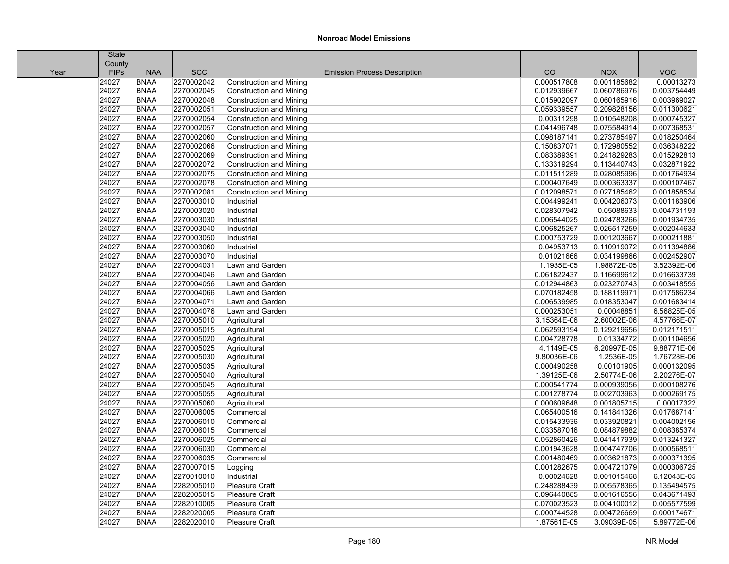# Nonroad Model Emissions

| Year | State County FIPs | NAA | SCC | Emission Process Description | CO | NOX | VOC |
|---|---|---|---|---|---|---|---|
| | 24027 | BNAA | 2270002042 | Construction and Mining | 0.000517808 | 0.001185682 | 0.00013273 |
| | 24027 | BNAA | 2270002045 | Construction and Mining | 0.012939667 | 0.060786976 | 0.003754449 |
| | 24027 | BNAA | 2270002048 | Construction and Mining | 0.015902097 | 0.060165916 | 0.003969027 |
| | 24027 | BNAA | 2270002051 | Construction and Mining | 0.059339557 | 0.209828156 | 0.011300621 |
| | 24027 | BNAA | 2270002054 | Construction and Mining | 0.00311298 | 0.010548208 | 0.000745327 |
| | 24027 | BNAA | 2270002057 | Construction and Mining | 0.041496748 | 0.075584914 | 0.007368531 |
| | 24027 | BNAA | 2270002060 | Construction and Mining | 0.098187141 | 0.273785497 | 0.018250464 |
| | 24027 | BNAA | 2270002066 | Construction and Mining | 0.150837071 | 0.172980552 | 0.036348222 |
| | 24027 | BNAA | 2270002069 | Construction and Mining | 0.083389391 | 0.241829283 | 0.015292813 |
| | 24027 | BNAA | 2270002072 | Construction and Mining | 0.133319294 | 0.113440743 | 0.032871922 |
| | 24027 | BNAA | 2270002075 | Construction and Mining | 0.011511289 | 0.028085996 | 0.001764934 |
| | 24027 | BNAA | 2270002078 | Construction and Mining | 0.000407649 | 0.000363337 | 0.000107467 |
| | 24027 | BNAA | 2270002081 | Construction and Mining | 0.012098571 | 0.027185462 | 0.001858534 |
| | 24027 | BNAA | 2270003010 | Industrial | 0.004499241 | 0.004206073 | 0.001183906 |
| | 24027 | BNAA | 2270003020 | Industrial | 0.028307942 | 0.05088633 | 0.004731193 |
| | 24027 | BNAA | 2270003030 | Industrial | 0.006544025 | 0.024783266 | 0.001934735 |
| | 24027 | BNAA | 2270003040 | Industrial | 0.006825267 | 0.026517259 | 0.002044633 |
| | 24027 | BNAA | 2270003050 | Industrial | 0.000753729 | 0.001203667 | 0.000211881 |
| | 24027 | BNAA | 2270003060 | Industrial | 0.04953713 | 0.110919072 | 0.011394886 |
| | 24027 | BNAA | 2270003070 | Industrial | 0.01021666 | 0.034199866 | 0.002452907 |
| | 24027 | BNAA | 2270004031 | Lawn and Garden | 1.1935E-05 | 1.98872E-05 | 3.52392E-06 |
| | 24027 | BNAA | 2270004046 | Lawn and Garden | 0.061822437 | 0.116699612 | 0.016633739 |
| | 24027 | BNAA | 2270004056 | Lawn and Garden | 0.012944863 | 0.023270743 | 0.003418555 |
| | 24027 | BNAA | 2270004066 | Lawn and Garden | 0.070182458 | 0.188119971 | 0.017586234 |
| | 24027 | BNAA | 2270004071 | Lawn and Garden | 0.006539985 | 0.018353047 | 0.001683414 |
| | 24027 | BNAA | 2270004076 | Lawn and Garden | 0.000253051 | 0.00048851 | 6.56825E-05 |
| | 24027 | BNAA | 2270005010 | Agricultural | 3.15364E-06 | 2.60002E-06 | 4.57766E-07 |
| | 24027 | BNAA | 2270005015 | Agricultural | 0.062593194 | 0.129219656 | 0.012171511 |
| | 24027 | BNAA | 2270005020 | Agricultural | 0.004728778 | 0.01334772 | 0.001104656 |
| | 24027 | BNAA | 2270005025 | Agricultural | 4.1149E-05 | 6.20997E-05 | 9.88771E-06 |
| | 24027 | BNAA | 2270005030 | Agricultural | 9.80036E-06 | 1.2536E-05 | 1.76728E-06 |
| | 24027 | BNAA | 2270005035 | Agricultural | 0.000490258 | 0.00101905 | 0.000132095 |
| | 24027 | BNAA | 2270005040 | Agricultural | 1.39125E-06 | 2.50774E-06 | 2.20276E-07 |
| | 24027 | BNAA | 2270005045 | Agricultural | 0.000541774 | 0.000939056 | 0.000108276 |
| | 24027 | BNAA | 2270005055 | Agricultural | 0.001278774 | 0.002703963 | 0.000269175 |
| | 24027 | BNAA | 2270005060 | Agricultural | 0.000609648 | 0.001805715 | 0.00017322 |
| | 24027 | BNAA | 2270006005 | Commercial | 0.065400516 | 0.141841326 | 0.017687141 |
| | 24027 | BNAA | 2270006010 | Commercial | 0.015433936 | 0.033920821 | 0.004002156 |
| | 24027 | BNAA | 2270006015 | Commercial | 0.033587016 | 0.084879882 | 0.008385374 |
| | 24027 | BNAA | 2270006025 | Commercial | 0.052860426 | 0.041417939 | 0.013241327 |
| | 24027 | BNAA | 2270006030 | Commercial | 0.001943628 | 0.004747706 | 0.000568511 |
| | 24027 | BNAA | 2270006035 | Commercial | 0.001480469 | 0.003621873 | 0.000371395 |
| | 24027 | BNAA | 2270007015 | Logging | 0.001282675 | 0.004721079 | 0.000306725 |
| | 24027 | BNAA | 2270010010 | Industrial | 0.00024628 | 0.001015468 | 6.12048E-05 |
| | 24027 | BNAA | 2282005010 | Pleasure Craft | 0.248288439 | 0.005578365 | 0.135494575 |
| | 24027 | BNAA | 2282005015 | Pleasure Craft | 0.096440885 | 0.001616556 | 0.043671493 |
| | 24027 | BNAA | 2282010005 | Pleasure Craft | 0.070023523 | 0.004100012 | 0.005577599 |
| | 24027 | BNAA | 2282020005 | Pleasure Craft | 0.000744528 | 0.004726669 | 0.000174671 |
| | 24027 | BNAA | 2282020010 | Pleasure Craft | 1.87561E-05 | 3.09039E-05 | 5.89772E-06 |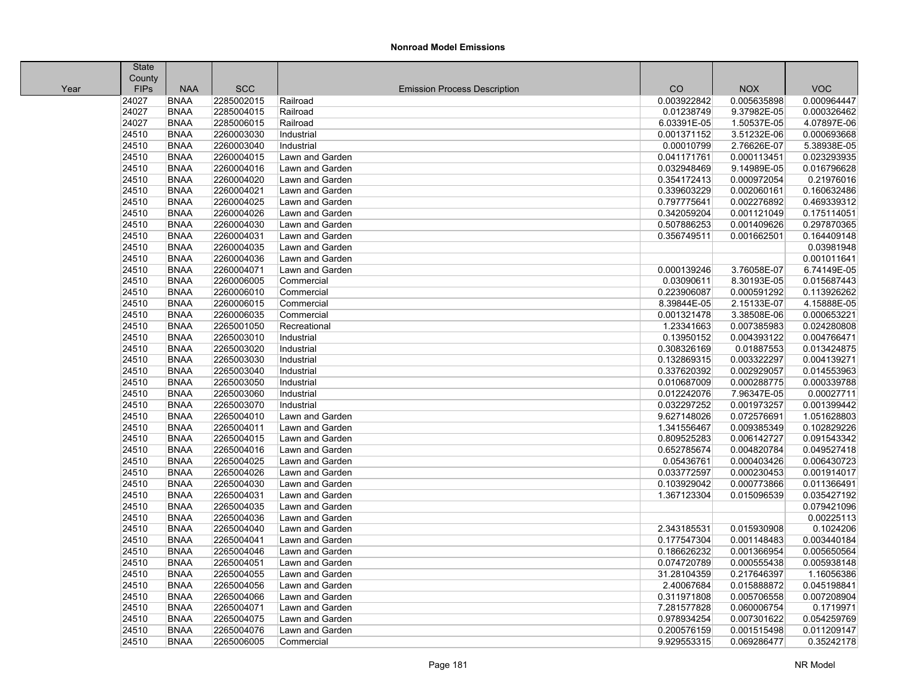# Nonroad Model Emissions

| Year | State County FIPs | NAA | SCC | Emission Process Description | CO | NOX | VOC |
|---|---|---|---|---|---|---|---|
| | 24027 | BNAA | 2285002015 | Railroad | 0.003922842 | 0.005635898 | 0.000964447 |
| | 24027 | BNAA | 2285004015 | Railroad | 0.01238749 | 9.37982E-05 | 0.000326462 |
| | 24027 | BNAA | 2285006015 | Railroad | 6.03391E-05 | 1.50537E-05 | 4.07897E-06 |
| | 24510 | BNAA | 2260003030 | Industrial | 0.001371152 | 3.51232E-06 | 0.000693668 |
| | 24510 | BNAA | 2260003040 | Industrial | 0.00010799 | 2.76626E-07 | 5.38938E-05 |
| | 24510 | BNAA | 2260004015 | Lawn and Garden | 0.041171761 | 0.000113451 | 0.023293935 |
| | 24510 | BNAA | 2260004016 | Lawn and Garden | 0.032948469 | 9.14989E-05 | 0.016796628 |
| | 24510 | BNAA | 2260004020 | Lawn and Garden | 0.354172413 | 0.000972054 | 0.21976016 |
| | 24510 | BNAA | 2260004021 | Lawn and Garden | 0.339603229 | 0.002060161 | 0.160632486 |
| | 24510 | BNAA | 2260004025 | Lawn and Garden | 0.797775641 | 0.002276892 | 0.469339312 |
| | 24510 | BNAA | 2260004026 | Lawn and Garden | 0.342059204 | 0.001121049 | 0.175114051 |
| | 24510 | BNAA | 2260004030 | Lawn and Garden | 0.507886253 | 0.001409626 | 0.297870365 |
| | 24510 | BNAA | 2260004031 | Lawn and Garden | 0.356749511 | 0.001662501 | 0.164409148 |
| | 24510 | BNAA | 2260004035 | Lawn and Garden | | | 0.03981948 |
| | 24510 | BNAA | 2260004036 | Lawn and Garden | | | 0.001011641 |
| | 24510 | BNAA | 2260004071 | Lawn and Garden | 0.000139246 | 3.76058E-07 | 6.74149E-05 |
| | 24510 | BNAA | 2260006005 | Commercial | 0.03090611 | 8.30193E-05 | 0.015687443 |
| | 24510 | BNAA | 2260006010 | Commercial | 0.223906087 | 0.000591292 | 0.113926262 |
| | 24510 | BNAA | 2260006015 | Commercial | 8.39844E-05 | 2.15133E-07 | 4.15888E-05 |
| | 24510 | BNAA | 2260006035 | Commercial | 0.001321478 | 3.38508E-06 | 0.000653221 |
| | 24510 | BNAA | 2265001050 | Recreational | 1.23341663 | 0.007385983 | 0.024280808 |
| | 24510 | BNAA | 2265003010 | Industrial | 0.13950152 | 0.004393122 | 0.004766471 |
| | 24510 | BNAA | 2265003020 | Industrial | 0.308326169 | 0.01887553 | 0.013424875 |
| | 24510 | BNAA | 2265003030 | Industrial | 0.132869315 | 0.003322297 | 0.004139271 |
| | 24510 | BNAA | 2265003040 | Industrial | 0.337620392 | 0.002929057 | 0.014553963 |
| | 24510 | BNAA | 2265003050 | Industrial | 0.010687009 | 0.000288775 | 0.000339788 |
| | 24510 | BNAA | 2265003060 | Industrial | 0.012242076 | 7.96347E-05 | 0.00027711 |
| | 24510 | BNAA | 2265003070 | Industrial | 0.032297252 | 0.001973257 | 0.001399442 |
| | 24510 | BNAA | 2265004010 | Lawn and Garden | 9.627148026 | 0.072576691 | 1.051628803 |
| | 24510 | BNAA | 2265004011 | Lawn and Garden | 1.341556467 | 0.009385349 | 0.102829226 |
| | 24510 | BNAA | 2265004015 | Lawn and Garden | 0.809525283 | 0.006142727 | 0.091543342 |
| | 24510 | BNAA | 2265004016 | Lawn and Garden | 0.652785674 | 0.004820784 | 0.049527418 |
| | 24510 | BNAA | 2265004025 | Lawn and Garden | 0.05436761 | 0.000403426 | 0.006430723 |
| | 24510 | BNAA | 2265004026 | Lawn and Garden | 0.033772597 | 0.000230453 | 0.001914017 |
| | 24510 | BNAA | 2265004030 | Lawn and Garden | 0.103929042 | 0.000773866 | 0.011366491 |
| | 24510 | BNAA | 2265004031 | Lawn and Garden | 1.367123304 | 0.015096539 | 0.035427192 |
| | 24510 | BNAA | 2265004035 | Lawn and Garden | | | 0.079421096 |
| | 24510 | BNAA | 2265004036 | Lawn and Garden | | | 0.00225113 |
| | 24510 | BNAA | 2265004040 | Lawn and Garden | 2.343185531 | 0.015930908 | 0.1024206 |
| | 24510 | BNAA | 2265004041 | Lawn and Garden | 0.177547304 | 0.001148483 | 0.003440184 |
| | 24510 | BNAA | 2265004046 | Lawn and Garden | 0.186626232 | 0.001366954 | 0.005650564 |
| | 24510 | BNAA | 2265004051 | Lawn and Garden | 0.074720789 | 0.000555438 | 0.005938148 |
| | 24510 | BNAA | 2265004055 | Lawn and Garden | 31.28104359 | 0.217646397 | 1.16056386 |
| | 24510 | BNAA | 2265004056 | Lawn and Garden | 2.40067684 | 0.015888872 | 0.045198841 |
| | 24510 | BNAA | 2265004066 | Lawn and Garden | 0.311971808 | 0.005706558 | 0.007208904 |
| | 24510 | BNAA | 2265004071 | Lawn and Garden | 7.281577828 | 0.060006754 | 0.1719971 |
| | 24510 | BNAA | 2265004075 | Lawn and Garden | 0.978934254 | 0.007301622 | 0.054259769 |
| | 24510 | BNAA | 2265004076 | Lawn and Garden | 0.200576159 | 0.001515498 | 0.011209147 |
| | 24510 | BNAA | 2265006005 | Commercial | 9.929553315 | 0.069286477 | 0.35242178 |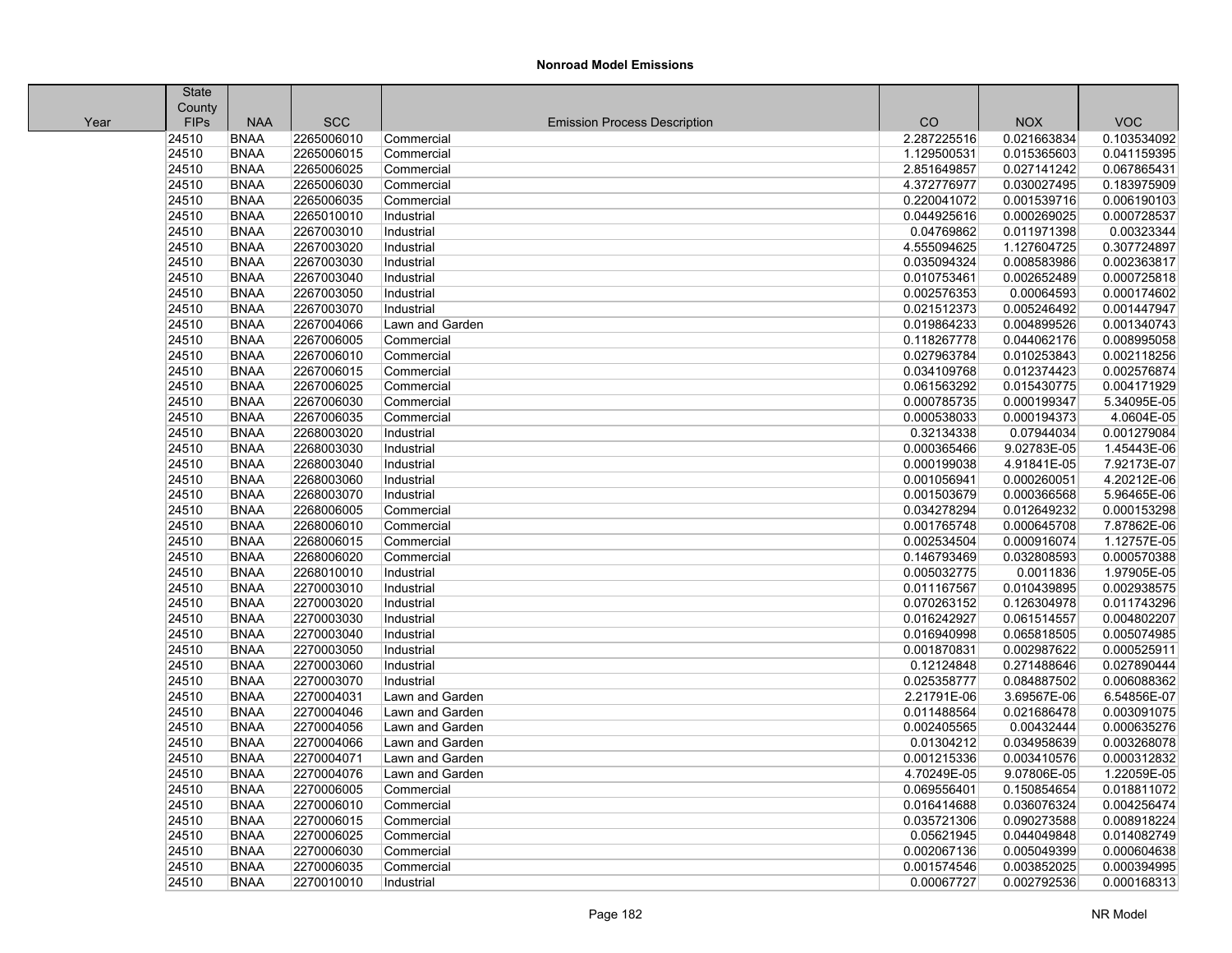## Nonroad Model Emissions

| Year | State County FIPs | NAA | SCC | Emission Process Description | CO | NOX | VOC |
|---|---|---|---|---|---|---|---|
| | 24510 | BNAA | 2265006010 | Commercial | 2.287225516 | 0.021663834 | 0.103534092 |
| | 24510 | BNAA | 2265006015 | Commercial | 1.129500531 | 0.015365603 | 0.041159395 |
| | 24510 | BNAA | 2265006025 | Commercial | 2.851649857 | 0.027141242 | 0.067865431 |
| | 24510 | BNAA | 2265006030 | Commercial | 4.372776977 | 0.030027495 | 0.183975909 |
| | 24510 | BNAA | 2265006035 | Commercial | 0.220041072 | 0.001539716 | 0.006190103 |
| | 24510 | BNAA | 2265010010 | Industrial | 0.044925616 | 0.000269025 | 0.000728537 |
| | 24510 | BNAA | 2267003010 | Industrial | 0.04769862 | 0.011971398 | 0.00323344 |
| | 24510 | BNAA | 2267003020 | Industrial | 4.555094625 | 1.127604725 | 0.307724897 |
| | 24510 | BNAA | 2267003030 | Industrial | 0.035094324 | 0.008583986 | 0.002363817 |
| | 24510 | BNAA | 2267003040 | Industrial | 0.010753461 | 0.002652489 | 0.000725818 |
| | 24510 | BNAA | 2267003050 | Industrial | 0.002576353 | 0.00064593 | 0.000174602 |
| | 24510 | BNAA | 2267003070 | Industrial | 0.021512373 | 0.005246492 | 0.001447947 |
| | 24510 | BNAA | 2267004066 | Lawn and Garden | 0.019864233 | 0.004899526 | 0.001340743 |
| | 24510 | BNAA | 2267006005 | Commercial | 0.118267778 | 0.044062176 | 0.008995058 |
| | 24510 | BNAA | 2267006010 | Commercial | 0.027963784 | 0.010253843 | 0.002118256 |
| | 24510 | BNAA | 2267006015 | Commercial | 0.034109768 | 0.012374423 | 0.002576874 |
| | 24510 | BNAA | 2267006025 | Commercial | 0.061563292 | 0.015430775 | 0.004171929 |
| | 24510 | BNAA | 2267006030 | Commercial | 0.000785735 | 0.000199347 | 5.34095E-05 |
| | 24510 | BNAA | 2267006035 | Commercial | 0.000538033 | 0.000194373 | 4.0604E-05 |
| | 24510 | BNAA | 2268003020 | Industrial | 0.32134338 | 0.07944034 | 0.001279084 |
| | 24510 | BNAA | 2268003030 | Industrial | 0.000365466 | 9.02783E-05 | 1.45443E-06 |
| | 24510 | BNAA | 2268003040 | Industrial | 0.000199038 | 4.91841E-05 | 7.92173E-07 |
| | 24510 | BNAA | 2268003060 | Industrial | 0.001056941 | 0.000260051 | 4.20212E-06 |
| | 24510 | BNAA | 2268003070 | Industrial | 0.001503679 | 0.000366568 | 5.96465E-06 |
| | 24510 | BNAA | 2268006005 | Commercial | 0.034278294 | 0.012649232 | 0.000153298 |
| | 24510 | BNAA | 2268006010 | Commercial | 0.001765748 | 0.000645708 | 7.87862E-06 |
| | 24510 | BNAA | 2268006015 | Commercial | 0.002534504 | 0.000916074 | 1.12757E-05 |
| | 24510 | BNAA | 2268006020 | Commercial | 0.146793469 | 0.032808593 | 0.000570388 |
| | 24510 | BNAA | 2268010010 | Industrial | 0.005032775 | 0.0011836 | 1.97905E-05 |
| | 24510 | BNAA | 2270003010 | Industrial | 0.011167567 | 0.010439895 | 0.002938575 |
| | 24510 | BNAA | 2270003020 | Industrial | 0.070263152 | 0.126304978 | 0.011743296 |
| | 24510 | BNAA | 2270003030 | Industrial | 0.016242927 | 0.061514557 | 0.004802207 |
| | 24510 | BNAA | 2270003040 | Industrial | 0.016940998 | 0.065818505 | 0.005074985 |
| | 24510 | BNAA | 2270003050 | Industrial | 0.001870831 | 0.002987622 | 0.000525911 |
| | 24510 | BNAA | 2270003060 | Industrial | 0.12124848 | 0.271488646 | 0.027890444 |
| | 24510 | BNAA | 2270003070 | Industrial | 0.025358777 | 0.084887502 | 0.006088362 |
| | 24510 | BNAA | 2270004031 | Lawn and Garden | 2.21791E-06 | 3.69567E-06 | 6.54856E-07 |
| | 24510 | BNAA | 2270004046 | Lawn and Garden | 0.011488564 | 0.021686478 | 0.003091075 |
| | 24510 | BNAA | 2270004056 | Lawn and Garden | 0.002405565 | 0.00432444 | 0.000635276 |
| | 24510 | BNAA | 2270004066 | Lawn and Garden | 0.01304212 | 0.034958639 | 0.003268078 |
| | 24510 | BNAA | 2270004071 | Lawn and Garden | 0.001215336 | 0.003410576 | 0.000312832 |
| | 24510 | BNAA | 2270004076 | Lawn and Garden | 4.70249E-05 | 9.07806E-05 | 1.22059E-05 |
| | 24510 | BNAA | 2270006005 | Commercial | 0.069556401 | 0.150854654 | 0.018811072 |
| | 24510 | BNAA | 2270006010 | Commercial | 0.016414688 | 0.036076324 | 0.004256474 |
| | 24510 | BNAA | 2270006015 | Commercial | 0.035721306 | 0.090273588 | 0.008918224 |
| | 24510 | BNAA | 2270006025 | Commercial | 0.05621945 | 0.044049848 | 0.014082749 |
| | 24510 | BNAA | 2270006030 | Commercial | 0.002067136 | 0.005049399 | 0.000604638 |
| | 24510 | BNAA | 2270006035 | Commercial | 0.001574546 | 0.003852025 | 0.000394995 |
| | 24510 | BNAA | 2270010010 | Industrial | 0.00067727 | 0.002792536 | 0.000168313 |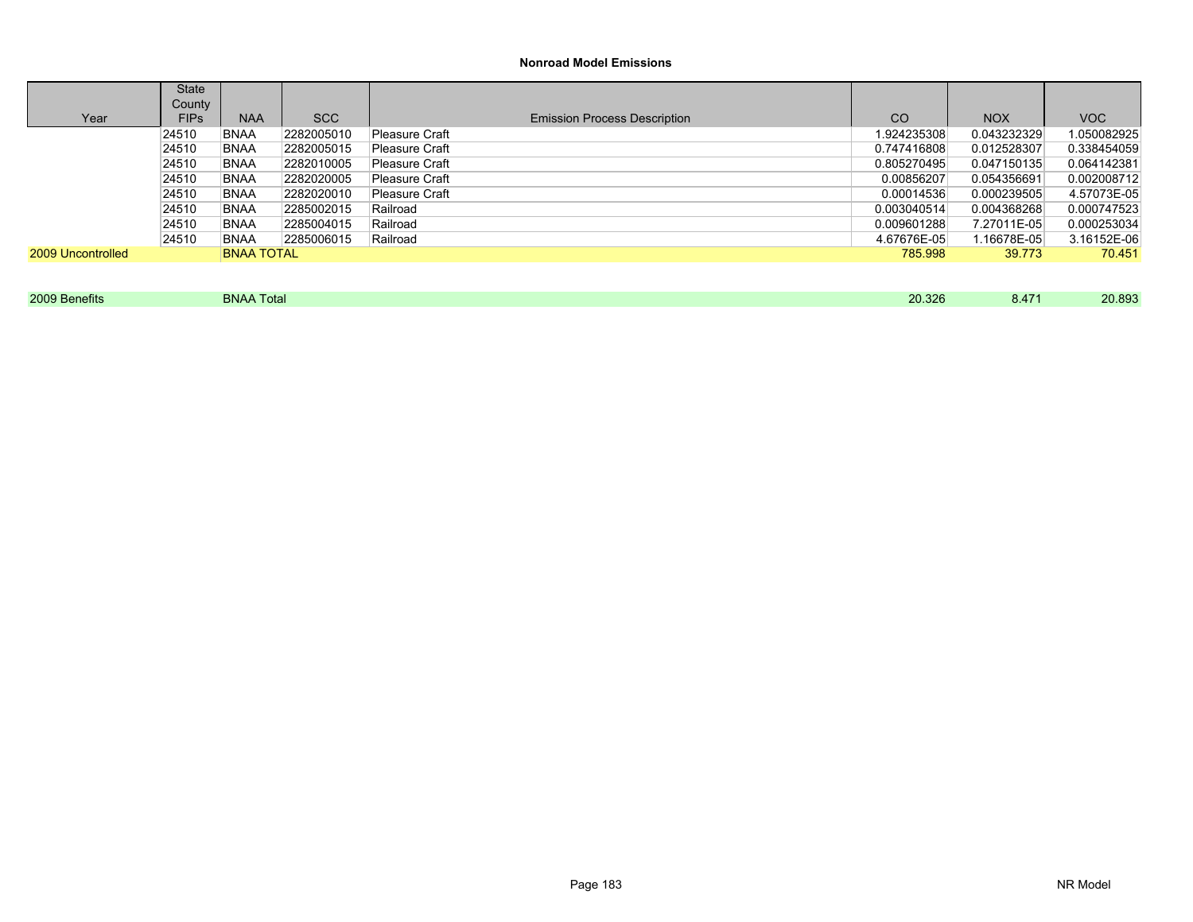### Nonroad Model Emissions

| Year | State County FIPs | NAA | SCC | Emission Process Description | CO | NOX | VOC |
|---|---|---|---|---|---|---|---|
| | 24510 | BNAA | 2282005010 | Pleasure Craft | 1.924235308 | 0.043232329 | 1.050082925 |
| | 24510 | BNAA | 2282005015 | Pleasure Craft | 0.747416808 | 0.012528307 | 0.338454059 |
| | 24510 | BNAA | 2282010005 | Pleasure Craft | 0.805270495 | 0.047150135 | 0.064142381 |
| | 24510 | BNAA | 2282020005 | Pleasure Craft | 0.00856207 | 0.054356691 | 0.002008712 |
| | 24510 | BNAA | 2282020010 | Pleasure Craft | 0.00014536 | 0.000239505 | 4.57073E-05 |
| | 24510 | BNAA | 2285002015 | Railroad | 0.003040514 | 0.004368268 | 0.000747523 |
| | 24510 | BNAA | 2285004015 | Railroad | 0.009601288 | 7.27011E-05 | 0.000253034 |
| | 24510 | BNAA | 2285006015 | Railroad | 4.67676E-05 | 1.16678E-05 | 3.16152E-06 |
| 2009 Uncontrolled | | BNAA TOTAL | | | 785.998 | 39.773 | 70.451 |
| | | | | | | | |
| 2009 Benefits | | BNAA Total | | | 20.326 | 8.471 | 20.893 |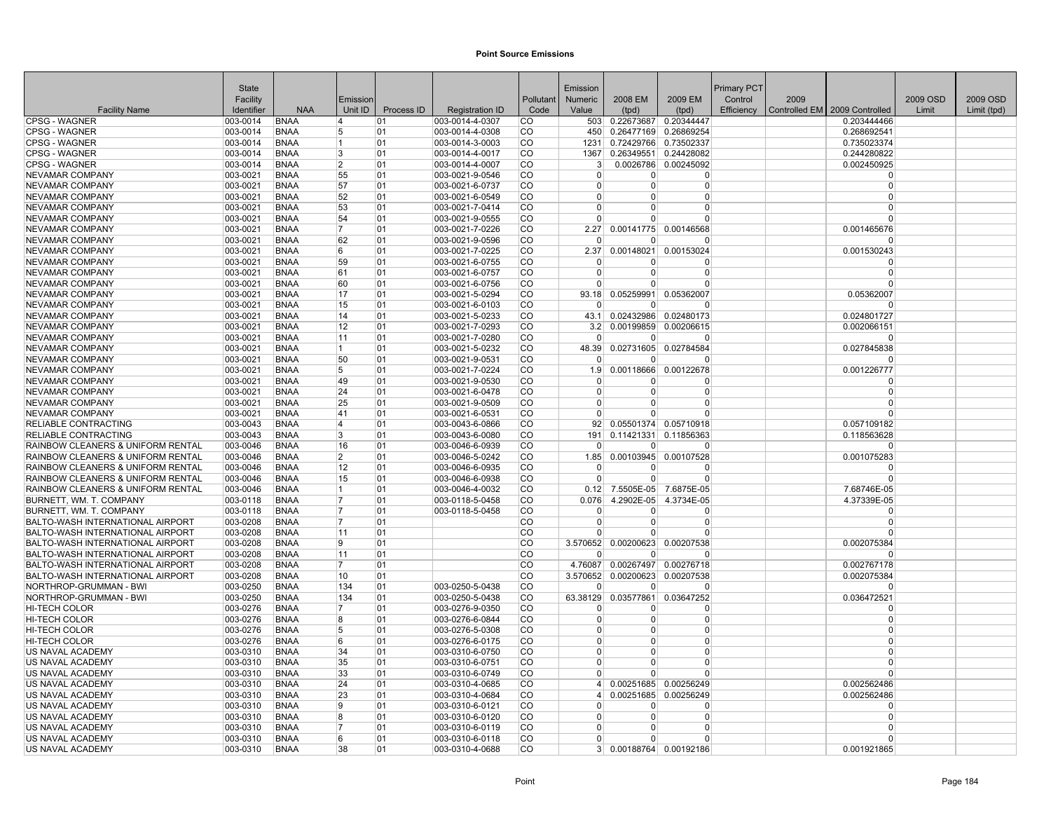# Point Source Emissions

| Facility Name | State Facility Identifier | NAA | Emission Unit ID | Process ID | Registration ID | Pollutant Code | Emission Numeric Value | 2008 EM (tpd) | 2009 EM (tpd) | Primary PCT Control Efficiency | 2009 Controlled EM | 2009 Controlled | 2009 OSD Limit | 2009 OSD Limit (tpd) |
|---|---|---|---|---|---|---|---|---|---|---|---|---|---|---|
| CPSG - WAGNER | 003-0014 | BNAA | 4 | 01 | 003-0014-4-0307 | CO | 503 | 0.22673687 | 0.20344447 | | | 0.203444466 | | |
| CPSG - WAGNER | 003-0014 | BNAA | 5 | 01 | 003-0014-4-0308 | CO | 450 | 0.26477169 | 0.26869254 | | | 0.268692541 | | |
| CPSG - WAGNER | 003-0014 | BNAA | 1 | 01 | 003-0014-3-0003 | CO | 1231 | 0.72429766 | 0.73502337 | | | 0.735023374 | | |
| CPSG - WAGNER | 003-0014 | BNAA | 3 | 01 | 003-0014-4-0017 | CO | 1367 | 0.26349551 | 0.24428082 | | | 0.244280822 | | |
| CPSG - WAGNER | 003-0014 | BNAA | 2 | 01 | 003-0014-4-0007 | CO | 3 | 0.0026786 | 0.00245092 | | | 0.002450925 | | |
| NEVAMAR COMPANY | 003-0021 | BNAA | 55 | 01 | 003-0021-9-0546 | CO | 0 | 0 | 0 | | | 0 | | |
| NEVAMAR COMPANY | 003-0021 | BNAA | 57 | 01 | 003-0021-6-0737 | CO | 0 | 0 | 0 | | | 0 | | |
| NEVAMAR COMPANY | 003-0021 | BNAA | 52 | 01 | 003-0021-6-0549 | CO | 0 | 0 | 0 | | | 0 | | |
| NEVAMAR COMPANY | 003-0021 | BNAA | 53 | 01 | 003-0021-7-0414 | CO | 0 | 0 | 0 | | | 0 | | |
| NEVAMAR COMPANY | 003-0021 | BNAA | 54 | 01 | 003-0021-9-0555 | CO | 0 | 0 | 0 | | | 0 | | |
| NEVAMAR COMPANY | 003-0021 | BNAA | 7 | 01 | 003-0021-7-0226 | CO | 2.27 | 0.00141775 | 0.00146568 | | | 0.001465676 | | |
| NEVAMAR COMPANY | 003-0021 | BNAA | 62 | 01 | 003-0021-9-0596 | CO | 0 | 0 | 0 | | | 0 | | |
| NEVAMAR COMPANY | 003-0021 | BNAA | 6 | 01 | 003-0021-7-0225 | CO | 2.37 | 0.00148021 | 0.00153024 | | | 0.001530243 | | |
| NEVAMAR COMPANY | 003-0021 | BNAA | 59 | 01 | 003-0021-6-0755 | CO | 0 | 0 | 0 | | | 0 | | |
| NEVAMAR COMPANY | 003-0021 | BNAA | 61 | 01 | 003-0021-6-0757 | CO | 0 | 0 | 0 | | | 0 | | |
| NEVAMAR COMPANY | 003-0021 | BNAA | 60 | 01 | 003-0021-6-0756 | CO | 0 | 0 | 0 | | | 0 | | |
| NEVAMAR COMPANY | 003-0021 | BNAA | 17 | 01 | 003-0021-5-0294 | CO | 93.18 | 0.05259991 | 0.05362007 | | | 0.05362007 | | |
| NEVAMAR COMPANY | 003-0021 | BNAA | 15 | 01 | 003-0021-6-0103 | CO | 0 | 0 | 0 | | | 0 | | |
| NEVAMAR COMPANY | 003-0021 | BNAA | 14 | 01 | 003-0021-5-0233 | CO | 43.1 | 0.02432986 | 0.02480173 | | | 0.024801727 | | |
| NEVAMAR COMPANY | 003-0021 | BNAA | 12 | 01 | 003-0021-7-0293 | CO | 3.2 | 0.00199859 | 0.00206615 | | | 0.002066151 | | |
| NEVAMAR COMPANY | 003-0021 | BNAA | 11 | 01 | 003-0021-7-0280 | CO | 0 | 0 | 0 | | | 0 | | |
| NEVAMAR COMPANY | 003-0021 | BNAA | 1 | 01 | 003-0021-5-0232 | CO | 48.39 | 0.02731605 | 0.02784584 | | | 0.027845838 | | |
| NEVAMAR COMPANY | 003-0021 | BNAA | 50 | 01 | 003-0021-9-0531 | CO | 0 | 0 | 0 | | | 0 | | |
| NEVAMAR COMPANY | 003-0021 | BNAA | 5 | 01 | 003-0021-7-0224 | CO | 1.9 | 0.00118666 | 0.00122678 | | | 0.001226777 | | |
| NEVAMAR COMPANY | 003-0021 | BNAA | 49 | 01 | 003-0021-9-0530 | CO | 0 | 0 | 0 | | | 0 | | |
| NEVAMAR COMPANY | 003-0021 | BNAA | 24 | 01 | 003-0021-6-0478 | CO | 0 | 0 | 0 | | | 0 | | |
| NEVAMAR COMPANY | 003-0021 | BNAA | 25 | 01 | 003-0021-9-0509 | CO | 0 | 0 | 0 | | | 0 | | |
| NEVAMAR COMPANY | 003-0021 | BNAA | 41 | 01 | 003-0021-6-0531 | CO | 0 | 0 | 0 | | | 0 | | |
| RELIABLE CONTRACTING | 003-0043 | BNAA | 4 | 01 | 003-0043-6-0866 | CO | 92 | 0.05501374 | 0.05710918 | | | 0.057109182 | | |
| RELIABLE CONTRACTING | 003-0043 | BNAA | 3 | 01 | 003-0043-6-0080 | CO | 191 | 0.11421331 | 0.11856363 | | | 0.118563628 | | |
| RAINBOW CLEANERS & UNIFORM RENTAL | 003-0046 | BNAA | 16 | 01 | 003-0046-6-0939 | CO | 0 | 0 | 0 | | | 0 | | |
| RAINBOW CLEANERS & UNIFORM RENTAL | 003-0046 | BNAA | 2 | 01 | 003-0046-5-0242 | CO | 1.85 | 0.00103945 | 0.00107528 | | | 0.001075283 | | |
| RAINBOW CLEANERS & UNIFORM RENTAL | 003-0046 | BNAA | 12 | 01 | 003-0046-6-0935 | CO | 0 | 0 | 0 | | | 0 | | |
| RAINBOW CLEANERS & UNIFORM RENTAL | 003-0046 | BNAA | 15 | 01 | 003-0046-6-0938 | CO | 0 | 0 | 0 | | | 0 | | |
| RAINBOW CLEANERS & UNIFORM RENTAL | 003-0046 | BNAA | 1 | 01 | 003-0046-4-0032 | CO | 0.12 | 7.5505E-05 | 7.6875E-05 | | | 7.68746E-05 | | |
| BURNETT, WM. T. COMPANY | 003-0118 | BNAA | 7 | 01 | 003-0118-5-0458 | CO | 0.076 | 4.2902E-05 | 4.3734E-05 | | | 4.37339E-05 | | |
| BURNETT, WM. T. COMPANY | 003-0118 | BNAA | 7 | 01 | 003-0118-5-0458 | CO | 0 | 0 | 0 | | | 0 | | |
| BALTO-WASH INTERNATIONAL AIRPORT | 003-0208 | BNAA | 7 | 01 | | CO | 0 | 0 | 0 | | | 0 | | |
| BALTO-WASH INTERNATIONAL AIRPORT | 003-0208 | BNAA | 11 | 01 | | CO | 0 | 0 | 0 | | | 0 | | |
| BALTO-WASH INTERNATIONAL AIRPORT | 003-0208 | BNAA | 9 | 01 | | CO | 3.570652 | 0.00200623 | 0.00207538 | | | 0.002075384 | | |
| BALTO-WASH INTERNATIONAL AIRPORT | 003-0208 | BNAA | 11 | 01 | | CO | 0 | 0 | 0 | | | 0 | | |
| BALTO-WASH INTERNATIONAL AIRPORT | 003-0208 | BNAA | 7 | 01 | | CO | 4.76087 | 0.00267497 | 0.00276718 | | | 0.002767178 | | |
| BALTO-WASH INTERNATIONAL AIRPORT | 003-0208 | BNAA | 10 | 01 | | CO | 3.570652 | 0.00200623 | 0.00207538 | | | 0.002075384 | | |
| NORTHROP-GRUMMAN - BWI | 003-0250 | BNAA | 134 | 01 | 003-0250-5-0438 | CO | 0 | 0 | 0 | | | 0 | | |
| NORTHROP-GRUMMAN - BWI | 003-0250 | BNAA | 134 | 01 | 003-0250-5-0438 | CO | 63.38129 | 0.03577861 | 0.03647252 | | | 0.036472521 | | |
| HI-TECH COLOR | 003-0276 | BNAA | 7 | 01 | 003-0276-9-0350 | CO | 0 | 0 | 0 | | | 0 | | |
| HI-TECH COLOR | 003-0276 | BNAA | 8 | 01 | 003-0276-6-0844 | CO | 0 | 0 | 0 | | | 0 | | |
| HI-TECH COLOR | 003-0276 | BNAA | 5 | 01 | 003-0276-5-0308 | CO | 0 | 0 | 0 | | | 0 | | |
| HI-TECH COLOR | 003-0276 | BNAA | 6 | 01 | 003-0276-6-0175 | CO | 0 | 0 | 0 | | | 0 | | |
| US NAVAL ACADEMY | 003-0310 | BNAA | 34 | 01 | 003-0310-6-0750 | CO | 0 | 0 | 0 | | | 0 | | |
| US NAVAL ACADEMY | 003-0310 | BNAA | 35 | 01 | 003-0310-6-0751 | CO | 0 | 0 | 0 | | | 0 | | |
| US NAVAL ACADEMY | 003-0310 | BNAA | 33 | 01 | 003-0310-6-0749 | CO | 0 | 0 | 0 | | | 0 | | |
| US NAVAL ACADEMY | 003-0310 | BNAA | 24 | 01 | 003-0310-4-0685 | CO | 4 | 0.00251685 | 0.00256249 | | | 0.002562486 | | |
| US NAVAL ACADEMY | 003-0310 | BNAA | 23 | 01 | 003-0310-4-0684 | CO | 4 | 0.00251685 | 0.00256249 | | | 0.002562486 | | |
| US NAVAL ACADEMY | 003-0310 | BNAA | 9 | 01 | 003-0310-6-0121 | CO | 0 | 0 | 0 | | | 0 | | |
| US NAVAL ACADEMY | 003-0310 | BNAA | 8 | 01 | 003-0310-6-0120 | CO | 0 | 0 | 0 | | | 0 | | |
| US NAVAL ACADEMY | 003-0310 | BNAA | 7 | 01 | 003-0310-6-0119 | CO | 0 | 0 | 0 | | | 0 | | |
| US NAVAL ACADEMY | 003-0310 | BNAA | 6 | 01 | 003-0310-6-0118 | CO | 0 | 0 | 0 | | | 0 | | |
| US NAVAL ACADEMY | 003-0310 | BNAA | 38 | 01 | 003-0310-4-0688 | CO | 3 | 0.00188764 | 0.00192186 | | | 0.001921865 | | |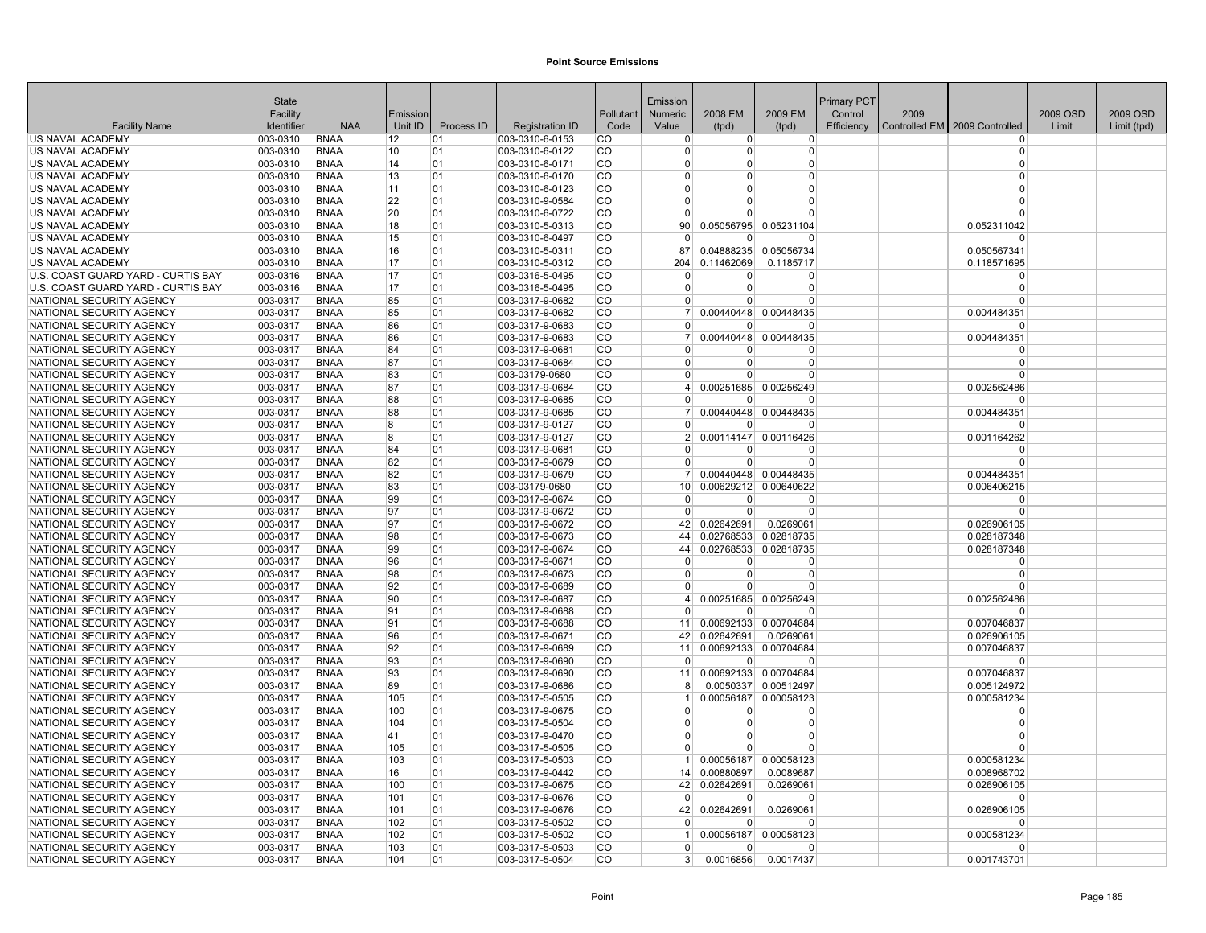## Point Source Emissions

| Facility Name | State Facility Identifier | NAA | Emission Unit ID | Process ID | Registration ID | Pollutant Code | Emission Numeric Value | 2008 EM (tpd) | 2009 EM (tpd) | Primary PCT Control Efficiency | 2009 Controlled EM | 2009 Controlled | 2009 OSD Limit | 2009 OSD Limit (tpd) |
|---|---|---|---|---|---|---|---|---|---|---|---|---|---|---|
| US NAVAL ACADEMY | 003-0310 | BNAA | 12 | 01 | 003-0310-6-0153 | CO | 0 | 0 | 0 | | | 0 | | |
| US NAVAL ACADEMY | 003-0310 | BNAA | 10 | 01 | 003-0310-6-0122 | CO | 0 | 0 | 0 | | | 0 | | |
| US NAVAL ACADEMY | 003-0310 | BNAA | 14 | 01 | 003-0310-6-0171 | CO | 0 | 0 | 0 | | | 0 | | |
| US NAVAL ACADEMY | 003-0310 | BNAA | 13 | 01 | 003-0310-6-0170 | CO | 0 | 0 | 0 | | | 0 | | |
| US NAVAL ACADEMY | 003-0310 | BNAA | 11 | 01 | 003-0310-6-0123 | CO | 0 | 0 | 0 | | | 0 | | |
| US NAVAL ACADEMY | 003-0310 | BNAA | 22 | 01 | 003-0310-9-0584 | CO | 0 | 0 | 0 | | | 0 | | |
| US NAVAL ACADEMY | 003-0310 | BNAA | 20 | 01 | 003-0310-6-0722 | CO | 0 | 0 | 0 | | | 0 | | |
| US NAVAL ACADEMY | 003-0310 | BNAA | 18 | 01 | 003-0310-5-0313 | CO | 90 | 0.05056795 | 0.05231104 | | | 0.052311042 | | |
| US NAVAL ACADEMY | 003-0310 | BNAA | 15 | 01 | 003-0310-6-0497 | CO | 0 | 0 | 0 | | | 0 | | |
| US NAVAL ACADEMY | 003-0310 | BNAA | 16 | 01 | 003-0310-5-0311 | CO | 87 | 0.04888235 | 0.05056734 | | | 0.050567341 | | |
| US NAVAL ACADEMY | 003-0310 | BNAA | 17 | 01 | 003-0310-5-0312 | CO | 204 | 0.11462069 | 0.1185717 | | | 0.118571695 | | |
| U.S. COAST GUARD YARD - CURTIS BAY | 003-0316 | BNAA | 17 | 01 | 003-0316-5-0495 | CO | 0 | 0 | 0 | | | 0 | | |
| U.S. COAST GUARD YARD - CURTIS BAY | 003-0316 | BNAA | 17 | 01 | 003-0316-5-0495 | CO | 0 | 0 | 0 | | | 0 | | |
| NATIONAL SECURITY AGENCY | 003-0317 | BNAA | 85 | 01 | 003-0317-9-0682 | CO | 0 | 0 | 0 | | | 0 | | |
| NATIONAL SECURITY AGENCY | 003-0317 | BNAA | 85 | 01 | 003-0317-9-0682 | CO | 7 | 0.00440448 | 0.00448435 | | | 0.004484351 | | |
| NATIONAL SECURITY AGENCY | 003-0317 | BNAA | 86 | 01 | 003-0317-9-0683 | CO | 0 | 0 | 0 | | | 0 | | |
| NATIONAL SECURITY AGENCY | 003-0317 | BNAA | 86 | 01 | 003-0317-9-0683 | CO | 7 | 0.00440448 | 0.00448435 | | | 0.004484351 | | |
| NATIONAL SECURITY AGENCY | 003-0317 | BNAA | 84 | 01 | 003-0317-9-0681 | CO | 0 | 0 | 0 | | | 0 | | |
| NATIONAL SECURITY AGENCY | 003-0317 | BNAA | 87 | 01 | 003-0317-9-0684 | CO | 0 | 0 | 0 | | | 0 | | |
| NATIONAL SECURITY AGENCY | 003-0317 | BNAA | 83 | 01 | 003-03179-0680 | CO | 0 | 0 | 0 | | | 0 | | |
| NATIONAL SECURITY AGENCY | 003-0317 | BNAA | 87 | 01 | 003-0317-9-0684 | CO | 4 | 0.00251685 | 0.00256249 | | | 0.002562486 | | |
| NATIONAL SECURITY AGENCY | 003-0317 | BNAA | 88 | 01 | 003-0317-9-0685 | CO | 0 | 0 | 0 | | | 0 | | |
| NATIONAL SECURITY AGENCY | 003-0317 | BNAA | 88 | 01 | 003-0317-9-0685 | CO | 7 | 0.00440448 | 0.00448435 | | | 0.004484351 | | |
| NATIONAL SECURITY AGENCY | 003-0317 | BNAA | 8 | 01 | 003-0317-9-0127 | CO | 0 | 0 | 0 | | | 0 | | |
| NATIONAL SECURITY AGENCY | 003-0317 | BNAA | 8 | 01 | 003-0317-9-0127 | CO | 2 | 0.00114147 | 0.00116426 | | | 0.001164262 | | |
| NATIONAL SECURITY AGENCY | 003-0317 | BNAA | 84 | 01 | 003-0317-9-0681 | CO | 0 | 0 | 0 | | | 0 | | |
| NATIONAL SECURITY AGENCY | 003-0317 | BNAA | 82 | 01 | 003-0317-9-0679 | CO | 0 | 0 | 0 | | | 0 | | |
| NATIONAL SECURITY AGENCY | 003-0317 | BNAA | 82 | 01 | 003-0317-9-0679 | CO | 7 | 0.00440448 | 0.00448435 | | | 0.004484351 | | |
| NATIONAL SECURITY AGENCY | 003-0317 | BNAA | 83 | 01 | 003-03179-0680 | CO | 10 | 0.00629212 | 0.00640622 | | | 0.006406215 | | |
| NATIONAL SECURITY AGENCY | 003-0317 | BNAA | 99 | 01 | 003-0317-9-0674 | CO | 0 | 0 | 0 | | | 0 | | |
| NATIONAL SECURITY AGENCY | 003-0317 | BNAA | 97 | 01 | 003-0317-9-0672 | CO | 0 | 0 | 0 | | | 0 | | |
| NATIONAL SECURITY AGENCY | 003-0317 | BNAA | 97 | 01 | 003-0317-9-0672 | CO | 42 | 0.02642691 | 0.0269061 | | | 0.026906105 | | |
| NATIONAL SECURITY AGENCY | 003-0317 | BNAA | 98 | 01 | 003-0317-9-0673 | CO | 44 | 0.02768533 | 0.02818735 | | | 0.028187348 | | |
| NATIONAL SECURITY AGENCY | 003-0317 | BNAA | 99 | 01 | 003-0317-9-0674 | CO | 44 | 0.02768533 | 0.02818735 | | | 0.028187348 | | |
| NATIONAL SECURITY AGENCY | 003-0317 | BNAA | 96 | 01 | 003-0317-9-0671 | CO | 0 | 0 | 0 | | | 0 | | |
| NATIONAL SECURITY AGENCY | 003-0317 | BNAA | 98 | 01 | 003-0317-9-0673 | CO | 0 | 0 | 0 | | | 0 | | |
| NATIONAL SECURITY AGENCY | 003-0317 | BNAA | 92 | 01 | 003-0317-9-0689 | CO | 0 | 0 | 0 | | | 0 | | |
| NATIONAL SECURITY AGENCY | 003-0317 | BNAA | 90 | 01 | 003-0317-9-0687 | CO | 4 | 0.00251685 | 0.00256249 | | | 0.002562486 | | |
| NATIONAL SECURITY AGENCY | 003-0317 | BNAA | 91 | 01 | 003-0317-9-0688 | CO | 0 | 0 | 0 | | | 0 | | |
| NATIONAL SECURITY AGENCY | 003-0317 | BNAA | 91 | 01 | 003-0317-9-0688 | CO | 11 | 0.00692133 | 0.00704684 | | | 0.007046837 | | |
| NATIONAL SECURITY AGENCY | 003-0317 | BNAA | 96 | 01 | 003-0317-9-0671 | CO | 42 | 0.02642691 | 0.0269061 | | | 0.026906105 | | |
| NATIONAL SECURITY AGENCY | 003-0317 | BNAA | 92 | 01 | 003-0317-9-0689 | CO | 11 | 0.00692133 | 0.00704684 | | | 0.007046837 | | |
| NATIONAL SECURITY AGENCY | 003-0317 | BNAA | 93 | 01 | 003-0317-9-0690 | CO | 0 | 0 | 0 | | | 0 | | |
| NATIONAL SECURITY AGENCY | 003-0317 | BNAA | 93 | 01 | 003-0317-9-0690 | CO | 11 | 0.00692133 | 0.00704684 | | | 0.007046837 | | |
| NATIONAL SECURITY AGENCY | 003-0317 | BNAA | 89 | 01 | 003-0317-9-0686 | CO | 8 | 0.0050337 | 0.00512497 | | | 0.005124972 | | |
| NATIONAL SECURITY AGENCY | 003-0317 | BNAA | 105 | 01 | 003-0317-5-0505 | CO | 1 | 0.00056187 | 0.00058123 | | | 0.000581234 | | |
| NATIONAL SECURITY AGENCY | 003-0317 | BNAA | 100 | 01 | 003-0317-9-0675 | CO | 0 | 0 | 0 | | | 0 | | |
| NATIONAL SECURITY AGENCY | 003-0317 | BNAA | 104 | 01 | 003-0317-5-0504 | CO | 0 | 0 | 0 | | | 0 | | |
| NATIONAL SECURITY AGENCY | 003-0317 | BNAA | 41 | 01 | 003-0317-9-0470 | CO | 0 | 0 | 0 | | | 0 | | |
| NATIONAL SECURITY AGENCY | 003-0317 | BNAA | 105 | 01 | 003-0317-5-0505 | CO | 0 | 0 | 0 | | | 0 | | |
| NATIONAL SECURITY AGENCY | 003-0317 | BNAA | 103 | 01 | 003-0317-5-0503 | CO | 1 | 0.00056187 | 0.00058123 | | | 0.000581234 | | |
| NATIONAL SECURITY AGENCY | 003-0317 | BNAA | 16 | 01 | 003-0317-9-0442 | CO | 14 | 0.00880897 | 0.0089687 | | | 0.008968702 | | |
| NATIONAL SECURITY AGENCY | 003-0317 | BNAA | 100 | 01 | 003-0317-9-0675 | CO | 42 | 0.02642691 | 0.0269061 | | | 0.026906105 | | |
| NATIONAL SECURITY AGENCY | 003-0317 | BNAA | 101 | 01 | 003-0317-9-0676 | CO | 0 | 0 | 0 | | | 0 | | |
| NATIONAL SECURITY AGENCY | 003-0317 | BNAA | 101 | 01 | 003-0317-9-0676 | CO | 42 | 0.02642691 | 0.0269061 | | | 0.026906105 | | |
| NATIONAL SECURITY AGENCY | 003-0317 | BNAA | 102 | 01 | 003-0317-5-0502 | CO | 0 | 0 | 0 | | | 0 | | |
| NATIONAL SECURITY AGENCY | 003-0317 | BNAA | 102 | 01 | 003-0317-5-0502 | CO | 1 | 0.00056187 | 0.00058123 | | | 0.000581234 | | |
| NATIONAL SECURITY AGENCY | 003-0317 | BNAA | 103 | 01 | 003-0317-5-0503 | CO | 0 | 0 | 0 | | | 0 | | |
| NATIONAL SECURITY AGENCY | 003-0317 | BNAA | 104 | 01 | 003-0317-5-0504 | CO | 3 | 0.0016856 | 0.0017437 | | | 0.001743701 | | |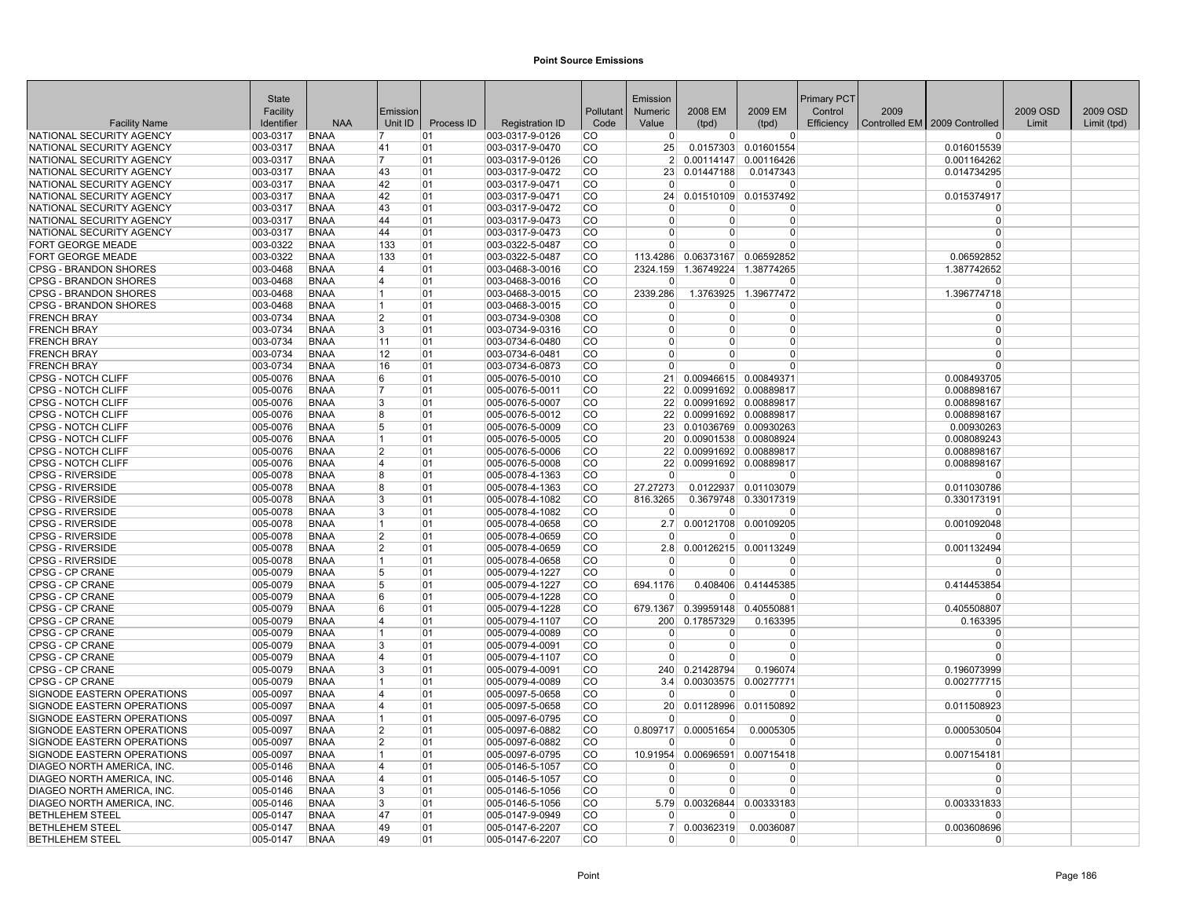# Point Source Emissions

| Facility Name | State Facility Identifier | NAA | Emission Unit ID | Process ID | Registration ID | Pollutant Code | Emission Numeric Value | 2008 EM (tpd) | 2009 EM (tpd) | Primary PCT Control Efficiency | 2009 Controlled EM | 2009 Controlled | 2009 OSD Limit | 2009 OSD Limit (tpd) |
|---|---|---|---|---|---|---|---|---|---|---|---|---|---|---|
| NATIONAL SECURITY AGENCY | 003-0317 | BNAA | 7 | 01 | 003-0317-9-0126 | CO | 0 | 0 | 0 | | | 0 | | |
| NATIONAL SECURITY AGENCY | 003-0317 | BNAA | 41 | 01 | 003-0317-9-0470 | CO | 25 | 0.0157303 | 0.01601554 | | | 0.016015539 | | |
| NATIONAL SECURITY AGENCY | 003-0317 | BNAA | 7 | 01 | 003-0317-9-0126 | CO | 2 | 0.00114147 | 0.00116426 | | | 0.001164262 | | |
| NATIONAL SECURITY AGENCY | 003-0317 | BNAA | 43 | 01 | 003-0317-9-0472 | CO | 23 | 0.01447188 | 0.0147343 | | | 0.014734295 | | |
| NATIONAL SECURITY AGENCY | 003-0317 | BNAA | 42 | 01 | 003-0317-9-0471 | CO | 0 | 0 | 0 | | | 0 | | |
| NATIONAL SECURITY AGENCY | 003-0317 | BNAA | 42 | 01 | 003-0317-9-0471 | CO | 24 | 0.01510109 | 0.01537492 | | | 0.015374917 | | |
| NATIONAL SECURITY AGENCY | 003-0317 | BNAA | 43 | 01 | 003-0317-9-0472 | CO | 0 | 0 | 0 | | | 0 | | |
| NATIONAL SECURITY AGENCY | 003-0317 | BNAA | 44 | 01 | 003-0317-9-0473 | CO | 0 | 0 | 0 | | | 0 | | |
| NATIONAL SECURITY AGENCY | 003-0317 | BNAA | 44 | 01 | 003-0317-9-0473 | CO | 0 | 0 | 0 | | | 0 | | |
| FORT GEORGE MEADE | 003-0322 | BNAA | 133 | 01 | 003-0322-5-0487 | CO | 0 | 0 | 0 | | | 0 | | |
| FORT GEORGE MEADE | 003-0322 | BNAA | 133 | 01 | 003-0322-5-0487 | CO | 113.4286 | 0.06373167 | 0.06592852 | | | 0.06592852 | | |
| CPSG - BRANDON SHORES | 003-0468 | BNAA | 4 | 01 | 003-0468-3-0016 | CO | 2324.159 | 1.36749224 | 1.38774265 | | | 1.387742652 | | |
| CPSG - BRANDON SHORES | 003-0468 | BNAA | 4 | 01 | 003-0468-3-0016 | CO | 0 | 0 | 0 | | | 0 | | |
| CPSG - BRANDON SHORES | 003-0468 | BNAA | 1 | 01 | 003-0468-3-0015 | CO | 2339.286 | 1.3763925 | 1.39677472 | | | 1.396774718 | | |
| CPSG - BRANDON SHORES | 003-0468 | BNAA | 1 | 01 | 003-0468-3-0015 | CO | 0 | 0 | 0 | | | 0 | | |
| FRENCH BRAY | 003-0734 | BNAA | 2 | 01 | 003-0734-9-0308 | CO | 0 | 0 | 0 | | | 0 | | |
| FRENCH BRAY | 003-0734 | BNAA | 3 | 01 | 003-0734-9-0316 | CO | 0 | 0 | 0 | | | 0 | | |
| FRENCH BRAY | 003-0734 | BNAA | 11 | 01 | 003-0734-6-0480 | CO | 0 | 0 | 0 | | | 0 | | |
| FRENCH BRAY | 003-0734 | BNAA | 12 | 01 | 003-0734-6-0481 | CO | 0 | 0 | 0 | | | 0 | | |
| FRENCH BRAY | 003-0734 | BNAA | 16 | 01 | 003-0734-6-0873 | CO | 0 | 0 | 0 | | | 0 | | |
| CPSG - NOTCH CLIFF | 005-0076 | BNAA | 6 | 01 | 005-0076-5-0010 | CO | 21 | 0.00946615 | 0.00849371 | | | 0.008493705 | | |
| CPSG - NOTCH CLIFF | 005-0076 | BNAA | 7 | 01 | 005-0076-5-0011 | CO | 22 | 0.00991692 | 0.00889817 | | | 0.008898167 | | |
| CPSG - NOTCH CLIFF | 005-0076 | BNAA | 3 | 01 | 005-0076-5-0007 | CO | 22 | 0.00991692 | 0.00889817 | | | 0.008898167 | | |
| CPSG - NOTCH CLIFF | 005-0076 | BNAA | 8 | 01 | 005-0076-5-0012 | CO | 22 | 0.00991692 | 0.00889817 | | | 0.008898167 | | |
| CPSG - NOTCH CLIFF | 005-0076 | BNAA | 5 | 01 | 005-0076-5-0009 | CO | 23 | 0.01036769 | 0.00930263 | | | 0.00930263 | | |
| CPSG - NOTCH CLIFF | 005-0076 | BNAA | 1 | 01 | 005-0076-5-0005 | CO | 20 | 0.00901538 | 0.00808924 | | | 0.008089243 | | |
| CPSG - NOTCH CLIFF | 005-0076 | BNAA | 2 | 01 | 005-0076-5-0006 | CO | 22 | 0.00991692 | 0.00889817 | | | 0.008898167 | | |
| CPSG - NOTCH CLIFF | 005-0076 | BNAA | 4 | 01 | 005-0076-5-0008 | CO | 22 | 0.00991692 | 0.00889817 | | | 0.008898167 | | |
| CPSG - RIVERSIDE | 005-0078 | BNAA | 8 | 01 | 005-0078-4-1363 | CO | 0 | 0 | 0 | | | 0 | | |
| CPSG - RIVERSIDE | 005-0078 | BNAA | 8 | 01 | 005-0078-4-1363 | CO | 27.27273 | 0.0122937 | 0.01103079 | | | 0.011030786 | | |
| CPSG - RIVERSIDE | 005-0078 | BNAA | 3 | 01 | 005-0078-4-1082 | CO | 816.3265 | 0.3679748 | 0.33017319 | | | 0.330173191 | | |
| CPSG - RIVERSIDE | 005-0078 | BNAA | 3 | 01 | 005-0078-4-1082 | CO | 0 | 0 | 0 | | | 0 | | |
| CPSG - RIVERSIDE | 005-0078 | BNAA | 1 | 01 | 005-0078-4-0658 | CO | 2.7 | 0.00121708 | 0.00109205 | | | 0.001092048 | | |
| CPSG - RIVERSIDE | 005-0078 | BNAA | 2 | 01 | 005-0078-4-0659 | CO | 0 | 0 | 0 | | | 0 | | |
| CPSG - RIVERSIDE | 005-0078 | BNAA | 2 | 01 | 005-0078-4-0659 | CO | 2.8 | 0.00126215 | 0.00113249 | | | 0.001132494 | | |
| CPSG - RIVERSIDE | 005-0078 | BNAA | 1 | 01 | 005-0078-4-0658 | CO | 0 | 0 | 0 | | | 0 | | |
| CPSG - CP CRANE | 005-0079 | BNAA | 5 | 01 | 005-0079-4-1227 | CO | 0 | 0 | 0 | | | 0 | | |
| CPSG - CP CRANE | 005-0079 | BNAA | 5 | 01 | 005-0079-4-1227 | CO | 694.1176 | 0.408406 | 0.41445385 | | | 0.414453854 | | |
| CPSG - CP CRANE | 005-0079 | BNAA | 6 | 01 | 005-0079-4-1228 | CO | 0 | 0 | 0 | | | 0 | | |
| CPSG - CP CRANE | 005-0079 | BNAA | 6 | 01 | 005-0079-4-1228 | CO | 679.1367 | 0.39959148 | 0.40550881 | | | 0.405508807 | | |
| CPSG - CP CRANE | 005-0079 | BNAA | 4 | 01 | 005-0079-4-1107 | CO | 200 | 0.17857329 | 0.163395 | | | 0.163395 | | |
| CPSG - CP CRANE | 005-0079 | BNAA | 1 | 01 | 005-0079-4-0089 | CO | 0 | 0 | 0 | | | 0 | | |
| CPSG - CP CRANE | 005-0079 | BNAA | 3 | 01 | 005-0079-4-0091 | CO | 0 | 0 | 0 | | | 0 | | |
| CPSG - CP CRANE | 005-0079 | BNAA | 4 | 01 | 005-0079-4-1107 | CO | 0 | 0 | 0 | | | 0 | | |
| CPSG - CP CRANE | 005-0079 | BNAA | 3 | 01 | 005-0079-4-0091 | CO | 240 | 0.21428794 | 0.196074 | | | 0.196073999 | | |
| CPSG - CP CRANE | 005-0079 | BNAA | 1 | 01 | 005-0079-4-0089 | CO | 3.4 | 0.00303575 | 0.00277771 | | | 0.002777715 | | |
| SIGNODE EASTERN OPERATIONS | 005-0097 | BNAA | 4 | 01 | 005-0097-5-0658 | CO | 0 | 0 | 0 | | | 0 | | |
| SIGNODE EASTERN OPERATIONS | 005-0097 | BNAA | 4 | 01 | 005-0097-5-0658 | CO | 20 | 0.01128996 | 0.01150892 | | | 0.011508923 | | |
| SIGNODE EASTERN OPERATIONS | 005-0097 | BNAA | 1 | 01 | 005-0097-6-0795 | CO | 0 | 0 | 0 | | | 0 | | |
| SIGNODE EASTERN OPERATIONS | 005-0097 | BNAA | 2 | 01 | 005-0097-6-0882 | CO | 0.809717 | 0.00051654 | 0.0005305 | | | 0.000530504 | | |
| SIGNODE EASTERN OPERATIONS | 005-0097 | BNAA | 2 | 01 | 005-0097-6-0882 | CO | 0 | 0 | 0 | | | 0 | | |
| SIGNODE EASTERN OPERATIONS | 005-0097 | BNAA | 1 | 01 | 005-0097-6-0795 | CO | 10.91954 | 0.00696591 | 0.00715418 | | | 0.007154181 | | |
| DIAGEO NORTH AMERICA, INC. | 005-0146 | BNAA | 4 | 01 | 005-0146-5-1057 | CO | 0 | 0 | 0 | | | 0 | | |
| DIAGEO NORTH AMERICA, INC. | 005-0146 | BNAA | 4 | 01 | 005-0146-5-1057 | CO | 0 | 0 | 0 | | | 0 | | |
| DIAGEO NORTH AMERICA, INC. | 005-0146 | BNAA | 3 | 01 | 005-0146-5-1056 | CO | 0 | 0 | 0 | | | 0 | | |
| DIAGEO NORTH AMERICA, INC. | 005-0146 | BNAA | 3 | 01 | 005-0146-5-1056 | CO | 5.79 | 0.00326844 | 0.00333183 | | | 0.003331833 | | |
| BETHLEHEM STEEL | 005-0147 | BNAA | 47 | 01 | 005-0147-9-0949 | CO | 0 | 0 | 0 | | | 0 | | |
| BETHLEHEM STEEL | 005-0147 | BNAA | 49 | 01 | 005-0147-6-2207 | CO | 7 | 0.00362319 | 0.0036087 | | | 0.003608696 | | |
| BETHLEHEM STEEL | 005-0147 | BNAA | 49 | 01 | 005-0147-6-2207 | CO | 0 | 0 | 0 | | | 0 | | |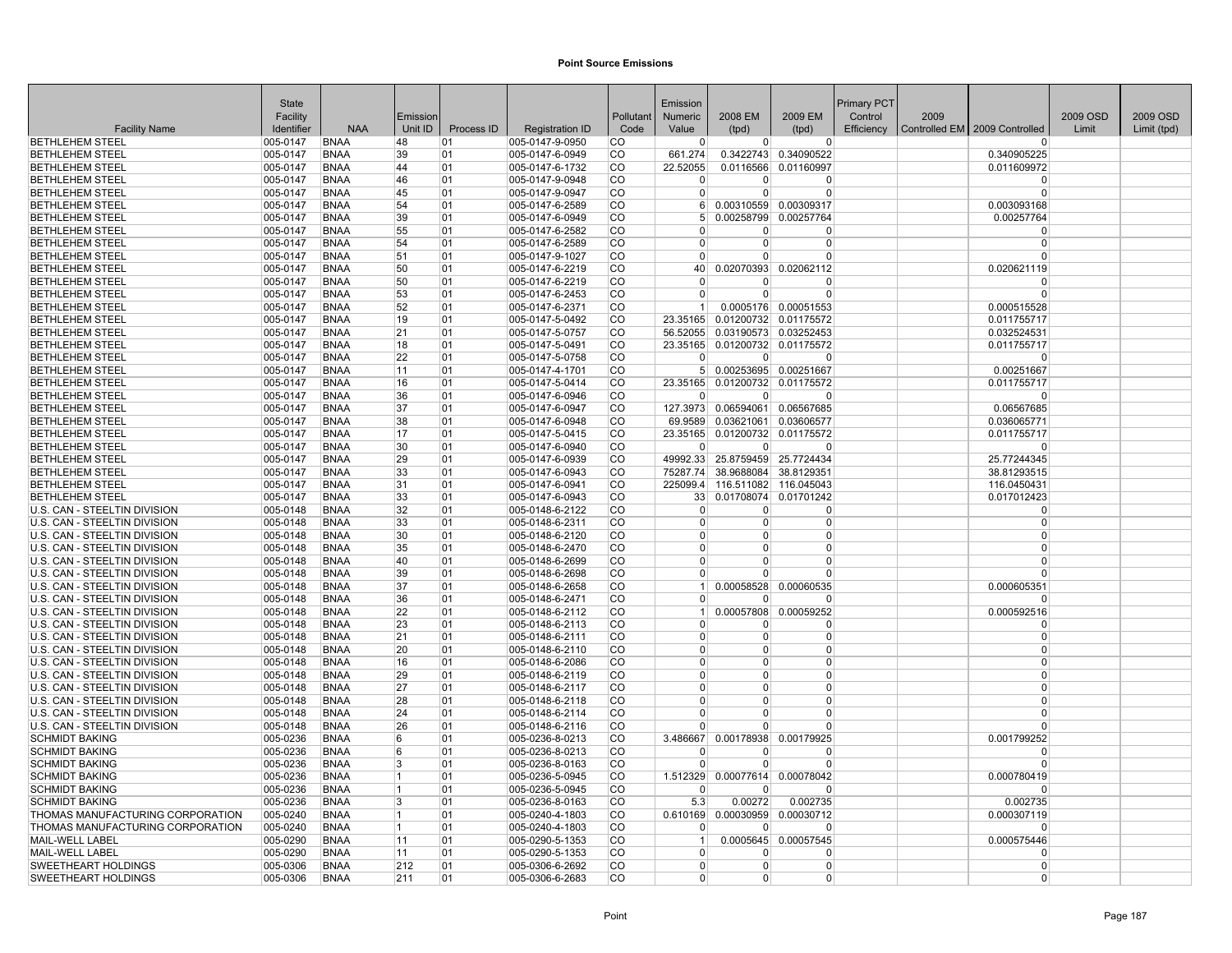**Point Source Emissions**

| Facility Name | State Facility Identifier | NAA | Emission Unit ID | Process ID | Registration ID | Pollutant Code | Emission Numeric Value | 2008 EM (tpd) | 2009 EM (tpd) | Primary PCT Control Efficiency | 2009 Controlled EM | 2009 Controlled | 2009 OSD Limit | 2009 OSD Limit (tpd) |
|---|---|---|---|---|---|---|---|---|---|---|---|---|---|---|
| BETHLEHEM STEEL | 005-0147 | BNAA | 48 | 01 | 005-0147-9-0950 | CO | 0 | 0 | 0 | | | 0 | | |
| BETHLEHEM STEEL | 005-0147 | BNAA | 39 | 01 | 005-0147-6-0949 | CO | 661.274 | 0.3422743 | 0.34090522 | | | 0.340905225 | | |
| BETHLEHEM STEEL | 005-0147 | BNAA | 44 | 01 | 005-0147-6-1732 | CO | 22.52055 | 0.0116566 | 0.01160997 | | | 0.011609972 | | |
| BETHLEHEM STEEL | 005-0147 | BNAA | 46 | 01 | 005-0147-9-0948 | CO | 0 | 0 | 0 | | | 0 | | |
| BETHLEHEM STEEL | 005-0147 | BNAA | 45 | 01 | 005-0147-9-0947 | CO | 0 | 0 | 0 | | | 0 | | |
| BETHLEHEM STEEL | 005-0147 | BNAA | 54 | 01 | 005-0147-6-2589 | CO | 6 | 0.00310559 | 0.00309317 | | | 0.003093168 | | |
| BETHLEHEM STEEL | 005-0147 | BNAA | 39 | 01 | 005-0147-6-0949 | CO | 5 | 0.00258799 | 0.00257764 | | | 0.00257764 | | |
| BETHLEHEM STEEL | 005-0147 | BNAA | 55 | 01 | 005-0147-6-2582 | CO | 0 | 0 | 0 | | | 0 | | |
| BETHLEHEM STEEL | 005-0147 | BNAA | 54 | 01 | 005-0147-6-2589 | CO | 0 | 0 | 0 | | | 0 | | |
| BETHLEHEM STEEL | 005-0147 | BNAA | 51 | 01 | 005-0147-9-1027 | CO | 0 | 0 | 0 | | | 0 | | |
| BETHLEHEM STEEL | 005-0147 | BNAA | 50 | 01 | 005-0147-6-2219 | CO | 40 | 0.02070393 | 0.02062112 | | | 0.020621119 | | |
| BETHLEHEM STEEL | 005-0147 | BNAA | 50 | 01 | 005-0147-6-2219 | CO | 0 | 0 | 0 | | | 0 | | |
| BETHLEHEM STEEL | 005-0147 | BNAA | 53 | 01 | 005-0147-6-2453 | CO | 0 | 0 | 0 | | | 0 | | |
| BETHLEHEM STEEL | 005-0147 | BNAA | 52 | 01 | 005-0147-6-2371 | CO | 1 | 0.0005176 | 0.00051553 | | | 0.000515528 | | |
| BETHLEHEM STEEL | 005-0147 | BNAA | 19 | 01 | 005-0147-5-0492 | CO | 23.35165 | 0.01200732 | 0.01175572 | | | 0.011755717 | | |
| BETHLEHEM STEEL | 005-0147 | BNAA | 21 | 01 | 005-0147-5-0757 | CO | 56.52055 | 0.03190573 | 0.03252453 | | | 0.032524531 | | |
| BETHLEHEM STEEL | 005-0147 | BNAA | 18 | 01 | 005-0147-5-0491 | CO | 23.35165 | 0.01200732 | 0.01175572 | | | 0.011755717 | | |
| BETHLEHEM STEEL | 005-0147 | BNAA | 22 | 01 | 005-0147-5-0758 | CO | 0 | 0 | 0 | | | 0 | | |
| BETHLEHEM STEEL | 005-0147 | BNAA | 11 | 01 | 005-0147-4-1701 | CO | 5 | 0.00253695 | 0.00251667 | | | 0.00251667 | | |
| BETHLEHEM STEEL | 005-0147 | BNAA | 16 | 01 | 005-0147-5-0414 | CO | 23.35165 | 0.01200732 | 0.01175572 | | | 0.011755717 | | |
| BETHLEHEM STEEL | 005-0147 | BNAA | 36 | 01 | 005-0147-6-0946 | CO | 0 | 0 | 0 | | | 0 | | |
| BETHLEHEM STEEL | 005-0147 | BNAA | 37 | 01 | 005-0147-6-0947 | CO | 127.3973 | 0.06594061 | 0.06567685 | | | 0.06567685 | | |
| BETHLEHEM STEEL | 005-0147 | BNAA | 38 | 01 | 005-0147-6-0948 | CO | 69.9589 | 0.03621061 | 0.03606577 | | | 0.036065771 | | |
| BETHLEHEM STEEL | 005-0147 | BNAA | 17 | 01 | 005-0147-5-0415 | CO | 23.35165 | 0.01200732 | 0.01175572 | | | 0.011755717 | | |
| BETHLEHEM STEEL | 005-0147 | BNAA | 30 | 01 | 005-0147-6-0940 | CO | 0 | 0 | 0 | | | 0 | | |
| BETHLEHEM STEEL | 005-0147 | BNAA | 29 | 01 | 005-0147-6-0939 | CO | 49992.33 | 25.8759459 | 25.7724434 | | | 25.77244345 | | |
| BETHLEHEM STEEL | 005-0147 | BNAA | 33 | 01 | 005-0147-6-0943 | CO | 75287.74 | 38.9688084 | 38.8129351 | | | 38.81293515 | | |
| BETHLEHEM STEEL | 005-0147 | BNAA | 31 | 01 | 005-0147-6-0941 | CO | 225099.4 | 116.511082 | 116.045043 | | | 116.0450431 | | |
| BETHLEHEM STEEL | 005-0147 | BNAA | 33 | 01 | 005-0147-6-0943 | CO | 33 | 0.01708074 | 0.01701242 | | | 0.017012423 | | |
| U.S. CAN - STEELTIN DIVISION | 005-0148 | BNAA | 32 | 01 | 005-0148-6-2122 | CO | 0 | 0 | 0 | | | 0 | | |
| U.S. CAN - STEELTIN DIVISION | 005-0148 | BNAA | 33 | 01 | 005-0148-6-2311 | CO | 0 | 0 | 0 | | | 0 | | |
| U.S. CAN - STEELTIN DIVISION | 005-0148 | BNAA | 30 | 01 | 005-0148-6-2120 | CO | 0 | 0 | 0 | | | 0 | | |
| U.S. CAN - STEELTIN DIVISION | 005-0148 | BNAA | 35 | 01 | 005-0148-6-2470 | CO | 0 | 0 | 0 | | | 0 | | |
| U.S. CAN - STEELTIN DIVISION | 005-0148 | BNAA | 40 | 01 | 005-0148-6-2699 | CO | 0 | 0 | 0 | | | 0 | | |
| U.S. CAN - STEELTIN DIVISION | 005-0148 | BNAA | 39 | 01 | 005-0148-6-2698 | CO | 0 | 0 | 0 | | | 0 | | |
| U.S. CAN - STEELTIN DIVISION | 005-0148 | BNAA | 37 | 01 | 005-0148-6-2658 | CO | 1 | 0.00058528 | 0.00060535 | | | 0.000605351 | | |
| U.S. CAN - STEELTIN DIVISION | 005-0148 | BNAA | 36 | 01 | 005-0148-6-2471 | CO | 0 | 0 | 0 | | | 0 | | |
| U.S. CAN - STEELTIN DIVISION | 005-0148 | BNAA | 22 | 01 | 005-0148-6-2112 | CO | 1 | 0.00057808 | 0.00059252 | | | 0.000592516 | | |
| U.S. CAN - STEELTIN DIVISION | 005-0148 | BNAA | 23 | 01 | 005-0148-6-2113 | CO | 0 | 0 | 0 | | | 0 | | |
| U.S. CAN - STEELTIN DIVISION | 005-0148 | BNAA | 21 | 01 | 005-0148-6-2111 | CO | 0 | 0 | 0 | | | 0 | | |
| U.S. CAN - STEELTIN DIVISION | 005-0148 | BNAA | 20 | 01 | 005-0148-6-2110 | CO | 0 | 0 | 0 | | | 0 | | |
| U.S. CAN - STEELTIN DIVISION | 005-0148 | BNAA | 16 | 01 | 005-0148-6-2086 | CO | 0 | 0 | 0 | | | 0 | | |
| U.S. CAN - STEELTIN DIVISION | 005-0148 | BNAA | 29 | 01 | 005-0148-6-2119 | CO | 0 | 0 | 0 | | | 0 | | |
| U.S. CAN - STEELTIN DIVISION | 005-0148 | BNAA | 27 | 01 | 005-0148-6-2117 | CO | 0 | 0 | 0 | | | 0 | | |
| U.S. CAN - STEELTIN DIVISION | 005-0148 | BNAA | 28 | 01 | 005-0148-6-2118 | CO | 0 | 0 | 0 | | | 0 | | |
| U.S. CAN - STEELTIN DIVISION | 005-0148 | BNAA | 24 | 01 | 005-0148-6-2114 | CO | 0 | 0 | 0 | | | 0 | | |
| U.S. CAN - STEELTIN DIVISION | 005-0148 | BNAA | 26 | 01 | 005-0148-6-2116 | CO | 0 | 0 | 0 | | | 0 | | |
| SCHMIDT BAKING | 005-0236 | BNAA | 6 | 01 | 005-0236-8-0213 | CO | 3.486667 | 0.00178938 | 0.00179925 | | | 0.001799252 | | |
| SCHMIDT BAKING | 005-0236 | BNAA | 6 | 01 | 005-0236-8-0213 | CO | 0 | 0 | 0 | | | 0 | | |
| SCHMIDT BAKING | 005-0236 | BNAA | 3 | 01 | 005-0236-8-0163 | CO | 0 | 0 | 0 | | | 0 | | |
| SCHMIDT BAKING | 005-0236 | BNAA | 1 | 01 | 005-0236-5-0945 | CO | 1.512329 | 0.00077614 | 0.00078042 | | | 0.000780419 | | |
| SCHMIDT BAKING | 005-0236 | BNAA | 1 | 01 | 005-0236-5-0945 | CO | 0 | 0 | 0 | | | 0 | | |
| SCHMIDT BAKING | 005-0236 | BNAA | 3 | 01 | 005-0236-8-0163 | CO | 5.3 | 0.00272 | 0.002735 | | | 0.002735 | | |
| THOMAS MANUFACTURING CORPORATION | 005-0240 | BNAA | 1 | 01 | 005-0240-4-1803 | CO | 0.610169 | 0.00030959 | 0.00030712 | | | 0.000307119 | | |
| THOMAS MANUFACTURING CORPORATION | 005-0240 | BNAA | 1 | 01 | 005-0240-4-1803 | CO | 0 | 0 | 0 | | | 0 | | |
| MAIL-WELL LABEL | 005-0290 | BNAA | 11 | 01 | 005-0290-5-1353 | CO | 1 | 0.0005645 | 0.00057545 | | | 0.000575446 | | |
| MAIL-WELL LABEL | 005-0290 | BNAA | 11 | 01 | 005-0290-5-1353 | CO | 0 | 0 | 0 | | | 0 | | |
| SWEETHEART HOLDINGS | 005-0306 | BNAA | 212 | 01 | 005-0306-6-2692 | CO | 0 | 0 | 0 | | | 0 | | |
| SWEETHEART HOLDINGS | 005-0306 | BNAA | 211 | 01 | 005-0306-6-2683 | CO | 0 | 0 | 0 | | | 0 | | |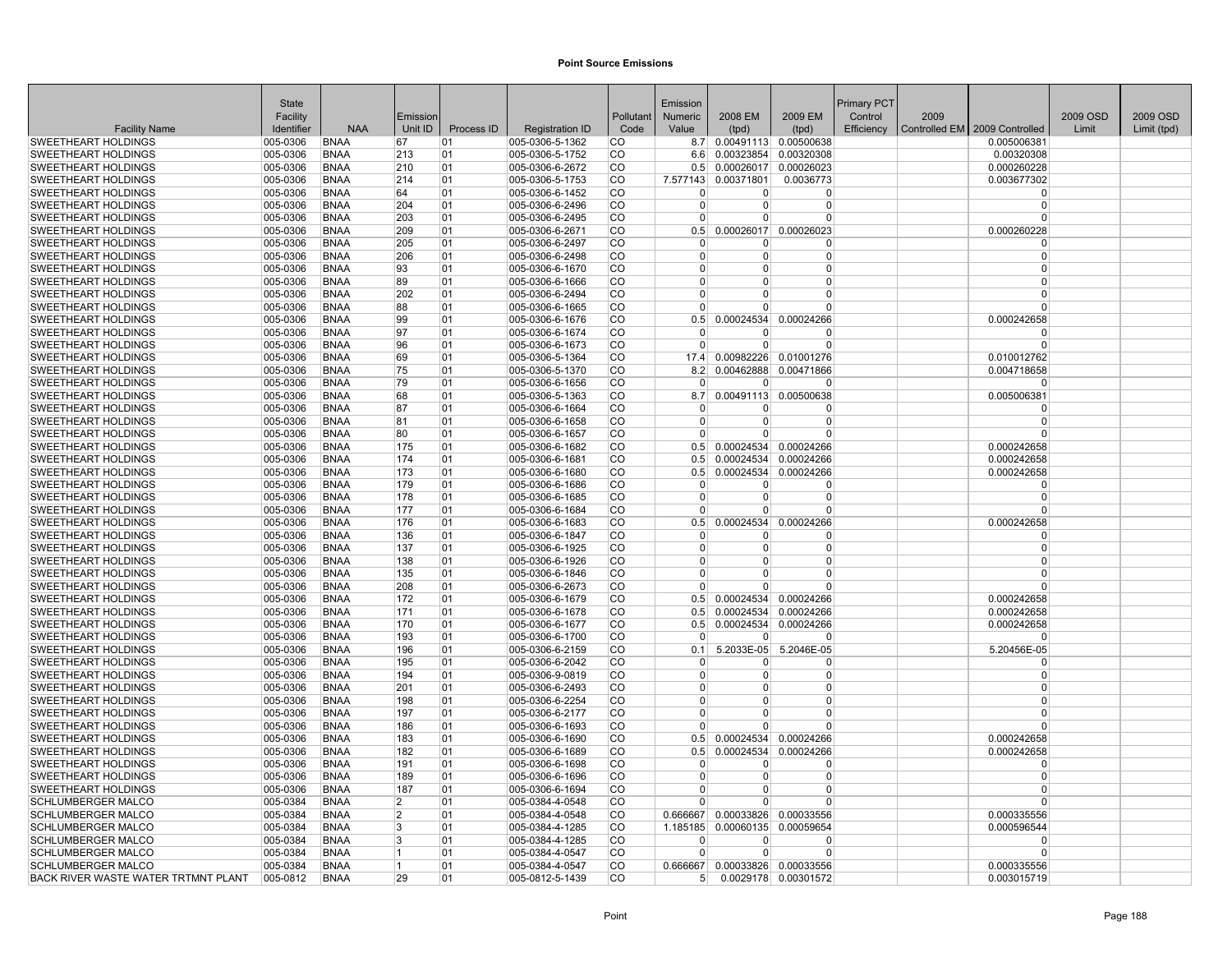## Point Source Emissions

| Facility Name | State Facility Identifier | NAA | Emission Unit ID | Process ID | Registration ID | Pollutant Code | Emission Numeric Value | 2008 EM (tpd) | 2009 EM (tpd) | Primary PCT Control Efficiency | 2009 Controlled EM | 2009 Controlled | 2009 OSD Limit | 2009 OSD Limit (tpd) |
|---|---|---|---|---|---|---|---|---|---|---|---|---|---|---|
| SWEETHEART HOLDINGS | 005-0306 | BNAA | 67 | 01 | 005-0306-5-1362 | CO | 8.7 | 0.00491113 | 0.00500638 | | | 0.005006381 | | |
| SWEETHEART HOLDINGS | 005-0306 | BNAA | 213 | 01 | 005-0306-5-1752 | CO | 6.6 | 0.00323854 | 0.00320308 | | | 0.00320308 | | |
| SWEETHEART HOLDINGS | 005-0306 | BNAA | 210 | 01 | 005-0306-6-2672 | CO | 0.5 | 0.00026017 | 0.00026023 | | | 0.000260228 | | |
| SWEETHEART HOLDINGS | 005-0306 | BNAA | 214 | 01 | 005-0306-5-1753 | CO | 7.577143 | 0.00371801 | 0.0036773 | | | 0.003677302 | | |
| SWEETHEART HOLDINGS | 005-0306 | BNAA | 64 | 01 | 005-0306-6-1452 | CO | 0 | 0 | 0 | | | 0 | | |
| SWEETHEART HOLDINGS | 005-0306 | BNAA | 204 | 01 | 005-0306-6-2496 | CO | 0 | 0 | 0 | | | 0 | | |
| SWEETHEART HOLDINGS | 005-0306 | BNAA | 203 | 01 | 005-0306-6-2495 | CO | 0 | 0 | 0 | | | 0 | | |
| SWEETHEART HOLDINGS | 005-0306 | BNAA | 209 | 01 | 005-0306-6-2671 | CO | 0.5 | 0.00026017 | 0.00026023 | | | 0.000260228 | | |
| SWEETHEART HOLDINGS | 005-0306 | BNAA | 205 | 01 | 005-0306-6-2497 | CO | 0 | 0 | 0 | | | 0 | | |
| SWEETHEART HOLDINGS | 005-0306 | BNAA | 206 | 01 | 005-0306-6-2498 | CO | 0 | 0 | 0 | | | 0 | | |
| SWEETHEART HOLDINGS | 005-0306 | BNAA | 93 | 01 | 005-0306-6-1670 | CO | 0 | 0 | 0 | | | 0 | | |
| SWEETHEART HOLDINGS | 005-0306 | BNAA | 89 | 01 | 005-0306-6-1666 | CO | 0 | 0 | 0 | | | 0 | | |
| SWEETHEART HOLDINGS | 005-0306 | BNAA | 202 | 01 | 005-0306-6-2494 | CO | 0 | 0 | 0 | | | 0 | | |
| SWEETHEART HOLDINGS | 005-0306 | BNAA | 88 | 01 | 005-0306-6-1665 | CO | 0 | 0 | 0 | | | 0 | | |
| SWEETHEART HOLDINGS | 005-0306 | BNAA | 99 | 01 | 005-0306-6-1676 | CO | 0.5 | 0.00024534 | 0.00024266 | | | 0.000242658 | | |
| SWEETHEART HOLDINGS | 005-0306 | BNAA | 97 | 01 | 005-0306-6-1674 | CO | 0 | 0 | 0 | | | 0 | | |
| SWEETHEART HOLDINGS | 005-0306 | BNAA | 96 | 01 | 005-0306-6-1673 | CO | 0 | 0 | 0 | | | 0 | | |
| SWEETHEART HOLDINGS | 005-0306 | BNAA | 69 | 01 | 005-0306-5-1364 | CO | 17.4 | 0.00982226 | 0.01001276 | | | 0.010012762 | | |
| SWEETHEART HOLDINGS | 005-0306 | BNAA | 75 | 01 | 005-0306-5-1370 | CO | 8.2 | 0.00462888 | 0.00471866 | | | 0.004718658 | | |
| SWEETHEART HOLDINGS | 005-0306 | BNAA | 79 | 01 | 005-0306-6-1656 | CO | 0 | 0 | 0 | | | 0 | | |
| SWEETHEART HOLDINGS | 005-0306 | BNAA | 68 | 01 | 005-0306-5-1363 | CO | 8.7 | 0.00491113 | 0.00500638 | | | 0.005006381 | | |
| SWEETHEART HOLDINGS | 005-0306 | BNAA | 87 | 01 | 005-0306-6-1664 | CO | 0 | 0 | 0 | | | 0 | | |
| SWEETHEART HOLDINGS | 005-0306 | BNAA | 81 | 01 | 005-0306-6-1658 | CO | 0 | 0 | 0 | | | 0 | | |
| SWEETHEART HOLDINGS | 005-0306 | BNAA | 80 | 01 | 005-0306-6-1657 | CO | 0 | 0 | 0 | | | 0 | | |
| SWEETHEART HOLDINGS | 005-0306 | BNAA | 175 | 01 | 005-0306-6-1682 | CO | 0.5 | 0.00024534 | 0.00024266 | | | 0.000242658 | | |
| SWEETHEART HOLDINGS | 005-0306 | BNAA | 174 | 01 | 005-0306-6-1681 | CO | 0.5 | 0.00024534 | 0.00024266 | | | 0.000242658 | | |
| SWEETHEART HOLDINGS | 005-0306 | BNAA | 173 | 01 | 005-0306-6-1680 | CO | 0.5 | 0.00024534 | 0.00024266 | | | 0.000242658 | | |
| SWEETHEART HOLDINGS | 005-0306 | BNAA | 179 | 01 | 005-0306-6-1686 | CO | 0 | 0 | 0 | | | 0 | | |
| SWEETHEART HOLDINGS | 005-0306 | BNAA | 178 | 01 | 005-0306-6-1685 | CO | 0 | 0 | 0 | | | 0 | | |
| SWEETHEART HOLDINGS | 005-0306 | BNAA | 177 | 01 | 005-0306-6-1684 | CO | 0 | 0 | 0 | | | 0 | | |
| SWEETHEART HOLDINGS | 005-0306 | BNAA | 176 | 01 | 005-0306-6-1683 | CO | 0.5 | 0.00024534 | 0.00024266 | | | 0.000242658 | | |
| SWEETHEART HOLDINGS | 005-0306 | BNAA | 136 | 01 | 005-0306-6-1847 | CO | 0 | 0 | 0 | | | 0 | | |
| SWEETHEART HOLDINGS | 005-0306 | BNAA | 137 | 01 | 005-0306-6-1925 | CO | 0 | 0 | 0 | | | 0 | | |
| SWEETHEART HOLDINGS | 005-0306 | BNAA | 138 | 01 | 005-0306-6-1926 | CO | 0 | 0 | 0 | | | 0 | | |
| SWEETHEART HOLDINGS | 005-0306 | BNAA | 135 | 01 | 005-0306-6-1846 | CO | 0 | 0 | 0 | | | 0 | | |
| SWEETHEART HOLDINGS | 005-0306 | BNAA | 208 | 01 | 005-0306-6-2673 | CO | 0 | 0 | 0 | | | 0 | | |
| SWEETHEART HOLDINGS | 005-0306 | BNAA | 172 | 01 | 005-0306-6-1679 | CO | 0.5 | 0.00024534 | 0.00024266 | | | 0.000242658 | | |
| SWEETHEART HOLDINGS | 005-0306 | BNAA | 171 | 01 | 005-0306-6-1678 | CO | 0.5 | 0.00024534 | 0.00024266 | | | 0.000242658 | | |
| SWEETHEART HOLDINGS | 005-0306 | BNAA | 170 | 01 | 005-0306-6-1677 | CO | 0.5 | 0.00024534 | 0.00024266 | | | 0.000242658 | | |
| SWEETHEART HOLDINGS | 005-0306 | BNAA | 193 | 01 | 005-0306-6-1700 | CO | 0 | 0 | 0 | | | 0 | | |
| SWEETHEART HOLDINGS | 005-0306 | BNAA | 196 | 01 | 005-0306-6-2159 | CO | 0.1 | 5.2033E-05 | 5.2046E-05 | | | 5.20456E-05 | | |
| SWEETHEART HOLDINGS | 005-0306 | BNAA | 195 | 01 | 005-0306-6-2042 | CO | 0 | 0 | 0 | | | 0 | | |
| SWEETHEART HOLDINGS | 005-0306 | BNAA | 194 | 01 | 005-0306-9-0819 | CO | 0 | 0 | 0 | | | 0 | | |
| SWEETHEART HOLDINGS | 005-0306 | BNAA | 201 | 01 | 005-0306-6-2493 | CO | 0 | 0 | 0 | | | 0 | | |
| SWEETHEART HOLDINGS | 005-0306 | BNAA | 198 | 01 | 005-0306-6-2254 | CO | 0 | 0 | 0 | | | 0 | | |
| SWEETHEART HOLDINGS | 005-0306 | BNAA | 197 | 01 | 005-0306-6-2177 | CO | 0 | 0 | 0 | | | 0 | | |
| SWEETHEART HOLDINGS | 005-0306 | BNAA | 186 | 01 | 005-0306-6-1693 | CO | 0 | 0 | 0 | | | 0 | | |
| SWEETHEART HOLDINGS | 005-0306 | BNAA | 183 | 01 | 005-0306-6-1690 | CO | 0.5 | 0.00024534 | 0.00024266 | | | 0.000242658 | | |
| SWEETHEART HOLDINGS | 005-0306 | BNAA | 182 | 01 | 005-0306-6-1689 | CO | 0.5 | 0.00024534 | 0.00024266 | | | 0.000242658 | | |
| SWEETHEART HOLDINGS | 005-0306 | BNAA | 191 | 01 | 005-0306-6-1698 | CO | 0 | 0 | 0 | | | 0 | | |
| SWEETHEART HOLDINGS | 005-0306 | BNAA | 189 | 01 | 005-0306-6-1696 | CO | 0 | 0 | 0 | | | 0 | | |
| SWEETHEART HOLDINGS | 005-0306 | BNAA | 187 | 01 | 005-0306-6-1694 | CO | 0 | 0 | 0 | | | 0 | | |
| SCHLUMBERGER MALCO | 005-0384 | BNAA | 2 | 01 | 005-0384-4-0548 | CO | 0 | 0 | 0 | | | 0 | | |
| SCHLUMBERGER MALCO | 005-0384 | BNAA | 2 | 01 | 005-0384-4-0548 | CO | 0.666667 | 0.00033826 | 0.00033556 | | | 0.000335556 | | |
| SCHLUMBERGER MALCO | 005-0384 | BNAA | 3 | 01 | 005-0384-4-1285 | CO | 1.185185 | 0.00060135 | 0.00059654 | | | 0.000596544 | | |
| SCHLUMBERGER MALCO | 005-0384 | BNAA | 3 | 01 | 005-0384-4-1285 | CO | 0 | 0 | 0 | | | 0 | | |
| SCHLUMBERGER MALCO | 005-0384 | BNAA | 1 | 01 | 005-0384-4-0547 | CO | 0 | 0 | 0 | | | 0 | | |
| SCHLUMBERGER MALCO | 005-0384 | BNAA | 1 | 01 | 005-0384-4-0547 | CO | 0.666667 | 0.00033826 | 0.00033556 | | | 0.000335556 | | |
| BACK RIVER WASTE WATER TRTMNT PLANT | 005-0812 | BNAA | 29 | 01 | 005-0812-5-1439 | CO | 5 | 0.0029178 | 0.00301572 | | | 0.003015719 | | |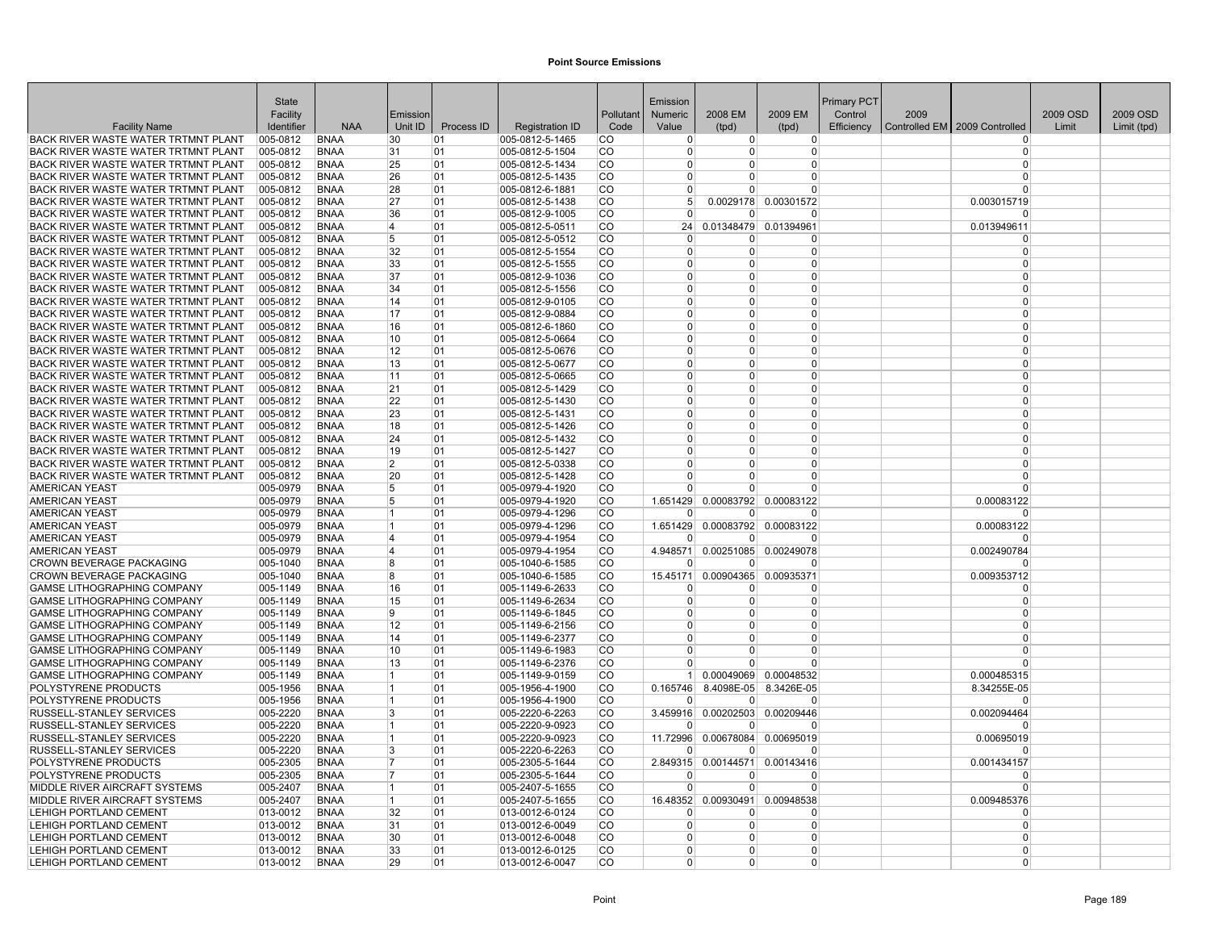**Point Source Emissions**

| Facility Name | State Facility Identifier | NAA | Emission Unit ID | Process ID | Registration ID | Pollutant Code | Emission Numeric Value | 2008 EM (tpd) | 2009 EM (tpd) | Primary PCT Control Efficiency | 2009 Controlled EM | 2009 Controlled | 2009 OSD Limit | 2009 OSD Limit (tpd) |
|---|---|---|---|---|---|---|---|---|---|---|---|---|---|---|
| BACK RIVER WASTE WATER TRTMNT PLANT | 005-0812 | BNAA | 30 | 01 | 005-0812-5-1465 | CO | 0 | 0 | 0 | | | 0 | | |
| BACK RIVER WASTE WATER TRTMNT PLANT | 005-0812 | BNAA | 31 | 01 | 005-0812-5-1504 | CO | 0 | 0 | 0 | | | 0 | | |
| BACK RIVER WASTE WATER TRTMNT PLANT | 005-0812 | BNAA | 25 | 01 | 005-0812-5-1434 | CO | 0 | 0 | 0 | | | 0 | | |
| BACK RIVER WASTE WATER TRTMNT PLANT | 005-0812 | BNAA | 26 | 01 | 005-0812-5-1435 | CO | 0 | 0 | 0 | | | 0 | | |
| BACK RIVER WASTE WATER TRTMNT PLANT | 005-0812 | BNAA | 28 | 01 | 005-0812-6-1881 | CO | 0 | 0 | 0 | | | 0 | | |
| BACK RIVER WASTE WATER TRTMNT PLANT | 005-0812 | BNAA | 27 | 01 | 005-0812-5-1438 | CO | 5 | 0.0029178 | 0.00301572 | | | 0.003015719 | | |
| BACK RIVER WASTE WATER TRTMNT PLANT | 005-0812 | BNAA | 36 | 01 | 005-0812-9-1005 | CO | 0 | 0 | 0 | | | 0 | | |
| BACK RIVER WASTE WATER TRTMNT PLANT | 005-0812 | BNAA | 4 | 01 | 005-0812-5-0511 | CO | 24 | 0.01348479 | 0.01394961 | | | 0.013949611 | | |
| BACK RIVER WASTE WATER TRTMNT PLANT | 005-0812 | BNAA | 5 | 01 | 005-0812-5-0512 | CO | 0 | 0 | 0 | | | 0 | | |
| BACK RIVER WASTE WATER TRTMNT PLANT | 005-0812 | BNAA | 32 | 01 | 005-0812-5-1554 | CO | 0 | 0 | 0 | | | 0 | | |
| BACK RIVER WASTE WATER TRTMNT PLANT | 005-0812 | BNAA | 33 | 01 | 005-0812-5-1555 | CO | 0 | 0 | 0 | | | 0 | | |
| BACK RIVER WASTE WATER TRTMNT PLANT | 005-0812 | BNAA | 37 | 01 | 005-0812-9-1036 | CO | 0 | 0 | 0 | | | 0 | | |
| BACK RIVER WASTE WATER TRTMNT PLANT | 005-0812 | BNAA | 34 | 01 | 005-0812-5-1556 | CO | 0 | 0 | 0 | | | 0 | | |
| BACK RIVER WASTE WATER TRTMNT PLANT | 005-0812 | BNAA | 14 | 01 | 005-0812-9-0105 | CO | 0 | 0 | 0 | | | 0 | | |
| BACK RIVER WASTE WATER TRTMNT PLANT | 005-0812 | BNAA | 17 | 01 | 005-0812-9-0884 | CO | 0 | 0 | 0 | | | 0 | | |
| BACK RIVER WASTE WATER TRTMNT PLANT | 005-0812 | BNAA | 16 | 01 | 005-0812-6-1860 | CO | 0 | 0 | 0 | | | 0 | | |
| BACK RIVER WASTE WATER TRTMNT PLANT | 005-0812 | BNAA | 10 | 01 | 005-0812-5-0664 | CO | 0 | 0 | 0 | | | 0 | | |
| BACK RIVER WASTE WATER TRTMNT PLANT | 005-0812 | BNAA | 12 | 01 | 005-0812-5-0676 | CO | 0 | 0 | 0 | | | 0 | | |
| BACK RIVER WASTE WATER TRTMNT PLANT | 005-0812 | BNAA | 13 | 01 | 005-0812-5-0677 | CO | 0 | 0 | 0 | | | 0 | | |
| BACK RIVER WASTE WATER TRTMNT PLANT | 005-0812 | BNAA | 11 | 01 | 005-0812-5-0665 | CO | 0 | 0 | 0 | | | 0 | | |
| BACK RIVER WASTE WATER TRTMNT PLANT | 005-0812 | BNAA | 21 | 01 | 005-0812-5-1429 | CO | 0 | 0 | 0 | | | 0 | | |
| BACK RIVER WASTE WATER TRTMNT PLANT | 005-0812 | BNAA | 22 | 01 | 005-0812-5-1430 | CO | 0 | 0 | 0 | | | 0 | | |
| BACK RIVER WASTE WATER TRTMNT PLANT | 005-0812 | BNAA | 23 | 01 | 005-0812-5-1431 | CO | 0 | 0 | 0 | | | 0 | | |
| BACK RIVER WASTE WATER TRTMNT PLANT | 005-0812 | BNAA | 18 | 01 | 005-0812-5-1426 | CO | 0 | 0 | 0 | | | 0 | | |
| BACK RIVER WASTE WATER TRTMNT PLANT | 005-0812 | BNAA | 24 | 01 | 005-0812-5-1432 | CO | 0 | 0 | 0 | | | 0 | | |
| BACK RIVER WASTE WATER TRTMNT PLANT | 005-0812 | BNAA | 19 | 01 | 005-0812-5-1427 | CO | 0 | 0 | 0 | | | 0 | | |
| BACK RIVER WASTE WATER TRTMNT PLANT | 005-0812 | BNAA | 2 | 01 | 005-0812-5-0338 | CO | 0 | 0 | 0 | | | 0 | | |
| BACK RIVER WASTE WATER TRTMNT PLANT | 005-0812 | BNAA | 20 | 01 | 005-0812-5-1428 | CO | 0 | 0 | 0 | | | 0 | | |
| AMERICAN YEAST | 005-0979 | BNAA | 5 | 01 | 005-0979-4-1920 | CO | 0 | 0 | 0 | | | 0 | | |
| AMERICAN YEAST | 005-0979 | BNAA | 5 | 01 | 005-0979-4-1920 | CO | 1.651429 | 0.00083792 | 0.00083122 | | | 0.00083122 | | |
| AMERICAN YEAST | 005-0979 | BNAA | 1 | 01 | 005-0979-4-1296 | CO | 0 | 0 | 0 | | | 0 | | |
| AMERICAN YEAST | 005-0979 | BNAA | 1 | 01 | 005-0979-4-1296 | CO | 1.651429 | 0.00083792 | 0.00083122 | | | 0.00083122 | | |
| AMERICAN YEAST | 005-0979 | BNAA | 4 | 01 | 005-0979-4-1954 | CO | 0 | 0 | 0 | | | 0 | | |
| AMERICAN YEAST | 005-0979 | BNAA | 4 | 01 | 005-0979-4-1954 | CO | 4.948571 | 0.00251085 | 0.00249078 | | | 0.002490784 | | |
| CROWN BEVERAGE PACKAGING | 005-1040 | BNAA | 8 | 01 | 005-1040-6-1585 | CO | 0 | 0 | 0 | | | 0 | | |
| CROWN BEVERAGE PACKAGING | 005-1040 | BNAA | 8 | 01 | 005-1040-6-1585 | CO | 15.45171 | 0.00904365 | 0.00935371 | | | 0.009353712 | | |
| GAMSE LITHOGRAPHING COMPANY | 005-1149 | BNAA | 16 | 01 | 005-1149-6-2633 | CO | 0 | 0 | 0 | | | 0 | | |
| GAMSE LITHOGRAPHING COMPANY | 005-1149 | BNAA | 15 | 01 | 005-1149-6-2634 | CO | 0 | 0 | 0 | | | 0 | | |
| GAMSE LITHOGRAPHING COMPANY | 005-1149 | BNAA | 9 | 01 | 005-1149-6-1845 | CO | 0 | 0 | 0 | | | 0 | | |
| GAMSE LITHOGRAPHING COMPANY | 005-1149 | BNAA | 12 | 01 | 005-1149-6-2156 | CO | 0 | 0 | 0 | | | 0 | | |
| GAMSE LITHOGRAPHING COMPANY | 005-1149 | BNAA | 14 | 01 | 005-1149-6-2377 | CO | 0 | 0 | 0 | | | 0 | | |
| GAMSE LITHOGRAPHING COMPANY | 005-1149 | BNAA | 10 | 01 | 005-1149-6-1983 | CO | 0 | 0 | 0 | | | 0 | | |
| GAMSE LITHOGRAPHING COMPANY | 005-1149 | BNAA | 13 | 01 | 005-1149-6-2376 | CO | 0 | 0 | 0 | | | 0 | | |
| GAMSE LITHOGRAPHING COMPANY | 005-1149 | BNAA | 1 | 01 | 005-1149-9-0159 | CO | 1 | 0.00049069 | 0.00048532 | | | 0.000485315 | | |
| POLYSTYRENE PRODUCTS | 005-1956 | BNAA | 1 | 01 | 005-1956-4-1900 | CO | 0.165746 | 8.4098E-05 | 8.3426E-05 | | | 8.34255E-05 | | |
| POLYSTYRENE PRODUCTS | 005-1956 | BNAA | 1 | 01 | 005-1956-4-1900 | CO | 0 | 0 | 0 | | | 0 | | |
| RUSSELL-STANLEY SERVICES | 005-2220 | BNAA | 3 | 01 | 005-2220-6-2263 | CO | 3.459916 | 0.00202503 | 0.00209446 | | | 0.002094464 | | |
| RUSSELL-STANLEY SERVICES | 005-2220 | BNAA | 1 | 01 | 005-2220-9-0923 | CO | 0 | 0 | 0 | | | 0 | | |
| RUSSELL-STANLEY SERVICES | 005-2220 | BNAA | 1 | 01 | 005-2220-9-0923 | CO | 11.72996 | 0.00678084 | 0.00695019 | | | 0.00695019 | | |
| RUSSELL-STANLEY SERVICES | 005-2220 | BNAA | 3 | 01 | 005-2220-6-2263 | CO | 0 | 0 | 0 | | | 0 | | |
| POLYSTYRENE PRODUCTS | 005-2305 | BNAA | 7 | 01 | 005-2305-5-1644 | CO | 2.849315 | 0.00144571 | 0.00143416 | | | 0.001434157 | | |
| POLYSTYRENE PRODUCTS | 005-2305 | BNAA | 7 | 01 | 005-2305-5-1644 | CO | 0 | 0 | 0 | | | 0 | | |
| MIDDLE RIVER AIRCRAFT SYSTEMS | 005-2407 | BNAA | 1 | 01 | 005-2407-5-1655 | CO | 0 | 0 | 0 | | | 0 | | |
| MIDDLE RIVER AIRCRAFT SYSTEMS | 005-2407 | BNAA | 1 | 01 | 005-2407-5-1655 | CO | 16.48352 | 0.00930491 | 0.00948538 | | | 0.009485376 | | |
| LEHIGH PORTLAND CEMENT | 013-0012 | BNAA | 32 | 01 | 013-0012-6-0124 | CO | 0 | 0 | 0 | | | 0 | | |
| LEHIGH PORTLAND CEMENT | 013-0012 | BNAA | 31 | 01 | 013-0012-6-0049 | CO | 0 | 0 | 0 | | | 0 | | |
| LEHIGH PORTLAND CEMENT | 013-0012 | BNAA | 30 | 01 | 013-0012-6-0048 | CO | 0 | 0 | 0 | | | 0 | | |
| LEHIGH PORTLAND CEMENT | 013-0012 | BNAA | 33 | 01 | 013-0012-6-0125 | CO | 0 | 0 | 0 | | | 0 | | |
| LEHIGH PORTLAND CEMENT | 013-0012 | BNAA | 29 | 01 | 013-0012-6-0047 | CO | 0 | 0 | 0 | | | 0 | | |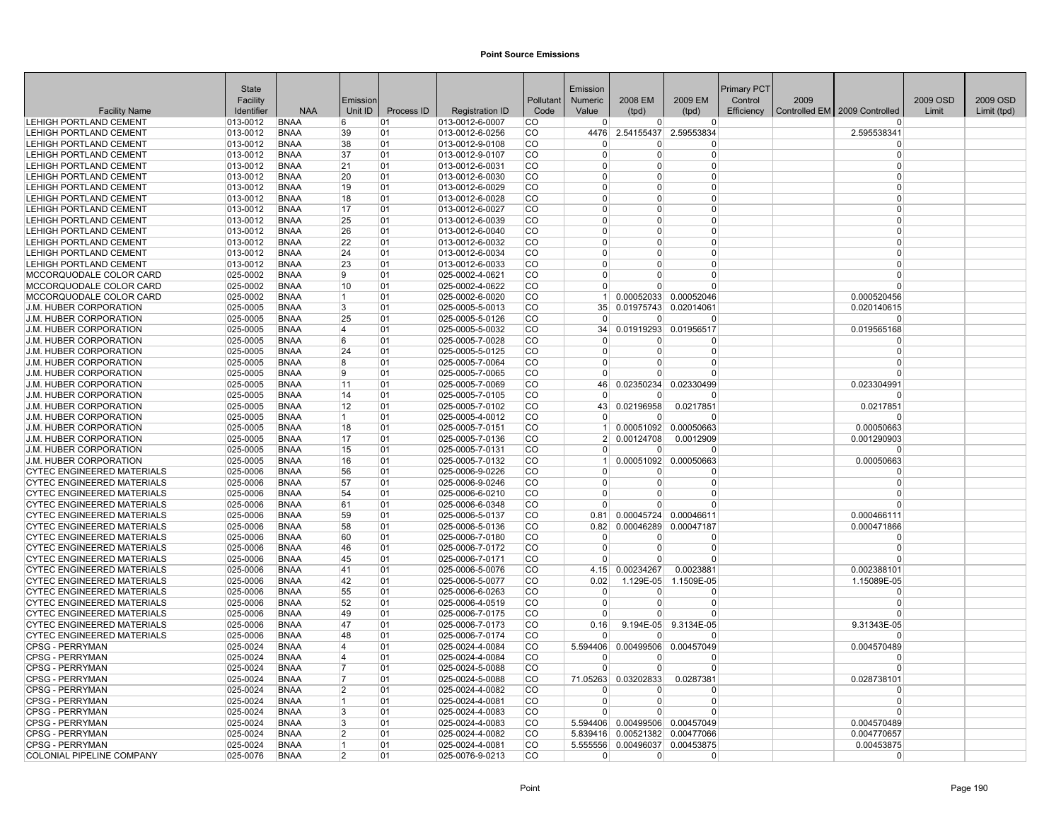# Point Source Emissions

| Facility Name | State Facility Identifier | NAA | Emission Unit ID | Process ID | Registration ID | Pollutant Code | Emission Numeric Value | 2008 EM (tpd) | 2009 EM (tpd) | Primary PCT Control Efficiency | 2009 Controlled EM | 2009 Controlled | 2009 OSD Limit | 2009 OSD Limit (tpd) |
|---|---|---|---|---|---|---|---|---|---|---|---|---|---|---|
| LEHIGH PORTLAND CEMENT | 013-0012 | BNAA | 6 | 01 | 013-0012-6-0007 | CO | 0 | 0 | 0 | | | 0 | | |
| LEHIGH PORTLAND CEMENT | 013-0012 | BNAA | 39 | 01 | 013-0012-6-0256 | CO | 4476 | 2.54155437 | 2.59553834 | | | 2.595538341 | | |
| LEHIGH PORTLAND CEMENT | 013-0012 | BNAA | 38 | 01 | 013-0012-9-0108 | CO | 0 | 0 | 0 | | | 0 | | |
| LEHIGH PORTLAND CEMENT | 013-0012 | BNAA | 37 | 01 | 013-0012-9-0107 | CO | 0 | 0 | 0 | | | 0 | | |
| LEHIGH PORTLAND CEMENT | 013-0012 | BNAA | 21 | 01 | 013-0012-6-0031 | CO | 0 | 0 | 0 | | | 0 | | |
| LEHIGH PORTLAND CEMENT | 013-0012 | BNAA | 20 | 01 | 013-0012-6-0030 | CO | 0 | 0 | 0 | | | 0 | | |
| LEHIGH PORTLAND CEMENT | 013-0012 | BNAA | 19 | 01 | 013-0012-6-0029 | CO | 0 | 0 | 0 | | | 0 | | |
| LEHIGH PORTLAND CEMENT | 013-0012 | BNAA | 18 | 01 | 013-0012-6-0028 | CO | 0 | 0 | 0 | | | 0 | | |
| LEHIGH PORTLAND CEMENT | 013-0012 | BNAA | 17 | 01 | 013-0012-6-0027 | CO | 0 | 0 | 0 | | | 0 | | |
| LEHIGH PORTLAND CEMENT | 013-0012 | BNAA | 25 | 01 | 013-0012-6-0039 | CO | 0 | 0 | 0 | | | 0 | | |
| LEHIGH PORTLAND CEMENT | 013-0012 | BNAA | 26 | 01 | 013-0012-6-0040 | CO | 0 | 0 | 0 | | | 0 | | |
| LEHIGH PORTLAND CEMENT | 013-0012 | BNAA | 22 | 01 | 013-0012-6-0032 | CO | 0 | 0 | 0 | | | 0 | | |
| LEHIGH PORTLAND CEMENT | 013-0012 | BNAA | 24 | 01 | 013-0012-6-0034 | CO | 0 | 0 | 0 | | | 0 | | |
| LEHIGH PORTLAND CEMENT | 013-0012 | BNAA | 23 | 01 | 013-0012-6-0033 | CO | 0 | 0 | 0 | | | 0 | | |
| MCCORQUODALE COLOR CARD | 025-0002 | BNAA | 9 | 01 | 025-0002-4-0621 | CO | 0 | 0 | 0 | | | 0 | | |
| MCCORQUODALE COLOR CARD | 025-0002 | BNAA | 10 | 01 | 025-0002-4-0622 | CO | 0 | 0 | 0 | | | 0 | | |
| MCCORQUODALE COLOR CARD | 025-0002 | BNAA | 1 | 01 | 025-0002-6-0020 | CO | 1 | 0.00052033 | 0.00052046 | | | 0.000520456 | | |
| J.M. HUBER CORPORATION | 025-0005 | BNAA | 3 | 01 | 025-0005-5-0013 | CO | 35 | 0.01975743 | 0.02014061 | | | 0.020140615 | | |
| J.M. HUBER CORPORATION | 025-0005 | BNAA | 25 | 01 | 025-0005-5-0126 | CO | 0 | 0 | 0 | | | 0 | | |
| J.M. HUBER CORPORATION | 025-0005 | BNAA | 4 | 01 | 025-0005-5-0032 | CO | 34 | 0.01919293 | 0.01956517 | | | 0.019565168 | | |
| J.M. HUBER CORPORATION | 025-0005 | BNAA | 6 | 01 | 025-0005-7-0028 | CO | 0 | 0 | 0 | | | 0 | | |
| J.M. HUBER CORPORATION | 025-0005 | BNAA | 24 | 01 | 025-0005-5-0125 | CO | 0 | 0 | 0 | | | 0 | | |
| J.M. HUBER CORPORATION | 025-0005 | BNAA | 8 | 01 | 025-0005-7-0064 | CO | 0 | 0 | 0 | | | 0 | | |
| J.M. HUBER CORPORATION | 025-0005 | BNAA | 9 | 01 | 025-0005-7-0065 | CO | 0 | 0 | 0 | | | 0 | | |
| J.M. HUBER CORPORATION | 025-0005 | BNAA | 11 | 01 | 025-0005-7-0069 | CO | 46 | 0.02350234 | 0.02330499 | | | 0.023304991 | | |
| J.M. HUBER CORPORATION | 025-0005 | BNAA | 14 | 01 | 025-0005-7-0105 | CO | 0 | 0 | 0 | | | 0 | | |
| J.M. HUBER CORPORATION | 025-0005 | BNAA | 12 | 01 | 025-0005-7-0102 | CO | 43 | 0.02196958 | 0.0217851 | | | 0.0217851 | | |
| J.M. HUBER CORPORATION | 025-0005 | BNAA | 1 | 01 | 025-0005-4-0012 | CO | 0 | 0 | 0 | | | 0 | | |
| J.M. HUBER CORPORATION | 025-0005 | BNAA | 18 | 01 | 025-0005-7-0151 | CO | 1 | 0.00051092 | 0.00050663 | | | 0.00050663 | | |
| J.M. HUBER CORPORATION | 025-0005 | BNAA | 17 | 01 | 025-0005-7-0136 | CO | 2 | 0.00124708 | 0.0012909 | | | 0.001290903 | | |
| J.M. HUBER CORPORATION | 025-0005 | BNAA | 15 | 01 | 025-0005-7-0131 | CO | 0 | 0 | 0 | | | 0 | | |
| J.M. HUBER CORPORATION | 025-0005 | BNAA | 16 | 01 | 025-0005-7-0132 | CO | 1 | 0.00051092 | 0.00050663 | | | 0.00050663 | | |
| CYTEC ENGINEERED MATERIALS | 025-0006 | BNAA | 56 | 01 | 025-0006-9-0226 | CO | 0 | 0 | 0 | | | 0 | | |
| CYTEC ENGINEERED MATERIALS | 025-0006 | BNAA | 57 | 01 | 025-0006-9-0246 | CO | 0 | 0 | 0 | | | 0 | | |
| CYTEC ENGINEERED MATERIALS | 025-0006 | BNAA | 54 | 01 | 025-0006-6-0210 | CO | 0 | 0 | 0 | | | 0 | | |
| CYTEC ENGINEERED MATERIALS | 025-0006 | BNAA | 61 | 01 | 025-0006-6-0348 | CO | 0 | 0 | 0 | | | 0 | | |
| CYTEC ENGINEERED MATERIALS | 025-0006 | BNAA | 59 | 01 | 025-0006-5-0137 | CO | 0.81 | 0.00045724 | 0.00046611 | | | 0.000466111 | | |
| CYTEC ENGINEERED MATERIALS | 025-0006 | BNAA | 58 | 01 | 025-0006-5-0136 | CO | 0.82 | 0.00046289 | 0.00047187 | | | 0.000471866 | | |
| CYTEC ENGINEERED MATERIALS | 025-0006 | BNAA | 60 | 01 | 025-0006-7-0180 | CO | 0 | 0 | 0 | | | 0 | | |
| CYTEC ENGINEERED MATERIALS | 025-0006 | BNAA | 46 | 01 | 025-0006-7-0172 | CO | 0 | 0 | 0 | | | 0 | | |
| CYTEC ENGINEERED MATERIALS | 025-0006 | BNAA | 45 | 01 | 025-0006-7-0171 | CO | 0 | 0 | 0 | | | 0 | | |
| CYTEC ENGINEERED MATERIALS | 025-0006 | BNAA | 41 | 01 | 025-0006-5-0076 | CO | 4.15 | 0.00234267 | 0.0023881 | | | 0.002388101 | | |
| CYTEC ENGINEERED MATERIALS | 025-0006 | BNAA | 42 | 01 | 025-0006-5-0077 | CO | 0.02 | 1.129E-05 | 1.1509E-05 | | | 1.15089E-05 | | |
| CYTEC ENGINEERED MATERIALS | 025-0006 | BNAA | 55 | 01 | 025-0006-6-0263 | CO | 0 | 0 | 0 | | | 0 | | |
| CYTEC ENGINEERED MATERIALS | 025-0006 | BNAA | 52 | 01 | 025-0006-4-0519 | CO | 0 | 0 | 0 | | | 0 | | |
| CYTEC ENGINEERED MATERIALS | 025-0006 | BNAA | 49 | 01 | 025-0006-7-0175 | CO | 0 | 0 | 0 | | | 0 | | |
| CYTEC ENGINEERED MATERIALS | 025-0006 | BNAA | 47 | 01 | 025-0006-7-0173 | CO | 0.16 | 9.194E-05 | 9.3134E-05 | | | 9.31343E-05 | | |
| CYTEC ENGINEERED MATERIALS | 025-0006 | BNAA | 48 | 01 | 025-0006-7-0174 | CO | 0 | 0 | 0 | | | 0 | | |
| CPSG - PERRYMAN | 025-0024 | BNAA | 4 | 01 | 025-0024-4-0084 | CO | 5.594406 | 0.00499506 | 0.00457049 | | | 0.004570489 | | |
| CPSG - PERRYMAN | 025-0024 | BNAA | 4 | 01 | 025-0024-4-0084 | CO | 0 | 0 | 0 | | | 0 | | |
| CPSG - PERRYMAN | 025-0024 | BNAA | 7 | 01 | 025-0024-5-0088 | CO | 0 | 0 | 0 | | | 0 | | |
| CPSG - PERRYMAN | 025-0024 | BNAA | 7 | 01 | 025-0024-5-0088 | CO | 71.05263 | 0.03202833 | 0.0287381 | | | 0.028738101 | | |
| CPSG - PERRYMAN | 025-0024 | BNAA | 2 | 01 | 025-0024-4-0082 | CO | 0 | 0 | 0 | | | 0 | | |
| CPSG - PERRYMAN | 025-0024 | BNAA | 1 | 01 | 025-0024-4-0081 | CO | 0 | 0 | 0 | | | 0 | | |
| CPSG - PERRYMAN | 025-0024 | BNAA | 3 | 01 | 025-0024-4-0083 | CO | 0 | 0 | 0 | | | 0 | | |
| CPSG - PERRYMAN | 025-0024 | BNAA | 3 | 01 | 025-0024-4-0083 | CO | 5.594406 | 0.00499506 | 0.00457049 | | | 0.004570489 | | |
| CPSG - PERRYMAN | 025-0024 | BNAA | 2 | 01 | 025-0024-4-0082 | CO | 5.839416 | 0.00521382 | 0.00477066 | | | 0.004770657 | | |
| CPSG - PERRYMAN | 025-0024 | BNAA | 1 | 01 | 025-0024-4-0081 | CO | 5.555556 | 0.00496037 | 0.00453875 | | | 0.00453875 | | |
| COLONIAL PIPELINE COMPANY | 025-0076 | BNAA | 2 | 01 | 025-0076-9-0213 | CO | 0 | 0 | 0 | | | 0 | | |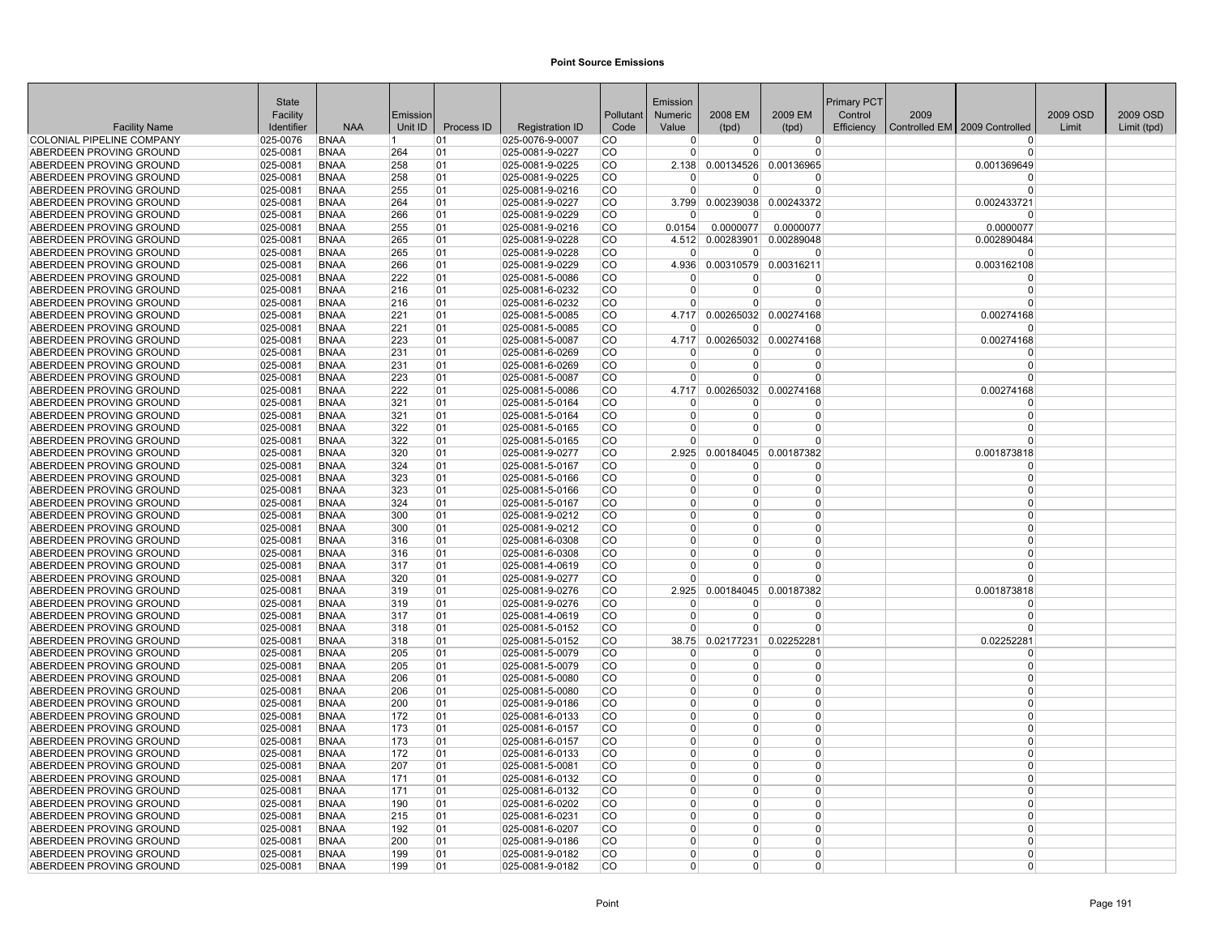# Point Source Emissions

| Facility Name | State Facility Identifier | NAA | Emission Unit ID | Process ID | Registration ID | Pollutant Code | Emission Numeric Value | 2008 EM (tpd) | 2009 EM (tpd) | Primary PCT Control Efficiency | 2009 Controlled EM | 2009 Controlled | 2009 OSD Limit | 2009 OSD Limit (tpd) |
|---|---|---|---|---|---|---|---|---|---|---|---|---|---|---|
| COLONIAL PIPELINE COMPANY | 025-0076 | BNAA | 1 | 01 | 025-0076-9-0007 | CO | 0 | 0 | 0 | | | 0 | | |
| ABERDEEN PROVING GROUND | 025-0081 | BNAA | 264 | 01 | 025-0081-9-0227 | CO | 0 | 0 | 0 | | | 0 | | |
| ABERDEEN PROVING GROUND | 025-0081 | BNAA | 258 | 01 | 025-0081-9-0225 | CO | 2.138 | 0.00134526 | 0.00136965 | | | 0.001369649 | | |
| ABERDEEN PROVING GROUND | 025-0081 | BNAA | 258 | 01 | 025-0081-9-0225 | CO | 0 | 0 | 0 | | | 0 | | |
| ABERDEEN PROVING GROUND | 025-0081 | BNAA | 255 | 01 | 025-0081-9-0216 | CO | 0 | 0 | 0 | | | 0 | | |
| ABERDEEN PROVING GROUND | 025-0081 | BNAA | 264 | 01 | 025-0081-9-0227 | CO | 3.799 | 0.00239038 | 0.00243372 | | | 0.002433721 | | |
| ABERDEEN PROVING GROUND | 025-0081 | BNAA | 266 | 01 | 025-0081-9-0229 | CO | 0 | 0 | 0 | | | 0 | | |
| ABERDEEN PROVING GROUND | 025-0081 | BNAA | 255 | 01 | 025-0081-9-0216 | CO | 0.0154 | 0.0000077 | 0.0000077 | | | 0.0000077 | | |
| ABERDEEN PROVING GROUND | 025-0081 | BNAA | 265 | 01 | 025-0081-9-0228 | CO | 4.512 | 0.00283901 | 0.00289048 | | | 0.002890484 | | |
| ABERDEEN PROVING GROUND | 025-0081 | BNAA | 265 | 01 | 025-0081-9-0228 | CO | 0 | 0 | 0 | | | 0 | | |
| ABERDEEN PROVING GROUND | 025-0081 | BNAA | 266 | 01 | 025-0081-9-0229 | CO | 4.936 | 0.00310579 | 0.00316211 | | | 0.003162108 | | |
| ABERDEEN PROVING GROUND | 025-0081 | BNAA | 222 | 01 | 025-0081-5-0086 | CO | 0 | 0 | 0 | | | 0 | | |
| ABERDEEN PROVING GROUND | 025-0081 | BNAA | 216 | 01 | 025-0081-6-0232 | CO | 0 | 0 | 0 | | | 0 | | |
| ABERDEEN PROVING GROUND | 025-0081 | BNAA | 216 | 01 | 025-0081-6-0232 | CO | 0 | 0 | 0 | | | 0 | | |
| ABERDEEN PROVING GROUND | 025-0081 | BNAA | 221 | 01 | 025-0081-5-0085 | CO | 4.717 | 0.00265032 | 0.00274168 | | | 0.00274168 | | |
| ABERDEEN PROVING GROUND | 025-0081 | BNAA | 221 | 01 | 025-0081-5-0085 | CO | 0 | 0 | 0 | | | 0 | | |
| ABERDEEN PROVING GROUND | 025-0081 | BNAA | 223 | 01 | 025-0081-5-0087 | CO | 4.717 | 0.00265032 | 0.00274168 | | | 0.00274168 | | |
| ABERDEEN PROVING GROUND | 025-0081 | BNAA | 231 | 01 | 025-0081-6-0269 | CO | 0 | 0 | 0 | | | 0 | | |
| ABERDEEN PROVING GROUND | 025-0081 | BNAA | 231 | 01 | 025-0081-6-0269 | CO | 0 | 0 | 0 | | | 0 | | |
| ABERDEEN PROVING GROUND | 025-0081 | BNAA | 223 | 01 | 025-0081-5-0087 | CO | 0 | 0 | 0 | | | 0 | | |
| ABERDEEN PROVING GROUND | 025-0081 | BNAA | 222 | 01 | 025-0081-5-0086 | CO | 4.717 | 0.00265032 | 0.00274168 | | | 0.00274168 | | |
| ABERDEEN PROVING GROUND | 025-0081 | BNAA | 321 | 01 | 025-0081-5-0164 | CO | 0 | 0 | 0 | | | 0 | | |
| ABERDEEN PROVING GROUND | 025-0081 | BNAA | 321 | 01 | 025-0081-5-0164 | CO | 0 | 0 | 0 | | | 0 | | |
| ABERDEEN PROVING GROUND | 025-0081 | BNAA | 322 | 01 | 025-0081-5-0165 | CO | 0 | 0 | 0 | | | 0 | | |
| ABERDEEN PROVING GROUND | 025-0081 | BNAA | 322 | 01 | 025-0081-5-0165 | CO | 0 | 0 | 0 | | | 0 | | |
| ABERDEEN PROVING GROUND | 025-0081 | BNAA | 320 | 01 | 025-0081-9-0277 | CO | 2.925 | 0.00184045 | 0.00187382 | | | 0.001873818 | | |
| ABERDEEN PROVING GROUND | 025-0081 | BNAA | 324 | 01 | 025-0081-5-0167 | CO | 0 | 0 | 0 | | | 0 | | |
| ABERDEEN PROVING GROUND | 025-0081 | BNAA | 323 | 01 | 025-0081-5-0166 | CO | 0 | 0 | 0 | | | 0 | | |
| ABERDEEN PROVING GROUND | 025-0081 | BNAA | 323 | 01 | 025-0081-5-0166 | CO | 0 | 0 | 0 | | | 0 | | |
| ABERDEEN PROVING GROUND | 025-0081 | BNAA | 324 | 01 | 025-0081-5-0167 | CO | 0 | 0 | 0 | | | 0 | | |
| ABERDEEN PROVING GROUND | 025-0081 | BNAA | 300 | 01 | 025-0081-9-0212 | CO | 0 | 0 | 0 | | | 0 | | |
| ABERDEEN PROVING GROUND | 025-0081 | BNAA | 300 | 01 | 025-0081-9-0212 | CO | 0 | 0 | 0 | | | 0 | | |
| ABERDEEN PROVING GROUND | 025-0081 | BNAA | 316 | 01 | 025-0081-6-0308 | CO | 0 | 0 | 0 | | | 0 | | |
| ABERDEEN PROVING GROUND | 025-0081 | BNAA | 316 | 01 | 025-0081-6-0308 | CO | 0 | 0 | 0 | | | 0 | | |
| ABERDEEN PROVING GROUND | 025-0081 | BNAA | 317 | 01 | 025-0081-4-0619 | CO | 0 | 0 | 0 | | | 0 | | |
| ABERDEEN PROVING GROUND | 025-0081 | BNAA | 320 | 01 | 025-0081-9-0277 | CO | 0 | 0 | 0 | | | 0 | | |
| ABERDEEN PROVING GROUND | 025-0081 | BNAA | 319 | 01 | 025-0081-9-0276 | CO | 2.925 | 0.00184045 | 0.00187382 | | | 0.001873818 | | |
| ABERDEEN PROVING GROUND | 025-0081 | BNAA | 319 | 01 | 025-0081-9-0276 | CO | 0 | 0 | 0 | | | 0 | | |
| ABERDEEN PROVING GROUND | 025-0081 | BNAA | 317 | 01 | 025-0081-4-0619 | CO | 0 | 0 | 0 | | | 0 | | |
| ABERDEEN PROVING GROUND | 025-0081 | BNAA | 318 | 01 | 025-0081-5-0152 | CO | 0 | 0 | 0 | | | 0 | | |
| ABERDEEN PROVING GROUND | 025-0081 | BNAA | 318 | 01 | 025-0081-5-0152 | CO | 38.75 | 0.02177231 | 0.02252281 | | | 0.02252281 | | |
| ABERDEEN PROVING GROUND | 025-0081 | BNAA | 205 | 01 | 025-0081-5-0079 | CO | 0 | 0 | 0 | | | 0 | | |
| ABERDEEN PROVING GROUND | 025-0081 | BNAA | 205 | 01 | 025-0081-5-0079 | CO | 0 | 0 | 0 | | | 0 | | |
| ABERDEEN PROVING GROUND | 025-0081 | BNAA | 206 | 01 | 025-0081-5-0080 | CO | 0 | 0 | 0 | | | 0 | | |
| ABERDEEN PROVING GROUND | 025-0081 | BNAA | 206 | 01 | 025-0081-5-0080 | CO | 0 | 0 | 0 | | | 0 | | |
| ABERDEEN PROVING GROUND | 025-0081 | BNAA | 200 | 01 | 025-0081-9-0186 | CO | 0 | 0 | 0 | | | 0 | | |
| ABERDEEN PROVING GROUND | 025-0081 | BNAA | 172 | 01 | 025-0081-6-0133 | CO | 0 | 0 | 0 | | | 0 | | |
| ABERDEEN PROVING GROUND | 025-0081 | BNAA | 173 | 01 | 025-0081-6-0157 | CO | 0 | 0 | 0 | | | 0 | | |
| ABERDEEN PROVING GROUND | 025-0081 | BNAA | 173 | 01 | 025-0081-6-0157 | CO | 0 | 0 | 0 | | | 0 | | |
| ABERDEEN PROVING GROUND | 025-0081 | BNAA | 172 | 01 | 025-0081-6-0133 | CO | 0 | 0 | 0 | | | 0 | | |
| ABERDEEN PROVING GROUND | 025-0081 | BNAA | 207 | 01 | 025-0081-5-0081 | CO | 0 | 0 | 0 | | | 0 | | |
| ABERDEEN PROVING GROUND | 025-0081 | BNAA | 171 | 01 | 025-0081-6-0132 | CO | 0 | 0 | 0 | | | 0 | | |
| ABERDEEN PROVING GROUND | 025-0081 | BNAA | 171 | 01 | 025-0081-6-0132 | CO | 0 | 0 | 0 | | | 0 | | |
| ABERDEEN PROVING GROUND | 025-0081 | BNAA | 190 | 01 | 025-0081-6-0202 | CO | 0 | 0 | 0 | | | 0 | | |
| ABERDEEN PROVING GROUND | 025-0081 | BNAA | 215 | 01 | 025-0081-6-0231 | CO | 0 | 0 | 0 | | | 0 | | |
| ABERDEEN PROVING GROUND | 025-0081 | BNAA | 192 | 01 | 025-0081-6-0207 | CO | 0 | 0 | 0 | | | 0 | | |
| ABERDEEN PROVING GROUND | 025-0081 | BNAA | 200 | 01 | 025-0081-9-0186 | CO | 0 | 0 | 0 | | | 0 | | |
| ABERDEEN PROVING GROUND | 025-0081 | BNAA | 199 | 01 | 025-0081-9-0182 | CO | 0 | 0 | 0 | | | 0 | | |
| ABERDEEN PROVING GROUND | 025-0081 | BNAA | 199 | 01 | 025-0081-9-0182 | CO | 0 | 0 | 0 | | | 0 | | |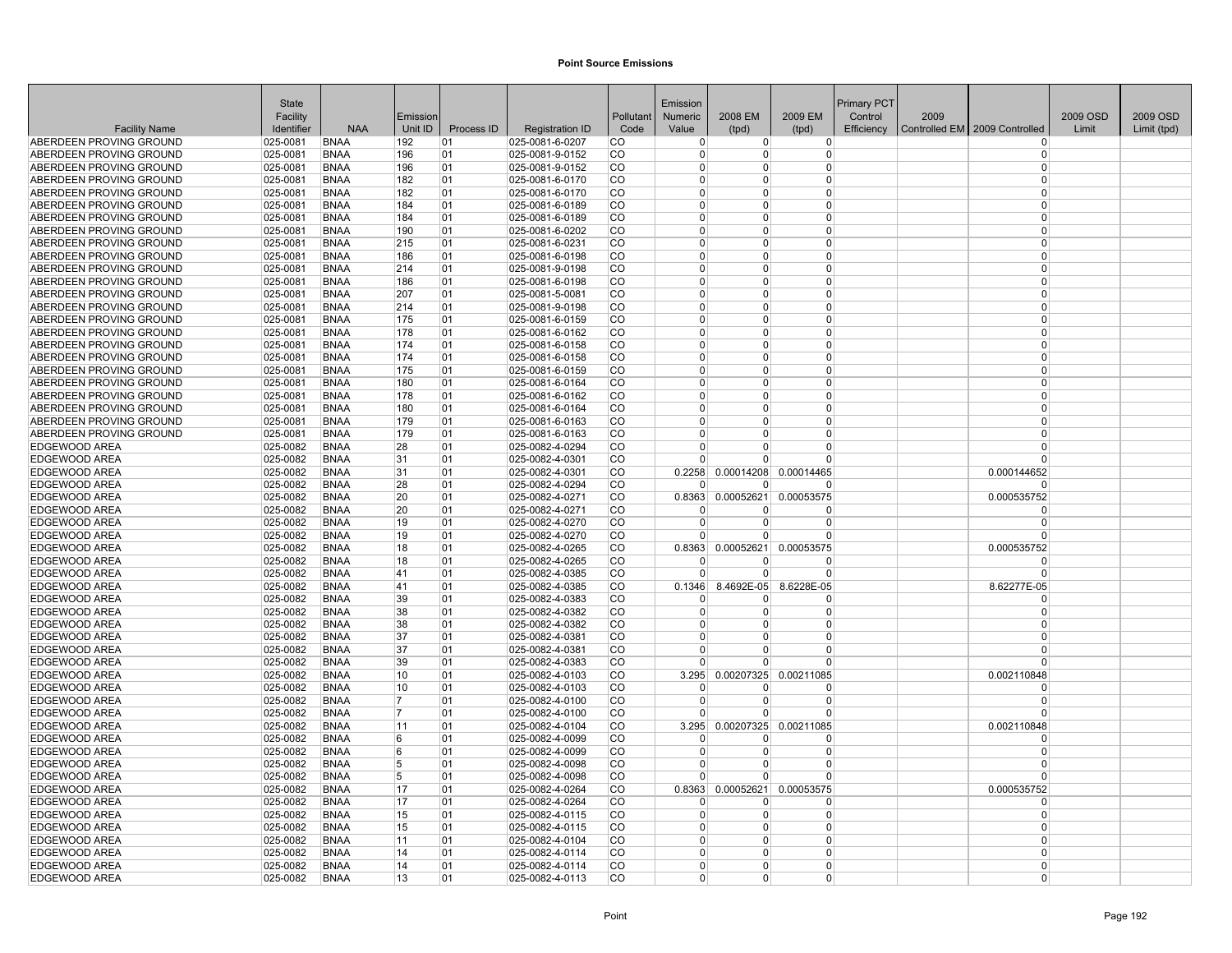# Point Source Emissions

| Facility Name | State Facility Identifier | NAA | Emission Unit ID | Process ID | Registration ID | Pollutant Code | Emission Numeric Value | 2008 EM (tpd) | 2009 EM (tpd) | Primary PCT Control Efficiency | 2009 Controlled EM | 2009 Controlled | 2009 OSD Limit | 2009 OSD Limit (tpd) |
|---|---|---|---|---|---|---|---|---|---|---|---|---|---|---|
| ABERDEEN PROVING GROUND | 025-0081 | BNAA | 192 | 01 | 025-0081-6-0207 | CO | 0 | 0 | 0 | | | 0 | | |
| ABERDEEN PROVING GROUND | 025-0081 | BNAA | 196 | 01 | 025-0081-9-0152 | CO | 0 | 0 | 0 | | | 0 | | |
| ABERDEEN PROVING GROUND | 025-0081 | BNAA | 196 | 01 | 025-0081-9-0152 | CO | 0 | 0 | 0 | | | 0 | | |
| ABERDEEN PROVING GROUND | 025-0081 | BNAA | 182 | 01 | 025-0081-6-0170 | CO | 0 | 0 | 0 | | | 0 | | |
| ABERDEEN PROVING GROUND | 025-0081 | BNAA | 182 | 01 | 025-0081-6-0170 | CO | 0 | 0 | 0 | | | 0 | | |
| ABERDEEN PROVING GROUND | 025-0081 | BNAA | 184 | 01 | 025-0081-6-0189 | CO | 0 | 0 | 0 | | | 0 | | |
| ABERDEEN PROVING GROUND | 025-0081 | BNAA | 184 | 01 | 025-0081-6-0189 | CO | 0 | 0 | 0 | | | 0 | | |
| ABERDEEN PROVING GROUND | 025-0081 | BNAA | 190 | 01 | 025-0081-6-0202 | CO | 0 | 0 | 0 | | | 0 | | |
| ABERDEEN PROVING GROUND | 025-0081 | BNAA | 215 | 01 | 025-0081-6-0231 | CO | 0 | 0 | 0 | | | 0 | | |
| ABERDEEN PROVING GROUND | 025-0081 | BNAA | 186 | 01 | 025-0081-6-0198 | CO | 0 | 0 | 0 | | | 0 | | |
| ABERDEEN PROVING GROUND | 025-0081 | BNAA | 214 | 01 | 025-0081-9-0198 | CO | 0 | 0 | 0 | | | 0 | | |
| ABERDEEN PROVING GROUND | 025-0081 | BNAA | 186 | 01 | 025-0081-6-0198 | CO | 0 | 0 | 0 | | | 0 | | |
| ABERDEEN PROVING GROUND | 025-0081 | BNAA | 207 | 01 | 025-0081-5-0081 | CO | 0 | 0 | 0 | | | 0 | | |
| ABERDEEN PROVING GROUND | 025-0081 | BNAA | 214 | 01 | 025-0081-9-0198 | CO | 0 | 0 | 0 | | | 0 | | |
| ABERDEEN PROVING GROUND | 025-0081 | BNAA | 175 | 01 | 025-0081-6-0159 | CO | 0 | 0 | 0 | | | 0 | | |
| ABERDEEN PROVING GROUND | 025-0081 | BNAA | 178 | 01 | 025-0081-6-0162 | CO | 0 | 0 | 0 | | | 0 | | |
| ABERDEEN PROVING GROUND | 025-0081 | BNAA | 174 | 01 | 025-0081-6-0158 | CO | 0 | 0 | 0 | | | 0 | | |
| ABERDEEN PROVING GROUND | 025-0081 | BNAA | 174 | 01 | 025-0081-6-0158 | CO | 0 | 0 | 0 | | | 0 | | |
| ABERDEEN PROVING GROUND | 025-0081 | BNAA | 175 | 01 | 025-0081-6-0159 | CO | 0 | 0 | 0 | | | 0 | | |
| ABERDEEN PROVING GROUND | 025-0081 | BNAA | 180 | 01 | 025-0081-6-0164 | CO | 0 | 0 | 0 | | | 0 | | |
| ABERDEEN PROVING GROUND | 025-0081 | BNAA | 178 | 01 | 025-0081-6-0162 | CO | 0 | 0 | 0 | | | 0 | | |
| ABERDEEN PROVING GROUND | 025-0081 | BNAA | 180 | 01 | 025-0081-6-0164 | CO | 0 | 0 | 0 | | | 0 | | |
| ABERDEEN PROVING GROUND | 025-0081 | BNAA | 179 | 01 | 025-0081-6-0163 | CO | 0 | 0 | 0 | | | 0 | | |
| ABERDEEN PROVING GROUND | 025-0081 | BNAA | 179 | 01 | 025-0081-6-0163 | CO | 0 | 0 | 0 | | | 0 | | |
| EDGEWOOD AREA | 025-0082 | BNAA | 28 | 01 | 025-0082-4-0294 | CO | 0 | 0 | 0 | | | 0 | | |
| EDGEWOOD AREA | 025-0082 | BNAA | 31 | 01 | 025-0082-4-0301 | CO | 0 | 0 | 0 | | | 0 | | |
| EDGEWOOD AREA | 025-0082 | BNAA | 31 | 01 | 025-0082-4-0301 | CO | 0.2258 | 0.00014208 | 0.00014465 | | | 0.000144652 | | |
| EDGEWOOD AREA | 025-0082 | BNAA | 28 | 01 | 025-0082-4-0294 | CO | 0 | 0 | 0 | | | 0 | | |
| EDGEWOOD AREA | 025-0082 | BNAA | 20 | 01 | 025-0082-4-0271 | CO | 0.8363 | 0.00052621 | 0.00053575 | | | 0.000535752 | | |
| EDGEWOOD AREA | 025-0082 | BNAA | 20 | 01 | 025-0082-4-0271 | CO | 0 | 0 | 0 | | | 0 | | |
| EDGEWOOD AREA | 025-0082 | BNAA | 19 | 01 | 025-0082-4-0270 | CO | 0 | 0 | 0 | | | 0 | | |
| EDGEWOOD AREA | 025-0082 | BNAA | 19 | 01 | 025-0082-4-0270 | CO | 0 | 0 | 0 | | | 0 | | |
| EDGEWOOD AREA | 025-0082 | BNAA | 18 | 01 | 025-0082-4-0265 | CO | 0.8363 | 0.00052621 | 0.00053575 | | | 0.000535752 | | |
| EDGEWOOD AREA | 025-0082 | BNAA | 18 | 01 | 025-0082-4-0265 | CO | 0 | 0 | 0 | | | 0 | | |
| EDGEWOOD AREA | 025-0082 | BNAA | 41 | 01 | 025-0082-4-0385 | CO | 0 | 0 | 0 | | | 0 | | |
| EDGEWOOD AREA | 025-0082 | BNAA | 41 | 01 | 025-0082-4-0385 | CO | 0.1346 | 8.4692E-05 | 8.6228E-05 | | | 8.62277E-05 | | |
| EDGEWOOD AREA | 025-0082 | BNAA | 39 | 01 | 025-0082-4-0383 | CO | 0 | 0 | 0 | | | 0 | | |
| EDGEWOOD AREA | 025-0082 | BNAA | 38 | 01 | 025-0082-4-0382 | CO | 0 | 0 | 0 | | | 0 | | |
| EDGEWOOD AREA | 025-0082 | BNAA | 38 | 01 | 025-0082-4-0382 | CO | 0 | 0 | 0 | | | 0 | | |
| EDGEWOOD AREA | 025-0082 | BNAA | 37 | 01 | 025-0082-4-0381 | CO | 0 | 0 | 0 | | | 0 | | |
| EDGEWOOD AREA | 025-0082 | BNAA | 37 | 01 | 025-0082-4-0381 | CO | 0 | 0 | 0 | | | 0 | | |
| EDGEWOOD AREA | 025-0082 | BNAA | 39 | 01 | 025-0082-4-0383 | CO | 0 | 0 | 0 | | | 0 | | |
| EDGEWOOD AREA | 025-0082 | BNAA | 10 | 01 | 025-0082-4-0103 | CO | 3.295 | 0.00207325 | 0.00211085 | | | 0.002110848 | | |
| EDGEWOOD AREA | 025-0082 | BNAA | 10 | 01 | 025-0082-4-0103 | CO | 0 | 0 | 0 | | | 0 | | |
| EDGEWOOD AREA | 025-0082 | BNAA | 7 | 01 | 025-0082-4-0100 | CO | 0 | 0 | 0 | | | 0 | | |
| EDGEWOOD AREA | 025-0082 | BNAA | 7 | 01 | 025-0082-4-0100 | CO | 0 | 0 | 0 | | | 0 | | |
| EDGEWOOD AREA | 025-0082 | BNAA | 11 | 01 | 025-0082-4-0104 | CO | 3.295 | 0.00207325 | 0.00211085 | | | 0.002110848 | | |
| EDGEWOOD AREA | 025-0082 | BNAA | 6 | 01 | 025-0082-4-0099 | CO | 0 | 0 | 0 | | | 0 | | |
| EDGEWOOD AREA | 025-0082 | BNAA | 6 | 01 | 025-0082-4-0099 | CO | 0 | 0 | 0 | | | 0 | | |
| EDGEWOOD AREA | 025-0082 | BNAA | 5 | 01 | 025-0082-4-0098 | CO | 0 | 0 | 0 | | | 0 | | |
| EDGEWOOD AREA | 025-0082 | BNAA | 5 | 01 | 025-0082-4-0098 | CO | 0 | 0 | 0 | | | 0 | | |
| EDGEWOOD AREA | 025-0082 | BNAA | 17 | 01 | 025-0082-4-0264 | CO | 0.8363 | 0.00052621 | 0.00053575 | | | 0.000535752 | | |
| EDGEWOOD AREA | 025-0082 | BNAA | 17 | 01 | 025-0082-4-0264 | CO | 0 | 0 | 0 | | | 0 | | |
| EDGEWOOD AREA | 025-0082 | BNAA | 15 | 01 | 025-0082-4-0115 | CO | 0 | 0 | 0 | | | 0 | | |
| EDGEWOOD AREA | 025-0082 | BNAA | 15 | 01 | 025-0082-4-0115 | CO | 0 | 0 | 0 | | | 0 | | |
| EDGEWOOD AREA | 025-0082 | BNAA | 11 | 01 | 025-0082-4-0104 | CO | 0 | 0 | 0 | | | 0 | | |
| EDGEWOOD AREA | 025-0082 | BNAA | 14 | 01 | 025-0082-4-0114 | CO | 0 | 0 | 0 | | | 0 | | |
| EDGEWOOD AREA | 025-0082 | BNAA | 14 | 01 | 025-0082-4-0114 | CO | 0 | 0 | 0 | | | 0 | | |
| EDGEWOOD AREA | 025-0082 | BNAA | 13 | 01 | 025-0082-4-0113 | CO | 0 | 0 | 0 | | | 0 | | |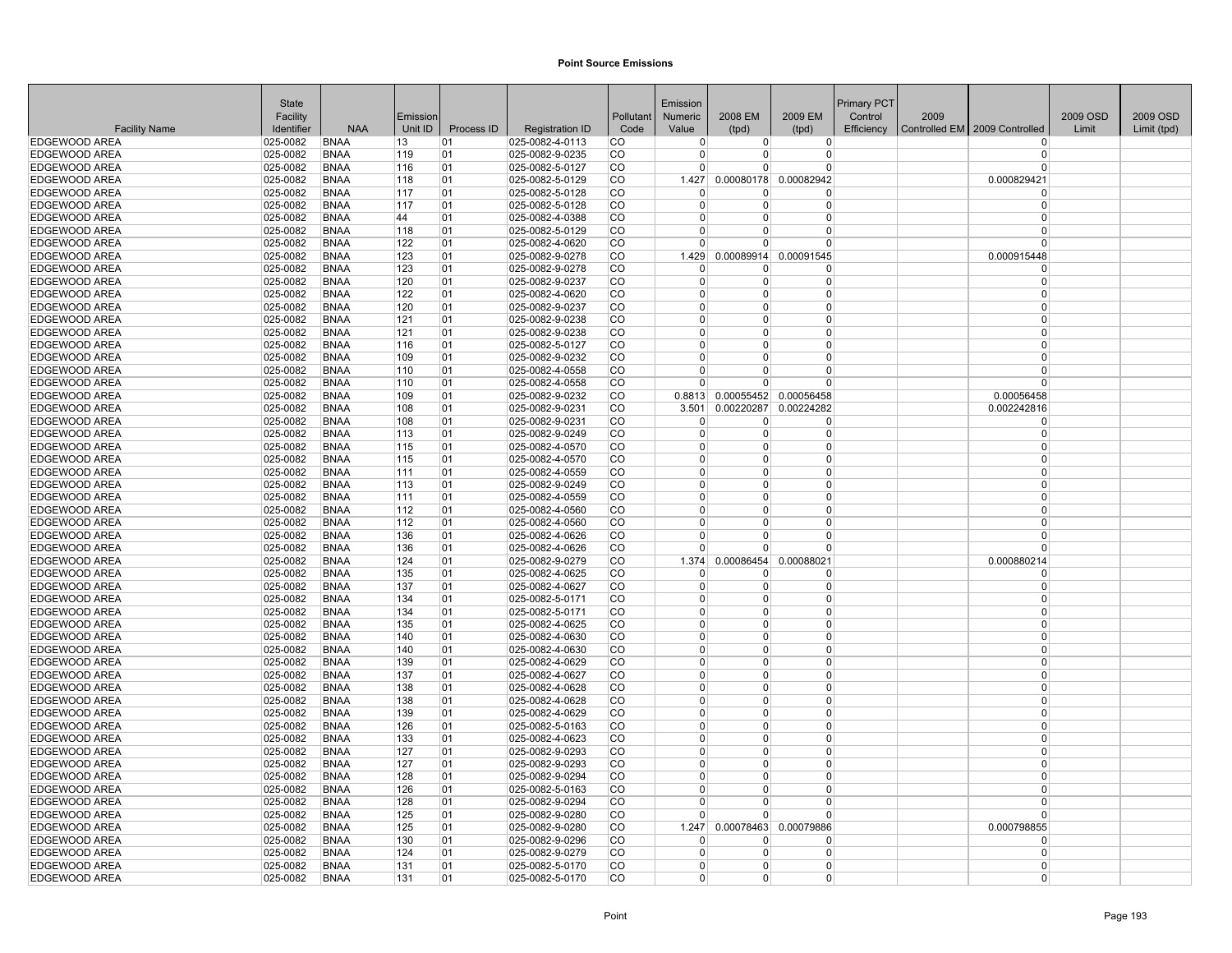# Point Source Emissions

| Facility Name | State Facility Identifier | NAA | Emission Unit ID | Process ID | Registration ID | Pollutant Code | Emission Numeric Value | 2008 EM (tpd) | 2009 EM (tpd) | Primary PCT Control Efficiency | 2009 Controlled EM | 2009 Controlled | 2009 OSD Limit | 2009 OSD Limit (tpd) |
|---|---|---|---|---|---|---|---|---|---|---|---|---|---|---|
| EDGEWOOD AREA | 025-0082 | BNAA | 13 | 01 | 025-0082-4-0113 | CO | 0 | 0 | 0 | | | 0 | | |
| EDGEWOOD AREA | 025-0082 | BNAA | 119 | 01 | 025-0082-9-0235 | CO | 0 | 0 | 0 | | | 0 | | |
| EDGEWOOD AREA | 025-0082 | BNAA | 116 | 01 | 025-0082-5-0127 | CO | 0 | 0 | 0 | | | 0 | | |
| EDGEWOOD AREA | 025-0082 | BNAA | 118 | 01 | 025-0082-5-0129 | CO | 1.427 | 0.00080178 | 0.00082942 | | | 0.000829421 | | |
| EDGEWOOD AREA | 025-0082 | BNAA | 117 | 01 | 025-0082-5-0128 | CO | 0 | 0 | 0 | | | 0 | | |
| EDGEWOOD AREA | 025-0082 | BNAA | 117 | 01 | 025-0082-5-0128 | CO | 0 | 0 | 0 | | | 0 | | |
| EDGEWOOD AREA | 025-0082 | BNAA | 44 | 01 | 025-0082-4-0388 | CO | 0 | 0 | 0 | | | 0 | | |
| EDGEWOOD AREA | 025-0082 | BNAA | 118 | 01 | 025-0082-5-0129 | CO | 0 | 0 | 0 | | | 0 | | |
| EDGEWOOD AREA | 025-0082 | BNAA | 122 | 01 | 025-0082-4-0620 | CO | 0 | 0 | 0 | | | 0 | | |
| EDGEWOOD AREA | 025-0082 | BNAA | 123 | 01 | 025-0082-9-0278 | CO | 1.429 | 0.00089914 | 0.00091545 | | | 0.000915448 | | |
| EDGEWOOD AREA | 025-0082 | BNAA | 123 | 01 | 025-0082-9-0278 | CO | 0 | 0 | 0 | | | 0 | | |
| EDGEWOOD AREA | 025-0082 | BNAA | 120 | 01 | 025-0082-9-0237 | CO | 0 | 0 | 0 | | | 0 | | |
| EDGEWOOD AREA | 025-0082 | BNAA | 122 | 01 | 025-0082-4-0620 | CO | 0 | 0 | 0 | | | 0 | | |
| EDGEWOOD AREA | 025-0082 | BNAA | 120 | 01 | 025-0082-9-0237 | CO | 0 | 0 | 0 | | | 0 | | |
| EDGEWOOD AREA | 025-0082 | BNAA | 121 | 01 | 025-0082-9-0238 | CO | 0 | 0 | 0 | | | 0 | | |
| EDGEWOOD AREA | 025-0082 | BNAA | 121 | 01 | 025-0082-9-0238 | CO | 0 | 0 | 0 | | | 0 | | |
| EDGEWOOD AREA | 025-0082 | BNAA | 116 | 01 | 025-0082-5-0127 | CO | 0 | 0 | 0 | | | 0 | | |
| EDGEWOOD AREA | 025-0082 | BNAA | 109 | 01 | 025-0082-9-0232 | CO | 0 | 0 | 0 | | | 0 | | |
| EDGEWOOD AREA | 025-0082 | BNAA | 110 | 01 | 025-0082-4-0558 | CO | 0 | 0 | 0 | | | 0 | | |
| EDGEWOOD AREA | 025-0082 | BNAA | 110 | 01 | 025-0082-4-0558 | CO | 0 | 0 | 0 | | | 0 | | |
| EDGEWOOD AREA | 025-0082 | BNAA | 109 | 01 | 025-0082-9-0232 | CO | 0.8813 | 0.00055452 | 0.00056458 | | | 0.00056458 | | |
| EDGEWOOD AREA | 025-0082 | BNAA | 108 | 01 | 025-0082-9-0231 | CO | 3.501 | 0.00220287 | 0.00224282 | | | 0.002242816 | | |
| EDGEWOOD AREA | 025-0082 | BNAA | 108 | 01 | 025-0082-9-0231 | CO | 0 | 0 | 0 | | | 0 | | |
| EDGEWOOD AREA | 025-0082 | BNAA | 113 | 01 | 025-0082-9-0249 | CO | 0 | 0 | 0 | | | 0 | | |
| EDGEWOOD AREA | 025-0082 | BNAA | 115 | 01 | 025-0082-4-0570 | CO | 0 | 0 | 0 | | | 0 | | |
| EDGEWOOD AREA | 025-0082 | BNAA | 115 | 01 | 025-0082-4-0570 | CO | 0 | 0 | 0 | | | 0 | | |
| EDGEWOOD AREA | 025-0082 | BNAA | 111 | 01 | 025-0082-4-0559 | CO | 0 | 0 | 0 | | | 0 | | |
| EDGEWOOD AREA | 025-0082 | BNAA | 113 | 01 | 025-0082-9-0249 | CO | 0 | 0 | 0 | | | 0 | | |
| EDGEWOOD AREA | 025-0082 | BNAA | 111 | 01 | 025-0082-4-0559 | CO | 0 | 0 | 0 | | | 0 | | |
| EDGEWOOD AREA | 025-0082 | BNAA | 112 | 01 | 025-0082-4-0560 | CO | 0 | 0 | 0 | | | 0 | | |
| EDGEWOOD AREA | 025-0082 | BNAA | 112 | 01 | 025-0082-4-0560 | CO | 0 | 0 | 0 | | | 0 | | |
| EDGEWOOD AREA | 025-0082 | BNAA | 136 | 01 | 025-0082-4-0626 | CO | 0 | 0 | 0 | | | 0 | | |
| EDGEWOOD AREA | 025-0082 | BNAA | 136 | 01 | 025-0082-4-0626 | CO | 0 | 0 | 0 | | | 0 | | |
| EDGEWOOD AREA | 025-0082 | BNAA | 124 | 01 | 025-0082-9-0279 | CO | 1.374 | 0.00086454 | 0.00088021 | | | 0.000880214 | | |
| EDGEWOOD AREA | 025-0082 | BNAA | 135 | 01 | 025-0082-4-0625 | CO | 0 | 0 | 0 | | | 0 | | |
| EDGEWOOD AREA | 025-0082 | BNAA | 137 | 01 | 025-0082-4-0627 | CO | 0 | 0 | 0 | | | 0 | | |
| EDGEWOOD AREA | 025-0082 | BNAA | 134 | 01 | 025-0082-5-0171 | CO | 0 | 0 | 0 | | | 0 | | |
| EDGEWOOD AREA | 025-0082 | BNAA | 134 | 01 | 025-0082-5-0171 | CO | 0 | 0 | 0 | | | 0 | | |
| EDGEWOOD AREA | 025-0082 | BNAA | 135 | 01 | 025-0082-4-0625 | CO | 0 | 0 | 0 | | | 0 | | |
| EDGEWOOD AREA | 025-0082 | BNAA | 140 | 01 | 025-0082-4-0630 | CO | 0 | 0 | 0 | | | 0 | | |
| EDGEWOOD AREA | 025-0082 | BNAA | 140 | 01 | 025-0082-4-0630 | CO | 0 | 0 | 0 | | | 0 | | |
| EDGEWOOD AREA | 025-0082 | BNAA | 139 | 01 | 025-0082-4-0629 | CO | 0 | 0 | 0 | | | 0 | | |
| EDGEWOOD AREA | 025-0082 | BNAA | 137 | 01 | 025-0082-4-0627 | CO | 0 | 0 | 0 | | | 0 | | |
| EDGEWOOD AREA | 025-0082 | BNAA | 138 | 01 | 025-0082-4-0628 | CO | 0 | 0 | 0 | | | 0 | | |
| EDGEWOOD AREA | 025-0082 | BNAA | 138 | 01 | 025-0082-4-0628 | CO | 0 | 0 | 0 | | | 0 | | |
| EDGEWOOD AREA | 025-0082 | BNAA | 139 | 01 | 025-0082-4-0629 | CO | 0 | 0 | 0 | | | 0 | | |
| EDGEWOOD AREA | 025-0082 | BNAA | 126 | 01 | 025-0082-5-0163 | CO | 0 | 0 | 0 | | | 0 | | |
| EDGEWOOD AREA | 025-0082 | BNAA | 133 | 01 | 025-0082-4-0623 | CO | 0 | 0 | 0 | | | 0 | | |
| EDGEWOOD AREA | 025-0082 | BNAA | 127 | 01 | 025-0082-9-0293 | CO | 0 | 0 | 0 | | | 0 | | |
| EDGEWOOD AREA | 025-0082 | BNAA | 127 | 01 | 025-0082-9-0293 | CO | 0 | 0 | 0 | | | 0 | | |
| EDGEWOOD AREA | 025-0082 | BNAA | 128 | 01 | 025-0082-9-0294 | CO | 0 | 0 | 0 | | | 0 | | |
| EDGEWOOD AREA | 025-0082 | BNAA | 126 | 01 | 025-0082-5-0163 | CO | 0 | 0 | 0 | | | 0 | | |
| EDGEWOOD AREA | 025-0082 | BNAA | 128 | 01 | 025-0082-9-0294 | CO | 0 | 0 | 0 | | | 0 | | |
| EDGEWOOD AREA | 025-0082 | BNAA | 125 | 01 | 025-0082-9-0280 | CO | 0 | 0 | 0 | | | 0 | | |
| EDGEWOOD AREA | 025-0082 | BNAA | 125 | 01 | 025-0082-9-0280 | CO | 1.247 | 0.00078463 | 0.00079886 | | | 0.000798855 | | |
| EDGEWOOD AREA | 025-0082 | BNAA | 130 | 01 | 025-0082-9-0296 | CO | 0 | 0 | 0 | | | 0 | | |
| EDGEWOOD AREA | 025-0082 | BNAA | 124 | 01 | 025-0082-9-0279 | CO | 0 | 0 | 0 | | | 0 | | |
| EDGEWOOD AREA | 025-0082 | BNAA | 131 | 01 | 025-0082-5-0170 | CO | 0 | 0 | 0 | | | 0 | | |
| EDGEWOOD AREA | 025-0082 | BNAA | 131 | 01 | 025-0082-5-0170 | CO | 0 | 0 | 0 | | | 0 | | |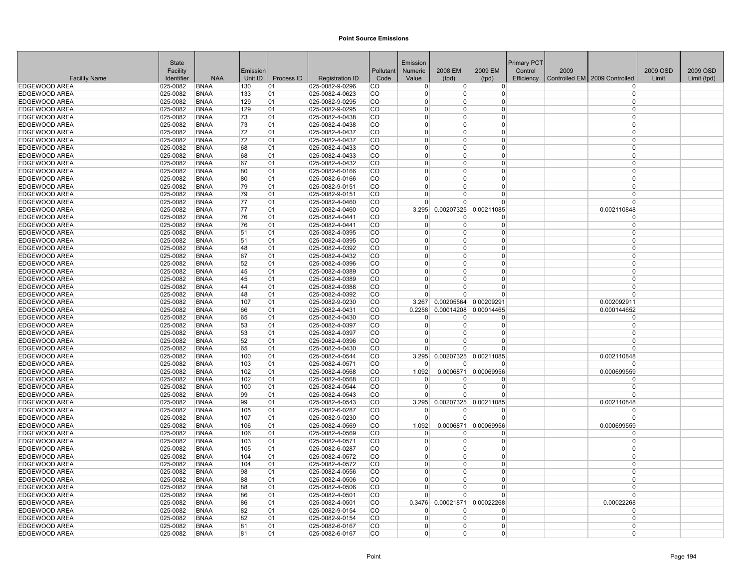# Point Source Emissions

| Facility Name | State Facility Identifier | NAA | Emission Unit ID | Process ID | Registration ID | Pollutant Code | Emission Numeric Value | 2008 EM (tpd) | 2009 EM (tpd) | Primary PCT Control Efficiency | 2009 Controlled EM | 2009 Controlled | 2009 OSD Limit | 2009 OSD Limit (tpd) |
|---|---|---|---|---|---|---|---|---|---|---|---|---|---|---|
| EDGEWOOD AREA | 025-0082 | BNAA | 130 | 01 | 025-0082-9-0296 | CO | 0 | 0 | 0 | | | 0 | | |
| EDGEWOOD AREA | 025-0082 | BNAA | 133 | 01 | 025-0082-4-0623 | CO | 0 | 0 | 0 | | | 0 | | |
| EDGEWOOD AREA | 025-0082 | BNAA | 129 | 01 | 025-0082-9-0295 | CO | 0 | 0 | 0 | | | 0 | | |
| EDGEWOOD AREA | 025-0082 | BNAA | 129 | 01 | 025-0082-9-0295 | CO | 0 | 0 | 0 | | | 0 | | |
| EDGEWOOD AREA | 025-0082 | BNAA | 73 | 01 | 025-0082-4-0438 | CO | 0 | 0 | 0 | | | 0 | | |
| EDGEWOOD AREA | 025-0082 | BNAA | 73 | 01 | 025-0082-4-0438 | CO | 0 | 0 | 0 | | | 0 | | |
| EDGEWOOD AREA | 025-0082 | BNAA | 72 | 01 | 025-0082-4-0437 | CO | 0 | 0 | 0 | | | 0 | | |
| EDGEWOOD AREA | 025-0082 | BNAA | 72 | 01 | 025-0082-4-0437 | CO | 0 | 0 | 0 | | | 0 | | |
| EDGEWOOD AREA | 025-0082 | BNAA | 68 | 01 | 025-0082-4-0433 | CO | 0 | 0 | 0 | | | 0 | | |
| EDGEWOOD AREA | 025-0082 | BNAA | 68 | 01 | 025-0082-4-0433 | CO | 0 | 0 | 0 | | | 0 | | |
| EDGEWOOD AREA | 025-0082 | BNAA | 67 | 01 | 025-0082-4-0432 | CO | 0 | 0 | 0 | | | 0 | | |
| EDGEWOOD AREA | 025-0082 | BNAA | 80 | 01 | 025-0082-6-0166 | CO | 0 | 0 | 0 | | | 0 | | |
| EDGEWOOD AREA | 025-0082 | BNAA | 80 | 01 | 025-0082-6-0166 | CO | 0 | 0 | 0 | | | 0 | | |
| EDGEWOOD AREA | 025-0082 | BNAA | 79 | 01 | 025-0082-9-0151 | CO | 0 | 0 | 0 | | | 0 | | |
| EDGEWOOD AREA | 025-0082 | BNAA | 79 | 01 | 025-0082-9-0151 | CO | 0 | 0 | 0 | | | 0 | | |
| EDGEWOOD AREA | 025-0082 | BNAA | 77 | 01 | 025-0082-4-0460 | CO | 0 | 0 | 0 | | | 0 | | |
| EDGEWOOD AREA | 025-0082 | BNAA | 77 | 01 | 025-0082-4-0460 | CO | 3.295 | 0.00207325 | 0.00211085 | | | 0.002110848 | | |
| EDGEWOOD AREA | 025-0082 | BNAA | 76 | 01 | 025-0082-4-0441 | CO | 0 | 0 | 0 | | | 0 | | |
| EDGEWOOD AREA | 025-0082 | BNAA | 76 | 01 | 025-0082-4-0441 | CO | 0 | 0 | 0 | | | 0 | | |
| EDGEWOOD AREA | 025-0082 | BNAA | 51 | 01 | 025-0082-4-0395 | CO | 0 | 0 | 0 | | | 0 | | |
| EDGEWOOD AREA | 025-0082 | BNAA | 51 | 01 | 025-0082-4-0395 | CO | 0 | 0 | 0 | | | 0 | | |
| EDGEWOOD AREA | 025-0082 | BNAA | 48 | 01 | 025-0082-4-0392 | CO | 0 | 0 | 0 | | | 0 | | |
| EDGEWOOD AREA | 025-0082 | BNAA | 67 | 01 | 025-0082-4-0432 | CO | 0 | 0 | 0 | | | 0 | | |
| EDGEWOOD AREA | 025-0082 | BNAA | 52 | 01 | 025-0082-4-0396 | CO | 0 | 0 | 0 | | | 0 | | |
| EDGEWOOD AREA | 025-0082 | BNAA | 45 | 01 | 025-0082-4-0389 | CO | 0 | 0 | 0 | | | 0 | | |
| EDGEWOOD AREA | 025-0082 | BNAA | 45 | 01 | 025-0082-4-0389 | CO | 0 | 0 | 0 | | | 0 | | |
| EDGEWOOD AREA | 025-0082 | BNAA | 44 | 01 | 025-0082-4-0388 | CO | 0 | 0 | 0 | | | 0 | | |
| EDGEWOOD AREA | 025-0082 | BNAA | 48 | 01 | 025-0082-4-0392 | CO | 0 | 0 | 0 | | | 0 | | |
| EDGEWOOD AREA | 025-0082 | BNAA | 107 | 01 | 025-0082-9-0230 | CO | 3.267 | 0.00205564 | 0.00209291 | | | 0.002092911 | | |
| EDGEWOOD AREA | 025-0082 | BNAA | 66 | 01 | 025-0082-4-0431 | CO | 0.2258 | 0.00014208 | 0.00014465 | | | 0.000144652 | | |
| EDGEWOOD AREA | 025-0082 | BNAA | 65 | 01 | 025-0082-4-0430 | CO | 0 | 0 | 0 | | | 0 | | |
| EDGEWOOD AREA | 025-0082 | BNAA | 53 | 01 | 025-0082-4-0397 | CO | 0 | 0 | 0 | | | 0 | | |
| EDGEWOOD AREA | 025-0082 | BNAA | 53 | 01 | 025-0082-4-0397 | CO | 0 | 0 | 0 | | | 0 | | |
| EDGEWOOD AREA | 025-0082 | BNAA | 52 | 01 | 025-0082-4-0396 | CO | 0 | 0 | 0 | | | 0 | | |
| EDGEWOOD AREA | 025-0082 | BNAA | 65 | 01 | 025-0082-4-0430 | CO | 0 | 0 | 0 | | | 0 | | |
| EDGEWOOD AREA | 025-0082 | BNAA | 100 | 01 | 025-0082-4-0544 | CO | 3.295 | 0.00207325 | 0.00211085 | | | 0.002110848 | | |
| EDGEWOOD AREA | 025-0082 | BNAA | 103 | 01 | 025-0082-4-0571 | CO | 0 | 0 | 0 | | | 0 | | |
| EDGEWOOD AREA | 025-0082 | BNAA | 102 | 01 | 025-0082-4-0568 | CO | 1.092 | 0.0006871 | 0.00069956 | | | 0.000699559 | | |
| EDGEWOOD AREA | 025-0082 | BNAA | 102 | 01 | 025-0082-4-0568 | CO | 0 | 0 | 0 | | | 0 | | |
| EDGEWOOD AREA | 025-0082 | BNAA | 100 | 01 | 025-0082-4-0544 | CO | 0 | 0 | 0 | | | 0 | | |
| EDGEWOOD AREA | 025-0082 | BNAA | 99 | 01 | 025-0082-4-0543 | CO | 0 | 0 | 0 | | | 0 | | |
| EDGEWOOD AREA | 025-0082 | BNAA | 99 | 01 | 025-0082-4-0543 | CO | 3.295 | 0.00207325 | 0.00211085 | | | 0.002110848 | | |
| EDGEWOOD AREA | 025-0082 | BNAA | 105 | 01 | 025-0082-6-0287 | CO | 0 | 0 | 0 | | | 0 | | |
| EDGEWOOD AREA | 025-0082 | BNAA | 107 | 01 | 025-0082-9-0230 | CO | 0 | 0 | 0 | | | 0 | | |
| EDGEWOOD AREA | 025-0082 | BNAA | 106 | 01 | 025-0082-4-0569 | CO | 1.092 | 0.0006871 | 0.00069956 | | | 0.000699559 | | |
| EDGEWOOD AREA | 025-0082 | BNAA | 106 | 01 | 025-0082-4-0569 | CO | 0 | 0 | 0 | | | 0 | | |
| EDGEWOOD AREA | 025-0082 | BNAA | 103 | 01 | 025-0082-4-0571 | CO | 0 | 0 | 0 | | | 0 | | |
| EDGEWOOD AREA | 025-0082 | BNAA | 105 | 01 | 025-0082-6-0287 | CO | 0 | 0 | 0 | | | 0 | | |
| EDGEWOOD AREA | 025-0082 | BNAA | 104 | 01 | 025-0082-4-0572 | CO | 0 | 0 | 0 | | | 0 | | |
| EDGEWOOD AREA | 025-0082 | BNAA | 104 | 01 | 025-0082-4-0572 | CO | 0 | 0 | 0 | | | 0 | | |
| EDGEWOOD AREA | 025-0082 | BNAA | 98 | 01 | 025-0082-4-0556 | CO | 0 | 0 | 0 | | | 0 | | |
| EDGEWOOD AREA | 025-0082 | BNAA | 88 | 01 | 025-0082-4-0506 | CO | 0 | 0 | 0 | | | 0 | | |
| EDGEWOOD AREA | 025-0082 | BNAA | 88 | 01 | 025-0082-4-0506 | CO | 0 | 0 | 0 | | | 0 | | |
| EDGEWOOD AREA | 025-0082 | BNAA | 86 | 01 | 025-0082-4-0501 | CO | 0 | 0 | 0 | | | 0 | | |
| EDGEWOOD AREA | 025-0082 | BNAA | 86 | 01 | 025-0082-4-0501 | CO | 0.3476 | 0.00021871 | 0.00022268 | | | 0.00022268 | | |
| EDGEWOOD AREA | 025-0082 | BNAA | 82 | 01 | 025-0082-9-0154 | CO | 0 | 0 | 0 | | | 0 | | |
| EDGEWOOD AREA | 025-0082 | BNAA | 82 | 01 | 025-0082-9-0154 | CO | 0 | 0 | 0 | | | 0 | | |
| EDGEWOOD AREA | 025-0082 | BNAA | 81 | 01 | 025-0082-6-0167 | CO | 0 | 0 | 0 | | | 0 | | |
| EDGEWOOD AREA | 025-0082 | BNAA | 81 | 01 | 025-0082-6-0167 | CO | 0 | 0 | 0 | | | 0 | | |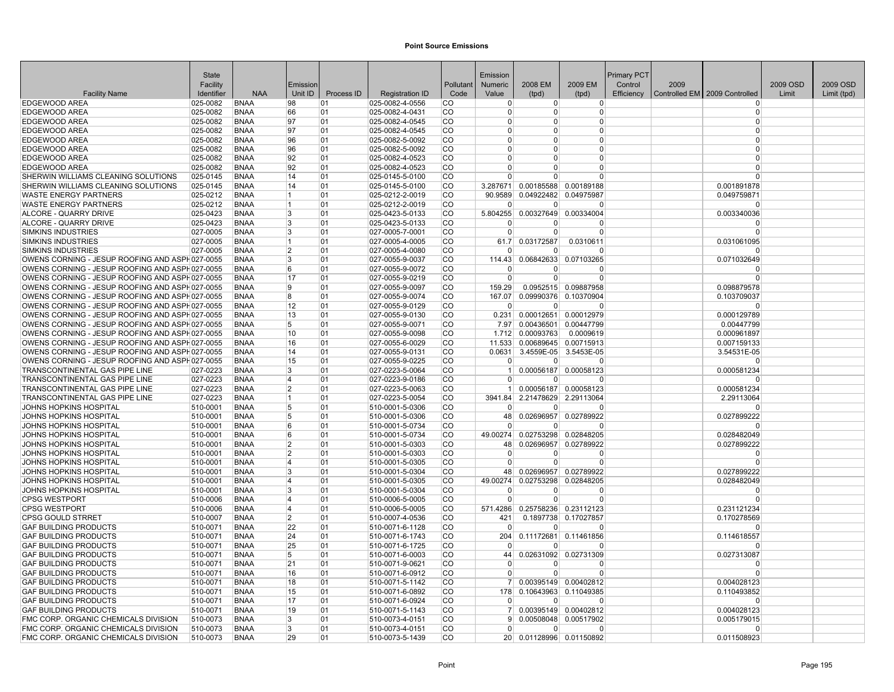# Point Source Emissions

| Facility Name | State Facility Identifier | NAA | Emission Unit ID | Process ID | Registration ID | Pollutant Code | Emission Numeric Value | 2008 EM (tpd) | 2009 EM (tpd) | Primary PCT Control Efficiency | 2009 Controlled EM | 2009 Controlled | 2009 OSD Limit | 2009 OSD Limit (tpd) |
|---|---|---|---|---|---|---|---|---|---|---|---|---|---|---|
| EDGEWOOD AREA | 025-0082 | BNAA | 98 | 01 | 025-0082-4-0556 | CO | 0 | 0 | 0 | | | 0 | | |
| EDGEWOOD AREA | 025-0082 | BNAA | 66 | 01 | 025-0082-4-0431 | CO | 0 | 0 | 0 | | | 0 | | |
| EDGEWOOD AREA | 025-0082 | BNAA | 97 | 01 | 025-0082-4-0545 | CO | 0 | 0 | 0 | | | 0 | | |
| EDGEWOOD AREA | 025-0082 | BNAA | 97 | 01 | 025-0082-4-0545 | CO | 0 | 0 | 0 | | | 0 | | |
| EDGEWOOD AREA | 025-0082 | BNAA | 96 | 01 | 025-0082-5-0092 | CO | 0 | 0 | 0 | | | 0 | | |
| EDGEWOOD AREA | 025-0082 | BNAA | 96 | 01 | 025-0082-5-0092 | CO | 0 | 0 | 0 | | | 0 | | |
| EDGEWOOD AREA | 025-0082 | BNAA | 92 | 01 | 025-0082-4-0523 | CO | 0 | 0 | 0 | | | 0 | | |
| EDGEWOOD AREA | 025-0082 | BNAA | 92 | 01 | 025-0082-4-0523 | CO | 0 | 0 | 0 | | | 0 | | |
| SHERWIN WILLIAMS CLEANING SOLUTIONS | 025-0145 | BNAA | 14 | 01 | 025-0145-5-0100 | CO | 0 | 0 | 0 | | | 0 | | |
| SHERWIN WILLIAMS CLEANING SOLUTIONS | 025-0145 | BNAA | 14 | 01 | 025-0145-5-0100 | CO | 3.287671 | 0.00185588 | 0.00189188 | | | 0.001891878 | | |
| WASTE ENERGY PARTNERS | 025-0212 | BNAA | 1 | 01 | 025-0212-2-0019 | CO | 90.9589 | 0.04922482 | 0.04975987 | | | 0.049759871 | | |
| WASTE ENERGY PARTNERS | 025-0212 | BNAA | 1 | 01 | 025-0212-2-0019 | CO | 0 | 0 | 0 | | | 0 | | |
| ALCORE - QUARRY DRIVE | 025-0423 | BNAA | 3 | 01 | 025-0423-5-0133 | CO | 5.804255 | 0.00327649 | 0.00334004 | | | 0.003340036 | | |
| ALCORE - QUARRY DRIVE | 025-0423 | BNAA | 3 | 01 | 025-0423-5-0133 | CO | 0 | 0 | 0 | | | 0 | | |
| SIMKINS INDUSTRIES | 027-0005 | BNAA | 3 | 01 | 027-0005-7-0001 | CO | 0 | 0 | 0 | | | 0 | | |
| SIMKINS INDUSTRIES | 027-0005 | BNAA | 1 | 01 | 027-0005-4-0005 | CO | 61.7 | 0.03172587 | 0.0310611 | | | 0.031061095 | | |
| SIMKINS INDUSTRIES | 027-0005 | BNAA | 2 | 01 | 027-0005-4-0080 | CO | 0 | 0 | 0 | | | 0 | | |
| OWENS CORNING - JESUP ROOFING AND ASPH | 027-0055 | BNAA | 3 | 01 | 027-0055-9-0037 | CO | 114.43 | 0.06842633 | 0.07103265 | | | 0.071032649 | | |
| OWENS CORNING - JESUP ROOFING AND ASPH | 027-0055 | BNAA | 6 | 01 | 027-0055-9-0072 | CO | 0 | 0 | 0 | | | 0 | | |
| OWENS CORNING - JESUP ROOFING AND ASPH | 027-0055 | BNAA | 17 | 01 | 027-0055-9-0219 | CO | 0 | 0 | 0 | | | 0 | | |
| OWENS CORNING - JESUP ROOFING AND ASPH | 027-0055 | BNAA | 9 | 01 | 027-0055-9-0097 | CO | 159.29 | 0.0952515 | 0.09887958 | | | 0.098879578 | | |
| OWENS CORNING - JESUP ROOFING AND ASPH | 027-0055 | BNAA | 8 | 01 | 027-0055-9-0074 | CO | 167.07 | 0.09990376 | 0.10370904 | | | 0.103709037 | | |
| OWENS CORNING - JESUP ROOFING AND ASPH | 027-0055 | BNAA | 12 | 01 | 027-0055-9-0129 | CO | 0 | 0 | 0 | | | 0 | | |
| OWENS CORNING - JESUP ROOFING AND ASPH | 027-0055 | BNAA | 13 | 01 | 027-0055-9-0130 | CO | 0.231 | 0.00012651 | 0.00012979 | | | 0.000129789 | | |
| OWENS CORNING - JESUP ROOFING AND ASPH | 027-0055 | BNAA | 5 | 01 | 027-0055-9-0071 | CO | 7.97 | 0.00436501 | 0.00447799 | | | 0.00447799 | | |
| OWENS CORNING - JESUP ROOFING AND ASPH | 027-0055 | BNAA | 10 | 01 | 027-0055-9-0098 | CO | 1.712 | 0.00093763 | 0.0009619 | | | 0.000961897 | | |
| OWENS CORNING - JESUP ROOFING AND ASPH | 027-0055 | BNAA | 16 | 01 | 027-0055-6-0029 | CO | 11.533 | 0.00689645 | 0.00715913 | | | 0.007159133 | | |
| OWENS CORNING - JESUP ROOFING AND ASPH | 027-0055 | BNAA | 14 | 01 | 027-0055-9-0131 | CO | 0.0631 | 3.4559E-05 | 3.5453E-05 | | | 3.54531E-05 | | |
| OWENS CORNING - JESUP ROOFING AND ASPH | 027-0055 | BNAA | 15 | 01 | 027-0055-9-0225 | CO | 0 | 0 | 0 | | | 0 | | |
| TRANSCONTINENTAL GAS PIPE LINE | 027-0223 | BNAA | 3 | 01 | 027-0223-5-0064 | CO | 1 | 0.00056187 | 0.00058123 | | | 0.000581234 | | |
| TRANSCONTINENTAL GAS PIPE LINE | 027-0223 | BNAA | 4 | 01 | 027-0223-9-0186 | CO | 0 | 0 | 0 | | | 0 | | |
| TRANSCONTINENTAL GAS PIPE LINE | 027-0223 | BNAA | 2 | 01 | 027-0223-5-0063 | CO | 1 | 0.00056187 | 0.00058123 | | | 0.000581234 | | |
| TRANSCONTINENTAL GAS PIPE LINE | 027-0223 | BNAA | 1 | 01 | 027-0223-5-0054 | CO | 3941.84 | 2.21478629 | 2.29113064 | | | 2.29113064 | | |
| JOHNS HOPKINS HOSPITAL | 510-0001 | BNAA | 5 | 01 | 510-0001-5-0306 | CO | 0 | 0 | 0 | | | 0 | | |
| JOHNS HOPKINS HOSPITAL | 510-0001 | BNAA | 5 | 01 | 510-0001-5-0306 | CO | 48 | 0.02696957 | 0.02789922 | | | 0.027899222 | | |
| JOHNS HOPKINS HOSPITAL | 510-0001 | BNAA | 6 | 01 | 510-0001-5-0734 | CO | 0 | 0 | 0 | | | 0 | | |
| JOHNS HOPKINS HOSPITAL | 510-0001 | BNAA | 6 | 01 | 510-0001-5-0734 | CO | 49.00274 | 0.02753298 | 0.02848205 | | | 0.028482049 | | |
| JOHNS HOPKINS HOSPITAL | 510-0001 | BNAA | 2 | 01 | 510-0001-5-0303 | CO | 48 | 0.02696957 | 0.02789922 | | | 0.027899222 | | |
| JOHNS HOPKINS HOSPITAL | 510-0001 | BNAA | 2 | 01 | 510-0001-5-0303 | CO | 0 | 0 | 0 | | | 0 | | |
| JOHNS HOPKINS HOSPITAL | 510-0001 | BNAA | 4 | 01 | 510-0001-5-0305 | CO | 0 | 0 | 0 | | | 0 | | |
| JOHNS HOPKINS HOSPITAL | 510-0001 | BNAA | 3 | 01 | 510-0001-5-0304 | CO | 48 | 0.02696957 | 0.02789922 | | | 0.027899222 | | |
| JOHNS HOPKINS HOSPITAL | 510-0001 | BNAA | 4 | 01 | 510-0001-5-0305 | CO | 49.00274 | 0.02753298 | 0.02848205 | | | 0.028482049 | | |
| JOHNS HOPKINS HOSPITAL | 510-0001 | BNAA | 3 | 01 | 510-0001-5-0304 | CO | 0 | 0 | 0 | | | 0 | | |
| CPSG WESTPORT | 510-0006 | BNAA | 4 | 01 | 510-0006-5-0005 | CO | 0 | 0 | 0 | | | 0 | | |
| CPSG WESTPORT | 510-0006 | BNAA | 4 | 01 | 510-0006-5-0005 | CO | 571.4286 | 0.25758236 | 0.23112123 | | | 0.231121234 | | |
| CPSG GOULD STRRET | 510-0007 | BNAA | 2 | 01 | 510-0007-4-0536 | CO | 421 | 0.1897738 | 0.17027857 | | | 0.170278569 | | |
| GAF BUILDING PRODUCTS | 510-0071 | BNAA | 22 | 01 | 510-0071-6-1128 | CO | 0 | 0 | 0 | | | 0 | | |
| GAF BUILDING PRODUCTS | 510-0071 | BNAA | 24 | 01 | 510-0071-6-1743 | CO | 204 | 0.11172681 | 0.11461856 | | | 0.114618557 | | |
| GAF BUILDING PRODUCTS | 510-0071 | BNAA | 25 | 01 | 510-0071-6-1725 | CO | 0 | 0 | 0 | | | 0 | | |
| GAF BUILDING PRODUCTS | 510-0071 | BNAA | 5 | 01 | 510-0071-6-0003 | CO | 44 | 0.02631092 | 0.02731309 | | | 0.027313087 | | |
| GAF BUILDING PRODUCTS | 510-0071 | BNAA | 21 | 01 | 510-0071-9-0621 | CO | 0 | 0 | 0 | | | 0 | | |
| GAF BUILDING PRODUCTS | 510-0071 | BNAA | 16 | 01 | 510-0071-6-0912 | CO | 0 | 0 | 0 | | | 0 | | |
| GAF BUILDING PRODUCTS | 510-0071 | BNAA | 18 | 01 | 510-0071-5-1142 | CO | 7 | 0.00395149 | 0.00402812 | | | 0.004028123 | | |
| GAF BUILDING PRODUCTS | 510-0071 | BNAA | 15 | 01 | 510-0071-6-0892 | CO | 178 | 0.10643963 | 0.11049385 | | | 0.110493852 | | |
| GAF BUILDING PRODUCTS | 510-0071 | BNAA | 17 | 01 | 510-0071-6-0924 | CO | 0 | 0 | 0 | | | 0 | | |
| GAF BUILDING PRODUCTS | 510-0071 | BNAA | 19 | 01 | 510-0071-5-1143 | CO | 7 | 0.00395149 | 0.00402812 | | | 0.004028123 | | |
| FMC CORP. ORGANIC CHEMICALS DIVISION | 510-0073 | BNAA | 3 | 01 | 510-0073-4-0151 | CO | 9 | 0.00508048 | 0.00517902 | | | 0.005179015 | | |
| FMC CORP. ORGANIC CHEMICALS DIVISION | 510-0073 | BNAA | 3 | 01 | 510-0073-4-0151 | CO | 0 | 0 | 0 | | | 0 | | |
| FMC CORP. ORGANIC CHEMICALS DIVISION | 510-0073 | BNAA | 29 | 01 | 510-0073-5-1439 | CO | 20 | 0.01128996 | 0.01150892 | | | 0.011508923 | | |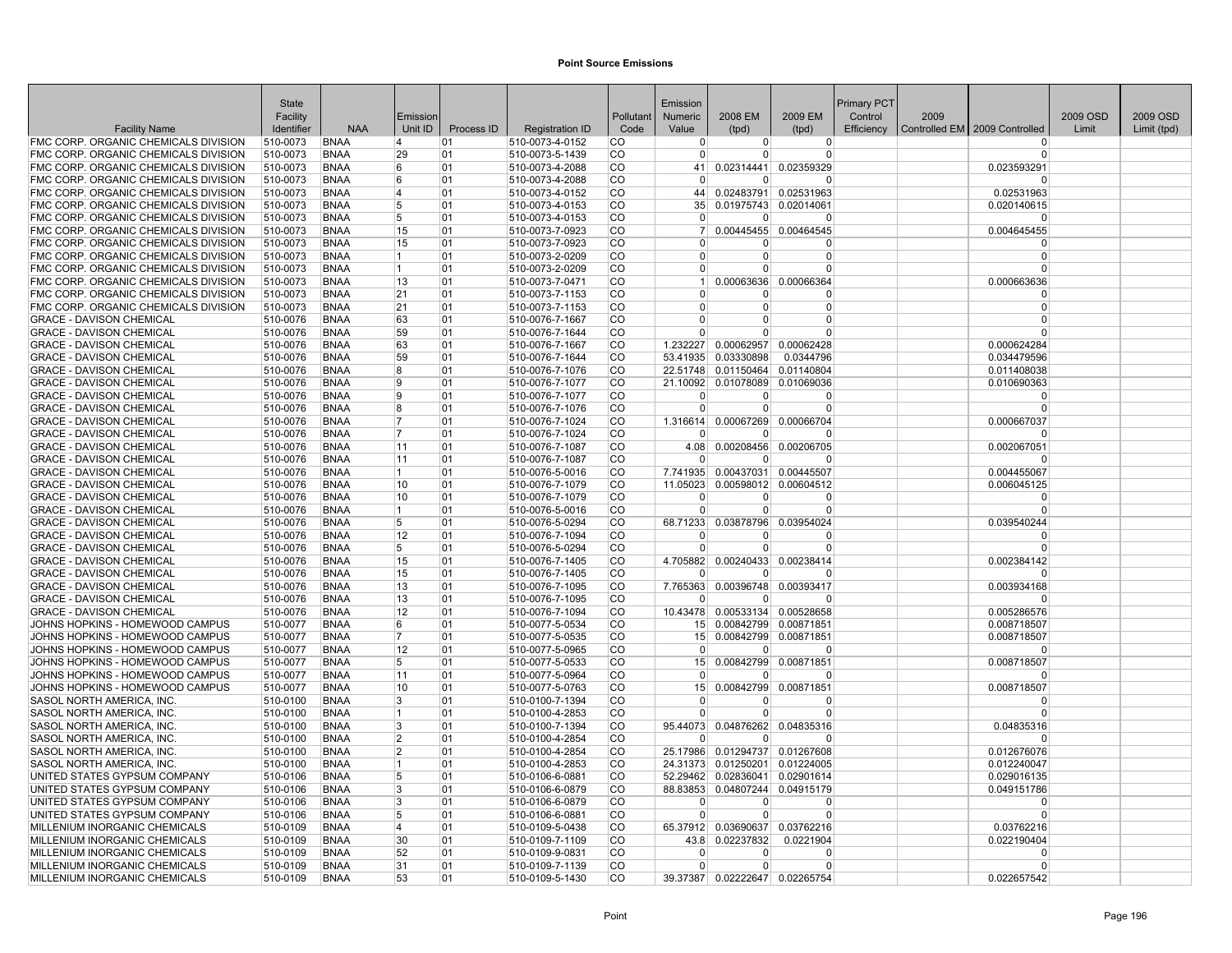# Point Source Emissions

| Facility Name | State Facility Identifier | NAA | Emission Unit ID | Process ID | Registration ID | Pollutant Code | Emission Numeric Value | 2008 EM (tpd) | 2009 EM (tpd) | Primary PCT Control Efficiency | 2009 Controlled EM | 2009 Controlled | 2009 OSD Limit | 2009 OSD Limit (tpd) |
|---|---|---|---|---|---|---|---|---|---|---|---|---|---|---|
| FMC CORP. ORGANIC CHEMICALS DIVISION | 510-0073 | BNAA | 4 | 01 | 510-0073-4-0152 | CO | 0 | 0 | 0 | | | 0 | | |
| FMC CORP. ORGANIC CHEMICALS DIVISION | 510-0073 | BNAA | 29 | 01 | 510-0073-5-1439 | CO | 0 | 0 | 0 | | | 0 | | |
| FMC CORP. ORGANIC CHEMICALS DIVISION | 510-0073 | BNAA | 6 | 01 | 510-0073-4-2088 | CO | 41 | 0.02314441 | 0.02359329 | | | 0.023593291 | | |
| FMC CORP. ORGANIC CHEMICALS DIVISION | 510-0073 | BNAA | 6 | 01 | 510-0073-4-2088 | CO | 0 | 0 | 0 | | | 0 | | |
| FMC CORP. ORGANIC CHEMICALS DIVISION | 510-0073 | BNAA | 4 | 01 | 510-0073-4-0152 | CO | 44 | 0.02483791 | 0.02531963 | | | 0.02531963 | | |
| FMC CORP. ORGANIC CHEMICALS DIVISION | 510-0073 | BNAA | 5 | 01 | 510-0073-4-0153 | CO | 35 | 0.01975743 | 0.02014061 | | | 0.020140615 | | |
| FMC CORP. ORGANIC CHEMICALS DIVISION | 510-0073 | BNAA | 5 | 01 | 510-0073-4-0153 | CO | 0 | 0 | 0 | | | 0 | | |
| FMC CORP. ORGANIC CHEMICALS DIVISION | 510-0073 | BNAA | 15 | 01 | 510-0073-7-0923 | CO | 7 | 0.00445455 | 0.00464545 | | | 0.004645455 | | |
| FMC CORP. ORGANIC CHEMICALS DIVISION | 510-0073 | BNAA | 15 | 01 | 510-0073-7-0923 | CO | 0 | 0 | 0 | | | 0 | | |
| FMC CORP. ORGANIC CHEMICALS DIVISION | 510-0073 | BNAA | 1 | 01 | 510-0073-2-0209 | CO | 0 | 0 | 0 | | | 0 | | |
| FMC CORP. ORGANIC CHEMICALS DIVISION | 510-0073 | BNAA | 1 | 01 | 510-0073-2-0209 | CO | 0 | 0 | 0 | | | 0 | | |
| FMC CORP. ORGANIC CHEMICALS DIVISION | 510-0073 | BNAA | 13 | 01 | 510-0073-7-0471 | CO | 1 | 0.00063636 | 0.00066364 | | | 0.000663636 | | |
| FMC CORP. ORGANIC CHEMICALS DIVISION | 510-0073 | BNAA | 21 | 01 | 510-0073-7-1153 | CO | 0 | 0 | 0 | | | 0 | | |
| FMC CORP. ORGANIC CHEMICALS DIVISION | 510-0073 | BNAA | 21 | 01 | 510-0073-7-1153 | CO | 0 | 0 | 0 | | | 0 | | |
| GRACE - DAVISON CHEMICAL | 510-0076 | BNAA | 63 | 01 | 510-0076-7-1667 | CO | 0 | 0 | 0 | | | 0 | | |
| GRACE - DAVISON CHEMICAL | 510-0076 | BNAA | 59 | 01 | 510-0076-7-1644 | CO | 0 | 0 | 0 | | | 0 | | |
| GRACE - DAVISON CHEMICAL | 510-0076 | BNAA | 63 | 01 | 510-0076-7-1667 | CO | 1.232227 | 0.00062957 | 0.00062428 | | | 0.000624284 | | |
| GRACE - DAVISON CHEMICAL | 510-0076 | BNAA | 59 | 01 | 510-0076-7-1644 | CO | 53.41935 | 0.03330898 | 0.0344796 | | | 0.034479596 | | |
| GRACE - DAVISON CHEMICAL | 510-0076 | BNAA | 8 | 01 | 510-0076-7-1076 | CO | 22.51748 | 0.01150464 | 0.01140804 | | | 0.011408038 | | |
| GRACE - DAVISON CHEMICAL | 510-0076 | BNAA | 9 | 01 | 510-0076-7-1077 | CO | 21.10092 | 0.01078089 | 0.01069036 | | | 0.010690363 | | |
| GRACE - DAVISON CHEMICAL | 510-0076 | BNAA | 9 | 01 | 510-0076-7-1077 | CO | 0 | 0 | 0 | | | 0 | | |
| GRACE - DAVISON CHEMICAL | 510-0076 | BNAA | 8 | 01 | 510-0076-7-1076 | CO | 0 | 0 | 0 | | | 0 | | |
| GRACE - DAVISON CHEMICAL | 510-0076 | BNAA | 7 | 01 | 510-0076-7-1024 | CO | 1.316614 | 0.00067269 | 0.00066704 | | | 0.000667037 | | |
| GRACE - DAVISON CHEMICAL | 510-0076 | BNAA | 7 | 01 | 510-0076-7-1024 | CO | 0 | 0 | 0 | | | 0 | | |
| GRACE - DAVISON CHEMICAL | 510-0076 | BNAA | 11 | 01 | 510-0076-7-1087 | CO | 4.08 | 0.00208456 | 0.00206705 | | | 0.002067051 | | |
| GRACE - DAVISON CHEMICAL | 510-0076 | BNAA | 11 | 01 | 510-0076-7-1087 | CO | 0 | 0 | 0 | | | 0 | | |
| GRACE - DAVISON CHEMICAL | 510-0076 | BNAA | 1 | 01 | 510-0076-5-0016 | CO | 7.741935 | 0.00437031 | 0.00445507 | | | 0.004455067 | | |
| GRACE - DAVISON CHEMICAL | 510-0076 | BNAA | 10 | 01 | 510-0076-7-1079 | CO | 11.05023 | 0.00598012 | 0.00604512 | | | 0.006045125 | | |
| GRACE - DAVISON CHEMICAL | 510-0076 | BNAA | 10 | 01 | 510-0076-7-1079 | CO | 0 | 0 | 0 | | | 0 | | |
| GRACE - DAVISON CHEMICAL | 510-0076 | BNAA | 1 | 01 | 510-0076-5-0016 | CO | 0 | 0 | 0 | | | 0 | | |
| GRACE - DAVISON CHEMICAL | 510-0076 | BNAA | 5 | 01 | 510-0076-5-0294 | CO | 68.71233 | 0.03878796 | 0.03954024 | | | 0.039540244 | | |
| GRACE - DAVISON CHEMICAL | 510-0076 | BNAA | 12 | 01 | 510-0076-7-1094 | CO | 0 | 0 | 0 | | | 0 | | |
| GRACE - DAVISON CHEMICAL | 510-0076 | BNAA | 5 | 01 | 510-0076-5-0294 | CO | 0 | 0 | 0 | | | 0 | | |
| GRACE - DAVISON CHEMICAL | 510-0076 | BNAA | 15 | 01 | 510-0076-7-1405 | CO | 4.705882 | 0.00240433 | 0.00238414 | | | 0.002384142 | | |
| GRACE - DAVISON CHEMICAL | 510-0076 | BNAA | 15 | 01 | 510-0076-7-1405 | CO | 0 | 0 | 0 | | | 0 | | |
| GRACE - DAVISON CHEMICAL | 510-0076 | BNAA | 13 | 01 | 510-0076-7-1095 | CO | 7.765363 | 0.00396748 | 0.00393417 | | | 0.003934168 | | |
| GRACE - DAVISON CHEMICAL | 510-0076 | BNAA | 13 | 01 | 510-0076-7-1095 | CO | 0 | 0 | 0 | | | 0 | | |
| GRACE - DAVISON CHEMICAL | 510-0076 | BNAA | 12 | 01 | 510-0076-7-1094 | CO | 10.43478 | 0.00533134 | 0.00528658 | | | 0.005286576 | | |
| JOHNS HOPKINS - HOMEWOOD CAMPUS | 510-0077 | BNAA | 6 | 01 | 510-0077-5-0534 | CO | 15 | 0.00842799 | 0.00871851 | | | 0.008718507 | | |
| JOHNS HOPKINS - HOMEWOOD CAMPUS | 510-0077 | BNAA | 7 | 01 | 510-0077-5-0535 | CO | 15 | 0.00842799 | 0.00871851 | | | 0.008718507 | | |
| JOHNS HOPKINS - HOMEWOOD CAMPUS | 510-0077 | BNAA | 12 | 01 | 510-0077-5-0965 | CO | 0 | 0 | 0 | | | 0 | | |
| JOHNS HOPKINS - HOMEWOOD CAMPUS | 510-0077 | BNAA | 5 | 01 | 510-0077-5-0533 | CO | 15 | 0.00842799 | 0.00871851 | | | 0.008718507 | | |
| JOHNS HOPKINS - HOMEWOOD CAMPUS | 510-0077 | BNAA | 11 | 01 | 510-0077-5-0964 | CO | 0 | 0 | 0 | | | 0 | | |
| JOHNS HOPKINS - HOMEWOOD CAMPUS | 510-0077 | BNAA | 10 | 01 | 510-0077-5-0763 | CO | 15 | 0.00842799 | 0.00871851 | | | 0.008718507 | | |
| SASOL NORTH AMERICA, INC. | 510-0100 | BNAA | 3 | 01 | 510-0100-7-1394 | CO | 0 | 0 | 0 | | | 0 | | |
| SASOL NORTH AMERICA, INC. | 510-0100 | BNAA | 1 | 01 | 510-0100-4-2853 | CO | 0 | 0 | 0 | | | 0 | | |
| SASOL NORTH AMERICA, INC. | 510-0100 | BNAA | 3 | 01 | 510-0100-7-1394 | CO | 95.44073 | 0.04876262 | 0.04835316 | | | 0.04835316 | | |
| SASOL NORTH AMERICA, INC. | 510-0100 | BNAA | 2 | 01 | 510-0100-4-2854 | CO | 0 | 0 | 0 | | | 0 | | |
| SASOL NORTH AMERICA, INC. | 510-0100 | BNAA | 2 | 01 | 510-0100-4-2854 | CO | 25.17986 | 0.01294737 | 0.01267608 | | | 0.012676076 | | |
| SASOL NORTH AMERICA, INC. | 510-0100 | BNAA | 1 | 01 | 510-0100-4-2853 | CO | 24.31373 | 0.01250201 | 0.01224005 | | | 0.012240047 | | |
| UNITED STATES GYPSUM COMPANY | 510-0106 | BNAA | 5 | 01 | 510-0106-6-0881 | CO | 52.29462 | 0.02836041 | 0.02901614 | | | 0.029016135 | | |
| UNITED STATES GYPSUM COMPANY | 510-0106 | BNAA | 3 | 01 | 510-0106-6-0879 | CO | 88.83853 | 0.04807244 | 0.04915179 | | | 0.049151786 | | |
| UNITED STATES GYPSUM COMPANY | 510-0106 | BNAA | 3 | 01 | 510-0106-6-0879 | CO | 0 | 0 | 0 | | | 0 | | |
| UNITED STATES GYPSUM COMPANY | 510-0106 | BNAA | 5 | 01 | 510-0106-6-0881 | CO | 0 | 0 | 0 | | | 0 | | |
| MILLENIUM INORGANIC CHEMICALS | 510-0109 | BNAA | 4 | 01 | 510-0109-5-0438 | CO | 65.37912 | 0.03690637 | 0.03762216 | | | 0.03762216 | | |
| MILLENIUM INORGANIC CHEMICALS | 510-0109 | BNAA | 30 | 01 | 510-0109-7-1109 | CO | 43.8 | 0.02237832 | 0.0221904 | | | 0.022190404 | | |
| MILLENIUM INORGANIC CHEMICALS | 510-0109 | BNAA | 52 | 01 | 510-0109-9-0831 | CO | 0 | 0 | 0 | | | 0 | | |
| MILLENIUM INORGANIC CHEMICALS | 510-0109 | BNAA | 31 | 01 | 510-0109-7-1139 | CO | 0 | 0 | 0 | | | 0 | | |
| MILLENIUM INORGANIC CHEMICALS | 510-0109 | BNAA | 53 | 01 | 510-0109-5-1430 | CO | 39.37387 | 0.02222647 | 0.02265754 | | | 0.022657542 | | |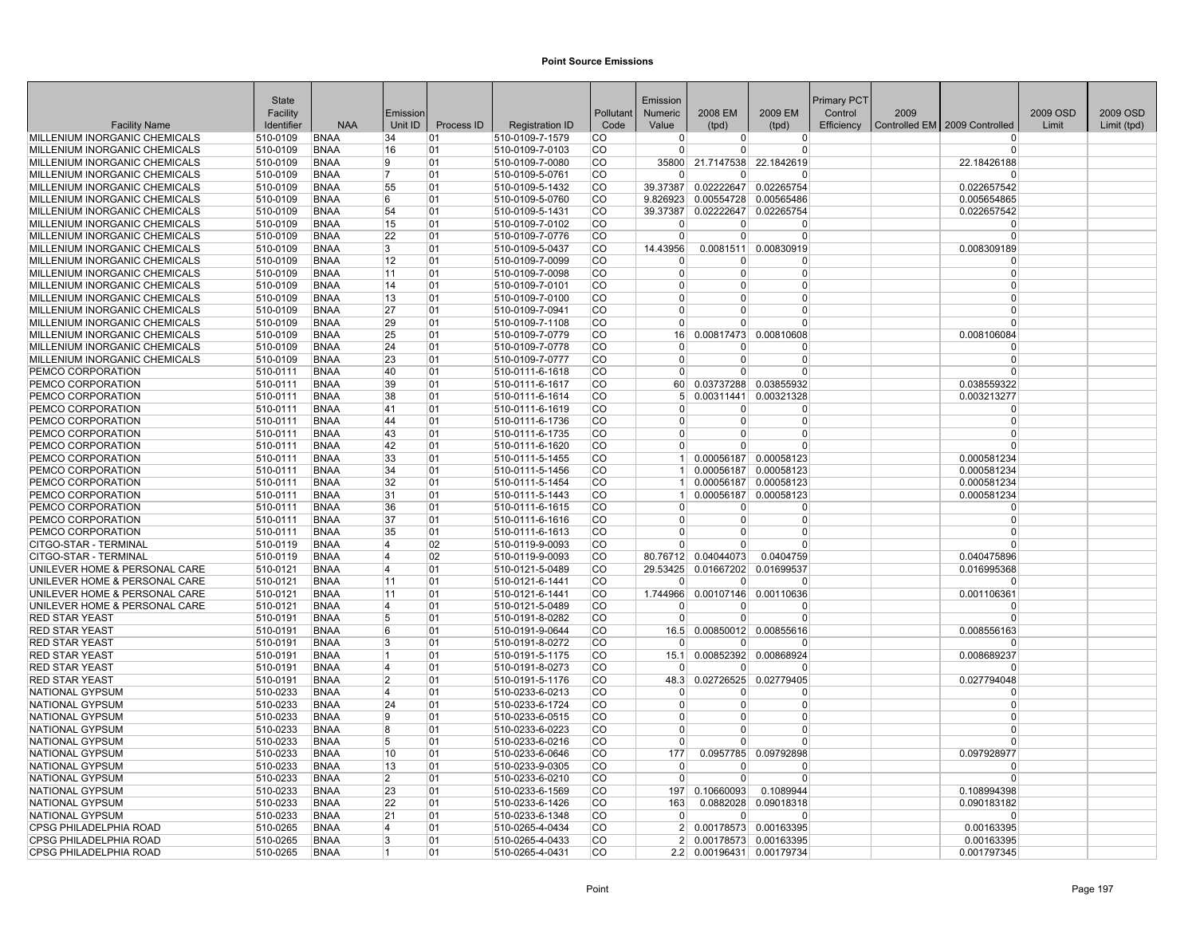# Point Source Emissions

| Facility Name | State Facility Identifier | NAA | Emission Unit ID | Process ID | Registration ID | Pollutant Code | Emission Numeric Value | 2008 EM (tpd) | 2009 EM (tpd) | Primary PCT Control Efficiency | 2009 Controlled EM | 2009 Controlled | 2009 OSD Limit | 2009 OSD Limit (tpd) |
|---|---|---|---|---|---|---|---|---|---|---|---|---|---|---|
| MILLENIUM INORGANIC CHEMICALS | 510-0109 | BNAA | 34 | 01 | 510-0109-7-1579 | CO | 0 | 0 | 0 | | | 0 | | |
| MILLENIUM INORGANIC CHEMICALS | 510-0109 | BNAA | 16 | 01 | 510-0109-7-0103 | CO | 0 | 0 | 0 | | | 0 | | |
| MILLENIUM INORGANIC CHEMICALS | 510-0109 | BNAA | 9 | 01 | 510-0109-7-0080 | CO | 35800 | 21.7147538 | 22.1842619 | | | 22.18426188 | | |
| MILLENIUM INORGANIC CHEMICALS | 510-0109 | BNAA | 7 | 01 | 510-0109-5-0761 | CO | 0 | 0 | 0 | | | 0 | | |
| MILLENIUM INORGANIC CHEMICALS | 510-0109 | BNAA | 55 | 01 | 510-0109-5-1432 | CO | 39.37387 | 0.02222647 | 0.02265754 | | | 0.022657542 | | |
| MILLENIUM INORGANIC CHEMICALS | 510-0109 | BNAA | 6 | 01 | 510-0109-5-0760 | CO | 9.826923 | 0.00554728 | 0.00565486 | | | 0.005654865 | | |
| MILLENIUM INORGANIC CHEMICALS | 510-0109 | BNAA | 54 | 01 | 510-0109-5-1431 | CO | 39.37387 | 0.02222647 | 0.02265754 | | | 0.022657542 | | |
| MILLENIUM INORGANIC CHEMICALS | 510-0109 | BNAA | 15 | 01 | 510-0109-7-0102 | CO | 0 | 0 | 0 | | | 0 | | |
| MILLENIUM INORGANIC CHEMICALS | 510-0109 | BNAA | 22 | 01 | 510-0109-7-0776 | CO | 0 | 0 | 0 | | | 0 | | |
| MILLENIUM INORGANIC CHEMICALS | 510-0109 | BNAA | 3 | 01 | 510-0109-5-0437 | CO | 14.43956 | 0.0081511 | 0.00830919 | | | 0.008309189 | | |
| MILLENIUM INORGANIC CHEMICALS | 510-0109 | BNAA | 12 | 01 | 510-0109-7-0099 | CO | 0 | 0 | 0 | | | 0 | | |
| MILLENIUM INORGANIC CHEMICALS | 510-0109 | BNAA | 11 | 01 | 510-0109-7-0098 | CO | 0 | 0 | 0 | | | 0 | | |
| MILLENIUM INORGANIC CHEMICALS | 510-0109 | BNAA | 14 | 01 | 510-0109-7-0101 | CO | 0 | 0 | 0 | | | 0 | | |
| MILLENIUM INORGANIC CHEMICALS | 510-0109 | BNAA | 13 | 01 | 510-0109-7-0100 | CO | 0 | 0 | 0 | | | 0 | | |
| MILLENIUM INORGANIC CHEMICALS | 510-0109 | BNAA | 27 | 01 | 510-0109-7-0941 | CO | 0 | 0 | 0 | | | 0 | | |
| MILLENIUM INORGANIC CHEMICALS | 510-0109 | BNAA | 29 | 01 | 510-0109-7-1108 | CO | 0 | 0 | 0 | | | 0 | | |
| MILLENIUM INORGANIC CHEMICALS | 510-0109 | BNAA | 25 | 01 | 510-0109-7-0779 | CO | 16 | 0.00817473 | 0.00810608 | | | 0.008106084 | | |
| MILLENIUM INORGANIC CHEMICALS | 510-0109 | BNAA | 24 | 01 | 510-0109-7-0778 | CO | 0 | 0 | 0 | | | 0 | | |
| MILLENIUM INORGANIC CHEMICALS | 510-0109 | BNAA | 23 | 01 | 510-0109-7-0777 | CO | 0 | 0 | 0 | | | 0 | | |
| PEMCO CORPORATION | 510-0111 | BNAA | 40 | 01 | 510-0111-6-1618 | CO | 0 | 0 | 0 | | | 0 | | |
| PEMCO CORPORATION | 510-0111 | BNAA | 39 | 01 | 510-0111-6-1617 | CO | 60 | 0.03737288 | 0.03855932 | | | 0.038559322 | | |
| PEMCO CORPORATION | 510-0111 | BNAA | 38 | 01 | 510-0111-6-1614 | CO | 5 | 0.00311441 | 0.00321328 | | | 0.003213277 | | |
| PEMCO CORPORATION | 510-0111 | BNAA | 41 | 01 | 510-0111-6-1619 | CO | 0 | 0 | 0 | | | 0 | | |
| PEMCO CORPORATION | 510-0111 | BNAA | 44 | 01 | 510-0111-6-1736 | CO | 0 | 0 | 0 | | | 0 | | |
| PEMCO CORPORATION | 510-0111 | BNAA | 43 | 01 | 510-0111-6-1735 | CO | 0 | 0 | 0 | | | 0 | | |
| PEMCO CORPORATION | 510-0111 | BNAA | 42 | 01 | 510-0111-6-1620 | CO | 0 | 0 | 0 | | | 0 | | |
| PEMCO CORPORATION | 510-0111 | BNAA | 33 | 01 | 510-0111-5-1455 | CO | 1 | 0.00056187 | 0.00058123 | | | 0.000581234 | | |
| PEMCO CORPORATION | 510-0111 | BNAA | 34 | 01 | 510-0111-5-1456 | CO | 1 | 0.00056187 | 0.00058123 | | | 0.000581234 | | |
| PEMCO CORPORATION | 510-0111 | BNAA | 32 | 01 | 510-0111-5-1454 | CO | 1 | 0.00056187 | 0.00058123 | | | 0.000581234 | | |
| PEMCO CORPORATION | 510-0111 | BNAA | 31 | 01 | 510-0111-5-1443 | CO | 1 | 0.00056187 | 0.00058123 | | | 0.000581234 | | |
| PEMCO CORPORATION | 510-0111 | BNAA | 36 | 01 | 510-0111-6-1615 | CO | 0 | 0 | 0 | | | 0 | | |
| PEMCO CORPORATION | 510-0111 | BNAA | 37 | 01 | 510-0111-6-1616 | CO | 0 | 0 | 0 | | | 0 | | |
| PEMCO CORPORATION | 510-0111 | BNAA | 35 | 01 | 510-0111-6-1613 | CO | 0 | 0 | 0 | | | 0 | | |
| CITGO-STAR - TERMINAL | 510-0119 | BNAA | 4 | 02 | 510-0119-9-0093 | CO | 0 | 0 | 0 | | | 0 | | |
| CITGO-STAR - TERMINAL | 510-0119 | BNAA | 4 | 02 | 510-0119-9-0093 | CO | 80.76712 | 0.04044073 | 0.0404759 | | | 0.040475896 | | |
| UNILEVER HOME & PERSONAL CARE | 510-0121 | BNAA | 4 | 01 | 510-0121-5-0489 | CO | 29.53425 | 0.01667202 | 0.01699537 | | | 0.016995368 | | |
| UNILEVER HOME & PERSONAL CARE | 510-0121 | BNAA | 11 | 01 | 510-0121-6-1441 | CO | 0 | 0 | 0 | | | 0 | | |
| UNILEVER HOME & PERSONAL CARE | 510-0121 | BNAA | 11 | 01 | 510-0121-6-1441 | CO | 1.744966 | 0.00107146 | 0.00110636 | | | 0.001106361 | | |
| UNILEVER HOME & PERSONAL CARE | 510-0121 | BNAA | 4 | 01 | 510-0121-5-0489 | CO | 0 | 0 | 0 | | | 0 | | |
| RED STAR YEAST | 510-0191 | BNAA | 5 | 01 | 510-0191-8-0282 | CO | 0 | 0 | 0 | | | 0 | | |
| RED STAR YEAST | 510-0191 | BNAA | 6 | 01 | 510-0191-9-0644 | CO | 16.5 | 0.00850012 | 0.00855616 | | | 0.008556163 | | |
| RED STAR YEAST | 510-0191 | BNAA | 3 | 01 | 510-0191-8-0272 | CO | 0 | 0 | 0 | | | 0 | | |
| RED STAR YEAST | 510-0191 | BNAA | 1 | 01 | 510-0191-5-1175 | CO | 15.1 | 0.00852392 | 0.00868924 | | | 0.008689237 | | |
| RED STAR YEAST | 510-0191 | BNAA | 4 | 01 | 510-0191-8-0273 | CO | 0 | 0 | 0 | | | 0 | | |
| RED STAR YEAST | 510-0191 | BNAA | 2 | 01 | 510-0191-5-1176 | CO | 48.3 | 0.02726525 | 0.02779405 | | | 0.027794048 | | |
| NATIONAL GYPSUM | 510-0233 | BNAA | 4 | 01 | 510-0233-6-0213 | CO | 0 | 0 | 0 | | | 0 | | |
| NATIONAL GYPSUM | 510-0233 | BNAA | 24 | 01 | 510-0233-6-1724 | CO | 0 | 0 | 0 | | | 0 | | |
| NATIONAL GYPSUM | 510-0233 | BNAA | 9 | 01 | 510-0233-6-0515 | CO | 0 | 0 | 0 | | | 0 | | |
| NATIONAL GYPSUM | 510-0233 | BNAA | 8 | 01 | 510-0233-6-0223 | CO | 0 | 0 | 0 | | | 0 | | |
| NATIONAL GYPSUM | 510-0233 | BNAA | 5 | 01 | 510-0233-6-0216 | CO | 0 | 0 | 0 | | | 0 | | |
| NATIONAL GYPSUM | 510-0233 | BNAA | 10 | 01 | 510-0233-6-0646 | CO | 177 | 0.0957785 | 0.09792898 | | | 0.097928977 | | |
| NATIONAL GYPSUM | 510-0233 | BNAA | 13 | 01 | 510-0233-9-0305 | CO | 0 | 0 | 0 | | | 0 | | |
| NATIONAL GYPSUM | 510-0233 | BNAA | 2 | 01 | 510-0233-6-0210 | CO | 0 | 0 | 0 | | | 0 | | |
| NATIONAL GYPSUM | 510-0233 | BNAA | 23 | 01 | 510-0233-6-1569 | CO | 197 | 0.10660093 | 0.1089944 | | | 0.108994398 | | |
| NATIONAL GYPSUM | 510-0233 | BNAA | 22 | 01 | 510-0233-6-1426 | CO | 163 | 0.0882028 | 0.09018318 | | | 0.090183182 | | |
| NATIONAL GYPSUM | 510-0233 | BNAA | 21 | 01 | 510-0233-6-1348 | CO | 0 | 0 | 0 | | | 0 | | |
| CPSG PHILADELPHIA ROAD | 510-0265 | BNAA | 4 | 01 | 510-0265-4-0434 | CO | 2 | 0.00178573 | 0.00163395 | | | 0.00163395 | | |
| CPSG PHILADELPHIA ROAD | 510-0265 | BNAA | 3 | 01 | 510-0265-4-0433 | CO | 2 | 0.00178573 | 0.00163395 | | | 0.00163395 | | |
| CPSG PHILADELPHIA ROAD | 510-0265 | BNAA | 1 | 01 | 510-0265-4-0431 | CO | 2.2 | 0.00196431 | 0.00179734 | | | 0.001797345 | | |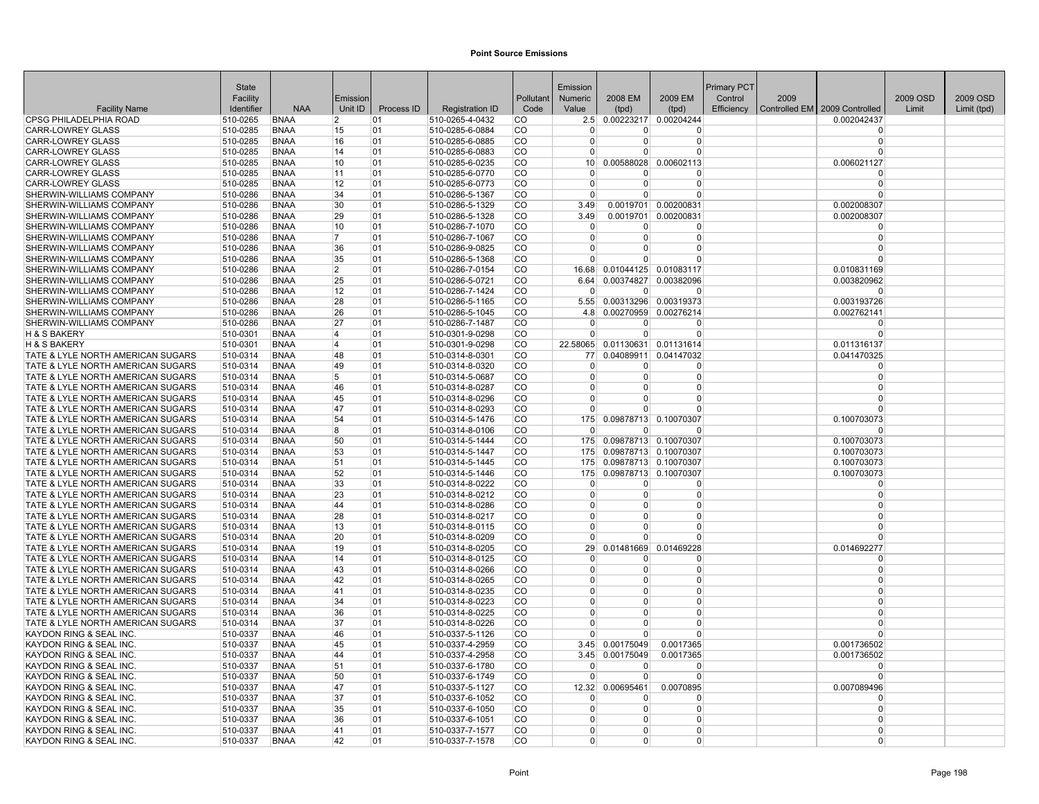**Point Source Emissions**

| Facility Name | State Facility Identifier | NAA | Emission Unit ID | Process ID | Registration ID | Pollutant Code | Emission Numeric Value | 2008 EM (tpd) | 2009 EM (tpd) | Primary PCT Control Efficiency | 2009 Controlled EM | 2009 Controlled | 2009 OSD Limit | 2009 OSD Limit (tpd) |
|---|---|---|---|---|---|---|---|---|---|---|---|---|---|---|
| CPSG PHILADELPHIA ROAD | 510-0265 | BNAA | 2 | 01 | 510-0265-4-0432 | CO | 2.5 | 0.00223217 | 0.00204244 | | | 0.002042437 | | |
| CARR-LOWREY GLASS | 510-0285 | BNAA | 15 | 01 | 510-0285-6-0884 | CO | 0 | 0 | 0 | | | 0 | | |
| CARR-LOWREY GLASS | 510-0285 | BNAA | 16 | 01 | 510-0285-6-0885 | CO | 0 | 0 | 0 | | | 0 | | |
| CARR-LOWREY GLASS | 510-0285 | BNAA | 14 | 01 | 510-0285-6-0883 | CO | 0 | 0 | 0 | | | 0 | | |
| CARR-LOWREY GLASS | 510-0285 | BNAA | 10 | 01 | 510-0285-6-0235 | CO | 10 | 0.00588028 | 0.00602113 | | | 0.006021127 | | |
| CARR-LOWREY GLASS | 510-0285 | BNAA | 11 | 01 | 510-0285-6-0770 | CO | 0 | 0 | 0 | | | 0 | | |
| CARR-LOWREY GLASS | 510-0285 | BNAA | 12 | 01 | 510-0285-6-0773 | CO | 0 | 0 | 0 | | | 0 | | |
| SHERWIN-WILLIAMS COMPANY | 510-0286 | BNAA | 34 | 01 | 510-0286-5-1367 | CO | 0 | 0 | 0 | | | 0 | | |
| SHERWIN-WILLIAMS COMPANY | 510-0286 | BNAA | 30 | 01 | 510-0286-5-1329 | CO | 3.49 | 0.0019701 | 0.00200831 | | | 0.002008307 | | |
| SHERWIN-WILLIAMS COMPANY | 510-0286 | BNAA | 29 | 01 | 510-0286-5-1328 | CO | 3.49 | 0.0019701 | 0.00200831 | | | 0.002008307 | | |
| SHERWIN-WILLIAMS COMPANY | 510-0286 | BNAA | 10 | 01 | 510-0286-7-1070 | CO | 0 | 0 | 0 | | | 0 | | |
| SHERWIN-WILLIAMS COMPANY | 510-0286 | BNAA | 7 | 01 | 510-0286-7-1067 | CO | 0 | 0 | 0 | | | 0 | | |
| SHERWIN-WILLIAMS COMPANY | 510-0286 | BNAA | 36 | 01 | 510-0286-9-0825 | CO | 0 | 0 | 0 | | | 0 | | |
| SHERWIN-WILLIAMS COMPANY | 510-0286 | BNAA | 35 | 01 | 510-0286-5-1368 | CO | 0 | 0 | 0 | | | 0 | | |
| SHERWIN-WILLIAMS COMPANY | 510-0286 | BNAA | 2 | 01 | 510-0286-7-0154 | CO | 16.68 | 0.01044125 | 0.01083117 | | | 0.010831169 | | |
| SHERWIN-WILLIAMS COMPANY | 510-0286 | BNAA | 25 | 01 | 510-0286-5-0721 | CO | 6.64 | 0.00374827 | 0.00382096 | | | 0.003820962 | | |
| SHERWIN-WILLIAMS COMPANY | 510-0286 | BNAA | 12 | 01 | 510-0286-7-1424 | CO | 0 | 0 | 0 | | | 0 | | |
| SHERWIN-WILLIAMS COMPANY | 510-0286 | BNAA | 28 | 01 | 510-0286-5-1165 | CO | 5.55 | 0.00313296 | 0.00319373 | | | 0.003193726 | | |
| SHERWIN-WILLIAMS COMPANY | 510-0286 | BNAA | 26 | 01 | 510-0286-5-1045 | CO | 4.8 | 0.00270959 | 0.00276214 | | | 0.002762141 | | |
| SHERWIN-WILLIAMS COMPANY | 510-0286 | BNAA | 27 | 01 | 510-0286-7-1487 | CO | 0 | 0 | 0 | | | 0 | | |
| H & S BAKERY | 510-0301 | BNAA | 4 | 01 | 510-0301-9-0298 | CO | 0 | 0 | 0 | | | 0 | | |
| H & S BAKERY | 510-0301 | BNAA | 4 | 01 | 510-0301-9-0298 | CO | 22.58065 | 0.01130631 | 0.01131614 | | | 0.011316137 | | |
| TATE & LYLE NORTH AMERICAN SUGARS | 510-0314 | BNAA | 48 | 01 | 510-0314-8-0301 | CO | 77 | 0.04089911 | 0.04147032 | | | 0.041470325 | | |
| TATE & LYLE NORTH AMERICAN SUGARS | 510-0314 | BNAA | 49 | 01 | 510-0314-8-0320 | CO | 0 | 0 | 0 | | | 0 | | |
| TATE & LYLE NORTH AMERICAN SUGARS | 510-0314 | BNAA | 5 | 01 | 510-0314-5-0687 | CO | 0 | 0 | 0 | | | 0 | | |
| TATE & LYLE NORTH AMERICAN SUGARS | 510-0314 | BNAA | 46 | 01 | 510-0314-8-0287 | CO | 0 | 0 | 0 | | | 0 | | |
| TATE & LYLE NORTH AMERICAN SUGARS | 510-0314 | BNAA | 45 | 01 | 510-0314-8-0296 | CO | 0 | 0 | 0 | | | 0 | | |
| TATE & LYLE NORTH AMERICAN SUGARS | 510-0314 | BNAA | 47 | 01 | 510-0314-8-0293 | CO | 0 | 0 | 0 | | | 0 | | |
| TATE & LYLE NORTH AMERICAN SUGARS | 510-0314 | BNAA | 54 | 01 | 510-0314-5-1476 | CO | 175 | 0.09878713 | 0.10070307 | | | 0.100703073 | | |
| TATE & LYLE NORTH AMERICAN SUGARS | 510-0314 | BNAA | 8 | 01 | 510-0314-8-0106 | CO | 0 | 0 | 0 | | | 0 | | |
| TATE & LYLE NORTH AMERICAN SUGARS | 510-0314 | BNAA | 50 | 01 | 510-0314-5-1444 | CO | 175 | 0.09878713 | 0.10070307 | | | 0.100703073 | | |
| TATE & LYLE NORTH AMERICAN SUGARS | 510-0314 | BNAA | 53 | 01 | 510-0314-5-1447 | CO | 175 | 0.09878713 | 0.10070307 | | | 0.100703073 | | |
| TATE & LYLE NORTH AMERICAN SUGARS | 510-0314 | BNAA | 51 | 01 | 510-0314-5-1445 | CO | 175 | 0.09878713 | 0.10070307 | | | 0.100703073 | | |
| TATE & LYLE NORTH AMERICAN SUGARS | 510-0314 | BNAA | 52 | 01 | 510-0314-5-1446 | CO | 175 | 0.09878713 | 0.10070307 | | | 0.100703073 | | |
| TATE & LYLE NORTH AMERICAN SUGARS | 510-0314 | BNAA | 33 | 01 | 510-0314-8-0222 | CO | 0 | 0 | 0 | | | 0 | | |
| TATE & LYLE NORTH AMERICAN SUGARS | 510-0314 | BNAA | 23 | 01 | 510-0314-8-0212 | CO | 0 | 0 | 0 | | | 0 | | |
| TATE & LYLE NORTH AMERICAN SUGARS | 510-0314 | BNAA | 44 | 01 | 510-0314-8-0286 | CO | 0 | 0 | 0 | | | 0 | | |
| TATE & LYLE NORTH AMERICAN SUGARS | 510-0314 | BNAA | 28 | 01 | 510-0314-8-0217 | CO | 0 | 0 | 0 | | | 0 | | |
| TATE & LYLE NORTH AMERICAN SUGARS | 510-0314 | BNAA | 13 | 01 | 510-0314-8-0115 | CO | 0 | 0 | 0 | | | 0 | | |
| TATE & LYLE NORTH AMERICAN SUGARS | 510-0314 | BNAA | 20 | 01 | 510-0314-8-0209 | CO | 0 | 0 | 0 | | | 0 | | |
| TATE & LYLE NORTH AMERICAN SUGARS | 510-0314 | BNAA | 19 | 01 | 510-0314-8-0205 | CO | 29 | 0.01481669 | 0.01469228 | | | 0.014692277 | | |
| TATE & LYLE NORTH AMERICAN SUGARS | 510-0314 | BNAA | 14 | 01 | 510-0314-8-0125 | CO | 0 | 0 | 0 | | | 0 | | |
| TATE & LYLE NORTH AMERICAN SUGARS | 510-0314 | BNAA | 43 | 01 | 510-0314-8-0266 | CO | 0 | 0 | 0 | | | 0 | | |
| TATE & LYLE NORTH AMERICAN SUGARS | 510-0314 | BNAA | 42 | 01 | 510-0314-8-0265 | CO | 0 | 0 | 0 | | | 0 | | |
| TATE & LYLE NORTH AMERICAN SUGARS | 510-0314 | BNAA | 41 | 01 | 510-0314-8-0235 | CO | 0 | 0 | 0 | | | 0 | | |
| TATE & LYLE NORTH AMERICAN SUGARS | 510-0314 | BNAA | 34 | 01 | 510-0314-8-0223 | CO | 0 | 0 | 0 | | | 0 | | |
| TATE & LYLE NORTH AMERICAN SUGARS | 510-0314 | BNAA | 36 | 01 | 510-0314-8-0225 | CO | 0 | 0 | 0 | | | 0 | | |
| TATE & LYLE NORTH AMERICAN SUGARS | 510-0314 | BNAA | 37 | 01 | 510-0314-8-0226 | CO | 0 | 0 | 0 | | | 0 | | |
| KAYDON RING & SEAL INC. | 510-0337 | BNAA | 46 | 01 | 510-0337-5-1126 | CO | 0 | 0 | 0 | | | 0 | | |
| KAYDON RING & SEAL INC. | 510-0337 | BNAA | 45 | 01 | 510-0337-4-2959 | CO | 3.45 | 0.00175049 | 0.0017365 | | | 0.001736502 | | |
| KAYDON RING & SEAL INC. | 510-0337 | BNAA | 44 | 01 | 510-0337-4-2958 | CO | 3.45 | 0.00175049 | 0.0017365 | | | 0.001736502 | | |
| KAYDON RING & SEAL INC. | 510-0337 | BNAA | 51 | 01 | 510-0337-6-1780 | CO | 0 | 0 | 0 | | | 0 | | |
| KAYDON RING & SEAL INC. | 510-0337 | BNAA | 50 | 01 | 510-0337-6-1749 | CO | 0 | 0 | 0 | | | 0 | | |
| KAYDON RING & SEAL INC. | 510-0337 | BNAA | 47 | 01 | 510-0337-5-1127 | CO | 12.32 | 0.00695461 | 0.0070895 | | | 0.007089496 | | |
| KAYDON RING & SEAL INC. | 510-0337 | BNAA | 37 | 01 | 510-0337-6-1052 | CO | 0 | 0 | 0 | | | 0 | | |
| KAYDON RING & SEAL INC. | 510-0337 | BNAA | 35 | 01 | 510-0337-6-1050 | CO | 0 | 0 | 0 | | | 0 | | |
| KAYDON RING & SEAL INC. | 510-0337 | BNAA | 36 | 01 | 510-0337-6-1051 | CO | 0 | 0 | 0 | | | 0 | | |
| KAYDON RING & SEAL INC. | 510-0337 | BNAA | 41 | 01 | 510-0337-7-1577 | CO | 0 | 0 | 0 | | | 0 | | |
| KAYDON RING & SEAL INC. | 510-0337 | BNAA | 42 | 01 | 510-0337-7-1578 | CO | 0 | 0 | 0 | | | 0 | | |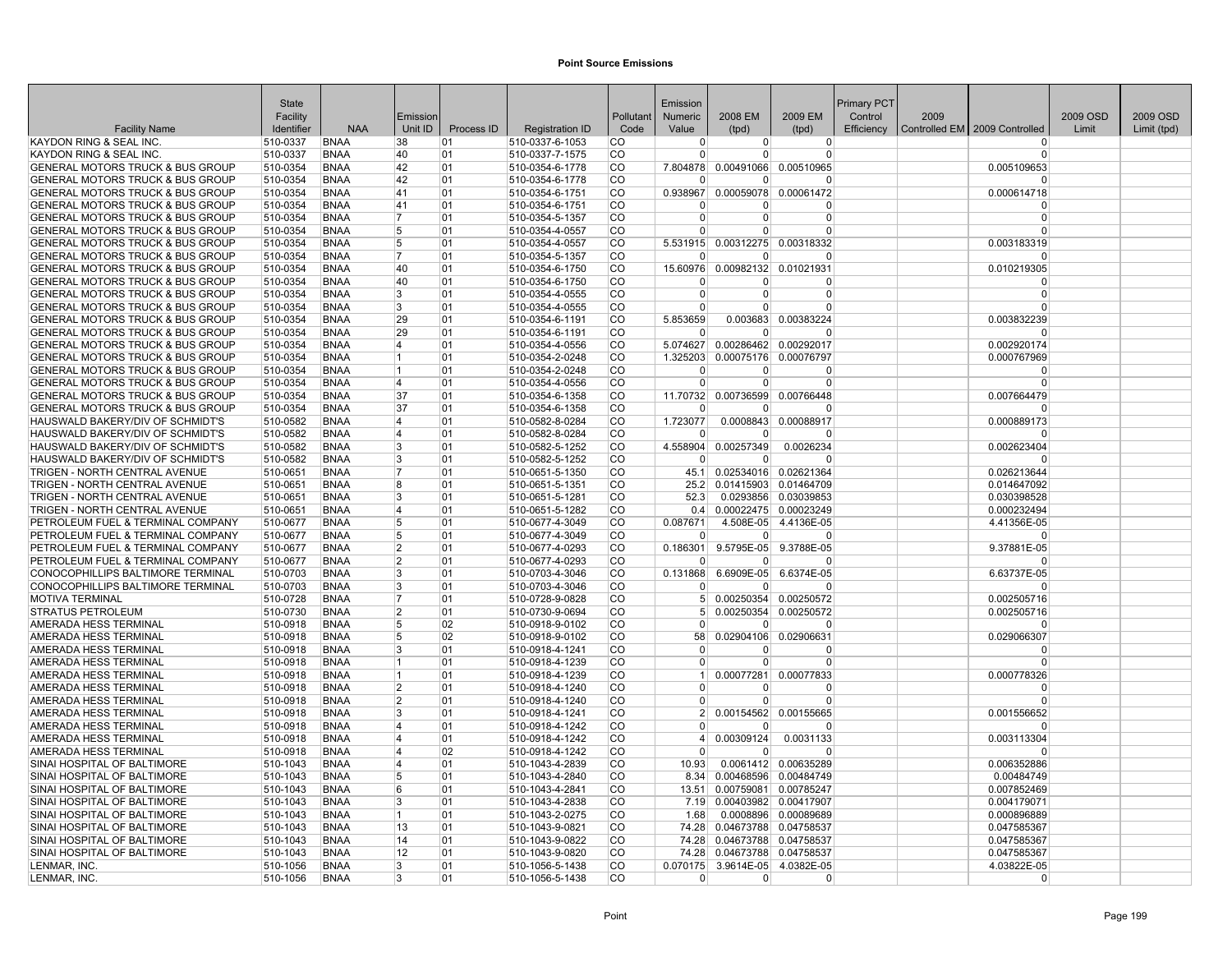# Point Source Emissions

| Facility Name | State Facility Identifier | NAA | Emission Unit ID | Process ID | Registration ID | Pollutant Code | Emission Numeric Value | 2008 EM (tpd) | 2009 EM (tpd) | Primary PCT Control Efficiency | 2009 Controlled EM | 2009 Controlled | 2009 OSD Limit | 2009 OSD Limit (tpd) |
|---|---|---|---|---|---|---|---|---|---|---|---|---|---|---|
| KAYDON RING & SEAL INC. | 510-0337 | BNAA | 38 | 01 | 510-0337-6-1053 | CO | 0 | 0 | 0 | | | 0 | | |
| KAYDON RING & SEAL INC. | 510-0337 | BNAA | 40 | 01 | 510-0337-7-1575 | CO | 0 | 0 | 0 | | | 0 | | |
| GENERAL MOTORS TRUCK & BUS GROUP | 510-0354 | BNAA | 42 | 01 | 510-0354-6-1778 | CO | 7.804878 | 0.00491066 | 0.00510965 | | | 0.005109653 | | |
| GENERAL MOTORS TRUCK & BUS GROUP | 510-0354 | BNAA | 42 | 01 | 510-0354-6-1778 | CO | 0 | 0 | 0 | | | 0 | | |
| GENERAL MOTORS TRUCK & BUS GROUP | 510-0354 | BNAA | 41 | 01 | 510-0354-6-1751 | CO | 0.938967 | 0.00059078 | 0.00061472 | | | 0.000614718 | | |
| GENERAL MOTORS TRUCK & BUS GROUP | 510-0354 | BNAA | 41 | 01 | 510-0354-6-1751 | CO | 0 | 0 | 0 | | | 0 | | |
| GENERAL MOTORS TRUCK & BUS GROUP | 510-0354 | BNAA | 7 | 01 | 510-0354-5-1357 | CO | 0 | 0 | 0 | | | 0 | | |
| GENERAL MOTORS TRUCK & BUS GROUP | 510-0354 | BNAA | 5 | 01 | 510-0354-4-0557 | CO | 0 | 0 | 0 | | | 0 | | |
| GENERAL MOTORS TRUCK & BUS GROUP | 510-0354 | BNAA | 5 | 01 | 510-0354-4-0557 | CO | 5.531915 | 0.00312275 | 0.00318332 | | | 0.003183319 | | |
| GENERAL MOTORS TRUCK & BUS GROUP | 510-0354 | BNAA | 7 | 01 | 510-0354-5-1357 | CO | 0 | 0 | 0 | | | 0 | | |
| GENERAL MOTORS TRUCK & BUS GROUP | 510-0354 | BNAA | 40 | 01 | 510-0354-6-1750 | CO | 15.60976 | 0.00982132 | 0.01021931 | | | 0.010219305 | | |
| GENERAL MOTORS TRUCK & BUS GROUP | 510-0354 | BNAA | 40 | 01 | 510-0354-6-1750 | CO | 0 | 0 | 0 | | | 0 | | |
| GENERAL MOTORS TRUCK & BUS GROUP | 510-0354 | BNAA | 3 | 01 | 510-0354-4-0555 | CO | 0 | 0 | 0 | | | 0 | | |
| GENERAL MOTORS TRUCK & BUS GROUP | 510-0354 | BNAA | 3 | 01 | 510-0354-4-0555 | CO | 0 | 0 | 0 | | | 0 | | |
| GENERAL MOTORS TRUCK & BUS GROUP | 510-0354 | BNAA | 29 | 01 | 510-0354-6-1191 | CO | 5.853659 | 0.003683 | 0.00383224 | | | 0.003832239 | | |
| GENERAL MOTORS TRUCK & BUS GROUP | 510-0354 | BNAA | 29 | 01 | 510-0354-6-1191 | CO | 0 | 0 | 0 | | | 0 | | |
| GENERAL MOTORS TRUCK & BUS GROUP | 510-0354 | BNAA | 4 | 01 | 510-0354-4-0556 | CO | 5.074627 | 0.00286462 | 0.00292017 | | | 0.002920174 | | |
| GENERAL MOTORS TRUCK & BUS GROUP | 510-0354 | BNAA | 1 | 01 | 510-0354-2-0248 | CO | 1.325203 | 0.00075176 | 0.00076797 | | | 0.000767969 | | |
| GENERAL MOTORS TRUCK & BUS GROUP | 510-0354 | BNAA | 1 | 01 | 510-0354-2-0248 | CO | 0 | 0 | 0 | | | 0 | | |
| GENERAL MOTORS TRUCK & BUS GROUP | 510-0354 | BNAA | 4 | 01 | 510-0354-4-0556 | CO | 0 | 0 | 0 | | | 0 | | |
| GENERAL MOTORS TRUCK & BUS GROUP | 510-0354 | BNAA | 37 | 01 | 510-0354-6-1358 | CO | 11.70732 | 0.00736599 | 0.00766448 | | | 0.007664479 | | |
| GENERAL MOTORS TRUCK & BUS GROUP | 510-0354 | BNAA | 37 | 01 | 510-0354-6-1358 | CO | 0 | 0 | 0 | | | 0 | | |
| HAUSWALD BAKERY/DIV OF SCHMIDT'S | 510-0582 | BNAA | 4 | 01 | 510-0582-8-0284 | CO | 1.723077 | 0.0008843 | 0.00088917 | | | 0.000889173 | | |
| HAUSWALD BAKERY/DIV OF SCHMIDT'S | 510-0582 | BNAA | 4 | 01 | 510-0582-8-0284 | CO | 0 | 0 | 0 | | | 0 | | |
| HAUSWALD BAKERY/DIV OF SCHMIDT'S | 510-0582 | BNAA | 3 | 01 | 510-0582-5-1252 | CO | 4.558904 | 0.00257349 | 0.0026234 | | | 0.002623404 | | |
| HAUSWALD BAKERY/DIV OF SCHMIDT'S | 510-0582 | BNAA | 3 | 01 | 510-0582-5-1252 | CO | 0 | 0 | 0 | | | 0 | | |
| TRIGEN - NORTH CENTRAL AVENUE | 510-0651 | BNAA | 7 | 01 | 510-0651-5-1350 | CO | 45.1 | 0.02534016 | 0.02621364 | | | 0.026213644 | | |
| TRIGEN - NORTH CENTRAL AVENUE | 510-0651 | BNAA | 8 | 01 | 510-0651-5-1351 | CO | 25.2 | 0.01415903 | 0.01464709 | | | 0.014647092 | | |
| TRIGEN - NORTH CENTRAL AVENUE | 510-0651 | BNAA | 3 | 01 | 510-0651-5-1281 | CO | 52.3 | 0.0293856 | 0.03039853 | | | 0.030398528 | | |
| TRIGEN - NORTH CENTRAL AVENUE | 510-0651 | BNAA | 4 | 01 | 510-0651-5-1282 | CO | 0.4 | 0.00022475 | 0.00023249 | | | 0.000232494 | | |
| PETROLEUM FUEL & TERMINAL COMPANY | 510-0677 | BNAA | 5 | 01 | 510-0677-4-3049 | CO | 0.087671 | 4.508E-05 | 4.4136E-05 | | | 4.41356E-05 | | |
| PETROLEUM FUEL & TERMINAL COMPANY | 510-0677 | BNAA | 5 | 01 | 510-0677-4-3049 | CO | 0 | 0 | 0 | | | 0 | | |
| PETROLEUM FUEL & TERMINAL COMPANY | 510-0677 | BNAA | 2 | 01 | 510-0677-4-0293 | CO | 0.186301 | 9.5795E-05 | 9.3788E-05 | | | 9.37881E-05 | | |
| PETROLEUM FUEL & TERMINAL COMPANY | 510-0677 | BNAA | 2 | 01 | 510-0677-4-0293 | CO | 0 | 0 | 0 | | | 0 | | |
| CONOCOPHILLIPS BALTIMORE TERMINAL | 510-0703 | BNAA | 3 | 01 | 510-0703-4-3046 | CO | 0.131868 | 6.6909E-05 | 6.6374E-05 | | | 6.63737E-05 | | |
| CONOCOPHILLIPS BALTIMORE TERMINAL | 510-0703 | BNAA | 3 | 01 | 510-0703-4-3046 | CO | 0 | 0 | 0 | | | 0 | | |
| MOTIVA TERMINAL | 510-0728 | BNAA | 7 | 01 | 510-0728-9-0828 | CO | 5 | 0.00250354 | 0.00250572 | | | 0.002505716 | | |
| STRATUS PETROLEUM | 510-0730 | BNAA | 2 | 01 | 510-0730-9-0694 | CO | 5 | 0.00250354 | 0.00250572 | | | 0.002505716 | | |
| AMERADA HESS TERMINAL | 510-0918 | BNAA | 5 | 02 | 510-0918-9-0102 | CO | 0 | 0 | 0 | | | 0 | | |
| AMERADA HESS TERMINAL | 510-0918 | BNAA | 5 | 02 | 510-0918-9-0102 | CO | 58 | 0.02904106 | 0.02906631 | | | 0.029066307 | | |
| AMERADA HESS TERMINAL | 510-0918 | BNAA | 3 | 01 | 510-0918-4-1241 | CO | 0 | 0 | 0 | | | 0 | | |
| AMERADA HESS TERMINAL | 510-0918 | BNAA | 1 | 01 | 510-0918-4-1239 | CO | 0 | 0 | 0 | | | 0 | | |
| AMERADA HESS TERMINAL | 510-0918 | BNAA | 1 | 01 | 510-0918-4-1239 | CO | 1 | 0.00077281 | 0.00077833 | | | 0.000778326 | | |
| AMERADA HESS TERMINAL | 510-0918 | BNAA | 2 | 01 | 510-0918-4-1240 | CO | 0 | 0 | 0 | | | 0 | | |
| AMERADA HESS TERMINAL | 510-0918 | BNAA | 2 | 01 | 510-0918-4-1240 | CO | 0 | 0 | 0 | | | 0 | | |
| AMERADA HESS TERMINAL | 510-0918 | BNAA | 3 | 01 | 510-0918-4-1241 | CO | 2 | 0.00154562 | 0.00155665 | | | 0.001556652 | | |
| AMERADA HESS TERMINAL | 510-0918 | BNAA | 4 | 01 | 510-0918-4-1242 | CO | 0 | 0 | 0 | | | 0 | | |
| AMERADA HESS TERMINAL | 510-0918 | BNAA | 4 | 01 | 510-0918-4-1242 | CO | 4 | 0.00309124 | 0.0031133 | | | 0.003113304 | | |
| AMERADA HESS TERMINAL | 510-0918 | BNAA | 4 | 02 | 510-0918-4-1242 | CO | 0 | 0 | 0 | | | 0 | | |
| SINAI HOSPITAL OF BALTIMORE | 510-1043 | BNAA | 4 | 01 | 510-1043-4-2839 | CO | 10.93 | 0.0061412 | 0.00635289 | | | 0.006352886 | | |
| SINAI HOSPITAL OF BALTIMORE | 510-1043 | BNAA | 5 | 01 | 510-1043-4-2840 | CO | 8.34 | 0.00468596 | 0.00484749 | | | 0.00484749 | | |
| SINAI HOSPITAL OF BALTIMORE | 510-1043 | BNAA | 6 | 01 | 510-1043-4-2841 | CO | 13.51 | 0.00759081 | 0.00785247 | | | 0.007852469 | | |
| SINAI HOSPITAL OF BALTIMORE | 510-1043 | BNAA | 3 | 01 | 510-1043-4-2838 | CO | 7.19 | 0.00403982 | 0.00417907 | | | 0.004179071 | | |
| SINAI HOSPITAL OF BALTIMORE | 510-1043 | BNAA | 1 | 01 | 510-1043-2-0275 | CO | 1.68 | 0.0008896 | 0.00089689 | | | 0.000896889 | | |
| SINAI HOSPITAL OF BALTIMORE | 510-1043 | BNAA | 13 | 01 | 510-1043-9-0821 | CO | 74.28 | 0.04673788 | 0.04758537 | | | 0.047585367 | | |
| SINAI HOSPITAL OF BALTIMORE | 510-1043 | BNAA | 14 | 01 | 510-1043-9-0822 | CO | 74.28 | 0.04673788 | 0.04758537 | | | 0.047585367 | | |
| SINAI HOSPITAL OF BALTIMORE | 510-1043 | BNAA | 12 | 01 | 510-1043-9-0820 | CO | 74.28 | 0.04673788 | 0.04758537 | | | 0.047585367 | | |
| LENMAR, INC. | 510-1056 | BNAA | 3 | 01 | 510-1056-5-1438 | CO | 0.070175 | 3.9614E-05 | 4.0382E-05 | | | 4.03822E-05 | | |
| LENMAR, INC. | 510-1056 | BNAA | 3 | 01 | 510-1056-5-1438 | CO | 0 | 0 | 0 | | | 0 | | |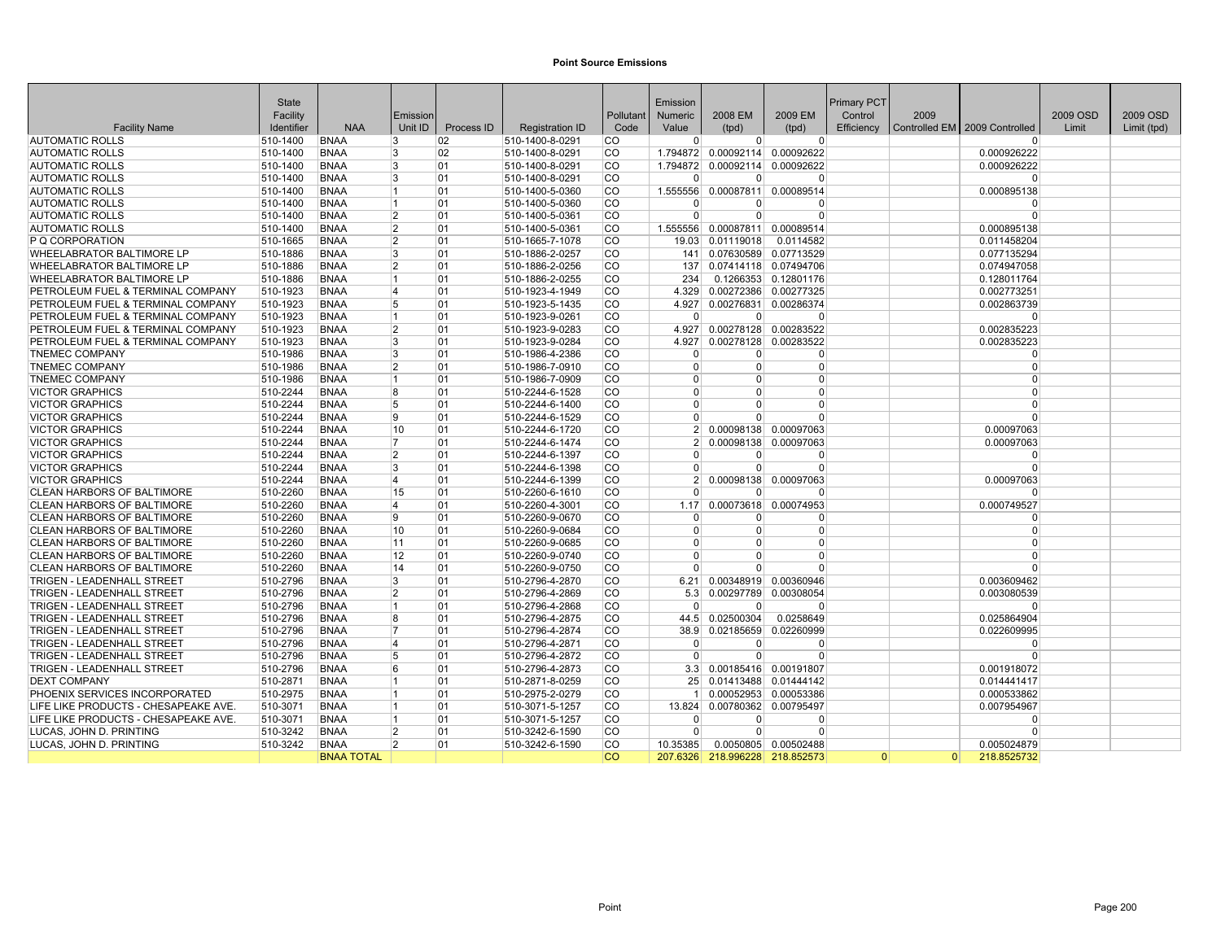# Point Source Emissions

| Facility Name | State Facility Identifier | NAA | Emission Unit ID | Process ID | Registration ID | Pollutant Code | Emission Numeric Value | 2008 EM (tpd) | 2009 EM (tpd) | Primary PCT Control Efficiency | 2009 Controlled EM | 2009 Controlled | 2009 OSD Limit | 2009 OSD Limit (tpd) |
|---|---|---|---|---|---|---|---|---|---|---|---|---|---|---|
| AUTOMATIC ROLLS | 510-1400 | BNAA | 3 | 02 | 510-1400-8-0291 | CO | 0 | 0 | 0 | | | 0 | | |
| AUTOMATIC ROLLS | 510-1400 | BNAA | 3 | 02 | 510-1400-8-0291 | CO | 1.794872 | 0.00092114 | 0.00092622 | | | 0.000926222 | | |
| AUTOMATIC ROLLS | 510-1400 | BNAA | 3 | 01 | 510-1400-8-0291 | CO | 1.794872 | 0.00092114 | 0.00092622 | | | 0.000926222 | | |
| AUTOMATIC ROLLS | 510-1400 | BNAA | 3 | 01 | 510-1400-8-0291 | CO | 0 | 0 | 0 | | | 0 | | |
| AUTOMATIC ROLLS | 510-1400 | BNAA | 1 | 01 | 510-1400-5-0360 | CO | 1.555556 | 0.00087811 | 0.00089514 | | | 0.000895138 | | |
| AUTOMATIC ROLLS | 510-1400 | BNAA | 1 | 01 | 510-1400-5-0360 | CO | 0 | 0 | 0 | | | 0 | | |
| AUTOMATIC ROLLS | 510-1400 | BNAA | 2 | 01 | 510-1400-5-0361 | CO | 0 | 0 | 0 | | | 0 | | |
| AUTOMATIC ROLLS | 510-1400 | BNAA | 2 | 01 | 510-1400-5-0361 | CO | 1.555556 | 0.00087811 | 0.00089514 | | | 0.000895138 | | |
| P Q CORPORATION | 510-1665 | BNAA | 2 | 01 | 510-1665-7-1078 | CO | 19.03 | 0.01119018 | 0.0114582 | | | 0.011458204 | | |
| WHEELABRATOR BALTIMORE LP | 510-1886 | BNAA | 3 | 01 | 510-1886-2-0257 | CO | 141 | 0.07630589 | 0.07713529 | | | 0.077135294 | | |
| WHEELABRATOR BALTIMORE LP | 510-1886 | BNAA | 2 | 01 | 510-1886-2-0256 | CO | 137 | 0.07414118 | 0.07494706 | | | 0.074947058 | | |
| WHEELABRATOR BALTIMORE LP | 510-1886 | BNAA | 1 | 01 | 510-1886-2-0255 | CO | 234 | 0.1266353 | 0.12801176 | | | 0.128011764 | | |
| PETROLEUM FUEL & TERMINAL COMPANY | 510-1923 | BNAA | 4 | 01 | 510-1923-4-1949 | CO | 4.329 | 0.00272386 | 0.00277325 | | | 0.002773251 | | |
| PETROLEUM FUEL & TERMINAL COMPANY | 510-1923 | BNAA | 5 | 01 | 510-1923-5-1435 | CO | 4.927 | 0.00276831 | 0.00286374 | | | 0.002863739 | | |
| PETROLEUM FUEL & TERMINAL COMPANY | 510-1923 | BNAA | 1 | 01 | 510-1923-9-0261 | CO | 0 | 0 | 0 | | | 0 | | |
| PETROLEUM FUEL & TERMINAL COMPANY | 510-1923 | BNAA | 2 | 01 | 510-1923-9-0283 | CO | 4.927 | 0.00278128 | 0.00283522 | | | 0.002835223 | | |
| PETROLEUM FUEL & TERMINAL COMPANY | 510-1923 | BNAA | 3 | 01 | 510-1923-9-0284 | CO | 4.927 | 0.00278128 | 0.00283522 | | | 0.002835223 | | |
| TNEMEC COMPANY | 510-1986 | BNAA | 3 | 01 | 510-1986-4-2386 | CO | 0 | 0 | 0 | | | 0 | | |
| TNEMEC COMPANY | 510-1986 | BNAA | 2 | 01 | 510-1986-7-0910 | CO | 0 | 0 | 0 | | | 0 | | |
| TNEMEC COMPANY | 510-1986 | BNAA | 1 | 01 | 510-1986-7-0909 | CO | 0 | 0 | 0 | | | 0 | | |
| VICTOR GRAPHICS | 510-2244 | BNAA | 8 | 01 | 510-2244-6-1528 | CO | 0 | 0 | 0 | | | 0 | | |
| VICTOR GRAPHICS | 510-2244 | BNAA | 5 | 01 | 510-2244-6-1400 | CO | 0 | 0 | 0 | | | 0 | | |
| VICTOR GRAPHICS | 510-2244 | BNAA | 9 | 01 | 510-2244-6-1529 | CO | 0 | 0 | 0 | | | 0 | | |
| VICTOR GRAPHICS | 510-2244 | BNAA | 10 | 01 | 510-2244-6-1720 | CO | 2 | 0.00098138 | 0.00097063 | | | 0.00097063 | | |
| VICTOR GRAPHICS | 510-2244 | BNAA | 7 | 01 | 510-2244-6-1474 | CO | 2 | 0.00098138 | 0.00097063 | | | 0.00097063 | | |
| VICTOR GRAPHICS | 510-2244 | BNAA | 2 | 01 | 510-2244-6-1397 | CO | 0 | 0 | 0 | | | 0 | | |
| VICTOR GRAPHICS | 510-2244 | BNAA | 3 | 01 | 510-2244-6-1398 | CO | 0 | 0 | 0 | | | 0 | | |
| VICTOR GRAPHICS | 510-2244 | BNAA | 4 | 01 | 510-2244-6-1399 | CO | 2 | 0.00098138 | 0.00097063 | | | 0.00097063 | | |
| CLEAN HARBORS OF BALTIMORE | 510-2260 | BNAA | 15 | 01 | 510-2260-6-1610 | CO | 0 | 0 | 0 | | | 0 | | |
| CLEAN HARBORS OF BALTIMORE | 510-2260 | BNAA | 4 | 01 | 510-2260-4-3001 | CO | 1.17 | 0.00073618 | 0.00074953 | | | 0.000749527 | | |
| CLEAN HARBORS OF BALTIMORE | 510-2260 | BNAA | 9 | 01 | 510-2260-9-0670 | CO | 0 | 0 | 0 | | | 0 | | |
| CLEAN HARBORS OF BALTIMORE | 510-2260 | BNAA | 10 | 01 | 510-2260-9-0684 | CO | 0 | 0 | 0 | | | 0 | | |
| CLEAN HARBORS OF BALTIMORE | 510-2260 | BNAA | 11 | 01 | 510-2260-9-0685 | CO | 0 | 0 | 0 | | | 0 | | |
| CLEAN HARBORS OF BALTIMORE | 510-2260 | BNAA | 12 | 01 | 510-2260-9-0740 | CO | 0 | 0 | 0 | | | 0 | | |
| CLEAN HARBORS OF BALTIMORE | 510-2260 | BNAA | 14 | 01 | 510-2260-9-0750 | CO | 0 | 0 | 0 | | | 0 | | |
| TRIGEN - LEADENHALL STREET | 510-2796 | BNAA | 3 | 01 | 510-2796-4-2870 | CO | 6.21 | 0.00348919 | 0.00360946 | | | 0.003609462 | | |
| TRIGEN - LEADENHALL STREET | 510-2796 | BNAA | 2 | 01 | 510-2796-4-2869 | CO | 5.3 | 0.00297789 | 0.00308054 | | | 0.003080539 | | |
| TRIGEN - LEADENHALL STREET | 510-2796 | BNAA | 1 | 01 | 510-2796-4-2868 | CO | 0 | 0 | 0 | | | 0 | | |
| TRIGEN - LEADENHALL STREET | 510-2796 | BNAA | 8 | 01 | 510-2796-4-2875 | CO | 44.5 | 0.02500304 | 0.0258649 | | | 0.025864904 | | |
| TRIGEN - LEADENHALL STREET | 510-2796 | BNAA | 7 | 01 | 510-2796-4-2874 | CO | 38.9 | 0.02185659 | 0.02260999 | | | 0.022609995 | | |
| TRIGEN - LEADENHALL STREET | 510-2796 | BNAA | 4 | 01 | 510-2796-4-2871 | CO | 0 | 0 | 0 | | | 0 | | |
| TRIGEN - LEADENHALL STREET | 510-2796 | BNAA | 5 | 01 | 510-2796-4-2872 | CO | 0 | 0 | 0 | | | 0 | | |
| TRIGEN - LEADENHALL STREET | 510-2796 | BNAA | 6 | 01 | 510-2796-4-2873 | CO | 3.3 | 0.00185416 | 0.00191807 | | | 0.001918072 | | |
| DEXT COMPANY | 510-2871 | BNAA | 1 | 01 | 510-2871-8-0259 | CO | 25 | 0.01413488 | 0.01444142 | | | 0.014441417 | | |
| PHOENIX SERVICES INCORPORATED | 510-2975 | BNAA | 1 | 01 | 510-2975-2-0279 | CO | 1 | 0.00052953 | 0.00053386 | | | 0.000533862 | | |
| LIFE LIKE PRODUCTS - CHESAPEAKE AVE. | 510-3071 | BNAA | 1 | 01 | 510-3071-5-1257 | CO | 13.824 | 0.00780362 | 0.00795497 | | | 0.007954967 | | |
| LIFE LIKE PRODUCTS - CHESAPEAKE AVE. | 510-3071 | BNAA | 1 | 01 | 510-3071-5-1257 | CO | 0 | 0 | 0 | | | 0 | | |
| LUCAS, JOHN D. PRINTING | 510-3242 | BNAA | 2 | 01 | 510-3242-6-1590 | CO | 0 | 0 | 0 | | | 0 | | |
| LUCAS, JOHN D. PRINTING | 510-3242 | BNAA | 2 | 01 | 510-3242-6-1590 | CO | 10.35385 | 0.0050805 | 0.00502488 | | | 0.005024879 | | |
| | | BNAA TOTAL | | | | CO | 207.6326 | 218.996228 | 218.852573 | 0 | 0 | 218.8525732 | | |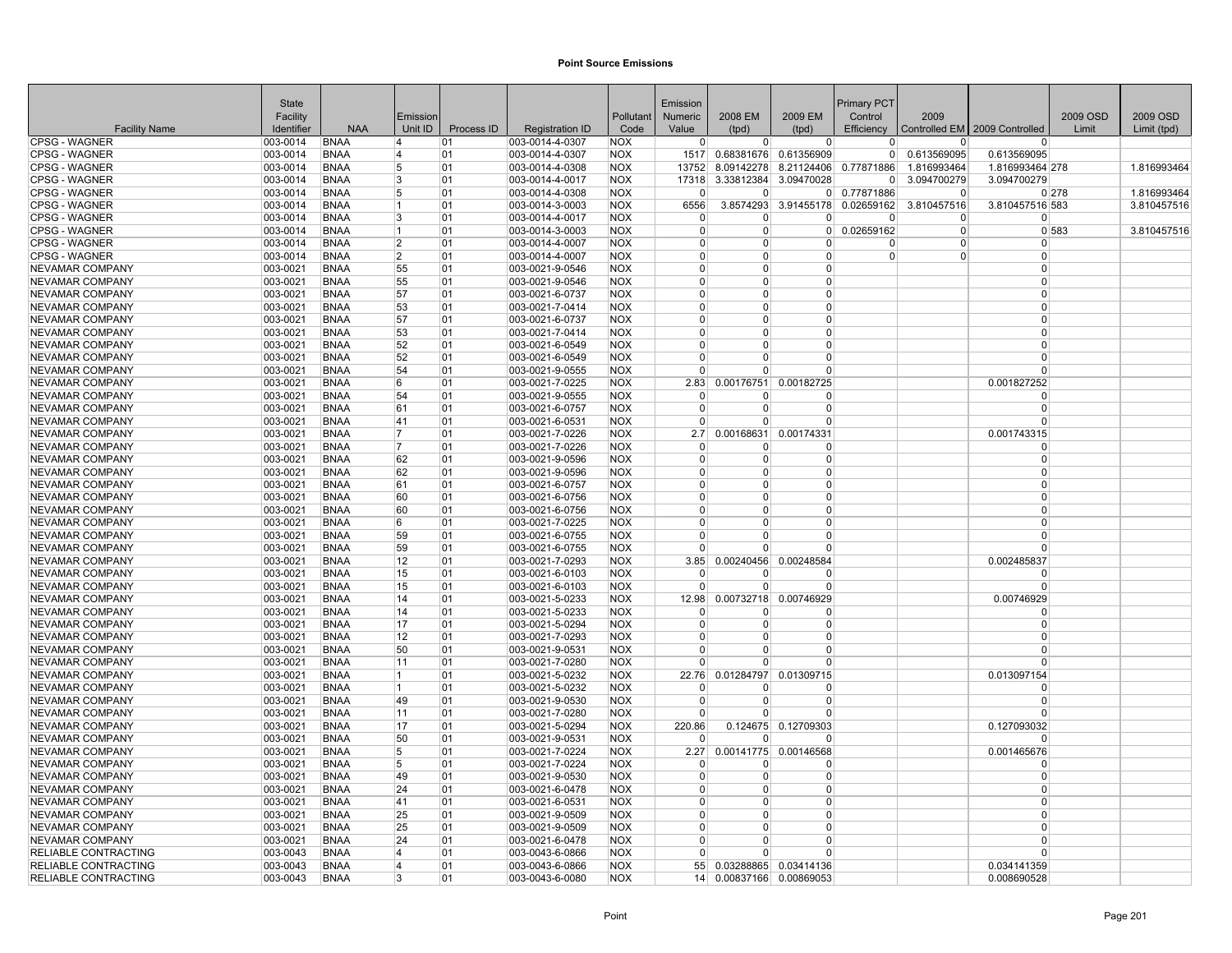# Point Source Emissions

| Facility Name | State Facility Identifier | NAA | Emission Unit ID | Process ID | Registration ID | Pollutant Code | Emission Numeric Value | 2008 EM (tpd) | 2009 EM (tpd) | Primary PCT Control Efficiency | 2009 Controlled EM | 2009 Controlled | 2009 OSD Limit | 2009 OSD Limit (tpd) |
|---|---|---|---|---|---|---|---|---|---|---|---|---|---|---|
| CPSG - WAGNER | 003-0014 | BNAA | 4 | 01 | 003-0014-4-0307 | NOX | 0 | 0 | 0 | 0 | 0 | 0 | | |
| CPSG - WAGNER | 003-0014 | BNAA | 4 | 01 | 003-0014-4-0307 | NOX | 1517 | 0.68381676 | 0.61356909 | 0 | 0.613569095 | 0.613569095 | | |
| CPSG - WAGNER | 003-0014 | BNAA | 5 | 01 | 003-0014-4-0308 | NOX | 13752 | 8.09142278 | 8.21124406 | 0.77871886 | 1.816993464 | 1.816993464 | 278 | 1.816993464 |
| CPSG - WAGNER | 003-0014 | BNAA | 3 | 01 | 003-0014-4-0017 | NOX | 17318 | 3.33812384 | 3.09470028 | 0 | 3.094700279 | 3.094700279 | | |
| CPSG - WAGNER | 003-0014 | BNAA | 5 | 01 | 003-0014-4-0308 | NOX | 0 | 0 | 0 | 0.77871886 | 0 | 0 | 278 | 1.816993464 |
| CPSG - WAGNER | 003-0014 | BNAA | 1 | 01 | 003-0014-3-0003 | NOX | 6556 | 3.8574293 | 3.91455178 | 0.02659162 | 3.810457516 | 3.810457516 | 583 | 3.810457516 |
| CPSG - WAGNER | 003-0014 | BNAA | 3 | 01 | 003-0014-4-0017 | NOX | 0 | 0 | 0 | 0 | 0 | 0 | | |
| CPSG - WAGNER | 003-0014 | BNAA | 1 | 01 | 003-0014-3-0003 | NOX | 0 | 0 | 0 | 0.02659162 | 0 | 0 | 583 | 3.810457516 |
| CPSG - WAGNER | 003-0014 | BNAA | 2 | 01 | 003-0014-4-0007 | NOX | 0 | 0 | 0 | 0 | 0 | 0 | | |
| CPSG - WAGNER | 003-0014 | BNAA | 2 | 01 | 003-0014-4-0007 | NOX | 0 | 0 | 0 | 0 | 0 | 0 | | |
| NEVAMAR COMPANY | 003-0021 | BNAA | 55 | 01 | 003-0021-9-0546 | NOX | 0 | 0 | 0 | | | 0 | | |
| NEVAMAR COMPANY | 003-0021 | BNAA | 55 | 01 | 003-0021-9-0546 | NOX | 0 | 0 | 0 | | | 0 | | |
| NEVAMAR COMPANY | 003-0021 | BNAA | 57 | 01 | 003-0021-6-0737 | NOX | 0 | 0 | 0 | | | 0 | | |
| NEVAMAR COMPANY | 003-0021 | BNAA | 53 | 01 | 003-0021-7-0414 | NOX | 0 | 0 | 0 | | | 0 | | |
| NEVAMAR COMPANY | 003-0021 | BNAA | 57 | 01 | 003-0021-6-0737 | NOX | 0 | 0 | 0 | | | 0 | | |
| NEVAMAR COMPANY | 003-0021 | BNAA | 53 | 01 | 003-0021-7-0414 | NOX | 0 | 0 | 0 | | | 0 | | |
| NEVAMAR COMPANY | 003-0021 | BNAA | 52 | 01 | 003-0021-6-0549 | NOX | 0 | 0 | 0 | | | 0 | | |
| NEVAMAR COMPANY | 003-0021 | BNAA | 52 | 01 | 003-0021-6-0549 | NOX | 0 | 0 | 0 | | | 0 | | |
| NEVAMAR COMPANY | 003-0021 | BNAA | 54 | 01 | 003-0021-9-0555 | NOX | 0 | 0 | 0 | | | 0 | | |
| NEVAMAR COMPANY | 003-0021 | BNAA | 6 | 01 | 003-0021-7-0225 | NOX | 2.83 | 0.00176751 | 0.00182725 | | | 0.001827252 | | |
| NEVAMAR COMPANY | 003-0021 | BNAA | 54 | 01 | 003-0021-9-0555 | NOX | 0 | 0 | 0 | | | 0 | | |
| NEVAMAR COMPANY | 003-0021 | BNAA | 61 | 01 | 003-0021-6-0757 | NOX | 0 | 0 | 0 | | | 0 | | |
| NEVAMAR COMPANY | 003-0021 | BNAA | 41 | 01 | 003-0021-6-0531 | NOX | 0 | 0 | 0 | | | 0 | | |
| NEVAMAR COMPANY | 003-0021 | BNAA | 7 | 01 | 003-0021-7-0226 | NOX | 2.7 | 0.00168631 | 0.00174331 | | | 0.001743315 | | |
| NEVAMAR COMPANY | 003-0021 | BNAA | 7 | 01 | 003-0021-7-0226 | NOX | 0 | 0 | 0 | | | 0 | | |
| NEVAMAR COMPANY | 003-0021 | BNAA | 62 | 01 | 003-0021-9-0596 | NOX | 0 | 0 | 0 | | | 0 | | |
| NEVAMAR COMPANY | 003-0021 | BNAA | 62 | 01 | 003-0021-9-0596 | NOX | 0 | 0 | 0 | | | 0 | | |
| NEVAMAR COMPANY | 003-0021 | BNAA | 61 | 01 | 003-0021-6-0757 | NOX | 0 | 0 | 0 | | | 0 | | |
| NEVAMAR COMPANY | 003-0021 | BNAA | 60 | 01 | 003-0021-6-0756 | NOX | 0 | 0 | 0 | | | 0 | | |
| NEVAMAR COMPANY | 003-0021 | BNAA | 60 | 01 | 003-0021-6-0756 | NOX | 0 | 0 | 0 | | | 0 | | |
| NEVAMAR COMPANY | 003-0021 | BNAA | 6 | 01 | 003-0021-7-0225 | NOX | 0 | 0 | 0 | | | 0 | | |
| NEVAMAR COMPANY | 003-0021 | BNAA | 59 | 01 | 003-0021-6-0755 | NOX | 0 | 0 | 0 | | | 0 | | |
| NEVAMAR COMPANY | 003-0021 | BNAA | 59 | 01 | 003-0021-6-0755 | NOX | 0 | 0 | 0 | | | 0 | | |
| NEVAMAR COMPANY | 003-0021 | BNAA | 12 | 01 | 003-0021-7-0293 | NOX | 3.85 | 0.00240456 | 0.00248584 | | | 0.002485837 | | |
| NEVAMAR COMPANY | 003-0021 | BNAA | 15 | 01 | 003-0021-6-0103 | NOX | 0 | 0 | 0 | | | 0 | | |
| NEVAMAR COMPANY | 003-0021 | BNAA | 15 | 01 | 003-0021-6-0103 | NOX | 0 | 0 | 0 | | | 0 | | |
| NEVAMAR COMPANY | 003-0021 | BNAA | 14 | 01 | 003-0021-5-0233 | NOX | 12.98 | 0.00732718 | 0.00746929 | | | 0.00746929 | | |
| NEVAMAR COMPANY | 003-0021 | BNAA | 14 | 01 | 003-0021-5-0233 | NOX | 0 | 0 | 0 | | | 0 | | |
| NEVAMAR COMPANY | 003-0021 | BNAA | 17 | 01 | 003-0021-5-0294 | NOX | 0 | 0 | 0 | | | 0 | | |
| NEVAMAR COMPANY | 003-0021 | BNAA | 12 | 01 | 003-0021-7-0293 | NOX | 0 | 0 | 0 | | | 0 | | |
| NEVAMAR COMPANY | 003-0021 | BNAA | 50 | 01 | 003-0021-9-0531 | NOX | 0 | 0 | 0 | | | 0 | | |
| NEVAMAR COMPANY | 003-0021 | BNAA | 11 | 01 | 003-0021-7-0280 | NOX | 0 | 0 | 0 | | | 0 | | |
| NEVAMAR COMPANY | 003-0021 | BNAA | 1 | 01 | 003-0021-5-0232 | NOX | 22.76 | 0.01284797 | 0.01309715 | | | 0.013097154 | | |
| NEVAMAR COMPANY | 003-0021 | BNAA | 1 | 01 | 003-0021-5-0232 | NOX | 0 | 0 | 0 | | | 0 | | |
| NEVAMAR COMPANY | 003-0021 | BNAA | 49 | 01 | 003-0021-9-0530 | NOX | 0 | 0 | 0 | | | 0 | | |
| NEVAMAR COMPANY | 003-0021 | BNAA | 11 | 01 | 003-0021-7-0280 | NOX | 0 | 0 | 0 | | | 0 | | |
| NEVAMAR COMPANY | 003-0021 | BNAA | 17 | 01 | 003-0021-5-0294 | NOX | 220.86 | 0.124675 | 0.12709303 | | | 0.127093032 | | |
| NEVAMAR COMPANY | 003-0021 | BNAA | 50 | 01 | 003-0021-9-0531 | NOX | 0 | 0 | 0 | | | 0 | | |
| NEVAMAR COMPANY | 003-0021 | BNAA | 5 | 01 | 003-0021-7-0224 | NOX | 2.27 | 0.00141775 | 0.00146568 | | | 0.001465676 | | |
| NEVAMAR COMPANY | 003-0021 | BNAA | 5 | 01 | 003-0021-7-0224 | NOX | 0 | 0 | 0 | | | 0 | | |
| NEVAMAR COMPANY | 003-0021 | BNAA | 49 | 01 | 003-0021-9-0530 | NOX | 0 | 0 | 0 | | | 0 | | |
| NEVAMAR COMPANY | 003-0021 | BNAA | 24 | 01 | 003-0021-6-0478 | NOX | 0 | 0 | 0 | | | 0 | | |
| NEVAMAR COMPANY | 003-0021 | BNAA | 41 | 01 | 003-0021-6-0531 | NOX | 0 | 0 | 0 | | | 0 | | |
| NEVAMAR COMPANY | 003-0021 | BNAA | 25 | 01 | 003-0021-9-0509 | NOX | 0 | 0 | 0 | | | 0 | | |
| NEVAMAR COMPANY | 003-0021 | BNAA | 25 | 01 | 003-0021-9-0509 | NOX | 0 | 0 | 0 | | | 0 | | |
| NEVAMAR COMPANY | 003-0021 | BNAA | 24 | 01 | 003-0021-6-0478 | NOX | 0 | 0 | 0 | | | 0 | | |
| RELIABLE CONTRACTING | 003-0043 | BNAA | 4 | 01 | 003-0043-6-0866 | NOX | 0 | 0 | 0 | | | 0 | | |
| RELIABLE CONTRACTING | 003-0043 | BNAA | 4 | 01 | 003-0043-6-0866 | NOX | 55 | 0.03288865 | 0.03414136 | | | 0.034141359 | | |
| RELIABLE CONTRACTING | 003-0043 | BNAA | 3 | 01 | 003-0043-6-0080 | NOX | 14 | 0.00837166 | 0.00869053 | | | 0.008690528 | | |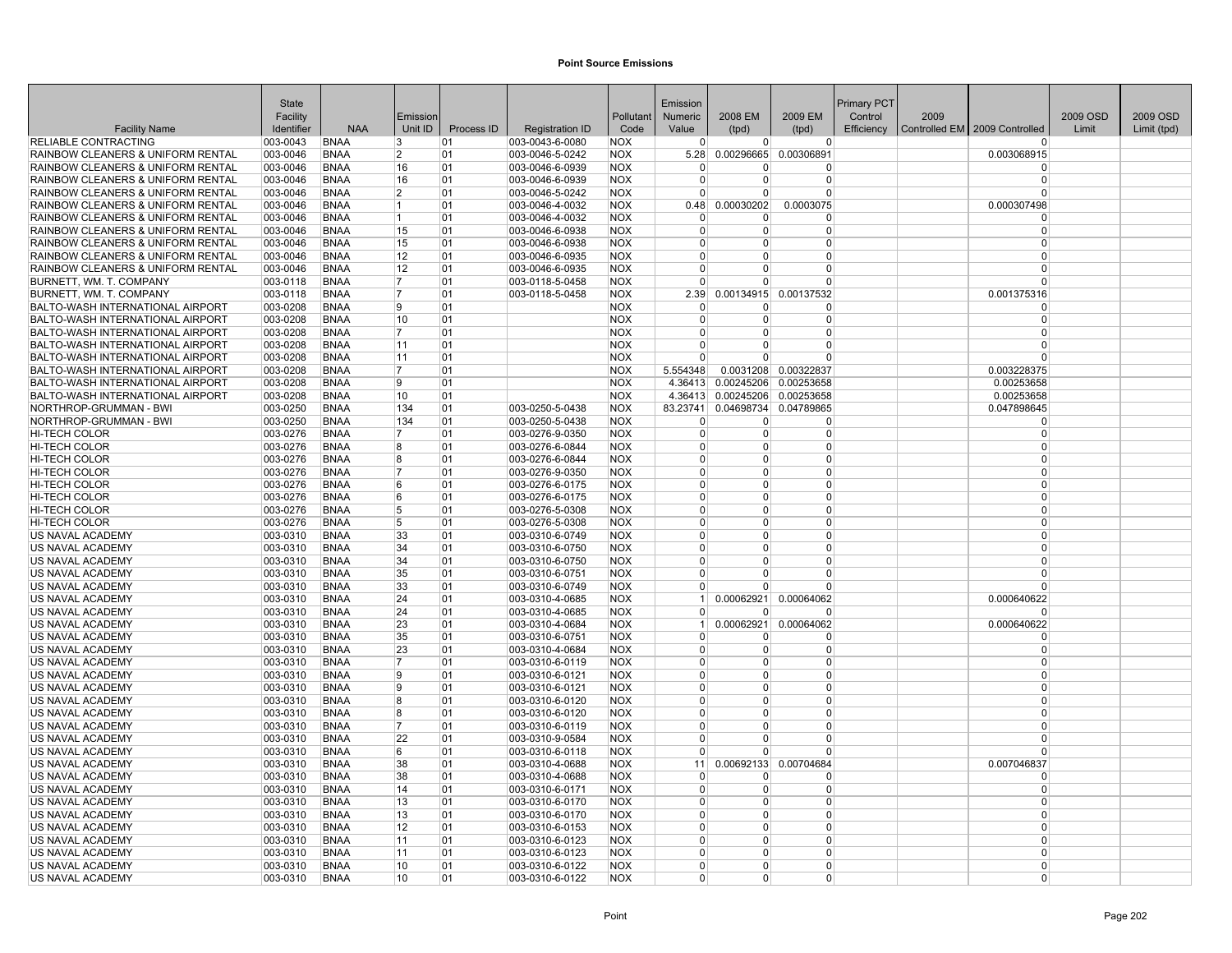# Point Source Emissions

| Facility Name | State Facility Identifier | NAA | Emission Unit ID | Process ID | Registration ID | Pollutant Code | Emission Numeric Value | 2008 EM (tpd) | 2009 EM (tpd) | Primary PCT Control Efficiency | 2009 Controlled EM | 2009 Controlled | 2009 OSD Limit | 2009 OSD Limit (tpd) |
|---|---|---|---|---|---|---|---|---|---|---|---|---|---|---|
| RELIABLE CONTRACTING | 003-0043 | BNAA | 3 | 01 | 003-0043-6-0080 | NOX | 0 | 0 | 0 | | | 0 | | |
| RAINBOW CLEANERS & UNIFORM RENTAL | 003-0046 | BNAA | 2 | 01 | 003-0046-5-0242 | NOX | 5.28 | 0.00296665 | 0.00306891 | | | 0.003068915 | | |
| RAINBOW CLEANERS & UNIFORM RENTAL | 003-0046 | BNAA | 16 | 01 | 003-0046-6-0939 | NOX | 0 | 0 | 0 | | | 0 | | |
| RAINBOW CLEANERS & UNIFORM RENTAL | 003-0046 | BNAA | 16 | 01 | 003-0046-6-0939 | NOX | 0 | 0 | 0 | | | 0 | | |
| RAINBOW CLEANERS & UNIFORM RENTAL | 003-0046 | BNAA | 2 | 01 | 003-0046-5-0242 | NOX | 0 | 0 | 0 | | | 0 | | |
| RAINBOW CLEANERS & UNIFORM RENTAL | 003-0046 | BNAA | 1 | 01 | 003-0046-4-0032 | NOX | 0.48 | 0.00030202 | 0.0003075 | | | 0.000307498 | | |
| RAINBOW CLEANERS & UNIFORM RENTAL | 003-0046 | BNAA | 1 | 01 | 003-0046-4-0032 | NOX | 0 | 0 | 0 | | | 0 | | |
| RAINBOW CLEANERS & UNIFORM RENTAL | 003-0046 | BNAA | 15 | 01 | 003-0046-6-0938 | NOX | 0 | 0 | 0 | | | 0 | | |
| RAINBOW CLEANERS & UNIFORM RENTAL | 003-0046 | BNAA | 15 | 01 | 003-0046-6-0938 | NOX | 0 | 0 | 0 | | | 0 | | |
| RAINBOW CLEANERS & UNIFORM RENTAL | 003-0046 | BNAA | 12 | 01 | 003-0046-6-0935 | NOX | 0 | 0 | 0 | | | 0 | | |
| RAINBOW CLEANERS & UNIFORM RENTAL | 003-0046 | BNAA | 12 | 01 | 003-0046-6-0935 | NOX | 0 | 0 | 0 | | | 0 | | |
| BURNETT, WM. T. COMPANY | 003-0118 | BNAA | 7 | 01 | 003-0118-5-0458 | NOX | 0 | 0 | 0 | | | 0 | | |
| BURNETT, WM. T. COMPANY | 003-0118 | BNAA | 7 | 01 | 003-0118-5-0458 | NOX | 2.39 | 0.00134915 | 0.00137532 | | | 0.001375316 | | |
| BALTO-WASH INTERNATIONAL AIRPORT | 003-0208 | BNAA | 9 | 01 | | NOX | 0 | 0 | 0 | | | 0 | | |
| BALTO-WASH INTERNATIONAL AIRPORT | 003-0208 | BNAA | 10 | 01 | | NOX | 0 | 0 | 0 | | | 0 | | |
| BALTO-WASH INTERNATIONAL AIRPORT | 003-0208 | BNAA | 7 | 01 | | NOX | 0 | 0 | 0 | | | 0 | | |
| BALTO-WASH INTERNATIONAL AIRPORT | 003-0208 | BNAA | 11 | 01 | | NOX | 0 | 0 | 0 | | | 0 | | |
| BALTO-WASH INTERNATIONAL AIRPORT | 003-0208 | BNAA | 11 | 01 | | NOX | 0 | 0 | 0 | | | 0 | | |
| BALTO-WASH INTERNATIONAL AIRPORT | 003-0208 | BNAA | 7 | 01 | | NOX | 5.554348 | 0.0031208 | 0.00322837 | | | 0.003228375 | | |
| BALTO-WASH INTERNATIONAL AIRPORT | 003-0208 | BNAA | 9 | 01 | | NOX | 4.36413 | 0.00245206 | 0.00253658 | | | 0.00253658 | | |
| BALTO-WASH INTERNATIONAL AIRPORT | 003-0208 | BNAA | 10 | 01 | | NOX | 4.36413 | 0.00245206 | 0.00253658 | | | 0.00253658 | | |
| NORTHROP-GRUMMAN - BWI | 003-0250 | BNAA | 134 | 01 | 003-0250-5-0438 | NOX | 83.23741 | 0.04698734 | 0.04789865 | | | 0.047898645 | | |
| NORTHROP-GRUMMAN - BWI | 003-0250 | BNAA | 134 | 01 | 003-0250-5-0438 | NOX | 0 | 0 | 0 | | | 0 | | |
| HI-TECH COLOR | 003-0276 | BNAA | 7 | 01 | 003-0276-9-0350 | NOX | 0 | 0 | 0 | | | 0 | | |
| HI-TECH COLOR | 003-0276 | BNAA | 8 | 01 | 003-0276-6-0844 | NOX | 0 | 0 | 0 | | | 0 | | |
| HI-TECH COLOR | 003-0276 | BNAA | 8 | 01 | 003-0276-6-0844 | NOX | 0 | 0 | 0 | | | 0 | | |
| HI-TECH COLOR | 003-0276 | BNAA | 7 | 01 | 003-0276-9-0350 | NOX | 0 | 0 | 0 | | | 0 | | |
| HI-TECH COLOR | 003-0276 | BNAA | 6 | 01 | 003-0276-6-0175 | NOX | 0 | 0 | 0 | | | 0 | | |
| HI-TECH COLOR | 003-0276 | BNAA | 6 | 01 | 003-0276-6-0175 | NOX | 0 | 0 | 0 | | | 0 | | |
| HI-TECH COLOR | 003-0276 | BNAA | 5 | 01 | 003-0276-5-0308 | NOX | 0 | 0 | 0 | | | 0 | | |
| HI-TECH COLOR | 003-0276 | BNAA | 5 | 01 | 003-0276-5-0308 | NOX | 0 | 0 | 0 | | | 0 | | |
| US NAVAL ACADEMY | 003-0310 | BNAA | 33 | 01 | 003-0310-6-0749 | NOX | 0 | 0 | 0 | | | 0 | | |
| US NAVAL ACADEMY | 003-0310 | BNAA | 34 | 01 | 003-0310-6-0750 | NOX | 0 | 0 | 0 | | | 0 | | |
| US NAVAL ACADEMY | 003-0310 | BNAA | 34 | 01 | 003-0310-6-0750 | NOX | 0 | 0 | 0 | | | 0 | | |
| US NAVAL ACADEMY | 003-0310 | BNAA | 35 | 01 | 003-0310-6-0751 | NOX | 0 | 0 | 0 | | | 0 | | |
| US NAVAL ACADEMY | 003-0310 | BNAA | 33 | 01 | 003-0310-6-0749 | NOX | 0 | 0 | 0 | | | 0 | | |
| US NAVAL ACADEMY | 003-0310 | BNAA | 24 | 01 | 003-0310-4-0685 | NOX | 1 | 0.00062921 | 0.00064062 | | | 0.000640622 | | |
| US NAVAL ACADEMY | 003-0310 | BNAA | 24 | 01 | 003-0310-4-0685 | NOX | 0 | 0 | 0 | | | 0 | | |
| US NAVAL ACADEMY | 003-0310 | BNAA | 23 | 01 | 003-0310-4-0684 | NOX | 1 | 0.00062921 | 0.00064062 | | | 0.000640622 | | |
| US NAVAL ACADEMY | 003-0310 | BNAA | 35 | 01 | 003-0310-6-0751 | NOX | 0 | 0 | 0 | | | 0 | | |
| US NAVAL ACADEMY | 003-0310 | BNAA | 23 | 01 | 003-0310-4-0684 | NOX | 0 | 0 | 0 | | | 0 | | |
| US NAVAL ACADEMY | 003-0310 | BNAA | 7 | 01 | 003-0310-6-0119 | NOX | 0 | 0 | 0 | | | 0 | | |
| US NAVAL ACADEMY | 003-0310 | BNAA | 9 | 01 | 003-0310-6-0121 | NOX | 0 | 0 | 0 | | | 0 | | |
| US NAVAL ACADEMY | 003-0310 | BNAA | 9 | 01 | 003-0310-6-0121 | NOX | 0 | 0 | 0 | | | 0 | | |
| US NAVAL ACADEMY | 003-0310 | BNAA | 8 | 01 | 003-0310-6-0120 | NOX | 0 | 0 | 0 | | | 0 | | |
| US NAVAL ACADEMY | 003-0310 | BNAA | 8 | 01 | 003-0310-6-0120 | NOX | 0 | 0 | 0 | | | 0 | | |
| US NAVAL ACADEMY | 003-0310 | BNAA | 7 | 01 | 003-0310-6-0119 | NOX | 0 | 0 | 0 | | | 0 | | |
| US NAVAL ACADEMY | 003-0310 | BNAA | 22 | 01 | 003-0310-9-0584 | NOX | 0 | 0 | 0 | | | 0 | | |
| US NAVAL ACADEMY | 003-0310 | BNAA | 6 | 01 | 003-0310-6-0118 | NOX | 0 | 0 | 0 | | | 0 | | |
| US NAVAL ACADEMY | 003-0310 | BNAA | 38 | 01 | 003-0310-4-0688 | NOX | 11 | 0.00692133 | 0.00704684 | | | 0.007046837 | | |
| US NAVAL ACADEMY | 003-0310 | BNAA | 38 | 01 | 003-0310-4-0688 | NOX | 0 | 0 | 0 | | | 0 | | |
| US NAVAL ACADEMY | 003-0310 | BNAA | 14 | 01 | 003-0310-6-0171 | NOX | 0 | 0 | 0 | | | 0 | | |
| US NAVAL ACADEMY | 003-0310 | BNAA | 13 | 01 | 003-0310-6-0170 | NOX | 0 | 0 | 0 | | | 0 | | |
| US NAVAL ACADEMY | 003-0310 | BNAA | 13 | 01 | 003-0310-6-0170 | NOX | 0 | 0 | 0 | | | 0 | | |
| US NAVAL ACADEMY | 003-0310 | BNAA | 12 | 01 | 003-0310-6-0153 | NOX | 0 | 0 | 0 | | | 0 | | |
| US NAVAL ACADEMY | 003-0310 | BNAA | 11 | 01 | 003-0310-6-0123 | NOX | 0 | 0 | 0 | | | 0 | | |
| US NAVAL ACADEMY | 003-0310 | BNAA | 11 | 01 | 003-0310-6-0123 | NOX | 0 | 0 | 0 | | | 0 | | |
| US NAVAL ACADEMY | 003-0310 | BNAA | 10 | 01 | 003-0310-6-0122 | NOX | 0 | 0 | 0 | | | 0 | | |
| US NAVAL ACADEMY | 003-0310 | BNAA | 10 | 01 | 003-0310-6-0122 | NOX | 0 | 0 | 0 | | | 0 | | |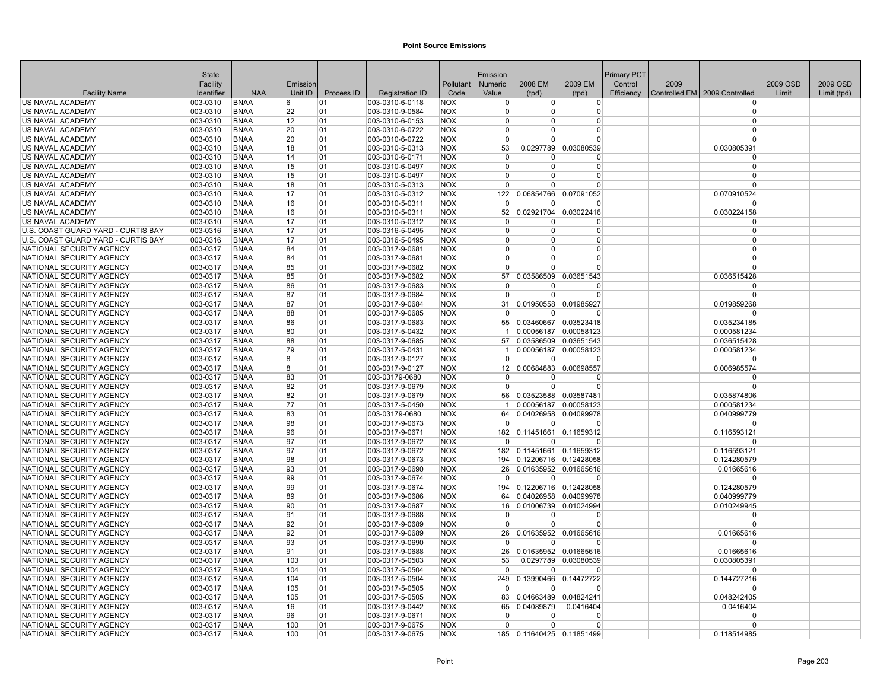# Point Source Emissions

| Facility Name | State Facility Identifier | NAA | Emission Unit ID | Process ID | Registration ID | Pollutant Code | Emission Numeric Value | 2008 EM (tpd) | 2009 EM (tpd) | Primary PCT Control Efficiency | 2009 Controlled EM | 2009 Controlled | 2009 OSD Limit | 2009 OSD Limit (tpd) |
|---|---|---|---|---|---|---|---|---|---|---|---|---|---|---|
| US NAVAL ACADEMY | 003-0310 | BNAA | 6 | 01 | 003-0310-6-0118 | NOX | 0 | 0 | 0 | | | 0 | | |
| US NAVAL ACADEMY | 003-0310 | BNAA | 22 | 01 | 003-0310-9-0584 | NOX | 0 | 0 | 0 | | | 0 | | |
| US NAVAL ACADEMY | 003-0310 | BNAA | 12 | 01 | 003-0310-6-0153 | NOX | 0 | 0 | 0 | | | 0 | | |
| US NAVAL ACADEMY | 003-0310 | BNAA | 20 | 01 | 003-0310-6-0722 | NOX | 0 | 0 | 0 | | | 0 | | |
| US NAVAL ACADEMY | 003-0310 | BNAA | 20 | 01 | 003-0310-6-0722 | NOX | 0 | 0 | 0 | | | 0 | | |
| US NAVAL ACADEMY | 003-0310 | BNAA | 18 | 01 | 003-0310-5-0313 | NOX | 53 | 0.0297789 | 0.03080539 | | | 0.030805391 | | |
| US NAVAL ACADEMY | 003-0310 | BNAA | 14 | 01 | 003-0310-6-0171 | NOX | 0 | 0 | 0 | | | 0 | | |
| US NAVAL ACADEMY | 003-0310 | BNAA | 15 | 01 | 003-0310-6-0497 | NOX | 0 | 0 | 0 | | | 0 | | |
| US NAVAL ACADEMY | 003-0310 | BNAA | 15 | 01 | 003-0310-6-0497 | NOX | 0 | 0 | 0 | | | 0 | | |
| US NAVAL ACADEMY | 003-0310 | BNAA | 18 | 01 | 003-0310-5-0313 | NOX | 0 | 0 | 0 | | | 0 | | |
| US NAVAL ACADEMY | 003-0310 | BNAA | 17 | 01 | 003-0310-5-0312 | NOX | 122 | 0.06854766 | 0.07091052 | | | 0.070910524 | | |
| US NAVAL ACADEMY | 003-0310 | BNAA | 16 | 01 | 003-0310-5-0311 | NOX | 0 | 0 | 0 | | | 0 | | |
| US NAVAL ACADEMY | 003-0310 | BNAA | 16 | 01 | 003-0310-5-0311 | NOX | 52 | 0.02921704 | 0.03022416 | | | 0.030224158 | | |
| US NAVAL ACADEMY | 003-0310 | BNAA | 17 | 01 | 003-0310-5-0312 | NOX | 0 | 0 | 0 | | | 0 | | |
| U.S. COAST GUARD YARD - CURTIS BAY | 003-0316 | BNAA | 17 | 01 | 003-0316-5-0495 | NOX | 0 | 0 | 0 | | | 0 | | |
| U.S. COAST GUARD YARD - CURTIS BAY | 003-0316 | BNAA | 17 | 01 | 003-0316-5-0495 | NOX | 0 | 0 | 0 | | | 0 | | |
| NATIONAL SECURITY AGENCY | 003-0317 | BNAA | 84 | 01 | 003-0317-9-0681 | NOX | 0 | 0 | 0 | | | 0 | | |
| NATIONAL SECURITY AGENCY | 003-0317 | BNAA | 84 | 01 | 003-0317-9-0681 | NOX | 0 | 0 | 0 | | | 0 | | |
| NATIONAL SECURITY AGENCY | 003-0317 | BNAA | 85 | 01 | 003-0317-9-0682 | NOX | 0 | 0 | 0 | | | 0 | | |
| NATIONAL SECURITY AGENCY | 003-0317 | BNAA | 85 | 01 | 003-0317-9-0682 | NOX | 57 | 0.03586509 | 0.03651543 | | | 0.036515428 | | |
| NATIONAL SECURITY AGENCY | 003-0317 | BNAA | 86 | 01 | 003-0317-9-0683 | NOX | 0 | 0 | 0 | | | 0 | | |
| NATIONAL SECURITY AGENCY | 003-0317 | BNAA | 87 | 01 | 003-0317-9-0684 | NOX | 0 | 0 | 0 | | | 0 | | |
| NATIONAL SECURITY AGENCY | 003-0317 | BNAA | 87 | 01 | 003-0317-9-0684 | NOX | 31 | 0.01950558 | 0.01985927 | | | 0.019859268 | | |
| NATIONAL SECURITY AGENCY | 003-0317 | BNAA | 88 | 01 | 003-0317-9-0685 | NOX | 0 | 0 | 0 | | | 0 | | |
| NATIONAL SECURITY AGENCY | 003-0317 | BNAA | 86 | 01 | 003-0317-9-0683 | NOX | 55 | 0.03460667 | 0.03523418 | | | 0.035234185 | | |
| NATIONAL SECURITY AGENCY | 003-0317 | BNAA | 80 | 01 | 003-0317-5-0432 | NOX | 1 | 0.00056187 | 0.00058123 | | | 0.000581234 | | |
| NATIONAL SECURITY AGENCY | 003-0317 | BNAA | 88 | 01 | 003-0317-9-0685 | NOX | 57 | 0.03586509 | 0.03651543 | | | 0.036515428 | | |
| NATIONAL SECURITY AGENCY | 003-0317 | BNAA | 79 | 01 | 003-0317-5-0431 | NOX | 1 | 0.00056187 | 0.00058123 | | | 0.000581234 | | |
| NATIONAL SECURITY AGENCY | 003-0317 | BNAA | 8 | 01 | 003-0317-9-0127 | NOX | 0 | 0 | 0 | | | 0 | | |
| NATIONAL SECURITY AGENCY | 003-0317 | BNAA | 8 | 01 | 003-0317-9-0127 | NOX | 12 | 0.00684883 | 0.00698557 | | | 0.006985574 | | |
| NATIONAL SECURITY AGENCY | 003-0317 | BNAA | 83 | 01 | 003-03179-0680 | NOX | 0 | 0 | 0 | | | 0 | | |
| NATIONAL SECURITY AGENCY | 003-0317 | BNAA | 82 | 01 | 003-0317-9-0679 | NOX | 0 | 0 | 0 | | | 0 | | |
| NATIONAL SECURITY AGENCY | 003-0317 | BNAA | 82 | 01 | 003-0317-9-0679 | NOX | 56 | 0.03523588 | 0.03587481 | | | 0.035874806 | | |
| NATIONAL SECURITY AGENCY | 003-0317 | BNAA | 77 | 01 | 003-0317-5-0450 | NOX | 1 | 0.00056187 | 0.00058123 | | | 0.000581234 | | |
| NATIONAL SECURITY AGENCY | 003-0317 | BNAA | 83 | 01 | 003-03179-0680 | NOX | 64 | 0.04026958 | 0.04099978 | | | 0.040999779 | | |
| NATIONAL SECURITY AGENCY | 003-0317 | BNAA | 98 | 01 | 003-0317-9-0673 | NOX | 0 | 0 | 0 | | | 0 | | |
| NATIONAL SECURITY AGENCY | 003-0317 | BNAA | 96 | 01 | 003-0317-9-0671 | NOX | 182 | 0.11451661 | 0.11659312 | | | 0.116593121 | | |
| NATIONAL SECURITY AGENCY | 003-0317 | BNAA | 97 | 01 | 003-0317-9-0672 | NOX | 0 | 0 | 0 | | | 0 | | |
| NATIONAL SECURITY AGENCY | 003-0317 | BNAA | 97 | 01 | 003-0317-9-0672 | NOX | 182 | 0.11451661 | 0.11659312 | | | 0.116593121 | | |
| NATIONAL SECURITY AGENCY | 003-0317 | BNAA | 98 | 01 | 003-0317-9-0673 | NOX | 194 | 0.12206716 | 0.12428058 | | | 0.124280579 | | |
| NATIONAL SECURITY AGENCY | 003-0317 | BNAA | 93 | 01 | 003-0317-9-0690 | NOX | 26 | 0.01635952 | 0.01665616 | | | 0.01665616 | | |
| NATIONAL SECURITY AGENCY | 003-0317 | BNAA | 99 | 01 | 003-0317-9-0674 | NOX | 0 | 0 | 0 | | | 0 | | |
| NATIONAL SECURITY AGENCY | 003-0317 | BNAA | 99 | 01 | 003-0317-9-0674 | NOX | 194 | 0.12206716 | 0.12428058 | | | 0.124280579 | | |
| NATIONAL SECURITY AGENCY | 003-0317 | BNAA | 89 | 01 | 003-0317-9-0686 | NOX | 64 | 0.04026958 | 0.04099978 | | | 0.040999779 | | |
| NATIONAL SECURITY AGENCY | 003-0317 | BNAA | 90 | 01 | 003-0317-9-0687 | NOX | 16 | 0.01006739 | 0.01024994 | | | 0.010249945 | | |
| NATIONAL SECURITY AGENCY | 003-0317 | BNAA | 91 | 01 | 003-0317-9-0688 | NOX | 0 | 0 | 0 | | | 0 | | |
| NATIONAL SECURITY AGENCY | 003-0317 | BNAA | 92 | 01 | 003-0317-9-0689 | NOX | 0 | 0 | 0 | | | 0 | | |
| NATIONAL SECURITY AGENCY | 003-0317 | BNAA | 92 | 01 | 003-0317-9-0689 | NOX | 26 | 0.01635952 | 0.01665616 | | | 0.01665616 | | |
| NATIONAL SECURITY AGENCY | 003-0317 | BNAA | 93 | 01 | 003-0317-9-0690 | NOX | 0 | 0 | 0 | | | 0 | | |
| NATIONAL SECURITY AGENCY | 003-0317 | BNAA | 91 | 01 | 003-0317-9-0688 | NOX | 26 | 0.01635952 | 0.01665616 | | | 0.01665616 | | |
| NATIONAL SECURITY AGENCY | 003-0317 | BNAA | 103 | 01 | 003-0317-5-0503 | NOX | 53 | 0.0297789 | 0.03080539 | | | 0.030805391 | | |
| NATIONAL SECURITY AGENCY | 003-0317 | BNAA | 104 | 01 | 003-0317-5-0504 | NOX | 0 | 0 | 0 | | | 0 | | |
| NATIONAL SECURITY AGENCY | 003-0317 | BNAA | 104 | 01 | 003-0317-5-0504 | NOX | 249 | 0.13990466 | 0.14472722 | | | 0.144727216 | | |
| NATIONAL SECURITY AGENCY | 003-0317 | BNAA | 105 | 01 | 003-0317-5-0505 | NOX | 0 | 0 | 0 | | | 0 | | |
| NATIONAL SECURITY AGENCY | 003-0317 | BNAA | 105 | 01 | 003-0317-5-0505 | NOX | 83 | 0.04663489 | 0.04824241 | | | 0.048242405 | | |
| NATIONAL SECURITY AGENCY | 003-0317 | BNAA | 16 | 01 | 003-0317-9-0442 | NOX | 65 | 0.04089879 | 0.0416404 | | | 0.0416404 | | |
| NATIONAL SECURITY AGENCY | 003-0317 | BNAA | 96 | 01 | 003-0317-9-0671 | NOX | 0 | 0 | 0 | | | 0 | | |
| NATIONAL SECURITY AGENCY | 003-0317 | BNAA | 100 | 01 | 003-0317-9-0675 | NOX | 0 | 0 | 0 | | | 0 | | |
| NATIONAL SECURITY AGENCY | 003-0317 | BNAA | 100 | 01 | 003-0317-9-0675 | NOX | 185 | 0.11640425 | 0.11851499 | | | 0.118514985 | | |

Point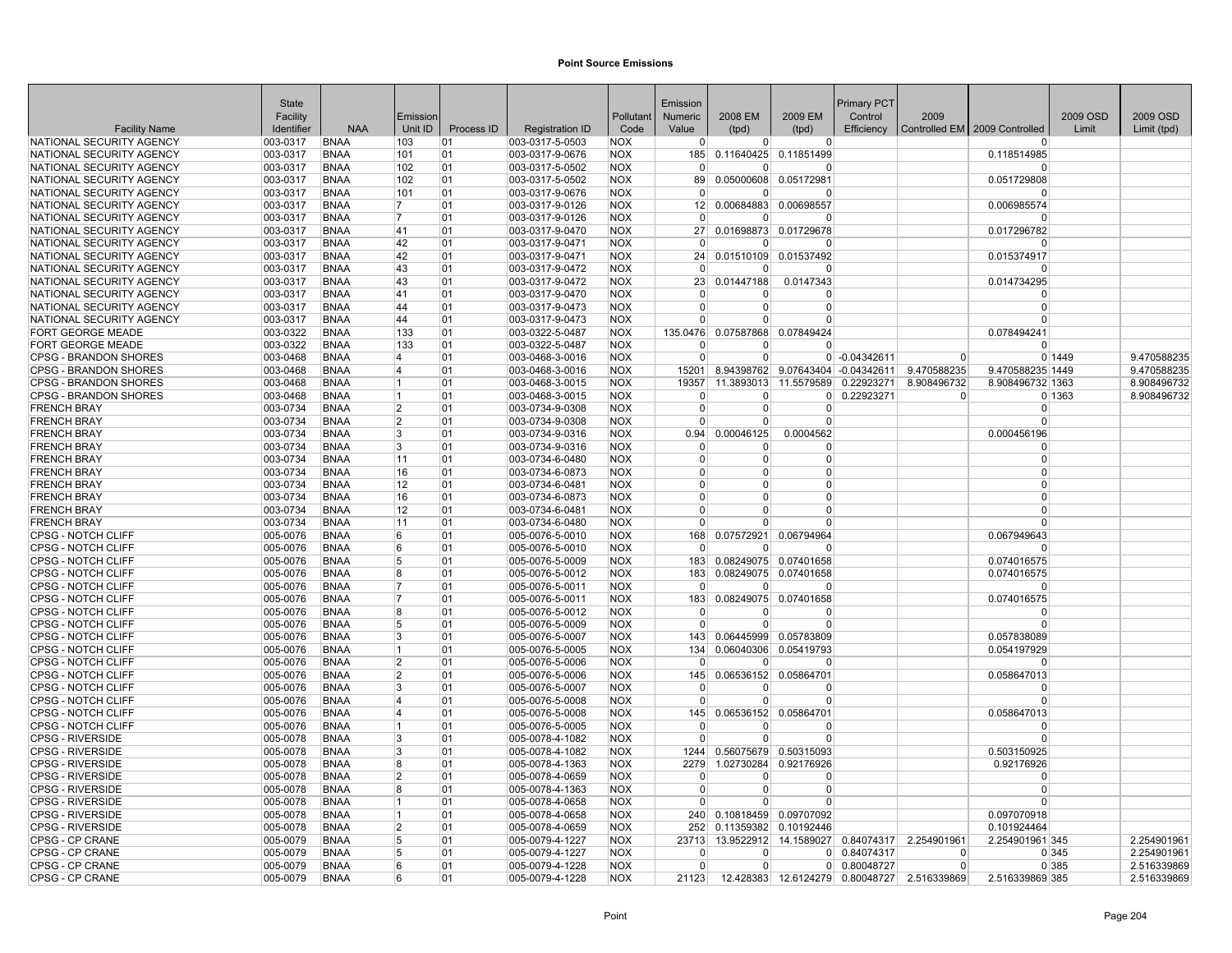# Point Source Emissions

| Facility Name | State Facility Identifier | NAA | Emission Unit ID | Process ID | Registration ID | Pollutant Code | Emission Numeric Value | 2008 EM (tpd) | 2009 EM (tpd) | Primary PCT Control Efficiency | 2009 Controlled EM | 2009 Controlled | 2009 OSD Limit | 2009 OSD Limit (tpd) |
|---|---|---|---|---|---|---|---|---|---|---|---|---|---|---|
| NATIONAL SECURITY AGENCY | 003-0317 | BNAA | 103 | 01 | 003-0317-5-0503 | NOX | 0 | 0 | 0 | | | 0 | | |
| NATIONAL SECURITY AGENCY | 003-0317 | BNAA | 101 | 01 | 003-0317-9-0676 | NOX | 185 | 0.11640425 | 0.11851499 | | | 0.118514985 | | |
| NATIONAL SECURITY AGENCY | 003-0317 | BNAA | 102 | 01 | 003-0317-5-0502 | NOX | 0 | 0 | 0 | | | 0 | | |
| NATIONAL SECURITY AGENCY | 003-0317 | BNAA | 102 | 01 | 003-0317-5-0502 | NOX | 89 | 0.05000608 | 0.05172981 | | | 0.051729808 | | |
| NATIONAL SECURITY AGENCY | 003-0317 | BNAA | 101 | 01 | 003-0317-9-0676 | NOX | 0 | 0 | 0 | | | 0 | | |
| NATIONAL SECURITY AGENCY | 003-0317 | BNAA | 7 | 01 | 003-0317-9-0126 | NOX | 12 | 0.00684883 | 0.00698557 | | | 0.006985574 | | |
| NATIONAL SECURITY AGENCY | 003-0317 | BNAA | 7 | 01 | 003-0317-9-0126 | NOX | 0 | 0 | 0 | | | 0 | | |
| NATIONAL SECURITY AGENCY | 003-0317 | BNAA | 41 | 01 | 003-0317-9-0470 | NOX | 27 | 0.01698873 | 0.01729678 | | | 0.017296782 | | |
| NATIONAL SECURITY AGENCY | 003-0317 | BNAA | 42 | 01 | 003-0317-9-0471 | NOX | 0 | 0 | 0 | | | 0 | | |
| NATIONAL SECURITY AGENCY | 003-0317 | BNAA | 42 | 01 | 003-0317-9-0471 | NOX | 24 | 0.01510109 | 0.01537492 | | | 0.015374917 | | |
| NATIONAL SECURITY AGENCY | 003-0317 | BNAA | 43 | 01 | 003-0317-9-0472 | NOX | 0 | 0 | 0 | | | 0 | | |
| NATIONAL SECURITY AGENCY | 003-0317 | BNAA | 43 | 01 | 003-0317-9-0472 | NOX | 23 | 0.01447188 | 0.0147343 | | | 0.014734295 | | |
| NATIONAL SECURITY AGENCY | 003-0317 | BNAA | 41 | 01 | 003-0317-9-0470 | NOX | 0 | 0 | 0 | | | 0 | | |
| NATIONAL SECURITY AGENCY | 003-0317 | BNAA | 44 | 01 | 003-0317-9-0473 | NOX | 0 | 0 | 0 | | | 0 | | |
| NATIONAL SECURITY AGENCY | 003-0317 | BNAA | 44 | 01 | 003-0317-9-0473 | NOX | 0 | 0 | 0 | | | 0 | | |
| FORT GEORGE MEADE | 003-0322 | BNAA | 133 | 01 | 003-0322-5-0487 | NOX | 135.0476 | 0.07587868 | 0.07849424 | | | 0.078494241 | | |
| FORT GEORGE MEADE | 003-0322 | BNAA | 133 | 01 | 003-0322-5-0487 | NOX | 0 | 0 | 0 | | | 0 | | |
| CPSG - BRANDON SHORES | 003-0468 | BNAA | 4 | 01 | 003-0468-3-0016 | NOX | 0 | 0 | 0 | -0.04342611 | 0 | 0 | 1449 | 9.470588235 |
| CPSG - BRANDON SHORES | 003-0468 | BNAA | 4 | 01 | 003-0468-3-0016 | NOX | 15201 | 8.94398762 | 9.07643404 | -0.04342611 | 9.470588235 | 9.470588235 | 1449 | 9.470588235 |
| CPSG - BRANDON SHORES | 003-0468 | BNAA | 1 | 01 | 003-0468-3-0015 | NOX | 19357 | 11.3893013 | 11.5579589 | 0.22923271 | 8.908496732 | 8.908496732 | 1363 | 8.908496732 |
| CPSG - BRANDON SHORES | 003-0468 | BNAA | 1 | 01 | 003-0468-3-0015 | NOX | 0 | 0 | 0 | 0.22923271 | 0 | 0 | 1363 | 8.908496732 |
| FRENCH BRAY | 003-0734 | BNAA | 2 | 01 | 003-0734-9-0308 | NOX | 0 | 0 | 0 | | | 0 | | |
| FRENCH BRAY | 003-0734 | BNAA | 2 | 01 | 003-0734-9-0308 | NOX | 0 | 0 | 0 | | | 0 | | |
| FRENCH BRAY | 003-0734 | BNAA | 3 | 01 | 003-0734-9-0316 | NOX | 0.94 | 0.00046125 | 0.0004562 | | | 0.000456196 | | |
| FRENCH BRAY | 003-0734 | BNAA | 3 | 01 | 003-0734-9-0316 | NOX | 0 | 0 | 0 | | | 0 | | |
| FRENCH BRAY | 003-0734 | BNAA | 11 | 01 | 003-0734-6-0480 | NOX | 0 | 0 | 0 | | | 0 | | |
| FRENCH BRAY | 003-0734 | BNAA | 16 | 01 | 003-0734-6-0873 | NOX | 0 | 0 | 0 | | | 0 | | |
| FRENCH BRAY | 003-0734 | BNAA | 12 | 01 | 003-0734-6-0481 | NOX | 0 | 0 | 0 | | | 0 | | |
| FRENCH BRAY | 003-0734 | BNAA | 16 | 01 | 003-0734-6-0873 | NOX | 0 | 0 | 0 | | | 0 | | |
| FRENCH BRAY | 003-0734 | BNAA | 12 | 01 | 003-0734-6-0481 | NOX | 0 | 0 | 0 | | | 0 | | |
| FRENCH BRAY | 003-0734 | BNAA | 11 | 01 | 003-0734-6-0480 | NOX | 0 | 0 | 0 | | | 0 | | |
| CPSG - NOTCH CLIFF | 005-0076 | BNAA | 6 | 01 | 005-0076-5-0010 | NOX | 168 | 0.07572921 | 0.06794964 | | | 0.067949643 | | |
| CPSG - NOTCH CLIFF | 005-0076 | BNAA | 6 | 01 | 005-0076-5-0010 | NOX | 0 | 0 | 0 | | | 0 | | |
| CPSG - NOTCH CLIFF | 005-0076 | BNAA | 5 | 01 | 005-0076-5-0009 | NOX | 183 | 0.08249075 | 0.07401658 | | | 0.074016575 | | |
| CPSG - NOTCH CLIFF | 005-0076 | BNAA | 8 | 01 | 005-0076-5-0012 | NOX | 183 | 0.08249075 | 0.07401658 | | | 0.074016575 | | |
| CPSG - NOTCH CLIFF | 005-0076 | BNAA | 7 | 01 | 005-0076-5-0011 | NOX | 0 | 0 | 0 | | | 0 | | |
| CPSG - NOTCH CLIFF | 005-0076 | BNAA | 7 | 01 | 005-0076-5-0011 | NOX | 183 | 0.08249075 | 0.07401658 | | | 0.074016575 | | |
| CPSG - NOTCH CLIFF | 005-0076 | BNAA | 8 | 01 | 005-0076-5-0012 | NOX | 0 | 0 | 0 | | | 0 | | |
| CPSG - NOTCH CLIFF | 005-0076 | BNAA | 5 | 01 | 005-0076-5-0009 | NOX | 0 | 0 | 0 | | | 0 | | |
| CPSG - NOTCH CLIFF | 005-0076 | BNAA | 3 | 01 | 005-0076-5-0007 | NOX | 143 | 0.06445999 | 0.05783809 | | | 0.057838089 | | |
| CPSG - NOTCH CLIFF | 005-0076 | BNAA | 1 | 01 | 005-0076-5-0005 | NOX | 134 | 0.06040306 | 0.05419793 | | | 0.054197929 | | |
| CPSG - NOTCH CLIFF | 005-0076 | BNAA | 2 | 01 | 005-0076-5-0006 | NOX | 0 | 0 | 0 | | | 0 | | |
| CPSG - NOTCH CLIFF | 005-0076 | BNAA | 2 | 01 | 005-0076-5-0006 | NOX | 145 | 0.06536152 | 0.05864701 | | | 0.058647013 | | |
| CPSG - NOTCH CLIFF | 005-0076 | BNAA | 3 | 01 | 005-0076-5-0007 | NOX | 0 | 0 | 0 | | | 0 | | |
| CPSG - NOTCH CLIFF | 005-0076 | BNAA | 4 | 01 | 005-0076-5-0008 | NOX | 0 | 0 | 0 | | | 0 | | |
| CPSG - NOTCH CLIFF | 005-0076 | BNAA | 4 | 01 | 005-0076-5-0008 | NOX | 145 | 0.06536152 | 0.05864701 | | | 0.058647013 | | |
| CPSG - NOTCH CLIFF | 005-0076 | BNAA | 1 | 01 | 005-0076-5-0005 | NOX | 0 | 0 | 0 | | | 0 | | |
| CPSG - RIVERSIDE | 005-0078 | BNAA | 3 | 01 | 005-0078-4-1082 | NOX | 0 | 0 | 0 | | | 0 | | |
| CPSG - RIVERSIDE | 005-0078 | BNAA | 3 | 01 | 005-0078-4-1082 | NOX | 1244 | 0.56075679 | 0.50315093 | | | 0.503150925 | | |
| CPSG - RIVERSIDE | 005-0078 | BNAA | 8 | 01 | 005-0078-4-1363 | NOX | 2279 | 1.02730284 | 0.92176926 | | | 0.92176926 | | |
| CPSG - RIVERSIDE | 005-0078 | BNAA | 2 | 01 | 005-0078-4-0659 | NOX | 0 | 0 | 0 | | | 0 | | |
| CPSG - RIVERSIDE | 005-0078 | BNAA | 8 | 01 | 005-0078-4-1363 | NOX | 0 | 0 | 0 | | | 0 | | |
| CPSG - RIVERSIDE | 005-0078 | BNAA | 1 | 01 | 005-0078-4-0658 | NOX | 0 | 0 | 0 | | | 0 | | |
| CPSG - RIVERSIDE | 005-0078 | BNAA | 1 | 01 | 005-0078-4-0658 | NOX | 240 | 0.10818459 | 0.09707092 | | | 0.097070918 | | |
| CPSG - RIVERSIDE | 005-0078 | BNAA | 2 | 01 | 005-0078-4-0659 | NOX | 252 | 0.11359382 | 0.10192446 | | | 0.101924464 | | |
| CPSG - CP CRANE | 005-0079 | BNAA | 5 | 01 | 005-0079-4-1227 | NOX | 23713 | 13.9522912 | 14.1589027 | 0.84074317 | 2.254901961 | 2.254901961 | 345 | 2.254901961 |
| CPSG - CP CRANE | 005-0079 | BNAA | 5 | 01 | 005-0079-4-1227 | NOX | 0 | 0 | 0 | 0.84074317 | 0 | 0 | 345 | 2.254901961 |
| CPSG - CP CRANE | 005-0079 | BNAA | 6 | 01 | 005-0079-4-1228 | NOX | 0 | 0 | 0 | 0.80048727 | 0 | 0 | 385 | 2.516339869 |
| CPSG - CP CRANE | 005-0079 | BNAA | 6 | 01 | 005-0079-4-1228 | NOX | 21123 | 12.428383 | 12.6124279 | 0.80048727 | 2.516339869 | 2.516339869 | 385 | 2.516339869 |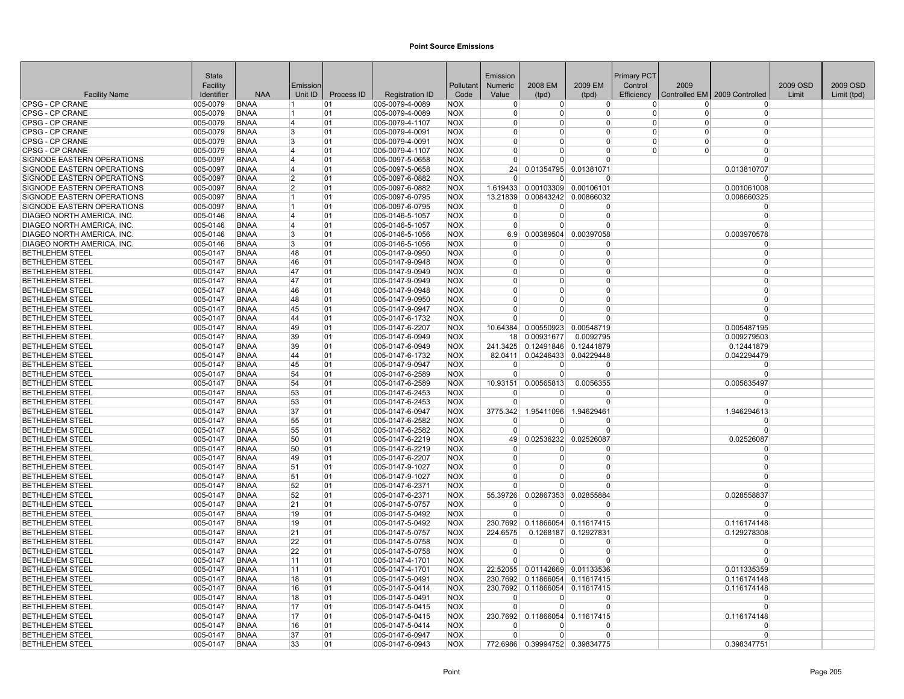# Point Source Emissions

| Facility Name | State Facility Identifier | NAA | Emission Unit ID | Process ID | Registration ID | Pollutant Code | Emission Numeric Value | 2008 EM (tpd) | 2009 EM (tpd) | Primary PCT Control Efficiency | 2009 Controlled EM | 2009 Controlled | 2009 OSD Limit | 2009 OSD Limit (tpd) |
|---|---|---|---|---|---|---|---|---|---|---|---|---|---|---|
| CPSG - CP CRANE | 005-0079 | BNAA | 1 | 01 | 005-0079-4-0089 | NOX | 0 | 0 | 0 | 0 | 0 | 0 | | |
| CPSG - CP CRANE | 005-0079 | BNAA | 1 | 01 | 005-0079-4-0089 | NOX | 0 | 0 | 0 | 0 | 0 | 0 | | |
| CPSG - CP CRANE | 005-0079 | BNAA | 4 | 01 | 005-0079-4-1107 | NOX | 0 | 0 | 0 | 0 | 0 | 0 | | |
| CPSG - CP CRANE | 005-0079 | BNAA | 3 | 01 | 005-0079-4-0091 | NOX | 0 | 0 | 0 | 0 | 0 | 0 | | |
| CPSG - CP CRANE | 005-0079 | BNAA | 3 | 01 | 005-0079-4-0091 | NOX | 0 | 0 | 0 | 0 | 0 | 0 | | |
| CPSG - CP CRANE | 005-0079 | BNAA | 4 | 01 | 005-0079-4-1107 | NOX | 0 | 0 | 0 | 0 | 0 | 0 | | |
| SIGNODE EASTERN OPERATIONS | 005-0097 | BNAA | 4 | 01 | 005-0097-5-0658 | NOX | 0 | 0 | 0 | | | 0 | | |
| SIGNODE EASTERN OPERATIONS | 005-0097 | BNAA | 4 | 01 | 005-0097-5-0658 | NOX | 24 | 0.01354795 | 0.01381071 | | | 0.013810707 | | |
| SIGNODE EASTERN OPERATIONS | 005-0097 | BNAA | 2 | 01 | 005-0097-6-0882 | NOX | 0 | 0 | 0 | | | 0 | | |
| SIGNODE EASTERN OPERATIONS | 005-0097 | BNAA | 2 | 01 | 005-0097-6-0882 | NOX | 1.619433 | 0.00103309 | 0.00106101 | | | 0.001061008 | | |
| SIGNODE EASTERN OPERATIONS | 005-0097 | BNAA | 1 | 01 | 005-0097-6-0795 | NOX | 13.21839 | 0.00843242 | 0.00866032 | | | 0.008660325 | | |
| SIGNODE EASTERN OPERATIONS | 005-0097 | BNAA | 1 | 01 | 005-0097-6-0795 | NOX | 0 | 0 | 0 | | | 0 | | |
| DIAGEO NORTH AMERICA, INC. | 005-0146 | BNAA | 4 | 01 | 005-0146-5-1057 | NOX | 0 | 0 | 0 | | | 0 | | |
| DIAGEO NORTH AMERICA, INC. | 005-0146 | BNAA | 4 | 01 | 005-0146-5-1057 | NOX | 0 | 0 | 0 | | | 0 | | |
| DIAGEO NORTH AMERICA, INC. | 005-0146 | BNAA | 3 | 01 | 005-0146-5-1056 | NOX | 6.9 | 0.00389504 | 0.00397058 | | | 0.003970578 | | |
| DIAGEO NORTH AMERICA, INC. | 005-0146 | BNAA | 3 | 01 | 005-0146-5-1056 | NOX | 0 | 0 | 0 | | | 0 | | |
| BETHLEHEM STEEL | 005-0147 | BNAA | 48 | 01 | 005-0147-9-0950 | NOX | 0 | 0 | 0 | | | 0 | | |
| BETHLEHEM STEEL | 005-0147 | BNAA | 46 | 01 | 005-0147-9-0948 | NOX | 0 | 0 | 0 | | | 0 | | |
| BETHLEHEM STEEL | 005-0147 | BNAA | 47 | 01 | 005-0147-9-0949 | NOX | 0 | 0 | 0 | | | 0 | | |
| BETHLEHEM STEEL | 005-0147 | BNAA | 47 | 01 | 005-0147-9-0949 | NOX | 0 | 0 | 0 | | | 0 | | |
| BETHLEHEM STEEL | 005-0147 | BNAA | 46 | 01 | 005-0147-9-0948 | NOX | 0 | 0 | 0 | | | 0 | | |
| BETHLEHEM STEEL | 005-0147 | BNAA | 48 | 01 | 005-0147-9-0950 | NOX | 0 | 0 | 0 | | | 0 | | |
| BETHLEHEM STEEL | 005-0147 | BNAA | 45 | 01 | 005-0147-9-0947 | NOX | 0 | 0 | 0 | | | 0 | | |
| BETHLEHEM STEEL | 005-0147 | BNAA | 44 | 01 | 005-0147-6-1732 | NOX | 0 | 0 | 0 | | | 0 | | |
| BETHLEHEM STEEL | 005-0147 | BNAA | 49 | 01 | 005-0147-6-2207 | NOX | 10.64384 | 0.00550923 | 0.00548719 | | | 0.005487195 | | |
| BETHLEHEM STEEL | 005-0147 | BNAA | 39 | 01 | 005-0147-6-0949 | NOX | 18 | 0.00931677 | 0.0092795 | | | 0.009279503 | | |
| BETHLEHEM STEEL | 005-0147 | BNAA | 39 | 01 | 005-0147-6-0949 | NOX | 241.3425 | 0.12491846 | 0.12441879 | | | 0.12441879 | | |
| BETHLEHEM STEEL | 005-0147 | BNAA | 44 | 01 | 005-0147-6-1732 | NOX | 82.0411 | 0.04246433 | 0.04229448 | | | 0.042294479 | | |
| BETHLEHEM STEEL | 005-0147 | BNAA | 45 | 01 | 005-0147-9-0947 | NOX | 0 | 0 | 0 | | | 0 | | |
| BETHLEHEM STEEL | 005-0147 | BNAA | 54 | 01 | 005-0147-6-2589 | NOX | 0 | 0 | 0 | | | 0 | | |
| BETHLEHEM STEEL | 005-0147 | BNAA | 54 | 01 | 005-0147-6-2589 | NOX | 10.93151 | 0.00565813 | 0.0056355 | | | 0.005635497 | | |
| BETHLEHEM STEEL | 005-0147 | BNAA | 53 | 01 | 005-0147-6-2453 | NOX | 0 | 0 | 0 | | | 0 | | |
| BETHLEHEM STEEL | 005-0147 | BNAA | 53 | 01 | 005-0147-6-2453 | NOX | 0 | 0 | 0 | | | 0 | | |
| BETHLEHEM STEEL | 005-0147 | BNAA | 37 | 01 | 005-0147-6-0947 | NOX | 3775.342 | 1.95411096 | 1.94629461 | | | 1.946294613 | | |
| BETHLEHEM STEEL | 005-0147 | BNAA | 55 | 01 | 005-0147-6-2582 | NOX | 0 | 0 | 0 | | | 0 | | |
| BETHLEHEM STEEL | 005-0147 | BNAA | 55 | 01 | 005-0147-6-2582 | NOX | 0 | 0 | 0 | | | 0 | | |
| BETHLEHEM STEEL | 005-0147 | BNAA | 50 | 01 | 005-0147-6-2219 | NOX | 49 | 0.02536232 | 0.02526087 | | | 0.02526087 | | |
| BETHLEHEM STEEL | 005-0147 | BNAA | 50 | 01 | 005-0147-6-2219 | NOX | 0 | 0 | 0 | | | 0 | | |
| BETHLEHEM STEEL | 005-0147 | BNAA | 49 | 01 | 005-0147-6-2207 | NOX | 0 | 0 | 0 | | | 0 | | |
| BETHLEHEM STEEL | 005-0147 | BNAA | 51 | 01 | 005-0147-9-1027 | NOX | 0 | 0 | 0 | | | 0 | | |
| BETHLEHEM STEEL | 005-0147 | BNAA | 51 | 01 | 005-0147-9-1027 | NOX | 0 | 0 | 0 | | | 0 | | |
| BETHLEHEM STEEL | 005-0147 | BNAA | 52 | 01 | 005-0147-6-2371 | NOX | 0 | 0 | 0 | | | 0 | | |
| BETHLEHEM STEEL | 005-0147 | BNAA | 52 | 01 | 005-0147-6-2371 | NOX | 55.39726 | 0.02867353 | 0.02855884 | | | 0.028558837 | | |
| BETHLEHEM STEEL | 005-0147 | BNAA | 21 | 01 | 005-0147-5-0757 | NOX | 0 | 0 | 0 | | | 0 | | |
| BETHLEHEM STEEL | 005-0147 | BNAA | 19 | 01 | 005-0147-5-0492 | NOX | 0 | 0 | 0 | | | 0 | | |
| BETHLEHEM STEEL | 005-0147 | BNAA | 19 | 01 | 005-0147-5-0492 | NOX | 230.7692 | 0.11866054 | 0.11617415 | | | 0.116174148 | | |
| BETHLEHEM STEEL | 005-0147 | BNAA | 21 | 01 | 005-0147-5-0757 | NOX | 224.6575 | 0.1268187 | 0.12927831 | | | 0.129278308 | | |
| BETHLEHEM STEEL | 005-0147 | BNAA | 22 | 01 | 005-0147-5-0758 | NOX | 0 | 0 | 0 | | | 0 | | |
| BETHLEHEM STEEL | 005-0147 | BNAA | 22 | 01 | 005-0147-5-0758 | NOX | 0 | 0 | 0 | | | 0 | | |
| BETHLEHEM STEEL | 005-0147 | BNAA | 11 | 01 | 005-0147-4-1701 | NOX | 0 | 0 | 0 | | | 0 | | |
| BETHLEHEM STEEL | 005-0147 | BNAA | 11 | 01 | 005-0147-4-1701 | NOX | 22.52055 | 0.01142669 | 0.01133536 | | | 0.011335359 | | |
| BETHLEHEM STEEL | 005-0147 | BNAA | 18 | 01 | 005-0147-5-0491 | NOX | 230.7692 | 0.11866054 | 0.11617415 | | | 0.116174148 | | |
| BETHLEHEM STEEL | 005-0147 | BNAA | 16 | 01 | 005-0147-5-0414 | NOX | 230.7692 | 0.11866054 | 0.11617415 | | | 0.116174148 | | |
| BETHLEHEM STEEL | 005-0147 | BNAA | 18 | 01 | 005-0147-5-0491 | NOX | 0 | 0 | 0 | | | 0 | | |
| BETHLEHEM STEEL | 005-0147 | BNAA | 17 | 01 | 005-0147-5-0415 | NOX | 0 | 0 | 0 | | | 0 | | |
| BETHLEHEM STEEL | 005-0147 | BNAA | 17 | 01 | 005-0147-5-0415 | NOX | 230.7692 | 0.11866054 | 0.11617415 | | | 0.116174148 | | |
| BETHLEHEM STEEL | 005-0147 | BNAA | 16 | 01 | 005-0147-5-0414 | NOX | 0 | 0 | 0 | | | 0 | | |
| BETHLEHEM STEEL | 005-0147 | BNAA | 37 | 01 | 005-0147-6-0947 | NOX | 0 | 0 | 0 | | | 0 | | |
| BETHLEHEM STEEL | 005-0147 | BNAA | 33 | 01 | 005-0147-6-0943 | NOX | 772.6986 | 0.39994752 | 0.39834775 | | | 0.398347751 | | |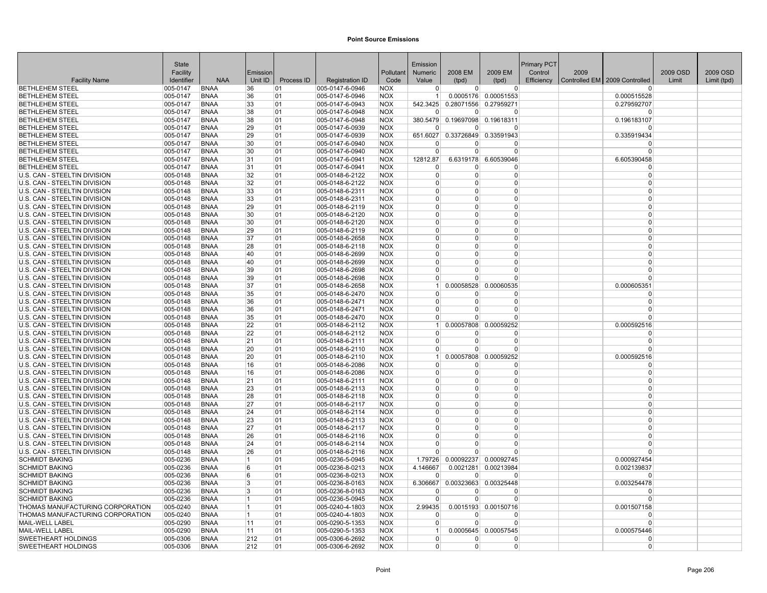## Point Source Emissions

| Facility Name | State Facility Identifier | NAA | Emission Unit ID | Process ID | Registration ID | Pollutant Code | Emission Numeric Value | 2008 EM (tpd) | 2009 EM (tpd) | Primary PCT Control Efficiency | 2009 Controlled EM | 2009 Controlled | 2009 OSD Limit | 2009 OSD Limit (tpd) |
|---|---|---|---|---|---|---|---|---|---|---|---|---|---|---|
| BETHLEHEM STEEL | 005-0147 | BNAA | 36 | 01 | 005-0147-6-0946 | NOX | 0 | 0 | 0 | | | 0 | | |
| BETHLEHEM STEEL | 005-0147 | BNAA | 36 | 01 | 005-0147-6-0946 | NOX | 1 | 0.0005176 | 0.00051553 | | | 0.000515528 | | |
| BETHLEHEM STEEL | 005-0147 | BNAA | 33 | 01 | 005-0147-6-0943 | NOX | 542.3425 | 0.28071556 | 0.27959271 | | | 0.279592707 | | |
| BETHLEHEM STEEL | 005-0147 | BNAA | 38 | 01 | 005-0147-6-0948 | NOX | 0 | 0 | 0 | | | 0 | | |
| BETHLEHEM STEEL | 005-0147 | BNAA | 38 | 01 | 005-0147-6-0948 | NOX | 380.5479 | 0.19697098 | 0.19618311 | | | 0.196183107 | | |
| BETHLEHEM STEEL | 005-0147 | BNAA | 29 | 01 | 005-0147-6-0939 | NOX | 0 | 0 | 0 | | | 0 | | |
| BETHLEHEM STEEL | 005-0147 | BNAA | 29 | 01 | 005-0147-6-0939 | NOX | 651.6027 | 0.33726849 | 0.33591943 | | | 0.335919434 | | |
| BETHLEHEM STEEL | 005-0147 | BNAA | 30 | 01 | 005-0147-6-0940 | NOX | 0 | 0 | 0 | | | 0 | | |
| BETHLEHEM STEEL | 005-0147 | BNAA | 30 | 01 | 005-0147-6-0940 | NOX | 0 | 0 | 0 | | | 0 | | |
| BETHLEHEM STEEL | 005-0147 | BNAA | 31 | 01 | 005-0147-6-0941 | NOX | 12812.87 | 6.6319178 | 6.60539046 | | | 6.605390458 | | |
| BETHLEHEM STEEL | 005-0147 | BNAA | 31 | 01 | 005-0147-6-0941 | NOX | 0 | 0 | 0 | | | 0 | | |
| U.S. CAN - STEELTIN DIVISION | 005-0148 | BNAA | 32 | 01 | 005-0148-6-2122 | NOX | 0 | 0 | 0 | | | 0 | | |
| U.S. CAN - STEELTIN DIVISION | 005-0148 | BNAA | 32 | 01 | 005-0148-6-2122 | NOX | 0 | 0 | 0 | | | 0 | | |
| U.S. CAN - STEELTIN DIVISION | 005-0148 | BNAA | 33 | 01 | 005-0148-6-2311 | NOX | 0 | 0 | 0 | | | 0 | | |
| U.S. CAN - STEELTIN DIVISION | 005-0148 | BNAA | 33 | 01 | 005-0148-6-2311 | NOX | 0 | 0 | 0 | | | 0 | | |
| U.S. CAN - STEELTIN DIVISION | 005-0148 | BNAA | 29 | 01 | 005-0148-6-2119 | NOX | 0 | 0 | 0 | | | 0 | | |
| U.S. CAN - STEELTIN DIVISION | 005-0148 | BNAA | 30 | 01 | 005-0148-6-2120 | NOX | 0 | 0 | 0 | | | 0 | | |
| U.S. CAN - STEELTIN DIVISION | 005-0148 | BNAA | 30 | 01 | 005-0148-6-2120 | NOX | 0 | 0 | 0 | | | 0 | | |
| U.S. CAN - STEELTIN DIVISION | 005-0148 | BNAA | 29 | 01 | 005-0148-6-2119 | NOX | 0 | 0 | 0 | | | 0 | | |
| U.S. CAN - STEELTIN DIVISION | 005-0148 | BNAA | 37 | 01 | 005-0148-6-2658 | NOX | 0 | 0 | 0 | | | 0 | | |
| U.S. CAN - STEELTIN DIVISION | 005-0148 | BNAA | 28 | 01 | 005-0148-6-2118 | NOX | 0 | 0 | 0 | | | 0 | | |
| U.S. CAN - STEELTIN DIVISION | 005-0148 | BNAA | 40 | 01 | 005-0148-6-2699 | NOX | 0 | 0 | 0 | | | 0 | | |
| U.S. CAN - STEELTIN DIVISION | 005-0148 | BNAA | 40 | 01 | 005-0148-6-2699 | NOX | 0 | 0 | 0 | | | 0 | | |
| U.S. CAN - STEELTIN DIVISION | 005-0148 | BNAA | 39 | 01 | 005-0148-6-2698 | NOX | 0 | 0 | 0 | | | 0 | | |
| U.S. CAN - STEELTIN DIVISION | 005-0148 | BNAA | 39 | 01 | 005-0148-6-2698 | NOX | 0 | 0 | 0 | | | 0 | | |
| U.S. CAN - STEELTIN DIVISION | 005-0148 | BNAA | 37 | 01 | 005-0148-6-2658 | NOX | 1 | 0.00058528 | 0.00060535 | | | 0.000605351 | | |
| U.S. CAN - STEELTIN DIVISION | 005-0148 | BNAA | 35 | 01 | 005-0148-6-2470 | NOX | 0 | 0 | 0 | | | 0 | | |
| U.S. CAN - STEELTIN DIVISION | 005-0148 | BNAA | 36 | 01 | 005-0148-6-2471 | NOX | 0 | 0 | 0 | | | 0 | | |
| U.S. CAN - STEELTIN DIVISION | 005-0148 | BNAA | 36 | 01 | 005-0148-6-2471 | NOX | 0 | 0 | 0 | | | 0 | | |
| U.S. CAN - STEELTIN DIVISION | 005-0148 | BNAA | 35 | 01 | 005-0148-6-2470 | NOX | 0 | 0 | 0 | | | 0 | | |
| U.S. CAN - STEELTIN DIVISION | 005-0148 | BNAA | 22 | 01 | 005-0148-6-2112 | NOX | 1 | 0.00057808 | 0.00059252 | | | 0.000592516 | | |
| U.S. CAN - STEELTIN DIVISION | 005-0148 | BNAA | 22 | 01 | 005-0148-6-2112 | NOX | 0 | 0 | 0 | | | 0 | | |
| U.S. CAN - STEELTIN DIVISION | 005-0148 | BNAA | 21 | 01 | 005-0148-6-2111 | NOX | 0 | 0 | 0 | | | 0 | | |
| U.S. CAN - STEELTIN DIVISION | 005-0148 | BNAA | 20 | 01 | 005-0148-6-2110 | NOX | 0 | 0 | 0 | | | 0 | | |
| U.S. CAN - STEELTIN DIVISION | 005-0148 | BNAA | 20 | 01 | 005-0148-6-2110 | NOX | 1 | 0.00057808 | 0.00059252 | | | 0.000592516 | | |
| U.S. CAN - STEELTIN DIVISION | 005-0148 | BNAA | 16 | 01 | 005-0148-6-2086 | NOX | 0 | 0 | 0 | | | 0 | | |
| U.S. CAN - STEELTIN DIVISION | 005-0148 | BNAA | 16 | 01 | 005-0148-6-2086 | NOX | 0 | 0 | 0 | | | 0 | | |
| U.S. CAN - STEELTIN DIVISION | 005-0148 | BNAA | 21 | 01 | 005-0148-6-2111 | NOX | 0 | 0 | 0 | | | 0 | | |
| U.S. CAN - STEELTIN DIVISION | 005-0148 | BNAA | 23 | 01 | 005-0148-6-2113 | NOX | 0 | 0 | 0 | | | 0 | | |
| U.S. CAN - STEELTIN DIVISION | 005-0148 | BNAA | 28 | 01 | 005-0148-6-2118 | NOX | 0 | 0 | 0 | | | 0 | | |
| U.S. CAN - STEELTIN DIVISION | 005-0148 | BNAA | 27 | 01 | 005-0148-6-2117 | NOX | 0 | 0 | 0 | | | 0 | | |
| U.S. CAN - STEELTIN DIVISION | 005-0148 | BNAA | 24 | 01 | 005-0148-6-2114 | NOX | 0 | 0 | 0 | | | 0 | | |
| U.S. CAN - STEELTIN DIVISION | 005-0148 | BNAA | 23 | 01 | 005-0148-6-2113 | NOX | 0 | 0 | 0 | | | 0 | | |
| U.S. CAN - STEELTIN DIVISION | 005-0148 | BNAA | 27 | 01 | 005-0148-6-2117 | NOX | 0 | 0 | 0 | | | 0 | | |
| U.S. CAN - STEELTIN DIVISION | 005-0148 | BNAA | 26 | 01 | 005-0148-6-2116 | NOX | 0 | 0 | 0 | | | 0 | | |
| U.S. CAN - STEELTIN DIVISION | 005-0148 | BNAA | 24 | 01 | 005-0148-6-2114 | NOX | 0 | 0 | 0 | | | 0 | | |
| U.S. CAN - STEELTIN DIVISION | 005-0148 | BNAA | 26 | 01 | 005-0148-6-2116 | NOX | 0 | 0 | 0 | | | 0 | | |
| SCHMIDT BAKING | 005-0236 | BNAA | 1 | 01 | 005-0236-5-0945 | NOX | 1.79726 | 0.00092237 | 0.00092745 | | | 0.000927454 | | |
| SCHMIDT BAKING | 005-0236 | BNAA | 6 | 01 | 005-0236-8-0213 | NOX | 4.146667 | 0.0021281 | 0.00213984 | | | 0.002139837 | | |
| SCHMIDT BAKING | 005-0236 | BNAA | 6 | 01 | 005-0236-8-0213 | NOX | 0 | 0 | 0 | | | 0 | | |
| SCHMIDT BAKING | 005-0236 | BNAA | 3 | 01 | 005-0236-8-0163 | NOX | 6.306667 | 0.00323663 | 0.00325448 | | | 0.003254478 | | |
| SCHMIDT BAKING | 005-0236 | BNAA | 3 | 01 | 005-0236-8-0163 | NOX | 0 | 0 | 0 | | | 0 | | |
| SCHMIDT BAKING | 005-0236 | BNAA | 1 | 01 | 005-0236-5-0945 | NOX | 0 | 0 | 0 | | | 0 | | |
| THOMAS MANUFACTURING CORPORATION | 005-0240 | BNAA | 1 | 01 | 005-0240-4-1803 | NOX | 2.99435 | 0.0015193 | 0.00150716 | | | 0.001507158 | | |
| THOMAS MANUFACTURING CORPORATION | 005-0240 | BNAA | 1 | 01 | 005-0240-4-1803 | NOX | 0 | 0 | 0 | | | 0 | | |
| MAIL-WELL LABEL | 005-0290 | BNAA | 11 | 01 | 005-0290-5-1353 | NOX | 0 | 0 | 0 | | | 0 | | |
| MAIL-WELL LABEL | 005-0290 | BNAA | 11 | 01 | 005-0290-5-1353 | NOX | 1 | 0.0005645 | 0.00057545 | | | 0.000575446 | | |
| SWEETHEART HOLDINGS | 005-0306 | BNAA | 212 | 01 | 005-0306-6-2692 | NOX | 0 | 0 | 0 | | | 0 | | |
| SWEETHEART HOLDINGS | 005-0306 | BNAA | 212 | 01 | 005-0306-6-2692 | NOX | 0 | 0 | 0 | | | 0 | | |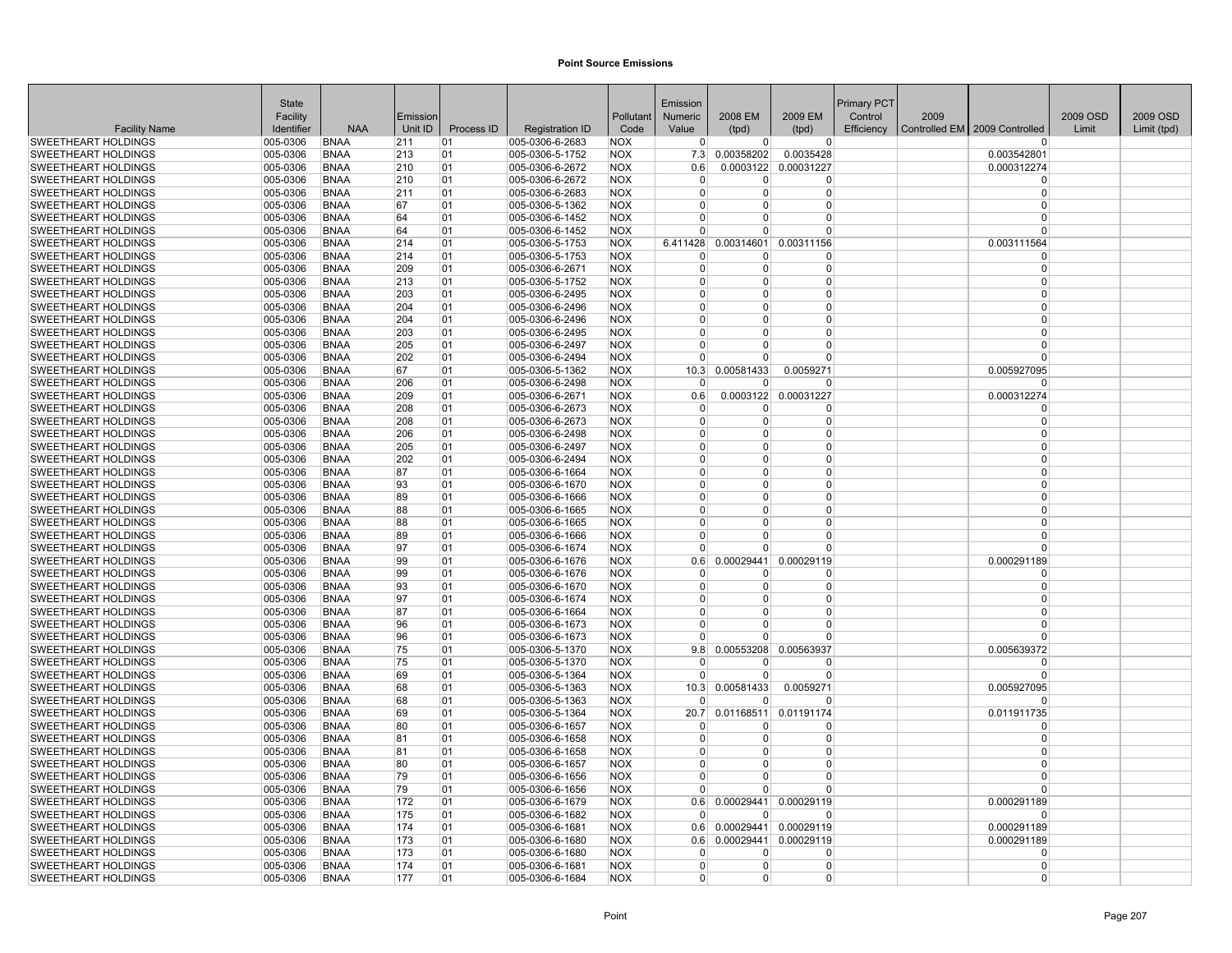**Point Source Emissions**

| Facility Name | State Facility Identifier | NAA | Emission Unit ID | Process ID | Registration ID | Pollutant Code | Emission Numeric Value | 2008 EM (tpd) | 2009 EM (tpd) | Primary PCT Control Efficiency | 2009 Controlled EM | 2009 Controlled | 2009 OSD Limit | 2009 OSD Limit (tpd) |
|---|---|---|---|---|---|---|---|---|---|---|---|---|---|---|
| SWEETHEART HOLDINGS | 005-0306 | BNAA | 211 | 01 | 005-0306-6-2683 | NOX | 0 | 0 | 0 | | | 0 | | |
| SWEETHEART HOLDINGS | 005-0306 | BNAA | 213 | 01 | 005-0306-5-1752 | NOX | 7.3 | 0.00358202 | 0.0035428 | | | 0.003542801 | | |
| SWEETHEART HOLDINGS | 005-0306 | BNAA | 210 | 01 | 005-0306-6-2672 | NOX | 0.6 | 0.0003122 | 0.00031227 | | | 0.000312274 | | |
| SWEETHEART HOLDINGS | 005-0306 | BNAA | 210 | 01 | 005-0306-6-2672 | NOX | 0 | 0 | 0 | | | 0 | | |
| SWEETHEART HOLDINGS | 005-0306 | BNAA | 211 | 01 | 005-0306-6-2683 | NOX | 0 | 0 | 0 | | | 0 | | |
| SWEETHEART HOLDINGS | 005-0306 | BNAA | 67 | 01 | 005-0306-5-1362 | NOX | 0 | 0 | 0 | | | 0 | | |
| SWEETHEART HOLDINGS | 005-0306 | BNAA | 64 | 01 | 005-0306-6-1452 | NOX | 0 | 0 | 0 | | | 0 | | |
| SWEETHEART HOLDINGS | 005-0306 | BNAA | 64 | 01 | 005-0306-6-1452 | NOX | 0 | 0 | 0 | | | 0 | | |
| SWEETHEART HOLDINGS | 005-0306 | BNAA | 214 | 01 | 005-0306-5-1753 | NOX | 6.411428 | 0.00314601 | 0.00311156 | | | 0.003111564 | | |
| SWEETHEART HOLDINGS | 005-0306 | BNAA | 214 | 01 | 005-0306-5-1753 | NOX | 0 | 0 | 0 | | | 0 | | |
| SWEETHEART HOLDINGS | 005-0306 | BNAA | 209 | 01 | 005-0306-6-2671 | NOX | 0 | 0 | 0 | | | 0 | | |
| SWEETHEART HOLDINGS | 005-0306 | BNAA | 213 | 01 | 005-0306-5-1752 | NOX | 0 | 0 | 0 | | | 0 | | |
| SWEETHEART HOLDINGS | 005-0306 | BNAA | 203 | 01 | 005-0306-6-2495 | NOX | 0 | 0 | 0 | | | 0 | | |
| SWEETHEART HOLDINGS | 005-0306 | BNAA | 204 | 01 | 005-0306-6-2496 | NOX | 0 | 0 | 0 | | | 0 | | |
| SWEETHEART HOLDINGS | 005-0306 | BNAA | 204 | 01 | 005-0306-6-2496 | NOX | 0 | 0 | 0 | | | 0 | | |
| SWEETHEART HOLDINGS | 005-0306 | BNAA | 203 | 01 | 005-0306-6-2495 | NOX | 0 | 0 | 0 | | | 0 | | |
| SWEETHEART HOLDINGS | 005-0306 | BNAA | 205 | 01 | 005-0306-6-2497 | NOX | 0 | 0 | 0 | | | 0 | | |
| SWEETHEART HOLDINGS | 005-0306 | BNAA | 202 | 01 | 005-0306-6-2494 | NOX | 0 | 0 | 0 | | | 0 | | |
| SWEETHEART HOLDINGS | 005-0306 | BNAA | 67 | 01 | 005-0306-5-1362 | NOX | 10.3 | 0.00581433 | 0.0059271 | | | 0.005927095 | | |
| SWEETHEART HOLDINGS | 005-0306 | BNAA | 206 | 01 | 005-0306-6-2498 | NOX | 0 | 0 | 0 | | | 0 | | |
| SWEETHEART HOLDINGS | 005-0306 | BNAA | 209 | 01 | 005-0306-6-2671 | NOX | 0.6 | 0.0003122 | 0.00031227 | | | 0.000312274 | | |
| SWEETHEART HOLDINGS | 005-0306 | BNAA | 208 | 01 | 005-0306-6-2673 | NOX | 0 | 0 | 0 | | | 0 | | |
| SWEETHEART HOLDINGS | 005-0306 | BNAA | 208 | 01 | 005-0306-6-2673 | NOX | 0 | 0 | 0 | | | 0 | | |
| SWEETHEART HOLDINGS | 005-0306 | BNAA | 206 | 01 | 005-0306-6-2498 | NOX | 0 | 0 | 0 | | | 0 | | |
| SWEETHEART HOLDINGS | 005-0306 | BNAA | 205 | 01 | 005-0306-6-2497 | NOX | 0 | 0 | 0 | | | 0 | | |
| SWEETHEART HOLDINGS | 005-0306 | BNAA | 202 | 01 | 005-0306-6-2494 | NOX | 0 | 0 | 0 | | | 0 | | |
| SWEETHEART HOLDINGS | 005-0306 | BNAA | 87 | 01 | 005-0306-6-1664 | NOX | 0 | 0 | 0 | | | 0 | | |
| SWEETHEART HOLDINGS | 005-0306 | BNAA | 93 | 01 | 005-0306-6-1670 | NOX | 0 | 0 | 0 | | | 0 | | |
| SWEETHEART HOLDINGS | 005-0306 | BNAA | 89 | 01 | 005-0306-6-1666 | NOX | 0 | 0 | 0 | | | 0 | | |
| SWEETHEART HOLDINGS | 005-0306 | BNAA | 88 | 01 | 005-0306-6-1665 | NOX | 0 | 0 | 0 | | | 0 | | |
| SWEETHEART HOLDINGS | 005-0306 | BNAA | 88 | 01 | 005-0306-6-1665 | NOX | 0 | 0 | 0 | | | 0 | | |
| SWEETHEART HOLDINGS | 005-0306 | BNAA | 89 | 01 | 005-0306-6-1666 | NOX | 0 | 0 | 0 | | | 0 | | |
| SWEETHEART HOLDINGS | 005-0306 | BNAA | 97 | 01 | 005-0306-6-1674 | NOX | 0 | 0 | 0 | | | 0 | | |
| SWEETHEART HOLDINGS | 005-0306 | BNAA | 99 | 01 | 005-0306-6-1676 | NOX | 0.6 | 0.00029441 | 0.00029119 | | | 0.000291189 | | |
| SWEETHEART HOLDINGS | 005-0306 | BNAA | 99 | 01 | 005-0306-6-1676 | NOX | 0 | 0 | 0 | | | 0 | | |
| SWEETHEART HOLDINGS | 005-0306 | BNAA | 93 | 01 | 005-0306-6-1670 | NOX | 0 | 0 | 0 | | | 0 | | |
| SWEETHEART HOLDINGS | 005-0306 | BNAA | 97 | 01 | 005-0306-6-1674 | NOX | 0 | 0 | 0 | | | 0 | | |
| SWEETHEART HOLDINGS | 005-0306 | BNAA | 87 | 01 | 005-0306-6-1664 | NOX | 0 | 0 | 0 | | | 0 | | |
| SWEETHEART HOLDINGS | 005-0306 | BNAA | 96 | 01 | 005-0306-6-1673 | NOX | 0 | 0 | 0 | | | 0 | | |
| SWEETHEART HOLDINGS | 005-0306 | BNAA | 96 | 01 | 005-0306-6-1673 | NOX | 0 | 0 | 0 | | | 0 | | |
| SWEETHEART HOLDINGS | 005-0306 | BNAA | 75 | 01 | 005-0306-5-1370 | NOX | 9.8 | 0.00553208 | 0.00563937 | | | 0.005639372 | | |
| SWEETHEART HOLDINGS | 005-0306 | BNAA | 75 | 01 | 005-0306-5-1370 | NOX | 0 | 0 | 0 | | | 0 | | |
| SWEETHEART HOLDINGS | 005-0306 | BNAA | 69 | 01 | 005-0306-5-1364 | NOX | 0 | 0 | 0 | | | 0 | | |
| SWEETHEART HOLDINGS | 005-0306 | BNAA | 68 | 01 | 005-0306-5-1363 | NOX | 10.3 | 0.00581433 | 0.0059271 | | | 0.005927095 | | |
| SWEETHEART HOLDINGS | 005-0306 | BNAA | 68 | 01 | 005-0306-5-1363 | NOX | 0 | 0 | 0 | | | 0 | | |
| SWEETHEART HOLDINGS | 005-0306 | BNAA | 69 | 01 | 005-0306-5-1364 | NOX | 20.7 | 0.01168511 | 0.01191174 | | | 0.011911735 | | |
| SWEETHEART HOLDINGS | 005-0306 | BNAA | 80 | 01 | 005-0306-6-1657 | NOX | 0 | 0 | 0 | | | 0 | | |
| SWEETHEART HOLDINGS | 005-0306 | BNAA | 81 | 01 | 005-0306-6-1658 | NOX | 0 | 0 | 0 | | | 0 | | |
| SWEETHEART HOLDINGS | 005-0306 | BNAA | 81 | 01 | 005-0306-6-1658 | NOX | 0 | 0 | 0 | | | 0 | | |
| SWEETHEART HOLDINGS | 005-0306 | BNAA | 80 | 01 | 005-0306-6-1657 | NOX | 0 | 0 | 0 | | | 0 | | |
| SWEETHEART HOLDINGS | 005-0306 | BNAA | 79 | 01 | 005-0306-6-1656 | NOX | 0 | 0 | 0 | | | 0 | | |
| SWEETHEART HOLDINGS | 005-0306 | BNAA | 79 | 01 | 005-0306-6-1656 | NOX | 0 | 0 | 0 | | | 0 | | |
| SWEETHEART HOLDINGS | 005-0306 | BNAA | 172 | 01 | 005-0306-6-1679 | NOX | 0.6 | 0.00029441 | 0.00029119 | | | 0.000291189 | | |
| SWEETHEART HOLDINGS | 005-0306 | BNAA | 175 | 01 | 005-0306-6-1682 | NOX | 0 | 0 | 0 | | | 0 | | |
| SWEETHEART HOLDINGS | 005-0306 | BNAA | 174 | 01 | 005-0306-6-1681 | NOX | 0.6 | 0.00029441 | 0.00029119 | | | 0.000291189 | | |
| SWEETHEART HOLDINGS | 005-0306 | BNAA | 173 | 01 | 005-0306-6-1680 | NOX | 0.6 | 0.00029441 | 0.00029119 | | | 0.000291189 | | |
| SWEETHEART HOLDINGS | 005-0306 | BNAA | 173 | 01 | 005-0306-6-1680 | NOX | 0 | 0 | 0 | | | 0 | | |
| SWEETHEART HOLDINGS | 005-0306 | BNAA | 174 | 01 | 005-0306-6-1681 | NOX | 0 | 0 | 0 | | | 0 | | |
| SWEETHEART HOLDINGS | 005-0306 | BNAA | 177 | 01 | 005-0306-6-1684 | NOX | 0 | 0 | 0 | | | 0 | | |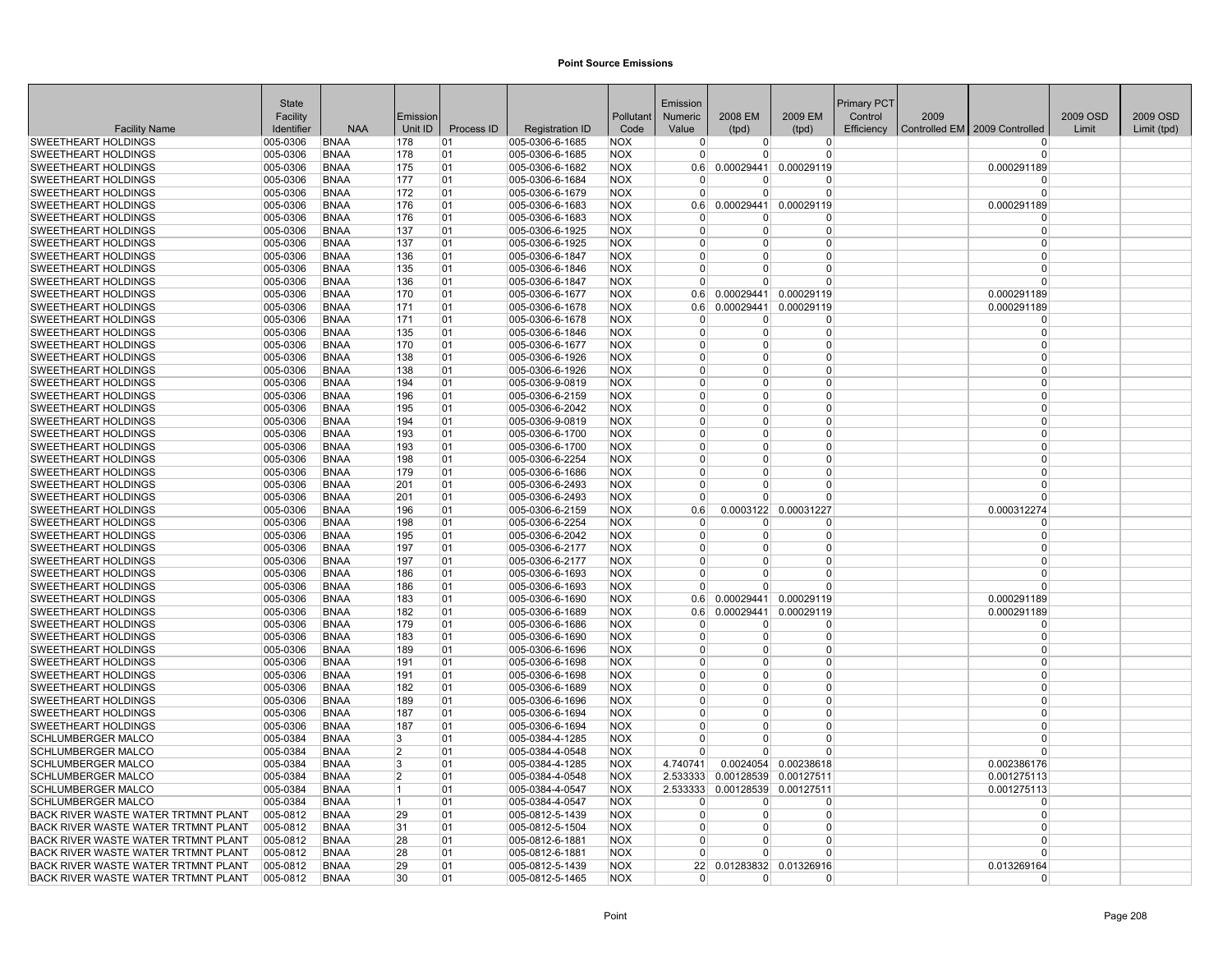# Point Source Emissions

| Facility Name | State Facility Identifier | NAA | Emission Unit ID | Process ID | Registration ID | Pollutant Code | Emission Numeric Value | 2008 EM (tpd) | 2009 EM (tpd) | Primary PCT Control Efficiency | 2009 Controlled EM | 2009 Controlled | 2009 OSD Limit | 2009 OSD Limit (tpd) |
|---|---|---|---|---|---|---|---|---|---|---|---|---|---|---|
| SWEETHEART HOLDINGS | 005-0306 | BNAA | 178 | 01 | 005-0306-6-1685 | NOX | 0 | 0 | 0 | | | 0 | | |
| SWEETHEART HOLDINGS | 005-0306 | BNAA | 178 | 01 | 005-0306-6-1685 | NOX | 0 | 0 | 0 | | | 0 | | |
| SWEETHEART HOLDINGS | 005-0306 | BNAA | 175 | 01 | 005-0306-6-1682 | NOX | 0.6 | 0.00029441 | 0.00029119 | | | 0.000291189 | | |
| SWEETHEART HOLDINGS | 005-0306 | BNAA | 177 | 01 | 005-0306-6-1684 | NOX | 0 | 0 | 0 | | | 0 | | |
| SWEETHEART HOLDINGS | 005-0306 | BNAA | 172 | 01 | 005-0306-6-1679 | NOX | 0 | 0 | 0 | | | 0 | | |
| SWEETHEART HOLDINGS | 005-0306 | BNAA | 176 | 01 | 005-0306-6-1683 | NOX | 0.6 | 0.00029441 | 0.00029119 | | | 0.000291189 | | |
| SWEETHEART HOLDINGS | 005-0306 | BNAA | 176 | 01 | 005-0306-6-1683 | NOX | 0 | 0 | 0 | | | 0 | | |
| SWEETHEART HOLDINGS | 005-0306 | BNAA | 137 | 01 | 005-0306-6-1925 | NOX | 0 | 0 | 0 | | | 0 | | |
| SWEETHEART HOLDINGS | 005-0306 | BNAA | 137 | 01 | 005-0306-6-1925 | NOX | 0 | 0 | 0 | | | 0 | | |
| SWEETHEART HOLDINGS | 005-0306 | BNAA | 136 | 01 | 005-0306-6-1847 | NOX | 0 | 0 | 0 | | | 0 | | |
| SWEETHEART HOLDINGS | 005-0306 | BNAA | 135 | 01 | 005-0306-6-1846 | NOX | 0 | 0 | 0 | | | 0 | | |
| SWEETHEART HOLDINGS | 005-0306 | BNAA | 136 | 01 | 005-0306-6-1847 | NOX | 0 | 0 | 0 | | | 0 | | |
| SWEETHEART HOLDINGS | 005-0306 | BNAA | 170 | 01 | 005-0306-6-1677 | NOX | 0.6 | 0.00029441 | 0.00029119 | | | 0.000291189 | | |
| SWEETHEART HOLDINGS | 005-0306 | BNAA | 171 | 01 | 005-0306-6-1678 | NOX | 0.6 | 0.00029441 | 0.00029119 | | | 0.000291189 | | |
| SWEETHEART HOLDINGS | 005-0306 | BNAA | 171 | 01 | 005-0306-6-1678 | NOX | 0 | 0 | 0 | | | 0 | | |
| SWEETHEART HOLDINGS | 005-0306 | BNAA | 135 | 01 | 005-0306-6-1846 | NOX | 0 | 0 | 0 | | | 0 | | |
| SWEETHEART HOLDINGS | 005-0306 | BNAA | 170 | 01 | 005-0306-6-1677 | NOX | 0 | 0 | 0 | | | 0 | | |
| SWEETHEART HOLDINGS | 005-0306 | BNAA | 138 | 01 | 005-0306-6-1926 | NOX | 0 | 0 | 0 | | | 0 | | |
| SWEETHEART HOLDINGS | 005-0306 | BNAA | 138 | 01 | 005-0306-6-1926 | NOX | 0 | 0 | 0 | | | 0 | | |
| SWEETHEART HOLDINGS | 005-0306 | BNAA | 194 | 01 | 005-0306-9-0819 | NOX | 0 | 0 | 0 | | | 0 | | |
| SWEETHEART HOLDINGS | 005-0306 | BNAA | 196 | 01 | 005-0306-6-2159 | NOX | 0 | 0 | 0 | | | 0 | | |
| SWEETHEART HOLDINGS | 005-0306 | BNAA | 195 | 01 | 005-0306-6-2042 | NOX | 0 | 0 | 0 | | | 0 | | |
| SWEETHEART HOLDINGS | 005-0306 | BNAA | 194 | 01 | 005-0306-9-0819 | NOX | 0 | 0 | 0 | | | 0 | | |
| SWEETHEART HOLDINGS | 005-0306 | BNAA | 193 | 01 | 005-0306-6-1700 | NOX | 0 | 0 | 0 | | | 0 | | |
| SWEETHEART HOLDINGS | 005-0306 | BNAA | 193 | 01 | 005-0306-6-1700 | NOX | 0 | 0 | 0 | | | 0 | | |
| SWEETHEART HOLDINGS | 005-0306 | BNAA | 198 | 01 | 005-0306-6-2254 | NOX | 0 | 0 | 0 | | | 0 | | |
| SWEETHEART HOLDINGS | 005-0306 | BNAA | 179 | 01 | 005-0306-6-1686 | NOX | 0 | 0 | 0 | | | 0 | | |
| SWEETHEART HOLDINGS | 005-0306 | BNAA | 201 | 01 | 005-0306-6-2493 | NOX | 0 | 0 | 0 | | | 0 | | |
| SWEETHEART HOLDINGS | 005-0306 | BNAA | 201 | 01 | 005-0306-6-2493 | NOX | 0 | 0 | 0 | | | 0 | | |
| SWEETHEART HOLDINGS | 005-0306 | BNAA | 196 | 01 | 005-0306-6-2159 | NOX | 0.6 | 0.0003122 | 0.00031227 | | | 0.000312274 | | |
| SWEETHEART HOLDINGS | 005-0306 | BNAA | 198 | 01 | 005-0306-6-2254 | NOX | 0 | 0 | 0 | | | 0 | | |
| SWEETHEART HOLDINGS | 005-0306 | BNAA | 195 | 01 | 005-0306-6-2042 | NOX | 0 | 0 | 0 | | | 0 | | |
| SWEETHEART HOLDINGS | 005-0306 | BNAA | 197 | 01 | 005-0306-6-2177 | NOX | 0 | 0 | 0 | | | 0 | | |
| SWEETHEART HOLDINGS | 005-0306 | BNAA | 197 | 01 | 005-0306-6-2177 | NOX | 0 | 0 | 0 | | | 0 | | |
| SWEETHEART HOLDINGS | 005-0306 | BNAA | 186 | 01 | 005-0306-6-1693 | NOX | 0 | 0 | 0 | | | 0 | | |
| SWEETHEART HOLDINGS | 005-0306 | BNAA | 186 | 01 | 005-0306-6-1693 | NOX | 0 | 0 | 0 | | | 0 | | |
| SWEETHEART HOLDINGS | 005-0306 | BNAA | 183 | 01 | 005-0306-6-1690 | NOX | 0.6 | 0.00029441 | 0.00029119 | | | 0.000291189 | | |
| SWEETHEART HOLDINGS | 005-0306 | BNAA | 182 | 01 | 005-0306-6-1689 | NOX | 0.6 | 0.00029441 | 0.00029119 | | | 0.000291189 | | |
| SWEETHEART HOLDINGS | 005-0306 | BNAA | 179 | 01 | 005-0306-6-1686 | NOX | 0 | 0 | 0 | | | 0 | | |
| SWEETHEART HOLDINGS | 005-0306 | BNAA | 183 | 01 | 005-0306-6-1690 | NOX | 0 | 0 | 0 | | | 0 | | |
| SWEETHEART HOLDINGS | 005-0306 | BNAA | 189 | 01 | 005-0306-6-1696 | NOX | 0 | 0 | 0 | | | 0 | | |
| SWEETHEART HOLDINGS | 005-0306 | BNAA | 191 | 01 | 005-0306-6-1698 | NOX | 0 | 0 | 0 | | | 0 | | |
| SWEETHEART HOLDINGS | 005-0306 | BNAA | 191 | 01 | 005-0306-6-1698 | NOX | 0 | 0 | 0 | | | 0 | | |
| SWEETHEART HOLDINGS | 005-0306 | BNAA | 182 | 01 | 005-0306-6-1689 | NOX | 0 | 0 | 0 | | | 0 | | |
| SWEETHEART HOLDINGS | 005-0306 | BNAA | 189 | 01 | 005-0306-6-1696 | NOX | 0 | 0 | 0 | | | 0 | | |
| SWEETHEART HOLDINGS | 005-0306 | BNAA | 187 | 01 | 005-0306-6-1694 | NOX | 0 | 0 | 0 | | | 0 | | |
| SWEETHEART HOLDINGS | 005-0306 | BNAA | 187 | 01 | 005-0306-6-1694 | NOX | 0 | 0 | 0 | | | 0 | | |
| SCHLUMBERGER MALCO | 005-0384 | BNAA | 3 | 01 | 005-0384-4-1285 | NOX | 0 | 0 | 0 | | | 0 | | |
| SCHLUMBERGER MALCO | 005-0384 | BNAA | 2 | 01 | 005-0384-4-0548 | NOX | 0 | 0 | 0 | | | 0 | | |
| SCHLUMBERGER MALCO | 005-0384 | BNAA | 3 | 01 | 005-0384-4-1285 | NOX | 4.740741 | 0.0024054 | 0.00238618 | | | 0.002386176 | | |
| SCHLUMBERGER MALCO | 005-0384 | BNAA | 2 | 01 | 005-0384-4-0548 | NOX | 2.533333 | 0.00128539 | 0.00127511 | | | 0.001275113 | | |
| SCHLUMBERGER MALCO | 005-0384 | BNAA | 1 | 01 | 005-0384-4-0547 | NOX | 2.533333 | 0.00128539 | 0.00127511 | | | 0.001275113 | | |
| SCHLUMBERGER MALCO | 005-0384 | BNAA | 1 | 01 | 005-0384-4-0547 | NOX | 0 | 0 | 0 | | | 0 | | |
| BACK RIVER WASTE WATER TRTMNT PLANT | 005-0812 | BNAA | 29 | 01 | 005-0812-5-1439 | NOX | 0 | 0 | 0 | | | 0 | | |
| BACK RIVER WASTE WATER TRTMNT PLANT | 005-0812 | BNAA | 31 | 01 | 005-0812-5-1504 | NOX | 0 | 0 | 0 | | | 0 | | |
| BACK RIVER WASTE WATER TRTMNT PLANT | 005-0812 | BNAA | 28 | 01 | 005-0812-6-1881 | NOX | 0 | 0 | 0 | | | 0 | | |
| BACK RIVER WASTE WATER TRTMNT PLANT | 005-0812 | BNAA | 28 | 01 | 005-0812-6-1881 | NOX | 0 | 0 | 0 | | | 0 | | |
| BACK RIVER WASTE WATER TRTMNT PLANT | 005-0812 | BNAA | 29 | 01 | 005-0812-5-1439 | NOX | 22 | 0.01283832 | 0.01326916 | | | 0.013269164 | | |
| BACK RIVER WASTE WATER TRTMNT PLANT | 005-0812 | BNAA | 30 | 01 | 005-0812-5-1465 | NOX | 0 | 0 | 0 | | | 0 | | |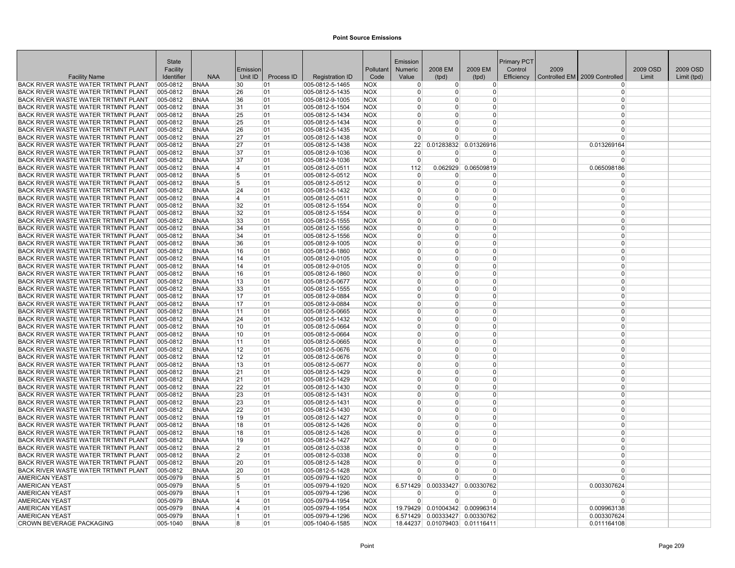**Point Source Emissions**

| Facility Name | State Facility Identifier | NAA | Emission Unit ID | Process ID | Registration ID | Pollutant Code | Emission Numeric Value | 2008 EM (tpd) | 2009 EM (tpd) | Primary PCT Control Efficiency | 2009 Controlled EM | 2009 Controlled | 2009 OSD Limit | 2009 OSD Limit (tpd) |
|---|---|---|---|---|---|---|---|---|---|---|---|---|---|---|
| BACK RIVER WASTE WATER TRTMNT PLANT | 005-0812 | BNAA | 30 | 01 | 005-0812-5-1465 | NOX | 0 | 0 | 0 | | | 0 | | |
| BACK RIVER WASTE WATER TRTMNT PLANT | 005-0812 | BNAA | 26 | 01 | 005-0812-5-1435 | NOX | 0 | 0 | 0 | | | 0 | | |
| BACK RIVER WASTE WATER TRTMNT PLANT | 005-0812 | BNAA | 36 | 01 | 005-0812-9-1005 | NOX | 0 | 0 | 0 | | | 0 | | |
| BACK RIVER WASTE WATER TRTMNT PLANT | 005-0812 | BNAA | 31 | 01 | 005-0812-5-1504 | NOX | 0 | 0 | 0 | | | 0 | | |
| BACK RIVER WASTE WATER TRTMNT PLANT | 005-0812 | BNAA | 25 | 01 | 005-0812-5-1434 | NOX | 0 | 0 | 0 | | | 0 | | |
| BACK RIVER WASTE WATER TRTMNT PLANT | 005-0812 | BNAA | 25 | 01 | 005-0812-5-1434 | NOX | 0 | 0 | 0 | | | 0 | | |
| BACK RIVER WASTE WATER TRTMNT PLANT | 005-0812 | BNAA | 26 | 01 | 005-0812-5-1435 | NOX | 0 | 0 | 0 | | | 0 | | |
| BACK RIVER WASTE WATER TRTMNT PLANT | 005-0812 | BNAA | 27 | 01 | 005-0812-5-1438 | NOX | 0 | 0 | 0 | | | 0 | | |
| BACK RIVER WASTE WATER TRTMNT PLANT | 005-0812 | BNAA | 27 | 01 | 005-0812-5-1438 | NOX | 22 | 0.01283832 | 0.01326916 | | | 0.013269164 | | |
| BACK RIVER WASTE WATER TRTMNT PLANT | 005-0812 | BNAA | 37 | 01 | 005-0812-9-1036 | NOX | 0 | 0 | 0 | | | 0 | | |
| BACK RIVER WASTE WATER TRTMNT PLANT | 005-0812 | BNAA | 37 | 01 | 005-0812-9-1036 | NOX | 0 | 0 | 0 | | | 0 | | |
| BACK RIVER WASTE WATER TRTMNT PLANT | 005-0812 | BNAA | 4 | 01 | 005-0812-5-0511 | NOX | 112 | 0.062929 | 0.06509819 | | | 0.065098186 | | |
| BACK RIVER WASTE WATER TRTMNT PLANT | 005-0812 | BNAA | 5 | 01 | 005-0812-5-0512 | NOX | 0 | 0 | 0 | | | 0 | | |
| BACK RIVER WASTE WATER TRTMNT PLANT | 005-0812 | BNAA | 5 | 01 | 005-0812-5-0512 | NOX | 0 | 0 | 0 | | | 0 | | |
| BACK RIVER WASTE WATER TRTMNT PLANT | 005-0812 | BNAA | 24 | 01 | 005-0812-5-1432 | NOX | 0 | 0 | 0 | | | 0 | | |
| BACK RIVER WASTE WATER TRTMNT PLANT | 005-0812 | BNAA | 4 | 01 | 005-0812-5-0511 | NOX | 0 | 0 | 0 | | | 0 | | |
| BACK RIVER WASTE WATER TRTMNT PLANT | 005-0812 | BNAA | 32 | 01 | 005-0812-5-1554 | NOX | 0 | 0 | 0 | | | 0 | | |
| BACK RIVER WASTE WATER TRTMNT PLANT | 005-0812 | BNAA | 32 | 01 | 005-0812-5-1554 | NOX | 0 | 0 | 0 | | | 0 | | |
| BACK RIVER WASTE WATER TRTMNT PLANT | 005-0812 | BNAA | 33 | 01 | 005-0812-5-1555 | NOX | 0 | 0 | 0 | | | 0 | | |
| BACK RIVER WASTE WATER TRTMNT PLANT | 005-0812 | BNAA | 34 | 01 | 005-0812-5-1556 | NOX | 0 | 0 | 0 | | | 0 | | |
| BACK RIVER WASTE WATER TRTMNT PLANT | 005-0812 | BNAA | 34 | 01 | 005-0812-5-1556 | NOX | 0 | 0 | 0 | | | 0 | | |
| BACK RIVER WASTE WATER TRTMNT PLANT | 005-0812 | BNAA | 36 | 01 | 005-0812-9-1005 | NOX | 0 | 0 | 0 | | | 0 | | |
| BACK RIVER WASTE WATER TRTMNT PLANT | 005-0812 | BNAA | 16 | 01 | 005-0812-6-1860 | NOX | 0 | 0 | 0 | | | 0 | | |
| BACK RIVER WASTE WATER TRTMNT PLANT | 005-0812 | BNAA | 14 | 01 | 005-0812-9-0105 | NOX | 0 | 0 | 0 | | | 0 | | |
| BACK RIVER WASTE WATER TRTMNT PLANT | 005-0812 | BNAA | 14 | 01 | 005-0812-9-0105 | NOX | 0 | 0 | 0 | | | 0 | | |
| BACK RIVER WASTE WATER TRTMNT PLANT | 005-0812 | BNAA | 16 | 01 | 005-0812-6-1860 | NOX | 0 | 0 | 0 | | | 0 | | |
| BACK RIVER WASTE WATER TRTMNT PLANT | 005-0812 | BNAA | 13 | 01 | 005-0812-5-0677 | NOX | 0 | 0 | 0 | | | 0 | | |
| BACK RIVER WASTE WATER TRTMNT PLANT | 005-0812 | BNAA | 33 | 01 | 005-0812-5-1555 | NOX | 0 | 0 | 0 | | | 0 | | |
| BACK RIVER WASTE WATER TRTMNT PLANT | 005-0812 | BNAA | 17 | 01 | 005-0812-9-0884 | NOX | 0 | 0 | 0 | | | 0 | | |
| BACK RIVER WASTE WATER TRTMNT PLANT | 005-0812 | BNAA | 17 | 01 | 005-0812-9-0884 | NOX | 0 | 0 | 0 | | | 0 | | |
| BACK RIVER WASTE WATER TRTMNT PLANT | 005-0812 | BNAA | 11 | 01 | 005-0812-5-0665 | NOX | 0 | 0 | 0 | | | 0 | | |
| BACK RIVER WASTE WATER TRTMNT PLANT | 005-0812 | BNAA | 24 | 01 | 005-0812-5-1432 | NOX | 0 | 0 | 0 | | | 0 | | |
| BACK RIVER WASTE WATER TRTMNT PLANT | 005-0812 | BNAA | 10 | 01 | 005-0812-5-0664 | NOX | 0 | 0 | 0 | | | 0 | | |
| BACK RIVER WASTE WATER TRTMNT PLANT | 005-0812 | BNAA | 10 | 01 | 005-0812-5-0664 | NOX | 0 | 0 | 0 | | | 0 | | |
| BACK RIVER WASTE WATER TRTMNT PLANT | 005-0812 | BNAA | 11 | 01 | 005-0812-5-0665 | NOX | 0 | 0 | 0 | | | 0 | | |
| BACK RIVER WASTE WATER TRTMNT PLANT | 005-0812 | BNAA | 12 | 01 | 005-0812-5-0676 | NOX | 0 | 0 | 0 | | | 0 | | |
| BACK RIVER WASTE WATER TRTMNT PLANT | 005-0812 | BNAA | 12 | 01 | 005-0812-5-0676 | NOX | 0 | 0 | 0 | | | 0 | | |
| BACK RIVER WASTE WATER TRTMNT PLANT | 005-0812 | BNAA | 13 | 01 | 005-0812-5-0677 | NOX | 0 | 0 | 0 | | | 0 | | |
| BACK RIVER WASTE WATER TRTMNT PLANT | 005-0812 | BNAA | 21 | 01 | 005-0812-5-1429 | NOX | 0 | 0 | 0 | | | 0 | | |
| BACK RIVER WASTE WATER TRTMNT PLANT | 005-0812 | BNAA | 21 | 01 | 005-0812-5-1429 | NOX | 0 | 0 | 0 | | | 0 | | |
| BACK RIVER WASTE WATER TRTMNT PLANT | 005-0812 | BNAA | 22 | 01 | 005-0812-5-1430 | NOX | 0 | 0 | 0 | | | 0 | | |
| BACK RIVER WASTE WATER TRTMNT PLANT | 005-0812 | BNAA | 23 | 01 | 005-0812-5-1431 | NOX | 0 | 0 | 0 | | | 0 | | |
| BACK RIVER WASTE WATER TRTMNT PLANT | 005-0812 | BNAA | 23 | 01 | 005-0812-5-1431 | NOX | 0 | 0 | 0 | | | 0 | | |
| BACK RIVER WASTE WATER TRTMNT PLANT | 005-0812 | BNAA | 22 | 01 | 005-0812-5-1430 | NOX | 0 | 0 | 0 | | | 0 | | |
| BACK RIVER WASTE WATER TRTMNT PLANT | 005-0812 | BNAA | 19 | 01 | 005-0812-5-1427 | NOX | 0 | 0 | 0 | | | 0 | | |
| BACK RIVER WASTE WATER TRTMNT PLANT | 005-0812 | BNAA | 18 | 01 | 005-0812-5-1426 | NOX | 0 | 0 | 0 | | | 0 | | |
| BACK RIVER WASTE WATER TRTMNT PLANT | 005-0812 | BNAA | 18 | 01 | 005-0812-5-1426 | NOX | 0 | 0 | 0 | | | 0 | | |
| BACK RIVER WASTE WATER TRTMNT PLANT | 005-0812 | BNAA | 19 | 01 | 005-0812-5-1427 | NOX | 0 | 0 | 0 | | | 0 | | |
| BACK RIVER WASTE WATER TRTMNT PLANT | 005-0812 | BNAA | 2 | 01 | 005-0812-5-0338 | NOX | 0 | 0 | 0 | | | 0 | | |
| BACK RIVER WASTE WATER TRTMNT PLANT | 005-0812 | BNAA | 2 | 01 | 005-0812-5-0338 | NOX | 0 | 0 | 0 | | | 0 | | |
| BACK RIVER WASTE WATER TRTMNT PLANT | 005-0812 | BNAA | 20 | 01 | 005-0812-5-1428 | NOX | 0 | 0 | 0 | | | 0 | | |
| BACK RIVER WASTE WATER TRTMNT PLANT | 005-0812 | BNAA | 20 | 01 | 005-0812-5-1428 | NOX | 0 | 0 | 0 | | | 0 | | |
| AMERICAN YEAST | 005-0979 | BNAA | 5 | 01 | 005-0979-4-1920 | NOX | 0 | 0 | 0 | | | 0 | | |
| AMERICAN YEAST | 005-0979 | BNAA | 5 | 01 | 005-0979-4-1920 | NOX | 6.571429 | 0.00333427 | 0.00330762 | | | 0.003307624 | | |
| AMERICAN YEAST | 005-0979 | BNAA | 1 | 01 | 005-0979-4-1296 | NOX | 0 | 0 | 0 | | | 0 | | |
| AMERICAN YEAST | 005-0979 | BNAA | 4 | 01 | 005-0979-4-1954 | NOX | 0 | 0 | 0 | | | 0 | | |
| AMERICAN YEAST | 005-0979 | BNAA | 4 | 01 | 005-0979-4-1954 | NOX | 19.79429 | 0.01004342 | 0.00996314 | | | 0.009963138 | | |
| AMERICAN YEAST | 005-0979 | BNAA | 1 | 01 | 005-0979-4-1296 | NOX | 6.571429 | 0.00333427 | 0.00330762 | | | 0.003307624 | | |
| CROWN BEVERAGE PACKAGING | 005-1040 | BNAA | 8 | 01 | 005-1040-6-1585 | NOX | 18.44237 | 0.01079403 | 0.01116411 | | | 0.011164108 | | |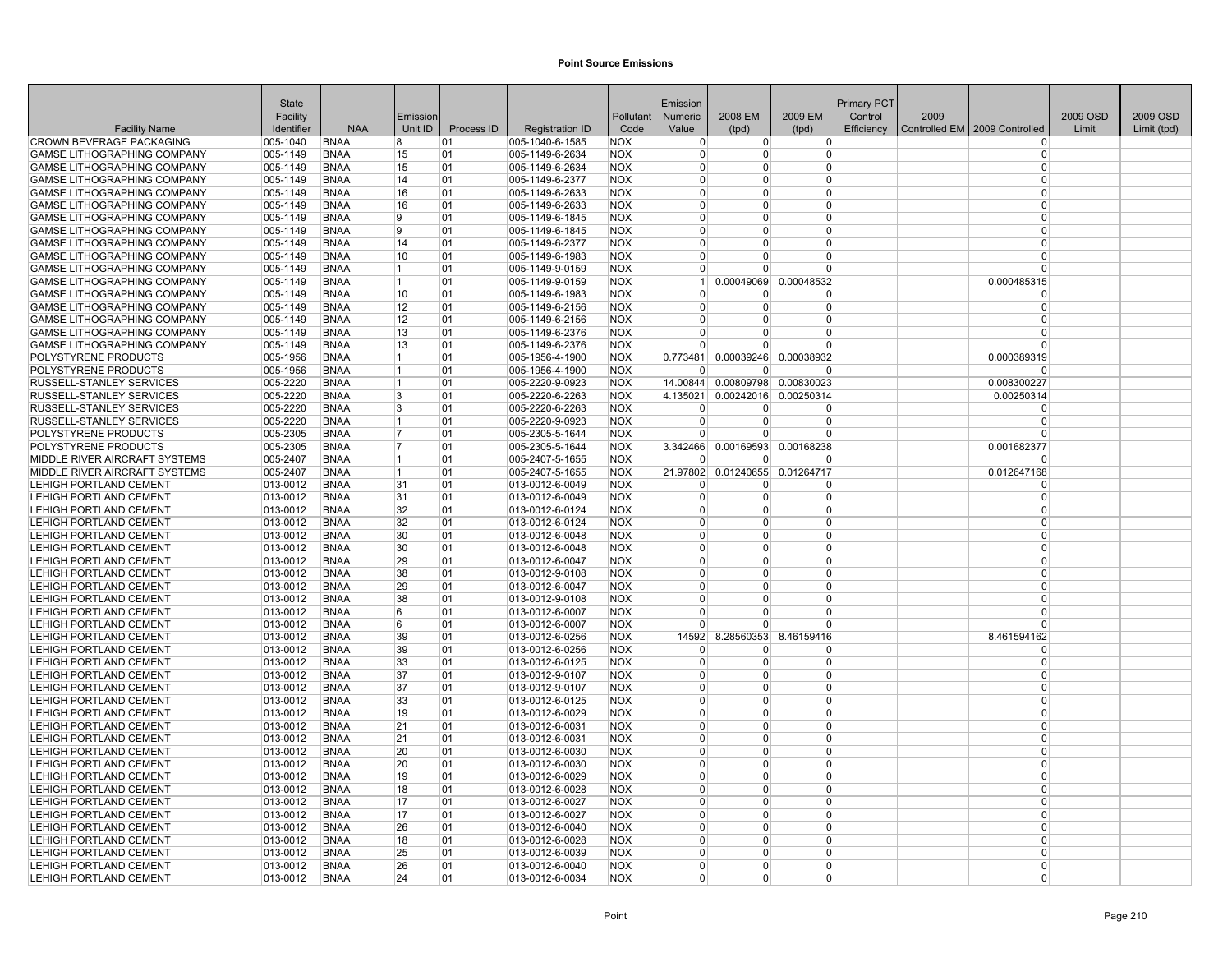**Point Source Emissions**

| Facility Name | State Facility Identifier | NAA | Emission Unit ID | Process ID | Registration ID | Pollutant Code | Emission Numeric Value | 2008 EM (tpd) | 2009 EM (tpd) | Primary PCT Control Efficiency | 2009 Controlled EM | 2009 Controlled | 2009 OSD Limit | 2009 OSD Limit (tpd) |
|---|---|---|---|---|---|---|---|---|---|---|---|---|---|---|
| CROWN BEVERAGE PACKAGING | 005-1040 | BNAA | 8 | 01 | 005-1040-6-1585 | NOX | 0 | 0 | 0 | | | 0 | | |
| GAMSE LITHOGRAPHING COMPANY | 005-1149 | BNAA | 15 | 01 | 005-1149-6-2634 | NOX | 0 | 0 | 0 | | | 0 | | |
| GAMSE LITHOGRAPHING COMPANY | 005-1149 | BNAA | 15 | 01 | 005-1149-6-2634 | NOX | 0 | 0 | 0 | | | 0 | | |
| GAMSE LITHOGRAPHING COMPANY | 005-1149 | BNAA | 14 | 01 | 005-1149-6-2377 | NOX | 0 | 0 | 0 | | | 0 | | |
| GAMSE LITHOGRAPHING COMPANY | 005-1149 | BNAA | 16 | 01 | 005-1149-6-2633 | NOX | 0 | 0 | 0 | | | 0 | | |
| GAMSE LITHOGRAPHING COMPANY | 005-1149 | BNAA | 16 | 01 | 005-1149-6-2633 | NOX | 0 | 0 | 0 | | | 0 | | |
| GAMSE LITHOGRAPHING COMPANY | 005-1149 | BNAA | 9 | 01 | 005-1149-6-1845 | NOX | 0 | 0 | 0 | | | 0 | | |
| GAMSE LITHOGRAPHING COMPANY | 005-1149 | BNAA | 9 | 01 | 005-1149-6-1845 | NOX | 0 | 0 | 0 | | | 0 | | |
| GAMSE LITHOGRAPHING COMPANY | 005-1149 | BNAA | 14 | 01 | 005-1149-6-2377 | NOX | 0 | 0 | 0 | | | 0 | | |
| GAMSE LITHOGRAPHING COMPANY | 005-1149 | BNAA | 10 | 01 | 005-1149-6-1983 | NOX | 0 | 0 | 0 | | | 0 | | |
| GAMSE LITHOGRAPHING COMPANY | 005-1149 | BNAA | 1 | 01 | 005-1149-9-0159 | NOX | 0 | 0 | 0 | | | 0 | | |
| GAMSE LITHOGRAPHING COMPANY | 005-1149 | BNAA | 1 | 01 | 005-1149-9-0159 | NOX | 1 | 0.00049069 | 0.00048532 | | | 0.000485315 | | |
| GAMSE LITHOGRAPHING COMPANY | 005-1149 | BNAA | 10 | 01 | 005-1149-6-1983 | NOX | 0 | 0 | 0 | | | 0 | | |
| GAMSE LITHOGRAPHING COMPANY | 005-1149 | BNAA | 12 | 01 | 005-1149-6-2156 | NOX | 0 | 0 | 0 | | | 0 | | |
| GAMSE LITHOGRAPHING COMPANY | 005-1149 | BNAA | 12 | 01 | 005-1149-6-2156 | NOX | 0 | 0 | 0 | | | 0 | | |
| GAMSE LITHOGRAPHING COMPANY | 005-1149 | BNAA | 13 | 01 | 005-1149-6-2376 | NOX | 0 | 0 | 0 | | | 0 | | |
| GAMSE LITHOGRAPHING COMPANY | 005-1149 | BNAA | 13 | 01 | 005-1149-6-2376 | NOX | 0 | 0 | 0 | | | 0 | | |
| POLYSTYRENE PRODUCTS | 005-1956 | BNAA | 1 | 01 | 005-1956-4-1900 | NOX | 0.773481 | 0.00039246 | 0.00038932 | | | 0.000389319 | | |
| POLYSTYRENE PRODUCTS | 005-1956 | BNAA | 1 | 01 | 005-1956-4-1900 | NOX | 0 | 0 | 0 | | | 0 | | |
| RUSSELL-STANLEY SERVICES | 005-2220 | BNAA | 1 | 01 | 005-2220-9-0923 | NOX | 14.00844 | 0.00809798 | 0.00830023 | | | 0.008300227 | | |
| RUSSELL-STANLEY SERVICES | 005-2220 | BNAA | 3 | 01 | 005-2220-6-2263 | NOX | 4.135021 | 0.00242016 | 0.00250314 | | | 0.00250314 | | |
| RUSSELL-STANLEY SERVICES | 005-2220 | BNAA | 3 | 01 | 005-2220-6-2263 | NOX | 0 | 0 | 0 | | | 0 | | |
| RUSSELL-STANLEY SERVICES | 005-2220 | BNAA | 1 | 01 | 005-2220-9-0923 | NOX | 0 | 0 | 0 | | | 0 | | |
| POLYSTYRENE PRODUCTS | 005-2305 | BNAA | 7 | 01 | 005-2305-5-1644 | NOX | 0 | 0 | 0 | | | 0 | | |
| POLYSTYRENE PRODUCTS | 005-2305 | BNAA | 7 | 01 | 005-2305-5-1644 | NOX | 3.342466 | 0.00169593 | 0.00168238 | | | 0.001682377 | | |
| MIDDLE RIVER AIRCRAFT SYSTEMS | 005-2407 | BNAA | 1 | 01 | 005-2407-5-1655 | NOX | 0 | 0 | 0 | | | 0 | | |
| MIDDLE RIVER AIRCRAFT SYSTEMS | 005-2407 | BNAA | 1 | 01 | 005-2407-5-1655 | NOX | 21.97802 | 0.01240655 | 0.01264717 | | | 0.012647168 | | |
| LEHIGH PORTLAND CEMENT | 013-0012 | BNAA | 31 | 01 | 013-0012-6-0049 | NOX | 0 | 0 | 0 | | | 0 | | |
| LEHIGH PORTLAND CEMENT | 013-0012 | BNAA | 31 | 01 | 013-0012-6-0049 | NOX | 0 | 0 | 0 | | | 0 | | |
| LEHIGH PORTLAND CEMENT | 013-0012 | BNAA | 32 | 01 | 013-0012-6-0124 | NOX | 0 | 0 | 0 | | | 0 | | |
| LEHIGH PORTLAND CEMENT | 013-0012 | BNAA | 32 | 01 | 013-0012-6-0124 | NOX | 0 | 0 | 0 | | | 0 | | |
| LEHIGH PORTLAND CEMENT | 013-0012 | BNAA | 30 | 01 | 013-0012-6-0048 | NOX | 0 | 0 | 0 | | | 0 | | |
| LEHIGH PORTLAND CEMENT | 013-0012 | BNAA | 30 | 01 | 013-0012-6-0048 | NOX | 0 | 0 | 0 | | | 0 | | |
| LEHIGH PORTLAND CEMENT | 013-0012 | BNAA | 29 | 01 | 013-0012-6-0047 | NOX | 0 | 0 | 0 | | | 0 | | |
| LEHIGH PORTLAND CEMENT | 013-0012 | BNAA | 38 | 01 | 013-0012-9-0108 | NOX | 0 | 0 | 0 | | | 0 | | |
| LEHIGH PORTLAND CEMENT | 013-0012 | BNAA | 29 | 01 | 013-0012-6-0047 | NOX | 0 | 0 | 0 | | | 0 | | |
| LEHIGH PORTLAND CEMENT | 013-0012 | BNAA | 38 | 01 | 013-0012-9-0108 | NOX | 0 | 0 | 0 | | | 0 | | |
| LEHIGH PORTLAND CEMENT | 013-0012 | BNAA | 6 | 01 | 013-0012-6-0007 | NOX | 0 | 0 | 0 | | | 0 | | |
| LEHIGH PORTLAND CEMENT | 013-0012 | BNAA | 6 | 01 | 013-0012-6-0007 | NOX | 0 | 0 | 0 | | | 0 | | |
| LEHIGH PORTLAND CEMENT | 013-0012 | BNAA | 39 | 01 | 013-0012-6-0256 | NOX | 14592 | 8.28560353 | 8.46159416 | | | 8.461594162 | | |
| LEHIGH PORTLAND CEMENT | 013-0012 | BNAA | 39 | 01 | 013-0012-6-0256 | NOX | 0 | 0 | 0 | | | 0 | | |
| LEHIGH PORTLAND CEMENT | 013-0012 | BNAA | 33 | 01 | 013-0012-6-0125 | NOX | 0 | 0 | 0 | | | 0 | | |
| LEHIGH PORTLAND CEMENT | 013-0012 | BNAA | 37 | 01 | 013-0012-9-0107 | NOX | 0 | 0 | 0 | | | 0 | | |
| LEHIGH PORTLAND CEMENT | 013-0012 | BNAA | 37 | 01 | 013-0012-9-0107 | NOX | 0 | 0 | 0 | | | 0 | | |
| LEHIGH PORTLAND CEMENT | 013-0012 | BNAA | 33 | 01 | 013-0012-6-0125 | NOX | 0 | 0 | 0 | | | 0 | | |
| LEHIGH PORTLAND CEMENT | 013-0012 | BNAA | 19 | 01 | 013-0012-6-0029 | NOX | 0 | 0 | 0 | | | 0 | | |
| LEHIGH PORTLAND CEMENT | 013-0012 | BNAA | 21 | 01 | 013-0012-6-0031 | NOX | 0 | 0 | 0 | | | 0 | | |
| LEHIGH PORTLAND CEMENT | 013-0012 | BNAA | 21 | 01 | 013-0012-6-0031 | NOX | 0 | 0 | 0 | | | 0 | | |
| LEHIGH PORTLAND CEMENT | 013-0012 | BNAA | 20 | 01 | 013-0012-6-0030 | NOX | 0 | 0 | 0 | | | 0 | | |
| LEHIGH PORTLAND CEMENT | 013-0012 | BNAA | 20 | 01 | 013-0012-6-0030 | NOX | 0 | 0 | 0 | | | 0 | | |
| LEHIGH PORTLAND CEMENT | 013-0012 | BNAA | 19 | 01 | 013-0012-6-0029 | NOX | 0 | 0 | 0 | | | 0 | | |
| LEHIGH PORTLAND CEMENT | 013-0012 | BNAA | 18 | 01 | 013-0012-6-0028 | NOX | 0 | 0 | 0 | | | 0 | | |
| LEHIGH PORTLAND CEMENT | 013-0012 | BNAA | 17 | 01 | 013-0012-6-0027 | NOX | 0 | 0 | 0 | | | 0 | | |
| LEHIGH PORTLAND CEMENT | 013-0012 | BNAA | 17 | 01 | 013-0012-6-0027 | NOX | 0 | 0 | 0 | | | 0 | | |
| LEHIGH PORTLAND CEMENT | 013-0012 | BNAA | 26 | 01 | 013-0012-6-0040 | NOX | 0 | 0 | 0 | | | 0 | | |
| LEHIGH PORTLAND CEMENT | 013-0012 | BNAA | 18 | 01 | 013-0012-6-0028 | NOX | 0 | 0 | 0 | | | 0 | | |
| LEHIGH PORTLAND CEMENT | 013-0012 | BNAA | 25 | 01 | 013-0012-6-0039 | NOX | 0 | 0 | 0 | | | 0 | | |
| LEHIGH PORTLAND CEMENT | 013-0012 | BNAA | 26 | 01 | 013-0012-6-0040 | NOX | 0 | 0 | 0 | | | 0 | | |
| LEHIGH PORTLAND CEMENT | 013-0012 | BNAA | 24 | 01 | 013-0012-6-0034 | NOX | 0 | 0 | 0 | | | 0 | | |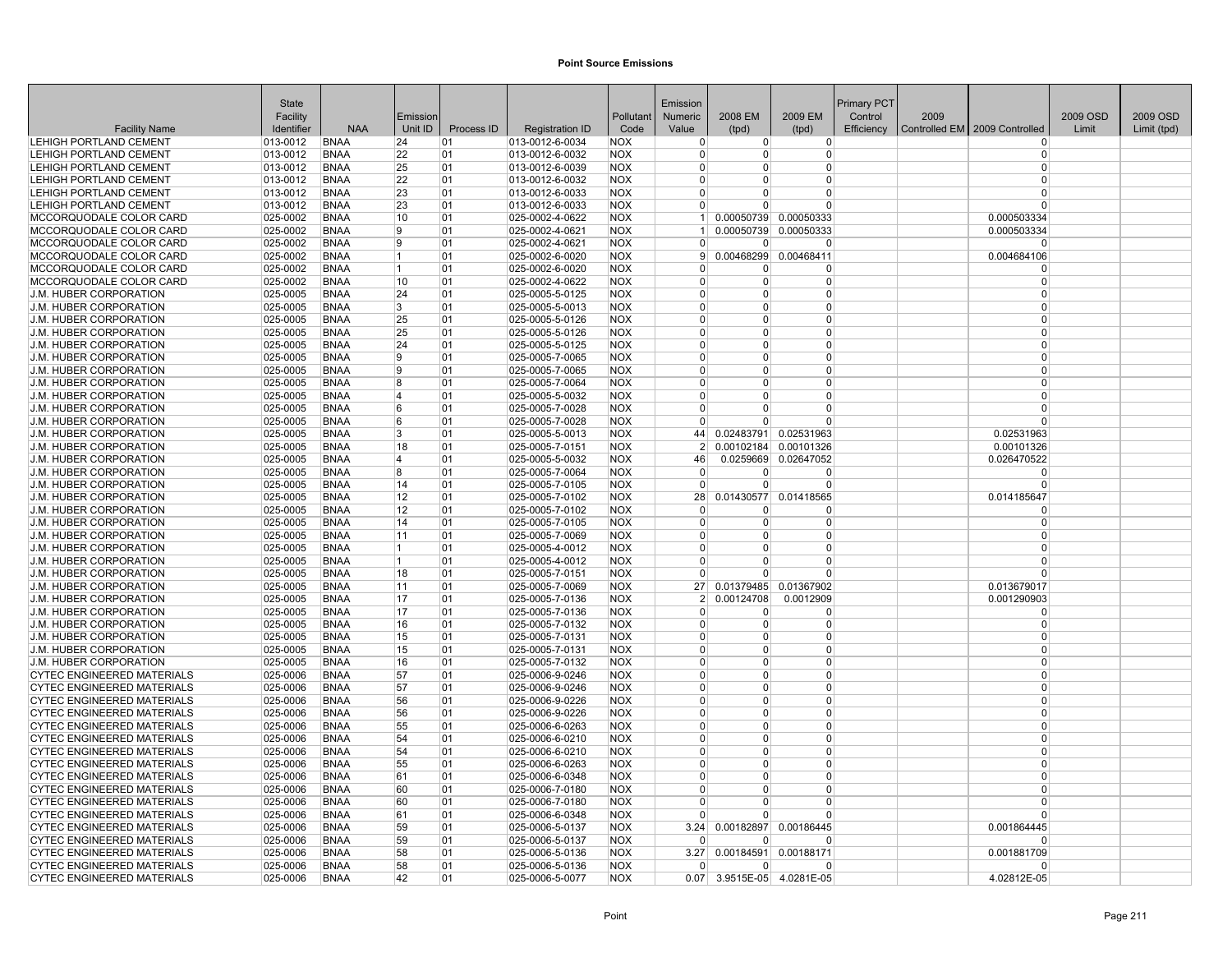**Point Source Emissions**

| Facility Name | State Facility Identifier | NAA | Emission Unit ID | Process ID | Registration ID | Pollutant Code | Emission Numeric Value | 2008 EM (tpd) | 2009 EM (tpd) | Primary PCT Control Efficiency | 2009 Controlled EM | 2009 Controlled | 2009 OSD Limit | 2009 OSD Limit (tpd) |
|---|---|---|---|---|---|---|---|---|---|---|---|---|---|---|
| LEHIGH PORTLAND CEMENT | 013-0012 | BNAA | 24 | 01 | 013-0012-6-0034 | NOX | 0 | 0 | 0 | | | 0 | | |
| LEHIGH PORTLAND CEMENT | 013-0012 | BNAA | 22 | 01 | 013-0012-6-0032 | NOX | 0 | 0 | 0 | | | 0 | | |
| LEHIGH PORTLAND CEMENT | 013-0012 | BNAA | 25 | 01 | 013-0012-6-0039 | NOX | 0 | 0 | 0 | | | 0 | | |
| LEHIGH PORTLAND CEMENT | 013-0012 | BNAA | 22 | 01 | 013-0012-6-0032 | NOX | 0 | 0 | 0 | | | 0 | | |
| LEHIGH PORTLAND CEMENT | 013-0012 | BNAA | 23 | 01 | 013-0012-6-0033 | NOX | 0 | 0 | 0 | | | 0 | | |
| LEHIGH PORTLAND CEMENT | 013-0012 | BNAA | 23 | 01 | 013-0012-6-0033 | NOX | 0 | 0 | 0 | | | 0 | | |
| MCCORQUODALE COLOR CARD | 025-0002 | BNAA | 10 | 01 | 025-0002-4-0622 | NOX | 1 | 0.00050739 | 0.00050333 | | | 0.000503334 | | |
| MCCORQUODALE COLOR CARD | 025-0002 | BNAA | 9 | 01 | 025-0002-4-0621 | NOX | 1 | 0.00050739 | 0.00050333 | | | 0.000503334 | | |
| MCCORQUODALE COLOR CARD | 025-0002 | BNAA | 9 | 01 | 025-0002-4-0621 | NOX | 0 | 0 | 0 | | | 0 | | |
| MCCORQUODALE COLOR CARD | 025-0002 | BNAA | 1 | 01 | 025-0002-6-0020 | NOX | 9 | 0.00468299 | 0.00468411 | | | 0.004684106 | | |
| MCCORQUODALE COLOR CARD | 025-0002 | BNAA | 1 | 01 | 025-0002-6-0020 | NOX | 0 | 0 | 0 | | | 0 | | |
| MCCORQUODALE COLOR CARD | 025-0002 | BNAA | 10 | 01 | 025-0002-4-0622 | NOX | 0 | 0 | 0 | | | 0 | | |
| J.M. HUBER CORPORATION | 025-0005 | BNAA | 24 | 01 | 025-0005-5-0125 | NOX | 0 | 0 | 0 | | | 0 | | |
| J.M. HUBER CORPORATION | 025-0005 | BNAA | 3 | 01 | 025-0005-5-0013 | NOX | 0 | 0 | 0 | | | 0 | | |
| J.M. HUBER CORPORATION | 025-0005 | BNAA | 25 | 01 | 025-0005-5-0126 | NOX | 0 | 0 | 0 | | | 0 | | |
| J.M. HUBER CORPORATION | 025-0005 | BNAA | 25 | 01 | 025-0005-5-0126 | NOX | 0 | 0 | 0 | | | 0 | | |
| J.M. HUBER CORPORATION | 025-0005 | BNAA | 24 | 01 | 025-0005-5-0125 | NOX | 0 | 0 | 0 | | | 0 | | |
| J.M. HUBER CORPORATION | 025-0005 | BNAA | 9 | 01 | 025-0005-7-0065 | NOX | 0 | 0 | 0 | | | 0 | | |
| J.M. HUBER CORPORATION | 025-0005 | BNAA | 9 | 01 | 025-0005-7-0065 | NOX | 0 | 0 | 0 | | | 0 | | |
| J.M. HUBER CORPORATION | 025-0005 | BNAA | 8 | 01 | 025-0005-7-0064 | NOX | 0 | 0 | 0 | | | 0 | | |
| J.M. HUBER CORPORATION | 025-0005 | BNAA | 4 | 01 | 025-0005-5-0032 | NOX | 0 | 0 | 0 | | | 0 | | |
| J.M. HUBER CORPORATION | 025-0005 | BNAA | 6 | 01 | 025-0005-7-0028 | NOX | 0 | 0 | 0 | | | 0 | | |
| J.M. HUBER CORPORATION | 025-0005 | BNAA | 6 | 01 | 025-0005-7-0028 | NOX | 0 | 0 | 0 | | | 0 | | |
| J.M. HUBER CORPORATION | 025-0005 | BNAA | 3 | 01 | 025-0005-5-0013 | NOX | 44 | 0.02483791 | 0.02531963 | | | 0.02531963 | | |
| J.M. HUBER CORPORATION | 025-0005 | BNAA | 18 | 01 | 025-0005-7-0151 | NOX | 2 | 0.00102184 | 0.00101326 | | | 0.00101326 | | |
| J.M. HUBER CORPORATION | 025-0005 | BNAA | 4 | 01 | 025-0005-5-0032 | NOX | 46 | 0.0259669 | 0.02647052 | | | 0.026470522 | | |
| J.M. HUBER CORPORATION | 025-0005 | BNAA | 8 | 01 | 025-0005-7-0064 | NOX | 0 | 0 | 0 | | | 0 | | |
| J.M. HUBER CORPORATION | 025-0005 | BNAA | 14 | 01 | 025-0005-7-0105 | NOX | 0 | 0 | 0 | | | 0 | | |
| J.M. HUBER CORPORATION | 025-0005 | BNAA | 12 | 01 | 025-0005-7-0102 | NOX | 28 | 0.01430577 | 0.01418565 | | | 0.014185647 | | |
| J.M. HUBER CORPORATION | 025-0005 | BNAA | 12 | 01 | 025-0005-7-0102 | NOX | 0 | 0 | 0 | | | 0 | | |
| J.M. HUBER CORPORATION | 025-0005 | BNAA | 14 | 01 | 025-0005-7-0105 | NOX | 0 | 0 | 0 | | | 0 | | |
| J.M. HUBER CORPORATION | 025-0005 | BNAA | 11 | 01 | 025-0005-7-0069 | NOX | 0 | 0 | 0 | | | 0 | | |
| J.M. HUBER CORPORATION | 025-0005 | BNAA | 1 | 01 | 025-0005-4-0012 | NOX | 0 | 0 | 0 | | | 0 | | |
| J.M. HUBER CORPORATION | 025-0005 | BNAA | 1 | 01 | 025-0005-4-0012 | NOX | 0 | 0 | 0 | | | 0 | | |
| J.M. HUBER CORPORATION | 025-0005 | BNAA | 18 | 01 | 025-0005-7-0151 | NOX | 0 | 0 | 0 | | | 0 | | |
| J.M. HUBER CORPORATION | 025-0005 | BNAA | 11 | 01 | 025-0005-7-0069 | NOX | 27 | 0.01379485 | 0.01367902 | | | 0.013679017 | | |
| J.M. HUBER CORPORATION | 025-0005 | BNAA | 17 | 01 | 025-0005-7-0136 | NOX | 2 | 0.00124708 | 0.0012909 | | | 0.001290903 | | |
| J.M. HUBER CORPORATION | 025-0005 | BNAA | 17 | 01 | 025-0005-7-0136 | NOX | 0 | 0 | 0 | | | 0 | | |
| J.M. HUBER CORPORATION | 025-0005 | BNAA | 16 | 01 | 025-0005-7-0132 | NOX | 0 | 0 | 0 | | | 0 | | |
| J.M. HUBER CORPORATION | 025-0005 | BNAA | 15 | 01 | 025-0005-7-0131 | NOX | 0 | 0 | 0 | | | 0 | | |
| J.M. HUBER CORPORATION | 025-0005 | BNAA | 15 | 01 | 025-0005-7-0131 | NOX | 0 | 0 | 0 | | | 0 | | |
| J.M. HUBER CORPORATION | 025-0005 | BNAA | 16 | 01 | 025-0005-7-0132 | NOX | 0 | 0 | 0 | | | 0 | | |
| CYTEC ENGINEERED MATERIALS | 025-0006 | BNAA | 57 | 01 | 025-0006-9-0246 | NOX | 0 | 0 | 0 | | | 0 | | |
| CYTEC ENGINEERED MATERIALS | 025-0006 | BNAA | 57 | 01 | 025-0006-9-0246 | NOX | 0 | 0 | 0 | | | 0 | | |
| CYTEC ENGINEERED MATERIALS | 025-0006 | BNAA | 56 | 01 | 025-0006-9-0226 | NOX | 0 | 0 | 0 | | | 0 | | |
| CYTEC ENGINEERED MATERIALS | 025-0006 | BNAA | 56 | 01 | 025-0006-9-0226 | NOX | 0 | 0 | 0 | | | 0 | | |
| CYTEC ENGINEERED MATERIALS | 025-0006 | BNAA | 55 | 01 | 025-0006-6-0263 | NOX | 0 | 0 | 0 | | | 0 | | |
| CYTEC ENGINEERED MATERIALS | 025-0006 | BNAA | 54 | 01 | 025-0006-6-0210 | NOX | 0 | 0 | 0 | | | 0 | | |
| CYTEC ENGINEERED MATERIALS | 025-0006 | BNAA | 54 | 01 | 025-0006-6-0210 | NOX | 0 | 0 | 0 | | | 0 | | |
| CYTEC ENGINEERED MATERIALS | 025-0006 | BNAA | 55 | 01 | 025-0006-6-0263 | NOX | 0 | 0 | 0 | | | 0 | | |
| CYTEC ENGINEERED MATERIALS | 025-0006 | BNAA | 61 | 01 | 025-0006-6-0348 | NOX | 0 | 0 | 0 | | | 0 | | |
| CYTEC ENGINEERED MATERIALS | 025-0006 | BNAA | 60 | 01 | 025-0006-7-0180 | NOX | 0 | 0 | 0 | | | 0 | | |
| CYTEC ENGINEERED MATERIALS | 025-0006 | BNAA | 60 | 01 | 025-0006-7-0180 | NOX | 0 | 0 | 0 | | | 0 | | |
| CYTEC ENGINEERED MATERIALS | 025-0006 | BNAA | 61 | 01 | 025-0006-6-0348 | NOX | 0 | 0 | 0 | | | 0 | | |
| CYTEC ENGINEERED MATERIALS | 025-0006 | BNAA | 59 | 01 | 025-0006-5-0137 | NOX | 3.24 | 0.00182897 | 0.00186445 | | | 0.001864445 | | |
| CYTEC ENGINEERED MATERIALS | 025-0006 | BNAA | 59 | 01 | 025-0006-5-0137 | NOX | 0 | 0 | 0 | | | 0 | | |
| CYTEC ENGINEERED MATERIALS | 025-0006 | BNAA | 58 | 01 | 025-0006-5-0136 | NOX | 3.27 | 0.00184591 | 0.00188171 | | | 0.001881709 | | |
| CYTEC ENGINEERED MATERIALS | 025-0006 | BNAA | 58 | 01 | 025-0006-5-0136 | NOX | 0 | 0 | 0 | | | 0 | | |
| CYTEC ENGINEERED MATERIALS | 025-0006 | BNAA | 42 | 01 | 025-0006-5-0077 | NOX | 0.07 | 3.9515E-05 | 4.0281E-05 | | | 4.02812E-05 | | |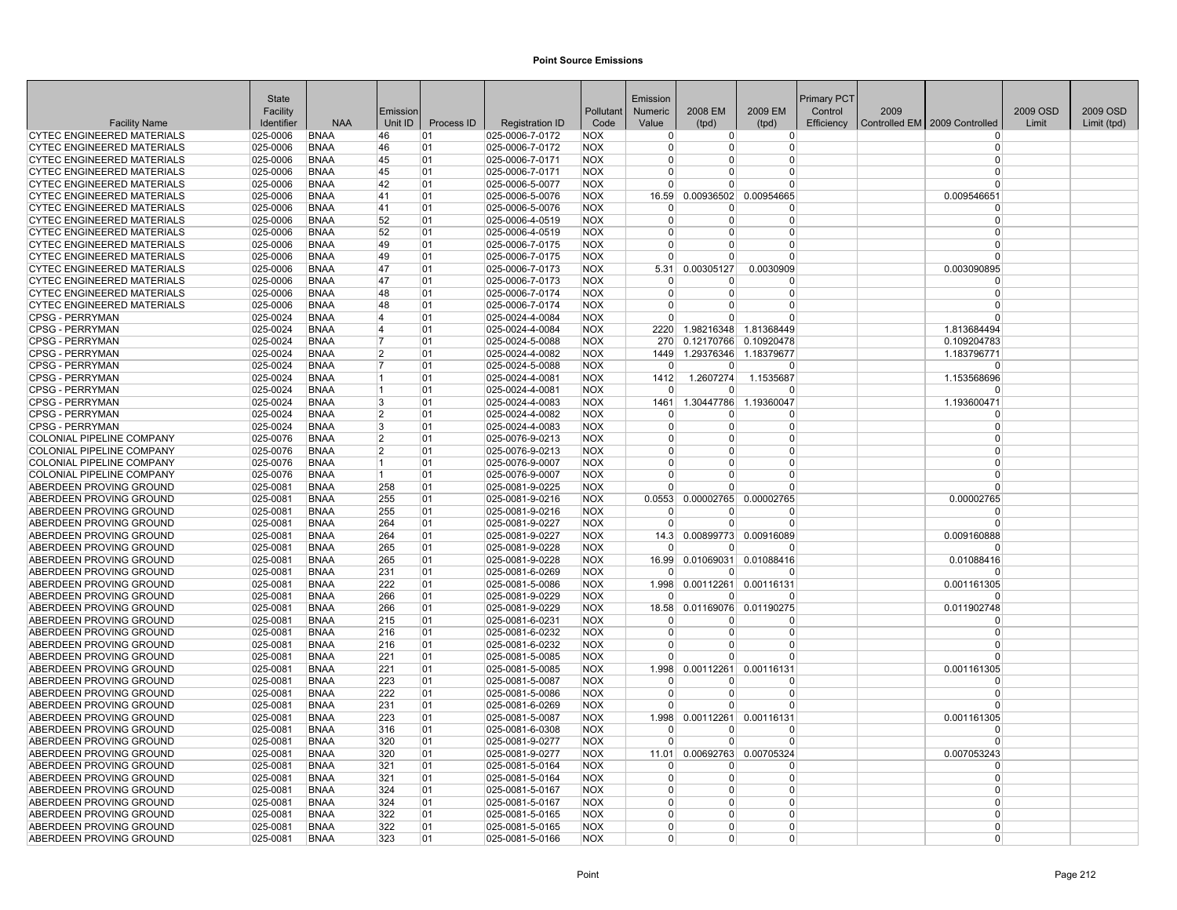# Point Source Emissions

| Facility Name | State Facility Identifier | NAA | Emission Unit ID | Process ID | Registration ID | Pollutant Code | Emission Numeric Value | 2008 EM (tpd) | 2009 EM (tpd) | Primary PCT Control Efficiency | 2009 Controlled EM | 2009 Controlled | 2009 OSD Limit | 2009 OSD Limit (tpd) |
|---|---|---|---|---|---|---|---|---|---|---|---|---|---|---|
| CYTEC ENGINEERED MATERIALS | 025-0006 | BNAA | 46 | 01 | 025-0006-7-0172 | NOX | 0 | 0 | 0 | | | 0 | | |
| CYTEC ENGINEERED MATERIALS | 025-0006 | BNAA | 46 | 01 | 025-0006-7-0172 | NOX | 0 | 0 | 0 | | | 0 | | |
| CYTEC ENGINEERED MATERIALS | 025-0006 | BNAA | 45 | 01 | 025-0006-7-0171 | NOX | 0 | 0 | 0 | | | 0 | | |
| CYTEC ENGINEERED MATERIALS | 025-0006 | BNAA | 45 | 01 | 025-0006-7-0171 | NOX | 0 | 0 | 0 | | | 0 | | |
| CYTEC ENGINEERED MATERIALS | 025-0006 | BNAA | 42 | 01 | 025-0006-5-0077 | NOX | 0 | 0 | 0 | | | 0 | | |
| CYTEC ENGINEERED MATERIALS | 025-0006 | BNAA | 41 | 01 | 025-0006-5-0076 | NOX | 16.59 | 0.00936502 | 0.00954665 | | | 0.009546651 | | |
| CYTEC ENGINEERED MATERIALS | 025-0006 | BNAA | 41 | 01 | 025-0006-5-0076 | NOX | 0 | 0 | 0 | | | 0 | | |
| CYTEC ENGINEERED MATERIALS | 025-0006 | BNAA | 52 | 01 | 025-0006-4-0519 | NOX | 0 | 0 | 0 | | | 0 | | |
| CYTEC ENGINEERED MATERIALS | 025-0006 | BNAA | 52 | 01 | 025-0006-4-0519 | NOX | 0 | 0 | 0 | | | 0 | | |
| CYTEC ENGINEERED MATERIALS | 025-0006 | BNAA | 49 | 01 | 025-0006-7-0175 | NOX | 0 | 0 | 0 | | | 0 | | |
| CYTEC ENGINEERED MATERIALS | 025-0006 | BNAA | 49 | 01 | 025-0006-7-0175 | NOX | 0 | 0 | 0 | | | 0 | | |
| CYTEC ENGINEERED MATERIALS | 025-0006 | BNAA | 47 | 01 | 025-0006-7-0173 | NOX | 5.31 | 0.00305127 | 0.0030909 | | | 0.003090895 | | |
| CYTEC ENGINEERED MATERIALS | 025-0006 | BNAA | 47 | 01 | 025-0006-7-0173 | NOX | 0 | 0 | 0 | | | 0 | | |
| CYTEC ENGINEERED MATERIALS | 025-0006 | BNAA | 48 | 01 | 025-0006-7-0174 | NOX | 0 | 0 | 0 | | | 0 | | |
| CYTEC ENGINEERED MATERIALS | 025-0006 | BNAA | 48 | 01 | 025-0006-7-0174 | NOX | 0 | 0 | 0 | | | 0 | | |
| CPSG - PERRYMAN | 025-0024 | BNAA | 4 | 01 | 025-0024-4-0084 | NOX | 0 | 0 | 0 | | | 0 | | |
| CPSG - PERRYMAN | 025-0024 | BNAA | 4 | 01 | 025-0024-4-0084 | NOX | 2220 | 1.98216348 | 1.81368449 | | | 1.813684494 | | |
| CPSG - PERRYMAN | 025-0024 | BNAA | 7 | 01 | 025-0024-5-0088 | NOX | 270 | 0.12170766 | 0.10920478 | | | 0.109204783 | | |
| CPSG - PERRYMAN | 025-0024 | BNAA | 2 | 01 | 025-0024-4-0082 | NOX | 1449 | 1.29376346 | 1.18379677 | | | 1.183796771 | | |
| CPSG - PERRYMAN | 025-0024 | BNAA | 7 | 01 | 025-0024-5-0088 | NOX | 0 | 0 | 0 | | | 0 | | |
| CPSG - PERRYMAN | 025-0024 | BNAA | 1 | 01 | 025-0024-4-0081 | NOX | 1412 | 1.2607274 | 1.1535687 | | | 1.153568696 | | |
| CPSG - PERRYMAN | 025-0024 | BNAA | 1 | 01 | 025-0024-4-0081 | NOX | 0 | 0 | 0 | | | 0 | | |
| CPSG - PERRYMAN | 025-0024 | BNAA | 3 | 01 | 025-0024-4-0083 | NOX | 1461 | 1.30447786 | 1.19360047 | | | 1.193600471 | | |
| CPSG - PERRYMAN | 025-0024 | BNAA | 2 | 01 | 025-0024-4-0082 | NOX | 0 | 0 | 0 | | | 0 | | |
| CPSG - PERRYMAN | 025-0024 | BNAA | 3 | 01 | 025-0024-4-0083 | NOX | 0 | 0 | 0 | | | 0 | | |
| COLONIAL PIPELINE COMPANY | 025-0076 | BNAA | 2 | 01 | 025-0076-9-0213 | NOX | 0 | 0 | 0 | | | 0 | | |
| COLONIAL PIPELINE COMPANY | 025-0076 | BNAA | 2 | 01 | 025-0076-9-0213 | NOX | 0 | 0 | 0 | | | 0 | | |
| COLONIAL PIPELINE COMPANY | 025-0076 | BNAA | 1 | 01 | 025-0076-9-0007 | NOX | 0 | 0 | 0 | | | 0 | | |
| COLONIAL PIPELINE COMPANY | 025-0076 | BNAA | 1 | 01 | 025-0076-9-0007 | NOX | 0 | 0 | 0 | | | 0 | | |
| ABERDEEN PROVING GROUND | 025-0081 | BNAA | 258 | 01 | 025-0081-9-0225 | NOX | 0 | 0 | 0 | | | 0 | | |
| ABERDEEN PROVING GROUND | 025-0081 | BNAA | 255 | 01 | 025-0081-9-0216 | NOX | 0.0553 | 0.00002765 | 0.00002765 | | | 0.00002765 | | |
| ABERDEEN PROVING GROUND | 025-0081 | BNAA | 255 | 01 | 025-0081-9-0216 | NOX | 0 | 0 | 0 | | | 0 | | |
| ABERDEEN PROVING GROUND | 025-0081 | BNAA | 264 | 01 | 025-0081-9-0227 | NOX | 0 | 0 | 0 | | | 0 | | |
| ABERDEEN PROVING GROUND | 025-0081 | BNAA | 264 | 01 | 025-0081-9-0227 | NOX | 14.3 | 0.00899773 | 0.00916089 | | | 0.009160888 | | |
| ABERDEEN PROVING GROUND | 025-0081 | BNAA | 265 | 01 | 025-0081-9-0228 | NOX | 0 | 0 | 0 | | | 0 | | |
| ABERDEEN PROVING GROUND | 025-0081 | BNAA | 265 | 01 | 025-0081-9-0228 | NOX | 16.99 | 0.01069031 | 0.01088416 | | | 0.01088416 | | |
| ABERDEEN PROVING GROUND | 025-0081 | BNAA | 231 | 01 | 025-0081-6-0269 | NOX | 0 | 0 | 0 | | | 0 | | |
| ABERDEEN PROVING GROUND | 025-0081 | BNAA | 222 | 01 | 025-0081-5-0086 | NOX | 1.998 | 0.00112261 | 0.00116131 | | | 0.001161305 | | |
| ABERDEEN PROVING GROUND | 025-0081 | BNAA | 266 | 01 | 025-0081-9-0229 | NOX | 0 | 0 | 0 | | | 0 | | |
| ABERDEEN PROVING GROUND | 025-0081 | BNAA | 266 | 01 | 025-0081-9-0229 | NOX | 18.58 | 0.01169076 | 0.01190275 | | | 0.011902748 | | |
| ABERDEEN PROVING GROUND | 025-0081 | BNAA | 215 | 01 | 025-0081-6-0231 | NOX | 0 | 0 | 0 | | | 0 | | |
| ABERDEEN PROVING GROUND | 025-0081 | BNAA | 216 | 01 | 025-0081-6-0232 | NOX | 0 | 0 | 0 | | | 0 | | |
| ABERDEEN PROVING GROUND | 025-0081 | BNAA | 216 | 01 | 025-0081-6-0232 | NOX | 0 | 0 | 0 | | | 0 | | |
| ABERDEEN PROVING GROUND | 025-0081 | BNAA | 221 | 01 | 025-0081-5-0085 | NOX | 0 | 0 | 0 | | | 0 | | |
| ABERDEEN PROVING GROUND | 025-0081 | BNAA | 221 | 01 | 025-0081-5-0085 | NOX | 1.998 | 0.00112261 | 0.00116131 | | | 0.001161305 | | |
| ABERDEEN PROVING GROUND | 025-0081 | BNAA | 223 | 01 | 025-0081-5-0087 | NOX | 0 | 0 | 0 | | | 0 | | |
| ABERDEEN PROVING GROUND | 025-0081 | BNAA | 222 | 01 | 025-0081-5-0086 | NOX | 0 | 0 | 0 | | | 0 | | |
| ABERDEEN PROVING GROUND | 025-0081 | BNAA | 231 | 01 | 025-0081-6-0269 | NOX | 0 | 0 | 0 | | | 0 | | |
| ABERDEEN PROVING GROUND | 025-0081 | BNAA | 223 | 01 | 025-0081-5-0087 | NOX | 1.998 | 0.00112261 | 0.00116131 | | | 0.001161305 | | |
| ABERDEEN PROVING GROUND | 025-0081 | BNAA | 316 | 01 | 025-0081-6-0308 | NOX | 0 | 0 | 0 | | | 0 | | |
| ABERDEEN PROVING GROUND | 025-0081 | BNAA | 320 | 01 | 025-0081-9-0277 | NOX | 0 | 0 | 0 | | | 0 | | |
| ABERDEEN PROVING GROUND | 025-0081 | BNAA | 320 | 01 | 025-0081-9-0277 | NOX | 11.01 | 0.00692763 | 0.00705324 | | | 0.007053243 | | |
| ABERDEEN PROVING GROUND | 025-0081 | BNAA | 321 | 01 | 025-0081-5-0164 | NOX | 0 | 0 | 0 | | | 0 | | |
| ABERDEEN PROVING GROUND | 025-0081 | BNAA | 321 | 01 | 025-0081-5-0164 | NOX | 0 | 0 | 0 | | | 0 | | |
| ABERDEEN PROVING GROUND | 025-0081 | BNAA | 324 | 01 | 025-0081-5-0167 | NOX | 0 | 0 | 0 | | | 0 | | |
| ABERDEEN PROVING GROUND | 025-0081 | BNAA | 324 | 01 | 025-0081-5-0167 | NOX | 0 | 0 | 0 | | | 0 | | |
| ABERDEEN PROVING GROUND | 025-0081 | BNAA | 322 | 01 | 025-0081-5-0165 | NOX | 0 | 0 | 0 | | | 0 | | |
| ABERDEEN PROVING GROUND | 025-0081 | BNAA | 322 | 01 | 025-0081-5-0165 | NOX | 0 | 0 | 0 | | | 0 | | |
| ABERDEEN PROVING GROUND | 025-0081 | BNAA | 323 | 01 | 025-0081-5-0166 | NOX | 0 | 0 | 0 | | | 0 | | |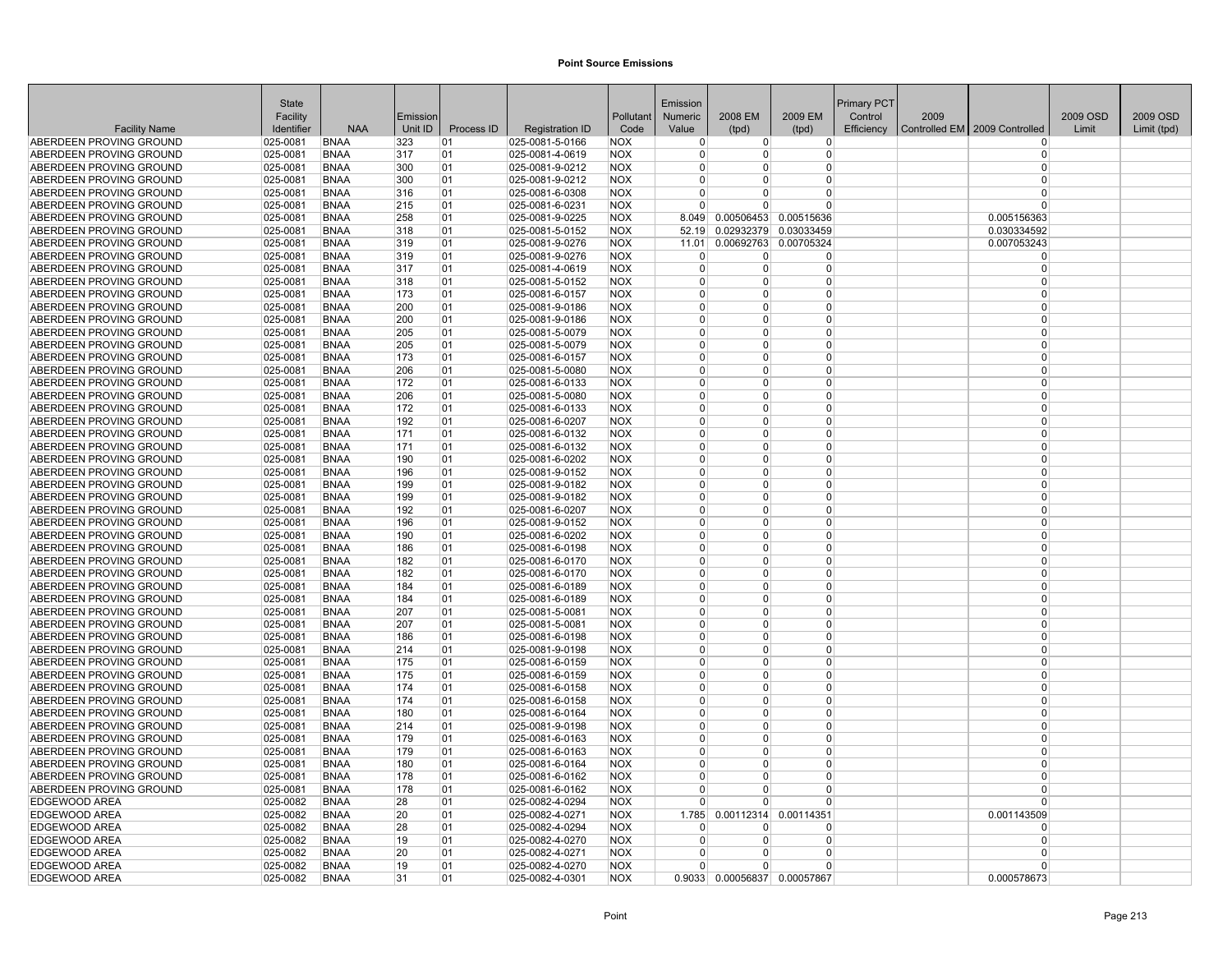**Point Source Emissions**

| Facility Name | State Facility Identifier | NAA | Emission Unit ID | Process ID | Registration ID | Pollutant Code | Emission Numeric Value | 2008 EM (tpd) | 2009 EM (tpd) | Primary PCT Control Efficiency | 2009 Controlled EM | 2009 Controlled | 2009 OSD Limit | 2009 OSD Limit (tpd) |
|---|---|---|---|---|---|---|---|---|---|---|---|---|---|---|
| ABERDEEN PROVING GROUND | 025-0081 | BNAA | 323 | 01 | 025-0081-5-0166 | NOX | 0 | 0 | 0 | | | 0 | | |
| ABERDEEN PROVING GROUND | 025-0081 | BNAA | 317 | 01 | 025-0081-4-0619 | NOX | 0 | 0 | 0 | | | 0 | | |
| ABERDEEN PROVING GROUND | 025-0081 | BNAA | 300 | 01 | 025-0081-9-0212 | NOX | 0 | 0 | 0 | | | 0 | | |
| ABERDEEN PROVING GROUND | 025-0081 | BNAA | 300 | 01 | 025-0081-9-0212 | NOX | 0 | 0 | 0 | | | 0 | | |
| ABERDEEN PROVING GROUND | 025-0081 | BNAA | 316 | 01 | 025-0081-6-0308 | NOX | 0 | 0 | 0 | | | 0 | | |
| ABERDEEN PROVING GROUND | 025-0081 | BNAA | 215 | 01 | 025-0081-6-0231 | NOX | 0 | 0 | 0 | | | 0 | | |
| ABERDEEN PROVING GROUND | 025-0081 | BNAA | 258 | 01 | 025-0081-9-0225 | NOX | 8.049 | 0.00506453 | 0.00515636 | | | 0.005156363 | | |
| ABERDEEN PROVING GROUND | 025-0081 | BNAA | 318 | 01 | 025-0081-5-0152 | NOX | 52.19 | 0.02932379 | 0.03033459 | | | 0.030334592 | | |
| ABERDEEN PROVING GROUND | 025-0081 | BNAA | 319 | 01 | 025-0081-9-0276 | NOX | 11.01 | 0.00692763 | 0.00705324 | | | 0.007053243 | | |
| ABERDEEN PROVING GROUND | 025-0081 | BNAA | 319 | 01 | 025-0081-9-0276 | NOX | 0 | 0 | 0 | | | 0 | | |
| ABERDEEN PROVING GROUND | 025-0081 | BNAA | 317 | 01 | 025-0081-4-0619 | NOX | 0 | 0 | 0 | | | 0 | | |
| ABERDEEN PROVING GROUND | 025-0081 | BNAA | 318 | 01 | 025-0081-5-0152 | NOX | 0 | 0 | 0 | | | 0 | | |
| ABERDEEN PROVING GROUND | 025-0081 | BNAA | 173 | 01 | 025-0081-6-0157 | NOX | 0 | 0 | 0 | | | 0 | | |
| ABERDEEN PROVING GROUND | 025-0081 | BNAA | 200 | 01 | 025-0081-9-0186 | NOX | 0 | 0 | 0 | | | 0 | | |
| ABERDEEN PROVING GROUND | 025-0081 | BNAA | 200 | 01 | 025-0081-9-0186 | NOX | 0 | 0 | 0 | | | 0 | | |
| ABERDEEN PROVING GROUND | 025-0081 | BNAA | 205 | 01 | 025-0081-5-0079 | NOX | 0 | 0 | 0 | | | 0 | | |
| ABERDEEN PROVING GROUND | 025-0081 | BNAA | 205 | 01 | 025-0081-5-0079 | NOX | 0 | 0 | 0 | | | 0 | | |
| ABERDEEN PROVING GROUND | 025-0081 | BNAA | 173 | 01 | 025-0081-6-0157 | NOX | 0 | 0 | 0 | | | 0 | | |
| ABERDEEN PROVING GROUND | 025-0081 | BNAA | 206 | 01 | 025-0081-5-0080 | NOX | 0 | 0 | 0 | | | 0 | | |
| ABERDEEN PROVING GROUND | 025-0081 | BNAA | 172 | 01 | 025-0081-6-0133 | NOX | 0 | 0 | 0 | | | 0 | | |
| ABERDEEN PROVING GROUND | 025-0081 | BNAA | 206 | 01 | 025-0081-5-0080 | NOX | 0 | 0 | 0 | | | 0 | | |
| ABERDEEN PROVING GROUND | 025-0081 | BNAA | 172 | 01 | 025-0081-6-0133 | NOX | 0 | 0 | 0 | | | 0 | | |
| ABERDEEN PROVING GROUND | 025-0081 | BNAA | 192 | 01 | 025-0081-6-0207 | NOX | 0 | 0 | 0 | | | 0 | | |
| ABERDEEN PROVING GROUND | 025-0081 | BNAA | 171 | 01 | 025-0081-6-0132 | NOX | 0 | 0 | 0 | | | 0 | | |
| ABERDEEN PROVING GROUND | 025-0081 | BNAA | 171 | 01 | 025-0081-6-0132 | NOX | 0 | 0 | 0 | | | 0 | | |
| ABERDEEN PROVING GROUND | 025-0081 | BNAA | 190 | 01 | 025-0081-6-0202 | NOX | 0 | 0 | 0 | | | 0 | | |
| ABERDEEN PROVING GROUND | 025-0081 | BNAA | 196 | 01 | 025-0081-9-0152 | NOX | 0 | 0 | 0 | | | 0 | | |
| ABERDEEN PROVING GROUND | 025-0081 | BNAA | 199 | 01 | 025-0081-9-0182 | NOX | 0 | 0 | 0 | | | 0 | | |
| ABERDEEN PROVING GROUND | 025-0081 | BNAA | 199 | 01 | 025-0081-9-0182 | NOX | 0 | 0 | 0 | | | 0 | | |
| ABERDEEN PROVING GROUND | 025-0081 | BNAA | 192 | 01 | 025-0081-6-0207 | NOX | 0 | 0 | 0 | | | 0 | | |
| ABERDEEN PROVING GROUND | 025-0081 | BNAA | 196 | 01 | 025-0081-9-0152 | NOX | 0 | 0 | 0 | | | 0 | | |
| ABERDEEN PROVING GROUND | 025-0081 | BNAA | 190 | 01 | 025-0081-6-0202 | NOX | 0 | 0 | 0 | | | 0 | | |
| ABERDEEN PROVING GROUND | 025-0081 | BNAA | 186 | 01 | 025-0081-6-0198 | NOX | 0 | 0 | 0 | | | 0 | | |
| ABERDEEN PROVING GROUND | 025-0081 | BNAA | 182 | 01 | 025-0081-6-0170 | NOX | 0 | 0 | 0 | | | 0 | | |
| ABERDEEN PROVING GROUND | 025-0081 | BNAA | 182 | 01 | 025-0081-6-0170 | NOX | 0 | 0 | 0 | | | 0 | | |
| ABERDEEN PROVING GROUND | 025-0081 | BNAA | 184 | 01 | 025-0081-6-0189 | NOX | 0 | 0 | 0 | | | 0 | | |
| ABERDEEN PROVING GROUND | 025-0081 | BNAA | 184 | 01 | 025-0081-6-0189 | NOX | 0 | 0 | 0 | | | 0 | | |
| ABERDEEN PROVING GROUND | 025-0081 | BNAA | 207 | 01 | 025-0081-5-0081 | NOX | 0 | 0 | 0 | | | 0 | | |
| ABERDEEN PROVING GROUND | 025-0081 | BNAA | 207 | 01 | 025-0081-5-0081 | NOX | 0 | 0 | 0 | | | 0 | | |
| ABERDEEN PROVING GROUND | 025-0081 | BNAA | 186 | 01 | 025-0081-6-0198 | NOX | 0 | 0 | 0 | | | 0 | | |
| ABERDEEN PROVING GROUND | 025-0081 | BNAA | 214 | 01 | 025-0081-9-0198 | NOX | 0 | 0 | 0 | | | 0 | | |
| ABERDEEN PROVING GROUND | 025-0081 | BNAA | 175 | 01 | 025-0081-6-0159 | NOX | 0 | 0 | 0 | | | 0 | | |
| ABERDEEN PROVING GROUND | 025-0081 | BNAA | 175 | 01 | 025-0081-6-0159 | NOX | 0 | 0 | 0 | | | 0 | | |
| ABERDEEN PROVING GROUND | 025-0081 | BNAA | 174 | 01 | 025-0081-6-0158 | NOX | 0 | 0 | 0 | | | 0 | | |
| ABERDEEN PROVING GROUND | 025-0081 | BNAA | 174 | 01 | 025-0081-6-0158 | NOX | 0 | 0 | 0 | | | 0 | | |
| ABERDEEN PROVING GROUND | 025-0081 | BNAA | 180 | 01 | 025-0081-6-0164 | NOX | 0 | 0 | 0 | | | 0 | | |
| ABERDEEN PROVING GROUND | 025-0081 | BNAA | 214 | 01 | 025-0081-9-0198 | NOX | 0 | 0 | 0 | | | 0 | | |
| ABERDEEN PROVING GROUND | 025-0081 | BNAA | 179 | 01 | 025-0081-6-0163 | NOX | 0 | 0 | 0 | | | 0 | | |
| ABERDEEN PROVING GROUND | 025-0081 | BNAA | 179 | 01 | 025-0081-6-0163 | NOX | 0 | 0 | 0 | | | 0 | | |
| ABERDEEN PROVING GROUND | 025-0081 | BNAA | 180 | 01 | 025-0081-6-0164 | NOX | 0 | 0 | 0 | | | 0 | | |
| ABERDEEN PROVING GROUND | 025-0081 | BNAA | 178 | 01 | 025-0081-6-0162 | NOX | 0 | 0 | 0 | | | 0 | | |
| ABERDEEN PROVING GROUND | 025-0081 | BNAA | 178 | 01 | 025-0081-6-0162 | NOX | 0 | 0 | 0 | | | 0 | | |
| EDGEWOOD AREA | 025-0082 | BNAA | 28 | 01 | 025-0082-4-0294 | NOX | 0 | 0 | 0 | | | 0 | | |
| EDGEWOOD AREA | 025-0082 | BNAA | 20 | 01 | 025-0082-4-0271 | NOX | 1.785 | 0.00112314 | 0.00114351 | | | 0.001143509 | | |
| EDGEWOOD AREA | 025-0082 | BNAA | 28 | 01 | 025-0082-4-0294 | NOX | 0 | 0 | 0 | | | 0 | | |
| EDGEWOOD AREA | 025-0082 | BNAA | 19 | 01 | 025-0082-4-0270 | NOX | 0 | 0 | 0 | | | 0 | | |
| EDGEWOOD AREA | 025-0082 | BNAA | 20 | 01 | 025-0082-4-0271 | NOX | 0 | 0 | 0 | | | 0 | | |
| EDGEWOOD AREA | 025-0082 | BNAA | 19 | 01 | 025-0082-4-0270 | NOX | 0 | 0 | 0 | | | 0 | | |
| EDGEWOOD AREA | 025-0082 | BNAA | 31 | 01 | 025-0082-4-0301 | NOX | 0.9033 | 0.00056837 | 0.00057867 | | | 0.000578673 | | |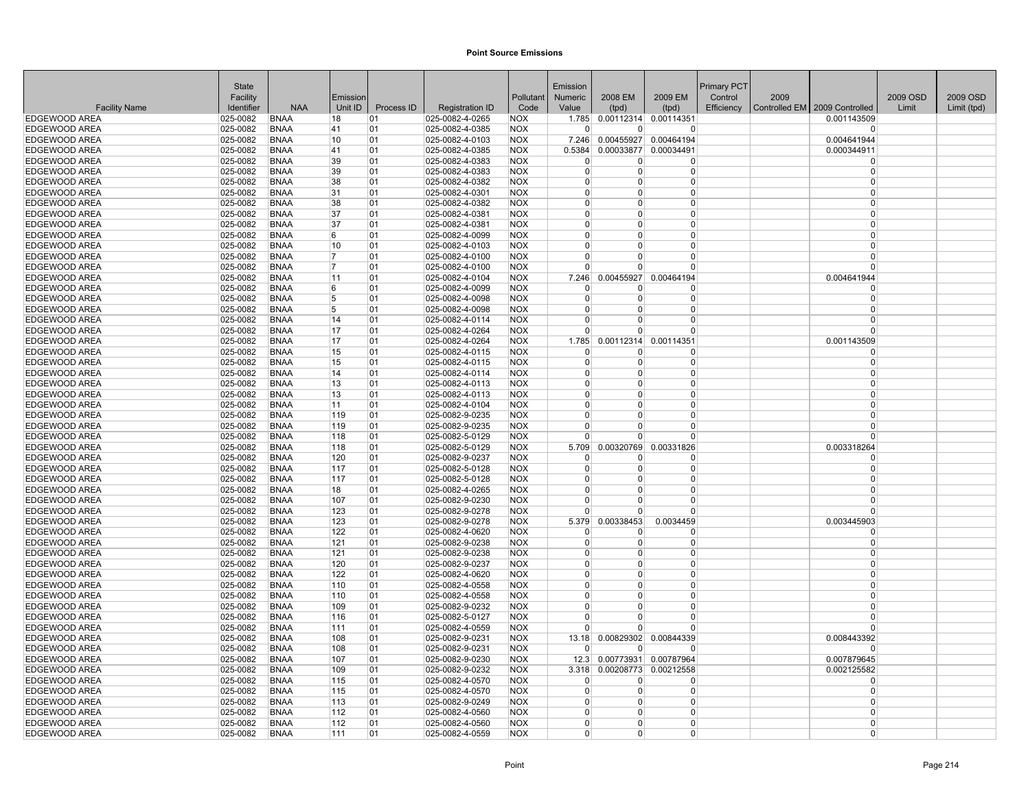**Point Source Emissions**

| Facility Name | State Facility Identifier | NAA | Emission Unit ID | Process ID | Registration ID | Pollutant Code | Emission Numeric Value | 2008 EM (tpd) | 2009 EM (tpd) | Primary PCT Control Efficiency | 2009 Controlled EM | 2009 Controlled | 2009 OSD Limit | 2009 OSD Limit (tpd) |
|---|---|---|---|---|---|---|---|---|---|---|---|---|---|---|
| EDGEWOOD AREA | 025-0082 | BNAA | 18 | 01 | 025-0082-4-0265 | NOX | 1.785 | 0.00112314 | 0.00114351 | | | 0.001143509 | | |
| EDGEWOOD AREA | 025-0082 | BNAA | 41 | 01 | 025-0082-4-0385 | NOX | 0 | 0 | 0 | | | 0 | | |
| EDGEWOOD AREA | 025-0082 | BNAA | 10 | 01 | 025-0082-4-0103 | NOX | 7.246 | 0.00455927 | 0.00464194 | | | 0.004641944 | | |
| EDGEWOOD AREA | 025-0082 | BNAA | 41 | 01 | 025-0082-4-0385 | NOX | 0.5384 | 0.00033877 | 0.00034491 | | | 0.000344911 | | |
| EDGEWOOD AREA | 025-0082 | BNAA | 39 | 01 | 025-0082-4-0383 | NOX | 0 | 0 | 0 | | | 0 | | |
| EDGEWOOD AREA | 025-0082 | BNAA | 39 | 01 | 025-0082-4-0383 | NOX | 0 | 0 | 0 | | | 0 | | |
| EDGEWOOD AREA | 025-0082 | BNAA | 38 | 01 | 025-0082-4-0382 | NOX | 0 | 0 | 0 | | | 0 | | |
| EDGEWOOD AREA | 025-0082 | BNAA | 31 | 01 | 025-0082-4-0301 | NOX | 0 | 0 | 0 | | | 0 | | |
| EDGEWOOD AREA | 025-0082 | BNAA | 38 | 01 | 025-0082-4-0382 | NOX | 0 | 0 | 0 | | | 0 | | |
| EDGEWOOD AREA | 025-0082 | BNAA | 37 | 01 | 025-0082-4-0381 | NOX | 0 | 0 | 0 | | | 0 | | |
| EDGEWOOD AREA | 025-0082 | BNAA | 37 | 01 | 025-0082-4-0381 | NOX | 0 | 0 | 0 | | | 0 | | |
| EDGEWOOD AREA | 025-0082 | BNAA | 6 | 01 | 025-0082-4-0099 | NOX | 0 | 0 | 0 | | | 0 | | |
| EDGEWOOD AREA | 025-0082 | BNAA | 10 | 01 | 025-0082-4-0103 | NOX | 0 | 0 | 0 | | | 0 | | |
| EDGEWOOD AREA | 025-0082 | BNAA | 7 | 01 | 025-0082-4-0100 | NOX | 0 | 0 | 0 | | | 0 | | |
| EDGEWOOD AREA | 025-0082 | BNAA | 7 | 01 | 025-0082-4-0100 | NOX | 0 | 0 | 0 | | | 0 | | |
| EDGEWOOD AREA | 025-0082 | BNAA | 11 | 01 | 025-0082-4-0104 | NOX | 7.246 | 0.00455927 | 0.00464194 | | | 0.004641944 | | |
| EDGEWOOD AREA | 025-0082 | BNAA | 6 | 01 | 025-0082-4-0099 | NOX | 0 | 0 | 0 | | | 0 | | |
| EDGEWOOD AREA | 025-0082 | BNAA | 5 | 01 | 025-0082-4-0098 | NOX | 0 | 0 | 0 | | | 0 | | |
| EDGEWOOD AREA | 025-0082 | BNAA | 5 | 01 | 025-0082-4-0098 | NOX | 0 | 0 | 0 | | | 0 | | |
| EDGEWOOD AREA | 025-0082 | BNAA | 14 | 01 | 025-0082-4-0114 | NOX | 0 | 0 | 0 | | | 0 | | |
| EDGEWOOD AREA | 025-0082 | BNAA | 17 | 01 | 025-0082-4-0264 | NOX | 0 | 0 | 0 | | | 0 | | |
| EDGEWOOD AREA | 025-0082 | BNAA | 17 | 01 | 025-0082-4-0264 | NOX | 1.785 | 0.00112314 | 0.00114351 | | | 0.001143509 | | |
| EDGEWOOD AREA | 025-0082 | BNAA | 15 | 01 | 025-0082-4-0115 | NOX | 0 | 0 | 0 | | | 0 | | |
| EDGEWOOD AREA | 025-0082 | BNAA | 15 | 01 | 025-0082-4-0115 | NOX | 0 | 0 | 0 | | | 0 | | |
| EDGEWOOD AREA | 025-0082 | BNAA | 14 | 01 | 025-0082-4-0114 | NOX | 0 | 0 | 0 | | | 0 | | |
| EDGEWOOD AREA | 025-0082 | BNAA | 13 | 01 | 025-0082-4-0113 | NOX | 0 | 0 | 0 | | | 0 | | |
| EDGEWOOD AREA | 025-0082 | BNAA | 13 | 01 | 025-0082-4-0113 | NOX | 0 | 0 | 0 | | | 0 | | |
| EDGEWOOD AREA | 025-0082 | BNAA | 11 | 01 | 025-0082-4-0104 | NOX | 0 | 0 | 0 | | | 0 | | |
| EDGEWOOD AREA | 025-0082 | BNAA | 119 | 01 | 025-0082-9-0235 | NOX | 0 | 0 | 0 | | | 0 | | |
| EDGEWOOD AREA | 025-0082 | BNAA | 119 | 01 | 025-0082-9-0235 | NOX | 0 | 0 | 0 | | | 0 | | |
| EDGEWOOD AREA | 025-0082 | BNAA | 118 | 01 | 025-0082-5-0129 | NOX | 0 | 0 | 0 | | | 0 | | |
| EDGEWOOD AREA | 025-0082 | BNAA | 118 | 01 | 025-0082-5-0129 | NOX | 5.709 | 0.00320769 | 0.00331826 | | | 0.003318264 | | |
| EDGEWOOD AREA | 025-0082 | BNAA | 120 | 01 | 025-0082-9-0237 | NOX | 0 | 0 | 0 | | | 0 | | |
| EDGEWOOD AREA | 025-0082 | BNAA | 117 | 01 | 025-0082-5-0128 | NOX | 0 | 0 | 0 | | | 0 | | |
| EDGEWOOD AREA | 025-0082 | BNAA | 117 | 01 | 025-0082-5-0128 | NOX | 0 | 0 | 0 | | | 0 | | |
| EDGEWOOD AREA | 025-0082 | BNAA | 18 | 01 | 025-0082-4-0265 | NOX | 0 | 0 | 0 | | | 0 | | |
| EDGEWOOD AREA | 025-0082 | BNAA | 107 | 01 | 025-0082-9-0230 | NOX | 0 | 0 | 0 | | | 0 | | |
| EDGEWOOD AREA | 025-0082 | BNAA | 123 | 01 | 025-0082-9-0278 | NOX | 0 | 0 | 0 | | | 0 | | |
| EDGEWOOD AREA | 025-0082 | BNAA | 123 | 01 | 025-0082-9-0278 | NOX | 5.379 | 0.00338453 | 0.0034459 | | | 0.003445903 | | |
| EDGEWOOD AREA | 025-0082 | BNAA | 122 | 01 | 025-0082-4-0620 | NOX | 0 | 0 | 0 | | | 0 | | |
| EDGEWOOD AREA | 025-0082 | BNAA | 121 | 01 | 025-0082-9-0238 | NOX | 0 | 0 | 0 | | | 0 | | |
| EDGEWOOD AREA | 025-0082 | BNAA | 121 | 01 | 025-0082-9-0238 | NOX | 0 | 0 | 0 | | | 0 | | |
| EDGEWOOD AREA | 025-0082 | BNAA | 120 | 01 | 025-0082-9-0237 | NOX | 0 | 0 | 0 | | | 0 | | |
| EDGEWOOD AREA | 025-0082 | BNAA | 122 | 01 | 025-0082-4-0620 | NOX | 0 | 0 | 0 | | | 0 | | |
| EDGEWOOD AREA | 025-0082 | BNAA | 110 | 01 | 025-0082-4-0558 | NOX | 0 | 0 | 0 | | | 0 | | |
| EDGEWOOD AREA | 025-0082 | BNAA | 110 | 01 | 025-0082-4-0558 | NOX | 0 | 0 | 0 | | | 0 | | |
| EDGEWOOD AREA | 025-0082 | BNAA | 109 | 01 | 025-0082-9-0232 | NOX | 0 | 0 | 0 | | | 0 | | |
| EDGEWOOD AREA | 025-0082 | BNAA | 116 | 01 | 025-0082-5-0127 | NOX | 0 | 0 | 0 | | | 0 | | |
| EDGEWOOD AREA | 025-0082 | BNAA | 111 | 01 | 025-0082-4-0559 | NOX | 0 | 0 | 0 | | | 0 | | |
| EDGEWOOD AREA | 025-0082 | BNAA | 108 | 01 | 025-0082-9-0231 | NOX | 13.18 | 0.00829302 | 0.00844339 | | | 0.008443392 | | |
| EDGEWOOD AREA | 025-0082 | BNAA | 108 | 01 | 025-0082-9-0231 | NOX | 0 | 0 | 0 | | | 0 | | |
| EDGEWOOD AREA | 025-0082 | BNAA | 107 | 01 | 025-0082-9-0230 | NOX | 12.3 | 0.00773931 | 0.00787964 | | | 0.007879645 | | |
| EDGEWOOD AREA | 025-0082 | BNAA | 109 | 01 | 025-0082-9-0232 | NOX | 3.318 | 0.00208773 | 0.00212558 | | | 0.002125582 | | |
| EDGEWOOD AREA | 025-0082 | BNAA | 115 | 01 | 025-0082-4-0570 | NOX | 0 | 0 | 0 | | | 0 | | |
| EDGEWOOD AREA | 025-0082 | BNAA | 115 | 01 | 025-0082-4-0570 | NOX | 0 | 0 | 0 | | | 0 | | |
| EDGEWOOD AREA | 025-0082 | BNAA | 113 | 01 | 025-0082-9-0249 | NOX | 0 | 0 | 0 | | | 0 | | |
| EDGEWOOD AREA | 025-0082 | BNAA | 112 | 01 | 025-0082-4-0560 | NOX | 0 | 0 | 0 | | | 0 | | |
| EDGEWOOD AREA | 025-0082 | BNAA | 112 | 01 | 025-0082-4-0560 | NOX | 0 | 0 | 0 | | | 0 | | |
| EDGEWOOD AREA | 025-0082 | BNAA | 111 | 01 | 025-0082-4-0559 | NOX | 0 | 0 | 0 | | | 0 | | |

Point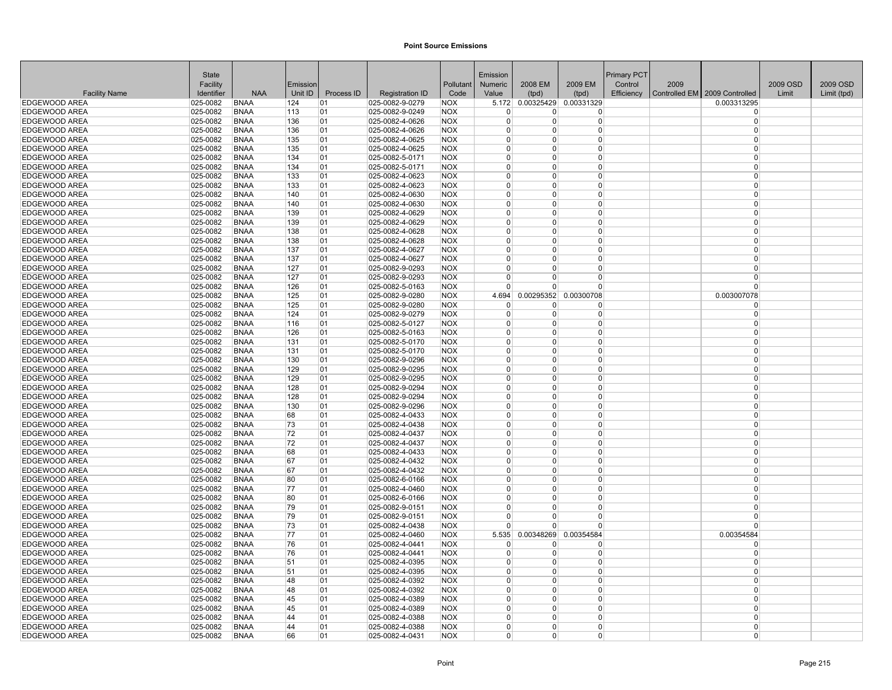**Point Source Emissions**

| Facility Name | State Facility Identifier | NAA | Emission Unit ID | Process ID | Registration ID | Pollutant Code | Emission Numeric Value | 2008 EM (tpd) | 2009 EM (tpd) | Primary PCT Control Efficiency | 2009 Controlled EM | 2009 Controlled | 2009 OSD Limit | 2009 OSD Limit (tpd) |
|---|---|---|---|---|---|---|---|---|---|---|---|---|---|---|
| EDGEWOOD AREA | 025-0082 | BNAA | 124 | 01 | 025-0082-9-0279 | NOX | 5.172 | 0.00325429 | 0.00331329 | | | 0.003313295 | | |
| EDGEWOOD AREA | 025-0082 | BNAA | 113 | 01 | 025-0082-9-0249 | NOX | 0 | 0 | 0 | | | 0 | | |
| EDGEWOOD AREA | 025-0082 | BNAA | 136 | 01 | 025-0082-4-0626 | NOX | 0 | 0 | 0 | | | 0 | | |
| EDGEWOOD AREA | 025-0082 | BNAA | 136 | 01 | 025-0082-4-0626 | NOX | 0 | 0 | 0 | | | 0 | | |
| EDGEWOOD AREA | 025-0082 | BNAA | 135 | 01 | 025-0082-4-0625 | NOX | 0 | 0 | 0 | | | 0 | | |
| EDGEWOOD AREA | 025-0082 | BNAA | 135 | 01 | 025-0082-4-0625 | NOX | 0 | 0 | 0 | | | 0 | | |
| EDGEWOOD AREA | 025-0082 | BNAA | 134 | 01 | 025-0082-5-0171 | NOX | 0 | 0 | 0 | | | 0 | | |
| EDGEWOOD AREA | 025-0082 | BNAA | 134 | 01 | 025-0082-5-0171 | NOX | 0 | 0 | 0 | | | 0 | | |
| EDGEWOOD AREA | 025-0082 | BNAA | 133 | 01 | 025-0082-4-0623 | NOX | 0 | 0 | 0 | | | 0 | | |
| EDGEWOOD AREA | 025-0082 | BNAA | 133 | 01 | 025-0082-4-0623 | NOX | 0 | 0 | 0 | | | 0 | | |
| EDGEWOOD AREA | 025-0082 | BNAA | 140 | 01 | 025-0082-4-0630 | NOX | 0 | 0 | 0 | | | 0 | | |
| EDGEWOOD AREA | 025-0082 | BNAA | 140 | 01 | 025-0082-4-0630 | NOX | 0 | 0 | 0 | | | 0 | | |
| EDGEWOOD AREA | 025-0082 | BNAA | 139 | 01 | 025-0082-4-0629 | NOX | 0 | 0 | 0 | | | 0 | | |
| EDGEWOOD AREA | 025-0082 | BNAA | 139 | 01 | 025-0082-4-0629 | NOX | 0 | 0 | 0 | | | 0 | | |
| EDGEWOOD AREA | 025-0082 | BNAA | 138 | 01 | 025-0082-4-0628 | NOX | 0 | 0 | 0 | | | 0 | | |
| EDGEWOOD AREA | 025-0082 | BNAA | 138 | 01 | 025-0082-4-0628 | NOX | 0 | 0 | 0 | | | 0 | | |
| EDGEWOOD AREA | 025-0082 | BNAA | 137 | 01 | 025-0082-4-0627 | NOX | 0 | 0 | 0 | | | 0 | | |
| EDGEWOOD AREA | 025-0082 | BNAA | 137 | 01 | 025-0082-4-0627 | NOX | 0 | 0 | 0 | | | 0 | | |
| EDGEWOOD AREA | 025-0082 | BNAA | 127 | 01 | 025-0082-9-0293 | NOX | 0 | 0 | 0 | | | 0 | | |
| EDGEWOOD AREA | 025-0082 | BNAA | 127 | 01 | 025-0082-9-0293 | NOX | 0 | 0 | 0 | | | 0 | | |
| EDGEWOOD AREA | 025-0082 | BNAA | 126 | 01 | 025-0082-5-0163 | NOX | 0 | 0 | 0 | | | 0 | | |
| EDGEWOOD AREA | 025-0082 | BNAA | 125 | 01 | 025-0082-9-0280 | NOX | 4.694 | 0.00295352 | 0.00300708 | | | 0.003007078 | | |
| EDGEWOOD AREA | 025-0082 | BNAA | 125 | 01 | 025-0082-9-0280 | NOX | 0 | 0 | 0 | | | 0 | | |
| EDGEWOOD AREA | 025-0082 | BNAA | 124 | 01 | 025-0082-9-0279 | NOX | 0 | 0 | 0 | | | 0 | | |
| EDGEWOOD AREA | 025-0082 | BNAA | 116 | 01 | 025-0082-5-0127 | NOX | 0 | 0 | 0 | | | 0 | | |
| EDGEWOOD AREA | 025-0082 | BNAA | 126 | 01 | 025-0082-5-0163 | NOX | 0 | 0 | 0 | | | 0 | | |
| EDGEWOOD AREA | 025-0082 | BNAA | 131 | 01 | 025-0082-5-0170 | NOX | 0 | 0 | 0 | | | 0 | | |
| EDGEWOOD AREA | 025-0082 | BNAA | 131 | 01 | 025-0082-5-0170 | NOX | 0 | 0 | 0 | | | 0 | | |
| EDGEWOOD AREA | 025-0082 | BNAA | 130 | 01 | 025-0082-9-0296 | NOX | 0 | 0 | 0 | | | 0 | | |
| EDGEWOOD AREA | 025-0082 | BNAA | 129 | 01 | 025-0082-9-0295 | NOX | 0 | 0 | 0 | | | 0 | | |
| EDGEWOOD AREA | 025-0082 | BNAA | 129 | 01 | 025-0082-9-0295 | NOX | 0 | 0 | 0 | | | 0 | | |
| EDGEWOOD AREA | 025-0082 | BNAA | 128 | 01 | 025-0082-9-0294 | NOX | 0 | 0 | 0 | | | 0 | | |
| EDGEWOOD AREA | 025-0082 | BNAA | 128 | 01 | 025-0082-9-0294 | NOX | 0 | 0 | 0 | | | 0 | | |
| EDGEWOOD AREA | 025-0082 | BNAA | 130 | 01 | 025-0082-9-0296 | NOX | 0 | 0 | 0 | | | 0 | | |
| EDGEWOOD AREA | 025-0082 | BNAA | 68 | 01 | 025-0082-4-0433 | NOX | 0 | 0 | 0 | | | 0 | | |
| EDGEWOOD AREA | 025-0082 | BNAA | 73 | 01 | 025-0082-4-0438 | NOX | 0 | 0 | 0 | | | 0 | | |
| EDGEWOOD AREA | 025-0082 | BNAA | 72 | 01 | 025-0082-4-0437 | NOX | 0 | 0 | 0 | | | 0 | | |
| EDGEWOOD AREA | 025-0082 | BNAA | 72 | 01 | 025-0082-4-0437 | NOX | 0 | 0 | 0 | | | 0 | | |
| EDGEWOOD AREA | 025-0082 | BNAA | 68 | 01 | 025-0082-4-0433 | NOX | 0 | 0 | 0 | | | 0 | | |
| EDGEWOOD AREA | 025-0082 | BNAA | 67 | 01 | 025-0082-4-0432 | NOX | 0 | 0 | 0 | | | 0 | | |
| EDGEWOOD AREA | 025-0082 | BNAA | 67 | 01 | 025-0082-4-0432 | NOX | 0 | 0 | 0 | | | 0 | | |
| EDGEWOOD AREA | 025-0082 | BNAA | 80 | 01 | 025-0082-6-0166 | NOX | 0 | 0 | 0 | | | 0 | | |
| EDGEWOOD AREA | 025-0082 | BNAA | 77 | 01 | 025-0082-4-0460 | NOX | 0 | 0 | 0 | | | 0 | | |
| EDGEWOOD AREA | 025-0082 | BNAA | 80 | 01 | 025-0082-6-0166 | NOX | 0 | 0 | 0 | | | 0 | | |
| EDGEWOOD AREA | 025-0082 | BNAA | 79 | 01 | 025-0082-9-0151 | NOX | 0 | 0 | 0 | | | 0 | | |
| EDGEWOOD AREA | 025-0082 | BNAA | 79 | 01 | 025-0082-9-0151 | NOX | 0 | 0 | 0 | | | 0 | | |
| EDGEWOOD AREA | 025-0082 | BNAA | 73 | 01 | 025-0082-4-0438 | NOX | 0 | 0 | 0 | | | 0 | | |
| EDGEWOOD AREA | 025-0082 | BNAA | 77 | 01 | 025-0082-4-0460 | NOX | 5.535 | 0.00348269 | 0.00354584 | | | 0.00354584 | | |
| EDGEWOOD AREA | 025-0082 | BNAA | 76 | 01 | 025-0082-4-0441 | NOX | 0 | 0 | 0 | | | 0 | | |
| EDGEWOOD AREA | 025-0082 | BNAA | 76 | 01 | 025-0082-4-0441 | NOX | 0 | 0 | 0 | | | 0 | | |
| EDGEWOOD AREA | 025-0082 | BNAA | 51 | 01 | 025-0082-4-0395 | NOX | 0 | 0 | 0 | | | 0 | | |
| EDGEWOOD AREA | 025-0082 | BNAA | 51 | 01 | 025-0082-4-0395 | NOX | 0 | 0 | 0 | | | 0 | | |
| EDGEWOOD AREA | 025-0082 | BNAA | 48 | 01 | 025-0082-4-0392 | NOX | 0 | 0 | 0 | | | 0 | | |
| EDGEWOOD AREA | 025-0082 | BNAA | 48 | 01 | 025-0082-4-0392 | NOX | 0 | 0 | 0 | | | 0 | | |
| EDGEWOOD AREA | 025-0082 | BNAA | 45 | 01 | 025-0082-4-0389 | NOX | 0 | 0 | 0 | | | 0 | | |
| EDGEWOOD AREA | 025-0082 | BNAA | 45 | 01 | 025-0082-4-0389 | NOX | 0 | 0 | 0 | | | 0 | | |
| EDGEWOOD AREA | 025-0082 | BNAA | 44 | 01 | 025-0082-4-0388 | NOX | 0 | 0 | 0 | | | 0 | | |
| EDGEWOOD AREA | 025-0082 | BNAA | 44 | 01 | 025-0082-4-0388 | NOX | 0 | 0 | 0 | | | 0 | | |
| EDGEWOOD AREA | 025-0082 | BNAA | 66 | 01 | 025-0082-4-0431 | NOX | 0 | 0 | 0 | | | 0 | | |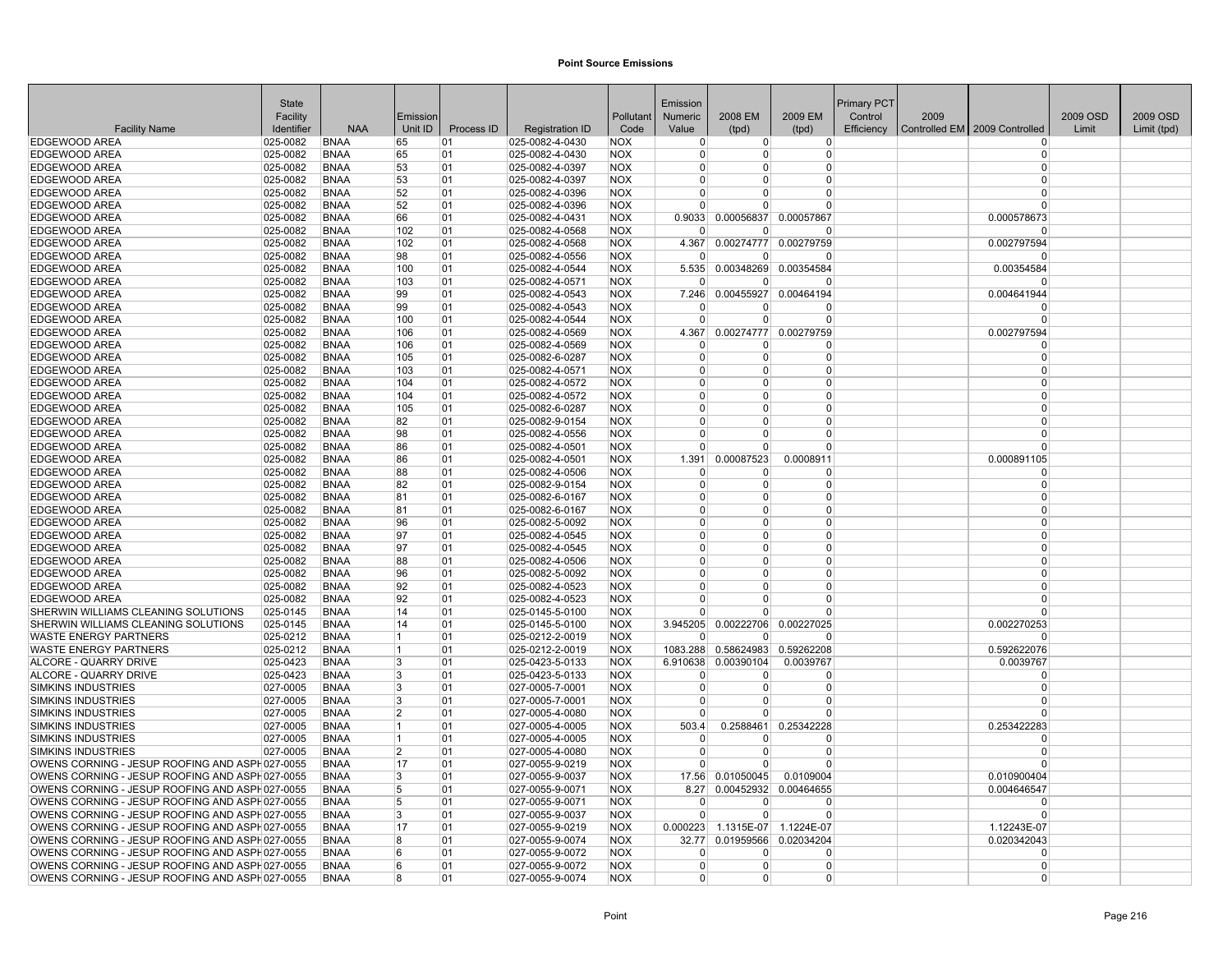**Point Source Emissions**

| Facility Name | State Facility Identifier | NAA | Emission Unit ID | Process ID | Registration ID | Pollutant Code | Emission Numeric Value | 2008 EM (tpd) | 2009 EM (tpd) | Primary PCT Control Efficiency | 2009 Controlled EM | 2009 Controlled | 2009 OSD Limit | 2009 OSD Limit (tpd) |
|---|---|---|---|---|---|---|---|---|---|---|---|---|---|---|
| EDGEWOOD AREA | 025-0082 | BNAA | 65 | 01 | 025-0082-4-0430 | NOX | 0 | 0 | 0 | | | 0 | | |
| EDGEWOOD AREA | 025-0082 | BNAA | 65 | 01 | 025-0082-4-0430 | NOX | 0 | 0 | 0 | | | 0 | | |
| EDGEWOOD AREA | 025-0082 | BNAA | 53 | 01 | 025-0082-4-0397 | NOX | 0 | 0 | 0 | | | 0 | | |
| EDGEWOOD AREA | 025-0082 | BNAA | 53 | 01 | 025-0082-4-0397 | NOX | 0 | 0 | 0 | | | 0 | | |
| EDGEWOOD AREA | 025-0082 | BNAA | 52 | 01 | 025-0082-4-0396 | NOX | 0 | 0 | 0 | | | 0 | | |
| EDGEWOOD AREA | 025-0082 | BNAA | 52 | 01 | 025-0082-4-0396 | NOX | 0 | 0 | 0 | | | 0 | | |
| EDGEWOOD AREA | 025-0082 | BNAA | 66 | 01 | 025-0082-4-0431 | NOX | 0.9033 | 0.00056837 | 0.00057867 | | | 0.000578673 | | |
| EDGEWOOD AREA | 025-0082 | BNAA | 102 | 01 | 025-0082-4-0568 | NOX | 0 | 0 | 0 | | | 0 | | |
| EDGEWOOD AREA | 025-0082 | BNAA | 102 | 01 | 025-0082-4-0568 | NOX | 4.367 | 0.00274777 | 0.00279759 | | | 0.002797594 | | |
| EDGEWOOD AREA | 025-0082 | BNAA | 98 | 01 | 025-0082-4-0556 | NOX | 0 | 0 | 0 | | | 0 | | |
| EDGEWOOD AREA | 025-0082 | BNAA | 100 | 01 | 025-0082-4-0544 | NOX | 5.535 | 0.00348269 | 0.00354584 | | | 0.00354584 | | |
| EDGEWOOD AREA | 025-0082 | BNAA | 103 | 01 | 025-0082-4-0571 | NOX | 0 | 0 | 0 | | | 0 | | |
| EDGEWOOD AREA | 025-0082 | BNAA | 99 | 01 | 025-0082-4-0543 | NOX | 7.246 | 0.00455927 | 0.00464194 | | | 0.004641944 | | |
| EDGEWOOD AREA | 025-0082 | BNAA | 99 | 01 | 025-0082-4-0543 | NOX | 0 | 0 | 0 | | | 0 | | |
| EDGEWOOD AREA | 025-0082 | BNAA | 100 | 01 | 025-0082-4-0544 | NOX | 0 | 0 | 0 | | | 0 | | |
| EDGEWOOD AREA | 025-0082 | BNAA | 106 | 01 | 025-0082-4-0569 | NOX | 4.367 | 0.00274777 | 0.00279759 | | | 0.002797594 | | |
| EDGEWOOD AREA | 025-0082 | BNAA | 106 | 01 | 025-0082-4-0569 | NOX | 0 | 0 | 0 | | | 0 | | |
| EDGEWOOD AREA | 025-0082 | BNAA | 105 | 01 | 025-0082-6-0287 | NOX | 0 | 0 | 0 | | | 0 | | |
| EDGEWOOD AREA | 025-0082 | BNAA | 103 | 01 | 025-0082-4-0571 | NOX | 0 | 0 | 0 | | | 0 | | |
| EDGEWOOD AREA | 025-0082 | BNAA | 104 | 01 | 025-0082-4-0572 | NOX | 0 | 0 | 0 | | | 0 | | |
| EDGEWOOD AREA | 025-0082 | BNAA | 104 | 01 | 025-0082-4-0572 | NOX | 0 | 0 | 0 | | | 0 | | |
| EDGEWOOD AREA | 025-0082 | BNAA | 105 | 01 | 025-0082-6-0287 | NOX | 0 | 0 | 0 | | | 0 | | |
| EDGEWOOD AREA | 025-0082 | BNAA | 82 | 01 | 025-0082-9-0154 | NOX | 0 | 0 | 0 | | | 0 | | |
| EDGEWOOD AREA | 025-0082 | BNAA | 98 | 01 | 025-0082-4-0556 | NOX | 0 | 0 | 0 | | | 0 | | |
| EDGEWOOD AREA | 025-0082 | BNAA | 86 | 01 | 025-0082-4-0501 | NOX | 0 | 0 | 0 | | | 0 | | |
| EDGEWOOD AREA | 025-0082 | BNAA | 86 | 01 | 025-0082-4-0501 | NOX | 1.391 | 0.00087523 | 0.0008911 | | | 0.000891105 | | |
| EDGEWOOD AREA | 025-0082 | BNAA | 88 | 01 | 025-0082-4-0506 | NOX | 0 | 0 | 0 | | | 0 | | |
| EDGEWOOD AREA | 025-0082 | BNAA | 82 | 01 | 025-0082-9-0154 | NOX | 0 | 0 | 0 | | | 0 | | |
| EDGEWOOD AREA | 025-0082 | BNAA | 81 | 01 | 025-0082-6-0167 | NOX | 0 | 0 | 0 | | | 0 | | |
| EDGEWOOD AREA | 025-0082 | BNAA | 81 | 01 | 025-0082-6-0167 | NOX | 0 | 0 | 0 | | | 0 | | |
| EDGEWOOD AREA | 025-0082 | BNAA | 96 | 01 | 025-0082-5-0092 | NOX | 0 | 0 | 0 | | | 0 | | |
| EDGEWOOD AREA | 025-0082 | BNAA | 97 | 01 | 025-0082-4-0545 | NOX | 0 | 0 | 0 | | | 0 | | |
| EDGEWOOD AREA | 025-0082 | BNAA | 97 | 01 | 025-0082-4-0545 | NOX | 0 | 0 | 0 | | | 0 | | |
| EDGEWOOD AREA | 025-0082 | BNAA | 88 | 01 | 025-0082-4-0506 | NOX | 0 | 0 | 0 | | | 0 | | |
| EDGEWOOD AREA | 025-0082 | BNAA | 96 | 01 | 025-0082-5-0092 | NOX | 0 | 0 | 0 | | | 0 | | |
| EDGEWOOD AREA | 025-0082 | BNAA | 92 | 01 | 025-0082-4-0523 | NOX | 0 | 0 | 0 | | | 0 | | |
| EDGEWOOD AREA | 025-0082 | BNAA | 92 | 01 | 025-0082-4-0523 | NOX | 0 | 0 | 0 | | | 0 | | |
| SHERWIN WILLIAMS CLEANING SOLUTIONS | 025-0145 | BNAA | 14 | 01 | 025-0145-5-0100 | NOX | 0 | 0 | 0 | | | 0 | | |
| SHERWIN WILLIAMS CLEANING SOLUTIONS | 025-0145 | BNAA | 14 | 01 | 025-0145-5-0100 | NOX | 3.945205 | 0.00222706 | 0.00227025 | | | 0.002270253 | | |
| WASTE ENERGY PARTNERS | 025-0212 | BNAA | 1 | 01 | 025-0212-2-0019 | NOX | 0 | 0 | 0 | | | 0 | | |
| WASTE ENERGY PARTNERS | 025-0212 | BNAA | 1 | 01 | 025-0212-2-0019 | NOX | 1083.288 | 0.58624983 | 0.59262208 | | | 0.592622076 | | |
| ALCORE - QUARRY DRIVE | 025-0423 | BNAA | 3 | 01 | 025-0423-5-0133 | NOX | 6.910638 | 0.00390104 | 0.0039767 | | | 0.0039767 | | |
| ALCORE - QUARRY DRIVE | 025-0423 | BNAA | 3 | 01 | 025-0423-5-0133 | NOX | 0 | 0 | 0 | | | 0 | | |
| SIMKINS INDUSTRIES | 027-0005 | BNAA | 3 | 01 | 027-0005-7-0001 | NOX | 0 | 0 | 0 | | | 0 | | |
| SIMKINS INDUSTRIES | 027-0005 | BNAA | 3 | 01 | 027-0005-7-0001 | NOX | 0 | 0 | 0 | | | 0 | | |
| SIMKINS INDUSTRIES | 027-0005 | BNAA | 2 | 01 | 027-0005-4-0080 | NOX | 0 | 0 | 0 | | | 0 | | |
| SIMKINS INDUSTRIES | 027-0005 | BNAA | 1 | 01 | 027-0005-4-0005 | NOX | 503.4 | 0.2588461 | 0.25342228 | | | 0.253422283 | | |
| SIMKINS INDUSTRIES | 027-0005 | BNAA | 1 | 01 | 027-0005-4-0005 | NOX | 0 | 0 | 0 | | | 0 | | |
| SIMKINS INDUSTRIES | 027-0005 | BNAA | 2 | 01 | 027-0005-4-0080 | NOX | 0 | 0 | 0 | | | 0 | | |
| OWENS CORNING - JESUP ROOFING AND ASPH | 027-0055 | BNAA | 17 | 01 | 027-0055-9-0219 | NOX | 0 | 0 | 0 | | | 0 | | |
| OWENS CORNING - JESUP ROOFING AND ASPH | 027-0055 | BNAA | 3 | 01 | 027-0055-9-0037 | NOX | 17.56 | 0.01050045 | 0.0109004 | | | 0.010900404 | | |
| OWENS CORNING - JESUP ROOFING AND ASPH | 027-0055 | BNAA | 5 | 01 | 027-0055-9-0071 | NOX | 8.27 | 0.00452932 | 0.00464655 | | | 0.004646547 | | |
| OWENS CORNING - JESUP ROOFING AND ASPH | 027-0055 | BNAA | 5 | 01 | 027-0055-9-0071 | NOX | 0 | 0 | 0 | | | 0 | | |
| OWENS CORNING - JESUP ROOFING AND ASPH | 027-0055 | BNAA | 3 | 01 | 027-0055-9-0037 | NOX | 0 | 0 | 0 | | | 0 | | |
| OWENS CORNING - JESUP ROOFING AND ASPH | 027-0055 | BNAA | 17 | 01 | 027-0055-9-0219 | NOX | 0.000223 | 1.1315E-07 | 1.1224E-07 | | | 1.12243E-07 | | |
| OWENS CORNING - JESUP ROOFING AND ASPH | 027-0055 | BNAA | 8 | 01 | 027-0055-9-0074 | NOX | 32.77 | 0.01959566 | 0.02034204 | | | 0.020342043 | | |
| OWENS CORNING - JESUP ROOFING AND ASPH | 027-0055 | BNAA | 6 | 01 | 027-0055-9-0072 | NOX | 0 | 0 | 0 | | | 0 | | |
| OWENS CORNING - JESUP ROOFING AND ASPH | 027-0055 | BNAA | 6 | 01 | 027-0055-9-0072 | NOX | 0 | 0 | 0 | | | 0 | | |
| OWENS CORNING - JESUP ROOFING AND ASPH | 027-0055 | BNAA | 8 | 01 | 027-0055-9-0074 | NOX | 0 | 0 | 0 | | | 0 | | |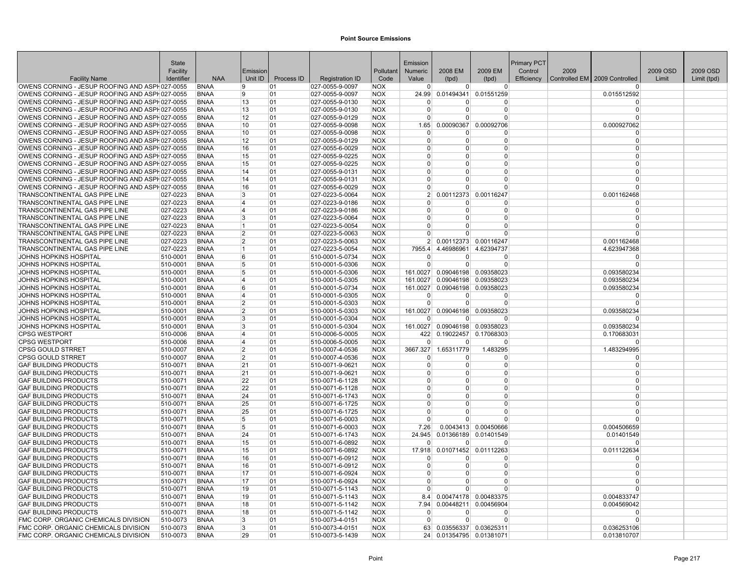# Point Source Emissions

| Facility Name | State Facility Identifier | NAA | Emission Unit ID | Process ID | Registration ID | Pollutant Code | Emission Numeric Value | 2008 EM (tpd) | 2009 EM (tpd) | Primary PCT Control Efficiency | 2009 Controlled EM | 2009 Controlled | 2009 OSD Limit | 2009 OSD Limit (tpd) |
|---|---|---|---|---|---|---|---|---|---|---|---|---|---|---|
| OWENS CORNING - JESUP ROOFING AND ASPH | 027-0055 | BNAA | 9 | 01 | 027-0055-9-0097 | NOX | 0 | 0 | 0 | | | 0 | | |
| OWENS CORNING - JESUP ROOFING AND ASPH | 027-0055 | BNAA | 9 | 01 | 027-0055-9-0097 | NOX | 24.99 | 0.01494341 | 0.01551259 | | | 0.015512592 | | |
| OWENS CORNING - JESUP ROOFING AND ASPH | 027-0055 | BNAA | 13 | 01 | 027-0055-9-0130 | NOX | 0 | 0 | 0 | | | 0 | | |
| OWENS CORNING - JESUP ROOFING AND ASPH | 027-0055 | BNAA | 13 | 01 | 027-0055-9-0130 | NOX | 0 | 0 | 0 | | | 0 | | |
| OWENS CORNING - JESUP ROOFING AND ASPH | 027-0055 | BNAA | 12 | 01 | 027-0055-9-0129 | NOX | 0 | 0 | 0 | | | 0 | | |
| OWENS CORNING - JESUP ROOFING AND ASPH | 027-0055 | BNAA | 10 | 01 | 027-0055-9-0098 | NOX | 1.65 | 0.00090367 | 0.00092706 | | | 0.000927062 | | |
| OWENS CORNING - JESUP ROOFING AND ASPH | 027-0055 | BNAA | 10 | 01 | 027-0055-9-0098 | NOX | 0 | 0 | 0 | | | 0 | | |
| OWENS CORNING - JESUP ROOFING AND ASPH | 027-0055 | BNAA | 12 | 01 | 027-0055-9-0129 | NOX | 0 | 0 | 0 | | | 0 | | |
| OWENS CORNING - JESUP ROOFING AND ASPH | 027-0055 | BNAA | 16 | 01 | 027-0055-6-0029 | NOX | 0 | 0 | 0 | | | 0 | | |
| OWENS CORNING - JESUP ROOFING AND ASPH | 027-0055 | BNAA | 15 | 01 | 027-0055-9-0225 | NOX | 0 | 0 | 0 | | | 0 | | |
| OWENS CORNING - JESUP ROOFING AND ASPH | 027-0055 | BNAA | 15 | 01 | 027-0055-9-0225 | NOX | 0 | 0 | 0 | | | 0 | | |
| OWENS CORNING - JESUP ROOFING AND ASPH | 027-0055 | BNAA | 14 | 01 | 027-0055-9-0131 | NOX | 0 | 0 | 0 | | | 0 | | |
| OWENS CORNING - JESUP ROOFING AND ASPH | 027-0055 | BNAA | 14 | 01 | 027-0055-9-0131 | NOX | 0 | 0 | 0 | | | 0 | | |
| OWENS CORNING - JESUP ROOFING AND ASPH | 027-0055 | BNAA | 16 | 01 | 027-0055-6-0029 | NOX | 0 | 0 | 0 | | | 0 | | |
| TRANSCONTINENTAL GAS PIPE LINE | 027-0223 | BNAA | 3 | 01 | 027-0223-5-0064 | NOX | 2 | 0.00112373 | 0.00116247 | | | 0.001162468 | | |
| TRANSCONTINENTAL GAS PIPE LINE | 027-0223 | BNAA | 4 | 01 | 027-0223-9-0186 | NOX | 0 | 0 | 0 | | | 0 | | |
| TRANSCONTINENTAL GAS PIPE LINE | 027-0223 | BNAA | 4 | 01 | 027-0223-9-0186 | NOX | 0 | 0 | 0 | | | 0 | | |
| TRANSCONTINENTAL GAS PIPE LINE | 027-0223 | BNAA | 3 | 01 | 027-0223-5-0064 | NOX | 0 | 0 | 0 | | | 0 | | |
| TRANSCONTINENTAL GAS PIPE LINE | 027-0223 | BNAA | 1 | 01 | 027-0223-5-0054 | NOX | 0 | 0 | 0 | | | 0 | | |
| TRANSCONTINENTAL GAS PIPE LINE | 027-0223 | BNAA | 2 | 01 | 027-0223-5-0063 | NOX | 0 | 0 | 0 | | | 0 | | |
| TRANSCONTINENTAL GAS PIPE LINE | 027-0223 | BNAA | 2 | 01 | 027-0223-5-0063 | NOX | 2 | 0.00112373 | 0.00116247 | | | 0.001162468 | | |
| TRANSCONTINENTAL GAS PIPE LINE | 027-0223 | BNAA | 1 | 01 | 027-0223-5-0054 | NOX | 7955.4 | 4.46986961 | 4.62394737 | | | 4.623947368 | | |
| JOHNS HOPKINS HOSPITAL | 510-0001 | BNAA | 6 | 01 | 510-0001-5-0734 | NOX | 0 | 0 | 0 | | | 0 | | |
| JOHNS HOPKINS HOSPITAL | 510-0001 | BNAA | 5 | 01 | 510-0001-5-0306 | NOX | 0 | 0 | 0 | | | 0 | | |
| JOHNS HOPKINS HOSPITAL | 510-0001 | BNAA | 5 | 01 | 510-0001-5-0306 | NOX | 161.0027 | 0.09046198 | 0.09358023 | | | 0.093580234 | | |
| JOHNS HOPKINS HOSPITAL | 510-0001 | BNAA | 4 | 01 | 510-0001-5-0305 | NOX | 161.0027 | 0.09046198 | 0.09358023 | | | 0.093580234 | | |
| JOHNS HOPKINS HOSPITAL | 510-0001 | BNAA | 6 | 01 | 510-0001-5-0734 | NOX | 161.0027 | 0.09046198 | 0.09358023 | | | 0.093580234 | | |
| JOHNS HOPKINS HOSPITAL | 510-0001 | BNAA | 4 | 01 | 510-0001-5-0305 | NOX | 0 | 0 | 0 | | | 0 | | |
| JOHNS HOPKINS HOSPITAL | 510-0001 | BNAA | 2 | 01 | 510-0001-5-0303 | NOX | 0 | 0 | 0 | | | 0 | | |
| JOHNS HOPKINS HOSPITAL | 510-0001 | BNAA | 2 | 01 | 510-0001-5-0303 | NOX | 161.0027 | 0.09046198 | 0.09358023 | | | 0.093580234 | | |
| JOHNS HOPKINS HOSPITAL | 510-0001 | BNAA | 3 | 01 | 510-0001-5-0304 | NOX | 0 | 0 | 0 | | | 0 | | |
| JOHNS HOPKINS HOSPITAL | 510-0001 | BNAA | 3 | 01 | 510-0001-5-0304 | NOX | 161.0027 | 0.09046198 | 0.09358023 | | | 0.093580234 | | |
| CPSG WESTPORT | 510-0006 | BNAA | 4 | 01 | 510-0006-5-0005 | NOX | 422 | 0.19022457 | 0.17068303 | | | 0.170683031 | | |
| CPSG WESTPORT | 510-0006 | BNAA | 4 | 01 | 510-0006-5-0005 | NOX | 0 | 0 | 0 | | | 0 | | |
| CPSG GOULD STRRET | 510-0007 | BNAA | 2 | 01 | 510-0007-4-0536 | NOX | 3667.327 | 1.65311779 | 1.483295 | | | 1.483294995 | | |
| CPSG GOULD STRRET | 510-0007 | BNAA | 2 | 01 | 510-0007-4-0536 | NOX | 0 | 0 | 0 | | | 0 | | |
| GAF BUILDING PRODUCTS | 510-0071 | BNAA | 21 | 01 | 510-0071-9-0621 | NOX | 0 | 0 | 0 | | | 0 | | |
| GAF BUILDING PRODUCTS | 510-0071 | BNAA | 21 | 01 | 510-0071-9-0621 | NOX | 0 | 0 | 0 | | | 0 | | |
| GAF BUILDING PRODUCTS | 510-0071 | BNAA | 22 | 01 | 510-0071-6-1128 | NOX | 0 | 0 | 0 | | | 0 | | |
| GAF BUILDING PRODUCTS | 510-0071 | BNAA | 22 | 01 | 510-0071-6-1128 | NOX | 0 | 0 | 0 | | | 0 | | |
| GAF BUILDING PRODUCTS | 510-0071 | BNAA | 24 | 01 | 510-0071-6-1743 | NOX | 0 | 0 | 0 | | | 0 | | |
| GAF BUILDING PRODUCTS | 510-0071 | BNAA | 25 | 01 | 510-0071-6-1725 | NOX | 0 | 0 | 0 | | | 0 | | |
| GAF BUILDING PRODUCTS | 510-0071 | BNAA | 25 | 01 | 510-0071-6-1725 | NOX | 0 | 0 | 0 | | | 0 | | |
| GAF BUILDING PRODUCTS | 510-0071 | BNAA | 5 | 01 | 510-0071-6-0003 | NOX | 0 | 0 | 0 | | | 0 | | |
| GAF BUILDING PRODUCTS | 510-0071 | BNAA | 5 | 01 | 510-0071-6-0003 | NOX | 7.26 | 0.0043413 | 0.00450666 | | | 0.004506659 | | |
| GAF BUILDING PRODUCTS | 510-0071 | BNAA | 24 | 01 | 510-0071-6-1743 | NOX | 24.945 | 0.01366189 | 0.01401549 | | | 0.01401549 | | |
| GAF BUILDING PRODUCTS | 510-0071 | BNAA | 15 | 01 | 510-0071-6-0892 | NOX | 0 | 0 | 0 | | | 0 | | |
| GAF BUILDING PRODUCTS | 510-0071 | BNAA | 15 | 01 | 510-0071-6-0892 | NOX | 17.918 | 0.01071452 | 0.01112263 | | | 0.011122634 | | |
| GAF BUILDING PRODUCTS | 510-0071 | BNAA | 16 | 01 | 510-0071-6-0912 | NOX | 0 | 0 | 0 | | | 0 | | |
| GAF BUILDING PRODUCTS | 510-0071 | BNAA | 16 | 01 | 510-0071-6-0912 | NOX | 0 | 0 | 0 | | | 0 | | |
| GAF BUILDING PRODUCTS | 510-0071 | BNAA | 17 | 01 | 510-0071-6-0924 | NOX | 0 | 0 | 0 | | | 0 | | |
| GAF BUILDING PRODUCTS | 510-0071 | BNAA | 17 | 01 | 510-0071-6-0924 | NOX | 0 | 0 | 0 | | | 0 | | |
| GAF BUILDING PRODUCTS | 510-0071 | BNAA | 19 | 01 | 510-0071-5-1143 | NOX | 0 | 0 | 0 | | | 0 | | |
| GAF BUILDING PRODUCTS | 510-0071 | BNAA | 19 | 01 | 510-0071-5-1143 | NOX | 8.4 | 0.00474178 | 0.00483375 | | | 0.004833747 | | |
| GAF BUILDING PRODUCTS | 510-0071 | BNAA | 18 | 01 | 510-0071-5-1142 | NOX | 7.94 | 0.00448211 | 0.00456904 | | | 0.004569042 | | |
| GAF BUILDING PRODUCTS | 510-0071 | BNAA | 18 | 01 | 510-0071-5-1142 | NOX | 0 | 0 | 0 | | | 0 | | |
| FMC CORP. ORGANIC CHEMICALS DIVISION | 510-0073 | BNAA | 3 | 01 | 510-0073-4-0151 | NOX | 0 | 0 | 0 | | | 0 | | |
| FMC CORP. ORGANIC CHEMICALS DIVISION | 510-0073 | BNAA | 3 | 01 | 510-0073-4-0151 | NOX | 63 | 0.03556337 | 0.03625311 | | | 0.036253106 | | |
| FMC CORP. ORGANIC CHEMICALS DIVISION | 510-0073 | BNAA | 29 | 01 | 510-0073-5-1439 | NOX | 24 | 0.01354795 | 0.01381071 | | | 0.013810707 | | |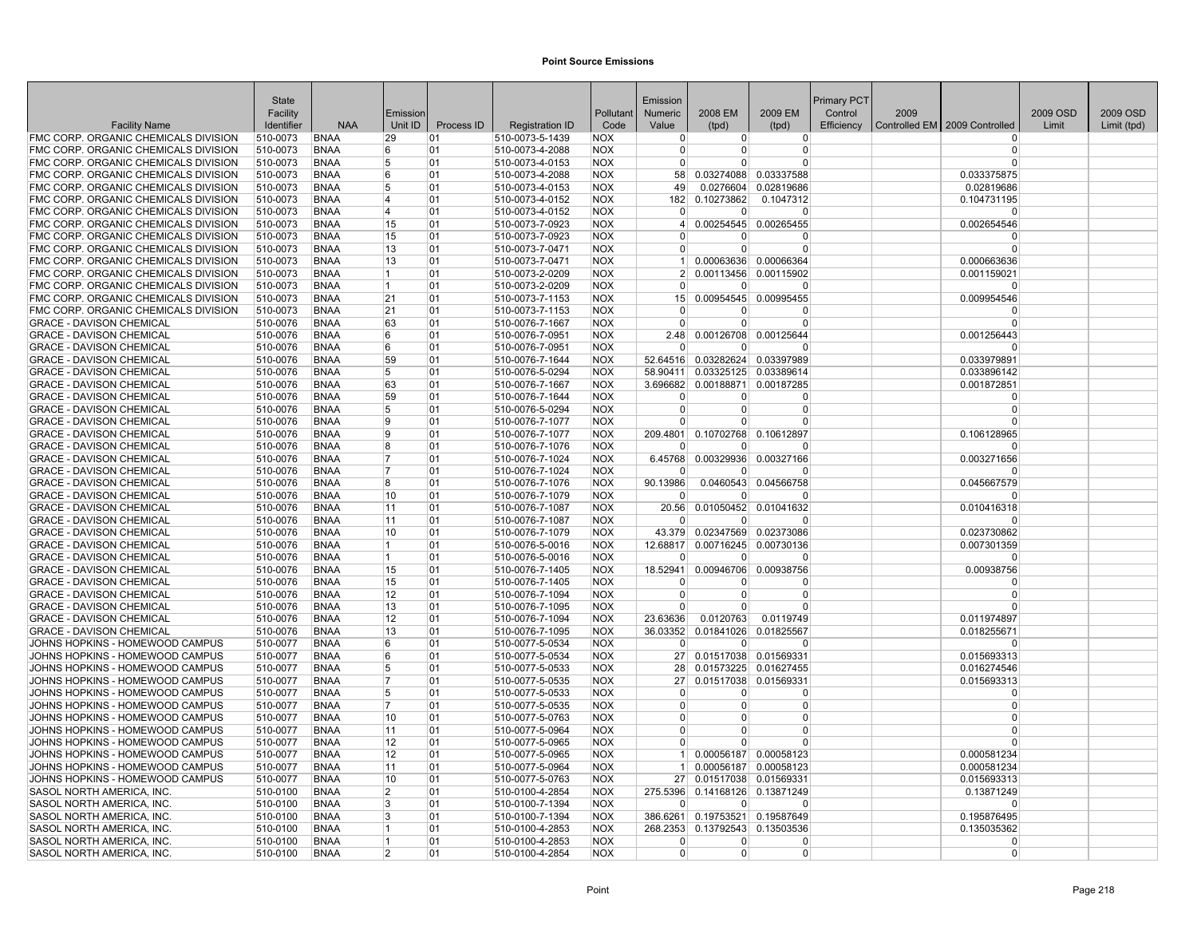# Point Source Emissions

| Facility Name | State Facility Identifier | NAA | Emission Unit ID | Process ID | Registration ID | Pollutant Code | Emission Numeric Value | 2008 EM (tpd) | 2009 EM (tpd) | Primary PCT Control Efficiency | 2009 Controlled EM | 2009 Controlled | 2009 OSD Limit | 2009 OSD Limit (tpd) |
|---|---|---|---|---|---|---|---|---|---|---|---|---|---|---|
| FMC CORP. ORGANIC CHEMICALS DIVISION | 510-0073 | BNAA | 29 | 01 | 510-0073-5-1439 | NOX | 0 | 0 | 0 | | | 0 | | |
| FMC CORP. ORGANIC CHEMICALS DIVISION | 510-0073 | BNAA | 6 | 01 | 510-0073-4-2088 | NOX | 0 | 0 | 0 | | | 0 | | |
| FMC CORP. ORGANIC CHEMICALS DIVISION | 510-0073 | BNAA | 5 | 01 | 510-0073-4-0153 | NOX | 0 | 0 | 0 | | | 0 | | |
| FMC CORP. ORGANIC CHEMICALS DIVISION | 510-0073 | BNAA | 6 | 01 | 510-0073-4-2088 | NOX | 58 | 0.03274088 | 0.03337588 | | | 0.033375875 | | |
| FMC CORP. ORGANIC CHEMICALS DIVISION | 510-0073 | BNAA | 5 | 01 | 510-0073-4-0153 | NOX | 49 | 0.0276604 | 0.02819686 | | | 0.02819686 | | |
| FMC CORP. ORGANIC CHEMICALS DIVISION | 510-0073 | BNAA | 4 | 01 | 510-0073-4-0152 | NOX | 182 | 0.10273862 | 0.1047312 | | | 0.104731195 | | |
| FMC CORP. ORGANIC CHEMICALS DIVISION | 510-0073 | BNAA | 4 | 01 | 510-0073-4-0152 | NOX | 0 | 0 | 0 | | | 0 | | |
| FMC CORP. ORGANIC CHEMICALS DIVISION | 510-0073 | BNAA | 15 | 01 | 510-0073-7-0923 | NOX | 4 | 0.00254545 | 0.00265455 | | | 0.002654546 | | |
| FMC CORP. ORGANIC CHEMICALS DIVISION | 510-0073 | BNAA | 15 | 01 | 510-0073-7-0923 | NOX | 0 | 0 | 0 | | | 0 | | |
| FMC CORP. ORGANIC CHEMICALS DIVISION | 510-0073 | BNAA | 13 | 01 | 510-0073-7-0471 | NOX | 0 | 0 | 0 | | | 0 | | |
| FMC CORP. ORGANIC CHEMICALS DIVISION | 510-0073 | BNAA | 13 | 01 | 510-0073-7-0471 | NOX | 1 | 0.00063636 | 0.00066364 | | | 0.000663636 | | |
| FMC CORP. ORGANIC CHEMICALS DIVISION | 510-0073 | BNAA | 1 | 01 | 510-0073-2-0209 | NOX | 2 | 0.00113456 | 0.00115902 | | | 0.001159021 | | |
| FMC CORP. ORGANIC CHEMICALS DIVISION | 510-0073 | BNAA | 1 | 01 | 510-0073-2-0209 | NOX | 0 | 0 | 0 | | | 0 | | |
| FMC CORP. ORGANIC CHEMICALS DIVISION | 510-0073 | BNAA | 21 | 01 | 510-0073-7-1153 | NOX | 15 | 0.00954545 | 0.00995455 | | | 0.009954546 | | |
| FMC CORP. ORGANIC CHEMICALS DIVISION | 510-0073 | BNAA | 21 | 01 | 510-0073-7-1153 | NOX | 0 | 0 | 0 | | | 0 | | |
| GRACE - DAVISON CHEMICAL | 510-0076 | BNAA | 63 | 01 | 510-0076-7-1667 | NOX | 0 | 0 | 0 | | | 0 | | |
| GRACE - DAVISON CHEMICAL | 510-0076 | BNAA | 6 | 01 | 510-0076-7-0951 | NOX | 2.48 | 0.00126708 | 0.00125644 | | | 0.001256443 | | |
| GRACE - DAVISON CHEMICAL | 510-0076 | BNAA | 6 | 01 | 510-0076-7-0951 | NOX | 0 | 0 | 0 | | | 0 | | |
| GRACE - DAVISON CHEMICAL | 510-0076 | BNAA | 59 | 01 | 510-0076-7-1644 | NOX | 52.64516 | 0.03282624 | 0.03397989 | | | 0.033979891 | | |
| GRACE - DAVISON CHEMICAL | 510-0076 | BNAA | 5 | 01 | 510-0076-5-0294 | NOX | 58.90411 | 0.03325125 | 0.03389614 | | | 0.033896142 | | |
| GRACE - DAVISON CHEMICAL | 510-0076 | BNAA | 63 | 01 | 510-0076-7-1667 | NOX | 3.696682 | 0.00188871 | 0.00187285 | | | 0.001872851 | | |
| GRACE - DAVISON CHEMICAL | 510-0076 | BNAA | 59 | 01 | 510-0076-7-1644 | NOX | 0 | 0 | 0 | | | 0 | | |
| GRACE - DAVISON CHEMICAL | 510-0076 | BNAA | 5 | 01 | 510-0076-5-0294 | NOX | 0 | 0 | 0 | | | 0 | | |
| GRACE - DAVISON CHEMICAL | 510-0076 | BNAA | 9 | 01 | 510-0076-7-1077 | NOX | 0 | 0 | 0 | | | 0 | | |
| GRACE - DAVISON CHEMICAL | 510-0076 | BNAA | 9 | 01 | 510-0076-7-1077 | NOX | 209.4801 | 0.10702768 | 0.10612897 | | | 0.106128965 | | |
| GRACE - DAVISON CHEMICAL | 510-0076 | BNAA | 8 | 01 | 510-0076-7-1076 | NOX | 0 | 0 | 0 | | | 0 | | |
| GRACE - DAVISON CHEMICAL | 510-0076 | BNAA | 7 | 01 | 510-0076-7-1024 | NOX | 6.45768 | 0.00329936 | 0.00327166 | | | 0.003271656 | | |
| GRACE - DAVISON CHEMICAL | 510-0076 | BNAA | 7 | 01 | 510-0076-7-1024 | NOX | 0 | 0 | 0 | | | 0 | | |
| GRACE - DAVISON CHEMICAL | 510-0076 | BNAA | 8 | 01 | 510-0076-7-1076 | NOX | 90.13986 | 0.0460543 | 0.04566758 | | | 0.045667579 | | |
| GRACE - DAVISON CHEMICAL | 510-0076 | BNAA | 10 | 01 | 510-0076-7-1079 | NOX | 0 | 0 | 0 | | | 0 | | |
| GRACE - DAVISON CHEMICAL | 510-0076 | BNAA | 11 | 01 | 510-0076-7-1087 | NOX | 20.56 | 0.01050452 | 0.01041632 | | | 0.010416318 | | |
| GRACE - DAVISON CHEMICAL | 510-0076 | BNAA | 11 | 01 | 510-0076-7-1087 | NOX | 0 | 0 | 0 | | | 0 | | |
| GRACE - DAVISON CHEMICAL | 510-0076 | BNAA | 10 | 01 | 510-0076-7-1079 | NOX | 43.379 | 0.02347569 | 0.02373086 | | | 0.023730862 | | |
| GRACE - DAVISON CHEMICAL | 510-0076 | BNAA | 1 | 01 | 510-0076-5-0016 | NOX | 12.68817 | 0.00716245 | 0.00730136 | | | 0.007301359 | | |
| GRACE - DAVISON CHEMICAL | 510-0076 | BNAA | 1 | 01 | 510-0076-5-0016 | NOX | 0 | 0 | 0 | | | 0 | | |
| GRACE - DAVISON CHEMICAL | 510-0076 | BNAA | 15 | 01 | 510-0076-7-1405 | NOX | 18.52941 | 0.00946706 | 0.00938756 | | | 0.00938756 | | |
| GRACE - DAVISON CHEMICAL | 510-0076 | BNAA | 15 | 01 | 510-0076-7-1405 | NOX | 0 | 0 | 0 | | | 0 | | |
| GRACE - DAVISON CHEMICAL | 510-0076 | BNAA | 12 | 01 | 510-0076-7-1094 | NOX | 0 | 0 | 0 | | | 0 | | |
| GRACE - DAVISON CHEMICAL | 510-0076 | BNAA | 13 | 01 | 510-0076-7-1095 | NOX | 0 | 0 | 0 | | | 0 | | |
| GRACE - DAVISON CHEMICAL | 510-0076 | BNAA | 12 | 01 | 510-0076-7-1094 | NOX | 23.63636 | 0.0120763 | 0.0119749 | | | 0.011974897 | | |
| GRACE - DAVISON CHEMICAL | 510-0076 | BNAA | 13 | 01 | 510-0076-7-1095 | NOX | 36.03352 | 0.01841026 | 0.01825567 | | | 0.018255671 | | |
| JOHNS HOPKINS - HOMEWOOD CAMPUS | 510-0077 | BNAA | 6 | 01 | 510-0077-5-0534 | NOX | 0 | 0 | 0 | | | 0 | | |
| JOHNS HOPKINS - HOMEWOOD CAMPUS | 510-0077 | BNAA | 6 | 01 | 510-0077-5-0534 | NOX | 27 | 0.01517038 | 0.01569331 | | | 0.015693313 | | |
| JOHNS HOPKINS - HOMEWOOD CAMPUS | 510-0077 | BNAA | 5 | 01 | 510-0077-5-0533 | NOX | 28 | 0.01573225 | 0.01627455 | | | 0.016274546 | | |
| JOHNS HOPKINS - HOMEWOOD CAMPUS | 510-0077 | BNAA | 7 | 01 | 510-0077-5-0535 | NOX | 27 | 0.01517038 | 0.01569331 | | | 0.015693313 | | |
| JOHNS HOPKINS - HOMEWOOD CAMPUS | 510-0077 | BNAA | 5 | 01 | 510-0077-5-0533 | NOX | 0 | 0 | 0 | | | 0 | | |
| JOHNS HOPKINS - HOMEWOOD CAMPUS | 510-0077 | BNAA | 7 | 01 | 510-0077-5-0535 | NOX | 0 | 0 | 0 | | | 0 | | |
| JOHNS HOPKINS - HOMEWOOD CAMPUS | 510-0077 | BNAA | 10 | 01 | 510-0077-5-0763 | NOX | 0 | 0 | 0 | | | 0 | | |
| JOHNS HOPKINS - HOMEWOOD CAMPUS | 510-0077 | BNAA | 11 | 01 | 510-0077-5-0964 | NOX | 0 | 0 | 0 | | | 0 | | |
| JOHNS HOPKINS - HOMEWOOD CAMPUS | 510-0077 | BNAA | 12 | 01 | 510-0077-5-0965 | NOX | 0 | 0 | 0 | | | 0 | | |
| JOHNS HOPKINS - HOMEWOOD CAMPUS | 510-0077 | BNAA | 12 | 01 | 510-0077-5-0965 | NOX | 1 | 0.00056187 | 0.00058123 | | | 0.000581234 | | |
| JOHNS HOPKINS - HOMEWOOD CAMPUS | 510-0077 | BNAA | 11 | 01 | 510-0077-5-0964 | NOX | 1 | 0.00056187 | 0.00058123 | | | 0.000581234 | | |
| JOHNS HOPKINS - HOMEWOOD CAMPUS | 510-0077 | BNAA | 10 | 01 | 510-0077-5-0763 | NOX | 27 | 0.01517038 | 0.01569331 | | | 0.015693313 | | |
| SASOL NORTH AMERICA, INC. | 510-0100 | BNAA | 2 | 01 | 510-0100-4-2854 | NOX | 275.5396 | 0.14168126 | 0.13871249 | | | 0.13871249 | | |
| SASOL NORTH AMERICA, INC. | 510-0100 | BNAA | 3 | 01 | 510-0100-7-1394 | NOX | 0 | 0 | 0 | | | 0 | | |
| SASOL NORTH AMERICA, INC. | 510-0100 | BNAA | 3 | 01 | 510-0100-7-1394 | NOX | 386.6261 | 0.19753521 | 0.19587649 | | | 0.195876495 | | |
| SASOL NORTH AMERICA, INC. | 510-0100 | BNAA | 1 | 01 | 510-0100-4-2853 | NOX | 268.2353 | 0.13792543 | 0.13503536 | | | 0.135035362 | | |
| SASOL NORTH AMERICA, INC. | 510-0100 | BNAA | 1 | 01 | 510-0100-4-2853 | NOX | 0 | 0 | 0 | | | 0 | | |
| SASOL NORTH AMERICA, INC. | 510-0100 | BNAA | 2 | 01 | 510-0100-4-2854 | NOX | 0 | 0 | 0 | | | 0 | | |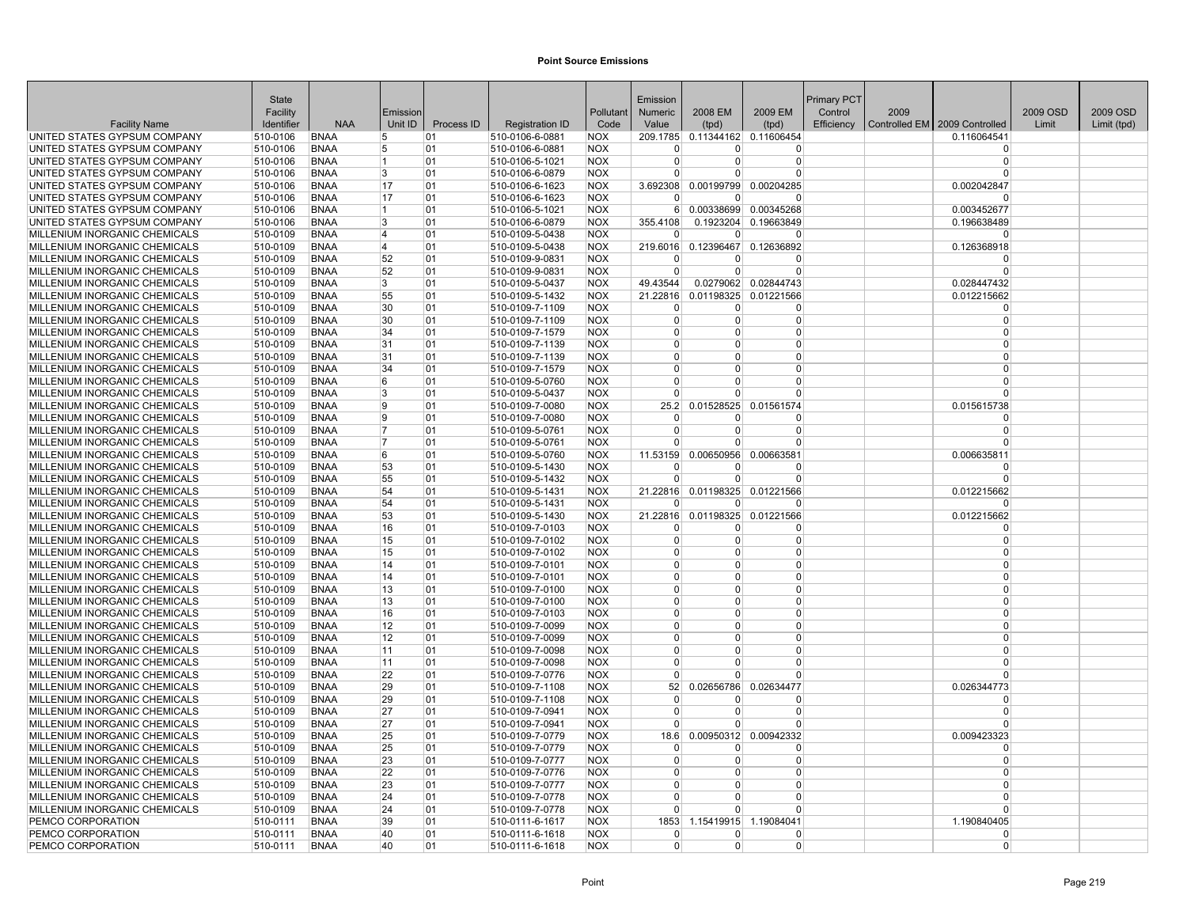# Point Source Emissions

| Facility Name | State Facility Identifier | NAA | Emission Unit ID | Process ID | Registration ID | Pollutant Code | Emission Numeric Value | 2008 EM (tpd) | 2009 EM (tpd) | Primary PCT Control Efficiency | 2009 Controlled EM | 2009 Controlled | 2009 OSD Limit | 2009 OSD Limit (tpd) |
|---|---|---|---|---|---|---|---|---|---|---|---|---|---|---|
| UNITED STATES GYPSUM COMPANY | 510-0106 | BNAA | 5 | 01 | 510-0106-6-0881 | NOX | 209.1785 | 0.11344162 | 0.11606454 | | | 0.116064541 | | |
| UNITED STATES GYPSUM COMPANY | 510-0106 | BNAA | 5 | 01 | 510-0106-6-0881 | NOX | 0 | 0 | 0 | | | 0 | | |
| UNITED STATES GYPSUM COMPANY | 510-0106 | BNAA | 1 | 01 | 510-0106-5-1021 | NOX | 0 | 0 | 0 | | | 0 | | |
| UNITED STATES GYPSUM COMPANY | 510-0106 | BNAA | 3 | 01 | 510-0106-6-0879 | NOX | 0 | 0 | 0 | | | 0 | | |
| UNITED STATES GYPSUM COMPANY | 510-0106 | BNAA | 17 | 01 | 510-0106-6-1623 | NOX | 3.692308 | 0.00199799 | 0.00204285 | | | 0.002042847 | | |
| UNITED STATES GYPSUM COMPANY | 510-0106 | BNAA | 17 | 01 | 510-0106-6-1623 | NOX | 0 | 0 | 0 | | | 0 | | |
| UNITED STATES GYPSUM COMPANY | 510-0106 | BNAA | 1 | 01 | 510-0106-5-1021 | NOX | 6 | 0.00338699 | 0.00345268 | | | 0.003452677 | | |
| UNITED STATES GYPSUM COMPANY | 510-0106 | BNAA | 3 | 01 | 510-0106-6-0879 | NOX | 355.4108 | 0.1923204 | 0.19663849 | | | 0.196638489 | | |
| MILLENIUM INORGANIC CHEMICALS | 510-0109 | BNAA | 4 | 01 | 510-0109-5-0438 | NOX | 0 | 0 | 0 | | | 0 | | |
| MILLENIUM INORGANIC CHEMICALS | 510-0109 | BNAA | 4 | 01 | 510-0109-5-0438 | NOX | 219.6016 | 0.12396467 | 0.12636892 | | | 0.126368918 | | |
| MILLENIUM INORGANIC CHEMICALS | 510-0109 | BNAA | 52 | 01 | 510-0109-9-0831 | NOX | 0 | 0 | 0 | | | 0 | | |
| MILLENIUM INORGANIC CHEMICALS | 510-0109 | BNAA | 52 | 01 | 510-0109-9-0831 | NOX | 0 | 0 | 0 | | | 0 | | |
| MILLENIUM INORGANIC CHEMICALS | 510-0109 | BNAA | 3 | 01 | 510-0109-5-0437 | NOX | 49.43544 | 0.0279062 | 0.02844743 | | | 0.028447432 | | |
| MILLENIUM INORGANIC CHEMICALS | 510-0109 | BNAA | 55 | 01 | 510-0109-5-1432 | NOX | 21.22816 | 0.01198325 | 0.01221566 | | | 0.012215662 | | |
| MILLENIUM INORGANIC CHEMICALS | 510-0109 | BNAA | 30 | 01 | 510-0109-7-1109 | NOX | 0 | 0 | 0 | | | 0 | | |
| MILLENIUM INORGANIC CHEMICALS | 510-0109 | BNAA | 30 | 01 | 510-0109-7-1109 | NOX | 0 | 0 | 0 | | | 0 | | |
| MILLENIUM INORGANIC CHEMICALS | 510-0109 | BNAA | 34 | 01 | 510-0109-7-1579 | NOX | 0 | 0 | 0 | | | 0 | | |
| MILLENIUM INORGANIC CHEMICALS | 510-0109 | BNAA | 31 | 01 | 510-0109-7-1139 | NOX | 0 | 0 | 0 | | | 0 | | |
| MILLENIUM INORGANIC CHEMICALS | 510-0109 | BNAA | 31 | 01 | 510-0109-7-1139 | NOX | 0 | 0 | 0 | | | 0 | | |
| MILLENIUM INORGANIC CHEMICALS | 510-0109 | BNAA | 34 | 01 | 510-0109-7-1579 | NOX | 0 | 0 | 0 | | | 0 | | |
| MILLENIUM INORGANIC CHEMICALS | 510-0109 | BNAA | 6 | 01 | 510-0109-5-0760 | NOX | 0 | 0 | 0 | | | 0 | | |
| MILLENIUM INORGANIC CHEMICALS | 510-0109 | BNAA | 3 | 01 | 510-0109-5-0437 | NOX | 0 | 0 | 0 | | | 0 | | |
| MILLENIUM INORGANIC CHEMICALS | 510-0109 | BNAA | 9 | 01 | 510-0109-7-0080 | NOX | 25.2 | 0.01528525 | 0.01561574 | | | 0.015615738 | | |
| MILLENIUM INORGANIC CHEMICALS | 510-0109 | BNAA | 9 | 01 | 510-0109-7-0080 | NOX | 0 | 0 | 0 | | | 0 | | |
| MILLENIUM INORGANIC CHEMICALS | 510-0109 | BNAA | 7 | 01 | 510-0109-5-0761 | NOX | 0 | 0 | 0 | | | 0 | | |
| MILLENIUM INORGANIC CHEMICALS | 510-0109 | BNAA | 7 | 01 | 510-0109-5-0761 | NOX | 0 | 0 | 0 | | | 0 | | |
| MILLENIUM INORGANIC CHEMICALS | 510-0109 | BNAA | 6 | 01 | 510-0109-5-0760 | NOX | 11.53159 | 0.00650956 | 0.00663581 | | | 0.006635811 | | |
| MILLENIUM INORGANIC CHEMICALS | 510-0109 | BNAA | 53 | 01 | 510-0109-5-1430 | NOX | 0 | 0 | 0 | | | 0 | | |
| MILLENIUM INORGANIC CHEMICALS | 510-0109 | BNAA | 55 | 01 | 510-0109-5-1432 | NOX | 0 | 0 | 0 | | | 0 | | |
| MILLENIUM INORGANIC CHEMICALS | 510-0109 | BNAA | 54 | 01 | 510-0109-5-1431 | NOX | 21.22816 | 0.01198325 | 0.01221566 | | | 0.012215662 | | |
| MILLENIUM INORGANIC CHEMICALS | 510-0109 | BNAA | 54 | 01 | 510-0109-5-1431 | NOX | 0 | 0 | 0 | | | 0 | | |
| MILLENIUM INORGANIC CHEMICALS | 510-0109 | BNAA | 53 | 01 | 510-0109-5-1430 | NOX | 21.22816 | 0.01198325 | 0.01221566 | | | 0.012215662 | | |
| MILLENIUM INORGANIC CHEMICALS | 510-0109 | BNAA | 16 | 01 | 510-0109-7-0103 | NOX | 0 | 0 | 0 | | | 0 | | |
| MILLENIUM INORGANIC CHEMICALS | 510-0109 | BNAA | 15 | 01 | 510-0109-7-0102 | NOX | 0 | 0 | 0 | | | 0 | | |
| MILLENIUM INORGANIC CHEMICALS | 510-0109 | BNAA | 15 | 01 | 510-0109-7-0102 | NOX | 0 | 0 | 0 | | | 0 | | |
| MILLENIUM INORGANIC CHEMICALS | 510-0109 | BNAA | 14 | 01 | 510-0109-7-0101 | NOX | 0 | 0 | 0 | | | 0 | | |
| MILLENIUM INORGANIC CHEMICALS | 510-0109 | BNAA | 14 | 01 | 510-0109-7-0101 | NOX | 0 | 0 | 0 | | | 0 | | |
| MILLENIUM INORGANIC CHEMICALS | 510-0109 | BNAA | 13 | 01 | 510-0109-7-0100 | NOX | 0 | 0 | 0 | | | 0 | | |
| MILLENIUM INORGANIC CHEMICALS | 510-0109 | BNAA | 13 | 01 | 510-0109-7-0100 | NOX | 0 | 0 | 0 | | | 0 | | |
| MILLENIUM INORGANIC CHEMICALS | 510-0109 | BNAA | 16 | 01 | 510-0109-7-0103 | NOX | 0 | 0 | 0 | | | 0 | | |
| MILLENIUM INORGANIC CHEMICALS | 510-0109 | BNAA | 12 | 01 | 510-0109-7-0099 | NOX | 0 | 0 | 0 | | | 0 | | |
| MILLENIUM INORGANIC CHEMICALS | 510-0109 | BNAA | 12 | 01 | 510-0109-7-0099 | NOX | 0 | 0 | 0 | | | 0 | | |
| MILLENIUM INORGANIC CHEMICALS | 510-0109 | BNAA | 11 | 01 | 510-0109-7-0098 | NOX | 0 | 0 | 0 | | | 0 | | |
| MILLENIUM INORGANIC CHEMICALS | 510-0109 | BNAA | 11 | 01 | 510-0109-7-0098 | NOX | 0 | 0 | 0 | | | 0 | | |
| MILLENIUM INORGANIC CHEMICALS | 510-0109 | BNAA | 22 | 01 | 510-0109-7-0776 | NOX | 0 | 0 | 0 | | | 0 | | |
| MILLENIUM INORGANIC CHEMICALS | 510-0109 | BNAA | 29 | 01 | 510-0109-7-1108 | NOX | 52 | 0.02656786 | 0.02634477 | | | 0.026344773 | | |
| MILLENIUM INORGANIC CHEMICALS | 510-0109 | BNAA | 29 | 01 | 510-0109-7-1108 | NOX | 0 | 0 | 0 | | | 0 | | |
| MILLENIUM INORGANIC CHEMICALS | 510-0109 | BNAA | 27 | 01 | 510-0109-7-0941 | NOX | 0 | 0 | 0 | | | 0 | | |
| MILLENIUM INORGANIC CHEMICALS | 510-0109 | BNAA | 27 | 01 | 510-0109-7-0941 | NOX | 0 | 0 | 0 | | | 0 | | |
| MILLENIUM INORGANIC CHEMICALS | 510-0109 | BNAA | 25 | 01 | 510-0109-7-0779 | NOX | 18.6 | 0.00950312 | 0.00942332 | | | 0.009423323 | | |
| MILLENIUM INORGANIC CHEMICALS | 510-0109 | BNAA | 25 | 01 | 510-0109-7-0779 | NOX | 0 | 0 | 0 | | | 0 | | |
| MILLENIUM INORGANIC CHEMICALS | 510-0109 | BNAA | 23 | 01 | 510-0109-7-0777 | NOX | 0 | 0 | 0 | | | 0 | | |
| MILLENIUM INORGANIC CHEMICALS | 510-0109 | BNAA | 22 | 01 | 510-0109-7-0776 | NOX | 0 | 0 | 0 | | | 0 | | |
| MILLENIUM INORGANIC CHEMICALS | 510-0109 | BNAA | 23 | 01 | 510-0109-7-0777 | NOX | 0 | 0 | 0 | | | 0 | | |
| MILLENIUM INORGANIC CHEMICALS | 510-0109 | BNAA | 24 | 01 | 510-0109-7-0778 | NOX | 0 | 0 | 0 | | | 0 | | |
| MILLENIUM INORGANIC CHEMICALS | 510-0109 | BNAA | 24 | 01 | 510-0109-7-0778 | NOX | 0 | 0 | 0 | | | 0 | | |
| PEMCO CORPORATION | 510-0111 | BNAA | 39 | 01 | 510-0111-6-1617 | NOX | 1853 | 1.15419915 | 1.19084041 | | | 1.190840405 | | |
| PEMCO CORPORATION | 510-0111 | BNAA | 40 | 01 | 510-0111-6-1618 | NOX | 0 | 0 | 0 | | | 0 | | |
| PEMCO CORPORATION | 510-0111 | BNAA | 40 | 01 | 510-0111-6-1618 | NOX | 0 | 0 | 0 | | | 0 | | |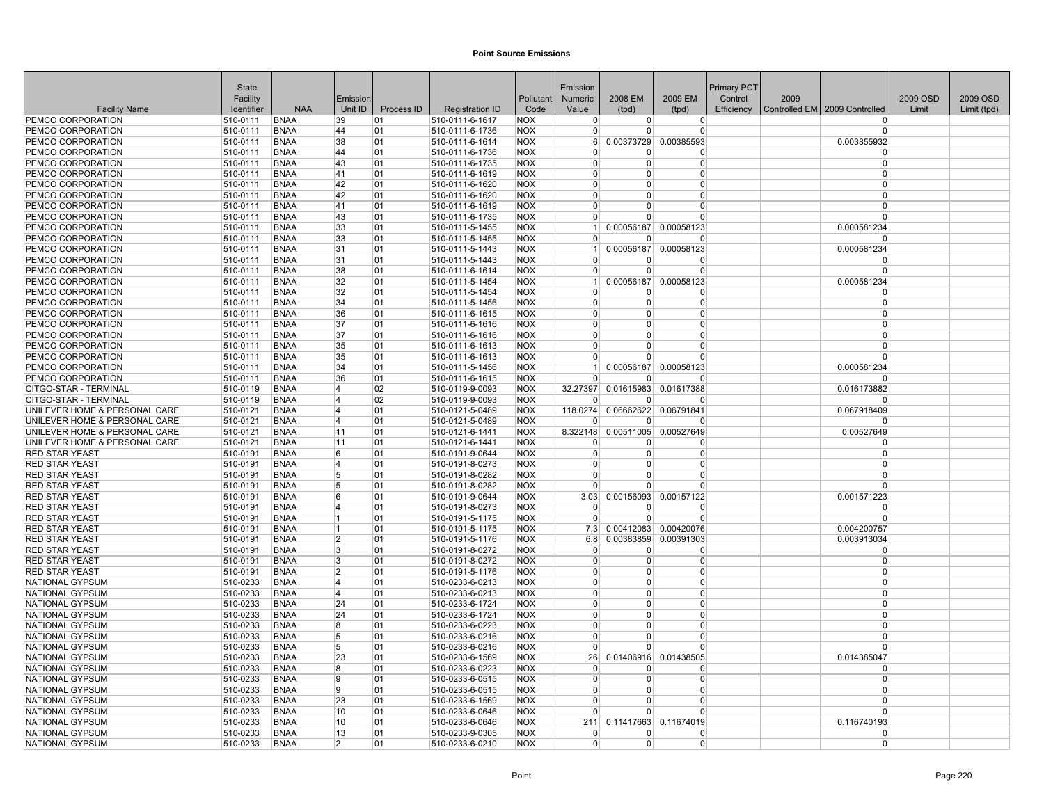# Point Source Emissions

| Facility Name | State Facility Identifier | NAA | Emission Unit ID | Process ID | Registration ID | Pollutant Code | Emission Numeric Value | 2008 EM (tpd) | 2009 EM (tpd) | Primary PCT Control Efficiency | 2009 Controlled EM | 2009 Controlled | 2009 OSD Limit | 2009 OSD Limit (tpd) |
|---|---|---|---|---|---|---|---|---|---|---|---|---|---|---|
| PEMCO CORPORATION | 510-0111 | BNAA | 39 | 01 | 510-0111-6-1617 | NOX | 0 | 0 | 0 | | | 0 | | |
| PEMCO CORPORATION | 510-0111 | BNAA | 44 | 01 | 510-0111-6-1736 | NOX | 0 | 0 | 0 | | | 0 | | |
| PEMCO CORPORATION | 510-0111 | BNAA | 38 | 01 | 510-0111-6-1614 | NOX | 6 | 0.00373729 | 0.00385593 | | | 0.003855932 | | |
| PEMCO CORPORATION | 510-0111 | BNAA | 44 | 01 | 510-0111-6-1736 | NOX | 0 | 0 | 0 | | | 0 | | |
| PEMCO CORPORATION | 510-0111 | BNAA | 43 | 01 | 510-0111-6-1735 | NOX | 0 | 0 | 0 | | | 0 | | |
| PEMCO CORPORATION | 510-0111 | BNAA | 41 | 01 | 510-0111-6-1619 | NOX | 0 | 0 | 0 | | | 0 | | |
| PEMCO CORPORATION | 510-0111 | BNAA | 42 | 01 | 510-0111-6-1620 | NOX | 0 | 0 | 0 | | | 0 | | |
| PEMCO CORPORATION | 510-0111 | BNAA | 42 | 01 | 510-0111-6-1620 | NOX | 0 | 0 | 0 | | | 0 | | |
| PEMCO CORPORATION | 510-0111 | BNAA | 41 | 01 | 510-0111-6-1619 | NOX | 0 | 0 | 0 | | | 0 | | |
| PEMCO CORPORATION | 510-0111 | BNAA | 43 | 01 | 510-0111-6-1735 | NOX | 0 | 0 | 0 | | | 0 | | |
| PEMCO CORPORATION | 510-0111 | BNAA | 33 | 01 | 510-0111-5-1455 | NOX | 1 | 0.00056187 | 0.00058123 | | | 0.000581234 | | |
| PEMCO CORPORATION | 510-0111 | BNAA | 33 | 01 | 510-0111-5-1455 | NOX | 0 | 0 | 0 | | | 0 | | |
| PEMCO CORPORATION | 510-0111 | BNAA | 31 | 01 | 510-0111-5-1443 | NOX | 1 | 0.00056187 | 0.00058123 | | | 0.000581234 | | |
| PEMCO CORPORATION | 510-0111 | BNAA | 31 | 01 | 510-0111-5-1443 | NOX | 0 | 0 | 0 | | | 0 | | |
| PEMCO CORPORATION | 510-0111 | BNAA | 38 | 01 | 510-0111-6-1614 | NOX | 0 | 0 | 0 | | | 0 | | |
| PEMCO CORPORATION | 510-0111 | BNAA | 32 | 01 | 510-0111-5-1454 | NOX | 1 | 0.00056187 | 0.00058123 | | | 0.000581234 | | |
| PEMCO CORPORATION | 510-0111 | BNAA | 32 | 01 | 510-0111-5-1454 | NOX | 0 | 0 | 0 | | | 0 | | |
| PEMCO CORPORATION | 510-0111 | BNAA | 34 | 01 | 510-0111-5-1456 | NOX | 0 | 0 | 0 | | | 0 | | |
| PEMCO CORPORATION | 510-0111 | BNAA | 36 | 01 | 510-0111-6-1615 | NOX | 0 | 0 | 0 | | | 0 | | |
| PEMCO CORPORATION | 510-0111 | BNAA | 37 | 01 | 510-0111-6-1616 | NOX | 0 | 0 | 0 | | | 0 | | |
| PEMCO CORPORATION | 510-0111 | BNAA | 37 | 01 | 510-0111-6-1616 | NOX | 0 | 0 | 0 | | | 0 | | |
| PEMCO CORPORATION | 510-0111 | BNAA | 35 | 01 | 510-0111-6-1613 | NOX | 0 | 0 | 0 | | | 0 | | |
| PEMCO CORPORATION | 510-0111 | BNAA | 35 | 01 | 510-0111-6-1613 | NOX | 0 | 0 | 0 | | | 0 | | |
| PEMCO CORPORATION | 510-0111 | BNAA | 34 | 01 | 510-0111-5-1456 | NOX | 1 | 0.00056187 | 0.00058123 | | | 0.000581234 | | |
| PEMCO CORPORATION | 510-0111 | BNAA | 36 | 01 | 510-0111-6-1615 | NOX | 0 | 0 | 0 | | | 0 | | |
| CITGO-STAR - TERMINAL | 510-0119 | BNAA | 4 | 02 | 510-0119-9-0093 | NOX | 32.27397 | 0.01615983 | 0.01617388 | | | 0.016173882 | | |
| CITGO-STAR - TERMINAL | 510-0119 | BNAA | 4 | 02 | 510-0119-9-0093 | NOX | 0 | 0 | 0 | | | 0 | | |
| UNILEVER HOME & PERSONAL CARE | 510-0121 | BNAA | 4 | 01 | 510-0121-5-0489 | NOX | 118.0274 | 0.06662622 | 0.06791841 | | | 0.067918409 | | |
| UNILEVER HOME & PERSONAL CARE | 510-0121 | BNAA | 4 | 01 | 510-0121-5-0489 | NOX | 0 | 0 | 0 | | | 0 | | |
| UNILEVER HOME & PERSONAL CARE | 510-0121 | BNAA | 11 | 01 | 510-0121-6-1441 | NOX | 8.322148 | 0.00511005 | 0.00527649 | | | 0.00527649 | | |
| UNILEVER HOME & PERSONAL CARE | 510-0121 | BNAA | 11 | 01 | 510-0121-6-1441 | NOX | 0 | 0 | 0 | | | 0 | | |
| RED STAR YEAST | 510-0191 | BNAA | 6 | 01 | 510-0191-9-0644 | NOX | 0 | 0 | 0 | | | 0 | | |
| RED STAR YEAST | 510-0191 | BNAA | 4 | 01 | 510-0191-8-0273 | NOX | 0 | 0 | 0 | | | 0 | | |
| RED STAR YEAST | 510-0191 | BNAA | 5 | 01 | 510-0191-8-0282 | NOX | 0 | 0 | 0 | | | 0 | | |
| RED STAR YEAST | 510-0191 | BNAA | 5 | 01 | 510-0191-8-0282 | NOX | 0 | 0 | 0 | | | 0 | | |
| RED STAR YEAST | 510-0191 | BNAA | 6 | 01 | 510-0191-9-0644 | NOX | 3.03 | 0.00156093 | 0.00157122 | | | 0.001571223 | | |
| RED STAR YEAST | 510-0191 | BNAA | 4 | 01 | 510-0191-8-0273 | NOX | 0 | 0 | 0 | | | 0 | | |
| RED STAR YEAST | 510-0191 | BNAA | 1 | 01 | 510-0191-5-1175 | NOX | 0 | 0 | 0 | | | 0 | | |
| RED STAR YEAST | 510-0191 | BNAA | 1 | 01 | 510-0191-5-1175 | NOX | 7.3 | 0.00412083 | 0.00420076 | | | 0.004200757 | | |
| RED STAR YEAST | 510-0191 | BNAA | 2 | 01 | 510-0191-5-1176 | NOX | 6.8 | 0.00383859 | 0.00391303 | | | 0.003913034 | | |
| RED STAR YEAST | 510-0191 | BNAA | 3 | 01 | 510-0191-8-0272 | NOX | 0 | 0 | 0 | | | 0 | | |
| RED STAR YEAST | 510-0191 | BNAA | 3 | 01 | 510-0191-8-0272 | NOX | 0 | 0 | 0 | | | 0 | | |
| RED STAR YEAST | 510-0191 | BNAA | 2 | 01 | 510-0191-5-1176 | NOX | 0 | 0 | 0 | | | 0 | | |
| NATIONAL GYPSUM | 510-0233 | BNAA | 4 | 01 | 510-0233-6-0213 | NOX | 0 | 0 | 0 | | | 0 | | |
| NATIONAL GYPSUM | 510-0233 | BNAA | 4 | 01 | 510-0233-6-0213 | NOX | 0 | 0 | 0 | | | 0 | | |
| NATIONAL GYPSUM | 510-0233 | BNAA | 24 | 01 | 510-0233-6-1724 | NOX | 0 | 0 | 0 | | | 0 | | |
| NATIONAL GYPSUM | 510-0233 | BNAA | 24 | 01 | 510-0233-6-1724 | NOX | 0 | 0 | 0 | | | 0 | | |
| NATIONAL GYPSUM | 510-0233 | BNAA | 8 | 01 | 510-0233-6-0223 | NOX | 0 | 0 | 0 | | | 0 | | |
| NATIONAL GYPSUM | 510-0233 | BNAA | 5 | 01 | 510-0233-6-0216 | NOX | 0 | 0 | 0 | | | 0 | | |
| NATIONAL GYPSUM | 510-0233 | BNAA | 5 | 01 | 510-0233-6-0216 | NOX | 0 | 0 | 0 | | | 0 | | |
| NATIONAL GYPSUM | 510-0233 | BNAA | 23 | 01 | 510-0233-6-1569 | NOX | 26 | 0.01406916 | 0.01438505 | | | 0.014385047 | | |
| NATIONAL GYPSUM | 510-0233 | BNAA | 8 | 01 | 510-0233-6-0223 | NOX | 0 | 0 | 0 | | | 0 | | |
| NATIONAL GYPSUM | 510-0233 | BNAA | 9 | 01 | 510-0233-6-0515 | NOX | 0 | 0 | 0 | | | 0 | | |
| NATIONAL GYPSUM | 510-0233 | BNAA | 9 | 01 | 510-0233-6-0515 | NOX | 0 | 0 | 0 | | | 0 | | |
| NATIONAL GYPSUM | 510-0233 | BNAA | 23 | 01 | 510-0233-6-1569 | NOX | 0 | 0 | 0 | | | 0 | | |
| NATIONAL GYPSUM | 510-0233 | BNAA | 10 | 01 | 510-0233-6-0646 | NOX | 0 | 0 | 0 | | | 0 | | |
| NATIONAL GYPSUM | 510-0233 | BNAA | 10 | 01 | 510-0233-6-0646 | NOX | 211 | 0.11417663 | 0.11674019 | | | 0.116740193 | | |
| NATIONAL GYPSUM | 510-0233 | BNAA | 13 | 01 | 510-0233-9-0305 | NOX | 0 | 0 | 0 | | | 0 | | |
| NATIONAL GYPSUM | 510-0233 | BNAA | 2 | 01 | 510-0233-6-0210 | NOX | 0 | 0 | 0 | | | 0 | | |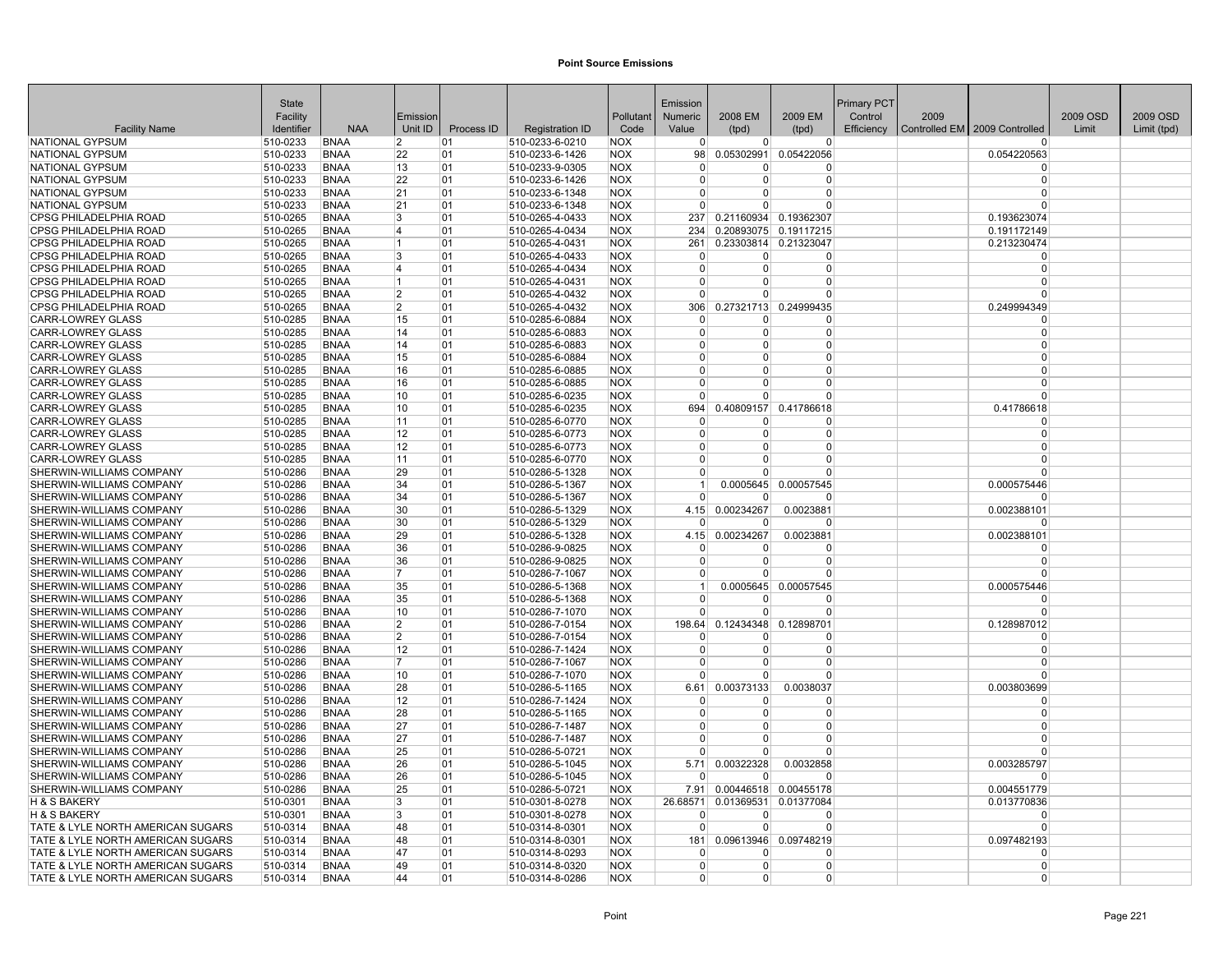# Point Source Emissions

| Facility Name | State Facility Identifier | NAA | Emission Unit ID | Process ID | Registration ID | Pollutant Code | Emission Numeric Value | 2008 EM (tpd) | 2009 EM (tpd) | Primary PCT Control Efficiency | 2009 Controlled EM | 2009 Controlled | 2009 OSD Limit | 2009 OSD Limit (tpd) |
|---|---|---|---|---|---|---|---|---|---|---|---|---|---|---|
| NATIONAL GYPSUM | 510-0233 | BNAA | 2 | 01 | 510-0233-6-0210 | NOX | 0 | 0 | 0 | | | 0 | | |
| NATIONAL GYPSUM | 510-0233 | BNAA | 22 | 01 | 510-0233-6-1426 | NOX | 98 | 0.05302991 | 0.05422056 | | | 0.054220563 | | |
| NATIONAL GYPSUM | 510-0233 | BNAA | 13 | 01 | 510-0233-9-0305 | NOX | 0 | 0 | 0 | | | 0 | | |
| NATIONAL GYPSUM | 510-0233 | BNAA | 22 | 01 | 510-0233-6-1426 | NOX | 0 | 0 | 0 | | | 0 | | |
| NATIONAL GYPSUM | 510-0233 | BNAA | 21 | 01 | 510-0233-6-1348 | NOX | 0 | 0 | 0 | | | 0 | | |
| NATIONAL GYPSUM | 510-0233 | BNAA | 21 | 01 | 510-0233-6-1348 | NOX | 0 | 0 | 0 | | | 0 | | |
| CPSG PHILADELPHIA ROAD | 510-0265 | BNAA | 3 | 01 | 510-0265-4-0433 | NOX | 237 | 0.21160934 | 0.19362307 | | | 0.193623074 | | |
| CPSG PHILADELPHIA ROAD | 510-0265 | BNAA | 4 | 01 | 510-0265-4-0434 | NOX | 234 | 0.20893075 | 0.19117215 | | | 0.191172149 | | |
| CPSG PHILADELPHIA ROAD | 510-0265 | BNAA | 1 | 01 | 510-0265-4-0431 | NOX | 261 | 0.23303814 | 0.21323047 | | | 0.213230474 | | |
| CPSG PHILADELPHIA ROAD | 510-0265 | BNAA | 3 | 01 | 510-0265-4-0433 | NOX | 0 | 0 | 0 | | | 0 | | |
| CPSG PHILADELPHIA ROAD | 510-0265 | BNAA | 4 | 01 | 510-0265-4-0434 | NOX | 0 | 0 | 0 | | | 0 | | |
| CPSG PHILADELPHIA ROAD | 510-0265 | BNAA | 1 | 01 | 510-0265-4-0431 | NOX | 0 | 0 | 0 | | | 0 | | |
| CPSG PHILADELPHIA ROAD | 510-0265 | BNAA | 2 | 01 | 510-0265-4-0432 | NOX | 0 | 0 | 0 | | | 0 | | |
| CPSG PHILADELPHIA ROAD | 510-0265 | BNAA | 2 | 01 | 510-0265-4-0432 | NOX | 306 | 0.27321713 | 0.24999435 | | | 0.249994349 | | |
| CARR-LOWREY GLASS | 510-0285 | BNAA | 15 | 01 | 510-0285-6-0884 | NOX | 0 | 0 | 0 | | | 0 | | |
| CARR-LOWREY GLASS | 510-0285 | BNAA | 14 | 01 | 510-0285-6-0883 | NOX | 0 | 0 | 0 | | | 0 | | |
| CARR-LOWREY GLASS | 510-0285 | BNAA | 14 | 01 | 510-0285-6-0883 | NOX | 0 | 0 | 0 | | | 0 | | |
| CARR-LOWREY GLASS | 510-0285 | BNAA | 15 | 01 | 510-0285-6-0884 | NOX | 0 | 0 | 0 | | | 0 | | |
| CARR-LOWREY GLASS | 510-0285 | BNAA | 16 | 01 | 510-0285-6-0885 | NOX | 0 | 0 | 0 | | | 0 | | |
| CARR-LOWREY GLASS | 510-0285 | BNAA | 16 | 01 | 510-0285-6-0885 | NOX | 0 | 0 | 0 | | | 0 | | |
| CARR-LOWREY GLASS | 510-0285 | BNAA | 10 | 01 | 510-0285-6-0235 | NOX | 0 | 0 | 0 | | | 0 | | |
| CARR-LOWREY GLASS | 510-0285 | BNAA | 10 | 01 | 510-0285-6-0235 | NOX | 694 | 0.40809157 | 0.41786618 | | | 0.41786618 | | |
| CARR-LOWREY GLASS | 510-0285 | BNAA | 11 | 01 | 510-0285-6-0770 | NOX | 0 | 0 | 0 | | | 0 | | |
| CARR-LOWREY GLASS | 510-0285 | BNAA | 12 | 01 | 510-0285-6-0773 | NOX | 0 | 0 | 0 | | | 0 | | |
| CARR-LOWREY GLASS | 510-0285 | BNAA | 12 | 01 | 510-0285-6-0773 | NOX | 0 | 0 | 0 | | | 0 | | |
| CARR-LOWREY GLASS | 510-0285 | BNAA | 11 | 01 | 510-0285-6-0770 | NOX | 0 | 0 | 0 | | | 0 | | |
| SHERWIN-WILLIAMS COMPANY | 510-0286 | BNAA | 29 | 01 | 510-0286-5-1328 | NOX | 0 | 0 | 0 | | | 0 | | |
| SHERWIN-WILLIAMS COMPANY | 510-0286 | BNAA | 34 | 01 | 510-0286-5-1367 | NOX | 1 | 0.0005645 | 0.00057545 | | | 0.000575446 | | |
| SHERWIN-WILLIAMS COMPANY | 510-0286 | BNAA | 34 | 01 | 510-0286-5-1367 | NOX | 0 | 0 | 0 | | | 0 | | |
| SHERWIN-WILLIAMS COMPANY | 510-0286 | BNAA | 30 | 01 | 510-0286-5-1329 | NOX | 4.15 | 0.00234267 | 0.0023881 | | | 0.002388101 | | |
| SHERWIN-WILLIAMS COMPANY | 510-0286 | BNAA | 30 | 01 | 510-0286-5-1329 | NOX | 0 | 0 | 0 | | | 0 | | |
| SHERWIN-WILLIAMS COMPANY | 510-0286 | BNAA | 29 | 01 | 510-0286-5-1328 | NOX | 4.15 | 0.00234267 | 0.0023881 | | | 0.002388101 | | |
| SHERWIN-WILLIAMS COMPANY | 510-0286 | BNAA | 36 | 01 | 510-0286-9-0825 | NOX | 0 | 0 | 0 | | | 0 | | |
| SHERWIN-WILLIAMS COMPANY | 510-0286 | BNAA | 36 | 01 | 510-0286-9-0825 | NOX | 0 | 0 | 0 | | | 0 | | |
| SHERWIN-WILLIAMS COMPANY | 510-0286 | BNAA | 7 | 01 | 510-0286-7-1067 | NOX | 0 | 0 | 0 | | | 0 | | |
| SHERWIN-WILLIAMS COMPANY | 510-0286 | BNAA | 35 | 01 | 510-0286-5-1368 | NOX | 1 | 0.0005645 | 0.00057545 | | | 0.000575446 | | |
| SHERWIN-WILLIAMS COMPANY | 510-0286 | BNAA | 35 | 01 | 510-0286-5-1368 | NOX | 0 | 0 | 0 | | | 0 | | |
| SHERWIN-WILLIAMS COMPANY | 510-0286 | BNAA | 10 | 01 | 510-0286-7-1070 | NOX | 0 | 0 | 0 | | | 0 | | |
| SHERWIN-WILLIAMS COMPANY | 510-0286 | BNAA | 2 | 01 | 510-0286-7-0154 | NOX | 198.64 | 0.12434348 | 0.12898701 | | | 0.128987012 | | |
| SHERWIN-WILLIAMS COMPANY | 510-0286 | BNAA | 2 | 01 | 510-0286-7-0154 | NOX | 0 | 0 | 0 | | | 0 | | |
| SHERWIN-WILLIAMS COMPANY | 510-0286 | BNAA | 12 | 01 | 510-0286-7-1424 | NOX | 0 | 0 | 0 | | | 0 | | |
| SHERWIN-WILLIAMS COMPANY | 510-0286 | BNAA | 7 | 01 | 510-0286-7-1067 | NOX | 0 | 0 | 0 | | | 0 | | |
| SHERWIN-WILLIAMS COMPANY | 510-0286 | BNAA | 10 | 01 | 510-0286-7-1070 | NOX | 0 | 0 | 0 | | | 0 | | |
| SHERWIN-WILLIAMS COMPANY | 510-0286 | BNAA | 28 | 01 | 510-0286-5-1165 | NOX | 6.61 | 0.00373133 | 0.0038037 | | | 0.003803699 | | |
| SHERWIN-WILLIAMS COMPANY | 510-0286 | BNAA | 12 | 01 | 510-0286-7-1424 | NOX | 0 | 0 | 0 | | | 0 | | |
| SHERWIN-WILLIAMS COMPANY | 510-0286 | BNAA | 28 | 01 | 510-0286-5-1165 | NOX | 0 | 0 | 0 | | | 0 | | |
| SHERWIN-WILLIAMS COMPANY | 510-0286 | BNAA | 27 | 01 | 510-0286-7-1487 | NOX | 0 | 0 | 0 | | | 0 | | |
| SHERWIN-WILLIAMS COMPANY | 510-0286 | BNAA | 27 | 01 | 510-0286-7-1487 | NOX | 0 | 0 | 0 | | | 0 | | |
| SHERWIN-WILLIAMS COMPANY | 510-0286 | BNAA | 25 | 01 | 510-0286-5-0721 | NOX | 0 | 0 | 0 | | | 0 | | |
| SHERWIN-WILLIAMS COMPANY | 510-0286 | BNAA | 26 | 01 | 510-0286-5-1045 | NOX | 5.71 | 0.00322328 | 0.0032858 | | | 0.003285797 | | |
| SHERWIN-WILLIAMS COMPANY | 510-0286 | BNAA | 26 | 01 | 510-0286-5-1045 | NOX | 0 | 0 | 0 | | | 0 | | |
| SHERWIN-WILLIAMS COMPANY | 510-0286 | BNAA | 25 | 01 | 510-0286-5-0721 | NOX | 7.91 | 0.00446518 | 0.00455178 | | | 0.004551779 | | |
| H & S BAKERY | 510-0301 | BNAA | 3 | 01 | 510-0301-8-0278 | NOX | 26.68571 | 0.01369531 | 0.01377084 | | | 0.013770836 | | |
| H & S BAKERY | 510-0301 | BNAA | 3 | 01 | 510-0301-8-0278 | NOX | 0 | 0 | 0 | | | 0 | | |
| TATE & LYLE NORTH AMERICAN SUGARS | 510-0314 | BNAA | 48 | 01 | 510-0314-8-0301 | NOX | 0 | 0 | 0 | | | 0 | | |
| TATE & LYLE NORTH AMERICAN SUGARS | 510-0314 | BNAA | 48 | 01 | 510-0314-8-0301 | NOX | 181 | 0.09613946 | 0.09748219 | | | 0.097482193 | | |
| TATE & LYLE NORTH AMERICAN SUGARS | 510-0314 | BNAA | 47 | 01 | 510-0314-8-0293 | NOX | 0 | 0 | 0 | | | 0 | | |
| TATE & LYLE NORTH AMERICAN SUGARS | 510-0314 | BNAA | 49 | 01 | 510-0314-8-0320 | NOX | 0 | 0 | 0 | | | 0 | | |
| TATE & LYLE NORTH AMERICAN SUGARS | 510-0314 | BNAA | 44 | 01 | 510-0314-8-0286 | NOX | 0 | 0 | 0 | | | 0 | | |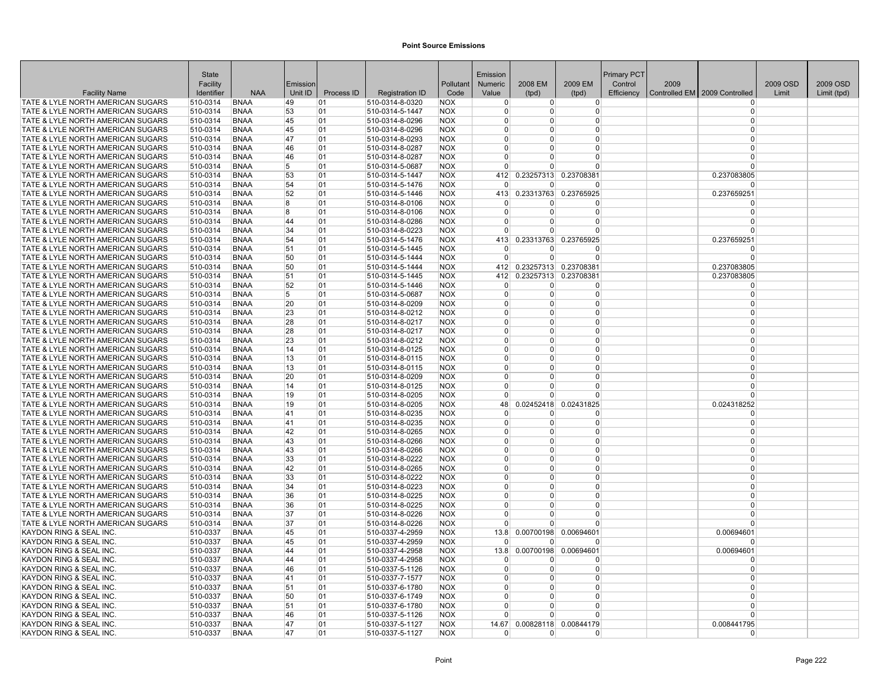# Point Source Emissions

| Facility Name | State Facility Identifier | NAA | Emission Unit ID | Process ID | Registration ID | Pollutant Code | Emission Numeric Value | 2008 EM (tpd) | 2009 EM (tpd) | Primary PCT Control Efficiency | 2009 Controlled EM | 2009 Controlled | 2009 OSD Limit | 2009 OSD Limit (tpd) |
|---|---|---|---|---|---|---|---|---|---|---|---|---|---|---|
| TATE & LYLE NORTH AMERICAN SUGARS | 510-0314 | BNAA | 49 | 01 | 510-0314-8-0320 | NOX | 0 | 0 | 0 | | | 0 | | |
| TATE & LYLE NORTH AMERICAN SUGARS | 510-0314 | BNAA | 53 | 01 | 510-0314-5-1447 | NOX | 0 | 0 | 0 | | | 0 | | |
| TATE & LYLE NORTH AMERICAN SUGARS | 510-0314 | BNAA | 45 | 01 | 510-0314-8-0296 | NOX | 0 | 0 | 0 | | | 0 | | |
| TATE & LYLE NORTH AMERICAN SUGARS | 510-0314 | BNAA | 45 | 01 | 510-0314-8-0296 | NOX | 0 | 0 | 0 | | | 0 | | |
| TATE & LYLE NORTH AMERICAN SUGARS | 510-0314 | BNAA | 47 | 01 | 510-0314-8-0293 | NOX | 0 | 0 | 0 | | | 0 | | |
| TATE & LYLE NORTH AMERICAN SUGARS | 510-0314 | BNAA | 46 | 01 | 510-0314-8-0287 | NOX | 0 | 0 | 0 | | | 0 | | |
| TATE & LYLE NORTH AMERICAN SUGARS | 510-0314 | BNAA | 46 | 01 | 510-0314-8-0287 | NOX | 0 | 0 | 0 | | | 0 | | |
| TATE & LYLE NORTH AMERICAN SUGARS | 510-0314 | BNAA | 5 | 01 | 510-0314-5-0687 | NOX | 0 | 0 | 0 | | | 0 | | |
| TATE & LYLE NORTH AMERICAN SUGARS | 510-0314 | BNAA | 53 | 01 | 510-0314-5-1447 | NOX | 412 | 0.23257313 | 0.23708381 | | | 0.237083805 | | |
| TATE & LYLE NORTH AMERICAN SUGARS | 510-0314 | BNAA | 54 | 01 | 510-0314-5-1476 | NOX | 0 | 0 | 0 | | | 0 | | |
| TATE & LYLE NORTH AMERICAN SUGARS | 510-0314 | BNAA | 52 | 01 | 510-0314-5-1446 | NOX | 413 | 0.23313763 | 0.23765925 | | | 0.237659251 | | |
| TATE & LYLE NORTH AMERICAN SUGARS | 510-0314 | BNAA | 8 | 01 | 510-0314-8-0106 | NOX | 0 | 0 | 0 | | | 0 | | |
| TATE & LYLE NORTH AMERICAN SUGARS | 510-0314 | BNAA | 8 | 01 | 510-0314-8-0106 | NOX | 0 | 0 | 0 | | | 0 | | |
| TATE & LYLE NORTH AMERICAN SUGARS | 510-0314 | BNAA | 44 | 01 | 510-0314-8-0286 | NOX | 0 | 0 | 0 | | | 0 | | |
| TATE & LYLE NORTH AMERICAN SUGARS | 510-0314 | BNAA | 34 | 01 | 510-0314-8-0223 | NOX | 0 | 0 | 0 | | | 0 | | |
| TATE & LYLE NORTH AMERICAN SUGARS | 510-0314 | BNAA | 54 | 01 | 510-0314-5-1476 | NOX | 413 | 0.23313763 | 0.23765925 | | | 0.237659251 | | |
| TATE & LYLE NORTH AMERICAN SUGARS | 510-0314 | BNAA | 51 | 01 | 510-0314-5-1445 | NOX | 0 | 0 | 0 | | | 0 | | |
| TATE & LYLE NORTH AMERICAN SUGARS | 510-0314 | BNAA | 50 | 01 | 510-0314-5-1444 | NOX | 0 | 0 | 0 | | | 0 | | |
| TATE & LYLE NORTH AMERICAN SUGARS | 510-0314 | BNAA | 50 | 01 | 510-0314-5-1444 | NOX | 412 | 0.23257313 | 0.23708381 | | | 0.237083805 | | |
| TATE & LYLE NORTH AMERICAN SUGARS | 510-0314 | BNAA | 51 | 01 | 510-0314-5-1445 | NOX | 412 | 0.23257313 | 0.23708381 | | | 0.237083805 | | |
| TATE & LYLE NORTH AMERICAN SUGARS | 510-0314 | BNAA | 52 | 01 | 510-0314-5-1446 | NOX | 0 | 0 | 0 | | | 0 | | |
| TATE & LYLE NORTH AMERICAN SUGARS | 510-0314 | BNAA | 5 | 01 | 510-0314-5-0687 | NOX | 0 | 0 | 0 | | | 0 | | |
| TATE & LYLE NORTH AMERICAN SUGARS | 510-0314 | BNAA | 20 | 01 | 510-0314-8-0209 | NOX | 0 | 0 | 0 | | | 0 | | |
| TATE & LYLE NORTH AMERICAN SUGARS | 510-0314 | BNAA | 23 | 01 | 510-0314-8-0212 | NOX | 0 | 0 | 0 | | | 0 | | |
| TATE & LYLE NORTH AMERICAN SUGARS | 510-0314 | BNAA | 28 | 01 | 510-0314-8-0217 | NOX | 0 | 0 | 0 | | | 0 | | |
| TATE & LYLE NORTH AMERICAN SUGARS | 510-0314 | BNAA | 28 | 01 | 510-0314-8-0217 | NOX | 0 | 0 | 0 | | | 0 | | |
| TATE & LYLE NORTH AMERICAN SUGARS | 510-0314 | BNAA | 23 | 01 | 510-0314-8-0212 | NOX | 0 | 0 | 0 | | | 0 | | |
| TATE & LYLE NORTH AMERICAN SUGARS | 510-0314 | BNAA | 14 | 01 | 510-0314-8-0125 | NOX | 0 | 0 | 0 | | | 0 | | |
| TATE & LYLE NORTH AMERICAN SUGARS | 510-0314 | BNAA | 13 | 01 | 510-0314-8-0115 | NOX | 0 | 0 | 0 | | | 0 | | |
| TATE & LYLE NORTH AMERICAN SUGARS | 510-0314 | BNAA | 13 | 01 | 510-0314-8-0115 | NOX | 0 | 0 | 0 | | | 0 | | |
| TATE & LYLE NORTH AMERICAN SUGARS | 510-0314 | BNAA | 20 | 01 | 510-0314-8-0209 | NOX | 0 | 0 | 0 | | | 0 | | |
| TATE & LYLE NORTH AMERICAN SUGARS | 510-0314 | BNAA | 14 | 01 | 510-0314-8-0125 | NOX | 0 | 0 | 0 | | | 0 | | |
| TATE & LYLE NORTH AMERICAN SUGARS | 510-0314 | BNAA | 19 | 01 | 510-0314-8-0205 | NOX | 0 | 0 | 0 | | | 0 | | |
| TATE & LYLE NORTH AMERICAN SUGARS | 510-0314 | BNAA | 19 | 01 | 510-0314-8-0205 | NOX | 48 | 0.02452418 | 0.02431825 | | | 0.024318252 | | |
| TATE & LYLE NORTH AMERICAN SUGARS | 510-0314 | BNAA | 41 | 01 | 510-0314-8-0235 | NOX | 0 | 0 | 0 | | | 0 | | |
| TATE & LYLE NORTH AMERICAN SUGARS | 510-0314 | BNAA | 41 | 01 | 510-0314-8-0235 | NOX | 0 | 0 | 0 | | | 0 | | |
| TATE & LYLE NORTH AMERICAN SUGARS | 510-0314 | BNAA | 42 | 01 | 510-0314-8-0265 | NOX | 0 | 0 | 0 | | | 0 | | |
| TATE & LYLE NORTH AMERICAN SUGARS | 510-0314 | BNAA | 43 | 01 | 510-0314-8-0266 | NOX | 0 | 0 | 0 | | | 0 | | |
| TATE & LYLE NORTH AMERICAN SUGARS | 510-0314 | BNAA | 43 | 01 | 510-0314-8-0266 | NOX | 0 | 0 | 0 | | | 0 | | |
| TATE & LYLE NORTH AMERICAN SUGARS | 510-0314 | BNAA | 33 | 01 | 510-0314-8-0222 | NOX | 0 | 0 | 0 | | | 0 | | |
| TATE & LYLE NORTH AMERICAN SUGARS | 510-0314 | BNAA | 42 | 01 | 510-0314-8-0265 | NOX | 0 | 0 | 0 | | | 0 | | |
| TATE & LYLE NORTH AMERICAN SUGARS | 510-0314 | BNAA | 33 | 01 | 510-0314-8-0222 | NOX | 0 | 0 | 0 | | | 0 | | |
| TATE & LYLE NORTH AMERICAN SUGARS | 510-0314 | BNAA | 34 | 01 | 510-0314-8-0223 | NOX | 0 | 0 | 0 | | | 0 | | |
| TATE & LYLE NORTH AMERICAN SUGARS | 510-0314 | BNAA | 36 | 01 | 510-0314-8-0225 | NOX | 0 | 0 | 0 | | | 0 | | |
| TATE & LYLE NORTH AMERICAN SUGARS | 510-0314 | BNAA | 36 | 01 | 510-0314-8-0225 | NOX | 0 | 0 | 0 | | | 0 | | |
| TATE & LYLE NORTH AMERICAN SUGARS | 510-0314 | BNAA | 37 | 01 | 510-0314-8-0226 | NOX | 0 | 0 | 0 | | | 0 | | |
| TATE & LYLE NORTH AMERICAN SUGARS | 510-0314 | BNAA | 37 | 01 | 510-0314-8-0226 | NOX | 0 | 0 | 0 | | | 0 | | |
| KAYDON RING & SEAL INC. | 510-0337 | BNAA | 45 | 01 | 510-0337-4-2959 | NOX | 13.8 | 0.00700198 | 0.00694601 | | | 0.00694601 | | |
| KAYDON RING & SEAL INC. | 510-0337 | BNAA | 45 | 01 | 510-0337-4-2959 | NOX | 0 | 0 | 0 | | | 0 | | |
| KAYDON RING & SEAL INC. | 510-0337 | BNAA | 44 | 01 | 510-0337-4-2958 | NOX | 13.8 | 0.00700198 | 0.00694601 | | | 0.00694601 | | |
| KAYDON RING & SEAL INC. | 510-0337 | BNAA | 44 | 01 | 510-0337-4-2958 | NOX | 0 | 0 | 0 | | | 0 | | |
| KAYDON RING & SEAL INC. | 510-0337 | BNAA | 46 | 01 | 510-0337-5-1126 | NOX | 0 | 0 | 0 | | | 0 | | |
| KAYDON RING & SEAL INC. | 510-0337 | BNAA | 41 | 01 | 510-0337-7-1577 | NOX | 0 | 0 | 0 | | | 0 | | |
| KAYDON RING & SEAL INC. | 510-0337 | BNAA | 51 | 01 | 510-0337-6-1780 | NOX | 0 | 0 | 0 | | | 0 | | |
| KAYDON RING & SEAL INC. | 510-0337 | BNAA | 50 | 01 | 510-0337-6-1749 | NOX | 0 | 0 | 0 | | | 0 | | |
| KAYDON RING & SEAL INC. | 510-0337 | BNAA | 51 | 01 | 510-0337-6-1780 | NOX | 0 | 0 | 0 | | | 0 | | |
| KAYDON RING & SEAL INC. | 510-0337 | BNAA | 46 | 01 | 510-0337-5-1126 | NOX | 0 | 0 | 0 | | | 0 | | |
| KAYDON RING & SEAL INC. | 510-0337 | BNAA | 47 | 01 | 510-0337-5-1127 | NOX | 14.67 | 0.00828118 | 0.00844179 | | | 0.008441795 | | |
| KAYDON RING & SEAL INC. | 510-0337 | BNAA | 47 | 01 | 510-0337-5-1127 | NOX | 0 | 0 | 0 | | | 0 | | |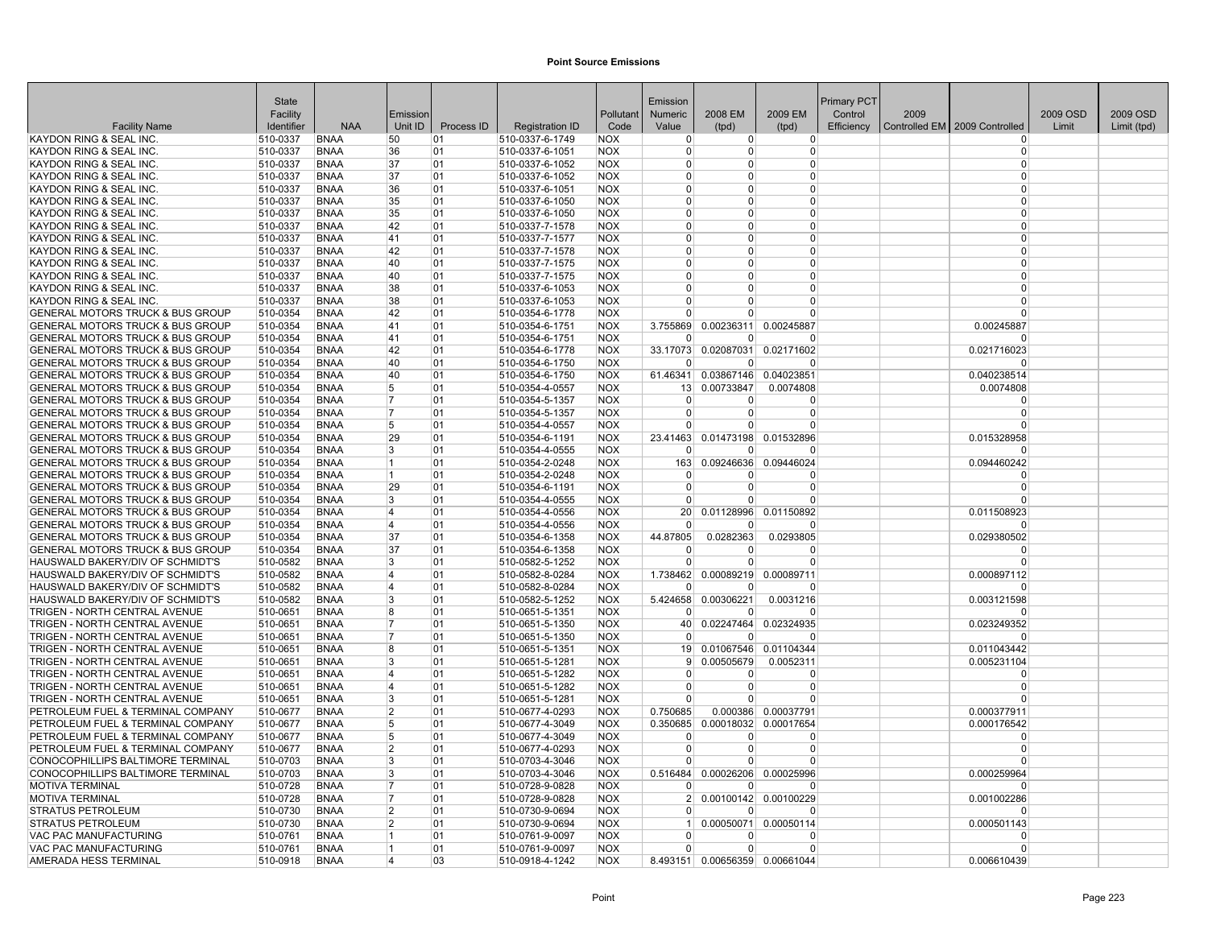# Point Source Emissions

| Facility Name | State Facility Identifier | NAA | Emission Unit ID | Process ID | Registration ID | Pollutant Code | Emission Numeric Value | 2008 EM (tpd) | 2009 EM (tpd) | Primary PCT Control Efficiency | 2009 Controlled EM | 2009 Controlled | 2009 OSD Limit | 2009 OSD Limit (tpd) |
|---|---|---|---|---|---|---|---|---|---|---|---|---|---|---|
| KAYDON RING & SEAL INC. | 510-0337 | BNAA | 50 | 01 | 510-0337-6-1749 | NOX | 0 | 0 | 0 | | | 0 | | |
| KAYDON RING & SEAL INC. | 510-0337 | BNAA | 36 | 01 | 510-0337-6-1051 | NOX | 0 | 0 | 0 | | | 0 | | |
| KAYDON RING & SEAL INC. | 510-0337 | BNAA | 37 | 01 | 510-0337-6-1052 | NOX | 0 | 0 | 0 | | | 0 | | |
| KAYDON RING & SEAL INC. | 510-0337 | BNAA | 37 | 01 | 510-0337-6-1052 | NOX | 0 | 0 | 0 | | | 0 | | |
| KAYDON RING & SEAL INC. | 510-0337 | BNAA | 36 | 01 | 510-0337-6-1051 | NOX | 0 | 0 | 0 | | | 0 | | |
| KAYDON RING & SEAL INC. | 510-0337 | BNAA | 35 | 01 | 510-0337-6-1050 | NOX | 0 | 0 | 0 | | | 0 | | |
| KAYDON RING & SEAL INC. | 510-0337 | BNAA | 35 | 01 | 510-0337-6-1050 | NOX | 0 | 0 | 0 | | | 0 | | |
| KAYDON RING & SEAL INC. | 510-0337 | BNAA | 42 | 01 | 510-0337-7-1578 | NOX | 0 | 0 | 0 | | | 0 | | |
| KAYDON RING & SEAL INC. | 510-0337 | BNAA | 41 | 01 | 510-0337-7-1577 | NOX | 0 | 0 | 0 | | | 0 | | |
| KAYDON RING & SEAL INC. | 510-0337 | BNAA | 42 | 01 | 510-0337-7-1578 | NOX | 0 | 0 | 0 | | | 0 | | |
| KAYDON RING & SEAL INC. | 510-0337 | BNAA | 40 | 01 | 510-0337-7-1575 | NOX | 0 | 0 | 0 | | | 0 | | |
| KAYDON RING & SEAL INC. | 510-0337 | BNAA | 40 | 01 | 510-0337-7-1575 | NOX | 0 | 0 | 0 | | | 0 | | |
| KAYDON RING & SEAL INC. | 510-0337 | BNAA | 38 | 01 | 510-0337-6-1053 | NOX | 0 | 0 | 0 | | | 0 | | |
| KAYDON RING & SEAL INC. | 510-0337 | BNAA | 38 | 01 | 510-0337-6-1053 | NOX | 0 | 0 | 0 | | | 0 | | |
| GENERAL MOTORS TRUCK & BUS GROUP | 510-0354 | BNAA | 42 | 01 | 510-0354-6-1778 | NOX | 0 | 0 | 0 | | | 0 | | |
| GENERAL MOTORS TRUCK & BUS GROUP | 510-0354 | BNAA | 41 | 01 | 510-0354-6-1751 | NOX | 3.755869 | 0.00236311 | 0.00245887 | | | 0.00245887 | | |
| GENERAL MOTORS TRUCK & BUS GROUP | 510-0354 | BNAA | 41 | 01 | 510-0354-6-1751 | NOX | 0 | 0 | 0 | | | 0 | | |
| GENERAL MOTORS TRUCK & BUS GROUP | 510-0354 | BNAA | 42 | 01 | 510-0354-6-1778 | NOX | 33.17073 | 0.02087031 | 0.02171602 | | | 0.021716023 | | |
| GENERAL MOTORS TRUCK & BUS GROUP | 510-0354 | BNAA | 40 | 01 | 510-0354-6-1750 | NOX | 0 | 0 | 0 | | | 0 | | |
| GENERAL MOTORS TRUCK & BUS GROUP | 510-0354 | BNAA | 40 | 01 | 510-0354-6-1750 | NOX | 61.46341 | 0.03867146 | 0.04023851 | | | 0.040238514 | | |
| GENERAL MOTORS TRUCK & BUS GROUP | 510-0354 | BNAA | 5 | 01 | 510-0354-4-0557 | NOX | 13 | 0.00733847 | 0.0074808 | | | 0.0074808 | | |
| GENERAL MOTORS TRUCK & BUS GROUP | 510-0354 | BNAA | 7 | 01 | 510-0354-5-1357 | NOX | 0 | 0 | 0 | | | 0 | | |
| GENERAL MOTORS TRUCK & BUS GROUP | 510-0354 | BNAA | 7 | 01 | 510-0354-5-1357 | NOX | 0 | 0 | 0 | | | 0 | | |
| GENERAL MOTORS TRUCK & BUS GROUP | 510-0354 | BNAA | 5 | 01 | 510-0354-4-0557 | NOX | 0 | 0 | 0 | | | 0 | | |
| GENERAL MOTORS TRUCK & BUS GROUP | 510-0354 | BNAA | 29 | 01 | 510-0354-6-1191 | NOX | 23.41463 | 0.01473198 | 0.01532896 | | | 0.015328958 | | |
| GENERAL MOTORS TRUCK & BUS GROUP | 510-0354 | BNAA | 3 | 01 | 510-0354-4-0555 | NOX | 0 | 0 | 0 | | | 0 | | |
| GENERAL MOTORS TRUCK & BUS GROUP | 510-0354 | BNAA | 1 | 01 | 510-0354-2-0248 | NOX | 163 | 0.09246636 | 0.09446024 | | | 0.094460242 | | |
| GENERAL MOTORS TRUCK & BUS GROUP | 510-0354 | BNAA | 1 | 01 | 510-0354-2-0248 | NOX | 0 | 0 | 0 | | | 0 | | |
| GENERAL MOTORS TRUCK & BUS GROUP | 510-0354 | BNAA | 29 | 01 | 510-0354-6-1191 | NOX | 0 | 0 | 0 | | | 0 | | |
| GENERAL MOTORS TRUCK & BUS GROUP | 510-0354 | BNAA | 3 | 01 | 510-0354-4-0555 | NOX | 0 | 0 | 0 | | | 0 | | |
| GENERAL MOTORS TRUCK & BUS GROUP | 510-0354 | BNAA | 4 | 01 | 510-0354-4-0556 | NOX | 20 | 0.01128996 | 0.01150892 | | | 0.011508923 | | |
| GENERAL MOTORS TRUCK & BUS GROUP | 510-0354 | BNAA | 4 | 01 | 510-0354-4-0556 | NOX | 0 | 0 | 0 | | | 0 | | |
| GENERAL MOTORS TRUCK & BUS GROUP | 510-0354 | BNAA | 37 | 01 | 510-0354-6-1358 | NOX | 44.87805 | 0.0282363 | 0.0293805 | | | 0.029380502 | | |
| GENERAL MOTORS TRUCK & BUS GROUP | 510-0354 | BNAA | 37 | 01 | 510-0354-6-1358 | NOX | 0 | 0 | 0 | | | 0 | | |
| HAUSWALD BAKERY/DIV OF SCHMIDT'S | 510-0582 | BNAA | 3 | 01 | 510-0582-5-1252 | NOX | 0 | 0 | 0 | | | 0 | | |
| HAUSWALD BAKERY/DIV OF SCHMIDT'S | 510-0582 | BNAA | 4 | 01 | 510-0582-8-0284 | NOX | 1.738462 | 0.00089219 | 0.00089711 | | | 0.000897112 | | |
| HAUSWALD BAKERY/DIV OF SCHMIDT'S | 510-0582 | BNAA | 4 | 01 | 510-0582-8-0284 | NOX | 0 | 0 | 0 | | | 0 | | |
| HAUSWALD BAKERY/DIV OF SCHMIDT'S | 510-0582 | BNAA | 3 | 01 | 510-0582-5-1252 | NOX | 5.424658 | 0.00306221 | 0.0031216 | | | 0.003121598 | | |
| TRIGEN - NORTH CENTRAL AVENUE | 510-0651 | BNAA | 8 | 01 | 510-0651-5-1351 | NOX | 0 | 0 | 0 | | | 0 | | |
| TRIGEN - NORTH CENTRAL AVENUE | 510-0651 | BNAA | 7 | 01 | 510-0651-5-1350 | NOX | 40 | 0.02247464 | 0.02324935 | | | 0.023249352 | | |
| TRIGEN - NORTH CENTRAL AVENUE | 510-0651 | BNAA | 7 | 01 | 510-0651-5-1350 | NOX | 0 | 0 | 0 | | | 0 | | |
| TRIGEN - NORTH CENTRAL AVENUE | 510-0651 | BNAA | 8 | 01 | 510-0651-5-1351 | NOX | 19 | 0.01067546 | 0.01104344 | | | 0.011043442 | | |
| TRIGEN - NORTH CENTRAL AVENUE | 510-0651 | BNAA | 3 | 01 | 510-0651-5-1281 | NOX | 9 | 0.00505679 | 0.0052311 | | | 0.005231104 | | |
| TRIGEN - NORTH CENTRAL AVENUE | 510-0651 | BNAA | 4 | 01 | 510-0651-5-1282 | NOX | 0 | 0 | 0 | | | 0 | | |
| TRIGEN - NORTH CENTRAL AVENUE | 510-0651 | BNAA | 4 | 01 | 510-0651-5-1282 | NOX | 0 | 0 | 0 | | | 0 | | |
| TRIGEN - NORTH CENTRAL AVENUE | 510-0651 | BNAA | 3 | 01 | 510-0651-5-1281 | NOX | 0 | 0 | 0 | | | 0 | | |
| PETROLEUM FUEL & TERMINAL COMPANY | 510-0677 | BNAA | 2 | 01 | 510-0677-4-0293 | NOX | 0.750685 | 0.000386 | 0.00037791 | | | 0.000377911 | | |
| PETROLEUM FUEL & TERMINAL COMPANY | 510-0677 | BNAA | 5 | 01 | 510-0677-4-3049 | NOX | 0.350685 | 0.00018032 | 0.00017654 | | | 0.000176542 | | |
| PETROLEUM FUEL & TERMINAL COMPANY | 510-0677 | BNAA | 5 | 01 | 510-0677-4-3049 | NOX | 0 | 0 | 0 | | | 0 | | |
| PETROLEUM FUEL & TERMINAL COMPANY | 510-0677 | BNAA | 2 | 01 | 510-0677-4-0293 | NOX | 0 | 0 | 0 | | | 0 | | |
| CONOCOPHILLIPS BALTIMORE TERMINAL | 510-0703 | BNAA | 3 | 01 | 510-0703-4-3046 | NOX | 0 | 0 | 0 | | | 0 | | |
| CONOCOPHILLIPS BALTIMORE TERMINAL | 510-0703 | BNAA | 3 | 01 | 510-0703-4-3046 | NOX | 0.516484 | 0.00026206 | 0.00025996 | | | 0.000259964 | | |
| MOTIVA TERMINAL | 510-0728 | BNAA | 7 | 01 | 510-0728-9-0828 | NOX | 0 | 0 | 0 | | | 0 | | |
| MOTIVA TERMINAL | 510-0728 | BNAA | 7 | 01 | 510-0728-9-0828 | NOX | 2 | 0.00100142 | 0.00100229 | | | 0.001002286 | | |
| STRATUS PETROLEUM | 510-0730 | BNAA | 2 | 01 | 510-0730-9-0694 | NOX | 0 | 0 | 0 | | | 0 | | |
| STRATUS PETROLEUM | 510-0730 | BNAA | 2 | 01 | 510-0730-9-0694 | NOX | 1 | 0.00050071 | 0.00050114 | | | 0.000501143 | | |
| VAC PAC MANUFACTURING | 510-0761 | BNAA | 1 | 01 | 510-0761-9-0097 | NOX | 0 | 0 | 0 | | | 0 | | |
| VAC PAC MANUFACTURING | 510-0761 | BNAA | 1 | 01 | 510-0761-9-0097 | NOX | 0 | 0 | 0 | | | 0 | | |
| AMERADA HESS TERMINAL | 510-0918 | BNAA | 4 | 03 | 510-0918-4-1242 | NOX | 8.493151 | 0.00656359 | 0.00661044 | | | 0.006610439 | | |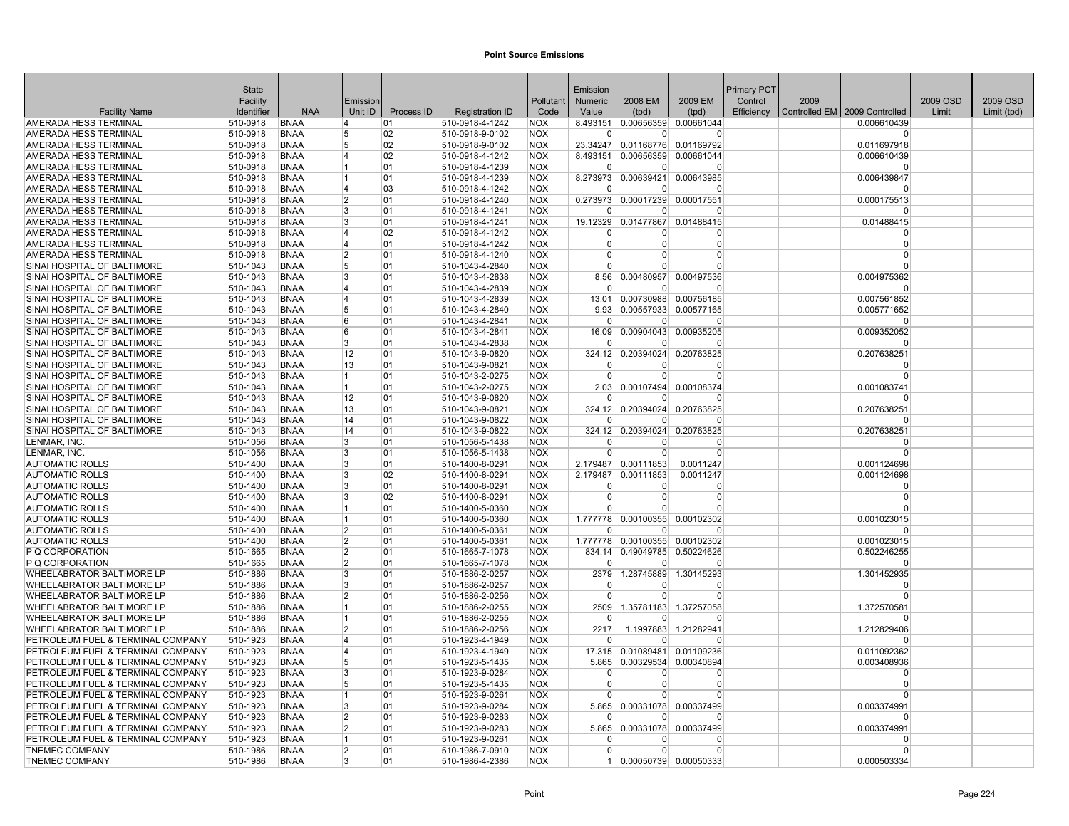# Point Source Emissions

| Facility Name | State Facility Identifier | NAA | Emission Unit ID | Process ID | Registration ID | Pollutant Code | Emission Numeric Value | 2008 EM (tpd) | 2009 EM (tpd) | Primary PCT Control Efficiency | 2009 Controlled EM | 2009 Controlled | 2009 OSD Limit | 2009 OSD Limit (tpd) |
|---|---|---|---|---|---|---|---|---|---|---|---|---|---|---|
| AMERADA HESS TERMINAL | 510-0918 | BNAA | 4 | 01 | 510-0918-4-1242 | NOX | 8.493151 | 0.00656359 | 0.00661044 | | | 0.006610439 | | |
| AMERADA HESS TERMINAL | 510-0918 | BNAA | 5 | 02 | 510-0918-9-0102 | NOX | 0 | 0 | 0 | | | 0 | | |
| AMERADA HESS TERMINAL | 510-0918 | BNAA | 5 | 02 | 510-0918-9-0102 | NOX | 23.34247 | 0.01168776 | 0.01169792 | | | 0.011697918 | | |
| AMERADA HESS TERMINAL | 510-0918 | BNAA | 4 | 02 | 510-0918-4-1242 | NOX | 8.493151 | 0.00656359 | 0.00661044 | | | 0.006610439 | | |
| AMERADA HESS TERMINAL | 510-0918 | BNAA | 1 | 01 | 510-0918-4-1239 | NOX | 0 | 0 | 0 | | | 0 | | |
| AMERADA HESS TERMINAL | 510-0918 | BNAA | 1 | 01 | 510-0918-4-1239 | NOX | 8.273973 | 0.00639421 | 0.00643985 | | | 0.006439847 | | |
| AMERADA HESS TERMINAL | 510-0918 | BNAA | 4 | 03 | 510-0918-4-1242 | NOX | 0 | 0 | 0 | | | 0 | | |
| AMERADA HESS TERMINAL | 510-0918 | BNAA | 2 | 01 | 510-0918-4-1240 | NOX | 0.273973 | 0.00017239 | 0.00017551 | | | 0.000175513 | | |
| AMERADA HESS TERMINAL | 510-0918 | BNAA | 3 | 01 | 510-0918-4-1241 | NOX | 0 | 0 | 0 | | | 0 | | |
| AMERADA HESS TERMINAL | 510-0918 | BNAA | 3 | 01 | 510-0918-4-1241 | NOX | 19.12329 | 0.01477867 | 0.01488415 | | | 0.01488415 | | |
| AMERADA HESS TERMINAL | 510-0918 | BNAA | 4 | 02 | 510-0918-4-1242 | NOX | 0 | 0 | 0 | | | 0 | | |
| AMERADA HESS TERMINAL | 510-0918 | BNAA | 4 | 01 | 510-0918-4-1242 | NOX | 0 | 0 | 0 | | | 0 | | |
| AMERADA HESS TERMINAL | 510-0918 | BNAA | 2 | 01 | 510-0918-4-1240 | NOX | 0 | 0 | 0 | | | 0 | | |
| SINAI HOSPITAL OF BALTIMORE | 510-1043 | BNAA | 5 | 01 | 510-1043-4-2840 | NOX | 0 | 0 | 0 | | | 0 | | |
| SINAI HOSPITAL OF BALTIMORE | 510-1043 | BNAA | 3 | 01 | 510-1043-4-2838 | NOX | 8.56 | 0.00480957 | 0.00497536 | | | 0.004975362 | | |
| SINAI HOSPITAL OF BALTIMORE | 510-1043 | BNAA | 4 | 01 | 510-1043-4-2839 | NOX | 0 | 0 | 0 | | | 0 | | |
| SINAI HOSPITAL OF BALTIMORE | 510-1043 | BNAA | 4 | 01 | 510-1043-4-2839 | NOX | 13.01 | 0.00730988 | 0.00756185 | | | 0.007561852 | | |
| SINAI HOSPITAL OF BALTIMORE | 510-1043 | BNAA | 5 | 01 | 510-1043-4-2840 | NOX | 9.93 | 0.00557933 | 0.00577165 | | | 0.005771652 | | |
| SINAI HOSPITAL OF BALTIMORE | 510-1043 | BNAA | 6 | 01 | 510-1043-4-2841 | NOX | 0 | 0 | 0 | | | 0 | | |
| SINAI HOSPITAL OF BALTIMORE | 510-1043 | BNAA | 6 | 01 | 510-1043-4-2841 | NOX | 16.09 | 0.00904043 | 0.00935205 | | | 0.009352052 | | |
| SINAI HOSPITAL OF BALTIMORE | 510-1043 | BNAA | 3 | 01 | 510-1043-4-2838 | NOX | 0 | 0 | 0 | | | 0 | | |
| SINAI HOSPITAL OF BALTIMORE | 510-1043 | BNAA | 12 | 01 | 510-1043-9-0820 | NOX | 324.12 | 0.20394024 | 0.20763825 | | | 0.207638251 | | |
| SINAI HOSPITAL OF BALTIMORE | 510-1043 | BNAA | 13 | 01 | 510-1043-9-0821 | NOX | 0 | 0 | 0 | | | 0 | | |
| SINAI HOSPITAL OF BALTIMORE | 510-1043 | BNAA | 1 | 01 | 510-1043-2-0275 | NOX | 0 | 0 | 0 | | | 0 | | |
| SINAI HOSPITAL OF BALTIMORE | 510-1043 | BNAA | 1 | 01 | 510-1043-2-0275 | NOX | 2.03 | 0.00107494 | 0.00108374 | | | 0.001083741 | | |
| SINAI HOSPITAL OF BALTIMORE | 510-1043 | BNAA | 12 | 01 | 510-1043-9-0820 | NOX | 0 | 0 | 0 | | | 0 | | |
| SINAI HOSPITAL OF BALTIMORE | 510-1043 | BNAA | 13 | 01 | 510-1043-9-0821 | NOX | 324.12 | 0.20394024 | 0.20763825 | | | 0.207638251 | | |
| SINAI HOSPITAL OF BALTIMORE | 510-1043 | BNAA | 14 | 01 | 510-1043-9-0822 | NOX | 0 | 0 | 0 | | | 0 | | |
| SINAI HOSPITAL OF BALTIMORE | 510-1043 | BNAA | 14 | 01 | 510-1043-9-0822 | NOX | 324.12 | 0.20394024 | 0.20763825 | | | 0.207638251 | | |
| LENMAR, INC. | 510-1056 | BNAA | 3 | 01 | 510-1056-5-1438 | NOX | 0 | 0 | 0 | | | 0 | | |
| LENMAR, INC. | 510-1056 | BNAA | 3 | 01 | 510-1056-5-1438 | NOX | 0 | 0 | 0 | | | 0 | | |
| AUTOMATIC ROLLS | 510-1400 | BNAA | 3 | 01 | 510-1400-8-0291 | NOX | 2.179487 | 0.00111853 | 0.0011247 | | | 0.001124698 | | |
| AUTOMATIC ROLLS | 510-1400 | BNAA | 3 | 02 | 510-1400-8-0291 | NOX | 2.179487 | 0.00111853 | 0.0011247 | | | 0.001124698 | | |
| AUTOMATIC ROLLS | 510-1400 | BNAA | 3 | 01 | 510-1400-8-0291 | NOX | 0 | 0 | 0 | | | 0 | | |
| AUTOMATIC ROLLS | 510-1400 | BNAA | 3 | 02 | 510-1400-8-0291 | NOX | 0 | 0 | 0 | | | 0 | | |
| AUTOMATIC ROLLS | 510-1400 | BNAA | 1 | 01 | 510-1400-5-0360 | NOX | 0 | 0 | 0 | | | 0 | | |
| AUTOMATIC ROLLS | 510-1400 | BNAA | 1 | 01 | 510-1400-5-0360 | NOX | 1.777778 | 0.00100355 | 0.00102302 | | | 0.001023015 | | |
| AUTOMATIC ROLLS | 510-1400 | BNAA | 2 | 01 | 510-1400-5-0361 | NOX | 0 | 0 | 0 | | | 0 | | |
| AUTOMATIC ROLLS | 510-1400 | BNAA | 2 | 01 | 510-1400-5-0361 | NOX | 1.777778 | 0.00100355 | 0.00102302 | | | 0.001023015 | | |
| P Q CORPORATION | 510-1665 | BNAA | 2 | 01 | 510-1665-7-1078 | NOX | 834.14 | 0.49049785 | 0.50224626 | | | 0.502246255 | | |
| P Q CORPORATION | 510-1665 | BNAA | 2 | 01 | 510-1665-7-1078 | NOX | 0 | 0 | 0 | | | 0 | | |
| WHEELABRATOR BALTIMORE LP | 510-1886 | BNAA | 3 | 01 | 510-1886-2-0257 | NOX | 2379 | 1.28745889 | 1.30145293 | | | 1.301452935 | | |
| WHEELABRATOR BALTIMORE LP | 510-1886 | BNAA | 3 | 01 | 510-1886-2-0257 | NOX | 0 | 0 | 0 | | | 0 | | |
| WHEELABRATOR BALTIMORE LP | 510-1886 | BNAA | 2 | 01 | 510-1886-2-0256 | NOX | 0 | 0 | 0 | | | 0 | | |
| WHEELABRATOR BALTIMORE LP | 510-1886 | BNAA | 1 | 01 | 510-1886-2-0255 | NOX | 2509 | 1.35781183 | 1.37257058 | | | 1.372570581 | | |
| WHEELABRATOR BALTIMORE LP | 510-1886 | BNAA | 1 | 01 | 510-1886-2-0255 | NOX | 0 | 0 | 0 | | | 0 | | |
| WHEELABRATOR BALTIMORE LP | 510-1886 | BNAA | 2 | 01 | 510-1886-2-0256 | NOX | 2217 | 1.1997883 | 1.21282941 | | | 1.212829406 | | |
| PETROLEUM FUEL & TERMINAL COMPANY | 510-1923 | BNAA | 4 | 01 | 510-1923-4-1949 | NOX | 0 | 0 | 0 | | | 0 | | |
| PETROLEUM FUEL & TERMINAL COMPANY | 510-1923 | BNAA | 4 | 01 | 510-1923-4-1949 | NOX | 17.315 | 0.01089481 | 0.01109236 | | | 0.011092362 | | |
| PETROLEUM FUEL & TERMINAL COMPANY | 510-1923 | BNAA | 5 | 01 | 510-1923-5-1435 | NOX | 5.865 | 0.00329534 | 0.00340894 | | | 0.003408936 | | |
| PETROLEUM FUEL & TERMINAL COMPANY | 510-1923 | BNAA | 3 | 01 | 510-1923-9-0284 | NOX | 0 | 0 | 0 | | | 0 | | |
| PETROLEUM FUEL & TERMINAL COMPANY | 510-1923 | BNAA | 5 | 01 | 510-1923-5-1435 | NOX | 0 | 0 | 0 | | | 0 | | |
| PETROLEUM FUEL & TERMINAL COMPANY | 510-1923 | BNAA | 1 | 01 | 510-1923-9-0261 | NOX | 0 | 0 | 0 | | | 0 | | |
| PETROLEUM FUEL & TERMINAL COMPANY | 510-1923 | BNAA | 3 | 01 | 510-1923-9-0284 | NOX | 5.865 | 0.00331078 | 0.00337499 | | | 0.003374991 | | |
| PETROLEUM FUEL & TERMINAL COMPANY | 510-1923 | BNAA | 2 | 01 | 510-1923-9-0283 | NOX | 0 | 0 | 0 | | | 0 | | |
| PETROLEUM FUEL & TERMINAL COMPANY | 510-1923 | BNAA | 2 | 01 | 510-1923-9-0283 | NOX | 5.865 | 0.00331078 | 0.00337499 | | | 0.003374991 | | |
| PETROLEUM FUEL & TERMINAL COMPANY | 510-1923 | BNAA | 1 | 01 | 510-1923-9-0261 | NOX | 0 | 0 | 0 | | | 0 | | |
| TNEMEC COMPANY | 510-1986 | BNAA | 2 | 01 | 510-1986-7-0910 | NOX | 0 | 0 | 0 | | | 0 | | |
| TNEMEC COMPANY | 510-1986 | BNAA | 3 | 01 | 510-1986-4-2386 | NOX | 1 | 0.00050739 | 0.00050333 | | | 0.000503334 | | |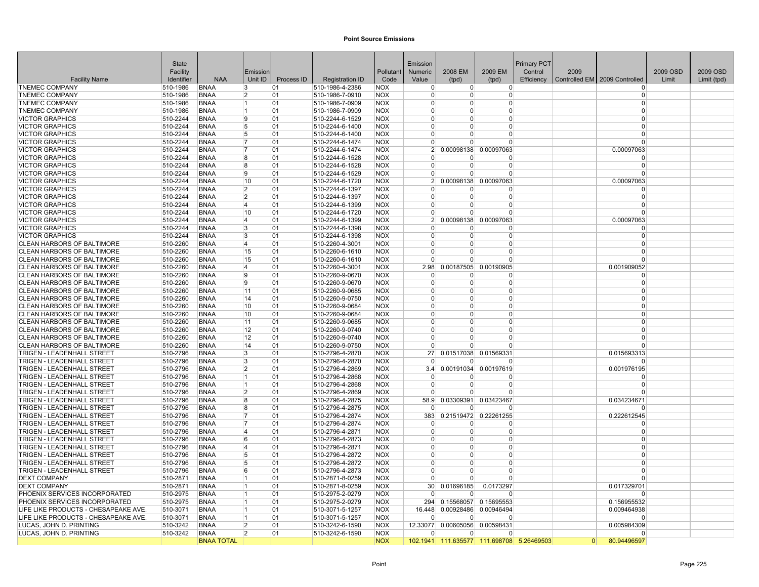# Point Source Emissions

| Facility Name | State Facility Identifier | NAA | Emission Unit ID | Process ID | Registration ID | Pollutant Code | Emission Numeric Value | 2008 EM (tpd) | 2009 EM (tpd) | Primary PCT Control Efficiency | 2009 Controlled EM | 2009 Controlled | 2009 OSD Limit | 2009 OSD Limit (tpd) |
|---|---|---|---|---|---|---|---|---|---|---|---|---|---|---|
| TNEMEC COMPANY | 510-1986 | BNAA | 3 | 01 | 510-1986-4-2386 | NOX | 0 | 0 | 0 | | | 0 | | |
| TNEMEC COMPANY | 510-1986 | BNAA | 2 | 01 | 510-1986-7-0910 | NOX | 0 | 0 | 0 | | | 0 | | |
| TNEMEC COMPANY | 510-1986 | BNAA | 1 | 01 | 510-1986-7-0909 | NOX | 0 | 0 | 0 | | | 0 | | |
| TNEMEC COMPANY | 510-1986 | BNAA | 1 | 01 | 510-1986-7-0909 | NOX | 0 | 0 | 0 | | | 0 | | |
| VICTOR GRAPHICS | 510-2244 | BNAA | 9 | 01 | 510-2244-6-1529 | NOX | 0 | 0 | 0 | | | 0 | | |
| VICTOR GRAPHICS | 510-2244 | BNAA | 5 | 01 | 510-2244-6-1400 | NOX | 0 | 0 | 0 | | | 0 | | |
| VICTOR GRAPHICS | 510-2244 | BNAA | 5 | 01 | 510-2244-6-1400 | NOX | 0 | 0 | 0 | | | 0 | | |
| VICTOR GRAPHICS | 510-2244 | BNAA | 7 | 01 | 510-2244-6-1474 | NOX | 0 | 0 | 0 | | | 0 | | |
| VICTOR GRAPHICS | 510-2244 | BNAA | 7 | 01 | 510-2244-6-1474 | NOX | 2 | 0.00098138 | 0.00097063 | | | 0.00097063 | | |
| VICTOR GRAPHICS | 510-2244 | BNAA | 8 | 01 | 510-2244-6-1528 | NOX | 0 | 0 | 0 | | | 0 | | |
| VICTOR GRAPHICS | 510-2244 | BNAA | 8 | 01 | 510-2244-6-1528 | NOX | 0 | 0 | 0 | | | 0 | | |
| VICTOR GRAPHICS | 510-2244 | BNAA | 9 | 01 | 510-2244-6-1529 | NOX | 0 | 0 | 0 | | | 0 | | |
| VICTOR GRAPHICS | 510-2244 | BNAA | 10 | 01 | 510-2244-6-1720 | NOX | 2 | 0.00098138 | 0.00097063 | | | 0.00097063 | | |
| VICTOR GRAPHICS | 510-2244 | BNAA | 2 | 01 | 510-2244-6-1397 | NOX | 0 | 0 | 0 | | | 0 | | |
| VICTOR GRAPHICS | 510-2244 | BNAA | 2 | 01 | 510-2244-6-1397 | NOX | 0 | 0 | 0 | | | 0 | | |
| VICTOR GRAPHICS | 510-2244 | BNAA | 4 | 01 | 510-2244-6-1399 | NOX | 0 | 0 | 0 | | | 0 | | |
| VICTOR GRAPHICS | 510-2244 | BNAA | 10 | 01 | 510-2244-6-1720 | NOX | 0 | 0 | 0 | | | 0 | | |
| VICTOR GRAPHICS | 510-2244 | BNAA | 4 | 01 | 510-2244-6-1399 | NOX | 2 | 0.00098138 | 0.00097063 | | | 0.00097063 | | |
| VICTOR GRAPHICS | 510-2244 | BNAA | 3 | 01 | 510-2244-6-1398 | NOX | 0 | 0 | 0 | | | 0 | | |
| VICTOR GRAPHICS | 510-2244 | BNAA | 3 | 01 | 510-2244-6-1398 | NOX | 0 | 0 | 0 | | | 0 | | |
| CLEAN HARBORS OF BALTIMORE | 510-2260 | BNAA | 4 | 01 | 510-2260-4-3001 | NOX | 0 | 0 | 0 | | | 0 | | |
| CLEAN HARBORS OF BALTIMORE | 510-2260 | BNAA | 15 | 01 | 510-2260-6-1610 | NOX | 0 | 0 | 0 | | | 0 | | |
| CLEAN HARBORS OF BALTIMORE | 510-2260 | BNAA | 15 | 01 | 510-2260-6-1610 | NOX | 0 | 0 | 0 | | | 0 | | |
| CLEAN HARBORS OF BALTIMORE | 510-2260 | BNAA | 4 | 01 | 510-2260-4-3001 | NOX | 2.98 | 0.00187505 | 0.00190905 | | | 0.001909052 | | |
| CLEAN HARBORS OF BALTIMORE | 510-2260 | BNAA | 9 | 01 | 510-2260-9-0670 | NOX | 0 | 0 | 0 | | | 0 | | |
| CLEAN HARBORS OF BALTIMORE | 510-2260 | BNAA | 9 | 01 | 510-2260-9-0670 | NOX | 0 | 0 | 0 | | | 0 | | |
| CLEAN HARBORS OF BALTIMORE | 510-2260 | BNAA | 11 | 01 | 510-2260-9-0685 | NOX | 0 | 0 | 0 | | | 0 | | |
| CLEAN HARBORS OF BALTIMORE | 510-2260 | BNAA | 14 | 01 | 510-2260-9-0750 | NOX | 0 | 0 | 0 | | | 0 | | |
| CLEAN HARBORS OF BALTIMORE | 510-2260 | BNAA | 10 | 01 | 510-2260-9-0684 | NOX | 0 | 0 | 0 | | | 0 | | |
| CLEAN HARBORS OF BALTIMORE | 510-2260 | BNAA | 10 | 01 | 510-2260-9-0684 | NOX | 0 | 0 | 0 | | | 0 | | |
| CLEAN HARBORS OF BALTIMORE | 510-2260 | BNAA | 11 | 01 | 510-2260-9-0685 | NOX | 0 | 0 | 0 | | | 0 | | |
| CLEAN HARBORS OF BALTIMORE | 510-2260 | BNAA | 12 | 01 | 510-2260-9-0740 | NOX | 0 | 0 | 0 | | | 0 | | |
| CLEAN HARBORS OF BALTIMORE | 510-2260 | BNAA | 12 | 01 | 510-2260-9-0740 | NOX | 0 | 0 | 0 | | | 0 | | |
| CLEAN HARBORS OF BALTIMORE | 510-2260 | BNAA | 14 | 01 | 510-2260-9-0750 | NOX | 0 | 0 | 0 | | | 0 | | |
| TRIGEN - LEADENHALL STREET | 510-2796 | BNAA | 3 | 01 | 510-2796-4-2870 | NOX | 27 | 0.01517038 | 0.01569331 | | | 0.015693313 | | |
| TRIGEN - LEADENHALL STREET | 510-2796 | BNAA | 3 | 01 | 510-2796-4-2870 | NOX | 0 | 0 | 0 | | | 0 | | |
| TRIGEN - LEADENHALL STREET | 510-2796 | BNAA | 2 | 01 | 510-2796-4-2869 | NOX | 3.4 | 0.00191034 | 0.00197619 | | | 0.001976195 | | |
| TRIGEN - LEADENHALL STREET | 510-2796 | BNAA | 1 | 01 | 510-2796-4-2868 | NOX | 0 | 0 | 0 | | | 0 | | |
| TRIGEN - LEADENHALL STREET | 510-2796 | BNAA | 1 | 01 | 510-2796-4-2868 | NOX | 0 | 0 | 0 | | | 0 | | |
| TRIGEN - LEADENHALL STREET | 510-2796 | BNAA | 2 | 01 | 510-2796-4-2869 | NOX | 0 | 0 | 0 | | | 0 | | |
| TRIGEN - LEADENHALL STREET | 510-2796 | BNAA | 8 | 01 | 510-2796-4-2875 | NOX | 58.9 | 0.03309391 | 0.03423467 | | | 0.034234671 | | |
| TRIGEN - LEADENHALL STREET | 510-2796 | BNAA | 8 | 01 | 510-2796-4-2875 | NOX | 0 | 0 | 0 | | | 0 | | |
| TRIGEN - LEADENHALL STREET | 510-2796 | BNAA | 7 | 01 | 510-2796-4-2874 | NOX | 383 | 0.21519472 | 0.22261255 | | | 0.222612545 | | |
| TRIGEN - LEADENHALL STREET | 510-2796 | BNAA | 7 | 01 | 510-2796-4-2874 | NOX | 0 | 0 | 0 | | | 0 | | |
| TRIGEN - LEADENHALL STREET | 510-2796 | BNAA | 4 | 01 | 510-2796-4-2871 | NOX | 0 | 0 | 0 | | | 0 | | |
| TRIGEN - LEADENHALL STREET | 510-2796 | BNAA | 6 | 01 | 510-2796-4-2873 | NOX | 0 | 0 | 0 | | | 0 | | |
| TRIGEN - LEADENHALL STREET | 510-2796 | BNAA | 4 | 01 | 510-2796-4-2871 | NOX | 0 | 0 | 0 | | | 0 | | |
| TRIGEN - LEADENHALL STREET | 510-2796 | BNAA | 5 | 01 | 510-2796-4-2872 | NOX | 0 | 0 | 0 | | | 0 | | |
| TRIGEN - LEADENHALL STREET | 510-2796 | BNAA | 5 | 01 | 510-2796-4-2872 | NOX | 0 | 0 | 0 | | | 0 | | |
| TRIGEN - LEADENHALL STREET | 510-2796 | BNAA | 6 | 01 | 510-2796-4-2873 | NOX | 0 | 0 | 0 | | | 0 | | |
| DEXT COMPANY | 510-2871 | BNAA | 1 | 01 | 510-2871-8-0259 | NOX | 0 | 0 | 0 | | | 0 | | |
| DEXT COMPANY | 510-2871 | BNAA | 1 | 01 | 510-2871-8-0259 | NOX | 30 | 0.01696185 | 0.0173297 | | | 0.017329701 | | |
| PHOENIX SERVICES INCORPORATED | 510-2975 | BNAA | 1 | 01 | 510-2975-2-0279 | NOX | 0 | 0 | 0 | | | 0 | | |
| PHOENIX SERVICES INCORPORATED | 510-2975 | BNAA | 1 | 01 | 510-2975-2-0279 | NOX | 294 | 0.15568057 | 0.15695553 | | | 0.156955532 | | |
| LIFE LIKE PRODUCTS - CHESAPEAKE AVE. | 510-3071 | BNAA | 1 | 01 | 510-3071-5-1257 | NOX | 16.448 | 0.00928486 | 0.00946494 | | | 0.009464938 | | |
| LIFE LIKE PRODUCTS - CHESAPEAKE AVE. | 510-3071 | BNAA | 1 | 01 | 510-3071-5-1257 | NOX | 0 | 0 | 0 | | | 0 | | |
| LUCAS, JOHN D. PRINTING | 510-3242 | BNAA | 2 | 01 | 510-3242-6-1590 | NOX | 12.33077 | 0.00605056 | 0.00598431 | | | 0.005984309 | | |
| LUCAS, JOHN D. PRINTING | 510-3242 | BNAA | 2 | 01 | 510-3242-6-1590 | NOX | 0 | 0 | 0 | | | 0 | | |
| | | BNAA TOTAL | | | | NOX | 102.1941 | 111.635577 | 111.698708 | 5.26469503 | 0 | 80.94496597 | | |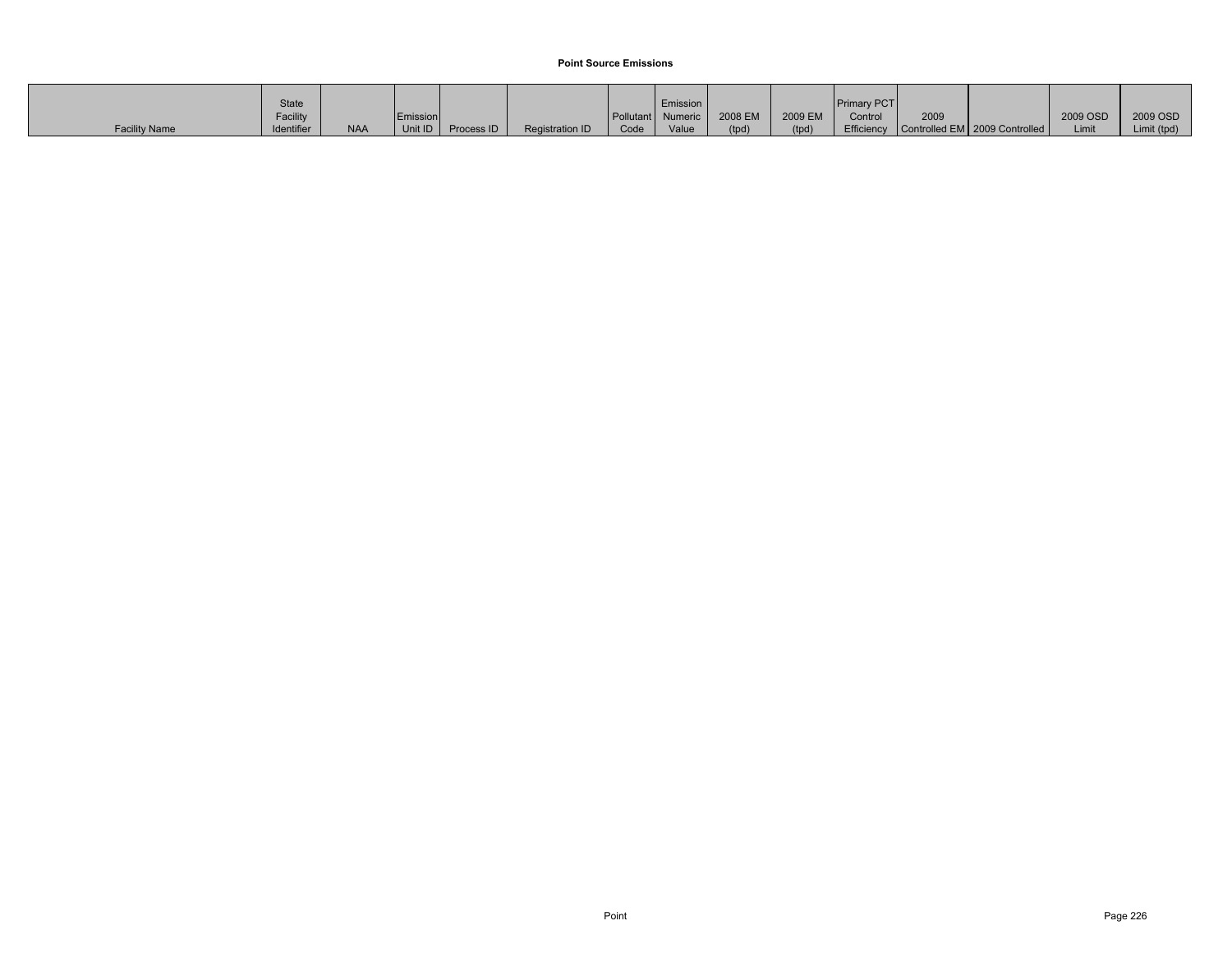**Point Source Emissions**

| Facility Name | State Facility Identifier | NAA | Emission Unit ID | Process ID | Registration ID | Pollutant Code | Emission Numeric Value | 2008 EM (tpd) | 2009 EM (tpd) | Primary PCT Control Efficiency | 2009 Controlled EM | 2009 Controlled | 2009 OSD Limit | 2009 OSD Limit (tpd) |
|---|---|---|---|---|---|---|---|---|---|---|---|---|---|---|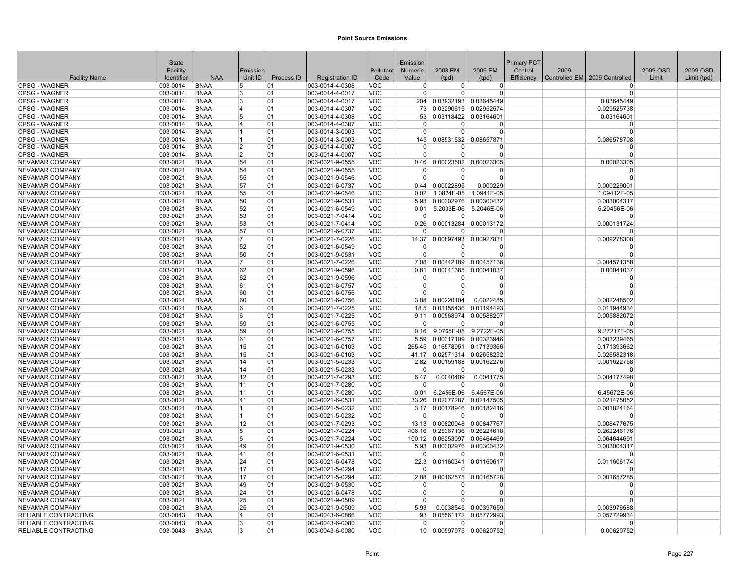# Point Source Emissions

| Facility Name | State Facility Identifier | NAA | Emission Unit ID | Process ID | Registration ID | Pollutant Code | Emission Numeric Value | 2008 EM (tpd) | 2009 EM (tpd) | Primary PCT Control Efficiency | 2009 Controlled EM | 2009 Controlled | 2009 OSD Limit | 2009 OSD Limit (tpd) |
|---|---|---|---|---|---|---|---|---|---|---|---|---|---|---|
| CPSG - WAGNER | 003-0014 | BNAA | 5 | 01 | 003-0014-4-0308 | VOC | 0 | 0 | 0 | | | 0 | | |
| CPSG - WAGNER | 003-0014 | BNAA | 3 | 01 | 003-0014-4-0017 | VOC | 0 | 0 | 0 | | | 0 | | |
| CPSG - WAGNER | 003-0014 | BNAA | 3 | 01 | 003-0014-4-0017 | VOC | 204 | 0.03932193 | 0.03645449 | | | 0.03645449 | | |
| CPSG - WAGNER | 003-0014 | BNAA | 4 | 01 | 003-0014-4-0307 | VOC | 73 | 0.03290615 | 0.02952574 | | | 0.029525738 | | |
| CPSG - WAGNER | 003-0014 | BNAA | 5 | 01 | 003-0014-4-0308 | VOC | 53 | 0.03118422 | 0.03164601 | | | 0.03164601 | | |
| CPSG - WAGNER | 003-0014 | BNAA | 4 | 01 | 003-0014-4-0307 | VOC | 0 | 0 | 0 | | | 0 | | |
| CPSG - WAGNER | 003-0014 | BNAA | 1 | 01 | 003-0014-3-0003 | VOC | 0 | 0 | 0 | | | 0 | | |
| CPSG - WAGNER | 003-0014 | BNAA | 1 | 01 | 003-0014-3-0003 | VOC | 145 | 0.08531532 | 0.08657871 | | | 0.086578708 | | |
| CPSG - WAGNER | 003-0014 | BNAA | 2 | 01 | 003-0014-4-0007 | VOC | 0 | 0 | 0 | | | 0 | | |
| CPSG - WAGNER | 003-0014 | BNAA | 2 | 01 | 003-0014-4-0007 | VOC | 0 | 0 | 0 | | | 0 | | |
| NEVAMAR COMPANY | 003-0021 | BNAA | 54 | 01 | 003-0021-9-0555 | VOC | 0.46 | 0.00023502 | 0.00023305 | | | 0.00023305 | | |
| NEVAMAR COMPANY | 003-0021 | BNAA | 54 | 01 | 003-0021-9-0555 | VOC | 0 | 0 | 0 | | | 0 | | |
| NEVAMAR COMPANY | 003-0021 | BNAA | 55 | 01 | 003-0021-9-0546 | VOC | 0 | 0 | 0 | | | 0 | | |
| NEVAMAR COMPANY | 003-0021 | BNAA | 57 | 01 | 003-0021-6-0737 | VOC | 0.44 | 0.00022895 | 0.000229 | | | 0.000229001 | | |
| NEVAMAR COMPANY | 003-0021 | BNAA | 55 | 01 | 003-0021-9-0546 | VOC | 0.02 | 1.0824E-05 | 1.0941E-05 | | | 1.09412E-05 | | |
| NEVAMAR COMPANY | 003-0021 | BNAA | 50 | 01 | 003-0021-9-0531 | VOC | 5.93 | 0.00302976 | 0.00300432 | | | 0.003004317 | | |
| NEVAMAR COMPANY | 003-0021 | BNAA | 52 | 01 | 003-0021-6-0549 | VOC | 0.01 | 5.2033E-06 | 5.2046E-06 | | | 5.20456E-06 | | |
| NEVAMAR COMPANY | 003-0021 | BNAA | 53 | 01 | 003-0021-7-0414 | VOC | 0 | 0 | 0 | | | 0 | | |
| NEVAMAR COMPANY | 003-0021 | BNAA | 53 | 01 | 003-0021-7-0414 | VOC | 0.26 | 0.00013284 | 0.00013172 | | | 0.000131724 | | |
| NEVAMAR COMPANY | 003-0021 | BNAA | 57 | 01 | 003-0021-6-0737 | VOC | 0 | 0 | 0 | | | 0 | | |
| NEVAMAR COMPANY | 003-0021 | BNAA | 7 | 01 | 003-0021-7-0226 | VOC | 14.37 | 0.00897493 | 0.00927831 | | | 0.009278308 | | |
| NEVAMAR COMPANY | 003-0021 | BNAA | 52 | 01 | 003-0021-6-0549 | VOC | 0 | 0 | 0 | | | 0 | | |
| NEVAMAR COMPANY | 003-0021 | BNAA | 50 | 01 | 003-0021-9-0531 | VOC | 0 | 0 | 0 | | | 0 | | |
| NEVAMAR COMPANY | 003-0021 | BNAA | 7 | 01 | 003-0021-7-0226 | VOC | 7.08 | 0.00442189 | 0.00457136 | | | 0.004571358 | | |
| NEVAMAR COMPANY | 003-0021 | BNAA | 62 | 01 | 003-0021-9-0596 | VOC | 0.81 | 0.00041385 | 0.00041037 | | | 0.00041037 | | |
| NEVAMAR COMPANY | 003-0021 | BNAA | 62 | 01 | 003-0021-9-0596 | VOC | 0 | 0 | 0 | | | 0 | | |
| NEVAMAR COMPANY | 003-0021 | BNAA | 61 | 01 | 003-0021-6-0757 | VOC | 0 | 0 | 0 | | | 0 | | |
| NEVAMAR COMPANY | 003-0021 | BNAA | 60 | 01 | 003-0021-6-0756 | VOC | 0 | 0 | 0 | | | 0 | | |
| NEVAMAR COMPANY | 003-0021 | BNAA | 60 | 01 | 003-0021-6-0756 | VOC | 3.88 | 0.00220104 | 0.0022485 | | | 0.002248502 | | |
| NEVAMAR COMPANY | 003-0021 | BNAA | 6 | 01 | 003-0021-7-0225 | VOC | 18.5 | 0.01155436 | 0.01194493 | | | 0.011944934 | | |
| NEVAMAR COMPANY | 003-0021 | BNAA | 6 | 01 | 003-0021-7-0225 | VOC | 9.11 | 0.00568974 | 0.00588207 | | | 0.005882072 | | |
| NEVAMAR COMPANY | 003-0021 | BNAA | 59 | 01 | 003-0021-6-0755 | VOC | 0 | 0 | 0 | | | 0 | | |
| NEVAMAR COMPANY | 003-0021 | BNAA | 59 | 01 | 003-0021-6-0755 | VOC | 0.16 | 9.0765E-05 | 9.2722E-05 | | | 9.27217E-05 | | |
| NEVAMAR COMPANY | 003-0021 | BNAA | 61 | 01 | 003-0021-6-0757 | VOC | 5.59 | 0.00317109 | 0.00323946 | | | 0.003239465 | | |
| NEVAMAR COMPANY | 003-0021 | BNAA | 15 | 01 | 003-0021-6-0103 | VOC | 265.45 | 0.16578951 | 0.17139366 | | | 0.171393662 | | |
| NEVAMAR COMPANY | 003-0021 | BNAA | 15 | 01 | 003-0021-6-0103 | VOC | 41.17 | 0.02571314 | 0.02658232 | | | 0.026582318 | | |
| NEVAMAR COMPANY | 003-0021 | BNAA | 14 | 01 | 003-0021-5-0233 | VOC | 2.82 | 0.00159188 | 0.00162276 | | | 0.001622758 | | |
| NEVAMAR COMPANY | 003-0021 | BNAA | 14 | 01 | 003-0021-5-0233 | VOC | 0 | 0 | 0 | | | 0 | | |
| NEVAMAR COMPANY | 003-0021 | BNAA | 12 | 01 | 003-0021-7-0293 | VOC | 6.47 | 0.0040409 | 0.0041775 | | | 0.004177498 | | |
| NEVAMAR COMPANY | 003-0021 | BNAA | 11 | 01 | 003-0021-7-0280 | VOC | 0 | 0 | 0 | | | 0 | | |
| NEVAMAR COMPANY | 003-0021 | BNAA | 11 | 01 | 003-0021-7-0280 | VOC | 0.01 | 6.2456E-06 | 6.4567E-06 | | | 6.45672E-06 | | |
| NEVAMAR COMPANY | 003-0021 | BNAA | 41 | 01 | 003-0021-6-0531 | VOC | 33.26 | 0.02077287 | 0.02147505 | | | 0.021475052 | | |
| NEVAMAR COMPANY | 003-0021 | BNAA | 1 | 01 | 003-0021-5-0232 | VOC | 3.17 | 0.00178946 | 0.00182416 | | | 0.001824164 | | |
| NEVAMAR COMPANY | 003-0021 | BNAA | 1 | 01 | 003-0021-5-0232 | VOC | 0 | 0 | 0 | | | 0 | | |
| NEVAMAR COMPANY | 003-0021 | BNAA | 12 | 01 | 003-0021-7-0293 | VOC | 13.13 | 0.00820048 | 0.00847767 | | | 0.008477675 | | |
| NEVAMAR COMPANY | 003-0021 | BNAA | 5 | 01 | 003-0021-7-0224 | VOC | 406.16 | 0.25367136 | 0.26224618 | | | 0.262246176 | | |
| NEVAMAR COMPANY | 003-0021 | BNAA | 5 | 01 | 003-0021-7-0224 | VOC | 100.12 | 0.06253097 | 0.06464469 | | | 0.064644691 | | |
| NEVAMAR COMPANY | 003-0021 | BNAA | 49 | 01 | 003-0021-9-0530 | VOC | 5.93 | 0.00302976 | 0.00300432 | | | 0.003004317 | | |
| NEVAMAR COMPANY | 003-0021 | BNAA | 41 | 01 | 003-0021-6-0531 | VOC | 0 | 0 | 0 | | | 0 | | |
| NEVAMAR COMPANY | 003-0021 | BNAA | 24 | 01 | 003-0021-6-0478 | VOC | 22.3 | 0.01160341 | 0.01160617 | | | 0.011606174 | | |
| NEVAMAR COMPANY | 003-0021 | BNAA | 17 | 01 | 003-0021-5-0294 | VOC | 0 | 0 | 0 | | | 0 | | |
| NEVAMAR COMPANY | 003-0021 | BNAA | 17 | 01 | 003-0021-5-0294 | VOC | 2.88 | 0.00162575 | 0.00165728 | | | 0.001657285 | | |
| NEVAMAR COMPANY | 003-0021 | BNAA | 49 | 01 | 003-0021-9-0530 | VOC | 0 | 0 | 0 | | | 0 | | |
| NEVAMAR COMPANY | 003-0021 | BNAA | 24 | 01 | 003-0021-6-0478 | VOC | 0 | 0 | 0 | | | 0 | | |
| NEVAMAR COMPANY | 003-0021 | BNAA | 25 | 01 | 003-0021-9-0509 | VOC | 0 | 0 | 0 | | | 0 | | |
| NEVAMAR COMPANY | 003-0021 | BNAA | 25 | 01 | 003-0021-9-0509 | VOC | 5.93 | 0.0038545 | 0.00397659 | | | 0.003976588 | | |
| RELIABLE CONTRACTING | 003-0043 | BNAA | 4 | 01 | 003-0043-6-0866 | VOC | 93 | 0.05561172 | 0.05772993 | | | 0.057729934 | | |
| RELIABLE CONTRACTING | 003-0043 | BNAA | 3 | 01 | 003-0043-6-0080 | VOC | 0 | 0 | 0 | | | 0 | | |
| RELIABLE CONTRACTING | 003-0043 | BNAA | 3 | 01 | 003-0043-6-0080 | VOC | 10 | 0.00597975 | 0.00620752 | | | 0.00620752 | | |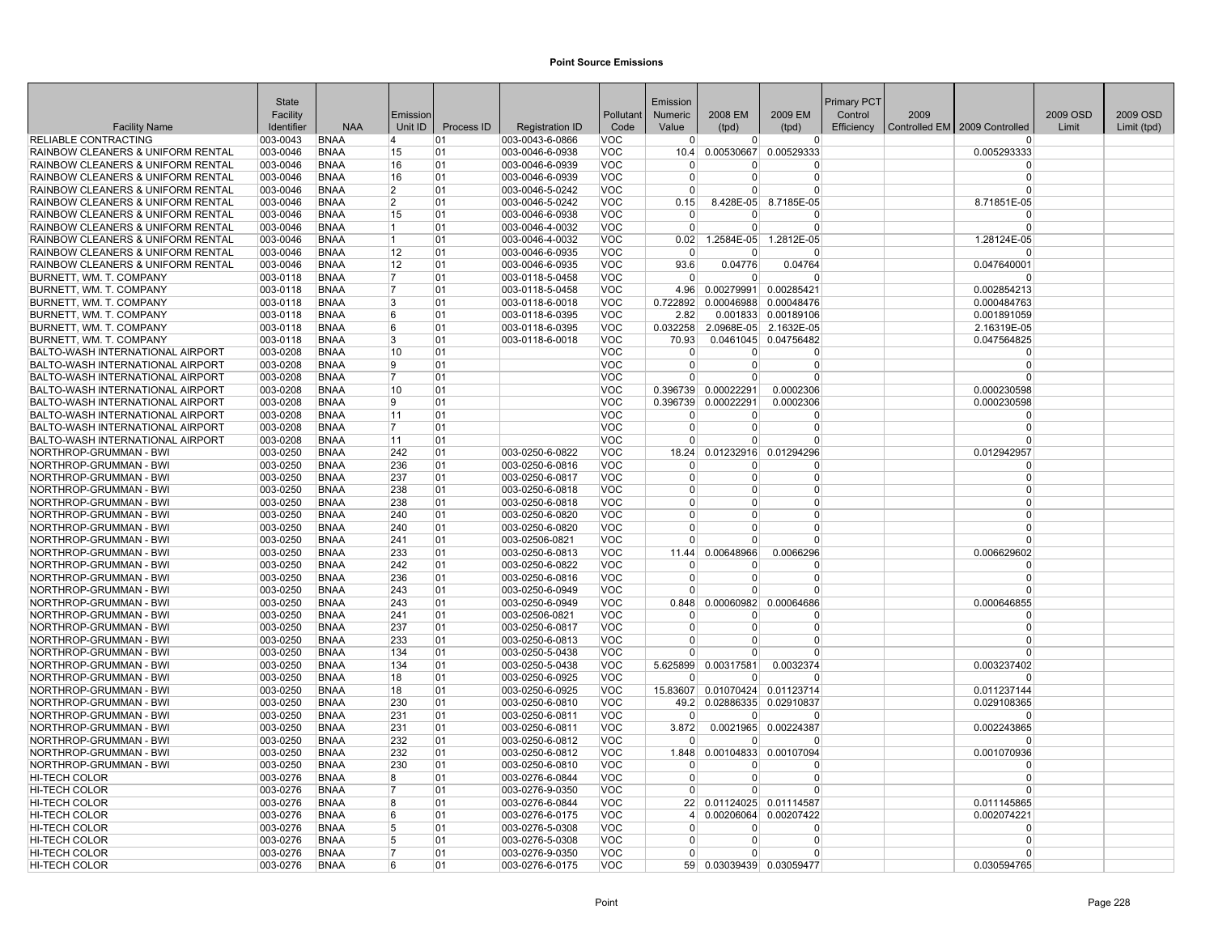# Point Source Emissions

| Facility Name | State Facility Identifier | NAA | Emission Unit ID | Process ID | Registration ID | Pollutant Code | Emission Numeric Value | 2008 EM (tpd) | 2009 EM (tpd) | Primary PCT Control Efficiency | 2009 Controlled EM | 2009 Controlled | 2009 OSD Limit | 2009 OSD Limit (tpd) |
|---|---|---|---|---|---|---|---|---|---|---|---|---|---|---|
| RELIABLE CONTRACTING | 003-0043 | BNAA | 4 | 01 | 003-0043-6-0866 | VOC | 0 | 0 | 0 | | | 0 | | |
| RAINBOW CLEANERS & UNIFORM RENTAL | 003-0046 | BNAA | 15 | 01 | 003-0046-6-0938 | VOC | 10.4 | 0.00530667 | 0.00529333 | | | 0.005293333 | | |
| RAINBOW CLEANERS & UNIFORM RENTAL | 003-0046 | BNAA | 16 | 01 | 003-0046-6-0939 | VOC | 0 | 0 | 0 | | | 0 | | |
| RAINBOW CLEANERS & UNIFORM RENTAL | 003-0046 | BNAA | 16 | 01 | 003-0046-6-0939 | VOC | 0 | 0 | 0 | | | 0 | | |
| RAINBOW CLEANERS & UNIFORM RENTAL | 003-0046 | BNAA | 2 | 01 | 003-0046-5-0242 | VOC | 0 | 0 | 0 | | | 0 | | |
| RAINBOW CLEANERS & UNIFORM RENTAL | 003-0046 | BNAA | 2 | 01 | 003-0046-5-0242 | VOC | 0.15 | 8.428E-05 | 8.7185E-05 | | | 8.71851E-05 | | |
| RAINBOW CLEANERS & UNIFORM RENTAL | 003-0046 | BNAA | 15 | 01 | 003-0046-6-0938 | VOC | 0 | 0 | 0 | | | 0 | | |
| RAINBOW CLEANERS & UNIFORM RENTAL | 003-0046 | BNAA | 1 | 01 | 003-0046-4-0032 | VOC | 0 | 0 | 0 | | | 0 | | |
| RAINBOW CLEANERS & UNIFORM RENTAL | 003-0046 | BNAA | 1 | 01 | 003-0046-4-0032 | VOC | 0.02 | 1.2584E-05 | 1.2812E-05 | | | 1.28124E-05 | | |
| RAINBOW CLEANERS & UNIFORM RENTAL | 003-0046 | BNAA | 12 | 01 | 003-0046-6-0935 | VOC | 0 | 0 | 0 | | | 0 | | |
| RAINBOW CLEANERS & UNIFORM RENTAL | 003-0046 | BNAA | 12 | 01 | 003-0046-6-0935 | VOC | 93.6 | 0.04776 | 0.04764 | | | 0.047640001 | | |
| BURNETT, WM. T. COMPANY | 003-0118 | BNAA | 7 | 01 | 003-0118-5-0458 | VOC | 0 | 0 | 0 | | | 0 | | |
| BURNETT, WM. T. COMPANY | 003-0118 | BNAA | 7 | 01 | 003-0118-5-0458 | VOC | 4.96 | 0.00279991 | 0.00285421 | | | 0.002854213 | | |
| BURNETT, WM. T. COMPANY | 003-0118 | BNAA | 3 | 01 | 003-0118-6-0018 | VOC | 0.722892 | 0.00046988 | 0.00048476 | | | 0.000484763 | | |
| BURNETT, WM. T. COMPANY | 003-0118 | BNAA | 6 | 01 | 003-0118-6-0395 | VOC | 2.82 | 0.001833 | 0.00189106 | | | 0.001891059 | | |
| BURNETT, WM. T. COMPANY | 003-0118 | BNAA | 6 | 01 | 003-0118-6-0395 | VOC | 0.032258 | 2.0968E-05 | 2.1632E-05 | | | 2.16319E-05 | | |
| BURNETT, WM. T. COMPANY | 003-0118 | BNAA | 3 | 01 | 003-0118-6-0018 | VOC | 70.93 | 0.0461045 | 0.04756482 | | | 0.047564825 | | |
| BALTO-WASH INTERNATIONAL AIRPORT | 003-0208 | BNAA | 10 | 01 | | VOC | 0 | 0 | 0 | | | 0 | | |
| BALTO-WASH INTERNATIONAL AIRPORT | 003-0208 | BNAA | 9 | 01 | | VOC | 0 | 0 | 0 | | | 0 | | |
| BALTO-WASH INTERNATIONAL AIRPORT | 003-0208 | BNAA | 7 | 01 | | VOC | 0 | 0 | 0 | | | 0 | | |
| BALTO-WASH INTERNATIONAL AIRPORT | 003-0208 | BNAA | 10 | 01 | | VOC | 0.396739 | 0.00022291 | 0.0002306 | | | 0.000230598 | | |
| BALTO-WASH INTERNATIONAL AIRPORT | 003-0208 | BNAA | 9 | 01 | | VOC | 0.396739 | 0.00022291 | 0.0002306 | | | 0.000230598 | | |
| BALTO-WASH INTERNATIONAL AIRPORT | 003-0208 | BNAA | 11 | 01 | | VOC | 0 | 0 | 0 | | | 0 | | |
| BALTO-WASH INTERNATIONAL AIRPORT | 003-0208 | BNAA | 7 | 01 | | VOC | 0 | 0 | 0 | | | 0 | | |
| BALTO-WASH INTERNATIONAL AIRPORT | 003-0208 | BNAA | 11 | 01 | | VOC | 0 | 0 | 0 | | | 0 | | |
| NORTHROP-GRUMMAN - BWI | 003-0250 | BNAA | 242 | 01 | 003-0250-6-0822 | VOC | 18.24 | 0.01232916 | 0.01294296 | | | 0.012942957 | | |
| NORTHROP-GRUMMAN - BWI | 003-0250 | BNAA | 236 | 01 | 003-0250-6-0816 | VOC | 0 | 0 | 0 | | | 0 | | |
| NORTHROP-GRUMMAN - BWI | 003-0250 | BNAA | 237 | 01 | 003-0250-6-0817 | VOC | 0 | 0 | 0 | | | 0 | | |
| NORTHROP-GRUMMAN - BWI | 003-0250 | BNAA | 238 | 01 | 003-0250-6-0818 | VOC | 0 | 0 | 0 | | | 0 | | |
| NORTHROP-GRUMMAN - BWI | 003-0250 | BNAA | 238 | 01 | 003-0250-6-0818 | VOC | 0 | 0 | 0 | | | 0 | | |
| NORTHROP-GRUMMAN - BWI | 003-0250 | BNAA | 240 | 01 | 003-0250-6-0820 | VOC | 0 | 0 | 0 | | | 0 | | |
| NORTHROP-GRUMMAN - BWI | 003-0250 | BNAA | 240 | 01 | 003-0250-6-0820 | VOC | 0 | 0 | 0 | | | 0 | | |
| NORTHROP-GRUMMAN - BWI | 003-0250 | BNAA | 241 | 01 | 003-02506-0821 | VOC | 0 | 0 | 0 | | | 0 | | |
| NORTHROP-GRUMMAN - BWI | 003-0250 | BNAA | 233 | 01 | 003-0250-6-0813 | VOC | 11.44 | 0.00648966 | 0.0066296 | | | 0.006629602 | | |
| NORTHROP-GRUMMAN - BWI | 003-0250 | BNAA | 242 | 01 | 003-0250-6-0822 | VOC | 0 | 0 | 0 | | | 0 | | |
| NORTHROP-GRUMMAN - BWI | 003-0250 | BNAA | 236 | 01 | 003-0250-6-0816 | VOC | 0 | 0 | 0 | | | 0 | | |
| NORTHROP-GRUMMAN - BWI | 003-0250 | BNAA | 243 | 01 | 003-0250-6-0949 | VOC | 0 | 0 | 0 | | | 0 | | |
| NORTHROP-GRUMMAN - BWI | 003-0250 | BNAA | 243 | 01 | 003-0250-6-0949 | VOC | 0.848 | 0.00060982 | 0.00064686 | | | 0.000646855 | | |
| NORTHROP-GRUMMAN - BWI | 003-0250 | BNAA | 241 | 01 | 003-02506-0821 | VOC | 0 | 0 | 0 | | | 0 | | |
| NORTHROP-GRUMMAN - BWI | 003-0250 | BNAA | 237 | 01 | 003-0250-6-0817 | VOC | 0 | 0 | 0 | | | 0 | | |
| NORTHROP-GRUMMAN - BWI | 003-0250 | BNAA | 233 | 01 | 003-0250-6-0813 | VOC | 0 | 0 | 0 | | | 0 | | |
| NORTHROP-GRUMMAN - BWI | 003-0250 | BNAA | 134 | 01 | 003-0250-5-0438 | VOC | 0 | 0 | 0 | | | 0 | | |
| NORTHROP-GRUMMAN - BWI | 003-0250 | BNAA | 134 | 01 | 003-0250-5-0438 | VOC | 5.625899 | 0.00317581 | 0.0032374 | | | 0.003237402 | | |
| NORTHROP-GRUMMAN - BWI | 003-0250 | BNAA | 18 | 01 | 003-0250-6-0925 | VOC | 0 | 0 | 0 | | | 0 | | |
| NORTHROP-GRUMMAN - BWI | 003-0250 | BNAA | 18 | 01 | 003-0250-6-0925 | VOC | 15.83607 | 0.01070424 | 0.01123714 | | | 0.011237144 | | |
| NORTHROP-GRUMMAN - BWI | 003-0250 | BNAA | 230 | 01 | 003-0250-6-0810 | VOC | 49.2 | 0.02886335 | 0.02910837 | | | 0.029108365 | | |
| NORTHROP-GRUMMAN - BWI | 003-0250 | BNAA | 231 | 01 | 003-0250-6-0811 | VOC | 0 | 0 | 0 | | | 0 | | |
| NORTHROP-GRUMMAN - BWI | 003-0250 | BNAA | 231 | 01 | 003-0250-6-0811 | VOC | 3.872 | 0.0021965 | 0.00224387 | | | 0.002243865 | | |
| NORTHROP-GRUMMAN - BWI | 003-0250 | BNAA | 232 | 01 | 003-0250-6-0812 | VOC | 0 | 0 | 0 | | | 0 | | |
| NORTHROP-GRUMMAN - BWI | 003-0250 | BNAA | 232 | 01 | 003-0250-6-0812 | VOC | 1.848 | 0.00104833 | 0.00107094 | | | 0.001070936 | | |
| NORTHROP-GRUMMAN - BWI | 003-0250 | BNAA | 230 | 01 | 003-0250-6-0810 | VOC | 0 | 0 | 0 | | | 0 | | |
| HI-TECH COLOR | 003-0276 | BNAA | 8 | 01 | 003-0276-6-0844 | VOC | 0 | 0 | 0 | | | 0 | | |
| HI-TECH COLOR | 003-0276 | BNAA | 7 | 01 | 003-0276-9-0350 | VOC | 0 | 0 | 0 | | | 0 | | |
| HI-TECH COLOR | 003-0276 | BNAA | 8 | 01 | 003-0276-6-0844 | VOC | 22 | 0.01124025 | 0.01114587 | | | 0.011145865 | | |
| HI-TECH COLOR | 003-0276 | BNAA | 6 | 01 | 003-0276-6-0175 | VOC | 4 | 0.00206064 | 0.00207422 | | | 0.002074221 | | |
| HI-TECH COLOR | 003-0276 | BNAA | 5 | 01 | 003-0276-5-0308 | VOC | 0 | 0 | 0 | | | 0 | | |
| HI-TECH COLOR | 003-0276 | BNAA | 5 | 01 | 003-0276-5-0308 | VOC | 0 | 0 | 0 | | | 0 | | |
| HI-TECH COLOR | 003-0276 | BNAA | 7 | 01 | 003-0276-9-0350 | VOC | 0 | 0 | 0 | | | 0 | | |
| HI-TECH COLOR | 003-0276 | BNAA | 6 | 01 | 003-0276-6-0175 | VOC | 59 | 0.03039439 | 0.03059477 | | | 0.030594765 | | |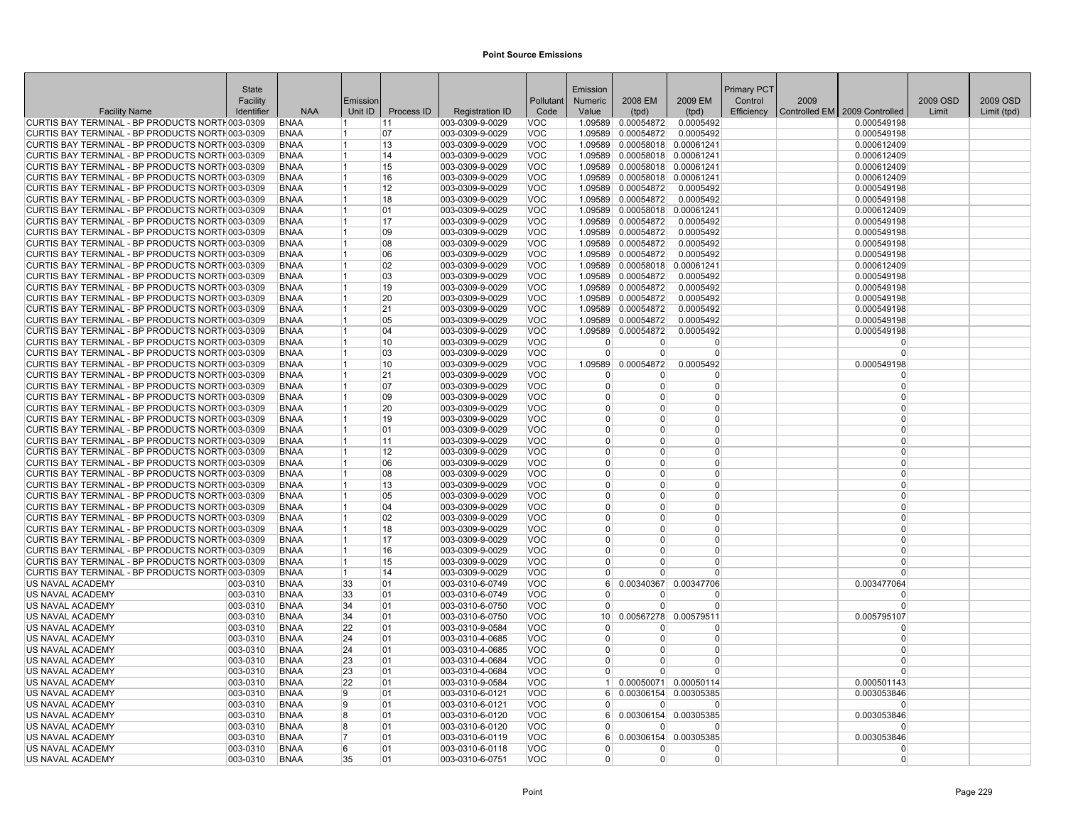**Point Source Emissions**

| Facility Name | State Facility Identifier | NAA | Emission Unit ID | Process ID | Registration ID | Pollutant Code | Emission Numeric Value | 2008 EM (tpd) | 2009 EM (tpd) | Primary PCT Control Efficiency | 2009 Controlled EM | 2009 Controlled | 2009 OSD Limit | 2009 OSD Limit (tpd) |
|---|---|---|---|---|---|---|---|---|---|---|---|---|---|---|
| CURTIS BAY TERMINAL - BP PRODUCTS NORTH | 003-0309 | BNAA | 1 | 11 | 003-0309-9-0029 | VOC | 1.09589 | 0.00054872 | 0.0005492 | | | 0.000549198 | | |
| CURTIS BAY TERMINAL - BP PRODUCTS NORTH | 003-0309 | BNAA | 1 | 07 | 003-0309-9-0029 | VOC | 1.09589 | 0.00054872 | 0.0005492 | | | 0.000549198 | | |
| CURTIS BAY TERMINAL - BP PRODUCTS NORTH | 003-0309 | BNAA | 1 | 13 | 003-0309-9-0029 | VOC | 1.09589 | 0.00058018 | 0.00061241 | | | 0.000612409 | | |
| CURTIS BAY TERMINAL - BP PRODUCTS NORTH | 003-0309 | BNAA | 1 | 14 | 003-0309-9-0029 | VOC | 1.09589 | 0.00058018 | 0.00061241 | | | 0.000612409 | | |
| CURTIS BAY TERMINAL - BP PRODUCTS NORTH | 003-0309 | BNAA | 1 | 15 | 003-0309-9-0029 | VOC | 1.09589 | 0.00058018 | 0.00061241 | | | 0.000612409 | | |
| CURTIS BAY TERMINAL - BP PRODUCTS NORTH | 003-0309 | BNAA | 1 | 16 | 003-0309-9-0029 | VOC | 1.09589 | 0.00058018 | 0.00061241 | | | 0.000612409 | | |
| CURTIS BAY TERMINAL - BP PRODUCTS NORTH | 003-0309 | BNAA | 1 | 12 | 003-0309-9-0029 | VOC | 1.09589 | 0.00054872 | 0.0005492 | | | 0.000549198 | | |
| CURTIS BAY TERMINAL - BP PRODUCTS NORTH | 003-0309 | BNAA | 1 | 18 | 003-0309-9-0029 | VOC | 1.09589 | 0.00054872 | 0.0005492 | | | 0.000549198 | | |
| CURTIS BAY TERMINAL - BP PRODUCTS NORTH | 003-0309 | BNAA | 1 | 01 | 003-0309-9-0029 | VOC | 1.09589 | 0.00058018 | 0.00061241 | | | 0.000612409 | | |
| CURTIS BAY TERMINAL - BP PRODUCTS NORTH | 003-0309 | BNAA | 1 | 17 | 003-0309-9-0029 | VOC | 1.09589 | 0.00054872 | 0.0005492 | | | 0.000549198 | | |
| CURTIS BAY TERMINAL - BP PRODUCTS NORTH | 003-0309 | BNAA | 1 | 09 | 003-0309-9-0029 | VOC | 1.09589 | 0.00054872 | 0.0005492 | | | 0.000549198 | | |
| CURTIS BAY TERMINAL - BP PRODUCTS NORTH | 003-0309 | BNAA | 1 | 08 | 003-0309-9-0029 | VOC | 1.09589 | 0.00054872 | 0.0005492 | | | 0.000549198 | | |
| CURTIS BAY TERMINAL - BP PRODUCTS NORTH | 003-0309 | BNAA | 1 | 06 | 003-0309-9-0029 | VOC | 1.09589 | 0.00054872 | 0.0005492 | | | 0.000549198 | | |
| CURTIS BAY TERMINAL - BP PRODUCTS NORTH | 003-0309 | BNAA | 1 | 02 | 003-0309-9-0029 | VOC | 1.09589 | 0.00058018 | 0.00061241 | | | 0.000612409 | | |
| CURTIS BAY TERMINAL - BP PRODUCTS NORTH | 003-0309 | BNAA | 1 | 03 | 003-0309-9-0029 | VOC | 1.09589 | 0.00054872 | 0.0005492 | | | 0.000549198 | | |
| CURTIS BAY TERMINAL - BP PRODUCTS NORTH | 003-0309 | BNAA | 1 | 19 | 003-0309-9-0029 | VOC | 1.09589 | 0.00054872 | 0.0005492 | | | 0.000549198 | | |
| CURTIS BAY TERMINAL - BP PRODUCTS NORTH | 003-0309 | BNAA | 1 | 20 | 003-0309-9-0029 | VOC | 1.09589 | 0.00054872 | 0.0005492 | | | 0.000549198 | | |
| CURTIS BAY TERMINAL - BP PRODUCTS NORTH | 003-0309 | BNAA | 1 | 21 | 003-0309-9-0029 | VOC | 1.09589 | 0.00054872 | 0.0005492 | | | 0.000549198 | | |
| CURTIS BAY TERMINAL - BP PRODUCTS NORTH | 003-0309 | BNAA | 1 | 05 | 003-0309-9-0029 | VOC | 1.09589 | 0.00054872 | 0.0005492 | | | 0.000549198 | | |
| CURTIS BAY TERMINAL - BP PRODUCTS NORTH | 003-0309 | BNAA | 1 | 04 | 003-0309-9-0029 | VOC | 1.09589 | 0.00054872 | 0.0005492 | | | 0.000549198 | | |
| CURTIS BAY TERMINAL - BP PRODUCTS NORTH | 003-0309 | BNAA | 1 | 10 | 003-0309-9-0029 | VOC | 0 | 0 | 0 | | | 0 | | |
| CURTIS BAY TERMINAL - BP PRODUCTS NORTH | 003-0309 | BNAA | 1 | 03 | 003-0309-9-0029 | VOC | 0 | 0 | 0 | | | 0 | | |
| CURTIS BAY TERMINAL - BP PRODUCTS NORTH | 003-0309 | BNAA | 1 | 10 | 003-0309-9-0029 | VOC | 1.09589 | 0.00054872 | 0.0005492 | | | 0.000549198 | | |
| CURTIS BAY TERMINAL - BP PRODUCTS NORTH | 003-0309 | BNAA | 1 | 21 | 003-0309-9-0029 | VOC | 0 | 0 | 0 | | | 0 | | |
| CURTIS BAY TERMINAL - BP PRODUCTS NORTH | 003-0309 | BNAA | 1 | 07 | 003-0309-9-0029 | VOC | 0 | 0 | 0 | | | 0 | | |
| CURTIS BAY TERMINAL - BP PRODUCTS NORTH | 003-0309 | BNAA | 1 | 09 | 003-0309-9-0029 | VOC | 0 | 0 | 0 | | | 0 | | |
| CURTIS BAY TERMINAL - BP PRODUCTS NORTH | 003-0309 | BNAA | 1 | 20 | 003-0309-9-0029 | VOC | 0 | 0 | 0 | | | 0 | | |
| CURTIS BAY TERMINAL - BP PRODUCTS NORTH | 003-0309 | BNAA | 1 | 19 | 003-0309-9-0029 | VOC | 0 | 0 | 0 | | | 0 | | |
| CURTIS BAY TERMINAL - BP PRODUCTS NORTH | 003-0309 | BNAA | 1 | 01 | 003-0309-9-0029 | VOC | 0 | 0 | 0 | | | 0 | | |
| CURTIS BAY TERMINAL - BP PRODUCTS NORTH | 003-0309 | BNAA | 1 | 11 | 003-0309-9-0029 | VOC | 0 | 0 | 0 | | | 0 | | |
| CURTIS BAY TERMINAL - BP PRODUCTS NORTH | 003-0309 | BNAA | 1 | 12 | 003-0309-9-0029 | VOC | 0 | 0 | 0 | | | 0 | | |
| CURTIS BAY TERMINAL - BP PRODUCTS NORTH | 003-0309 | BNAA | 1 | 06 | 003-0309-9-0029 | VOC | 0 | 0 | 0 | | | 0 | | |
| CURTIS BAY TERMINAL - BP PRODUCTS NORTH | 003-0309 | BNAA | 1 | 08 | 003-0309-9-0029 | VOC | 0 | 0 | 0 | | | 0 | | |
| CURTIS BAY TERMINAL - BP PRODUCTS NORTH | 003-0309 | BNAA | 1 | 13 | 003-0309-9-0029 | VOC | 0 | 0 | 0 | | | 0 | | |
| CURTIS BAY TERMINAL - BP PRODUCTS NORTH | 003-0309 | BNAA | 1 | 05 | 003-0309-9-0029 | VOC | 0 | 0 | 0 | | | 0 | | |
| CURTIS BAY TERMINAL - BP PRODUCTS NORTH | 003-0309 | BNAA | 1 | 04 | 003-0309-9-0029 | VOC | 0 | 0 | 0 | | | 0 | | |
| CURTIS BAY TERMINAL - BP PRODUCTS NORTH | 003-0309 | BNAA | 1 | 02 | 003-0309-9-0029 | VOC | 0 | 0 | 0 | | | 0 | | |
| CURTIS BAY TERMINAL - BP PRODUCTS NORTH | 003-0309 | BNAA | 1 | 18 | 003-0309-9-0029 | VOC | 0 | 0 | 0 | | | 0 | | |
| CURTIS BAY TERMINAL - BP PRODUCTS NORTH | 003-0309 | BNAA | 1 | 17 | 003-0309-9-0029 | VOC | 0 | 0 | 0 | | | 0 | | |
| CURTIS BAY TERMINAL - BP PRODUCTS NORTH | 003-0309 | BNAA | 1 | 16 | 003-0309-9-0029 | VOC | 0 | 0 | 0 | | | 0 | | |
| CURTIS BAY TERMINAL - BP PRODUCTS NORTH | 003-0309 | BNAA | 1 | 15 | 003-0309-9-0029 | VOC | 0 | 0 | 0 | | | 0 | | |
| CURTIS BAY TERMINAL - BP PRODUCTS NORTH | 003-0309 | BNAA | 1 | 14 | 003-0309-9-0029 | VOC | 0 | 0 | 0 | | | 0 | | |
| US NAVAL ACADEMY | 003-0310 | BNAA | 33 | 01 | 003-0310-6-0749 | VOC | 6 | 0.00340367 | 0.00347706 | | | 0.003477064 | | |
| US NAVAL ACADEMY | 003-0310 | BNAA | 33 | 01 | 003-0310-6-0749 | VOC | 0 | 0 | 0 | | | 0 | | |
| US NAVAL ACADEMY | 003-0310 | BNAA | 34 | 01 | 003-0310-6-0750 | VOC | 0 | 0 | 0 | | | 0 | | |
| US NAVAL ACADEMY | 003-0310 | BNAA | 34 | 01 | 003-0310-6-0750 | VOC | 10 | 0.00567278 | 0.00579511 | | | 0.005795107 | | |
| US NAVAL ACADEMY | 003-0310 | BNAA | 22 | 01 | 003-0310-9-0584 | VOC | 0 | 0 | 0 | | | 0 | | |
| US NAVAL ACADEMY | 003-0310 | BNAA | 24 | 01 | 003-0310-4-0685 | VOC | 0 | 0 | 0 | | | 0 | | |
| US NAVAL ACADEMY | 003-0310 | BNAA | 24 | 01 | 003-0310-4-0685 | VOC | 0 | 0 | 0 | | | 0 | | |
| US NAVAL ACADEMY | 003-0310 | BNAA | 23 | 01 | 003-0310-4-0684 | VOC | 0 | 0 | 0 | | | 0 | | |
| US NAVAL ACADEMY | 003-0310 | BNAA | 23 | 01 | 003-0310-4-0684 | VOC | 0 | 0 | 0 | | | 0 | | |
| US NAVAL ACADEMY | 003-0310 | BNAA | 22 | 01 | 003-0310-9-0584 | VOC | 1 | 0.00050071 | 0.00050114 | | | 0.000501143 | | |
| US NAVAL ACADEMY | 003-0310 | BNAA | 9 | 01 | 003-0310-6-0121 | VOC | 6 | 0.00306154 | 0.00305385 | | | 0.003053846 | | |
| US NAVAL ACADEMY | 003-0310 | BNAA | 9 | 01 | 003-0310-6-0121 | VOC | 0 | 0 | 0 | | | 0 | | |
| US NAVAL ACADEMY | 003-0310 | BNAA | 8 | 01 | 003-0310-6-0120 | VOC | 6 | 0.00306154 | 0.00305385 | | | 0.003053846 | | |
| US NAVAL ACADEMY | 003-0310 | BNAA | 8 | 01 | 003-0310-6-0120 | VOC | 0 | 0 | 0 | | | 0 | | |
| US NAVAL ACADEMY | 003-0310 | BNAA | 7 | 01 | 003-0310-6-0119 | VOC | 6 | 0.00306154 | 0.00305385 | | | 0.003053846 | | |
| US NAVAL ACADEMY | 003-0310 | BNAA | 6 | 01 | 003-0310-6-0118 | VOC | 0 | 0 | 0 | | | 0 | | |
| US NAVAL ACADEMY | 003-0310 | BNAA | 35 | 01 | 003-0310-6-0751 | VOC | 0 | 0 | 0 | | | 0 | | |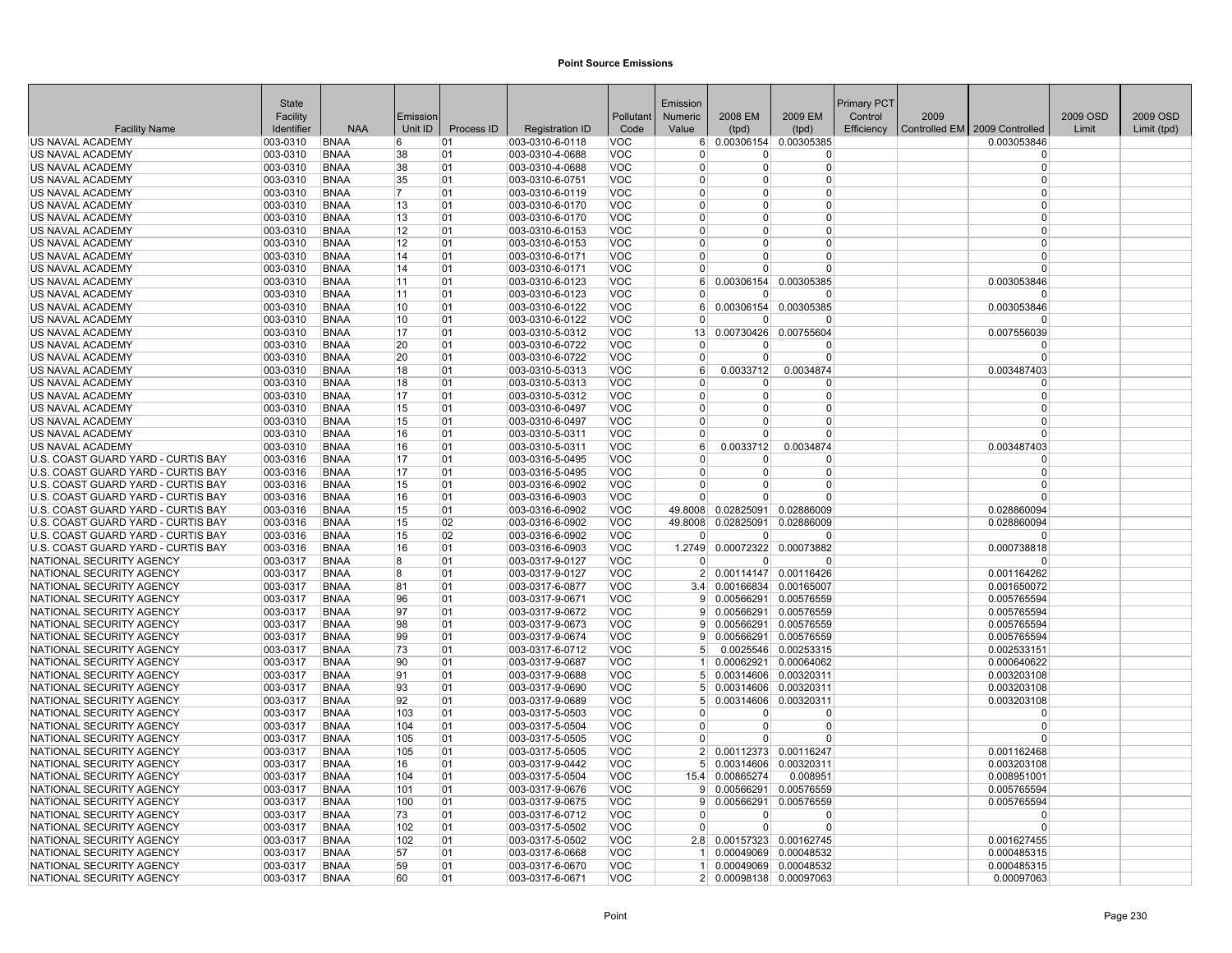## Point Source Emissions

| Facility Name | State Facility Identifier | NAA | Emission Unit ID | Process ID | Registration ID | Pollutant Code | Emission Numeric Value | 2008 EM (tpd) | 2009 EM (tpd) | Primary PCT Control Efficiency | 2009 Controlled EM | 2009 Controlled | 2009 OSD Limit | 2009 OSD Limit (tpd) |
|---|---|---|---|---|---|---|---|---|---|---|---|---|---|---|
| US NAVAL ACADEMY | 003-0310 | BNAA | 6 | 01 | 003-0310-6-0118 | VOC | 6 | 0.00306154 | 0.00305385 | | | 0.003053846 | | |
| US NAVAL ACADEMY | 003-0310 | BNAA | 38 | 01 | 003-0310-4-0688 | VOC | 0 | 0 | 0 | | | 0 | | |
| US NAVAL ACADEMY | 003-0310 | BNAA | 38 | 01 | 003-0310-4-0688 | VOC | 0 | 0 | 0 | | | 0 | | |
| US NAVAL ACADEMY | 003-0310 | BNAA | 35 | 01 | 003-0310-6-0751 | VOC | 0 | 0 | 0 | | | 0 | | |
| US NAVAL ACADEMY | 003-0310 | BNAA | 7 | 01 | 003-0310-6-0119 | VOC | 0 | 0 | 0 | | | 0 | | |
| US NAVAL ACADEMY | 003-0310 | BNAA | 13 | 01 | 003-0310-6-0170 | VOC | 0 | 0 | 0 | | | 0 | | |
| US NAVAL ACADEMY | 003-0310 | BNAA | 13 | 01 | 003-0310-6-0170 | VOC | 0 | 0 | 0 | | | 0 | | |
| US NAVAL ACADEMY | 003-0310 | BNAA | 12 | 01 | 003-0310-6-0153 | VOC | 0 | 0 | 0 | | | 0 | | |
| US NAVAL ACADEMY | 003-0310 | BNAA | 12 | 01 | 003-0310-6-0153 | VOC | 0 | 0 | 0 | | | 0 | | |
| US NAVAL ACADEMY | 003-0310 | BNAA | 14 | 01 | 003-0310-6-0171 | VOC | 0 | 0 | 0 | | | 0 | | |
| US NAVAL ACADEMY | 003-0310 | BNAA | 14 | 01 | 003-0310-6-0171 | VOC | 0 | 0 | 0 | | | 0 | | |
| US NAVAL ACADEMY | 003-0310 | BNAA | 11 | 01 | 003-0310-6-0123 | VOC | 6 | 0.00306154 | 0.00305385 | | | 0.003053846 | | |
| US NAVAL ACADEMY | 003-0310 | BNAA | 11 | 01 | 003-0310-6-0123 | VOC | 0 | 0 | 0 | | | 0 | | |
| US NAVAL ACADEMY | 003-0310 | BNAA | 10 | 01 | 003-0310-6-0122 | VOC | 6 | 0.00306154 | 0.00305385 | | | 0.003053846 | | |
| US NAVAL ACADEMY | 003-0310 | BNAA | 10 | 01 | 003-0310-6-0122 | VOC | 0 | 0 | 0 | | | 0 | | |
| US NAVAL ACADEMY | 003-0310 | BNAA | 17 | 01 | 003-0310-5-0312 | VOC | 13 | 0.00730426 | 0.00755604 | | | 0.007556039 | | |
| US NAVAL ACADEMY | 003-0310 | BNAA | 20 | 01 | 003-0310-6-0722 | VOC | 0 | 0 | 0 | | | 0 | | |
| US NAVAL ACADEMY | 003-0310 | BNAA | 20 | 01 | 003-0310-6-0722 | VOC | 0 | 0 | 0 | | | 0 | | |
| US NAVAL ACADEMY | 003-0310 | BNAA | 18 | 01 | 003-0310-5-0313 | VOC | 6 | 0.0033712 | 0.0034874 | | | 0.003487403 | | |
| US NAVAL ACADEMY | 003-0310 | BNAA | 18 | 01 | 003-0310-5-0313 | VOC | 0 | 0 | 0 | | | 0 | | |
| US NAVAL ACADEMY | 003-0310 | BNAA | 17 | 01 | 003-0310-5-0312 | VOC | 0 | 0 | 0 | | | 0 | | |
| US NAVAL ACADEMY | 003-0310 | BNAA | 15 | 01 | 003-0310-6-0497 | VOC | 0 | 0 | 0 | | | 0 | | |
| US NAVAL ACADEMY | 003-0310 | BNAA | 15 | 01 | 003-0310-6-0497 | VOC | 0 | 0 | 0 | | | 0 | | |
| US NAVAL ACADEMY | 003-0310 | BNAA | 16 | 01 | 003-0310-5-0311 | VOC | 0 | 0 | 0 | | | 0 | | |
| US NAVAL ACADEMY | 003-0310 | BNAA | 16 | 01 | 003-0310-5-0311 | VOC | 6 | 0.0033712 | 0.0034874 | | | 0.003487403 | | |
| U.S. COAST GUARD YARD - CURTIS BAY | 003-0316 | BNAA | 17 | 01 | 003-0316-5-0495 | VOC | 0 | 0 | 0 | | | 0 | | |
| U.S. COAST GUARD YARD - CURTIS BAY | 003-0316 | BNAA | 17 | 01 | 003-0316-5-0495 | VOC | 0 | 0 | 0 | | | 0 | | |
| U.S. COAST GUARD YARD - CURTIS BAY | 003-0316 | BNAA | 15 | 01 | 003-0316-6-0902 | VOC | 0 | 0 | 0 | | | 0 | | |
| U.S. COAST GUARD YARD - CURTIS BAY | 003-0316 | BNAA | 16 | 01 | 003-0316-6-0903 | VOC | 0 | 0 | 0 | | | 0 | | |
| U.S. COAST GUARD YARD - CURTIS BAY | 003-0316 | BNAA | 15 | 01 | 003-0316-6-0902 | VOC | 49.8008 | 0.02825091 | 0.02886009 | | | 0.028860094 | | |
| U.S. COAST GUARD YARD - CURTIS BAY | 003-0316 | BNAA | 15 | 02 | 003-0316-6-0902 | VOC | 49.8008 | 0.02825091 | 0.02886009 | | | 0.028860094 | | |
| U.S. COAST GUARD YARD - CURTIS BAY | 003-0316 | BNAA | 15 | 02 | 003-0316-6-0902 | VOC | 0 | 0 | 0 | | | 0 | | |
| U.S. COAST GUARD YARD - CURTIS BAY | 003-0316 | BNAA | 16 | 01 | 003-0316-6-0903 | VOC | 1.2749 | 0.00072322 | 0.00073882 | | | 0.000738818 | | |
| NATIONAL SECURITY AGENCY | 003-0317 | BNAA | 8 | 01 | 003-0317-9-0127 | VOC | 0 | 0 | 0 | | | 0 | | |
| NATIONAL SECURITY AGENCY | 003-0317 | BNAA | 8 | 01 | 003-0317-9-0127 | VOC | 2 | 0.00114147 | 0.00116426 | | | 0.001164262 | | |
| NATIONAL SECURITY AGENCY | 003-0317 | BNAA | 81 | 01 | 003-0317-6-0877 | VOC | 3.4 | 0.00166834 | 0.00165007 | | | 0.001650072 | | |
| NATIONAL SECURITY AGENCY | 003-0317 | BNAA | 96 | 01 | 003-0317-9-0671 | VOC | 9 | 0.00566291 | 0.00576559 | | | 0.005765594 | | |
| NATIONAL SECURITY AGENCY | 003-0317 | BNAA | 97 | 01 | 003-0317-9-0672 | VOC | 9 | 0.00566291 | 0.00576559 | | | 0.005765594 | | |
| NATIONAL SECURITY AGENCY | 003-0317 | BNAA | 98 | 01 | 003-0317-9-0673 | VOC | 9 | 0.00566291 | 0.00576559 | | | 0.005765594 | | |
| NATIONAL SECURITY AGENCY | 003-0317 | BNAA | 99 | 01 | 003-0317-9-0674 | VOC | 9 | 0.00566291 | 0.00576559 | | | 0.005765594 | | |
| NATIONAL SECURITY AGENCY | 003-0317 | BNAA | 73 | 01 | 003-0317-6-0712 | VOC | 5 | 0.0025546 | 0.00253315 | | | 0.002533151 | | |
| NATIONAL SECURITY AGENCY | 003-0317 | BNAA | 90 | 01 | 003-0317-9-0687 | VOC | 1 | 0.00062921 | 0.00064062 | | | 0.000640622 | | |
| NATIONAL SECURITY AGENCY | 003-0317 | BNAA | 91 | 01 | 003-0317-9-0688 | VOC | 5 | 0.00314606 | 0.00320311 | | | 0.003203108 | | |
| NATIONAL SECURITY AGENCY | 003-0317 | BNAA | 93 | 01 | 003-0317-9-0690 | VOC | 5 | 0.00314606 | 0.00320311 | | | 0.003203108 | | |
| NATIONAL SECURITY AGENCY | 003-0317 | BNAA | 92 | 01 | 003-0317-9-0689 | VOC | 5 | 0.00314606 | 0.00320311 | | | 0.003203108 | | |
| NATIONAL SECURITY AGENCY | 003-0317 | BNAA | 103 | 01 | 003-0317-5-0503 | VOC | 0 | 0 | 0 | | | 0 | | |
| NATIONAL SECURITY AGENCY | 003-0317 | BNAA | 104 | 01 | 003-0317-5-0504 | VOC | 0 | 0 | 0 | | | 0 | | |
| NATIONAL SECURITY AGENCY | 003-0317 | BNAA | 105 | 01 | 003-0317-5-0505 | VOC | 0 | 0 | 0 | | | 0 | | |
| NATIONAL SECURITY AGENCY | 003-0317 | BNAA | 105 | 01 | 003-0317-5-0505 | VOC | 2 | 0.00112373 | 0.00116247 | | | 0.001162468 | | |
| NATIONAL SECURITY AGENCY | 003-0317 | BNAA | 16 | 01 | 003-0317-9-0442 | VOC | 5 | 0.00314606 | 0.00320311 | | | 0.003203108 | | |
| NATIONAL SECURITY AGENCY | 003-0317 | BNAA | 104 | 01 | 003-0317-5-0504 | VOC | 15.4 | 0.00865274 | 0.008951 | | | 0.008951001 | | |
| NATIONAL SECURITY AGENCY | 003-0317 | BNAA | 101 | 01 | 003-0317-9-0676 | VOC | 9 | 0.00566291 | 0.00576559 | | | 0.005765594 | | |
| NATIONAL SECURITY AGENCY | 003-0317 | BNAA | 100 | 01 | 003-0317-9-0675 | VOC | 9 | 0.00566291 | 0.00576559 | | | 0.005765594 | | |
| NATIONAL SECURITY AGENCY | 003-0317 | BNAA | 73 | 01 | 003-0317-6-0712 | VOC | 0 | 0 | 0 | | | 0 | | |
| NATIONAL SECURITY AGENCY | 003-0317 | BNAA | 102 | 01 | 003-0317-5-0502 | VOC | 0 | 0 | 0 | | | 0 | | |
| NATIONAL SECURITY AGENCY | 003-0317 | BNAA | 102 | 01 | 003-0317-5-0502 | VOC | 2.8 | 0.00157323 | 0.00162745 | | | 0.001627455 | | |
| NATIONAL SECURITY AGENCY | 003-0317 | BNAA | 57 | 01 | 003-0317-6-0668 | VOC | 1 | 0.00049069 | 0.00048532 | | | 0.000485315 | | |
| NATIONAL SECURITY AGENCY | 003-0317 | BNAA | 59 | 01 | 003-0317-6-0670 | VOC | 1 | 0.00049069 | 0.00048532 | | | 0.000485315 | | |
| NATIONAL SECURITY AGENCY | 003-0317 | BNAA | 60 | 01 | 003-0317-6-0671 | VOC | 2 | 0.00098138 | 0.00097063 | | | 0.00097063 | | |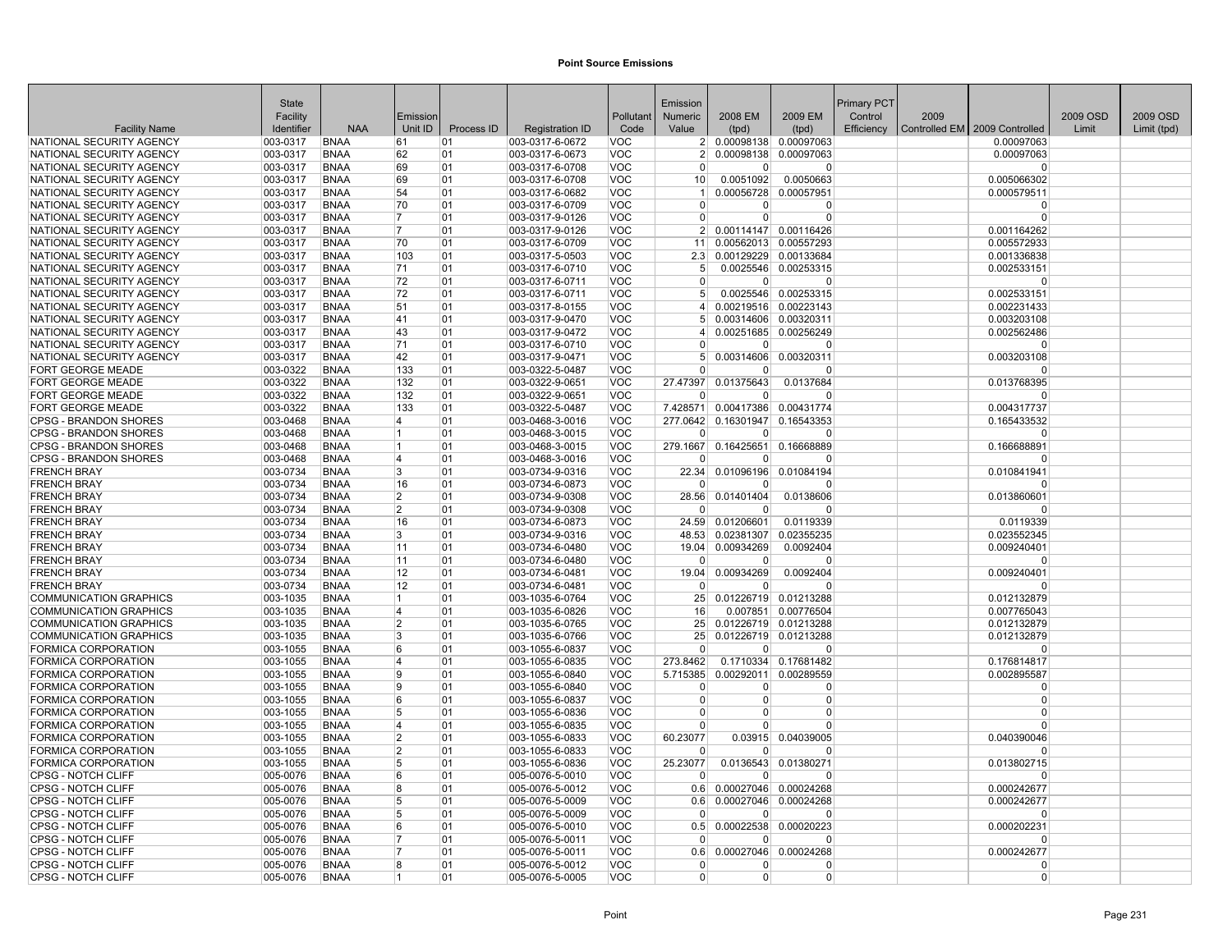## Point Source Emissions

| Facility Name | State Facility Identifier | NAA | Emission Unit ID | Process ID | Registration ID | Pollutant Code | Emission Numeric Value | 2008 EM (tpd) | 2009 EM (tpd) | Primary PCT Control Efficiency | 2009 Controlled EM | 2009 Controlled | 2009 OSD Limit | 2009 OSD Limit (tpd) |
|---|---|---|---|---|---|---|---|---|---|---|---|---|---|---|
| NATIONAL SECURITY AGENCY | 003-0317 | BNAA | 61 | 01 | 003-0317-6-0672 | VOC | 2 | 0.00098138 | 0.00097063 | | | 0.00097063 | | |
| NATIONAL SECURITY AGENCY | 003-0317 | BNAA | 62 | 01 | 003-0317-6-0673 | VOC | 2 | 0.00098138 | 0.00097063 | | | 0.00097063 | | |
| NATIONAL SECURITY AGENCY | 003-0317 | BNAA | 69 | 01 | 003-0317-6-0708 | VOC | 0 | 0 | 0 | | | 0 | | |
| NATIONAL SECURITY AGENCY | 003-0317 | BNAA | 69 | 01 | 003-0317-6-0708 | VOC | 10 | 0.0051092 | 0.0050663 | | | 0.005066302 | | |
| NATIONAL SECURITY AGENCY | 003-0317 | BNAA | 54 | 01 | 003-0317-6-0682 | VOC | 1 | 0.00056728 | 0.00057951 | | | 0.000579511 | | |
| NATIONAL SECURITY AGENCY | 003-0317 | BNAA | 70 | 01 | 003-0317-6-0709 | VOC | 0 | 0 | 0 | | | 0 | | |
| NATIONAL SECURITY AGENCY | 003-0317 | BNAA | 7 | 01 | 003-0317-9-0126 | VOC | 0 | 0 | 0 | | | 0 | | |
| NATIONAL SECURITY AGENCY | 003-0317 | BNAA | 7 | 01 | 003-0317-9-0126 | VOC | 2 | 0.00114147 | 0.00116426 | | | 0.001164262 | | |
| NATIONAL SECURITY AGENCY | 003-0317 | BNAA | 70 | 01 | 003-0317-6-0709 | VOC | 11 | 0.00562013 | 0.00557293 | | | 0.005572933 | | |
| NATIONAL SECURITY AGENCY | 003-0317 | BNAA | 103 | 01 | 003-0317-5-0503 | VOC | 2.3 | 0.00129229 | 0.00133684 | | | 0.001336838 | | |
| NATIONAL SECURITY AGENCY | 003-0317 | BNAA | 71 | 01 | 003-0317-6-0710 | VOC | 5 | 0.0025546 | 0.00253315 | | | 0.002533151 | | |
| NATIONAL SECURITY AGENCY | 003-0317 | BNAA | 72 | 01 | 003-0317-6-0711 | VOC | 0 | 0 | 0 | | | 0 | | |
| NATIONAL SECURITY AGENCY | 003-0317 | BNAA | 72 | 01 | 003-0317-6-0711 | VOC | 5 | 0.0025546 | 0.00253315 | | | 0.002533151 | | |
| NATIONAL SECURITY AGENCY | 003-0317 | BNAA | 51 | 01 | 003-0317-8-0155 | VOC | 4 | 0.00219516 | 0.00223143 | | | 0.002231433 | | |
| NATIONAL SECURITY AGENCY | 003-0317 | BNAA | 41 | 01 | 003-0317-9-0470 | VOC | 5 | 0.00314606 | 0.00320311 | | | 0.003203108 | | |
| NATIONAL SECURITY AGENCY | 003-0317 | BNAA | 43 | 01 | 003-0317-9-0472 | VOC | 4 | 0.00251685 | 0.00256249 | | | 0.002562486 | | |
| NATIONAL SECURITY AGENCY | 003-0317 | BNAA | 71 | 01 | 003-0317-6-0710 | VOC | 0 | 0 | 0 | | | 0 | | |
| NATIONAL SECURITY AGENCY | 003-0317 | BNAA | 42 | 01 | 003-0317-9-0471 | VOC | 5 | 0.00314606 | 0.00320311 | | | 0.003203108 | | |
| FORT GEORGE MEADE | 003-0322 | BNAA | 133 | 01 | 003-0322-5-0487 | VOC | 0 | 0 | 0 | | | 0 | | |
| FORT GEORGE MEADE | 003-0322 | BNAA | 132 | 01 | 003-0322-9-0651 | VOC | 27.47397 | 0.01375643 | 0.0137684 | | | 0.013768395 | | |
| FORT GEORGE MEADE | 003-0322 | BNAA | 132 | 01 | 003-0322-9-0651 | VOC | 0 | 0 | 0 | | | 0 | | |
| FORT GEORGE MEADE | 003-0322 | BNAA | 133 | 01 | 003-0322-5-0487 | VOC | 7.428571 | 0.00417386 | 0.00431774 | | | 0.004317737 | | |
| CPSG - BRANDON SHORES | 003-0468 | BNAA | 4 | 01 | 003-0468-3-0016 | VOC | 277.0642 | 0.16301947 | 0.16543353 | | | 0.165433532 | | |
| CPSG - BRANDON SHORES | 003-0468 | BNAA | 1 | 01 | 003-0468-3-0015 | VOC | 0 | 0 | 0 | | | 0 | | |
| CPSG - BRANDON SHORES | 003-0468 | BNAA | 1 | 01 | 003-0468-3-0015 | VOC | 279.1667 | 0.16425651 | 0.16668889 | | | 0.166688891 | | |
| CPSG - BRANDON SHORES | 003-0468 | BNAA | 4 | 01 | 003-0468-3-0016 | VOC | 0 | 0 | 0 | | | 0 | | |
| FRENCH BRAY | 003-0734 | BNAA | 3 | 01 | 003-0734-9-0316 | VOC | 22.34 | 0.01096196 | 0.01084194 | | | 0.010841941 | | |
| FRENCH BRAY | 003-0734 | BNAA | 16 | 01 | 003-0734-6-0873 | VOC | 0 | 0 | 0 | | | 0 | | |
| FRENCH BRAY | 003-0734 | BNAA | 2 | 01 | 003-0734-9-0308 | VOC | 28.56 | 0.01401404 | 0.0138606 | | | 0.013860601 | | |
| FRENCH BRAY | 003-0734 | BNAA | 2 | 01 | 003-0734-9-0308 | VOC | 0 | 0 | 0 | | | 0 | | |
| FRENCH BRAY | 003-0734 | BNAA | 16 | 01 | 003-0734-6-0873 | VOC | 24.59 | 0.01206601 | 0.0119339 | | | 0.0119339 | | |
| FRENCH BRAY | 003-0734 | BNAA | 3 | 01 | 003-0734-9-0316 | VOC | 48.53 | 0.02381307 | 0.02355235 | | | 0.023552345 | | |
| FRENCH BRAY | 003-0734 | BNAA | 11 | 01 | 003-0734-6-0480 | VOC | 19.04 | 0.00934269 | 0.0092404 | | | 0.009240401 | | |
| FRENCH BRAY | 003-0734 | BNAA | 11 | 01 | 003-0734-6-0480 | VOC | 0 | 0 | 0 | | | 0 | | |
| FRENCH BRAY | 003-0734 | BNAA | 12 | 01 | 003-0734-6-0481 | VOC | 19.04 | 0.00934269 | 0.0092404 | | | 0.009240401 | | |
| FRENCH BRAY | 003-0734 | BNAA | 12 | 01 | 003-0734-6-0481 | VOC | 0 | 0 | 0 | | | 0 | | |
| COMMUNICATION GRAPHICS | 003-1035 | BNAA | 1 | 01 | 003-1035-6-0764 | VOC | 25 | 0.01226719 | 0.01213288 | | | 0.012132879 | | |
| COMMUNICATION GRAPHICS | 003-1035 | BNAA | 4 | 01 | 003-1035-6-0826 | VOC | 16 | 0.007851 | 0.00776504 | | | 0.007765043 | | |
| COMMUNICATION GRAPHICS | 003-1035 | BNAA | 2 | 01 | 003-1035-6-0765 | VOC | 25 | 0.01226719 | 0.01213288 | | | 0.012132879 | | |
| COMMUNICATION GRAPHICS | 003-1035 | BNAA | 3 | 01 | 003-1035-6-0766 | VOC | 25 | 0.01226719 | 0.01213288 | | | 0.012132879 | | |
| FORMICA CORPORATION | 003-1055 | BNAA | 6 | 01 | 003-1055-6-0837 | VOC | 0 | 0 | 0 | | | 0 | | |
| FORMICA CORPORATION | 003-1055 | BNAA | 4 | 01 | 003-1055-6-0835 | VOC | 273.8462 | 0.1710334 | 0.17681482 | | | 0.176814817 | | |
| FORMICA CORPORATION | 003-1055 | BNAA | 9 | 01 | 003-1055-6-0840 | VOC | 5.715385 | 0.00292011 | 0.00289559 | | | 0.002895587 | | |
| FORMICA CORPORATION | 003-1055 | BNAA | 9 | 01 | 003-1055-6-0840 | VOC | 0 | 0 | 0 | | | 0 | | |
| FORMICA CORPORATION | 003-1055 | BNAA | 6 | 01 | 003-1055-6-0837 | VOC | 0 | 0 | 0 | | | 0 | | |
| FORMICA CORPORATION | 003-1055 | BNAA | 5 | 01 | 003-1055-6-0836 | VOC | 0 | 0 | 0 | | | 0 | | |
| FORMICA CORPORATION | 003-1055 | BNAA | 4 | 01 | 003-1055-6-0835 | VOC | 0 | 0 | 0 | | | 0 | | |
| FORMICA CORPORATION | 003-1055 | BNAA | 2 | 01 | 003-1055-6-0833 | VOC | 60.23077 | 0.03915 | 0.04039005 | | | 0.040390046 | | |
| FORMICA CORPORATION | 003-1055 | BNAA | 2 | 01 | 003-1055-6-0833 | VOC | 0 | 0 | 0 | | | 0 | | |
| FORMICA CORPORATION | 003-1055 | BNAA | 5 | 01 | 003-1055-6-0836 | VOC | 25.23077 | 0.0136543 | 0.01380271 | | | 0.013802715 | | |
| CPSG - NOTCH CLIFF | 005-0076 | BNAA | 6 | 01 | 005-0076-5-0010 | VOC | 0 | 0 | 0 | | | 0 | | |
| CPSG - NOTCH CLIFF | 005-0076 | BNAA | 8 | 01 | 005-0076-5-0012 | VOC | 0.6 | 0.00027046 | 0.00024268 | | | 0.000242677 | | |
| CPSG - NOTCH CLIFF | 005-0076 | BNAA | 5 | 01 | 005-0076-5-0009 | VOC | 0.6 | 0.00027046 | 0.00024268 | | | 0.000242677 | | |
| CPSG - NOTCH CLIFF | 005-0076 | BNAA | 5 | 01 | 005-0076-5-0009 | VOC | 0 | 0 | 0 | | | 0 | | |
| CPSG - NOTCH CLIFF | 005-0076 | BNAA | 6 | 01 | 005-0076-5-0010 | VOC | 0.5 | 0.00022538 | 0.00020223 | | | 0.000202231 | | |
| CPSG - NOTCH CLIFF | 005-0076 | BNAA | 7 | 01 | 005-0076-5-0011 | VOC | 0 | 0 | 0 | | | 0 | | |
| CPSG - NOTCH CLIFF | 005-0076 | BNAA | 7 | 01 | 005-0076-5-0011 | VOC | 0.6 | 0.00027046 | 0.00024268 | | | 0.000242677 | | |
| CPSG - NOTCH CLIFF | 005-0076 | BNAA | 8 | 01 | 005-0076-5-0012 | VOC | 0 | 0 | 0 | | | 0 | | |
| CPSG - NOTCH CLIFF | 005-0076 | BNAA | 1 | 01 | 005-0076-5-0005 | VOC | 0 | 0 | 0 | | | 0 | | |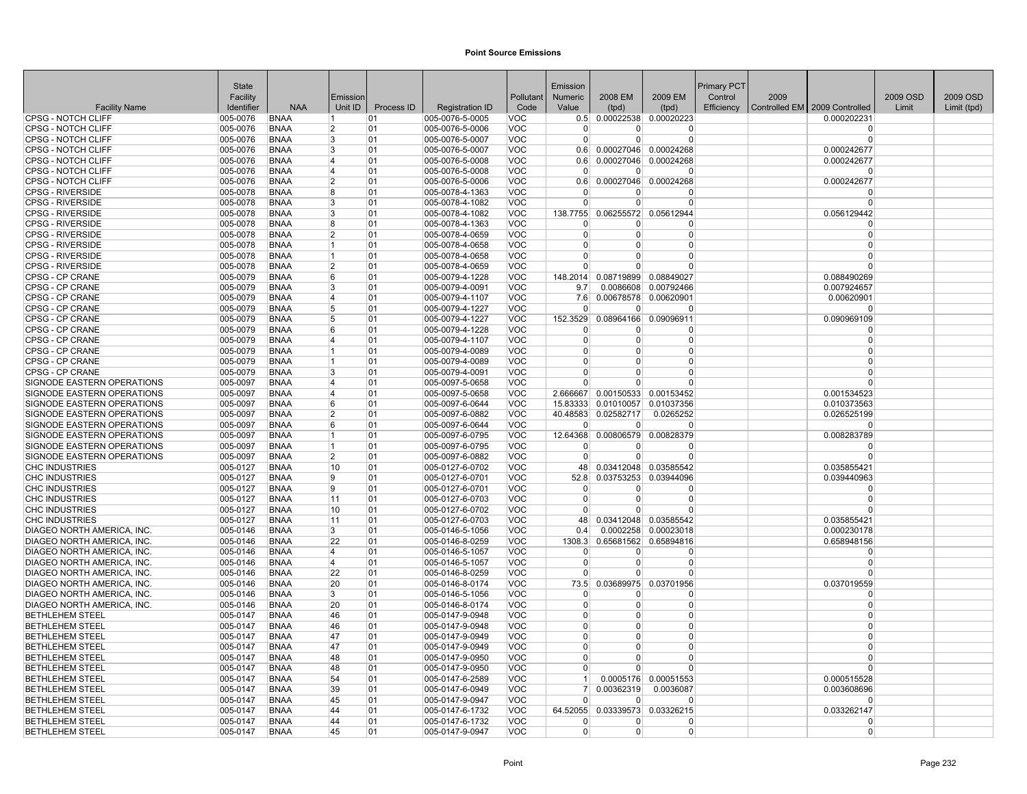**Point Source Emissions**

| Facility Name | State Facility Identifier | NAA | Emission Unit ID | Process ID | Registration ID | Pollutant Code | Emission Numeric Value | 2008 EM (tpd) | 2009 EM (tpd) | Primary PCT Control Efficiency | 2009 Controlled EM | 2009 Controlled | 2009 OSD Limit | 2009 OSD Limit (tpd) |
|---|---|---|---|---|---|---|---|---|---|---|---|---|---|---|
| CPSG - NOTCH CLIFF | 005-0076 | BNAA | 1 | 01 | 005-0076-5-0005 | VOC | 0.5 | 0.00022538 | 0.00020223 | | | 0.000202231 | | |
| CPSG - NOTCH CLIFF | 005-0076 | BNAA | 2 | 01 | 005-0076-5-0006 | VOC | 0 | 0 | 0 | | | 0 | | |
| CPSG - NOTCH CLIFF | 005-0076 | BNAA | 3 | 01 | 005-0076-5-0007 | VOC | 0 | 0 | 0 | | | 0 | | |
| CPSG - NOTCH CLIFF | 005-0076 | BNAA | 3 | 01 | 005-0076-5-0007 | VOC | 0.6 | 0.00027046 | 0.00024268 | | | 0.000242677 | | |
| CPSG - NOTCH CLIFF | 005-0076 | BNAA | 4 | 01 | 005-0076-5-0008 | VOC | 0.6 | 0.00027046 | 0.00024268 | | | 0.000242677 | | |
| CPSG - NOTCH CLIFF | 005-0076 | BNAA | 4 | 01 | 005-0076-5-0008 | VOC | 0 | 0 | 0 | | | 0 | | |
| CPSG - NOTCH CLIFF | 005-0076 | BNAA | 2 | 01 | 005-0076-5-0006 | VOC | 0.6 | 0.00027046 | 0.00024268 | | | 0.000242677 | | |
| CPSG - RIVERSIDE | 005-0078 | BNAA | 8 | 01 | 005-0078-4-1363 | VOC | 0 | 0 | 0 | | | 0 | | |
| CPSG - RIVERSIDE | 005-0078 | BNAA | 3 | 01 | 005-0078-4-1082 | VOC | 0 | 0 | 0 | | | 0 | | |
| CPSG - RIVERSIDE | 005-0078 | BNAA | 3 | 01 | 005-0078-4-1082 | VOC | 138.7755 | 0.06255572 | 0.05612944 | | | 0.056129442 | | |
| CPSG - RIVERSIDE | 005-0078 | BNAA | 8 | 01 | 005-0078-4-1363 | VOC | 0 | 0 | 0 | | | 0 | | |
| CPSG - RIVERSIDE | 005-0078 | BNAA | 2 | 01 | 005-0078-4-0659 | VOC | 0 | 0 | 0 | | | 0 | | |
| CPSG - RIVERSIDE | 005-0078 | BNAA | 1 | 01 | 005-0078-4-0658 | VOC | 0 | 0 | 0 | | | 0 | | |
| CPSG - RIVERSIDE | 005-0078 | BNAA | 1 | 01 | 005-0078-4-0658 | VOC | 0 | 0 | 0 | | | 0 | | |
| CPSG - RIVERSIDE | 005-0078 | BNAA | 2 | 01 | 005-0078-4-0659 | VOC | 0 | 0 | 0 | | | 0 | | |
| CPSG - CP CRANE | 005-0079 | BNAA | 6 | 01 | 005-0079-4-1228 | VOC | 148.2014 | 0.08719899 | 0.08849027 | | | 0.088490269 | | |
| CPSG - CP CRANE | 005-0079 | BNAA | 3 | 01 | 005-0079-4-0091 | VOC | 9.7 | 0.0086608 | 0.00792466 | | | 0.007924657 | | |
| CPSG - CP CRANE | 005-0079 | BNAA | 4 | 01 | 005-0079-4-1107 | VOC | 7.6 | 0.00678578 | 0.00620901 | | | 0.00620901 | | |
| CPSG - CP CRANE | 005-0079 | BNAA | 5 | 01 | 005-0079-4-1227 | VOC | 0 | 0 | 0 | | | 0 | | |
| CPSG - CP CRANE | 005-0079 | BNAA | 5 | 01 | 005-0079-4-1227 | VOC | 152.3529 | 0.08964166 | 0.09096911 | | | 0.090969109 | | |
| CPSG - CP CRANE | 005-0079 | BNAA | 6 | 01 | 005-0079-4-1228 | VOC | 0 | 0 | 0 | | | 0 | | |
| CPSG - CP CRANE | 005-0079 | BNAA | 4 | 01 | 005-0079-4-1107 | VOC | 0 | 0 | 0 | | | 0 | | |
| CPSG - CP CRANE | 005-0079 | BNAA | 1 | 01 | 005-0079-4-0089 | VOC | 0 | 0 | 0 | | | 0 | | |
| CPSG - CP CRANE | 005-0079 | BNAA | 1 | 01 | 005-0079-4-0089 | VOC | 0 | 0 | 0 | | | 0 | | |
| CPSG - CP CRANE | 005-0079 | BNAA | 3 | 01 | 005-0079-4-0091 | VOC | 0 | 0 | 0 | | | 0 | | |
| SIGNODE EASTERN OPERATIONS | 005-0097 | BNAA | 4 | 01 | 005-0097-5-0658 | VOC | 0 | 0 | 0 | | | 0 | | |
| SIGNODE EASTERN OPERATIONS | 005-0097 | BNAA | 4 | 01 | 005-0097-5-0658 | VOC | 2.666667 | 0.00150533 | 0.00153452 | | | 0.001534523 | | |
| SIGNODE EASTERN OPERATIONS | 005-0097 | BNAA | 6 | 01 | 005-0097-6-0644 | VOC | 15.83333 | 0.01010057 | 0.01037356 | | | 0.010373563 | | |
| SIGNODE EASTERN OPERATIONS | 005-0097 | BNAA | 2 | 01 | 005-0097-6-0882 | VOC | 40.48583 | 0.02582717 | 0.0265252 | | | 0.026525199 | | |
| SIGNODE EASTERN OPERATIONS | 005-0097 | BNAA | 6 | 01 | 005-0097-6-0644 | VOC | 0 | 0 | 0 | | | 0 | | |
| SIGNODE EASTERN OPERATIONS | 005-0097 | BNAA | 1 | 01 | 005-0097-6-0795 | VOC | 12.64368 | 0.00806579 | 0.00828379 | | | 0.008283789 | | |
| SIGNODE EASTERN OPERATIONS | 005-0097 | BNAA | 1 | 01 | 005-0097-6-0795 | VOC | 0 | 0 | 0 | | | 0 | | |
| SIGNODE EASTERN OPERATIONS | 005-0097 | BNAA | 2 | 01 | 005-0097-6-0882 | VOC | 0 | 0 | 0 | | | 0 | | |
| CHC INDUSTRIES | 005-0127 | BNAA | 10 | 01 | 005-0127-6-0702 | VOC | 48 | 0.03412048 | 0.03585542 | | | 0.035855421 | | |
| CHC INDUSTRIES | 005-0127 | BNAA | 9 | 01 | 005-0127-6-0701 | VOC | 52.8 | 0.03753253 | 0.03944096 | | | 0.039440963 | | |
| CHC INDUSTRIES | 005-0127 | BNAA | 9 | 01 | 005-0127-6-0701 | VOC | 0 | 0 | 0 | | | 0 | | |
| CHC INDUSTRIES | 005-0127 | BNAA | 11 | 01 | 005-0127-6-0703 | VOC | 0 | 0 | 0 | | | 0 | | |
| CHC INDUSTRIES | 005-0127 | BNAA | 10 | 01 | 005-0127-6-0702 | VOC | 0 | 0 | 0 | | | 0 | | |
| CHC INDUSTRIES | 005-0127 | BNAA | 11 | 01 | 005-0127-6-0703 | VOC | 48 | 0.03412048 | 0.03585542 | | | 0.035855421 | | |
| DIAGEO NORTH AMERICA, INC. | 005-0146 | BNAA | 3 | 01 | 005-0146-5-1056 | VOC | 0.4 | 0.0002258 | 0.00023018 | | | 0.000230178 | | |
| DIAGEO NORTH AMERICA, INC. | 005-0146 | BNAA | 22 | 01 | 005-0146-8-0259 | VOC | 1308.3 | 0.65681562 | 0.65894816 | | | 0.658948156 | | |
| DIAGEO NORTH AMERICA, INC. | 005-0146 | BNAA | 4 | 01 | 005-0146-5-1057 | VOC | 0 | 0 | 0 | | | 0 | | |
| DIAGEO NORTH AMERICA, INC. | 005-0146 | BNAA | 4 | 01 | 005-0146-5-1057 | VOC | 0 | 0 | 0 | | | 0 | | |
| DIAGEO NORTH AMERICA, INC. | 005-0146 | BNAA | 22 | 01 | 005-0146-8-0259 | VOC | 0 | 0 | 0 | | | 0 | | |
| DIAGEO NORTH AMERICA, INC. | 005-0146 | BNAA | 20 | 01 | 005-0146-8-0174 | VOC | 73.5 | 0.03689975 | 0.03701956 | | | 0.037019559 | | |
| DIAGEO NORTH AMERICA, INC. | 005-0146 | BNAA | 3 | 01 | 005-0146-5-1056 | VOC | 0 | 0 | 0 | | | 0 | | |
| DIAGEO NORTH AMERICA, INC. | 005-0146 | BNAA | 20 | 01 | 005-0146-8-0174 | VOC | 0 | 0 | 0 | | | 0 | | |
| BETHLEHEM STEEL | 005-0147 | BNAA | 46 | 01 | 005-0147-9-0948 | VOC | 0 | 0 | 0 | | | 0 | | |
| BETHLEHEM STEEL | 005-0147 | BNAA | 46 | 01 | 005-0147-9-0948 | VOC | 0 | 0 | 0 | | | 0 | | |
| BETHLEHEM STEEL | 005-0147 | BNAA | 47 | 01 | 005-0147-9-0949 | VOC | 0 | 0 | 0 | | | 0 | | |
| BETHLEHEM STEEL | 005-0147 | BNAA | 47 | 01 | 005-0147-9-0949 | VOC | 0 | 0 | 0 | | | 0 | | |
| BETHLEHEM STEEL | 005-0147 | BNAA | 48 | 01 | 005-0147-9-0950 | VOC | 0 | 0 | 0 | | | 0 | | |
| BETHLEHEM STEEL | 005-0147 | BNAA | 48 | 01 | 005-0147-9-0950 | VOC | 0 | 0 | 0 | | | 0 | | |
| BETHLEHEM STEEL | 005-0147 | BNAA | 54 | 01 | 005-0147-6-2589 | VOC | 1 | 0.0005176 | 0.00051553 | | | 0.000515528 | | |
| BETHLEHEM STEEL | 005-0147 | BNAA | 39 | 01 | 005-0147-6-0949 | VOC | 7 | 0.00362319 | 0.0036087 | | | 0.003608696 | | |
| BETHLEHEM STEEL | 005-0147 | BNAA | 45 | 01 | 005-0147-9-0947 | VOC | 0 | 0 | 0 | | | 0 | | |
| BETHLEHEM STEEL | 005-0147 | BNAA | 44 | 01 | 005-0147-6-1732 | VOC | 64.52055 | 0.03339573 | 0.03326215 | | | 0.033262147 | | |
| BETHLEHEM STEEL | 005-0147 | BNAA | 44 | 01 | 005-0147-6-1732 | VOC | 0 | 0 | 0 | | | 0 | | |
| BETHLEHEM STEEL | 005-0147 | BNAA | 45 | 01 | 005-0147-9-0947 | VOC | 0 | 0 | 0 | | | 0 | | |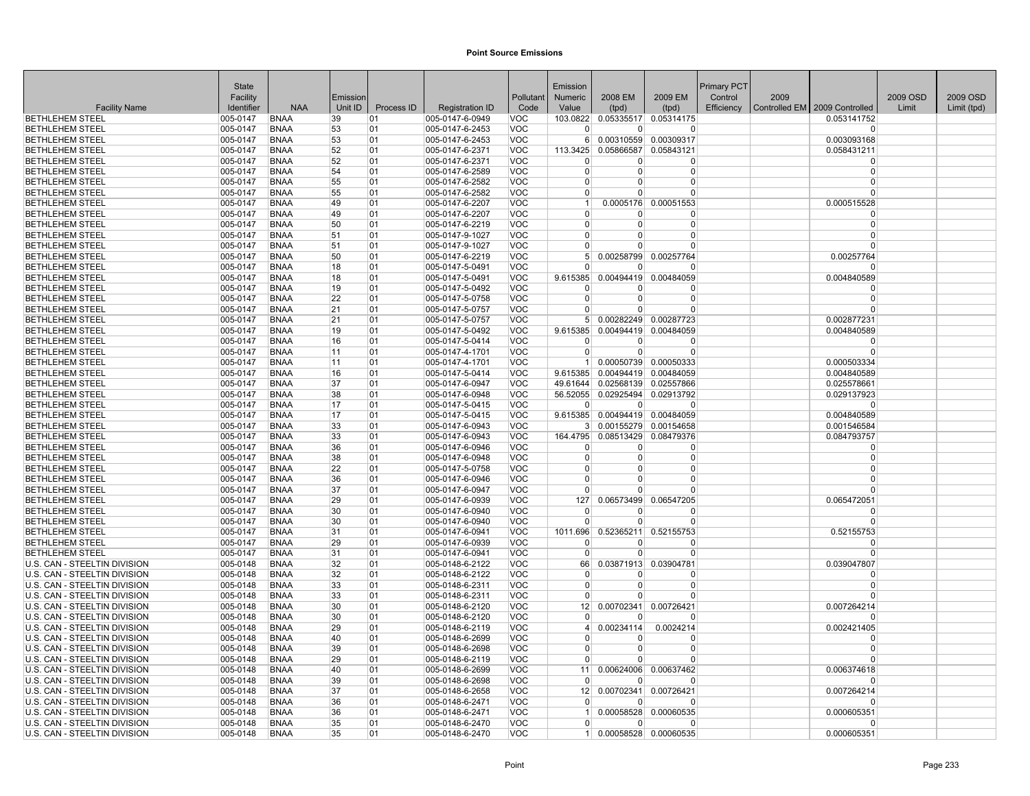# Point Source Emissions

| Facility Name | State Facility Identifier | NAA | Emission Unit ID | Process ID | Registration ID | Pollutant Code | Emission Numeric Value | 2008 EM (tpd) | 2009 EM (tpd) | Primary PCT Control Efficiency | 2009 Controlled EM | 2009 Controlled | 2009 OSD Limit | 2009 OSD Limit (tpd) |
|---|---|---|---|---|---|---|---|---|---|---|---|---|---|---|
| BETHLEHEM STEEL | 005-0147 | BNAA | 39 | 01 | 005-0147-6-0949 | VOC | 103.0822 | 0.05335517 | 0.05314175 | | | 0.053141752 | | |
| BETHLEHEM STEEL | 005-0147 | BNAA | 53 | 01 | 005-0147-6-2453 | VOC | 0 | 0 | 0 | | | 0 | | |
| BETHLEHEM STEEL | 005-0147 | BNAA | 53 | 01 | 005-0147-6-2453 | VOC | 6 | 0.00310559 | 0.00309317 | | | 0.003093168 | | |
| BETHLEHEM STEEL | 005-0147 | BNAA | 52 | 01 | 005-0147-6-2371 | VOC | 113.3425 | 0.05866587 | 0.05843121 | | | 0.058431211 | | |
| BETHLEHEM STEEL | 005-0147 | BNAA | 52 | 01 | 005-0147-6-2371 | VOC | 0 | 0 | 0 | | | 0 | | |
| BETHLEHEM STEEL | 005-0147 | BNAA | 54 | 01 | 005-0147-6-2589 | VOC | 0 | 0 | 0 | | | 0 | | |
| BETHLEHEM STEEL | 005-0147 | BNAA | 55 | 01 | 005-0147-6-2582 | VOC | 0 | 0 | 0 | | | 0 | | |
| BETHLEHEM STEEL | 005-0147 | BNAA | 55 | 01 | 005-0147-6-2582 | VOC | 0 | 0 | 0 | | | 0 | | |
| BETHLEHEM STEEL | 005-0147 | BNAA | 49 | 01 | 005-0147-6-2207 | VOC | 1 | 0.0005176 | 0.00051553 | | | 0.000515528 | | |
| BETHLEHEM STEEL | 005-0147 | BNAA | 49 | 01 | 005-0147-6-2207 | VOC | 0 | 0 | 0 | | | 0 | | |
| BETHLEHEM STEEL | 005-0147 | BNAA | 50 | 01 | 005-0147-6-2219 | VOC | 0 | 0 | 0 | | | 0 | | |
| BETHLEHEM STEEL | 005-0147 | BNAA | 51 | 01 | 005-0147-9-1027 | VOC | 0 | 0 | 0 | | | 0 | | |
| BETHLEHEM STEEL | 005-0147 | BNAA | 51 | 01 | 005-0147-9-1027 | VOC | 0 | 0 | 0 | | | 0 | | |
| BETHLEHEM STEEL | 005-0147 | BNAA | 50 | 01 | 005-0147-6-2219 | VOC | 5 | 0.00258799 | 0.00257764 | | | 0.00257764 | | |
| BETHLEHEM STEEL | 005-0147 | BNAA | 18 | 01 | 005-0147-5-0491 | VOC | 0 | 0 | 0 | | | 0 | | |
| BETHLEHEM STEEL | 005-0147 | BNAA | 18 | 01 | 005-0147-5-0491 | VOC | 9.615385 | 0.00494419 | 0.00484059 | | | 0.004840589 | | |
| BETHLEHEM STEEL | 005-0147 | BNAA | 19 | 01 | 005-0147-5-0492 | VOC | 0 | 0 | 0 | | | 0 | | |
| BETHLEHEM STEEL | 005-0147 | BNAA | 22 | 01 | 005-0147-5-0758 | VOC | 0 | 0 | 0 | | | 0 | | |
| BETHLEHEM STEEL | 005-0147 | BNAA | 21 | 01 | 005-0147-5-0757 | VOC | 0 | 0 | 0 | | | 0 | | |
| BETHLEHEM STEEL | 005-0147 | BNAA | 21 | 01 | 005-0147-5-0757 | VOC | 5 | 0.00282249 | 0.00287723 | | | 0.002877231 | | |
| BETHLEHEM STEEL | 005-0147 | BNAA | 19 | 01 | 005-0147-5-0492 | VOC | 9.615385 | 0.00494419 | 0.00484059 | | | 0.004840589 | | |
| BETHLEHEM STEEL | 005-0147 | BNAA | 16 | 01 | 005-0147-5-0414 | VOC | 0 | 0 | 0 | | | 0 | | |
| BETHLEHEM STEEL | 005-0147 | BNAA | 11 | 01 | 005-0147-4-1701 | VOC | 0 | 0 | 0 | | | 0 | | |
| BETHLEHEM STEEL | 005-0147 | BNAA | 11 | 01 | 005-0147-4-1701 | VOC | 1 | 0.00050739 | 0.00050333 | | | 0.000503334 | | |
| BETHLEHEM STEEL | 005-0147 | BNAA | 16 | 01 | 005-0147-5-0414 | VOC | 9.615385 | 0.00494419 | 0.00484059 | | | 0.004840589 | | |
| BETHLEHEM STEEL | 005-0147 | BNAA | 37 | 01 | 005-0147-6-0947 | VOC | 49.61644 | 0.02568139 | 0.02557866 | | | 0.025578661 | | |
| BETHLEHEM STEEL | 005-0147 | BNAA | 38 | 01 | 005-0147-6-0948 | VOC | 56.52055 | 0.02925494 | 0.02913792 | | | 0.029137923 | | |
| BETHLEHEM STEEL | 005-0147 | BNAA | 17 | 01 | 005-0147-5-0415 | VOC | 0 | 0 | 0 | | | 0 | | |
| BETHLEHEM STEEL | 005-0147 | BNAA | 17 | 01 | 005-0147-5-0415 | VOC | 9.615385 | 0.00494419 | 0.00484059 | | | 0.004840589 | | |
| BETHLEHEM STEEL | 005-0147 | BNAA | 33 | 01 | 005-0147-6-0943 | VOC | 3 | 0.00155279 | 0.00154658 | | | 0.001546584 | | |
| BETHLEHEM STEEL | 005-0147 | BNAA | 33 | 01 | 005-0147-6-0943 | VOC | 164.4795 | 0.08513429 | 0.08479376 | | | 0.084793757 | | |
| BETHLEHEM STEEL | 005-0147 | BNAA | 36 | 01 | 005-0147-6-0946 | VOC | 0 | 0 | 0 | | | 0 | | |
| BETHLEHEM STEEL | 005-0147 | BNAA | 38 | 01 | 005-0147-6-0948 | VOC | 0 | 0 | 0 | | | 0 | | |
| BETHLEHEM STEEL | 005-0147 | BNAA | 22 | 01 | 005-0147-5-0758 | VOC | 0 | 0 | 0 | | | 0 | | |
| BETHLEHEM STEEL | 005-0147 | BNAA | 36 | 01 | 005-0147-6-0946 | VOC | 0 | 0 | 0 | | | 0 | | |
| BETHLEHEM STEEL | 005-0147 | BNAA | 37 | 01 | 005-0147-6-0947 | VOC | 0 | 0 | 0 | | | 0 | | |
| BETHLEHEM STEEL | 005-0147 | BNAA | 29 | 01 | 005-0147-6-0939 | VOC | 127 | 0.06573499 | 0.06547205 | | | 0.065472051 | | |
| BETHLEHEM STEEL | 005-0147 | BNAA | 30 | 01 | 005-0147-6-0940 | VOC | 0 | 0 | 0 | | | 0 | | |
| BETHLEHEM STEEL | 005-0147 | BNAA | 30 | 01 | 005-0147-6-0940 | VOC | 0 | 0 | 0 | | | 0 | | |
| BETHLEHEM STEEL | 005-0147 | BNAA | 31 | 01 | 005-0147-6-0941 | VOC | 1011.696 | 0.52365211 | 0.52155753 | | | 0.52155753 | | |
| BETHLEHEM STEEL | 005-0147 | BNAA | 29 | 01 | 005-0147-6-0939 | VOC | 0 | 0 | 0 | | | 0 | | |
| BETHLEHEM STEEL | 005-0147 | BNAA | 31 | 01 | 005-0147-6-0941 | VOC | 0 | 0 | 0 | | | 0 | | |
| U.S. CAN - STEELTIN DIVISION | 005-0148 | BNAA | 32 | 01 | 005-0148-6-2122 | VOC | 66 | 0.03871913 | 0.03904781 | | | 0.039047807 | | |
| U.S. CAN - STEELTIN DIVISION | 005-0148 | BNAA | 32 | 01 | 005-0148-6-2122 | VOC | 0 | 0 | 0 | | | 0 | | |
| U.S. CAN - STEELTIN DIVISION | 005-0148 | BNAA | 33 | 01 | 005-0148-6-2311 | VOC | 0 | 0 | 0 | | | 0 | | |
| U.S. CAN - STEELTIN DIVISION | 005-0148 | BNAA | 33 | 01 | 005-0148-6-2311 | VOC | 0 | 0 | 0 | | | 0 | | |
| U.S. CAN - STEELTIN DIVISION | 005-0148 | BNAA | 30 | 01 | 005-0148-6-2120 | VOC | 12 | 0.00702341 | 0.00726421 | | | 0.007264214 | | |
| U.S. CAN - STEELTIN DIVISION | 005-0148 | BNAA | 30 | 01 | 005-0148-6-2120 | VOC | 0 | 0 | 0 | | | 0 | | |
| U.S. CAN - STEELTIN DIVISION | 005-0148 | BNAA | 29 | 01 | 005-0148-6-2119 | VOC | 4 | 0.00234114 | 0.0024214 | | | 0.002421405 | | |
| U.S. CAN - STEELTIN DIVISION | 005-0148 | BNAA | 40 | 01 | 005-0148-6-2699 | VOC | 0 | 0 | 0 | | | 0 | | |
| U.S. CAN - STEELTIN DIVISION | 005-0148 | BNAA | 39 | 01 | 005-0148-6-2698 | VOC | 0 | 0 | 0 | | | 0 | | |
| U.S. CAN - STEELTIN DIVISION | 005-0148 | BNAA | 29 | 01 | 005-0148-6-2119 | VOC | 0 | 0 | 0 | | | 0 | | |
| U.S. CAN - STEELTIN DIVISION | 005-0148 | BNAA | 40 | 01 | 005-0148-6-2699 | VOC | 11 | 0.00624006 | 0.00637462 | | | 0.006374618 | | |
| U.S. CAN - STEELTIN DIVISION | 005-0148 | BNAA | 39 | 01 | 005-0148-6-2698 | VOC | 0 | 0 | 0 | | | 0 | | |
| U.S. CAN - STEELTIN DIVISION | 005-0148 | BNAA | 37 | 01 | 005-0148-6-2658 | VOC | 12 | 0.00702341 | 0.00726421 | | | 0.007264214 | | |
| U.S. CAN - STEELTIN DIVISION | 005-0148 | BNAA | 36 | 01 | 005-0148-6-2471 | VOC | 0 | 0 | 0 | | | 0 | | |
| U.S. CAN - STEELTIN DIVISION | 005-0148 | BNAA | 36 | 01 | 005-0148-6-2471 | VOC | 1 | 0.00058528 | 0.00060535 | | | 0.000605351 | | |
| U.S. CAN - STEELTIN DIVISION | 005-0148 | BNAA | 35 | 01 | 005-0148-6-2470 | VOC | 0 | 0 | 0 | | | 0 | | |
| U.S. CAN - STEELTIN DIVISION | 005-0148 | BNAA | 35 | 01 | 005-0148-6-2470 | VOC | 1 | 0.00058528 | 0.00060535 | | | 0.000605351 | | |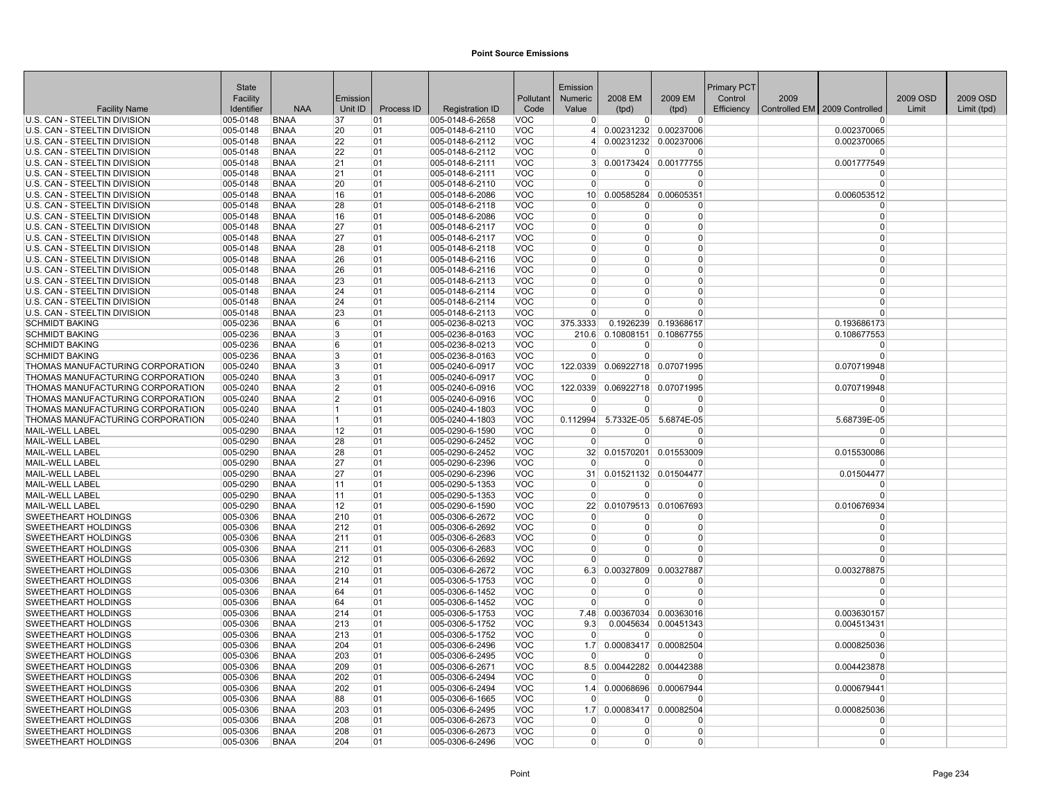# Point Source Emissions

| Facility Name | State Facility Identifier | NAA | Emission Unit ID | Process ID | Registration ID | Pollutant Code | Emission Numeric Value | 2008 EM (tpd) | 2009 EM (tpd) | Primary PCT Control Efficiency | 2009 Controlled EM | 2009 Controlled | 2009 OSD Limit | 2009 OSD Limit (tpd) |
|---|---|---|---|---|---|---|---|---|---|---|---|---|---|---|
| U.S. CAN - STEELTIN DIVISION | 005-0148 | BNAA | 37 | 01 | 005-0148-6-2658 | VOC | 0 | 0 | 0 | | | 0 | | |
| U.S. CAN - STEELTIN DIVISION | 005-0148 | BNAA | 20 | 01 | 005-0148-6-2110 | VOC | 4 | 0.00231232 | 0.00237006 | | | 0.002370065 | | |
| U.S. CAN - STEELTIN DIVISION | 005-0148 | BNAA | 22 | 01 | 005-0148-6-2112 | VOC | 4 | 0.00231232 | 0.00237006 | | | 0.002370065 | | |
| U.S. CAN - STEELTIN DIVISION | 005-0148 | BNAA | 22 | 01 | 005-0148-6-2112 | VOC | 0 | 0 | 0 | | | 0 | | |
| U.S. CAN - STEELTIN DIVISION | 005-0148 | BNAA | 21 | 01 | 005-0148-6-2111 | VOC | 3 | 0.00173424 | 0.00177755 | | | 0.001777549 | | |
| U.S. CAN - STEELTIN DIVISION | 005-0148 | BNAA | 21 | 01 | 005-0148-6-2111 | VOC | 0 | 0 | 0 | | | 0 | | |
| U.S. CAN - STEELTIN DIVISION | 005-0148 | BNAA | 20 | 01 | 005-0148-6-2110 | VOC | 0 | 0 | 0 | | | 0 | | |
| U.S. CAN - STEELTIN DIVISION | 005-0148 | BNAA | 16 | 01 | 005-0148-6-2086 | VOC | 10 | 0.00585284 | 0.00605351 | | | 0.006053512 | | |
| U.S. CAN - STEELTIN DIVISION | 005-0148 | BNAA | 28 | 01 | 005-0148-6-2118 | VOC | 0 | 0 | 0 | | | 0 | | |
| U.S. CAN - STEELTIN DIVISION | 005-0148 | BNAA | 16 | 01 | 005-0148-6-2086 | VOC | 0 | 0 | 0 | | | 0 | | |
| U.S. CAN - STEELTIN DIVISION | 005-0148 | BNAA | 27 | 01 | 005-0148-6-2117 | VOC | 0 | 0 | 0 | | | 0 | | |
| U.S. CAN - STEELTIN DIVISION | 005-0148 | BNAA | 27 | 01 | 005-0148-6-2117 | VOC | 0 | 0 | 0 | | | 0 | | |
| U.S. CAN - STEELTIN DIVISION | 005-0148 | BNAA | 28 | 01 | 005-0148-6-2118 | VOC | 0 | 0 | 0 | | | 0 | | |
| U.S. CAN - STEELTIN DIVISION | 005-0148 | BNAA | 26 | 01 | 005-0148-6-2116 | VOC | 0 | 0 | 0 | | | 0 | | |
| U.S. CAN - STEELTIN DIVISION | 005-0148 | BNAA | 26 | 01 | 005-0148-6-2116 | VOC | 0 | 0 | 0 | | | 0 | | |
| U.S. CAN - STEELTIN DIVISION | 005-0148 | BNAA | 23 | 01 | 005-0148-6-2113 | VOC | 0 | 0 | 0 | | | 0 | | |
| U.S. CAN - STEELTIN DIVISION | 005-0148 | BNAA | 24 | 01 | 005-0148-6-2114 | VOC | 0 | 0 | 0 | | | 0 | | |
| U.S. CAN - STEELTIN DIVISION | 005-0148 | BNAA | 24 | 01 | 005-0148-6-2114 | VOC | 0 | 0 | 0 | | | 0 | | |
| U.S. CAN - STEELTIN DIVISION | 005-0148 | BNAA | 23 | 01 | 005-0148-6-2113 | VOC | 0 | 0 | 0 | | | 0 | | |
| SCHMIDT BAKING | 005-0236 | BNAA | 6 | 01 | 005-0236-8-0213 | VOC | 375.3333 | 0.1926239 | 0.19368617 | | | 0.193686173 | | |
| SCHMIDT BAKING | 005-0236 | BNAA | 3 | 01 | 005-0236-8-0163 | VOC | 210.6 | 0.10808151 | 0.10867755 | | | 0.108677553 | | |
| SCHMIDT BAKING | 005-0236 | BNAA | 6 | 01 | 005-0236-8-0213 | VOC | 0 | 0 | 0 | | | 0 | | |
| SCHMIDT BAKING | 005-0236 | BNAA | 3 | 01 | 005-0236-8-0163 | VOC | 0 | 0 | 0 | | | 0 | | |
| THOMAS MANUFACTURING CORPORATION | 005-0240 | BNAA | 3 | 01 | 005-0240-6-0917 | VOC | 122.0339 | 0.06922718 | 0.07071995 | | | 0.070719948 | | |
| THOMAS MANUFACTURING CORPORATION | 005-0240 | BNAA | 3 | 01 | 005-0240-6-0917 | VOC | 0 | 0 | 0 | | | 0 | | |
| THOMAS MANUFACTURING CORPORATION | 005-0240 | BNAA | 2 | 01 | 005-0240-6-0916 | VOC | 122.0339 | 0.06922718 | 0.07071995 | | | 0.070719948 | | |
| THOMAS MANUFACTURING CORPORATION | 005-0240 | BNAA | 2 | 01 | 005-0240-6-0916 | VOC | 0 | 0 | 0 | | | 0 | | |
| THOMAS MANUFACTURING CORPORATION | 005-0240 | BNAA | 1 | 01 | 005-0240-4-1803 | VOC | 0 | 0 | 0 | | | 0 | | |
| THOMAS MANUFACTURING CORPORATION | 005-0240 | BNAA | 1 | 01 | 005-0240-4-1803 | VOC | 0.112994 | 5.7332E-05 | 5.6874E-05 | | | 5.68739E-05 | | |
| MAIL-WELL LABEL | 005-0290 | BNAA | 12 | 01 | 005-0290-6-1590 | VOC | 0 | 0 | 0 | | | 0 | | |
| MAIL-WELL LABEL | 005-0290 | BNAA | 28 | 01 | 005-0290-6-2452 | VOC | 0 | 0 | 0 | | | 0 | | |
| MAIL-WELL LABEL | 005-0290 | BNAA | 28 | 01 | 005-0290-6-2452 | VOC | 32 | 0.01570201 | 0.01553009 | | | 0.015530086 | | |
| MAIL-WELL LABEL | 005-0290 | BNAA | 27 | 01 | 005-0290-6-2396 | VOC | 0 | 0 | 0 | | | 0 | | |
| MAIL-WELL LABEL | 005-0290 | BNAA | 27 | 01 | 005-0290-6-2396 | VOC | 31 | 0.01521132 | 0.01504477 | | | 0.01504477 | | |
| MAIL-WELL LABEL | 005-0290 | BNAA | 11 | 01 | 005-0290-5-1353 | VOC | 0 | 0 | 0 | | | 0 | | |
| MAIL-WELL LABEL | 005-0290 | BNAA | 11 | 01 | 005-0290-5-1353 | VOC | 0 | 0 | 0 | | | 0 | | |
| MAIL-WELL LABEL | 005-0290 | BNAA | 12 | 01 | 005-0290-6-1590 | VOC | 22 | 0.01079513 | 0.01067693 | | | 0.010676934 | | |
| SWEETHEART HOLDINGS | 005-0306 | BNAA | 210 | 01 | 005-0306-6-2672 | VOC | 0 | 0 | 0 | | | 0 | | |
| SWEETHEART HOLDINGS | 005-0306 | BNAA | 212 | 01 | 005-0306-6-2692 | VOC | 0 | 0 | 0 | | | 0 | | |
| SWEETHEART HOLDINGS | 005-0306 | BNAA | 211 | 01 | 005-0306-6-2683 | VOC | 0 | 0 | 0 | | | 0 | | |
| SWEETHEART HOLDINGS | 005-0306 | BNAA | 211 | 01 | 005-0306-6-2683 | VOC | 0 | 0 | 0 | | | 0 | | |
| SWEETHEART HOLDINGS | 005-0306 | BNAA | 212 | 01 | 005-0306-6-2692 | VOC | 0 | 0 | 0 | | | 0 | | |
| SWEETHEART HOLDINGS | 005-0306 | BNAA | 210 | 01 | 005-0306-6-2672 | VOC | 6.3 | 0.00327809 | 0.00327887 | | | 0.003278875 | | |
| SWEETHEART HOLDINGS | 005-0306 | BNAA | 214 | 01 | 005-0306-5-1753 | VOC | 0 | 0 | 0 | | | 0 | | |
| SWEETHEART HOLDINGS | 005-0306 | BNAA | 64 | 01 | 005-0306-6-1452 | VOC | 0 | 0 | 0 | | | 0 | | |
| SWEETHEART HOLDINGS | 005-0306 | BNAA | 64 | 01 | 005-0306-6-1452 | VOC | 0 | 0 | 0 | | | 0 | | |
| SWEETHEART HOLDINGS | 005-0306 | BNAA | 214 | 01 | 005-0306-5-1753 | VOC | 7.48 | 0.00367034 | 0.00363016 | | | 0.003630157 | | |
| SWEETHEART HOLDINGS | 005-0306 | BNAA | 213 | 01 | 005-0306-5-1752 | VOC | 9.3 | 0.0045634 | 0.00451343 | | | 0.004513431 | | |
| SWEETHEART HOLDINGS | 005-0306 | BNAA | 213 | 01 | 005-0306-5-1752 | VOC | 0 | 0 | 0 | | | 0 | | |
| SWEETHEART HOLDINGS | 005-0306 | BNAA | 204 | 01 | 005-0306-6-2496 | VOC | 1.7 | 0.00083417 | 0.00082504 | | | 0.000825036 | | |
| SWEETHEART HOLDINGS | 005-0306 | BNAA | 203 | 01 | 005-0306-6-2495 | VOC | 0 | 0 | 0 | | | 0 | | |
| SWEETHEART HOLDINGS | 005-0306 | BNAA | 209 | 01 | 005-0306-6-2671 | VOC | 8.5 | 0.00442282 | 0.00442388 | | | 0.004423878 | | |
| SWEETHEART HOLDINGS | 005-0306 | BNAA | 202 | 01 | 005-0306-6-2494 | VOC | 0 | 0 | 0 | | | 0 | | |
| SWEETHEART HOLDINGS | 005-0306 | BNAA | 202 | 01 | 005-0306-6-2494 | VOC | 1.4 | 0.00068696 | 0.00067944 | | | 0.000679441 | | |
| SWEETHEART HOLDINGS | 005-0306 | BNAA | 88 | 01 | 005-0306-6-1665 | VOC | 0 | 0 | 0 | | | 0 | | |
| SWEETHEART HOLDINGS | 005-0306 | BNAA | 203 | 01 | 005-0306-6-2495 | VOC | 1.7 | 0.00083417 | 0.00082504 | | | 0.000825036 | | |
| SWEETHEART HOLDINGS | 005-0306 | BNAA | 208 | 01 | 005-0306-6-2673 | VOC | 0 | 0 | 0 | | | 0 | | |
| SWEETHEART HOLDINGS | 005-0306 | BNAA | 208 | 01 | 005-0306-6-2673 | VOC | 0 | 0 | 0 | | | 0 | | |
| SWEETHEART HOLDINGS | 005-0306 | BNAA | 204 | 01 | 005-0306-6-2496 | VOC | 0 | 0 | 0 | | | 0 | | |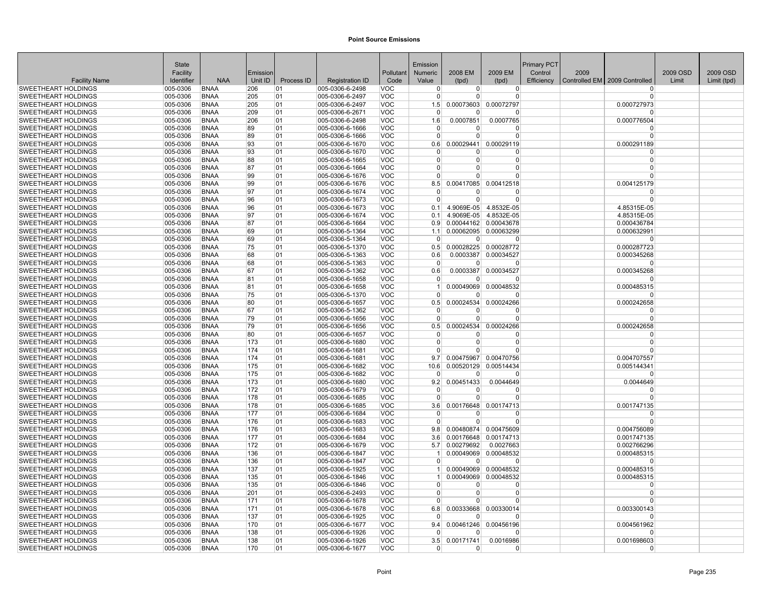# Point Source Emissions

| Facility Name | State Facility Identifier | NAA | Emission Unit ID | Process ID | Registration ID | Pollutant Code | Emission Numeric Value | 2008 EM (tpd) | 2009 EM (tpd) | Primary PCT Control Efficiency | 2009 Controlled EM | 2009 Controlled | 2009 OSD Limit | 2009 OSD Limit (tpd) |
|---|---|---|---|---|---|---|---|---|---|---|---|---|---|---|
| SWEETHEART HOLDINGS | 005-0306 | BNAA | 206 | 01 | 005-0306-6-2498 | VOC | 0 | 0 | 0 | | | 0 | | |
| SWEETHEART HOLDINGS | 005-0306 | BNAA | 205 | 01 | 005-0306-6-2497 | VOC | 0 | 0 | 0 | | | 0 | | |
| SWEETHEART HOLDINGS | 005-0306 | BNAA | 205 | 01 | 005-0306-6-2497 | VOC | 1.5 | 0.00073603 | 0.00072797 | | | 0.000727973 | | |
| SWEETHEART HOLDINGS | 005-0306 | BNAA | 209 | 01 | 005-0306-6-2671 | VOC | 0 | 0 | 0 | | | 0 | | |
| SWEETHEART HOLDINGS | 005-0306 | BNAA | 206 | 01 | 005-0306-6-2498 | VOC | 1.6 | 0.0007851 | 0.0007765 | | | 0.000776504 | | |
| SWEETHEART HOLDINGS | 005-0306 | BNAA | 89 | 01 | 005-0306-6-1666 | VOC | 0 | 0 | 0 | | | 0 | | |
| SWEETHEART HOLDINGS | 005-0306 | BNAA | 89 | 01 | 005-0306-6-1666 | VOC | 0 | 0 | 0 | | | 0 | | |
| SWEETHEART HOLDINGS | 005-0306 | BNAA | 93 | 01 | 005-0306-6-1670 | VOC | 0.6 | 0.00029441 | 0.00029119 | | | 0.000291189 | | |
| SWEETHEART HOLDINGS | 005-0306 | BNAA | 93 | 01 | 005-0306-6-1670 | VOC | 0 | 0 | 0 | | | 0 | | |
| SWEETHEART HOLDINGS | 005-0306 | BNAA | 88 | 01 | 005-0306-6-1665 | VOC | 0 | 0 | 0 | | | 0 | | |
| SWEETHEART HOLDINGS | 005-0306 | BNAA | 87 | 01 | 005-0306-6-1664 | VOC | 0 | 0 | 0 | | | 0 | | |
| SWEETHEART HOLDINGS | 005-0306 | BNAA | 99 | 01 | 005-0306-6-1676 | VOC | 0 | 0 | 0 | | | 0 | | |
| SWEETHEART HOLDINGS | 005-0306 | BNAA | 99 | 01 | 005-0306-6-1676 | VOC | 8.5 | 0.00417085 | 0.00412518 | | | 0.004125179 | | |
| SWEETHEART HOLDINGS | 005-0306 | BNAA | 97 | 01 | 005-0306-6-1674 | VOC | 0 | 0 | 0 | | | 0 | | |
| SWEETHEART HOLDINGS | 005-0306 | BNAA | 96 | 01 | 005-0306-6-1673 | VOC | 0 | 0 | 0 | | | 0 | | |
| SWEETHEART HOLDINGS | 005-0306 | BNAA | 96 | 01 | 005-0306-6-1673 | VOC | 0.1 | 4.9069E-05 | 4.8532E-05 | | | 4.85315E-05 | | |
| SWEETHEART HOLDINGS | 005-0306 | BNAA | 97 | 01 | 005-0306-6-1674 | VOC | 0.1 | 4.9069E-05 | 4.8532E-05 | | | 4.85315E-05 | | |
| SWEETHEART HOLDINGS | 005-0306 | BNAA | 87 | 01 | 005-0306-6-1664 | VOC | 0.9 | 0.00044162 | 0.00043678 | | | 0.000436784 | | |
| SWEETHEART HOLDINGS | 005-0306 | BNAA | 69 | 01 | 005-0306-5-1364 | VOC | 1.1 | 0.00062095 | 0.00063299 | | | 0.000632991 | | |
| SWEETHEART HOLDINGS | 005-0306 | BNAA | 69 | 01 | 005-0306-5-1364 | VOC | 0 | 0 | 0 | | | 0 | | |
| SWEETHEART HOLDINGS | 005-0306 | BNAA | 75 | 01 | 005-0306-5-1370 | VOC | 0.5 | 0.00028225 | 0.00028772 | | | 0.000287723 | | |
| SWEETHEART HOLDINGS | 005-0306 | BNAA | 68 | 01 | 005-0306-5-1363 | VOC | 0.6 | 0.0003387 | 0.00034527 | | | 0.000345268 | | |
| SWEETHEART HOLDINGS | 005-0306 | BNAA | 68 | 01 | 005-0306-5-1363 | VOC | 0 | 0 | 0 | | | 0 | | |
| SWEETHEART HOLDINGS | 005-0306 | BNAA | 67 | 01 | 005-0306-5-1362 | VOC | 0.6 | 0.0003387 | 0.00034527 | | | 0.000345268 | | |
| SWEETHEART HOLDINGS | 005-0306 | BNAA | 81 | 01 | 005-0306-6-1658 | VOC | 0 | 0 | 0 | | | 0 | | |
| SWEETHEART HOLDINGS | 005-0306 | BNAA | 81 | 01 | 005-0306-6-1658 | VOC | 1 | 0.00049069 | 0.00048532 | | | 0.000485315 | | |
| SWEETHEART HOLDINGS | 005-0306 | BNAA | 75 | 01 | 005-0306-5-1370 | VOC | 0 | 0 | 0 | | | 0 | | |
| SWEETHEART HOLDINGS | 005-0306 | BNAA | 80 | 01 | 005-0306-6-1657 | VOC | 0.5 | 0.00024534 | 0.00024266 | | | 0.000242658 | | |
| SWEETHEART HOLDINGS | 005-0306 | BNAA | 67 | 01 | 005-0306-5-1362 | VOC | 0 | 0 | 0 | | | 0 | | |
| SWEETHEART HOLDINGS | 005-0306 | BNAA | 79 | 01 | 005-0306-6-1656 | VOC | 0 | 0 | 0 | | | 0 | | |
| SWEETHEART HOLDINGS | 005-0306 | BNAA | 79 | 01 | 005-0306-6-1656 | VOC | 0.5 | 0.00024534 | 0.00024266 | | | 0.000242658 | | |
| SWEETHEART HOLDINGS | 005-0306 | BNAA | 80 | 01 | 005-0306-6-1657 | VOC | 0 | 0 | 0 | | | 0 | | |
| SWEETHEART HOLDINGS | 005-0306 | BNAA | 173 | 01 | 005-0306-6-1680 | VOC | 0 | 0 | 0 | | | 0 | | |
| SWEETHEART HOLDINGS | 005-0306 | BNAA | 174 | 01 | 005-0306-6-1681 | VOC | 0 | 0 | 0 | | | 0 | | |
| SWEETHEART HOLDINGS | 005-0306 | BNAA | 174 | 01 | 005-0306-6-1681 | VOC | 9.7 | 0.00475967 | 0.00470756 | | | 0.004707557 | | |
| SWEETHEART HOLDINGS | 005-0306 | BNAA | 175 | 01 | 005-0306-6-1682 | VOC | 10.6 | 0.00520129 | 0.00514434 | | | 0.005144341 | | |
| SWEETHEART HOLDINGS | 005-0306 | BNAA | 175 | 01 | 005-0306-6-1682 | VOC | 0 | 0 | 0 | | | 0 | | |
| SWEETHEART HOLDINGS | 005-0306 | BNAA | 173 | 01 | 005-0306-6-1680 | VOC | 9.2 | 0.00451433 | 0.0044649 | | | 0.0044649 | | |
| SWEETHEART HOLDINGS | 005-0306 | BNAA | 172 | 01 | 005-0306-6-1679 | VOC | 0 | 0 | 0 | | | 0 | | |
| SWEETHEART HOLDINGS | 005-0306 | BNAA | 178 | 01 | 005-0306-6-1685 | VOC | 0 | 0 | 0 | | | 0 | | |
| SWEETHEART HOLDINGS | 005-0306 | BNAA | 178 | 01 | 005-0306-6-1685 | VOC | 3.6 | 0.00176648 | 0.00174713 | | | 0.001747135 | | |
| SWEETHEART HOLDINGS | 005-0306 | BNAA | 177 | 01 | 005-0306-6-1684 | VOC | 0 | 0 | 0 | | | 0 | | |
| SWEETHEART HOLDINGS | 005-0306 | BNAA | 176 | 01 | 005-0306-6-1683 | VOC | 0 | 0 | 0 | | | 0 | | |
| SWEETHEART HOLDINGS | 005-0306 | BNAA | 176 | 01 | 005-0306-6-1683 | VOC | 9.8 | 0.00480874 | 0.00475609 | | | 0.004756089 | | |
| SWEETHEART HOLDINGS | 005-0306 | BNAA | 177 | 01 | 005-0306-6-1684 | VOC | 3.6 | 0.00176648 | 0.00174713 | | | 0.001747135 | | |
| SWEETHEART HOLDINGS | 005-0306 | BNAA | 172 | 01 | 005-0306-6-1679 | VOC | 5.7 | 0.00279692 | 0.0027663 | | | 0.002766296 | | |
| SWEETHEART HOLDINGS | 005-0306 | BNAA | 136 | 01 | 005-0306-6-1847 | VOC | 1 | 0.00049069 | 0.00048532 | | | 0.000485315 | | |
| SWEETHEART HOLDINGS | 005-0306 | BNAA | 136 | 01 | 005-0306-6-1847 | VOC | 0 | 0 | 0 | | | 0 | | |
| SWEETHEART HOLDINGS | 005-0306 | BNAA | 137 | 01 | 005-0306-6-1925 | VOC | 1 | 0.00049069 | 0.00048532 | | | 0.000485315 | | |
| SWEETHEART HOLDINGS | 005-0306 | BNAA | 135 | 01 | 005-0306-6-1846 | VOC | 1 | 0.00049069 | 0.00048532 | | | 0.000485315 | | |
| SWEETHEART HOLDINGS | 005-0306 | BNAA | 135 | 01 | 005-0306-6-1846 | VOC | 0 | 0 | 0 | | | 0 | | |
| SWEETHEART HOLDINGS | 005-0306 | BNAA | 201 | 01 | 005-0306-6-2493 | VOC | 0 | 0 | 0 | | | 0 | | |
| SWEETHEART HOLDINGS | 005-0306 | BNAA | 171 | 01 | 005-0306-6-1678 | VOC | 0 | 0 | 0 | | | 0 | | |
| SWEETHEART HOLDINGS | 005-0306 | BNAA | 171 | 01 | 005-0306-6-1678 | VOC | 6.8 | 0.00333668 | 0.00330014 | | | 0.003300143 | | |
| SWEETHEART HOLDINGS | 005-0306 | BNAA | 137 | 01 | 005-0306-6-1925 | VOC | 0 | 0 | 0 | | | 0 | | |
| SWEETHEART HOLDINGS | 005-0306 | BNAA | 170 | 01 | 005-0306-6-1677 | VOC | 9.4 | 0.00461246 | 0.00456196 | | | 0.004561962 | | |
| SWEETHEART HOLDINGS | 005-0306 | BNAA | 138 | 01 | 005-0306-6-1926 | VOC | 0 | 0 | 0 | | | 0 | | |
| SWEETHEART HOLDINGS | 005-0306 | BNAA | 138 | 01 | 005-0306-6-1926 | VOC | 3.5 | 0.00171741 | 0.0016986 | | | 0.001698603 | | |
| SWEETHEART HOLDINGS | 005-0306 | BNAA | 170 | 01 | 005-0306-6-1677 | VOC | 0 | 0 | 0 | | | 0 | | |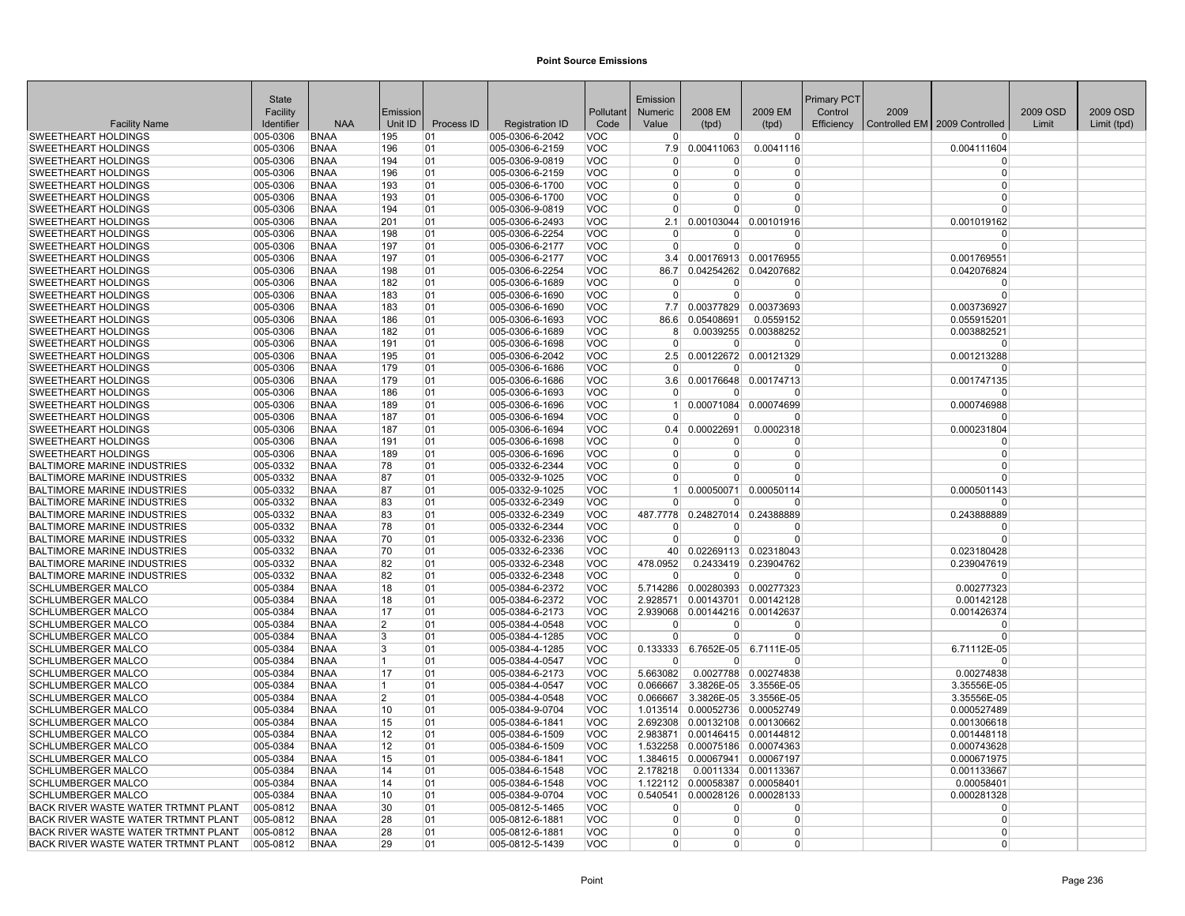# Point Source Emissions

| Facility Name | State Facility Identifier | NAA | Emission Unit ID | Process ID | Registration ID | Pollutant Code | Emission Numeric Value | 2008 EM (tpd) | 2009 EM (tpd) | Primary PCT Control Efficiency | 2009 Controlled EM | 2009 Controlled | 2009 OSD Limit | 2009 OSD Limit (tpd) |
|---|---|---|---|---|---|---|---|---|---|---|---|---|---|---|
| SWEETHEART HOLDINGS | 005-0306 | BNAA | 195 | 01 | 005-0306-6-2042 | VOC | 0 | 0 | 0 | | | 0 | | |
| SWEETHEART HOLDINGS | 005-0306 | BNAA | 196 | 01 | 005-0306-6-2159 | VOC | 7.9 | 0.00411063 | 0.0041116 | | | 0.004111604 | | |
| SWEETHEART HOLDINGS | 005-0306 | BNAA | 194 | 01 | 005-0306-9-0819 | VOC | 0 | 0 | 0 | | | 0 | | |
| SWEETHEART HOLDINGS | 005-0306 | BNAA | 196 | 01 | 005-0306-6-2159 | VOC | 0 | 0 | 0 | | | 0 | | |
| SWEETHEART HOLDINGS | 005-0306 | BNAA | 193 | 01 | 005-0306-6-1700 | VOC | 0 | 0 | 0 | | | 0 | | |
| SWEETHEART HOLDINGS | 005-0306 | BNAA | 193 | 01 | 005-0306-6-1700 | VOC | 0 | 0 | 0 | | | 0 | | |
| SWEETHEART HOLDINGS | 005-0306 | BNAA | 194 | 01 | 005-0306-9-0819 | VOC | 0 | 0 | 0 | | | 0 | | |
| SWEETHEART HOLDINGS | 005-0306 | BNAA | 201 | 01 | 005-0306-6-2493 | VOC | 2.1 | 0.00103044 | 0.00101916 | | | 0.001019162 | | |
| SWEETHEART HOLDINGS | 005-0306 | BNAA | 198 | 01 | 005-0306-6-2254 | VOC | 0 | 0 | 0 | | | 0 | | |
| SWEETHEART HOLDINGS | 005-0306 | BNAA | 197 | 01 | 005-0306-6-2177 | VOC | 0 | 0 | 0 | | | 0 | | |
| SWEETHEART HOLDINGS | 005-0306 | BNAA | 197 | 01 | 005-0306-6-2177 | VOC | 3.4 | 0.00176913 | 0.00176955 | | | 0.001769551 | | |
| SWEETHEART HOLDINGS | 005-0306 | BNAA | 198 | 01 | 005-0306-6-2254 | VOC | 86.7 | 0.04254262 | 0.04207682 | | | 0.042076824 | | |
| SWEETHEART HOLDINGS | 005-0306 | BNAA | 182 | 01 | 005-0306-6-1689 | VOC | 0 | 0 | 0 | | | 0 | | |
| SWEETHEART HOLDINGS | 005-0306 | BNAA | 183 | 01 | 005-0306-6-1690 | VOC | 0 | 0 | 0 | | | 0 | | |
| SWEETHEART HOLDINGS | 005-0306 | BNAA | 183 | 01 | 005-0306-6-1690 | VOC | 7.7 | 0.00377829 | 0.00373693 | | | 0.003736927 | | |
| SWEETHEART HOLDINGS | 005-0306 | BNAA | 186 | 01 | 005-0306-6-1693 | VOC | 86.6 | 0.05408691 | 0.0559152 | | | 0.055915201 | | |
| SWEETHEART HOLDINGS | 005-0306 | BNAA | 182 | 01 | 005-0306-6-1689 | VOC | 8 | 0.0039255 | 0.00388252 | | | 0.003882521 | | |
| SWEETHEART HOLDINGS | 005-0306 | BNAA | 191 | 01 | 005-0306-6-1698 | VOC | 0 | 0 | 0 | | | 0 | | |
| SWEETHEART HOLDINGS | 005-0306 | BNAA | 195 | 01 | 005-0306-6-2042 | VOC | 2.5 | 0.00122672 | 0.00121329 | | | 0.001213288 | | |
| SWEETHEART HOLDINGS | 005-0306 | BNAA | 179 | 01 | 005-0306-6-1686 | VOC | 0 | 0 | 0 | | | 0 | | |
| SWEETHEART HOLDINGS | 005-0306 | BNAA | 179 | 01 | 005-0306-6-1686 | VOC | 3.6 | 0.00176648 | 0.00174713 | | | 0.001747135 | | |
| SWEETHEART HOLDINGS | 005-0306 | BNAA | 186 | 01 | 005-0306-6-1693 | VOC | 0 | 0 | 0 | | | 0 | | |
| SWEETHEART HOLDINGS | 005-0306 | BNAA | 189 | 01 | 005-0306-6-1696 | VOC | 1 | 0.00071084 | 0.00074699 | | | 0.000746988 | | |
| SWEETHEART HOLDINGS | 005-0306 | BNAA | 187 | 01 | 005-0306-6-1694 | VOC | 0 | 0 | 0 | | | 0 | | |
| SWEETHEART HOLDINGS | 005-0306 | BNAA | 187 | 01 | 005-0306-6-1694 | VOC | 0.4 | 0.00022691 | 0.0002318 | | | 0.000231804 | | |
| SWEETHEART HOLDINGS | 005-0306 | BNAA | 191 | 01 | 005-0306-6-1698 | VOC | 0 | 0 | 0 | | | 0 | | |
| SWEETHEART HOLDINGS | 005-0306 | BNAA | 189 | 01 | 005-0306-6-1696 | VOC | 0 | 0 | 0 | | | 0 | | |
| BALTIMORE MARINE INDUSTRIES | 005-0332 | BNAA | 78 | 01 | 005-0332-6-2344 | VOC | 0 | 0 | 0 | | | 0 | | |
| BALTIMORE MARINE INDUSTRIES | 005-0332 | BNAA | 87 | 01 | 005-0332-9-1025 | VOC | 0 | 0 | 0 | | | 0 | | |
| BALTIMORE MARINE INDUSTRIES | 005-0332 | BNAA | 87 | 01 | 005-0332-9-1025 | VOC | 1 | 0.00050071 | 0.00050114 | | | 0.000501143 | | |
| BALTIMORE MARINE INDUSTRIES | 005-0332 | BNAA | 83 | 01 | 005-0332-6-2349 | VOC | 0 | 0 | 0 | | | 0 | | |
| BALTIMORE MARINE INDUSTRIES | 005-0332 | BNAA | 83 | 01 | 005-0332-6-2349 | VOC | 487.7778 | 0.24827014 | 0.24388889 | | | 0.243888889 | | |
| BALTIMORE MARINE INDUSTRIES | 005-0332 | BNAA | 78 | 01 | 005-0332-6-2344 | VOC | 0 | 0 | 0 | | | 0 | | |
| BALTIMORE MARINE INDUSTRIES | 005-0332 | BNAA | 70 | 01 | 005-0332-6-2336 | VOC | 0 | 0 | 0 | | | 0 | | |
| BALTIMORE MARINE INDUSTRIES | 005-0332 | BNAA | 70 | 01 | 005-0332-6-2336 | VOC | 40 | 0.02269113 | 0.02318043 | | | 0.023180428 | | |
| BALTIMORE MARINE INDUSTRIES | 005-0332 | BNAA | 82 | 01 | 005-0332-6-2348 | VOC | 478.0952 | 0.2433419 | 0.23904762 | | | 0.239047619 | | |
| BALTIMORE MARINE INDUSTRIES | 005-0332 | BNAA | 82 | 01 | 005-0332-6-2348 | VOC | 0 | 0 | 0 | | | 0 | | |
| SCHLUMBERGER MALCO | 005-0384 | BNAA | 18 | 01 | 005-0384-6-2372 | VOC | 5.714286 | 0.00280393 | 0.00277323 | | | 0.00277323 | | |
| SCHLUMBERGER MALCO | 005-0384 | BNAA | 18 | 01 | 005-0384-6-2372 | VOC | 2.928571 | 0.00143701 | 0.00142128 | | | 0.00142128 | | |
| SCHLUMBERGER MALCO | 005-0384 | BNAA | 17 | 01 | 005-0384-6-2173 | VOC | 2.939068 | 0.00144216 | 0.00142637 | | | 0.001426374 | | |
| SCHLUMBERGER MALCO | 005-0384 | BNAA | 2 | 01 | 005-0384-4-0548 | VOC | 0 | 0 | 0 | | | 0 | | |
| SCHLUMBERGER MALCO | 005-0384 | BNAA | 3 | 01 | 005-0384-4-1285 | VOC | 0 | 0 | 0 | | | 0 | | |
| SCHLUMBERGER MALCO | 005-0384 | BNAA | 3 | 01 | 005-0384-4-1285 | VOC | 0.133333 | 6.7652E-05 | 6.7111E-05 | | | 6.71112E-05 | | |
| SCHLUMBERGER MALCO | 005-0384 | BNAA | 1 | 01 | 005-0384-4-0547 | VOC | 0 | 0 | 0 | | | 0 | | |
| SCHLUMBERGER MALCO | 005-0384 | BNAA | 17 | 01 | 005-0384-6-2173 | VOC | 5.663082 | 0.0027788 | 0.00274838 | | | 0.00274838 | | |
| SCHLUMBERGER MALCO | 005-0384 | BNAA | 1 | 01 | 005-0384-4-0547 | VOC | 0.066667 | 3.3826E-05 | 3.3556E-05 | | | 3.35556E-05 | | |
| SCHLUMBERGER MALCO | 005-0384 | BNAA | 2 | 01 | 005-0384-4-0548 | VOC | 0.066667 | 3.3826E-05 | 3.3556E-05 | | | 3.35556E-05 | | |
| SCHLUMBERGER MALCO | 005-0384 | BNAA | 10 | 01 | 005-0384-9-0704 | VOC | 1.013514 | 0.00052736 | 0.00052749 | | | 0.000527489 | | |
| SCHLUMBERGER MALCO | 005-0384 | BNAA | 15 | 01 | 005-0384-6-1841 | VOC | 2.692308 | 0.00132108 | 0.00130662 | | | 0.001306618 | | |
| SCHLUMBERGER MALCO | 005-0384 | BNAA | 12 | 01 | 005-0384-6-1509 | VOC | 2.983871 | 0.00146415 | 0.00144812 | | | 0.001448118 | | |
| SCHLUMBERGER MALCO | 005-0384 | BNAA | 12 | 01 | 005-0384-6-1509 | VOC | 1.532258 | 0.00075186 | 0.00074363 | | | 0.000743628 | | |
| SCHLUMBERGER MALCO | 005-0384 | BNAA | 15 | 01 | 005-0384-6-1841 | VOC | 1.384615 | 0.00067941 | 0.00067197 | | | 0.000671975 | | |
| SCHLUMBERGER MALCO | 005-0384 | BNAA | 14 | 01 | 005-0384-6-1548 | VOC | 2.178218 | 0.0011334 | 0.00113367 | | | 0.001133667 | | |
| SCHLUMBERGER MALCO | 005-0384 | BNAA | 14 | 01 | 005-0384-6-1548 | VOC | 1.122112 | 0.00058387 | 0.00058401 | | | 0.00058401 | | |
| SCHLUMBERGER MALCO | 005-0384 | BNAA | 10 | 01 | 005-0384-9-0704 | VOC | 0.540541 | 0.00028126 | 0.00028133 | | | 0.000281328 | | |
| BACK RIVER WASTE WATER TRTMNT PLANT | 005-0812 | BNAA | 30 | 01 | 005-0812-5-1465 | VOC | 0 | 0 | 0 | | | 0 | | |
| BACK RIVER WASTE WATER TRTMNT PLANT | 005-0812 | BNAA | 28 | 01 | 005-0812-6-1881 | VOC | 0 | 0 | 0 | | | 0 | | |
| BACK RIVER WASTE WATER TRTMNT PLANT | 005-0812 | BNAA | 28 | 01 | 005-0812-6-1881 | VOC | 0 | 0 | 0 | | | 0 | | |
| BACK RIVER WASTE WATER TRTMNT PLANT | 005-0812 | BNAA | 29 | 01 | 005-0812-5-1439 | VOC | 0 | 0 | 0 | | | 0 | | |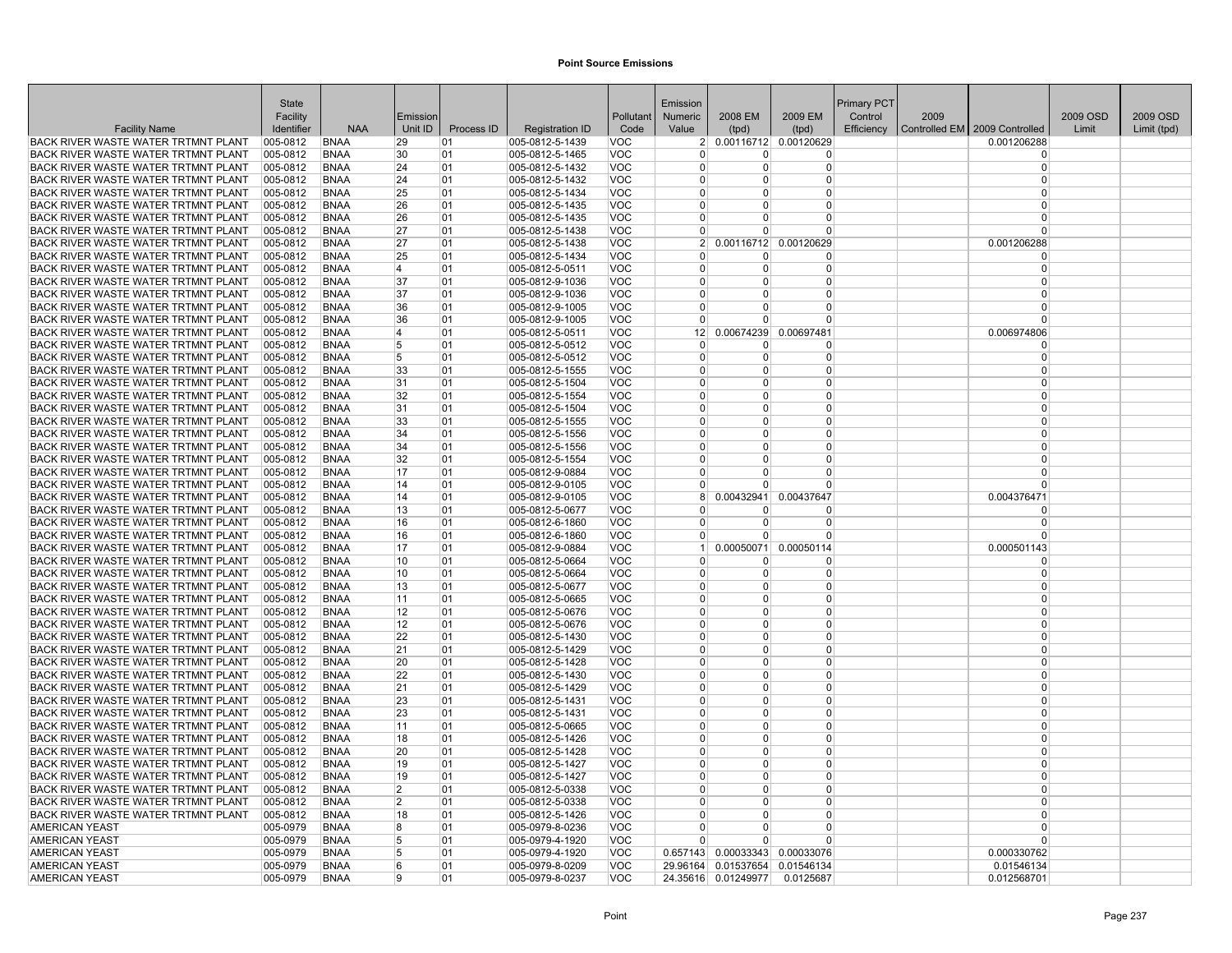# Point Source Emissions

| Facility Name | State Facility Identifier | NAA | Emission Unit ID | Process ID | Registration ID | Pollutant Code | Emission Numeric Value | 2008 EM (tpd) | 2009 EM (tpd) | Primary PCT Control Efficiency | 2009 Controlled EM | 2009 Controlled | 2009 OSD Limit | 2009 OSD Limit (tpd) |
|---|---|---|---|---|---|---|---|---|---|---|---|---|---|---|
| BACK RIVER WASTE WATER TRTMNT PLANT | 005-0812 | BNAA | 29 | 01 | 005-0812-5-1439 | VOC | 2 | 0.00116712 | 0.00120629 | | | 0.001206288 | | |
| BACK RIVER WASTE WATER TRTMNT PLANT | 005-0812 | BNAA | 30 | 01 | 005-0812-5-1465 | VOC | 0 | 0 | 0 | | | 0 | | |
| BACK RIVER WASTE WATER TRTMNT PLANT | 005-0812 | BNAA | 24 | 01 | 005-0812-5-1432 | VOC | 0 | 0 | 0 | | | 0 | | |
| BACK RIVER WASTE WATER TRTMNT PLANT | 005-0812 | BNAA | 24 | 01 | 005-0812-5-1432 | VOC | 0 | 0 | 0 | | | 0 | | |
| BACK RIVER WASTE WATER TRTMNT PLANT | 005-0812 | BNAA | 25 | 01 | 005-0812-5-1434 | VOC | 0 | 0 | 0 | | | 0 | | |
| BACK RIVER WASTE WATER TRTMNT PLANT | 005-0812 | BNAA | 26 | 01 | 005-0812-5-1435 | VOC | 0 | 0 | 0 | | | 0 | | |
| BACK RIVER WASTE WATER TRTMNT PLANT | 005-0812 | BNAA | 26 | 01 | 005-0812-5-1435 | VOC | 0 | 0 | 0 | | | 0 | | |
| BACK RIVER WASTE WATER TRTMNT PLANT | 005-0812 | BNAA | 27 | 01 | 005-0812-5-1438 | VOC | 0 | 0 | 0 | | | 0 | | |
| BACK RIVER WASTE WATER TRTMNT PLANT | 005-0812 | BNAA | 27 | 01 | 005-0812-5-1438 | VOC | 2 | 0.00116712 | 0.00120629 | | | 0.001206288 | | |
| BACK RIVER WASTE WATER TRTMNT PLANT | 005-0812 | BNAA | 25 | 01 | 005-0812-5-1434 | VOC | 0 | 0 | 0 | | | 0 | | |
| BACK RIVER WASTE WATER TRTMNT PLANT | 005-0812 | BNAA | 4 | 01 | 005-0812-5-0511 | VOC | 0 | 0 | 0 | | | 0 | | |
| BACK RIVER WASTE WATER TRTMNT PLANT | 005-0812 | BNAA | 37 | 01 | 005-0812-9-1036 | VOC | 0 | 0 | 0 | | | 0 | | |
| BACK RIVER WASTE WATER TRTMNT PLANT | 005-0812 | BNAA | 37 | 01 | 005-0812-9-1036 | VOC | 0 | 0 | 0 | | | 0 | | |
| BACK RIVER WASTE WATER TRTMNT PLANT | 005-0812 | BNAA | 36 | 01 | 005-0812-9-1005 | VOC | 0 | 0 | 0 | | | 0 | | |
| BACK RIVER WASTE WATER TRTMNT PLANT | 005-0812 | BNAA | 36 | 01 | 005-0812-9-1005 | VOC | 0 | 0 | 0 | | | 0 | | |
| BACK RIVER WASTE WATER TRTMNT PLANT | 005-0812 | BNAA | 4 | 01 | 005-0812-5-0511 | VOC | 12 | 0.00674239 | 0.00697481 | | | 0.006974806 | | |
| BACK RIVER WASTE WATER TRTMNT PLANT | 005-0812 | BNAA | 5 | 01 | 005-0812-5-0512 | VOC | 0 | 0 | 0 | | | 0 | | |
| BACK RIVER WASTE WATER TRTMNT PLANT | 005-0812 | BNAA | 5 | 01 | 005-0812-5-0512 | VOC | 0 | 0 | 0 | | | 0 | | |
| BACK RIVER WASTE WATER TRTMNT PLANT | 005-0812 | BNAA | 33 | 01 | 005-0812-5-1555 | VOC | 0 | 0 | 0 | | | 0 | | |
| BACK RIVER WASTE WATER TRTMNT PLANT | 005-0812 | BNAA | 31 | 01 | 005-0812-5-1504 | VOC | 0 | 0 | 0 | | | 0 | | |
| BACK RIVER WASTE WATER TRTMNT PLANT | 005-0812 | BNAA | 32 | 01 | 005-0812-5-1554 | VOC | 0 | 0 | 0 | | | 0 | | |
| BACK RIVER WASTE WATER TRTMNT PLANT | 005-0812 | BNAA | 31 | 01 | 005-0812-5-1504 | VOC | 0 | 0 | 0 | | | 0 | | |
| BACK RIVER WASTE WATER TRTMNT PLANT | 005-0812 | BNAA | 33 | 01 | 005-0812-5-1555 | VOC | 0 | 0 | 0 | | | 0 | | |
| BACK RIVER WASTE WATER TRTMNT PLANT | 005-0812 | BNAA | 34 | 01 | 005-0812-5-1556 | VOC | 0 | 0 | 0 | | | 0 | | |
| BACK RIVER WASTE WATER TRTMNT PLANT | 005-0812 | BNAA | 34 | 01 | 005-0812-5-1556 | VOC | 0 | 0 | 0 | | | 0 | | |
| BACK RIVER WASTE WATER TRTMNT PLANT | 005-0812 | BNAA | 32 | 01 | 005-0812-5-1554 | VOC | 0 | 0 | 0 | | | 0 | | |
| BACK RIVER WASTE WATER TRTMNT PLANT | 005-0812 | BNAA | 17 | 01 | 005-0812-9-0884 | VOC | 0 | 0 | 0 | | | 0 | | |
| BACK RIVER WASTE WATER TRTMNT PLANT | 005-0812 | BNAA | 14 | 01 | 005-0812-9-0105 | VOC | 0 | 0 | 0 | | | 0 | | |
| BACK RIVER WASTE WATER TRTMNT PLANT | 005-0812 | BNAA | 14 | 01 | 005-0812-9-0105 | VOC | 8 | 0.00432941 | 0.00437647 | | | 0.004376471 | | |
| BACK RIVER WASTE WATER TRTMNT PLANT | 005-0812 | BNAA | 13 | 01 | 005-0812-5-0677 | VOC | 0 | 0 | 0 | | | 0 | | |
| BACK RIVER WASTE WATER TRTMNT PLANT | 005-0812 | BNAA | 16 | 01 | 005-0812-6-1860 | VOC | 0 | 0 | 0 | | | 0 | | |
| BACK RIVER WASTE WATER TRTMNT PLANT | 005-0812 | BNAA | 16 | 01 | 005-0812-6-1860 | VOC | 0 | 0 | 0 | | | 0 | | |
| BACK RIVER WASTE WATER TRTMNT PLANT | 005-0812 | BNAA | 17 | 01 | 005-0812-9-0884 | VOC | 1 | 0.00050071 | 0.00050114 | | | 0.000501143 | | |
| BACK RIVER WASTE WATER TRTMNT PLANT | 005-0812 | BNAA | 10 | 01 | 005-0812-5-0664 | VOC | 0 | 0 | 0 | | | 0 | | |
| BACK RIVER WASTE WATER TRTMNT PLANT | 005-0812 | BNAA | 10 | 01 | 005-0812-5-0664 | VOC | 0 | 0 | 0 | | | 0 | | |
| BACK RIVER WASTE WATER TRTMNT PLANT | 005-0812 | BNAA | 13 | 01 | 005-0812-5-0677 | VOC | 0 | 0 | 0 | | | 0 | | |
| BACK RIVER WASTE WATER TRTMNT PLANT | 005-0812 | BNAA | 11 | 01 | 005-0812-5-0665 | VOC | 0 | 0 | 0 | | | 0 | | |
| BACK RIVER WASTE WATER TRTMNT PLANT | 005-0812 | BNAA | 12 | 01 | 005-0812-5-0676 | VOC | 0 | 0 | 0 | | | 0 | | |
| BACK RIVER WASTE WATER TRTMNT PLANT | 005-0812 | BNAA | 12 | 01 | 005-0812-5-0676 | VOC | 0 | 0 | 0 | | | 0 | | |
| BACK RIVER WASTE WATER TRTMNT PLANT | 005-0812 | BNAA | 22 | 01 | 005-0812-5-1430 | VOC | 0 | 0 | 0 | | | 0 | | |
| BACK RIVER WASTE WATER TRTMNT PLANT | 005-0812 | BNAA | 21 | 01 | 005-0812-5-1429 | VOC | 0 | 0 | 0 | | | 0 | | |
| BACK RIVER WASTE WATER TRTMNT PLANT | 005-0812 | BNAA | 20 | 01 | 005-0812-5-1428 | VOC | 0 | 0 | 0 | | | 0 | | |
| BACK RIVER WASTE WATER TRTMNT PLANT | 005-0812 | BNAA | 22 | 01 | 005-0812-5-1430 | VOC | 0 | 0 | 0 | | | 0 | | |
| BACK RIVER WASTE WATER TRTMNT PLANT | 005-0812 | BNAA | 21 | 01 | 005-0812-5-1429 | VOC | 0 | 0 | 0 | | | 0 | | |
| BACK RIVER WASTE WATER TRTMNT PLANT | 005-0812 | BNAA | 23 | 01 | 005-0812-5-1431 | VOC | 0 | 0 | 0 | | | 0 | | |
| BACK RIVER WASTE WATER TRTMNT PLANT | 005-0812 | BNAA | 23 | 01 | 005-0812-5-1431 | VOC | 0 | 0 | 0 | | | 0 | | |
| BACK RIVER WASTE WATER TRTMNT PLANT | 005-0812 | BNAA | 11 | 01 | 005-0812-5-0665 | VOC | 0 | 0 | 0 | | | 0 | | |
| BACK RIVER WASTE WATER TRTMNT PLANT | 005-0812 | BNAA | 18 | 01 | 005-0812-5-1426 | VOC | 0 | 0 | 0 | | | 0 | | |
| BACK RIVER WASTE WATER TRTMNT PLANT | 005-0812 | BNAA | 20 | 01 | 005-0812-5-1428 | VOC | 0 | 0 | 0 | | | 0 | | |
| BACK RIVER WASTE WATER TRTMNT PLANT | 005-0812 | BNAA | 19 | 01 | 005-0812-5-1427 | VOC | 0 | 0 | 0 | | | 0 | | |
| BACK RIVER WASTE WATER TRTMNT PLANT | 005-0812 | BNAA | 19 | 01 | 005-0812-5-1427 | VOC | 0 | 0 | 0 | | | 0 | | |
| BACK RIVER WASTE WATER TRTMNT PLANT | 005-0812 | BNAA | 2 | 01 | 005-0812-5-0338 | VOC | 0 | 0 | 0 | | | 0 | | |
| BACK RIVER WASTE WATER TRTMNT PLANT | 005-0812 | BNAA | 2 | 01 | 005-0812-5-0338 | VOC | 0 | 0 | 0 | | | 0 | | |
| BACK RIVER WASTE WATER TRTMNT PLANT | 005-0812 | BNAA | 18 | 01 | 005-0812-5-1426 | VOC | 0 | 0 | 0 | | | 0 | | |
| AMERICAN YEAST | 005-0979 | BNAA | 8 | 01 | 005-0979-8-0236 | VOC | 0 | 0 | 0 | | | 0 | | |
| AMERICAN YEAST | 005-0979 | BNAA | 5 | 01 | 005-0979-4-1920 | VOC | 0 | 0 | 0 | | | 0 | | |
| AMERICAN YEAST | 005-0979 | BNAA | 5 | 01 | 005-0979-4-1920 | VOC | 0.657143 | 0.00033343 | 0.00033076 | | | 0.000330762 | | |
| AMERICAN YEAST | 005-0979 | BNAA | 6 | 01 | 005-0979-8-0209 | VOC | 29.96164 | 0.01537654 | 0.01546134 | | | 0.01546134 | | |
| AMERICAN YEAST | 005-0979 | BNAA | 9 | 01 | 005-0979-8-0237 | VOC | 24.35616 | 0.01249977 | 0.0125687 | | | 0.012568701 | | |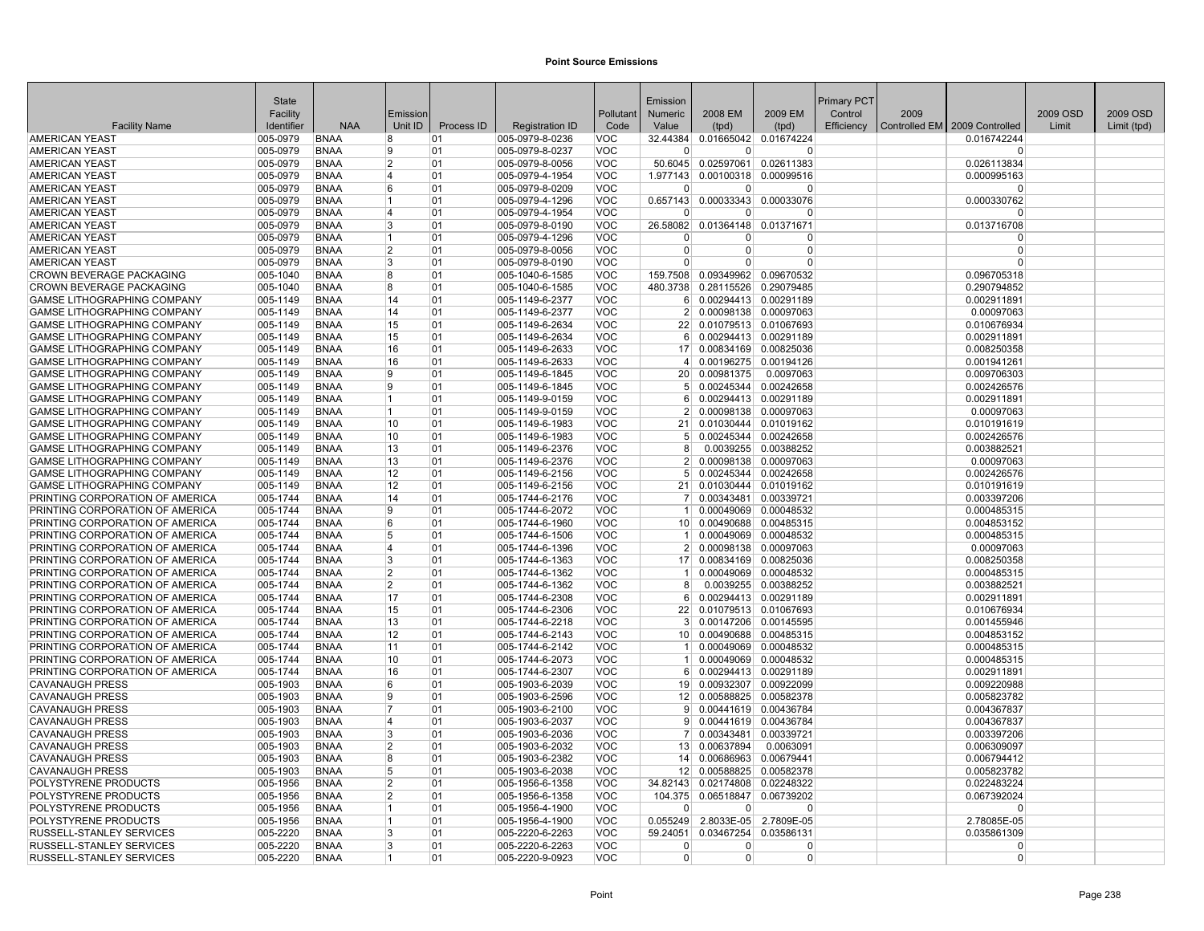# Point Source Emissions

| Facility Name | State Facility Identifier | NAA | Emission Unit ID | Process ID | Registration ID | Pollutant Code | Emission Numeric Value | 2008 EM (tpd) | 2009 EM (tpd) | Primary PCT Control Efficiency | 2009 Controlled EM | 2009 Controlled | 2009 OSD Limit | 2009 OSD Limit (tpd) |
|---|---|---|---|---|---|---|---|---|---|---|---|---|---|---|
| AMERICAN YEAST | 005-0979 | BNAA | 8 | 01 | 005-0979-8-0236 | VOC | 32.44384 | 0.01665042 | 0.01674224 | | | 0.016742244 | | |
| AMERICAN YEAST | 005-0979 | BNAA | 9 | 01 | 005-0979-8-0237 | VOC | 0 | 0 | 0 | | | 0 | | |
| AMERICAN YEAST | 005-0979 | BNAA | 2 | 01 | 005-0979-8-0056 | VOC | 50.6045 | 0.02597061 | 0.02611383 | | | 0.026113834 | | |
| AMERICAN YEAST | 005-0979 | BNAA | 4 | 01 | 005-0979-4-1954 | VOC | 1.977143 | 0.00100318 | 0.00099516 | | | 0.000995163 | | |
| AMERICAN YEAST | 005-0979 | BNAA | 6 | 01 | 005-0979-8-0209 | VOC | 0 | 0 | 0 | | | 0 | | |
| AMERICAN YEAST | 005-0979 | BNAA | 1 | 01 | 005-0979-4-1296 | VOC | 0.657143 | 0.00033343 | 0.00033076 | | | 0.000330762 | | |
| AMERICAN YEAST | 005-0979 | BNAA | 4 | 01 | 005-0979-4-1954 | VOC | 0 | 0 | 0 | | | 0 | | |
| AMERICAN YEAST | 005-0979 | BNAA | 3 | 01 | 005-0979-8-0190 | VOC | 26.58082 | 0.01364148 | 0.01371671 | | | 0.013716708 | | |
| AMERICAN YEAST | 005-0979 | BNAA | 1 | 01 | 005-0979-4-1296 | VOC | 0 | 0 | 0 | | | 0 | | |
| AMERICAN YEAST | 005-0979 | BNAA | 2 | 01 | 005-0979-8-0056 | VOC | 0 | 0 | 0 | | | 0 | | |
| AMERICAN YEAST | 005-0979 | BNAA | 3 | 01 | 005-0979-8-0190 | VOC | 0 | 0 | 0 | | | 0 | | |
| CROWN BEVERAGE PACKAGING | 005-1040 | BNAA | 8 | 01 | 005-1040-6-1585 | VOC | 159.7508 | 0.09349962 | 0.09670532 | | | 0.096705318 | | |
| CROWN BEVERAGE PACKAGING | 005-1040 | BNAA | 8 | 01 | 005-1040-6-1585 | VOC | 480.3738 | 0.28115526 | 0.29079485 | | | 0.290794852 | | |
| GAMSE LITHOGRAPHING COMPANY | 005-1149 | BNAA | 14 | 01 | 005-1149-6-2377 | VOC | 6 | 0.00294413 | 0.00291189 | | | 0.002911891 | | |
| GAMSE LITHOGRAPHING COMPANY | 005-1149 | BNAA | 14 | 01 | 005-1149-6-2377 | VOC | 2 | 0.00098138 | 0.00097063 | | | 0.00097063 | | |
| GAMSE LITHOGRAPHING COMPANY | 005-1149 | BNAA | 15 | 01 | 005-1149-6-2634 | VOC | 22 | 0.01079513 | 0.01067693 | | | 0.010676934 | | |
| GAMSE LITHOGRAPHING COMPANY | 005-1149 | BNAA | 15 | 01 | 005-1149-6-2634 | VOC | 6 | 0.00294413 | 0.00291189 | | | 0.002911891 | | |
| GAMSE LITHOGRAPHING COMPANY | 005-1149 | BNAA | 16 | 01 | 005-1149-6-2633 | VOC | 17 | 0.00834169 | 0.00825036 | | | 0.008250358 | | |
| GAMSE LITHOGRAPHING COMPANY | 005-1149 | BNAA | 16 | 01 | 005-1149-6-2633 | VOC | 4 | 0.00196275 | 0.00194126 | | | 0.001941261 | | |
| GAMSE LITHOGRAPHING COMPANY | 005-1149 | BNAA | 9 | 01 | 005-1149-6-1845 | VOC | 20 | 0.00981375 | 0.0097063 | | | 0.009706303 | | |
| GAMSE LITHOGRAPHING COMPANY | 005-1149 | BNAA | 9 | 01 | 005-1149-6-1845 | VOC | 5 | 0.00245344 | 0.00242658 | | | 0.002426576 | | |
| GAMSE LITHOGRAPHING COMPANY | 005-1149 | BNAA | 1 | 01 | 005-1149-9-0159 | VOC | 6 | 0.00294413 | 0.00291189 | | | 0.002911891 | | |
| GAMSE LITHOGRAPHING COMPANY | 005-1149 | BNAA | 1 | 01 | 005-1149-9-0159 | VOC | 2 | 0.00098138 | 0.00097063 | | | 0.00097063 | | |
| GAMSE LITHOGRAPHING COMPANY | 005-1149 | BNAA | 10 | 01 | 005-1149-6-1983 | VOC | 21 | 0.01030444 | 0.01019162 | | | 0.010191619 | | |
| GAMSE LITHOGRAPHING COMPANY | 005-1149 | BNAA | 10 | 01 | 005-1149-6-1983 | VOC | 5 | 0.00245344 | 0.00242658 | | | 0.002426576 | | |
| GAMSE LITHOGRAPHING COMPANY | 005-1149 | BNAA | 13 | 01 | 005-1149-6-2376 | VOC | 8 | 0.0039255 | 0.00388252 | | | 0.003882521 | | |
| GAMSE LITHOGRAPHING COMPANY | 005-1149 | BNAA | 13 | 01 | 005-1149-6-2376 | VOC | 2 | 0.00098138 | 0.00097063 | | | 0.00097063 | | |
| GAMSE LITHOGRAPHING COMPANY | 005-1149 | BNAA | 12 | 01 | 005-1149-6-2156 | VOC | 5 | 0.00245344 | 0.00242658 | | | 0.002426576 | | |
| GAMSE LITHOGRAPHING COMPANY | 005-1149 | BNAA | 12 | 01 | 005-1149-6-2156 | VOC | 21 | 0.01030444 | 0.01019162 | | | 0.010191619 | | |
| PRINTING CORPORATION OF AMERICA | 005-1744 | BNAA | 14 | 01 | 005-1744-6-2176 | VOC | 7 | 0.00343481 | 0.00339721 | | | 0.003397206 | | |
| PRINTING CORPORATION OF AMERICA | 005-1744 | BNAA | 9 | 01 | 005-1744-6-2072 | VOC | 1 | 0.00049069 | 0.00048532 | | | 0.000485315 | | |
| PRINTING CORPORATION OF AMERICA | 005-1744 | BNAA | 6 | 01 | 005-1744-6-1960 | VOC | 10 | 0.00490688 | 0.00485315 | | | 0.004853152 | | |
| PRINTING CORPORATION OF AMERICA | 005-1744 | BNAA | 5 | 01 | 005-1744-6-1506 | VOC | 1 | 0.00049069 | 0.00048532 | | | 0.000485315 | | |
| PRINTING CORPORATION OF AMERICA | 005-1744 | BNAA | 4 | 01 | 005-1744-6-1396 | VOC | 2 | 0.00098138 | 0.00097063 | | | 0.00097063 | | |
| PRINTING CORPORATION OF AMERICA | 005-1744 | BNAA | 3 | 01 | 005-1744-6-1363 | VOC | 17 | 0.00834169 | 0.00825036 | | | 0.008250358 | | |
| PRINTING CORPORATION OF AMERICA | 005-1744 | BNAA | 2 | 01 | 005-1744-6-1362 | VOC | 1 | 0.00049069 | 0.00048532 | | | 0.000485315 | | |
| PRINTING CORPORATION OF AMERICA | 005-1744 | BNAA | 2 | 01 | 005-1744-6-1362 | VOC | 8 | 0.0039255 | 0.00388252 | | | 0.003882521 | | |
| PRINTING CORPORATION OF AMERICA | 005-1744 | BNAA | 17 | 01 | 005-1744-6-2308 | VOC | 6 | 0.00294413 | 0.00291189 | | | 0.002911891 | | |
| PRINTING CORPORATION OF AMERICA | 005-1744 | BNAA | 15 | 01 | 005-1744-6-2306 | VOC | 22 | 0.01079513 | 0.01067693 | | | 0.010676934 | | |
| PRINTING CORPORATION OF AMERICA | 005-1744 | BNAA | 13 | 01 | 005-1744-6-2218 | VOC | 3 | 0.00147206 | 0.00145595 | | | 0.001455946 | | |
| PRINTING CORPORATION OF AMERICA | 005-1744 | BNAA | 12 | 01 | 005-1744-6-2143 | VOC | 10 | 0.00490688 | 0.00485315 | | | 0.004853152 | | |
| PRINTING CORPORATION OF AMERICA | 005-1744 | BNAA | 11 | 01 | 005-1744-6-2142 | VOC | 1 | 0.00049069 | 0.00048532 | | | 0.000485315 | | |
| PRINTING CORPORATION OF AMERICA | 005-1744 | BNAA | 10 | 01 | 005-1744-6-2073 | VOC | 1 | 0.00049069 | 0.00048532 | | | 0.000485315 | | |
| PRINTING CORPORATION OF AMERICA | 005-1744 | BNAA | 16 | 01 | 005-1744-6-2307 | VOC | 6 | 0.00294413 | 0.00291189 | | | 0.002911891 | | |
| CAVANAUGH PRESS | 005-1903 | BNAA | 6 | 01 | 005-1903-6-2039 | VOC | 19 | 0.00932307 | 0.00922099 | | | 0.009220988 | | |
| CAVANAUGH PRESS | 005-1903 | BNAA | 9 | 01 | 005-1903-6-2596 | VOC | 12 | 0.00588825 | 0.00582378 | | | 0.005823782 | | |
| CAVANAUGH PRESS | 005-1903 | BNAA | 7 | 01 | 005-1903-6-2100 | VOC | 9 | 0.00441619 | 0.00436784 | | | 0.004367837 | | |
| CAVANAUGH PRESS | 005-1903 | BNAA | 4 | 01 | 005-1903-6-2037 | VOC | 9 | 0.00441619 | 0.00436784 | | | 0.004367837 | | |
| CAVANAUGH PRESS | 005-1903 | BNAA | 3 | 01 | 005-1903-6-2036 | VOC | 7 | 0.00343481 | 0.00339721 | | | 0.003397206 | | |
| CAVANAUGH PRESS | 005-1903 | BNAA | 2 | 01 | 005-1903-6-2032 | VOC | 13 | 0.00637894 | 0.0063091 | | | 0.006309097 | | |
| CAVANAUGH PRESS | 005-1903 | BNAA | 8 | 01 | 005-1903-6-2382 | VOC | 14 | 0.00686963 | 0.00679441 | | | 0.006794412 | | |
| CAVANAUGH PRESS | 005-1903 | BNAA | 5 | 01 | 005-1903-6-2038 | VOC | 12 | 0.00588825 | 0.00582378 | | | 0.005823782 | | |
| POLYSTYRENE PRODUCTS | 005-1956 | BNAA | 2 | 01 | 005-1956-6-1358 | VOC | 34.82143 | 0.02174808 | 0.02248322 | | | 0.022483224 | | |
| POLYSTYRENE PRODUCTS | 005-1956 | BNAA | 2 | 01 | 005-1956-6-1358 | VOC | 104.375 | 0.06518847 | 0.06739202 | | | 0.067392024 | | |
| POLYSTYRENE PRODUCTS | 005-1956 | BNAA | 1 | 01 | 005-1956-4-1900 | VOC | 0 | 0 | 0 | | | 0 | | |
| POLYSTYRENE PRODUCTS | 005-1956 | BNAA | 1 | 01 | 005-1956-4-1900 | VOC | 0.055249 | 2.8033E-05 | 2.7809E-05 | | | 2.78085E-05 | | |
| RUSSELL-STANLEY SERVICES | 005-2220 | BNAA | 3 | 01 | 005-2220-6-2263 | VOC | 59.24051 | 0.03467254 | 0.03586131 | | | 0.035861309 | | |
| RUSSELL-STANLEY SERVICES | 005-2220 | BNAA | 3 | 01 | 005-2220-6-2263 | VOC | 0 | 0 | 0 | | | 0 | | |
| RUSSELL-STANLEY SERVICES | 005-2220 | BNAA | 1 | 01 | 005-2220-9-0923 | VOC | 0 | 0 | 0 | | | 0 | | |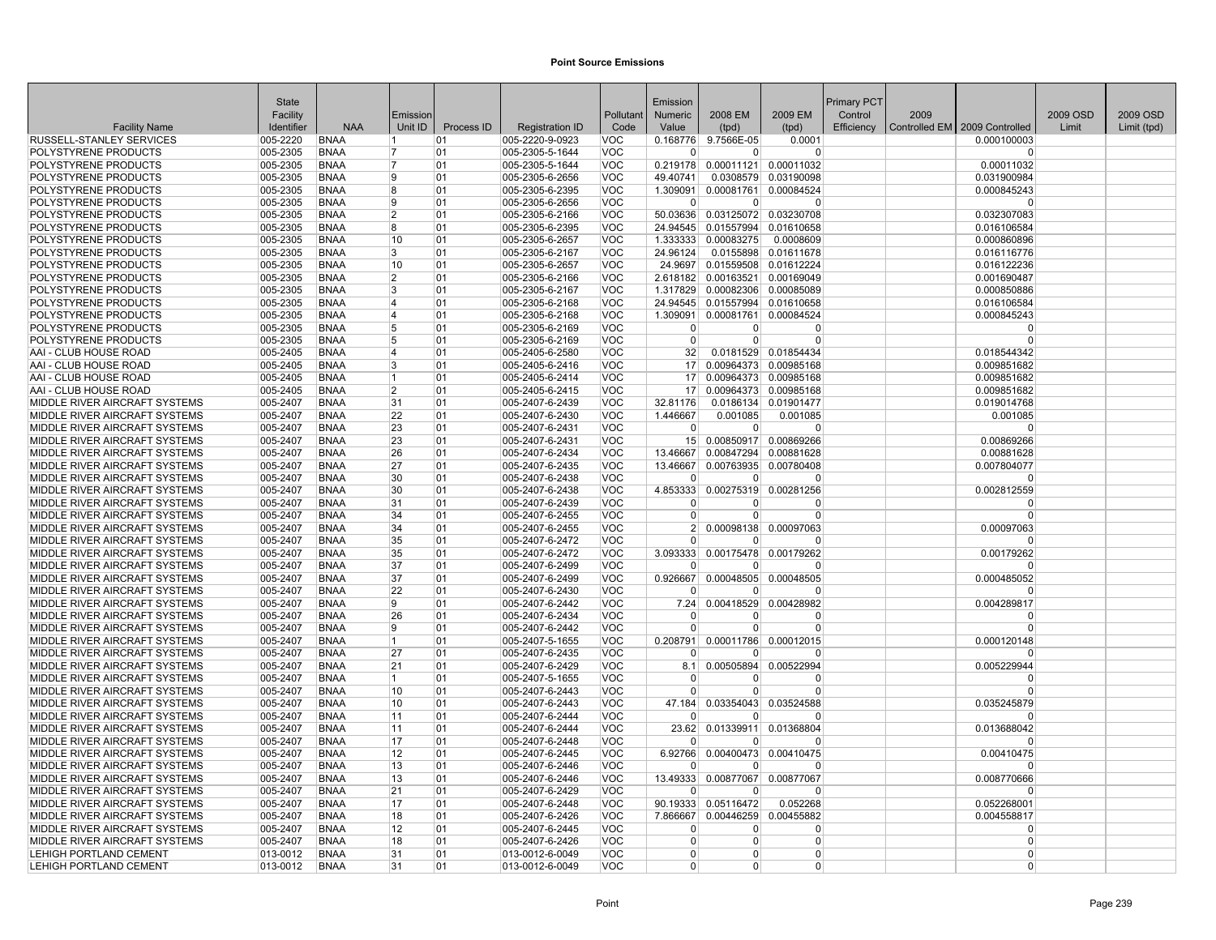# Point Source Emissions

| Facility Name | State Facility Identifier | NAA | Emission Unit ID | Process ID | Registration ID | Pollutant Code | Emission Numeric Value | 2008 EM (tpd) | 2009 EM (tpd) | Primary PCT Control Efficiency | 2009 Controlled EM | 2009 Controlled | 2009 OSD Limit | 2009 OSD Limit (tpd) |
|---|---|---|---|---|---|---|---|---|---|---|---|---|---|---|
| RUSSELL-STANLEY SERVICES | 005-2220 | BNAA | 1 | 01 | 005-2220-9-0923 | VOC | 0.168776 | 9.7566E-05 | 0.0001 | | | 0.000100003 | | |
| POLYSTYRENE PRODUCTS | 005-2305 | BNAA | 7 | 01 | 005-2305-5-1644 | VOC | 0 | 0 | 0 | | | 0 | | |
| POLYSTYRENE PRODUCTS | 005-2305 | BNAA | 7 | 01 | 005-2305-5-1644 | VOC | 0.219178 | 0.00011121 | 0.00011032 | | | 0.00011032 | | |
| POLYSTYRENE PRODUCTS | 005-2305 | BNAA | 9 | 01 | 005-2305-6-2656 | VOC | 49.40741 | 0.0308579 | 0.03190098 | | | 0.031900984 | | |
| POLYSTYRENE PRODUCTS | 005-2305 | BNAA | 8 | 01 | 005-2305-6-2395 | VOC | 1.309091 | 0.00081761 | 0.00084524 | | | 0.000845243 | | |
| POLYSTYRENE PRODUCTS | 005-2305 | BNAA | 9 | 01 | 005-2305-6-2656 | VOC | 0 | 0 | 0 | | | 0 | | |
| POLYSTYRENE PRODUCTS | 005-2305 | BNAA | 2 | 01 | 005-2305-6-2166 | VOC | 50.03636 | 0.03125072 | 0.03230708 | | | 0.032307083 | | |
| POLYSTYRENE PRODUCTS | 005-2305 | BNAA | 8 | 01 | 005-2305-6-2395 | VOC | 24.94545 | 0.01557994 | 0.01610658 | | | 0.016106584 | | |
| POLYSTYRENE PRODUCTS | 005-2305 | BNAA | 10 | 01 | 005-2305-6-2657 | VOC | 1.333333 | 0.00083275 | 0.0008609 | | | 0.000860896 | | |
| POLYSTYRENE PRODUCTS | 005-2305 | BNAA | 3 | 01 | 005-2305-6-2167 | VOC | 24.96124 | 0.0155898 | 0.01611678 | | | 0.016116776 | | |
| POLYSTYRENE PRODUCTS | 005-2305 | BNAA | 10 | 01 | 005-2305-6-2657 | VOC | 24.9697 | 0.01559508 | 0.01612224 | | | 0.016122236 | | |
| POLYSTYRENE PRODUCTS | 005-2305 | BNAA | 2 | 01 | 005-2305-6-2166 | VOC | 2.618182 | 0.00163521 | 0.00169049 | | | 0.001690487 | | |
| POLYSTYRENE PRODUCTS | 005-2305 | BNAA | 3 | 01 | 005-2305-6-2167 | VOC | 1.317829 | 0.00082306 | 0.00085089 | | | 0.000850886 | | |
| POLYSTYRENE PRODUCTS | 005-2305 | BNAA | 4 | 01 | 005-2305-6-2168 | VOC | 24.94545 | 0.01557994 | 0.01610658 | | | 0.016106584 | | |
| POLYSTYRENE PRODUCTS | 005-2305 | BNAA | 4 | 01 | 005-2305-6-2168 | VOC | 1.309091 | 0.00081761 | 0.00084524 | | | 0.000845243 | | |
| POLYSTYRENE PRODUCTS | 005-2305 | BNAA | 5 | 01 | 005-2305-6-2169 | VOC | 0 | 0 | 0 | | | 0 | | |
| POLYSTYRENE PRODUCTS | 005-2305 | BNAA | 5 | 01 | 005-2305-6-2169 | VOC | 0 | 0 | 0 | | | 0 | | |
| AAI - CLUB HOUSE ROAD | 005-2405 | BNAA | 4 | 01 | 005-2405-6-2580 | VOC | 32 | 0.0181529 | 0.01854434 | | | 0.018544342 | | |
| AAI - CLUB HOUSE ROAD | 005-2405 | BNAA | 3 | 01 | 005-2405-6-2416 | VOC | 17 | 0.00964373 | 0.00985168 | | | 0.009851682 | | |
| AAI - CLUB HOUSE ROAD | 005-2405 | BNAA | 1 | 01 | 005-2405-6-2414 | VOC | 17 | 0.00964373 | 0.00985168 | | | 0.009851682 | | |
| AAI - CLUB HOUSE ROAD | 005-2405 | BNAA | 2 | 01 | 005-2405-6-2415 | VOC | 17 | 0.00964373 | 0.00985168 | | | 0.009851682 | | |
| MIDDLE RIVER AIRCRAFT SYSTEMS | 005-2407 | BNAA | 31 | 01 | 005-2407-6-2439 | VOC | 32.81176 | 0.0186134 | 0.01901477 | | | 0.019014768 | | |
| MIDDLE RIVER AIRCRAFT SYSTEMS | 005-2407 | BNAA | 22 | 01 | 005-2407-6-2430 | VOC | 1.446667 | 0.001085 | 0.001085 | | | 0.001085 | | |
| MIDDLE RIVER AIRCRAFT SYSTEMS | 005-2407 | BNAA | 23 | 01 | 005-2407-6-2431 | VOC | 0 | 0 | 0 | | | 0 | | |
| MIDDLE RIVER AIRCRAFT SYSTEMS | 005-2407 | BNAA | 23 | 01 | 005-2407-6-2431 | VOC | 15 | 0.00850917 | 0.00869266 | | | 0.00869266 | | |
| MIDDLE RIVER AIRCRAFT SYSTEMS | 005-2407 | BNAA | 26 | 01 | 005-2407-6-2434 | VOC | 13.46667 | 0.00847294 | 0.00881628 | | | 0.00881628 | | |
| MIDDLE RIVER AIRCRAFT SYSTEMS | 005-2407 | BNAA | 27 | 01 | 005-2407-6-2435 | VOC | 13.46667 | 0.00763935 | 0.00780408 | | | 0.007804077 | | |
| MIDDLE RIVER AIRCRAFT SYSTEMS | 005-2407 | BNAA | 30 | 01 | 005-2407-6-2438 | VOC | 0 | 0 | 0 | | | 0 | | |
| MIDDLE RIVER AIRCRAFT SYSTEMS | 005-2407 | BNAA | 30 | 01 | 005-2407-6-2438 | VOC | 4.853333 | 0.00275319 | 0.00281256 | | | 0.002812559 | | |
| MIDDLE RIVER AIRCRAFT SYSTEMS | 005-2407 | BNAA | 31 | 01 | 005-2407-6-2439 | VOC | 0 | 0 | 0 | | | 0 | | |
| MIDDLE RIVER AIRCRAFT SYSTEMS | 005-2407 | BNAA | 34 | 01 | 005-2407-6-2455 | VOC | 0 | 0 | 0 | | | 0 | | |
| MIDDLE RIVER AIRCRAFT SYSTEMS | 005-2407 | BNAA | 34 | 01 | 005-2407-6-2455 | VOC | 2 | 0.00098138 | 0.00097063 | | | 0.00097063 | | |
| MIDDLE RIVER AIRCRAFT SYSTEMS | 005-2407 | BNAA | 35 | 01 | 005-2407-6-2472 | VOC | 0 | 0 | 0 | | | 0 | | |
| MIDDLE RIVER AIRCRAFT SYSTEMS | 005-2407 | BNAA | 35 | 01 | 005-2407-6-2472 | VOC | 3.093333 | 0.00175478 | 0.00179262 | | | 0.00179262 | | |
| MIDDLE RIVER AIRCRAFT SYSTEMS | 005-2407 | BNAA | 37 | 01 | 005-2407-6-2499 | VOC | 0 | 0 | 0 | | | 0 | | |
| MIDDLE RIVER AIRCRAFT SYSTEMS | 005-2407 | BNAA | 37 | 01 | 005-2407-6-2499 | VOC | 0.926667 | 0.00048505 | 0.00048505 | | | 0.000485052 | | |
| MIDDLE RIVER AIRCRAFT SYSTEMS | 005-2407 | BNAA | 22 | 01 | 005-2407-6-2430 | VOC | 0 | 0 | 0 | | | 0 | | |
| MIDDLE RIVER AIRCRAFT SYSTEMS | 005-2407 | BNAA | 9 | 01 | 005-2407-6-2442 | VOC | 7.24 | 0.00418529 | 0.00428982 | | | 0.004289817 | | |
| MIDDLE RIVER AIRCRAFT SYSTEMS | 005-2407 | BNAA | 26 | 01 | 005-2407-6-2434 | VOC | 0 | 0 | 0 | | | 0 | | |
| MIDDLE RIVER AIRCRAFT SYSTEMS | 005-2407 | BNAA | 9 | 01 | 005-2407-6-2442 | VOC | 0 | 0 | 0 | | | 0 | | |
| MIDDLE RIVER AIRCRAFT SYSTEMS | 005-2407 | BNAA | 1 | 01 | 005-2407-5-1655 | VOC | 0.208791 | 0.00011786 | 0.00012015 | | | 0.000120148 | | |
| MIDDLE RIVER AIRCRAFT SYSTEMS | 005-2407 | BNAA | 27 | 01 | 005-2407-6-2435 | VOC | 0 | 0 | 0 | | | 0 | | |
| MIDDLE RIVER AIRCRAFT SYSTEMS | 005-2407 | BNAA | 21 | 01 | 005-2407-6-2429 | VOC | 8.1 | 0.00505894 | 0.00522994 | | | 0.005229944 | | |
| MIDDLE RIVER AIRCRAFT SYSTEMS | 005-2407 | BNAA | 1 | 01 | 005-2407-5-1655 | VOC | 0 | 0 | 0 | | | 0 | | |
| MIDDLE RIVER AIRCRAFT SYSTEMS | 005-2407 | BNAA | 10 | 01 | 005-2407-6-2443 | VOC | 0 | 0 | 0 | | | 0 | | |
| MIDDLE RIVER AIRCRAFT SYSTEMS | 005-2407 | BNAA | 10 | 01 | 005-2407-6-2443 | VOC | 47.184 | 0.03354043 | 0.03524588 | | | 0.035245879 | | |
| MIDDLE RIVER AIRCRAFT SYSTEMS | 005-2407 | BNAA | 11 | 01 | 005-2407-6-2444 | VOC | 0 | 0 | 0 | | | 0 | | |
| MIDDLE RIVER AIRCRAFT SYSTEMS | 005-2407 | BNAA | 11 | 01 | 005-2407-6-2444 | VOC | 23.62 | 0.01339911 | 0.01368804 | | | 0.013688042 | | |
| MIDDLE RIVER AIRCRAFT SYSTEMS | 005-2407 | BNAA | 17 | 01 | 005-2407-6-2448 | VOC | 0 | 0 | 0 | | | 0 | | |
| MIDDLE RIVER AIRCRAFT SYSTEMS | 005-2407 | BNAA | 12 | 01 | 005-2407-6-2445 | VOC | 6.92766 | 0.00400473 | 0.00410475 | | | 0.00410475 | | |
| MIDDLE RIVER AIRCRAFT SYSTEMS | 005-2407 | BNAA | 13 | 01 | 005-2407-6-2446 | VOC | 0 | 0 | 0 | | | 0 | | |
| MIDDLE RIVER AIRCRAFT SYSTEMS | 005-2407 | BNAA | 13 | 01 | 005-2407-6-2446 | VOC | 13.49333 | 0.00877067 | 0.00877067 | | | 0.008770666 | | |
| MIDDLE RIVER AIRCRAFT SYSTEMS | 005-2407 | BNAA | 21 | 01 | 005-2407-6-2429 | VOC | 0 | 0 | 0 | | | 0 | | |
| MIDDLE RIVER AIRCRAFT SYSTEMS | 005-2407 | BNAA | 17 | 01 | 005-2407-6-2448 | VOC | 90.19333 | 0.05116472 | 0.052268 | | | 0.052268001 | | |
| MIDDLE RIVER AIRCRAFT SYSTEMS | 005-2407 | BNAA | 18 | 01 | 005-2407-6-2426 | VOC | 7.866667 | 0.00446259 | 0.00455882 | | | 0.004558817 | | |
| MIDDLE RIVER AIRCRAFT SYSTEMS | 005-2407 | BNAA | 12 | 01 | 005-2407-6-2445 | VOC | 0 | 0 | 0 | | | 0 | | |
| MIDDLE RIVER AIRCRAFT SYSTEMS | 005-2407 | BNAA | 18 | 01 | 005-2407-6-2426 | VOC | 0 | 0 | 0 | | | 0 | | |
| LEHIGH PORTLAND CEMENT | 013-0012 | BNAA | 31 | 01 | 013-0012-6-0049 | VOC | 0 | 0 | 0 | | | 0 | | |
| LEHIGH PORTLAND CEMENT | 013-0012 | BNAA | 31 | 01 | 013-0012-6-0049 | VOC | 0 | 0 | 0 | | | 0 | | |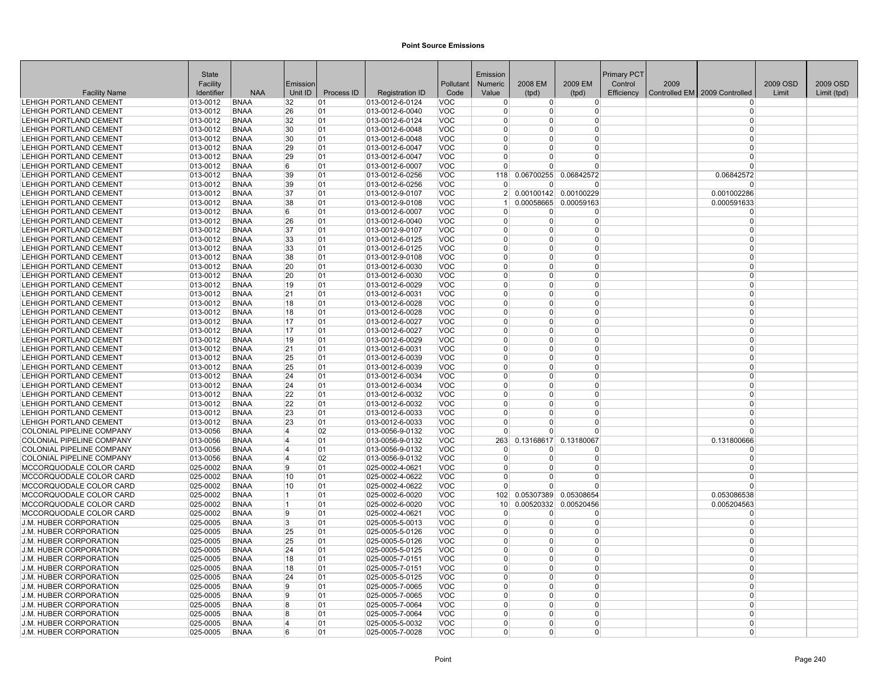**Point Source Emissions**

| Facility Name | State Facility Identifier | NAA | Emission Unit ID | Process ID | Registration ID | Pollutant Code | Emission Numeric Value | 2008 EM (tpd) | 2009 EM (tpd) | Primary PCT Control Efficiency | 2009 Controlled EM | 2009 Controlled | 2009 OSD Limit | 2009 OSD Limit (tpd) |
|---|---|---|---|---|---|---|---|---|---|---|---|---|---|---|
| LEHIGH PORTLAND CEMENT | 013-0012 | BNAA | 32 | 01 | 013-0012-6-0124 | VOC | 0 | 0 | 0 | | | 0 | | |
| LEHIGH PORTLAND CEMENT | 013-0012 | BNAA | 26 | 01 | 013-0012-6-0040 | VOC | 0 | 0 | 0 | | | 0 | | |
| LEHIGH PORTLAND CEMENT | 013-0012 | BNAA | 32 | 01 | 013-0012-6-0124 | VOC | 0 | 0 | 0 | | | 0 | | |
| LEHIGH PORTLAND CEMENT | 013-0012 | BNAA | 30 | 01 | 013-0012-6-0048 | VOC | 0 | 0 | 0 | | | 0 | | |
| LEHIGH PORTLAND CEMENT | 013-0012 | BNAA | 30 | 01 | 013-0012-6-0048 | VOC | 0 | 0 | 0 | | | 0 | | |
| LEHIGH PORTLAND CEMENT | 013-0012 | BNAA | 29 | 01 | 013-0012-6-0047 | VOC | 0 | 0 | 0 | | | 0 | | |
| LEHIGH PORTLAND CEMENT | 013-0012 | BNAA | 29 | 01 | 013-0012-6-0047 | VOC | 0 | 0 | 0 | | | 0 | | |
| LEHIGH PORTLAND CEMENT | 013-0012 | BNAA | 6 | 01 | 013-0012-6-0007 | VOC | 0 | 0 | 0 | | | 0 | | |
| LEHIGH PORTLAND CEMENT | 013-0012 | BNAA | 39 | 01 | 013-0012-6-0256 | VOC | 118 | 0.06700255 | 0.06842572 | | | 0.06842572 | | |
| LEHIGH PORTLAND CEMENT | 013-0012 | BNAA | 39 | 01 | 013-0012-6-0256 | VOC | 0 | 0 | 0 | | | 0 | | |
| LEHIGH PORTLAND CEMENT | 013-0012 | BNAA | 37 | 01 | 013-0012-9-0107 | VOC | 2 | 0.00100142 | 0.00100229 | | | 0.001002286 | | |
| LEHIGH PORTLAND CEMENT | 013-0012 | BNAA | 38 | 01 | 013-0012-9-0108 | VOC | 1 | 0.00058665 | 0.00059163 | | | 0.000591633 | | |
| LEHIGH PORTLAND CEMENT | 013-0012 | BNAA | 6 | 01 | 013-0012-6-0007 | VOC | 0 | 0 | 0 | | | 0 | | |
| LEHIGH PORTLAND CEMENT | 013-0012 | BNAA | 26 | 01 | 013-0012-6-0040 | VOC | 0 | 0 | 0 | | | 0 | | |
| LEHIGH PORTLAND CEMENT | 013-0012 | BNAA | 37 | 01 | 013-0012-9-0107 | VOC | 0 | 0 | 0 | | | 0 | | |
| LEHIGH PORTLAND CEMENT | 013-0012 | BNAA | 33 | 01 | 013-0012-6-0125 | VOC | 0 | 0 | 0 | | | 0 | | |
| LEHIGH PORTLAND CEMENT | 013-0012 | BNAA | 33 | 01 | 013-0012-6-0125 | VOC | 0 | 0 | 0 | | | 0 | | |
| LEHIGH PORTLAND CEMENT | 013-0012 | BNAA | 38 | 01 | 013-0012-9-0108 | VOC | 0 | 0 | 0 | | | 0 | | |
| LEHIGH PORTLAND CEMENT | 013-0012 | BNAA | 20 | 01 | 013-0012-6-0030 | VOC | 0 | 0 | 0 | | | 0 | | |
| LEHIGH PORTLAND CEMENT | 013-0012 | BNAA | 20 | 01 | 013-0012-6-0030 | VOC | 0 | 0 | 0 | | | 0 | | |
| LEHIGH PORTLAND CEMENT | 013-0012 | BNAA | 19 | 01 | 013-0012-6-0029 | VOC | 0 | 0 | 0 | | | 0 | | |
| LEHIGH PORTLAND CEMENT | 013-0012 | BNAA | 21 | 01 | 013-0012-6-0031 | VOC | 0 | 0 | 0 | | | 0 | | |
| LEHIGH PORTLAND CEMENT | 013-0012 | BNAA | 18 | 01 | 013-0012-6-0028 | VOC | 0 | 0 | 0 | | | 0 | | |
| LEHIGH PORTLAND CEMENT | 013-0012 | BNAA | 18 | 01 | 013-0012-6-0028 | VOC | 0 | 0 | 0 | | | 0 | | |
| LEHIGH PORTLAND CEMENT | 013-0012 | BNAA | 17 | 01 | 013-0012-6-0027 | VOC | 0 | 0 | 0 | | | 0 | | |
| LEHIGH PORTLAND CEMENT | 013-0012 | BNAA | 17 | 01 | 013-0012-6-0027 | VOC | 0 | 0 | 0 | | | 0 | | |
| LEHIGH PORTLAND CEMENT | 013-0012 | BNAA | 19 | 01 | 013-0012-6-0029 | VOC | 0 | 0 | 0 | | | 0 | | |
| LEHIGH PORTLAND CEMENT | 013-0012 | BNAA | 21 | 01 | 013-0012-6-0031 | VOC | 0 | 0 | 0 | | | 0 | | |
| LEHIGH PORTLAND CEMENT | 013-0012 | BNAA | 25 | 01 | 013-0012-6-0039 | VOC | 0 | 0 | 0 | | | 0 | | |
| LEHIGH PORTLAND CEMENT | 013-0012 | BNAA | 25 | 01 | 013-0012-6-0039 | VOC | 0 | 0 | 0 | | | 0 | | |
| LEHIGH PORTLAND CEMENT | 013-0012 | BNAA | 24 | 01 | 013-0012-6-0034 | VOC | 0 | 0 | 0 | | | 0 | | |
| LEHIGH PORTLAND CEMENT | 013-0012 | BNAA | 24 | 01 | 013-0012-6-0034 | VOC | 0 | 0 | 0 | | | 0 | | |
| LEHIGH PORTLAND CEMENT | 013-0012 | BNAA | 22 | 01 | 013-0012-6-0032 | VOC | 0 | 0 | 0 | | | 0 | | |
| LEHIGH PORTLAND CEMENT | 013-0012 | BNAA | 22 | 01 | 013-0012-6-0032 | VOC | 0 | 0 | 0 | | | 0 | | |
| LEHIGH PORTLAND CEMENT | 013-0012 | BNAA | 23 | 01 | 013-0012-6-0033 | VOC | 0 | 0 | 0 | | | 0 | | |
| LEHIGH PORTLAND CEMENT | 013-0012 | BNAA | 23 | 01 | 013-0012-6-0033 | VOC | 0 | 0 | 0 | | | 0 | | |
| COLONIAL PIPELINE COMPANY | 013-0056 | BNAA | 4 | 02 | 013-0056-9-0132 | VOC | 0 | 0 | 0 | | | 0 | | |
| COLONIAL PIPELINE COMPANY | 013-0056 | BNAA | 4 | 01 | 013-0056-9-0132 | VOC | 263 | 0.13168617 | 0.13180067 | | | 0.131800666 | | |
| COLONIAL PIPELINE COMPANY | 013-0056 | BNAA | 4 | 01 | 013-0056-9-0132 | VOC | 0 | 0 | 0 | | | 0 | | |
| COLONIAL PIPELINE COMPANY | 013-0056 | BNAA | 4 | 02 | 013-0056-9-0132 | VOC | 0 | 0 | 0 | | | 0 | | |
| MCCORQUODALE COLOR CARD | 025-0002 | BNAA | 9 | 01 | 025-0002-4-0621 | VOC | 0 | 0 | 0 | | | 0 | | |
| MCCORQUODALE COLOR CARD | 025-0002 | BNAA | 10 | 01 | 025-0002-4-0622 | VOC | 0 | 0 | 0 | | | 0 | | |
| MCCORQUODALE COLOR CARD | 025-0002 | BNAA | 10 | 01 | 025-0002-4-0622 | VOC | 0 | 0 | 0 | | | 0 | | |
| MCCORQUODALE COLOR CARD | 025-0002 | BNAA | 1 | 01 | 025-0002-6-0020 | VOC | 102 | 0.05307389 | 0.05308654 | | | 0.053086538 | | |
| MCCORQUODALE COLOR CARD | 025-0002 | BNAA | 1 | 01 | 025-0002-6-0020 | VOC | 10 | 0.00520332 | 0.00520456 | | | 0.005204563 | | |
| MCCORQUODALE COLOR CARD | 025-0002 | BNAA | 9 | 01 | 025-0002-4-0621 | VOC | 0 | 0 | 0 | | | 0 | | |
| J.M. HUBER CORPORATION | 025-0005 | BNAA | 3 | 01 | 025-0005-5-0013 | VOC | 0 | 0 | 0 | | | 0 | | |
| J.M. HUBER CORPORATION | 025-0005 | BNAA | 25 | 01 | 025-0005-5-0126 | VOC | 0 | 0 | 0 | | | 0 | | |
| J.M. HUBER CORPORATION | 025-0005 | BNAA | 25 | 01 | 025-0005-5-0126 | VOC | 0 | 0 | 0 | | | 0 | | |
| J.M. HUBER CORPORATION | 025-0005 | BNAA | 24 | 01 | 025-0005-5-0125 | VOC | 0 | 0 | 0 | | | 0 | | |
| J.M. HUBER CORPORATION | 025-0005 | BNAA | 18 | 01 | 025-0005-7-0151 | VOC | 0 | 0 | 0 | | | 0 | | |
| J.M. HUBER CORPORATION | 025-0005 | BNAA | 18 | 01 | 025-0005-7-0151 | VOC | 0 | 0 | 0 | | | 0 | | |
| J.M. HUBER CORPORATION | 025-0005 | BNAA | 24 | 01 | 025-0005-5-0125 | VOC | 0 | 0 | 0 | | | 0 | | |
| J.M. HUBER CORPORATION | 025-0005 | BNAA | 9 | 01 | 025-0005-7-0065 | VOC | 0 | 0 | 0 | | | 0 | | |
| J.M. HUBER CORPORATION | 025-0005 | BNAA | 9 | 01 | 025-0005-7-0065 | VOC | 0 | 0 | 0 | | | 0 | | |
| J.M. HUBER CORPORATION | 025-0005 | BNAA | 8 | 01 | 025-0005-7-0064 | VOC | 0 | 0 | 0 | | | 0 | | |
| J.M. HUBER CORPORATION | 025-0005 | BNAA | 8 | 01 | 025-0005-7-0064 | VOC | 0 | 0 | 0 | | | 0 | | |
| J.M. HUBER CORPORATION | 025-0005 | BNAA | 4 | 01 | 025-0005-5-0032 | VOC | 0 | 0 | 0 | | | 0 | | |
| J.M. HUBER CORPORATION | 025-0005 | BNAA | 6 | 01 | 025-0005-7-0028 | VOC | 0 | 0 | 0 | | | 0 | | |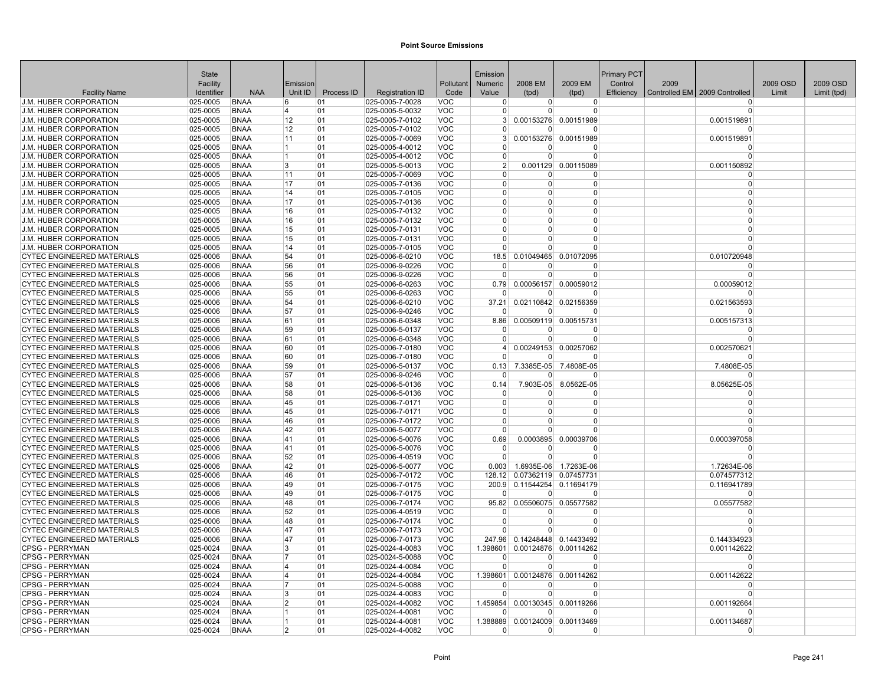# Point Source Emissions

| Facility Name | State Facility Identifier | NAA | Emission Unit ID | Process ID | Registration ID | Pollutant Code | Emission Numeric Value | 2008 EM (tpd) | 2009 EM (tpd) | Primary PCT Control Efficiency | 2009 Controlled EM | 2009 Controlled | 2009 OSD Limit | 2009 OSD Limit (tpd) |
|---|---|---|---|---|---|---|---|---|---|---|---|---|---|---|
| J.M. HUBER CORPORATION | 025-0005 | BNAA | 6 | 01 | 025-0005-7-0028 | VOC | 0 | 0 | 0 | | | 0 | | |
| J.M. HUBER CORPORATION | 025-0005 | BNAA | 4 | 01 | 025-0005-5-0032 | VOC | 0 | 0 | 0 | | | 0 | | |
| J.M. HUBER CORPORATION | 025-0005 | BNAA | 12 | 01 | 025-0005-7-0102 | VOC | 3 | 0.00153276 | 0.00151989 | | | 0.001519891 | | |
| J.M. HUBER CORPORATION | 025-0005 | BNAA | 12 | 01 | 025-0005-7-0102 | VOC | 0 | 0 | 0 | | | 0 | | |
| J.M. HUBER CORPORATION | 025-0005 | BNAA | 11 | 01 | 025-0005-7-0069 | VOC | 3 | 0.00153276 | 0.00151989 | | | 0.001519891 | | |
| J.M. HUBER CORPORATION | 025-0005 | BNAA | 1 | 01 | 025-0005-4-0012 | VOC | 0 | 0 | 0 | | | 0 | | |
| J.M. HUBER CORPORATION | 025-0005 | BNAA | 1 | 01 | 025-0005-4-0012 | VOC | 0 | 0 | 0 | | | 0 | | |
| J.M. HUBER CORPORATION | 025-0005 | BNAA | 3 | 01 | 025-0005-5-0013 | VOC | 2 | 0.001129 | 0.00115089 | | | 0.001150892 | | |
| J.M. HUBER CORPORATION | 025-0005 | BNAA | 11 | 01 | 025-0005-7-0069 | VOC | 0 | 0 | 0 | | | 0 | | |
| J.M. HUBER CORPORATION | 025-0005 | BNAA | 17 | 01 | 025-0005-7-0136 | VOC | 0 | 0 | 0 | | | 0 | | |
| J.M. HUBER CORPORATION | 025-0005 | BNAA | 14 | 01 | 025-0005-7-0105 | VOC | 0 | 0 | 0 | | | 0 | | |
| J.M. HUBER CORPORATION | 025-0005 | BNAA | 17 | 01 | 025-0005-7-0136 | VOC | 0 | 0 | 0 | | | 0 | | |
| J.M. HUBER CORPORATION | 025-0005 | BNAA | 16 | 01 | 025-0005-7-0132 | VOC | 0 | 0 | 0 | | | 0 | | |
| J.M. HUBER CORPORATION | 025-0005 | BNAA | 16 | 01 | 025-0005-7-0132 | VOC | 0 | 0 | 0 | | | 0 | | |
| J.M. HUBER CORPORATION | 025-0005 | BNAA | 15 | 01 | 025-0005-7-0131 | VOC | 0 | 0 | 0 | | | 0 | | |
| J.M. HUBER CORPORATION | 025-0005 | BNAA | 15 | 01 | 025-0005-7-0131 | VOC | 0 | 0 | 0 | | | 0 | | |
| J.M. HUBER CORPORATION | 025-0005 | BNAA | 14 | 01 | 025-0005-7-0105 | VOC | 0 | 0 | 0 | | | 0 | | |
| CYTEC ENGINEERED MATERIALS | 025-0006 | BNAA | 54 | 01 | 025-0006-6-0210 | VOC | 18.5 | 0.01049465 | 0.01072095 | | | 0.010720948 | | |
| CYTEC ENGINEERED MATERIALS | 025-0006 | BNAA | 56 | 01 | 025-0006-9-0226 | VOC | 0 | 0 | 0 | | | 0 | | |
| CYTEC ENGINEERED MATERIALS | 025-0006 | BNAA | 56 | 01 | 025-0006-9-0226 | VOC | 0 | 0 | 0 | | | 0 | | |
| CYTEC ENGINEERED MATERIALS | 025-0006 | BNAA | 55 | 01 | 025-0006-6-0263 | VOC | 0.79 | 0.00056157 | 0.00059012 | | | 0.00059012 | | |
| CYTEC ENGINEERED MATERIALS | 025-0006 | BNAA | 55 | 01 | 025-0006-6-0263 | VOC | 0 | 0 | 0 | | | 0 | | |
| CYTEC ENGINEERED MATERIALS | 025-0006 | BNAA | 54 | 01 | 025-0006-6-0210 | VOC | 37.21 | 0.02110842 | 0.02156359 | | | 0.021563593 | | |
| CYTEC ENGINEERED MATERIALS | 025-0006 | BNAA | 57 | 01 | 025-0006-9-0246 | VOC | 0 | 0 | 0 | | | 0 | | |
| CYTEC ENGINEERED MATERIALS | 025-0006 | BNAA | 61 | 01 | 025-0006-6-0348 | VOC | 8.86 | 0.00509119 | 0.00515731 | | | 0.005157313 | | |
| CYTEC ENGINEERED MATERIALS | 025-0006 | BNAA | 59 | 01 | 025-0006-5-0137 | VOC | 0 | 0 | 0 | | | 0 | | |
| CYTEC ENGINEERED MATERIALS | 025-0006 | BNAA | 61 | 01 | 025-0006-6-0348 | VOC | 0 | 0 | 0 | | | 0 | | |
| CYTEC ENGINEERED MATERIALS | 025-0006 | BNAA | 60 | 01 | 025-0006-7-0180 | VOC | 4 | 0.00249153 | 0.00257062 | | | 0.002570621 | | |
| CYTEC ENGINEERED MATERIALS | 025-0006 | BNAA | 60 | 01 | 025-0006-7-0180 | VOC | 0 | 0 | 0 | | | 0 | | |
| CYTEC ENGINEERED MATERIALS | 025-0006 | BNAA | 59 | 01 | 025-0006-5-0137 | VOC | 0.13 | 7.3385E-05 | 7.4808E-05 | | | 7.4808E-05 | | |
| CYTEC ENGINEERED MATERIALS | 025-0006 | BNAA | 57 | 01 | 025-0006-9-0246 | VOC | 0 | 0 | 0 | | | 0 | | |
| CYTEC ENGINEERED MATERIALS | 025-0006 | BNAA | 58 | 01 | 025-0006-5-0136 | VOC | 0.14 | 7.903E-05 | 8.0562E-05 | | | 8.05625E-05 | | |
| CYTEC ENGINEERED MATERIALS | 025-0006 | BNAA | 58 | 01 | 025-0006-5-0136 | VOC | 0 | 0 | 0 | | | 0 | | |
| CYTEC ENGINEERED MATERIALS | 025-0006 | BNAA | 45 | 01 | 025-0006-7-0171 | VOC | 0 | 0 | 0 | | | 0 | | |
| CYTEC ENGINEERED MATERIALS | 025-0006 | BNAA | 45 | 01 | 025-0006-7-0171 | VOC | 0 | 0 | 0 | | | 0 | | |
| CYTEC ENGINEERED MATERIALS | 025-0006 | BNAA | 46 | 01 | 025-0006-7-0172 | VOC | 0 | 0 | 0 | | | 0 | | |
| CYTEC ENGINEERED MATERIALS | 025-0006 | BNAA | 42 | 01 | 025-0006-5-0077 | VOC | 0 | 0 | 0 | | | 0 | | |
| CYTEC ENGINEERED MATERIALS | 025-0006 | BNAA | 41 | 01 | 025-0006-5-0076 | VOC | 0.69 | 0.0003895 | 0.00039706 | | | 0.000397058 | | |
| CYTEC ENGINEERED MATERIALS | 025-0006 | BNAA | 41 | 01 | 025-0006-5-0076 | VOC | 0 | 0 | 0 | | | 0 | | |
| CYTEC ENGINEERED MATERIALS | 025-0006 | BNAA | 52 | 01 | 025-0006-4-0519 | VOC | 0 | 0 | 0 | | | 0 | | |
| CYTEC ENGINEERED MATERIALS | 025-0006 | BNAA | 42 | 01 | 025-0006-5-0077 | VOC | 0.003 | 1.6935E-06 | 1.7263E-06 | | | 1.72634E-06 | | |
| CYTEC ENGINEERED MATERIALS | 025-0006 | BNAA | 46 | 01 | 025-0006-7-0172 | VOC | 128.12 | 0.07362119 | 0.07457731 | | | 0.074577312 | | |
| CYTEC ENGINEERED MATERIALS | 025-0006 | BNAA | 49 | 01 | 025-0006-7-0175 | VOC | 200.9 | 0.11544254 | 0.11694179 | | | 0.116941789 | | |
| CYTEC ENGINEERED MATERIALS | 025-0006 | BNAA | 49 | 01 | 025-0006-7-0175 | VOC | 0 | 0 | 0 | | | 0 | | |
| CYTEC ENGINEERED MATERIALS | 025-0006 | BNAA | 48 | 01 | 025-0006-7-0174 | VOC | 95.82 | 0.05506075 | 0.05577582 | | | 0.05577582 | | |
| CYTEC ENGINEERED MATERIALS | 025-0006 | BNAA | 52 | 01 | 025-0006-4-0519 | VOC | 0 | 0 | 0 | | | 0 | | |
| CYTEC ENGINEERED MATERIALS | 025-0006 | BNAA | 48 | 01 | 025-0006-7-0174 | VOC | 0 | 0 | 0 | | | 0 | | |
| CYTEC ENGINEERED MATERIALS | 025-0006 | BNAA | 47 | 01 | 025-0006-7-0173 | VOC | 0 | 0 | 0 | | | 0 | | |
| CYTEC ENGINEERED MATERIALS | 025-0006 | BNAA | 47 | 01 | 025-0006-7-0173 | VOC | 247.96 | 0.14248448 | 0.14433492 | | | 0.144334923 | | |
| CPSG - PERRYMAN | 025-0024 | BNAA | 3 | 01 | 025-0024-4-0083 | VOC | 1.398601 | 0.00124876 | 0.00114262 | | | 0.001142622 | | |
| CPSG - PERRYMAN | 025-0024 | BNAA | 7 | 01 | 025-0024-5-0088 | VOC | 0 | 0 | 0 | | | 0 | | |
| CPSG - PERRYMAN | 025-0024 | BNAA | 4 | 01 | 025-0024-4-0084 | VOC | 0 | 0 | 0 | | | 0 | | |
| CPSG - PERRYMAN | 025-0024 | BNAA | 4 | 01 | 025-0024-4-0084 | VOC | 1.398601 | 0.00124876 | 0.00114262 | | | 0.001142622 | | |
| CPSG - PERRYMAN | 025-0024 | BNAA | 7 | 01 | 025-0024-5-0088 | VOC | 0 | 0 | 0 | | | 0 | | |
| CPSG - PERRYMAN | 025-0024 | BNAA | 3 | 01 | 025-0024-4-0083 | VOC | 0 | 0 | 0 | | | 0 | | |
| CPSG - PERRYMAN | 025-0024 | BNAA | 2 | 01 | 025-0024-4-0082 | VOC | 1.459854 | 0.00130345 | 0.00119266 | | | 0.001192664 | | |
| CPSG - PERRYMAN | 025-0024 | BNAA | 1 | 01 | 025-0024-4-0081 | VOC | 0 | 0 | 0 | | | 0 | | |
| CPSG - PERRYMAN | 025-0024 | BNAA | 1 | 01 | 025-0024-4-0081 | VOC | 1.388889 | 0.00124009 | 0.00113469 | | | 0.001134687 | | |
| CPSG - PERRYMAN | 025-0024 | BNAA | 2 | 01 | 025-0024-4-0082 | VOC | 0 | 0 | 0 | | | 0 | | |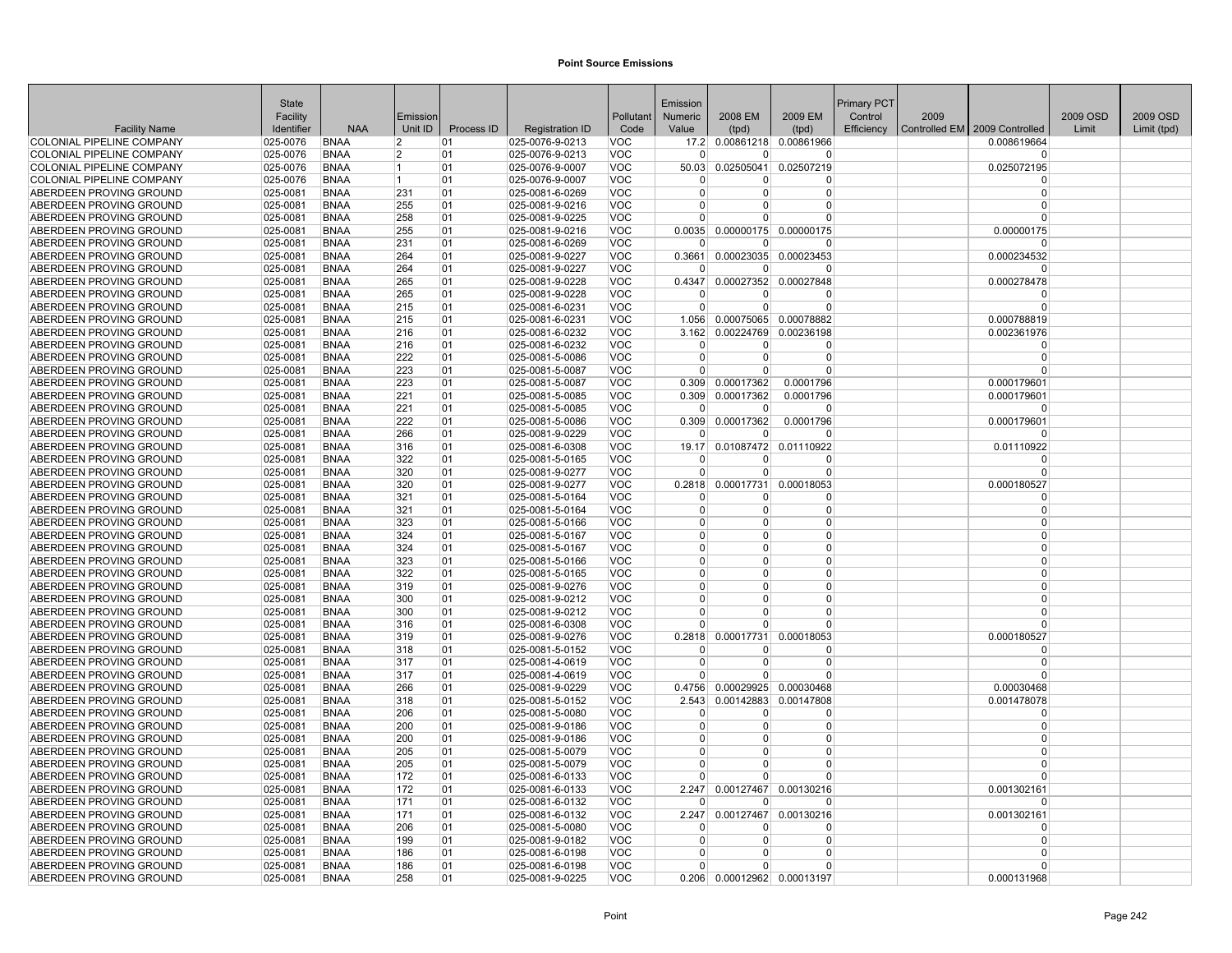# Point Source Emissions

| Facility Name | State Facility Identifier | NAA | Emission Unit ID | Process ID | Registration ID | Pollutant Code | Emission Numeric Value | 2008 EM (tpd) | 2009 EM (tpd) | Primary PCT Control Efficiency | 2009 Controlled EM | 2009 Controlled | 2009 OSD Limit | 2009 OSD Limit (tpd) |
|---|---|---|---|---|---|---|---|---|---|---|---|---|---|---|
| COLONIAL PIPELINE COMPANY | 025-0076 | BNAA | 2 | 01 | 025-0076-9-0213 | VOC | 17.2 | 0.00861218 | 0.00861966 | | | 0.008619664 | | |
| COLONIAL PIPELINE COMPANY | 025-0076 | BNAA | 2 | 01 | 025-0076-9-0213 | VOC | 0 | 0 | 0 | | | 0 | | |
| COLONIAL PIPELINE COMPANY | 025-0076 | BNAA | 1 | 01 | 025-0076-9-0007 | VOC | 50.03 | 0.02505041 | 0.02507219 | | | 0.025072195 | | |
| COLONIAL PIPELINE COMPANY | 025-0076 | BNAA | 1 | 01 | 025-0076-9-0007 | VOC | 0 | 0 | 0 | | | 0 | | |
| ABERDEEN PROVING GROUND | 025-0081 | BNAA | 231 | 01 | 025-0081-6-0269 | VOC | 0 | 0 | 0 | | | 0 | | |
| ABERDEEN PROVING GROUND | 025-0081 | BNAA | 255 | 01 | 025-0081-9-0216 | VOC | 0 | 0 | 0 | | | 0 | | |
| ABERDEEN PROVING GROUND | 025-0081 | BNAA | 258 | 01 | 025-0081-9-0225 | VOC | 0 | 0 | 0 | | | 0 | | |
| ABERDEEN PROVING GROUND | 025-0081 | BNAA | 255 | 01 | 025-0081-9-0216 | VOC | 0.0035 | 0.00000175 | 0.00000175 | | | 0.00000175 | | |
| ABERDEEN PROVING GROUND | 025-0081 | BNAA | 231 | 01 | 025-0081-6-0269 | VOC | 0 | 0 | 0 | | | 0 | | |
| ABERDEEN PROVING GROUND | 025-0081 | BNAA | 264 | 01 | 025-0081-9-0227 | VOC | 0.3661 | 0.00023035 | 0.00023453 | | | 0.000234532 | | |
| ABERDEEN PROVING GROUND | 025-0081 | BNAA | 264 | 01 | 025-0081-9-0227 | VOC | 0 | 0 | 0 | | | 0 | | |
| ABERDEEN PROVING GROUND | 025-0081 | BNAA | 265 | 01 | 025-0081-9-0228 | VOC | 0.4347 | 0.00027352 | 0.00027848 | | | 0.000278478 | | |
| ABERDEEN PROVING GROUND | 025-0081 | BNAA | 265 | 01 | 025-0081-9-0228 | VOC | 0 | 0 | 0 | | | 0 | | |
| ABERDEEN PROVING GROUND | 025-0081 | BNAA | 215 | 01 | 025-0081-6-0231 | VOC | 0 | 0 | 0 | | | 0 | | |
| ABERDEEN PROVING GROUND | 025-0081 | BNAA | 215 | 01 | 025-0081-6-0231 | VOC | 1.056 | 0.00075065 | 0.00078882 | | | 0.000788819 | | |
| ABERDEEN PROVING GROUND | 025-0081 | BNAA | 216 | 01 | 025-0081-6-0232 | VOC | 3.162 | 0.00224769 | 0.00236198 | | | 0.002361976 | | |
| ABERDEEN PROVING GROUND | 025-0081 | BNAA | 216 | 01 | 025-0081-6-0232 | VOC | 0 | 0 | 0 | | | 0 | | |
| ABERDEEN PROVING GROUND | 025-0081 | BNAA | 222 | 01 | 025-0081-5-0086 | VOC | 0 | 0 | 0 | | | 0 | | |
| ABERDEEN PROVING GROUND | 025-0081 | BNAA | 223 | 01 | 025-0081-5-0087 | VOC | 0 | 0 | 0 | | | 0 | | |
| ABERDEEN PROVING GROUND | 025-0081 | BNAA | 223 | 01 | 025-0081-5-0087 | VOC | 0.309 | 0.00017362 | 0.0001796 | | | 0.000179601 | | |
| ABERDEEN PROVING GROUND | 025-0081 | BNAA | 221 | 01 | 025-0081-5-0085 | VOC | 0.309 | 0.00017362 | 0.0001796 | | | 0.000179601 | | |
| ABERDEEN PROVING GROUND | 025-0081 | BNAA | 221 | 01 | 025-0081-5-0085 | VOC | 0 | 0 | 0 | | | 0 | | |
| ABERDEEN PROVING GROUND | 025-0081 | BNAA | 222 | 01 | 025-0081-5-0086 | VOC | 0.309 | 0.00017362 | 0.0001796 | | | 0.000179601 | | |
| ABERDEEN PROVING GROUND | 025-0081 | BNAA | 266 | 01 | 025-0081-9-0229 | VOC | 0 | 0 | 0 | | | 0 | | |
| ABERDEEN PROVING GROUND | 025-0081 | BNAA | 316 | 01 | 025-0081-6-0308 | VOC | 19.17 | 0.01087472 | 0.01110922 | | | 0.01110922 | | |
| ABERDEEN PROVING GROUND | 025-0081 | BNAA | 322 | 01 | 025-0081-5-0165 | VOC | 0 | 0 | 0 | | | 0 | | |
| ABERDEEN PROVING GROUND | 025-0081 | BNAA | 320 | 01 | 025-0081-9-0277 | VOC | 0 | 0 | 0 | | | 0 | | |
| ABERDEEN PROVING GROUND | 025-0081 | BNAA | 320 | 01 | 025-0081-9-0277 | VOC | 0.2818 | 0.00017731 | 0.00018053 | | | 0.000180527 | | |
| ABERDEEN PROVING GROUND | 025-0081 | BNAA | 321 | 01 | 025-0081-5-0164 | VOC | 0 | 0 | 0 | | | 0 | | |
| ABERDEEN PROVING GROUND | 025-0081 | BNAA | 321 | 01 | 025-0081-5-0164 | VOC | 0 | 0 | 0 | | | 0 | | |
| ABERDEEN PROVING GROUND | 025-0081 | BNAA | 323 | 01 | 025-0081-5-0166 | VOC | 0 | 0 | 0 | | | 0 | | |
| ABERDEEN PROVING GROUND | 025-0081 | BNAA | 324 | 01 | 025-0081-5-0167 | VOC | 0 | 0 | 0 | | | 0 | | |
| ABERDEEN PROVING GROUND | 025-0081 | BNAA | 324 | 01 | 025-0081-5-0167 | VOC | 0 | 0 | 0 | | | 0 | | |
| ABERDEEN PROVING GROUND | 025-0081 | BNAA | 323 | 01 | 025-0081-5-0166 | VOC | 0 | 0 | 0 | | | 0 | | |
| ABERDEEN PROVING GROUND | 025-0081 | BNAA | 322 | 01 | 025-0081-5-0165 | VOC | 0 | 0 | 0 | | | 0 | | |
| ABERDEEN PROVING GROUND | 025-0081 | BNAA | 319 | 01 | 025-0081-9-0276 | VOC | 0 | 0 | 0 | | | 0 | | |
| ABERDEEN PROVING GROUND | 025-0081 | BNAA | 300 | 01 | 025-0081-9-0212 | VOC | 0 | 0 | 0 | | | 0 | | |
| ABERDEEN PROVING GROUND | 025-0081 | BNAA | 300 | 01 | 025-0081-9-0212 | VOC | 0 | 0 | 0 | | | 0 | | |
| ABERDEEN PROVING GROUND | 025-0081 | BNAA | 316 | 01 | 025-0081-6-0308 | VOC | 0 | 0 | 0 | | | 0 | | |
| ABERDEEN PROVING GROUND | 025-0081 | BNAA | 319 | 01 | 025-0081-9-0276 | VOC | 0.2818 | 0.00017731 | 0.00018053 | | | 0.000180527 | | |
| ABERDEEN PROVING GROUND | 025-0081 | BNAA | 318 | 01 | 025-0081-5-0152 | VOC | 0 | 0 | 0 | | | 0 | | |
| ABERDEEN PROVING GROUND | 025-0081 | BNAA | 317 | 01 | 025-0081-4-0619 | VOC | 0 | 0 | 0 | | | 0 | | |
| ABERDEEN PROVING GROUND | 025-0081 | BNAA | 317 | 01 | 025-0081-4-0619 | VOC | 0 | 0 | 0 | | | 0 | | |
| ABERDEEN PROVING GROUND | 025-0081 | BNAA | 266 | 01 | 025-0081-9-0229 | VOC | 0.4756 | 0.00029925 | 0.00030468 | | | 0.00030468 | | |
| ABERDEEN PROVING GROUND | 025-0081 | BNAA | 318 | 01 | 025-0081-5-0152 | VOC | 2.543 | 0.00142883 | 0.00147808 | | | 0.001478078 | | |
| ABERDEEN PROVING GROUND | 025-0081 | BNAA | 206 | 01 | 025-0081-5-0080 | VOC | 0 | 0 | 0 | | | 0 | | |
| ABERDEEN PROVING GROUND | 025-0081 | BNAA | 200 | 01 | 025-0081-9-0186 | VOC | 0 | 0 | 0 | | | 0 | | |
| ABERDEEN PROVING GROUND | 025-0081 | BNAA | 200 | 01 | 025-0081-9-0186 | VOC | 0 | 0 | 0 | | | 0 | | |
| ABERDEEN PROVING GROUND | 025-0081 | BNAA | 205 | 01 | 025-0081-5-0079 | VOC | 0 | 0 | 0 | | | 0 | | |
| ABERDEEN PROVING GROUND | 025-0081 | BNAA | 205 | 01 | 025-0081-5-0079 | VOC | 0 | 0 | 0 | | | 0 | | |
| ABERDEEN PROVING GROUND | 025-0081 | BNAA | 172 | 01 | 025-0081-6-0133 | VOC | 0 | 0 | 0 | | | 0 | | |
| ABERDEEN PROVING GROUND | 025-0081 | BNAA | 172 | 01 | 025-0081-6-0133 | VOC | 2.247 | 0.00127467 | 0.00130216 | | | 0.001302161 | | |
| ABERDEEN PROVING GROUND | 025-0081 | BNAA | 171 | 01 | 025-0081-6-0132 | VOC | 0 | 0 | 0 | | | 0 | | |
| ABERDEEN PROVING GROUND | 025-0081 | BNAA | 171 | 01 | 025-0081-6-0132 | VOC | 2.247 | 0.00127467 | 0.00130216 | | | 0.001302161 | | |
| ABERDEEN PROVING GROUND | 025-0081 | BNAA | 206 | 01 | 025-0081-5-0080 | VOC | 0 | 0 | 0 | | | 0 | | |
| ABERDEEN PROVING GROUND | 025-0081 | BNAA | 199 | 01 | 025-0081-9-0182 | VOC | 0 | 0 | 0 | | | 0 | | |
| ABERDEEN PROVING GROUND | 025-0081 | BNAA | 186 | 01 | 025-0081-6-0198 | VOC | 0 | 0 | 0 | | | 0 | | |
| ABERDEEN PROVING GROUND | 025-0081 | BNAA | 186 | 01 | 025-0081-6-0198 | VOC | 0 | 0 | 0 | | | 0 | | |
| ABERDEEN PROVING GROUND | 025-0081 | BNAA | 258 | 01 | 025-0081-9-0225 | VOC | 0.206 | 0.00012962 | 0.00013197 | | | 0.000131968 | | |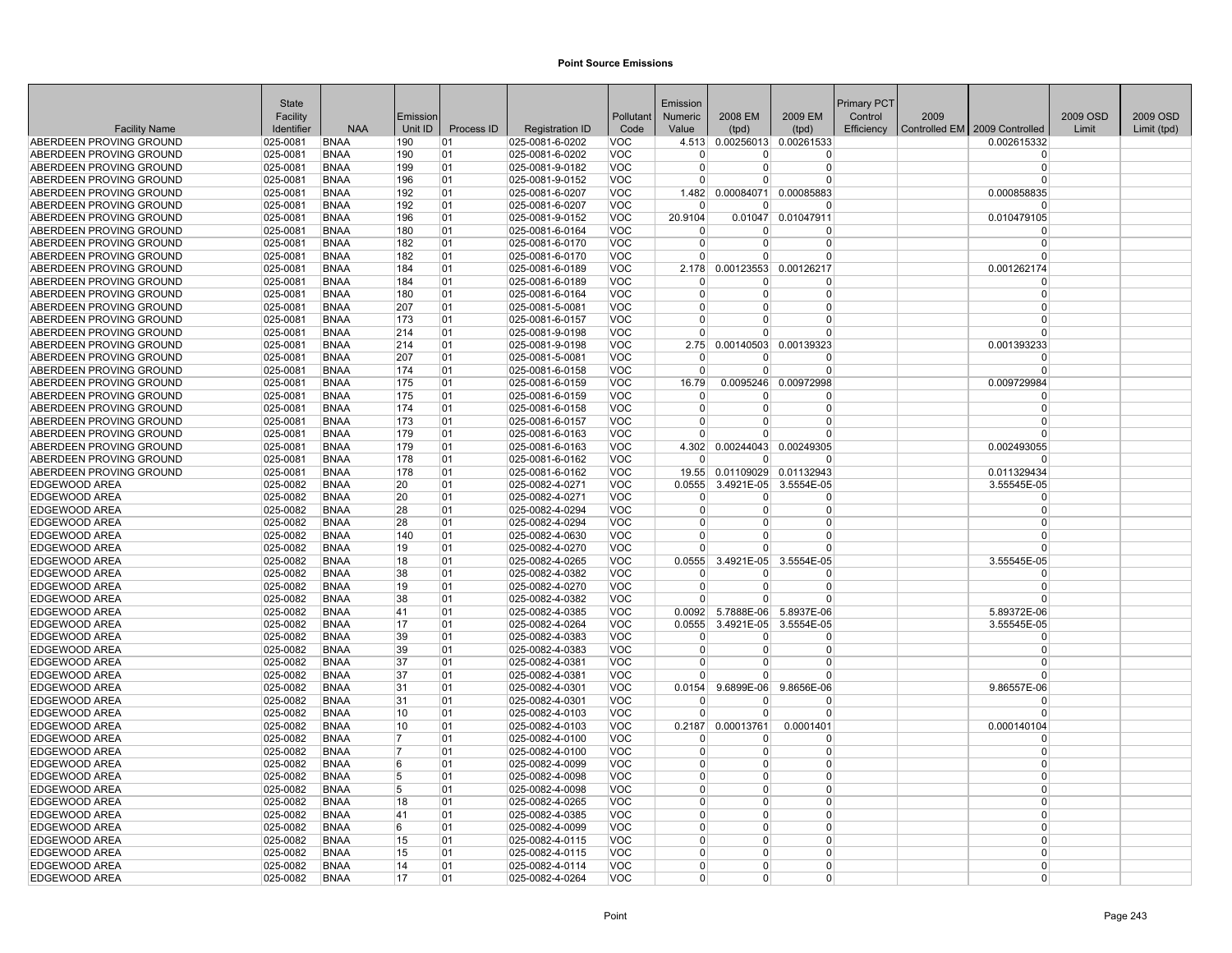# Point Source Emissions

| Facility Name | State Facility Identifier | NAA | Emission Unit ID | Process ID | Registration ID | Pollutant Code | Emission Numeric Value | 2008 EM (tpd) | 2009 EM (tpd) | Primary PCT Control Efficiency | 2009 Controlled EM | 2009 Controlled | 2009 OSD Limit | 2009 OSD Limit (tpd) |
|---|---|---|---|---|---|---|---|---|---|---|---|---|---|---|
| ABERDEEN PROVING GROUND | 025-0081 | BNAA | 190 | 01 | 025-0081-6-0202 | VOC | 4.513 | 0.00256013 | 0.00261533 | | | 0.002615332 | | |
| ABERDEEN PROVING GROUND | 025-0081 | BNAA | 190 | 01 | 025-0081-6-0202 | VOC | 0 | 0 | 0 | | | 0 | | |
| ABERDEEN PROVING GROUND | 025-0081 | BNAA | 199 | 01 | 025-0081-9-0182 | VOC | 0 | 0 | 0 | | | 0 | | |
| ABERDEEN PROVING GROUND | 025-0081 | BNAA | 196 | 01 | 025-0081-9-0152 | VOC | 0 | 0 | 0 | | | 0 | | |
| ABERDEEN PROVING GROUND | 025-0081 | BNAA | 192 | 01 | 025-0081-6-0207 | VOC | 1.482 | 0.00084071 | 0.00085883 | | | 0.000858835 | | |
| ABERDEEN PROVING GROUND | 025-0081 | BNAA | 192 | 01 | 025-0081-6-0207 | VOC | 0 | 0 | 0 | | | 0 | | |
| ABERDEEN PROVING GROUND | 025-0081 | BNAA | 196 | 01 | 025-0081-9-0152 | VOC | 20.9104 | 0.01047 | 0.01047911 | | | 0.010479105 | | |
| ABERDEEN PROVING GROUND | 025-0081 | BNAA | 180 | 01 | 025-0081-6-0164 | VOC | 0 | 0 | 0 | | | 0 | | |
| ABERDEEN PROVING GROUND | 025-0081 | BNAA | 182 | 01 | 025-0081-6-0170 | VOC | 0 | 0 | 0 | | | 0 | | |
| ABERDEEN PROVING GROUND | 025-0081 | BNAA | 182 | 01 | 025-0081-6-0170 | VOC | 0 | 0 | 0 | | | 0 | | |
| ABERDEEN PROVING GROUND | 025-0081 | BNAA | 184 | 01 | 025-0081-6-0189 | VOC | 2.178 | 0.00123553 | 0.00126217 | | | 0.001262174 | | |
| ABERDEEN PROVING GROUND | 025-0081 | BNAA | 184 | 01 | 025-0081-6-0189 | VOC | 0 | 0 | 0 | | | 0 | | |
| ABERDEEN PROVING GROUND | 025-0081 | BNAA | 180 | 01 | 025-0081-6-0164 | VOC | 0 | 0 | 0 | | | 0 | | |
| ABERDEEN PROVING GROUND | 025-0081 | BNAA | 207 | 01 | 025-0081-5-0081 | VOC | 0 | 0 | 0 | | | 0 | | |
| ABERDEEN PROVING GROUND | 025-0081 | BNAA | 173 | 01 | 025-0081-6-0157 | VOC | 0 | 0 | 0 | | | 0 | | |
| ABERDEEN PROVING GROUND | 025-0081 | BNAA | 214 | 01 | 025-0081-9-0198 | VOC | 0 | 0 | 0 | | | 0 | | |
| ABERDEEN PROVING GROUND | 025-0081 | BNAA | 214 | 01 | 025-0081-9-0198 | VOC | 2.75 | 0.00140503 | 0.00139323 | | | 0.001393233 | | |
| ABERDEEN PROVING GROUND | 025-0081 | BNAA | 207 | 01 | 025-0081-5-0081 | VOC | 0 | 0 | 0 | | | 0 | | |
| ABERDEEN PROVING GROUND | 025-0081 | BNAA | 174 | 01 | 025-0081-6-0158 | VOC | 0 | 0 | 0 | | | 0 | | |
| ABERDEEN PROVING GROUND | 025-0081 | BNAA | 175 | 01 | 025-0081-6-0159 | VOC | 16.79 | 0.0095246 | 0.00972998 | | | 0.009729984 | | |
| ABERDEEN PROVING GROUND | 025-0081 | BNAA | 175 | 01 | 025-0081-6-0159 | VOC | 0 | 0 | 0 | | | 0 | | |
| ABERDEEN PROVING GROUND | 025-0081 | BNAA | 174 | 01 | 025-0081-6-0158 | VOC | 0 | 0 | 0 | | | 0 | | |
| ABERDEEN PROVING GROUND | 025-0081 | BNAA | 173 | 01 | 025-0081-6-0157 | VOC | 0 | 0 | 0 | | | 0 | | |
| ABERDEEN PROVING GROUND | 025-0081 | BNAA | 179 | 01 | 025-0081-6-0163 | VOC | 0 | 0 | 0 | | | 0 | | |
| ABERDEEN PROVING GROUND | 025-0081 | BNAA | 179 | 01 | 025-0081-6-0163 | VOC | 4.302 | 0.00244043 | 0.00249305 | | | 0.002493055 | | |
| ABERDEEN PROVING GROUND | 025-0081 | BNAA | 178 | 01 | 025-0081-6-0162 | VOC | 0 | 0 | 0 | | | 0 | | |
| ABERDEEN PROVING GROUND | 025-0081 | BNAA | 178 | 01 | 025-0081-6-0162 | VOC | 19.55 | 0.01109029 | 0.01132943 | | | 0.011329434 | | |
| EDGEWOOD AREA | 025-0082 | BNAA | 20 | 01 | 025-0082-4-0271 | VOC | 0.0555 | 3.4921E-05 | 3.5554E-05 | | | 3.55545E-05 | | |
| EDGEWOOD AREA | 025-0082 | BNAA | 20 | 01 | 025-0082-4-0271 | VOC | 0 | 0 | 0 | | | 0 | | |
| EDGEWOOD AREA | 025-0082 | BNAA | 28 | 01 | 025-0082-4-0294 | VOC | 0 | 0 | 0 | | | 0 | | |
| EDGEWOOD AREA | 025-0082 | BNAA | 28 | 01 | 025-0082-4-0294 | VOC | 0 | 0 | 0 | | | 0 | | |
| EDGEWOOD AREA | 025-0082 | BNAA | 140 | 01 | 025-0082-4-0630 | VOC | 0 | 0 | 0 | | | 0 | | |
| EDGEWOOD AREA | 025-0082 | BNAA | 19 | 01 | 025-0082-4-0270 | VOC | 0 | 0 | 0 | | | 0 | | |
| EDGEWOOD AREA | 025-0082 | BNAA | 18 | 01 | 025-0082-4-0265 | VOC | 0.0555 | 3.4921E-05 | 3.5554E-05 | | | 3.55545E-05 | | |
| EDGEWOOD AREA | 025-0082 | BNAA | 38 | 01 | 025-0082-4-0382 | VOC | 0 | 0 | 0 | | | 0 | | |
| EDGEWOOD AREA | 025-0082 | BNAA | 19 | 01 | 025-0082-4-0270 | VOC | 0 | 0 | 0 | | | 0 | | |
| EDGEWOOD AREA | 025-0082 | BNAA | 38 | 01 | 025-0082-4-0382 | VOC | 0 | 0 | 0 | | | 0 | | |
| EDGEWOOD AREA | 025-0082 | BNAA | 41 | 01 | 025-0082-4-0385 | VOC | 0.0092 | 5.7888E-06 | 5.8937E-06 | | | 5.89372E-06 | | |
| EDGEWOOD AREA | 025-0082 | BNAA | 17 | 01 | 025-0082-4-0264 | VOC | 0.0555 | 3.4921E-05 | 3.5554E-05 | | | 3.55545E-05 | | |
| EDGEWOOD AREA | 025-0082 | BNAA | 39 | 01 | 025-0082-4-0383 | VOC | 0 | 0 | 0 | | | 0 | | |
| EDGEWOOD AREA | 025-0082 | BNAA | 39 | 01 | 025-0082-4-0383 | VOC | 0 | 0 | 0 | | | 0 | | |
| EDGEWOOD AREA | 025-0082 | BNAA | 37 | 01 | 025-0082-4-0381 | VOC | 0 | 0 | 0 | | | 0 | | |
| EDGEWOOD AREA | 025-0082 | BNAA | 37 | 01 | 025-0082-4-0381 | VOC | 0 | 0 | 0 | | | 0 | | |
| EDGEWOOD AREA | 025-0082 | BNAA | 31 | 01 | 025-0082-4-0301 | VOC | 0.0154 | 9.6899E-06 | 9.8656E-06 | | | 9.86557E-06 | | |
| EDGEWOOD AREA | 025-0082 | BNAA | 31 | 01 | 025-0082-4-0301 | VOC | 0 | 0 | 0 | | | 0 | | |
| EDGEWOOD AREA | 025-0082 | BNAA | 10 | 01 | 025-0082-4-0103 | VOC | 0 | 0 | 0 | | | 0 | | |
| EDGEWOOD AREA | 025-0082 | BNAA | 10 | 01 | 025-0082-4-0103 | VOC | 0.2187 | 0.00013761 | 0.0001401 | | | 0.000140104 | | |
| EDGEWOOD AREA | 025-0082 | BNAA | 7 | 01 | 025-0082-4-0100 | VOC | 0 | 0 | 0 | | | 0 | | |
| EDGEWOOD AREA | 025-0082 | BNAA | 7 | 01 | 025-0082-4-0100 | VOC | 0 | 0 | 0 | | | 0 | | |
| EDGEWOOD AREA | 025-0082 | BNAA | 6 | 01 | 025-0082-4-0099 | VOC | 0 | 0 | 0 | | | 0 | | |
| EDGEWOOD AREA | 025-0082 | BNAA | 5 | 01 | 025-0082-4-0098 | VOC | 0 | 0 | 0 | | | 0 | | |
| EDGEWOOD AREA | 025-0082 | BNAA | 5 | 01 | 025-0082-4-0098 | VOC | 0 | 0 | 0 | | | 0 | | |
| EDGEWOOD AREA | 025-0082 | BNAA | 18 | 01 | 025-0082-4-0265 | VOC | 0 | 0 | 0 | | | 0 | | |
| EDGEWOOD AREA | 025-0082 | BNAA | 41 | 01 | 025-0082-4-0385 | VOC | 0 | 0 | 0 | | | 0 | | |
| EDGEWOOD AREA | 025-0082 | BNAA | 6 | 01 | 025-0082-4-0099 | VOC | 0 | 0 | 0 | | | 0 | | |
| EDGEWOOD AREA | 025-0082 | BNAA | 15 | 01 | 025-0082-4-0115 | VOC | 0 | 0 | 0 | | | 0 | | |
| EDGEWOOD AREA | 025-0082 | BNAA | 15 | 01 | 025-0082-4-0115 | VOC | 0 | 0 | 0 | | | 0 | | |
| EDGEWOOD AREA | 025-0082 | BNAA | 14 | 01 | 025-0082-4-0114 | VOC | 0 | 0 | 0 | | | 0 | | |
| EDGEWOOD AREA | 025-0082 | BNAA | 17 | 01 | 025-0082-4-0264 | VOC | 0 | 0 | 0 | | | 0 | | |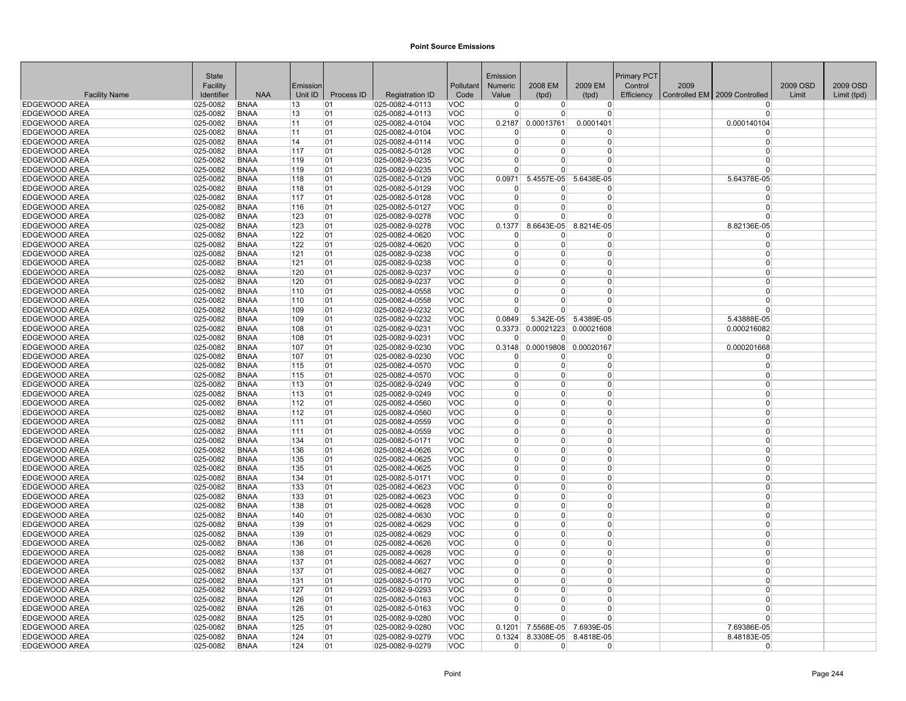# Point Source Emissions

| Facility Name | State Facility Identifier | NAA | Emission Unit ID | Process ID | Registration ID | Pollutant Code | Emission Numeric Value | 2008 EM (tpd) | 2009 EM (tpd) | Primary PCT Control Efficiency | 2009 Controlled EM | 2009 Controlled | 2009 OSD Limit | 2009 OSD Limit (tpd) |
|---|---|---|---|---|---|---|---|---|---|---|---|---|---|---|
| EDGEWOOD AREA | 025-0082 | BNAA | 13 | 01 | 025-0082-4-0113 | VOC | 0 | 0 | 0 | | | 0 | | |
| EDGEWOOD AREA | 025-0082 | BNAA | 13 | 01 | 025-0082-4-0113 | VOC | 0 | 0 | 0 | | | 0 | | |
| EDGEWOOD AREA | 025-0082 | BNAA | 11 | 01 | 025-0082-4-0104 | VOC | 0.2187 | 0.00013761 | 0.0001401 | | | 0.000140104 | | |
| EDGEWOOD AREA | 025-0082 | BNAA | 11 | 01 | 025-0082-4-0104 | VOC | 0 | 0 | 0 | | | 0 | | |
| EDGEWOOD AREA | 025-0082 | BNAA | 14 | 01 | 025-0082-4-0114 | VOC | 0 | 0 | 0 | | | 0 | | |
| EDGEWOOD AREA | 025-0082 | BNAA | 117 | 01 | 025-0082-5-0128 | VOC | 0 | 0 | 0 | | | 0 | | |
| EDGEWOOD AREA | 025-0082 | BNAA | 119 | 01 | 025-0082-9-0235 | VOC | 0 | 0 | 0 | | | 0 | | |
| EDGEWOOD AREA | 025-0082 | BNAA | 119 | 01 | 025-0082-9-0235 | VOC | 0 | 0 | 0 | | | 0 | | |
| EDGEWOOD AREA | 025-0082 | BNAA | 118 | 01 | 025-0082-5-0129 | VOC | 0.0971 | 5.4557E-05 | 5.6438E-05 | | | 5.64378E-05 | | |
| EDGEWOOD AREA | 025-0082 | BNAA | 118 | 01 | 025-0082-5-0129 | VOC | 0 | 0 | 0 | | | 0 | | |
| EDGEWOOD AREA | 025-0082 | BNAA | 117 | 01 | 025-0082-5-0128 | VOC | 0 | 0 | 0 | | | 0 | | |
| EDGEWOOD AREA | 025-0082 | BNAA | 116 | 01 | 025-0082-5-0127 | VOC | 0 | 0 | 0 | | | 0 | | |
| EDGEWOOD AREA | 025-0082 | BNAA | 123 | 01 | 025-0082-9-0278 | VOC | 0 | 0 | 0 | | | 0 | | |
| EDGEWOOD AREA | 025-0082 | BNAA | 123 | 01 | 025-0082-9-0278 | VOC | 0.1377 | 8.6643E-05 | 8.8214E-05 | | | 8.82136E-05 | | |
| EDGEWOOD AREA | 025-0082 | BNAA | 122 | 01 | 025-0082-4-0620 | VOC | 0 | 0 | 0 | | | 0 | | |
| EDGEWOOD AREA | 025-0082 | BNAA | 122 | 01 | 025-0082-4-0620 | VOC | 0 | 0 | 0 | | | 0 | | |
| EDGEWOOD AREA | 025-0082 | BNAA | 121 | 01 | 025-0082-9-0238 | VOC | 0 | 0 | 0 | | | 0 | | |
| EDGEWOOD AREA | 025-0082 | BNAA | 121 | 01 | 025-0082-9-0238 | VOC | 0 | 0 | 0 | | | 0 | | |
| EDGEWOOD AREA | 025-0082 | BNAA | 120 | 01 | 025-0082-9-0237 | VOC | 0 | 0 | 0 | | | 0 | | |
| EDGEWOOD AREA | 025-0082 | BNAA | 120 | 01 | 025-0082-9-0237 | VOC | 0 | 0 | 0 | | | 0 | | |
| EDGEWOOD AREA | 025-0082 | BNAA | 110 | 01 | 025-0082-4-0558 | VOC | 0 | 0 | 0 | | | 0 | | |
| EDGEWOOD AREA | 025-0082 | BNAA | 110 | 01 | 025-0082-4-0558 | VOC | 0 | 0 | 0 | | | 0 | | |
| EDGEWOOD AREA | 025-0082 | BNAA | 109 | 01 | 025-0082-9-0232 | VOC | 0 | 0 | 0 | | | 0 | | |
| EDGEWOOD AREA | 025-0082 | BNAA | 109 | 01 | 025-0082-9-0232 | VOC | 0.0849 | 5.342E-05 | 5.4389E-05 | | | 5.43888E-05 | | |
| EDGEWOOD AREA | 025-0082 | BNAA | 108 | 01 | 025-0082-9-0231 | VOC | 0.3373 | 0.00021223 | 0.00021608 | | | 0.000216082 | | |
| EDGEWOOD AREA | 025-0082 | BNAA | 108 | 01 | 025-0082-9-0231 | VOC | 0 | 0 | 0 | | | 0 | | |
| EDGEWOOD AREA | 025-0082 | BNAA | 107 | 01 | 025-0082-9-0230 | VOC | 0.3148 | 0.00019808 | 0.00020167 | | | 0.000201668 | | |
| EDGEWOOD AREA | 025-0082 | BNAA | 107 | 01 | 025-0082-9-0230 | VOC | 0 | 0 | 0 | | | 0 | | |
| EDGEWOOD AREA | 025-0082 | BNAA | 115 | 01 | 025-0082-4-0570 | VOC | 0 | 0 | 0 | | | 0 | | |
| EDGEWOOD AREA | 025-0082 | BNAA | 115 | 01 | 025-0082-4-0570 | VOC | 0 | 0 | 0 | | | 0 | | |
| EDGEWOOD AREA | 025-0082 | BNAA | 113 | 01 | 025-0082-9-0249 | VOC | 0 | 0 | 0 | | | 0 | | |
| EDGEWOOD AREA | 025-0082 | BNAA | 113 | 01 | 025-0082-9-0249 | VOC | 0 | 0 | 0 | | | 0 | | |
| EDGEWOOD AREA | 025-0082 | BNAA | 112 | 01 | 025-0082-4-0560 | VOC | 0 | 0 | 0 | | | 0 | | |
| EDGEWOOD AREA | 025-0082 | BNAA | 112 | 01 | 025-0082-4-0560 | VOC | 0 | 0 | 0 | | | 0 | | |
| EDGEWOOD AREA | 025-0082 | BNAA | 111 | 01 | 025-0082-4-0559 | VOC | 0 | 0 | 0 | | | 0 | | |
| EDGEWOOD AREA | 025-0082 | BNAA | 111 | 01 | 025-0082-4-0559 | VOC | 0 | 0 | 0 | | | 0 | | |
| EDGEWOOD AREA | 025-0082 | BNAA | 134 | 01 | 025-0082-5-0171 | VOC | 0 | 0 | 0 | | | 0 | | |
| EDGEWOOD AREA | 025-0082 | BNAA | 136 | 01 | 025-0082-4-0626 | VOC | 0 | 0 | 0 | | | 0 | | |
| EDGEWOOD AREA | 025-0082 | BNAA | 135 | 01 | 025-0082-4-0625 | VOC | 0 | 0 | 0 | | | 0 | | |
| EDGEWOOD AREA | 025-0082 | BNAA | 135 | 01 | 025-0082-4-0625 | VOC | 0 | 0 | 0 | | | 0 | | |
| EDGEWOOD AREA | 025-0082 | BNAA | 134 | 01 | 025-0082-5-0171 | VOC | 0 | 0 | 0 | | | 0 | | |
| EDGEWOOD AREA | 025-0082 | BNAA | 133 | 01 | 025-0082-4-0623 | VOC | 0 | 0 | 0 | | | 0 | | |
| EDGEWOOD AREA | 025-0082 | BNAA | 133 | 01 | 025-0082-4-0623 | VOC | 0 | 0 | 0 | | | 0 | | |
| EDGEWOOD AREA | 025-0082 | BNAA | 138 | 01 | 025-0082-4-0628 | VOC | 0 | 0 | 0 | | | 0 | | |
| EDGEWOOD AREA | 025-0082 | BNAA | 140 | 01 | 025-0082-4-0630 | VOC | 0 | 0 | 0 | | | 0 | | |
| EDGEWOOD AREA | 025-0082 | BNAA | 139 | 01 | 025-0082-4-0629 | VOC | 0 | 0 | 0 | | | 0 | | |
| EDGEWOOD AREA | 025-0082 | BNAA | 139 | 01 | 025-0082-4-0629 | VOC | 0 | 0 | 0 | | | 0 | | |
| EDGEWOOD AREA | 025-0082 | BNAA | 136 | 01 | 025-0082-4-0626 | VOC | 0 | 0 | 0 | | | 0 | | |
| EDGEWOOD AREA | 025-0082 | BNAA | 138 | 01 | 025-0082-4-0628 | VOC | 0 | 0 | 0 | | | 0 | | |
| EDGEWOOD AREA | 025-0082 | BNAA | 137 | 01 | 025-0082-4-0627 | VOC | 0 | 0 | 0 | | | 0 | | |
| EDGEWOOD AREA | 025-0082 | BNAA | 137 | 01 | 025-0082-4-0627 | VOC | 0 | 0 | 0 | | | 0 | | |
| EDGEWOOD AREA | 025-0082 | BNAA | 131 | 01 | 025-0082-5-0170 | VOC | 0 | 0 | 0 | | | 0 | | |
| EDGEWOOD AREA | 025-0082 | BNAA | 127 | 01 | 025-0082-9-0293 | VOC | 0 | 0 | 0 | | | 0 | | |
| EDGEWOOD AREA | 025-0082 | BNAA | 126 | 01 | 025-0082-5-0163 | VOC | 0 | 0 | 0 | | | 0 | | |
| EDGEWOOD AREA | 025-0082 | BNAA | 126 | 01 | 025-0082-5-0163 | VOC | 0 | 0 | 0 | | | 0 | | |
| EDGEWOOD AREA | 025-0082 | BNAA | 125 | 01 | 025-0082-9-0280 | VOC | 0 | 0 | 0 | | | 0 | | |
| EDGEWOOD AREA | 025-0082 | BNAA | 125 | 01 | 025-0082-9-0280 | VOC | 0.1201 | 7.5568E-05 | 7.6939E-05 | | | 7.69386E-05 | | |
| EDGEWOOD AREA | 025-0082 | BNAA | 124 | 01 | 025-0082-9-0279 | VOC | 0.1324 | 8.3308E-05 | 8.4818E-05 | | | 8.48183E-05 | | |
| EDGEWOOD AREA | 025-0082 | BNAA | 124 | 01 | 025-0082-9-0279 | VOC | 0 | 0 | 0 | | | 0 | | |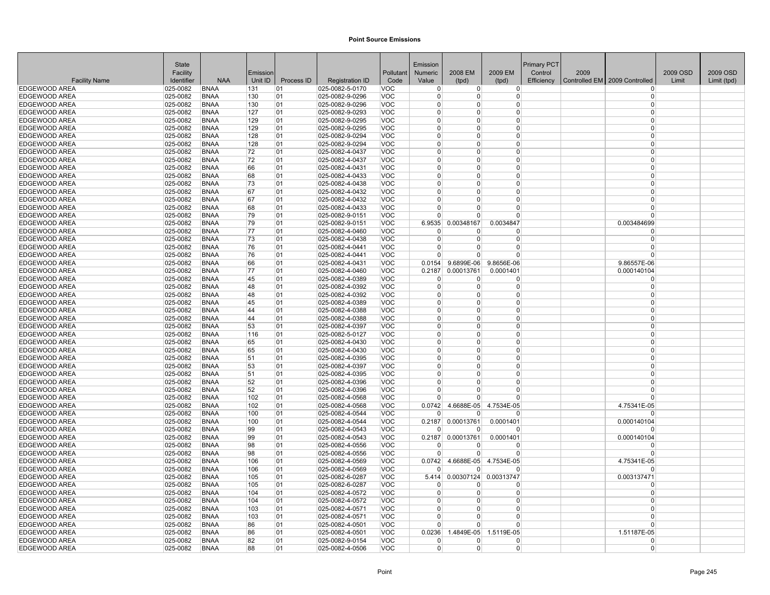# Point Source Emissions

| Facility Name | State Facility Identifier | NAA | Emission Unit ID | Process ID | Registration ID | Pollutant Code | Emission Numeric Value | 2008 EM (tpd) | 2009 EM (tpd) | Primary PCT Control Efficiency | 2009 Controlled EM | 2009 Controlled | 2009 OSD Limit | 2009 OSD Limit (tpd) |
|---|---|---|---|---|---|---|---|---|---|---|---|---|---|---|
| EDGEWOOD AREA | 025-0082 | BNAA | 131 | 01 | 025-0082-5-0170 | VOC | 0 | 0 | 0 | | | 0 | | |
| EDGEWOOD AREA | 025-0082 | BNAA | 130 | 01 | 025-0082-9-0296 | VOC | 0 | 0 | 0 | | | 0 | | |
| EDGEWOOD AREA | 025-0082 | BNAA | 130 | 01 | 025-0082-9-0296 | VOC | 0 | 0 | 0 | | | 0 | | |
| EDGEWOOD AREA | 025-0082 | BNAA | 127 | 01 | 025-0082-9-0293 | VOC | 0 | 0 | 0 | | | 0 | | |
| EDGEWOOD AREA | 025-0082 | BNAA | 129 | 01 | 025-0082-9-0295 | VOC | 0 | 0 | 0 | | | 0 | | |
| EDGEWOOD AREA | 025-0082 | BNAA | 129 | 01 | 025-0082-9-0295 | VOC | 0 | 0 | 0 | | | 0 | | |
| EDGEWOOD AREA | 025-0082 | BNAA | 128 | 01 | 025-0082-9-0294 | VOC | 0 | 0 | 0 | | | 0 | | |
| EDGEWOOD AREA | 025-0082 | BNAA | 128 | 01 | 025-0082-9-0294 | VOC | 0 | 0 | 0 | | | 0 | | |
| EDGEWOOD AREA | 025-0082 | BNAA | 72 | 01 | 025-0082-4-0437 | VOC | 0 | 0 | 0 | | | 0 | | |
| EDGEWOOD AREA | 025-0082 | BNAA | 72 | 01 | 025-0082-4-0437 | VOC | 0 | 0 | 0 | | | 0 | | |
| EDGEWOOD AREA | 025-0082 | BNAA | 66 | 01 | 025-0082-4-0431 | VOC | 0 | 0 | 0 | | | 0 | | |
| EDGEWOOD AREA | 025-0082 | BNAA | 68 | 01 | 025-0082-4-0433 | VOC | 0 | 0 | 0 | | | 0 | | |
| EDGEWOOD AREA | 025-0082 | BNAA | 73 | 01 | 025-0082-4-0438 | VOC | 0 | 0 | 0 | | | 0 | | |
| EDGEWOOD AREA | 025-0082 | BNAA | 67 | 01 | 025-0082-4-0432 | VOC | 0 | 0 | 0 | | | 0 | | |
| EDGEWOOD AREA | 025-0082 | BNAA | 67 | 01 | 025-0082-4-0432 | VOC | 0 | 0 | 0 | | | 0 | | |
| EDGEWOOD AREA | 025-0082 | BNAA | 68 | 01 | 025-0082-4-0433 | VOC | 0 | 0 | 0 | | | 0 | | |
| EDGEWOOD AREA | 025-0082 | BNAA | 79 | 01 | 025-0082-9-0151 | VOC | 0 | 0 | 0 | | | 0 | | |
| EDGEWOOD AREA | 025-0082 | BNAA | 79 | 01 | 025-0082-9-0151 | VOC | 6.9535 | 0.00348167 | 0.0034847 | | | 0.003484699 | | |
| EDGEWOOD AREA | 025-0082 | BNAA | 77 | 01 | 025-0082-4-0460 | VOC | 0 | 0 | 0 | | | 0 | | |
| EDGEWOOD AREA | 025-0082 | BNAA | 73 | 01 | 025-0082-4-0438 | VOC | 0 | 0 | 0 | | | 0 | | |
| EDGEWOOD AREA | 025-0082 | BNAA | 76 | 01 | 025-0082-4-0441 | VOC | 0 | 0 | 0 | | | 0 | | |
| EDGEWOOD AREA | 025-0082 | BNAA | 76 | 01 | 025-0082-4-0441 | VOC | 0 | 0 | 0 | | | 0 | | |
| EDGEWOOD AREA | 025-0082 | BNAA | 66 | 01 | 025-0082-4-0431 | VOC | 0.0154 | 9.6899E-06 | 9.8656E-06 | | | 9.86557E-06 | | |
| EDGEWOOD AREA | 025-0082 | BNAA | 77 | 01 | 025-0082-4-0460 | VOC | 0.2187 | 0.00013761 | 0.0001401 | | | 0.000140104 | | |
| EDGEWOOD AREA | 025-0082 | BNAA | 45 | 01 | 025-0082-4-0389 | VOC | 0 | 0 | 0 | | | 0 | | |
| EDGEWOOD AREA | 025-0082 | BNAA | 48 | 01 | 025-0082-4-0392 | VOC | 0 | 0 | 0 | | | 0 | | |
| EDGEWOOD AREA | 025-0082 | BNAA | 48 | 01 | 025-0082-4-0392 | VOC | 0 | 0 | 0 | | | 0 | | |
| EDGEWOOD AREA | 025-0082 | BNAA | 45 | 01 | 025-0082-4-0389 | VOC | 0 | 0 | 0 | | | 0 | | |
| EDGEWOOD AREA | 025-0082 | BNAA | 44 | 01 | 025-0082-4-0388 | VOC | 0 | 0 | 0 | | | 0 | | |
| EDGEWOOD AREA | 025-0082 | BNAA | 44 | 01 | 025-0082-4-0388 | VOC | 0 | 0 | 0 | | | 0 | | |
| EDGEWOOD AREA | 025-0082 | BNAA | 53 | 01 | 025-0082-4-0397 | VOC | 0 | 0 | 0 | | | 0 | | |
| EDGEWOOD AREA | 025-0082 | BNAA | 116 | 01 | 025-0082-5-0127 | VOC | 0 | 0 | 0 | | | 0 | | |
| EDGEWOOD AREA | 025-0082 | BNAA | 65 | 01 | 025-0082-4-0430 | VOC | 0 | 0 | 0 | | | 0 | | |
| EDGEWOOD AREA | 025-0082 | BNAA | 65 | 01 | 025-0082-4-0430 | VOC | 0 | 0 | 0 | | | 0 | | |
| EDGEWOOD AREA | 025-0082 | BNAA | 51 | 01 | 025-0082-4-0395 | VOC | 0 | 0 | 0 | | | 0 | | |
| EDGEWOOD AREA | 025-0082 | BNAA | 53 | 01 | 025-0082-4-0397 | VOC | 0 | 0 | 0 | | | 0 | | |
| EDGEWOOD AREA | 025-0082 | BNAA | 51 | 01 | 025-0082-4-0395 | VOC | 0 | 0 | 0 | | | 0 | | |
| EDGEWOOD AREA | 025-0082 | BNAA | 52 | 01 | 025-0082-4-0396 | VOC | 0 | 0 | 0 | | | 0 | | |
| EDGEWOOD AREA | 025-0082 | BNAA | 52 | 01 | 025-0082-4-0396 | VOC | 0 | 0 | 0 | | | 0 | | |
| EDGEWOOD AREA | 025-0082 | BNAA | 102 | 01 | 025-0082-4-0568 | VOC | 0 | 0 | 0 | | | 0 | | |
| EDGEWOOD AREA | 025-0082 | BNAA | 102 | 01 | 025-0082-4-0568 | VOC | 0.0742 | 4.6688E-05 | 4.7534E-05 | | | 4.75341E-05 | | |
| EDGEWOOD AREA | 025-0082 | BNAA | 100 | 01 | 025-0082-4-0544 | VOC | 0 | 0 | 0 | | | 0 | | |
| EDGEWOOD AREA | 025-0082 | BNAA | 100 | 01 | 025-0082-4-0544 | VOC | 0.2187 | 0.00013761 | 0.0001401 | | | 0.000140104 | | |
| EDGEWOOD AREA | 025-0082 | BNAA | 99 | 01 | 025-0082-4-0543 | VOC | 0 | 0 | 0 | | | 0 | | |
| EDGEWOOD AREA | 025-0082 | BNAA | 99 | 01 | 025-0082-4-0543 | VOC | 0.2187 | 0.00013761 | 0.0001401 | | | 0.000140104 | | |
| EDGEWOOD AREA | 025-0082 | BNAA | 98 | 01 | 025-0082-4-0556 | VOC | 0 | 0 | 0 | | | 0 | | |
| EDGEWOOD AREA | 025-0082 | BNAA | 98 | 01 | 025-0082-4-0556 | VOC | 0 | 0 | 0 | | | 0 | | |
| EDGEWOOD AREA | 025-0082 | BNAA | 106 | 01 | 025-0082-4-0569 | VOC | 0.0742 | 4.6688E-05 | 4.7534E-05 | | | 4.75341E-05 | | |
| EDGEWOOD AREA | 025-0082 | BNAA | 106 | 01 | 025-0082-4-0569 | VOC | 0 | 0 | 0 | | | 0 | | |
| EDGEWOOD AREA | 025-0082 | BNAA | 105 | 01 | 025-0082-6-0287 | VOC | 5.414 | 0.00307124 | 0.00313747 | | | 0.003137471 | | |
| EDGEWOOD AREA | 025-0082 | BNAA | 105 | 01 | 025-0082-6-0287 | VOC | 0 | 0 | 0 | | | 0 | | |
| EDGEWOOD AREA | 025-0082 | BNAA | 104 | 01 | 025-0082-4-0572 | VOC | 0 | 0 | 0 | | | 0 | | |
| EDGEWOOD AREA | 025-0082 | BNAA | 104 | 01 | 025-0082-4-0572 | VOC | 0 | 0 | 0 | | | 0 | | |
| EDGEWOOD AREA | 025-0082 | BNAA | 103 | 01 | 025-0082-4-0571 | VOC | 0 | 0 | 0 | | | 0 | | |
| EDGEWOOD AREA | 025-0082 | BNAA | 103 | 01 | 025-0082-4-0571 | VOC | 0 | 0 | 0 | | | 0 | | |
| EDGEWOOD AREA | 025-0082 | BNAA | 86 | 01 | 025-0082-4-0501 | VOC | 0 | 0 | 0 | | | 0 | | |
| EDGEWOOD AREA | 025-0082 | BNAA | 86 | 01 | 025-0082-4-0501 | VOC | 0.0236 | 1.4849E-05 | 1.5119E-05 | | | 1.51187E-05 | | |
| EDGEWOOD AREA | 025-0082 | BNAA | 82 | 01 | 025-0082-9-0154 | VOC | 0 | 0 | 0 | | | 0 | | |
| EDGEWOOD AREA | 025-0082 | BNAA | 88 | 01 | 025-0082-4-0506 | VOC | 0 | 0 | 0 | | | 0 | | |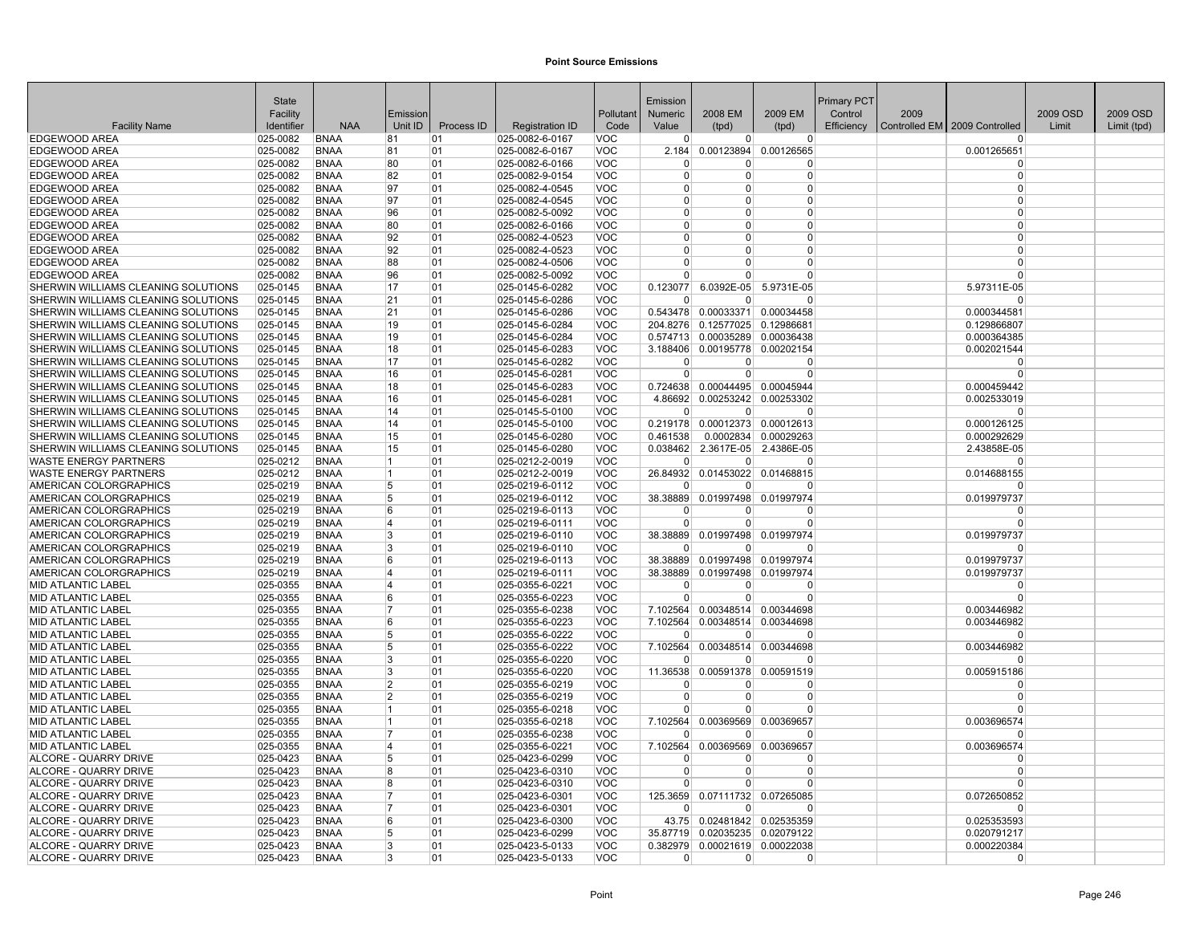## Point Source Emissions

| Facility Name | State Facility Identifier | NAA | Emission Unit ID | Process ID | Registration ID | Pollutant Code | Emission Numeric Value | 2008 EM (tpd) | 2009 EM (tpd) | Primary PCT Control Efficiency | 2009 Controlled EM | 2009 Controlled | 2009 OSD Limit | 2009 OSD Limit (tpd) |
|---|---|---|---|---|---|---|---|---|---|---|---|---|---|---|
| EDGEWOOD AREA | 025-0082 | BNAA | 81 | 01 | 025-0082-6-0167 | VOC | 0 | 0 | 0 | | | 0 | | |
| EDGEWOOD AREA | 025-0082 | BNAA | 81 | 01 | 025-0082-6-0167 | VOC | 2.184 | 0.00123894 | 0.00126565 | | | 0.001265651 | | |
| EDGEWOOD AREA | 025-0082 | BNAA | 80 | 01 | 025-0082-6-0166 | VOC | 0 | 0 | 0 | | | 0 | | |
| EDGEWOOD AREA | 025-0082 | BNAA | 82 | 01 | 025-0082-9-0154 | VOC | 0 | 0 | 0 | | | 0 | | |
| EDGEWOOD AREA | 025-0082 | BNAA | 97 | 01 | 025-0082-4-0545 | VOC | 0 | 0 | 0 | | | 0 | | |
| EDGEWOOD AREA | 025-0082 | BNAA | 97 | 01 | 025-0082-4-0545 | VOC | 0 | 0 | 0 | | | 0 | | |
| EDGEWOOD AREA | 025-0082 | BNAA | 96 | 01 | 025-0082-5-0092 | VOC | 0 | 0 | 0 | | | 0 | | |
| EDGEWOOD AREA | 025-0082 | BNAA | 80 | 01 | 025-0082-6-0166 | VOC | 0 | 0 | 0 | | | 0 | | |
| EDGEWOOD AREA | 025-0082 | BNAA | 92 | 01 | 025-0082-4-0523 | VOC | 0 | 0 | 0 | | | 0 | | |
| EDGEWOOD AREA | 025-0082 | BNAA | 92 | 01 | 025-0082-4-0523 | VOC | 0 | 0 | 0 | | | 0 | | |
| EDGEWOOD AREA | 025-0082 | BNAA | 88 | 01 | 025-0082-4-0506 | VOC | 0 | 0 | 0 | | | 0 | | |
| EDGEWOOD AREA | 025-0082 | BNAA | 96 | 01 | 025-0082-5-0092 | VOC | 0 | 0 | 0 | | | 0 | | |
| SHERWIN WILLIAMS CLEANING SOLUTIONS | 025-0145 | BNAA | 17 | 01 | 025-0145-6-0282 | VOC | 0.123077 | 6.0392E-05 | 5.9731E-05 | | | 5.97311E-05 | | |
| SHERWIN WILLIAMS CLEANING SOLUTIONS | 025-0145 | BNAA | 21 | 01 | 025-0145-6-0286 | VOC | 0 | 0 | 0 | | | 0 | | |
| SHERWIN WILLIAMS CLEANING SOLUTIONS | 025-0145 | BNAA | 21 | 01 | 025-0145-6-0286 | VOC | 0.543478 | 0.00033371 | 0.00034458 | | | 0.000344581 | | |
| SHERWIN WILLIAMS CLEANING SOLUTIONS | 025-0145 | BNAA | 19 | 01 | 025-0145-6-0284 | VOC | 204.8276 | 0.12577025 | 0.12986681 | | | 0.129866807 | | |
| SHERWIN WILLIAMS CLEANING SOLUTIONS | 025-0145 | BNAA | 19 | 01 | 025-0145-6-0284 | VOC | 0.574713 | 0.00035289 | 0.00036438 | | | 0.000364385 | | |
| SHERWIN WILLIAMS CLEANING SOLUTIONS | 025-0145 | BNAA | 18 | 01 | 025-0145-6-0283 | VOC | 3.188406 | 0.00195778 | 0.00202154 | | | 0.002021544 | | |
| SHERWIN WILLIAMS CLEANING SOLUTIONS | 025-0145 | BNAA | 17 | 01 | 025-0145-6-0282 | VOC | 0 | 0 | 0 | | | 0 | | |
| SHERWIN WILLIAMS CLEANING SOLUTIONS | 025-0145 | BNAA | 16 | 01 | 025-0145-6-0281 | VOC | 0 | 0 | 0 | | | 0 | | |
| SHERWIN WILLIAMS CLEANING SOLUTIONS | 025-0145 | BNAA | 18 | 01 | 025-0145-6-0283 | VOC | 0.724638 | 0.00044495 | 0.00045944 | | | 0.000459442 | | |
| SHERWIN WILLIAMS CLEANING SOLUTIONS | 025-0145 | BNAA | 16 | 01 | 025-0145-6-0281 | VOC | 4.86692 | 0.00253242 | 0.00253302 | | | 0.002533019 | | |
| SHERWIN WILLIAMS CLEANING SOLUTIONS | 025-0145 | BNAA | 14 | 01 | 025-0145-5-0100 | VOC | 0 | 0 | 0 | | | 0 | | |
| SHERWIN WILLIAMS CLEANING SOLUTIONS | 025-0145 | BNAA | 14 | 01 | 025-0145-5-0100 | VOC | 0.219178 | 0.00012373 | 0.00012613 | | | 0.000126125 | | |
| SHERWIN WILLIAMS CLEANING SOLUTIONS | 025-0145 | BNAA | 15 | 01 | 025-0145-6-0280 | VOC | 0.461538 | 0.0002834 | 0.00029263 | | | 0.000292629 | | |
| SHERWIN WILLIAMS CLEANING SOLUTIONS | 025-0145 | BNAA | 15 | 01 | 025-0145-6-0280 | VOC | 0.038462 | 2.3617E-05 | 2.4386E-05 | | | 2.43858E-05 | | |
| WASTE ENERGY PARTNERS | 025-0212 | BNAA | 1 | 01 | 025-0212-2-0019 | VOC | 0 | 0 | 0 | | | 0 | | |
| WASTE ENERGY PARTNERS | 025-0212 | BNAA | 1 | 01 | 025-0212-2-0019 | VOC | 26.84932 | 0.01453022 | 0.01468815 | | | 0.014688155 | | |
| AMERICAN COLORGRAPHICS | 025-0219 | BNAA | 5 | 01 | 025-0219-6-0112 | VOC | 0 | 0 | 0 | | | 0 | | |
| AMERICAN COLORGRAPHICS | 025-0219 | BNAA | 5 | 01 | 025-0219-6-0112 | VOC | 38.38889 | 0.01997498 | 0.01997974 | | | 0.019979737 | | |
| AMERICAN COLORGRAPHICS | 025-0219 | BNAA | 6 | 01 | 025-0219-6-0113 | VOC | 0 | 0 | 0 | | | 0 | | |
| AMERICAN COLORGRAPHICS | 025-0219 | BNAA | 4 | 01 | 025-0219-6-0111 | VOC | 0 | 0 | 0 | | | 0 | | |
| AMERICAN COLORGRAPHICS | 025-0219 | BNAA | 3 | 01 | 025-0219-6-0110 | VOC | 38.38889 | 0.01997498 | 0.01997974 | | | 0.019979737 | | |
| AMERICAN COLORGRAPHICS | 025-0219 | BNAA | 3 | 01 | 025-0219-6-0110 | VOC | 0 | 0 | 0 | | | 0 | | |
| AMERICAN COLORGRAPHICS | 025-0219 | BNAA | 6 | 01 | 025-0219-6-0113 | VOC | 38.38889 | 0.01997498 | 0.01997974 | | | 0.019979737 | | |
| AMERICAN COLORGRAPHICS | 025-0219 | BNAA | 4 | 01 | 025-0219-6-0111 | VOC | 38.38889 | 0.01997498 | 0.01997974 | | | 0.019979737 | | |
| MID ATLANTIC LABEL | 025-0355 | BNAA | 4 | 01 | 025-0355-6-0221 | VOC | 0 | 0 | 0 | | | 0 | | |
| MID ATLANTIC LABEL | 025-0355 | BNAA | 6 | 01 | 025-0355-6-0223 | VOC | 0 | 0 | 0 | | | 0 | | |
| MID ATLANTIC LABEL | 025-0355 | BNAA | 7 | 01 | 025-0355-6-0238 | VOC | 7.102564 | 0.00348514 | 0.00344698 | | | 0.003446982 | | |
| MID ATLANTIC LABEL | 025-0355 | BNAA | 6 | 01 | 025-0355-6-0223 | VOC | 7.102564 | 0.00348514 | 0.00344698 | | | 0.003446982 | | |
| MID ATLANTIC LABEL | 025-0355 | BNAA | 5 | 01 | 025-0355-6-0222 | VOC | 0 | 0 | 0 | | | 0 | | |
| MID ATLANTIC LABEL | 025-0355 | BNAA | 5 | 01 | 025-0355-6-0222 | VOC | 7.102564 | 0.00348514 | 0.00344698 | | | 0.003446982 | | |
| MID ATLANTIC LABEL | 025-0355 | BNAA | 3 | 01 | 025-0355-6-0220 | VOC | 0 | 0 | 0 | | | 0 | | |
| MID ATLANTIC LABEL | 025-0355 | BNAA | 3 | 01 | 025-0355-6-0220 | VOC | 11.36538 | 0.00591378 | 0.00591519 | | | 0.005915186 | | |
| MID ATLANTIC LABEL | 025-0355 | BNAA | 2 | 01 | 025-0355-6-0219 | VOC | 0 | 0 | 0 | | | 0 | | |
| MID ATLANTIC LABEL | 025-0355 | BNAA | 2 | 01 | 025-0355-6-0219 | VOC | 0 | 0 | 0 | | | 0 | | |
| MID ATLANTIC LABEL | 025-0355 | BNAA | 1 | 01 | 025-0355-6-0218 | VOC | 0 | 0 | 0 | | | 0 | | |
| MID ATLANTIC LABEL | 025-0355 | BNAA | 1 | 01 | 025-0355-6-0218 | VOC | 7.102564 | 0.00369569 | 0.00369657 | | | 0.003696574 | | |
| MID ATLANTIC LABEL | 025-0355 | BNAA | 7 | 01 | 025-0355-6-0238 | VOC | 0 | 0 | 0 | | | 0 | | |
| MID ATLANTIC LABEL | 025-0355 | BNAA | 4 | 01 | 025-0355-6-0221 | VOC | 7.102564 | 0.00369569 | 0.00369657 | | | 0.003696574 | | |
| ALCORE - QUARRY DRIVE | 025-0423 | BNAA | 5 | 01 | 025-0423-6-0299 | VOC | 0 | 0 | 0 | | | 0 | | |
| ALCORE - QUARRY DRIVE | 025-0423 | BNAA | 8 | 01 | 025-0423-6-0310 | VOC | 0 | 0 | 0 | | | 0 | | |
| ALCORE - QUARRY DRIVE | 025-0423 | BNAA | 8 | 01 | 025-0423-6-0310 | VOC | 0 | 0 | 0 | | | 0 | | |
| ALCORE - QUARRY DRIVE | 025-0423 | BNAA | 7 | 01 | 025-0423-6-0301 | VOC | 125.3659 | 0.07111732 | 0.07265085 | | | 0.072650852 | | |
| ALCORE - QUARRY DRIVE | 025-0423 | BNAA | 7 | 01 | 025-0423-6-0301 | VOC | 0 | 0 | 0 | | | 0 | | |
| ALCORE - QUARRY DRIVE | 025-0423 | BNAA | 6 | 01 | 025-0423-6-0300 | VOC | 43.75 | 0.02481842 | 0.02535359 | | | 0.025353593 | | |
| ALCORE - QUARRY DRIVE | 025-0423 | BNAA | 5 | 01 | 025-0423-6-0299 | VOC | 35.87719 | 0.02035235 | 0.02079122 | | | 0.020791217 | | |
| ALCORE - QUARRY DRIVE | 025-0423 | BNAA | 3 | 01 | 025-0423-5-0133 | VOC | 0.382979 | 0.00021619 | 0.00022038 | | | 0.000220384 | | |
| ALCORE - QUARRY DRIVE | 025-0423 | BNAA | 3 | 01 | 025-0423-5-0133 | VOC | 0 | 0 | 0 | | | 0 | | |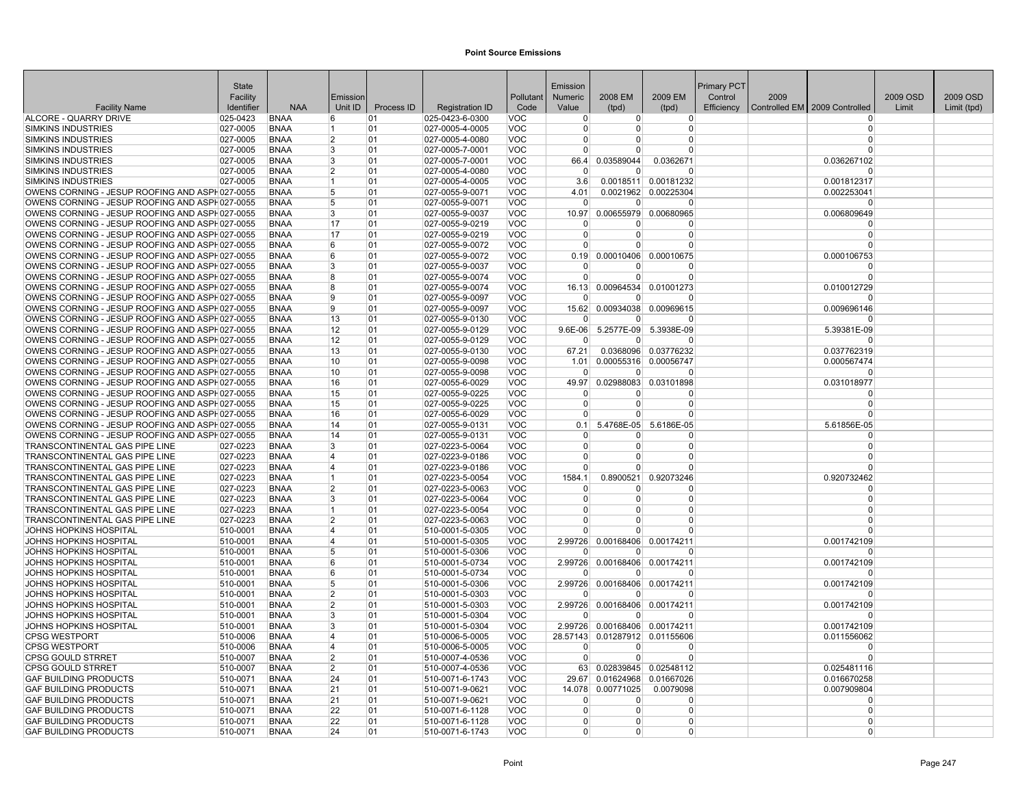## Point Source Emissions

| Facility Name | State Facility Identifier | NAA | Emission Unit ID | Process ID | Registration ID | Pollutant Code | Emission Numeric Value | 2008 EM (tpd) | 2009 EM (tpd) | Primary PCT Control Efficiency | 2009 Controlled EM | 2009 Controlled | 2009 OSD Limit | 2009 OSD Limit (tpd) |
|---|---|---|---|---|---|---|---|---|---|---|---|---|---|---|
| ALCORE - QUARRY DRIVE | 025-0423 | BNAA | 6 | 01 | 025-0423-6-0300 | VOC | 0 | 0 | 0 | | | 0 | | |
| SIMKINS INDUSTRIES | 027-0005 | BNAA | 1 | 01 | 027-0005-4-0005 | VOC | 0 | 0 | 0 | | | 0 | | |
| SIMKINS INDUSTRIES | 027-0005 | BNAA | 2 | 01 | 027-0005-4-0080 | VOC | 0 | 0 | 0 | | | 0 | | |
| SIMKINS INDUSTRIES | 027-0005 | BNAA | 3 | 01 | 027-0005-7-0001 | VOC | 0 | 0 | 0 | | | 0 | | |
| SIMKINS INDUSTRIES | 027-0005 | BNAA | 3 | 01 | 027-0005-7-0001 | VOC | 66.4 | 0.03589044 | 0.0362671 | | | 0.036267102 | | |
| SIMKINS INDUSTRIES | 027-0005 | BNAA | 2 | 01 | 027-0005-4-0080 | VOC | 0 | 0 | 0 | | | 0 | | |
| SIMKINS INDUSTRIES | 027-0005 | BNAA | 1 | 01 | 027-0005-4-0005 | VOC | 3.6 | 0.0018511 | 0.00181232 | | | 0.001812317 | | |
| OWENS CORNING - JESUP ROOFING AND ASPH | 027-0055 | BNAA | 5 | 01 | 027-0055-9-0071 | VOC | 4.01 | 0.0021962 | 0.00225304 | | | 0.002253041 | | |
| OWENS CORNING - JESUP ROOFING AND ASPH | 027-0055 | BNAA | 5 | 01 | 027-0055-9-0071 | VOC | 0 | 0 | 0 | | | 0 | | |
| OWENS CORNING - JESUP ROOFING AND ASPH | 027-0055 | BNAA | 3 | 01 | 027-0055-9-0037 | VOC | 10.97 | 0.00655979 | 0.00680965 | | | 0.006809649 | | |
| OWENS CORNING - JESUP ROOFING AND ASPH | 027-0055 | BNAA | 17 | 01 | 027-0055-9-0219 | VOC | 0 | 0 | 0 | | | 0 | | |
| OWENS CORNING - JESUP ROOFING AND ASPH | 027-0055 | BNAA | 17 | 01 | 027-0055-9-0219 | VOC | 0 | 0 | 0 | | | 0 | | |
| OWENS CORNING - JESUP ROOFING AND ASPH | 027-0055 | BNAA | 6 | 01 | 027-0055-9-0072 | VOC | 0 | 0 | 0 | | | 0 | | |
| OWENS CORNING - JESUP ROOFING AND ASPH | 027-0055 | BNAA | 6 | 01 | 027-0055-9-0072 | VOC | 0.19 | 0.00010406 | 0.00010675 | | | 0.000106753 | | |
| OWENS CORNING - JESUP ROOFING AND ASPH | 027-0055 | BNAA | 3 | 01 | 027-0055-9-0037 | VOC | 0 | 0 | 0 | | | 0 | | |
| OWENS CORNING - JESUP ROOFING AND ASPH | 027-0055 | BNAA | 8 | 01 | 027-0055-9-0074 | VOC | 0 | 0 | 0 | | | 0 | | |
| OWENS CORNING - JESUP ROOFING AND ASPH | 027-0055 | BNAA | 8 | 01 | 027-0055-9-0074 | VOC | 16.13 | 0.00964534 | 0.01001273 | | | 0.010012729 | | |
| OWENS CORNING - JESUP ROOFING AND ASPH | 027-0055 | BNAA | 9 | 01 | 027-0055-9-0097 | VOC | 0 | 0 | 0 | | | 0 | | |
| OWENS CORNING - JESUP ROOFING AND ASPH | 027-0055 | BNAA | 9 | 01 | 027-0055-9-0097 | VOC | 15.62 | 0.00934038 | 0.00969615 | | | 0.009696146 | | |
| OWENS CORNING - JESUP ROOFING AND ASPH | 027-0055 | BNAA | 13 | 01 | 027-0055-9-0130 | VOC | 0 | 0 | 0 | | | 0 | | |
| OWENS CORNING - JESUP ROOFING AND ASPH | 027-0055 | BNAA | 12 | 01 | 027-0055-9-0129 | VOC | 9.6E-06 | 5.2577E-09 | 5.3938E-09 | | | 5.39381E-09 | | |
| OWENS CORNING - JESUP ROOFING AND ASPH | 027-0055 | BNAA | 12 | 01 | 027-0055-9-0129 | VOC | 0 | 0 | 0 | | | 0 | | |
| OWENS CORNING - JESUP ROOFING AND ASPH | 027-0055 | BNAA | 13 | 01 | 027-0055-9-0130 | VOC | 67.21 | 0.0368096 | 0.03776232 | | | 0.037762319 | | |
| OWENS CORNING - JESUP ROOFING AND ASPH | 027-0055 | BNAA | 10 | 01 | 027-0055-9-0098 | VOC | 1.01 | 0.00055316 | 0.00056747 | | | 0.000567474 | | |
| OWENS CORNING - JESUP ROOFING AND ASPH | 027-0055 | BNAA | 10 | 01 | 027-0055-9-0098 | VOC | 0 | 0 | 0 | | | 0 | | |
| OWENS CORNING - JESUP ROOFING AND ASPH | 027-0055 | BNAA | 16 | 01 | 027-0055-6-0029 | VOC | 49.97 | 0.02988083 | 0.03101898 | | | 0.031018977 | | |
| OWENS CORNING - JESUP ROOFING AND ASPH | 027-0055 | BNAA | 15 | 01 | 027-0055-9-0225 | VOC | 0 | 0 | 0 | | | 0 | | |
| OWENS CORNING - JESUP ROOFING AND ASPH | 027-0055 | BNAA | 15 | 01 | 027-0055-9-0225 | VOC | 0 | 0 | 0 | | | 0 | | |
| OWENS CORNING - JESUP ROOFING AND ASPH | 027-0055 | BNAA | 16 | 01 | 027-0055-6-0029 | VOC | 0 | 0 | 0 | | | 0 | | |
| OWENS CORNING - JESUP ROOFING AND ASPH | 027-0055 | BNAA | 14 | 01 | 027-0055-9-0131 | VOC | 0.1 | 5.4768E-05 | 5.6186E-05 | | | 5.61856E-05 | | |
| OWENS CORNING - JESUP ROOFING AND ASPH | 027-0055 | BNAA | 14 | 01 | 027-0055-9-0131 | VOC | 0 | 0 | 0 | | | 0 | | |
| TRANSCONTINENTAL GAS PIPE LINE | 027-0223 | BNAA | 3 | 01 | 027-0223-5-0064 | VOC | 0 | 0 | 0 | | | 0 | | |
| TRANSCONTINENTAL GAS PIPE LINE | 027-0223 | BNAA | 4 | 01 | 027-0223-9-0186 | VOC | 0 | 0 | 0 | | | 0 | | |
| TRANSCONTINENTAL GAS PIPE LINE | 027-0223 | BNAA | 4 | 01 | 027-0223-9-0186 | VOC | 0 | 0 | 0 | | | 0 | | |
| TRANSCONTINENTAL GAS PIPE LINE | 027-0223 | BNAA | 1 | 01 | 027-0223-5-0054 | VOC | 1584.1 | 0.8900521 | 0.92073246 | | | 0.920732462 | | |
| TRANSCONTINENTAL GAS PIPE LINE | 027-0223 | BNAA | 2 | 01 | 027-0223-5-0063 | VOC | 0 | 0 | 0 | | | 0 | | |
| TRANSCONTINENTAL GAS PIPE LINE | 027-0223 | BNAA | 3 | 01 | 027-0223-5-0064 | VOC | 0 | 0 | 0 | | | 0 | | |
| TRANSCONTINENTAL GAS PIPE LINE | 027-0223 | BNAA | 1 | 01 | 027-0223-5-0054 | VOC | 0 | 0 | 0 | | | 0 | | |
| TRANSCONTINENTAL GAS PIPE LINE | 027-0223 | BNAA | 2 | 01 | 027-0223-5-0063 | VOC | 0 | 0 | 0 | | | 0 | | |
| JOHNS HOPKINS HOSPITAL | 510-0001 | BNAA | 4 | 01 | 510-0001-5-0305 | VOC | 0 | 0 | 0 | | | 0 | | |
| JOHNS HOPKINS HOSPITAL | 510-0001 | BNAA | 4 | 01 | 510-0001-5-0305 | VOC | 2.99726 | 0.00168406 | 0.00174211 | | | 0.001742109 | | |
| JOHNS HOPKINS HOSPITAL | 510-0001 | BNAA | 5 | 01 | 510-0001-5-0306 | VOC | 0 | 0 | 0 | | | 0 | | |
| JOHNS HOPKINS HOSPITAL | 510-0001 | BNAA | 6 | 01 | 510-0001-5-0734 | VOC | 2.99726 | 0.00168406 | 0.00174211 | | | 0.001742109 | | |
| JOHNS HOPKINS HOSPITAL | 510-0001 | BNAA | 6 | 01 | 510-0001-5-0734 | VOC | 0 | 0 | 0 | | | 0 | | |
| JOHNS HOPKINS HOSPITAL | 510-0001 | BNAA | 5 | 01 | 510-0001-5-0306 | VOC | 2.99726 | 0.00168406 | 0.00174211 | | | 0.001742109 | | |
| JOHNS HOPKINS HOSPITAL | 510-0001 | BNAA | 2 | 01 | 510-0001-5-0303 | VOC | 0 | 0 | 0 | | | 0 | | |
| JOHNS HOPKINS HOSPITAL | 510-0001 | BNAA | 2 | 01 | 510-0001-5-0303 | VOC | 2.99726 | 0.00168406 | 0.00174211 | | | 0.001742109 | | |
| JOHNS HOPKINS HOSPITAL | 510-0001 | BNAA | 3 | 01 | 510-0001-5-0304 | VOC | 0 | 0 | 0 | | | 0 | | |
| JOHNS HOPKINS HOSPITAL | 510-0001 | BNAA | 3 | 01 | 510-0001-5-0304 | VOC | 2.99726 | 0.00168406 | 0.00174211 | | | 0.001742109 | | |
| CPSG WESTPORT | 510-0006 | BNAA | 4 | 01 | 510-0006-5-0005 | VOC | 28.57143 | 0.01287912 | 0.01155606 | | | 0.011556062 | | |
| CPSG WESTPORT | 510-0006 | BNAA | 4 | 01 | 510-0006-5-0005 | VOC | 0 | 0 | 0 | | | 0 | | |
| CPSG GOULD STRRET | 510-0007 | BNAA | 2 | 01 | 510-0007-4-0536 | VOC | 0 | 0 | 0 | | | 0 | | |
| CPSG GOULD STRRET | 510-0007 | BNAA | 2 | 01 | 510-0007-4-0536 | VOC | 63 | 0.02839845 | 0.02548112 | | | 0.025481116 | | |
| GAF BUILDING PRODUCTS | 510-0071 | BNAA | 24 | 01 | 510-0071-6-1743 | VOC | 29.67 | 0.01624968 | 0.01667026 | | | 0.016670258 | | |
| GAF BUILDING PRODUCTS | 510-0071 | BNAA | 21 | 01 | 510-0071-9-0621 | VOC | 14.078 | 0.00771025 | 0.0079098 | | | 0.007909804 | | |
| GAF BUILDING PRODUCTS | 510-0071 | BNAA | 21 | 01 | 510-0071-9-0621 | VOC | 0 | 0 | 0 | | | 0 | | |
| GAF BUILDING PRODUCTS | 510-0071 | BNAA | 22 | 01 | 510-0071-6-1128 | VOC | 0 | 0 | 0 | | | 0 | | |
| GAF BUILDING PRODUCTS | 510-0071 | BNAA | 22 | 01 | 510-0071-6-1128 | VOC | 0 | 0 | 0 | | | 0 | | |
| GAF BUILDING PRODUCTS | 510-0071 | BNAA | 24 | 01 | 510-0071-6-1743 | VOC | 0 | 0 | 0 | | | 0 | | |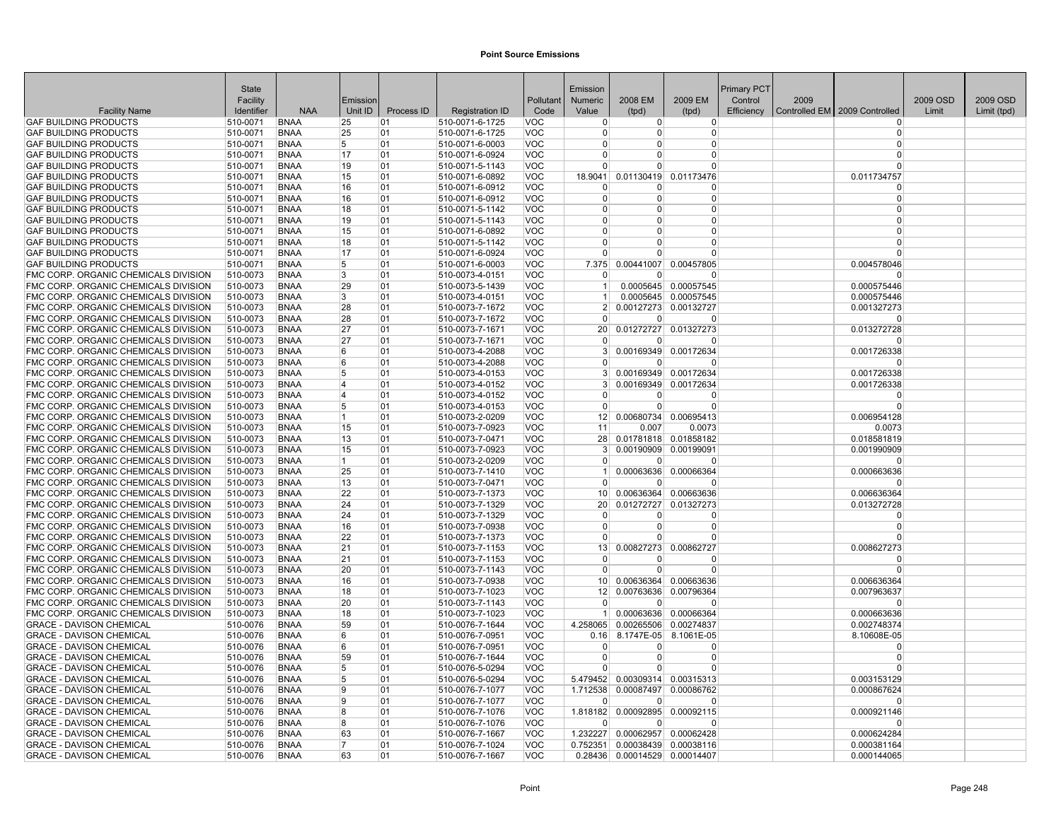## Point Source Emissions

| Facility Name | State Facility Identifier | NAA | Emission Unit ID | Process ID | Registration ID | Pollutant Code | Emission Numeric Value | 2008 EM (tpd) | 2009 EM (tpd) | Primary PCT Control Efficiency | 2009 Controlled EM | 2009 Controlled | 2009 OSD Limit | 2009 OSD Limit (tpd) |
|---|---|---|---|---|---|---|---|---|---|---|---|---|---|---|
| GAF BUILDING PRODUCTS | 510-0071 | BNAA | 25 | 01 | 510-0071-6-1725 | VOC | 0 | 0 | 0 | | | 0 | | |
| GAF BUILDING PRODUCTS | 510-0071 | BNAA | 25 | 01 | 510-0071-6-1725 | VOC | 0 | 0 | 0 | | | 0 | | |
| GAF BUILDING PRODUCTS | 510-0071 | BNAA | 5 | 01 | 510-0071-6-0003 | VOC | 0 | 0 | 0 | | | 0 | | |
| GAF BUILDING PRODUCTS | 510-0071 | BNAA | 17 | 01 | 510-0071-6-0924 | VOC | 0 | 0 | 0 | | | 0 | | |
| GAF BUILDING PRODUCTS | 510-0071 | BNAA | 19 | 01 | 510-0071-5-1143 | VOC | 0 | 0 | 0 | | | 0 | | |
| GAF BUILDING PRODUCTS | 510-0071 | BNAA | 15 | 01 | 510-0071-6-0892 | VOC | 18.9041 | 0.01130419 | 0.01173476 | | | 0.011734757 | | |
| GAF BUILDING PRODUCTS | 510-0071 | BNAA | 16 | 01 | 510-0071-6-0912 | VOC | 0 | 0 | 0 | | | 0 | | |
| GAF BUILDING PRODUCTS | 510-0071 | BNAA | 16 | 01 | 510-0071-6-0912 | VOC | 0 | 0 | 0 | | | 0 | | |
| GAF BUILDING PRODUCTS | 510-0071 | BNAA | 18 | 01 | 510-0071-5-1142 | VOC | 0 | 0 | 0 | | | 0 | | |
| GAF BUILDING PRODUCTS | 510-0071 | BNAA | 19 | 01 | 510-0071-5-1143 | VOC | 0 | 0 | 0 | | | 0 | | |
| GAF BUILDING PRODUCTS | 510-0071 | BNAA | 15 | 01 | 510-0071-6-0892 | VOC | 0 | 0 | 0 | | | 0 | | |
| GAF BUILDING PRODUCTS | 510-0071 | BNAA | 18 | 01 | 510-0071-5-1142 | VOC | 0 | 0 | 0 | | | 0 | | |
| GAF BUILDING PRODUCTS | 510-0071 | BNAA | 17 | 01 | 510-0071-6-0924 | VOC | 0 | 0 | 0 | | | 0 | | |
| GAF BUILDING PRODUCTS | 510-0071 | BNAA | 5 | 01 | 510-0071-6-0003 | VOC | 7.375 | 0.00441007 | 0.00457805 | | | 0.004578046 | | |
| FMC CORP. ORGANIC CHEMICALS DIVISION | 510-0073 | BNAA | 3 | 01 | 510-0073-4-0151 | VOC | 0 | 0 | 0 | | | 0 | | |
| FMC CORP. ORGANIC CHEMICALS DIVISION | 510-0073 | BNAA | 29 | 01 | 510-0073-5-1439 | VOC | 1 | 0.0005645 | 0.00057545 | | | 0.000575446 | | |
| FMC CORP. ORGANIC CHEMICALS DIVISION | 510-0073 | BNAA | 3 | 01 | 510-0073-4-0151 | VOC | 1 | 0.0005645 | 0.00057545 | | | 0.000575446 | | |
| FMC CORP. ORGANIC CHEMICALS DIVISION | 510-0073 | BNAA | 28 | 01 | 510-0073-7-1672 | VOC | 2 | 0.00127273 | 0.00132727 | | | 0.001327273 | | |
| FMC CORP. ORGANIC CHEMICALS DIVISION | 510-0073 | BNAA | 28 | 01 | 510-0073-7-1672 | VOC | 0 | 0 | 0 | | | 0 | | |
| FMC CORP. ORGANIC CHEMICALS DIVISION | 510-0073 | BNAA | 27 | 01 | 510-0073-7-1671 | VOC | 20 | 0.01272727 | 0.01327273 | | | 0.013272728 | | |
| FMC CORP. ORGANIC CHEMICALS DIVISION | 510-0073 | BNAA | 27 | 01 | 510-0073-7-1671 | VOC | 0 | 0 | 0 | | | 0 | | |
| FMC CORP. ORGANIC CHEMICALS DIVISION | 510-0073 | BNAA | 6 | 01 | 510-0073-4-2088 | VOC | 3 | 0.00169349 | 0.00172634 | | | 0.001726338 | | |
| FMC CORP. ORGANIC CHEMICALS DIVISION | 510-0073 | BNAA | 6 | 01 | 510-0073-4-2088 | VOC | 0 | 0 | 0 | | | 0 | | |
| FMC CORP. ORGANIC CHEMICALS DIVISION | 510-0073 | BNAA | 5 | 01 | 510-0073-4-0153 | VOC | 3 | 0.00169349 | 0.00172634 | | | 0.001726338 | | |
| FMC CORP. ORGANIC CHEMICALS DIVISION | 510-0073 | BNAA | 4 | 01 | 510-0073-4-0152 | VOC | 3 | 0.00169349 | 0.00172634 | | | 0.001726338 | | |
| FMC CORP. ORGANIC CHEMICALS DIVISION | 510-0073 | BNAA | 4 | 01 | 510-0073-4-0152 | VOC | 0 | 0 | 0 | | | 0 | | |
| FMC CORP. ORGANIC CHEMICALS DIVISION | 510-0073 | BNAA | 5 | 01 | 510-0073-4-0153 | VOC | 0 | 0 | 0 | | | 0 | | |
| FMC CORP. ORGANIC CHEMICALS DIVISION | 510-0073 | BNAA | 1 | 01 | 510-0073-2-0209 | VOC | 12 | 0.00680734 | 0.00695413 | | | 0.006954128 | | |
| FMC CORP. ORGANIC CHEMICALS DIVISION | 510-0073 | BNAA | 15 | 01 | 510-0073-7-0923 | VOC | 11 | 0.007 | 0.0073 | | | 0.0073 | | |
| FMC CORP. ORGANIC CHEMICALS DIVISION | 510-0073 | BNAA | 13 | 01 | 510-0073-7-0471 | VOC | 28 | 0.01781818 | 0.01858182 | | | 0.018581819 | | |
| FMC CORP. ORGANIC CHEMICALS DIVISION | 510-0073 | BNAA | 15 | 01 | 510-0073-7-0923 | VOC | 3 | 0.00190909 | 0.00199091 | | | 0.001990909 | | |
| FMC CORP. ORGANIC CHEMICALS DIVISION | 510-0073 | BNAA | 1 | 01 | 510-0073-2-0209 | VOC | 0 | 0 | 0 | | | 0 | | |
| FMC CORP. ORGANIC CHEMICALS DIVISION | 510-0073 | BNAA | 25 | 01 | 510-0073-7-1410 | VOC | 1 | 0.00063636 | 0.00066364 | | | 0.000663636 | | |
| FMC CORP. ORGANIC CHEMICALS DIVISION | 510-0073 | BNAA | 13 | 01 | 510-0073-7-0471 | VOC | 0 | 0 | 0 | | | 0 | | |
| FMC CORP. ORGANIC CHEMICALS DIVISION | 510-0073 | BNAA | 22 | 01 | 510-0073-7-1373 | VOC | 10 | 0.00636364 | 0.00663636 | | | 0.006636364 | | |
| FMC CORP. ORGANIC CHEMICALS DIVISION | 510-0073 | BNAA | 24 | 01 | 510-0073-7-1329 | VOC | 20 | 0.01272727 | 0.01327273 | | | 0.013272728 | | |
| FMC CORP. ORGANIC CHEMICALS DIVISION | 510-0073 | BNAA | 24 | 01 | 510-0073-7-1329 | VOC | 0 | 0 | 0 | | | 0 | | |
| FMC CORP. ORGANIC CHEMICALS DIVISION | 510-0073 | BNAA | 16 | 01 | 510-0073-7-0938 | VOC | 0 | 0 | 0 | | | 0 | | |
| FMC CORP. ORGANIC CHEMICALS DIVISION | 510-0073 | BNAA | 22 | 01 | 510-0073-7-1373 | VOC | 0 | 0 | 0 | | | 0 | | |
| FMC CORP. ORGANIC CHEMICALS DIVISION | 510-0073 | BNAA | 21 | 01 | 510-0073-7-1153 | VOC | 13 | 0.00827273 | 0.00862727 | | | 0.008627273 | | |
| FMC CORP. ORGANIC CHEMICALS DIVISION | 510-0073 | BNAA | 21 | 01 | 510-0073-7-1153 | VOC | 0 | 0 | 0 | | | 0 | | |
| FMC CORP. ORGANIC CHEMICALS DIVISION | 510-0073 | BNAA | 20 | 01 | 510-0073-7-1143 | VOC | 0 | 0 | 0 | | | 0 | | |
| FMC CORP. ORGANIC CHEMICALS DIVISION | 510-0073 | BNAA | 16 | 01 | 510-0073-7-0938 | VOC | 10 | 0.00636364 | 0.00663636 | | | 0.006636364 | | |
| FMC CORP. ORGANIC CHEMICALS DIVISION | 510-0073 | BNAA | 18 | 01 | 510-0073-7-1023 | VOC | 12 | 0.00763636 | 0.00796364 | | | 0.007963637 | | |
| FMC CORP. ORGANIC CHEMICALS DIVISION | 510-0073 | BNAA | 20 | 01 | 510-0073-7-1143 | VOC | 0 | 0 | 0 | | | 0 | | |
| FMC CORP. ORGANIC CHEMICALS DIVISION | 510-0073 | BNAA | 18 | 01 | 510-0073-7-1023 | VOC | 1 | 0.00063636 | 0.00066364 | | | 0.000663636 | | |
| GRACE - DAVISON CHEMICAL | 510-0076 | BNAA | 59 | 01 | 510-0076-7-1644 | VOC | 4.258065 | 0.00265506 | 0.00274837 | | | 0.002748374 | | |
| GRACE - DAVISON CHEMICAL | 510-0076 | BNAA | 6 | 01 | 510-0076-7-0951 | VOC | 0.16 | 8.1747E-05 | 8.1061E-05 | | | 8.10608E-05 | | |
| GRACE - DAVISON CHEMICAL | 510-0076 | BNAA | 6 | 01 | 510-0076-7-0951 | VOC | 0 | 0 | 0 | | | 0 | | |
| GRACE - DAVISON CHEMICAL | 510-0076 | BNAA | 59 | 01 | 510-0076-7-1644 | VOC | 0 | 0 | 0 | | | 0 | | |
| GRACE - DAVISON CHEMICAL | 510-0076 | BNAA | 5 | 01 | 510-0076-5-0294 | VOC | 0 | 0 | 0 | | | 0 | | |
| GRACE - DAVISON CHEMICAL | 510-0076 | BNAA | 5 | 01 | 510-0076-5-0294 | VOC | 5.479452 | 0.00309314 | 0.00315313 | | | 0.003153129 | | |
| GRACE - DAVISON CHEMICAL | 510-0076 | BNAA | 9 | 01 | 510-0076-7-1077 | VOC | 1.712538 | 0.00087497 | 0.00086762 | | | 0.000867624 | | |
| GRACE - DAVISON CHEMICAL | 510-0076 | BNAA | 9 | 01 | 510-0076-7-1077 | VOC | 0 | 0 | 0 | | | 0 | | |
| GRACE - DAVISON CHEMICAL | 510-0076 | BNAA | 8 | 01 | 510-0076-7-1076 | VOC | 1.818182 | 0.00092895 | 0.00092115 | | | 0.000921146 | | |
| GRACE - DAVISON CHEMICAL | 510-0076 | BNAA | 8 | 01 | 510-0076-7-1076 | VOC | 0 | 0 | 0 | | | 0 | | |
| GRACE - DAVISON CHEMICAL | 510-0076 | BNAA | 63 | 01 | 510-0076-7-1667 | VOC | 1.232227 | 0.00062957 | 0.00062428 | | | 0.000624284 | | |
| GRACE - DAVISON CHEMICAL | 510-0076 | BNAA | 7 | 01 | 510-0076-7-1024 | VOC | 0.752351 | 0.00038439 | 0.00038116 | | | 0.000381164 | | |
| GRACE - DAVISON CHEMICAL | 510-0076 | BNAA | 63 | 01 | 510-0076-7-1667 | VOC | 0.28436 | 0.00014529 | 0.00014407 | | | 0.000144065 | | |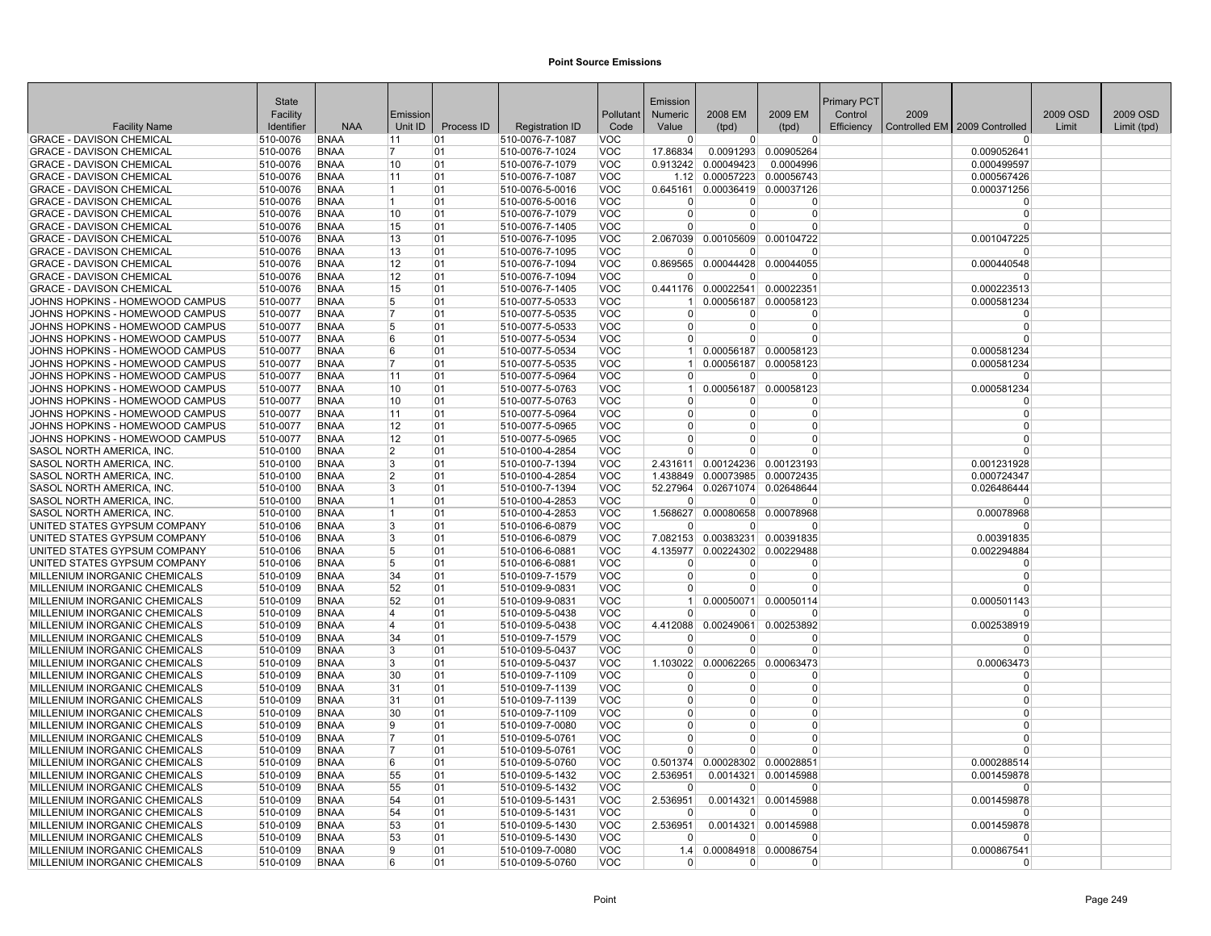**Point Source Emissions**

| Facility Name | State Facility Identifier | NAA | Emission Unit ID | Process ID | Registration ID | Pollutant Code | Emission Numeric Value | 2008 EM (tpd) | 2009 EM (tpd) | Primary PCT Control Efficiency | 2009 Controlled EM | 2009 Controlled | 2009 OSD Limit | 2009 OSD Limit (tpd) |
|---|---|---|---|---|---|---|---|---|---|---|---|---|---|---|
| GRACE - DAVISON CHEMICAL | 510-0076 | BNAA | 11 | 01 | 510-0076-7-1087 | VOC | 0 | 0 | 0 | | | 0 | | |
| GRACE - DAVISON CHEMICAL | 510-0076 | BNAA | 7 | 01 | 510-0076-7-1024 | VOC | 17.86834 | 0.0091293 | 0.00905264 | | | 0.009052641 | | |
| GRACE - DAVISON CHEMICAL | 510-0076 | BNAA | 10 | 01 | 510-0076-7-1079 | VOC | 0.913242 | 0.00049423 | 0.0004996 | | | 0.000499597 | | |
| GRACE - DAVISON CHEMICAL | 510-0076 | BNAA | 11 | 01 | 510-0076-7-1087 | VOC | 1.12 | 0.00057223 | 0.00056743 | | | 0.000567426 | | |
| GRACE - DAVISON CHEMICAL | 510-0076 | BNAA | 1 | 01 | 510-0076-5-0016 | VOC | 0.645161 | 0.00036419 | 0.00037126 | | | 0.000371256 | | |
| GRACE - DAVISON CHEMICAL | 510-0076 | BNAA | 1 | 01 | 510-0076-5-0016 | VOC | 0 | 0 | 0 | | | 0 | | |
| GRACE - DAVISON CHEMICAL | 510-0076 | BNAA | 10 | 01 | 510-0076-7-1079 | VOC | 0 | 0 | 0 | | | 0 | | |
| GRACE - DAVISON CHEMICAL | 510-0076 | BNAA | 15 | 01 | 510-0076-7-1405 | VOC | 0 | 0 | 0 | | | 0 | | |
| GRACE - DAVISON CHEMICAL | 510-0076 | BNAA | 13 | 01 | 510-0076-7-1095 | VOC | 2.067039 | 0.00105609 | 0.00104722 | | | 0.001047225 | | |
| GRACE - DAVISON CHEMICAL | 510-0076 | BNAA | 13 | 01 | 510-0076-7-1095 | VOC | 0 | 0 | 0 | | | 0 | | |
| GRACE - DAVISON CHEMICAL | 510-0076 | BNAA | 12 | 01 | 510-0076-7-1094 | VOC | 0.869565 | 0.00044428 | 0.00044055 | | | 0.000440548 | | |
| GRACE - DAVISON CHEMICAL | 510-0076 | BNAA | 12 | 01 | 510-0076-7-1094 | VOC | 0 | 0 | 0 | | | 0 | | |
| GRACE - DAVISON CHEMICAL | 510-0076 | BNAA | 15 | 01 | 510-0076-7-1405 | VOC | 0.441176 | 0.00022541 | 0.00022351 | | | 0.000223513 | | |
| JOHNS HOPKINS - HOMEWOOD CAMPUS | 510-0077 | BNAA | 5 | 01 | 510-0077-5-0533 | VOC | 1 | 0.00056187 | 0.00058123 | | | 0.000581234 | | |
| JOHNS HOPKINS - HOMEWOOD CAMPUS | 510-0077 | BNAA | 7 | 01 | 510-0077-5-0535 | VOC | 0 | 0 | 0 | | | 0 | | |
| JOHNS HOPKINS - HOMEWOOD CAMPUS | 510-0077 | BNAA | 5 | 01 | 510-0077-5-0533 | VOC | 0 | 0 | 0 | | | 0 | | |
| JOHNS HOPKINS - HOMEWOOD CAMPUS | 510-0077 | BNAA | 6 | 01 | 510-0077-5-0534 | VOC | 0 | 0 | 0 | | | 0 | | |
| JOHNS HOPKINS - HOMEWOOD CAMPUS | 510-0077 | BNAA | 6 | 01 | 510-0077-5-0534 | VOC | 1 | 0.00056187 | 0.00058123 | | | 0.000581234 | | |
| JOHNS HOPKINS - HOMEWOOD CAMPUS | 510-0077 | BNAA | 7 | 01 | 510-0077-5-0535 | VOC | 1 | 0.00056187 | 0.00058123 | | | 0.000581234 | | |
| JOHNS HOPKINS - HOMEWOOD CAMPUS | 510-0077 | BNAA | 11 | 01 | 510-0077-5-0964 | VOC | 0 | 0 | 0 | | | 0 | | |
| JOHNS HOPKINS - HOMEWOOD CAMPUS | 510-0077 | BNAA | 10 | 01 | 510-0077-5-0763 | VOC | 1 | 0.00056187 | 0.00058123 | | | 0.000581234 | | |
| JOHNS HOPKINS - HOMEWOOD CAMPUS | 510-0077 | BNAA | 10 | 01 | 510-0077-5-0763 | VOC | 0 | 0 | 0 | | | 0 | | |
| JOHNS HOPKINS - HOMEWOOD CAMPUS | 510-0077 | BNAA | 11 | 01 | 510-0077-5-0964 | VOC | 0 | 0 | 0 | | | 0 | | |
| JOHNS HOPKINS - HOMEWOOD CAMPUS | 510-0077 | BNAA | 12 | 01 | 510-0077-5-0965 | VOC | 0 | 0 | 0 | | | 0 | | |
| JOHNS HOPKINS - HOMEWOOD CAMPUS | 510-0077 | BNAA | 12 | 01 | 510-0077-5-0965 | VOC | 0 | 0 | 0 | | | 0 | | |
| SASOL NORTH AMERICA, INC. | 510-0100 | BNAA | 2 | 01 | 510-0100-4-2854 | VOC | 0 | 0 | 0 | | | 0 | | |
| SASOL NORTH AMERICA, INC. | 510-0100 | BNAA | 3 | 01 | 510-0100-7-1394 | VOC | 2.431611 | 0.00124236 | 0.00123193 | | | 0.001231928 | | |
| SASOL NORTH AMERICA, INC. | 510-0100 | BNAA | 2 | 01 | 510-0100-4-2854 | VOC | 1.438849 | 0.00073985 | 0.00072435 | | | 0.000724347 | | |
| SASOL NORTH AMERICA, INC. | 510-0100 | BNAA | 3 | 01 | 510-0100-7-1394 | VOC | 52.27964 | 0.02671074 | 0.02648644 | | | 0.026486444 | | |
| SASOL NORTH AMERICA, INC. | 510-0100 | BNAA | 1 | 01 | 510-0100-4-2853 | VOC | 0 | 0 | 0 | | | 0 | | |
| SASOL NORTH AMERICA, INC. | 510-0100 | BNAA | 1 | 01 | 510-0100-4-2853 | VOC | 1.568627 | 0.00080658 | 0.00078968 | | | 0.00078968 | | |
| UNITED STATES GYPSUM COMPANY | 510-0106 | BNAA | 3 | 01 | 510-0106-6-0879 | VOC | 0 | 0 | 0 | | | 0 | | |
| UNITED STATES GYPSUM COMPANY | 510-0106 | BNAA | 3 | 01 | 510-0106-6-0879 | VOC | 7.082153 | 0.00383231 | 0.00391835 | | | 0.00391835 | | |
| UNITED STATES GYPSUM COMPANY | 510-0106 | BNAA | 5 | 01 | 510-0106-6-0881 | VOC | 4.135977 | 0.00224302 | 0.00229488 | | | 0.002294884 | | |
| UNITED STATES GYPSUM COMPANY | 510-0106 | BNAA | 5 | 01 | 510-0106-6-0881 | VOC | 0 | 0 | 0 | | | 0 | | |
| MILLENIUM INORGANIC CHEMICALS | 510-0109 | BNAA | 34 | 01 | 510-0109-7-1579 | VOC | 0 | 0 | 0 | | | 0 | | |
| MILLENIUM INORGANIC CHEMICALS | 510-0109 | BNAA | 52 | 01 | 510-0109-9-0831 | VOC | 0 | 0 | 0 | | | 0 | | |
| MILLENIUM INORGANIC CHEMICALS | 510-0109 | BNAA | 52 | 01 | 510-0109-9-0831 | VOC | 1 | 0.00050071 | 0.00050114 | | | 0.000501143 | | |
| MILLENIUM INORGANIC CHEMICALS | 510-0109 | BNAA | 4 | 01 | 510-0109-5-0438 | VOC | 0 | 0 | 0 | | | 0 | | |
| MILLENIUM INORGANIC CHEMICALS | 510-0109 | BNAA | 4 | 01 | 510-0109-5-0438 | VOC | 4.412088 | 0.00249061 | 0.00253892 | | | 0.002538919 | | |
| MILLENIUM INORGANIC CHEMICALS | 510-0109 | BNAA | 34 | 01 | 510-0109-7-1579 | VOC | 0 | 0 | 0 | | | 0 | | |
| MILLENIUM INORGANIC CHEMICALS | 510-0109 | BNAA | 3 | 01 | 510-0109-5-0437 | VOC | 0 | 0 | 0 | | | 0 | | |
| MILLENIUM INORGANIC CHEMICALS | 510-0109 | BNAA | 3 | 01 | 510-0109-5-0437 | VOC | 1.103022 | 0.00062265 | 0.00063473 | | | 0.00063473 | | |
| MILLENIUM INORGANIC CHEMICALS | 510-0109 | BNAA | 30 | 01 | 510-0109-7-1109 | VOC | 0 | 0 | 0 | | | 0 | | |
| MILLENIUM INORGANIC CHEMICALS | 510-0109 | BNAA | 31 | 01 | 510-0109-7-1139 | VOC | 0 | 0 | 0 | | | 0 | | |
| MILLENIUM INORGANIC CHEMICALS | 510-0109 | BNAA | 31 | 01 | 510-0109-7-1139 | VOC | 0 | 0 | 0 | | | 0 | | |
| MILLENIUM INORGANIC CHEMICALS | 510-0109 | BNAA | 30 | 01 | 510-0109-7-1109 | VOC | 0 | 0 | 0 | | | 0 | | |
| MILLENIUM INORGANIC CHEMICALS | 510-0109 | BNAA | 9 | 01 | 510-0109-7-0080 | VOC | 0 | 0 | 0 | | | 0 | | |
| MILLENIUM INORGANIC CHEMICALS | 510-0109 | BNAA | 7 | 01 | 510-0109-5-0761 | VOC | 0 | 0 | 0 | | | 0 | | |
| MILLENIUM INORGANIC CHEMICALS | 510-0109 | BNAA | 7 | 01 | 510-0109-5-0761 | VOC | 0 | 0 | 0 | | | 0 | | |
| MILLENIUM INORGANIC CHEMICALS | 510-0109 | BNAA | 6 | 01 | 510-0109-5-0760 | VOC | 0.501374 | 0.00028302 | 0.00028851 | | | 0.000288514 | | |
| MILLENIUM INORGANIC CHEMICALS | 510-0109 | BNAA | 55 | 01 | 510-0109-5-1432 | VOC | 2.536951 | 0.0014321 | 0.00145988 | | | 0.001459878 | | |
| MILLENIUM INORGANIC CHEMICALS | 510-0109 | BNAA | 55 | 01 | 510-0109-5-1432 | VOC | 0 | 0 | 0 | | | 0 | | |
| MILLENIUM INORGANIC CHEMICALS | 510-0109 | BNAA | 54 | 01 | 510-0109-5-1431 | VOC | 2.536951 | 0.0014321 | 0.00145988 | | | 0.001459878 | | |
| MILLENIUM INORGANIC CHEMICALS | 510-0109 | BNAA | 54 | 01 | 510-0109-5-1431 | VOC | 0 | 0 | 0 | | | 0 | | |
| MILLENIUM INORGANIC CHEMICALS | 510-0109 | BNAA | 53 | 01 | 510-0109-5-1430 | VOC | 2.536951 | 0.0014321 | 0.00145988 | | | 0.001459878 | | |
| MILLENIUM INORGANIC CHEMICALS | 510-0109 | BNAA | 53 | 01 | 510-0109-5-1430 | VOC | 0 | 0 | 0 | | | 0 | | |
| MILLENIUM INORGANIC CHEMICALS | 510-0109 | BNAA | 9 | 01 | 510-0109-7-0080 | VOC | 1.4 | 0.00084918 | 0.00086754 | | | 0.000867541 | | |
| MILLENIUM INORGANIC CHEMICALS | 510-0109 | BNAA | 6 | 01 | 510-0109-5-0760 | VOC | 0 | 0 | 0 | | | 0 | | |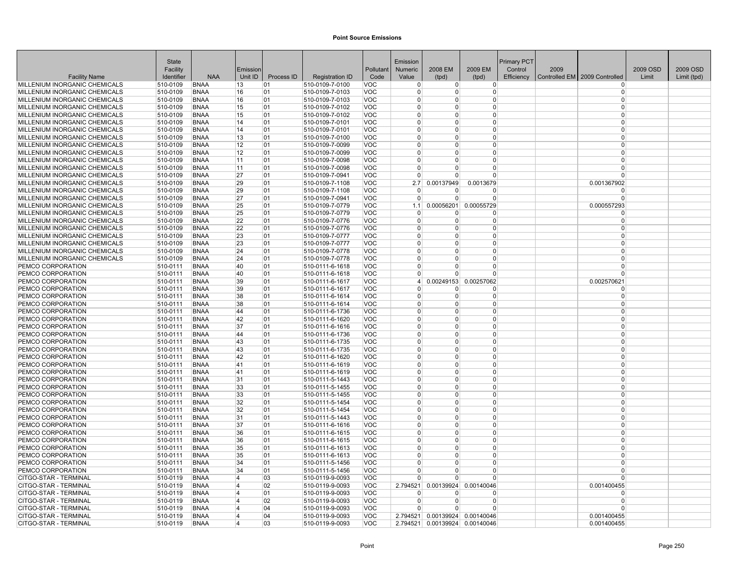# Point Source Emissions

| Facility Name | State Facility Identifier | NAA | Emission Unit ID | Process ID | Registration ID | Pollutant Code | Emission Numeric Value | 2008 EM (tpd) | 2009 EM (tpd) | Primary PCT Control Efficiency | 2009 Controlled EM | 2009 Controlled | 2009 OSD Limit | 2009 OSD Limit (tpd) |
|---|---|---|---|---|---|---|---|---|---|---|---|---|---|---|
| MILLENIUM INORGANIC CHEMICALS | 510-0109 | BNAA | 13 | 01 | 510-0109-7-0100 | VOC | 0 | 0 | 0 | | | 0 | | |
| MILLENIUM INORGANIC CHEMICALS | 510-0109 | BNAA | 16 | 01 | 510-0109-7-0103 | VOC | 0 | 0 | 0 | | | 0 | | |
| MILLENIUM INORGANIC CHEMICALS | 510-0109 | BNAA | 16 | 01 | 510-0109-7-0103 | VOC | 0 | 0 | 0 | | | 0 | | |
| MILLENIUM INORGANIC CHEMICALS | 510-0109 | BNAA | 15 | 01 | 510-0109-7-0102 | VOC | 0 | 0 | 0 | | | 0 | | |
| MILLENIUM INORGANIC CHEMICALS | 510-0109 | BNAA | 15 | 01 | 510-0109-7-0102 | VOC | 0 | 0 | 0 | | | 0 | | |
| MILLENIUM INORGANIC CHEMICALS | 510-0109 | BNAA | 14 | 01 | 510-0109-7-0101 | VOC | 0 | 0 | 0 | | | 0 | | |
| MILLENIUM INORGANIC CHEMICALS | 510-0109 | BNAA | 14 | 01 | 510-0109-7-0101 | VOC | 0 | 0 | 0 | | | 0 | | |
| MILLENIUM INORGANIC CHEMICALS | 510-0109 | BNAA | 13 | 01 | 510-0109-7-0100 | VOC | 0 | 0 | 0 | | | 0 | | |
| MILLENIUM INORGANIC CHEMICALS | 510-0109 | BNAA | 12 | 01 | 510-0109-7-0099 | VOC | 0 | 0 | 0 | | | 0 | | |
| MILLENIUM INORGANIC CHEMICALS | 510-0109 | BNAA | 12 | 01 | 510-0109-7-0099 | VOC | 0 | 0 | 0 | | | 0 | | |
| MILLENIUM INORGANIC CHEMICALS | 510-0109 | BNAA | 11 | 01 | 510-0109-7-0098 | VOC | 0 | 0 | 0 | | | 0 | | |
| MILLENIUM INORGANIC CHEMICALS | 510-0109 | BNAA | 11 | 01 | 510-0109-7-0098 | VOC | 0 | 0 | 0 | | | 0 | | |
| MILLENIUM INORGANIC CHEMICALS | 510-0109 | BNAA | 27 | 01 | 510-0109-7-0941 | VOC | 0 | 0 | 0 | | | 0 | | |
| MILLENIUM INORGANIC CHEMICALS | 510-0109 | BNAA | 29 | 01 | 510-0109-7-1108 | VOC | 2.7 | 0.00137949 | 0.0013679 | | | 0.001367902 | | |
| MILLENIUM INORGANIC CHEMICALS | 510-0109 | BNAA | 29 | 01 | 510-0109-7-1108 | VOC | 0 | 0 | 0 | | | 0 | | |
| MILLENIUM INORGANIC CHEMICALS | 510-0109 | BNAA | 27 | 01 | 510-0109-7-0941 | VOC | 0 | 0 | 0 | | | 0 | | |
| MILLENIUM INORGANIC CHEMICALS | 510-0109 | BNAA | 25 | 01 | 510-0109-7-0779 | VOC | 1.1 | 0.00056201 | 0.00055729 | | | 0.000557293 | | |
| MILLENIUM INORGANIC CHEMICALS | 510-0109 | BNAA | 25 | 01 | 510-0109-7-0779 | VOC | 0 | 0 | 0 | | | 0 | | |
| MILLENIUM INORGANIC CHEMICALS | 510-0109 | BNAA | 22 | 01 | 510-0109-7-0776 | VOC | 0 | 0 | 0 | | | 0 | | |
| MILLENIUM INORGANIC CHEMICALS | 510-0109 | BNAA | 22 | 01 | 510-0109-7-0776 | VOC | 0 | 0 | 0 | | | 0 | | |
| MILLENIUM INORGANIC CHEMICALS | 510-0109 | BNAA | 23 | 01 | 510-0109-7-0777 | VOC | 0 | 0 | 0 | | | 0 | | |
| MILLENIUM INORGANIC CHEMICALS | 510-0109 | BNAA | 23 | 01 | 510-0109-7-0777 | VOC | 0 | 0 | 0 | | | 0 | | |
| MILLENIUM INORGANIC CHEMICALS | 510-0109 | BNAA | 24 | 01 | 510-0109-7-0778 | VOC | 0 | 0 | 0 | | | 0 | | |
| MILLENIUM INORGANIC CHEMICALS | 510-0109 | BNAA | 24 | 01 | 510-0109-7-0778 | VOC | 0 | 0 | 0 | | | 0 | | |
| PEMCO CORPORATION | 510-0111 | BNAA | 40 | 01 | 510-0111-6-1618 | VOC | 0 | 0 | 0 | | | 0 | | |
| PEMCO CORPORATION | 510-0111 | BNAA | 40 | 01 | 510-0111-6-1618 | VOC | 0 | 0 | 0 | | | 0 | | |
| PEMCO CORPORATION | 510-0111 | BNAA | 39 | 01 | 510-0111-6-1617 | VOC | 4 | 0.00249153 | 0.00257062 | | | 0.002570621 | | |
| PEMCO CORPORATION | 510-0111 | BNAA | 39 | 01 | 510-0111-6-1617 | VOC | 0 | 0 | 0 | | | 0 | | |
| PEMCO CORPORATION | 510-0111 | BNAA | 38 | 01 | 510-0111-6-1614 | VOC | 0 | 0 | 0 | | | 0 | | |
| PEMCO CORPORATION | 510-0111 | BNAA | 38 | 01 | 510-0111-6-1614 | VOC | 0 | 0 | 0 | | | 0 | | |
| PEMCO CORPORATION | 510-0111 | BNAA | 44 | 01 | 510-0111-6-1736 | VOC | 0 | 0 | 0 | | | 0 | | |
| PEMCO CORPORATION | 510-0111 | BNAA | 42 | 01 | 510-0111-6-1620 | VOC | 0 | 0 | 0 | | | 0 | | |
| PEMCO CORPORATION | 510-0111 | BNAA | 37 | 01 | 510-0111-6-1616 | VOC | 0 | 0 | 0 | | | 0 | | |
| PEMCO CORPORATION | 510-0111 | BNAA | 44 | 01 | 510-0111-6-1736 | VOC | 0 | 0 | 0 | | | 0 | | |
| PEMCO CORPORATION | 510-0111 | BNAA | 43 | 01 | 510-0111-6-1735 | VOC | 0 | 0 | 0 | | | 0 | | |
| PEMCO CORPORATION | 510-0111 | BNAA | 43 | 01 | 510-0111-6-1735 | VOC | 0 | 0 | 0 | | | 0 | | |
| PEMCO CORPORATION | 510-0111 | BNAA | 42 | 01 | 510-0111-6-1620 | VOC | 0 | 0 | 0 | | | 0 | | |
| PEMCO CORPORATION | 510-0111 | BNAA | 41 | 01 | 510-0111-6-1619 | VOC | 0 | 0 | 0 | | | 0 | | |
| PEMCO CORPORATION | 510-0111 | BNAA | 41 | 01 | 510-0111-6-1619 | VOC | 0 | 0 | 0 | | | 0 | | |
| PEMCO CORPORATION | 510-0111 | BNAA | 31 | 01 | 510-0111-5-1443 | VOC | 0 | 0 | 0 | | | 0 | | |
| PEMCO CORPORATION | 510-0111 | BNAA | 33 | 01 | 510-0111-5-1455 | VOC | 0 | 0 | 0 | | | 0 | | |
| PEMCO CORPORATION | 510-0111 | BNAA | 33 | 01 | 510-0111-5-1455 | VOC | 0 | 0 | 0 | | | 0 | | |
| PEMCO CORPORATION | 510-0111 | BNAA | 32 | 01 | 510-0111-5-1454 | VOC | 0 | 0 | 0 | | | 0 | | |
| PEMCO CORPORATION | 510-0111 | BNAA | 32 | 01 | 510-0111-5-1454 | VOC | 0 | 0 | 0 | | | 0 | | |
| PEMCO CORPORATION | 510-0111 | BNAA | 31 | 01 | 510-0111-5-1443 | VOC | 0 | 0 | 0 | | | 0 | | |
| PEMCO CORPORATION | 510-0111 | BNAA | 37 | 01 | 510-0111-6-1616 | VOC | 0 | 0 | 0 | | | 0 | | |
| PEMCO CORPORATION | 510-0111 | BNAA | 36 | 01 | 510-0111-6-1615 | VOC | 0 | 0 | 0 | | | 0 | | |
| PEMCO CORPORATION | 510-0111 | BNAA | 36 | 01 | 510-0111-6-1615 | VOC | 0 | 0 | 0 | | | 0 | | |
| PEMCO CORPORATION | 510-0111 | BNAA | 35 | 01 | 510-0111-6-1613 | VOC | 0 | 0 | 0 | | | 0 | | |
| PEMCO CORPORATION | 510-0111 | BNAA | 35 | 01 | 510-0111-6-1613 | VOC | 0 | 0 | 0 | | | 0 | | |
| PEMCO CORPORATION | 510-0111 | BNAA | 34 | 01 | 510-0111-5-1456 | VOC | 0 | 0 | 0 | | | 0 | | |
| PEMCO CORPORATION | 510-0111 | BNAA | 34 | 01 | 510-0111-5-1456 | VOC | 0 | 0 | 0 | | | 0 | | |
| CITGO-STAR - TERMINAL | 510-0119 | BNAA | 4 | 03 | 510-0119-9-0093 | VOC | 0 | 0 | 0 | | | 0 | | |
| CITGO-STAR - TERMINAL | 510-0119 | BNAA | 4 | 02 | 510-0119-9-0093 | VOC | 2.794521 | 0.00139924 | 0.00140046 | | | 0.001400455 | | |
| CITGO-STAR - TERMINAL | 510-0119 | BNAA | 4 | 01 | 510-0119-9-0093 | VOC | 0 | 0 | 0 | | | 0 | | |
| CITGO-STAR - TERMINAL | 510-0119 | BNAA | 4 | 02 | 510-0119-9-0093 | VOC | 0 | 0 | 0 | | | 0 | | |
| CITGO-STAR - TERMINAL | 510-0119 | BNAA | 4 | 04 | 510-0119-9-0093 | VOC | 0 | 0 | 0 | | | 0 | | |
| CITGO-STAR - TERMINAL | 510-0119 | BNAA | 4 | 04 | 510-0119-9-0093 | VOC | 2.794521 | 0.00139924 | 0.00140046 | | | 0.001400455 | | |
| CITGO-STAR - TERMINAL | 510-0119 | BNAA | 4 | 03 | 510-0119-9-0093 | VOC | 2.794521 | 0.00139924 | 0.00140046 | | | 0.001400455 | | |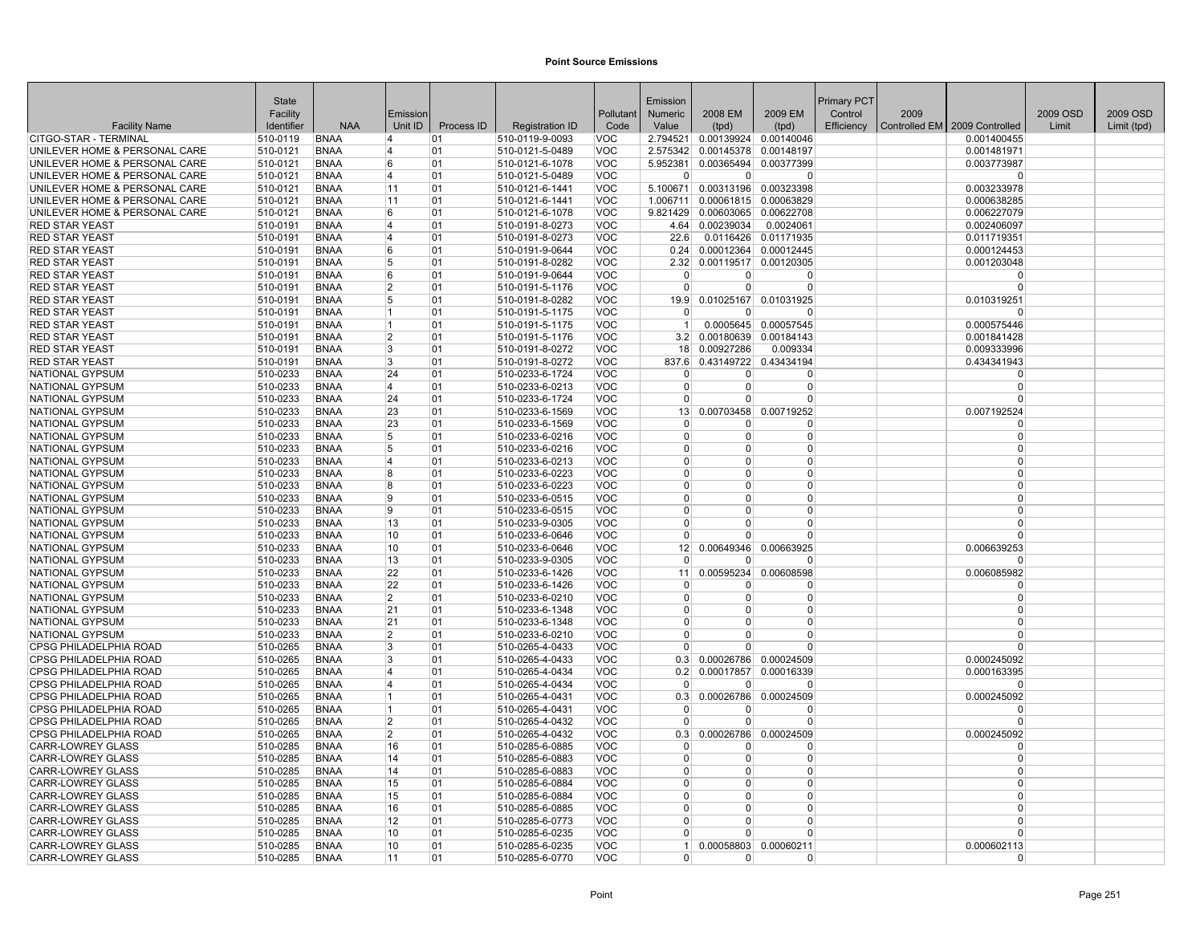# Point Source Emissions

| Facility Name | State Facility Identifier | NAA | Emission Unit ID | Process ID | Registration ID | Pollutant Code | Emission Numeric Value | 2008 EM (tpd) | 2009 EM (tpd) | Primary PCT Control Efficiency | 2009 Controlled EM | 2009 Controlled | 2009 OSD Limit | 2009 OSD Limit (tpd) |
|---|---|---|---|---|---|---|---|---|---|---|---|---|---|---|
| CITGO-STAR - TERMINAL | 510-0119 | BNAA | 4 | 01 | 510-0119-9-0093 | VOC | 2.794521 | 0.00139924 | 0.00140046 | | | 0.001400455 | | |
| UNILEVER HOME & PERSONAL CARE | 510-0121 | BNAA | 4 | 01 | 510-0121-5-0489 | VOC | 2.575342 | 0.00145378 | 0.00148197 | | | 0.001481971 | | |
| UNILEVER HOME & PERSONAL CARE | 510-0121 | BNAA | 6 | 01 | 510-0121-6-1078 | VOC | 5.952381 | 0.00365494 | 0.00377399 | | | 0.003773987 | | |
| UNILEVER HOME & PERSONAL CARE | 510-0121 | BNAA | 4 | 01 | 510-0121-5-0489 | VOC | 0 | 0 | 0 | | | 0 | | |
| UNILEVER HOME & PERSONAL CARE | 510-0121 | BNAA | 11 | 01 | 510-0121-6-1441 | VOC | 5.100671 | 0.00313196 | 0.00323398 | | | 0.003233978 | | |
| UNILEVER HOME & PERSONAL CARE | 510-0121 | BNAA | 11 | 01 | 510-0121-6-1441 | VOC | 1.006711 | 0.00061815 | 0.00063829 | | | 0.000638285 | | |
| UNILEVER HOME & PERSONAL CARE | 510-0121 | BNAA | 6 | 01 | 510-0121-6-1078 | VOC | 9.821429 | 0.00603065 | 0.00622708 | | | 0.006227079 | | |
| RED STAR YEAST | 510-0191 | BNAA | 4 | 01 | 510-0191-8-0273 | VOC | 4.64 | 0.00239034 | 0.0024061 | | | 0.002406097 | | |
| RED STAR YEAST | 510-0191 | BNAA | 4 | 01 | 510-0191-8-0273 | VOC | 22.6 | 0.0116426 | 0.01171935 | | | 0.011719351 | | |
| RED STAR YEAST | 510-0191 | BNAA | 6 | 01 | 510-0191-9-0644 | VOC | 0.24 | 0.00012364 | 0.00012445 | | | 0.000124453 | | |
| RED STAR YEAST | 510-0191 | BNAA | 5 | 01 | 510-0191-8-0282 | VOC | 2.32 | 0.00119517 | 0.00120305 | | | 0.001203048 | | |
| RED STAR YEAST | 510-0191 | BNAA | 6 | 01 | 510-0191-9-0644 | VOC | 0 | 0 | 0 | | | 0 | | |
| RED STAR YEAST | 510-0191 | BNAA | 2 | 01 | 510-0191-5-1176 | VOC | 0 | 0 | 0 | | | 0 | | |
| RED STAR YEAST | 510-0191 | BNAA | 5 | 01 | 510-0191-8-0282 | VOC | 19.9 | 0.01025167 | 0.01031925 | | | 0.010319251 | | |
| RED STAR YEAST | 510-0191 | BNAA | 1 | 01 | 510-0191-5-1175 | VOC | 0 | 0 | 0 | | | 0 | | |
| RED STAR YEAST | 510-0191 | BNAA | 1 | 01 | 510-0191-5-1175 | VOC | 1 | 0.0005645 | 0.00057545 | | | 0.000575446 | | |
| RED STAR YEAST | 510-0191 | BNAA | 2 | 01 | 510-0191-5-1176 | VOC | 3.2 | 0.00180639 | 0.00184143 | | | 0.001841428 | | |
| RED STAR YEAST | 510-0191 | BNAA | 3 | 01 | 510-0191-8-0272 | VOC | 18 | 0.00927286 | 0.009334 | | | 0.009333996 | | |
| RED STAR YEAST | 510-0191 | BNAA | 3 | 01 | 510-0191-8-0272 | VOC | 837.6 | 0.43149722 | 0.43434194 | | | 0.434341943 | | |
| NATIONAL GYPSUM | 510-0233 | BNAA | 24 | 01 | 510-0233-6-1724 | VOC | 0 | 0 | 0 | | | 0 | | |
| NATIONAL GYPSUM | 510-0233 | BNAA | 4 | 01 | 510-0233-6-0213 | VOC | 0 | 0 | 0 | | | 0 | | |
| NATIONAL GYPSUM | 510-0233 | BNAA | 24 | 01 | 510-0233-6-1724 | VOC | 0 | 0 | 0 | | | 0 | | |
| NATIONAL GYPSUM | 510-0233 | BNAA | 23 | 01 | 510-0233-6-1569 | VOC | 13 | 0.00703458 | 0.00719252 | | | 0.007192524 | | |
| NATIONAL GYPSUM | 510-0233 | BNAA | 23 | 01 | 510-0233-6-1569 | VOC | 0 | 0 | 0 | | | 0 | | |
| NATIONAL GYPSUM | 510-0233 | BNAA | 5 | 01 | 510-0233-6-0216 | VOC | 0 | 0 | 0 | | | 0 | | |
| NATIONAL GYPSUM | 510-0233 | BNAA | 5 | 01 | 510-0233-6-0216 | VOC | 0 | 0 | 0 | | | 0 | | |
| NATIONAL GYPSUM | 510-0233 | BNAA | 4 | 01 | 510-0233-6-0213 | VOC | 0 | 0 | 0 | | | 0 | | |
| NATIONAL GYPSUM | 510-0233 | BNAA | 8 | 01 | 510-0233-6-0223 | VOC | 0 | 0 | 0 | | | 0 | | |
| NATIONAL GYPSUM | 510-0233 | BNAA | 8 | 01 | 510-0233-6-0223 | VOC | 0 | 0 | 0 | | | 0 | | |
| NATIONAL GYPSUM | 510-0233 | BNAA | 9 | 01 | 510-0233-6-0515 | VOC | 0 | 0 | 0 | | | 0 | | |
| NATIONAL GYPSUM | 510-0233 | BNAA | 9 | 01 | 510-0233-6-0515 | VOC | 0 | 0 | 0 | | | 0 | | |
| NATIONAL GYPSUM | 510-0233 | BNAA | 13 | 01 | 510-0233-9-0305 | VOC | 0 | 0 | 0 | | | 0 | | |
| NATIONAL GYPSUM | 510-0233 | BNAA | 10 | 01 | 510-0233-6-0646 | VOC | 0 | 0 | 0 | | | 0 | | |
| NATIONAL GYPSUM | 510-0233 | BNAA | 10 | 01 | 510-0233-6-0646 | VOC | 12 | 0.00649346 | 0.00663925 | | | 0.006639253 | | |
| NATIONAL GYPSUM | 510-0233 | BNAA | 13 | 01 | 510-0233-9-0305 | VOC | 0 | 0 | 0 | | | 0 | | |
| NATIONAL GYPSUM | 510-0233 | BNAA | 22 | 01 | 510-0233-6-1426 | VOC | 11 | 0.00595234 | 0.00608598 | | | 0.006085982 | | |
| NATIONAL GYPSUM | 510-0233 | BNAA | 22 | 01 | 510-0233-6-1426 | VOC | 0 | 0 | 0 | | | 0 | | |
| NATIONAL GYPSUM | 510-0233 | BNAA | 2 | 01 | 510-0233-6-0210 | VOC | 0 | 0 | 0 | | | 0 | | |
| NATIONAL GYPSUM | 510-0233 | BNAA | 21 | 01 | 510-0233-6-1348 | VOC | 0 | 0 | 0 | | | 0 | | |
| NATIONAL GYPSUM | 510-0233 | BNAA | 21 | 01 | 510-0233-6-1348 | VOC | 0 | 0 | 0 | | | 0 | | |
| NATIONAL GYPSUM | 510-0233 | BNAA | 2 | 01 | 510-0233-6-0210 | VOC | 0 | 0 | 0 | | | 0 | | |
| CPSG PHILADELPHIA ROAD | 510-0265 | BNAA | 3 | 01 | 510-0265-4-0433 | VOC | 0 | 0 | 0 | | | 0 | | |
| CPSG PHILADELPHIA ROAD | 510-0265 | BNAA | 3 | 01 | 510-0265-4-0433 | VOC | 0.3 | 0.00026786 | 0.00024509 | | | 0.000245092 | | |
| CPSG PHILADELPHIA ROAD | 510-0265 | BNAA | 4 | 01 | 510-0265-4-0434 | VOC | 0.2 | 0.00017857 | 0.00016339 | | | 0.000163395 | | |
| CPSG PHILADELPHIA ROAD | 510-0265 | BNAA | 4 | 01 | 510-0265-4-0434 | VOC | 0 | 0 | 0 | | | 0 | | |
| CPSG PHILADELPHIA ROAD | 510-0265 | BNAA | 1 | 01 | 510-0265-4-0431 | VOC | 0.3 | 0.00026786 | 0.00024509 | | | 0.000245092 | | |
| CPSG PHILADELPHIA ROAD | 510-0265 | BNAA | 1 | 01 | 510-0265-4-0431 | VOC | 0 | 0 | 0 | | | 0 | | |
| CPSG PHILADELPHIA ROAD | 510-0265 | BNAA | 2 | 01 | 510-0265-4-0432 | VOC | 0 | 0 | 0 | | | 0 | | |
| CPSG PHILADELPHIA ROAD | 510-0265 | BNAA | 2 | 01 | 510-0265-4-0432 | VOC | 0.3 | 0.00026786 | 0.00024509 | | | 0.000245092 | | |
| CARR-LOWREY GLASS | 510-0285 | BNAA | 16 | 01 | 510-0285-6-0885 | VOC | 0 | 0 | 0 | | | 0 | | |
| CARR-LOWREY GLASS | 510-0285 | BNAA | 14 | 01 | 510-0285-6-0883 | VOC | 0 | 0 | 0 | | | 0 | | |
| CARR-LOWREY GLASS | 510-0285 | BNAA | 14 | 01 | 510-0285-6-0883 | VOC | 0 | 0 | 0 | | | 0 | | |
| CARR-LOWREY GLASS | 510-0285 | BNAA | 15 | 01 | 510-0285-6-0884 | VOC | 0 | 0 | 0 | | | 0 | | |
| CARR-LOWREY GLASS | 510-0285 | BNAA | 15 | 01 | 510-0285-6-0884 | VOC | 0 | 0 | 0 | | | 0 | | |
| CARR-LOWREY GLASS | 510-0285 | BNAA | 16 | 01 | 510-0285-6-0885 | VOC | 0 | 0 | 0 | | | 0 | | |
| CARR-LOWREY GLASS | 510-0285 | BNAA | 12 | 01 | 510-0285-6-0773 | VOC | 0 | 0 | 0 | | | 0 | | |
| CARR-LOWREY GLASS | 510-0285 | BNAA | 10 | 01 | 510-0285-6-0235 | VOC | 0 | 0 | 0 | | | 0 | | |
| CARR-LOWREY GLASS | 510-0285 | BNAA | 10 | 01 | 510-0285-6-0235 | VOC | 1 | 0.00058803 | 0.00060211 | | | 0.000602113 | | |
| CARR-LOWREY GLASS | 510-0285 | BNAA | 11 | 01 | 510-0285-6-0770 | VOC | 0 | 0 | 0 | | | 0 | | |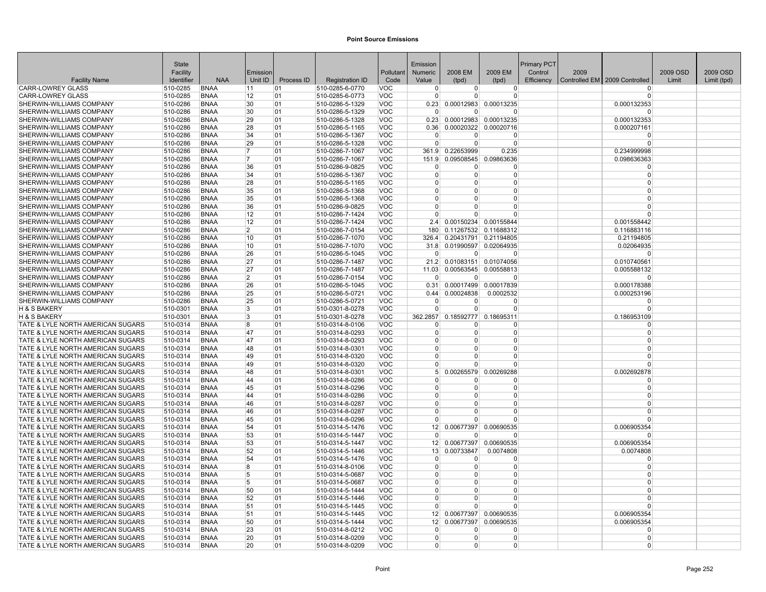# Point Source Emissions

| Facility Name | State Facility Identifier | NAA | Emission Unit ID | Process ID | Registration ID | Pollutant Code | Emission Numeric Value | 2008 EM (tpd) | 2009 EM (tpd) | Primary PCT Control Efficiency | 2009 Controlled EM | 2009 Controlled | 2009 OSD Limit | 2009 OSD Limit (tpd) |
|---|---|---|---|---|---|---|---|---|---|---|---|---|---|---|
| CARR-LOWREY GLASS | 510-0285 | BNAA | 11 | 01 | 510-0285-6-0770 | VOC | 0 | 0 | 0 | | | 0 | | |
| CARR-LOWREY GLASS | 510-0285 | BNAA | 12 | 01 | 510-0285-6-0773 | VOC | 0 | 0 | 0 | | | 0 | | |
| SHERWIN-WILLIAMS COMPANY | 510-0286 | BNAA | 30 | 01 | 510-0286-5-1329 | VOC | 0.23 | 0.00012983 | 0.00013235 | | | 0.000132353 | | |
| SHERWIN-WILLIAMS COMPANY | 510-0286 | BNAA | 30 | 01 | 510-0286-5-1329 | VOC | 0 | 0 | 0 | | | 0 | | |
| SHERWIN-WILLIAMS COMPANY | 510-0286 | BNAA | 29 | 01 | 510-0286-5-1328 | VOC | 0.23 | 0.00012983 | 0.00013235 | | | 0.000132353 | | |
| SHERWIN-WILLIAMS COMPANY | 510-0286 | BNAA | 28 | 01 | 510-0286-5-1165 | VOC | 0.36 | 0.00020322 | 0.00020716 | | | 0.000207161 | | |
| SHERWIN-WILLIAMS COMPANY | 510-0286 | BNAA | 34 | 01 | 510-0286-5-1367 | VOC | 0 | 0 | 0 | | | 0 | | |
| SHERWIN-WILLIAMS COMPANY | 510-0286 | BNAA | 29 | 01 | 510-0286-5-1328 | VOC | 0 | 0 | 0 | | | 0 | | |
| SHERWIN-WILLIAMS COMPANY | 510-0286 | BNAA | 7 | 01 | 510-0286-7-1067 | VOC | 361.9 | 0.22653999 | 0.235 | | | 0.234999998 | | |
| SHERWIN-WILLIAMS COMPANY | 510-0286 | BNAA | 7 | 01 | 510-0286-7-1067 | VOC | 151.9 | 0.09508545 | 0.09863636 | | | 0.098636363 | | |
| SHERWIN-WILLIAMS COMPANY | 510-0286 | BNAA | 36 | 01 | 510-0286-9-0825 | VOC | 0 | 0 | 0 | | | 0 | | |
| SHERWIN-WILLIAMS COMPANY | 510-0286 | BNAA | 34 | 01 | 510-0286-5-1367 | VOC | 0 | 0 | 0 | | | 0 | | |
| SHERWIN-WILLIAMS COMPANY | 510-0286 | BNAA | 28 | 01 | 510-0286-5-1165 | VOC | 0 | 0 | 0 | | | 0 | | |
| SHERWIN-WILLIAMS COMPANY | 510-0286 | BNAA | 35 | 01 | 510-0286-5-1368 | VOC | 0 | 0 | 0 | | | 0 | | |
| SHERWIN-WILLIAMS COMPANY | 510-0286 | BNAA | 35 | 01 | 510-0286-5-1368 | VOC | 0 | 0 | 0 | | | 0 | | |
| SHERWIN-WILLIAMS COMPANY | 510-0286 | BNAA | 36 | 01 | 510-0286-9-0825 | VOC | 0 | 0 | 0 | | | 0 | | |
| SHERWIN-WILLIAMS COMPANY | 510-0286 | BNAA | 12 | 01 | 510-0286-7-1424 | VOC | 0 | 0 | 0 | | | 0 | | |
| SHERWIN-WILLIAMS COMPANY | 510-0286 | BNAA | 12 | 01 | 510-0286-7-1424 | VOC | 2.4 | 0.00150234 | 0.00155844 | | | 0.001558442 | | |
| SHERWIN-WILLIAMS COMPANY | 510-0286 | BNAA | 2 | 01 | 510-0286-7-0154 | VOC | 180 | 0.11267532 | 0.11688312 | | | 0.116883116 | | |
| SHERWIN-WILLIAMS COMPANY | 510-0286 | BNAA | 10 | 01 | 510-0286-7-1070 | VOC | 326.4 | 0.20431791 | 0.21194805 | | | 0.21194805 | | |
| SHERWIN-WILLIAMS COMPANY | 510-0286 | BNAA | 10 | 01 | 510-0286-7-1070 | VOC | 31.8 | 0.01990597 | 0.02064935 | | | 0.02064935 | | |
| SHERWIN-WILLIAMS COMPANY | 510-0286 | BNAA | 26 | 01 | 510-0286-5-1045 | VOC | 0 | 0 | 0 | | | 0 | | |
| SHERWIN-WILLIAMS COMPANY | 510-0286 | BNAA | 27 | 01 | 510-0286-7-1487 | VOC | 21.2 | 0.01083151 | 0.01074056 | | | 0.010740561 | | |
| SHERWIN-WILLIAMS COMPANY | 510-0286 | BNAA | 27 | 01 | 510-0286-7-1487 | VOC | 11.03 | 0.00563545 | 0.00558813 | | | 0.005588132 | | |
| SHERWIN-WILLIAMS COMPANY | 510-0286 | BNAA | 2 | 01 | 510-0286-7-0154 | VOC | 0 | 0 | 0 | | | 0 | | |
| SHERWIN-WILLIAMS COMPANY | 510-0286 | BNAA | 26 | 01 | 510-0286-5-1045 | VOC | 0.31 | 0.00017499 | 0.00017839 | | | 0.000178388 | | |
| SHERWIN-WILLIAMS COMPANY | 510-0286 | BNAA | 25 | 01 | 510-0286-5-0721 | VOC | 0.44 | 0.00024838 | 0.0002532 | | | 0.000253196 | | |
| SHERWIN-WILLIAMS COMPANY | 510-0286 | BNAA | 25 | 01 | 510-0286-5-0721 | VOC | 0 | 0 | 0 | | | 0 | | |
| H & S BAKERY | 510-0301 | BNAA | 3 | 01 | 510-0301-8-0278 | VOC | 0 | 0 | 0 | | | 0 | | |
| H & S BAKERY | 510-0301 | BNAA | 3 | 01 | 510-0301-8-0278 | VOC | 362.2857 | 0.18592777 | 0.18695311 | | | 0.186953109 | | |
| TATE & LYLE NORTH AMERICAN SUGARS | 510-0314 | BNAA | 8 | 01 | 510-0314-8-0106 | VOC | 0 | 0 | 0 | | | 0 | | |
| TATE & LYLE NORTH AMERICAN SUGARS | 510-0314 | BNAA | 47 | 01 | 510-0314-8-0293 | VOC | 0 | 0 | 0 | | | 0 | | |
| TATE & LYLE NORTH AMERICAN SUGARS | 510-0314 | BNAA | 47 | 01 | 510-0314-8-0293 | VOC | 0 | 0 | 0 | | | 0 | | |
| TATE & LYLE NORTH AMERICAN SUGARS | 510-0314 | BNAA | 48 | 01 | 510-0314-8-0301 | VOC | 0 | 0 | 0 | | | 0 | | |
| TATE & LYLE NORTH AMERICAN SUGARS | 510-0314 | BNAA | 49 | 01 | 510-0314-8-0320 | VOC | 0 | 0 | 0 | | | 0 | | |
| TATE & LYLE NORTH AMERICAN SUGARS | 510-0314 | BNAA | 49 | 01 | 510-0314-8-0320 | VOC | 0 | 0 | 0 | | | 0 | | |
| TATE & LYLE NORTH AMERICAN SUGARS | 510-0314 | BNAA | 48 | 01 | 510-0314-8-0301 | VOC | 5 | 0.00265579 | 0.00269288 | | | 0.002692878 | | |
| TATE & LYLE NORTH AMERICAN SUGARS | 510-0314 | BNAA | 44 | 01 | 510-0314-8-0286 | VOC | 0 | 0 | 0 | | | 0 | | |
| TATE & LYLE NORTH AMERICAN SUGARS | 510-0314 | BNAA | 45 | 01 | 510-0314-8-0296 | VOC | 0 | 0 | 0 | | | 0 | | |
| TATE & LYLE NORTH AMERICAN SUGARS | 510-0314 | BNAA | 44 | 01 | 510-0314-8-0286 | VOC | 0 | 0 | 0 | | | 0 | | |
| TATE & LYLE NORTH AMERICAN SUGARS | 510-0314 | BNAA | 46 | 01 | 510-0314-8-0287 | VOC | 0 | 0 | 0 | | | 0 | | |
| TATE & LYLE NORTH AMERICAN SUGARS | 510-0314 | BNAA | 46 | 01 | 510-0314-8-0287 | VOC | 0 | 0 | 0 | | | 0 | | |
| TATE & LYLE NORTH AMERICAN SUGARS | 510-0314 | BNAA | 45 | 01 | 510-0314-8-0296 | VOC | 0 | 0 | 0 | | | 0 | | |
| TATE & LYLE NORTH AMERICAN SUGARS | 510-0314 | BNAA | 54 | 01 | 510-0314-5-1476 | VOC | 12 | 0.00677397 | 0.00690535 | | | 0.006905354 | | |
| TATE & LYLE NORTH AMERICAN SUGARS | 510-0314 | BNAA | 53 | 01 | 510-0314-5-1447 | VOC | 0 | 0 | 0 | | | 0 | | |
| TATE & LYLE NORTH AMERICAN SUGARS | 510-0314 | BNAA | 53 | 01 | 510-0314-5-1447 | VOC | 12 | 0.00677397 | 0.00690535 | | | 0.006905354 | | |
| TATE & LYLE NORTH AMERICAN SUGARS | 510-0314 | BNAA | 52 | 01 | 510-0314-5-1446 | VOC | 13 | 0.00733847 | 0.0074808 | | | 0.0074808 | | |
| TATE & LYLE NORTH AMERICAN SUGARS | 510-0314 | BNAA | 54 | 01 | 510-0314-5-1476 | VOC | 0 | 0 | 0 | | | 0 | | |
| TATE & LYLE NORTH AMERICAN SUGARS | 510-0314 | BNAA | 8 | 01 | 510-0314-8-0106 | VOC | 0 | 0 | 0 | | | 0 | | |
| TATE & LYLE NORTH AMERICAN SUGARS | 510-0314 | BNAA | 5 | 01 | 510-0314-5-0687 | VOC | 0 | 0 | 0 | | | 0 | | |
| TATE & LYLE NORTH AMERICAN SUGARS | 510-0314 | BNAA | 5 | 01 | 510-0314-5-0687 | VOC | 0 | 0 | 0 | | | 0 | | |
| TATE & LYLE NORTH AMERICAN SUGARS | 510-0314 | BNAA | 50 | 01 | 510-0314-5-1444 | VOC | 0 | 0 | 0 | | | 0 | | |
| TATE & LYLE NORTH AMERICAN SUGARS | 510-0314 | BNAA | 52 | 01 | 510-0314-5-1446 | VOC | 0 | 0 | 0 | | | 0 | | |
| TATE & LYLE NORTH AMERICAN SUGARS | 510-0314 | BNAA | 51 | 01 | 510-0314-5-1445 | VOC | 0 | 0 | 0 | | | 0 | | |
| TATE & LYLE NORTH AMERICAN SUGARS | 510-0314 | BNAA | 51 | 01 | 510-0314-5-1445 | VOC | 12 | 0.00677397 | 0.00690535 | | | 0.006905354 | | |
| TATE & LYLE NORTH AMERICAN SUGARS | 510-0314 | BNAA | 50 | 01 | 510-0314-5-1444 | VOC | 12 | 0.00677397 | 0.00690535 | | | 0.006905354 | | |
| TATE & LYLE NORTH AMERICAN SUGARS | 510-0314 | BNAA | 23 | 01 | 510-0314-8-0212 | VOC | 0 | 0 | 0 | | | 0 | | |
| TATE & LYLE NORTH AMERICAN SUGARS | 510-0314 | BNAA | 20 | 01 | 510-0314-8-0209 | VOC | 0 | 0 | 0 | | | 0 | | |
| TATE & LYLE NORTH AMERICAN SUGARS | 510-0314 | BNAA | 20 | 01 | 510-0314-8-0209 | VOC | 0 | 0 | 0 | | | 0 | | |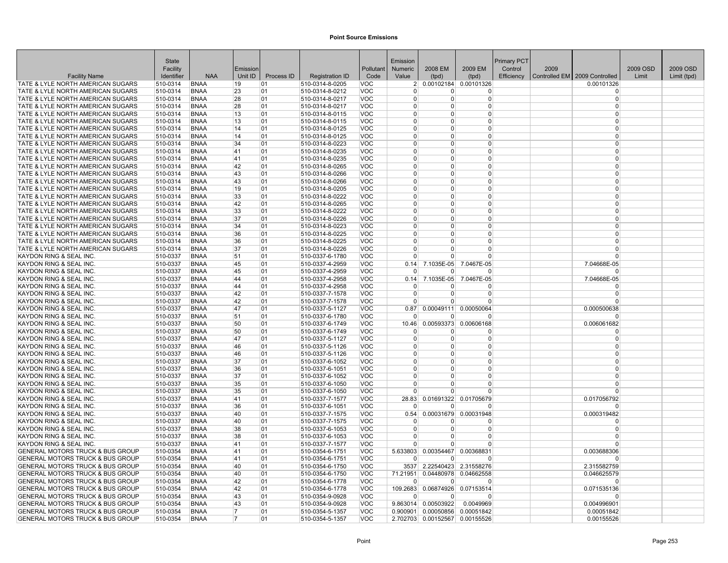## Point Source Emissions

| Facility Name | State Facility Identifier | NAA | Emission Unit ID | Process ID | Registration ID | Pollutant Code | Emission Numeric Value | 2008 EM (tpd) | 2009 EM (tpd) | Primary PCT Control Efficiency | 2009 Controlled EM | 2009 Controlled | 2009 OSD Limit | 2009 OSD Limit (tpd) |
|---|---|---|---|---|---|---|---|---|---|---|---|---|---|---|
| TATE & LYLE NORTH AMERICAN SUGARS | 510-0314 | BNAA | 19 | 01 | 510-0314-8-0205 | VOC | 2 | 0.00102184 | 0.00101326 | | | 0.00101326 | | |
| TATE & LYLE NORTH AMERICAN SUGARS | 510-0314 | BNAA | 23 | 01 | 510-0314-8-0212 | VOC | 0 | 0 | 0 | | | 0 | | |
| TATE & LYLE NORTH AMERICAN SUGARS | 510-0314 | BNAA | 28 | 01 | 510-0314-8-0217 | VOC | 0 | 0 | 0 | | | 0 | | |
| TATE & LYLE NORTH AMERICAN SUGARS | 510-0314 | BNAA | 28 | 01 | 510-0314-8-0217 | VOC | 0 | 0 | 0 | | | 0 | | |
| TATE & LYLE NORTH AMERICAN SUGARS | 510-0314 | BNAA | 13 | 01 | 510-0314-8-0115 | VOC | 0 | 0 | 0 | | | 0 | | |
| TATE & LYLE NORTH AMERICAN SUGARS | 510-0314 | BNAA | 13 | 01 | 510-0314-8-0115 | VOC | 0 | 0 | 0 | | | 0 | | |
| TATE & LYLE NORTH AMERICAN SUGARS | 510-0314 | BNAA | 14 | 01 | 510-0314-8-0125 | VOC | 0 | 0 | 0 | | | 0 | | |
| TATE & LYLE NORTH AMERICAN SUGARS | 510-0314 | BNAA | 14 | 01 | 510-0314-8-0125 | VOC | 0 | 0 | 0 | | | 0 | | |
| TATE & LYLE NORTH AMERICAN SUGARS | 510-0314 | BNAA | 34 | 01 | 510-0314-8-0223 | VOC | 0 | 0 | 0 | | | 0 | | |
| TATE & LYLE NORTH AMERICAN SUGARS | 510-0314 | BNAA | 41 | 01 | 510-0314-8-0235 | VOC | 0 | 0 | 0 | | | 0 | | |
| TATE & LYLE NORTH AMERICAN SUGARS | 510-0314 | BNAA | 41 | 01 | 510-0314-8-0235 | VOC | 0 | 0 | 0 | | | 0 | | |
| TATE & LYLE NORTH AMERICAN SUGARS | 510-0314 | BNAA | 42 | 01 | 510-0314-8-0265 | VOC | 0 | 0 | 0 | | | 0 | | |
| TATE & LYLE NORTH AMERICAN SUGARS | 510-0314 | BNAA | 43 | 01 | 510-0314-8-0266 | VOC | 0 | 0 | 0 | | | 0 | | |
| TATE & LYLE NORTH AMERICAN SUGARS | 510-0314 | BNAA | 43 | 01 | 510-0314-8-0266 | VOC | 0 | 0 | 0 | | | 0 | | |
| TATE & LYLE NORTH AMERICAN SUGARS | 510-0314 | BNAA | 19 | 01 | 510-0314-8-0205 | VOC | 0 | 0 | 0 | | | 0 | | |
| TATE & LYLE NORTH AMERICAN SUGARS | 510-0314 | BNAA | 33 | 01 | 510-0314-8-0222 | VOC | 0 | 0 | 0 | | | 0 | | |
| TATE & LYLE NORTH AMERICAN SUGARS | 510-0314 | BNAA | 42 | 01 | 510-0314-8-0265 | VOC | 0 | 0 | 0 | | | 0 | | |
| TATE & LYLE NORTH AMERICAN SUGARS | 510-0314 | BNAA | 33 | 01 | 510-0314-8-0222 | VOC | 0 | 0 | 0 | | | 0 | | |
| TATE & LYLE NORTH AMERICAN SUGARS | 510-0314 | BNAA | 37 | 01 | 510-0314-8-0226 | VOC | 0 | 0 | 0 | | | 0 | | |
| TATE & LYLE NORTH AMERICAN SUGARS | 510-0314 | BNAA | 34 | 01 | 510-0314-8-0223 | VOC | 0 | 0 | 0 | | | 0 | | |
| TATE & LYLE NORTH AMERICAN SUGARS | 510-0314 | BNAA | 36 | 01 | 510-0314-8-0225 | VOC | 0 | 0 | 0 | | | 0 | | |
| TATE & LYLE NORTH AMERICAN SUGARS | 510-0314 | BNAA | 36 | 01 | 510-0314-8-0225 | VOC | 0 | 0 | 0 | | | 0 | | |
| TATE & LYLE NORTH AMERICAN SUGARS | 510-0314 | BNAA | 37 | 01 | 510-0314-8-0226 | VOC | 0 | 0 | 0 | | | 0 | | |
| KAYDON RING & SEAL INC. | 510-0337 | BNAA | 51 | 01 | 510-0337-6-1780 | VOC | 0 | 0 | 0 | | | 0 | | |
| KAYDON RING & SEAL INC. | 510-0337 | BNAA | 45 | 01 | 510-0337-4-2959 | VOC | 0.14 | 7.1035E-05 | 7.0467E-05 | | | 7.04668E-05 | | |
| KAYDON RING & SEAL INC. | 510-0337 | BNAA | 45 | 01 | 510-0337-4-2959 | VOC | 0 | 0 | 0 | | | 0 | | |
| KAYDON RING & SEAL INC. | 510-0337 | BNAA | 44 | 01 | 510-0337-4-2958 | VOC | 0.14 | 7.1035E-05 | 7.0467E-05 | | | 7.04668E-05 | | |
| KAYDON RING & SEAL INC. | 510-0337 | BNAA | 44 | 01 | 510-0337-4-2958 | VOC | 0 | 0 | 0 | | | 0 | | |
| KAYDON RING & SEAL INC. | 510-0337 | BNAA | 42 | 01 | 510-0337-7-1578 | VOC | 0 | 0 | 0 | | | 0 | | |
| KAYDON RING & SEAL INC. | 510-0337 | BNAA | 42 | 01 | 510-0337-7-1578 | VOC | 0 | 0 | 0 | | | 0 | | |
| KAYDON RING & SEAL INC. | 510-0337 | BNAA | 47 | 01 | 510-0337-5-1127 | VOC | 0.87 | 0.00049111 | 0.00050064 | | | 0.000500638 | | |
| KAYDON RING & SEAL INC. | 510-0337 | BNAA | 51 | 01 | 510-0337-6-1780 | VOC | 0 | 0 | 0 | | | 0 | | |
| KAYDON RING & SEAL INC. | 510-0337 | BNAA | 50 | 01 | 510-0337-6-1749 | VOC | 10.46 | 0.00593373 | 0.00606168 | | | 0.006061682 | | |
| KAYDON RING & SEAL INC. | 510-0337 | BNAA | 50 | 01 | 510-0337-6-1749 | VOC | 0 | 0 | 0 | | | 0 | | |
| KAYDON RING & SEAL INC. | 510-0337 | BNAA | 47 | 01 | 510-0337-5-1127 | VOC | 0 | 0 | 0 | | | 0 | | |
| KAYDON RING & SEAL INC. | 510-0337 | BNAA | 46 | 01 | 510-0337-5-1126 | VOC | 0 | 0 | 0 | | | 0 | | |
| KAYDON RING & SEAL INC. | 510-0337 | BNAA | 46 | 01 | 510-0337-5-1126 | VOC | 0 | 0 | 0 | | | 0 | | |
| KAYDON RING & SEAL INC. | 510-0337 | BNAA | 37 | 01 | 510-0337-6-1052 | VOC | 0 | 0 | 0 | | | 0 | | |
| KAYDON RING & SEAL INC. | 510-0337 | BNAA | 36 | 01 | 510-0337-6-1051 | VOC | 0 | 0 | 0 | | | 0 | | |
| KAYDON RING & SEAL INC. | 510-0337 | BNAA | 37 | 01 | 510-0337-6-1052 | VOC | 0 | 0 | 0 | | | 0 | | |
| KAYDON RING & SEAL INC. | 510-0337 | BNAA | 35 | 01 | 510-0337-6-1050 | VOC | 0 | 0 | 0 | | | 0 | | |
| KAYDON RING & SEAL INC. | 510-0337 | BNAA | 35 | 01 | 510-0337-6-1050 | VOC | 0 | 0 | 0 | | | 0 | | |
| KAYDON RING & SEAL INC. | 510-0337 | BNAA | 41 | 01 | 510-0337-7-1577 | VOC | 28.83 | 0.01691322 | 0.01705679 | | | 0.017056792 | | |
| KAYDON RING & SEAL INC. | 510-0337 | BNAA | 36 | 01 | 510-0337-6-1051 | VOC | 0 | 0 | 0 | | | 0 | | |
| KAYDON RING & SEAL INC. | 510-0337 | BNAA | 40 | 01 | 510-0337-7-1575 | VOC | 0.54 | 0.00031679 | 0.00031948 | | | 0.000319482 | | |
| KAYDON RING & SEAL INC. | 510-0337 | BNAA | 40 | 01 | 510-0337-7-1575 | VOC | 0 | 0 | 0 | | | 0 | | |
| KAYDON RING & SEAL INC. | 510-0337 | BNAA | 38 | 01 | 510-0337-6-1053 | VOC | 0 | 0 | 0 | | | 0 | | |
| KAYDON RING & SEAL INC. | 510-0337 | BNAA | 38 | 01 | 510-0337-6-1053 | VOC | 0 | 0 | 0 | | | 0 | | |
| KAYDON RING & SEAL INC. | 510-0337 | BNAA | 41 | 01 | 510-0337-7-1577 | VOC | 0 | 0 | 0 | | | 0 | | |
| GENERAL MOTORS TRUCK & BUS GROUP | 510-0354 | BNAA | 41 | 01 | 510-0354-6-1751 | VOC | 5.633803 | 0.00354467 | 0.00368831 | | | 0.003688306 | | |
| GENERAL MOTORS TRUCK & BUS GROUP | 510-0354 | BNAA | 41 | 01 | 510-0354-6-1751 | VOC | 0 | 0 | 0 | | | 0 | | |
| GENERAL MOTORS TRUCK & BUS GROUP | 510-0354 | BNAA | 40 | 01 | 510-0354-6-1750 | VOC | 3537 | 2.22540423 | 2.31558276 | | | 2.315582759 | | |
| GENERAL MOTORS TRUCK & BUS GROUP | 510-0354 | BNAA | 40 | 01 | 510-0354-6-1750 | VOC | 71.21951 | 0.04480978 | 0.04662558 | | | 0.046625579 | | |
| GENERAL MOTORS TRUCK & BUS GROUP | 510-0354 | BNAA | 42 | 01 | 510-0354-6-1778 | VOC | 0 | 0 | 0 | | | 0 | | |
| GENERAL MOTORS TRUCK & BUS GROUP | 510-0354 | BNAA | 42 | 01 | 510-0354-6-1778 | VOC | 109.2683 | 0.06874926 | 0.07153514 | | | 0.071535136 | | |
| GENERAL MOTORS TRUCK & BUS GROUP | 510-0354 | BNAA | 43 | 01 | 510-0354-9-0928 | VOC | 0 | 0 | 0 | | | 0 | | |
| GENERAL MOTORS TRUCK & BUS GROUP | 510-0354 | BNAA | 43 | 01 | 510-0354-9-0928 | VOC | 9.863014 | 0.00503922 | 0.0049969 | | | 0.004996901 | | |
| GENERAL MOTORS TRUCK & BUS GROUP | 510-0354 | BNAA | 7 | 01 | 510-0354-5-1357 | VOC | 0.900901 | 0.00050856 | 0.00051842 | | | 0.00051842 | | |
| GENERAL MOTORS TRUCK & BUS GROUP | 510-0354 | BNAA | 7 | 01 | 510-0354-5-1357 | VOC | 2.702703 | 0.00152567 | 0.00155526 | | | 0.00155526 | | |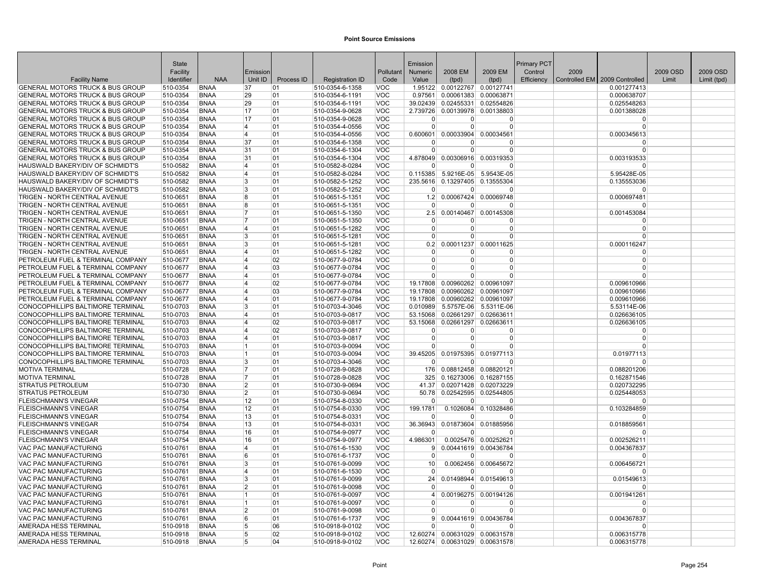# Point Source Emissions

| Facility Name | State Facility Identifier | NAA | Emission Unit ID | Process ID | Registration ID | Pollutant Code | Emission Numeric Value | 2008 EM (tpd) | 2009 EM (tpd) | Primary PCT Control Efficiency | 2009 Controlled EM | 2009 Controlled | 2009 OSD Limit | 2009 OSD Limit (tpd) |
|---|---|---|---|---|---|---|---|---|---|---|---|---|---|---|
| GENERAL MOTORS TRUCK & BUS GROUP | 510-0354 | BNAA | 37 | 01 | 510-0354-6-1358 | VOC | 1.95122 | 0.00122767 | 0.00127741 | | | 0.001277413 | | |
| GENERAL MOTORS TRUCK & BUS GROUP | 510-0354 | BNAA | 29 | 01 | 510-0354-6-1191 | VOC | 0.97561 | 0.00061383 | 0.00063871 | | | 0.000638707 | | |
| GENERAL MOTORS TRUCK & BUS GROUP | 510-0354 | BNAA | 29 | 01 | 510-0354-6-1191 | VOC | 39.02439 | 0.02455331 | 0.02554826 | | | 0.025548263 | | |
| GENERAL MOTORS TRUCK & BUS GROUP | 510-0354 | BNAA | 17 | 01 | 510-0354-9-0628 | VOC | 2.739726 | 0.00139978 | 0.00138803 | | | 0.001388028 | | |
| GENERAL MOTORS TRUCK & BUS GROUP | 510-0354 | BNAA | 17 | 01 | 510-0354-9-0628 | VOC | 0 | 0 | 0 | | | 0 | | |
| GENERAL MOTORS TRUCK & BUS GROUP | 510-0354 | BNAA | 4 | 01 | 510-0354-4-0556 | VOC | 0 | 0 | 0 | | | 0 | | |
| GENERAL MOTORS TRUCK & BUS GROUP | 510-0354 | BNAA | 4 | 01 | 510-0354-4-0556 | VOC | 0.600601 | 0.00033904 | 0.00034561 | | | 0.000345613 | | |
| GENERAL MOTORS TRUCK & BUS GROUP | 510-0354 | BNAA | 37 | 01 | 510-0354-6-1358 | VOC | 0 | 0 | 0 | | | 0 | | |
| GENERAL MOTORS TRUCK & BUS GROUP | 510-0354 | BNAA | 31 | 01 | 510-0354-6-1304 | VOC | 0 | 0 | 0 | | | 0 | | |
| GENERAL MOTORS TRUCK & BUS GROUP | 510-0354 | BNAA | 31 | 01 | 510-0354-6-1304 | VOC | 4.878049 | 0.00306916 | 0.00319353 | | | 0.003193533 | | |
| HAUSWALD BAKERY/DIV OF SCHMIDT'S | 510-0582 | BNAA | 4 | 01 | 510-0582-8-0284 | VOC | 0 | 0 | 0 | | | 0 | | |
| HAUSWALD BAKERY/DIV OF SCHMIDT'S | 510-0582 | BNAA | 4 | 01 | 510-0582-8-0284 | VOC | 0.115385 | 5.9216E-05 | 5.9543E-05 | | | 5.95428E-05 | | |
| HAUSWALD BAKERY/DIV OF SCHMIDT'S | 510-0582 | BNAA | 3 | 01 | 510-0582-5-1252 | VOC | 235.5616 | 0.13297405 | 0.13555304 | | | 0.135553036 | | |
| HAUSWALD BAKERY/DIV OF SCHMIDT'S | 510-0582 | BNAA | 3 | 01 | 510-0582-5-1252 | VOC | 0 | 0 | 0 | | | 0 | | |
| TRIGEN - NORTH CENTRAL AVENUE | 510-0651 | BNAA | 8 | 01 | 510-0651-5-1351 | VOC | 1.2 | 0.00067424 | 0.00069748 | | | 0.000697481 | | |
| TRIGEN - NORTH CENTRAL AVENUE | 510-0651 | BNAA | 8 | 01 | 510-0651-5-1351 | VOC | 0 | 0 | 0 | | | 0 | | |
| TRIGEN - NORTH CENTRAL AVENUE | 510-0651 | BNAA | 7 | 01 | 510-0651-5-1350 | VOC | 2.5 | 0.00140467 | 0.00145308 | | | 0.001453084 | | |
| TRIGEN - NORTH CENTRAL AVENUE | 510-0651 | BNAA | 7 | 01 | 510-0651-5-1350 | VOC | 0 | 0 | 0 | | | 0 | | |
| TRIGEN - NORTH CENTRAL AVENUE | 510-0651 | BNAA | 4 | 01 | 510-0651-5-1282 | VOC | 0 | 0 | 0 | | | 0 | | |
| TRIGEN - NORTH CENTRAL AVENUE | 510-0651 | BNAA | 3 | 01 | 510-0651-5-1281 | VOC | 0 | 0 | 0 | | | 0 | | |
| TRIGEN - NORTH CENTRAL AVENUE | 510-0651 | BNAA | 3 | 01 | 510-0651-5-1281 | VOC | 0.2 | 0.00011237 | 0.00011625 | | | 0.000116247 | | |
| TRIGEN - NORTH CENTRAL AVENUE | 510-0651 | BNAA | 4 | 01 | 510-0651-5-1282 | VOC | 0 | 0 | 0 | | | 0 | | |
| PETROLEUM FUEL & TERMINAL COMPANY | 510-0677 | BNAA | 4 | 02 | 510-0677-9-0784 | VOC | 0 | 0 | 0 | | | 0 | | |
| PETROLEUM FUEL & TERMINAL COMPANY | 510-0677 | BNAA | 4 | 03 | 510-0677-9-0784 | VOC | 0 | 0 | 0 | | | 0 | | |
| PETROLEUM FUEL & TERMINAL COMPANY | 510-0677 | BNAA | 4 | 01 | 510-0677-9-0784 | VOC | 0 | 0 | 0 | | | 0 | | |
| PETROLEUM FUEL & TERMINAL COMPANY | 510-0677 | BNAA | 4 | 02 | 510-0677-9-0784 | VOC | 19.17808 | 0.00960262 | 0.00961097 | | | 0.009610966 | | |
| PETROLEUM FUEL & TERMINAL COMPANY | 510-0677 | BNAA | 4 | 03 | 510-0677-9-0784 | VOC | 19.17808 | 0.00960262 | 0.00961097 | | | 0.009610966 | | |
| PETROLEUM FUEL & TERMINAL COMPANY | 510-0677 | BNAA | 4 | 01 | 510-0677-9-0784 | VOC | 19.17808 | 0.00960262 | 0.00961097 | | | 0.009610966 | | |
| CONOCOPHILLIPS BALTIMORE TERMINAL | 510-0703 | BNAA | 3 | 01 | 510-0703-4-3046 | VOC | 0.010989 | 5.5757E-06 | 5.5311E-06 | | | 5.53114E-06 | | |
| CONOCOPHILLIPS BALTIMORE TERMINAL | 510-0703 | BNAA | 4 | 01 | 510-0703-9-0817 | VOC | 53.15068 | 0.02661297 | 0.02663611 | | | 0.026636105 | | |
| CONOCOPHILLIPS BALTIMORE TERMINAL | 510-0703 | BNAA | 4 | 02 | 510-0703-9-0817 | VOC | 53.15068 | 0.02661297 | 0.02663611 | | | 0.026636105 | | |
| CONOCOPHILLIPS BALTIMORE TERMINAL | 510-0703 | BNAA | 4 | 02 | 510-0703-9-0817 | VOC | 0 | 0 | 0 | | | 0 | | |
| CONOCOPHILLIPS BALTIMORE TERMINAL | 510-0703 | BNAA | 4 | 01 | 510-0703-9-0817 | VOC | 0 | 0 | 0 | | | 0 | | |
| CONOCOPHILLIPS BALTIMORE TERMINAL | 510-0703 | BNAA | 1 | 01 | 510-0703-9-0094 | VOC | 0 | 0 | 0 | | | 0 | | |
| CONOCOPHILLIPS BALTIMORE TERMINAL | 510-0703 | BNAA | 1 | 01 | 510-0703-9-0094 | VOC | 39.45205 | 0.01975395 | 0.01977113 | | | 0.01977113 | | |
| CONOCOPHILLIPS BALTIMORE TERMINAL | 510-0703 | BNAA | 3 | 01 | 510-0703-4-3046 | VOC | 0 | 0 | 0 | | | 0 | | |
| MOTIVA TERMINAL | 510-0728 | BNAA | 7 | 01 | 510-0728-9-0828 | VOC | 176 | 0.08812458 | 0.08820121 | | | 0.088201206 | | |
| MOTIVA TERMINAL | 510-0728 | BNAA | 7 | 01 | 510-0728-9-0828 | VOC | 325 | 0.16273006 | 0.16287155 | | | 0.162871546 | | |
| STRATUS PETROLEUM | 510-0730 | BNAA | 2 | 01 | 510-0730-9-0694 | VOC | 41.37 | 0.02071428 | 0.02073229 | | | 0.020732295 | | |
| STRATUS PETROLEUM | 510-0730 | BNAA | 2 | 01 | 510-0730-9-0694 | VOC | 50.78 | 0.02542595 | 0.02544805 | | | 0.025448053 | | |
| FLEISCHMANN'S VINEGAR | 510-0754 | BNAA | 12 | 01 | 510-0754-8-0330 | VOC | 0 | 0 | 0 | | | 0 | | |
| FLEISCHMANN'S VINEGAR | 510-0754 | BNAA | 12 | 01 | 510-0754-8-0330 | VOC | 199.1781 | 0.1026084 | 0.10328486 | | | 0.103284859 | | |
| FLEISCHMANN'S VINEGAR | 510-0754 | BNAA | 13 | 01 | 510-0754-8-0331 | VOC | 0 | 0 | 0 | | | 0 | | |
| FLEISCHMANN'S VINEGAR | 510-0754 | BNAA | 13 | 01 | 510-0754-8-0331 | VOC | 36.36943 | 0.01873604 | 0.01885956 | | | 0.018859561 | | |
| FLEISCHMANN'S VINEGAR | 510-0754 | BNAA | 16 | 01 | 510-0754-9-0977 | VOC | 0 | 0 | 0 | | | 0 | | |
| FLEISCHMANN'S VINEGAR | 510-0754 | BNAA | 16 | 01 | 510-0754-9-0977 | VOC | 4.986301 | 0.0025476 | 0.00252621 | | | 0.002526211 | | |
| VAC PAC MANUFACTURING | 510-0761 | BNAA | 4 | 01 | 510-0761-6-1530 | VOC | 9 | 0.00441619 | 0.00436784 | | | 0.004367837 | | |
| VAC PAC MANUFACTURING | 510-0761 | BNAA | 6 | 01 | 510-0761-6-1737 | VOC | 0 | 0 | 0 | | | 0 | | |
| VAC PAC MANUFACTURING | 510-0761 | BNAA | 3 | 01 | 510-0761-9-0099 | VOC | 10 | 0.0062456 | 0.00645672 | | | 0.006456721 | | |
| VAC PAC MANUFACTURING | 510-0761 | BNAA | 4 | 01 | 510-0761-6-1530 | VOC | 0 | 0 | 0 | | | 0 | | |
| VAC PAC MANUFACTURING | 510-0761 | BNAA | 3 | 01 | 510-0761-9-0099 | VOC | 24 | 0.01498944 | 0.01549613 | | | 0.01549613 | | |
| VAC PAC MANUFACTURING | 510-0761 | BNAA | 2 | 01 | 510-0761-9-0098 | VOC | 0 | 0 | 0 | | | 0 | | |
| VAC PAC MANUFACTURING | 510-0761 | BNAA | 1 | 01 | 510-0761-9-0097 | VOC | 4 | 0.00196275 | 0.00194126 | | | 0.001941261 | | |
| VAC PAC MANUFACTURING | 510-0761 | BNAA | 1 | 01 | 510-0761-9-0097 | VOC | 0 | 0 | 0 | | | 0 | | |
| VAC PAC MANUFACTURING | 510-0761 | BNAA | 2 | 01 | 510-0761-9-0098 | VOC | 0 | 0 | 0 | | | 0 | | |
| VAC PAC MANUFACTURING | 510-0761 | BNAA | 6 | 01 | 510-0761-6-1737 | VOC | 9 | 0.00441619 | 0.00436784 | | | 0.004367837 | | |
| AMERADA HESS TERMINAL | 510-0918 | BNAA | 5 | 06 | 510-0918-9-0102 | VOC | 0 | 0 | 0 | | | 0 | | |
| AMERADA HESS TERMINAL | 510-0918 | BNAA | 5 | 02 | 510-0918-9-0102 | VOC | 12.60274 | 0.00631029 | 0.00631578 | | | 0.006315778 | | |
| AMERADA HESS TERMINAL | 510-0918 | BNAA | 5 | 04 | 510-0918-9-0102 | VOC | 12.60274 | 0.00631029 | 0.00631578 | | | 0.006315778 | | |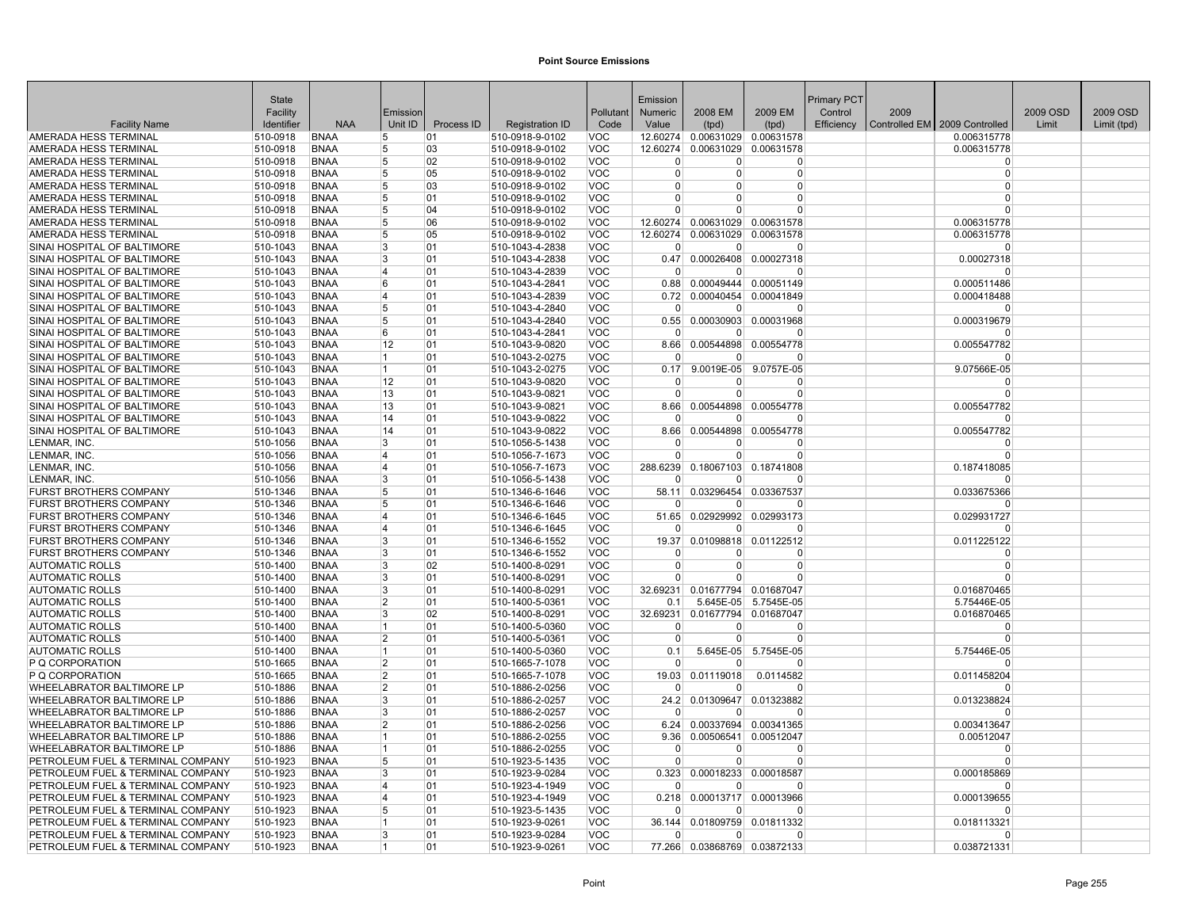# Point Source Emissions

| Facility Name | State Facility Identifier | NAA | Emission Unit ID | Process ID | Registration ID | Pollutant Code | Emission Numeric Value | 2008 EM (tpd) | 2009 EM (tpd) | Primary PCT Control Efficiency | 2009 Controlled EM | 2009 Controlled | 2009 OSD Limit | 2009 OSD Limit (tpd) |
|---|---|---|---|---|---|---|---|---|---|---|---|---|---|---|
| AMERADA HESS TERMINAL | 510-0918 | BNAA | 5 | 01 | 510-0918-9-0102 | VOC | 12.60274 | 0.00631029 | 0.00631578 | | | 0.006315778 | | |
| AMERADA HESS TERMINAL | 510-0918 | BNAA | 5 | 03 | 510-0918-9-0102 | VOC | 12.60274 | 0.00631029 | 0.00631578 | | | 0.006315778 | | |
| AMERADA HESS TERMINAL | 510-0918 | BNAA | 5 | 02 | 510-0918-9-0102 | VOC | 0 | 0 | 0 | | | 0 | | |
| AMERADA HESS TERMINAL | 510-0918 | BNAA | 5 | 05 | 510-0918-9-0102 | VOC | 0 | 0 | 0 | | | 0 | | |
| AMERADA HESS TERMINAL | 510-0918 | BNAA | 5 | 03 | 510-0918-9-0102 | VOC | 0 | 0 | 0 | | | 0 | | |
| AMERADA HESS TERMINAL | 510-0918 | BNAA | 5 | 01 | 510-0918-9-0102 | VOC | 0 | 0 | 0 | | | 0 | | |
| AMERADA HESS TERMINAL | 510-0918 | BNAA | 5 | 04 | 510-0918-9-0102 | VOC | 0 | 0 | 0 | | | 0 | | |
| AMERADA HESS TERMINAL | 510-0918 | BNAA | 5 | 06 | 510-0918-9-0102 | VOC | 12.60274 | 0.00631029 | 0.00631578 | | | 0.006315778 | | |
| AMERADA HESS TERMINAL | 510-0918 | BNAA | 5 | 05 | 510-0918-9-0102 | VOC | 12.60274 | 0.00631029 | 0.00631578 | | | 0.006315778 | | |
| SINAI HOSPITAL OF BALTIMORE | 510-1043 | BNAA | 3 | 01 | 510-1043-4-2838 | VOC | 0 | 0 | 0 | | | 0 | | |
| SINAI HOSPITAL OF BALTIMORE | 510-1043 | BNAA | 3 | 01 | 510-1043-4-2838 | VOC | 0.47 | 0.00026408 | 0.00027318 | | | 0.00027318 | | |
| SINAI HOSPITAL OF BALTIMORE | 510-1043 | BNAA | 4 | 01 | 510-1043-4-2839 | VOC | 0 | 0 | 0 | | | 0 | | |
| SINAI HOSPITAL OF BALTIMORE | 510-1043 | BNAA | 6 | 01 | 510-1043-4-2841 | VOC | 0.88 | 0.00049444 | 0.00051149 | | | 0.000511486 | | |
| SINAI HOSPITAL OF BALTIMORE | 510-1043 | BNAA | 4 | 01 | 510-1043-4-2839 | VOC | 0.72 | 0.00040454 | 0.00041849 | | | 0.000418488 | | |
| SINAI HOSPITAL OF BALTIMORE | 510-1043 | BNAA | 5 | 01 | 510-1043-4-2840 | VOC | 0 | 0 | 0 | | | 0 | | |
| SINAI HOSPITAL OF BALTIMORE | 510-1043 | BNAA | 5 | 01 | 510-1043-4-2840 | VOC | 0.55 | 0.00030903 | 0.00031968 | | | 0.000319679 | | |
| SINAI HOSPITAL OF BALTIMORE | 510-1043 | BNAA | 6 | 01 | 510-1043-4-2841 | VOC | 0 | 0 | 0 | | | 0 | | |
| SINAI HOSPITAL OF BALTIMORE | 510-1043 | BNAA | 12 | 01 | 510-1043-9-0820 | VOC | 8.66 | 0.00544898 | 0.00554778 | | | 0.005547782 | | |
| SINAI HOSPITAL OF BALTIMORE | 510-1043 | BNAA | 1 | 01 | 510-1043-2-0275 | VOC | 0 | 0 | 0 | | | 0 | | |
| SINAI HOSPITAL OF BALTIMORE | 510-1043 | BNAA | 1 | 01 | 510-1043-2-0275 | VOC | 0.17 | 9.0019E-05 | 9.0757E-05 | | | 9.07566E-05 | | |
| SINAI HOSPITAL OF BALTIMORE | 510-1043 | BNAA | 12 | 01 | 510-1043-9-0820 | VOC | 0 | 0 | 0 | | | 0 | | |
| SINAI HOSPITAL OF BALTIMORE | 510-1043 | BNAA | 13 | 01 | 510-1043-9-0821 | VOC | 0 | 0 | 0 | | | 0 | | |
| SINAI HOSPITAL OF BALTIMORE | 510-1043 | BNAA | 13 | 01 | 510-1043-9-0821 | VOC | 8.66 | 0.00544898 | 0.00554778 | | | 0.005547782 | | |
| SINAI HOSPITAL OF BALTIMORE | 510-1043 | BNAA | 14 | 01 | 510-1043-9-0822 | VOC | 0 | 0 | 0 | | | 0 | | |
| SINAI HOSPITAL OF BALTIMORE | 510-1043 | BNAA | 14 | 01 | 510-1043-9-0822 | VOC | 8.66 | 0.00544898 | 0.00554778 | | | 0.005547782 | | |
| LENMAR, INC. | 510-1056 | BNAA | 3 | 01 | 510-1056-5-1438 | VOC | 0 | 0 | 0 | | | 0 | | |
| LENMAR, INC. | 510-1056 | BNAA | 4 | 01 | 510-1056-7-1673 | VOC | 0 | 0 | 0 | | | 0 | | |
| LENMAR, INC. | 510-1056 | BNAA | 4 | 01 | 510-1056-7-1673 | VOC | 288.6239 | 0.18067103 | 0.18741808 | | | 0.187418085 | | |
| LENMAR, INC. | 510-1056 | BNAA | 3 | 01 | 510-1056-5-1438 | VOC | 0 | 0 | 0 | | | 0 | | |
| FURST BROTHERS COMPANY | 510-1346 | BNAA | 5 | 01 | 510-1346-6-1646 | VOC | 58.11 | 0.03296454 | 0.03367537 | | | 0.033675366 | | |
| FURST BROTHERS COMPANY | 510-1346 | BNAA | 5 | 01 | 510-1346-6-1646 | VOC | 0 | 0 | 0 | | | 0 | | |
| FURST BROTHERS COMPANY | 510-1346 | BNAA | 4 | 01 | 510-1346-6-1645 | VOC | 51.65 | 0.02929992 | 0.02993173 | | | 0.029931727 | | |
| FURST BROTHERS COMPANY | 510-1346 | BNAA | 4 | 01 | 510-1346-6-1645 | VOC | 0 | 0 | 0 | | | 0 | | |
| FURST BROTHERS COMPANY | 510-1346 | BNAA | 3 | 01 | 510-1346-6-1552 | VOC | 19.37 | 0.01098818 | 0.01122512 | | | 0.011225122 | | |
| FURST BROTHERS COMPANY | 510-1346 | BNAA | 3 | 01 | 510-1346-6-1552 | VOC | 0 | 0 | 0 | | | 0 | | |
| AUTOMATIC ROLLS | 510-1400 | BNAA | 3 | 02 | 510-1400-8-0291 | VOC | 0 | 0 | 0 | | | 0 | | |
| AUTOMATIC ROLLS | 510-1400 | BNAA | 3 | 01 | 510-1400-8-0291 | VOC | 0 | 0 | 0 | | | 0 | | |
| AUTOMATIC ROLLS | 510-1400 | BNAA | 3 | 01 | 510-1400-8-0291 | VOC | 32.69231 | 0.01677794 | 0.01687047 | | | 0.016870465 | | |
| AUTOMATIC ROLLS | 510-1400 | BNAA | 2 | 01 | 510-1400-5-0361 | VOC | 0.1 | 5.645E-05 | 5.7545E-05 | | | 5.75446E-05 | | |
| AUTOMATIC ROLLS | 510-1400 | BNAA | 3 | 02 | 510-1400-8-0291 | VOC | 32.69231 | 0.01677794 | 0.01687047 | | | 0.016870465 | | |
| AUTOMATIC ROLLS | 510-1400 | BNAA | 1 | 01 | 510-1400-5-0360 | VOC | 0 | 0 | 0 | | | 0 | | |
| AUTOMATIC ROLLS | 510-1400 | BNAA | 2 | 01 | 510-1400-5-0361 | VOC | 0 | 0 | 0 | | | 0 | | |
| AUTOMATIC ROLLS | 510-1400 | BNAA | 1 | 01 | 510-1400-5-0360 | VOC | 0.1 | 5.645E-05 | 5.7545E-05 | | | 5.75446E-05 | | |
| P Q CORPORATION | 510-1665 | BNAA | 2 | 01 | 510-1665-7-1078 | VOC | 0 | 0 | 0 | | | 0 | | |
| P Q CORPORATION | 510-1665 | BNAA | 2 | 01 | 510-1665-7-1078 | VOC | 19.03 | 0.01119018 | 0.0114582 | | | 0.011458204 | | |
| WHEELABRATOR BALTIMORE LP | 510-1886 | BNAA | 2 | 01 | 510-1886-2-0256 | VOC | 0 | 0 | 0 | | | 0 | | |
| WHEELABRATOR BALTIMORE LP | 510-1886 | BNAA | 3 | 01 | 510-1886-2-0257 | VOC | 24.2 | 0.01309647 | 0.01323882 | | | 0.013238824 | | |
| WHEELABRATOR BALTIMORE LP | 510-1886 | BNAA | 3 | 01 | 510-1886-2-0257 | VOC | 0 | 0 | 0 | | | 0 | | |
| WHEELABRATOR BALTIMORE LP | 510-1886 | BNAA | 2 | 01 | 510-1886-2-0256 | VOC | 6.24 | 0.00337694 | 0.00341365 | | | 0.003413647 | | |
| WHEELABRATOR BALTIMORE LP | 510-1886 | BNAA | 1 | 01 | 510-1886-2-0255 | VOC | 9.36 | 0.00506541 | 0.00512047 | | | 0.00512047 | | |
| WHEELABRATOR BALTIMORE LP | 510-1886 | BNAA | 1 | 01 | 510-1886-2-0255 | VOC | 0 | 0 | 0 | | | 0 | | |
| PETROLEUM FUEL & TERMINAL COMPANY | 510-1923 | BNAA | 5 | 01 | 510-1923-5-1435 | VOC | 0 | 0 | 0 | | | 0 | | |
| PETROLEUM FUEL & TERMINAL COMPANY | 510-1923 | BNAA | 3 | 01 | 510-1923-9-0284 | VOC | 0.323 | 0.00018233 | 0.00018587 | | | 0.000185869 | | |
| PETROLEUM FUEL & TERMINAL COMPANY | 510-1923 | BNAA | 4 | 01 | 510-1923-4-1949 | VOC | 0 | 0 | 0 | | | 0 | | |
| PETROLEUM FUEL & TERMINAL COMPANY | 510-1923 | BNAA | 4 | 01 | 510-1923-4-1949 | VOC | 0.218 | 0.00013717 | 0.00013966 | | | 0.000139655 | | |
| PETROLEUM FUEL & TERMINAL COMPANY | 510-1923 | BNAA | 5 | 01 | 510-1923-5-1435 | VOC | 0 | 0 | 0 | | | 0 | | |
| PETROLEUM FUEL & TERMINAL COMPANY | 510-1923 | BNAA | 1 | 01 | 510-1923-9-0261 | VOC | 36.144 | 0.01809759 | 0.01811332 | | | 0.018113321 | | |
| PETROLEUM FUEL & TERMINAL COMPANY | 510-1923 | BNAA | 3 | 01 | 510-1923-9-0284 | VOC | 0 | 0 | 0 | | | 0 | | |
| PETROLEUM FUEL & TERMINAL COMPANY | 510-1923 | BNAA | 1 | 01 | 510-1923-9-0261 | VOC | 77.266 | 0.03868769 | 0.03872133 | | | 0.038721331 | | |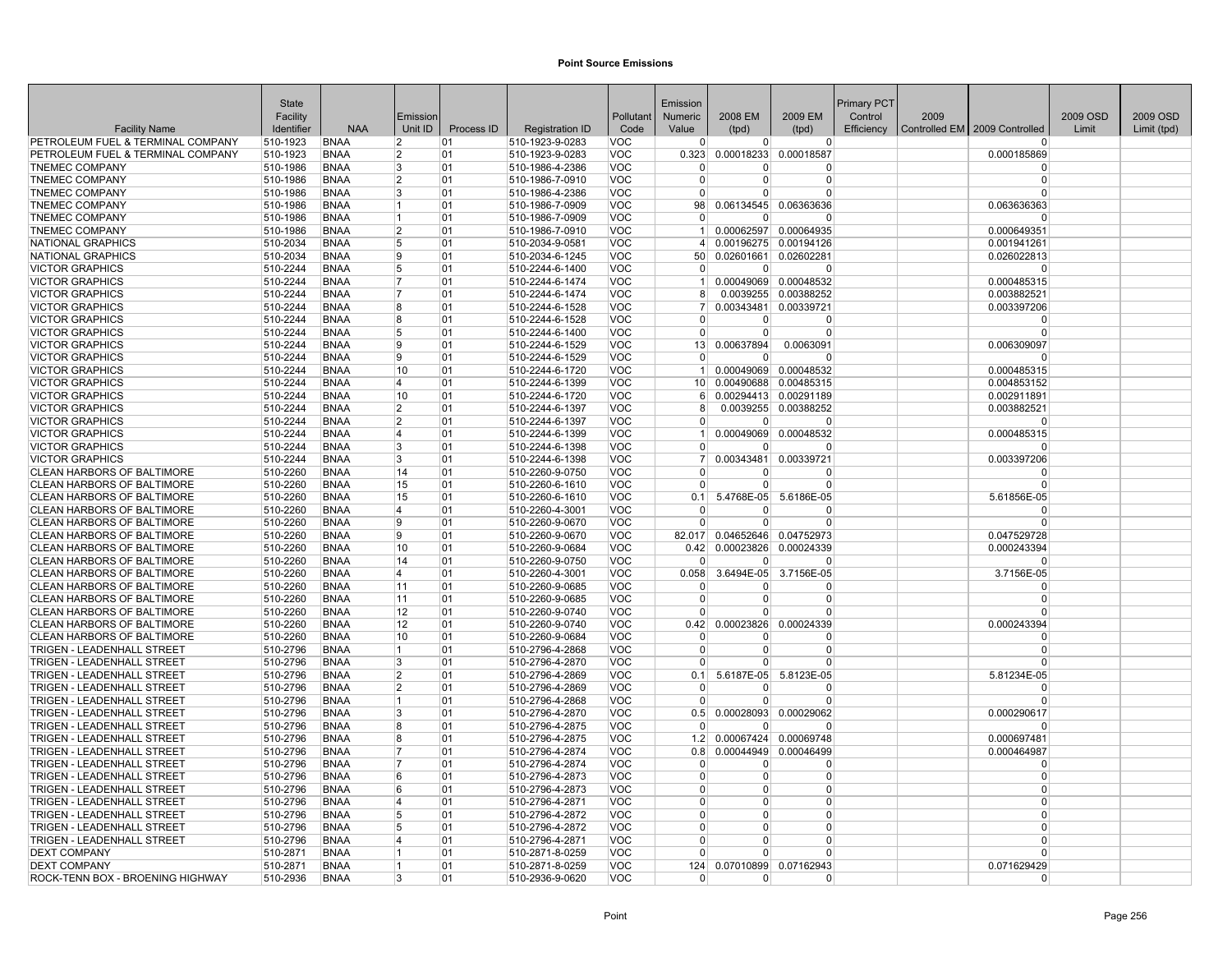# Point Source Emissions

| Facility Name | State Facility Identifier | NAA | Emission Unit ID | Process ID | Registration ID | Pollutant Code | Emission Numeric Value | 2008 EM (tpd) | 2009 EM (tpd) | Primary PCT Control Efficiency | 2009 Controlled EM | 2009 Controlled | 2009 OSD Limit | 2009 OSD Limit (tpd) |
|---|---|---|---|---|---|---|---|---|---|---|---|---|---|---|
| PETROLEUM FUEL & TERMINAL COMPANY | 510-1923 | BNAA | 2 | 01 | 510-1923-9-0283 | VOC | 0 | 0 | 0 | | | 0 | | |
| PETROLEUM FUEL & TERMINAL COMPANY | 510-1923 | BNAA | 2 | 01 | 510-1923-9-0283 | VOC | 0.323 | 0.00018233 | 0.00018587 | | | 0.000185869 | | |
| TNEMEC COMPANY | 510-1986 | BNAA | 3 | 01 | 510-1986-4-2386 | VOC | 0 | 0 | 0 | | | 0 | | |
| TNEMEC COMPANY | 510-1986 | BNAA | 2 | 01 | 510-1986-7-0910 | VOC | 0 | 0 | 0 | | | 0 | | |
| TNEMEC COMPANY | 510-1986 | BNAA | 3 | 01 | 510-1986-4-2386 | VOC | 0 | 0 | 0 | | | 0 | | |
| TNEMEC COMPANY | 510-1986 | BNAA | 1 | 01 | 510-1986-7-0909 | VOC | 98 | 0.06134545 | 0.06363636 | | | 0.063636363 | | |
| TNEMEC COMPANY | 510-1986 | BNAA | 1 | 01 | 510-1986-7-0909 | VOC | 0 | 0 | 0 | | | 0 | | |
| TNEMEC COMPANY | 510-1986 | BNAA | 2 | 01 | 510-1986-7-0910 | VOC | 1 | 0.00062597 | 0.00064935 | | | 0.000649351 | | |
| NATIONAL GRAPHICS | 510-2034 | BNAA | 5 | 01 | 510-2034-9-0581 | VOC | 4 | 0.00196275 | 0.00194126 | | | 0.001941261 | | |
| NATIONAL GRAPHICS | 510-2034 | BNAA | 9 | 01 | 510-2034-6-1245 | VOC | 50 | 0.02601661 | 0.02602281 | | | 0.026022813 | | |
| VICTOR GRAPHICS | 510-2244 | BNAA | 5 | 01 | 510-2244-6-1400 | VOC | 0 | 0 | 0 | | | 0 | | |
| VICTOR GRAPHICS | 510-2244 | BNAA | 7 | 01 | 510-2244-6-1474 | VOC | 1 | 0.00049069 | 0.00048532 | | | 0.000485315 | | |
| VICTOR GRAPHICS | 510-2244 | BNAA | 7 | 01 | 510-2244-6-1474 | VOC | 8 | 0.0039255 | 0.00388252 | | | 0.003882521 | | |
| VICTOR GRAPHICS | 510-2244 | BNAA | 8 | 01 | 510-2244-6-1528 | VOC | 7 | 0.00343481 | 0.00339721 | | | 0.003397206 | | |
| VICTOR GRAPHICS | 510-2244 | BNAA | 8 | 01 | 510-2244-6-1528 | VOC | 0 | 0 | 0 | | | 0 | | |
| VICTOR GRAPHICS | 510-2244 | BNAA | 5 | 01 | 510-2244-6-1400 | VOC | 0 | 0 | 0 | | | 0 | | |
| VICTOR GRAPHICS | 510-2244 | BNAA | 9 | 01 | 510-2244-6-1529 | VOC | 13 | 0.00637894 | 0.0063091 | | | 0.006309097 | | |
| VICTOR GRAPHICS | 510-2244 | BNAA | 9 | 01 | 510-2244-6-1529 | VOC | 0 | 0 | 0 | | | 0 | | |
| VICTOR GRAPHICS | 510-2244 | BNAA | 10 | 01 | 510-2244-6-1720 | VOC | 1 | 0.00049069 | 0.00048532 | | | 0.000485315 | | |
| VICTOR GRAPHICS | 510-2244 | BNAA | 4 | 01 | 510-2244-6-1399 | VOC | 10 | 0.00490688 | 0.00485315 | | | 0.004853152 | | |
| VICTOR GRAPHICS | 510-2244 | BNAA | 10 | 01 | 510-2244-6-1720 | VOC | 6 | 0.00294413 | 0.00291189 | | | 0.002911891 | | |
| VICTOR GRAPHICS | 510-2244 | BNAA | 2 | 01 | 510-2244-6-1397 | VOC | 8 | 0.0039255 | 0.00388252 | | | 0.003882521 | | |
| VICTOR GRAPHICS | 510-2244 | BNAA | 2 | 01 | 510-2244-6-1397 | VOC | 0 | 0 | 0 | | | 0 | | |
| VICTOR GRAPHICS | 510-2244 | BNAA | 4 | 01 | 510-2244-6-1399 | VOC | 1 | 0.00049069 | 0.00048532 | | | 0.000485315 | | |
| VICTOR GRAPHICS | 510-2244 | BNAA | 3 | 01 | 510-2244-6-1398 | VOC | 0 | 0 | 0 | | | 0 | | |
| VICTOR GRAPHICS | 510-2244 | BNAA | 3 | 01 | 510-2244-6-1398 | VOC | 7 | 0.00343481 | 0.00339721 | | | 0.003397206 | | |
| CLEAN HARBORS OF BALTIMORE | 510-2260 | BNAA | 14 | 01 | 510-2260-9-0750 | VOC | 0 | 0 | 0 | | | 0 | | |
| CLEAN HARBORS OF BALTIMORE | 510-2260 | BNAA | 15 | 01 | 510-2260-6-1610 | VOC | 0 | 0 | 0 | | | 0 | | |
| CLEAN HARBORS OF BALTIMORE | 510-2260 | BNAA | 15 | 01 | 510-2260-6-1610 | VOC | 0.1 | 5.4768E-05 | 5.6186E-05 | | | 5.61856E-05 | | |
| CLEAN HARBORS OF BALTIMORE | 510-2260 | BNAA | 4 | 01 | 510-2260-4-3001 | VOC | 0 | 0 | 0 | | | 0 | | |
| CLEAN HARBORS OF BALTIMORE | 510-2260 | BNAA | 9 | 01 | 510-2260-9-0670 | VOC | 0 | 0 | 0 | | | 0 | | |
| CLEAN HARBORS OF BALTIMORE | 510-2260 | BNAA | 9 | 01 | 510-2260-9-0670 | VOC | 82.017 | 0.04652646 | 0.04752973 | | | 0.047529728 | | |
| CLEAN HARBORS OF BALTIMORE | 510-2260 | BNAA | 10 | 01 | 510-2260-9-0684 | VOC | 0.42 | 0.00023826 | 0.00024339 | | | 0.000243394 | | |
| CLEAN HARBORS OF BALTIMORE | 510-2260 | BNAA | 14 | 01 | 510-2260-9-0750 | VOC | 0 | 0 | 0 | | | 0 | | |
| CLEAN HARBORS OF BALTIMORE | 510-2260 | BNAA | 4 | 01 | 510-2260-4-3001 | VOC | 0.058 | 3.6494E-05 | 3.7156E-05 | | | 3.7156E-05 | | |
| CLEAN HARBORS OF BALTIMORE | 510-2260 | BNAA | 11 | 01 | 510-2260-9-0685 | VOC | 0 | 0 | 0 | | | 0 | | |
| CLEAN HARBORS OF BALTIMORE | 510-2260 | BNAA | 11 | 01 | 510-2260-9-0685 | VOC | 0 | 0 | 0 | | | 0 | | |
| CLEAN HARBORS OF BALTIMORE | 510-2260 | BNAA | 12 | 01 | 510-2260-9-0740 | VOC | 0 | 0 | 0 | | | 0 | | |
| CLEAN HARBORS OF BALTIMORE | 510-2260 | BNAA | 12 | 01 | 510-2260-9-0740 | VOC | 0.42 | 0.00023826 | 0.00024339 | | | 0.000243394 | | |
| CLEAN HARBORS OF BALTIMORE | 510-2260 | BNAA | 10 | 01 | 510-2260-9-0684 | VOC | 0 | 0 | 0 | | | 0 | | |
| TRIGEN - LEADENHALL STREET | 510-2796 | BNAA | 1 | 01 | 510-2796-4-2868 | VOC | 0 | 0 | 0 | | | 0 | | |
| TRIGEN - LEADENHALL STREET | 510-2796 | BNAA | 3 | 01 | 510-2796-4-2870 | VOC | 0 | 0 | 0 | | | 0 | | |
| TRIGEN - LEADENHALL STREET | 510-2796 | BNAA | 2 | 01 | 510-2796-4-2869 | VOC | 0.1 | 5.6187E-05 | 5.8123E-05 | | | 5.81234E-05 | | |
| TRIGEN - LEADENHALL STREET | 510-2796 | BNAA | 2 | 01 | 510-2796-4-2869 | VOC | 0 | 0 | 0 | | | 0 | | |
| TRIGEN - LEADENHALL STREET | 510-2796 | BNAA | 1 | 01 | 510-2796-4-2868 | VOC | 0 | 0 | 0 | | | 0 | | |
| TRIGEN - LEADENHALL STREET | 510-2796 | BNAA | 3 | 01 | 510-2796-4-2870 | VOC | 0.5 | 0.00028093 | 0.00029062 | | | 0.000290617 | | |
| TRIGEN - LEADENHALL STREET | 510-2796 | BNAA | 8 | 01 | 510-2796-4-2875 | VOC | 0 | 0 | 0 | | | 0 | | |
| TRIGEN - LEADENHALL STREET | 510-2796 | BNAA | 8 | 01 | 510-2796-4-2875 | VOC | 1.2 | 0.00067424 | 0.00069748 | | | 0.000697481 | | |
| TRIGEN - LEADENHALL STREET | 510-2796 | BNAA | 7 | 01 | 510-2796-4-2874 | VOC | 0.8 | 0.00044949 | 0.00046499 | | | 0.000464987 | | |
| TRIGEN - LEADENHALL STREET | 510-2796 | BNAA | 7 | 01 | 510-2796-4-2874 | VOC | 0 | 0 | 0 | | | 0 | | |
| TRIGEN - LEADENHALL STREET | 510-2796 | BNAA | 6 | 01 | 510-2796-4-2873 | VOC | 0 | 0 | 0 | | | 0 | | |
| TRIGEN - LEADENHALL STREET | 510-2796 | BNAA | 6 | 01 | 510-2796-4-2873 | VOC | 0 | 0 | 0 | | | 0 | | |
| TRIGEN - LEADENHALL STREET | 510-2796 | BNAA | 4 | 01 | 510-2796-4-2871 | VOC | 0 | 0 | 0 | | | 0 | | |
| TRIGEN - LEADENHALL STREET | 510-2796 | BNAA | 5 | 01 | 510-2796-4-2872 | VOC | 0 | 0 | 0 | | | 0 | | |
| TRIGEN - LEADENHALL STREET | 510-2796 | BNAA | 5 | 01 | 510-2796-4-2872 | VOC | 0 | 0 | 0 | | | 0 | | |
| TRIGEN - LEADENHALL STREET | 510-2796 | BNAA | 4 | 01 | 510-2796-4-2871 | VOC | 0 | 0 | 0 | | | 0 | | |
| DEXT COMPANY | 510-2871 | BNAA | 1 | 01 | 510-2871-8-0259 | VOC | 0 | 0 | 0 | | | 0 | | |
| DEXT COMPANY | 510-2871 | BNAA | 1 | 01 | 510-2871-8-0259 | VOC | 124 | 0.07010899 | 0.07162943 | | | 0.071629429 | | |
| ROCK-TENN BOX - BROENING HIGHWAY | 510-2936 | BNAA | 3 | 01 | 510-2936-9-0620 | VOC | 0 | 0 | 0 | | | 0 | | |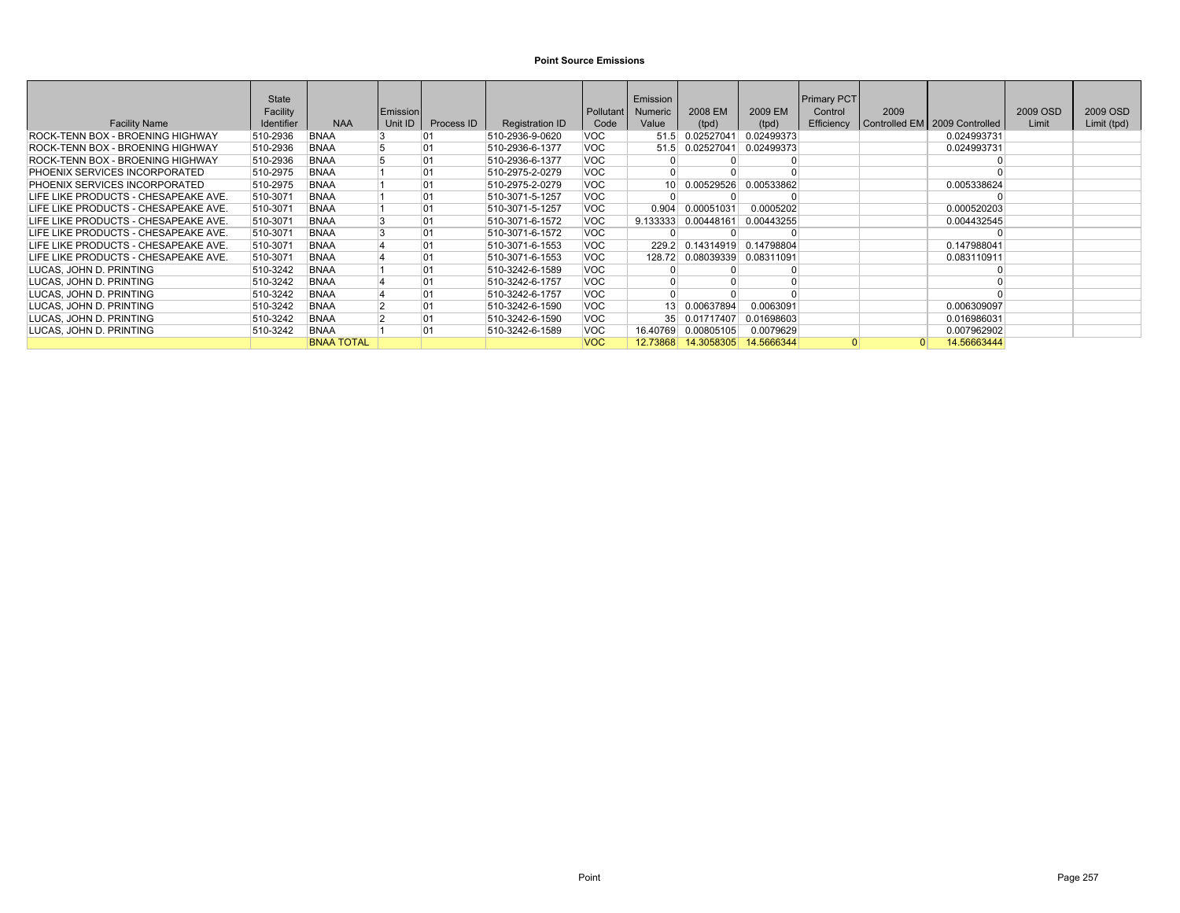# Point Source Emissions

| Facility Name | State Facility Identifier | NAA | Emission Unit ID | Process ID | Registration ID | Pollutant Code | Emission Numeric Value | 2008 EM (tpd) | 2009 EM (tpd) | Primary PCT Control Efficiency | 2009 Controlled EM | 2009 Controlled | 2009 OSD Limit | 2009 OSD Limit (tpd) |
|---|---|---|---|---|---|---|---|---|---|---|---|---|---|---|
| ROCK-TENN BOX - BROENING HIGHWAY | 510-2936 | BNAA | 3 | 01 | 510-2936-9-0620 | VOC | 51.5 | 0.02527041 | 0.02499373 | | | 0.024993731 | | |
| ROCK-TENN BOX - BROENING HIGHWAY | 510-2936 | BNAA | 5 | 01 | 510-2936-6-1377 | VOC | 51.5 | 0.02527041 | 0.02499373 | | | 0.024993731 | | |
| ROCK-TENN BOX - BROENING HIGHWAY | 510-2936 | BNAA | 5 | 01 | 510-2936-6-1377 | VOC | 0 | 0 | 0 | | | 0 | | |
| PHOENIX SERVICES INCORPORATED | 510-2975 | BNAA | 1 | 01 | 510-2975-2-0279 | VOC | 0 | 0 | 0 | | | 0 | | |
| PHOENIX SERVICES INCORPORATED | 510-2975 | BNAA | 1 | 01 | 510-2975-2-0279 | VOC | 10 | 0.00529526 | 0.00533862 | | | 0.005338624 | | |
| LIFE LIKE PRODUCTS - CHESAPEAKE AVE. | 510-3071 | BNAA | 1 | 01 | 510-3071-5-1257 | VOC | 0 | 0 | 0 | | | 0 | | |
| LIFE LIKE PRODUCTS - CHESAPEAKE AVE. | 510-3071 | BNAA | 1 | 01 | 510-3071-5-1257 | VOC | 0.904 | 0.00051031 | 0.0005202 | | | 0.000520203 | | |
| LIFE LIKE PRODUCTS - CHESAPEAKE AVE. | 510-3071 | BNAA | 3 | 01 | 510-3071-6-1572 | VOC | 9.133333 | 0.00448161 | 0.00443255 | | | 0.004432545 | | |
| LIFE LIKE PRODUCTS - CHESAPEAKE AVE. | 510-3071 | BNAA | 3 | 01 | 510-3071-6-1572 | VOC | 0 | 0 | 0 | | | 0 | | |
| LIFE LIKE PRODUCTS - CHESAPEAKE AVE. | 510-3071 | BNAA | 4 | 01 | 510-3071-6-1553 | VOC | 229.2 | 0.14314919 | 0.14798804 | | | 0.147988041 | | |
| LIFE LIKE PRODUCTS - CHESAPEAKE AVE. | 510-3071 | BNAA | 4 | 01 | 510-3071-6-1553 | VOC | 128.72 | 0.08039339 | 0.08311091 | | | 0.083110911 | | |
| LUCAS, JOHN D. PRINTING | 510-3242 | BNAA | 1 | 01 | 510-3242-6-1589 | VOC | 0 | 0 | 0 | | | 0 | | |
| LUCAS, JOHN D. PRINTING | 510-3242 | BNAA | 4 | 01 | 510-3242-6-1757 | VOC | 0 | 0 | 0 | | | 0 | | |
| LUCAS, JOHN D. PRINTING | 510-3242 | BNAA | 4 | 01 | 510-3242-6-1757 | VOC | 0 | 0 | 0 | | | 0 | | |
| LUCAS, JOHN D. PRINTING | 510-3242 | BNAA | 2 | 01 | 510-3242-6-1590 | VOC | 13 | 0.00637894 | 0.0063091 | | | 0.006309097 | | |
| LUCAS, JOHN D. PRINTING | 510-3242 | BNAA | 2 | 01 | 510-3242-6-1590 | VOC | 35 | 0.01717407 | 0.01698603 | | | 0.016986031 | | |
| LUCAS, JOHN D. PRINTING | 510-3242 | BNAA | 1 | 01 | 510-3242-6-1589 | VOC | 16.40769 | 0.00805105 | 0.0079629 | | | 0.007962902 | | |
| | | BNAA TOTAL | | | | VOC | 12.73868 | 14.3058305 | 14.5666344 | 0 | 0 | 14.56663444 | | |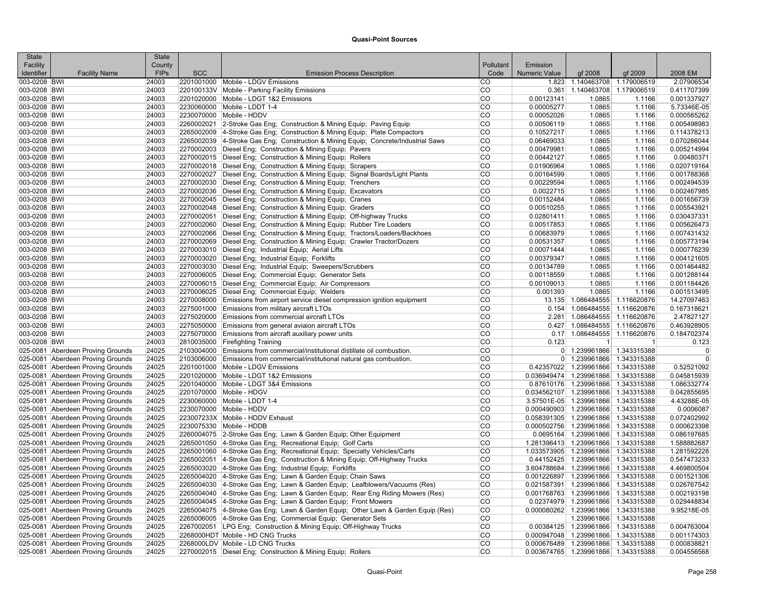## Quasi-Point Sources

| State Facility Identifier | Facility Name | State County FIPs | SCC | Emission Process Description | Pollutant Code | Emission Numeric Value | gf 2008 | gf 2009 | 2008 EM |
|---|---|---|---|---|---|---|---|---|---|
| 003-0208 | BWI | 24003 | 2201001000 | Mobile - LDGV Emissions | CO | 1.823 | 1.140463708 | 1.179006519 | 2.07906534 |
| 003-0208 | BWI | 24003 | 220100133V | Mobile - Parking Facility Emissions | CO | 0.361 | 1.140463708 | 1.179006519 | 0.411707399 |
| 003-0208 | BWI | 24003 | 2201020000 | Mobile - LDGT 1&2 Emissions | CO | 0.00123141 | 1.0865 | 1.1166 | 0.001337927 |
| 003-0208 | BWI | 24003 | 2230060000 | Mobile - LDDT 1-4 | CO | 0.00005277 | 1.0865 | 1.1166 | 5.73346E-05 |
| 003-0208 | BWI | 24003 | 2230070000 | Mobile - HDDV | CO | 0.00052026 | 1.0865 | 1.1166 | 0.000565262 |
| 003-0208 | BWI | 24003 | 2260002021 | 2-Stroke Gas Eng; Construction & Mining Equip; Paving Equip | CO | 0.00506119 | 1.0865 | 1.1166 | 0.005498983 |
| 003-0208 | BWI | 24003 | 2265002009 | 4-Stroke Gas Eng; Construction & Mining Equip; Plate Compactors | CO | 0.10527217 | 1.0865 | 1.1166 | 0.114378213 |
| 003-0208 | BWI | 24003 | 2265002039 | 4-Stroke Gas Eng; Construction & Mining Equip; Concrete/Industrial Saws | CO | 0.06469033 | 1.0865 | 1.1166 | 0.070286044 |
| 003-0208 | BWI | 24003 | 2270002003 | Diesel Eng; Construction & Mining Equip; Pavers | CO | 0.00479981 | 1.0865 | 1.1166 | 0.005214994 |
| 003-0208 | BWI | 24003 | 2270002015 | Diesel Eng; Construction & Mining Equip; Rollers | CO | 0.00442127 | 1.0865 | 1.1166 | 0.00480371 |
| 003-0208 | BWI | 24003 | 2270002018 | Diesel Eng; Construction & Mining Equip; Scrapers | CO | 0.01906964 | 1.0865 | 1.1166 | 0.020719164 |
| 003-0208 | BWI | 24003 | 2270002027 | Diesel Eng; Construction & Mining Equip; Signal Boards/Light Plants | CO | 0.00164599 | 1.0865 | 1.1166 | 0.001788368 |
| 003-0208 | BWI | 24003 | 2270002030 | Diesel Eng; Construction & Mining Equip; Trenchers | CO | 0.00229594 | 1.0865 | 1.1166 | 0.002494539 |
| 003-0208 | BWI | 24003 | 2270002036 | Diesel Eng; Construction & Mining Equip; Excavators | CO | 0.0022715 | 1.0865 | 1.1166 | 0.002467985 |
| 003-0208 | BWI | 24003 | 2270002045 | Diesel Eng; Construction & Mining Equip; Cranes | CO | 0.00152484 | 1.0865 | 1.1166 | 0.001656739 |
| 003-0208 | BWI | 24003 | 2270002048 | Diesel Eng; Construction & Mining Equip; Graders | CO | 0.00510255 | 1.0865 | 1.1166 | 0.005543921 |
| 003-0208 | BWI | 24003 | 2270002051 | Diesel Eng; Construction & Mining Equip; Off-highway Trucks | CO | 0.02801411 | 1.0865 | 1.1166 | 0.030437331 |
| 003-0208 | BWI | 24003 | 2270002060 | Diesel Eng; Construction & Mining Equip; Rubber Tire Loaders | CO | 0.00517853 | 1.0865 | 1.1166 | 0.005626473 |
| 003-0208 | BWI | 24003 | 2270002066 | Diesel Eng; Construction & Mining Equip; Tractors/Loaders/Backhoes | CO | 0.00683979 | 1.0865 | 1.1166 | 0.007431432 |
| 003-0208 | BWI | 24003 | 2270002069 | Diesel Eng; Construction & Mining Equip; Crawler Tractor/Dozers | CO | 0.00531357 | 1.0865 | 1.1166 | 0.005773194 |
| 003-0208 | BWI | 24003 | 2270003010 | Diesel Eng; Industrial Equip; Aerial Lifts | CO | 0.00071444 | 1.0865 | 1.1166 | 0.000776239 |
| 003-0208 | BWI | 24003 | 2270003020 | Diesel Eng; Industrial Equip; Forklifts | CO | 0.00379347 | 1.0865 | 1.1166 | 0.004121605 |
| 003-0208 | BWI | 24003 | 2270003030 | Diesel Eng; Industrial Equip; Sweepers/Scrubbers | CO | 0.00134789 | 1.0865 | 1.1166 | 0.001464482 |
| 003-0208 | BWI | 24003 | 2270006005 | Diesel Eng; Commercial Equip; Generator Sets | CO | 0.00118559 | 1.0865 | 1.1166 | 0.001288144 |
| 003-0208 | BWI | 24003 | 2270006015 | Diesel Eng; Commercial Equip; Air Compressors | CO | 0.00109013 | 1.0865 | 1.1166 | 0.001184426 |
| 003-0208 | BWI | 24003 | 2270006025 | Diesel Eng; Commercial Equip; Welders | CO | 0.001393 | 1.0865 | 1.1166 | 0.001513495 |
| 003-0208 | BWI | 24003 | 2270008000 | Emissions from airport service diesel compression ignition equipment | CO | 13.135 | 1.086484555 | 1.116620876 | 14.27097463 |
| 003-0208 | BWI | 24003 | 2275001000 | Emissions from military aircraft LTOs | CO | 0.154 | 1.086484555 | 1.116620876 | 0.167318621 |
| 003-0208 | BWI | 24003 | 2275020000 | Emissions from commercial aircraft LTOs | CO | 2.281 | 1.086484555 | 1.116620876 | 2.47827127 |
| 003-0208 | BWI | 24003 | 2275050000 | Emissions from general aviaion aircraft LTOs | CO | 0.427 | 1.086484555 | 1.116620876 | 0.463928905 |
| 003-0208 | BWI | 24003 | 2275070000 | Emissions from aircraft auxiliary power units | CO | 0.17 | 1.086484555 | 1.116620876 | 0.184702374 |
| 003-0208 | BWI | 24003 | 2810035000 | Firefighting Training | CO | 0.123 | 1 | 1 | 0.123 |
| 025-0081 | Aberdeen Proving Grounds | 24025 | 2103004000 | Emissions from commercial/institutional distillate oil combustion. | CO | 0 | 1.239961866 | 1.343315388 | 0 |
| 025-0081 | Aberdeen Proving Grounds | 24025 | 2103006000 | Emissions from commercial/institutional natural gas combustion. | CO | 0 | 1.239961866 | 1.343315388 | 0 |
| 025-0081 | Aberdeen Proving Grounds | 24025 | 2201001000 | Mobile - LDGV Emissions | CO | 0.42357022 | 1.239961866 | 1.343315388 | 0.52521092 |
| 025-0081 | Aberdeen Proving Grounds | 24025 | 2201020000 | Mobile - LDGT 1&2 Emissions | CO | 0.036949474 | 1.239961866 | 1.343315388 | 0.045815939 |
| 025-0081 | Aberdeen Proving Grounds | 24025 | 2201040000 | Mobile - LDGT 3&4 Emissions | CO | 0.87610176 | 1.239961866 | 1.343315388 | 1.086332774 |
| 025-0081 | Aberdeen Proving Grounds | 24025 | 2201070000 | Mobile - HDGV | CO | 0.034562107 | 1.239961866 | 1.343315388 | 0.042855695 |
| 025-0081 | Aberdeen Proving Grounds | 24025 | 2230060000 | Mobile - LDDT 1-4 | CO | 3.57501E-05 | 1.239961866 | 1.343315388 | 4.43288E-05 |
| 025-0081 | Aberdeen Proving Grounds | 24025 | 2230070000 | Mobile - HDDV | CO | 0.000490903 | 1.239961866 | 1.343315388 | 0.0006087 |
| 025-0081 | Aberdeen Proving Grounds | 24025 | 223007233X | Mobile - HDDV Exhaust | CO | 0.058391305 | 1.239961866 | 1.343315388 | 0.072402992 |
| 025-0081 | Aberdeen Proving Grounds | 24025 | 2230075330 | Mobile - HDDB | CO | 0.000502756 | 1.239961866 | 1.343315388 | 0.000623398 |
| 025-0081 | Aberdeen Proving Grounds | 24025 | 2260004075 | 2-Stroke Gas Eng; Lawn & Garden Equip; Other Equipment | CO | 0.0695164 | 1.239961866 | 1.343315388 | 0.086197685 |
| 025-0081 | Aberdeen Proving Grounds | 24025 | 2265001050 | 4-Stroke Gas Eng; Recreational Equip; Golf Carts | CO | 1.281396413 | 1.239961866 | 1.343315388 | 1.588882687 |
| 025-0081 | Aberdeen Proving Grounds | 24025 | 2265001060 | 4-Stroke Gas Eng; Recreational Equip; Specialty Vehicles/Carts | CO | 1.033573905 | 1.239961866 | 1.343315388 | 1.281592228 |
| 025-0081 | Aberdeen Proving Grounds | 24025 | 2265002051 | 4-Stroke Gas Eng; Construction & Mining Equip; Off-Highway Trucks | CO | 0.44152425 | 1.239961866 | 1.343315388 | 0.547473233 |
| 025-0081 | Aberdeen Proving Grounds | 24025 | 2265003020 | 4-Stroke Gas Eng; Industrial Equip; Forklifts | CO | 3.604788684 | 1.239961866 | 1.343315388 | 4.469800504 |
| 025-0081 | Aberdeen Proving Grounds | 24025 | 2265004020 | 4-Stroke Gas Eng; Lawn & Garden Equip; Chain Saws | CO | 0.001226897 | 1.239961866 | 1.343315388 | 0.001521306 |
| 025-0081 | Aberdeen Proving Grounds | 24025 | 2265004030 | 4-Stroke Gas Eng; Lawn & Garden Equip; Leafblowers/Vacuums (Res) | CO | 0.021587391 | 1.239961866 | 1.343315388 | 0.026767542 |
| 025-0081 | Aberdeen Proving Grounds | 24025 | 2265004040 | 4-Stroke Gas Eng; Lawn & Garden Equip; Rear Eng Riding Mowers (Res) | CO | 0.001768763 | 1.239961866 | 1.343315388 | 0.002193198 |
| 025-0081 | Aberdeen Proving Grounds | 24025 | 2265004045 | 4-Stroke Gas Eng; Lawn & Garden Equip; Front Mowers | CO | 0.02374979 | 1.239961866 | 1.343315388 | 0.029448834 |
| 025-0081 | Aberdeen Proving Grounds | 24025 | 2265004075 | 4-Stroke Gas Eng; Lawn & Garden Equip; Other Lawn & Garden Equip (Res) | CO | 0.000080262 | 1.239961866 | 1.343315388 | 9.95218E-05 |
| 025-0081 | Aberdeen Proving Grounds | 24025 | 2265006005 | 4-Stroke Gas Eng; Commercial Equip; Generator Sets | CO | | 1.239961866 | 1.343315388 | |
| 025-0081 | Aberdeen Proving Grounds | 24025 | 2267002051 | LPG Eng; Construction & Mining Equip; Off-Highway Trucks | CO | 0.00384125 | 1.239961866 | 1.343315388 | 0.004763004 |
| 025-0081 | Aberdeen Proving Grounds | 24025 | 2268000HDT | Mobile - HD CNG Trucks | CO | 0.000947048 | 1.239961866 | 1.343315388 | 0.001174303 |
| 025-0081 | Aberdeen Proving Grounds | 24025 | 2268000LDV | Mobile - LD CNG Trucks | CO | 0.000676489 | 1.239961866 | 1.343315388 | 0.000838821 |
| 025-0081 | Aberdeen Proving Grounds | 24025 | 2270002015 | Diesel Eng; Construction & Mining Equip; Rollers | CO | 0.003674765 | 1.239961866 | 1.343315388 | 0.004556568 |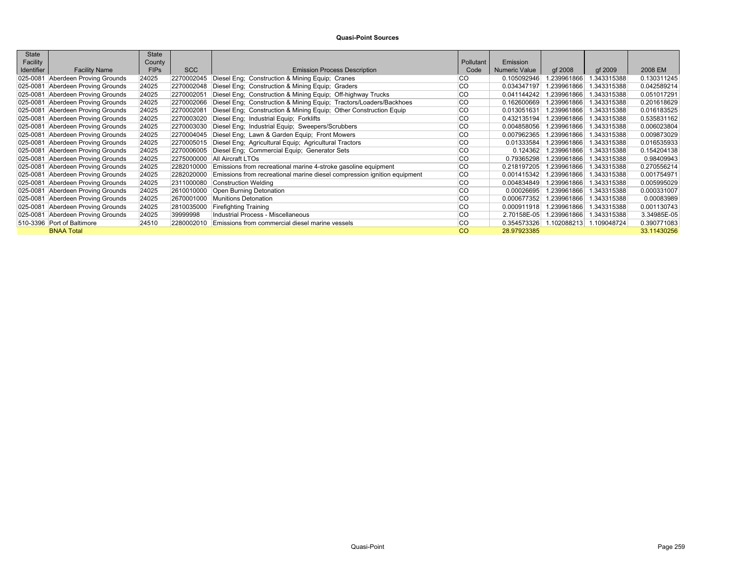## Quasi-Point Sources

| State Facility Identifier | Facility Name | State County FIPs | SCC | Emission Process Description | Pollutant Code | Emission Numeric Value | gf 2008 | gf 2009 | 2008 EM |
|---|---|---|---|---|---|---|---|---|---|
| 025-0081 | Aberdeen Proving Grounds | 24025 | 2270002045 | Diesel Eng; Construction & Mining Equip; Cranes | CO | 0.105092946 | 1.239961866 | 1.343315388 | 0.130311245 |
| 025-0081 | Aberdeen Proving Grounds | 24025 | 2270002048 | Diesel Eng; Construction & Mining Equip; Graders | CO | 0.034347197 | 1.239961866 | 1.343315388 | 0.042589214 |
| 025-0081 | Aberdeen Proving Grounds | 24025 | 2270002051 | Diesel Eng; Construction & Mining Equip; Off-highway Trucks | CO | 0.041144242 | 1.239961866 | 1.343315388 | 0.051017291 |
| 025-0081 | Aberdeen Proving Grounds | 24025 | 2270002066 | Diesel Eng; Construction & Mining Equip; Tractors/Loaders/Backhoes | CO | 0.162600669 | 1.239961866 | 1.343315388 | 0.201618629 |
| 025-0081 | Aberdeen Proving Grounds | 24025 | 2270002081 | Diesel Eng; Construction & Mining Equip; Other Construction Equip | CO | 0.013051631 | 1.239961866 | 1.343315388 | 0.016183525 |
| 025-0081 | Aberdeen Proving Grounds | 24025 | 2270003020 | Diesel Eng; Industrial Equip; Forklifts | CO | 0.432135194 | 1.239961866 | 1.343315388 | 0.535831162 |
| 025-0081 | Aberdeen Proving Grounds | 24025 | 2270003030 | Diesel Eng; Industrial Equip; Sweepers/Scrubbers | CO | 0.004858056 | 1.239961866 | 1.343315388 | 0.006023804 |
| 025-0081 | Aberdeen Proving Grounds | 24025 | 2270004045 | Diesel Eng; Lawn & Garden Equip; Front Mowers | CO | 0.007962365 | 1.239961866 | 1.343315388 | 0.009873029 |
| 025-0081 | Aberdeen Proving Grounds | 24025 | 2270005015 | Diesel Eng; Agricultural Equip; Agricultural Tractors | CO | 0.01333584 | 1.239961866 | 1.343315388 | 0.016535933 |
| 025-0081 | Aberdeen Proving Grounds | 24025 | 2270006005 | Diesel Eng; Commercial Equip; Generator Sets | CO | 0.124362 | 1.239961866 | 1.343315388 | 0.154204138 |
| 025-0081 | Aberdeen Proving Grounds | 24025 | 2275000000 | All Aircraft LTOs | CO | 0.79365298 | 1.239961866 | 1.343315388 | 0.98409943 |
| 025-0081 | Aberdeen Proving Grounds | 24025 | 2282010000 | Emissions from recreational marine 4-stroke gasoline equipment | CO | 0.218197205 | 1.239961866 | 1.343315388 | 0.270556214 |
| 025-0081 | Aberdeen Proving Grounds | 24025 | 2282020000 | Emissions from recreational marine diesel compression ignition equipment | CO | 0.001415342 | 1.239961866 | 1.343315388 | 0.001754971 |
| 025-0081 | Aberdeen Proving Grounds | 24025 | 2311000080 | Construction Welding | CO | 0.004834849 | 1.239961866 | 1.343315388 | 0.005995029 |
| 025-0081 | Aberdeen Proving Grounds | 24025 | 2610010000 | Open Burning Detonation | CO | 0.00026695 | 1.239961866 | 1.343315388 | 0.000331007 |
| 025-0081 | Aberdeen Proving Grounds | 24025 | 2670001000 | Munitions Detonation | CO | 0.000677352 | 1.239961866 | 1.343315388 | 0.00083989 |
| 025-0081 | Aberdeen Proving Grounds | 24025 | 2810035000 | Firefighting Training | CO | 0.000911918 | 1.239961866 | 1.343315388 | 0.001130743 |
| 025-0081 | Aberdeen Proving Grounds | 24025 | 39999998 | Industrial Process - Miscellaneous | CO | 2.70158E-05 | 1.239961866 | 1.343315388 | 3.34985E-05 |
| 510-3396 | Port of Baltimore | 24510 | 2280002010 | Emissions from commercial diesel marine vessels | CO | 0.354573326 | 1.102088213 | 1.109048724 | 0.390771083 |
| | BNAA Total | | | | CO | 28.97923385 | | | 33.11430256 |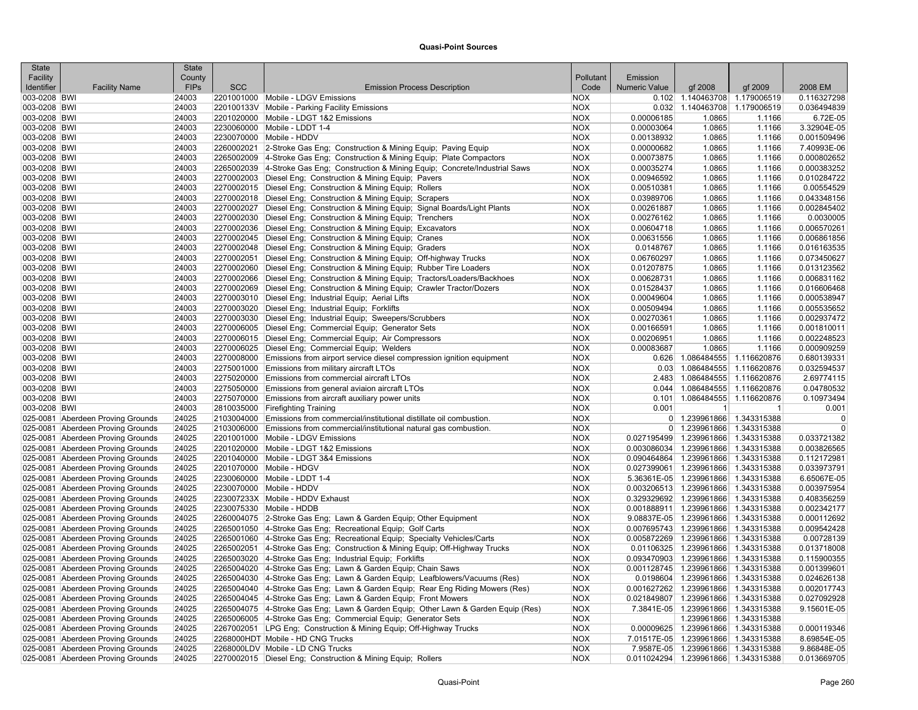# Quasi-Point Sources

| State Facility Identifier | Facility Name | State County FIPs | SCC | Emission Process Description | Pollutant Code | Emission Numeric Value | gf 2008 | gf 2009 | 2008 EM |
|---|---|---|---|---|---|---|---|---|---|
| 003-0208 | BWI | 24003 | 2201001000 | Mobile - LDGV Emissions | NOX | 0.102 | 1.140463708 | 1.179006519 | 0.116327298 |
| 003-0208 | BWI | 24003 | 220100133V | Mobile - Parking Facility Emissions | NOX | 0.032 | 1.140463708 | 1.179006519 | 0.036494839 |
| 003-0208 | BWI | 24003 | 2201020000 | Mobile - LDGT 1&2 Emissions | NOX | 0.00006185 | 1.0865 | 1.1166 | 6.72E-05 |
| 003-0208 | BWI | 24003 | 2230060000 | Mobile - LDDT 1-4 | NOX | 0.00003064 | 1.0865 | 1.1166 | 3.32904E-05 |
| 003-0208 | BWI | 24003 | 2230070000 | Mobile - HDDV | NOX | 0.00138932 | 1.0865 | 1.1166 | 0.001509496 |
| 003-0208 | BWI | 24003 | 2260002021 | 2-Stroke Gas Eng; Construction & Mining Equip; Paving Equip | NOX | 0.00000682 | 1.0865 | 1.1166 | 7.40993E-06 |
| 003-0208 | BWI | 24003 | 2265002009 | 4-Stroke Gas Eng; Construction & Mining Equip; Plate Compactors | NOX | 0.00073875 | 1.0865 | 1.1166 | 0.000802652 |
| 003-0208 | BWI | 24003 | 2265002039 | 4-Stroke Gas Eng; Construction & Mining Equip; Concrete/Industrial Saws | NOX | 0.00035274 | 1.0865 | 1.1166 | 0.000383252 |
| 003-0208 | BWI | 24003 | 2270002003 | Diesel Eng; Construction & Mining Equip; Pavers | NOX | 0.00946592 | 1.0865 | 1.1166 | 0.010284722 |
| 003-0208 | BWI | 24003 | 2270002015 | Diesel Eng; Construction & Mining Equip; Rollers | NOX | 0.00510381 | 1.0865 | 1.1166 | 0.00554529 |
| 003-0208 | BWI | 24003 | 2270002018 | Diesel Eng; Construction & Mining Equip; Scrapers | NOX | 0.03989706 | 1.0865 | 1.1166 | 0.043348156 |
| 003-0208 | BWI | 24003 | 2270002027 | Diesel Eng; Construction & Mining Equip; Signal Boards/Light Plants | NOX | 0.00261887 | 1.0865 | 1.1166 | 0.002845402 |
| 003-0208 | BWI | 24003 | 2270002030 | Diesel Eng; Construction & Mining Equip; Trenchers | NOX | 0.00276162 | 1.0865 | 1.1166 | 0.0030005 |
| 003-0208 | BWI | 24003 | 2270002036 | Diesel Eng; Construction & Mining Equip; Excavators | NOX | 0.00604718 | 1.0865 | 1.1166 | 0.006570261 |
| 003-0208 | BWI | 24003 | 2270002045 | Diesel Eng; Construction & Mining Equip; Cranes | NOX | 0.00631556 | 1.0865 | 1.1166 | 0.006861856 |
| 003-0208 | BWI | 24003 | 2270002048 | Diesel Eng; Construction & Mining Equip; Graders | NOX | 0.0148767 | 1.0865 | 1.1166 | 0.016163535 |
| 003-0208 | BWI | 24003 | 2270002051 | Diesel Eng; Construction & Mining Equip; Off-highway Trucks | NOX | 0.06760297 | 1.0865 | 1.1166 | 0.073450627 |
| 003-0208 | BWI | 24003 | 2270002060 | Diesel Eng; Construction & Mining Equip; Rubber Tire Loaders | NOX | 0.01207875 | 1.0865 | 1.1166 | 0.013123562 |
| 003-0208 | BWI | 24003 | 2270002066 | Diesel Eng; Construction & Mining Equip; Tractors/Loaders/Backhoes | NOX | 0.00628731 | 1.0865 | 1.1166 | 0.006831162 |
| 003-0208 | BWI | 24003 | 2270002069 | Diesel Eng; Construction & Mining Equip; Crawler Tractor/Dozers | NOX | 0.01528437 | 1.0865 | 1.1166 | 0.016606468 |
| 003-0208 | BWI | 24003 | 2270003010 | Diesel Eng; Industrial Equip; Aerial Lifts | NOX | 0.00049604 | 1.0865 | 1.1166 | 0.000538947 |
| 003-0208 | BWI | 24003 | 2270003020 | Diesel Eng; Industrial Equip; Forklifts | NOX | 0.00509494 | 1.0865 | 1.1166 | 0.005535652 |
| 003-0208 | BWI | 24003 | 2270003030 | Diesel Eng; Industrial Equip; Sweepers/Scrubbers | NOX | 0.00270361 | 1.0865 | 1.1166 | 0.002937472 |
| 003-0208 | BWI | 24003 | 2270006005 | Diesel Eng; Commercial Equip; Generator Sets | NOX | 0.00166591 | 1.0865 | 1.1166 | 0.001810011 |
| 003-0208 | BWI | 24003 | 2270006015 | Diesel Eng; Commercial Equip; Air Compressors | NOX | 0.00206951 | 1.0865 | 1.1166 | 0.002248523 |
| 003-0208 | BWI | 24003 | 2270006025 | Diesel Eng; Commercial Equip; Welders | NOX | 0.00083687 | 1.0865 | 1.1166 | 0.000909259 |
| 003-0208 | BWI | 24003 | 2270008000 | Emissions from airport service diesel compression ignition equipment | NOX | 0.626 | 1.086484555 | 1.116620876 | 0.680139331 |
| 003-0208 | BWI | 24003 | 2275001000 | Emissions from military aircraft LTOs | NOX | 0.03 | 1.086484555 | 1.116620876 | 0.032594537 |
| 003-0208 | BWI | 24003 | 2275020000 | Emissions from commercial aircraft LTOs | NOX | 2.483 | 1.086484555 | 1.116620876 | 2.69774115 |
| 003-0208 | BWI | 24003 | 2275050000 | Emissions from general aviaion aircraft LTOs | NOX | 0.044 | 1.086484555 | 1.116620876 | 0.04780532 |
| 003-0208 | BWI | 24003 | 2275070000 | Emissions from aircraft auxiliary power units | NOX | 0.101 | 1.086484555 | 1.116620876 | 0.10973494 |
| 003-0208 | BWI | 24003 | 2810035000 | Firefighting Training | NOX | 0.001 | 1 | 1 | 0.001 |
| 025-0081 | Aberdeen Proving Grounds | 24025 | 2103004000 | Emissions from commercial/institutional distillate oil combustion. | NOX | 0 | 1.239961866 | 1.343315388 | 0 |
| 025-0081 | Aberdeen Proving Grounds | 24025 | 2103006000 | Emissions from commercial/institutional natural gas combustion. | NOX | 0 | 1.239961866 | 1.343315388 | 0 |
| 025-0081 | Aberdeen Proving Grounds | 24025 | 2201001000 | Mobile - LDGV Emissions | NOX | 0.027195499 | 1.239961866 | 1.343315388 | 0.033721382 |
| 025-0081 | Aberdeen Proving Grounds | 24025 | 2201020000 | Mobile - LDGT 1&2 Emissions | NOX | 0.003086034 | 1.239961866 | 1.343315388 | 0.003826565 |
| 025-0081 | Aberdeen Proving Grounds | 24025 | 2201040000 | Mobile - LDGT 3&4 Emissions | NOX | 0.090464864 | 1.239961866 | 1.343315388 | 0.112172981 |
| 025-0081 | Aberdeen Proving Grounds | 24025 | 2201070000 | Mobile - HDGV | NOX | 0.027399061 | 1.239961866 | 1.343315388 | 0.033973791 |
| 025-0081 | Aberdeen Proving Grounds | 24025 | 2230060000 | Mobile - LDDT 1-4 | NOX | 5.36361E-05 | 1.239961866 | 1.343315388 | 6.65067E-05 |
| 025-0081 | Aberdeen Proving Grounds | 24025 | 2230070000 | Mobile - HDDV | NOX | 0.003206513 | 1.239961866 | 1.343315388 | 0.003975954 |
| 025-0081 | Aberdeen Proving Grounds | 24025 | 223007233X | Mobile - HDDV Exhaust | NOX | 0.329329692 | 1.239961866 | 1.343315388 | 0.408356259 |
| 025-0081 | Aberdeen Proving Grounds | 24025 | 2230075330 | Mobile - HDDB | NOX | 0.001888911 | 1.239961866 | 1.343315388 | 0.002342177 |
| 025-0081 | Aberdeen Proving Grounds | 24025 | 2260004075 | 2-Stroke Gas Eng; Lawn & Garden Equip; Other Equipment | NOX | 9.08837E-05 | 1.239961866 | 1.343315388 | 0.000112692 |
| 025-0081 | Aberdeen Proving Grounds | 24025 | 2265001050 | 4-Stroke Gas Eng; Recreational Equip; Golf Carts | NOX | 0.007695743 | 1.239961866 | 1.343315388 | 0.009542428 |
| 025-0081 | Aberdeen Proving Grounds | 24025 | 2265001060 | 4-Stroke Gas Eng; Recreational Equip; Specialty Vehicles/Carts | NOX | 0.005872269 | 1.239961866 | 1.343315388 | 0.00728139 |
| 025-0081 | Aberdeen Proving Grounds | 24025 | 2265002051 | 4-Stroke Gas Eng; Construction & Mining Equip; Off-Highway Trucks | NOX | 0.01106325 | 1.239961866 | 1.343315388 | 0.013718008 |
| 025-0081 | Aberdeen Proving Grounds | 24025 | 2265003020 | 4-Stroke Gas Eng; Industrial Equip; Forklifts | NOX | 0.093470903 | 1.239961866 | 1.343315388 | 0.115900355 |
| 025-0081 | Aberdeen Proving Grounds | 24025 | 2265004020 | 4-Stroke Gas Eng; Lawn & Garden Equip; Chain Saws | NOX | 0.001128745 | 1.239961866 | 1.343315388 | 0.001399601 |
| 025-0081 | Aberdeen Proving Grounds | 24025 | 2265004030 | 4-Stroke Gas Eng; Lawn & Garden Equip; Leafblowers/Vacuums (Res) | NOX | 0.0198604 | 1.239961866 | 1.343315388 | 0.024626138 |
| 025-0081 | Aberdeen Proving Grounds | 24025 | 2265004040 | 4-Stroke Gas Eng; Lawn & Garden Equip; Rear Eng Riding Mowers (Res) | NOX | 0.001627262 | 1.239961866 | 1.343315388 | 0.002017743 |
| 025-0081 | Aberdeen Proving Grounds | 24025 | 2265004045 | 4-Stroke Gas Eng; Lawn & Garden Equip; Front Mowers | NOX | 0.021849807 | 1.239961866 | 1.343315388 | 0.027092928 |
| 025-0081 | Aberdeen Proving Grounds | 24025 | 2265004075 | 4-Stroke Gas Eng; Lawn & Garden Equip; Other Lawn & Garden Equip (Res) | NOX | 7.3841E-05 | 1.239961866 | 1.343315388 | 9.15601E-05 |
| 025-0081 | Aberdeen Proving Grounds | 24025 | 2265006005 | 4-Stroke Gas Eng; Commercial Equip; Generator Sets | NOX | | 1.239961866 | 1.343315388 | |
| 025-0081 | Aberdeen Proving Grounds | 24025 | 2267002051 | LPG Eng; Construction & Mining Equip; Off-Highway Trucks | NOX | 0.00009625 | 1.239961866 | 1.343315388 | 0.000119346 |
| 025-0081 | Aberdeen Proving Grounds | 24025 | 2268000HDT | Mobile - HD CNG Trucks | NOX | 7.01517E-05 | 1.239961866 | 1.343315388 | 8.69854E-05 |
| 025-0081 | Aberdeen Proving Grounds | 24025 | 2268000LDV | Mobile - LD CNG Trucks | NOX | 7.9587E-05 | 1.239961866 | 1.343315388 | 9.86848E-05 |
| 025-0081 | Aberdeen Proving Grounds | 24025 | 2270002015 | Diesel Eng; Construction & Mining Equip; Rollers | NOX | 0.011024294 | 1.239961866 | 1.343315388 | 0.013669705 |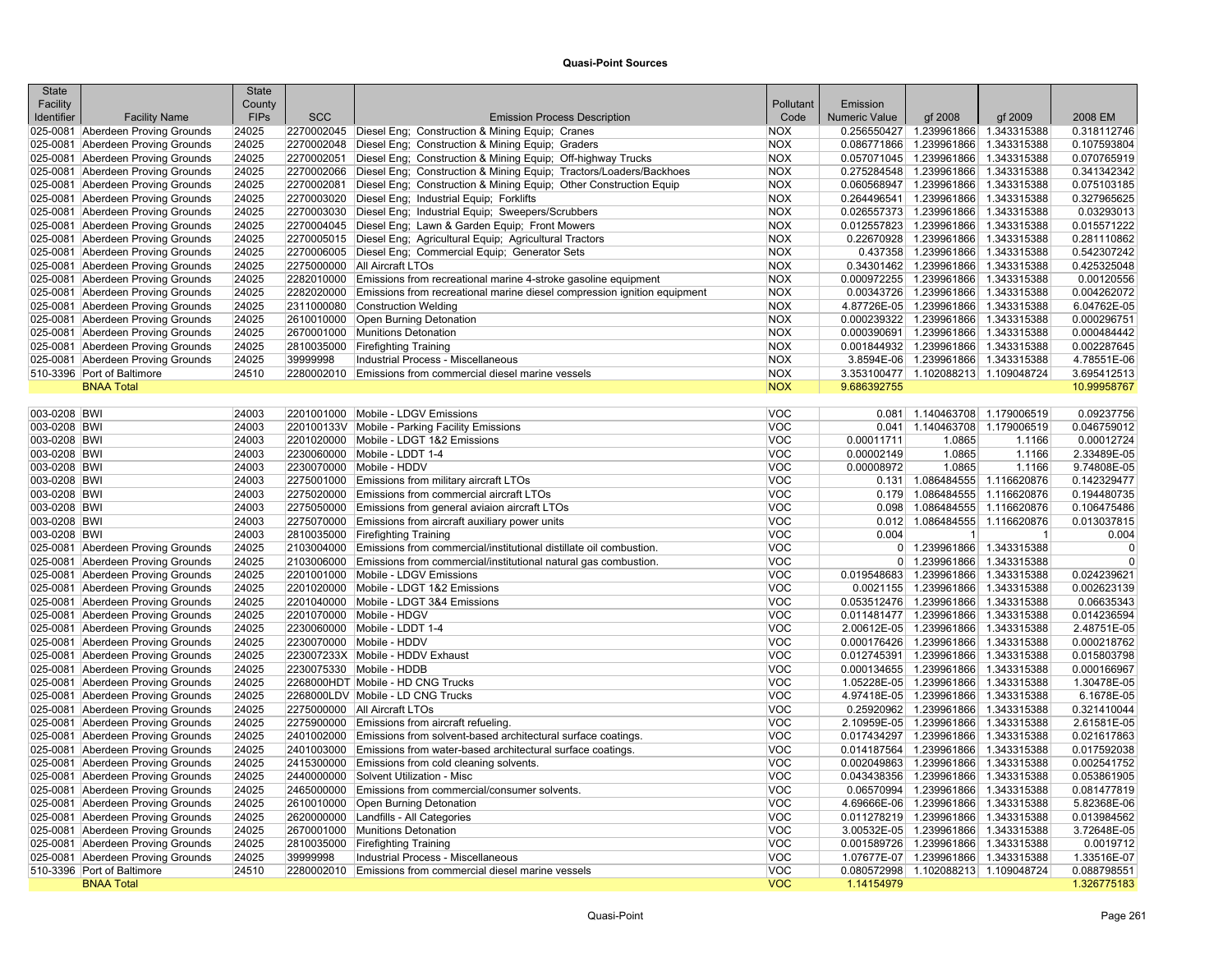# Quasi-Point Sources

| State Facility Identifier | Facility Name | State County FIPs | SCC | Emission Process Description | Pollutant Code | Emission Numeric Value | gf 2008 | gf 2009 | 2008 EM |
|---|---|---|---|---|---|---|---|---|---|
| 025-0081 | Aberdeen Proving Grounds | 24025 | 2270002045 | Diesel Eng; Construction & Mining Equip; Cranes | NOX | 0.256550427 | 1.239961866 | 1.343315388 | 0.318112746 |
| 025-0081 | Aberdeen Proving Grounds | 24025 | 2270002048 | Diesel Eng; Construction & Mining Equip; Graders | NOX | 0.086771866 | 1.239961866 | 1.343315388 | 0.107593804 |
| 025-0081 | Aberdeen Proving Grounds | 24025 | 2270002051 | Diesel Eng; Construction & Mining Equip; Off-highway Trucks | NOX | 0.057071045 | 1.239961866 | 1.343315388 | 0.070765919 |
| 025-0081 | Aberdeen Proving Grounds | 24025 | 2270002066 | Diesel Eng; Construction & Mining Equip; Tractors/Loaders/Backhoes | NOX | 0.275284548 | 1.239961866 | 1.343315388 | 0.341342342 |
| 025-0081 | Aberdeen Proving Grounds | 24025 | 2270002081 | Diesel Eng; Construction & Mining Equip; Other Construction Equip | NOX | 0.060568947 | 1.239961866 | 1.343315388 | 0.075103185 |
| 025-0081 | Aberdeen Proving Grounds | 24025 | 2270003020 | Diesel Eng; Industrial Equip; Forklifts | NOX | 0.264496541 | 1.239961866 | 1.343315388 | 0.327965625 |
| 025-0081 | Aberdeen Proving Grounds | 24025 | 2270003030 | Diesel Eng; Industrial Equip; Sweepers/Scrubbers | NOX | 0.026557373 | 1.239961866 | 1.343315388 | 0.03293013 |
| 025-0081 | Aberdeen Proving Grounds | 24025 | 2270004045 | Diesel Eng; Lawn & Garden Equip; Front Mowers | NOX | 0.012557823 | 1.239961866 | 1.343315388 | 0.015571222 |
| 025-0081 | Aberdeen Proving Grounds | 24025 | 2270005015 | Diesel Eng; Agricultural Equip; Agricultural Tractors | NOX | 0.22670928 | 1.239961866 | 1.343315388 | 0.281110862 |
| 025-0081 | Aberdeen Proving Grounds | 24025 | 2270006005 | Diesel Eng; Commercial Equip; Generator Sets | NOX | 0.437358 | 1.239961866 | 1.343315388 | 0.542307242 |
| 025-0081 | Aberdeen Proving Grounds | 24025 | 2275000000 | All Aircraft LTOs | NOX | 0.34301462 | 1.239961866 | 1.343315388 | 0.425325048 |
| 025-0081 | Aberdeen Proving Grounds | 24025 | 2282010000 | Emissions from recreational marine 4-stroke gasoline equipment | NOX | 0.000972255 | 1.239961866 | 1.343315388 | 0.00120556 |
| 025-0081 | Aberdeen Proving Grounds | 24025 | 2282020000 | Emissions from recreational marine diesel compression ignition equipment | NOX | 0.00343726 | 1.239961866 | 1.343315388 | 0.004262072 |
| 025-0081 | Aberdeen Proving Grounds | 24025 | 2311000080 | Construction Welding | NOX | 4.87726E-05 | 1.239961866 | 1.343315388 | 6.04762E-05 |
| 025-0081 | Aberdeen Proving Grounds | 24025 | 2610010000 | Open Burning Detonation | NOX | 0.000239322 | 1.239961866 | 1.343315388 | 0.000296751 |
| 025-0081 | Aberdeen Proving Grounds | 24025 | 2670001000 | Munitions Detonation | NOX | 0.000390691 | 1.239961866 | 1.343315388 | 0.000484442 |
| 025-0081 | Aberdeen Proving Grounds | 24025 | 2810035000 | Firefighting Training | NOX | 0.001844932 | 1.239961866 | 1.343315388 | 0.002287645 |
| 025-0081 | Aberdeen Proving Grounds | 24025 | 39999998 | Industrial Process - Miscellaneous | NOX | 3.8594E-06 | 1.239961866 | 1.343315388 | 4.78551E-06 |
| 510-3396 | Port of Baltimore | 24510 | 2280002010 | Emissions from commercial diesel marine vessels | NOX | 3.353100477 | 1.102088213 | 1.109048724 | 3.695412513 |
| | BNAA Total | | | | NOX | 9.686392755 | | | 10.99958767 |
| | | | | | | | | | |
| 003-0208 | BWI | 24003 | 2201001000 | Mobile - LDGV Emissions | VOC | 0.081 | 1.140463708 | 1.179006519 | 0.09237756 |
| 003-0208 | BWI | 24003 | 220100133V | Mobile - Parking Facility Emissions | VOC | 0.041 | 1.140463708 | 1.179006519 | 0.046759012 |
| 003-0208 | BWI | 24003 | 2201020000 | Mobile - LDGT 1&2 Emissions | VOC | 0.00011711 | 1.0865 | 1.1166 | 0.00012724 |
| 003-0208 | BWI | 24003 | 2230060000 | Mobile - LDDT 1-4 | VOC | 0.00002149 | 1.0865 | 1.1166 | 2.33489E-05 |
| 003-0208 | BWI | 24003 | 2230070000 | Mobile - HDDV | VOC | 0.00008972 | 1.0865 | 1.1166 | 9.74808E-05 |
| 003-0208 | BWI | 24003 | 2275001000 | Emissions from military aircraft LTOs | VOC | 0.131 | 1.086484555 | 1.116620876 | 0.142329477 |
| 003-0208 | BWI | 24003 | 2275020000 | Emissions from commercial aircraft LTOs | VOC | 0.179 | 1.086484555 | 1.116620876 | 0.194480735 |
| 003-0208 | BWI | 24003 | 2275050000 | Emissions from general aviaion aircraft LTOs | VOC | 0.098 | 1.086484555 | 1.116620876 | 0.106475486 |
| 003-0208 | BWI | 24003 | 2275070000 | Emissions from aircraft auxiliary power units | VOC | 0.012 | 1.086484555 | 1.116620876 | 0.013037815 |
| 003-0208 | BWI | 24003 | 2810035000 | Firefighting Training | VOC | 0.004 | 1 | 1 | 0.004 |
| 025-0081 | Aberdeen Proving Grounds | 24025 | 2103004000 | Emissions from commercial/institutional distillate oil combustion. | VOC | 0 | 1.239961866 | 1.343315388 | 0 |
| 025-0081 | Aberdeen Proving Grounds | 24025 | 2103006000 | Emissions from commercial/institutional natural gas combustion. | VOC | 0 | 1.239961866 | 1.343315388 | 0 |
| 025-0081 | Aberdeen Proving Grounds | 24025 | 2201001000 | Mobile - LDGV Emissions | VOC | 0.019548683 | 1.239961866 | 1.343315388 | 0.024239621 |
| 025-0081 | Aberdeen Proving Grounds | 24025 | 2201020000 | Mobile - LDGT 1&2 Emissions | VOC | 0.0021155 | 1.239961866 | 1.343315388 | 0.002623139 |
| 025-0081 | Aberdeen Proving Grounds | 24025 | 2201040000 | Mobile - LDGT 3&4 Emissions | VOC | 0.053512476 | 1.239961866 | 1.343315388 | 0.06635343 |
| 025-0081 | Aberdeen Proving Grounds | 24025 | 2201070000 | Mobile - HDGV | VOC | 0.011481477 | 1.239961866 | 1.343315388 | 0.014236594 |
| 025-0081 | Aberdeen Proving Grounds | 24025 | 2230060000 | Mobile - LDDT 1-4 | VOC | 2.00612E-05 | 1.239961866 | 1.343315388 | 2.48751E-05 |
| 025-0081 | Aberdeen Proving Grounds | 24025 | 2230070000 | Mobile - HDDV | VOC | 0.000176426 | 1.239961866 | 1.343315388 | 0.000218762 |
| 025-0081 | Aberdeen Proving Grounds | 24025 | 223007233X | Mobile - HDDV Exhaust | VOC | 0.012745391 | 1.239961866 | 1.343315388 | 0.015803798 |
| 025-0081 | Aberdeen Proving Grounds | 24025 | 2230075330 | Mobile - HDDB | VOC | 0.000134655 | 1.239961866 | 1.343315388 | 0.000166967 |
| 025-0081 | Aberdeen Proving Grounds | 24025 | 2268000HDT | Mobile - HD CNG Trucks | VOC | 1.05228E-05 | 1.239961866 | 1.343315388 | 1.30478E-05 |
| 025-0081 | Aberdeen Proving Grounds | 24025 | 2268000LDV | Mobile - LD CNG Trucks | VOC | 4.97418E-05 | 1.239961866 | 1.343315388 | 6.1678E-05 |
| 025-0081 | Aberdeen Proving Grounds | 24025 | 2275000000 | All Aircraft LTOs | VOC | 0.25920962 | 1.239961866 | 1.343315388 | 0.321410044 |
| 025-0081 | Aberdeen Proving Grounds | 24025 | 2275900000 | Emissions from aircraft refueling. | VOC | 2.10959E-05 | 1.239961866 | 1.343315388 | 2.61581E-05 |
| 025-0081 | Aberdeen Proving Grounds | 24025 | 2401002000 | Emissions from solvent-based architectural surface coatings. | VOC | 0.017434297 | 1.239961866 | 1.343315388 | 0.021617863 |
| 025-0081 | Aberdeen Proving Grounds | 24025 | 2401003000 | Emissions from water-based architectural surface coatings. | VOC | 0.014187564 | 1.239961866 | 1.343315388 | 0.017592038 |
| 025-0081 | Aberdeen Proving Grounds | 24025 | 2415300000 | Emissions from cold cleaning solvents. | VOC | 0.002049863 | 1.239961866 | 1.343315388 | 0.002541752 |
| 025-0081 | Aberdeen Proving Grounds | 24025 | 2440000000 | Solvent Utilization - Misc | VOC | 0.043438356 | 1.239961866 | 1.343315388 | 0.053861905 |
| 025-0081 | Aberdeen Proving Grounds | 24025 | 2465000000 | Emissions from commercial/consumer solvents. | VOC | 0.06570994 | 1.239961866 | 1.343315388 | 0.081477819 |
| 025-0081 | Aberdeen Proving Grounds | 24025 | 2610010000 | Open Burning Detonation | VOC | 4.69666E-06 | 1.239961866 | 1.343315388 | 5.82368E-06 |
| 025-0081 | Aberdeen Proving Grounds | 24025 | 2620000000 | Landfills - All Categories | VOC | 0.011278219 | 1.239961866 | 1.343315388 | 0.013984562 |
| 025-0081 | Aberdeen Proving Grounds | 24025 | 2670001000 | Munitions Detonation | VOC | 3.00532E-05 | 1.239961866 | 1.343315388 | 3.72648E-05 |
| 025-0081 | Aberdeen Proving Grounds | 24025 | 2810035000 | Firefighting Training | VOC | 0.001589726 | 1.239961866 | 1.343315388 | 0.0019712 |
| 025-0081 | Aberdeen Proving Grounds | 24025 | 39999998 | Industrial Process - Miscellaneous | VOC | 1.07677E-07 | 1.239961866 | 1.343315388 | 1.33516E-07 |
| 510-3396 | Port of Baltimore | 24510 | 2280002010 | Emissions from commercial diesel marine vessels | VOC | 0.080572998 | 1.102088213 | 1.109048724 | 0.088798551 |
| | BNAA Total | | | | VOC | 1.14154979 | | | 1.326775183 |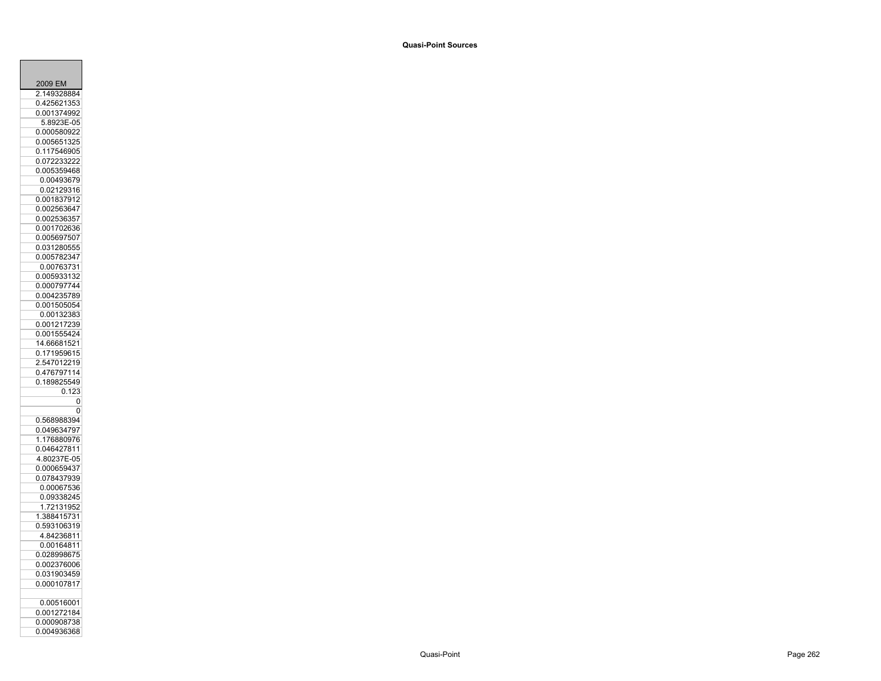**Quasi-Point Sources**

| 2009 EM |
|---|
| 2.149328884 |
| 0.425621353 |
| 0.001374992 |
| 5.8923E-05 |
| 0.000580922 |
| 0.005651325 |
| 0.117546905 |
| 0.072233222 |
| 0.005359468 |
| 0.00493679 |
| 0.02129316 |
| 0.001837912 |
| 0.002563647 |
| 0.002536357 |
| 0.001702636 |
| 0.005697507 |
| 0.031280555 |
| 0.005782347 |
| 0.00763731 |
| 0.005933132 |
| 0.000797744 |
| 0.004235789 |
| 0.001505054 |
| 0.00132383 |
| 0.001217239 |
| 0.001555424 |
| 14.66681521 |
| 0.171959615 |
| 2.547012219 |
| 0.476797114 |
| 0.189825549 |
| 0.123 |
| 0 |
| 0 |
| 0.568988394 |
| 0.049634797 |
| 1.176880976 |
| 0.046427811 |
| 4.80237E-05 |
| 0.000659437 |
| 0.078437939 |
| 0.00067536 |
| 0.09338245 |
| 1.72131952 |
| 1.388415731 |
| 0.593106319 |
| 4.84236811 |
| 0.00164811 |
| 0.028998675 |
| 0.002376006 |
| 0.031903459 |
| 0.000107817 |
| |
| 0.00516001 |
| 0.001272184 |
| 0.000908738 |
| 0.004936368 |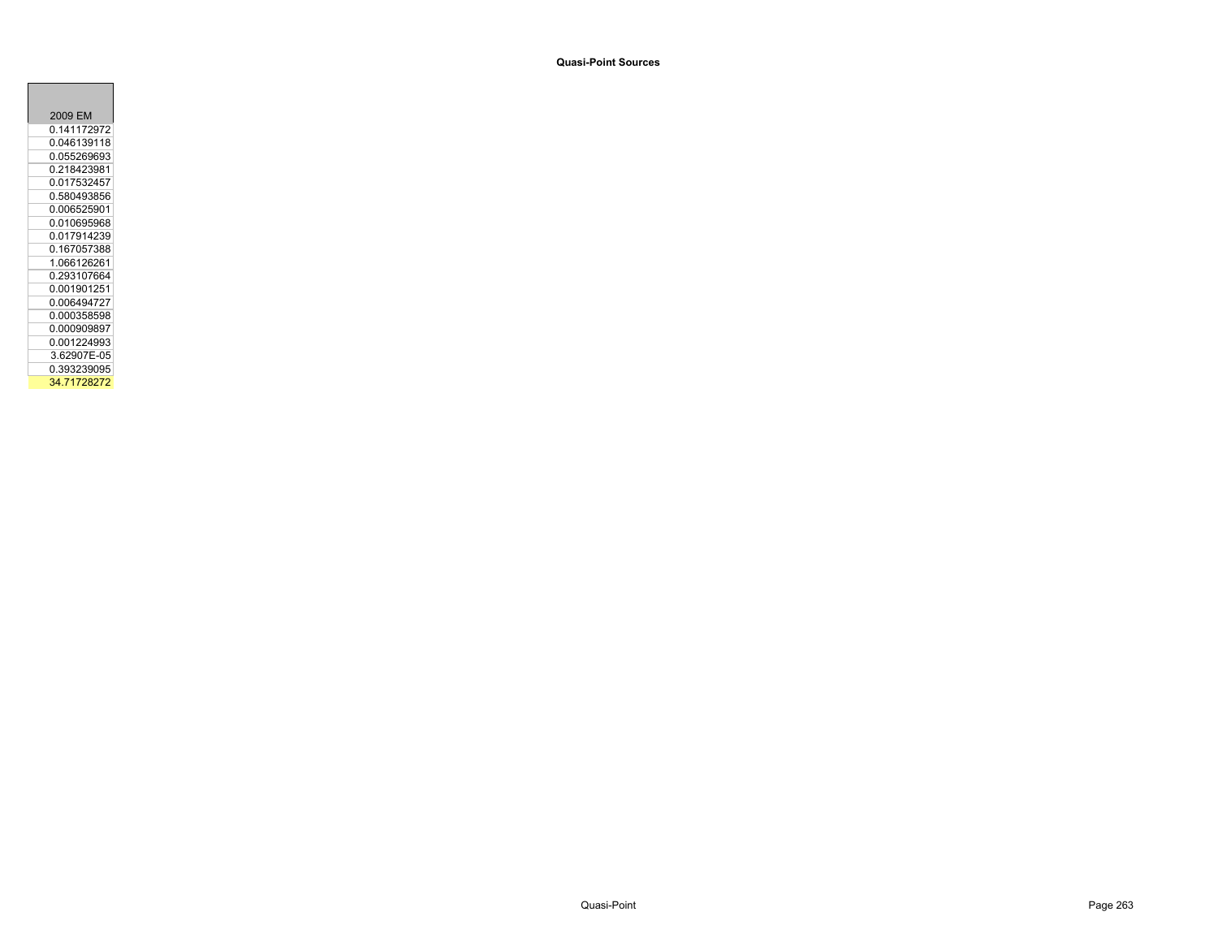**Quasi-Point Sources**

| 2009 EM |
|---|
| 0.141172972 |
| 0.046139118 |
| 0.055269693 |
| 0.218423981 |
| 0.017532457 |
| 0.580493856 |
| 0.006525901 |
| 0.010695968 |
| 0.017914239 |
| 0.167057388 |
| 1.066126261 |
| 0.293107664 |
| 0.001901251 |
| 0.006494727 |
| 0.000358598 |
| 0.000909897 |
| 0.001224993 |
| 3.62907E-05 |
| 0.393239095 |
| 34.71728272 |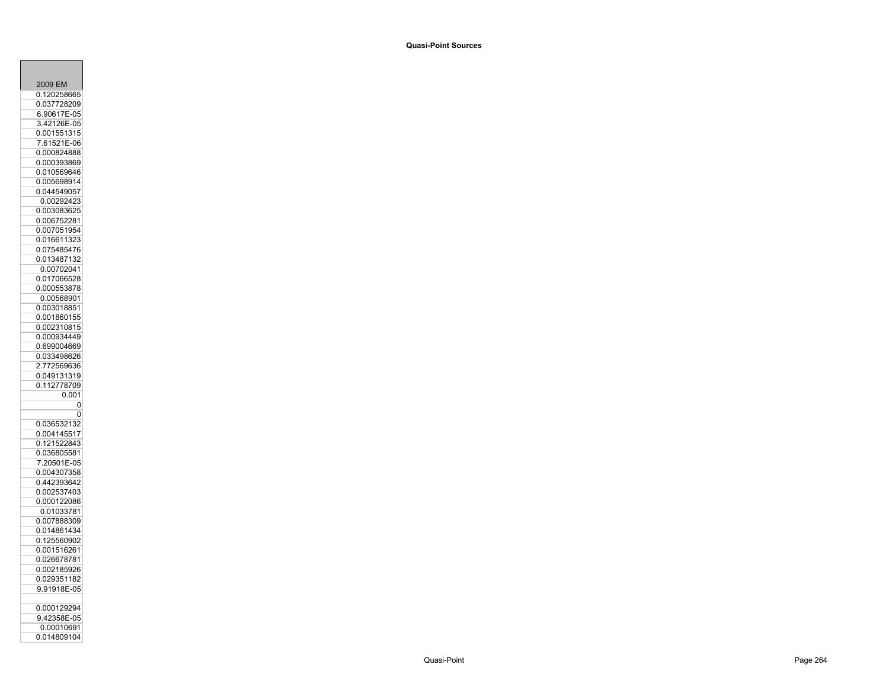**Quasi-Point Sources**

| 2009 EM |
|---|
| 0.120258665 |
| 0.037728209 |
| 6.90617E-05 |
| 3.42126E-05 |
| 0.001551315 |
| 7.61521E-06 |
| 0.000824888 |
| 0.000393869 |
| 0.010569646 |
| 0.005698914 |
| 0.044549057 |
| 0.00292423 |
| 0.003083625 |
| 0.006752281 |
| 0.007051954 |
| 0.016611323 |
| 0.075485476 |
| 0.013487132 |
| 0.00702041 |
| 0.017066528 |
| 0.000553878 |
| 0.00568901 |
| 0.003018851 |
| 0.001860155 |
| 0.002310815 |
| 0.000934449 |
| 0.699004669 |
| 0.033498626 |
| 2.772569636 |
| 0.049131319 |
| 0.112778709 |
| 0.001 |
| 0 |
| 0 |
| 0.036532132 |
| 0.004145517 |
| 0.121522843 |
| 0.036805581 |
| 7.20501E-05 |
| 0.004307358 |
| 0.442393642 |
| 0.002537403 |
| 0.000122086 |
| 0.01033781 |
| 0.007888309 |
| 0.014861434 |
| 0.125560902 |
| 0.001516261 |
| 0.026678781 |
| 0.002185926 |
| 0.029351182 |
| 9.91918E-05 |
| |
| 0.000129294 |
| 9.42358E-05 |
| 0.00010691 |
| 0.014809104 |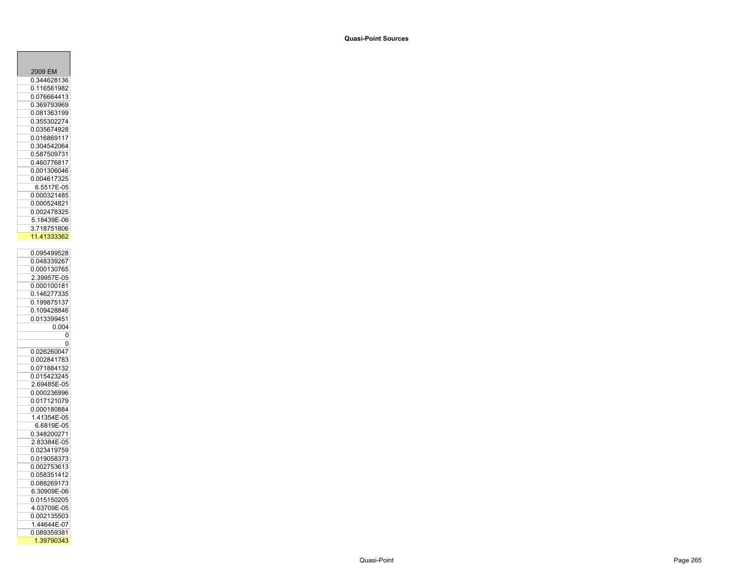**Quasi-Point Sources**

| 2009 EM |
|---|
| 0.344628136 |
| 0.116561982 |
| 0.076664413 |
| 0.369793969 |
| 0.081363199 |
| 0.355302274 |
| 0.035674928 |
| 0.016869117 |
| 0.304542064 |
| 0.587509731 |
| 0.460776817 |
| 0.001306046 |
| 0.004617325 |
| 6.5517E-05 |
| 0.000321485 |
| 0.000524821 |
| 0.002478325 |
| 5.18439E-06 |
| 3.718751806 |
| 11.41333362 |
| |
| 0.095499528 |
| 0.048339267 |
| 0.000130765 |
| 2.39957E-05 |
| 0.000100181 |
| 0.146277335 |
| 0.199875137 |
| 0.109428846 |
| 0.013399451 |
| 0.004 |
| 0 |
| 0 |
| 0.026260047 |
| 0.002841783 |
| 0.071884132 |
| 0.015423245 |
| 2.69485E-05 |
| 0.000236996 |
| 0.017121079 |
| 0.000180884 |
| 1.41354E-05 |
| 6.6819E-05 |
| 0.348200271 |
| 2.83384E-05 |
| 0.023419759 |
| 0.019058373 |
| 0.002753613 |
| 0.058351412 |
| 0.088269173 |
| 6.30909E-06 |
| 0.015150205 |
| 4.03709E-05 |
| 0.002135503 |
| 1.44644E-07 |
| 0.089359381 |
| 1.39790343 |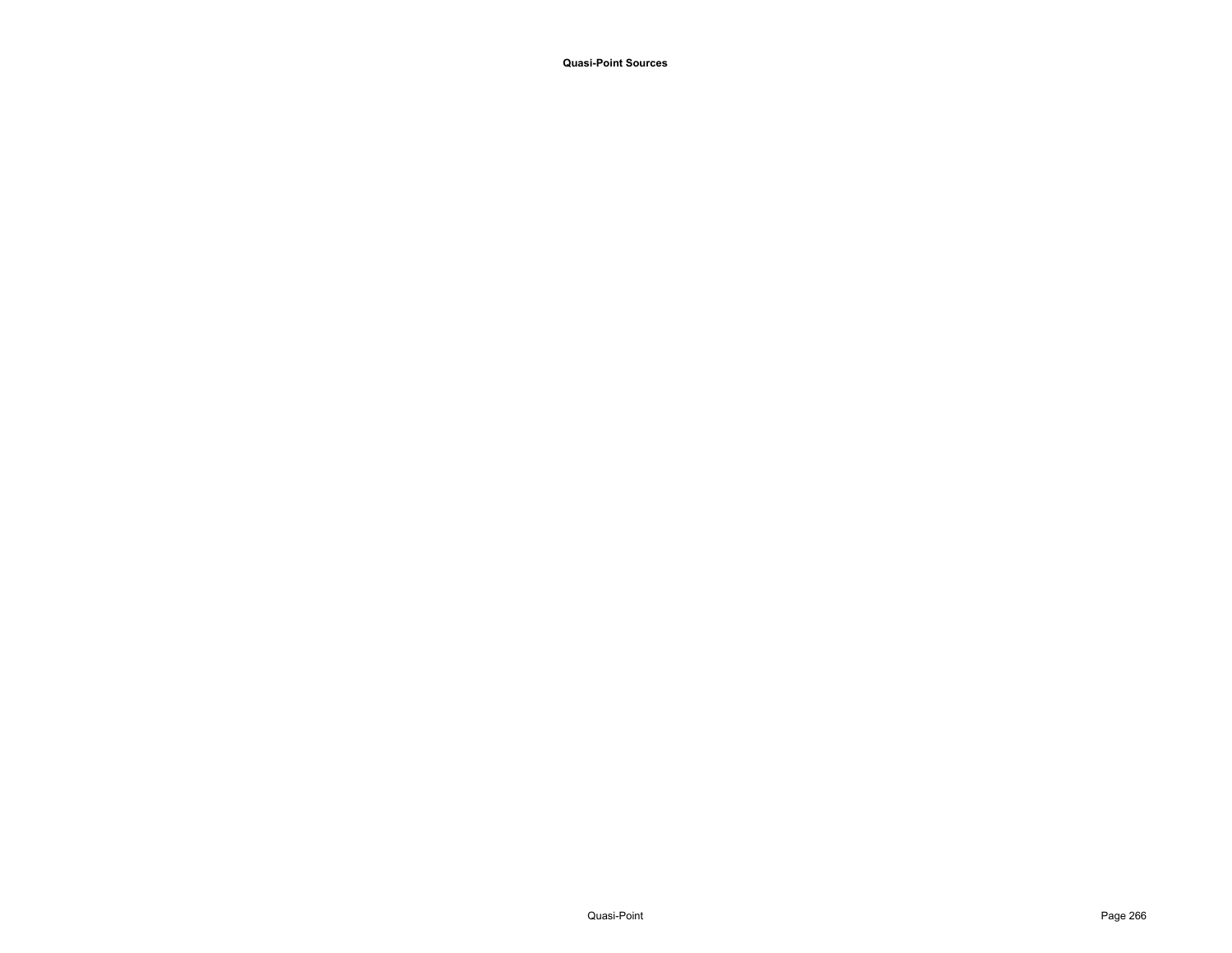**Quasi-Point Sources**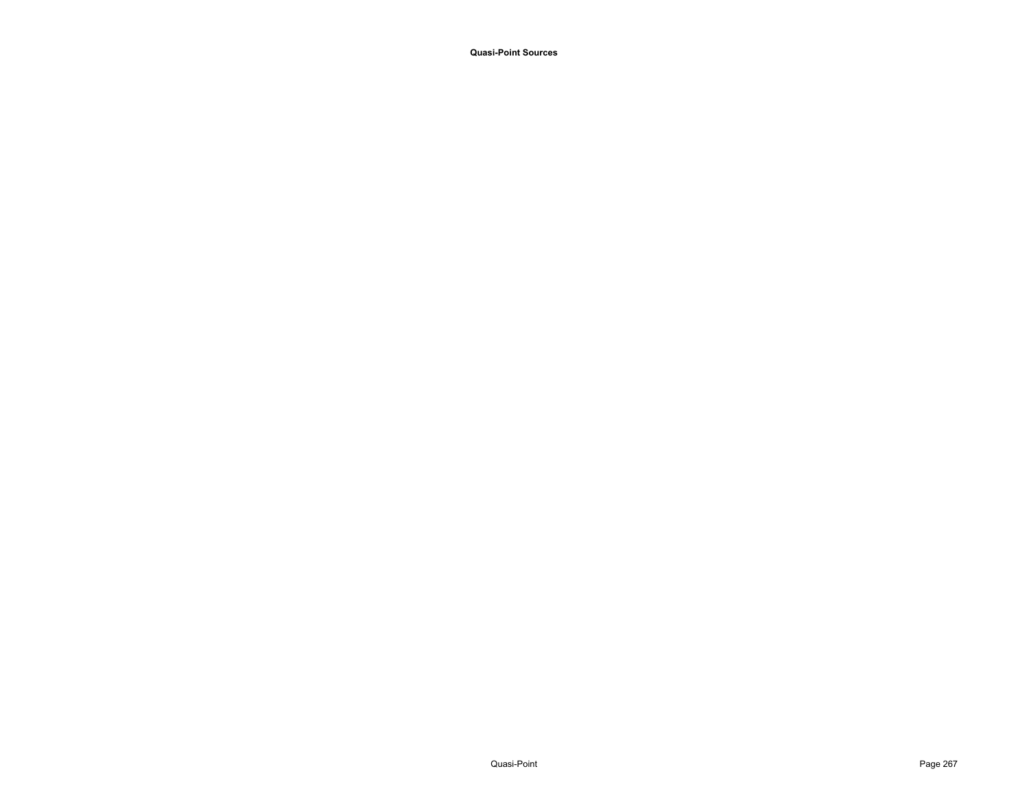**Quasi-Point Sources**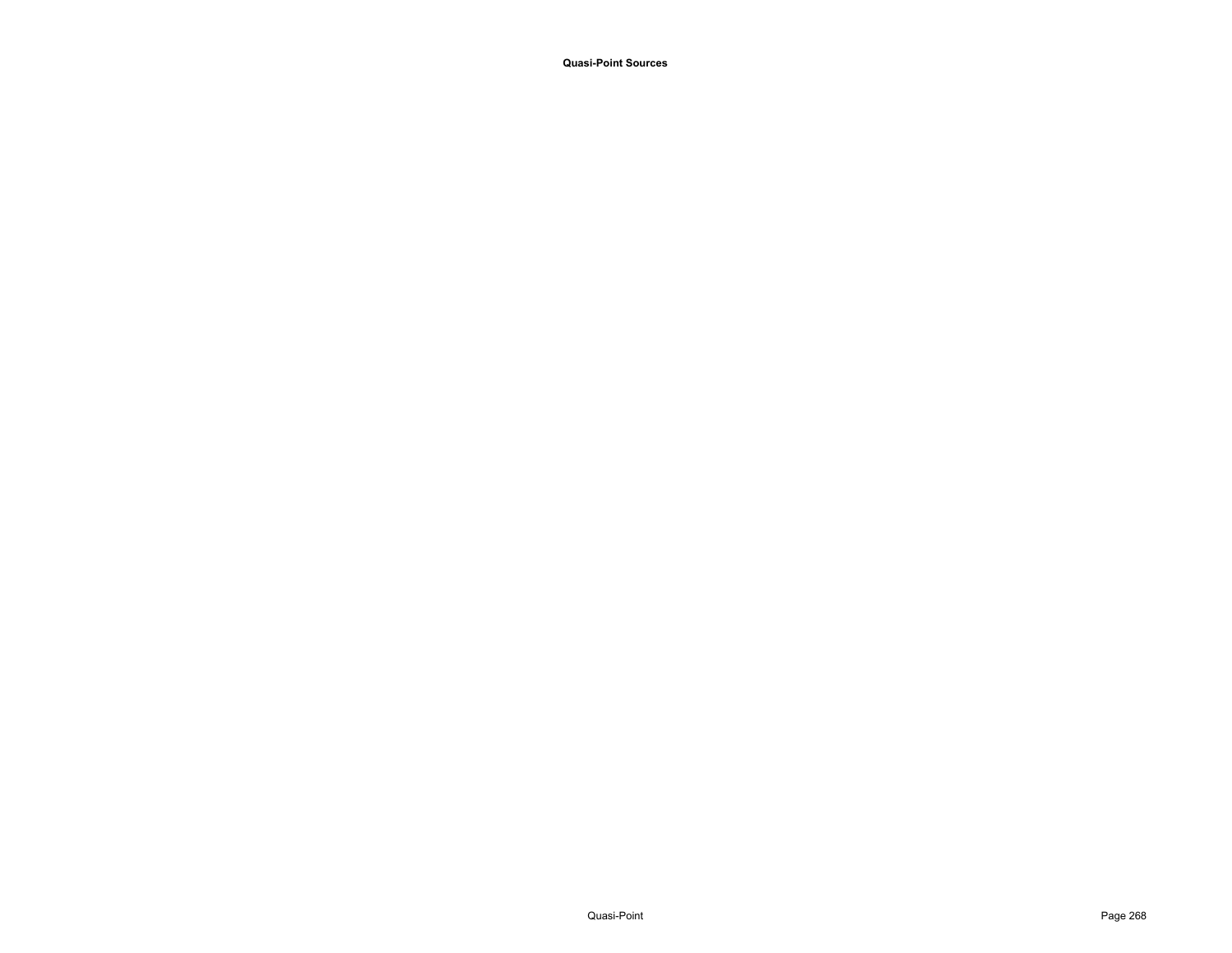**Quasi-Point Sources**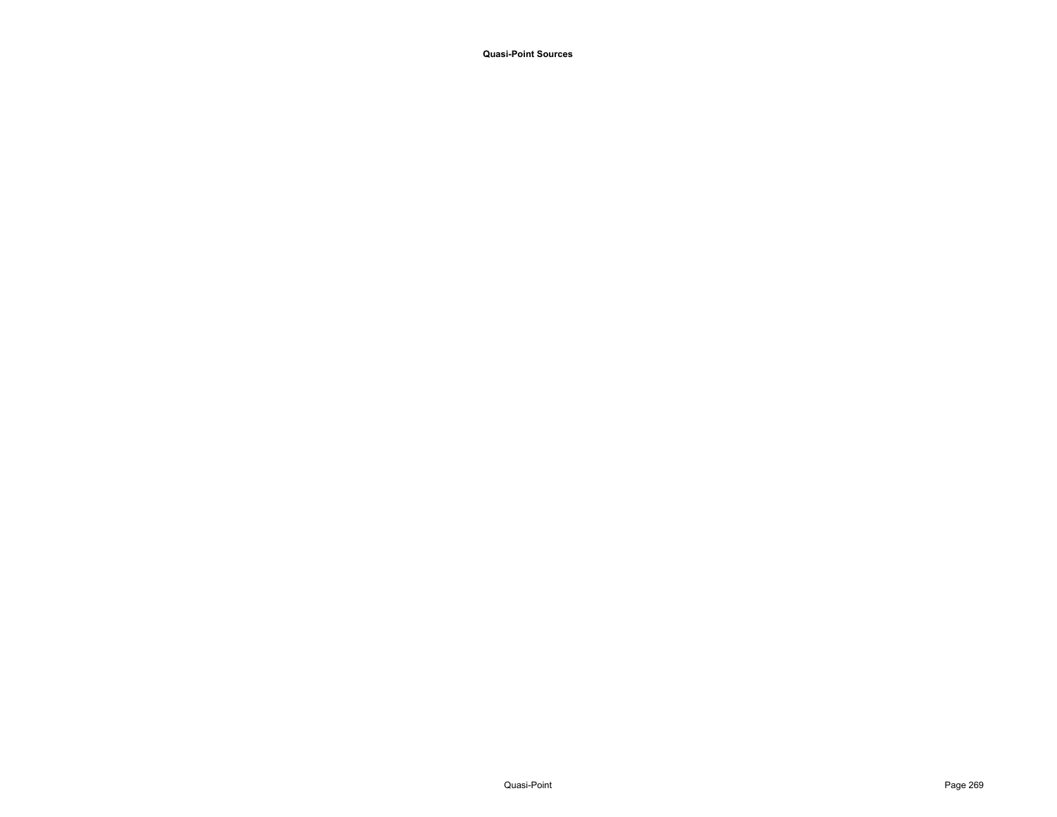**Quasi-Point Sources**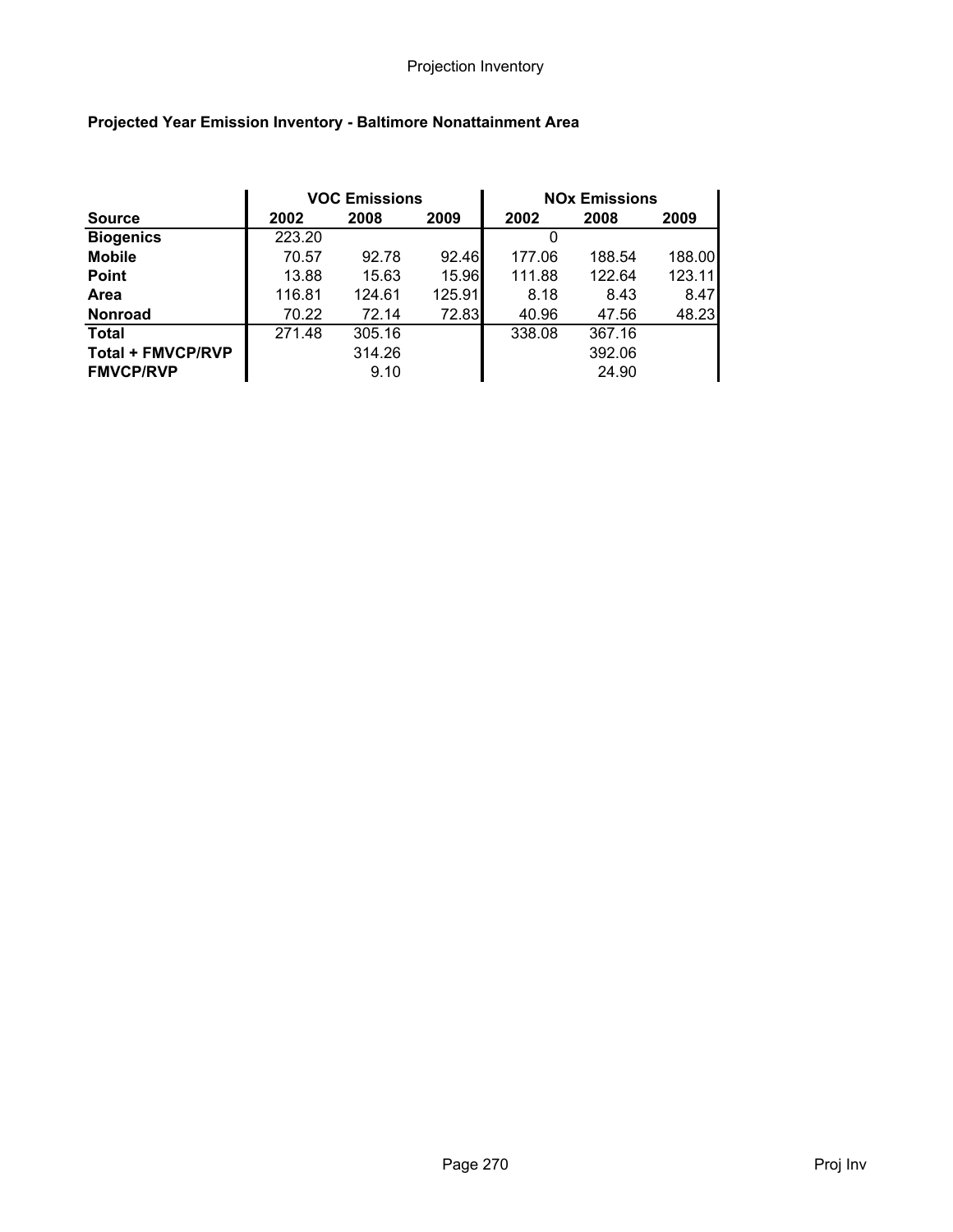**Projected Year Emission Inventory - Baltimore Nonattainment Area**

| | VOC Emissions | | | NOx Emissions | | |
|---|---|---|---|---|---|---|
| **Source** | **2002** | **2008** | **2009** | **2002** | **2008** | **2009** |
| **Biogenics** | 223.20 | | | 0 | | |
| **Mobile** | 70.57 | 92.78 | 92.46 | 177.06 | 188.54 | 188.00 |
| **Point** | 13.88 | 15.63 | 15.96 | 111.88 | 122.64 | 123.11 |
| **Area** | 116.81 | 124.61 | 125.91 | 8.18 | 8.43 | 8.47 |
| **Nonroad** | 70.22 | 72.14 | 72.83 | 40.96 | 47.56 | 48.23 |
| **Total** | 271.48 | 305.16 | | 338.08 | 367.16 | |
| **Total + FMVCP/RVP** | | 314.26 | | | 392.06 | |
| **FMVCP/RVP** | | 9.10 | | | 24.90 | |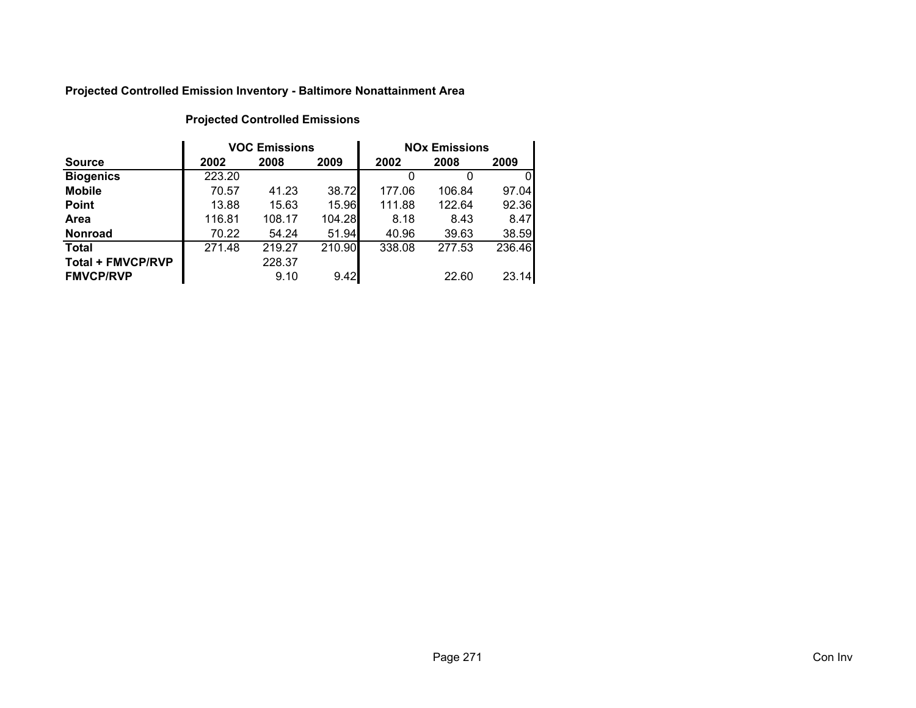**Projected Controlled Emission Inventory - Baltimore Nonattainment Area**

**Projected Controlled Emissions**

| | VOC Emissions | | | NOx Emissions | | |
|---|---|---|---|---|---|---|
| **Source** | **2002** | **2008** | **2009** | **2002** | **2008** | **2009** |
| **Biogenics** | 223.20 | | | 0 | 0 | 0 |
| **Mobile** | 70.57 | 41.23 | 38.72 | 177.06 | 106.84 | 97.04 |
| **Point** | 13.88 | 15.63 | 15.96 | 111.88 | 122.64 | 92.36 |
| **Area** | 116.81 | 108.17 | 104.28 | 8.18 | 8.43 | 8.47 |
| **Nonroad** | 70.22 | 54.24 | 51.94 | 40.96 | 39.63 | 38.59 |
| **Total** | 271.48 | 219.27 | 210.90 | 338.08 | 277.53 | 236.46 |
| **Total + FMVCP/RVP** | | 228.37 | | | | |
| **FMVCP/RVP** | | 9.10 | 9.42 | | 22.60 | 23.14 |

Con Inv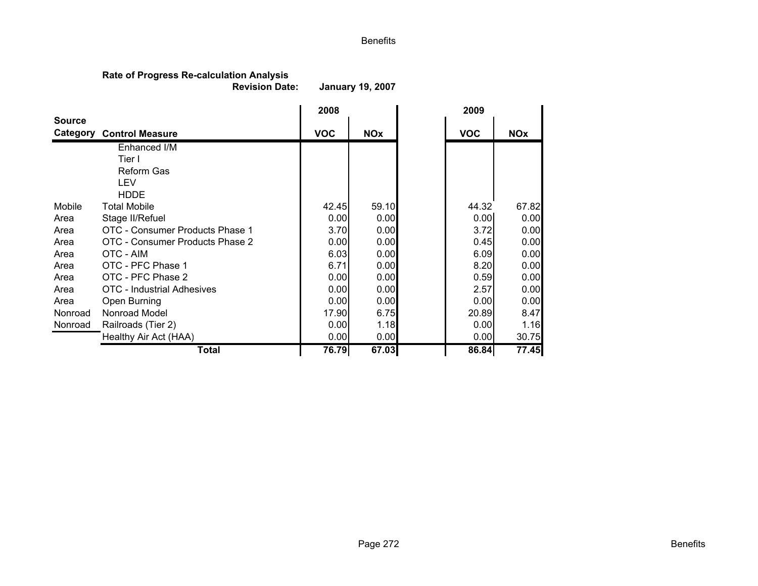**Rate of Progress Re-calculation Analysis**
**Revision Date:** **January 19, 2007**

| Source Category | Control Measure | 2008 | | 2009 | |
|---|---|---|---|---|---|
| | | VOC | NOx | VOC | NOx |
| | Enhanced I/M | | | | |
| | Tier I | | | | |
| | Reform Gas | | | | |
| | LEV | | | | |
| | HDDE | | | | |
| Mobile | Total Mobile | 42.45 | 59.10 | 44.32 | 67.82 |
| Area | Stage II/Refuel | 0.00 | 0.00 | 0.00 | 0.00 |
| Area | OTC - Consumer Products Phase 1 | 3.70 | 0.00 | 3.72 | 0.00 |
| Area | OTC - Consumer Products Phase 2 | 0.00 | 0.00 | 0.45 | 0.00 |
| Area | OTC - AIM | 6.03 | 0.00 | 6.09 | 0.00 |
| Area | OTC - PFC Phase 1 | 6.71 | 0.00 | 8.20 | 0.00 |
| Area | OTC - PFC Phase 2 | 0.00 | 0.00 | 0.59 | 0.00 |
| Area | OTC - Industrial Adhesives | 0.00 | 0.00 | 2.57 | 0.00 |
| Area | Open Burning | 0.00 | 0.00 | 0.00 | 0.00 |
| Nonroad | Nonroad Model | 17.90 | 6.75 | 20.89 | 8.47 |
| Nonroad | Railroads (Tier 2) | 0.00 | 1.18 | 0.00 | 1.16 |
| | Healthy Air Act (HAA) | 0.00 | 0.00 | 0.00 | 30.75 |
| | **Total** | **76.79** | **67.03** | **86.84** | **77.45** |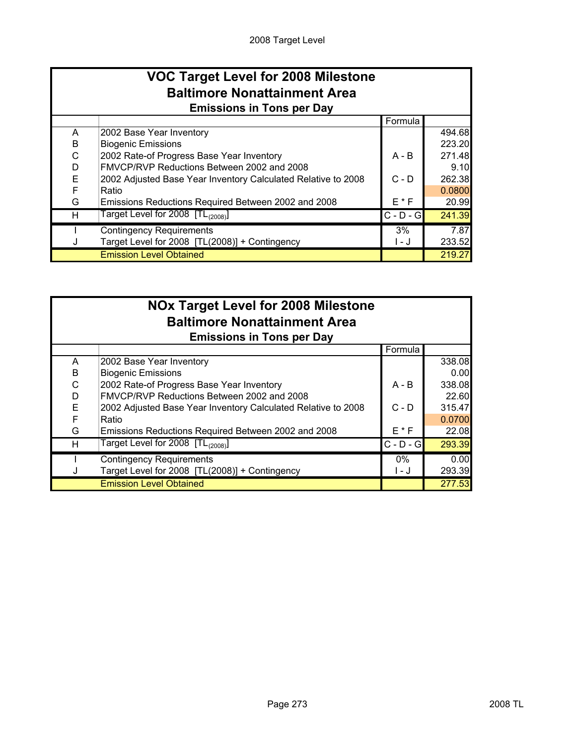2008 Target Level

| VOC Target Level for 2008 Milestone<br>Baltimore Nonattainment Area<br>Emissions in Tons per Day | | | |
|---|---|---|---|
| | | Formula | |
| A | 2002 Base Year Inventory | | 494.68 |
| B | Biogenic Emissions | | 223.20 |
| C | 2002 Rate-of Progress Base Year Inventory | A - B | 271.48 |
| D | FMVCP/RVP Reductions Between 2002 and 2008 | | 9.10 |
| E | 2002 Adjusted Base Year Inventory Calculated Relative to 2008 | C - D | 262.38 |
| F | Ratio | | 0.0800 |
| G | Emissions Reductions Required Between 2002 and 2008 | E * F | 20.99 |
| H | Target Level for 2008 [$TL_{(2008)}$] | C - D - G | 241.39 |
| I | Contingency Requirements | 3% | 7.87 |
| J | Target Level for 2008 [TL(2008)] + Contingency | I - J | 233.52 |
| | Emission Level Obtained | | 219.27 |

| NOx Target Level for 2008 Milestone<br>Baltimore Nonattainment Area<br>Emissions in Tons per Day | | | |
|---|---|---|---|
| | | Formula | |
| A | 2002 Base Year Inventory | | 338.08 |
| B | Biogenic Emissions | | 0.00 |
| C | 2002 Rate-of Progress Base Year Inventory | A - B | 338.08 |
| D | FMVCP/RVP Reductions Between 2002 and 2008 | | 22.60 |
| E | 2002 Adjusted Base Year Inventory Calculated Relative to 2008 | C - D | 315.47 |
| F | Ratio | | 0.0700 |
| G | Emissions Reductions Required Between 2002 and 2008 | E * F | 22.08 |
| H | Target Level for 2008 [$TL_{(2008)}$] | C - D - G | 293.39 |
| I | Contingency Requirements | 0% | 0.00 |
| J | Target Level for 2008 [TL(2008)] + Contingency | I - J | 293.39 |
| | Emission Level Obtained | | 277.53 |